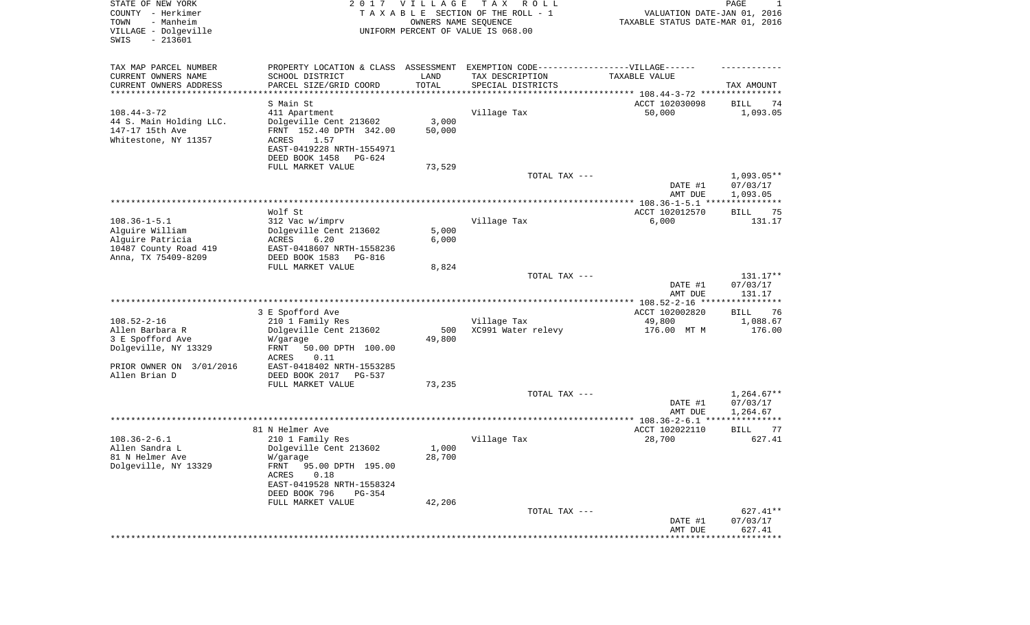STATE OF NEW YORK
COUNTY - Herkimer
TOWN - Manheim
VILLAGE - Dolgeville
SWIS - 213601

2017 VILLAGE TAX ROLL
TAXABLE SECTION OF THE ROLL - 1
OWNERS NAME SEQUENCE
UNIFORM PERCENT OF VALUE IS 068.00

VALUATION DATE-JAN 01, 2016
TAXABLE STATUS DATE-MAR 01, 2016

| TAX MAP PARCEL NUMBER / CURRENT OWNERS NAME / CURRENT OWNERS ADDRESS | PROPERTY LOCATION & CLASS / SCHOOL DISTRICT / PARCEL SIZE/GRID COORD | ASSESSMENT LAND / TOTAL | EXEMPTION CODE / TAX DESCRIPTION / SPECIAL DISTRICTS | TAXABLE VALUE | TAX AMOUNT |
|---|---|---|---|---|---|
| | S Main St | | | ACCT 102030098 | BILL 74 |
| 108.44-3-72 | 411 Apartment | | Village Tax | 50,000 | 1,093.05 |
| 44 S. Main Holding LLC. | Dolgeville Cent 213602 | 3,000 | | | |
| 147-17 15th Ave | FRNT 152.40 DPTH 342.00 | 50,000 | | | |
| Whitestone, NY 11357 | ACRES 1.57 | | | | |
| | EAST-0419228 NRTH-1554971 | | | | |
| | DEED BOOK 1458 PG-624 | | | | |
| | FULL MARKET VALUE | 73,529 | | | |
| | | | TOTAL TAX --- | | 1,093.05** |
| | | | | DATE #1 | 07/03/17 |
| | | | | AMT DUE | 1,093.05 |
| | Wolf St | | | ACCT 102012570 | BILL 75 |
| 108.36-1-5.1 | 312 Vac w/imprv | | Village Tax | 6,000 | 131.17 |
| Alguire William | Dolgeville Cent 213602 | 5,000 | | | |
| Alguire Patricia | ACRES 6.20 | 6,000 | | | |
| 10487 County Road 419 | EAST-0418607 NRTH-1558236 | | | | |
| Anna, TX 75409-8209 | DEED BOOK 1583 PG-816 | | | | |
| | FULL MARKET VALUE | 8,824 | | | |
| | | | TOTAL TAX --- | | 131.17** |
| | | | | DATE #1 | 07/03/17 |
| | | | | AMT DUE | 131.17 |
| | 3 E Spofford Ave | | | ACCT 102002820 | BILL 76 |
| 108.52-2-16 | 210 1 Family Res | | Village Tax | 49,800 | 1,088.67 |
| Allen Barbara R | Dolgeville Cent 213602 | 500 | XC991 Water relevy | 176.00 MT M | 176.00 |
| 3 E Spofford Ave | W/garage | 49,800 | | | |
| Dolgeville, NY 13329 | FRNT 50.00 DPTH 100.00 | | | | |
| | ACRES 0.11 | | | | |
| PRIOR OWNER ON 3/01/2016 | EAST-0418402 NRTH-1553285 | | | | |
| Allen Brian D | DEED BOOK 2017 PG-537 | | | | |
| | FULL MARKET VALUE | 73,235 | | | |
| | | | TOTAL TAX --- | | 1,264.67** |
| | | | | DATE #1 | 07/03/17 |
| | | | | AMT DUE | 1,264.67 |
| | 81 N Helmer Ave | | | ACCT 102022110 | BILL 77 |
| 108.36-2-6.1 | 210 1 Family Res | | Village Tax | 28,700 | 627.41 |
| Allen Sandra L | Dolgeville Cent 213602 | 1,000 | | | |
| 81 N Helmer Ave | W/garage | 28,700 | | | |
| Dolgeville, NY 13329 | FRNT 95.00 DPTH 195.00 | | | | |
| | ACRES 0.18 | | | | |
| | EAST-0419528 NRTH-1558324 | | | | |
| | DEED BOOK 796 PG-354 | | | | |
| | FULL MARKET VALUE | 42,206 | | | |
| | | | TOTAL TAX --- | | 627.41** |
| | | | | DATE #1 | 07/03/17 |
| | | | | AMT DUE | 627.41 |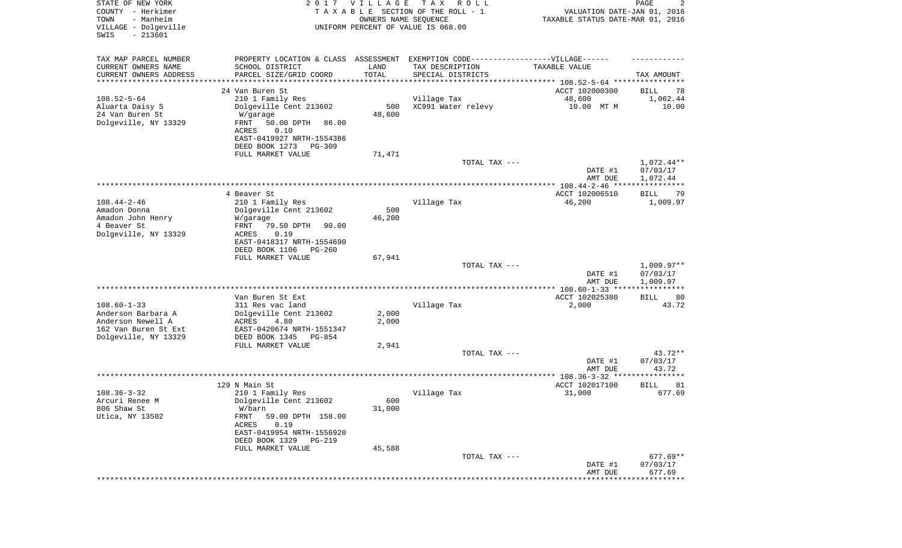STATE OF NEW YORK
COUNTY - Herkimer
TOWN - Manheim
VILLAGE - Dolgeville
SWIS - 213601

2017 VILLAGE TAX ROLL
TAXABLE SECTION OF THE ROLL - 1
OWNERS NAME SEQUENCE
UNIFORM PERCENT OF VALUE IS 068.00

VALUATION DATE-JAN 01, 2016
TAXABLE STATUS DATE-MAR 01, 2016

| TAX MAP PARCEL NUMBER / CURRENT OWNERS NAME / CURRENT OWNERS ADDRESS | PROPERTY LOCATION & CLASS / SCHOOL DISTRICT / PARCEL SIZE/GRID COORD | ASSESSMENT LAND / TOTAL | EXEMPTION CODE / TAX DESCRIPTION / SPECIAL DISTRICTS | TAXABLE VALUE | TAX AMOUNT |
|---|---|---|---|---|---|
| | 24 Van Buren St | | | ACCT 102000300 | BILL 78 |
| 108.52-5-64 | 210 1 Family Res | | Village Tax | 48,600 | 1,062.44 |
| Aluarta Daisy S | Dolgeville Cent 213602 | 500 | XC991 Water relevy | 10.00 MT M | 10.00 |
| 24 Van Buren St | W/garage | 48,600 | | | |
| Dolgeville, NY 13329 | FRNT 50.00 DPTH 86.00 | | | | |
| | ACRES 0.10 | | | | |
| | EAST-0419927 NRTH-1554386 | | | | |
| | DEED BOOK 1273 PG-309 | | | | |
| | FULL MARKET VALUE | 71,471 | | | |
| | | | TOTAL TAX --- | | 1,072.44** |
| | | | | DATE #1 | 07/03/17 |
| | | | | AMT DUE | 1,072.44 |
| | 4 Beaver St | | | ACCT 102006510 | BILL 79 |
| 108.44-2-46 | 210 1 Family Res | | Village Tax | 46,200 | 1,009.97 |
| Amadon Donna | Dolgeville Cent 213602 | 500 | | | |
| Amadon John Henry | W/garage | 46,200 | | | |
| 4 Beaver St | FRNT 79.50 DPTH 90.00 | | | | |
| Dolgeville, NY 13329 | ACRES 0.19 | | | | |
| | EAST-0418317 NRTH-1554690 | | | | |
| | DEED BOOK 1106 PG-260 | | | | |
| | FULL MARKET VALUE | 67,941 | | | |
| | | | TOTAL TAX --- | | 1,009.97** |
| | | | | DATE #1 | 07/03/17 |
| | | | | AMT DUE | 1,009.97 |
| | Van Buren St Ext | | | ACCT 102025380 | BILL 80 |
| 108.60-1-33 | 311 Res vac land | | Village Tax | 2,000 | 43.72 |
| Anderson Barbara A | Dolgeville Cent 213602 | 2,000 | | | |
| Anderson Newell A | ACRES 4.80 | 2,000 | | | |
| 162 Van Buren St Ext | EAST-0420674 NRTH-1551347 | | | | |
| Dolgeville, NY 13329 | DEED BOOK 1345 PG-854 | | | | |
| | FULL MARKET VALUE | 2,941 | | | |
| | | | TOTAL TAX --- | | 43.72** |
| | | | | DATE #1 | 07/03/17 |
| | | | | AMT DUE | 43.72 |
| | 129 N Main St | | | ACCT 102017100 | BILL 81 |
| 108.36-3-32 | 210 1 Family Res | | Village Tax | 31,000 | 677.69 |
| Arcuri Renee M | Dolgeville Cent 213602 | 600 | | | |
| 806 Shaw St | W/barn | 31,000 | | | |
| Utica, NY 13502 | FRNT 59.00 DPTH 158.00 | | | | |
| | ACRES 0.19 | | | | |
| | EAST-0419954 NRTH-1556920 | | | | |
| | DEED BOOK 1329 PG-219 | | | | |
| | FULL MARKET VALUE | 45,588 | | | |
| | | | TOTAL TAX --- | | 677.69** |
| | | | | DATE #1 | 07/03/17 |
| | | | | AMT DUE | 677.69 |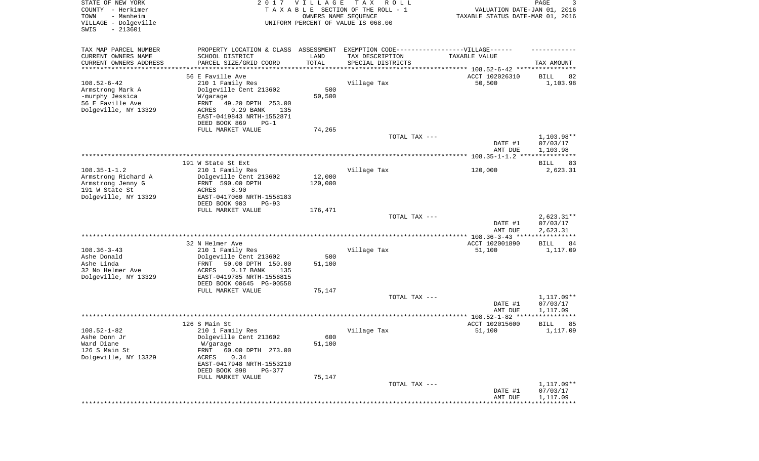STATE OF NEW YORK
COUNTY - Herkimer
TOWN - Manheim
VILLAGE - Dolgeville
SWIS - 213601

2 0 1 7 V I L L A G E T A X R O L L
T A X A B L E SECTION OF THE ROLL - 1
OWNERS NAME SEQUENCE
UNIFORM PERCENT OF VALUE IS 068.00

VALUATION DATE-JAN 01, 2016
TAXABLE STATUS DATE-MAR 01, 2016

| TAX MAP PARCEL NUMBER<br>CURRENT OWNERS NAME<br>CURRENT OWNERS ADDRESS | PROPERTY LOCATION & CLASS<br>SCHOOL DISTRICT<br>PARCEL SIZE/GRID COORD | ASSESSMENT<br>LAND<br>TOTAL | EXEMPTION CODE------VILLAGE------<br>TAX DESCRIPTION<br>SPECIAL DISTRICTS | TAXABLE VALUE | TAX AMOUNT |
|---|---|---|---|---|---|
| | 56 E Faville Ave | | | ACCT 102026310 | BILL 82 |
| 108.52-6-42 | 210 1 Family Res | | Village Tax | 50,500 | 1,103.98 |
| Armstrong Mark A | Dolgeville Cent 213602 | 500 | | | |
| -murphy Jessica | W/garage | 50,500 | | | |
| 56 E Faville Ave | FRNT 49.20 DPTH 253.00 | | | | |
| Dolgeville, NY 13329 | ACRES 0.29 BANK 135 | | | | |
| | EAST-0419843 NRTH-1552871 | | | | |
| | DEED BOOK 869 PG-1 | | | | |
| | FULL MARKET VALUE | 74,265 | | | |
| | | | TOTAL TAX --- | | 1,103.98** |
| | | | | DATE #1 | 07/03/17 |
| | | | | AMT DUE | 1,103.98 |
| | 191 W State St Ext | | | | BILL 83 |
| 108.35-1-1.2 | 210 1 Family Res | | Village Tax | 120,000 | 2,623.31 |
| Armstrong Richard A | Dolgeville Cent 213602 | 12,000 | | | |
| Armstrong Jenny G | FRNT 590.00 DPTH | 120,000 | | | |
| 191 W State St | ACRES 8.90 | | | | |
| Dolgeville, NY 13329 | EAST-0417060 NRTH-1558183 | | | | |
| | DEED BOOK 903 PG-93 | | | | |
| | FULL MARKET VALUE | 176,471 | | | |
| | | | TOTAL TAX --- | | 2,623.31** |
| | | | | DATE #1 | 07/03/17 |
| | | | | AMT DUE | 2,623.31 |
| | 32 N Helmer Ave | | | ACCT 102001890 | BILL 84 |
| 108.36-3-43 | 210 1 Family Res | | Village Tax | 51,100 | 1,117.09 |
| Ashe Donald | Dolgeville Cent 213602 | 500 | | | |
| Ashe Linda | FRNT 50.00 DPTH 150.00 | 51,100 | | | |
| 32 No Helmer Ave | ACRES 0.17 BANK 135 | | | | |
| Dolgeville, NY 13329 | EAST-0419785 NRTH-1556815 | | | | |
| | DEED BOOK 00645 PG-00558 | | | | |
| | FULL MARKET VALUE | 75,147 | | | |
| | | | TOTAL TAX --- | | 1,117.09** |
| | | | | DATE #1 | 07/03/17 |
| | | | | AMT DUE | 1,117.09 |
| | 126 S Main St | | | ACCT 102015600 | BILL 85 |
| 108.52-1-82 | 210 1 Family Res | | Village Tax | 51,100 | 1,117.09 |
| Ashe Donn Jr | Dolgeville Cent 213602 | 600 | | | |
| Ward Diane | W/garage | 51,100 | | | |
| 126 S Main St | FRNT 60.00 DPTH 273.00 | | | | |
| Dolgeville, NY 13329 | ACRES 0.34 | | | | |
| | EAST-0417948 NRTH-1553210 | | | | |
| | DEED BOOK 898 PG-377 | | | | |
| | FULL MARKET VALUE | 75,147 | | | |
| | | | TOTAL TAX --- | | 1,117.09** |
| | | | | DATE #1 | 07/03/17 |
| | | | | AMT DUE | 1,117.09 |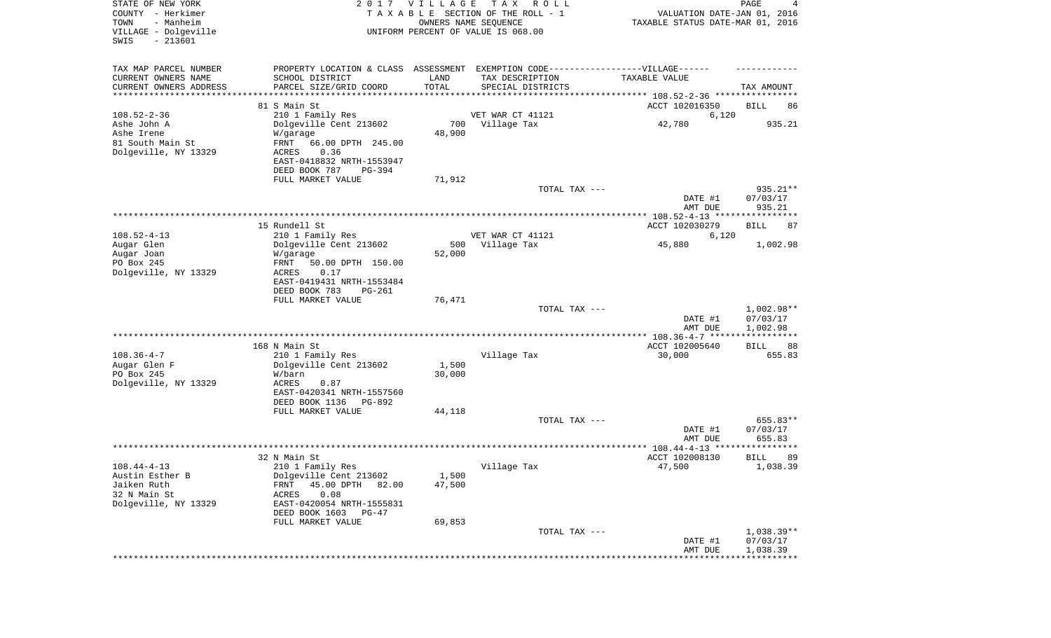STATE OF NEW YORK
COUNTY - Herkimer
TOWN - Manheim
VILLAGE - Dolgeville
SWIS - 213601

2 0 1 7 V I L L A G E T A X R O L L
T A X A B L E SECTION OF THE ROLL - 1
OWNERS NAME SEQUENCE
UNIFORM PERCENT OF VALUE IS 068.00

VALUATION DATE-JAN 01, 2016
TAXABLE STATUS DATE-MAR 01, 2016

| TAX MAP PARCEL NUMBER / CURRENT OWNERS NAME / CURRENT OWNERS ADDRESS | PROPERTY LOCATION & CLASS / SCHOOL DISTRICT / PARCEL SIZE/GRID COORD | ASSESSMENT LAND / TOTAL | EXEMPTION CODE / TAX DESCRIPTION / SPECIAL DISTRICTS | TAXABLE VALUE | TAX AMOUNT |
|---|---|---|---|---|---|
| 108.52-2-36 | 81 S Main St | | | ACCT 102016350 | BILL 86 |
| | 210 1 Family Res | | VET WAR CT 41121 | 6,120 | |
| Ashe John A | Dolgeville Cent 213602 | 700 | Village Tax | 42,780 | 935.21 |
| Ashe Irene | W/garage | 48,900 | | | |
| 81 South Main St | FRNT 66.00 DPTH 245.00 | | | | |
| Dolgeville, NY 13329 | ACRES 0.36 | | | | |
| | EAST-0418832 NRTH-1553947 | | | | |
| | DEED BOOK 787 PG-394 | | | | |
| | FULL MARKET VALUE | 71,912 | | | |
| | | | TOTAL TAX --- | | 935.21** |
| | | | | DATE #1 | 07/03/17 |
| | | | | AMT DUE | 935.21 |
| 108.52-4-13 | 15 Rundell St | | | ACCT 102030279 | BILL 87 |
| | 210 1 Family Res | | VET WAR CT 41121 | 6,120 | |
| Augar Glen | Dolgeville Cent 213602 | 500 | Village Tax | 45,880 | 1,002.98 |
| Augar Joan | W/garage | 52,000 | | | |
| PO Box 245 | FRNT 50.00 DPTH 150.00 | | | | |
| Dolgeville, NY 13329 | ACRES 0.17 | | | | |
| | EAST-0419431 NRTH-1553484 | | | | |
| | DEED BOOK 783 PG-261 | | | | |
| | FULL MARKET VALUE | 76,471 | | | |
| | | | TOTAL TAX --- | | 1,002.98** |
| | | | | DATE #1 | 07/03/17 |
| | | | | AMT DUE | 1,002.98 |
| 108.36-4-7 | 168 N Main St | | | ACCT 102005640 | BILL 88 |
| | 210 1 Family Res | | Village Tax | 30,000 | 655.83 |
| Augar Glen F | Dolgeville Cent 213602 | 1,500 | | | |
| PO Box 245 | W/barn | 30,000 | | | |
| Dolgeville, NY 13329 | ACRES 0.87 | | | | |
| | EAST-0420341 NRTH-1557560 | | | | |
| | DEED BOOK 1136 PG-892 | | | | |
| | FULL MARKET VALUE | 44,118 | | | |
| | | | TOTAL TAX --- | | 655.83** |
| | | | | DATE #1 | 07/03/17 |
| | | | | AMT DUE | 655.83 |
| 108.44-4-13 | 32 N Main St | | | ACCT 102008130 | BILL 89 |
| | 210 1 Family Res | | Village Tax | 47,500 | 1,038.39 |
| Austin Esther B | Dolgeville Cent 213602 | 1,500 | | | |
| Jaiken Ruth | FRNT 45.00 DPTH 82.00 | 47,500 | | | |
| 32 N Main St | ACRES 0.08 | | | | |
| Dolgeville, NY 13329 | EAST-0420054 NRTH-1555831 | | | | |
| | DEED BOOK 1603 PG-47 | | | | |
| | FULL MARKET VALUE | 69,853 | | | |
| | | | TOTAL TAX --- | | 1,038.39** |
| | | | | DATE #1 | 07/03/17 |
| | | | | AMT DUE | 1,038.39 |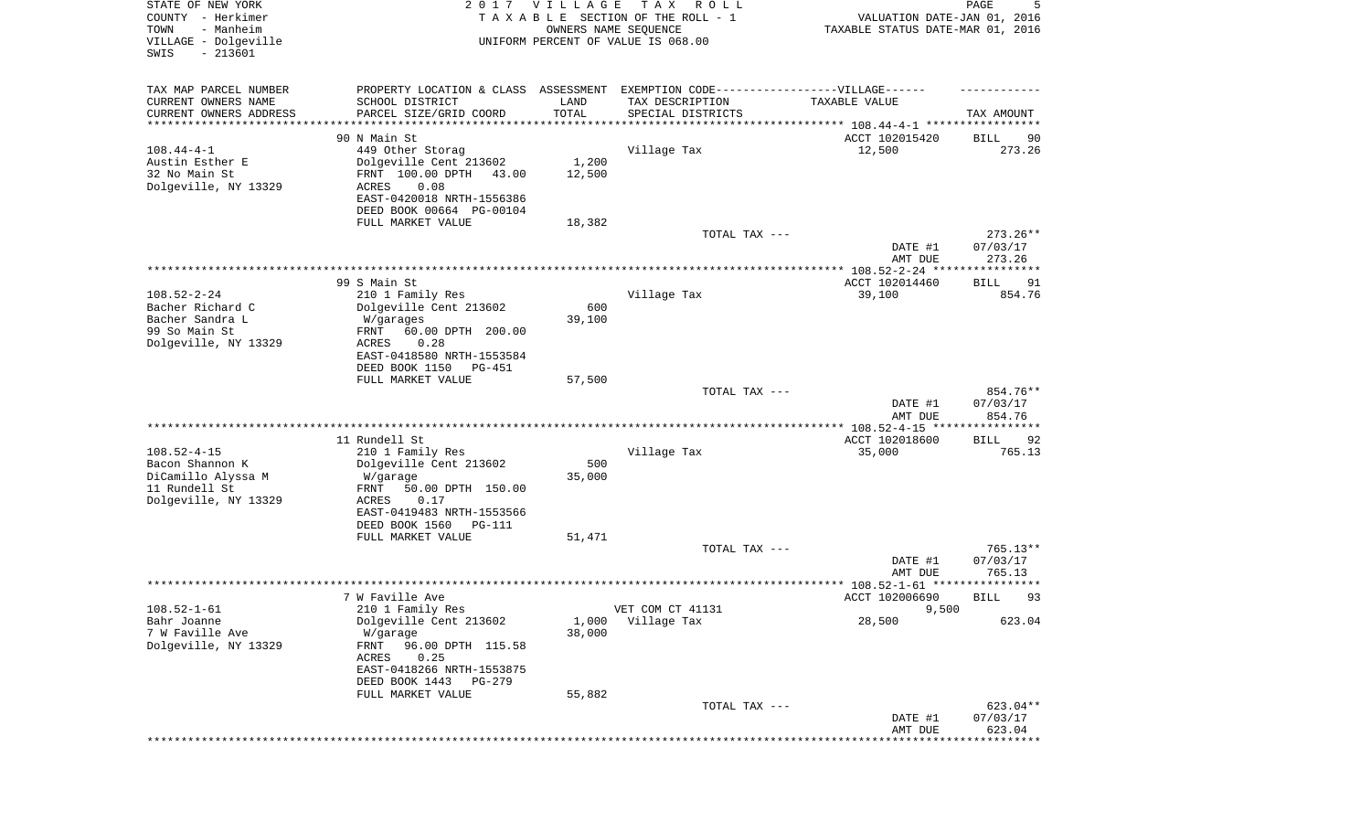STATE OF NEW YORK
COUNTY - Herkimer
TOWN - Manheim
VILLAGE - Dolgeville
SWIS - 213601

2017 VILLAGE TAX ROLL
TAXABLE SECTION OF THE ROLL - 1
OWNERS NAME SEQUENCE
UNIFORM PERCENT OF VALUE IS 068.00

VALUATION DATE-JAN 01, 2016
TAXABLE STATUS DATE-MAR 01, 2016

| TAX MAP PARCEL NUMBER<br>CURRENT OWNERS NAME<br>CURRENT OWNERS ADDRESS | PROPERTY LOCATION & CLASS<br>SCHOOL DISTRICT<br>PARCEL SIZE/GRID COORD | ASSESSMENT<br>LAND<br>TOTAL | EXEMPTION CODE-----VILLAGE------<br>TAX DESCRIPTION<br>SPECIAL DISTRICTS | TAXABLE VALUE | TAX AMOUNT |
|---|---|---|---|---|---|
| | 90 N Main St | | | ACCT 102015420 | BILL 90 |
| 108.44-4-1 | 449 Other Storag | | Village Tax | 12,500 | 273.26 |
| Austin Esther E | Dolgeville Cent 213602 | 1,200 | | | |
| 32 No Main St | FRNT 100.00 DPTH 43.00 | 12,500 | | | |
| Dolgeville, NY 13329 | ACRES 0.08 | | | | |
| | EAST-0420018 NRTH-1556386 | | | | |
| | DEED BOOK 00664 PG-00104 | | | | |
| | FULL MARKET VALUE | 18,382 | | | |
| | | | TOTAL TAX --- | | 273.26** |
| | | | | DATE #1 | 07/03/17 |
| | | | | AMT DUE | 273.26 |
| | 99 S Main St | | | ACCT 102014460 | BILL 91 |
| 108.52-2-24 | 210 1 Family Res | | Village Tax | 39,100 | 854.76 |
| Bacher Richard C | Dolgeville Cent 213602 | 600 | | | |
| Bacher Sandra L | W/garages | 39,100 | | | |
| 99 So Main St | FRNT 60.00 DPTH 200.00 | | | | |
| Dolgeville, NY 13329 | ACRES 0.28 | | | | |
| | EAST-0418580 NRTH-1553584 | | | | |
| | DEED BOOK 1150 PG-451 | | | | |
| | FULL MARKET VALUE | 57,500 | | | |
| | | | TOTAL TAX --- | | 854.76** |
| | | | | DATE #1 | 07/03/17 |
| | | | | AMT DUE | 854.76 |
| | 11 Rundell St | | | ACCT 102018600 | BILL 92 |
| 108.52-4-15 | 210 1 Family Res | | Village Tax | 35,000 | 765.13 |
| Bacon Shannon K | Dolgeville Cent 213602 | 500 | | | |
| DiCamillo Alyssa M | W/garage | 35,000 | | | |
| 11 Rundell St | FRNT 50.00 DPTH 150.00 | | | | |
| Dolgeville, NY 13329 | ACRES 0.17 | | | | |
| | EAST-0419483 NRTH-1553566 | | | | |
| | DEED BOOK 1560 PG-111 | | | | |
| | FULL MARKET VALUE | 51,471 | | | |
| | | | TOTAL TAX --- | | 765.13** |
| | | | | DATE #1 | 07/03/17 |
| | | | | AMT DUE | 765.13 |
| | 7 W Faville Ave | | | ACCT 102006690 | BILL 93 |
| 108.52-1-61 | 210 1 Family Res | | VET COM CT 41131 | 9,500 | |
| Bahr Joanne | Dolgeville Cent 213602 | 1,000 | Village Tax | 28,500 | 623.04 |
| 7 W Faville Ave | W/garage | 38,000 | | | |
| Dolgeville, NY 13329 | FRNT 96.00 DPTH 115.58 | | | | |
| | ACRES 0.25 | | | | |
| | EAST-0418266 NRTH-1553875 | | | | |
| | DEED BOOK 1443 PG-279 | | | | |
| | FULL MARKET VALUE | 55,882 | | | |
| | | | TOTAL TAX --- | | 623.04** |
| | | | | DATE #1 | 07/03/17 |
| | | | | AMT DUE | 623.04 |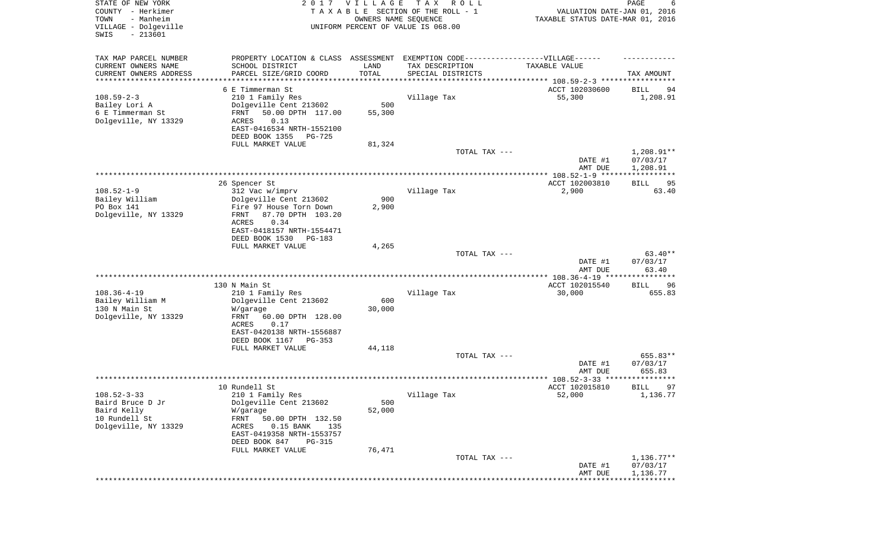STATE OF NEW YORK
COUNTY - Herkimer
TOWN - Manheim
VILLAGE - Dolgeville
SWIS - 213601

2017 VILLAGE TAX ROLL
TAXABLE SECTION OF THE ROLL - 1
OWNERS NAME SEQUENCE
UNIFORM PERCENT OF VALUE IS 068.00

VALUATION DATE-JAN 01, 2016
TAXABLE STATUS DATE-MAR 01, 2016

| TAX MAP PARCEL NUMBER<br>CURRENT OWNERS NAME<br>CURRENT OWNERS ADDRESS | PROPERTY LOCATION & CLASS<br>SCHOOL DISTRICT<br>PARCEL SIZE/GRID COORD | ASSESSMENT<br>LAND<br>TOTAL | EXEMPTION CODE------VILLAGE------<br>TAX DESCRIPTION<br>SPECIAL DISTRICTS | TAXABLE VALUE | TAX AMOUNT |
|---|---|---|---|---|---|
| | 6 E Timmerman St | | | ACCT 102030600 | BILL 94 |
| 108.59-2-3 | 210 1 Family Res | | Village Tax | 55,300 | 1,208.91 |
| Bailey Lori A | Dolgeville Cent 213602 | 500 | | | |
| 6 E Timmerman St | FRNT 50.00 DPTH 117.00 | 55,300 | | | |
| Dolgeville, NY 13329 | ACRES 0.13 | | | | |
| | EAST-0416534 NRTH-1552100 | | | | |
| | DEED BOOK 1355 PG-725 | | | | |
| | FULL MARKET VALUE | 81,324 | | | |
| | | | TOTAL TAX --- | | 1,208.91** |
| | | | | DATE #1 | 07/03/17 |
| | | | | AMT DUE | 1,208.91 |
| | 26 Spencer St | | | ACCT 102003810 | BILL 95 |
| 108.52-1-9 | 312 Vac w/imprv | | Village Tax | 2,900 | 63.40 |
| Bailey William | Dolgeville Cent 213602 | 900 | | | |
| PO Box 141 | Fire 97 House Torn Down | 2,900 | | | |
| Dolgeville, NY 13329 | FRNT 87.70 DPTH 103.20 | | | | |
| | ACRES 0.34 | | | | |
| | EAST-0418157 NRTH-1554471 | | | | |
| | DEED BOOK 1530 PG-183 | | | | |
| | FULL MARKET VALUE | 4,265 | | | |
| | | | TOTAL TAX --- | | 63.40** |
| | | | | DATE #1 | 07/03/17 |
| | | | | AMT DUE | 63.40 |
| | 130 N Main St | | | ACCT 102015540 | BILL 96 |
| 108.36-4-19 | 210 1 Family Res | | Village Tax | 30,000 | 655.83 |
| Bailey William M | Dolgeville Cent 213602 | 600 | | | |
| 130 N Main St | W/garage | 30,000 | | | |
| Dolgeville, NY 13329 | FRNT 60.00 DPTH 128.00 | | | | |
| | ACRES 0.17 | | | | |
| | EAST-0420138 NRTH-1556887 | | | | |
| | DEED BOOK 1167 PG-353 | | | | |
| | FULL MARKET VALUE | 44,118 | | | |
| | | | TOTAL TAX --- | | 655.83** |
| | | | | DATE #1 | 07/03/17 |
| | | | | AMT DUE | 655.83 |
| | 10 Rundell St | | | ACCT 102015810 | BILL 97 |
| 108.52-3-33 | 210 1 Family Res | | Village Tax | 52,000 | 1,136.77 |
| Baird Bruce D Jr | Dolgeville Cent 213602 | 500 | | | |
| Baird Kelly | W/garage | 52,000 | | | |
| 10 Rundell St | FRNT 50.00 DPTH 132.50 | | | | |
| Dolgeville, NY 13329 | ACRES 0.15 BANK 135 | | | | |
| | EAST-0419358 NRTH-1553757 | | | | |
| | DEED BOOK 847 PG-315 | | | | |
| | FULL MARKET VALUE | 76,471 | | | |
| | | | TOTAL TAX --- | | 1,136.77** |
| | | | | DATE #1 | 07/03/17 |
| | | | | AMT DUE | 1,136.77 |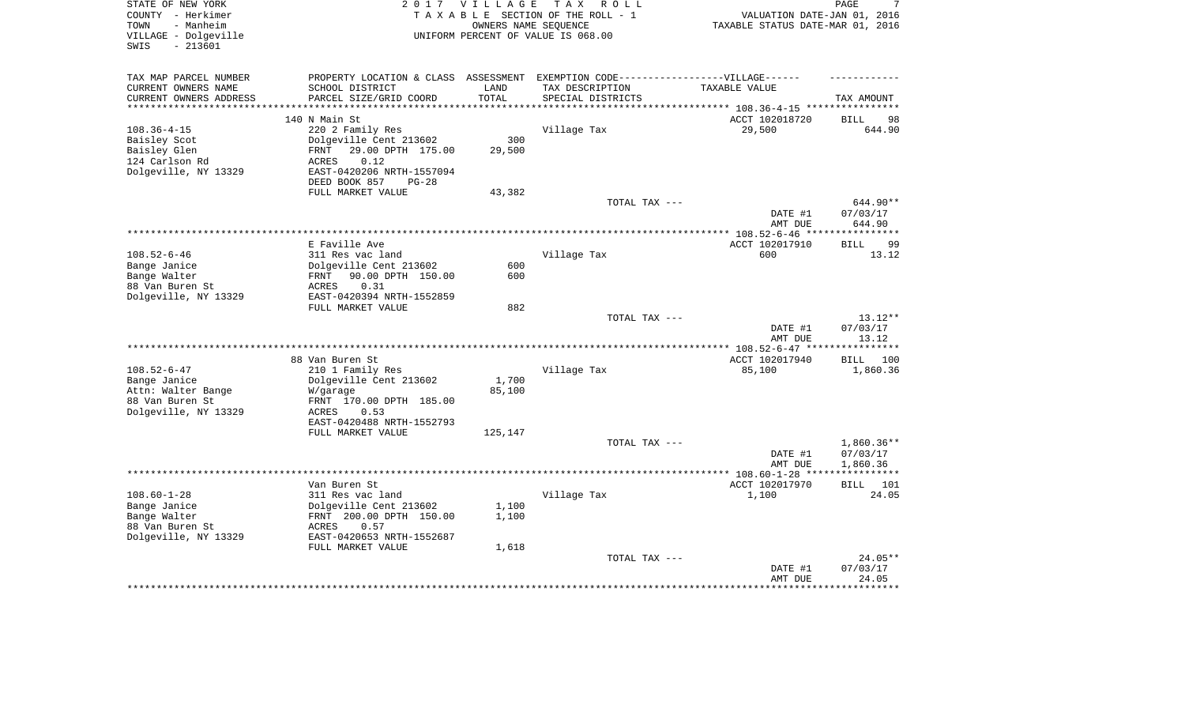STATE OF NEW YORK
COUNTY - Herkimer
TOWN - Manheim
VILLAGE - Dolgeville
SWIS - 213601

2017 VILLAGE TAX ROLL
TAXABLE SECTION OF THE ROLL - 1
OWNERS NAME SEQUENCE
UNIFORM PERCENT OF VALUE IS 068.00

VALUATION DATE-JAN 01, 2016
TAXABLE STATUS DATE-MAR 01, 2016

| TAX MAP PARCEL NUMBER / CURRENT OWNERS NAME / CURRENT OWNERS ADDRESS | PROPERTY LOCATION & CLASS / SCHOOL DISTRICT / PARCEL SIZE/GRID COORD | ASSESSMENT LAND / TOTAL | EXEMPTION CODE / TAX DESCRIPTION / SPECIAL DISTRICTS | TAXABLE VALUE | TAX AMOUNT |
|---|---|---|---|---|---|
| 108.36-4-15 | 140 N Main St | | | ACCT 102018720 | BILL 98 |
| 108.36-4-15 | 220 2 Family Res | | Village Tax | 29,500 | 644.90 |
| Baisley Scot | Dolgeville Cent 213602 | 300 | | | |
| Baisley Glen | FRNT 29.00 DPTH 175.00 | 29,500 | | | |
| 124 Carlson Rd | ACRES 0.12 | | | | |
| Dolgeville, NY 13329 | EAST-0420206 NRTH-1557094 | | | | |
| | DEED BOOK 857 PG-28 | | | | |
| | FULL MARKET VALUE | 43,382 | | | |
| | | | TOTAL TAX --- | | 644.90** |
| | | | | DATE #1 | 07/03/17 |
| | | | | AMT DUE | 644.90 |
| 108.52-6-46 | E Faville Ave | | | ACCT 102017910 | BILL 99 |
| 108.52-6-46 | 311 Res vac land | | Village Tax | 600 | 13.12 |
| Bange Janice | Dolgeville Cent 213602 | 600 | | | |
| Bange Walter | FRNT 90.00 DPTH 150.00 | 600 | | | |
| 88 Van Buren St | ACRES 0.31 | | | | |
| Dolgeville, NY 13329 | EAST-0420394 NRTH-1552859 | | | | |
| | FULL MARKET VALUE | 882 | | | |
| | | | TOTAL TAX --- | | 13.12** |
| | | | | DATE #1 | 07/03/17 |
| | | | | AMT DUE | 13.12 |
| 108.52-6-47 | 88 Van Buren St | | | ACCT 102017940 | BILL 100 |
| 108.52-6-47 | 210 1 Family Res | | Village Tax | 85,100 | 1,860.36 |
| Bange Janice | Dolgeville Cent 213602 | 1,700 | | | |
| Attn: Walter Bange | W/garage | 85,100 | | | |
| 88 Van Buren St | FRNT 170.00 DPTH 185.00 | | | | |
| Dolgeville, NY 13329 | ACRES 0.53 | | | | |
| | EAST-0420488 NRTH-1552793 | | | | |
| | FULL MARKET VALUE | 125,147 | | | |
| | | | TOTAL TAX --- | | 1,860.36** |
| | | | | DATE #1 | 07/03/17 |
| | | | | AMT DUE | 1,860.36 |
| 108.60-1-28 | Van Buren St | | | ACCT 102017970 | BILL 101 |
| 108.60-1-28 | 311 Res vac land | | Village Tax | 1,100 | 24.05 |
| Bange Janice | Dolgeville Cent 213602 | 1,100 | | | |
| Bange Walter | FRNT 200.00 DPTH 150.00 | 1,100 | | | |
| 88 Van Buren St | ACRES 0.57 | | | | |
| Dolgeville, NY 13329 | EAST-0420653 NRTH-1552687 | | | | |
| | FULL MARKET VALUE | 1,618 | | | |
| | | | TOTAL TAX --- | | 24.05** |
| | | | | DATE #1 | 07/03/17 |
| | | | | AMT DUE | 24.05 |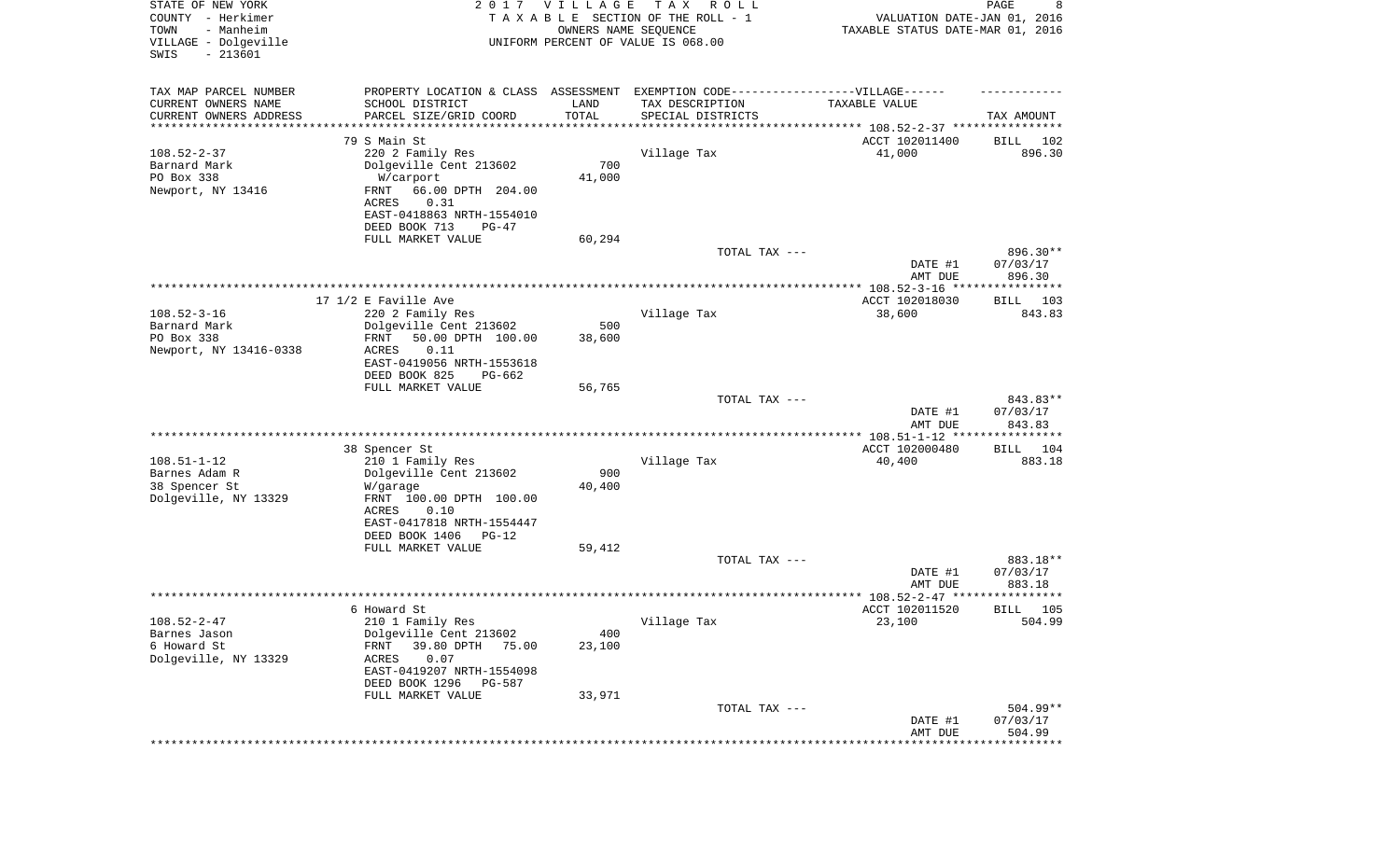STATE OF NEW YORK
COUNTY - Herkimer
TOWN - Manheim
VILLAGE - Dolgeville
SWIS - 213601

2017 VILLAGE TAX ROLL
TAXABLE SECTION OF THE ROLL - 1
OWNERS NAME SEQUENCE
UNIFORM PERCENT OF VALUE IS 068.00

VALUATION DATE-JAN 01, 2016
TAXABLE STATUS DATE-MAR 01, 2016

| TAX MAP PARCEL NUMBER / CURRENT OWNERS NAME / CURRENT OWNERS ADDRESS | PROPERTY LOCATION & CLASS / SCHOOL DISTRICT / PARCEL SIZE/GRID COORD | ASSESSMENT LAND / TOTAL | EXEMPTION CODE / TAX DESCRIPTION / SPECIAL DISTRICTS | TAXABLE VALUE | TAX AMOUNT |
|---|---|---|---|---|---|
| | 79 S Main St | | | ACCT 102011400 | BILL 102 |
| 108.52-2-37 | 220 2 Family Res | | Village Tax | 41,000 | 896.30 |
| Barnard Mark | Dolgeville Cent 213602 | 700 | | | |
| PO Box 338 | W/carport | 41,000 | | | |
| Newport, NY 13416 | FRNT 66.00 DPTH 204.00 | | | | |
| | ACRES 0.31 | | | | |
| | EAST-0418863 NRTH-1554010 | | | | |
| | DEED BOOK 713 PG-47 | | | | |
| | FULL MARKET VALUE | 60,294 | | | |
| | | | TOTAL TAX --- | | 896.30** |
| | | | | DATE #1 | 07/03/17 |
| | | | | AMT DUE | 896.30 |
| | 17 1/2 E Faville Ave | | | ACCT 102018030 | BILL 103 |
| 108.52-3-16 | 220 2 Family Res | | Village Tax | 38,600 | 843.83 |
| Barnard Mark | Dolgeville Cent 213602 | 500 | | | |
| PO Box 338 | FRNT 50.00 DPTH 100.00 | 38,600 | | | |
| Newport, NY 13416-0338 | ACRES 0.11 | | | | |
| | EAST-0419056 NRTH-1553618 | | | | |
| | DEED BOOK 825 PG-662 | | | | |
| | FULL MARKET VALUE | 56,765 | | | |
| | | | TOTAL TAX --- | | 843.83** |
| | | | | DATE #1 | 07/03/17 |
| | | | | AMT DUE | 843.83 |
| | 38 Spencer St | | | ACCT 102000480 | BILL 104 |
| 108.51-1-12 | 210 1 Family Res | | Village Tax | 40,400 | 883.18 |
| Barnes Adam R | Dolgeville Cent 213602 | 900 | | | |
| 38 Spencer St | W/garage | 40,400 | | | |
| Dolgeville, NY 13329 | FRNT 100.00 DPTH 100.00 | | | | |
| | ACRES 0.10 | | | | |
| | EAST-0417818 NRTH-1554447 | | | | |
| | DEED BOOK 1406 PG-12 | | | | |
| | FULL MARKET VALUE | 59,412 | | | |
| | | | TOTAL TAX --- | | 883.18** |
| | | | | DATE #1 | 07/03/17 |
| | | | | AMT DUE | 883.18 |
| | 6 Howard St | | | ACCT 102011520 | BILL 105 |
| 108.52-2-47 | 210 1 Family Res | | Village Tax | 23,100 | 504.99 |
| Barnes Jason | Dolgeville Cent 213602 | 400 | | | |
| 6 Howard St | FRNT 39.80 DPTH 75.00 | 23,100 | | | |
| Dolgeville, NY 13329 | ACRES 0.07 | | | | |
| | EAST-0419207 NRTH-1554098 | | | | |
| | DEED BOOK 1296 PG-587 | | | | |
| | FULL MARKET VALUE | 33,971 | | | |
| | | | TOTAL TAX --- | | 504.99** |
| | | | | DATE #1 | 07/03/17 |
| | | | | AMT DUE | 504.99 |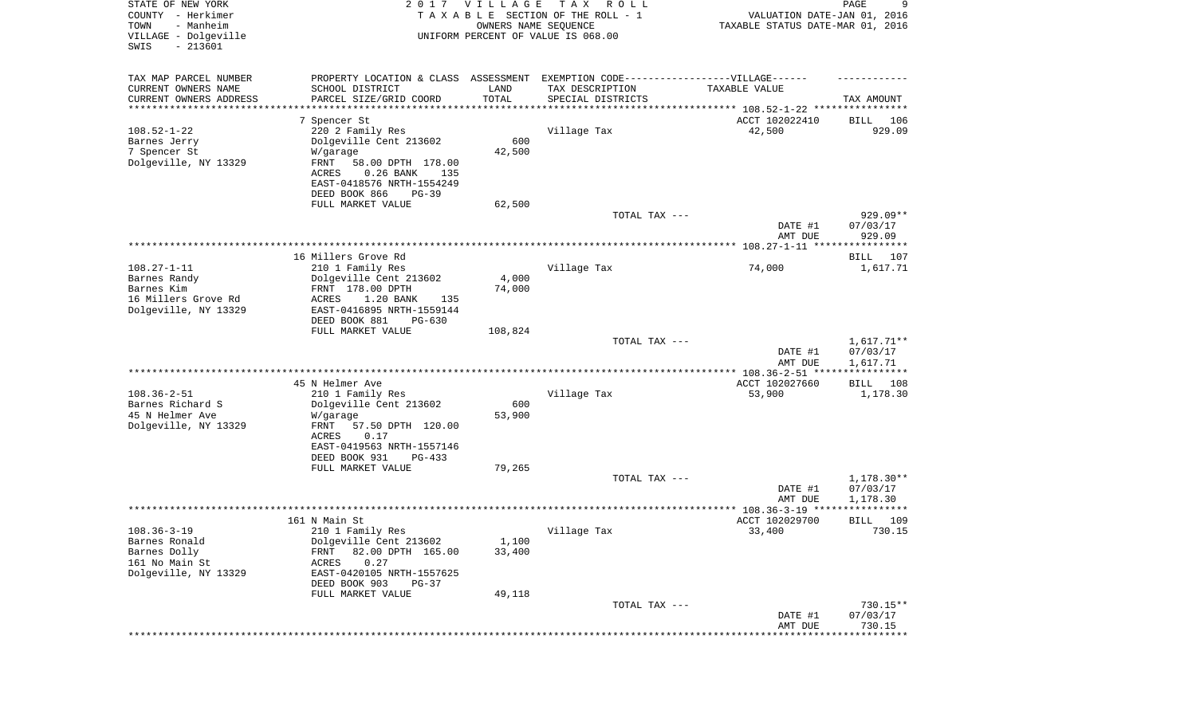STATE OF NEW YORK | 2017 VILLAGE TAX ROLL
COUNTY - Herkimer | TAXABLE SECTION OF THE ROLL - 1 | VALUATION DATE-JAN 01, 2016
TOWN - Manheim | OWNERS NAME SEQUENCE | TAXABLE STATUS DATE-MAR 01, 2016
VILLAGE - Dolgeville | UNIFORM PERCENT OF VALUE IS 068.00
SWIS - 213601

| TAX MAP PARCEL NUMBER / CURRENT OWNERS NAME / CURRENT OWNERS ADDRESS | PROPERTY LOCATION & CLASS / SCHOOL DISTRICT / PARCEL SIZE/GRID COORD | ASSESSMENT LAND / TOTAL | EXEMPTION CODE / TAX DESCRIPTION / SPECIAL DISTRICTS | TAXABLE VALUE | TAX AMOUNT |
|---|---|---|---|---|---|
| **108.52-1-22** | 7 Spencer St | | | ACCT 102022410 | BILL 106 |
| Barnes Jerry | 220 2 Family Res | | Village Tax | 42,500 | 929.09 |
| 7 Spencer St | Dolgeville Cent 213602 | 600 | | | |
| Dolgeville, NY 13329 | W/garage | 42,500 | | | |
| | FRNT 58.00 DPTH 178.00 | | | | |
| | ACRES 0.26 BANK 135 | | | | |
| | EAST-0418576 NRTH-1554249 | | | | |
| | DEED BOOK 866 PG-39 | | | | |
| | FULL MARKET VALUE | 62,500 | | | |
| | | | TOTAL TAX --- | | 929.09** |
| | | | | DATE #1 | 07/03/17 |
| | | | | AMT DUE | 929.09 |
| **108.27-1-11** | 16 Millers Grove Rd | | | | BILL 107 |
| Barnes Randy | 210 1 Family Res | | Village Tax | 74,000 | 1,617.71 |
| Barnes Kim | Dolgeville Cent 213602 | 4,000 | | | |
| 16 Millers Grove Rd | FRNT 178.00 DPTH | 74,000 | | | |
| Dolgeville, NY 13329 | ACRES 1.20 BANK 135 | | | | |
| | EAST-0416895 NRTH-1559144 | | | | |
| | DEED BOOK 881 PG-630 | | | | |
| | FULL MARKET VALUE | 108,824 | | | |
| | | | TOTAL TAX --- | | 1,617.71** |
| | | | | DATE #1 | 07/03/17 |
| | | | | AMT DUE | 1,617.71 |
| **108.36-2-51** | 45 N Helmer Ave | | | ACCT 102027660 | BILL 108 |
| Barnes Richard S | 210 1 Family Res | | Village Tax | 53,900 | 1,178.30 |
| 45 N Helmer Ave | Dolgeville Cent 213602 | 600 | | | |
| Dolgeville, NY 13329 | W/garage | 53,900 | | | |
| | FRNT 57.50 DPTH 120.00 | | | | |
| | ACRES 0.17 | | | | |
| | EAST-0419563 NRTH-1557146 | | | | |
| | DEED BOOK 931 PG-433 | | | | |
| | FULL MARKET VALUE | 79,265 | | | |
| | | | TOTAL TAX --- | | 1,178.30** |
| | | | | DATE #1 | 07/03/17 |
| | | | | AMT DUE | 1,178.30 |
| **108.36-3-19** | 161 N Main St | | | ACCT 102029700 | BILL 109 |
| Barnes Ronald | 210 1 Family Res | | Village Tax | 33,400 | 730.15 |
| Barnes Dolly | Dolgeville Cent 213602 | 1,100 | | | |
| 161 No Main St | FRNT 82.00 DPTH 165.00 | 33,400 | | | |
| Dolgeville, NY 13329 | ACRES 0.27 | | | | |
| | EAST-0420105 NRTH-1557625 | | | | |
| | DEED BOOK 903 PG-37 | | | | |
| | FULL MARKET VALUE | 49,118 | | | |
| | | | TOTAL TAX --- | | 730.15** |
| | | | | DATE #1 | 07/03/17 |
| | | | | AMT DUE | 730.15 |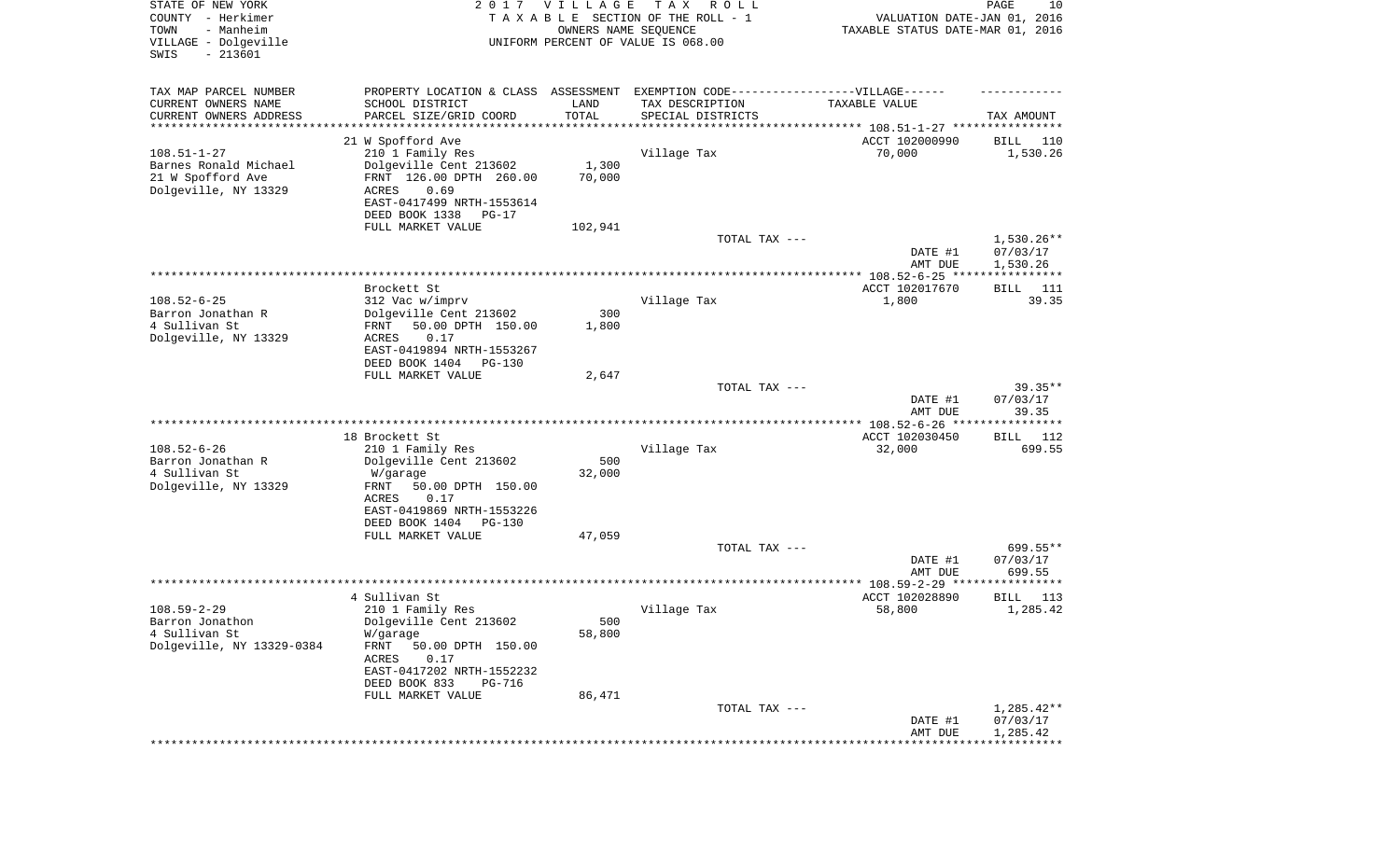STATE OF NEW YORK
COUNTY - Herkimer
TOWN - Manheim
VILLAGE - Dolgeville
SWIS - 213601

2017 VILLAGE TAX ROLL
TAXABLE SECTION OF THE ROLL - 1
OWNERS NAME SEQUENCE
UNIFORM PERCENT OF VALUE IS 068.00

VALUATION DATE-JAN 01, 2016
TAXABLE STATUS DATE-MAR 01, 2016

| TAX MAP PARCEL NUMBER<br>CURRENT OWNERS NAME<br>CURRENT OWNERS ADDRESS | PROPERTY LOCATION & CLASS<br>SCHOOL DISTRICT<br>PARCEL SIZE/GRID COORD | ASSESSMENT<br>LAND<br>TOTAL | EXEMPTION CODE-----VILLAGE------<br>TAX DESCRIPTION<br>SPECIAL DISTRICTS | TAXABLE VALUE | TAX AMOUNT |
|---|---|---|---|---|---|
| **108.51-1-27** | 21 W Spofford Ave | | | ACCT 102000990 | BILL 110 |
| 108.51-1-27 | 210 1 Family Res | | Village Tax | 70,000 | 1,530.26 |
| Barnes Ronald Michael | Dolgeville Cent 213602 | 1,300 | | | |
| 21 W Spofford Ave | FRNT 126.00 DPTH 260.00 | 70,000 | | | |
| Dolgeville, NY 13329 | ACRES 0.69 | | | | |
| | EAST-0417499 NRTH-1553614 | | | | |
| | DEED BOOK 1338 PG-17 | | | | |
| | FULL MARKET VALUE | 102,941 | | | |
| | | | TOTAL TAX --- | | 1,530.26** |
| | | | | DATE #1 | 07/03/17 |
| | | | | AMT DUE | 1,530.26 |
| **108.52-6-25** | Brockett St | | | ACCT 102017670 | BILL 111 |
| 108.52-6-25 | 312 Vac w/imprv | | Village Tax | 1,800 | 39.35 |
| Barron Jonathan R | Dolgeville Cent 213602 | 300 | | | |
| 4 Sullivan St | FRNT 50.00 DPTH 150.00 | 1,800 | | | |
| Dolgeville, NY 13329 | ACRES 0.17 | | | | |
| | EAST-0419894 NRTH-1553267 | | | | |
| | DEED BOOK 1404 PG-130 | | | | |
| | FULL MARKET VALUE | 2,647 | | | |
| | | | TOTAL TAX --- | | 39.35** |
| | | | | DATE #1 | 07/03/17 |
| | | | | AMT DUE | 39.35 |
| **108.52-6-26** | 18 Brockett St | | | ACCT 102030450 | BILL 112 |
| 108.52-6-26 | 210 1 Family Res | | Village Tax | 32,000 | 699.55 |
| Barron Jonathan R | Dolgeville Cent 213602 | 500 | | | |
| 4 Sullivan St | W/garage | 32,000 | | | |
| Dolgeville, NY 13329 | FRNT 50.00 DPTH 150.00 | | | | |
| | ACRES 0.17 | | | | |
| | EAST-0419869 NRTH-1553226 | | | | |
| | DEED BOOK 1404 PG-130 | | | | |
| | FULL MARKET VALUE | 47,059 | | | |
| | | | TOTAL TAX --- | | 699.55** |
| | | | | DATE #1 | 07/03/17 |
| | | | | AMT DUE | 699.55 |
| **108.59-2-29** | 4 Sullivan St | | | ACCT 102028890 | BILL 113 |
| 108.59-2-29 | 210 1 Family Res | | Village Tax | 58,800 | 1,285.42 |
| Barron Jonathon | Dolgeville Cent 213602 | 500 | | | |
| 4 Sullivan St | W/garage | 58,800 | | | |
| Dolgeville, NY 13329-0384 | FRNT 50.00 DPTH 150.00 | | | | |
| | ACRES 0.17 | | | | |
| | EAST-0417202 NRTH-1552232 | | | | |
| | DEED BOOK 833 PG-716 | | | | |
| | FULL MARKET VALUE | 86,471 | | | |
| | | | TOTAL TAX --- | | 1,285.42** |
| | | | | DATE #1 | 07/03/17 |
| | | | | AMT DUE | 1,285.42 |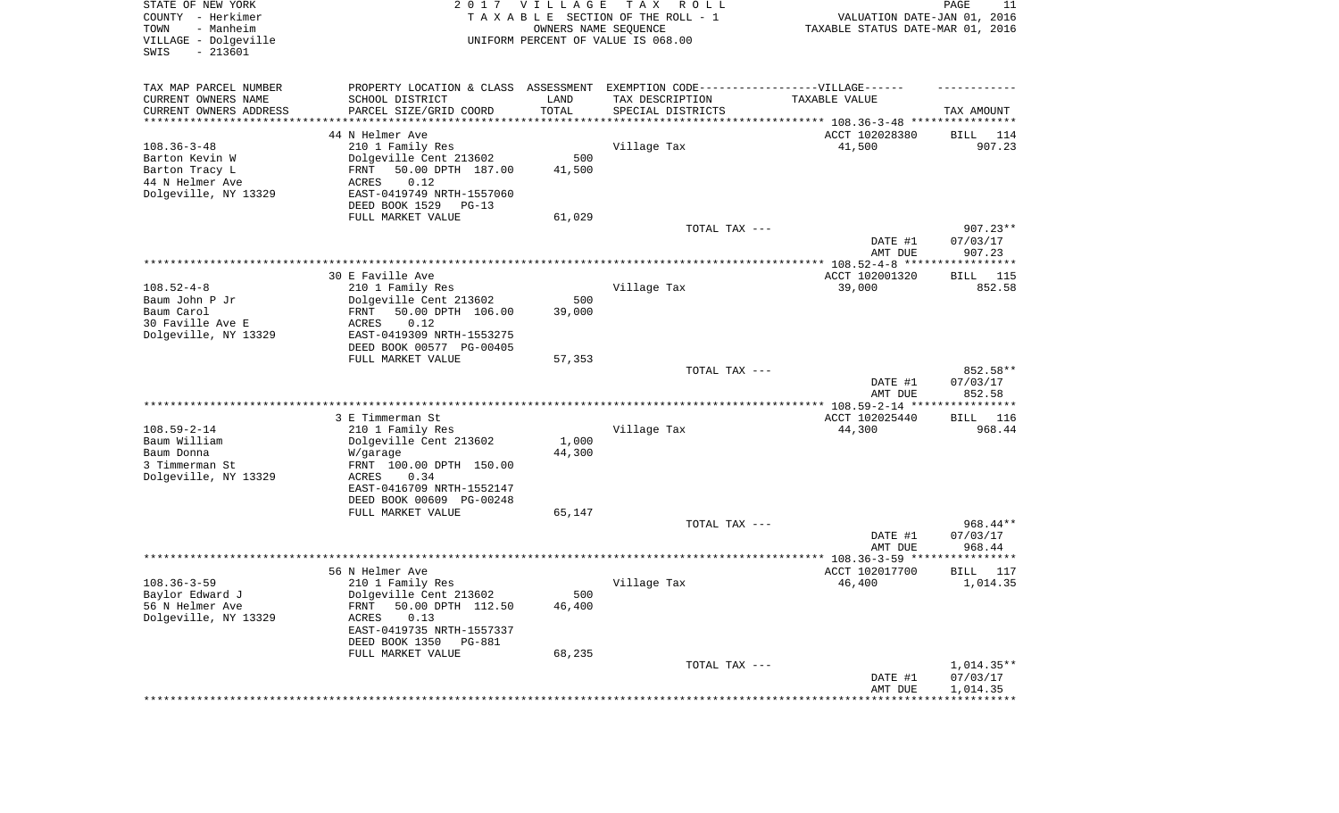STATE OF NEW YORK
COUNTY - Herkimer
TOWN - Manheim
VILLAGE - Dolgeville
SWIS - 213601

2 0 1 7 V I L L A G E T A X R O L L
T A X A B L E SECTION OF THE ROLL - 1
OWNERS NAME SEQUENCE
UNIFORM PERCENT OF VALUE IS 068.00

VALUATION DATE-JAN 01, 2016
TAXABLE STATUS DATE-MAR 01, 2016

| TAX MAP PARCEL NUMBER / CURRENT OWNERS NAME / CURRENT OWNERS ADDRESS | PROPERTY LOCATION & CLASS / SCHOOL DISTRICT / PARCEL SIZE/GRID COORD | ASSESSMENT LAND / TOTAL | EXEMPTION CODE / TAX DESCRIPTION / SPECIAL DISTRICTS | TAXABLE VALUE | TAX AMOUNT |
|---|---|---|---|---|---|
| 108.36-3-48 | 44 N Helmer Ave | | | ACCT 102028380 | BILL 114 |
| | 210 1 Family Res | | Village Tax | 41,500 | 907.23 |
| Barton Kevin W | Dolgeville Cent 213602 | 500 | | | |
| Barton Tracy L | FRNT 50.00 DPTH 187.00 | 41,500 | | | |
| 44 N Helmer Ave | ACRES 0.12 | | | | |
| Dolgeville, NY 13329 | EAST-0419749 NRTH-1557060 | | | | |
| | DEED BOOK 1529 PG-13 | | | | |
| | FULL MARKET VALUE | 61,029 | | | |
| | | | TOTAL TAX --- | | 907.23** |
| | | | | DATE #1 | 07/03/17 |
| | | | | AMT DUE | 907.23 |
| 108.52-4-8 | 30 E Faville Ave | | | ACCT 102001320 | BILL 115 |
| | 210 1 Family Res | | Village Tax | 39,000 | 852.58 |
| Baum John P Jr | Dolgeville Cent 213602 | 500 | | | |
| Baum Carol | FRNT 50.00 DPTH 106.00 | 39,000 | | | |
| 30 Faville Ave E | ACRES 0.12 | | | | |
| Dolgeville, NY 13329 | EAST-0419309 NRTH-1553275 | | | | |
| | DEED BOOK 00577 PG-00405 | | | | |
| | FULL MARKET VALUE | 57,353 | | | |
| | | | TOTAL TAX --- | | 852.58** |
| | | | | DATE #1 | 07/03/17 |
| | | | | AMT DUE | 852.58 |
| 108.59-2-14 | 3 E Timmerman St | | | ACCT 102025440 | BILL 116 |
| | 210 1 Family Res | | Village Tax | 44,300 | 968.44 |
| Baum William | Dolgeville Cent 213602 | 1,000 | | | |
| Baum Donna | W/garage | 44,300 | | | |
| 3 Timmerman St | FRNT 100.00 DPTH 150.00 | | | | |
| Dolgeville, NY 13329 | ACRES 0.34 | | | | |
| | EAST-0416709 NRTH-1552147 | | | | |
| | DEED BOOK 00609 PG-00248 | | | | |
| | FULL MARKET VALUE | 65,147 | | | |
| | | | TOTAL TAX --- | | 968.44** |
| | | | | DATE #1 | 07/03/17 |
| | | | | AMT DUE | 968.44 |
| 108.36-3-59 | 56 N Helmer Ave | | | ACCT 102017700 | BILL 117 |
| | 210 1 Family Res | | Village Tax | 46,400 | 1,014.35 |
| Baylor Edward J | Dolgeville Cent 213602 | 500 | | | |
| 56 N Helmer Ave | FRNT 50.00 DPTH 112.50 | 46,400 | | | |
| Dolgeville, NY 13329 | ACRES 0.13 | | | | |
| | EAST-0419735 NRTH-1557337 | | | | |
| | DEED BOOK 1350 PG-881 | | | | |
| | FULL MARKET VALUE | 68,235 | | | |
| | | | TOTAL TAX --- | | 1,014.35** |
| | | | | DATE #1 | 07/03/17 |
| | | | | AMT DUE | 1,014.35 |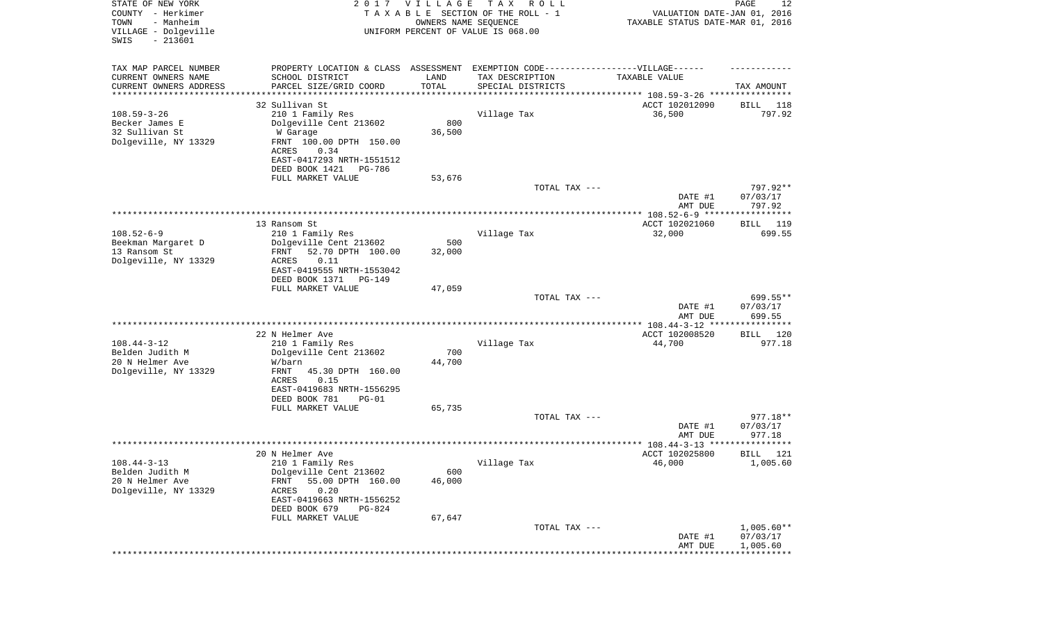STATE OF NEW YORK
COUNTY - Herkimer
TOWN - Manheim
VILLAGE - Dolgeville
SWIS - 213601

2017 VILLAGE TAX ROLL
TAXABLE SECTION OF THE ROLL - 1
OWNERS NAME SEQUENCE
UNIFORM PERCENT OF VALUE IS 068.00

VALUATION DATE-JAN 01, 2016
TAXABLE STATUS DATE-MAR 01, 2016

| TAX MAP PARCEL NUMBER<br>CURRENT OWNERS NAME<br>CURRENT OWNERS ADDRESS | PROPERTY LOCATION & CLASS<br>SCHOOL DISTRICT<br>PARCEL SIZE/GRID COORD | ASSESSMENT<br>LAND<br>TOTAL | EXEMPTION CODE-----VILLAGE------<br>TAX DESCRIPTION<br>SPECIAL DISTRICTS | TAXABLE VALUE | TAX AMOUNT |
|---|---|---|---|---|---|
| | 32 Sullivan St | | | ACCT 102012090 | BILL 118 |
| 108.59-3-26 | 210 1 Family Res | | Village Tax | 36,500 | 797.92 |
| Becker James E | Dolgeville Cent 213602 | 800 | | | |
| 32 Sullivan St | W Garage | 36,500 | | | |
| Dolgeville, NY 13329 | FRNT 100.00 DPTH 150.00 | | | | |
| | ACRES 0.34 | | | | |
| | EAST-0417293 NRTH-1551512 | | | | |
| | DEED BOOK 1421 PG-786 | | | | |
| | FULL MARKET VALUE | 53,676 | | | |
| | | | TOTAL TAX --- | | 797.92** |
| | | | | DATE #1 | 07/03/17 |
| | | | | AMT DUE | 797.92 |
| | 13 Ransom St | | | ACCT 102021060 | BILL 119 |
| 108.52-6-9 | 210 1 Family Res | | Village Tax | 32,000 | 699.55 |
| Beekman Margaret D | Dolgeville Cent 213602 | 500 | | | |
| 13 Ransom St | FRNT 52.70 DPTH 100.00 | 32,000 | | | |
| Dolgeville, NY 13329 | ACRES 0.11 | | | | |
| | EAST-0419555 NRTH-1553042 | | | | |
| | DEED BOOK 1371 PG-149 | | | | |
| | FULL MARKET VALUE | 47,059 | | | |
| | | | TOTAL TAX --- | | 699.55** |
| | | | | DATE #1 | 07/03/17 |
| | | | | AMT DUE | 699.55 |
| | 22 N Helmer Ave | | | ACCT 102008520 | BILL 120 |
| 108.44-3-12 | 210 1 Family Res | | Village Tax | 44,700 | 977.18 |
| Belden Judith M | Dolgeville Cent 213602 | 700 | | | |
| 20 N Helmer Ave | W/barn | 44,700 | | | |
| Dolgeville, NY 13329 | FRNT 45.30 DPTH 160.00 | | | | |
| | ACRES 0.15 | | | | |
| | EAST-0419683 NRTH-1556295 | | | | |
| | DEED BOOK 781 PG-01 | | | | |
| | FULL MARKET VALUE | 65,735 | | | |
| | | | TOTAL TAX --- | | 977.18** |
| | | | | DATE #1 | 07/03/17 |
| | | | | AMT DUE | 977.18 |
| | 20 N Helmer Ave | | | ACCT 102025800 | BILL 121 |
| 108.44-3-13 | 210 1 Family Res | | Village Tax | 46,000 | 1,005.60 |
| Belden Judith M | Dolgeville Cent 213602 | 600 | | | |
| 20 N Helmer Ave | FRNT 55.00 DPTH 160.00 | 46,000 | | | |
| Dolgeville, NY 13329 | ACRES 0.20 | | | | |
| | EAST-0419663 NRTH-1556252 | | | | |
| | DEED BOOK 679 PG-824 | | | | |
| | FULL MARKET VALUE | 67,647 | | | |
| | | | TOTAL TAX --- | | 1,005.60** |
| | | | | DATE #1 | 07/03/17 |
| | | | | AMT DUE | 1,005.60 |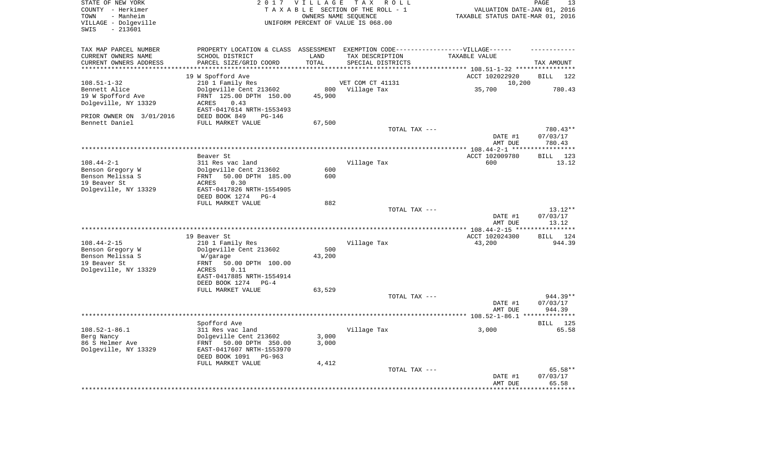STATE OF NEW YORK
COUNTY - Herkimer
TOWN - Manheim
VILLAGE - Dolgeville
SWIS - 213601

2017 VILLAGE TAX ROLL
TAXABLE SECTION OF THE ROLL - 1
OWNERS NAME SEQUENCE
UNIFORM PERCENT OF VALUE IS 068.00

VALUATION DATE-JAN 01, 2016
TAXABLE STATUS DATE-MAR 01, 2016

| TAX MAP PARCEL NUMBER<br>CURRENT OWNERS NAME<br>CURRENT OWNERS ADDRESS | PROPERTY LOCATION & CLASS<br>SCHOOL DISTRICT<br>PARCEL SIZE/GRID COORD | ASSESSMENT<br>LAND<br>TOTAL | EXEMPTION CODE------VILLAGE------<br>TAX DESCRIPTION<br>SPECIAL DISTRICTS | TAXABLE VALUE | TAX AMOUNT |
|---|---|---|---|---|---|
| | 19 W Spofford Ave | | | ACCT 102022920 | BILL 122 |
| 108.51-1-32 | 210 1 Family Res | | VET COM CT 41131 | 10,200 | |
| Bennett Alice | Dolgeville Cent 213602 | 800 | Village Tax | 35,700 | 780.43 |
| 19 W Spofford Ave | FRNT 125.00 DPTH 150.00 | 45,900 | | | |
| Dolgeville, NY 13329 | ACRES 0.43 | | | | |
| | EAST-0417614 NRTH-1553493 | | | | |
| PRIOR OWNER ON 3/01/2016 | DEED BOOK 849 PG-146 | | | | |
| Bennett Daniel | FULL MARKET VALUE | 67,500 | | | |
| | | | TOTAL TAX --- | | 780.43** |
| | | | | DATE #1 | 07/03/17 |
| | | | | AMT DUE | 780.43 |
| | Beaver St | | | ACCT 102009780 | BILL 123 |
| 108.44-2-1 | 311 Res vac land | | Village Tax | 600 | 13.12 |
| Benson Gregory W | Dolgeville Cent 213602 | 600 | | | |
| Benson Melissa S | FRNT 50.00 DPTH 185.00 | 600 | | | |
| 19 Beaver St | ACRES 0.30 | | | | |
| Dolgeville, NY 13329 | EAST-0417826 NRTH-1554905 | | | | |
| | DEED BOOK 1274 PG-4 | | | | |
| | FULL MARKET VALUE | 882 | | | |
| | | | TOTAL TAX --- | | 13.12** |
| | | | | DATE #1 | 07/03/17 |
| | | | | AMT DUE | 13.12 |
| | 19 Beaver St | | | ACCT 102024300 | BILL 124 |
| 108.44-2-15 | 210 1 Family Res | | Village Tax | 43,200 | 944.39 |
| Benson Gregory W | Dolgeville Cent 213602 | 500 | | | |
| Benson Melissa S | W/garage | 43,200 | | | |
| 19 Beaver St | FRNT 50.00 DPTH 100.00 | | | | |
| Dolgeville, NY 13329 | ACRES 0.11 | | | | |
| | EAST-0417885 NRTH-1554914 | | | | |
| | DEED BOOK 1274 PG-4 | | | | |
| | FULL MARKET VALUE | 63,529 | | | |
| | | | TOTAL TAX --- | | 944.39** |
| | | | | DATE #1 | 07/03/17 |
| | | | | AMT DUE | 944.39 |
| | Spofford Ave | | | | BILL 125 |
| 108.52-1-86.1 | 311 Res vac land | | Village Tax | 3,000 | 65.58 |
| Berg Nancy | Dolgeville Cent 213602 | 3,000 | | | |
| 86 S Helmer Ave | FRNT 50.00 DPTH 350.00 | 3,000 | | | |
| Dolgeville, NY 13329 | EAST-0417607 NRTH-1553970 | | | | |
| | DEED BOOK 1091 PG-963 | | | | |
| | FULL MARKET VALUE | 4,412 | | | |
| | | | TOTAL TAX --- | | 65.58** |
| | | | | DATE #1 | 07/03/17 |
| | | | | AMT DUE | 65.58 |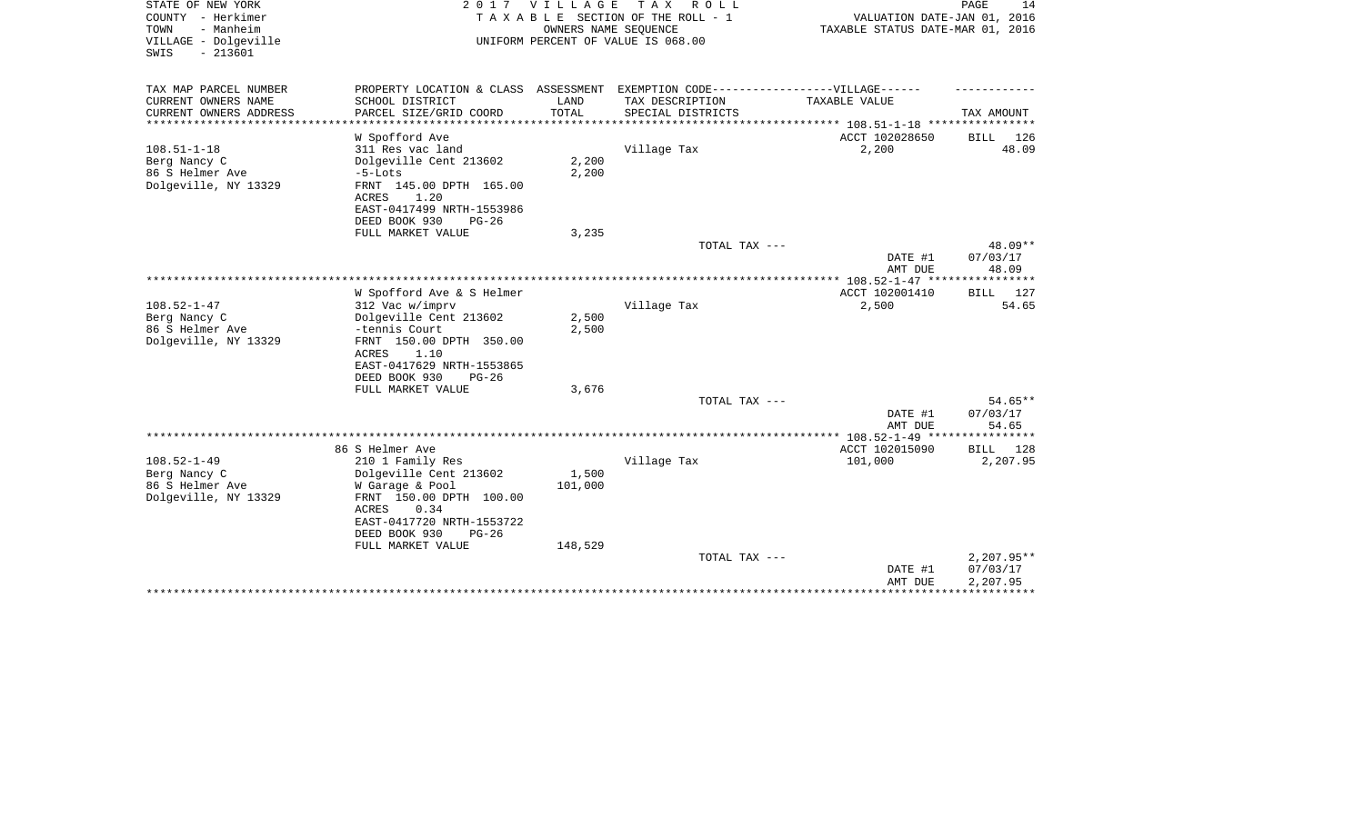STATE OF NEW YORK
COUNTY - Herkimer
TOWN - Manheim
VILLAGE - Dolgeville
SWIS - 213601

2017 VILLAGE TAX ROLL
TAXABLE SECTION OF THE ROLL - 1
OWNERS NAME SEQUENCE
UNIFORM PERCENT OF VALUE IS 068.00

VALUATION DATE-JAN 01, 2016
TAXABLE STATUS DATE-MAR 01, 2016

| TAX MAP PARCEL NUMBER / CURRENT OWNERS NAME / CURRENT OWNERS ADDRESS | PROPERTY LOCATION & CLASS / SCHOOL DISTRICT / PARCEL SIZE/GRID COORD | ASSESSMENT LAND | TOTAL | EXEMPTION CODE-----VILLAGE------ TAX DESCRIPTION / SPECIAL DISTRICTS | TAXABLE VALUE | TAX AMOUNT |
|---|---|---|---|---|---|---|
| 108.51-1-18 | W Spofford Ave | | | | ACCT 102028650 | BILL 126 |
| Berg Nancy C | 311 Res vac land | | | Village Tax | 2,200 | 48.09 |
| 86 S Helmer Ave | Dolgeville Cent 213602 | 2,200 | | | | |
| Dolgeville, NY 13329 | -5-Lots | | 2,200 | | | |
| | FRNT 145.00 DPTH 165.00 | | | | | |
| | ACRES 1.20 | | | | | |
| | EAST-0417499 NRTH-1553986 | | | | | |
| | DEED BOOK 930 PG-26 | | | | | |
| | FULL MARKET VALUE | | 3,235 | | | |
| | | | | TOTAL TAX --- | | 48.09** |
| | | | | | DATE #1 | 07/03/17 |
| | | | | | AMT DUE | 48.09 |
| 108.52-1-47 | W Spofford Ave & S Helmer | | | | ACCT 102001410 | BILL 127 |
| Berg Nancy C | 312 Vac w/imprv | | | Village Tax | 2,500 | 54.65 |
| 86 S Helmer Ave | Dolgeville Cent 213602 | 2,500 | | | | |
| Dolgeville, NY 13329 | -tennis Court | | 2,500 | | | |
| | FRNT 150.00 DPTH 350.00 | | | | | |
| | ACRES 1.10 | | | | | |
| | EAST-0417629 NRTH-1553865 | | | | | |
| | DEED BOOK 930 PG-26 | | | | | |
| | FULL MARKET VALUE | | 3,676 | | | |
| | | | | TOTAL TAX --- | | 54.65** |
| | | | | | DATE #1 | 07/03/17 |
| | | | | | AMT DUE | 54.65 |
| 108.52-1-49 | 86 S Helmer Ave | | | | ACCT 102015090 | BILL 128 |
| Berg Nancy C | 210 1 Family Res | | | Village Tax | 101,000 | 2,207.95 |
| 86 S Helmer Ave | Dolgeville Cent 213602 | 1,500 | | | | |
| Dolgeville, NY 13329 | W Garage & Pool | | 101,000 | | | |
| | FRNT 150.00 DPTH 100.00 | | | | | |
| | ACRES 0.34 | | | | | |
| | EAST-0417720 NRTH-1553722 | | | | | |
| | DEED BOOK 930 PG-26 | | | | | |
| | FULL MARKET VALUE | | 148,529 | | | |
| | | | | TOTAL TAX --- | | 2,207.95** |
| | | | | | DATE #1 | 07/03/17 |
| | | | | | AMT DUE | 2,207.95 |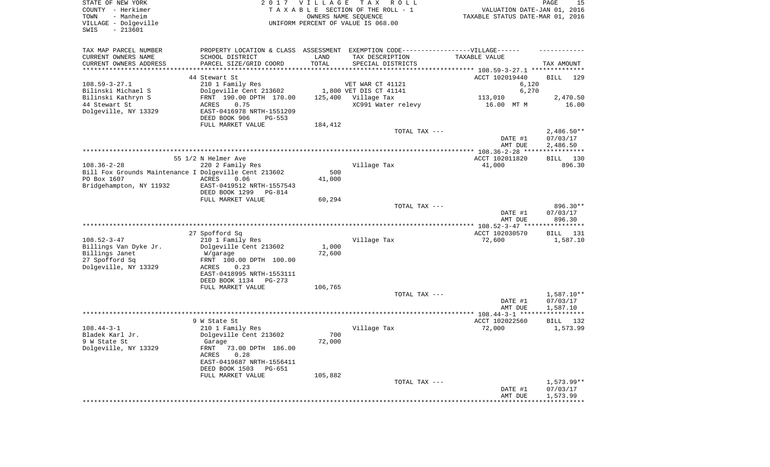STATE OF NEW YORK
COUNTY - Herkimer
TOWN - Manheim
VILLAGE - Dolgeville
SWIS - 213601

2 0 1 7 V I L L A G E T A X R O L L
T A X A B L E SECTION OF THE ROLL - 1
OWNERS NAME SEQUENCE
UNIFORM PERCENT OF VALUE IS 068.00

VALUATION DATE-JAN 01, 2016
TAXABLE STATUS DATE-MAR 01, 2016

| TAX MAP PARCEL NUMBER / CURRENT OWNERS NAME / CURRENT OWNERS ADDRESS | PROPERTY LOCATION & CLASS / SCHOOL DISTRICT / PARCEL SIZE/GRID COORD | ASSESSMENT LAND / TOTAL | EXEMPTION CODE / TAX DESCRIPTION / SPECIAL DISTRICTS | VILLAGE TAXABLE VALUE | TAX AMOUNT |
|---|---|---|---|---|---|
| 108.59-3-27.1 | 44 Stewart St | | | ACCT 102019440 | BILL 129 |
| Bilinski Michael S | 210 1 Family Res | | VET WAR CT 41121 | 6,120 | |
| Bilinski Kathryn S | Dolgeville Cent 213602 | 1,800 | VET DIS CT 41141 | 6,270 | |
| 44 Stewart St | FRNT 190.00 DPTH 170.00 | 125,400 | Village Tax | 113,010 | 2,470.50 |
| Dolgeville, NY 13329 | ACRES 0.75 | | XC991 Water relevy | 16.00 MT M | 16.00 |
| | EAST-0416978 NRTH-1551209 | | | | |
| | DEED BOOK 906 PG-553 | | | | |
| | FULL MARKET VALUE | 184,412 | | | |
| | | | TOTAL TAX --- | | 2,486.50** |
| | | | | DATE #1 | 07/03/17 |
| | | | | AMT DUE | 2,486.50 |
| 108.36-2-28 | 55 1/2 N Helmer Ave | | | ACCT 102011820 | BILL 130 |
| Bill Fox Grounds Maintenance I | 220 2 Family Res | | Village Tax | 41,000 | 896.30 |
| PO Box 1607 | Dolgeville Cent 213602 | 500 | | | |
| Bridgehampton, NY 11932 | ACRES 0.06 | 41,000 | | | |
| | EAST-0419512 NRTH-1557543 | | | | |
| | DEED BOOK 1299 PG-814 | | | | |
| | FULL MARKET VALUE | 60,294 | | | |
| | | | TOTAL TAX --- | | 896.30** |
| | | | | DATE #1 | 07/03/17 |
| | | | | AMT DUE | 896.30 |
| 108.52-3-47 | 27 Spofford Sq | | | ACCT 102030570 | BILL 131 |
| Billings Van Dyke Jr. | 210 1 Family Res | | Village Tax | 72,600 | 1,587.10 |
| Billings Janet | Dolgeville Cent 213602 | 1,000 | | | |
| 27 Spofford Sq | W/garage | 72,600 | | | |
| Dolgeville, NY 13329 | FRNT 100.00 DPTH 100.00 | | | | |
| | ACRES 0.23 | | | | |
| | EAST-0418995 NRTH-1553111 | | | | |
| | DEED BOOK 1134 PG-273 | | | | |
| | FULL MARKET VALUE | 106,765 | | | |
| | | | TOTAL TAX --- | | 1,587.10** |
| | | | | DATE #1 | 07/03/17 |
| | | | | AMT DUE | 1,587.10 |
| 108.44-3-1 | 9 W State St | | | ACCT 102022560 | BILL 132 |
| Bladek Karl Jr. | 210 1 Family Res | | Village Tax | 72,000 | 1,573.99 |
| 9 W State St | Dolgeville Cent 213602 | 700 | | | |
| Dolgeville, NY 13329 | Garage | 72,000 | | | |
| | FRNT 73.00 DPTH 186.00 | | | | |
| | ACRES 0.28 | | | | |
| | EAST-0419687 NRTH-1556411 | | | | |
| | DEED BOOK 1503 PG-651 | | | | |
| | FULL MARKET VALUE | 105,882 | | | |
| | | | TOTAL TAX --- | | 1,573.99** |
| | | | | DATE #1 | 07/03/17 |
| | | | | AMT DUE | 1,573.99 |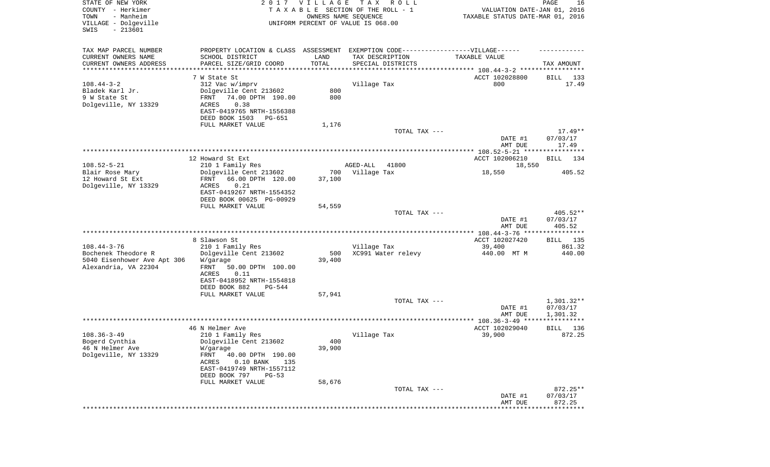STATE OF NEW YORK
COUNTY - Herkimer
TOWN - Manheim
VILLAGE - Dolgeville
SWIS - 213601

2017 VILLAGE TAX ROLL
TAXABLE SECTION OF THE ROLL - 1
OWNERS NAME SEQUENCE
UNIFORM PERCENT OF VALUE IS 068.00

VALUATION DATE-JAN 01, 2016
TAXABLE STATUS DATE-MAR 01, 2016

| TAX MAP PARCEL NUMBER<br>CURRENT OWNERS NAME<br>CURRENT OWNERS ADDRESS | PROPERTY LOCATION & CLASS<br>SCHOOL DISTRICT<br>PARCEL SIZE/GRID COORD | ASSESSMENT<br>LAND<br>TOTAL | EXEMPTION CODE-----VILLAGE------<br>TAX DESCRIPTION<br>SPECIAL DISTRICTS | TAXABLE VALUE | TAX AMOUNT |
|---|---|---|---|---|---|
| | 7 W State St | | | ACCT 102028800 | BILL 133 |
| 108.44-3-2 | 312 Vac w/imprv | | Village Tax | 800 | 17.49 |
| Bladek Karl Jr. | Dolgeville Cent 213602 | 800 | | | |
| 9 W State St | FRNT 74.00 DPTH 190.00 | 800 | | | |
| Dolgeville, NY 13329 | ACRES 0.38 | | | | |
| | EAST-0419765 NRTH-1556388 | | | | |
| | DEED BOOK 1503 PG-651 | | | | |
| | FULL MARKET VALUE | 1,176 | | | |
| | | | TOTAL TAX --- | | 17.49** |
| | | | | DATE #1 | 07/03/17 |
| | | | | AMT DUE | 17.49 |
| | 12 Howard St Ext | | | ACCT 102006210 | BILL 134 |
| 108.52-5-21 | 210 1 Family Res | | AGED-ALL 41800 | 18,550 | |
| Blair Rose Mary | Dolgeville Cent 213602 | 700 | Village Tax | 18,550 | 405.52 |
| 12 Howard St Ext | FRNT 66.00 DPTH 120.00 | 37,100 | | | |
| Dolgeville, NY 13329 | ACRES 0.21 | | | | |
| | EAST-0419267 NRTH-1554352 | | | | |
| | DEED BOOK 00625 PG-00929 | | | | |
| | FULL MARKET VALUE | 54,559 | | | |
| | | | TOTAL TAX --- | | 405.52** |
| | | | | DATE #1 | 07/03/17 |
| | | | | AMT DUE | 405.52 |
| | 8 Slawson St | | | ACCT 102027420 | BILL 135 |
| 108.44-3-76 | 210 1 Family Res | | Village Tax | 39,400 | 861.32 |
| Bochenek Theodore R | Dolgeville Cent 213602 | 500 | XC991 Water relevy | 440.00 MT M | 440.00 |
| 5040 Eisenhower Ave Apt 306 | W/garage | 39,400 | | | |
| Alexandria, VA 22304 | FRNT 50.00 DPTH 100.00 | | | | |
| | ACRES 0.11 | | | | |
| | EAST-0418952 NRTH-1554818 | | | | |
| | DEED BOOK 882 PG-544 | | | | |
| | FULL MARKET VALUE | 57,941 | | | |
| | | | TOTAL TAX --- | | 1,301.32** |
| | | | | DATE #1 | 07/03/17 |
| | | | | AMT DUE | 1,301.32 |
| | 46 N Helmer Ave | | | ACCT 102029040 | BILL 136 |
| 108.36-3-49 | 210 1 Family Res | | Village Tax | 39,900 | 872.25 |
| Bogerd Cynthia | Dolgeville Cent 213602 | 400 | | | |
| 46 N Helmer Ave | W/garage | 39,900 | | | |
| Dolgeville, NY 13329 | FRNT 40.00 DPTH 190.00 | | | | |
| | ACRES 0.10 BANK 135 | | | | |
| | EAST-0419749 NRTH-1557112 | | | | |
| | DEED BOOK 797 PG-53 | | | | |
| | FULL MARKET VALUE | 58,676 | | | |
| | | | TOTAL TAX --- | | 872.25** |
| | | | | DATE #1 | 07/03/17 |
| | | | | AMT DUE | 872.25 |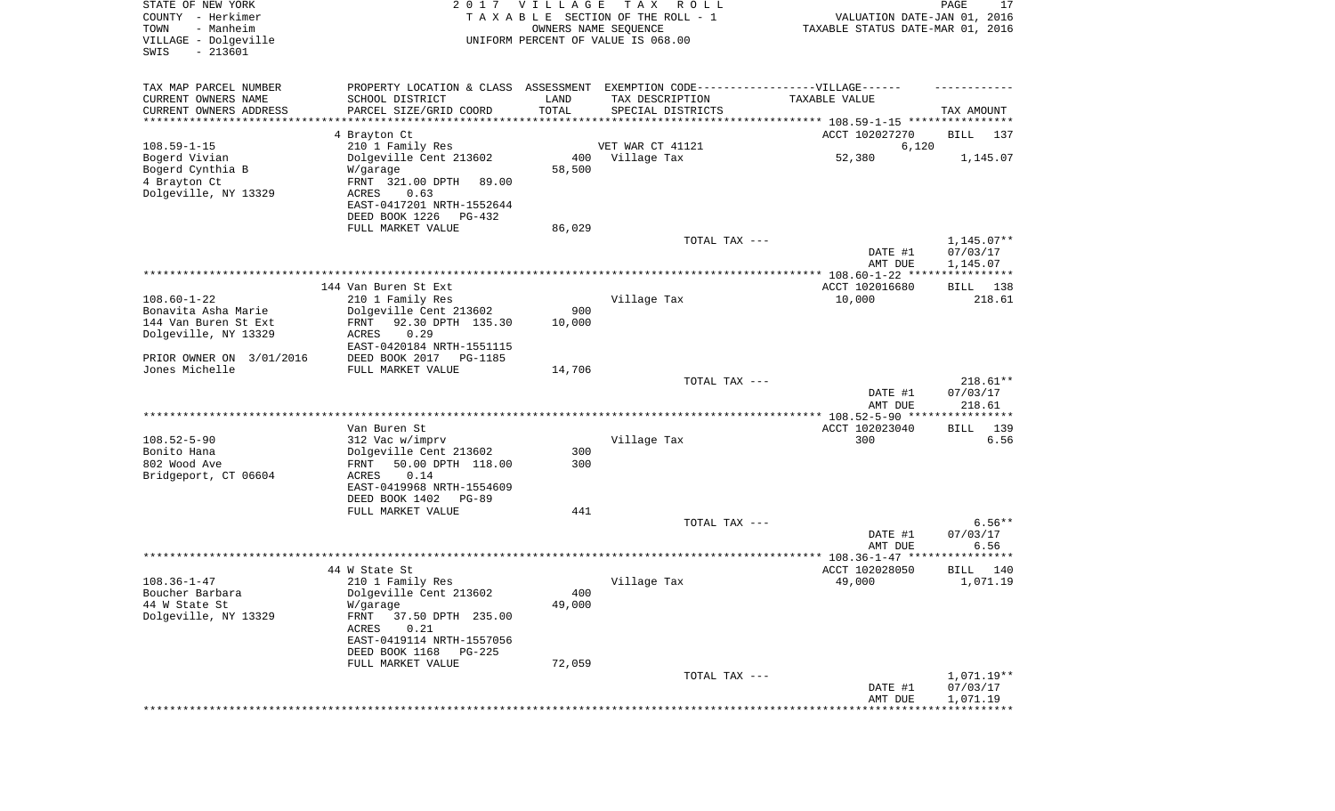STATE OF NEW YORK
COUNTY - Herkimer
TOWN - Manheim
VILLAGE - Dolgeville
SWIS - 213601

2017 VILLAGE TAX ROLL
TAXABLE SECTION OF THE ROLL - 1
OWNERS NAME SEQUENCE
UNIFORM PERCENT OF VALUE IS 068.00

VALUATION DATE-JAN 01, 2016
TAXABLE STATUS DATE-MAR 01, 2016

| TAX MAP PARCEL NUMBER / CURRENT OWNERS NAME / CURRENT OWNERS ADDRESS | PROPERTY LOCATION & CLASS / SCHOOL DISTRICT / PARCEL SIZE/GRID COORD | ASSESSMENT LAND / TOTAL | EXEMPTION CODE / TAX DESCRIPTION / SPECIAL DISTRICTS | TAXABLE VALUE | TAX AMOUNT |
|---|---|---|---|---|---|
| **108.59-1-15** | 4 Brayton Ct | | | ACCT 102027270 | BILL 137 |
| 108.59-1-15 | 210 1 Family Res | | VET WAR CT 41121 | 6,120 | |
| Bogerd Vivian | Dolgeville Cent 213602 | 400 | Village Tax | 52,380 | 1,145.07 |
| Bogerd Cynthia B | W/garage | 58,500 | | | |
| 4 Brayton Ct | FRNT 321.00 DPTH 89.00 | | | | |
| Dolgeville, NY 13329 | ACRES 0.63 | | | | |
| | EAST-0417201 NRTH-1552644 | | | | |
| | DEED BOOK 1226 PG-432 | | | | |
| | FULL MARKET VALUE | 86,029 | | | |
| | | | TOTAL TAX --- | | 1,145.07** |
| | | | | DATE #1 | 07/03/17 |
| | | | | AMT DUE | 1,145.07 |
| **108.60-1-22** | 144 Van Buren St Ext | | | ACCT 102016680 | BILL 138 |
| 108.60-1-22 | 210 1 Family Res | | Village Tax | 10,000 | 218.61 |
| Bonavita Asha Marie | Dolgeville Cent 213602 | 900 | | | |
| 144 Van Buren St Ext | FRNT 92.30 DPTH 135.30 | 10,000 | | | |
| Dolgeville, NY 13329 | ACRES 0.29 | | | | |
| | EAST-0420184 NRTH-1551115 | | | | |
| PRIOR OWNER ON 3/01/2016 | DEED BOOK 2017 PG-1185 | | | | |
| Jones Michelle | FULL MARKET VALUE | 14,706 | | | |
| | | | TOTAL TAX --- | | 218.61** |
| | | | | DATE #1 | 07/03/17 |
| | | | | AMT DUE | 218.61 |
| **108.52-5-90** | Van Buren St | | | ACCT 102023040 | BILL 139 |
| 108.52-5-90 | 312 Vac w/imprv | | Village Tax | 300 | 6.56 |
| Bonito Hana | Dolgeville Cent 213602 | 300 | | | |
| 802 Wood Ave | FRNT 50.00 DPTH 118.00 | 300 | | | |
| Bridgeport, CT 06604 | ACRES 0.14 | | | | |
| | EAST-0419968 NRTH-1554609 | | | | |
| | DEED BOOK 1402 PG-89 | | | | |
| | FULL MARKET VALUE | 441 | | | |
| | | | TOTAL TAX --- | | 6.56** |
| | | | | DATE #1 | 07/03/17 |
| | | | | AMT DUE | 6.56 |
| **108.36-1-47** | 44 W State St | | | ACCT 102028050 | BILL 140 |
| 108.36-1-47 | 210 1 Family Res | | Village Tax | 49,000 | 1,071.19 |
| Boucher Barbara | Dolgeville Cent 213602 | 400 | | | |
| 44 W State St | W/garage | 49,000 | | | |
| Dolgeville, NY 13329 | FRNT 37.50 DPTH 235.00 | | | | |
| | ACRES 0.21 | | | | |
| | EAST-0419114 NRTH-1557056 | | | | |
| | DEED BOOK 1168 PG-225 | | | | |
| | FULL MARKET VALUE | 72,059 | | | |
| | | | TOTAL TAX --- | | 1,071.19** |
| | | | | DATE #1 | 07/03/17 |
| | | | | AMT DUE | 1,071.19 |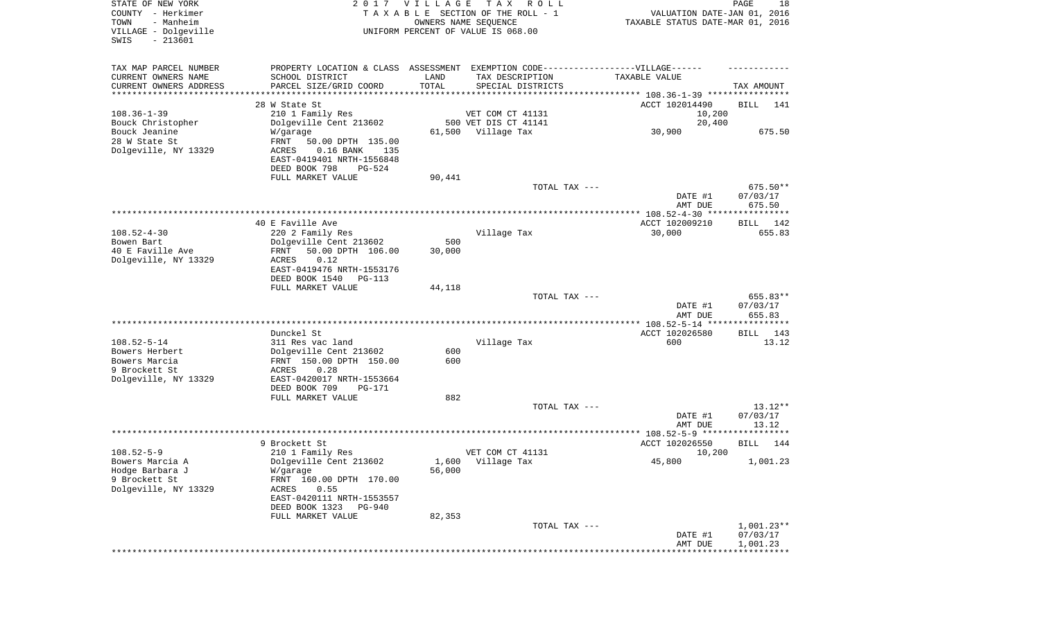STATE OF NEW YORK
COUNTY - Herkimer
TOWN - Manheim
VILLAGE - Dolgeville
SWIS - 213601

2 0 1 7 V I L L A G E T A X R O L L
T A X A B L E SECTION OF THE ROLL - 1
OWNERS NAME SEQUENCE
UNIFORM PERCENT OF VALUE IS 068.00

VALUATION DATE-JAN 01, 2016
TAXABLE STATUS DATE-MAR 01, 2016

| TAX MAP PARCEL NUMBER<br>CURRENT OWNERS NAME<br>CURRENT OWNERS ADDRESS | PROPERTY LOCATION & CLASS<br>SCHOOL DISTRICT<br>PARCEL SIZE/GRID COORD | ASSESSMENT<br>LAND<br>TOTAL | EXEMPTION CODE-----VILLAGE------<br>TAX DESCRIPTION<br>SPECIAL DISTRICTS | TAXABLE VALUE | TAX AMOUNT |
|---|---|---|---|---|---|
| | 28 W State St | | | ACCT 102014490 | BILL 141 |
| 108.36-1-39 | 210 1 Family Res | | VET COM CT 41131 | 10,200 | |
| Bouck Christopher | Dolgeville Cent 213602 | 500 | VET DIS CT 41141 | 20,400 | |
| Bouck Jeanine | W/garage | 61,500 | Village Tax | 30,900 | 675.50 |
| 28 W State St | FRNT 50.00 DPTH 135.00 | | | | |
| Dolgeville, NY 13329 | ACRES 0.16 BANK 135 | | | | |
| | EAST-0419401 NRTH-1556848 | | | | |
| | DEED BOOK 798 PG-524 | | | | |
| | FULL MARKET VALUE | 90,441 | | | |
| | | | TOTAL TAX --- | | 675.50** |
| | | | | DATE #1 | 07/03/17 |
| | | | | AMT DUE | 675.50 |
| | 40 E Faville Ave | | | ACCT 102009210 | BILL 142 |
| 108.52-4-30 | 220 2 Family Res | | Village Tax | 30,000 | 655.83 |
| Bowen Bart | Dolgeville Cent 213602 | 500 | | | |
| 40 E Faville Ave | FRNT 50.00 DPTH 106.00 | 30,000 | | | |
| Dolgeville, NY 13329 | ACRES 0.12 | | | | |
| | EAST-0419476 NRTH-1553176 | | | | |
| | DEED BOOK 1540 PG-113 | | | | |
| | FULL MARKET VALUE | 44,118 | | | |
| | | | TOTAL TAX --- | | 655.83** |
| | | | | DATE #1 | 07/03/17 |
| | | | | AMT DUE | 655.83 |
| | Dunckel St | | | ACCT 102026580 | BILL 143 |
| 108.52-5-14 | 311 Res vac land | | Village Tax | 600 | 13.12 |
| Bowers Herbert | Dolgeville Cent 213602 | 600 | | | |
| Bowers Marcia | FRNT 150.00 DPTH 150.00 | 600 | | | |
| 9 Brockett St | ACRES 0.28 | | | | |
| Dolgeville, NY 13329 | EAST-0420017 NRTH-1553664 | | | | |
| | DEED BOOK 709 PG-171 | | | | |
| | FULL MARKET VALUE | 882 | | | |
| | | | TOTAL TAX --- | | 13.12** |
| | | | | DATE #1 | 07/03/17 |
| | | | | AMT DUE | 13.12 |
| | 9 Brockett St | | | ACCT 102026550 | BILL 144 |
| 108.52-5-9 | 210 1 Family Res | | VET COM CT 41131 | 10,200 | |
| Bowers Marcia A | Dolgeville Cent 213602 | 1,600 | Village Tax | 45,800 | 1,001.23 |
| Hodge Barbara J | W/garage | 56,000 | | | |
| 9 Brockett St | FRNT 160.00 DPTH 170.00 | | | | |
| Dolgeville, NY 13329 | ACRES 0.55 | | | | |
| | EAST-0420111 NRTH-1553557 | | | | |
| | DEED BOOK 1323 PG-940 | | | | |
| | FULL MARKET VALUE | 82,353 | | | |
| | | | TOTAL TAX --- | | 1,001.23** |
| | | | | DATE #1 | 07/03/17 |
| | | | | AMT DUE | 1,001.23 |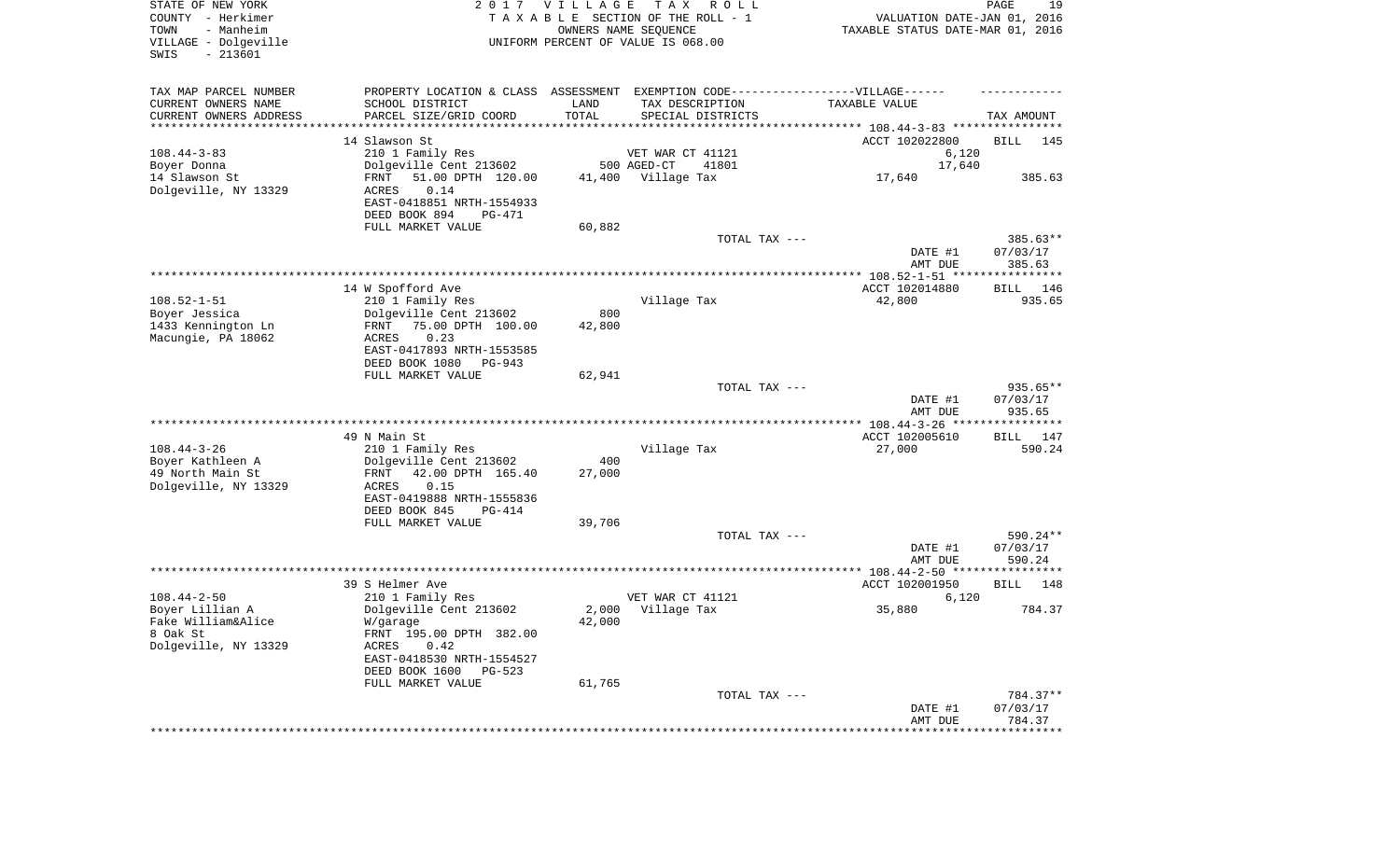STATE OF NEW YORK
COUNTY - Herkimer
TOWN - Manheim
VILLAGE - Dolgeville
SWIS - 213601

2017 VILLAGE TAX ROLL
TAXABLE SECTION OF THE ROLL - 1
OWNERS NAME SEQUENCE
UNIFORM PERCENT OF VALUE IS 068.00

VALUATION DATE-JAN 01, 2016
TAXABLE STATUS DATE-MAR 01, 2016

| TAX MAP PARCEL NUMBER / CURRENT OWNERS NAME / CURRENT OWNERS ADDRESS | PROPERTY LOCATION & CLASS / SCHOOL DISTRICT / PARCEL SIZE/GRID COORD | ASSESSMENT LAND / TOTAL | EXEMPTION CODE / TAX DESCRIPTION / SPECIAL DISTRICTS | TAXABLE VALUE | TAX AMOUNT |
|---|---|---|---|---|---|
| **108.44-3-83** | 14 Slawson St | | | ACCT 102022800 | BILL 145 |
| Boyer Donna | 210 1 Family Res | | VET WAR CT 41121 | 6,120 | |
| 14 Slawson St | Dolgeville Cent 213602 | 500 | AGED-CT 41801 | 17,640 | |
| Dolgeville, NY 13329 | FRNT 51.00 DPTH 120.00 | 41,400 | Village Tax | 17,640 | 385.63 |
| | ACRES 0.14 | | | | |
| | EAST-0418851 NRTH-1554933 | | | | |
| | DEED BOOK 894 PG-471 | | | | |
| | FULL MARKET VALUE | 60,882 | | | |
| | | | TOTAL TAX --- | | 385.63** |
| | | | | DATE #1 | 07/03/17 |
| | | | | AMT DUE | 385.63 |
| **108.52-1-51** | 14 W Spofford Ave | | | ACCT 102014880 | BILL 146 |
| Boyer Jessica | 210 1 Family Res | | Village Tax | 42,800 | 935.65 |
| 1433 Kennington Ln | Dolgeville Cent 213602 | 800 | | | |
| Macungie, PA 18062 | FRNT 75.00 DPTH 100.00 | 42,800 | | | |
| | ACRES 0.23 | | | | |
| | EAST-0417893 NRTH-1553585 | | | | |
| | DEED BOOK 1080 PG-943 | | | | |
| | FULL MARKET VALUE | 62,941 | | | |
| | | | TOTAL TAX --- | | 935.65** |
| | | | | DATE #1 | 07/03/17 |
| | | | | AMT DUE | 935.65 |
| **108.44-3-26** | 49 N Main St | | | ACCT 102005610 | BILL 147 |
| Boyer Kathleen A | 210 1 Family Res | | Village Tax | 27,000 | 590.24 |
| 49 North Main St | Dolgeville Cent 213602 | 400 | | | |
| Dolgeville, NY 13329 | FRNT 42.00 DPTH 165.40 | 27,000 | | | |
| | ACRES 0.15 | | | | |
| | EAST-0419888 NRTH-1555836 | | | | |
| | DEED BOOK 845 PG-414 | | | | |
| | FULL MARKET VALUE | 39,706 | | | |
| | | | TOTAL TAX --- | | 590.24** |
| | | | | DATE #1 | 07/03/17 |
| | | | | AMT DUE | 590.24 |
| **108.44-2-50** | 39 S Helmer Ave | | | ACCT 102001950 | BILL 148 |
| Boyer Lillian A | 210 1 Family Res | | VET WAR CT 41121 | 6,120 | |
| Fake William&Alice | Dolgeville Cent 213602 | 2,000 | Village Tax | 35,880 | 784.37 |
| 8 Oak St | W/garage | 42,000 | | | |
| Dolgeville, NY 13329 | FRNT 195.00 DPTH 382.00 | | | | |
| | ACRES 0.42 | | | | |
| | EAST-0418530 NRTH-1554527 | | | | |
| | DEED BOOK 1600 PG-523 | | | | |
| | FULL MARKET VALUE | 61,765 | | | |
| | | | TOTAL TAX --- | | 784.37** |
| | | | | DATE #1 | 07/03/17 |
| | | | | AMT DUE | 784.37 |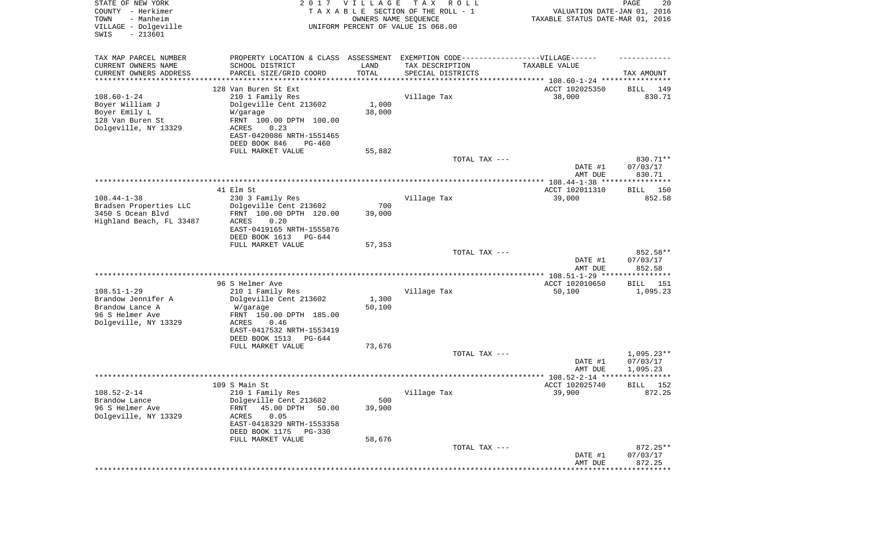STATE OF NEW YORK
COUNTY - Herkimer
TOWN - Manheim
VILLAGE - Dolgeville
SWIS - 213601

2 0 1 7 V I L L A G E T A X R O L L
T A X A B L E SECTION OF THE ROLL - 1
OWNERS NAME SEQUENCE
UNIFORM PERCENT OF VALUE IS 068.00

VALUATION DATE-JAN 01, 2016
TAXABLE STATUS DATE-MAR 01, 2016

| TAX MAP PARCEL NUMBER<br>CURRENT OWNERS NAME<br>CURRENT OWNERS ADDRESS | PROPERTY LOCATION & CLASS<br>SCHOOL DISTRICT<br>PARCEL SIZE/GRID COORD | ASSESSMENT<br>LAND<br>TOTAL | EXEMPTION CODE------------------VILLAGE------<br>TAX DESCRIPTION<br>SPECIAL DISTRICTS | TAXABLE VALUE | TAX AMOUNT |
|---|---|---|---|---|---|
| | 128 Van Buren St Ext | | | ACCT 102025350 | BILL 149 |
| 108.60-1-24 | 210 1 Family Res | | Village Tax | 38,000 | 830.71 |
| Boyer William J | Dolgeville Cent 213602 | 1,000 | | | |
| Boyer Emily L | W/garage | 38,000 | | | |
| 128 Van Buren St | FRNT 100.00 DPTH 100.00 | | | | |
| Dolgeville, NY 13329 | ACRES 0.23 | | | | |
| | EAST-0420086 NRTH-1551465 | | | | |
| | DEED BOOK 846 PG-460 | | | | |
| | FULL MARKET VALUE | 55,882 | | | |
| | | | TOTAL TAX --- | | 830.71** |
| | | | | DATE #1 | 07/03/17 |
| | | | | AMT DUE | 830.71 |
| | 41 Elm St | | | ACCT 102011310 | BILL 150 |
| 108.44-1-38 | 230 3 Family Res | | Village Tax | 39,000 | 852.58 |
| Bradsen Properties LLC | Dolgeville Cent 213602 | 700 | | | |
| 3450 S Ocean Blvd | FRNT 100.00 DPTH 120.00 | 39,000 | | | |
| Highland Beach, FL 33487 | ACRES 0.20 | | | | |
| | EAST-0419165 NRTH-1555876 | | | | |
| | DEED BOOK 1613 PG-644 | | | | |
| | FULL MARKET VALUE | 57,353 | | | |
| | | | TOTAL TAX --- | | 852.58** |
| | | | | DATE #1 | 07/03/17 |
| | | | | AMT DUE | 852.58 |
| | 96 S Helmer Ave | | | ACCT 102010650 | BILL 151 |
| 108.51-1-29 | 210 1 Family Res | | Village Tax | 50,100 | 1,095.23 |
| Brandow Jennifer A | Dolgeville Cent 213602 | 1,300 | | | |
| Brandow Lance A | W/garage | 50,100 | | | |
| 96 S Helmer Ave | FRNT 150.00 DPTH 185.00 | | | | |
| Dolgeville, NY 13329 | ACRES 0.46 | | | | |
| | EAST-0417532 NRTH-1553419 | | | | |
| | DEED BOOK 1513 PG-644 | | | | |
| | FULL MARKET VALUE | 73,676 | | | |
| | | | TOTAL TAX --- | | 1,095.23** |
| | | | | DATE #1 | 07/03/17 |
| | | | | AMT DUE | 1,095.23 |
| | 109 S Main St | | | ACCT 102025740 | BILL 152 |
| 108.52-2-14 | 210 1 Family Res | | Village Tax | 39,900 | 872.25 |
| Brandow Lance | Dolgeville Cent 213602 | 500 | | | |
| 96 S Helmer Ave | FRNT 45.00 DPTH 50.00 | 39,900 | | | |
| Dolgeville, NY 13329 | ACRES 0.05 | | | | |
| | EAST-0418329 NRTH-1553358 | | | | |
| | DEED BOOK 1175 PG-330 | | | | |
| | FULL MARKET VALUE | 58,676 | | | |
| | | | TOTAL TAX --- | | 872.25** |
| | | | | DATE #1 | 07/03/17 |
| | | | | AMT DUE | 872.25 |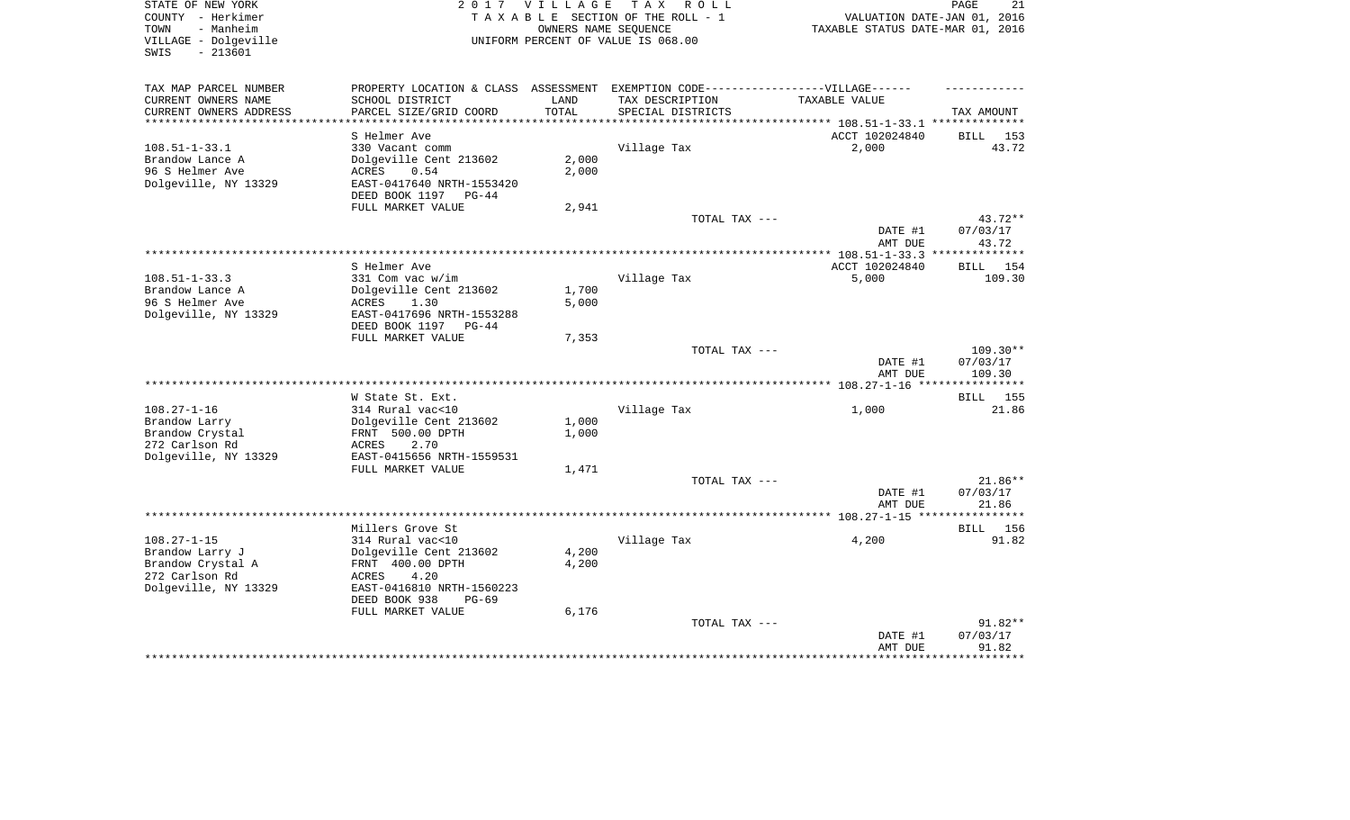STATE OF NEW YORK
COUNTY - Herkimer
TOWN - Manheim
VILLAGE - Dolgeville
SWIS - 213601

2 0 1 7 V I L L A G E T A X R O L L
T A X A B L E SECTION OF THE ROLL - 1
OWNERS NAME SEQUENCE
UNIFORM PERCENT OF VALUE IS 068.00

VALUATION DATE-JAN 01, 2016
TAXABLE STATUS DATE-MAR 01, 2016

| TAX MAP PARCEL NUMBER / CURRENT OWNERS NAME / CURRENT OWNERS ADDRESS | PROPERTY LOCATION & CLASS / SCHOOL DISTRICT / PARCEL SIZE/GRID COORD | ASSESSMENT LAND / TOTAL | EXEMPTION CODE-----VILLAGE------ TAX DESCRIPTION / SPECIAL DISTRICTS | TAXABLE VALUE | TAX AMOUNT |
|---|---|---|---|---|---|
| 108.51-1-33.1 | S Helmer Ave | | | ACCT 102024840 | BILL 153 |
| | 330 Vacant comm | | Village Tax | 2,000 | 43.72 |
| Brandow Lance A | Dolgeville Cent 213602 | 2,000 | | | |
| 96 S Helmer Ave | ACRES 0.54 | 2,000 | | | |
| Dolgeville, NY 13329 | EAST-0417640 NRTH-1553420 | | | | |
| | DEED BOOK 1197 PG-44 | | | | |
| | FULL MARKET VALUE | 2,941 | | | |
| | | | TOTAL TAX --- | | 43.72** |
| | | | | DATE #1 | 07/03/17 |
| | | | | AMT DUE | 43.72 |
| 108.51-1-33.3 | S Helmer Ave | | | ACCT 102024840 | BILL 154 |
| | 331 Com vac w/im | | Village Tax | 5,000 | 109.30 |
| Brandow Lance A | Dolgeville Cent 213602 | 1,700 | | | |
| 96 S Helmer Ave | ACRES 1.30 | 5,000 | | | |
| Dolgeville, NY 13329 | EAST-0417696 NRTH-1553288 | | | | |
| | DEED BOOK 1197 PG-44 | | | | |
| | FULL MARKET VALUE | 7,353 | | | |
| | | | TOTAL TAX --- | | 109.30** |
| | | | | DATE #1 | 07/03/17 |
| | | | | AMT DUE | 109.30 |
| 108.27-1-16 | W State St. Ext. | | | | BILL 155 |
| | 314 Rural vac<10 | | Village Tax | 1,000 | 21.86 |
| Brandow Larry | Dolgeville Cent 213602 | 1,000 | | | |
| Brandow Crystal | FRNT 500.00 DPTH | 1,000 | | | |
| 272 Carlson Rd | ACRES 2.70 | | | | |
| Dolgeville, NY 13329 | EAST-0415656 NRTH-1559531 | | | | |
| | FULL MARKET VALUE | 1,471 | | | |
| | | | TOTAL TAX --- | | 21.86** |
| | | | | DATE #1 | 07/03/17 |
| | | | | AMT DUE | 21.86 |
| 108.27-1-15 | Millers Grove St | | | | BILL 156 |
| | 314 Rural vac<10 | | Village Tax | 4,200 | 91.82 |
| Brandow Larry J | Dolgeville Cent 213602 | 4,200 | | | |
| Brandow Crystal A | FRNT 400.00 DPTH | 4,200 | | | |
| 272 Carlson Rd | ACRES 4.20 | | | | |
| Dolgeville, NY 13329 | EAST-0416810 NRTH-1560223 | | | | |
| | DEED BOOK 938 PG-69 | | | | |
| | FULL MARKET VALUE | 6,176 | | | |
| | | | TOTAL TAX --- | | 91.82** |
| | | | | DATE #1 | 07/03/17 |
| | | | | AMT DUE | 91.82 |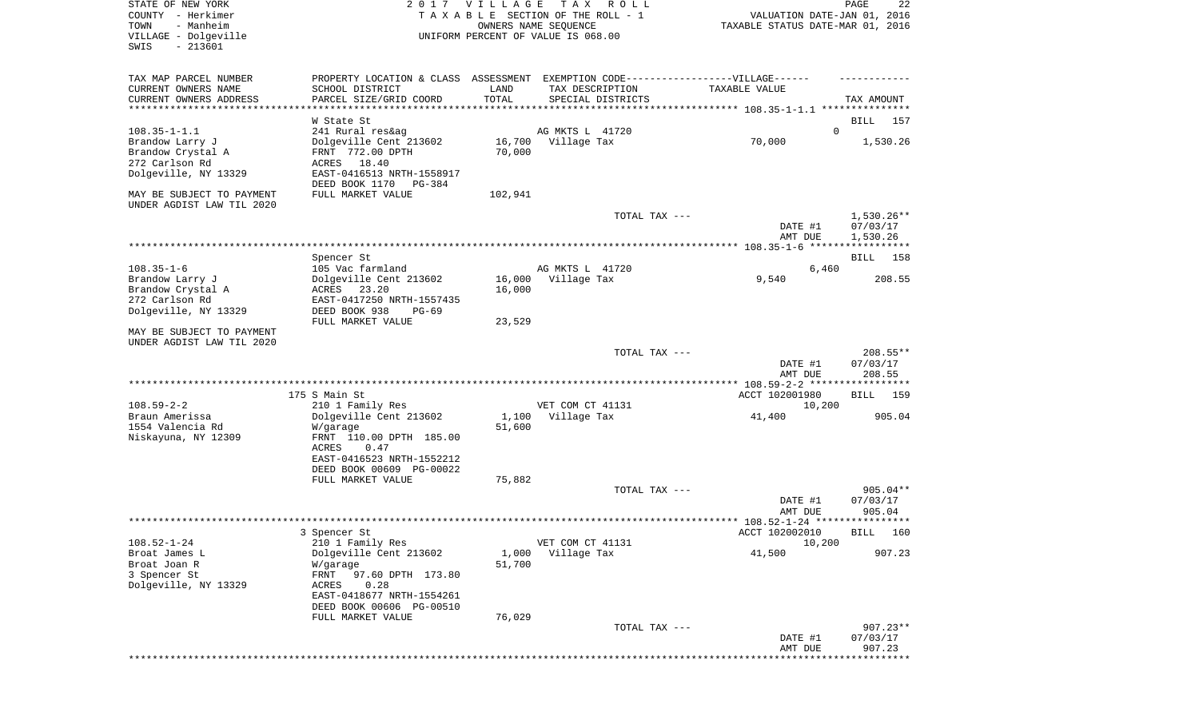STATE OF NEW YORK
COUNTY - Herkimer
TOWN - Manheim
VILLAGE - Dolgeville
SWIS - 213601

2 0 1 7 V I L L A G E T A X R O L L
T A X A B L E SECTION OF THE ROLL - 1
OWNERS NAME SEQUENCE
UNIFORM PERCENT OF VALUE IS 068.00

VALUATION DATE-JAN 01, 2016
TAXABLE STATUS DATE-MAR 01, 2016

| TAX MAP PARCEL NUMBER<br>CURRENT OWNERS NAME<br>CURRENT OWNERS ADDRESS | PROPERTY LOCATION & CLASS<br>SCHOOL DISTRICT<br>PARCEL SIZE/GRID COORD | ASSESSMENT<br>LAND<br>TOTAL | EXEMPTION CODE------VILLAGE------<br>TAX DESCRIPTION<br>SPECIAL DISTRICTS | TAXABLE VALUE | TAX AMOUNT |
|---|---|---|---|---|---|
| **108.35-1-1.1** | W State St | | | | BILL 157 |
| 108.35-1-1.1 | 241 Rural res&ag | | AG MKTS L 41720 | 0 | |
| Brandow Larry J | Dolgeville Cent 213602 | 16,700 | Village Tax | 70,000 | 1,530.26 |
| Brandow Crystal A | FRNT 772.00 DPTH | 70,000 | | | |
| 272 Carlson Rd | ACRES 18.40 | | | | |
| Dolgeville, NY 13329 | EAST-0416513 NRTH-1558917 | | | | |
| | DEED BOOK 1170 PG-384 | | | | |
| MAY BE SUBJECT TO PAYMENT | FULL MARKET VALUE | 102,941 | | | |
| UNDER AGDIST LAW TIL 2020 | | | | | |
| | | | TOTAL TAX --- | | 1,530.26** |
| | | | | DATE #1 | 07/03/17 |
| | | | | AMT DUE | 1,530.26 |
| **108.35-1-6** | Spencer St | | | | BILL 158 |
| 108.35-1-6 | 105 Vac farmland | | AG MKTS L 41720 | 6,460 | |
| Brandow Larry J | Dolgeville Cent 213602 | 16,000 | Village Tax | 9,540 | 208.55 |
| Brandow Crystal A | ACRES 23.20 | 16,000 | | | |
| 272 Carlson Rd | EAST-0417250 NRTH-1557435 | | | | |
| Dolgeville, NY 13329 | DEED BOOK 938 PG-69 | | | | |
| | FULL MARKET VALUE | 23,529 | | | |
| MAY BE SUBJECT TO PAYMENT | | | | | |
| UNDER AGDIST LAW TIL 2020 | | | | | |
| | | | TOTAL TAX --- | | 208.55** |
| | | | | DATE #1 | 07/03/17 |
| | | | | AMT DUE | 208.55 |
| **108.59-2-2** | 175 S Main St | | | ACCT 102001980 | BILL 159 |
| 108.59-2-2 | 210 1 Family Res | | VET COM CT 41131 | 10,200 | |
| Braun Amerissa | Dolgeville Cent 213602 | 1,100 | Village Tax | 41,400 | 905.04 |
| 1554 Valencia Rd | W/garage | 51,600 | | | |
| Niskayuna, NY 12309 | FRNT 110.00 DPTH 185.00 | | | | |
| | ACRES 0.47 | | | | |
| | EAST-0416523 NRTH-1552212 | | | | |
| | DEED BOOK 00609 PG-00022 | | | | |
| | FULL MARKET VALUE | 75,882 | | | |
| | | | TOTAL TAX --- | | 905.04** |
| | | | | DATE #1 | 07/03/17 |
| | | | | AMT DUE | 905.04 |
| **108.52-1-24** | 3 Spencer St | | | ACCT 102002010 | BILL 160 |
| 108.52-1-24 | 210 1 Family Res | | VET COM CT 41131 | 10,200 | |
| Broat James L | Dolgeville Cent 213602 | 1,000 | Village Tax | 41,500 | 907.23 |
| Broat Joan R | W/garage | 51,700 | | | |
| 3 Spencer St | FRNT 97.60 DPTH 173.80 | | | | |
| Dolgeville, NY 13329 | ACRES 0.28 | | | | |
| | EAST-0418677 NRTH-1554261 | | | | |
| | DEED BOOK 00606 PG-00510 | | | | |
| | FULL MARKET VALUE | 76,029 | | | |
| | | | TOTAL TAX --- | | 907.23** |
| | | | | DATE #1 | 07/03/17 |
| | | | | AMT DUE | 907.23 |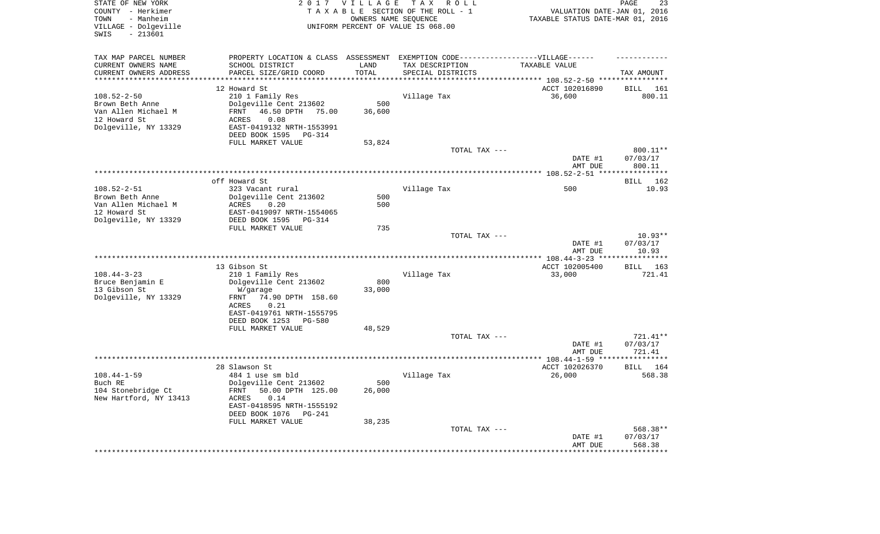STATE OF NEW YORK
COUNTY - Herkimer
TOWN - Manheim
VILLAGE - Dolgeville
SWIS - 213601

2017 VILLAGE TAX ROLL
TAXABLE SECTION OF THE ROLL - 1
OWNERS NAME SEQUENCE
UNIFORM PERCENT OF VALUE IS 068.00

VALUATION DATE-JAN 01, 2016
TAXABLE STATUS DATE-MAR 01, 2016

| TAX MAP PARCEL NUMBER / CURRENT OWNERS NAME / CURRENT OWNERS ADDRESS | PROPERTY LOCATION & CLASS / SCHOOL DISTRICT / PARCEL SIZE/GRID COORD | ASSESSMENT LAND / TOTAL | EXEMPTION CODE / TAX DESCRIPTION / SPECIAL DISTRICTS | TAXABLE VALUE | TAX AMOUNT |
|---|---|---|---|---|---|
| **108.52-2-50** | 12 Howard St | | | ACCT 102016890 | BILL 161 |
| 108.52-2-50 | 210 1 Family Res | | Village Tax | 36,600 | 800.11 |
| Brown Beth Anne | Dolgeville Cent 213602 | 500 | | | |
| Van Allen Michael M | FRNT 46.50 DPTH 75.00 | 36,600 | | | |
| 12 Howard St | ACRES 0.08 | | | | |
| Dolgeville, NY 13329 | EAST-0419132 NRTH-1553991 | | | | |
| | DEED BOOK 1595 PG-314 | | | | |
| | FULL MARKET VALUE | 53,824 | | | |
| | | | TOTAL TAX --- | | 800.11** |
| | | | | DATE #1 | 07/03/17 |
| | | | | AMT DUE | 800.11 |
| **108.52-2-51** | off Howard St | | | | BILL 162 |
| 108.52-2-51 | 323 Vacant rural | | Village Tax | 500 | 10.93 |
| Brown Beth Anne | Dolgeville Cent 213602 | 500 | | | |
| Van Allen Michael M | ACRES 0.20 | 500 | | | |
| 12 Howard St | EAST-0419097 NRTH-1554065 | | | | |
| Dolgeville, NY 13329 | DEED BOOK 1595 PG-314 | | | | |
| | FULL MARKET VALUE | 735 | | | |
| | | | TOTAL TAX --- | | 10.93** |
| | | | | DATE #1 | 07/03/17 |
| | | | | AMT DUE | 10.93 |
| **108.44-3-23** | 13 Gibson St | | | ACCT 102005400 | BILL 163 |
| 108.44-3-23 | 210 1 Family Res | | Village Tax | 33,000 | 721.41 |
| Bruce Benjamin E | Dolgeville Cent 213602 | 800 | | | |
| 13 Gibson St | W/garage | 33,000 | | | |
| Dolgeville, NY 13329 | FRNT 74.90 DPTH 158.60 | | | | |
| | ACRES 0.21 | | | | |
| | EAST-0419761 NRTH-1555795 | | | | |
| | DEED BOOK 1253 PG-580 | | | | |
| | FULL MARKET VALUE | 48,529 | | | |
| | | | TOTAL TAX --- | | 721.41** |
| | | | | DATE #1 | 07/03/17 |
| | | | | AMT DUE | 721.41 |
| **108.44-1-59** | 28 Slawson St | | | ACCT 102026370 | BILL 164 |
| 108.44-1-59 | 484 1 use sm bld | | Village Tax | 26,000 | 568.38 |
| Buch RE | Dolgeville Cent 213602 | 500 | | | |
| 104 Stonebridge Ct | FRNT 50.00 DPTH 125.00 | 26,000 | | | |
| New Hartford, NY 13413 | ACRES 0.14 | | | | |
| | EAST-0418595 NRTH-1555192 | | | | |
| | DEED BOOK 1076 PG-241 | | | | |
| | FULL MARKET VALUE | 38,235 | | | |
| | | | TOTAL TAX --- | | 568.38** |
| | | | | DATE #1 | 07/03/17 |
| | | | | AMT DUE | 568.38 |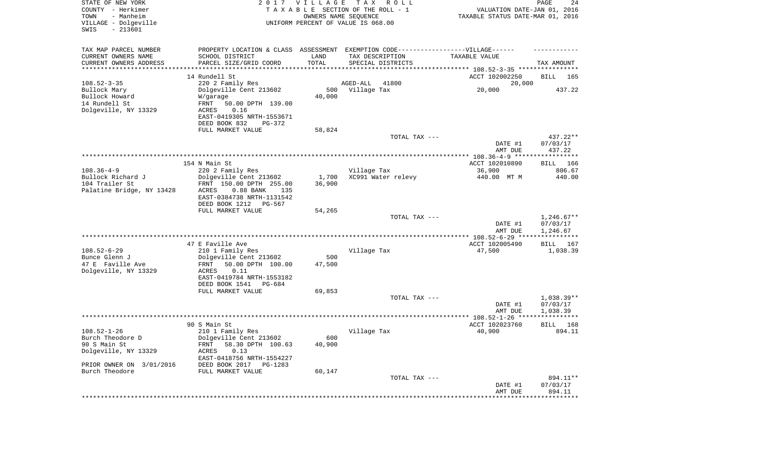STATE OF NEW YORK
COUNTY - Herkimer
TOWN - Manheim
VILLAGE - Dolgeville
SWIS - 213601

2 0 1 7 V I L L A G E T A X R O L L
T A X A B L E SECTION OF THE ROLL - 1
OWNERS NAME SEQUENCE
UNIFORM PERCENT OF VALUE IS 068.00

VALUATION DATE-JAN 01, 2016
TAXABLE STATUS DATE-MAR 01, 2016

| TAX MAP PARCEL NUMBER<br>CURRENT OWNERS NAME<br>CURRENT OWNERS ADDRESS | PROPERTY LOCATION & CLASS<br>SCHOOL DISTRICT<br>PARCEL SIZE/GRID COORD | ASSESSMENT<br>LAND<br>TOTAL | EXEMPTION CODE------VILLAGE------<br>TAX DESCRIPTION<br>SPECIAL DISTRICTS | TAXABLE VALUE | TAX AMOUNT |
|---|---|---|---|---|---|
| | 14 Rundell St | | | ACCT 102002250 | BILL 165 |
| 108.52-3-35 | 220 2 Family Res | | AGED-ALL 41800 | 20,000 | |
| Bullock Mary | Dolgeville Cent 213602 | 500 | Village Tax | 20,000 | 437.22 |
| Bullock Howard | W/garage | 40,000 | | | |
| 14 Rundell St | FRNT 50.00 DPTH 139.00 | | | | |
| Dolgeville, NY 13329 | ACRES 0.16 | | | | |
| | EAST-0419305 NRTH-1553671 | | | | |
| | DEED BOOK 832 PG-372 | | | | |
| | FULL MARKET VALUE | 58,824 | | | |
| | | | TOTAL TAX --- | | 437.22** |
| | | | | DATE #1 | 07/03/17 |
| | | | | AMT DUE | 437.22 |
| | 154 N Main St | | | ACCT 102010890 | BILL 166 |
| 108.36-4-9 | 220 2 Family Res | | Village Tax | 36,900 | 806.67 |
| Bullock Richard J | Dolgeville Cent 213602 | 1,700 | XC991 Water relevy | 440.00 MT M | 440.00 |
| 104 Trailer St | FRNT 150.00 DPTH 255.00 | 36,900 | | | |
| Palatine Bridge, NY 13428 | ACRES 0.88 BANK 135 | | | | |
| | EAST-0384738 NRTH-1131542 | | | | |
| | DEED BOOK 1212 PG-567 | | | | |
| | FULL MARKET VALUE | 54,265 | | | |
| | | | TOTAL TAX --- | | 1,246.67** |
| | | | | DATE #1 | 07/03/17 |
| | | | | AMT DUE | 1,246.67 |
| | 47 E Faville Ave | | | ACCT 102005490 | BILL 167 |
| 108.52-6-29 | 210 1 Family Res | | Village Tax | 47,500 | 1,038.39 |
| Bunce Glenn J | Dolgeville Cent 213602 | 500 | | | |
| 47 E Faville Ave | FRNT 50.00 DPTH 100.00 | 47,500 | | | |
| Dolgeville, NY 13329 | ACRES 0.11 | | | | |
| | EAST-0419784 NRTH-1553182 | | | | |
| | DEED BOOK 1541 PG-684 | | | | |
| | FULL MARKET VALUE | 69,853 | | | |
| | | | TOTAL TAX --- | | 1,038.39** |
| | | | | DATE #1 | 07/03/17 |
| | | | | AMT DUE | 1,038.39 |
| | 90 S Main St | | | ACCT 102023760 | BILL 168 |
| 108.52-1-26 | 210 1 Family Res | | Village Tax | 40,900 | 894.11 |
| Burch Theodore D | Dolgeville Cent 213602 | 600 | | | |
| 90 S Main St | FRNT 58.30 DPTH 100.63 | 40,900 | | | |
| Dolgeville, NY 13329 | ACRES 0.13 | | | | |
| | EAST-0418756 NRTH-1554227 | | | | |
| PRIOR OWNER ON 3/01/2016 | DEED BOOK 2017 PG-1283 | | | | |
| Burch Theodore | FULL MARKET VALUE | 60,147 | | | |
| | | | TOTAL TAX --- | | 894.11** |
| | | | | DATE #1 | 07/03/17 |
| | | | | AMT DUE | 894.11 |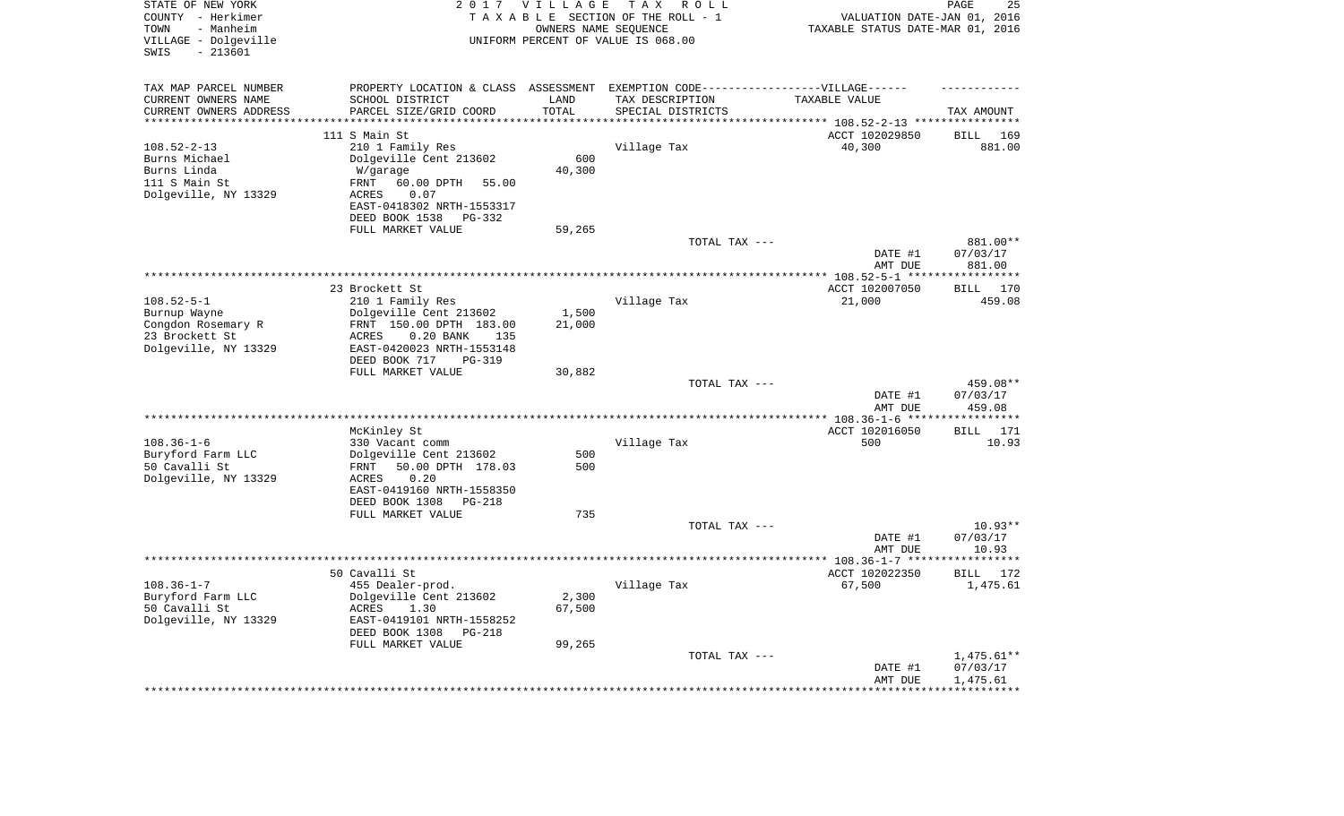STATE OF NEW YORK | 2 0 1 7 V I L L A G E T A X R O L L
COUNTY - Herkimer | T A X A B L E SECTION OF THE ROLL - 1 | VALUATION DATE-JAN 01, 2016
TOWN - Manheim | OWNERS NAME SEQUENCE | TAXABLE STATUS DATE-MAR 01, 2016
VILLAGE - Dolgeville | UNIFORM PERCENT OF VALUE IS 068.00
SWIS - 213601

| TAX MAP PARCEL NUMBER / CURRENT OWNERS NAME / CURRENT OWNERS ADDRESS | PROPERTY LOCATION & CLASS / SCHOOL DISTRICT / PARCEL SIZE/GRID COORD | ASSESSMENT LAND / TOTAL | EXEMPTION CODE / TAX DESCRIPTION / SPECIAL DISTRICTS | TAXABLE VALUE | TAX AMOUNT |
|---|---|---|---|---|---|
| **108.52-2-13** | 111 S Main St | | | ACCT 102029850 | BILL 169 |
| Burns Michael | 210 1 Family Res | | Village Tax | 40,300 | 881.00 |
| Burns Linda | Dolgeville Cent 213602 | 600 | | | |
| 111 S Main St | W/garage | 40,300 | | | |
| Dolgeville, NY 13329 | FRNT 60.00 DPTH 55.00 | | | | |
| | ACRES 0.07 | | | | |
| | EAST-0418302 NRTH-1553317 | | | | |
| | DEED BOOK 1538 PG-332 | | | | |
| | FULL MARKET VALUE | 59,265 | | | |
| | | | TOTAL TAX --- | | 881.00** |
| | | | | DATE #1 | 07/03/17 |
| | | | | AMT DUE | 881.00 |
| **108.52-5-1** | 23 Brockett St | | | ACCT 102007050 | BILL 170 |
| Burnup Wayne | 210 1 Family Res | | Village Tax | 21,000 | 459.08 |
| Congdon Rosemary R | Dolgeville Cent 213602 | 1,500 | | | |
| 23 Brockett St | FRNT 150.00 DPTH 183.00 | 21,000 | | | |
| Dolgeville, NY 13329 | ACRES 0.20 BANK 135 | | | | |
| | EAST-0420023 NRTH-1553148 | | | | |
| | DEED BOOK 717 PG-319 | | | | |
| | FULL MARKET VALUE | 30,882 | | | |
| | | | TOTAL TAX --- | | 459.08** |
| | | | | DATE #1 | 07/03/17 |
| | | | | AMT DUE | 459.08 |
| **108.36-1-6** | McKinley St | | | ACCT 102016050 | BILL 171 |
| Buryford Farm LLC | 330 Vacant comm | | Village Tax | 500 | 10.93 |
| 50 Cavalli St | Dolgeville Cent 213602 | 500 | | | |
| Dolgeville, NY 13329 | FRNT 50.00 DPTH 178.03 | 500 | | | |
| | ACRES 0.20 | | | | |
| | EAST-0419160 NRTH-1558350 | | | | |
| | DEED BOOK 1308 PG-218 | | | | |
| | FULL MARKET VALUE | 735 | | | |
| | | | TOTAL TAX --- | | 10.93** |
| | | | | DATE #1 | 07/03/17 |
| | | | | AMT DUE | 10.93 |
| **108.36-1-7** | 50 Cavalli St | | | ACCT 102022350 | BILL 172 |
| Buryford Farm LLC | 455 Dealer-prod. | | Village Tax | 67,500 | 1,475.61 |
| 50 Cavalli St | Dolgeville Cent 213602 | 2,300 | | | |
| Dolgeville, NY 13329 | ACRES 1.30 | 67,500 | | | |
| | EAST-0419101 NRTH-1558252 | | | | |
| | DEED BOOK 1308 PG-218 | | | | |
| | FULL MARKET VALUE | 99,265 | | | |
| | | | TOTAL TAX --- | | 1,475.61** |
| | | | | DATE #1 | 07/03/17 |
| | | | | AMT DUE | 1,475.61 |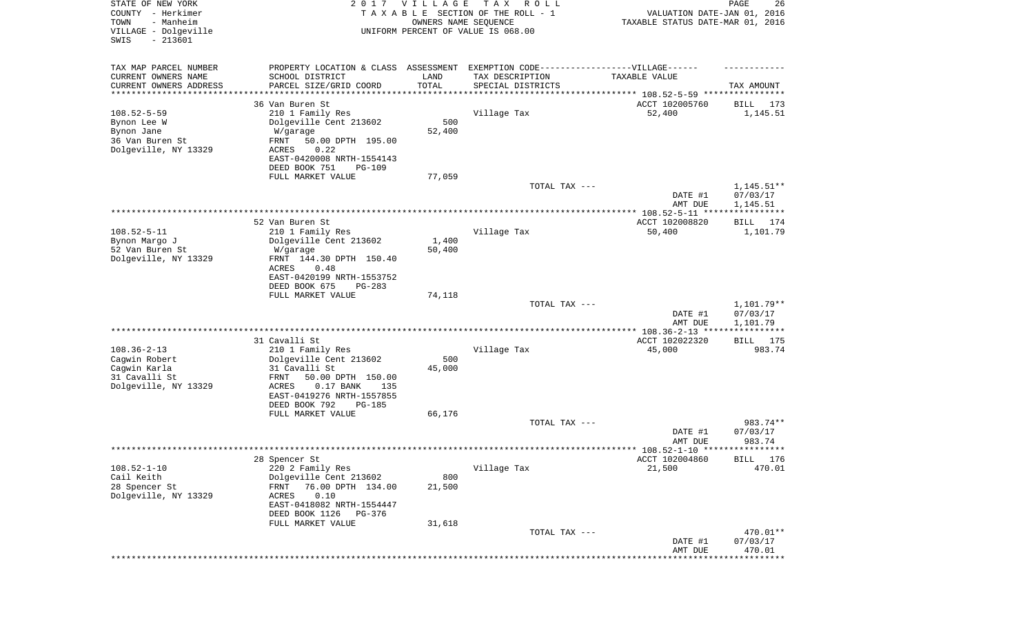STATE OF NEW YORK
COUNTY - Herkimer
TOWN - Manheim
VILLAGE - Dolgeville
SWIS - 213601

2017 VILLAGE TAX ROLL
TAXABLE SECTION OF THE ROLL - 1
OWNERS NAME SEQUENCE
UNIFORM PERCENT OF VALUE IS 068.00

VALUATION DATE-JAN 01, 2016
TAXABLE STATUS DATE-MAR 01, 2016

| TAX MAP PARCEL NUMBER / CURRENT OWNERS NAME / CURRENT OWNERS ADDRESS | PROPERTY LOCATION & CLASS / SCHOOL DISTRICT / PARCEL SIZE/GRID COORD | ASSESSMENT LAND / TOTAL | EXEMPTION CODE-----VILLAGE------ TAX DESCRIPTION / SPECIAL DISTRICTS | TAXABLE VALUE | TAX AMOUNT |
|---|---|---|---|---|---|
| 108.52-5-59 | 36 Van Buren St | | | ACCT 102005760 | BILL 173 |
| 108.52-5-59 | 210 1 Family Res | | Village Tax | 52,400 | 1,145.51 |
| Bynon Lee W | Dolgeville Cent 213602 | 500 | | | |
| Bynon Jane | W/garage | 52,400 | | | |
| 36 Van Buren St | FRNT 50.00 DPTH 195.00 | | | | |
| Dolgeville, NY 13329 | ACRES 0.22 | | | | |
| | EAST-0420008 NRTH-1554143 | | | | |
| | DEED BOOK 751 PG-109 | | | | |
| | FULL MARKET VALUE | 77,059 | | | |
| | | | TOTAL TAX --- | | 1,145.51** |
| | | | | DATE #1 | 07/03/17 |
| | | | | AMT DUE | 1,145.51 |
| 108.52-5-11 | 52 Van Buren St | | | ACCT 102008820 | BILL 174 |
| 108.52-5-11 | 210 1 Family Res | | Village Tax | 50,400 | 1,101.79 |
| Bynon Margo J | Dolgeville Cent 213602 | 1,400 | | | |
| 52 Van Buren St | W/garage | 50,400 | | | |
| Dolgeville, NY 13329 | FRNT 144.30 DPTH 150.40 | | | | |
| | ACRES 0.48 | | | | |
| | EAST-0420199 NRTH-1553752 | | | | |
| | DEED BOOK 675 PG-283 | | | | |
| | FULL MARKET VALUE | 74,118 | | | |
| | | | TOTAL TAX --- | | 1,101.79** |
| | | | | DATE #1 | 07/03/17 |
| | | | | AMT DUE | 1,101.79 |
| 108.36-2-13 | 31 Cavalli St | | | ACCT 102022320 | BILL 175 |
| 108.36-2-13 | 210 1 Family Res | | Village Tax | 45,000 | 983.74 |
| Cagwin Robert | Dolgeville Cent 213602 | 500 | | | |
| Cagwin Karla | 31 Cavalli St | 45,000 | | | |
| 31 Cavalli St | FRNT 50.00 DPTH 150.00 | | | | |
| Dolgeville, NY 13329 | ACRES 0.17 BANK 135 | | | | |
| | EAST-0419276 NRTH-1557855 | | | | |
| | DEED BOOK 792 PG-185 | | | | |
| | FULL MARKET VALUE | 66,176 | | | |
| | | | TOTAL TAX --- | | 983.74** |
| | | | | DATE #1 | 07/03/17 |
| | | | | AMT DUE | 983.74 |
| 108.52-1-10 | 28 Spencer St | | | ACCT 102004860 | BILL 176 |
| 108.52-1-10 | 220 2 Family Res | | Village Tax | 21,500 | 470.01 |
| Cail Keith | Dolgeville Cent 213602 | 800 | | | |
| 28 Spencer St | FRNT 76.00 DPTH 134.00 | 21,500 | | | |
| Dolgeville, NY 13329 | ACRES 0.10 | | | | |
| | EAST-0418082 NRTH-1554447 | | | | |
| | DEED BOOK 1126 PG-376 | | | | |
| | FULL MARKET VALUE | 31,618 | | | |
| | | | TOTAL TAX --- | | 470.01** |
| | | | | DATE #1 | 07/03/17 |
| | | | | AMT DUE | 470.01 |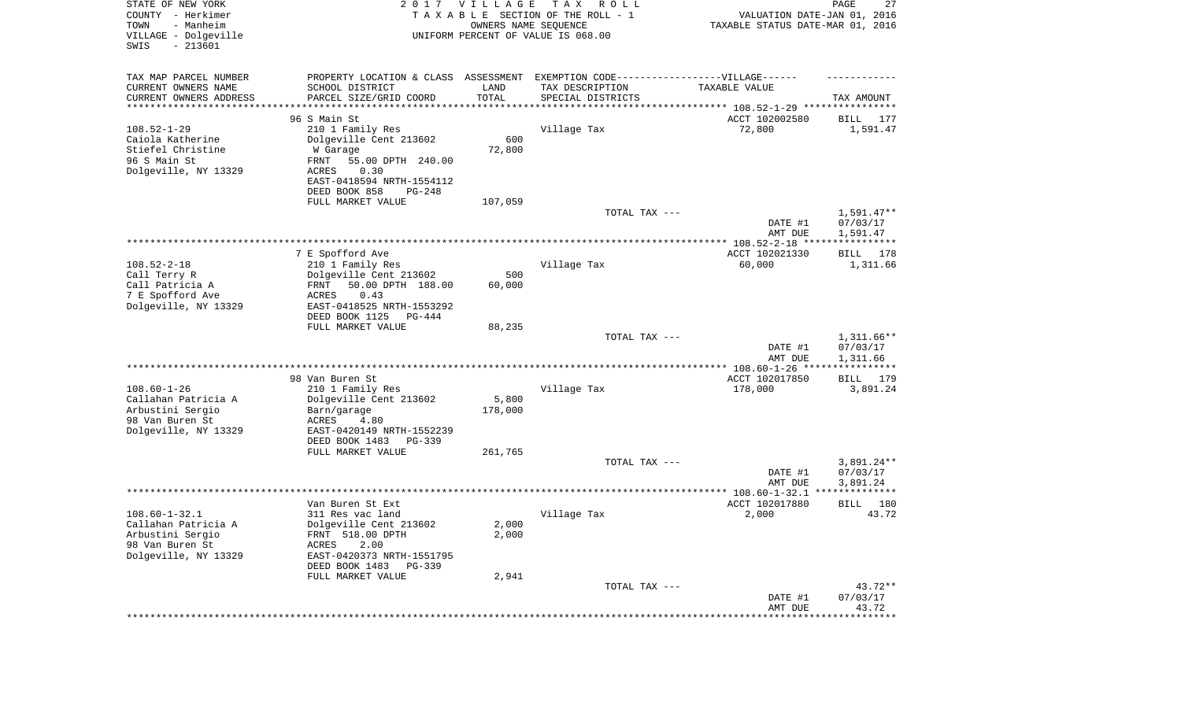STATE OF NEW YORK
COUNTY - Herkimer
TOWN - Manheim
VILLAGE - Dolgeville
SWIS - 213601

2 0 1 7 V I L L A G E T A X R O L L
T A X A B L E SECTION OF THE ROLL - 1
OWNERS NAME SEQUENCE
UNIFORM PERCENT OF VALUE IS 068.00

VALUATION DATE-JAN 01, 2016
TAXABLE STATUS DATE-MAR 01, 2016

| TAX MAP PARCEL NUMBER / CURRENT OWNERS NAME / CURRENT OWNERS ADDRESS | PROPERTY LOCATION & CLASS / SCHOOL DISTRICT / PARCEL SIZE/GRID COORD | ASSESSMENT LAND / TOTAL | EXEMPTION CODE-----VILLAGE------ TAX DESCRIPTION / SPECIAL DISTRICTS | TAXABLE VALUE | TAX AMOUNT |
|---|---|---|---|---|---|
| 108.52-1-29 | 96 S Main St | | | ACCT 102002580 | BILL 177 |
| Caiola Katherine | 210 1 Family Res | | Village Tax | 72,800 | 1,591.47 |
| Stiefel Christine | Dolgeville Cent 213602 | 600 | | | |
| 96 S Main St | W Garage | 72,800 | | | |
| Dolgeville, NY 13329 | FRNT 55.00 DPTH 240.00 | | | | |
| | ACRES 0.30 | | | | |
| | EAST-0418594 NRTH-1554112 | | | | |
| | DEED BOOK 858 PG-248 | | | | |
| | FULL MARKET VALUE | 107,059 | | | |
| | | | TOTAL TAX --- | | 1,591.47** |
| | | | | DATE #1 | 07/03/17 |
| | | | | AMT DUE | 1,591.47 |
| 108.52-2-18 | 7 E Spofford Ave | | | ACCT 102021330 | BILL 178 |
| Call Terry R | 210 1 Family Res | | Village Tax | 60,000 | 1,311.66 |
| Call Patricia A | Dolgeville Cent 213602 | 500 | | | |
| 7 E Spofford Ave | FRNT 50.00 DPTH 188.00 | 60,000 | | | |
| Dolgeville, NY 13329 | ACRES 0.43 | | | | |
| | EAST-0418525 NRTH-1553292 | | | | |
| | DEED BOOK 1125 PG-444 | | | | |
| | FULL MARKET VALUE | 88,235 | | | |
| | | | TOTAL TAX --- | | 1,311.66** |
| | | | | DATE #1 | 07/03/17 |
| | | | | AMT DUE | 1,311.66 |
| 108.60-1-26 | 98 Van Buren St | | | ACCT 102017850 | BILL 179 |
| Callahan Patricia A | 210 1 Family Res | | Village Tax | 178,000 | 3,891.24 |
| Arbustini Sergio | Dolgeville Cent 213602 | 5,800 | | | |
| 98 Van Buren St | Barn/garage | 178,000 | | | |
| Dolgeville, NY 13329 | ACRES 4.80 | | | | |
| | EAST-0420149 NRTH-1552239 | | | | |
| | DEED BOOK 1483 PG-339 | | | | |
| | FULL MARKET VALUE | 261,765 | | | |
| | | | TOTAL TAX --- | | 3,891.24** |
| | | | | DATE #1 | 07/03/17 |
| | | | | AMT DUE | 3,891.24 |
| 108.60-1-32.1 | Van Buren St Ext | | | ACCT 102017880 | BILL 180 |
| Callahan Patricia A | 311 Res vac land | | Village Tax | 2,000 | 43.72 |
| Arbustini Sergio | Dolgeville Cent 213602 | 2,000 | | | |
| 98 Van Buren St | FRNT 518.00 DPTH | 2,000 | | | |
| Dolgeville, NY 13329 | ACRES 2.00 | | | | |
| | EAST-0420373 NRTH-1551795 | | | | |
| | DEED BOOK 1483 PG-339 | | | | |
| | FULL MARKET VALUE | 2,941 | | | |
| | | | TOTAL TAX --- | | 43.72** |
| | | | | DATE #1 | 07/03/17 |
| | | | | AMT DUE | 43.72 |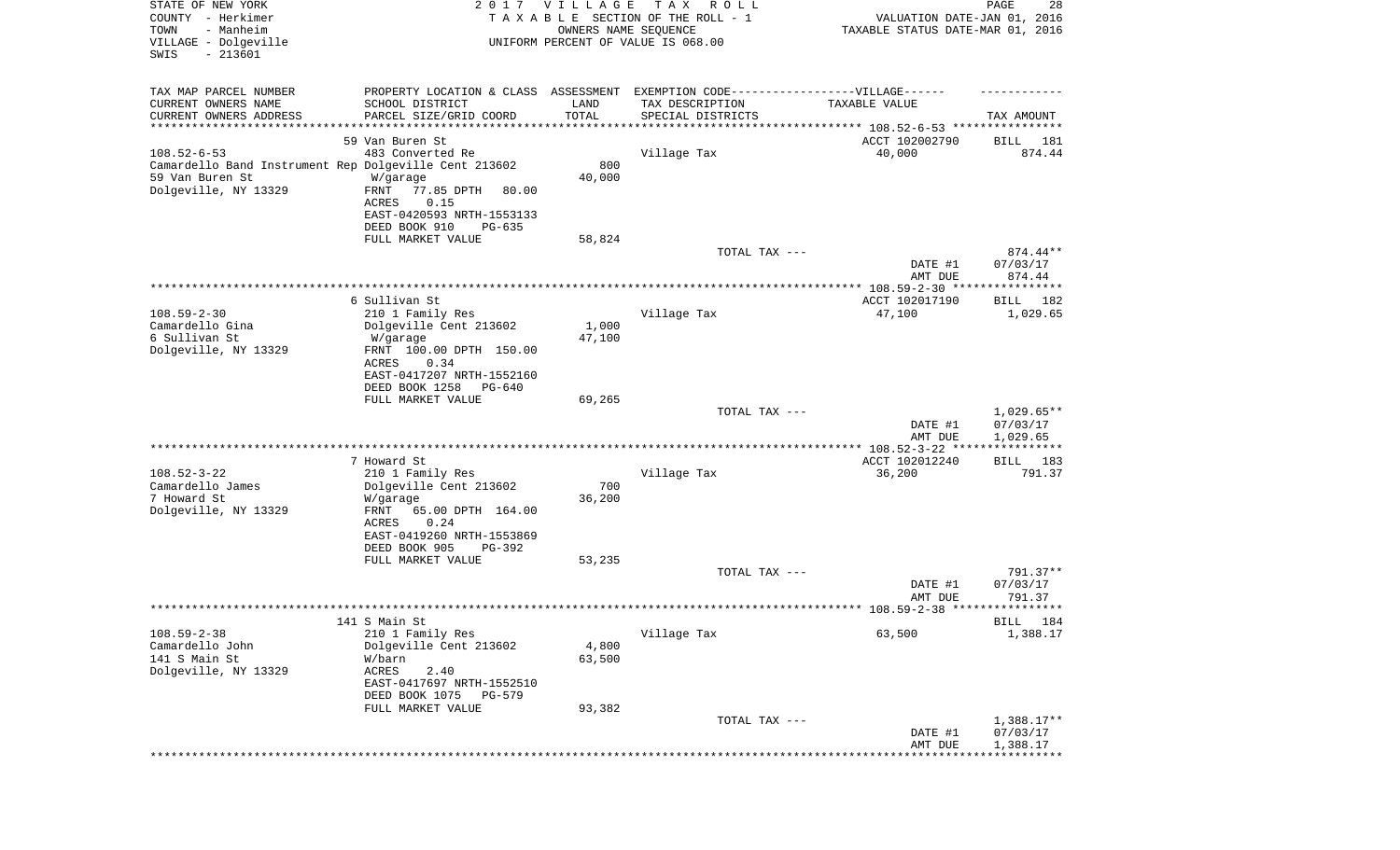STATE OF NEW YORK 2 0 1 7 V I L L A G E T A X R O L L
COUNTY - Herkimer T A X A B L E SECTION OF THE ROLL - 1 VALUATION DATE-JAN 01, 2016
TOWN - Manheim OWNERS NAME SEQUENCE TAXABLE STATUS DATE-MAR 01, 2016
VILLAGE - Dolgeville UNIFORM PERCENT OF VALUE IS 068.00
SWIS - 213601

| TAX MAP PARCEL NUMBER<br>CURRENT OWNERS NAME<br>CURRENT OWNERS ADDRESS | PROPERTY LOCATION & CLASS<br>SCHOOL DISTRICT<br>PARCEL SIZE/GRID COORD | ASSESSMENT<br>LAND<br>TOTAL | EXEMPTION CODE------VILLAGE------<br>TAX DESCRIPTION<br>SPECIAL DISTRICTS | TAXABLE VALUE | TAX AMOUNT |
|---|---|---|---|---|---|
| | 59 Van Buren St | | | ACCT 102002790 | BILL 181 |
| 108.52-6-53 | 483 Converted Re | | Village Tax | 40,000 | 874.44 |
| Camardello Band Instrument Rep | Dolgeville Cent 213602 | 800 | | | |
| 59 Van Buren St | W/garage | 40,000 | | | |
| Dolgeville, NY 13329 | FRNT 77.85 DPTH 80.00 | | | | |
| | ACRES 0.15 | | | | |
| | EAST-0420593 NRTH-1553133 | | | | |
| | DEED BOOK 910 PG-635 | | | | |
| | FULL MARKET VALUE | 58,824 | | | |
| | | | TOTAL TAX --- | | 874.44** |
| | | | | DATE #1 | 07/03/17 |
| | | | | AMT DUE | 874.44 |
| | 6 Sullivan St | | | ACCT 102017190 | BILL 182 |
| 108.59-2-30 | 210 1 Family Res | | Village Tax | 47,100 | 1,029.65 |
| Camardello Gina | Dolgeville Cent 213602 | 1,000 | | | |
| 6 Sullivan St | W/garage | 47,100 | | | |
| Dolgeville, NY 13329 | FRNT 100.00 DPTH 150.00 | | | | |
| | ACRES 0.34 | | | | |
| | EAST-0417207 NRTH-1552160 | | | | |
| | DEED BOOK 1258 PG-640 | | | | |
| | FULL MARKET VALUE | 69,265 | | | |
| | | | TOTAL TAX --- | | 1,029.65** |
| | | | | DATE #1 | 07/03/17 |
| | | | | AMT DUE | 1,029.65 |
| | 7 Howard St | | | ACCT 102012240 | BILL 183 |
| 108.52-3-22 | 210 1 Family Res | | Village Tax | 36,200 | 791.37 |
| Camardello James | Dolgeville Cent 213602 | 700 | | | |
| 7 Howard St | W/garage | 36,200 | | | |
| Dolgeville, NY 13329 | FRNT 65.00 DPTH 164.00 | | | | |
| | ACRES 0.24 | | | | |
| | EAST-0419260 NRTH-1553869 | | | | |
| | DEED BOOK 905 PG-392 | | | | |
| | FULL MARKET VALUE | 53,235 | | | |
| | | | TOTAL TAX --- | | 791.37** |
| | | | | DATE #1 | 07/03/17 |
| | | | | AMT DUE | 791.37 |
| | 141 S Main St | | | | BILL 184 |
| 108.59-2-38 | 210 1 Family Res | | Village Tax | 63,500 | 1,388.17 |
| Camardello John | Dolgeville Cent 213602 | 4,800 | | | |
| 141 S Main St | W/barn | 63,500 | | | |
| Dolgeville, NY 13329 | ACRES 2.40 | | | | |
| | EAST-0417697 NRTH-1552510 | | | | |
| | DEED BOOK 1075 PG-579 | | | | |
| | FULL MARKET VALUE | 93,382 | | | |
| | | | TOTAL TAX --- | | 1,388.17** |
| | | | | DATE #1 | 07/03/17 |
| | | | | AMT DUE | 1,388.17 |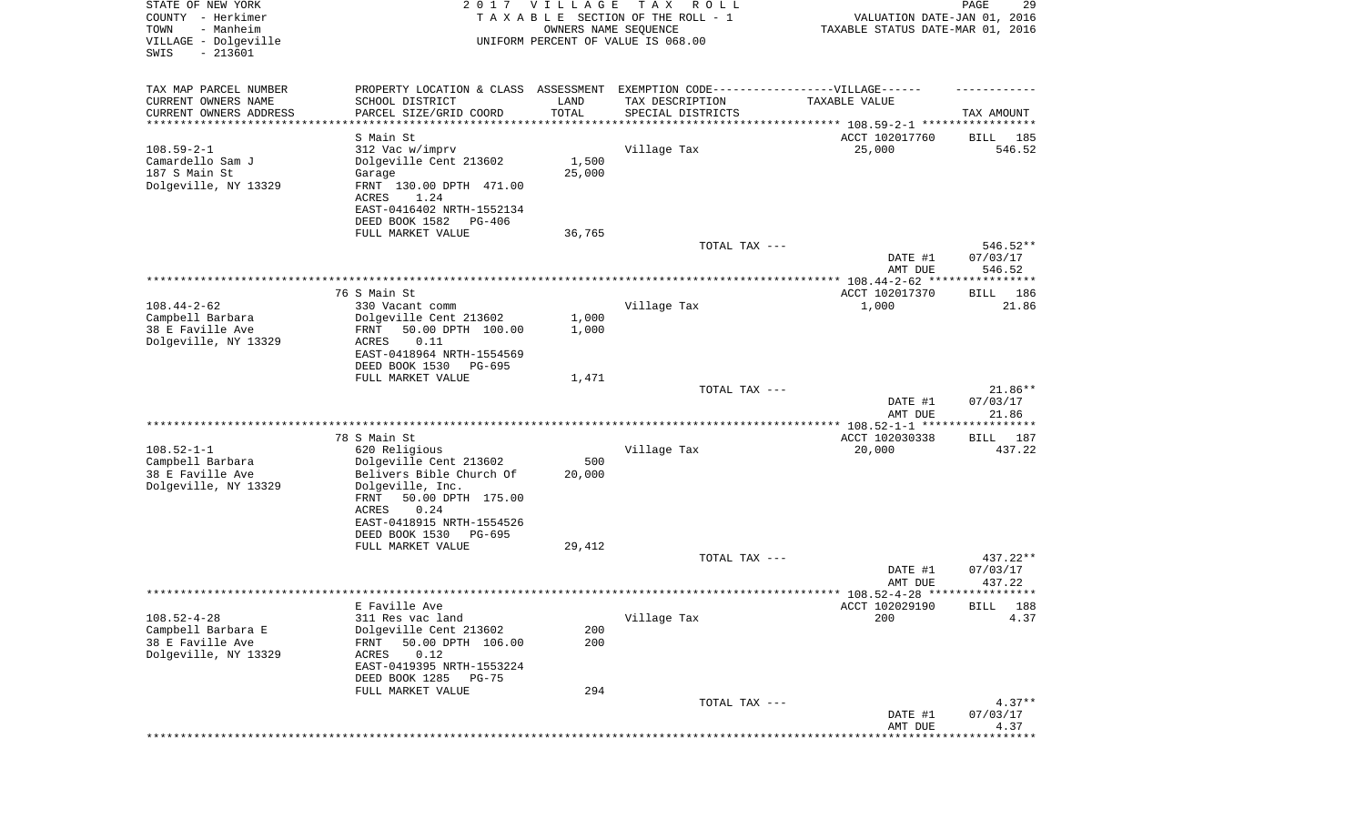STATE OF NEW YORK
COUNTY - Herkimer
TOWN - Manheim
VILLAGE - Dolgeville
SWIS - 213601

2017 VILLAGE TAX ROLL
TAXABLE SECTION OF THE ROLL - 1
OWNERS NAME SEQUENCE
UNIFORM PERCENT OF VALUE IS 068.00

VALUATION DATE-JAN 01, 2016
TAXABLE STATUS DATE-MAR 01, 2016

| TAX MAP PARCEL NUMBER<br>CURRENT OWNERS NAME<br>CURRENT OWNERS ADDRESS | PROPERTY LOCATION & CLASS<br>SCHOOL DISTRICT<br>PARCEL SIZE/GRID COORD | ASSESSMENT<br>LAND<br>TOTAL | EXEMPTION CODE------VILLAGE------<br>TAX DESCRIPTION<br>SPECIAL DISTRICTS | TAXABLE VALUE | TAX AMOUNT |
|---|---|---|---|---|---|
| | S Main St | | | ACCT 102017760 | BILL 185 |
| 108.59-2-1 | 312 Vac w/imprv | | Village Tax | 25,000 | 546.52 |
| Camardello Sam J | Dolgeville Cent 213602 | 1,500 | | | |
| 187 S Main St | Garage | 25,000 | | | |
| Dolgeville, NY 13329 | FRNT 130.00 DPTH 471.00 | | | | |
| | ACRES 1.24 | | | | |
| | EAST-0416402 NRTH-1552134 | | | | |
| | DEED BOOK 1582 PG-406 | | | | |
| | FULL MARKET VALUE | 36,765 | | | |
| | | | TOTAL TAX --- | | 546.52** |
| | | | | DATE #1 | 07/03/17 |
| | | | | AMT DUE | 546.52 |
| | 76 S Main St | | | ACCT 102017370 | BILL 186 |
| 108.44-2-62 | 330 Vacant comm | | Village Tax | 1,000 | 21.86 |
| Campbell Barbara | Dolgeville Cent 213602 | 1,000 | | | |
| 38 E Faville Ave | FRNT 50.00 DPTH 100.00 | 1,000 | | | |
| Dolgeville, NY 13329 | ACRES 0.11 | | | | |
| | EAST-0418964 NRTH-1554569 | | | | |
| | DEED BOOK 1530 PG-695 | | | | |
| | FULL MARKET VALUE | 1,471 | | | |
| | | | TOTAL TAX --- | | 21.86** |
| | | | | DATE #1 | 07/03/17 |
| | | | | AMT DUE | 21.86 |
| | 78 S Main St | | | ACCT 102030338 | BILL 187 |
| 108.52-1-1 | 620 Religious | | Village Tax | 20,000 | 437.22 |
| Campbell Barbara | Dolgeville Cent 213602 | 500 | | | |
| 38 E Faville Ave | Belivers Bible Church Of | 20,000 | | | |
| Dolgeville, NY 13329 | Dolgeville, Inc. | | | | |
| | FRNT 50.00 DPTH 175.00 | | | | |
| | ACRES 0.24 | | | | |
| | EAST-0418915 NRTH-1554526 | | | | |
| | DEED BOOK 1530 PG-695 | | | | |
| | FULL MARKET VALUE | 29,412 | | | |
| | | | TOTAL TAX --- | | 437.22** |
| | | | | DATE #1 | 07/03/17 |
| | | | | AMT DUE | 437.22 |
| | E Faville Ave | | | ACCT 102029190 | BILL 188 |
| 108.52-4-28 | 311 Res vac land | | Village Tax | 200 | 4.37 |
| Campbell Barbara E | Dolgeville Cent 213602 | 200 | | | |
| 38 E Faville Ave | FRNT 50.00 DPTH 106.00 | 200 | | | |
| Dolgeville, NY 13329 | ACRES 0.12 | | | | |
| | EAST-0419395 NRTH-1553224 | | | | |
| | DEED BOOK 1285 PG-75 | | | | |
| | FULL MARKET VALUE | 294 | | | |
| | | | TOTAL TAX --- | | 4.37** |
| | | | | DATE #1 | 07/03/17 |
| | | | | AMT DUE | 4.37 |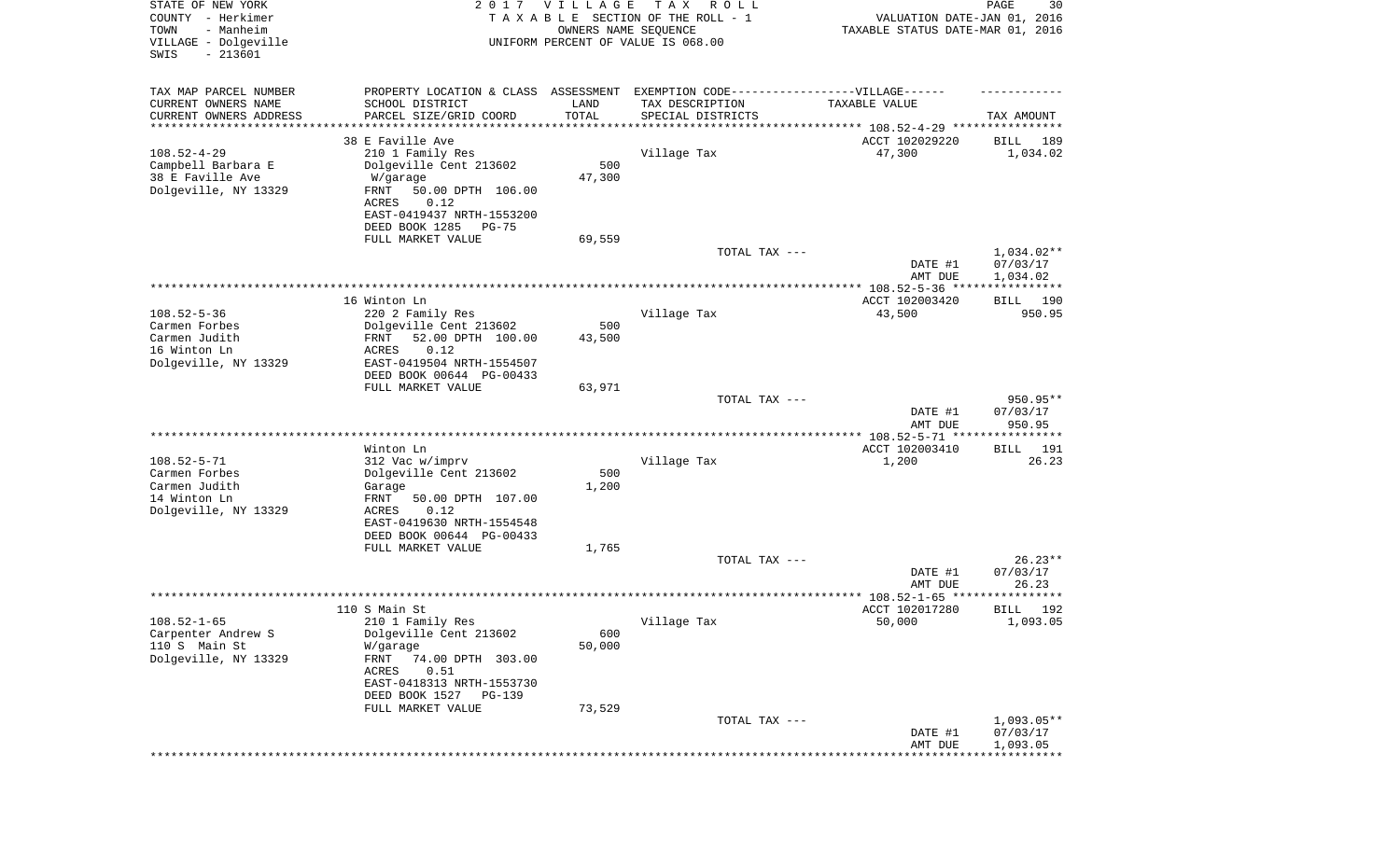STATE OF NEW YORK
COUNTY - Herkimer
TOWN - Manheim
VILLAGE - Dolgeville
SWIS - 213601

2 0 1 7 V I L L A G E T A X R O L L
T A X A B L E SECTION OF THE ROLL - 1
OWNERS NAME SEQUENCE
UNIFORM PERCENT OF VALUE IS 068.00

VALUATION DATE-JAN 01, 2016
TAXABLE STATUS DATE-MAR 01, 2016

| TAX MAP PARCEL NUMBER<br>CURRENT OWNERS NAME<br>CURRENT OWNERS ADDRESS | PROPERTY LOCATION & CLASS<br>SCHOOL DISTRICT<br>PARCEL SIZE/GRID COORD | ASSESSMENT<br>LAND<br>TOTAL | EXEMPTION CODE------------------VILLAGE------<br>TAX DESCRIPTION<br>SPECIAL DISTRICTS | TAXABLE VALUE | TAX AMOUNT |
|---|---|---|---|---|---|
| 108.52-4-29 | 38 E Faville Ave | | | ACCT 102029220 | BILL 189 |
| 108.52-4-29 | 210 1 Family Res | | Village Tax | 47,300 | 1,034.02 |
| Campbell Barbara E | Dolgeville Cent 213602 | 500 | | | |
| 38 E Faville Ave | W/garage | 47,300 | | | |
| Dolgeville, NY 13329 | FRNT 50.00 DPTH 106.00 | | | | |
| | ACRES 0.12 | | | | |
| | EAST-0419437 NRTH-1553200 | | | | |
| | DEED BOOK 1285 PG-75 | | | | |
| | FULL MARKET VALUE | 69,559 | | | |
| | | | TOTAL TAX --- | | 1,034.02** |
| | | | | DATE #1 | 07/03/17 |
| | | | | AMT DUE | 1,034.02 |
| 108.52-5-36 | 16 Winton Ln | | | ACCT 102003420 | BILL 190 |
| 108.52-5-36 | 220 2 Family Res | | Village Tax | 43,500 | 950.95 |
| Carmen Forbes | Dolgeville Cent 213602 | 500 | | | |
| Carmen Judith | FRNT 52.00 DPTH 100.00 | 43,500 | | | |
| 16 Winton Ln | ACRES 0.12 | | | | |
| Dolgeville, NY 13329 | EAST-0419504 NRTH-1554507 | | | | |
| | DEED BOOK 00644 PG-00433 | | | | |
| | FULL MARKET VALUE | 63,971 | | | |
| | | | TOTAL TAX --- | | 950.95** |
| | | | | DATE #1 | 07/03/17 |
| | | | | AMT DUE | 950.95 |
| 108.52-5-71 | Winton Ln | | | ACCT 102003410 | BILL 191 |
| 108.52-5-71 | 312 Vac w/imprv | | Village Tax | 1,200 | 26.23 |
| Carmen Forbes | Dolgeville Cent 213602 | 500 | | | |
| Carmen Judith | Garage | 1,200 | | | |
| 14 Winton Ln | FRNT 50.00 DPTH 107.00 | | | | |
| Dolgeville, NY 13329 | ACRES 0.12 | | | | |
| | EAST-0419630 NRTH-1554548 | | | | |
| | DEED BOOK 00644 PG-00433 | | | | |
| | FULL MARKET VALUE | 1,765 | | | |
| | | | TOTAL TAX --- | | 26.23** |
| | | | | DATE #1 | 07/03/17 |
| | | | | AMT DUE | 26.23 |
| 108.52-1-65 | 110 S Main St | | | ACCT 102017280 | BILL 192 |
| 108.52-1-65 | 210 1 Family Res | | Village Tax | 50,000 | 1,093.05 |
| Carpenter Andrew S | Dolgeville Cent 213602 | 600 | | | |
| 110 S Main St | W/garage | 50,000 | | | |
| Dolgeville, NY 13329 | FRNT 74.00 DPTH 303.00 | | | | |
| | ACRES 0.51 | | | | |
| | EAST-0418313 NRTH-1553730 | | | | |
| | DEED BOOK 1527 PG-139 | | | | |
| | FULL MARKET VALUE | 73,529 | | | |
| | | | TOTAL TAX --- | | 1,093.05** |
| | | | | DATE #1 | 07/03/17 |
| | | | | AMT DUE | 1,093.05 |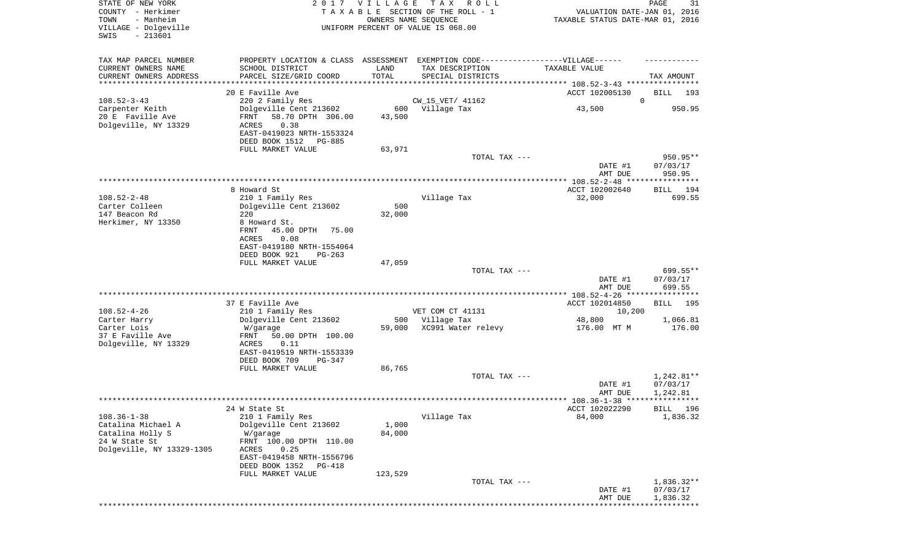STATE OF NEW YORK
COUNTY - Herkimer
TOWN - Manheim
VILLAGE - Dolgeville
SWIS - 213601

2 0 1 7 V I L L A G E T A X R O L L
T A X A B L E SECTION OF THE ROLL - 1
OWNERS NAME SEQUENCE
UNIFORM PERCENT OF VALUE IS 068.00

VALUATION DATE-JAN 01, 2016
TAXABLE STATUS DATE-MAR 01, 2016

| TAX MAP PARCEL NUMBER / CURRENT OWNERS NAME / CURRENT OWNERS ADDRESS | PROPERTY LOCATION & CLASS / SCHOOL DISTRICT / PARCEL SIZE/GRID COORD | ASSESSMENT LAND / TOTAL | EXEMPTION CODE / TAX DESCRIPTION / SPECIAL DISTRICTS | TAXABLE VALUE | TAX AMOUNT |
|---|---|---|---|---|---|
| | 20 E Faville Ave | | | ACCT 102005130 | BILL 193 |
| 108.52-3-43 | 220 2 Family Res | | CW_15_VET/ 41162 | 0 | |
| Carpenter Keith | Dolgeville Cent 213602 | 600 | Village Tax | 43,500 | 950.95 |
| 20 E Faville Ave | FRNT 58.70 DPTH 306.00 | 43,500 | | | |
| Dolgeville, NY 13329 | ACRES 0.38 | | | | |
| | EAST-0419023 NRTH-1553324 | | | | |
| | DEED BOOK 1512 PG-885 | | | | |
| | FULL MARKET VALUE | 63,971 | | | |
| | | | TOTAL TAX --- | | 950.95** |
| | | | | DATE #1 | 07/03/17 |
| | | | | AMT DUE | 950.95 |
| | 8 Howard St | | | ACCT 102002640 | BILL 194 |
| 108.52-2-48 | 210 1 Family Res | | Village Tax | 32,000 | 699.55 |
| Carter Colleen | Dolgeville Cent 213602 | 500 | | | |
| 147 Beacon Rd | 220 | 32,000 | | | |
| Herkimer, NY 13350 | 8 Howard St. | | | | |
| | FRNT 45.00 DPTH 75.00 | | | | |
| | ACRES 0.08 | | | | |
| | EAST-0419180 NRTH-1554064 | | | | |
| | DEED BOOK 921 PG-263 | | | | |
| | FULL MARKET VALUE | 47,059 | | | |
| | | | TOTAL TAX --- | | 699.55** |
| | | | | DATE #1 | 07/03/17 |
| | | | | AMT DUE | 699.55 |
| | 37 E Faville Ave | | | ACCT 102014850 | BILL 195 |
| 108.52-4-26 | 210 1 Family Res | | VET COM CT 41131 | 10,200 | |
| Carter Harry | Dolgeville Cent 213602 | 500 | Village Tax | 48,800 | 1,066.81 |
| Carter Lois | W/garage | 59,000 | XC991 Water relevy | 176.00 MT M | 176.00 |
| 37 E Faville Ave | FRNT 50.00 DPTH 100.00 | | | | |
| Dolgeville, NY 13329 | ACRES 0.11 | | | | |
| | EAST-0419519 NRTH-1553339 | | | | |
| | DEED BOOK 709 PG-347 | | | | |
| | FULL MARKET VALUE | 86,765 | | | |
| | | | TOTAL TAX --- | | 1,242.81** |
| | | | | DATE #1 | 07/03/17 |
| | | | | AMT DUE | 1,242.81 |
| | 24 W State St | | | ACCT 102022290 | BILL 196 |
| 108.36-1-38 | 210 1 Family Res | | Village Tax | 84,000 | 1,836.32 |
| Catalina Michael A | Dolgeville Cent 213602 | 1,000 | | | |
| Catalina Holly S | W/garage | 84,000 | | | |
| 24 W State St | FRNT 100.00 DPTH 110.00 | | | | |
| Dolgeville, NY 13329-1305 | ACRES 0.25 | | | | |
| | EAST-0419458 NRTH-1556796 | | | | |
| | DEED BOOK 1352 PG-418 | | | | |
| | FULL MARKET VALUE | 123,529 | | | |
| | | | TOTAL TAX --- | | 1,836.32** |
| | | | | DATE #1 | 07/03/17 |
| | | | | AMT DUE | 1,836.32 |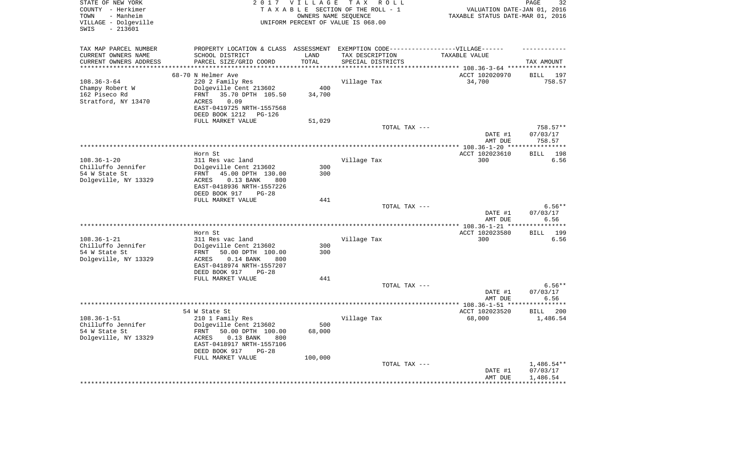STATE OF NEW YORK
COUNTY - Herkimer
TOWN - Manheim
VILLAGE - Dolgeville
SWIS - 213601

2 0 1 7 V I L L A G E T A X R O L L
T A X A B L E SECTION OF THE ROLL - 1
OWNERS NAME SEQUENCE
UNIFORM PERCENT OF VALUE IS 068.00

VALUATION DATE-JAN 01, 2016
TAXABLE STATUS DATE-MAR 01, 2016

| TAX MAP PARCEL NUMBER<br>CURRENT OWNERS NAME<br>CURRENT OWNERS ADDRESS | PROPERTY LOCATION & CLASS<br>SCHOOL DISTRICT<br>PARCEL SIZE/GRID COORD | ASSESSMENT<br>LAND<br>TOTAL | EXEMPTION CODE------VILLAGE------<br>TAX DESCRIPTION<br>SPECIAL DISTRICTS | TAXABLE VALUE | TAX AMOUNT |
|---|---|---|---|---|---|
| 108.36-3-64 | 68-70 N Helmer Ave | | | ACCT 102020970 | BILL 197 |
| Champy Robert W | 220 2 Family Res | | Village Tax | 34,700 | 758.57 |
| 162 Piseco Rd | Dolgeville Cent 213602 | 400 | | | |
| Stratford, NY 13470 | FRNT 35.70 DPTH 105.50 | 34,700 | | | |
| | ACRES 0.09 | | | | |
| | EAST-0419725 NRTH-1557568 | | | | |
| | DEED BOOK 1212 PG-126 | | | | |
| | FULL MARKET VALUE | 51,029 | | | |
| | | | TOTAL TAX --- | | 758.57** |
| | | | | DATE #1 | 07/03/17 |
| | | | | AMT DUE | 758.57 |
| 108.36-1-20 | Horn St | | | ACCT 102023610 | BILL 198 |
| Chilluffo Jennifer | 311 Res vac land | | Village Tax | 300 | 6.56 |
| 54 W State St | Dolgeville Cent 213602 | 300 | | | |
| Dolgeville, NY 13329 | FRNT 45.00 DPTH 130.00 | 300 | | | |
| | ACRES 0.13 BANK 800 | | | | |
| | EAST-0418936 NRTH-1557226 | | | | |
| | DEED BOOK 917 PG-28 | | | | |
| | FULL MARKET VALUE | 441 | | | |
| | | | TOTAL TAX --- | | 6.56** |
| | | | | DATE #1 | 07/03/17 |
| | | | | AMT DUE | 6.56 |
| 108.36-1-21 | Horn St | | | ACCT 102023580 | BILL 199 |
| Chilluffo Jennifer | 311 Res vac land | | Village Tax | 300 | 6.56 |
| 54 W State St | Dolgeville Cent 213602 | 300 | | | |
| Dolgeville, NY 13329 | FRNT 50.00 DPTH 100.00 | 300 | | | |
| | ACRES 0.14 BANK 800 | | | | |
| | EAST-0418974 NRTH-1557207 | | | | |
| | DEED BOOK 917 PG-28 | | | | |
| | FULL MARKET VALUE | 441 | | | |
| | | | TOTAL TAX --- | | 6.56** |
| | | | | DATE #1 | 07/03/17 |
| | | | | AMT DUE | 6.56 |
| 108.36-1-51 | 54 W State St | | | ACCT 102023520 | BILL 200 |
| Chilluffo Jennifer | 210 1 Family Res | | Village Tax | 68,000 | 1,486.54 |
| 54 W State St | Dolgeville Cent 213602 | 500 | | | |
| Dolgeville, NY 13329 | FRNT 50.00 DPTH 100.00 | 68,000 | | | |
| | ACRES 0.13 BANK 800 | | | | |
| | EAST-0418917 NRTH-1557106 | | | | |
| | DEED BOOK 917 PG-28 | | | | |
| | FULL MARKET VALUE | 100,000 | | | |
| | | | TOTAL TAX --- | | 1,486.54** |
| | | | | DATE #1 | 07/03/17 |
| | | | | AMT DUE | 1,486.54 |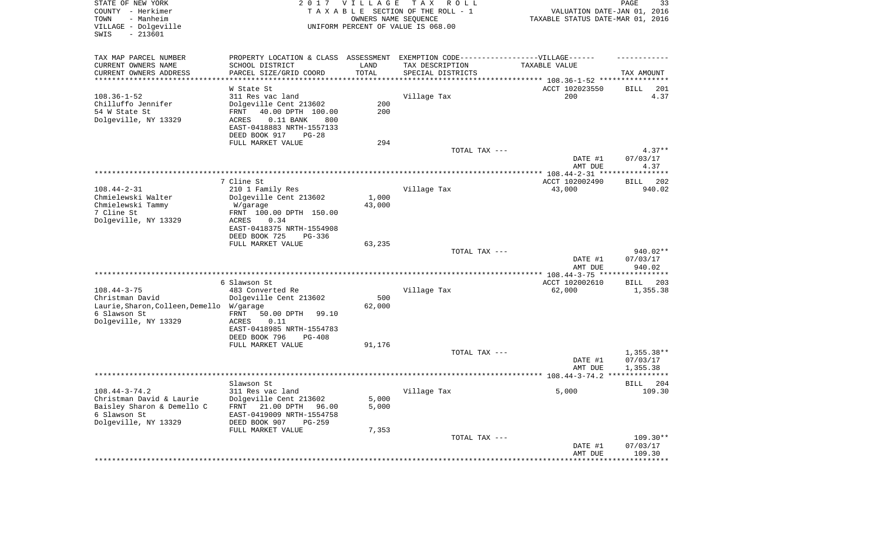STATE OF NEW YORK — 2017 VILLAGE TAX ROLL
COUNTY - Herkimer — TAXABLE SECTION OF THE ROLL - 1 — VALUATION DATE-JAN 01, 2016
TOWN - Manheim — OWNERS NAME SEQUENCE — TAXABLE STATUS DATE-MAR 01, 2016
VILLAGE - Dolgeville — UNIFORM PERCENT OF VALUE IS 068.00
SWIS - 213601

| TAX MAP PARCEL NUMBER / CURRENT OWNERS NAME / CURRENT OWNERS ADDRESS | PROPERTY LOCATION & CLASS / SCHOOL DISTRICT / PARCEL SIZE/GRID COORD | ASSESSMENT LAND / TOTAL | EXEMPTION CODE / TAX DESCRIPTION / SPECIAL DISTRICTS | TAXABLE VALUE | TAX AMOUNT |
|---|---|---|---|---|---|
| 108.36-1-52 | W State St | | | ACCT 102023550 | BILL 201 |
| Chilluffo Jennifer | 311 Res vac land | | Village Tax | 200 | 4.37 |
| 54 W State St | Dolgeville Cent 213602 | 200 | | | |
| Dolgeville, NY 13329 | FRNT 40.00 DPTH 100.00 | 200 | | | |
| | ACRES 0.11 BANK 800 | | | | |
| | EAST-0418883 NRTH-1557133 | | | | |
| | DEED BOOK 917 PG-28 | | | | |
| | FULL MARKET VALUE | 294 | | | |
| | | | TOTAL TAX --- | | 4.37** |
| | | | | DATE #1 | 07/03/17 |
| | | | | AMT DUE | 4.37 |
| 108.44-2-31 | 7 Cline St | | | ACCT 102002490 | BILL 202 |
| Chmielewski Walter | 210 1 Family Res | | Village Tax | 43,000 | 940.02 |
| Chmielewski Tammy | Dolgeville Cent 213602 | 1,000 | | | |
| 7 Cline St | W/garage | 43,000 | | | |
| Dolgeville, NY 13329 | FRNT 100.00 DPTH 150.00 | | | | |
| | ACRES 0.34 | | | | |
| | EAST-0418375 NRTH-1554908 | | | | |
| | DEED BOOK 725 PG-336 | | | | |
| | FULL MARKET VALUE | 63,235 | | | |
| | | | TOTAL TAX --- | | 940.02** |
| | | | | DATE #1 | 07/03/17 |
| | | | | AMT DUE | 940.02 |
| 108.44-3-75 | 6 Slawson St | | | ACCT 102002610 | BILL 203 |
| Christman David | 483 Converted Re | | Village Tax | 62,000 | 1,355.38 |
| Laurie,Sharon,Colleen,Demello | Dolgeville Cent 213602 | 500 | | | |
| 6 Slawson St | W/garage | 62,000 | | | |
| Dolgeville, NY 13329 | FRNT 50.00 DPTH 99.10 | | | | |
| | ACRES 0.11 | | | | |
| | EAST-0418985 NRTH-1554783 | | | | |
| | DEED BOOK 796 PG-408 | | | | |
| | FULL MARKET VALUE | 91,176 | | | |
| | | | TOTAL TAX --- | | 1,355.38** |
| | | | | DATE #1 | 07/03/17 |
| | | | | AMT DUE | 1,355.38 |
| 108.44-3-74.2 | Slawson St | | | | BILL 204 |
| Christman David & Laurie | 311 Res vac land | | Village Tax | 5,000 | 109.30 |
| Baisley Sharon & Demello C | Dolgeville Cent 213602 | 5,000 | | | |
| 6 Slawson St | FRNT 21.00 DPTH 96.00 | 5,000 | | | |
| Dolgeville, NY 13329 | EAST-0419009 NRTH-1554758 | | | | |
| | DEED BOOK 907 PG-259 | | | | |
| | FULL MARKET VALUE | 7,353 | | | |
| | | | TOTAL TAX --- | | 109.30** |
| | | | | DATE #1 | 07/03/17 |
| | | | | AMT DUE | 109.30 |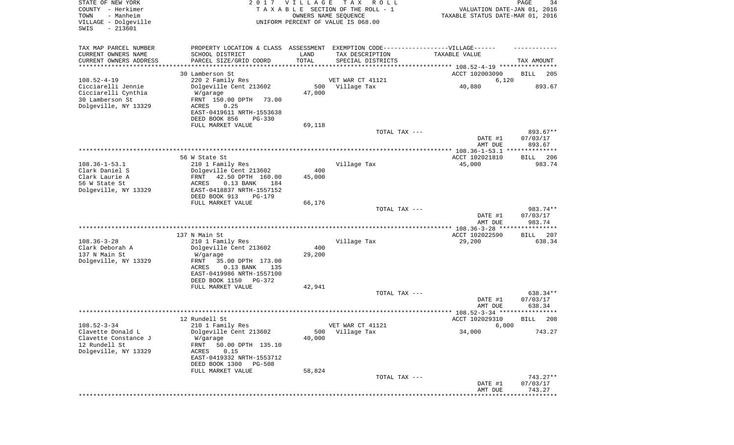STATE OF NEW YORK
COUNTY - Herkimer
TOWN - Manheim
VILLAGE - Dolgeville
SWIS - 213601

2 0 1 7 V I L L A G E T A X R O L L
T A X A B L E SECTION OF THE ROLL - 1
OWNERS NAME SEQUENCE
UNIFORM PERCENT OF VALUE IS 068.00

VALUATION DATE-JAN 01, 2016
TAXABLE STATUS DATE-MAR 01, 2016

| TAX MAP PARCEL NUMBER / CURRENT OWNERS NAME / CURRENT OWNERS ADDRESS | PROPERTY LOCATION & CLASS / SCHOOL DISTRICT / PARCEL SIZE/GRID COORD | ASSESSMENT LAND / TOTAL | EXEMPTION CODE / TAX DESCRIPTION / SPECIAL DISTRICTS | TAXABLE VALUE | TAX AMOUNT |
|---|---|---|---|---|---|
| 108.52-4-19 | 30 Lamberson St | | | ACCT 102003090 | BILL 205 |
| Cicciarelli Jennie | 220 2 Family Res | | VET WAR CT 41121 | 6,120 | |
| Cicciarelli Cynthia | Dolgeville Cent 213602 | 500 | Village Tax | 40,880 | 893.67 |
| 30 Lamberson St | W/garage | 47,000 | | | |
| Dolgeville, NY 13329 | FRNT 150.00 DPTH 73.00 | | | | |
| | ACRES 0.25 | | | | |
| | EAST-0419611 NRTH-1553638 | | | | |
| | DEED BOOK 856 PG-330 | | | | |
| | FULL MARKET VALUE | 69,118 | | | |
| | | | TOTAL TAX --- | | 893.67** |
| | | | | DATE #1 | 07/03/17 |
| | | | | AMT DUE | 893.67 |
| 108.36-1-53.1 | 56 W State St | | | ACCT 102021810 | BILL 206 |
| Clark Daniel S | 210 1 Family Res | | Village Tax | 45,000 | 983.74 |
| Clark Laurie A | Dolgeville Cent 213602 | 400 | | | |
| 56 W State St | FRNT 42.50 DPTH 160.00 | 45,000 | | | |
| Dolgeville, NY 13329 | ACRES 0.13 BANK 184 | | | | |
| | EAST-0418837 NRTH-1557152 | | | | |
| | DEED BOOK 913 PG-179 | | | | |
| | FULL MARKET VALUE | 66,176 | | | |
| | | | TOTAL TAX --- | | 983.74** |
| | | | | DATE #1 | 07/03/17 |
| | | | | AMT DUE | 983.74 |
| 108.36-3-28 | 137 N Main St | | | ACCT 102022590 | BILL 207 |
| Clark Deborah A | 210 1 Family Res | | Village Tax | 29,200 | 638.34 |
| 137 N Main St | Dolgeville Cent 213602 | 400 | | | |
| Dolgeville, NY 13329 | W/garage | 29,200 | | | |
| | FRNT 35.00 DPTH 173.00 | | | | |
| | ACRES 0.13 BANK 135 | | | | |
| | EAST-0419986 NRTH-1557100 | | | | |
| | DEED BOOK 1150 PG-372 | | | | |
| | FULL MARKET VALUE | 42,941 | | | |
| | | | TOTAL TAX --- | | 638.34** |
| | | | | DATE #1 | 07/03/17 |
| | | | | AMT DUE | 638.34 |
| 108.52-3-34 | 12 Rundell St | | | ACCT 102029310 | BILL 208 |
| Clavette Donald L | 210 1 Family Res | | VET WAR CT 41121 | 6,000 | |
| Clavette Constance J | Dolgeville Cent 213602 | 500 | Village Tax | 34,000 | 743.27 |
| 12 Rundell St | W/garage | 40,000 | | | |
| Dolgeville, NY 13329 | FRNT 50.00 DPTH 135.10 | | | | |
| | ACRES 0.15 | | | | |
| | EAST-0419332 NRTH-1553712 | | | | |
| | DEED BOOK 1300 PG-508 | | | | |
| | FULL MARKET VALUE | 58,824 | | | |
| | | | TOTAL TAX --- | | 743.27** |
| | | | | DATE #1 | 07/03/17 |
| | | | | AMT DUE | 743.27 |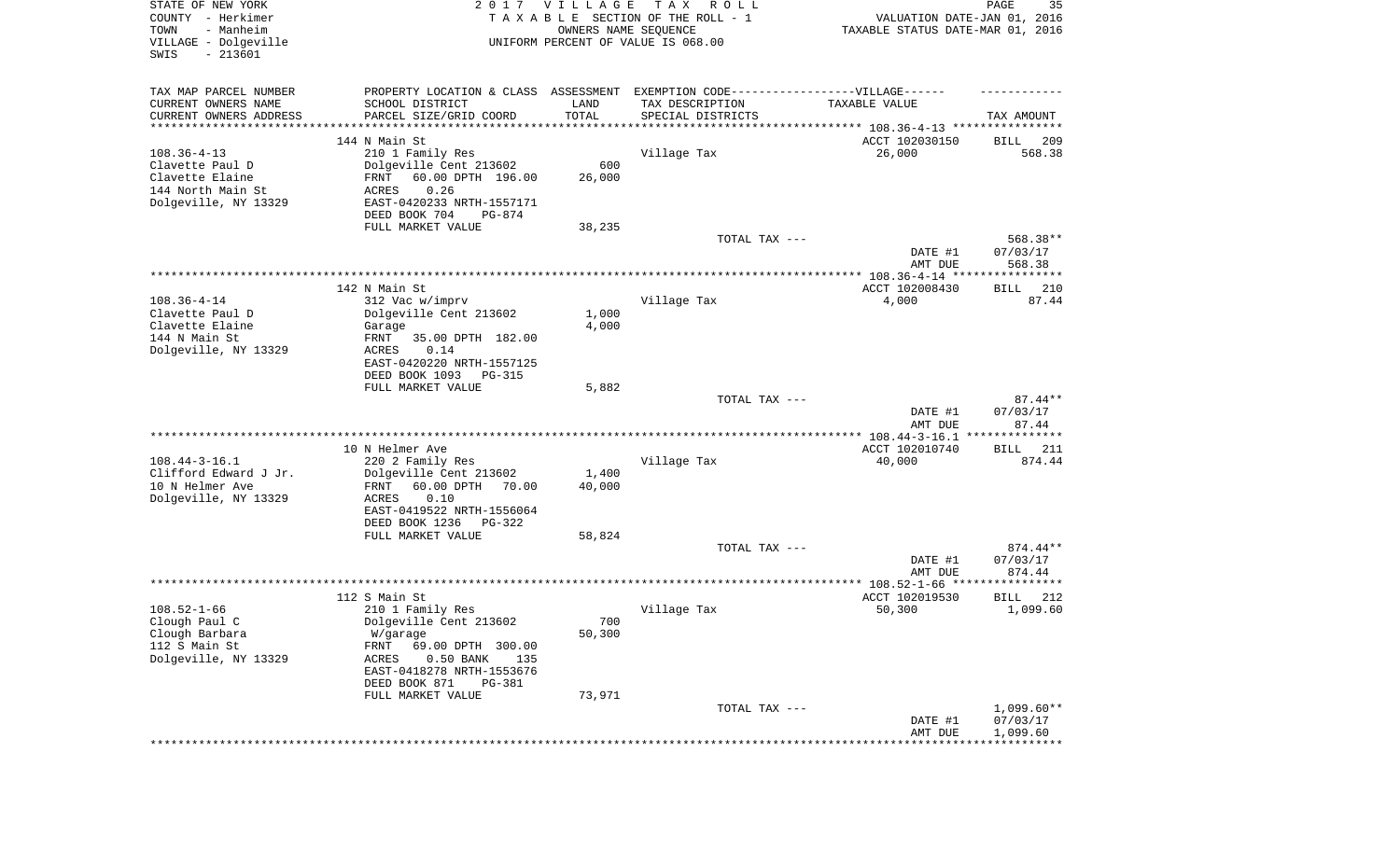STATE OF NEW YORK
COUNTY - Herkimer
TOWN - Manheim
VILLAGE - Dolgeville
SWIS - 213601

2017 VILLAGE TAX ROLL
TAXABLE SECTION OF THE ROLL - 1
OWNERS NAME SEQUENCE
UNIFORM PERCENT OF VALUE IS 068.00

VALUATION DATE-JAN 01, 2016
TAXABLE STATUS DATE-MAR 01, 2016

| TAX MAP PARCEL NUMBER / CURRENT OWNERS NAME / CURRENT OWNERS ADDRESS | PROPERTY LOCATION & CLASS / SCHOOL DISTRICT / PARCEL SIZE/GRID COORD | ASSESSMENT LAND / TOTAL | EXEMPTION CODE / TAX DESCRIPTION / SPECIAL DISTRICTS | TAXABLE VALUE | TAX AMOUNT |
|---|---|---|---|---|---|
| 108.36-4-13 | 144 N Main St | | | ACCT 102030150 | BILL 209 |
| Clavette Paul D | 210 1 Family Res | | Village Tax | 26,000 | 568.38 |
| Clavette Elaine | Dolgeville Cent 213602 | 600 | | | |
| 144 North Main St | FRNT 60.00 DPTH 196.00 | 26,000 | | | |
| Dolgeville, NY 13329 | ACRES 0.26 | | | | |
| | EAST-0420233 NRTH-1557171 | | | | |
| | DEED BOOK 704 PG-874 | | | | |
| | FULL MARKET VALUE | 38,235 | | | |
| | | | TOTAL TAX --- | | 568.38** |
| | | | | DATE #1 | 07/03/17 |
| | | | | AMT DUE | 568.38 |
| 108.36-4-14 | 142 N Main St | | | ACCT 102008430 | BILL 210 |
| Clavette Paul D | 312 Vac w/imprv | | Village Tax | 4,000 | 87.44 |
| Clavette Elaine | Dolgeville Cent 213602 | 1,000 | | | |
| 144 N Main St | Garage | 4,000 | | | |
| Dolgeville, NY 13329 | FRNT 35.00 DPTH 182.00 | | | | |
| | ACRES 0.14 | | | | |
| | EAST-0420220 NRTH-1557125 | | | | |
| | DEED BOOK 1093 PG-315 | | | | |
| | FULL MARKET VALUE | 5,882 | | | |
| | | | TOTAL TAX --- | | 87.44** |
| | | | | DATE #1 | 07/03/17 |
| | | | | AMT DUE | 87.44 |
| 108.44-3-16.1 | 10 N Helmer Ave | | | ACCT 102010740 | BILL 211 |
| Clifford Edward J Jr. | 220 2 Family Res | | Village Tax | 40,000 | 874.44 |
| 10 N Helmer Ave | Dolgeville Cent 213602 | 1,400 | | | |
| Dolgeville, NY 13329 | FRNT 60.00 DPTH 70.00 | 40,000 | | | |
| | ACRES 0.10 | | | | |
| | EAST-0419522 NRTH-1556064 | | | | |
| | DEED BOOK 1236 PG-322 | | | | |
| | FULL MARKET VALUE | 58,824 | | | |
| | | | TOTAL TAX --- | | 874.44** |
| | | | | DATE #1 | 07/03/17 |
| | | | | AMT DUE | 874.44 |
| 108.52-1-66 | 112 S Main St | | | ACCT 102019530 | BILL 212 |
| Clough Paul C | 210 1 Family Res | | Village Tax | 50,300 | 1,099.60 |
| Clough Barbara | Dolgeville Cent 213602 | 700 | | | |
| 112 S Main St | W/garage | 50,300 | | | |
| Dolgeville, NY 13329 | FRNT 69.00 DPTH 300.00 | | | | |
| | ACRES 0.50 BANK 135 | | | | |
| | EAST-0418278 NRTH-1553676 | | | | |
| | DEED BOOK 871 PG-381 | | | | |
| | FULL MARKET VALUE | 73,971 | | | |
| | | | TOTAL TAX --- | | 1,099.60** |
| | | | | DATE #1 | 07/03/17 |
| | | | | AMT DUE | 1,099.60 |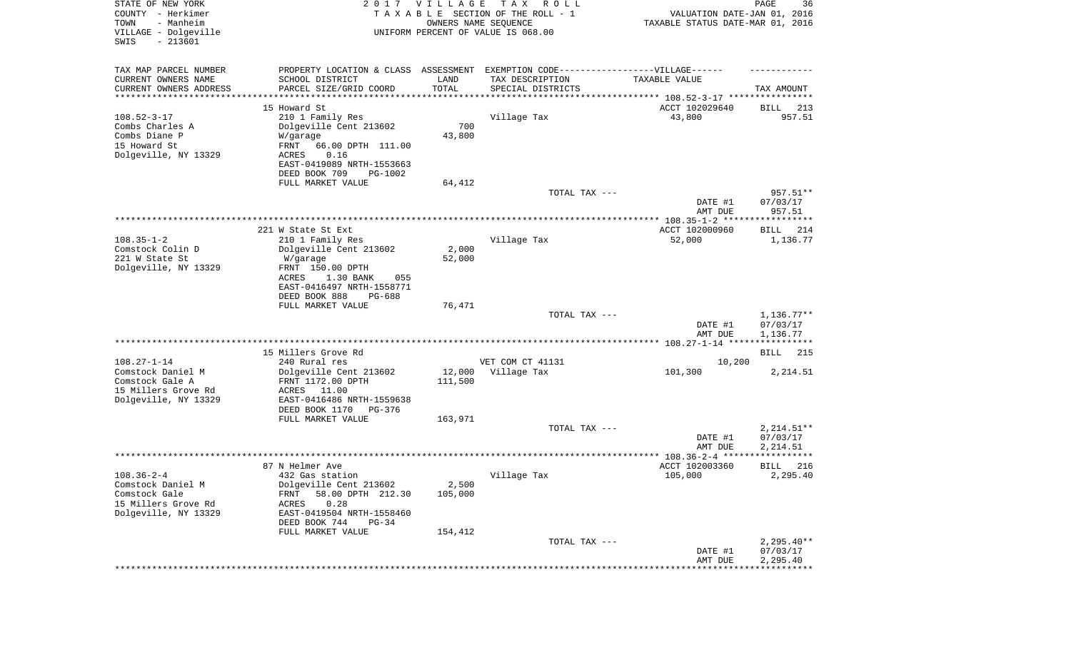STATE OF NEW YORK
COUNTY - Herkimer
TOWN - Manheim
VILLAGE - Dolgeville
SWIS - 213601

2 0 1 7 V I L L A G E T A X R O L L
T A X A B L E SECTION OF THE ROLL - 1
OWNERS NAME SEQUENCE
UNIFORM PERCENT OF VALUE IS 068.00

VALUATION DATE-JAN 01, 2016
TAXABLE STATUS DATE-MAR 01, 2016

| TAX MAP PARCEL NUMBER<br>CURRENT OWNERS NAME<br>CURRENT OWNERS ADDRESS | PROPERTY LOCATION & CLASS<br>SCHOOL DISTRICT<br>PARCEL SIZE/GRID COORD | ASSESSMENT<br>LAND<br>TOTAL | EXEMPTION CODE------VILLAGE------<br>TAX DESCRIPTION<br>SPECIAL DISTRICTS | TAXABLE VALUE | TAX AMOUNT |
|---|---|---|---|---|---|
| | 15 Howard St | | | ACCT 102029640 | BILL 213 |
| 108.52-3-17 | 210 1 Family Res | | Village Tax | 43,800 | 957.51 |
| Combs Charles A | Dolgeville Cent 213602 | 700 | | | |
| Combs Diane P | W/garage | 43,800 | | | |
| 15 Howard St | FRNT 66.00 DPTH 111.00 | | | | |
| Dolgeville, NY 13329 | ACRES 0.16 | | | | |
| | EAST-0419089 NRTH-1553663 | | | | |
| | DEED BOOK 709 PG-1002 | | | | |
| | FULL MARKET VALUE | 64,412 | | | |
| | | | TOTAL TAX --- | | 957.51** |
| | | | | DATE #1 | 07/03/17 |
| | | | | AMT DUE | 957.51 |
| | 221 W State St Ext | | | ACCT 102000960 | BILL 214 |
| 108.35-1-2 | 210 1 Family Res | | Village Tax | 52,000 | 1,136.77 |
| Comstock Colin D | Dolgeville Cent 213602 | 2,000 | | | |
| 221 W State St | W/garage | 52,000 | | | |
| Dolgeville, NY 13329 | FRNT 150.00 DPTH | | | | |
| | ACRES 1.30 BANK 055 | | | | |
| | EAST-0416497 NRTH-1558771 | | | | |
| | DEED BOOK 888 PG-688 | | | | |
| | FULL MARKET VALUE | 76,471 | | | |
| | | | TOTAL TAX --- | | 1,136.77** |
| | | | | DATE #1 | 07/03/17 |
| | | | | AMT DUE | 1,136.77 |
| | 15 Millers Grove Rd | | | | BILL 215 |
| 108.27-1-14 | 240 Rural res | | VET COM CT 41131 | 10,200 | |
| Comstock Daniel M | Dolgeville Cent 213602 | 12,000 | Village Tax | 101,300 | 2,214.51 |
| Comstock Gale A | FRNT 1172.00 DPTH | 111,500 | | | |
| 15 Millers Grove Rd | ACRES 11.00 | | | | |
| Dolgeville, NY 13329 | EAST-0416486 NRTH-1559638 | | | | |
| | DEED BOOK 1170 PG-376 | | | | |
| | FULL MARKET VALUE | 163,971 | | | |
| | | | TOTAL TAX --- | | 2,214.51** |
| | | | | DATE #1 | 07/03/17 |
| | | | | AMT DUE | 2,214.51 |
| | 87 N Helmer Ave | | | ACCT 102003360 | BILL 216 |
| 108.36-2-4 | 432 Gas station | | Village Tax | 105,000 | 2,295.40 |
| Comstock Daniel M | Dolgeville Cent 213602 | 2,500 | | | |
| Comstock Gale | FRNT 58.00 DPTH 212.30 | 105,000 | | | |
| 15 Millers Grove Rd | ACRES 0.28 | | | | |
| Dolgeville, NY 13329 | EAST-0419504 NRTH-1558460 | | | | |
| | DEED BOOK 744 PG-34 | | | | |
| | FULL MARKET VALUE | 154,412 | | | |
| | | | TOTAL TAX --- | | 2,295.40** |
| | | | | DATE #1 | 07/03/17 |
| | | | | AMT DUE | 2,295.40 |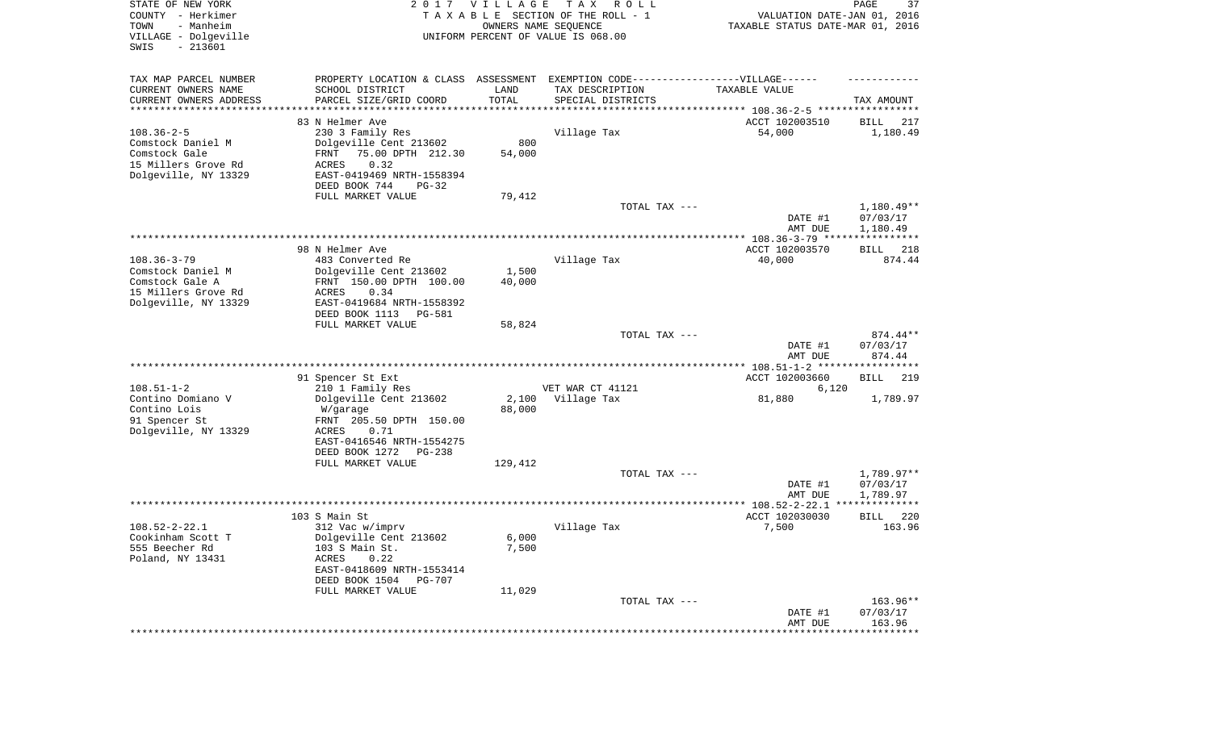STATE OF NEW YORK
COUNTY - Herkimer
TOWN - Manheim
VILLAGE - Dolgeville
SWIS - 213601

2 0 1 7 V I L L A G E T A X R O L L
T A X A B L E SECTION OF THE ROLL - 1
OWNERS NAME SEQUENCE
UNIFORM PERCENT OF VALUE IS 068.00

VALUATION DATE-JAN 01, 2016
TAXABLE STATUS DATE-MAR 01, 2016

| TAX MAP PARCEL NUMBER / CURRENT OWNERS NAME / CURRENT OWNERS ADDRESS | PROPERTY LOCATION & CLASS / SCHOOL DISTRICT / PARCEL SIZE/GRID COORD | ASSESSMENT LAND / TOTAL | EXEMPTION CODE / TAX DESCRIPTION / SPECIAL DISTRICTS | VILLAGE TAXABLE VALUE | TAX AMOUNT |
|---|---|---|---|---|---|
| | 83 N Helmer Ave | | | ACCT 102003510 | BILL 217 |
| 108.36-2-5 | 230 3 Family Res | | Village Tax | 54,000 | 1,180.49 |
| Comstock Daniel M | Dolgeville Cent 213602 | 800 | | | |
| Comstock Gale | FRNT 75.00 DPTH 212.30 | 54,000 | | | |
| 15 Millers Grove Rd | ACRES 0.32 | | | | |
| Dolgeville, NY 13329 | EAST-0419469 NRTH-1558394 | | | | |
| | DEED BOOK 744 PG-32 | | | | |
| | FULL MARKET VALUE | 79,412 | | | |
| | | | TOTAL TAX --- | | 1,180.49** |
| | | | | DATE #1 | 07/03/17 |
| | | | | AMT DUE | 1,180.49 |
| | 98 N Helmer Ave | | | ACCT 102003570 | BILL 218 |
| 108.36-3-79 | 483 Converted Re | | Village Tax | 40,000 | 874.44 |
| Comstock Daniel M | Dolgeville Cent 213602 | 1,500 | | | |
| Comstock Gale A | FRNT 150.00 DPTH 100.00 | 40,000 | | | |
| 15 Millers Grove Rd | ACRES 0.34 | | | | |
| Dolgeville, NY 13329 | EAST-0419684 NRTH-1558392 | | | | |
| | DEED BOOK 1113 PG-581 | | | | |
| | FULL MARKET VALUE | 58,824 | | | |
| | | | TOTAL TAX --- | | 874.44** |
| | | | | DATE #1 | 07/03/17 |
| | | | | AMT DUE | 874.44 |
| | 91 Spencer St Ext | | | ACCT 102003660 | BILL 219 |
| 108.51-1-2 | 210 1 Family Res | | VET WAR CT 41121 | 6,120 | |
| Contino Domiano V | Dolgeville Cent 213602 | 2,100 | Village Tax | 81,880 | 1,789.97 |
| Contino Lois | W/garage | 88,000 | | | |
| 91 Spencer St | FRNT 205.50 DPTH 150.00 | | | | |
| Dolgeville, NY 13329 | ACRES 0.71 | | | | |
| | EAST-0416546 NRTH-1554275 | | | | |
| | DEED BOOK 1272 PG-238 | | | | |
| | FULL MARKET VALUE | 129,412 | | | |
| | | | TOTAL TAX --- | | 1,789.97** |
| | | | | DATE #1 | 07/03/17 |
| | | | | AMT DUE | 1,789.97 |
| | 103 S Main St | | | ACCT 102030030 | BILL 220 |
| 108.52-2-22.1 | 312 Vac w/imprv | | Village Tax | 7,500 | 163.96 |
| Cookinham Scott T | Dolgeville Cent 213602 | 6,000 | | | |
| 555 Beecher Rd | 103 S Main St. | 7,500 | | | |
| Poland, NY 13431 | ACRES 0.22 | | | | |
| | EAST-0418609 NRTH-1553414 | | | | |
| | DEED BOOK 1504 PG-707 | | | | |
| | FULL MARKET VALUE | 11,029 | | | |
| | | | TOTAL TAX --- | | 163.96** |
| | | | | DATE #1 | 07/03/17 |
| | | | | AMT DUE | 163.96 |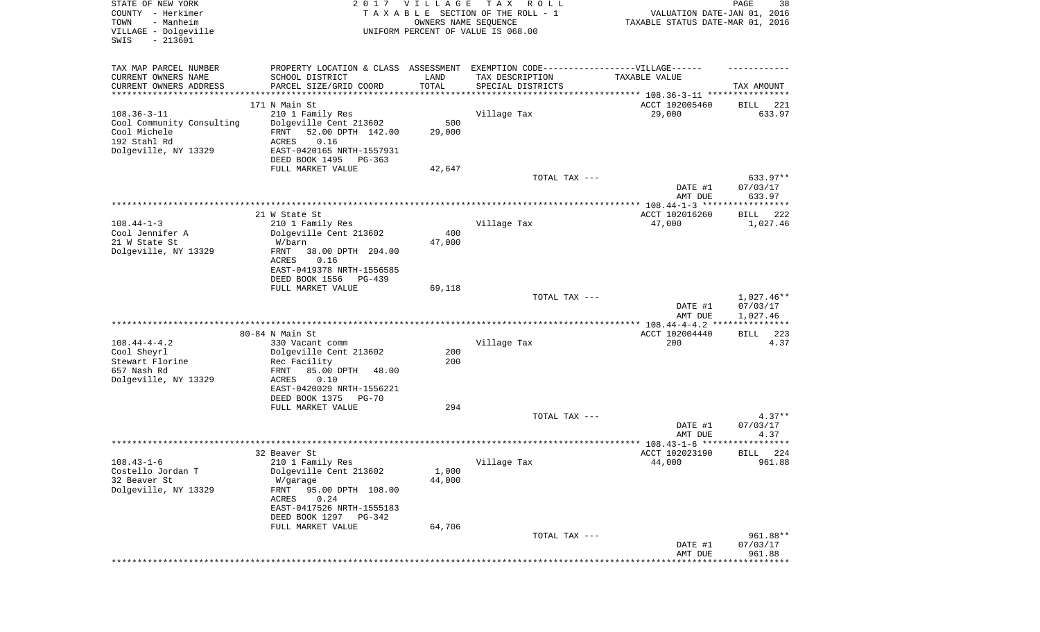STATE OF NEW YORK
COUNTY - Herkimer
TOWN - Manheim
VILLAGE - Dolgeville
SWIS - 213601

2 0 1 7 V I L L A G E T A X R O L L
T A X A B L E SECTION OF THE ROLL - 1
OWNERS NAME SEQUENCE
UNIFORM PERCENT OF VALUE IS 068.00

VALUATION DATE-JAN 01, 2016
TAXABLE STATUS DATE-MAR 01, 2016

| TAX MAP PARCEL NUMBER / CURRENT OWNERS NAME / CURRENT OWNERS ADDRESS | PROPERTY LOCATION & CLASS / SCHOOL DISTRICT / PARCEL SIZE/GRID COORD | ASSESSMENT LAND / TOTAL | EXEMPTION CODE / TAX DESCRIPTION / SPECIAL DISTRICTS | TAXABLE VALUE | TAX AMOUNT |
|---|---|---|---|---|---|
| | 171 N Main St | | | ACCT 102005460 | BILL 221 |
| 108.36-3-11 | 210 1 Family Res | | Village Tax | 29,000 | 633.97 |
| Cool Community Consulting | Dolgeville Cent 213602 | 500 | | | |
| Cool Michele | FRNT 52.00 DPTH 142.00 | 29,000 | | | |
| 192 Stahl Rd | ACRES 0.16 | | | | |
| Dolgeville, NY 13329 | EAST-0420165 NRTH-1557931 | | | | |
| | DEED BOOK 1495 PG-363 | | | | |
| | FULL MARKET VALUE | 42,647 | | | |
| | | | TOTAL TAX --- | | 633.97** |
| | | | | DATE #1 | 07/03/17 |
| | | | | AMT DUE | 633.97 |
| | 21 W State St | | | ACCT 102016260 | BILL 222 |
| 108.44-1-3 | 210 1 Family Res | | Village Tax | 47,000 | 1,027.46 |
| Cool Jennifer A | Dolgeville Cent 213602 | 400 | | | |
| 21 W State St | W/barn | 47,000 | | | |
| Dolgeville, NY 13329 | FRNT 38.00 DPTH 204.00 | | | | |
| | ACRES 0.16 | | | | |
| | EAST-0419378 NRTH-1556585 | | | | |
| | DEED BOOK 1556 PG-439 | | | | |
| | FULL MARKET VALUE | 69,118 | | | |
| | | | TOTAL TAX --- | | 1,027.46** |
| | | | | DATE #1 | 07/03/17 |
| | | | | AMT DUE | 1,027.46 |
| | 80-84 N Main St | | | ACCT 102004440 | BILL 223 |
| 108.44-4-4.2 | 330 Vacant comm | | Village Tax | 200 | 4.37 |
| Cool Sheyrl | Dolgeville Cent 213602 | 200 | | | |
| Stewart Florine | Rec Facility | 200 | | | |
| 657 Nash Rd | FRNT 85.00 DPTH 48.00 | | | | |
| Dolgeville, NY 13329 | ACRES 0.10 | | | | |
| | EAST-0420029 NRTH-1556221 | | | | |
| | DEED BOOK 1375 PG-70 | | | | |
| | FULL MARKET VALUE | 294 | | | |
| | | | TOTAL TAX --- | | 4.37** |
| | | | | DATE #1 | 07/03/17 |
| | | | | AMT DUE | 4.37 |
| | 32 Beaver St | | | ACCT 102023190 | BILL 224 |
| 108.43-1-6 | 210 1 Family Res | | Village Tax | 44,000 | 961.88 |
| Costello Jordan T | Dolgeville Cent 213602 | 1,000 | | | |
| 32 Beaver St | W/garage | 44,000 | | | |
| Dolgeville, NY 13329 | FRNT 95.00 DPTH 108.00 | | | | |
| | ACRES 0.24 | | | | |
| | EAST-0417526 NRTH-1555183 | | | | |
| | DEED BOOK 1297 PG-342 | | | | |
| | FULL MARKET VALUE | 64,706 | | | |
| | | | TOTAL TAX --- | | 961.88** |
| | | | | DATE #1 | 07/03/17 |
| | | | | AMT DUE | 961.88 |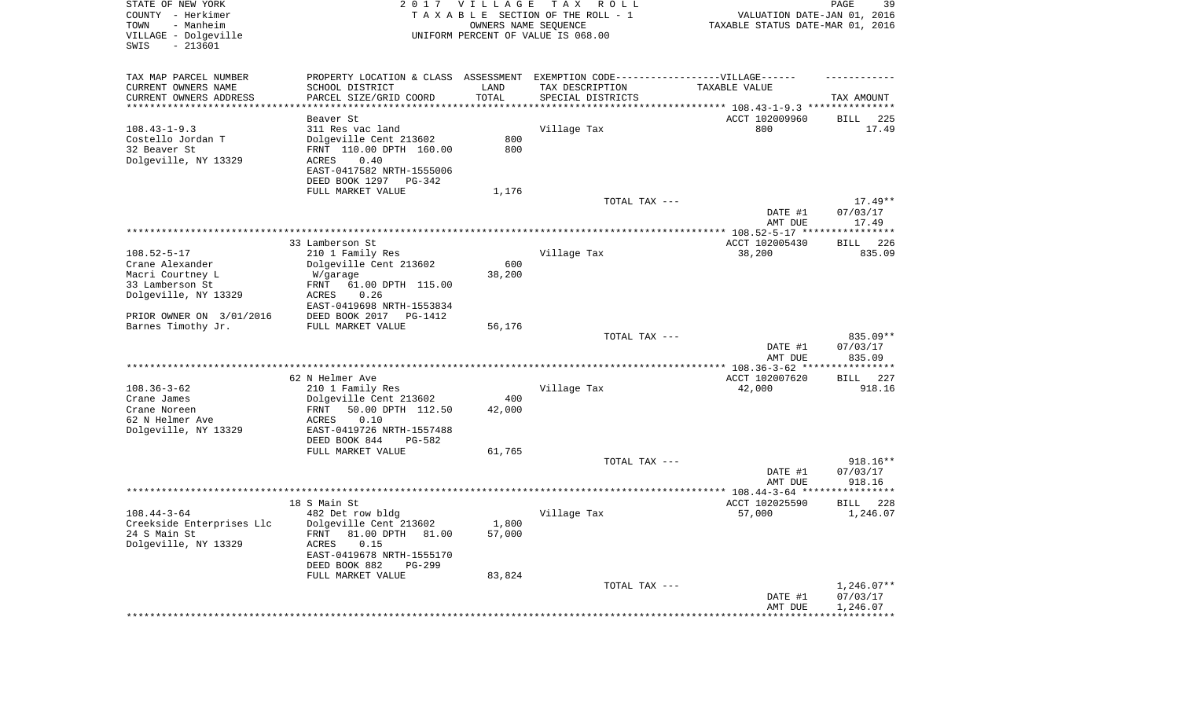STATE OF NEW YORK | 2017 VILLAGE TAX ROLL
COUNTY - Herkimer | TAXABLE SECTION OF THE ROLL - 1 | VALUATION DATE-JAN 01, 2016
TOWN - Manheim | OWNERS NAME SEQUENCE | TAXABLE STATUS DATE-MAR 01, 2016
VILLAGE - Dolgeville | UNIFORM PERCENT OF VALUE IS 068.00
SWIS - 213601

| TAX MAP PARCEL NUMBER<br>CURRENT OWNERS NAME<br>CURRENT OWNERS ADDRESS | PROPERTY LOCATION & CLASS<br>SCHOOL DISTRICT<br>PARCEL SIZE/GRID COORD | ASSESSMENT<br>LAND<br>TOTAL | EXEMPTION CODE------VILLAGE------<br>TAX DESCRIPTION<br>SPECIAL DISTRICTS | TAXABLE VALUE | TAX AMOUNT |
|---|---|---|---|---|---|
| **108.43-1-9.3** | Beaver St | | | ACCT 102009960 | BILL 225 |
| 108.43-1-9.3 | 311 Res vac land | | Village Tax | 800 | 17.49 |
| Costello Jordan T | Dolgeville Cent 213602 | 800 | | | |
| 32 Beaver St | FRNT 110.00 DPTH 160.00 | 800 | | | |
| Dolgeville, NY 13329 | ACRES 0.40 | | | | |
| | EAST-0417582 NRTH-1555006 | | | | |
| | DEED BOOK 1297 PG-342 | | | | |
| | FULL MARKET VALUE | 1,176 | | | |
| | | | TOTAL TAX --- | | 17.49** |
| | | | | DATE #1 | 07/03/17 |
| | | | | AMT DUE | 17.49 |
| **108.52-5-17** | 33 Lamberson St | | | ACCT 102005430 | BILL 226 |
| 108.52-5-17 | 210 1 Family Res | | Village Tax | 38,200 | 835.09 |
| Crane Alexander | Dolgeville Cent 213602 | 600 | | | |
| Macri Courtney L | W/garage | 38,200 | | | |
| 33 Lamberson St | FRNT 61.00 DPTH 115.00 | | | | |
| Dolgeville, NY 13329 | ACRES 0.26 | | | | |
| | EAST-0419698 NRTH-1553834 | | | | |
| PRIOR OWNER ON 3/01/2016 | DEED BOOK 2017 PG-1412 | | | | |
| Barnes Timothy Jr. | FULL MARKET VALUE | 56,176 | | | |
| | | | TOTAL TAX --- | | 835.09** |
| | | | | DATE #1 | 07/03/17 |
| | | | | AMT DUE | 835.09 |
| **108.36-3-62** | 62 N Helmer Ave | | | ACCT 102007620 | BILL 227 |
| 108.36-3-62 | 210 1 Family Res | | Village Tax | 42,000 | 918.16 |
| Crane James | Dolgeville Cent 213602 | 400 | | | |
| Crane Noreen | FRNT 50.00 DPTH 112.50 | 42,000 | | | |
| 62 N Helmer Ave | ACRES 0.10 | | | | |
| Dolgeville, NY 13329 | EAST-0419726 NRTH-1557488 | | | | |
| | DEED BOOK 844 PG-582 | | | | |
| | FULL MARKET VALUE | 61,765 | | | |
| | | | TOTAL TAX --- | | 918.16** |
| | | | | DATE #1 | 07/03/17 |
| | | | | AMT DUE | 918.16 |
| **108.44-3-64** | 18 S Main St | | | ACCT 102025590 | BILL 228 |
| 108.44-3-64 | 482 Det row bldg | | Village Tax | 57,000 | 1,246.07 |
| Creekside Enterprises Llc | Dolgeville Cent 213602 | 1,800 | | | |
| 24 S Main St | FRNT 81.00 DPTH 81.00 | 57,000 | | | |
| Dolgeville, NY 13329 | ACRES 0.15 | | | | |
| | EAST-0419678 NRTH-1555170 | | | | |
| | DEED BOOK 882 PG-299 | | | | |
| | FULL MARKET VALUE | 83,824 | | | |
| | | | TOTAL TAX --- | | 1,246.07** |
| | | | | DATE #1 | 07/03/17 |
| | | | | AMT DUE | 1,246.07 |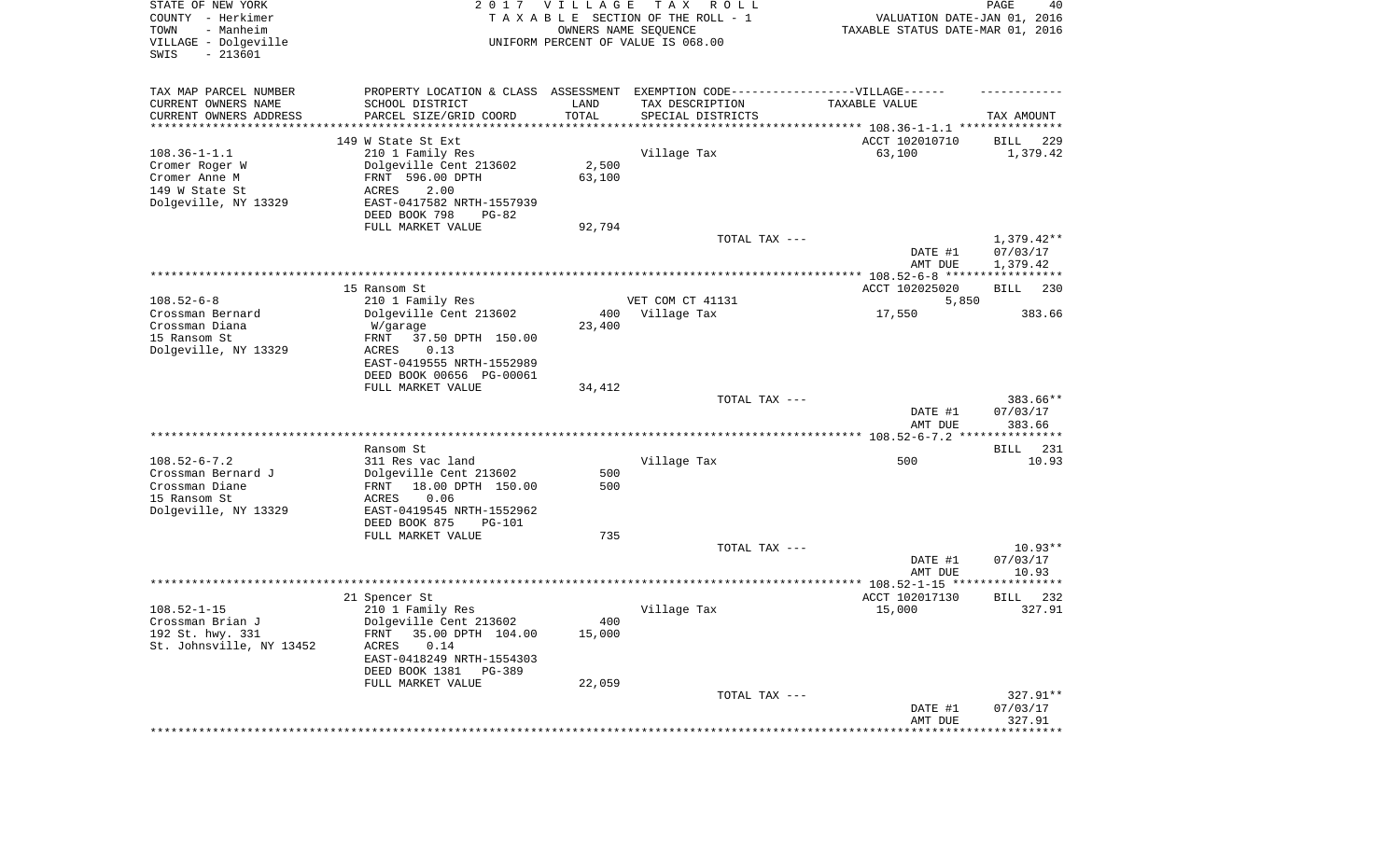STATE OF NEW YORK
COUNTY - Herkimer
TOWN - Manheim
VILLAGE - Dolgeville
SWIS - 213601

2 0 1 7 V I L L A G E T A X R O L L
T A X A B L E SECTION OF THE ROLL - 1
OWNERS NAME SEQUENCE
UNIFORM PERCENT OF VALUE IS 068.00

VALUATION DATE-JAN 01, 2016
TAXABLE STATUS DATE-MAR 01, 2016

| TAX MAP PARCEL NUMBER<br>CURRENT OWNERS NAME<br>CURRENT OWNERS ADDRESS | PROPERTY LOCATION & CLASS<br>SCHOOL DISTRICT<br>PARCEL SIZE/GRID COORD | ASSESSMENT<br>LAND<br>TOTAL | EXEMPTION CODE-----VILLAGE------<br>TAX DESCRIPTION<br>SPECIAL DISTRICTS | TAXABLE VALUE | TAX AMOUNT |
|---|---|---|---|---|---|
| | 149 W State St Ext | | | ACCT 102010710 | BILL 229 |
| 108.36-1-1.1 | 210 1 Family Res | | Village Tax | 63,100 | 1,379.42 |
| Cromer Roger W | Dolgeville Cent 213602 | 2,500 | | | |
| Cromer Anne M | FRNT 596.00 DPTH | 63,100 | | | |
| 149 W State St | ACRES 2.00 | | | | |
| Dolgeville, NY 13329 | EAST-0417582 NRTH-1557939 | | | | |
| | DEED BOOK 798 PG-82 | | | | |
| | FULL MARKET VALUE | 92,794 | | | |
| | | | TOTAL TAX --- | | 1,379.42** |
| | | | | DATE #1 | 07/03/17 |
| | | | | AMT DUE | 1,379.42 |
| | 15 Ransom St | | | ACCT 102025020 | BILL 230 |
| 108.52-6-8 | 210 1 Family Res | | VET COM CT 41131 | 5,850 | |
| Crossman Bernard | Dolgeville Cent 213602 | 400 | Village Tax | 17,550 | 383.66 |
| Crossman Diana | W/garage | 23,400 | | | |
| 15 Ransom St | FRNT 37.50 DPTH 150.00 | | | | |
| Dolgeville, NY 13329 | ACRES 0.13 | | | | |
| | EAST-0419555 NRTH-1552989 | | | | |
| | DEED BOOK 00656 PG-00061 | | | | |
| | FULL MARKET VALUE | 34,412 | | | |
| | | | TOTAL TAX --- | | 383.66** |
| | | | | DATE #1 | 07/03/17 |
| | | | | AMT DUE | 383.66 |
| | Ransom St | | | | BILL 231 |
| 108.52-6-7.2 | 311 Res vac land | | Village Tax | 500 | 10.93 |
| Crossman Bernard J | Dolgeville Cent 213602 | 500 | | | |
| Crossman Diane | FRNT 18.00 DPTH 150.00 | 500 | | | |
| 15 Ransom St | ACRES 0.06 | | | | |
| Dolgeville, NY 13329 | EAST-0419545 NRTH-1552962 | | | | |
| | DEED BOOK 875 PG-101 | | | | |
| | FULL MARKET VALUE | 735 | | | |
| | | | TOTAL TAX --- | | 10.93** |
| | | | | DATE #1 | 07/03/17 |
| | | | | AMT DUE | 10.93 |
| | 21 Spencer St | | | ACCT 102017130 | BILL 232 |
| 108.52-1-15 | 210 1 Family Res | | Village Tax | 15,000 | 327.91 |
| Crossman Brian J | Dolgeville Cent 213602 | 400 | | | |
| 192 St. hwy. 331 | FRNT 35.00 DPTH 104.00 | 15,000 | | | |
| St. Johnsville, NY 13452 | ACRES 0.14 | | | | |
| | EAST-0418249 NRTH-1554303 | | | | |
| | DEED BOOK 1381 PG-389 | | | | |
| | FULL MARKET VALUE | 22,059 | | | |
| | | | TOTAL TAX --- | | 327.91** |
| | | | | DATE #1 | 07/03/17 |
| | | | | AMT DUE | 327.91 |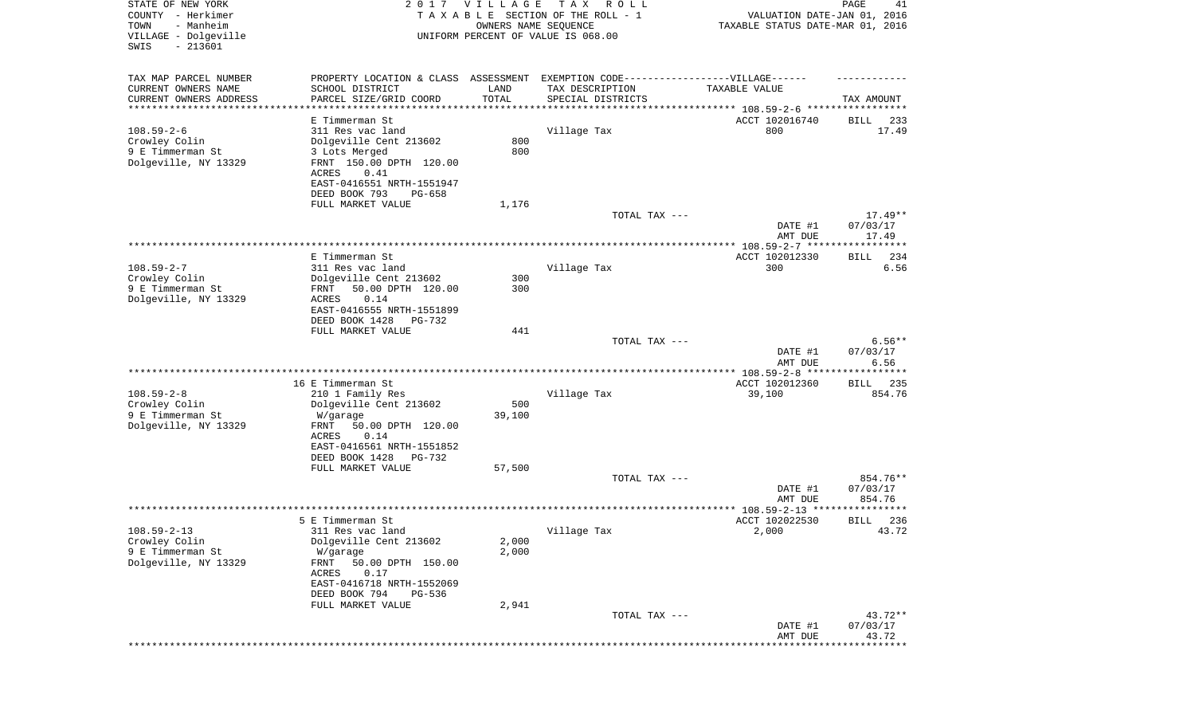STATE OF NEW YORK
COUNTY - Herkimer
TOWN - Manheim
VILLAGE - Dolgeville
SWIS - 213601

2 0 1 7 V I L L A G E T A X R O L L
T A X A B L E SECTION OF THE ROLL - 1
OWNERS NAME SEQUENCE
UNIFORM PERCENT OF VALUE IS 068.00

VALUATION DATE-JAN 01, 2016
TAXABLE STATUS DATE-MAR 01, 2016

| TAX MAP PARCEL NUMBER / CURRENT OWNERS NAME / CURRENT OWNERS ADDRESS | PROPERTY LOCATION & CLASS / SCHOOL DISTRICT / PARCEL SIZE/GRID COORD | ASSESSMENT LAND / TOTAL | EXEMPTION CODE / TAX DESCRIPTION / SPECIAL DISTRICTS | VILLAGE TAXABLE VALUE | TAX AMOUNT |
|---|---|---|---|---|---|
| 108.59-2-6 | E Timmerman St | | | ACCT 102016740 | BILL 233 |
| Crowley Colin | 311 Res vac land | | Village Tax | 800 | 17.49 |
| 9 E Timmerman St | Dolgeville Cent 213602 | 800 | | | |
| Dolgeville, NY 13329 | 3 Lots Merged | 800 | | | |
| | FRNT 150.00 DPTH 120.00 | | | | |
| | ACRES 0.41 | | | | |
| | EAST-0416551 NRTH-1551947 | | | | |
| | DEED BOOK 793 PG-658 | | | | |
| | FULL MARKET VALUE | 1,176 | | | |
| | | | TOTAL TAX --- | | 17.49** |
| | | | | DATE #1 | 07/03/17 |
| | | | | AMT DUE | 17.49 |
| 108.59-2-7 | E Timmerman St | | | ACCT 102012330 | BILL 234 |
| Crowley Colin | 311 Res vac land | | Village Tax | 300 | 6.56 |
| 9 E Timmerman St | Dolgeville Cent 213602 | 300 | | | |
| Dolgeville, NY 13329 | FRNT 50.00 DPTH 120.00 | 300 | | | |
| | ACRES 0.14 | | | | |
| | EAST-0416555 NRTH-1551899 | | | | |
| | DEED BOOK 1428 PG-732 | | | | |
| | FULL MARKET VALUE | 441 | | | |
| | | | TOTAL TAX --- | | 6.56** |
| | | | | DATE #1 | 07/03/17 |
| | | | | AMT DUE | 6.56 |
| 108.59-2-8 | 16 E Timmerman St | | | ACCT 102012360 | BILL 235 |
| Crowley Colin | 210 1 Family Res | | Village Tax | 39,100 | 854.76 |
| 9 E Timmerman St | Dolgeville Cent 213602 | 500 | | | |
| Dolgeville, NY 13329 | W/garage | 39,100 | | | |
| | FRNT 50.00 DPTH 120.00 | | | | |
| | ACRES 0.14 | | | | |
| | EAST-0416561 NRTH-1551852 | | | | |
| | DEED BOOK 1428 PG-732 | | | | |
| | FULL MARKET VALUE | 57,500 | | | |
| | | | TOTAL TAX --- | | 854.76** |
| | | | | DATE #1 | 07/03/17 |
| | | | | AMT DUE | 854.76 |
| 108.59-2-13 | 5 E Timmerman St | | | ACCT 102022530 | BILL 236 |
| Crowley Colin | 311 Res vac land | | Village Tax | 2,000 | 43.72 |
| 9 E Timmerman St | Dolgeville Cent 213602 | 2,000 | | | |
| Dolgeville, NY 13329 | W/garage | 2,000 | | | |
| | FRNT 50.00 DPTH 150.00 | | | | |
| | ACRES 0.17 | | | | |
| | EAST-0416718 NRTH-1552069 | | | | |
| | DEED BOOK 794 PG-536 | | | | |
| | FULL MARKET VALUE | 2,941 | | | |
| | | | TOTAL TAX --- | | 43.72** |
| | | | | DATE #1 | 07/03/17 |
| | | | | AMT DUE | 43.72 |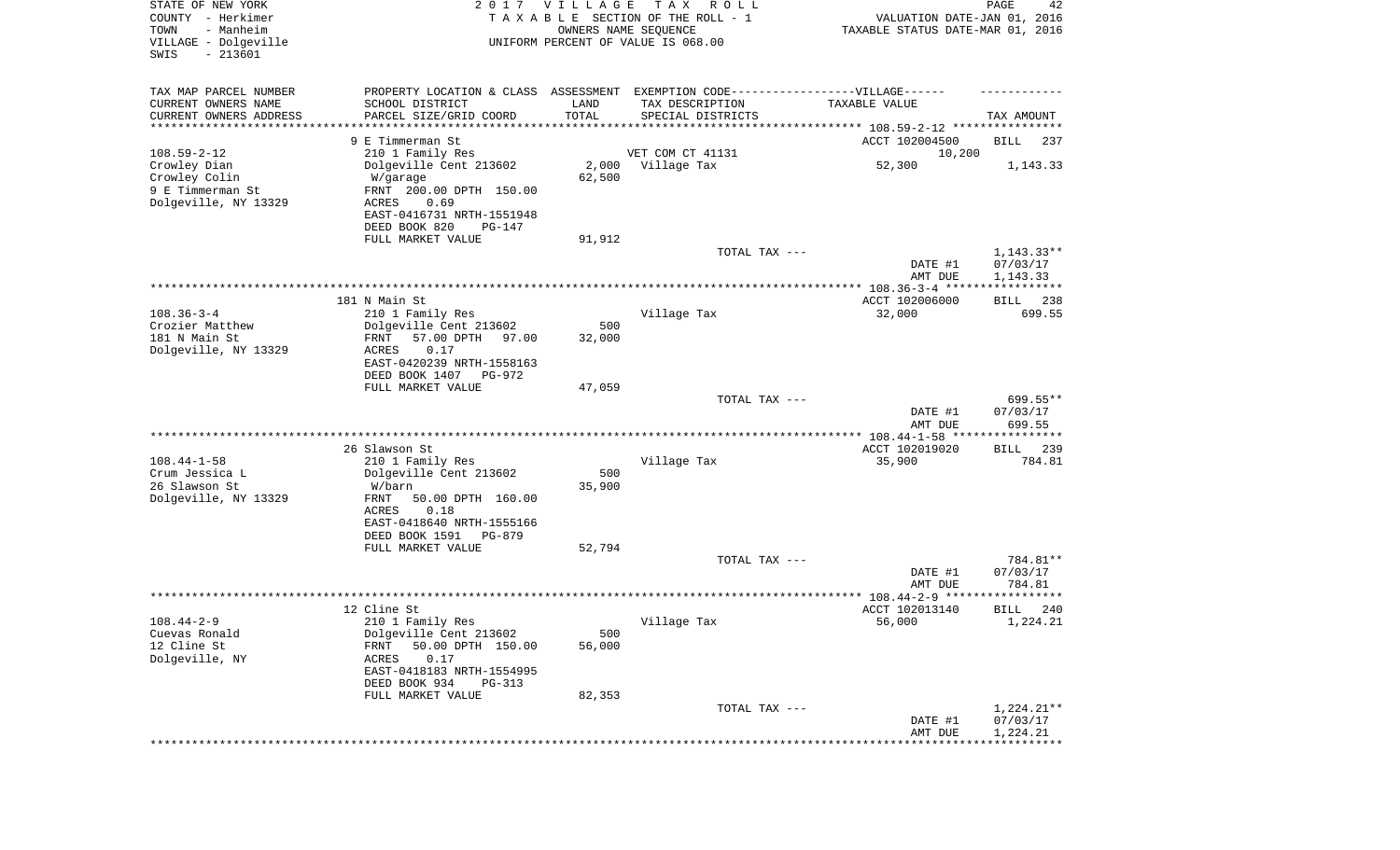STATE OF NEW YORK — 2017 VILLAGE TAX ROLL
COUNTY - Herkimer — TAXABLE SECTION OF THE ROLL - 1 — VALUATION DATE-JAN 01, 2016
TOWN - Manheim — OWNERS NAME SEQUENCE — TAXABLE STATUS DATE-MAR 01, 2016
VILLAGE - Dolgeville — UNIFORM PERCENT OF VALUE IS 068.00
SWIS - 213601

| TAX MAP PARCEL NUMBER / CURRENT OWNERS NAME / CURRENT OWNERS ADDRESS | PROPERTY LOCATION & CLASS / SCHOOL DISTRICT / PARCEL SIZE/GRID COORD | ASSESSMENT LAND / TOTAL | EXEMPTION CODE / TAX DESCRIPTION / SPECIAL DISTRICTS | TAXABLE VALUE | TAX AMOUNT |
|---|---|---|---|---|---|
| | 9 E Timmerman St | | | ACCT 102004500 | BILL 237 |
| 108.59-2-12 | 210 1 Family Res | | VET COM CT 41131 | 10,200 | |
| Crowley Dian | Dolgeville Cent 213602 | 2,000 | Village Tax | 52,300 | 1,143.33 |
| Crowley Colin | W/garage | 62,500 | | | |
| 9 E Timmerman St | FRNT 200.00 DPTH 150.00 | | | | |
| Dolgeville, NY 13329 | ACRES 0.69 | | | | |
| | EAST-0416731 NRTH-1551948 | | | | |
| | DEED BOOK 820 PG-147 | | | | |
| | FULL MARKET VALUE | 91,912 | | | |
| | | | TOTAL TAX --- | | 1,143.33** |
| | | | | DATE #1 | 07/03/17 |
| | | | | AMT DUE | 1,143.33 |
| | 181 N Main St | | | ACCT 102006000 | BILL 238 |
| 108.36-3-4 | 210 1 Family Res | | Village Tax | 32,000 | 699.55 |
| Crozier Matthew | Dolgeville Cent 213602 | 500 | | | |
| 181 N Main St | FRNT 57.00 DPTH 97.00 | 32,000 | | | |
| Dolgeville, NY 13329 | ACRES 0.17 | | | | |
| | EAST-0420239 NRTH-1558163 | | | | |
| | DEED BOOK 1407 PG-972 | | | | |
| | FULL MARKET VALUE | 47,059 | | | |
| | | | TOTAL TAX --- | | 699.55** |
| | | | | DATE #1 | 07/03/17 |
| | | | | AMT DUE | 699.55 |
| | 26 Slawson St | | | ACCT 102019020 | BILL 239 |
| 108.44-1-58 | 210 1 Family Res | | Village Tax | 35,900 | 784.81 |
| Crum Jessica L | Dolgeville Cent 213602 | 500 | | | |
| 26 Slawson St | W/barn | 35,900 | | | |
| Dolgeville, NY 13329 | FRNT 50.00 DPTH 160.00 | | | | |
| | ACRES 0.18 | | | | |
| | EAST-0418640 NRTH-1555166 | | | | |
| | DEED BOOK 1591 PG-879 | | | | |
| | FULL MARKET VALUE | 52,794 | | | |
| | | | TOTAL TAX --- | | 784.81** |
| | | | | DATE #1 | 07/03/17 |
| | | | | AMT DUE | 784.81 |
| | 12 Cline St | | | ACCT 102013140 | BILL 240 |
| 108.44-2-9 | 210 1 Family Res | | Village Tax | 56,000 | 1,224.21 |
| Cuevas Ronald | Dolgeville Cent 213602 | 500 | | | |
| 12 Cline St | FRNT 50.00 DPTH 150.00 | 56,000 | | | |
| Dolgeville, NY | ACRES 0.17 | | | | |
| | EAST-0418183 NRTH-1554995 | | | | |
| | DEED BOOK 934 PG-313 | | | | |
| | FULL MARKET VALUE | 82,353 | | | |
| | | | TOTAL TAX --- | | 1,224.21** |
| | | | | DATE #1 | 07/03/17 |
| | | | | AMT DUE | 1,224.21 |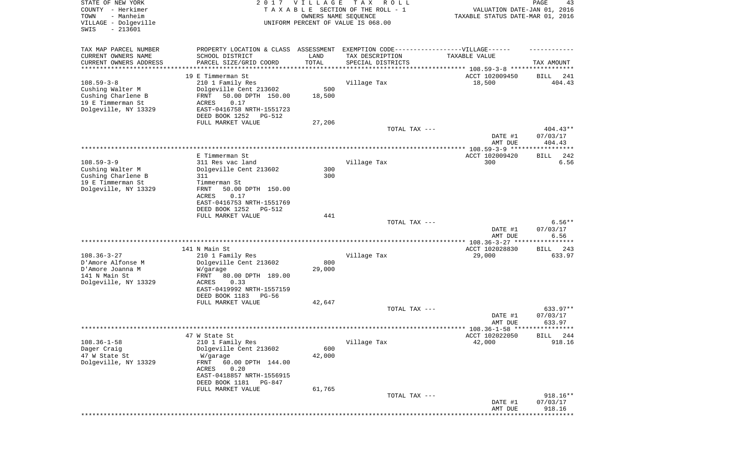STATE OF NEW YORK
COUNTY - Herkimer
TOWN - Manheim
VILLAGE - Dolgeville
SWIS - 213601

2017 VILLAGE TAX ROLL
TAXABLE SECTION OF THE ROLL - 1
OWNERS NAME SEQUENCE
UNIFORM PERCENT OF VALUE IS 068.00

VALUATION DATE-JAN 01, 2016
TAXABLE STATUS DATE-MAR 01, 2016

| TAX MAP PARCEL NUMBER / CURRENT OWNERS NAME / CURRENT OWNERS ADDRESS | PROPERTY LOCATION & CLASS / SCHOOL DISTRICT / PARCEL SIZE/GRID COORD | ASSESSMENT LAND / TOTAL | EXEMPTION CODE / TAX DESCRIPTION / SPECIAL DISTRICTS | TAXABLE VALUE | TAX AMOUNT |
|---|---|---|---|---|---|
| 108.59-3-8 | 19 E Timmerman St | | | ACCT 102009450 | BILL 241 |
| Cushing Walter M | 210 1 Family Res | | Village Tax | 18,500 | 404.43 |
| Cushing Charlene B | Dolgeville Cent 213602 | 500 | | | |
| 19 E Timmerman St | FRNT 50.00 DPTH 150.00 | 18,500 | | | |
| Dolgeville, NY 13329 | ACRES 0.17 | | | | |
| | EAST-0416758 NRTH-1551723 | | | | |
| | DEED BOOK 1252 PG-512 | | | | |
| | FULL MARKET VALUE | 27,206 | | | |
| | | | TOTAL TAX --- | | 404.43** |
| | | | | DATE #1 | 07/03/17 |
| | | | | AMT DUE | 404.43 |
| 108.59-3-9 | E Timmerman St | | | ACCT 102009420 | BILL 242 |
| Cushing Walter M | 311 Res vac land | | Village Tax | 300 | 6.56 |
| Cushing Charlene B | Dolgeville Cent 213602 | 300 | | | |
| 19 E Timmerman St | 311 | 300 | | | |
| Dolgeville, NY 13329 | Timmerman St | | | | |
| | FRNT 50.00 DPTH 150.00 | | | | |
| | ACRES 0.17 | | | | |
| | EAST-0416753 NRTH-1551769 | | | | |
| | DEED BOOK 1252 PG-512 | | | | |
| | FULL MARKET VALUE | 441 | | | |
| | | | TOTAL TAX --- | | 6.56** |
| | | | | DATE #1 | 07/03/17 |
| | | | | AMT DUE | 6.56 |
| 108.36-3-27 | 141 N Main St | | | ACCT 102028830 | BILL 243 |
| D'Amore Alfonse M | 210 1 Family Res | | Village Tax | 29,000 | 633.97 |
| D'Amore Joanna M | Dolgeville Cent 213602 | 800 | | | |
| 141 N Main St | W/garage | 29,000 | | | |
| Dolgeville, NY 13329 | FRNT 80.00 DPTH 189.00 | | | | |
| | ACRES 0.33 | | | | |
| | EAST-0419992 NRTH-1557159 | | | | |
| | DEED BOOK 1183 PG-56 | | | | |
| | FULL MARKET VALUE | 42,647 | | | |
| | | | TOTAL TAX --- | | 633.97** |
| | | | | DATE #1 | 07/03/17 |
| | | | | AMT DUE | 633.97 |
| 108.36-1-58 | 47 W State St | | | ACCT 102022050 | BILL 244 |
| Dager Craig | 210 1 Family Res | | Village Tax | 42,000 | 918.16 |
| 47 W State St | Dolgeville Cent 213602 | 600 | | | |
| Dolgeville, NY 13329 | W/garage | 42,000 | | | |
| | FRNT 60.00 DPTH 144.00 | | | | |
| | ACRES 0.20 | | | | |
| | EAST-0418857 NRTH-1556915 | | | | |
| | DEED BOOK 1181 PG-847 | | | | |
| | FULL MARKET VALUE | 61,765 | | | |
| | | | TOTAL TAX --- | | 918.16** |
| | | | | DATE #1 | 07/03/17 |
| | | | | AMT DUE | 918.16 |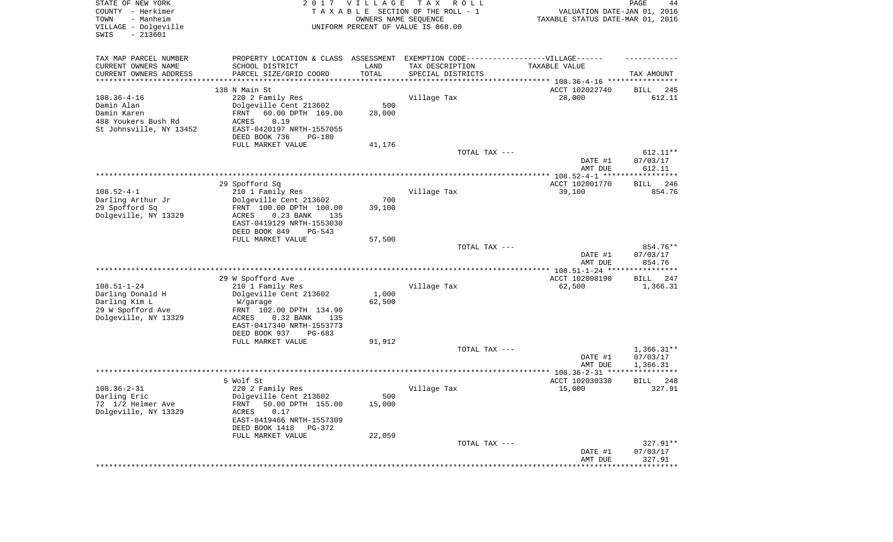STATE OF NEW YORK
COUNTY - Herkimer
TOWN - Manheim
VILLAGE - Dolgeville
SWIS - 213601

2017 VILLAGE TAX ROLL
TAXABLE SECTION OF THE ROLL - 1
OWNERS NAME SEQUENCE
UNIFORM PERCENT OF VALUE IS 068.00

VALUATION DATE-JAN 01, 2016
TAXABLE STATUS DATE-MAR 01, 2016

| TAX MAP PARCEL NUMBER<br>CURRENT OWNERS NAME<br>CURRENT OWNERS ADDRESS | PROPERTY LOCATION & CLASS<br>SCHOOL DISTRICT<br>PARCEL SIZE/GRID COORD | ASSESSMENT<br>LAND<br>TOTAL | EXEMPTION CODE------VILLAGE------<br>TAX DESCRIPTION<br>SPECIAL DISTRICTS | TAXABLE VALUE | TAX AMOUNT |
|---|---|---|---|---|---|
| **108.36-4-16** | 138 N Main St | | | ACCT 102022740 | BILL 245 |
| Damin Alan | 220 2 Family Res | | Village Tax | 28,000 | 612.11 |
| Damin Karen | Dolgeville Cent 213602 | 500 | | | |
| 488 Youkers Bush Rd | FRNT 60.00 DPTH 169.00 | 28,000 | | | |
| St Johnsville, NY 13452 | ACRES 0.19 | | | | |
| | EAST-0420197 NRTH-1557055 | | | | |
| | DEED BOOK 736 PG-180 | | | | |
| | FULL MARKET VALUE | 41,176 | | | |
| | | | TOTAL TAX --- | | 612.11** |
| | | | | DATE #1 | 07/03/17 |
| | | | | AMT DUE | 612.11 |
| **108.52-4-1** | 29 Spofford Sq | | | ACCT 102001770 | BILL 246 |
| Darling Arthur Jr | 210 1 Family Res | | Village Tax | 39,100 | 854.76 |
| 29 Spofford Sq | Dolgeville Cent 213602 | 700 | | | |
| Dolgeville, NY 13329 | FRNT 100.00 DPTH 100.00 | 39,100 | | | |
| | ACRES 0.23 BANK 135 | | | | |
| | EAST-0419129 NRTH-1553030 | | | | |
| | DEED BOOK 849 PG-543 | | | | |
| | FULL MARKET VALUE | 57,500 | | | |
| | | | TOTAL TAX --- | | 854.76** |
| | | | | DATE #1 | 07/03/17 |
| | | | | AMT DUE | 854.76 |
| **108.51-1-24** | 29 W Spofford Ave | | | ACCT 102008190 | BILL 247 |
| Darling Donald H | 210 1 Family Res | | Village Tax | 62,500 | 1,366.31 |
| Darling Kim L | Dolgeville Cent 213602 | 1,000 | | | |
| 29 W Spofford Ave | W/garage | 62,500 | | | |
| Dolgeville, NY 13329 | FRNT 102.00 DPTH 134.90 | | | | |
| | ACRES 0.32 BANK 135 | | | | |
| | EAST-0417340 NRTH-1553773 | | | | |
| | DEED BOOK 937 PG-683 | | | | |
| | FULL MARKET VALUE | 91,912 | | | |
| | | | TOTAL TAX --- | | 1,366.31** |
| | | | | DATE #1 | 07/03/17 |
| | | | | AMT DUE | 1,366.31 |
| **108.36-2-31** | 5 Wolf St | | | ACCT 102030330 | BILL 248 |
| Darling Eric | 220 2 Family Res | | Village Tax | 15,000 | 327.91 |
| 72 1/2 Helmer Ave | Dolgeville Cent 213602 | 500 | | | |
| Dolgeville, NY 13329 | FRNT 50.00 DPTH 155.00 | 15,000 | | | |
| | ACRES 0.17 | | | | |
| | EAST-0419466 NRTH-1557309 | | | | |
| | DEED BOOK 1418 PG-372 | | | | |
| | FULL MARKET VALUE | 22,059 | | | |
| | | | TOTAL TAX --- | | 327.91** |
| | | | | DATE #1 | 07/03/17 |
| | | | | AMT DUE | 327.91 |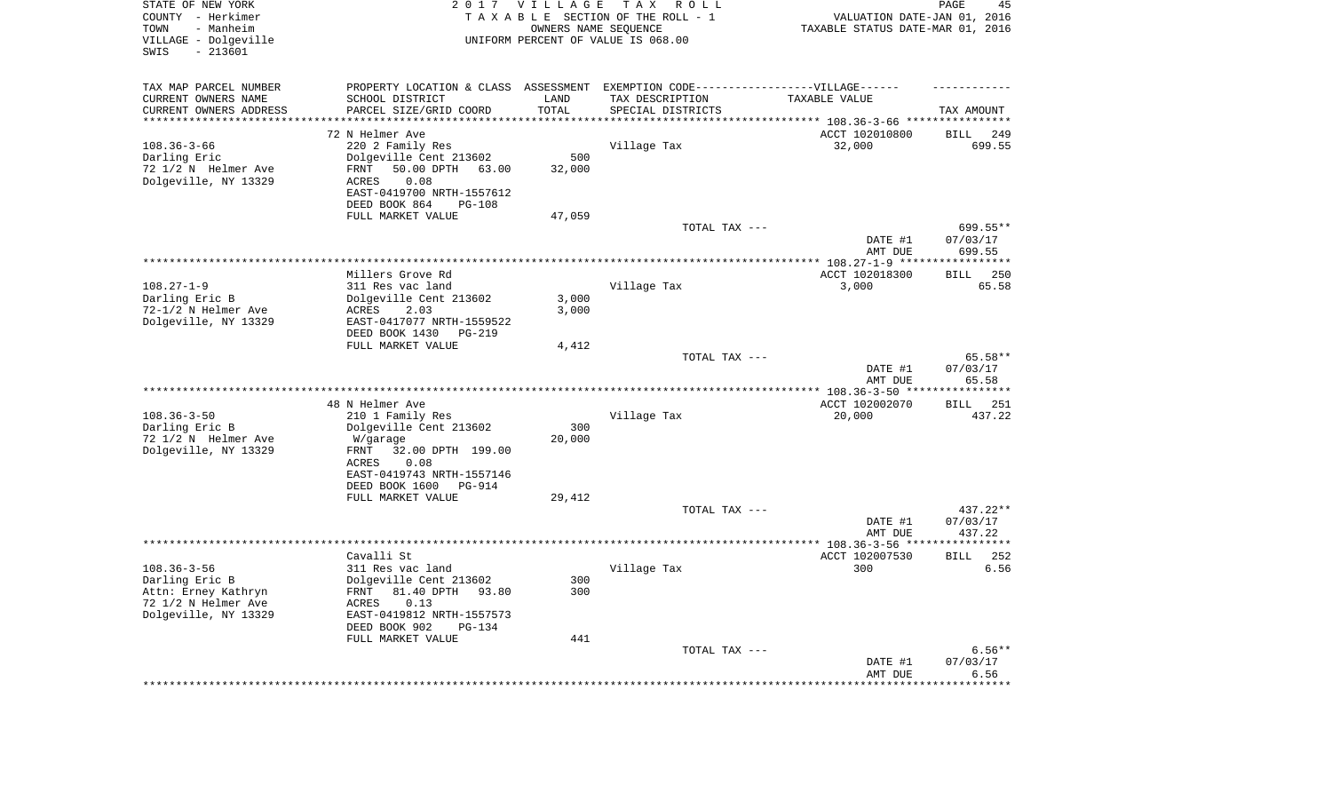STATE OF NEW YORK
COUNTY - Herkimer
TOWN - Manheim
VILLAGE - Dolgeville
SWIS - 213601

2 0 1 7 V I L L A G E T A X R O L L
T A X A B L E SECTION OF THE ROLL - 1
OWNERS NAME SEQUENCE
UNIFORM PERCENT OF VALUE IS 068.00

VALUATION DATE-JAN 01, 2016
TAXABLE STATUS DATE-MAR 01, 2016

| TAX MAP PARCEL NUMBER / CURRENT OWNERS NAME / CURRENT OWNERS ADDRESS | PROPERTY LOCATION & CLASS / SCHOOL DISTRICT / PARCEL SIZE/GRID COORD | ASSESSMENT LAND / TOTAL | EXEMPTION CODE-----VILLAGE------ TAX DESCRIPTION / SPECIAL DISTRICTS | TAXABLE VALUE | TAX AMOUNT |
|---|---|---|---|---|---|
| 108.36-3-66 | 72 N Helmer Ave | | | ACCT 102010800 | BILL 249 |
| Darling Eric | 220 2 Family Res | | Village Tax | 32,000 | 699.55 |
| 72 1/2 N Helmer Ave | Dolgeville Cent 213602 | 500 | | | |
| Dolgeville, NY 13329 | FRNT 50.00 DPTH 63.00 | 32,000 | | | |
| | ACRES 0.08 | | | | |
| | EAST-0419700 NRTH-1557612 | | | | |
| | DEED BOOK 864 PG-108 | | | | |
| | FULL MARKET VALUE | 47,059 | | | |
| | | | TOTAL TAX --- | | 699.55** |
| | | | | DATE #1 | 07/03/17 |
| | | | | AMT DUE | 699.55 |
| 108.27-1-9 | Millers Grove Rd | | | ACCT 102018300 | BILL 250 |
| Darling Eric B | 311 Res vac land | | Village Tax | 3,000 | 65.58 |
| 72-1/2 N Helmer Ave | Dolgeville Cent 213602 | 3,000 | | | |
| Dolgeville, NY 13329 | ACRES 2.03 | 3,000 | | | |
| | EAST-0417077 NRTH-1559522 | | | | |
| | DEED BOOK 1430 PG-219 | | | | |
| | FULL MARKET VALUE | 4,412 | | | |
| | | | TOTAL TAX --- | | 65.58** |
| | | | | DATE #1 | 07/03/17 |
| | | | | AMT DUE | 65.58 |
| 108.36-3-50 | 48 N Helmer Ave | | | ACCT 102002070 | BILL 251 |
| Darling Eric B | 210 1 Family Res | | Village Tax | 20,000 | 437.22 |
| 72 1/2 N Helmer Ave | Dolgeville Cent 213602 | 300 | | | |
| Dolgeville, NY 13329 | W/garage | 20,000 | | | |
| | FRNT 32.00 DPTH 199.00 | | | | |
| | ACRES 0.08 | | | | |
| | EAST-0419743 NRTH-1557146 | | | | |
| | DEED BOOK 1600 PG-914 | | | | |
| | FULL MARKET VALUE | 29,412 | | | |
| | | | TOTAL TAX --- | | 437.22** |
| | | | | DATE #1 | 07/03/17 |
| | | | | AMT DUE | 437.22 |
| 108.36-3-56 | Cavalli St | | | ACCT 102007530 | BILL 252 |
| Darling Eric B | 311 Res vac land | | Village Tax | 300 | 6.56 |
| Attn: Erney Kathryn | Dolgeville Cent 213602 | 300 | | | |
| 72 1/2 N Helmer Ave | FRNT 81.40 DPTH 93.80 | 300 | | | |
| Dolgeville, NY 13329 | ACRES 0.13 | | | | |
| | EAST-0419812 NRTH-1557573 | | | | |
| | DEED BOOK 902 PG-134 | | | | |
| | FULL MARKET VALUE | 441 | | | |
| | | | TOTAL TAX --- | | 6.56** |
| | | | | DATE #1 | 07/03/17 |
| | | | | AMT DUE | 6.56 |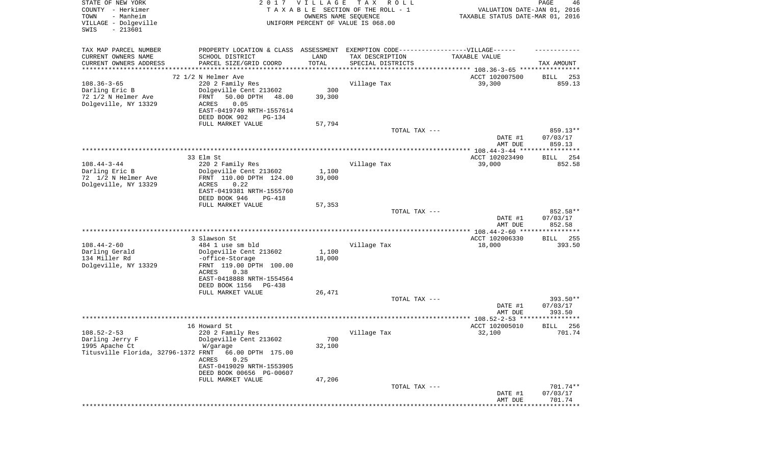STATE OF NEW YORK
COUNTY - Herkimer
TOWN - Manheim
VILLAGE - Dolgeville
SWIS - 213601

2 0 1 7 V I L L A G E T A X R O L L
T A X A B L E SECTION OF THE ROLL - 1
OWNERS NAME SEQUENCE
UNIFORM PERCENT OF VALUE IS 068.00

VALUATION DATE-JAN 01, 2016
TAXABLE STATUS DATE-MAR 01, 2016

| TAX MAP PARCEL NUMBER<br>CURRENT OWNERS NAME<br>CURRENT OWNERS ADDRESS | PROPERTY LOCATION & CLASS<br>SCHOOL DISTRICT<br>PARCEL SIZE/GRID COORD | ASSESSMENT<br>LAND<br>TOTAL | EXEMPTION CODE------------------VILLAGE------<br>TAX DESCRIPTION<br>SPECIAL DISTRICTS | TAXABLE VALUE | TAX AMOUNT |
|---|---|---|---|---|---|
| | 72 1/2 N Helmer Ave | | | ACCT 102007500 | BILL 253 |
| 108.36-3-65 | 220 2 Family Res | | Village Tax | 39,300 | 859.13 |
| Darling Eric B | Dolgeville Cent 213602 | 300 | | | |
| 72 1/2 N Helmer Ave | FRNT 50.00 DPTH 48.00 | 39,300 | | | |
| Dolgeville, NY 13329 | ACRES 0.05 | | | | |
| | EAST-0419749 NRTH-1557614 | | | | |
| | DEED BOOK 902 PG-134 | | | | |
| | FULL MARKET VALUE | 57,794 | | | |
| | | | TOTAL TAX --- | | 859.13** |
| | | | | DATE #1 | 07/03/17 |
| | | | | AMT DUE | 859.13 |
| | 33 Elm St | | | ACCT 102023490 | BILL 254 |
| 108.44-3-44 | 220 2 Family Res | | Village Tax | 39,000 | 852.58 |
| Darling Eric B | Dolgeville Cent 213602 | 1,100 | | | |
| 72 1/2 N Helmer Ave | FRNT 110.00 DPTH 124.00 | 39,000 | | | |
| Dolgeville, NY 13329 | ACRES 0.22 | | | | |
| | EAST-0419381 NRTH-1555760 | | | | |
| | DEED BOOK 946 PG-418 | | | | |
| | FULL MARKET VALUE | 57,353 | | | |
| | | | TOTAL TAX --- | | 852.58** |
| | | | | DATE #1 | 07/03/17 |
| | | | | AMT DUE | 852.58 |
| | 3 Slawson St | | | ACCT 102006330 | BILL 255 |
| 108.44-2-60 | 484 1 use sm bld | | Village Tax | 18,000 | 393.50 |
| Darling Gerald | Dolgeville Cent 213602 | 1,100 | | | |
| 134 Miller Rd | -office-Storage | 18,000 | | | |
| Dolgeville, NY 13329 | FRNT 119.00 DPTH 100.00 | | | | |
| | ACRES 0.38 | | | | |
| | EAST-0418888 NRTH-1554564 | | | | |
| | DEED BOOK 1156 PG-438 | | | | |
| | FULL MARKET VALUE | 26,471 | | | |
| | | | TOTAL TAX --- | | 393.50** |
| | | | | DATE #1 | 07/03/17 |
| | | | | AMT DUE | 393.50 |
| | 16 Howard St | | | ACCT 102005010 | BILL 256 |
| 108.52-2-53 | 220 2 Family Res | | Village Tax | 32,100 | 701.74 |
| Darling Jerry F | Dolgeville Cent 213602 | 700 | | | |
| 1995 Apache Ct | W/garage | 32,100 | | | |
| Titusville Florida, 32796-1372 | FRNT 66.00 DPTH 175.00 | | | | |
| | ACRES 0.25 | | | | |
| | EAST-0419029 NRTH-1553905 | | | | |
| | DEED BOOK 00656 PG-00607 | | | | |
| | FULL MARKET VALUE | 47,206 | | | |
| | | | TOTAL TAX --- | | 701.74** |
| | | | | DATE #1 | 07/03/17 |
| | | | | AMT DUE | 701.74 |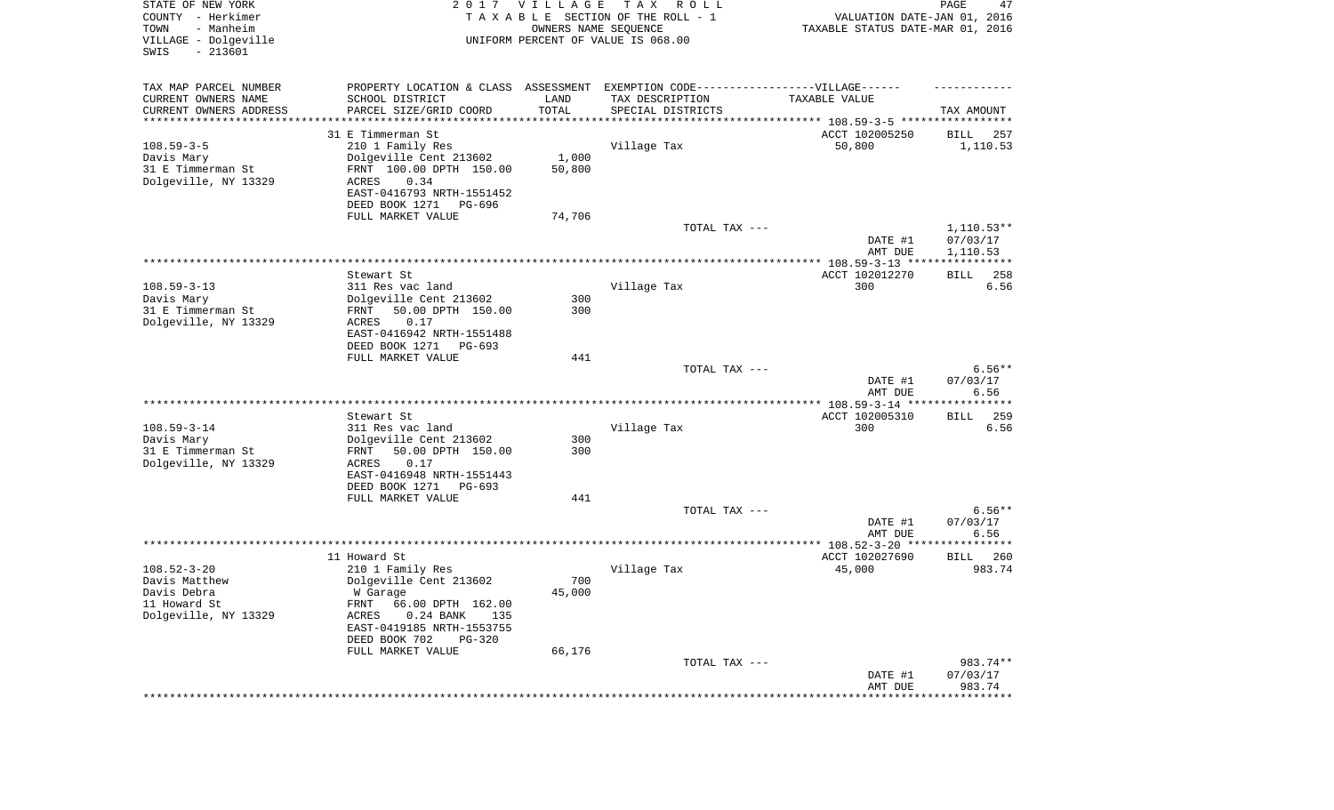STATE OF NEW YORK  
COUNTY - Herkimer  
TOWN - Manheim  
VILLAGE - Dolgeville  
SWIS - 213601

2017 VILLAGE TAX ROLL  
TAXABLE SECTION OF THE ROLL - 1  
OWNERS NAME SEQUENCE  
UNIFORM PERCENT OF VALUE IS 068.00

VALUATION DATE-JAN 01, 2016  
TAXABLE STATUS DATE-MAR 01, 2016

| TAX MAP PARCEL NUMBER<br>CURRENT OWNERS NAME<br>CURRENT OWNERS ADDRESS | PROPERTY LOCATION & CLASS<br>SCHOOL DISTRICT<br>PARCEL SIZE/GRID COORD | ASSESSMENT<br>LAND<br>TOTAL | EXEMPTION CODE-----VILLAGE------<br>TAX DESCRIPTION<br>SPECIAL DISTRICTS | TAXABLE VALUE | TAX AMOUNT |
|---|---|---|---|---|---|
| | 31 E Timmerman St | | | ACCT 102005250 | BILL 257 |
| 108.59-3-5 | 210 1 Family Res | | Village Tax | 50,800 | 1,110.53 |
| Davis Mary | Dolgeville Cent 213602 | 1,000 | | | |
| 31 E Timmerman St | FRNT 100.00 DPTH 150.00 | 50,800 | | | |
| Dolgeville, NY 13329 | ACRES 0.34 | | | | |
| | EAST-0416793 NRTH-1551452 | | | | |
| | DEED BOOK 1271 PG-696 | | | | |
| | FULL MARKET VALUE | 74,706 | | | |
| | | | TOTAL TAX --- | | 1,110.53** |
| | | | | DATE #1 | 07/03/17 |
| | | | | AMT DUE | 1,110.53 |
| | Stewart St | | | ACCT 102012270 | BILL 258 |
| 108.59-3-13 | 311 Res vac land | | Village Tax | 300 | 6.56 |
| Davis Mary | Dolgeville Cent 213602 | 300 | | | |
| 31 E Timmerman St | FRNT 50.00 DPTH 150.00 | 300 | | | |
| Dolgeville, NY 13329 | ACRES 0.17 | | | | |
| | EAST-0416942 NRTH-1551488 | | | | |
| | DEED BOOK 1271 PG-693 | | | | |
| | FULL MARKET VALUE | 441 | | | |
| | | | TOTAL TAX --- | | 6.56** |
| | | | | DATE #1 | 07/03/17 |
| | | | | AMT DUE | 6.56 |
| | Stewart St | | | ACCT 102005310 | BILL 259 |
| 108.59-3-14 | 311 Res vac land | | Village Tax | 300 | 6.56 |
| Davis Mary | Dolgeville Cent 213602 | 300 | | | |
| 31 E Timmerman St | FRNT 50.00 DPTH 150.00 | 300 | | | |
| Dolgeville, NY 13329 | ACRES 0.17 | | | | |
| | EAST-0416948 NRTH-1551443 | | | | |
| | DEED BOOK 1271 PG-693 | | | | |
| | FULL MARKET VALUE | 441 | | | |
| | | | TOTAL TAX --- | | 6.56** |
| | | | | DATE #1 | 07/03/17 |
| | | | | AMT DUE | 6.56 |
| | 11 Howard St | | | ACCT 102027690 | BILL 260 |
| 108.52-3-20 | 210 1 Family Res | | Village Tax | 45,000 | 983.74 |
| Davis Matthew | Dolgeville Cent 213602 | 700 | | | |
| Davis Debra | W Garage | 45,000 | | | |
| 11 Howard St | FRNT 66.00 DPTH 162.00 | | | | |
| Dolgeville, NY 13329 | ACRES 0.24 BANK 135 | | | | |
| | EAST-0419185 NRTH-1553755 | | | | |
| | DEED BOOK 702 PG-320 | | | | |
| | FULL MARKET VALUE | 66,176 | | | |
| | | | TOTAL TAX --- | | 983.74** |
| | | | | DATE #1 | 07/03/17 |
| | | | | AMT DUE | 983.74 |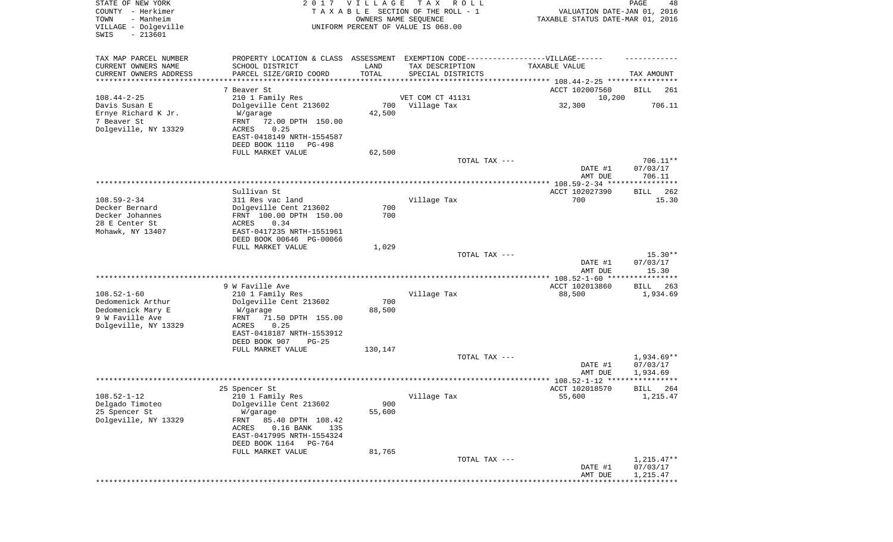STATE OF NEW YORK
COUNTY - Herkimer
TOWN - Manheim
VILLAGE - Dolgeville
SWIS - 213601

2017 VILLAGE TAX ROLL
TAXABLE SECTION OF THE ROLL - 1
OWNERS NAME SEQUENCE
UNIFORM PERCENT OF VALUE IS 068.00

VALUATION DATE-JAN 01, 2016
TAXABLE STATUS DATE-MAR 01, 2016

| TAX MAP PARCEL NUMBER / CURRENT OWNERS NAME / CURRENT OWNERS ADDRESS | PROPERTY LOCATION & CLASS / SCHOOL DISTRICT / PARCEL SIZE/GRID COORD | ASSESSMENT LAND / TOTAL | EXEMPTION CODE / TAX DESCRIPTION / SPECIAL DISTRICTS | TAXABLE VALUE | TAX AMOUNT |
|---|---|---|---|---|---|
| | 7 Beaver St | | | ACCT 102007560 | BILL 261 |
| 108.44-2-25 | 210 1 Family Res | | VET COM CT 41131 | 10,200 | |
| Davis Susan E | Dolgeville Cent 213602 | 700 | Village Tax | 32,300 | 706.11 |
| Ernye Richard K Jr. | W/garage | 42,500 | | | |
| 7 Beaver St | FRNT 72.00 DPTH 150.00 | | | | |
| Dolgeville, NY 13329 | ACRES 0.25 | | | | |
| | EAST-0418149 NRTH-1554587 | | | | |
| | DEED BOOK 1110 PG-498 | | | | |
| | FULL MARKET VALUE | 62,500 | | | |
| | | | TOTAL TAX --- | | 706.11** |
| | | | | DATE #1 | 07/03/17 |
| | | | | AMT DUE | 706.11 |
| | Sullivan St | | | ACCT 102027390 | BILL 262 |
| 108.59-2-34 | 311 Res vac land | | Village Tax | 700 | 15.30 |
| Decker Bernard | Dolgeville Cent 213602 | 700 | | | |
| Decker Johannes | FRNT 100.00 DPTH 150.00 | 700 | | | |
| 28 E Center St | ACRES 0.34 | | | | |
| Mohawk, NY 13407 | EAST-0417235 NRTH-1551961 | | | | |
| | DEED BOOK 00646 PG-00066 | | | | |
| | FULL MARKET VALUE | 1,029 | | | |
| | | | TOTAL TAX --- | | 15.30** |
| | | | | DATE #1 | 07/03/17 |
| | | | | AMT DUE | 15.30 |
| | 9 W Faville Ave | | | ACCT 102013860 | BILL 263 |
| 108.52-1-60 | 210 1 Family Res | | Village Tax | 88,500 | 1,934.69 |
| Dedomenick Arthur | Dolgeville Cent 213602 | 700 | | | |
| Dedomenick Mary E | W/garage | 88,500 | | | |
| 9 W Faville Ave | FRNT 71.50 DPTH 155.00 | | | | |
| Dolgeville, NY 13329 | ACRES 0.25 | | | | |
| | EAST-0418187 NRTH-1553912 | | | | |
| | DEED BOOK 907 PG-25 | | | | |
| | FULL MARKET VALUE | 130,147 | | | |
| | | | TOTAL TAX --- | | 1,934.69** |
| | | | | DATE #1 | 07/03/17 |
| | | | | AMT DUE | 1,934.69 |
| | 25 Spencer St | | | ACCT 102018570 | BILL 264 |
| 108.52-1-12 | 210 1 Family Res | | Village Tax | 55,600 | 1,215.47 |
| Delgado Timoteo | Dolgeville Cent 213602 | 900 | | | |
| 25 Spencer St | W/garage | 55,600 | | | |
| Dolgeville, NY 13329 | FRNT 85.40 DPTH 108.42 | | | | |
| | ACRES 0.16 BANK 135 | | | | |
| | EAST-0417995 NRTH-1554324 | | | | |
| | DEED BOOK 1164 PG-764 | | | | |
| | FULL MARKET VALUE | 81,765 | | | |
| | | | TOTAL TAX --- | | 1,215.47** |
| | | | | DATE #1 | 07/03/17 |
| | | | | AMT DUE | 1,215.47 |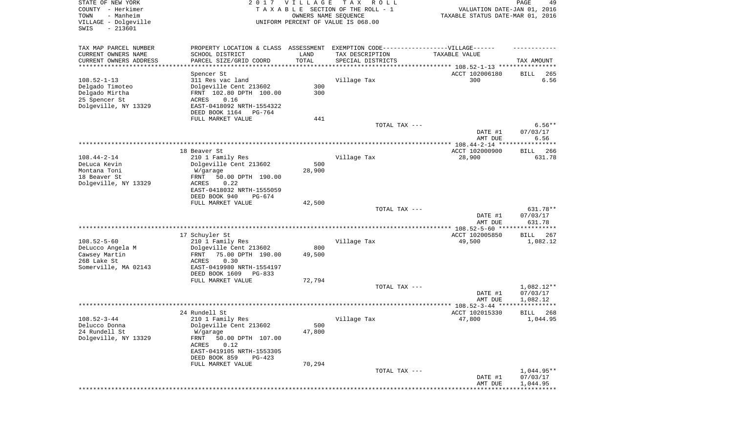STATE OF NEW YORK
COUNTY - Herkimer
TOWN - Manheim
VILLAGE - Dolgeville
SWIS - 213601

2 0 1 7 V I L L A G E T A X R O L L
T A X A B L E SECTION OF THE ROLL - 1
OWNERS NAME SEQUENCE
UNIFORM PERCENT OF VALUE IS 068.00

VALUATION DATE-JAN 01, 2016
TAXABLE STATUS DATE-MAR 01, 2016

| TAX MAP PARCEL NUMBER / CURRENT OWNERS NAME / CURRENT OWNERS ADDRESS | PROPERTY LOCATION & CLASS / SCHOOL DISTRICT / PARCEL SIZE/GRID COORD | ASSESSMENT LAND / TOTAL | EXEMPTION CODE-----VILLAGE------ TAX DESCRIPTION / SPECIAL DISTRICTS | TAXABLE VALUE | TAX AMOUNT |
|---|---|---|---|---|---|
| 108.52-1-13 | Spencer St | | | ACCT 102006180 | BILL 265 |
| Delgado Timoteo | 311 Res vac land | | Village Tax | 300 | 6.56 |
| Delgado Mirtha | Dolgeville Cent 213602 | 300 | | | |
| 25 Spencer St | FRNT 102.80 DPTH 100.00 | 300 | | | |
| Dolgeville, NY 13329 | ACRES 0.16 | | | | |
| | EAST-0418092 NRTH-1554322 | | | | |
| | DEED BOOK 1164 PG-764 | | | | |
| | FULL MARKET VALUE | 441 | | | |
| | | | TOTAL TAX --- | | 6.56** |
| | | | | DATE #1 | 07/03/17 |
| | | | | AMT DUE | 6.56 |
| 108.44-2-14 | 18 Beaver St | | | ACCT 102000900 | BILL 266 |
| DeLuca Kevin | 210 1 Family Res | | Village Tax | 28,900 | 631.78 |
| Montana Toni | Dolgeville Cent 213602 | 500 | | | |
| 18 Beaver St | W/garage | 28,900 | | | |
| Dolgeville, NY 13329 | FRNT 50.00 DPTH 190.00 | | | | |
| | ACRES 0.22 | | | | |
| | EAST-0418032 NRTH-1555059 | | | | |
| | DEED BOOK 940 PG-674 | | | | |
| | FULL MARKET VALUE | 42,500 | | | |
| | | | TOTAL TAX --- | | 631.78** |
| | | | | DATE #1 | 07/03/17 |
| | | | | AMT DUE | 631.78 |
| 108.52-5-60 | 17 Schuyler St | | | ACCT 102005850 | BILL 267 |
| DeLucco Angela M | 210 1 Family Res | | Village Tax | 49,500 | 1,082.12 |
| Cawsey Martin | Dolgeville Cent 213602 | 800 | | | |
| 26B Lake St | FRNT 75.00 DPTH 190.00 | 49,500 | | | |
| Somerville, MA 02143 | ACRES 0.30 | | | | |
| | EAST-0419980 NRTH-1554197 | | | | |
| | DEED BOOK 1609 PG-833 | | | | |
| | FULL MARKET VALUE | 72,794 | | | |
| | | | TOTAL TAX --- | | 1,082.12** |
| | | | | DATE #1 | 07/03/17 |
| | | | | AMT DUE | 1,082.12 |
| 108.52-3-44 | 24 Rundell St | | | ACCT 102015330 | BILL 268 |
| Delucco Donna | 210 1 Family Res | | Village Tax | 47,800 | 1,044.95 |
| 24 Rundell St | Dolgeville Cent 213602 | 500 | | | |
| Dolgeville, NY 13329 | W/garage | 47,800 | | | |
| | FRNT 50.00 DPTH 107.00 | | | | |
| | ACRES 0.12 | | | | |
| | EAST-0419105 NRTH-1553305 | | | | |
| | DEED BOOK 859 PG-423 | | | | |
| | FULL MARKET VALUE | 70,294 | | | |
| | | | TOTAL TAX --- | | 1,044.95** |
| | | | | DATE #1 | 07/03/17 |
| | | | | AMT DUE | 1,044.95 |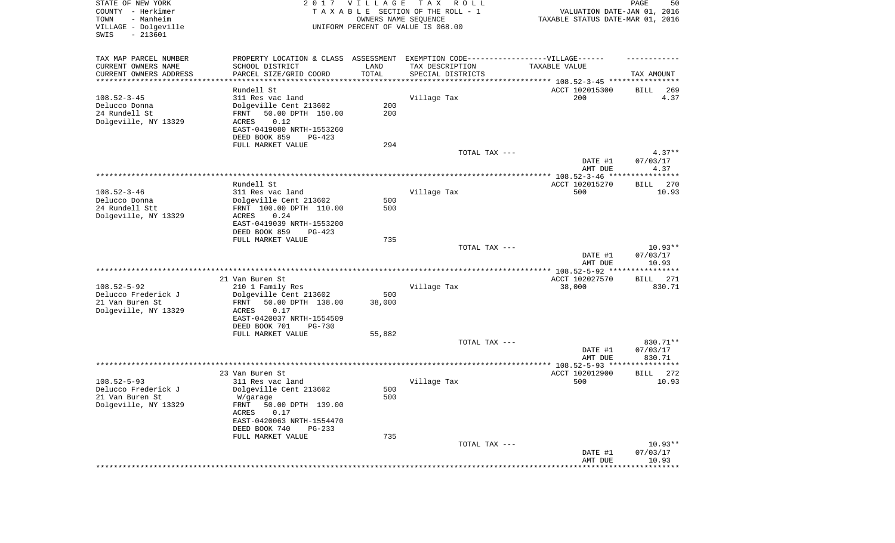STATE OF NEW YORK — 2017 VILLAGE TAX ROLL
COUNTY - Herkimer — TAXABLE SECTION OF THE ROLL - 1 — VALUATION DATE-JAN 01, 2016
TOWN - Manheim — OWNERS NAME SEQUENCE — TAXABLE STATUS DATE-MAR 01, 2016
VILLAGE - Dolgeville — UNIFORM PERCENT OF VALUE IS 068.00
SWIS - 213601

| TAX MAP PARCEL NUMBER / CURRENT OWNERS NAME / CURRENT OWNERS ADDRESS | PROPERTY LOCATION & CLASS / SCHOOL DISTRICT / PARCEL SIZE/GRID COORD | ASSESSMENT LAND / TOTAL | EXEMPTION CODE / TAX DESCRIPTION / SPECIAL DISTRICTS | TAXABLE VALUE | TAX AMOUNT |
|---|---|---|---|---|---|
| | Rundell St | | | ACCT 102015300 | BILL 269 |
| 108.52-3-45 | 311 Res vac land | | Village Tax | 200 | 4.37 |
| Delucco Donna | Dolgeville Cent 213602 | 200 | | | |
| 24 Rundell St | FRNT 50.00 DPTH 150.00 | 200 | | | |
| Dolgeville, NY 13329 | ACRES 0.12 | | | | |
| | EAST-0419080 NRTH-1553260 | | | | |
| | DEED BOOK 859 PG-423 | | | | |
| | FULL MARKET VALUE | 294 | | | |
| | | | TOTAL TAX --- | | 4.37** |
| | | | | DATE #1 | 07/03/17 |
| | | | | AMT DUE | 4.37 |
| | Rundell St | | | ACCT 102015270 | BILL 270 |
| 108.52-3-46 | 311 Res vac land | | Village Tax | 500 | 10.93 |
| Delucco Donna | Dolgeville Cent 213602 | 500 | | | |
| 24 Rundell Stt | FRNT 100.00 DPTH 110.00 | 500 | | | |
| Dolgeville, NY 13329 | ACRES 0.24 | | | | |
| | EAST-0419039 NRTH-1553200 | | | | |
| | DEED BOOK 859 PG-423 | | | | |
| | FULL MARKET VALUE | 735 | | | |
| | | | TOTAL TAX --- | | 10.93** |
| | | | | DATE #1 | 07/03/17 |
| | | | | AMT DUE | 10.93 |
| | 21 Van Buren St | | | ACCT 102027570 | BILL 271 |
| 108.52-5-92 | 210 1 Family Res | | Village Tax | 38,000 | 830.71 |
| Delucco Frederick J | Dolgeville Cent 213602 | 500 | | | |
| 21 Van Buren St | FRNT 50.00 DPTH 138.00 | 38,000 | | | |
| Dolgeville, NY 13329 | ACRES 0.17 | | | | |
| | EAST-0420037 NRTH-1554509 | | | | |
| | DEED BOOK 701 PG-730 | | | | |
| | FULL MARKET VALUE | 55,882 | | | |
| | | | TOTAL TAX --- | | 830.71** |
| | | | | DATE #1 | 07/03/17 |
| | | | | AMT DUE | 830.71 |
| | 23 Van Buren St | | | ACCT 102012900 | BILL 272 |
| 108.52-5-93 | 311 Res vac land | | Village Tax | 500 | 10.93 |
| Delucco Frederick J | Dolgeville Cent 213602 | 500 | | | |
| 21 Van Buren St | W/garage | 500 | | | |
| Dolgeville, NY 13329 | FRNT 50.00 DPTH 139.00 | | | | |
| | ACRES 0.17 | | | | |
| | EAST-0420063 NRTH-1554470 | | | | |
| | DEED BOOK 740 PG-233 | | | | |
| | FULL MARKET VALUE | 735 | | | |
| | | | TOTAL TAX --- | | 10.93** |
| | | | | DATE #1 | 07/03/17 |
| | | | | AMT DUE | 10.93 |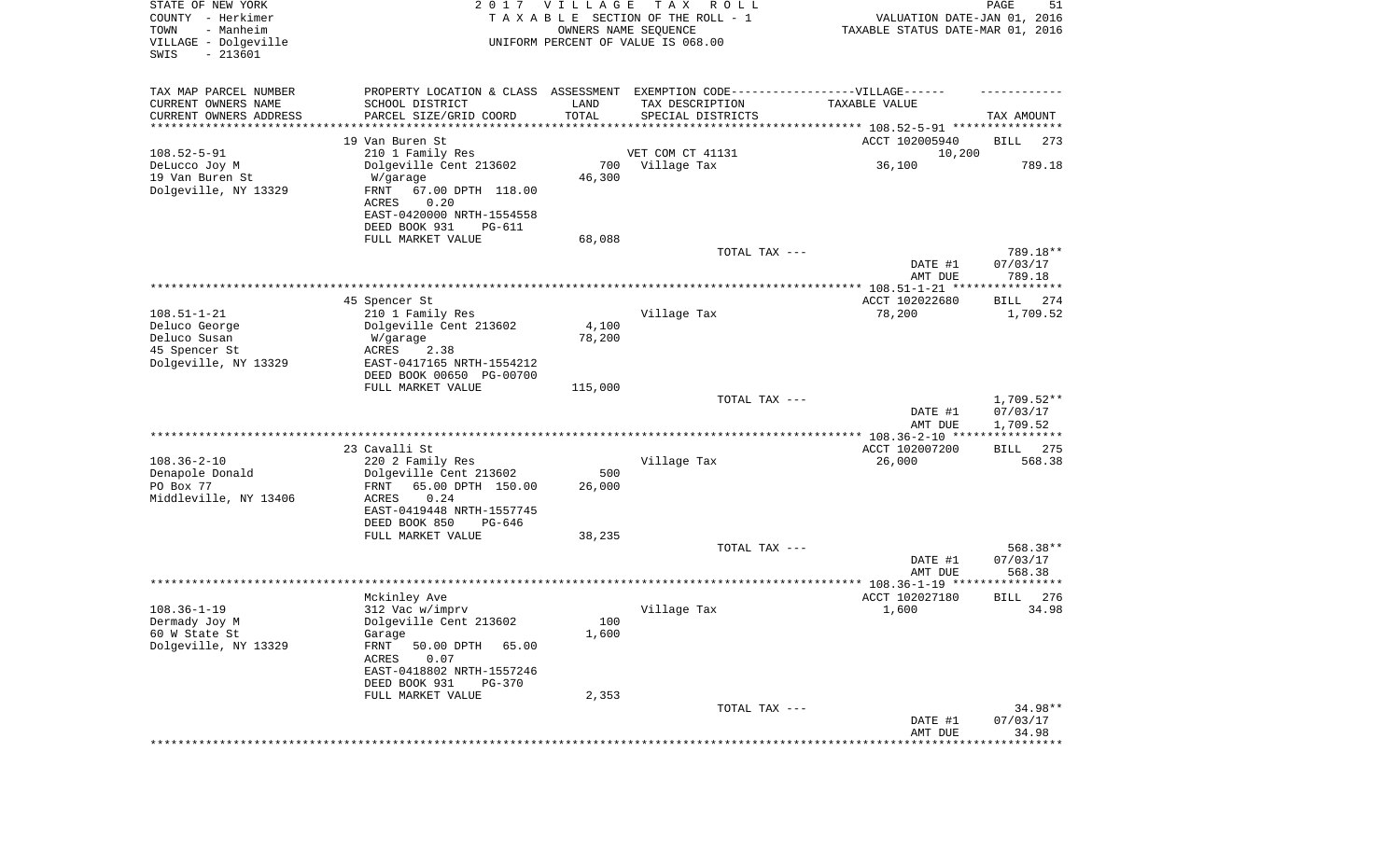STATE OF NEW YORK
COUNTY - Herkimer
TOWN - Manheim
VILLAGE - Dolgeville
SWIS - 213601

2 0 1 7 V I L L A G E T A X R O L L
T A X A B L E SECTION OF THE ROLL - 1
OWNERS NAME SEQUENCE
UNIFORM PERCENT OF VALUE IS 068.00

VALUATION DATE-JAN 01, 2016
TAXABLE STATUS DATE-MAR 01, 2016

| TAX MAP PARCEL NUMBER<br>CURRENT OWNERS NAME<br>CURRENT OWNERS ADDRESS | PROPERTY LOCATION & CLASS<br>SCHOOL DISTRICT<br>PARCEL SIZE/GRID COORD | ASSESSMENT<br>LAND<br>TOTAL | EXEMPTION CODE<br>TAX DESCRIPTION<br>SPECIAL DISTRICTS | VILLAGE<br>TAXABLE VALUE | TAX AMOUNT |
|---|---|---|---|---|---|
| | 19 Van Buren St | | | ACCT 102005940 | BILL 273 |
| 108.52-5-91 | 210 1 Family Res | | VET COM CT 41131 | 10,200 | |
| DeLucco Joy M | Dolgeville Cent 213602 | 700 | Village Tax | 36,100 | 789.18 |
| 19 Van Buren St | W/garage | 46,300 | | | |
| Dolgeville, NY 13329 | FRNT 67.00 DPTH 118.00 | | | | |
| | ACRES 0.20 | | | | |
| | EAST-0420000 NRTH-1554558 | | | | |
| | DEED BOOK 931 PG-611 | | | | |
| | FULL MARKET VALUE | 68,088 | | | |
| | | | TOTAL TAX --- | | 789.18** |
| | | | | DATE #1 | 07/03/17 |
| | | | | AMT DUE | 789.18 |
| | 45 Spencer St | | | ACCT 102022680 | BILL 274 |
| 108.51-1-21 | 210 1 Family Res | | Village Tax | 78,200 | 1,709.52 |
| Deluco George | Dolgeville Cent 213602 | 4,100 | | | |
| Deluco Susan | W/garage | 78,200 | | | |
| 45 Spencer St | ACRES 2.38 | | | | |
| Dolgeville, NY 13329 | EAST-0417165 NRTH-1554212 | | | | |
| | DEED BOOK 00650 PG-00700 | | | | |
| | FULL MARKET VALUE | 115,000 | | | |
| | | | TOTAL TAX --- | | 1,709.52** |
| | | | | DATE #1 | 07/03/17 |
| | | | | AMT DUE | 1,709.52 |
| | 23 Cavalli St | | | ACCT 102007200 | BILL 275 |
| 108.36-2-10 | 220 2 Family Res | | Village Tax | 26,000 | 568.38 |
| Denapole Donald | Dolgeville Cent 213602 | 500 | | | |
| PO Box 77 | FRNT 65.00 DPTH 150.00 | 26,000 | | | |
| Middleville, NY 13406 | ACRES 0.24 | | | | |
| | EAST-0419448 NRTH-1557745 | | | | |
| | DEED BOOK 850 PG-646 | | | | |
| | FULL MARKET VALUE | 38,235 | | | |
| | | | TOTAL TAX --- | | 568.38** |
| | | | | DATE #1 | 07/03/17 |
| | | | | AMT DUE | 568.38 |
| | Mckinley Ave | | | ACCT 102027180 | BILL 276 |
| 108.36-1-19 | 312 Vac w/imprv | | Village Tax | 1,600 | 34.98 |
| Dermady Joy M | Dolgeville Cent 213602 | 100 | | | |
| 60 W State St | Garage | 1,600 | | | |
| Dolgeville, NY 13329 | FRNT 50.00 DPTH 65.00 | | | | |
| | ACRES 0.07 | | | | |
| | EAST-0418802 NRTH-1557246 | | | | |
| | DEED BOOK 931 PG-370 | | | | |
| | FULL MARKET VALUE | 2,353 | | | |
| | | | TOTAL TAX --- | | 34.98** |
| | | | | DATE #1 | 07/03/17 |
| | | | | AMT DUE | 34.98 |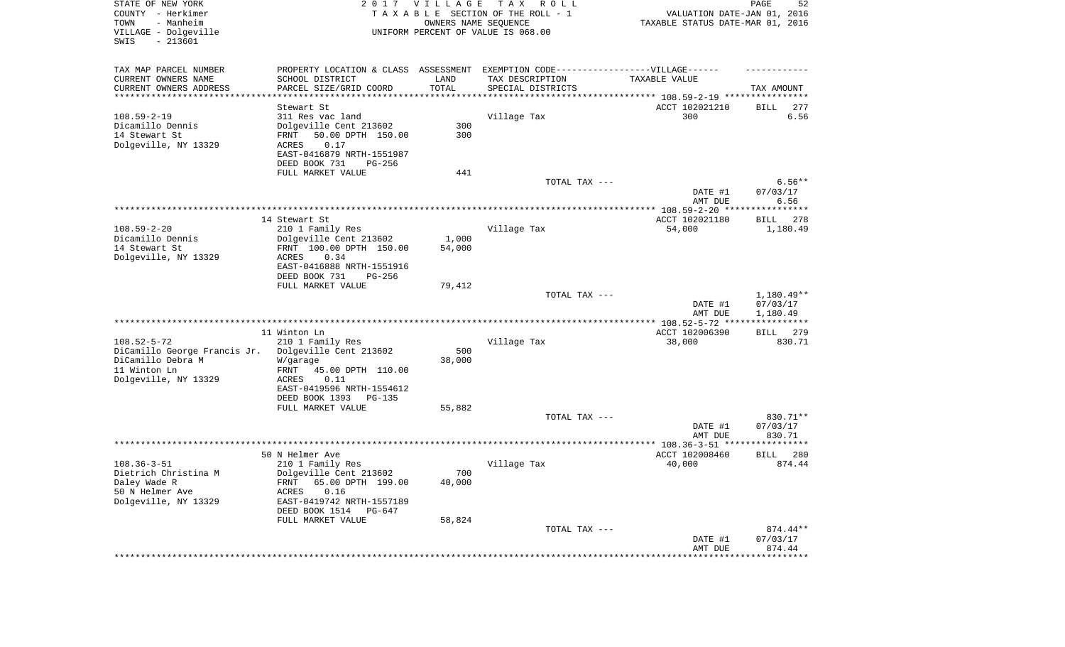STATE OF NEW YORK
COUNTY - Herkimer
TOWN - Manheim
VILLAGE - Dolgeville
SWIS - 213601

2017 VILLAGE TAX ROLL
TAXABLE SECTION OF THE ROLL - 1
OWNERS NAME SEQUENCE
UNIFORM PERCENT OF VALUE IS 068.00

VALUATION DATE-JAN 01, 2016
TAXABLE STATUS DATE-MAR 01, 2016

| TAX MAP PARCEL NUMBER / CURRENT OWNERS NAME / CURRENT OWNERS ADDRESS | PROPERTY LOCATION & CLASS / SCHOOL DISTRICT / PARCEL SIZE/GRID COORD | ASSESSMENT LAND / TOTAL | EXEMPTION CODE / TAX DESCRIPTION / SPECIAL DISTRICTS | TAXABLE VALUE | TAX AMOUNT |
|---|---|---|---|---|---|
| 108.59-2-19 | Stewart St | | | ACCT 102021210 | BILL 277 |
| Dicamillo Dennis | 311 Res vac land | | Village Tax | 300 | 6.56 |
| 14 Stewart St | Dolgeville Cent 213602 | 300 | | | |
| Dolgeville, NY 13329 | FRNT 50.00 DPTH 150.00 | 300 | | | |
| | ACRES 0.17 | | | | |
| | EAST-0416879 NRTH-1551987 | | | | |
| | DEED BOOK 731 PG-256 | | | | |
| | FULL MARKET VALUE | 441 | | | |
| | | | TOTAL TAX --- | | 6.56** |
| | | | | DATE #1 | 07/03/17 |
| | | | | AMT DUE | 6.56 |
| 108.59-2-20 | 14 Stewart St | | | ACCT 102021180 | BILL 278 |
| Dicamillo Dennis | 210 1 Family Res | | Village Tax | 54,000 | 1,180.49 |
| 14 Stewart St | Dolgeville Cent 213602 | 1,000 | | | |
| Dolgeville, NY 13329 | FRNT 100.00 DPTH 150.00 | 54,000 | | | |
| | ACRES 0.34 | | | | |
| | EAST-0416888 NRTH-1551916 | | | | |
| | DEED BOOK 731 PG-256 | | | | |
| | FULL MARKET VALUE | 79,412 | | | |
| | | | TOTAL TAX --- | | 1,180.49** |
| | | | | DATE #1 | 07/03/17 |
| | | | | AMT DUE | 1,180.49 |
| 108.52-5-72 | 11 Winton Ln | | | ACCT 102006390 | BILL 279 |
| DiCamillo George Francis Jr. | 210 1 Family Res | | Village Tax | 38,000 | 830.71 |
| DiCamillo Debra M | Dolgeville Cent 213602 | 500 | | | |
| 11 Winton Ln | W/garage | 38,000 | | | |
| Dolgeville, NY 13329 | FRNT 45.00 DPTH 110.00 | | | | |
| | ACRES 0.11 | | | | |
| | EAST-0419596 NRTH-1554612 | | | | |
| | DEED BOOK 1393 PG-135 | | | | |
| | FULL MARKET VALUE | 55,882 | | | |
| | | | TOTAL TAX --- | | 830.71** |
| | | | | DATE #1 | 07/03/17 |
| | | | | AMT DUE | 830.71 |
| 108.36-3-51 | 50 N Helmer Ave | | | ACCT 102008460 | BILL 280 |
| Dietrich Christina M | 210 1 Family Res | | Village Tax | 40,000 | 874.44 |
| Daley Wade R | Dolgeville Cent 213602 | 700 | | | |
| 50 N Helmer Ave | FRNT 65.00 DPTH 199.00 | 40,000 | | | |
| Dolgeville, NY 13329 | ACRES 0.16 | | | | |
| | EAST-0419742 NRTH-1557189 | | | | |
| | DEED BOOK 1514 PG-647 | | | | |
| | FULL MARKET VALUE | 58,824 | | | |
| | | | TOTAL TAX --- | | 874.44** |
| | | | | DATE #1 | 07/03/17 |
| | | | | AMT DUE | 874.44 |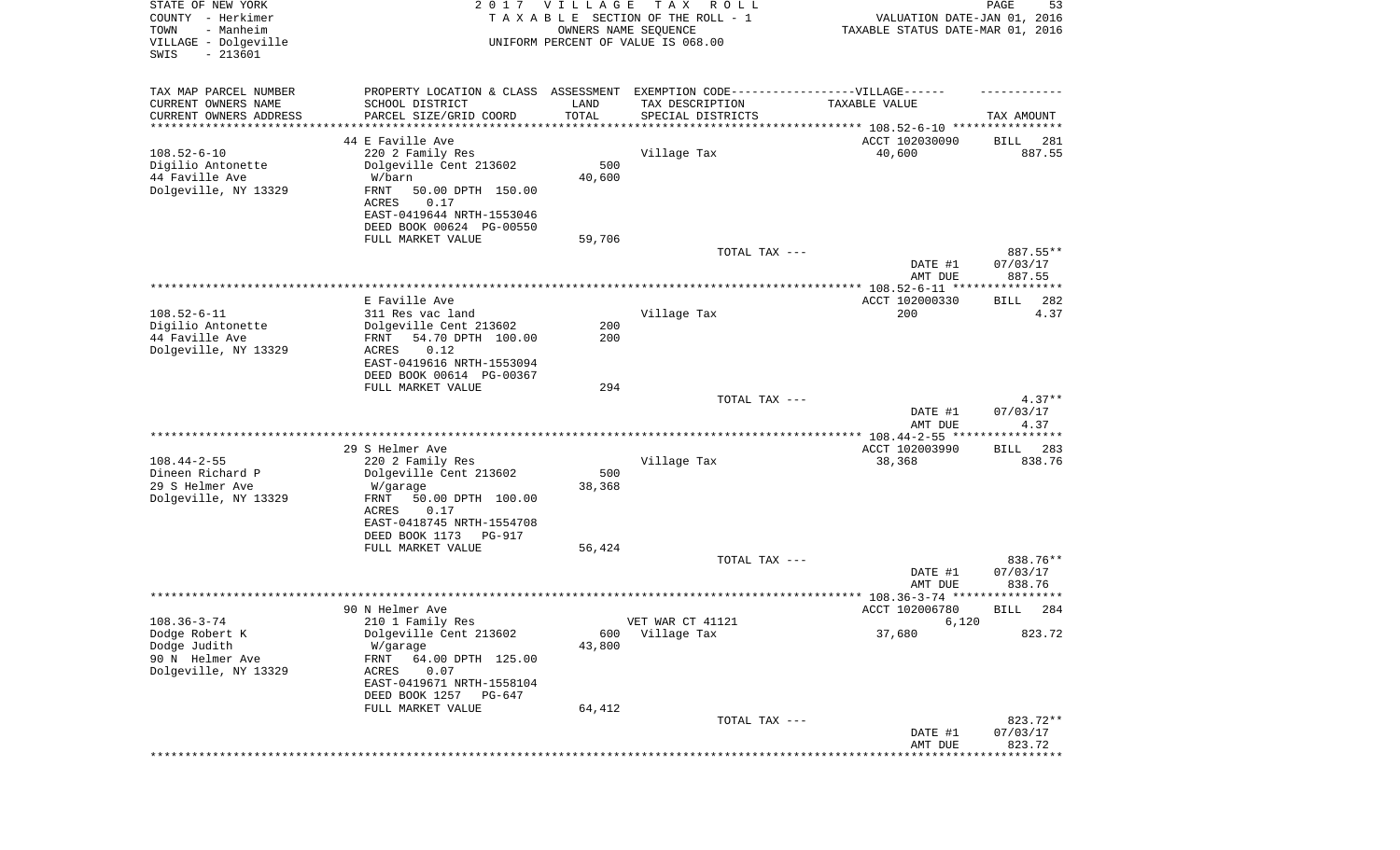STATE OF NEW YORK
COUNTY - Herkimer
TOWN - Manheim
VILLAGE - Dolgeville
SWIS - 213601

2017 VILLAGE TAX ROLL
TAXABLE SECTION OF THE ROLL - 1
OWNERS NAME SEQUENCE
UNIFORM PERCENT OF VALUE IS 068.00

VALUATION DATE-JAN 01, 2016
TAXABLE STATUS DATE-MAR 01, 2016

| TAX MAP PARCEL NUMBER / CURRENT OWNERS NAME / CURRENT OWNERS ADDRESS | PROPERTY LOCATION & CLASS / SCHOOL DISTRICT / PARCEL SIZE/GRID COORD | ASSESSMENT LAND / TOTAL | EXEMPTION CODE / TAX DESCRIPTION / SPECIAL DISTRICTS | TAXABLE VALUE | TAX AMOUNT |
|---|---|---|---|---|---|
| 108.52-6-10 | 44 E Faville Ave | | | ACCT 102030090 | BILL 281 |
| Digilio Antonette | 220 2 Family Res | | Village Tax | 40,600 | 887.55 |
| 44 Faville Ave | Dolgeville Cent 213602 | 500 | | | |
| Dolgeville, NY 13329 | W/barn | 40,600 | | | |
| | FRNT 50.00 DPTH 150.00 | | | | |
| | ACRES 0.17 | | | | |
| | EAST-0419644 NRTH-1553046 | | | | |
| | DEED BOOK 00624 PG-00550 | | | | |
| | FULL MARKET VALUE | 59,706 | | | |
| | | | TOTAL TAX --- | | 887.55** |
| | | | | DATE #1 | 07/03/17 |
| | | | | AMT DUE | 887.55 |
| 108.52-6-11 | E Faville Ave | | | ACCT 102000330 | BILL 282 |
| Digilio Antonette | 311 Res vac land | | Village Tax | 200 | 4.37 |
| 44 Faville Ave | Dolgeville Cent 213602 | 200 | | | |
| Dolgeville, NY 13329 | FRNT 54.70 DPTH 100.00 | 200 | | | |
| | ACRES 0.12 | | | | |
| | EAST-0419616 NRTH-1553094 | | | | |
| | DEED BOOK 00614 PG-00367 | | | | |
| | FULL MARKET VALUE | 294 | | | |
| | | | TOTAL TAX --- | | 4.37** |
| | | | | DATE #1 | 07/03/17 |
| | | | | AMT DUE | 4.37 |
| 108.44-2-55 | 29 S Helmer Ave | | | ACCT 102003990 | BILL 283 |
| Dineen Richard P | 220 2 Family Res | | Village Tax | 38,368 | 838.76 |
| 29 S Helmer Ave | Dolgeville Cent 213602 | 500 | | | |
| Dolgeville, NY 13329 | W/garage | 38,368 | | | |
| | FRNT 50.00 DPTH 100.00 | | | | |
| | ACRES 0.17 | | | | |
| | EAST-0418745 NRTH-1554708 | | | | |
| | DEED BOOK 1173 PG-917 | | | | |
| | FULL MARKET VALUE | 56,424 | | | |
| | | | TOTAL TAX --- | | 838.76** |
| | | | | DATE #1 | 07/03/17 |
| | | | | AMT DUE | 838.76 |
| 108.36-3-74 | 90 N Helmer Ave | | | ACCT 102006780 | BILL 284 |
| Dodge Robert K | 210 1 Family Res | | VET WAR CT 41121 | 6,120 | |
| Dodge Judith | Dolgeville Cent 213602 | 600 | Village Tax | 37,680 | 823.72 |
| 90 N Helmer Ave | W/garage | 43,800 | | | |
| Dolgeville, NY 13329 | FRNT 64.00 DPTH 125.00 | | | | |
| | ACRES 0.07 | | | | |
| | EAST-0419671 NRTH-1558104 | | | | |
| | DEED BOOK 1257 PG-647 | | | | |
| | FULL MARKET VALUE | 64,412 | | | |
| | | | TOTAL TAX --- | | 823.72** |
| | | | | DATE #1 | 07/03/17 |
| | | | | AMT DUE | 823.72 |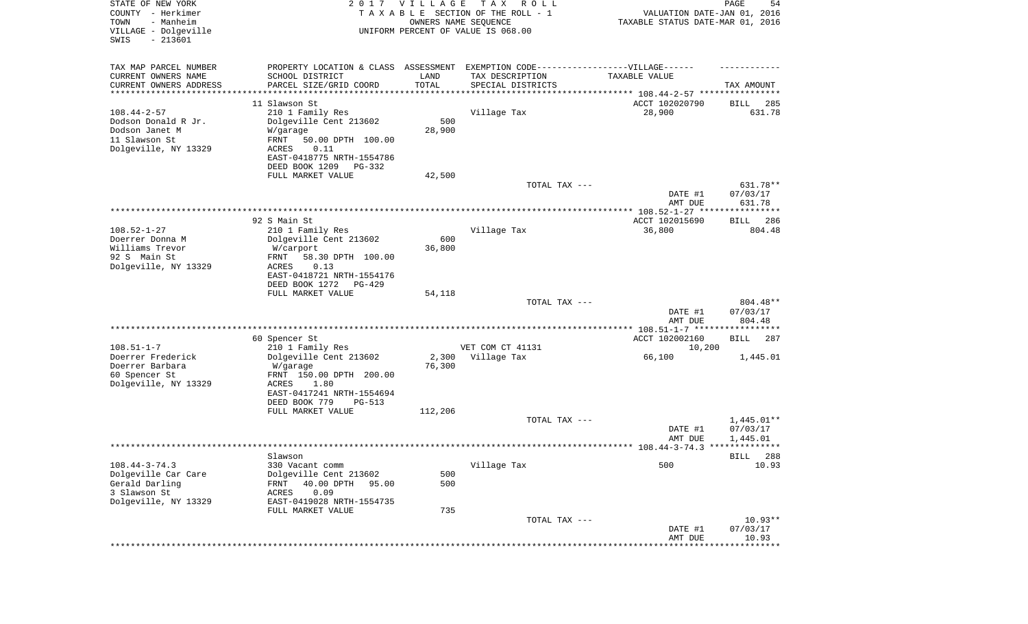STATE OF NEW YORK
COUNTY - Herkimer
TOWN - Manheim
VILLAGE - Dolgeville
SWIS - 213601

2017 VILLAGE TAX ROLL
TAXABLE SECTION OF THE ROLL - 1
OWNERS NAME SEQUENCE
UNIFORM PERCENT OF VALUE IS 068.00

VALUATION DATE-JAN 01, 2016
TAXABLE STATUS DATE-MAR 01, 2016

| TAX MAP PARCEL NUMBER<br>CURRENT OWNERS NAME<br>CURRENT OWNERS ADDRESS | PROPERTY LOCATION & CLASS<br>SCHOOL DISTRICT<br>PARCEL SIZE/GRID COORD | ASSESSMENT<br>LAND<br>TOTAL | EXEMPTION CODE-----VILLAGE------<br>TAX DESCRIPTION<br>SPECIAL DISTRICTS | TAXABLE VALUE | TAX AMOUNT |
|---|---|---|---|---|---|
| 108.44-2-57 | 11 Slawson St | | | ACCT 102020790 | BILL 285 |
| 108.44-2-57 | 210 1 Family Res | | Village Tax | 28,900 | 631.78 |
| Dodson Donald R Jr. | Dolgeville Cent 213602 | 500 | | | |
| Dodson Janet M | W/garage | 28,900 | | | |
| 11 Slawson St | FRNT 50.00 DPTH 100.00 | | | | |
| Dolgeville, NY 13329 | ACRES 0.11 | | | | |
| | EAST-0418775 NRTH-1554786 | | | | |
| | DEED BOOK 1209 PG-332 | | | | |
| | FULL MARKET VALUE | 42,500 | | | |
| | | | TOTAL TAX --- | | 631.78** |
| | | | | DATE #1 | 07/03/17 |
| | | | | AMT DUE | 631.78 |
| 108.52-1-27 | 92 S Main St | | | ACCT 102015690 | BILL 286 |
| 108.52-1-27 | 210 1 Family Res | | Village Tax | 36,800 | 804.48 |
| Doerrer Donna M | Dolgeville Cent 213602 | 600 | | | |
| Williams Trevor | W/carport | 36,800 | | | |
| 92 S Main St | FRNT 58.30 DPTH 100.00 | | | | |
| Dolgeville, NY 13329 | ACRES 0.13 | | | | |
| | EAST-0418721 NRTH-1554176 | | | | |
| | DEED BOOK 1272 PG-429 | | | | |
| | FULL MARKET VALUE | 54,118 | | | |
| | | | TOTAL TAX --- | | 804.48** |
| | | | | DATE #1 | 07/03/17 |
| | | | | AMT DUE | 804.48 |
| 108.51-1-7 | 60 Spencer St | | | ACCT 102002160 | BILL 287 |
| 108.51-1-7 | 210 1 Family Res | | VET COM CT 41131 | 10,200 | |
| Doerrer Frederick | Dolgeville Cent 213602 | 2,300 | Village Tax | 66,100 | 1,445.01 |
| Doerrer Barbara | W/garage | 76,300 | | | |
| 60 Spencer St | FRNT 150.00 DPTH 200.00 | | | | |
| Dolgeville, NY 13329 | ACRES 1.80 | | | | |
| | EAST-0417241 NRTH-1554694 | | | | |
| | DEED BOOK 779 PG-513 | | | | |
| | FULL MARKET VALUE | 112,206 | | | |
| | | | TOTAL TAX --- | | 1,445.01** |
| | | | | DATE #1 | 07/03/17 |
| | | | | AMT DUE | 1,445.01 |
| 108.44-3-74.3 | Slawson | | | | BILL 288 |
| 108.44-3-74.3 | 330 Vacant comm | | Village Tax | 500 | 10.93 |
| Dolgeville Car Care | Dolgeville Cent 213602 | 500 | | | |
| Gerald Darling | FRNT 40.00 DPTH 95.00 | 500 | | | |
| 3 Slawson St | ACRES 0.09 | | | | |
| Dolgeville, NY 13329 | EAST-0419028 NRTH-1554735 | | | | |
| | FULL MARKET VALUE | 735 | | | |
| | | | TOTAL TAX --- | | 10.93** |
| | | | | DATE #1 | 07/03/17 |
| | | | | AMT DUE | 10.93 |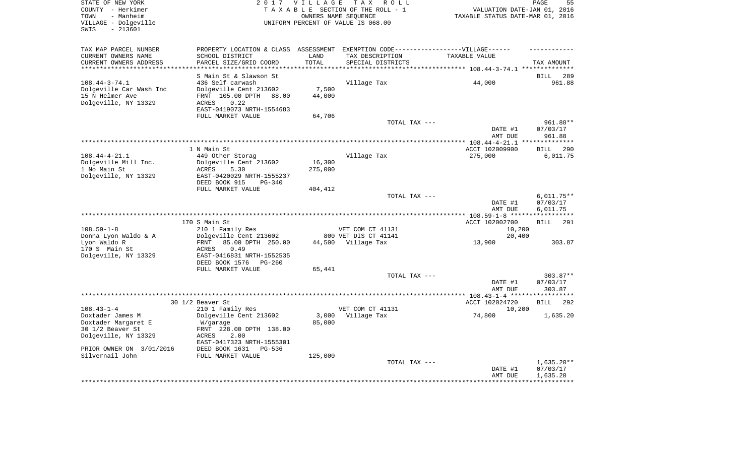STATE OF NEW YORK — 2017 VILLAGE TAX ROLL
COUNTY - Herkimer — TAXABLE SECTION OF THE ROLL - 1 — VALUATION DATE-JAN 01, 2016
TOWN - Manheim — OWNERS NAME SEQUENCE — TAXABLE STATUS DATE-MAR 01, 2016
VILLAGE - Dolgeville — UNIFORM PERCENT OF VALUE IS 068.00
SWIS - 213601

| TAX MAP PARCEL NUMBER / CURRENT OWNERS NAME / CURRENT OWNERS ADDRESS | PROPERTY LOCATION & CLASS / SCHOOL DISTRICT / PARCEL SIZE/GRID COORD | ASSESSMENT LAND / TOTAL | EXEMPTION CODE / TAX DESCRIPTION / SPECIAL DISTRICTS | TAXABLE VALUE | TAX AMOUNT |
|---|---|---|---|---|---|
| **108.44-3-74.1** | S Main St & Slawson St | | | | BILL 289 |
| 108.44-3-74.1 | 436 Self carwash | | Village Tax | 44,000 | 961.88 |
| Dolgeville Car Wash Inc | Dolgeville Cent 213602 | 7,500 | | | |
| 15 N Helmer Ave | FRNT 105.00 DPTH 88.00 | 44,000 | | | |
| Dolgeville, NY 13329 | ACRES 0.22 | | | | |
| | EAST-0419073 NRTH-1554683 | | | | |
| | FULL MARKET VALUE | 64,706 | | | |
| | | | TOTAL TAX --- | | 961.88** |
| | | | | DATE #1 | 07/03/17 |
| | | | | AMT DUE | 961.88 |
| **108.44-4-21.1** | 1 N Main St | | | ACCT 102009900 | BILL 290 |
| 108.44-4-21.1 | 449 Other Storag | | Village Tax | 275,000 | 6,011.75 |
| Dolgeville Mill Inc. | Dolgeville Cent 213602 | 16,300 | | | |
| 1 No Main St | ACRES 5.30 | 275,000 | | | |
| Dolgeville, NY 13329 | EAST-0420029 NRTH-1555237 | | | | |
| | DEED BOOK 915 PG-340 | | | | |
| | FULL MARKET VALUE | 404,412 | | | |
| | | | TOTAL TAX --- | | 6,011.75** |
| | | | | DATE #1 | 07/03/17 |
| | | | | AMT DUE | 6,011.75 |
| **108.59-1-8** | 170 S Main St | | | ACCT 102002700 | BILL 291 |
| 108.59-1-8 | 210 1 Family Res | | VET COM CT 41131 | 10,200 | |
| Donna Lyon Waldo & A | Dolgeville Cent 213602 | 800 | VET DIS CT 41141 | 20,400 | |
| Lyon Waldo R | FRNT 85.00 DPTH 250.00 | 44,500 | Village Tax | 13,900 | 303.87 |
| 170 S Main St | ACRES 0.49 | | | | |
| Dolgeville, NY 13329 | EAST-0416831 NRTH-1552535 | | | | |
| | DEED BOOK 1576 PG-260 | | | | |
| | FULL MARKET VALUE | 65,441 | | | |
| | | | TOTAL TAX --- | | 303.87** |
| | | | | DATE #1 | 07/03/17 |
| | | | | AMT DUE | 303.87 |
| **108.43-1-4** | 30 1/2 Beaver St | | | ACCT 102024720 | BILL 292 |
| 108.43-1-4 | 210 1 Family Res | | VET COM CT 41131 | 10,200 | |
| Doxtader James M | Dolgeville Cent 213602 | 3,000 | Village Tax | 74,800 | 1,635.20 |
| Doxtader Margaret E | W/garage | 85,000 | | | |
| 30 1/2 Beaver St | FRNT 228.00 DPTH 138.00 | | | | |
| Dolgeville, NY 13329 | ACRES 2.00 | | | | |
| | EAST-0417323 NRTH-1555301 | | | | |
| PRIOR OWNER ON 3/01/2016 | DEED BOOK 1631 PG-536 | | | | |
| Silvernail John | FULL MARKET VALUE | 125,000 | | | |
| | | | TOTAL TAX --- | | 1,635.20** |
| | | | | DATE #1 | 07/03/17 |
| | | | | AMT DUE | 1,635.20 |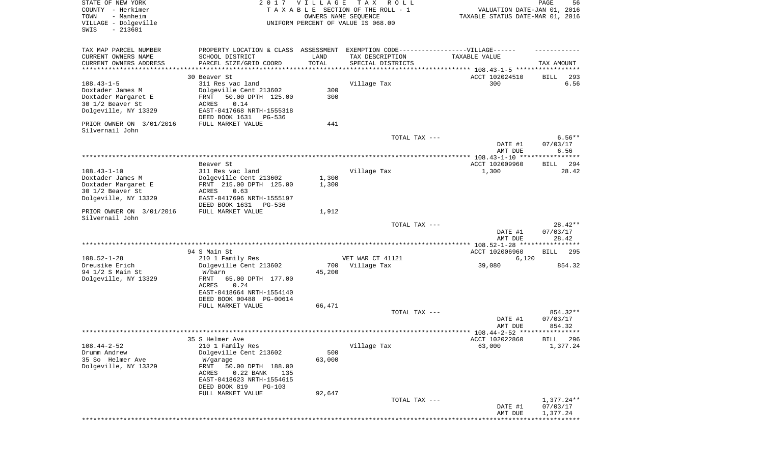STATE OF NEW YORK
COUNTY - Herkimer
TOWN - Manheim
VILLAGE - Dolgeville
SWIS - 213601

2017 VILLAGE TAX ROLL
TAXABLE SECTION OF THE ROLL - 1
OWNERS NAME SEQUENCE
UNIFORM PERCENT OF VALUE IS 068.00

VALUATION DATE-JAN 01, 2016
TAXABLE STATUS DATE-MAR 01, 2016

| TAX MAP PARCEL NUMBER / CURRENT OWNERS NAME / CURRENT OWNERS ADDRESS | PROPERTY LOCATION & CLASS / SCHOOL DISTRICT / PARCEL SIZE/GRID COORD | ASSESSMENT LAND / TOTAL | EXEMPTION CODE / TAX DESCRIPTION / SPECIAL DISTRICTS | TAXABLE VALUE | TAX AMOUNT |
|---|---|---|---|---|---|
| **108.43-1-5** | 30 Beaver St | | | ACCT 102024510 | BILL 293 |
| 108.43-1-5 | 311 Res vac land | | Village Tax | 300 | 6.56 |
| Doxtader James M | Dolgeville Cent 213602 | 300 | | | |
| Doxtader Margaret E | FRNT 50.00 DPTH 125.00 | 300 | | | |
| 30 1/2 Beaver St | ACRES 0.14 | | | | |
| Dolgeville, NY 13329 | EAST-0417668 NRTH-1555318 | | | | |
| | DEED BOOK 1631 PG-536 | | | | |
| PRIOR OWNER ON 3/01/2016 | FULL MARKET VALUE | 441 | | | |
| Silvernail John | | | | | |
| | | | TOTAL TAX --- | | 6.56** |
| | | | | DATE #1 | 07/03/17 |
| | | | | AMT DUE | 6.56 |
| **108.43-1-10** | Beaver St | | | ACCT 102009960 | BILL 294 |
| 108.43-1-10 | 311 Res vac land | | Village Tax | 1,300 | 28.42 |
| Doxtader James M | Dolgeville Cent 213602 | 1,300 | | | |
| Doxtader Margaret E | FRNT 215.00 DPTH 125.00 | 1,300 | | | |
| 30 1/2 Beaver St | ACRES 0.63 | | | | |
| Dolgeville, NY 13329 | EAST-0417696 NRTH-1555197 | | | | |
| | DEED BOOK 1631 PG-536 | | | | |
| PRIOR OWNER ON 3/01/2016 | FULL MARKET VALUE | 1,912 | | | |
| Silvernail John | | | | | |
| | | | TOTAL TAX --- | | 28.42** |
| | | | | DATE #1 | 07/03/17 |
| | | | | AMT DUE | 28.42 |
| **108.52-1-28** | 94 S Main St | | | ACCT 102006960 | BILL 295 |
| 108.52-1-28 | 210 1 Family Res | | VET WAR CT 41121 | 6,120 | |
| Dreusike Erich | Dolgeville Cent 213602 | 700 | Village Tax | 39,080 | 854.32 |
| 94 1/2 S Main St | W/barn | 45,200 | | | |
| Dolgeville, NY 13329 | FRNT 65.00 DPTH 177.00 | | | | |
| | ACRES 0.24 | | | | |
| | EAST-0418664 NRTH-1554140 | | | | |
| | DEED BOOK 00488 PG-00614 | | | | |
| | FULL MARKET VALUE | 66,471 | | | |
| | | | TOTAL TAX --- | | 854.32** |
| | | | | DATE #1 | 07/03/17 |
| | | | | AMT DUE | 854.32 |
| **108.44-2-52** | 35 S Helmer Ave | | | ACCT 102022860 | BILL 296 |
| 108.44-2-52 | 210 1 Family Res | | Village Tax | 63,000 | 1,377.24 |
| Drumm Andrew | Dolgeville Cent 213602 | 500 | | | |
| 35 So Helmer Ave | W/garage | 63,000 | | | |
| Dolgeville, NY 13329 | FRNT 50.00 DPTH 188.00 | | | | |
| | ACRES 0.22 BANK 135 | | | | |
| | EAST-0418623 NRTH-1554615 | | | | |
| | DEED BOOK 819 PG-103 | | | | |
| | FULL MARKET VALUE | 92,647 | | | |
| | | | TOTAL TAX --- | | 1,377.24** |
| | | | | DATE #1 | 07/03/17 |
| | | | | AMT DUE | 1,377.24 |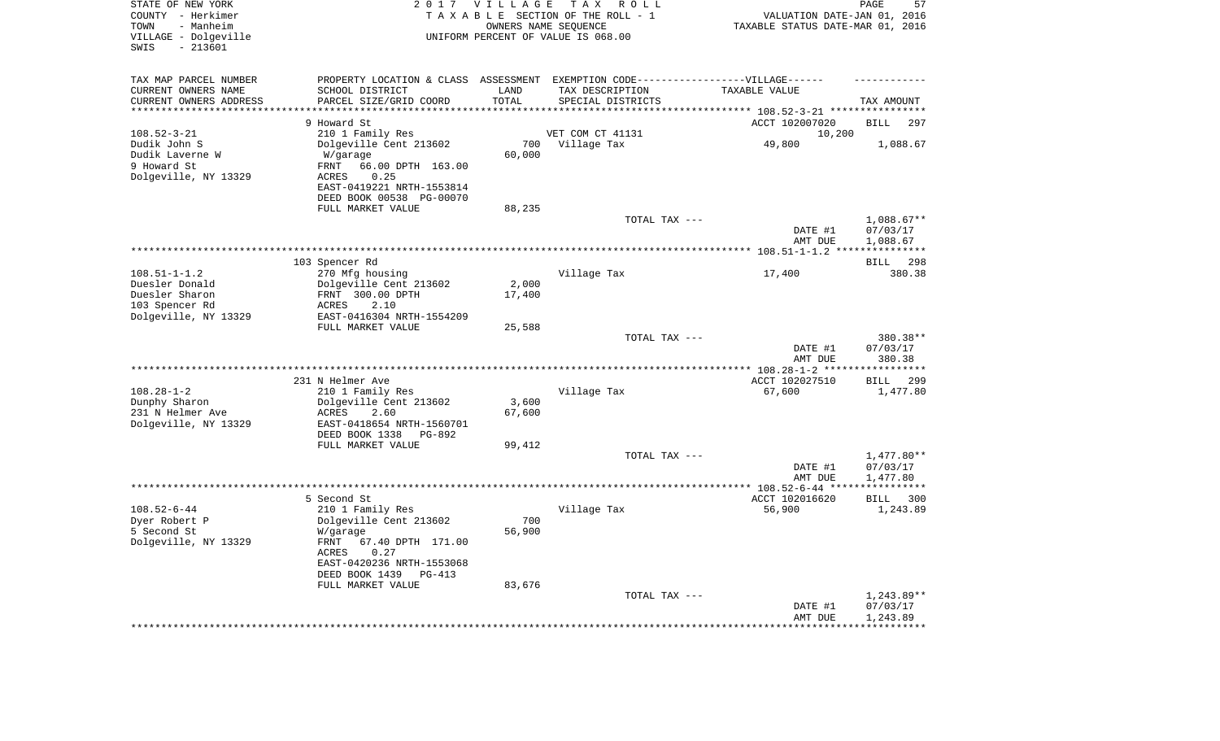STATE OF NEW YORK
COUNTY - Herkimer
TOWN - Manheim
VILLAGE - Dolgeville
SWIS - 213601

2017 VILLAGE TAX ROLL
TAXABLE SECTION OF THE ROLL - 1
OWNERS NAME SEQUENCE
UNIFORM PERCENT OF VALUE IS 068.00

VALUATION DATE-JAN 01, 2016
TAXABLE STATUS DATE-MAR 01, 2016

| TAX MAP PARCEL NUMBER / CURRENT OWNERS NAME / CURRENT OWNERS ADDRESS | PROPERTY LOCATION & CLASS / SCHOOL DISTRICT / PARCEL SIZE/GRID COORD | ASSESSMENT LAND / TOTAL | EXEMPTION CODE / TAX DESCRIPTION / SPECIAL DISTRICTS | TAXABLE VALUE | TAX AMOUNT |
|---|---|---|---|---|---|
| **108.52-3-21** | 9 Howard St | | | ACCT 102007020 | BILL 297 |
| Dudik John S | 210 1 Family Res | | VET COM CT 41131 | 10,200 | |
| Dudik Laverne W | Dolgeville Cent 213602 | 700 | Village Tax | 49,800 | 1,088.67 |
| 9 Howard St | W/garage | 60,000 | | | |
| Dolgeville, NY 13329 | FRNT 66.00 DPTH 163.00 | | | | |
| | ACRES 0.25 | | | | |
| | EAST-0419221 NRTH-1553814 | | | | |
| | DEED BOOK 00538 PG-00070 | | | | |
| | FULL MARKET VALUE | 88,235 | | | |
| | | | TOTAL TAX --- | | 1,088.67** |
| | | | | DATE #1 | 07/03/17 |
| | | | | AMT DUE | 1,088.67 |
| **108.51-1-1.2** | 103 Spencer Rd | | | | BILL 298 |
| Duesler Donald | 270 Mfg housing | | Village Tax | 17,400 | 380.38 |
| Duesler Sharon | Dolgeville Cent 213602 | 2,000 | | | |
| 103 Spencer Rd | FRNT 300.00 DPTH | 17,400 | | | |
| Dolgeville, NY 13329 | ACRES 2.10 | | | | |
| | EAST-0416304 NRTH-1554209 | | | | |
| | FULL MARKET VALUE | 25,588 | | | |
| | | | TOTAL TAX --- | | 380.38** |
| | | | | DATE #1 | 07/03/17 |
| | | | | AMT DUE | 380.38 |
| **108.28-1-2** | 231 N Helmer Ave | | | ACCT 102027510 | BILL 299 |
| Dunphy Sharon | 210 1 Family Res | | Village Tax | 67,600 | 1,477.80 |
| 231 N Helmer Ave | Dolgeville Cent 213602 | 3,600 | | | |
| Dolgeville, NY 13329 | ACRES 2.60 | 67,600 | | | |
| | EAST-0418654 NRTH-1560701 | | | | |
| | DEED BOOK 1338 PG-892 | | | | |
| | FULL MARKET VALUE | 99,412 | | | |
| | | | TOTAL TAX --- | | 1,477.80** |
| | | | | DATE #1 | 07/03/17 |
| | | | | AMT DUE | 1,477.80 |
| **108.52-6-44** | 5 Second St | | | ACCT 102016620 | BILL 300 |
| Dyer Robert P | 210 1 Family Res | | Village Tax | 56,900 | 1,243.89 |
| 5 Second St | Dolgeville Cent 213602 | 700 | | | |
| Dolgeville, NY 13329 | W/garage | 56,900 | | | |
| | FRNT 67.40 DPTH 171.00 | | | | |
| | ACRES 0.27 | | | | |
| | EAST-0420236 NRTH-1553068 | | | | |
| | DEED BOOK 1439 PG-413 | | | | |
| | FULL MARKET VALUE | 83,676 | | | |
| | | | TOTAL TAX --- | | 1,243.89** |
| | | | | DATE #1 | 07/03/17 |
| | | | | AMT DUE | 1,243.89 |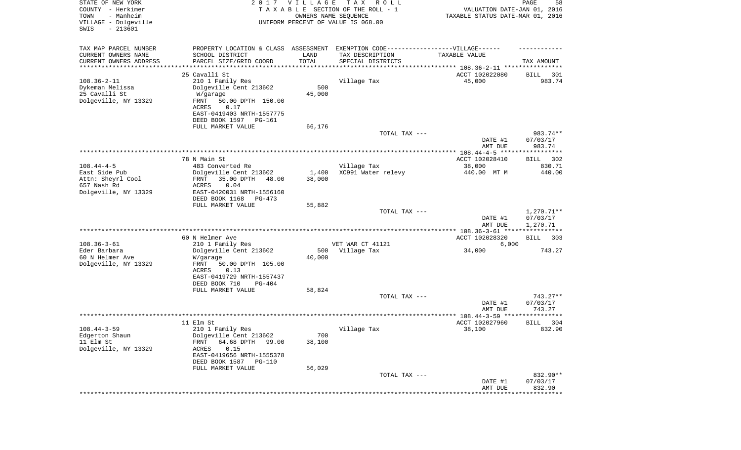STATE OF NEW YORK
COUNTY - Herkimer
TOWN - Manheim
VILLAGE - Dolgeville
SWIS - 213601

2 0 1 7 V I L L A G E T A X R O L L
T A X A B L E SECTION OF THE ROLL - 1
OWNERS NAME SEQUENCE
UNIFORM PERCENT OF VALUE IS 068.00

VALUATION DATE-JAN 01, 2016
TAXABLE STATUS DATE-MAR 01, 2016

| TAX MAP PARCEL NUMBER<br>CURRENT OWNERS NAME<br>CURRENT OWNERS ADDRESS | PROPERTY LOCATION & CLASS<br>SCHOOL DISTRICT<br>PARCEL SIZE/GRID COORD | ASSESSMENT<br>LAND<br>TOTAL | EXEMPTION CODE------VILLAGE------<br>TAX DESCRIPTION<br>SPECIAL DISTRICTS | TAXABLE VALUE | TAX AMOUNT |
|---|---|---|---|---|---|
| 108.36-2-11 | 25 Cavalli St | | | ACCT 102022080 | BILL 301 |
| 108.36-2-11 | 210 1 Family Res | | Village Tax | 45,000 | 983.74 |
| Dykeman Melissa | Dolgeville Cent 213602 | 500 | | | |
| 25 Cavalli St | W/garage | 45,000 | | | |
| Dolgeville, NY 13329 | FRNT 50.00 DPTH 150.00 | | | | |
| | ACRES 0.17 | | | | |
| | EAST-0419403 NRTH-1557775 | | | | |
| | DEED BOOK 1597 PG-161 | | | | |
| | FULL MARKET VALUE | 66,176 | | | |
| | | | TOTAL TAX --- | | 983.74** |
| | | | | DATE #1 | 07/03/17 |
| | | | | AMT DUE | 983.74 |
| 108.44-4-5 | 78 N Main St | | | ACCT 102028410 | BILL 302 |
| 108.44-4-5 | 483 Converted Re | | Village Tax | 38,000 | 830.71 |
| East Side Pub | Dolgeville Cent 213602 | 1,400 | XC991 Water relevy | 440.00 MT M | 440.00 |
| Attn: Sheyrl Cool | FRNT 35.00 DPTH 48.00 | 38,000 | | | |
| 657 Nash Rd | ACRES 0.04 | | | | |
| Dolgeville, NY 13329 | EAST-0420031 NRTH-1556160 | | | | |
| | DEED BOOK 1168 PG-473 | | | | |
| | FULL MARKET VALUE | 55,882 | | | |
| | | | TOTAL TAX --- | | 1,270.71** |
| | | | | DATE #1 | 07/03/17 |
| | | | | AMT DUE | 1,270.71 |
| 108.36-3-61 | 60 N Helmer Ave | | | ACCT 102028320 | BILL 303 |
| 108.36-3-61 | 210 1 Family Res | | VET WAR CT 41121 | 6,000 | |
| Eder Barbara | Dolgeville Cent 213602 | 500 | Village Tax | 34,000 | 743.27 |
| 60 N Helmer Ave | W/garage | 40,000 | | | |
| Dolgeville, NY 13329 | FRNT 50.00 DPTH 105.00 | | | | |
| | ACRES 0.13 | | | | |
| | EAST-0419729 NRTH-1557437 | | | | |
| | DEED BOOK 710 PG-404 | | | | |
| | FULL MARKET VALUE | 58,824 | | | |
| | | | TOTAL TAX --- | | 743.27** |
| | | | | DATE #1 | 07/03/17 |
| | | | | AMT DUE | 743.27 |
| 108.44-3-59 | 11 Elm St | | | ACCT 102027960 | BILL 304 |
| 108.44-3-59 | 210 1 Family Res | | Village Tax | 38,100 | 832.90 |
| Edgerton Shaun | Dolgeville Cent 213602 | 700 | | | |
| 11 Elm St | FRNT 64.68 DPTH 99.00 | 38,100 | | | |
| Dolgeville, NY 13329 | ACRES 0.15 | | | | |
| | EAST-0419656 NRTH-1555378 | | | | |
| | DEED BOOK 1587 PG-110 | | | | |
| | FULL MARKET VALUE | 56,029 | | | |
| | | | TOTAL TAX --- | | 832.90** |
| | | | | DATE #1 | 07/03/17 |
| | | | | AMT DUE | 832.90 |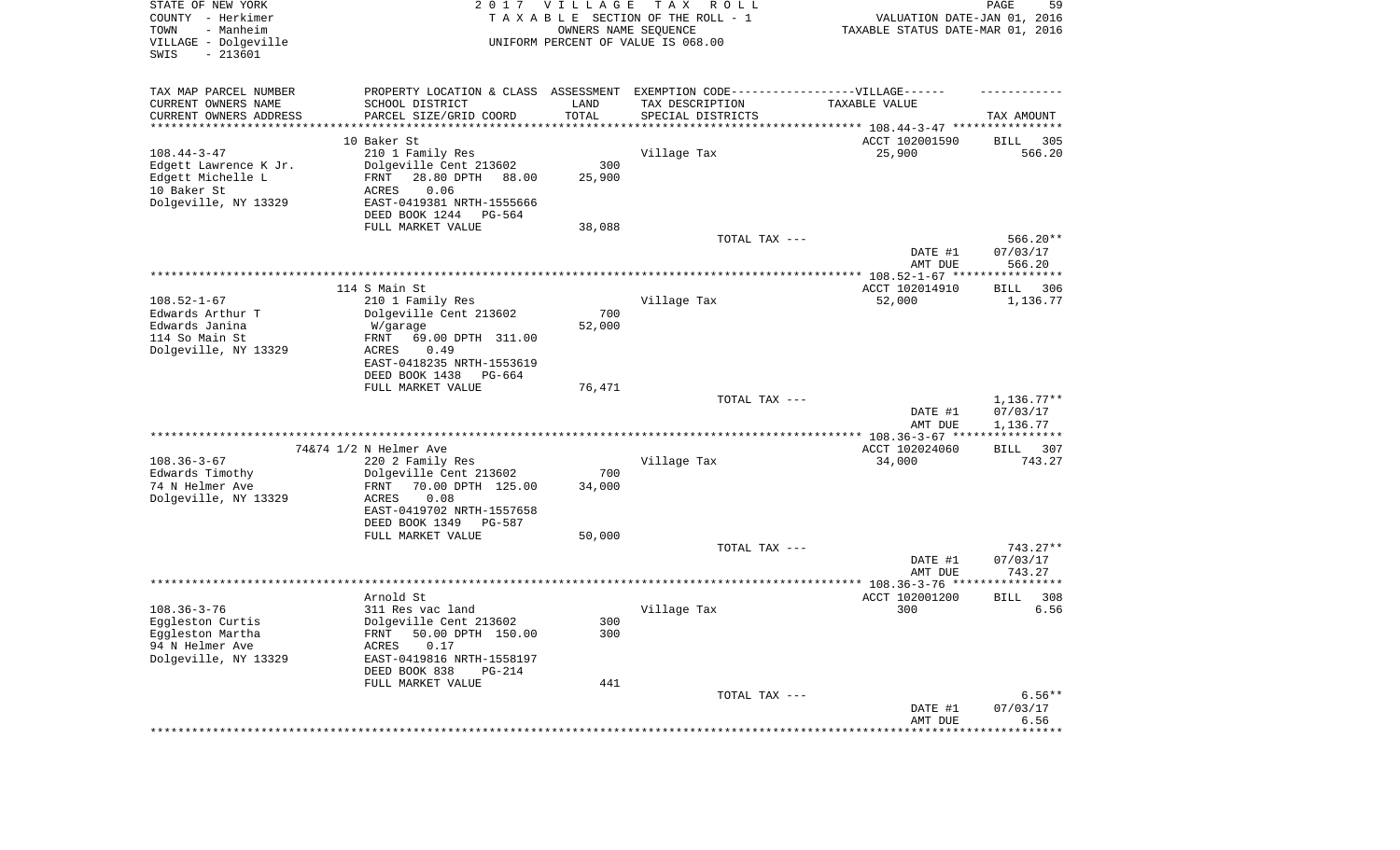STATE OF NEW YORK
COUNTY - Herkimer
TOWN - Manheim
VILLAGE - Dolgeville
SWIS - 213601

2017 VILLAGE TAX ROLL
TAXABLE SECTION OF THE ROLL - 1
OWNERS NAME SEQUENCE
UNIFORM PERCENT OF VALUE IS 068.00

VALUATION DATE-JAN 01, 2016
TAXABLE STATUS DATE-MAR 01, 2016

| TAX MAP PARCEL NUMBER<br>CURRENT OWNERS NAME<br>CURRENT OWNERS ADDRESS | PROPERTY LOCATION & CLASS<br>SCHOOL DISTRICT<br>PARCEL SIZE/GRID COORD | ASSESSMENT<br>LAND<br>TOTAL | EXEMPTION CODE------VILLAGE------<br>TAX DESCRIPTION<br>SPECIAL DISTRICTS | TAXABLE VALUE | TAX AMOUNT |
|---|---|---|---|---|---|
| | 10 Baker St | | | ACCT 102001590 | BILL 305 |
| 108.44-3-47 | 210 1 Family Res | | Village Tax | 25,900 | 566.20 |
| Edgett Lawrence K Jr. | Dolgeville Cent 213602 | 300 | | | |
| Edgett Michelle L | FRNT 28.80 DPTH 88.00 | 25,900 | | | |
| 10 Baker St | ACRES 0.06 | | | | |
| Dolgeville, NY 13329 | EAST-0419381 NRTH-1555666 | | | | |
| | DEED BOOK 1244 PG-564 | | | | |
| | FULL MARKET VALUE | 38,088 | | | |
| | | | TOTAL TAX --- | | 566.20** |
| | | | | DATE #1 | 07/03/17 |
| | | | | AMT DUE | 566.20 |
| | 114 S Main St | | | ACCT 102014910 | BILL 306 |
| 108.52-1-67 | 210 1 Family Res | | Village Tax | 52,000 | 1,136.77 |
| Edwards Arthur T | Dolgeville Cent 213602 | 700 | | | |
| Edwards Janina | W/garage | 52,000 | | | |
| 114 So Main St | FRNT 69.00 DPTH 311.00 | | | | |
| Dolgeville, NY 13329 | ACRES 0.49 | | | | |
| | EAST-0418235 NRTH-1553619 | | | | |
| | DEED BOOK 1438 PG-664 | | | | |
| | FULL MARKET VALUE | 76,471 | | | |
| | | | TOTAL TAX --- | | 1,136.77** |
| | | | | DATE #1 | 07/03/17 |
| | | | | AMT DUE | 1,136.77 |
| | 74&74 1/2 N Helmer Ave | | | ACCT 102024060 | BILL 307 |
| 108.36-3-67 | 220 2 Family Res | | Village Tax | 34,000 | 743.27 |
| Edwards Timothy | Dolgeville Cent 213602 | 700 | | | |
| 74 N Helmer Ave | FRNT 70.00 DPTH 125.00 | 34,000 | | | |
| Dolgeville, NY 13329 | ACRES 0.08 | | | | |
| | EAST-0419702 NRTH-1557658 | | | | |
| | DEED BOOK 1349 PG-587 | | | | |
| | FULL MARKET VALUE | 50,000 | | | |
| | | | TOTAL TAX --- | | 743.27** |
| | | | | DATE #1 | 07/03/17 |
| | | | | AMT DUE | 743.27 |
| | Arnold St | | | ACCT 102001200 | BILL 308 |
| 108.36-3-76 | 311 Res vac land | | Village Tax | 300 | 6.56 |
| Eggleston Curtis | Dolgeville Cent 213602 | 300 | | | |
| Eggleston Martha | FRNT 50.00 DPTH 150.00 | 300 | | | |
| 94 N Helmer Ave | ACRES 0.17 | | | | |
| Dolgeville, NY 13329 | EAST-0419816 NRTH-1558197 | | | | |
| | DEED BOOK 838 PG-214 | | | | |
| | FULL MARKET VALUE | 441 | | | |
| | | | TOTAL TAX --- | | 6.56** |
| | | | | DATE #1 | 07/03/17 |
| | | | | AMT DUE | 6.56 |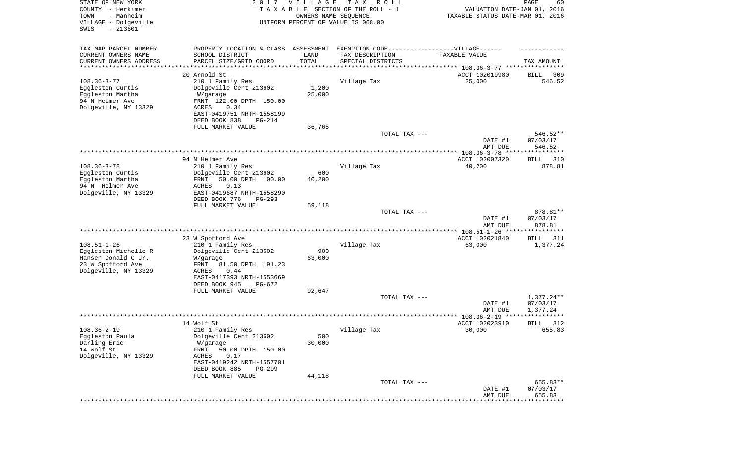STATE OF NEW YORK
COUNTY - Herkimer
TOWN - Manheim
VILLAGE - Dolgeville
SWIS - 213601

2017 VILLAGE TAX ROLL
TAXABLE SECTION OF THE ROLL - 1
OWNERS NAME SEQUENCE
UNIFORM PERCENT OF VALUE IS 068.00

VALUATION DATE-JAN 01, 2016
TAXABLE STATUS DATE-MAR 01, 2016

| TAX MAP PARCEL NUMBER / CURRENT OWNERS NAME / CURRENT OWNERS ADDRESS | PROPERTY LOCATION & CLASS / SCHOOL DISTRICT / PARCEL SIZE/GRID COORD | ASSESSMENT LAND | TOTAL | EXEMPTION CODE / TAX DESCRIPTION / SPECIAL DISTRICTS | TAXABLE VALUE | TAX AMOUNT |
|---|---|---|---|---|---|---|
| **108.36-3-77** | 20 Arnold St | | | | ACCT 102019980 | BILL 309 |
| Eggleston Curtis | 210 1 Family Res | | | Village Tax | 25,000 | 546.52 |
| Eggleston Martha | Dolgeville Cent 213602 | 1,200 | | | | |
| 94 N Helmer Ave | W/garage | | 25,000 | | | |
| Dolgeville, NY 13329 | FRNT 122.00 DPTH 150.00 | | | | | |
| | ACRES 0.34 | | | | | |
| | EAST-0419751 NRTH-1558199 | | | | | |
| | DEED BOOK 838 PG-214 | | | | | |
| | FULL MARKET VALUE | 36,765 | | | | |
| | | | | TOTAL TAX --- | | 546.52** |
| | | | | | DATE #1 | 07/03/17 |
| | | | | | AMT DUE | 546.52 |
| **108.36-3-78** | 94 N Helmer Ave | | | | ACCT 102007320 | BILL 310 |
| Eggleston Curtis | 210 1 Family Res | | | Village Tax | 40,200 | 878.81 |
| Eggleston Martha | Dolgeville Cent 213602 | 600 | | | | |
| 94 N Helmer Ave | FRNT 50.00 DPTH 100.00 | | 40,200 | | | |
| Dolgeville, NY 13329 | ACRES 0.13 | | | | | |
| | EAST-0419687 NRTH-1558290 | | | | | |
| | DEED BOOK 776 PG-293 | | | | | |
| | FULL MARKET VALUE | 59,118 | | | | |
| | | | | TOTAL TAX --- | | 878.81** |
| | | | | | DATE #1 | 07/03/17 |
| | | | | | AMT DUE | 878.81 |
| **108.51-1-26** | 23 W Spofford Ave | | | | ACCT 102021840 | BILL 311 |
| Eggleston Michelle R | 210 1 Family Res | | | Village Tax | 63,000 | 1,377.24 |
| Hansen Donald C Jr. | Dolgeville Cent 213602 | 900 | | | | |
| 23 W Spofford Ave | W/garage | | 63,000 | | | |
| Dolgeville, NY 13329 | FRNT 81.50 DPTH 191.23 | | | | | |
| | ACRES 0.44 | | | | | |
| | EAST-0417393 NRTH-1553669 | | | | | |
| | DEED BOOK 945 PG-672 | | | | | |
| | FULL MARKET VALUE | 92,647 | | | | |
| | | | | TOTAL TAX --- | | 1,377.24** |
| | | | | | DATE #1 | 07/03/17 |
| | | | | | AMT DUE | 1,377.24 |
| **108.36-2-19** | 14 Wolf St | | | | ACCT 102023910 | BILL 312 |
| Eggleston Paula | 210 1 Family Res | | | Village Tax | 30,000 | 655.83 |
| Darling Eric | Dolgeville Cent 213602 | 500 | | | | |
| 14 Wolf St | W/garage | | 30,000 | | | |
| Dolgeville, NY 13329 | FRNT 50.00 DPTH 150.00 | | | | | |
| | ACRES 0.17 | | | | | |
| | EAST-0419242 NRTH-1557701 | | | | | |
| | DEED BOOK 885 PG-299 | | | | | |
| | FULL MARKET VALUE | 44,118 | | | | |
| | | | | TOTAL TAX --- | | 655.83** |
| | | | | | DATE #1 | 07/03/17 |
| | | | | | AMT DUE | 655.83 |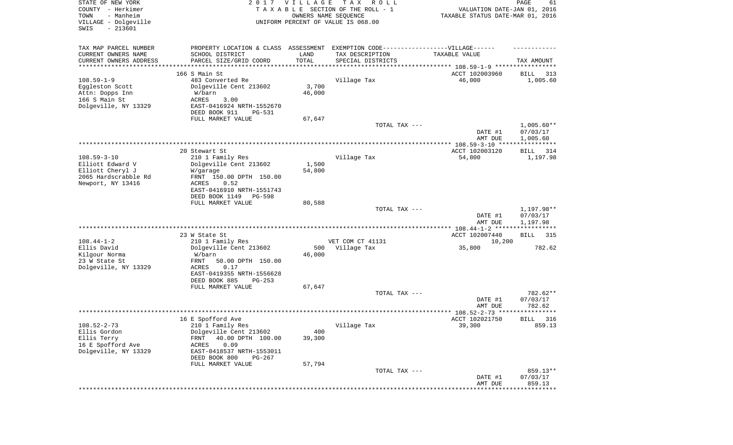STATE OF NEW YORK
COUNTY - Herkimer
TOWN - Manheim
VILLAGE - Dolgeville
SWIS - 213601

2017 VILLAGE TAX ROLL
TAXABLE SECTION OF THE ROLL - 1
OWNERS NAME SEQUENCE
UNIFORM PERCENT OF VALUE IS 068.00

VALUATION DATE-JAN 01, 2016
TAXABLE STATUS DATE-MAR 01, 2016

| TAX MAP PARCEL NUMBER / CURRENT OWNERS NAME / CURRENT OWNERS ADDRESS | PROPERTY LOCATION & CLASS / SCHOOL DISTRICT / PARCEL SIZE/GRID COORD | ASSESSMENT LAND / TOTAL | EXEMPTION CODE / TAX DESCRIPTION / SPECIAL DISTRICTS | TAXABLE VALUE | TAX AMOUNT |
|---|---|---|---|---|---|
| | 166 S Main St | | | ACCT 102003960 | BILL 313 |
| 108.59-1-9 | 483 Converted Re | | Village Tax | 46,000 | 1,005.60 |
| Eggleston Scott | Dolgeville Cent 213602 | 3,700 | | | |
| Attn: Dopps Inn | W/barn | 46,000 | | | |
| 166 S Main St | ACRES 3.00 | | | | |
| Dolgeville, NY 13329 | EAST-0416924 NRTH-1552670 | | | | |
| | DEED BOOK 911 PG-531 | | | | |
| | FULL MARKET VALUE | 67,647 | | | |
| | | | TOTAL TAX --- | | 1,005.60** |
| | | | | DATE #1 | 07/03/17 |
| | | | | AMT DUE | 1,005.60 |
| | 20 Stewart St | | | ACCT 102003120 | BILL 314 |
| 108.59-3-10 | 210 1 Family Res | | Village Tax | 54,800 | 1,197.98 |
| Elliott Edward V | Dolgeville Cent 213602 | 1,500 | | | |
| Elliott Cheryl J | W/garage | 54,800 | | | |
| 2065 Hardscrabble Rd | FRNT 150.00 DPTH 150.00 | | | | |
| Newport, NY 13416 | ACRES 0.52 | | | | |
| | EAST-0416910 NRTH-1551743 | | | | |
| | DEED BOOK 1149 PG-598 | | | | |
| | FULL MARKET VALUE | 80,588 | | | |
| | | | TOTAL TAX --- | | 1,197.98** |
| | | | | DATE #1 | 07/03/17 |
| | | | | AMT DUE | 1,197.98 |
| | 23 W State St | | | ACCT 102007440 | BILL 315 |
| 108.44-1-2 | 210 1 Family Res | | VET COM CT 41131 | 10,200 | |
| Ellis David | Dolgeville Cent 213602 | 500 | Village Tax | 35,800 | 782.62 |
| Kilgour Norma | W/barn | 46,000 | | | |
| 23 W State St | FRNT 50.00 DPTH 150.00 | | | | |
| Dolgeville, NY 13329 | ACRES 0.17 | | | | |
| | EAST-0419355 NRTH-1556628 | | | | |
| | DEED BOOK 885 PG-253 | | | | |
| | FULL MARKET VALUE | 67,647 | | | |
| | | | TOTAL TAX --- | | 782.62** |
| | | | | DATE #1 | 07/03/17 |
| | | | | AMT DUE | 782.62 |
| | 16 E Spofford Ave | | | ACCT 102021750 | BILL 316 |
| 108.52-2-73 | 210 1 Family Res | | Village Tax | 39,300 | 859.13 |
| Ellis Gordon | Dolgeville Cent 213602 | 400 | | | |
| Ellis Terry | FRNT 40.00 DPTH 100.00 | 39,300 | | | |
| 16 E Spofford Ave | ACRES 0.09 | | | | |
| Dolgeville, NY 13329 | EAST-0418537 NRTH-1553011 | | | | |
| | DEED BOOK 800 PG-267 | | | | |
| | FULL MARKET VALUE | 57,794 | | | |
| | | | TOTAL TAX --- | | 859.13** |
| | | | | DATE #1 | 07/03/17 |
| | | | | AMT DUE | 859.13 |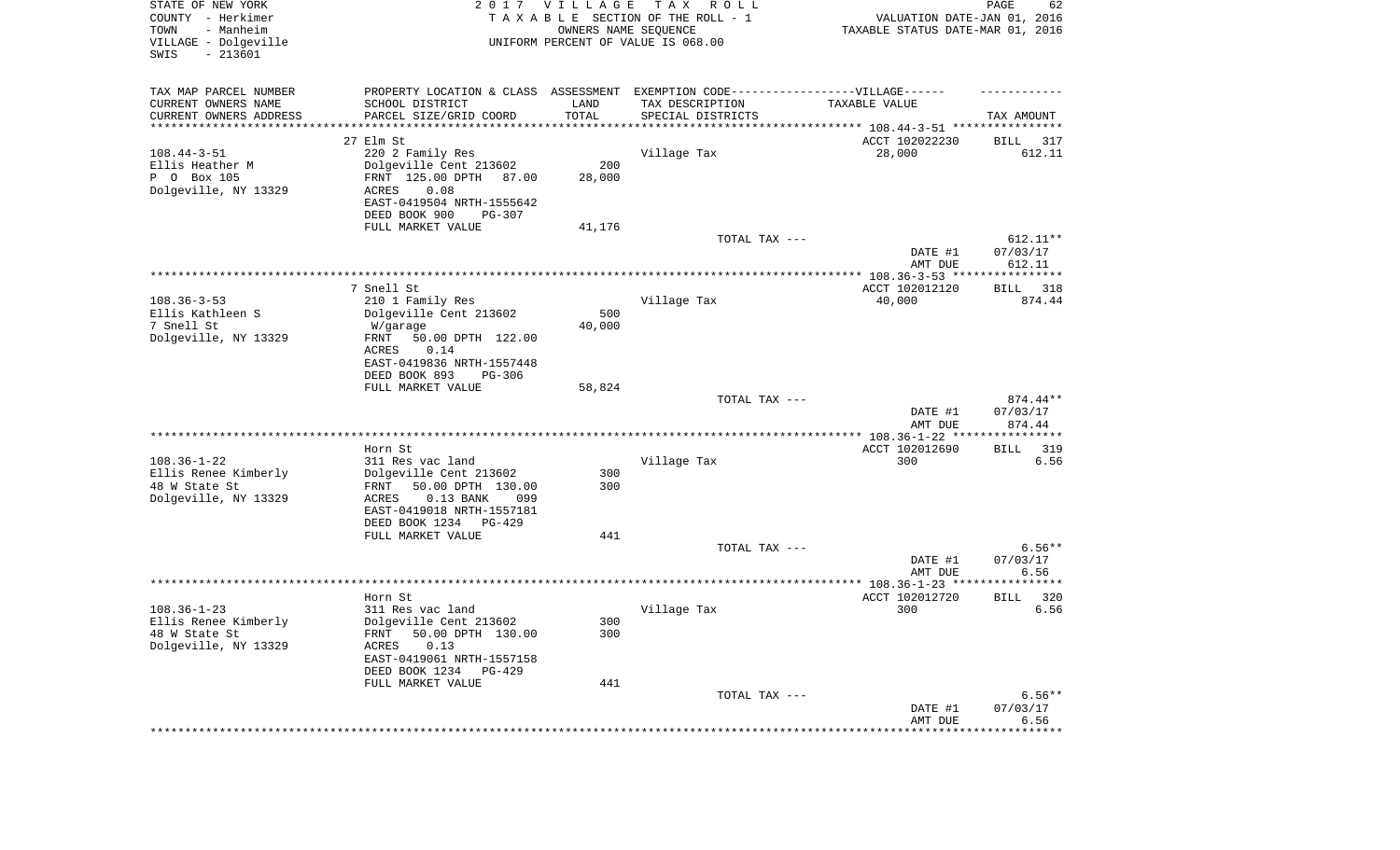STATE OF NEW YORK
COUNTY - Herkimer
TOWN - Manheim
VILLAGE - Dolgeville
SWIS - 213601

2 0 1 7 V I L L A G E T A X R O L L
T A X A B L E SECTION OF THE ROLL - 1
OWNERS NAME SEQUENCE
UNIFORM PERCENT OF VALUE IS 068.00

VALUATION DATE-JAN 01, 2016
TAXABLE STATUS DATE-MAR 01, 2016

| TAX MAP PARCEL NUMBER<br>CURRENT OWNERS NAME<br>CURRENT OWNERS ADDRESS | PROPERTY LOCATION & CLASS<br>SCHOOL DISTRICT<br>PARCEL SIZE/GRID COORD | ASSESSMENT<br>LAND<br>TOTAL | EXEMPTION CODE------VILLAGE------<br>TAX DESCRIPTION<br>SPECIAL DISTRICTS | TAXABLE VALUE | TAX AMOUNT |
|---|---|---|---|---|---|
| | 27 Elm St | | | ACCT 102022230 | BILL 317 |
| 108.44-3-51 | 220 2 Family Res | | Village Tax | 28,000 | 612.11 |
| Ellis Heather M | Dolgeville Cent 213602 | 200 | | | |
| P O Box 105 | FRNT 125.00 DPTH 87.00 | 28,000 | | | |
| Dolgeville, NY 13329 | ACRES 0.08 | | | | |
| | EAST-0419504 NRTH-1555642 | | | | |
| | DEED BOOK 900 PG-307 | | | | |
| | FULL MARKET VALUE | 41,176 | | | |
| | | | TOTAL TAX --- | | 612.11** |
| | | | | DATE #1 | 07/03/17 |
| | | | | AMT DUE | 612.11 |
| | 7 Snell St | | | ACCT 102012120 | BILL 318 |
| 108.36-3-53 | 210 1 Family Res | | Village Tax | 40,000 | 874.44 |
| Ellis Kathleen S | Dolgeville Cent 213602 | 500 | | | |
| 7 Snell St | W/garage | 40,000 | | | |
| Dolgeville, NY 13329 | FRNT 50.00 DPTH 122.00 | | | | |
| | ACRES 0.14 | | | | |
| | EAST-0419836 NRTH-1557448 | | | | |
| | DEED BOOK 893 PG-306 | | | | |
| | FULL MARKET VALUE | 58,824 | | | |
| | | | TOTAL TAX --- | | 874.44** |
| | | | | DATE #1 | 07/03/17 |
| | | | | AMT DUE | 874.44 |
| | Horn St | | | ACCT 102012690 | BILL 319 |
| 108.36-1-22 | 311 Res vac land | | Village Tax | 300 | 6.56 |
| Ellis Renee Kimberly | Dolgeville Cent 213602 | 300 | | | |
| 48 W State St | FRNT 50.00 DPTH 130.00 | 300 | | | |
| Dolgeville, NY 13329 | ACRES 0.13 BANK 099 | | | | |
| | EAST-0419018 NRTH-1557181 | | | | |
| | DEED BOOK 1234 PG-429 | | | | |
| | FULL MARKET VALUE | 441 | | | |
| | | | TOTAL TAX --- | | 6.56** |
| | | | | DATE #1 | 07/03/17 |
| | | | | AMT DUE | 6.56 |
| | Horn St | | | ACCT 102012720 | BILL 320 |
| 108.36-1-23 | 311 Res vac land | | Village Tax | 300 | 6.56 |
| Ellis Renee Kimberly | Dolgeville Cent 213602 | 300 | | | |
| 48 W State St | FRNT 50.00 DPTH 130.00 | 300 | | | |
| Dolgeville, NY 13329 | ACRES 0.13 | | | | |
| | EAST-0419061 NRTH-1557158 | | | | |
| | DEED BOOK 1234 PG-429 | | | | |
| | FULL MARKET VALUE | 441 | | | |
| | | | TOTAL TAX --- | | 6.56** |
| | | | | DATE #1 | 07/03/17 |
| | | | | AMT DUE | 6.56 |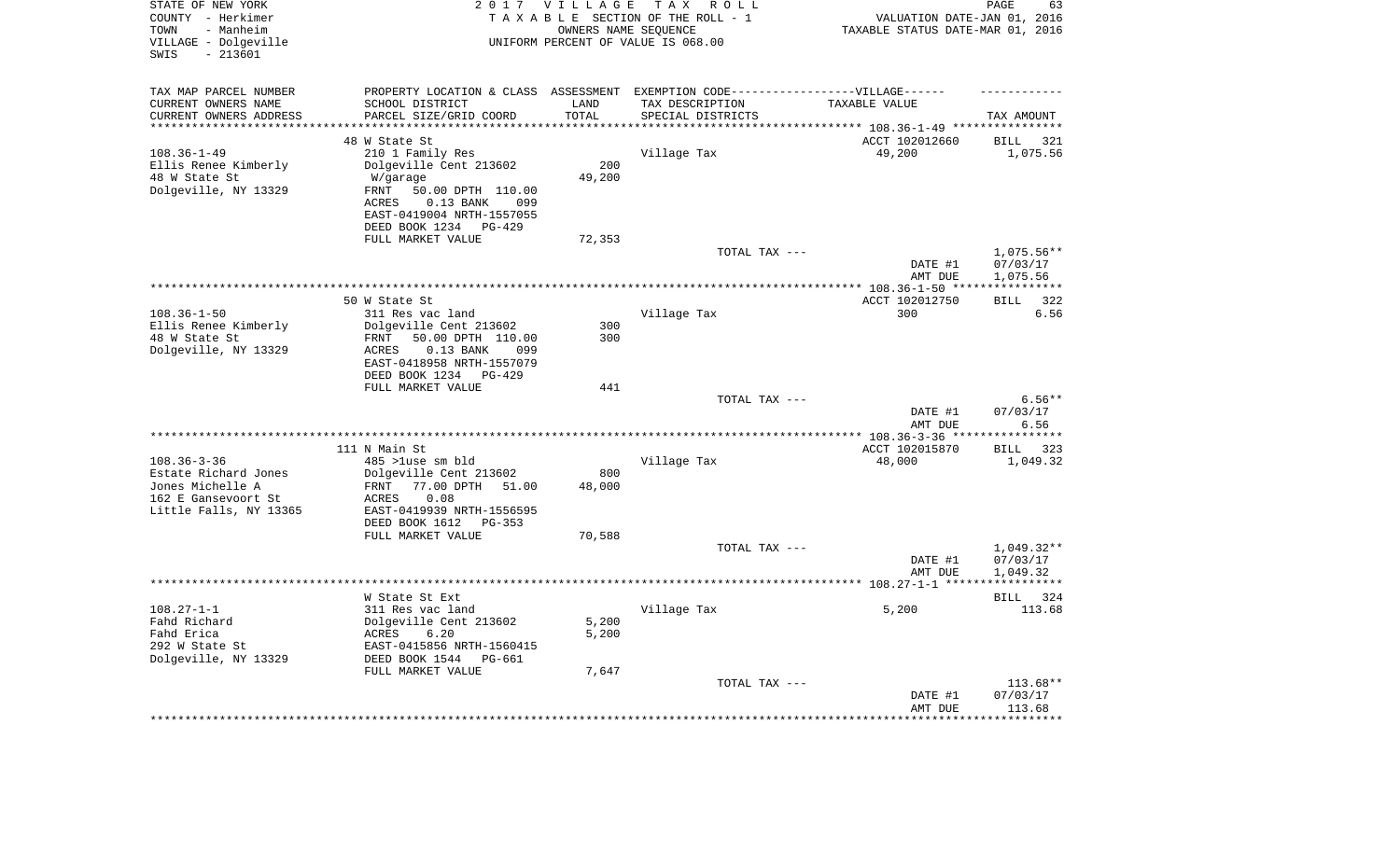STATE OF NEW YORK
COUNTY - Herkimer
TOWN - Manheim
VILLAGE - Dolgeville
SWIS - 213601

2 0 1 7 V I L L A G E T A X R O L L
T A X A B L E SECTION OF THE ROLL - 1
OWNERS NAME SEQUENCE
UNIFORM PERCENT OF VALUE IS 068.00

VALUATION DATE-JAN 01, 2016
TAXABLE STATUS DATE-MAR 01, 2016

| TAX MAP PARCEL NUMBER<br>CURRENT OWNERS NAME<br>CURRENT OWNERS ADDRESS | PROPERTY LOCATION & CLASS<br>SCHOOL DISTRICT<br>PARCEL SIZE/GRID COORD | ASSESSMENT<br>LAND<br>TOTAL | EXEMPTION CODE------VILLAGE------<br>TAX DESCRIPTION<br>SPECIAL DISTRICTS | TAXABLE VALUE | TAX AMOUNT |
|---|---|---|---|---|---|
| | 48 W State St | | | ACCT 102012660 | BILL 321 |
| 108.36-1-49<br>Ellis Renee Kimberly<br>48 W State St<br>Dolgeville, NY 13329 | 210 1 Family Res<br>Dolgeville Cent 213602<br>W/garage<br>FRNT 50.00 DPTH 110.00<br>ACRES 0.13 BANK 099<br>EAST-0419004 NRTH-1557055<br>DEED BOOK 1234 PG-429<br>FULL MARKET VALUE | 200<br>49,200<br><br><br><br><br><br>72,353 | Village Tax | 49,200 | 1,075.56 |
| | | | TOTAL TAX --- | | 1,075.56** |
| | | | | DATE #1<br>AMT DUE | 07/03/17<br>1,075.56 |
| | 50 W State St | | | ACCT 102012750 | BILL 322 |
| 108.36-1-50<br>Ellis Renee Kimberly<br>48 W State St<br>Dolgeville, NY 13329 | 311 Res vac land<br>Dolgeville Cent 213602<br>FRNT 50.00 DPTH 110.00<br>ACRES 0.13 BANK 099<br>EAST-0418958 NRTH-1557079<br>DEED BOOK 1234 PG-429<br>FULL MARKET VALUE | 300<br>300<br><br><br><br><br>441 | Village Tax | 300 | 6.56 |
| | | | TOTAL TAX --- | | 6.56** |
| | | | | DATE #1<br>AMT DUE | 07/03/17<br>6.56 |
| | 111 N Main St | | | ACCT 102015870 | BILL 323 |
| 108.36-3-36<br>Estate Richard Jones<br>Jones Michelle A<br>162 E Gansevoort St<br>Little Falls, NY 13365 | 485 >1use sm bld<br>Dolgeville Cent 213602<br>FRNT 77.00 DPTH 51.00<br>ACRES 0.08<br>EAST-0419939 NRTH-1556595<br>DEED BOOK 1612 PG-353<br>FULL MARKET VALUE | 800<br>48,000<br><br><br><br><br>70,588 | Village Tax | 48,000 | 1,049.32 |
| | | | TOTAL TAX --- | | 1,049.32** |
| | | | | DATE #1<br>AMT DUE | 07/03/17<br>1,049.32 |
| | W State St Ext | | | | BILL 324 |
| 108.27-1-1<br>Fahd Richard<br>Fahd Erica<br>292 W State St<br>Dolgeville, NY 13329 | 311 Res vac land<br>Dolgeville Cent 213602<br>ACRES 6.20<br>EAST-0415856 NRTH-1560415<br>DEED BOOK 1544 PG-661<br>FULL MARKET VALUE | 5,200<br>5,200<br><br><br><br>7,647 | Village Tax | 5,200 | 113.68 |
| | | | TOTAL TAX --- | | 113.68** |
| | | | | DATE #1<br>AMT DUE | 07/03/17<br>113.68 |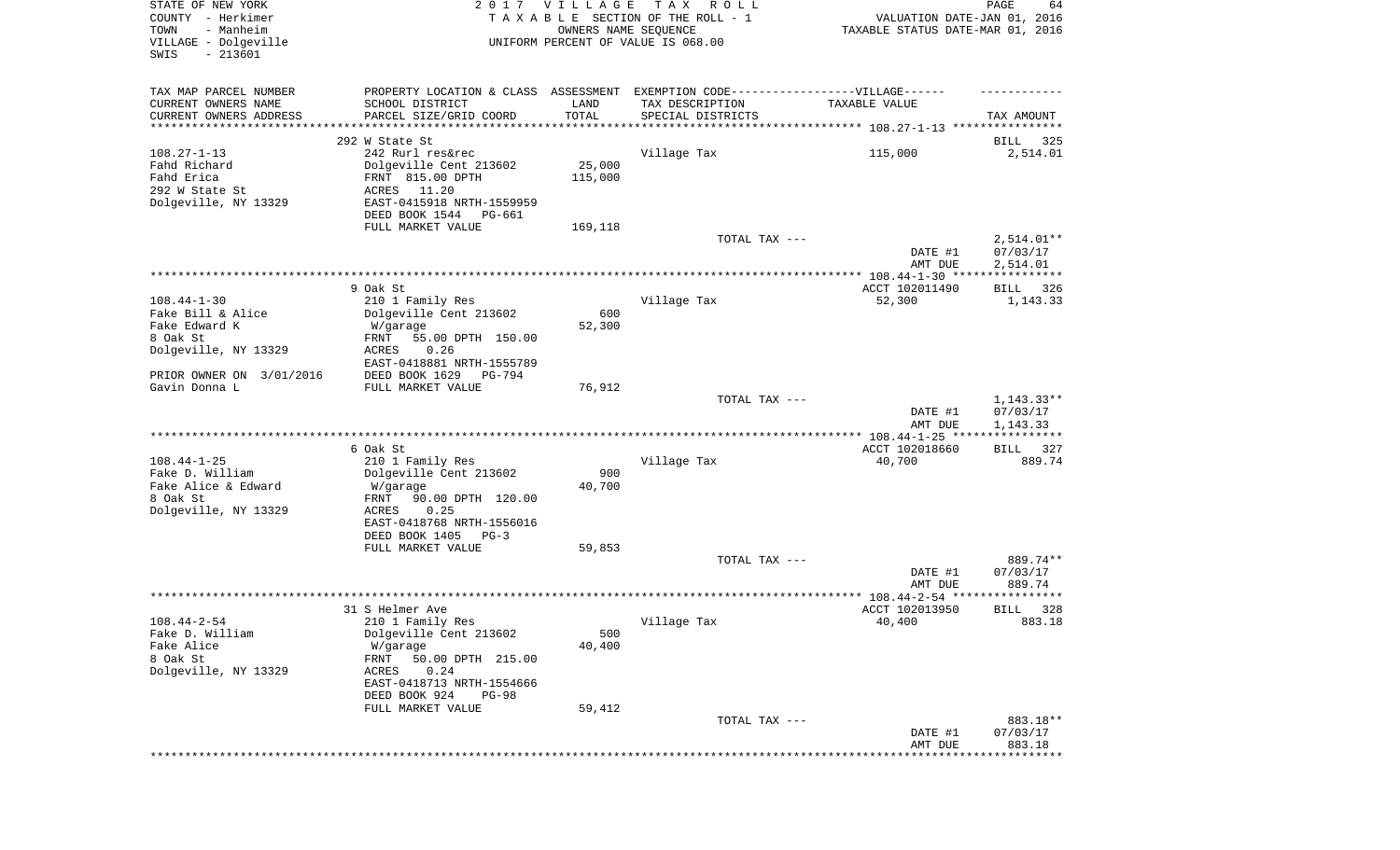STATE OF NEW YORK
COUNTY - Herkimer
TOWN - Manheim
VILLAGE - Dolgeville
SWIS - 213601

2 0 1 7 V I L L A G E T A X R O L L
T A X A B L E SECTION OF THE ROLL - 1
OWNERS NAME SEQUENCE
UNIFORM PERCENT OF VALUE IS 068.00

VALUATION DATE-JAN 01, 2016
TAXABLE STATUS DATE-MAR 01, 2016

| TAX MAP PARCEL NUMBER / CURRENT OWNERS NAME / CURRENT OWNERS ADDRESS | PROPERTY LOCATION & CLASS / SCHOOL DISTRICT / PARCEL SIZE/GRID COORD | ASSESSMENT LAND / TOTAL | EXEMPTION CODE / TAX DESCRIPTION / SPECIAL DISTRICTS | TAXABLE VALUE | TAX AMOUNT |
|---|---|---|---|---|---|
| | 292 W State St | | | | BILL 325 |
| 108.27-1-13 | 242 Rurl res&rec | | Village Tax | 115,000 | 2,514.01 |
| Fahd Richard | Dolgeville Cent 213602 | 25,000 | | | |
| Fahd Erica | FRNT 815.00 DPTH | 115,000 | | | |
| 292 W State St | ACRES 11.20 | | | | |
| Dolgeville, NY 13329 | EAST-0415918 NRTH-1559959 | | | | |
| | DEED BOOK 1544 PG-661 | | | | |
| | FULL MARKET VALUE | 169,118 | | | |
| | | | TOTAL TAX --- | | 2,514.01** |
| | | | | DATE #1 | 07/03/17 |
| | | | | AMT DUE | 2,514.01 |
| | 9 Oak St | | | ACCT 102011490 | BILL 326 |
| 108.44-1-30 | 210 1 Family Res | | Village Tax | 52,300 | 1,143.33 |
| Fake Bill & Alice | Dolgeville Cent 213602 | 600 | | | |
| Fake Edward K | W/garage | 52,300 | | | |
| 8 Oak St | FRNT 55.00 DPTH 150.00 | | | | |
| Dolgeville, NY 13329 | ACRES 0.26 | | | | |
| | EAST-0418881 NRTH-1555789 | | | | |
| PRIOR OWNER ON 3/01/2016 | DEED BOOK 1629 PG-794 | | | | |
| Gavin Donna L | FULL MARKET VALUE | 76,912 | | | |
| | | | TOTAL TAX --- | | 1,143.33** |
| | | | | DATE #1 | 07/03/17 |
| | | | | AMT DUE | 1,143.33 |
| | 6 Oak St | | | ACCT 102018660 | BILL 327 |
| 108.44-1-25 | 210 1 Family Res | | Village Tax | 40,700 | 889.74 |
| Fake D. William | Dolgeville Cent 213602 | 900 | | | |
| Fake Alice & Edward | W/garage | 40,700 | | | |
| 8 Oak St | FRNT 90.00 DPTH 120.00 | | | | |
| Dolgeville, NY 13329 | ACRES 0.25 | | | | |
| | EAST-0418768 NRTH-1556016 | | | | |
| | DEED BOOK 1405 PG-3 | | | | |
| | FULL MARKET VALUE | 59,853 | | | |
| | | | TOTAL TAX --- | | 889.74** |
| | | | | DATE #1 | 07/03/17 |
| | | | | AMT DUE | 889.74 |
| | 31 S Helmer Ave | | | ACCT 102013950 | BILL 328 |
| 108.44-2-54 | 210 1 Family Res | | Village Tax | 40,400 | 883.18 |
| Fake D. William | Dolgeville Cent 213602 | 500 | | | |
| Fake Alice | W/garage | 40,400 | | | |
| 8 Oak St | FRNT 50.00 DPTH 215.00 | | | | |
| Dolgeville, NY 13329 | ACRES 0.24 | | | | |
| | EAST-0418713 NRTH-1554666 | | | | |
| | DEED BOOK 924 PG-98 | | | | |
| | FULL MARKET VALUE | 59,412 | | | |
| | | | TOTAL TAX --- | | 883.18** |
| | | | | DATE #1 | 07/03/17 |
| | | | | AMT DUE | 883.18 |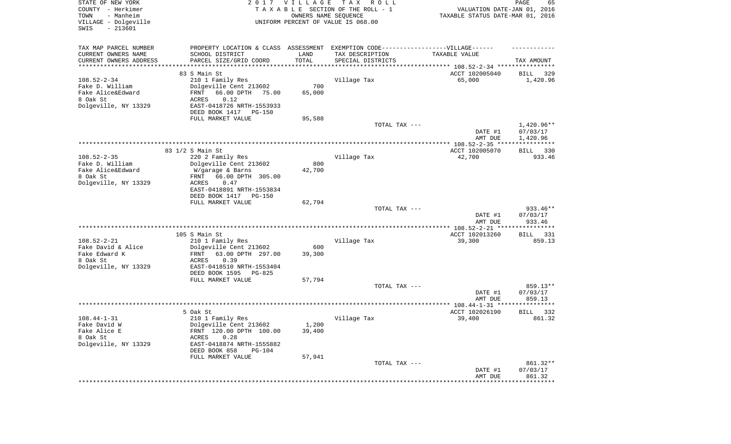STATE OF NEW YORK
COUNTY - Herkimer
TOWN - Manheim
VILLAGE - Dolgeville
SWIS - 213601

2017 VILLAGE TAX ROLL
TAXABLE SECTION OF THE ROLL - 1
OWNERS NAME SEQUENCE
UNIFORM PERCENT OF VALUE IS 068.00

VALUATION DATE-JAN 01, 2016
TAXABLE STATUS DATE-MAR 01, 2016

| TAX MAP PARCEL NUMBER / CURRENT OWNERS NAME / CURRENT OWNERS ADDRESS | PROPERTY LOCATION & CLASS / SCHOOL DISTRICT / PARCEL SIZE/GRID COORD | ASSESSMENT LAND | ASSESSMENT TOTAL | EXEMPTION CODE / TAX DESCRIPTION / SPECIAL DISTRICTS | TAXABLE VALUE | TAX AMOUNT |
|---|---|---|---|---|---|---|
| | 83 S Main St | | | | ACCT 102005040 | BILL 329 |
| 108.52-2-34 | 210 1 Family Res | | | Village Tax | 65,000 | 1,420.96 |
| Fake D. William | Dolgeville Cent 213602 | 700 | | | | |
| Fake Alice&Edward | FRNT 66.00 DPTH 75.00 | | 65,000 | | | |
| 8 Oak St | ACRES 0.12 | | | | | |
| Dolgeville, NY 13329 | EAST-0418726 NRTH-1553933 | | | | | |
| | DEED BOOK 1417 PG-150 | | | | | |
| | FULL MARKET VALUE | | 95,588 | | | |
| | | | | TOTAL TAX --- | | 1,420.96** |
| | | | | | DATE #1 | 07/03/17 |
| | | | | | AMT DUE | 1,420.96 |
| | 83 1/2 S Main St | | | | ACCT 102005070 | BILL 330 |
| 108.52-2-35 | 220 2 Family Res | | | Village Tax | 42,700 | 933.46 |
| Fake D. William | Dolgeville Cent 213602 | 800 | | | | |
| Fake Alice&Edward | W/garage & Barns | | 42,700 | | | |
| 8 Oak St | FRNT 66.00 DPTH 305.00 | | | | | |
| Dolgeville, NY 13329 | ACRES 0.47 | | | | | |
| | EAST-0418891 NRTH-1553834 | | | | | |
| | DEED BOOK 1417 PG-150 | | | | | |
| | FULL MARKET VALUE | | 62,794 | | | |
| | | | | TOTAL TAX --- | | 933.46** |
| | | | | | DATE #1 | 07/03/17 |
| | | | | | AMT DUE | 933.46 |
| | 105 S Main St | | | | ACCT 102013260 | BILL 331 |
| 108.52-2-21 | 210 1 Family Res | | | Village Tax | 39,300 | 859.13 |
| Fake David & Alice | Dolgeville Cent 213602 | 600 | | | | |
| Fake Edward K | FRNT 63.00 DPTH 297.00 | | 39,300 | | | |
| 8 Oak St | ACRES 0.39 | | | | | |
| Dolgeville, NY 13329 | EAST-0418510 NRTH-1553404 | | | | | |
| | DEED BOOK 1595 PG-825 | | | | | |
| | FULL MARKET VALUE | | 57,794 | | | |
| | | | | TOTAL TAX --- | | 859.13** |
| | | | | | DATE #1 | 07/03/17 |
| | | | | | AMT DUE | 859.13 |
| | 5 Oak St | | | | ACCT 102026190 | BILL 332 |
| 108.44-1-31 | 210 1 Family Res | | | Village Tax | 39,400 | 861.32 |
| Fake David W | Dolgeville Cent 213602 | 1,200 | | | | |
| Fake Alice E | FRNT 120.00 DPTH 100.00 | | 39,400 | | | |
| 8 Oak St | ACRES 0.28 | | | | | |
| Dolgeville, NY 13329 | EAST-0418874 NRTH-1555882 | | | | | |
| | DEED BOOK 858 PG-104 | | | | | |
| | FULL MARKET VALUE | | 57,941 | | | |
| | | | | TOTAL TAX --- | | 861.32** |
| | | | | | DATE #1 | 07/03/17 |
| | | | | | AMT DUE | 861.32 |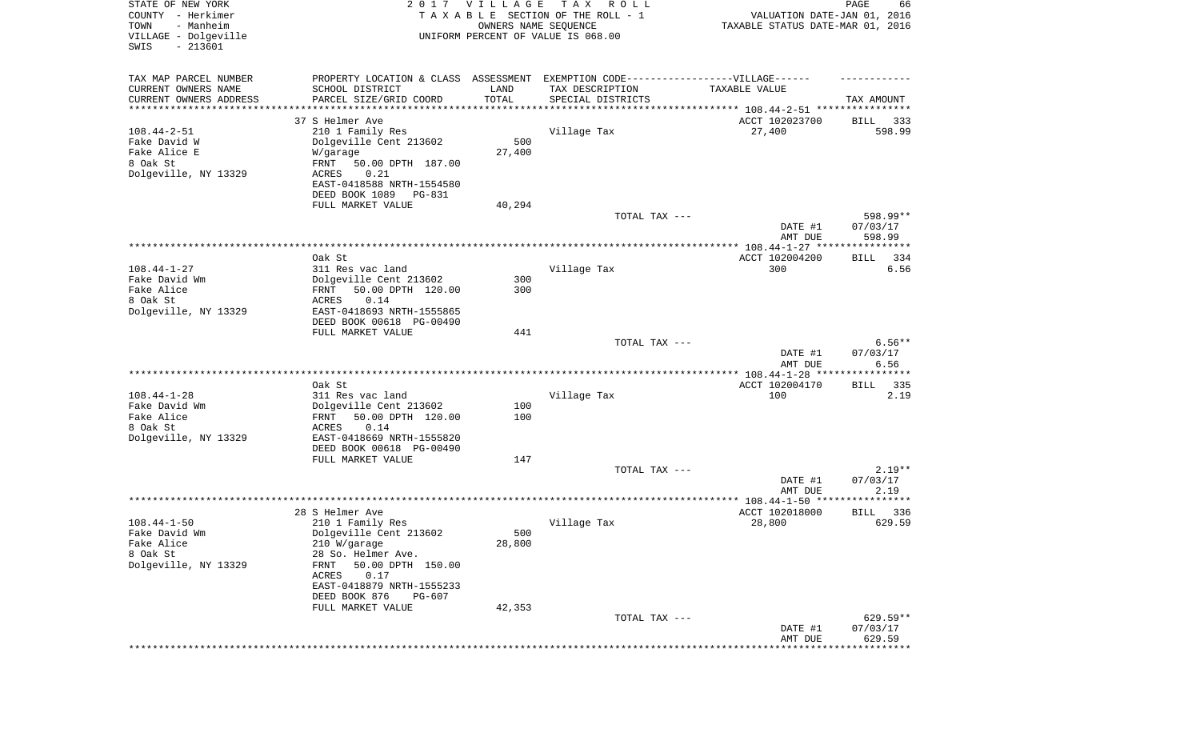STATE OF NEW YORK
COUNTY - Herkimer
TOWN - Manheim
VILLAGE - Dolgeville
SWIS - 213601

2 0 1 7 V I L L A G E T A X R O L L
T A X A B L E SECTION OF THE ROLL - 1
OWNERS NAME SEQUENCE
UNIFORM PERCENT OF VALUE IS 068.00

VALUATION DATE-JAN 01, 2016
TAXABLE STATUS DATE-MAR 01, 2016

| TAX MAP PARCEL NUMBER<br>CURRENT OWNERS NAME<br>CURRENT OWNERS ADDRESS | PROPERTY LOCATION & CLASS<br>SCHOOL DISTRICT<br>PARCEL SIZE/GRID COORD | ASSESSMENT<br>LAND<br>TOTAL | EXEMPTION CODE-----VILLAGE------<br>TAX DESCRIPTION<br>SPECIAL DISTRICTS | TAXABLE VALUE | TAX AMOUNT |
|---|---|---|---|---|---|
| | 37 S Helmer Ave | | | ACCT 102023700 | BILL 333 |
| 108.44-2-51 | 210 1 Family Res | | Village Tax | 27,400 | 598.99 |
| Fake David W | Dolgeville Cent 213602 | 500 | | | |
| Fake Alice E | W/garage | 27,400 | | | |
| 8 Oak St | FRNT 50.00 DPTH 187.00 | | | | |
| Dolgeville, NY 13329 | ACRES 0.21 | | | | |
| | EAST-0418588 NRTH-1554580 | | | | |
| | DEED BOOK 1089 PG-831 | | | | |
| | FULL MARKET VALUE | 40,294 | | | |
| | | | TOTAL TAX --- | | 598.99** |
| | | | | DATE #1 | 07/03/17 |
| | | | | AMT DUE | 598.99 |
| | Oak St | | | ACCT 102004200 | BILL 334 |
| 108.44-1-27 | 311 Res vac land | | Village Tax | 300 | 6.56 |
| Fake David Wm | Dolgeville Cent 213602 | 300 | | | |
| Fake Alice | FRNT 50.00 DPTH 120.00 | 300 | | | |
| 8 Oak St | ACRES 0.14 | | | | |
| Dolgeville, NY 13329 | EAST-0418693 NRTH-1555865 | | | | |
| | DEED BOOK 00618 PG-00490 | | | | |
| | FULL MARKET VALUE | 441 | | | |
| | | | TOTAL TAX --- | | 6.56** |
| | | | | DATE #1 | 07/03/17 |
| | | | | AMT DUE | 6.56 |
| | Oak St | | | ACCT 102004170 | BILL 335 |
| 108.44-1-28 | 311 Res vac land | | Village Tax | 100 | 2.19 |
| Fake David Wm | Dolgeville Cent 213602 | 100 | | | |
| Fake Alice | FRNT 50.00 DPTH 120.00 | 100 | | | |
| 8 Oak St | ACRES 0.14 | | | | |
| Dolgeville, NY 13329 | EAST-0418669 NRTH-1555820 | | | | |
| | DEED BOOK 00618 PG-00490 | | | | |
| | FULL MARKET VALUE | 147 | | | |
| | | | TOTAL TAX --- | | 2.19** |
| | | | | DATE #1 | 07/03/17 |
| | | | | AMT DUE | 2.19 |
| | 28 S Helmer Ave | | | ACCT 102018000 | BILL 336 |
| 108.44-1-50 | 210 1 Family Res | | Village Tax | 28,800 | 629.59 |
| Fake David Wm | Dolgeville Cent 213602 | 500 | | | |
| Fake Alice | 210 W/garage | 28,800 | | | |
| 8 Oak St | 28 So. Helmer Ave. | | | | |
| Dolgeville, NY 13329 | FRNT 50.00 DPTH 150.00 | | | | |
| | ACRES 0.17 | | | | |
| | EAST-0418879 NRTH-1555233 | | | | |
| | DEED BOOK 876 PG-607 | | | | |
| | FULL MARKET VALUE | 42,353 | | | |
| | | | TOTAL TAX --- | | 629.59** |
| | | | | DATE #1 | 07/03/17 |
| | | | | AMT DUE | 629.59 |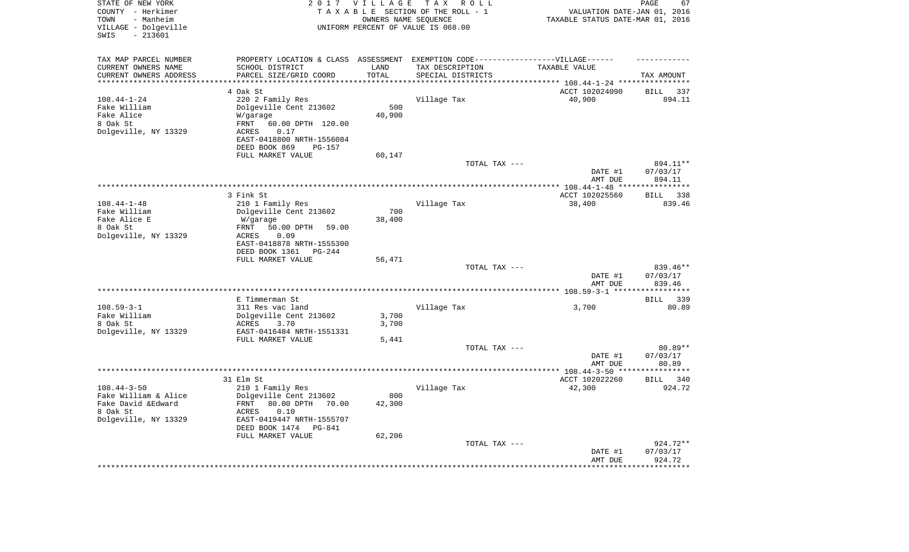STATE OF NEW YORK
COUNTY - Herkimer
TOWN - Manheim
VILLAGE - Dolgeville
SWIS - 213601

2 0 1 7 V I L L A G E T A X R O L L
T A X A B L E SECTION OF THE ROLL - 1
OWNERS NAME SEQUENCE
UNIFORM PERCENT OF VALUE IS 068.00

VALUATION DATE-JAN 01, 2016
TAXABLE STATUS DATE-MAR 01, 2016

| TAX MAP PARCEL NUMBER / CURRENT OWNERS NAME / CURRENT OWNERS ADDRESS | PROPERTY LOCATION & CLASS / SCHOOL DISTRICT / PARCEL SIZE/GRID COORD | ASSESSMENT LAND / TOTAL | EXEMPTION CODE / TAX DESCRIPTION / SPECIAL DISTRICTS | TAXABLE VALUE | TAX AMOUNT |
|---|---|---|---|---|---|
| 108.44-1-24 | 4 Oak St | | | ACCT 102024090 | BILL 337 |
| | 220 2 Family Res | | Village Tax | 40,900 | 894.11 |
| Fake William | Dolgeville Cent 213602 | 500 | | | |
| Fake Alice | W/garage | 40,900 | | | |
| 8 Oak St | FRNT 60.00 DPTH 120.00 | | | | |
| Dolgeville, NY 13329 | ACRES 0.17 | | | | |
| | EAST-0418800 NRTH-1556084 | | | | |
| | DEED BOOK 869 PG-157 | | | | |
| | FULL MARKET VALUE | 60,147 | | | |
| | | | TOTAL TAX --- | | 894.11** |
| | | | | DATE #1 | 07/03/17 |
| | | | | AMT DUE | 894.11 |
| 108.44-1-48 | 3 Fink St | | | ACCT 102025560 | BILL 338 |
| | 210 1 Family Res | | Village Tax | 38,400 | 839.46 |
| Fake William | Dolgeville Cent 213602 | 700 | | | |
| Fake Alice E | W/garage | 38,400 | | | |
| 8 Oak St | FRNT 50.00 DPTH 59.00 | | | | |
| Dolgeville, NY 13329 | ACRES 0.09 | | | | |
| | EAST-0418878 NRTH-1555300 | | | | |
| | DEED BOOK 1361 PG-244 | | | | |
| | FULL MARKET VALUE | 56,471 | | | |
| | | | TOTAL TAX --- | | 839.46** |
| | | | | DATE #1 | 07/03/17 |
| | | | | AMT DUE | 839.46 |
| 108.59-3-1 | E Timmerman St | | | | BILL 339 |
| | 311 Res vac land | | Village Tax | 3,700 | 80.89 |
| Fake William | Dolgeville Cent 213602 | 3,700 | | | |
| 8 Oak St | ACRES 3.70 | 3,700 | | | |
| Dolgeville, NY 13329 | EAST-0416484 NRTH-1551331 | | | | |
| | FULL MARKET VALUE | 5,441 | | | |
| | | | TOTAL TAX --- | | 80.89** |
| | | | | DATE #1 | 07/03/17 |
| | | | | AMT DUE | 80.89 |
| 108.44-3-50 | 31 Elm St | | | ACCT 102022260 | BILL 340 |
| | 210 1 Family Res | | Village Tax | 42,300 | 924.72 |
| Fake William & Alice | Dolgeville Cent 213602 | 800 | | | |
| Fake David &Edward | FRNT 80.00 DPTH 70.00 | 42,300 | | | |
| 8 Oak St | ACRES 0.10 | | | | |
| Dolgeville, NY 13329 | EAST-0419447 NRTH-1555707 | | | | |
| | DEED BOOK 1474 PG-841 | | | | |
| | FULL MARKET VALUE | 62,206 | | | |
| | | | TOTAL TAX --- | | 924.72** |
| | | | | DATE #1 | 07/03/17 |
| | | | | AMT DUE | 924.72 |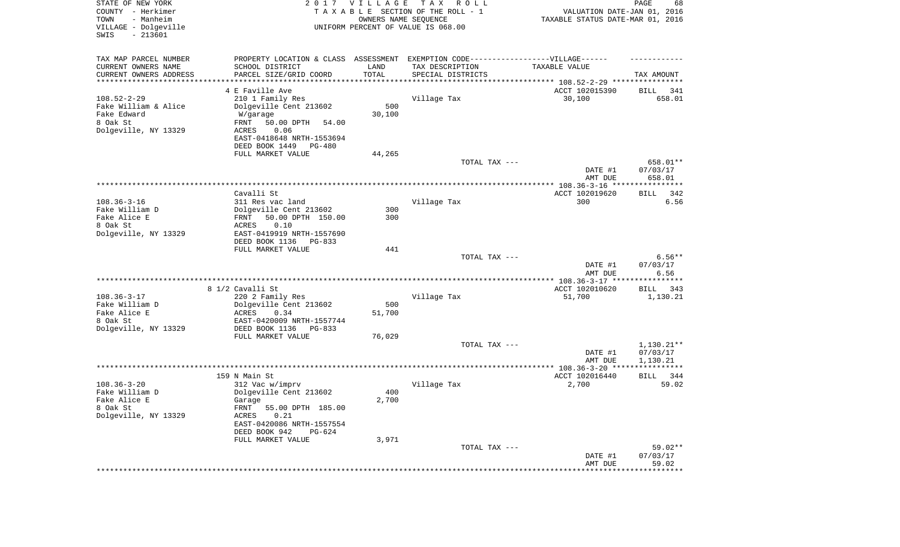STATE OF NEW YORK
COUNTY - Herkimer
TOWN - Manheim
VILLAGE - Dolgeville
SWIS - 213601

2 0 1 7 V I L L A G E T A X R O L L
T A X A B L E SECTION OF THE ROLL - 1
OWNERS NAME SEQUENCE
UNIFORM PERCENT OF VALUE IS 068.00

VALUATION DATE-JAN 01, 2016
TAXABLE STATUS DATE-MAR 01, 2016

| TAX MAP PARCEL NUMBER / CURRENT OWNERS NAME / CURRENT OWNERS ADDRESS | PROPERTY LOCATION & CLASS / SCHOOL DISTRICT / PARCEL SIZE/GRID COORD | ASSESSMENT LAND / TOTAL | EXEMPTION CODE / TAX DESCRIPTION / SPECIAL DISTRICTS | TAXABLE VALUE | TAX AMOUNT |
|---|---|---|---|---|---|
| | 4 E Faville Ave | | | ACCT 102015390 | BILL 341 |
| 108.52-2-29 | 210 1 Family Res | | Village Tax | 30,100 | 658.01 |
| Fake William & Alice | Dolgeville Cent 213602 | 500 | | | |
| Fake Edward | W/garage | 30,100 | | | |
| 8 Oak St | FRNT 50.00 DPTH 54.00 | | | | |
| Dolgeville, NY 13329 | ACRES 0.06 | | | | |
| | EAST-0418648 NRTH-1553694 | | | | |
| | DEED BOOK 1449 PG-480 | | | | |
| | FULL MARKET VALUE | 44,265 | | | |
| | | | TOTAL TAX --- | | 658.01** |
| | | | | DATE #1 | 07/03/17 |
| | | | | AMT DUE | 658.01 |
| | Cavalli St | | | ACCT 102019620 | BILL 342 |
| 108.36-3-16 | 311 Res vac land | | Village Tax | 300 | 6.56 |
| Fake William D | Dolgeville Cent 213602 | 300 | | | |
| Fake Alice E | FRNT 50.00 DPTH 150.00 | 300 | | | |
| 8 Oak St | ACRES 0.10 | | | | |
| Dolgeville, NY 13329 | EAST-0419919 NRTH-1557690 | | | | |
| | DEED BOOK 1136 PG-833 | | | | |
| | FULL MARKET VALUE | 441 | | | |
| | | | TOTAL TAX --- | | 6.56** |
| | | | | DATE #1 | 07/03/17 |
| | | | | AMT DUE | 6.56 |
| | 8 1/2 Cavalli St | | | ACCT 102010620 | BILL 343 |
| 108.36-3-17 | 220 2 Family Res | | Village Tax | 51,700 | 1,130.21 |
| Fake William D | Dolgeville Cent 213602 | 500 | | | |
| Fake Alice E | ACRES 0.34 | 51,700 | | | |
| 8 Oak St | EAST-0420009 NRTH-1557744 | | | | |
| Dolgeville, NY 13329 | DEED BOOK 1136 PG-833 | | | | |
| | FULL MARKET VALUE | 76,029 | | | |
| | | | TOTAL TAX --- | | 1,130.21** |
| | | | | DATE #1 | 07/03/17 |
| | | | | AMT DUE | 1,130.21 |
| | 159 N Main St | | | ACCT 102016440 | BILL 344 |
| 108.36-3-20 | 312 Vac w/imprv | | Village Tax | 2,700 | 59.02 |
| Fake William D | Dolgeville Cent 213602 | 400 | | | |
| Fake Alice E | Garage | 2,700 | | | |
| 8 Oak St | FRNT 55.00 DPTH 185.00 | | | | |
| Dolgeville, NY 13329 | ACRES 0.21 | | | | |
| | EAST-0420086 NRTH-1557554 | | | | |
| | DEED BOOK 942 PG-624 | | | | |
| | FULL MARKET VALUE | 3,971 | | | |
| | | | TOTAL TAX --- | | 59.02** |
| | | | | DATE #1 | 07/03/17 |
| | | | | AMT DUE | 59.02 |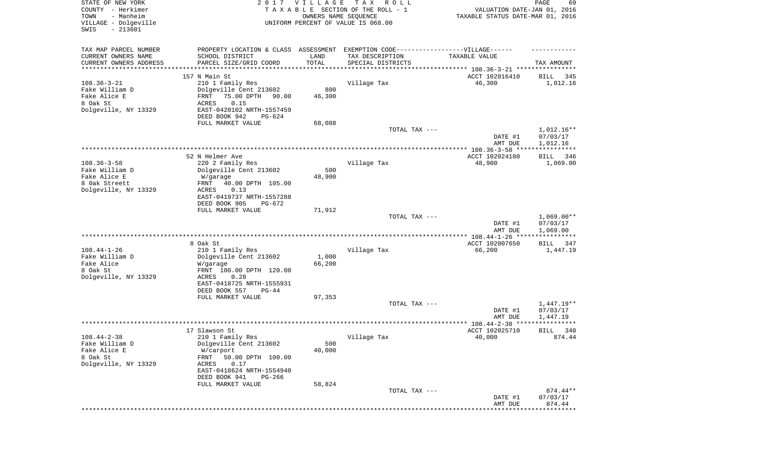STATE OF NEW YORK
COUNTY - Herkimer
TOWN - Manheim
VILLAGE - Dolgeville
SWIS - 213601

2017 VILLAGE TAX ROLL
TAXABLE SECTION OF THE ROLL - 1
OWNERS NAME SEQUENCE
UNIFORM PERCENT OF VALUE IS 068.00

VALUATION DATE-JAN 01, 2016
TAXABLE STATUS DATE-MAR 01, 2016

| TAX MAP PARCEL NUMBER / CURRENT OWNERS NAME / CURRENT OWNERS ADDRESS | PROPERTY LOCATION & CLASS / SCHOOL DISTRICT / PARCEL SIZE/GRID COORD | ASSESSMENT LAND / TOTAL | EXEMPTION CODE / TAX DESCRIPTION / SPECIAL DISTRICTS | TAXABLE VALUE | TAX AMOUNT |
|---|---|---|---|---|---|
| **108.36-3-21** | 157 N Main St | | | ACCT 102016410 | BILL 345 |
| 108.36-3-21 | 210 1 Family Res | | Village Tax | 46,300 | 1,012.16 |
| Fake William D | Dolgeville Cent 213602 | 800 | | | |
| Fake Alice E | FRNT 75.00 DPTH 90.00 | 46,300 | | | |
| 8 Oak St | ACRES 0.15 | | | | |
| Dolgeville, NY 13329 | EAST-0420102 NRTH-1557459 | | | | |
| | DEED BOOK 942 PG-624 | | | | |
| | FULL MARKET VALUE | 68,088 | | | |
| | | | TOTAL TAX --- | | 1,012.16** |
| | | | | DATE #1 | 07/03/17 |
| | | | | AMT DUE | 1,012.16 |
| **108.36-3-58** | 52 N Helmer Ave | | | ACCT 102024180 | BILL 346 |
| 108.36-3-58 | 220 2 Family Res | | Village Tax | 48,900 | 1,069.00 |
| Fake William D | Dolgeville Cent 213602 | 500 | | | |
| Fake Alice E | W/garage | 48,900 | | | |
| 8 Oak Streett | FRNT 40.00 DPTH 105.00 | | | | |
| Dolgeville, NY 13329 | ACRES 0.13 | | | | |
| | EAST-0419737 NRTH-1557288 | | | | |
| | DEED BOOK 905 PG-672 | | | | |
| | FULL MARKET VALUE | 71,912 | | | |
| | | | TOTAL TAX --- | | 1,069.00** |
| | | | | DATE #1 | 07/03/17 |
| | | | | AMT DUE | 1,069.00 |
| **108.44-1-26** | 8 Oak St | | | ACCT 102007650 | BILL 347 |
| 108.44-1-26 | 210 1 Family Res | | Village Tax | 66,200 | 1,447.19 |
| Fake William D | Dolgeville Cent 213602 | 1,000 | | | |
| Fake Alice | W/garage | 66,200 | | | |
| 8 Oak St | FRNT 100.00 DPTH 120.00 | | | | |
| Dolgeville, NY 13329 | ACRES 0.28 | | | | |
| | EAST-0418725 NRTH-1555931 | | | | |
| | DEED BOOK 557 PG-44 | | | | |
| | FULL MARKET VALUE | 97,353 | | | |
| | | | TOTAL TAX --- | | 1,447.19** |
| | | | | DATE #1 | 07/03/17 |
| | | | | AMT DUE | 1,447.19 |
| **108.44-2-38** | 17 Slawson St | | | ACCT 102025710 | BILL 348 |
| 108.44-2-38 | 210 1 Family Res | | Village Tax | 40,000 | 874.44 |
| Fake William D | Dolgeville Cent 213602 | 500 | | | |
| Fake Alice E | W/carport | 40,000 | | | |
| 8 Oak St | FRNT 50.00 DPTH 100.00 | | | | |
| Dolgeville, NY 13329 | ACRES 0.17 | | | | |
| | EAST-0418624 NRTH-1554940 | | | | |
| | DEED BOOK 941 PG-266 | | | | |
| | FULL MARKET VALUE | 58,824 | | | |
| | | | TOTAL TAX --- | | 874.44** |
| | | | | DATE #1 | 07/03/17 |
| | | | | AMT DUE | 874.44 |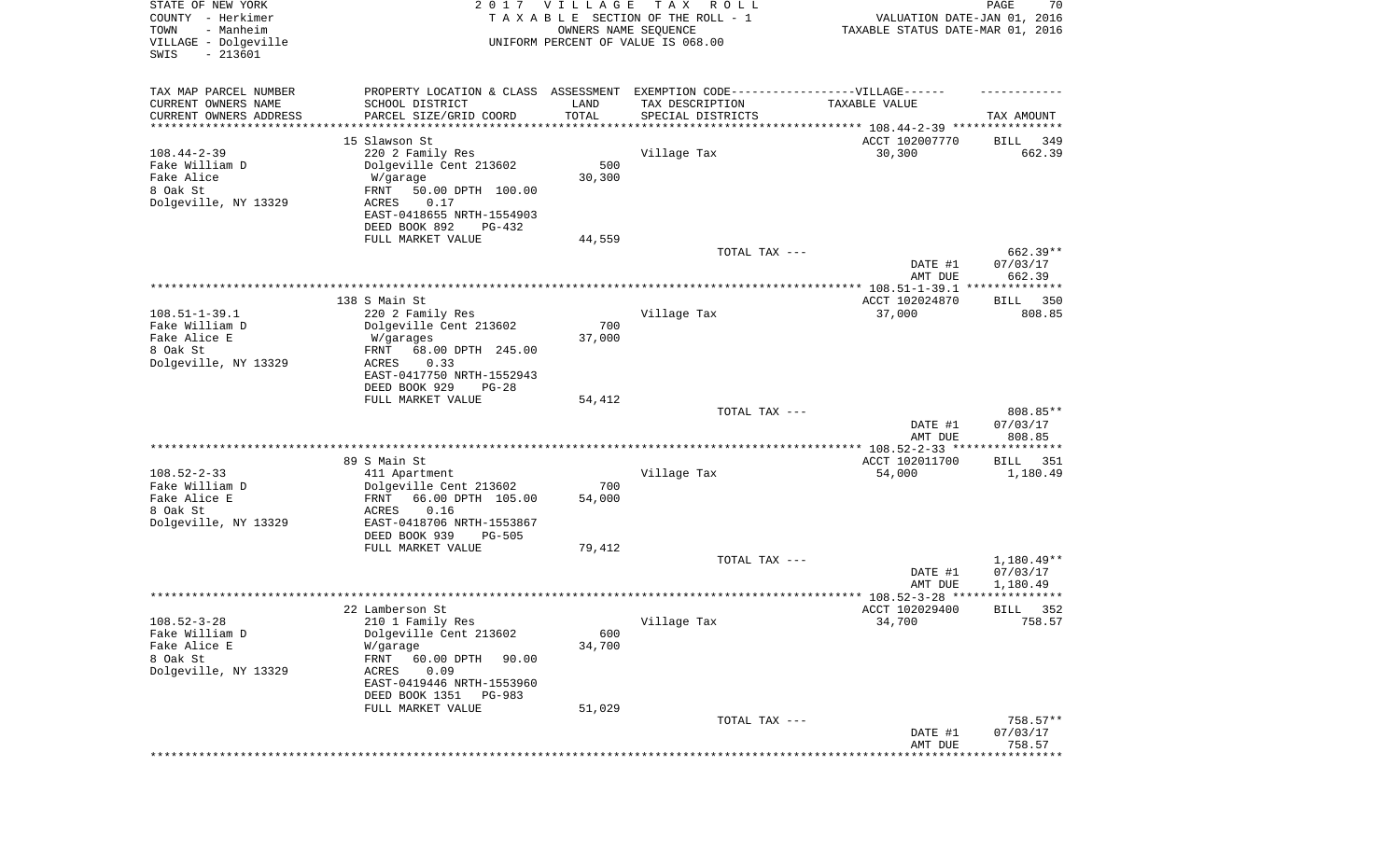STATE OF NEW YORK | 2017 VILLAGE TAX ROLL
COUNTY - Herkimer | TAXABLE SECTION OF THE ROLL - 1 | VALUATION DATE-JAN 01, 2016
TOWN - Manheim | OWNERS NAME SEQUENCE | TAXABLE STATUS DATE-MAR 01, 2016
VILLAGE - Dolgeville | UNIFORM PERCENT OF VALUE IS 068.00
SWIS - 213601

| TAX MAP PARCEL NUMBER / CURRENT OWNERS NAME / CURRENT OWNERS ADDRESS | PROPERTY LOCATION & CLASS / SCHOOL DISTRICT / PARCEL SIZE/GRID COORD | ASSESSMENT LAND / TOTAL | EXEMPTION CODE / TAX DESCRIPTION / SPECIAL DISTRICTS | TAXABLE VALUE | TAX AMOUNT |
|---|---|---|---|---|---|
| **108.44-2-39** | 15 Slawson St | | | ACCT 102007770 | BILL 349 |
| Fake William D | 220 2 Family Res | | Village Tax | 30,300 | 662.39 |
| Fake Alice | Dolgeville Cent 213602 | 500 | | | |
| 8 Oak St | W/garage | 30,300 | | | |
| Dolgeville, NY 13329 | FRNT 50.00 DPTH 100.00 | | | | |
| | ACRES 0.17 | | | | |
| | EAST-0418655 NRTH-1554903 | | | | |
| | DEED BOOK 892 PG-432 | | | | |
| | FULL MARKET VALUE | 44,559 | | | |
| | | | TOTAL TAX --- | | 662.39** |
| | | | | DATE #1 | 07/03/17 |
| | | | | AMT DUE | 662.39 |
| **108.51-1-39.1** | 138 S Main St | | | ACCT 102024870 | BILL 350 |
| Fake William D | 220 2 Family Res | | Village Tax | 37,000 | 808.85 |
| Fake Alice E | Dolgeville Cent 213602 | 700 | | | |
| 8 Oak St | W/garages | 37,000 | | | |
| Dolgeville, NY 13329 | FRNT 68.00 DPTH 245.00 | | | | |
| | ACRES 0.33 | | | | |
| | EAST-0417750 NRTH-1552943 | | | | |
| | DEED BOOK 929 PG-28 | | | | |
| | FULL MARKET VALUE | 54,412 | | | |
| | | | TOTAL TAX --- | | 808.85** |
| | | | | DATE #1 | 07/03/17 |
| | | | | AMT DUE | 808.85 |
| **108.52-2-33** | 89 S Main St | | | ACCT 102011700 | BILL 351 |
| Fake William D | 411 Apartment | | Village Tax | 54,000 | 1,180.49 |
| Fake Alice E | Dolgeville Cent 213602 | 700 | | | |
| 8 Oak St | FRNT 66.00 DPTH 105.00 | 54,000 | | | |
| Dolgeville, NY 13329 | ACRES 0.16 | | | | |
| | EAST-0418706 NRTH-1553867 | | | | |
| | DEED BOOK 939 PG-505 | | | | |
| | FULL MARKET VALUE | 79,412 | | | |
| | | | TOTAL TAX --- | | 1,180.49** |
| | | | | DATE #1 | 07/03/17 |
| | | | | AMT DUE | 1,180.49 |
| **108.52-3-28** | 22 Lamberson St | | | ACCT 102029400 | BILL 352 |
| Fake William D | 210 1 Family Res | | Village Tax | 34,700 | 758.57 |
| Fake Alice E | Dolgeville Cent 213602 | 600 | | | |
| 8 Oak St | W/garage | 34,700 | | | |
| Dolgeville, NY 13329 | FRNT 60.00 DPTH 90.00 | | | | |
| | ACRES 0.09 | | | | |
| | EAST-0419446 NRTH-1553960 | | | | |
| | DEED BOOK 1351 PG-983 | | | | |
| | FULL MARKET VALUE | 51,029 | | | |
| | | | TOTAL TAX --- | | 758.57** |
| | | | | DATE #1 | 07/03/17 |
| | | | | AMT DUE | 758.57 |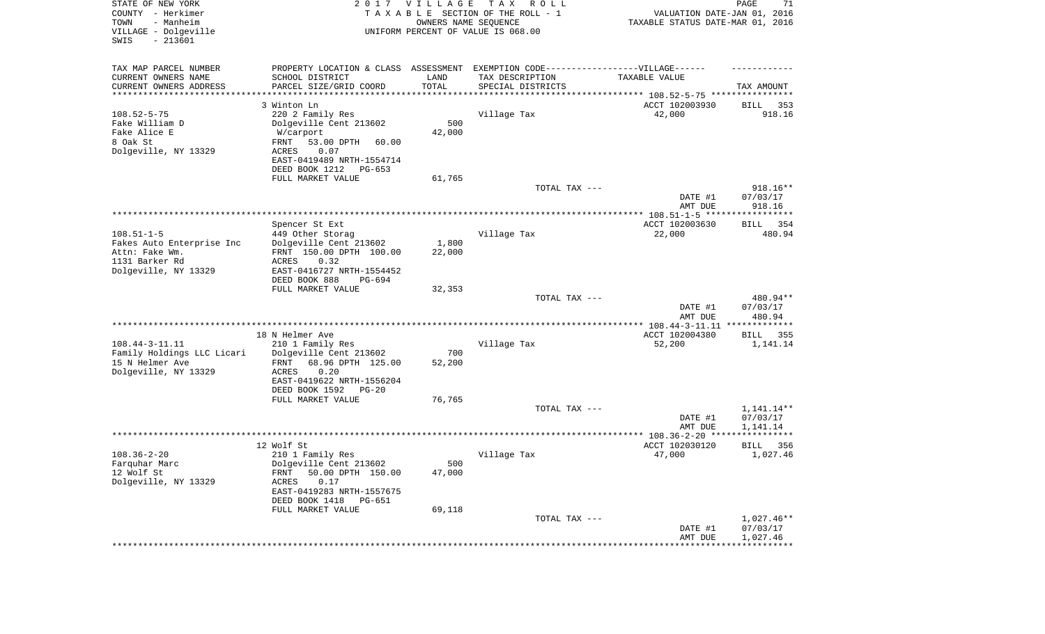STATE OF NEW YORK — 2017 VILLAGE TAX ROLL
COUNTY - Herkimer — TAXABLE SECTION OF THE ROLL - 1 — VALUATION DATE-JAN 01, 2016
TOWN - Manheim — OWNERS NAME SEQUENCE — TAXABLE STATUS DATE-MAR 01, 2016
VILLAGE - Dolgeville — UNIFORM PERCENT OF VALUE IS 068.00
SWIS - 213601

| TAX MAP PARCEL NUMBER<br>CURRENT OWNERS NAME<br>CURRENT OWNERS ADDRESS | PROPERTY LOCATION & CLASS<br>SCHOOL DISTRICT<br>PARCEL SIZE/GRID COORD | ASSESSMENT<br>LAND<br>TOTAL | EXEMPTION CODE------VILLAGE------<br>TAX DESCRIPTION<br>SPECIAL DISTRICTS | TAXABLE VALUE | TAX AMOUNT |
|---|---|---|---|---|---|
| **108.52-5-75** | 3 Winton Ln | | | ACCT 102003930 | BILL 353 |
| 108.52-5-75 | 220 2 Family Res | | Village Tax | 42,000 | 918.16 |
| Fake William D | Dolgeville Cent 213602 | 500 | | | |
| Fake Alice E | W/carport | 42,000 | | | |
| 8 Oak St | FRNT 53.00 DPTH 60.00 | | | | |
| Dolgeville, NY 13329 | ACRES 0.07 | | | | |
| | EAST-0419489 NRTH-1554714 | | | | |
| | DEED BOOK 1212 PG-653 | | | | |
| | FULL MARKET VALUE | 61,765 | | | |
| | | | TOTAL TAX --- | | 918.16** |
| | | | | DATE #1 | 07/03/17 |
| | | | | AMT DUE | 918.16 |
| **108.51-1-5** | Spencer St Ext | | | ACCT 102003630 | BILL 354 |
| 108.51-1-5 | 449 Other Storag | | Village Tax | 22,000 | 480.94 |
| Fakes Auto Enterprise Inc | Dolgeville Cent 213602 | 1,800 | | | |
| Attn: Fake Wm. | FRNT 150.00 DPTH 100.00 | 22,000 | | | |
| 1131 Barker Rd | ACRES 0.32 | | | | |
| Dolgeville, NY 13329 | EAST-0416727 NRTH-1554452 | | | | |
| | DEED BOOK 888 PG-694 | | | | |
| | FULL MARKET VALUE | 32,353 | | | |
| | | | TOTAL TAX --- | | 480.94** |
| | | | | DATE #1 | 07/03/17 |
| | | | | AMT DUE | 480.94 |
| **108.44-3-11.11** | 18 N Helmer Ave | | | ACCT 102004380 | BILL 355 |
| 108.44-3-11.11 | 210 1 Family Res | | Village Tax | 52,200 | 1,141.14 |
| Family Holdings LLC Licari | Dolgeville Cent 213602 | 700 | | | |
| 15 N Helmer Ave | FRNT 68.96 DPTH 125.00 | 52,200 | | | |
| Dolgeville, NY 13329 | ACRES 0.20 | | | | |
| | EAST-0419622 NRTH-1556204 | | | | |
| | DEED BOOK 1592 PG-20 | | | | |
| | FULL MARKET VALUE | 76,765 | | | |
| | | | TOTAL TAX --- | | 1,141.14** |
| | | | | DATE #1 | 07/03/17 |
| | | | | AMT DUE | 1,141.14 |
| **108.36-2-20** | 12 Wolf St | | | ACCT 102030120 | BILL 356 |
| 108.36-2-20 | 210 1 Family Res | | Village Tax | 47,000 | 1,027.46 |
| Farquhar Marc | Dolgeville Cent 213602 | 500 | | | |
| 12 Wolf St | FRNT 50.00 DPTH 150.00 | 47,000 | | | |
| Dolgeville, NY 13329 | ACRES 0.17 | | | | |
| | EAST-0419283 NRTH-1557675 | | | | |
| | DEED BOOK 1418 PG-651 | | | | |
| | FULL MARKET VALUE | 69,118 | | | |
| | | | TOTAL TAX --- | | 1,027.46** |
| | | | | DATE #1 | 07/03/17 |
| | | | | AMT DUE | 1,027.46 |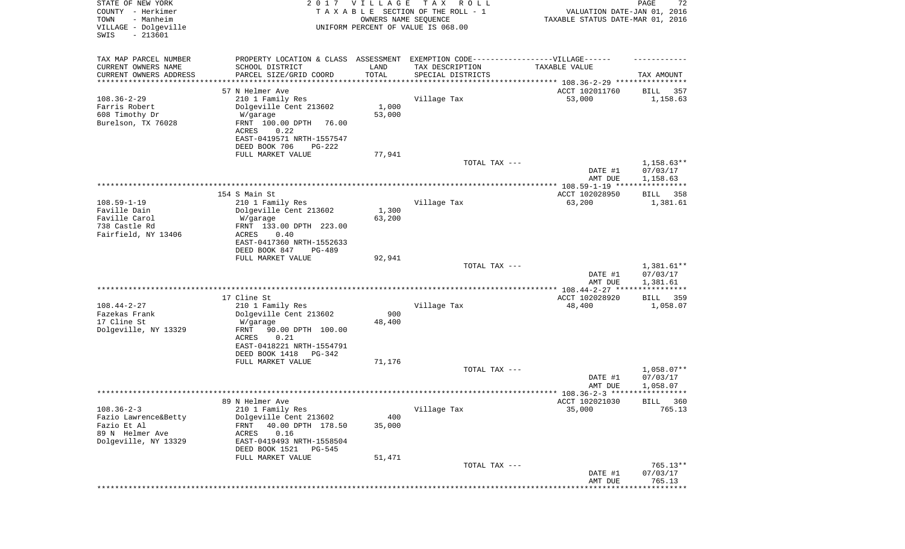STATE OF NEW YORK
COUNTY - Herkimer
TOWN - Manheim
VILLAGE - Dolgeville
SWIS - 213601

2 0 1 7 V I L L A G E T A X R O L L
T A X A B L E SECTION OF THE ROLL - 1
OWNERS NAME SEQUENCE
UNIFORM PERCENT OF VALUE IS 068.00

VALUATION DATE-JAN 01, 2016
TAXABLE STATUS DATE-MAR 01, 2016

| TAX MAP PARCEL NUMBER / CURRENT OWNERS NAME / CURRENT OWNERS ADDRESS | PROPERTY LOCATION & CLASS / SCHOOL DISTRICT / PARCEL SIZE/GRID COORD | ASSESSMENT LAND / TOTAL | EXEMPTION CODE / TAX DESCRIPTION / SPECIAL DISTRICTS | TAXABLE VALUE | TAX AMOUNT |
|---|---|---|---|---|---|
| | 57 N Helmer Ave | | | ACCT 102011760 | BILL 357 |
| 108.36-2-29 | 210 1 Family Res | | Village Tax | 53,000 | 1,158.63 |
| Farris Robert | Dolgeville Cent 213602 | 1,000 | | | |
| 608 Timothy Dr | W/garage | 53,000 | | | |
| Burelson, TX 76028 | FRNT 100.00 DPTH 76.00 | | | | |
| | ACRES 0.22 | | | | |
| | EAST-0419571 NRTH-1557547 | | | | |
| | DEED BOOK 706 PG-222 | | | | |
| | FULL MARKET VALUE | 77,941 | | | |
| | | | TOTAL TAX --- | | 1,158.63** |
| | | | | DATE #1 | 07/03/17 |
| | | | | AMT DUE | 1,158.63 |
| | 154 S Main St | | | ACCT 102028950 | BILL 358 |
| 108.59-1-19 | 210 1 Family Res | | Village Tax | 63,200 | 1,381.61 |
| Faville Dain | Dolgeville Cent 213602 | 1,300 | | | |
| Faville Carol | W/garage | 63,200 | | | |
| 738 Castle Rd | FRNT 133.00 DPTH 223.00 | | | | |
| Fairfield, NY 13406 | ACRES 0.40 | | | | |
| | EAST-0417360 NRTH-1552633 | | | | |
| | DEED BOOK 847 PG-489 | | | | |
| | FULL MARKET VALUE | 92,941 | | | |
| | | | TOTAL TAX --- | | 1,381.61** |
| | | | | DATE #1 | 07/03/17 |
| | | | | AMT DUE | 1,381.61 |
| | 17 Cline St | | | ACCT 102028920 | BILL 359 |
| 108.44-2-27 | 210 1 Family Res | | Village Tax | 48,400 | 1,058.07 |
| Fazekas Frank | Dolgeville Cent 213602 | 900 | | | |
| 17 Cline St | W/garage | 48,400 | | | |
| Dolgeville, NY 13329 | FRNT 90.00 DPTH 100.00 | | | | |
| | ACRES 0.21 | | | | |
| | EAST-0418221 NRTH-1554791 | | | | |
| | DEED BOOK 1418 PG-342 | | | | |
| | FULL MARKET VALUE | 71,176 | | | |
| | | | TOTAL TAX --- | | 1,058.07** |
| | | | | DATE #1 | 07/03/17 |
| | | | | AMT DUE | 1,058.07 |
| | 89 N Helmer Ave | | | ACCT 102021030 | BILL 360 |
| 108.36-2-3 | 210 1 Family Res | | Village Tax | 35,000 | 765.13 |
| Fazio Lawrence&Betty | Dolgeville Cent 213602 | 400 | | | |
| Fazio Et Al | FRNT 40.00 DPTH 178.50 | 35,000 | | | |
| 89 N Helmer Ave | ACRES 0.16 | | | | |
| Dolgeville, NY 13329 | EAST-0419493 NRTH-1558504 | | | | |
| | DEED BOOK 1521 PG-545 | | | | |
| | FULL MARKET VALUE | 51,471 | | | |
| | | | TOTAL TAX --- | | 765.13** |
| | | | | DATE #1 | 07/03/17 |
| | | | | AMT DUE | 765.13 |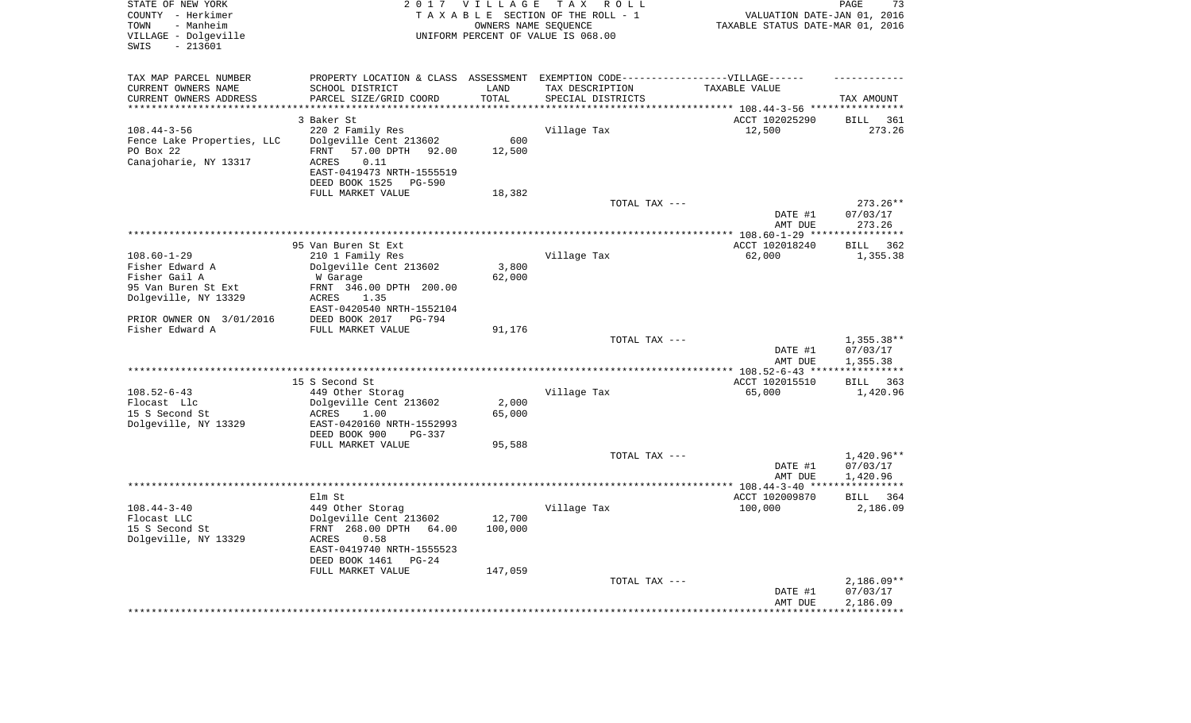STATE OF NEW YORK
COUNTY - Herkimer
TOWN - Manheim
VILLAGE - Dolgeville
SWIS - 213601

2017 VILLAGE TAX ROLL
TAXABLE SECTION OF THE ROLL - 1
OWNERS NAME SEQUENCE
UNIFORM PERCENT OF VALUE IS 068.00

VALUATION DATE-JAN 01, 2016
TAXABLE STATUS DATE-MAR 01, 2016

| TAX MAP PARCEL NUMBER / CURRENT OWNERS NAME / CURRENT OWNERS ADDRESS | PROPERTY LOCATION & CLASS / SCHOOL DISTRICT / PARCEL SIZE/GRID COORD | ASSESSMENT LAND / TOTAL | EXEMPTION CODE / TAX DESCRIPTION / SPECIAL DISTRICTS | TAXABLE VALUE | TAX AMOUNT |
|---|---|---|---|---|---|
| | 3 Baker St | | | ACCT 102025290 | BILL 361 |
| 108.44-3-56 | 220 2 Family Res | | Village Tax | 12,500 | 273.26 |
| Fence Lake Properties, LLC | Dolgeville Cent 213602 | 600 | | | |
| PO Box 22 | FRNT 57.00 DPTH 92.00 | 12,500 | | | |
| Canajoharie, NY 13317 | ACRES 0.11 | | | | |
| | EAST-0419473 NRTH-1555519 | | | | |
| | DEED BOOK 1525 PG-590 | | | | |
| | FULL MARKET VALUE | 18,382 | | | |
| | | | TOTAL TAX --- | | 273.26** |
| | | | | DATE #1 | 07/03/17 |
| | | | | AMT DUE | 273.26 |
| | 95 Van Buren St Ext | | | ACCT 102018240 | BILL 362 |
| 108.60-1-29 | 210 1 Family Res | | Village Tax | 62,000 | 1,355.38 |
| Fisher Edward A | Dolgeville Cent 213602 | 3,800 | | | |
| Fisher Gail A | W Garage | 62,000 | | | |
| 95 Van Buren St Ext | FRNT 346.00 DPTH 200.00 | | | | |
| Dolgeville, NY 13329 | ACRES 1.35 | | | | |
| | EAST-0420540 NRTH-1552104 | | | | |
| PRIOR OWNER ON 3/01/2016 | DEED BOOK 2017 PG-794 | | | | |
| Fisher Edward A | FULL MARKET VALUE | 91,176 | | | |
| | | | TOTAL TAX --- | | 1,355.38** |
| | | | | DATE #1 | 07/03/17 |
| | | | | AMT DUE | 1,355.38 |
| | 15 S Second St | | | ACCT 102015510 | BILL 363 |
| 108.52-6-43 | 449 Other Storag | | Village Tax | 65,000 | 1,420.96 |
| Flocast Llc | Dolgeville Cent 213602 | 2,000 | | | |
| 15 S Second St | ACRES 1.00 | 65,000 | | | |
| Dolgeville, NY 13329 | EAST-0420160 NRTH-1552993 | | | | |
| | DEED BOOK 900 PG-337 | | | | |
| | FULL MARKET VALUE | 95,588 | | | |
| | | | TOTAL TAX --- | | 1,420.96** |
| | | | | DATE #1 | 07/03/17 |
| | | | | AMT DUE | 1,420.96 |
| | Elm St | | | ACCT 102009870 | BILL 364 |
| 108.44-3-40 | 449 Other Storag | | Village Tax | 100,000 | 2,186.09 |
| Flocast LLC | Dolgeville Cent 213602 | 12,700 | | | |
| 15 S Second St | FRNT 268.00 DPTH 64.00 | 100,000 | | | |
| Dolgeville, NY 13329 | ACRES 0.58 | | | | |
| | EAST-0419740 NRTH-1555523 | | | | |
| | DEED BOOK 1461 PG-24 | | | | |
| | FULL MARKET VALUE | 147,059 | | | |
| | | | TOTAL TAX --- | | 2,186.09** |
| | | | | DATE #1 | 07/03/17 |
| | | | | AMT DUE | 2,186.09 |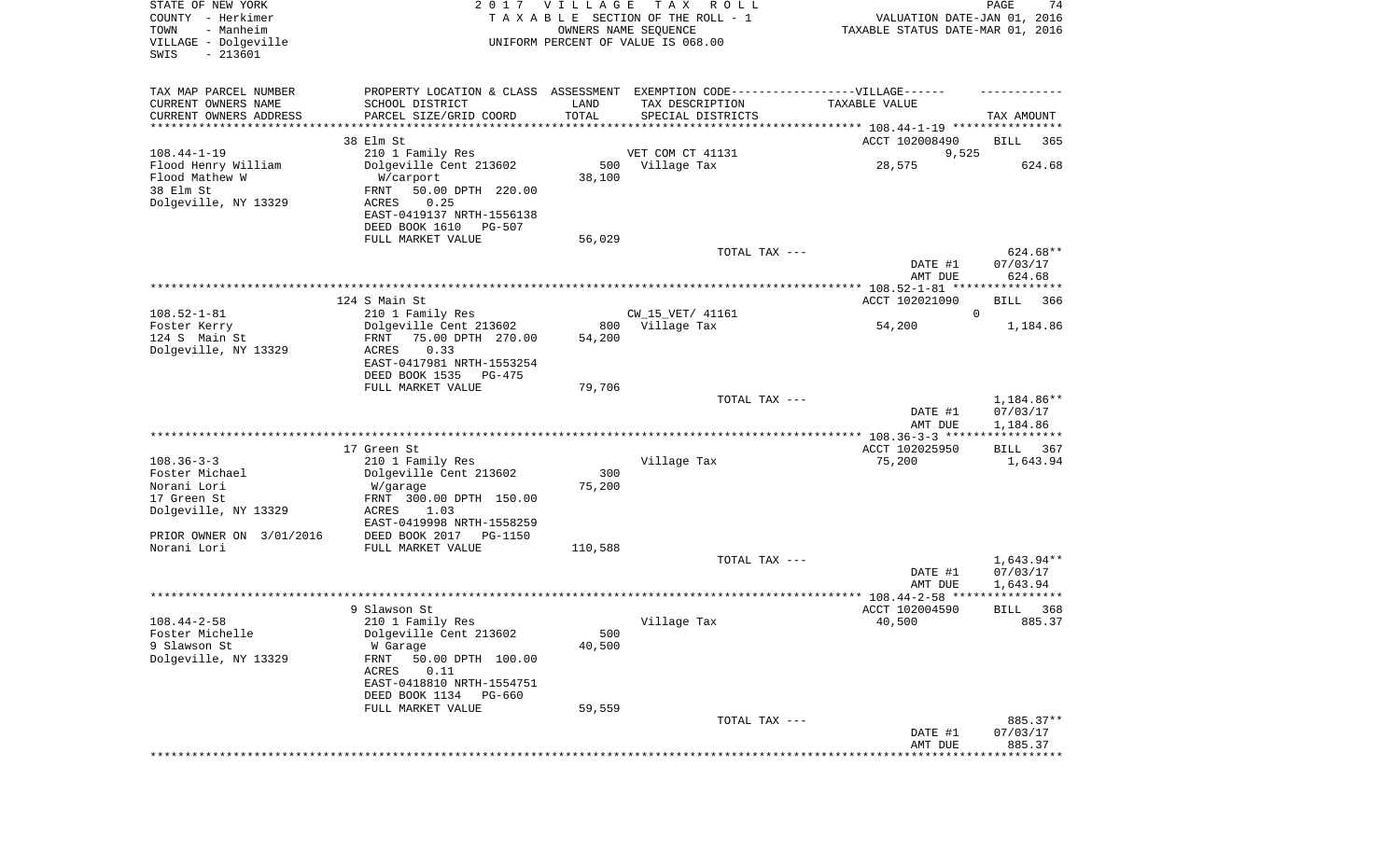STATE OF NEW YORK
COUNTY - Herkimer
TOWN - Manheim
VILLAGE - Dolgeville
SWIS - 213601

2 0 1 7 V I L L A G E T A X R O L L
T A X A B L E SECTION OF THE ROLL - 1
OWNERS NAME SEQUENCE
UNIFORM PERCENT OF VALUE IS 068.00

VALUATION DATE-JAN 01, 2016
TAXABLE STATUS DATE-MAR 01, 2016

| TAX MAP PARCEL NUMBER / CURRENT OWNERS NAME / CURRENT OWNERS ADDRESS | PROPERTY LOCATION & CLASS / SCHOOL DISTRICT / PARCEL SIZE/GRID COORD | ASSESSMENT LAND / TOTAL | EXEMPTION CODE / TAX DESCRIPTION / SPECIAL DISTRICTS | TAXABLE VALUE | TAX AMOUNT |
|---|---|---|---|---|---|
| 108.44-1-19 | 38 Elm St | | | ACCT 102008490 | BILL 365 |
| | 210 1 Family Res | | VET COM CT 41131 | 9,525 | |
| Flood Henry William | Dolgeville Cent 213602 | 500 | Village Tax | 28,575 | 624.68 |
| Flood Mathew W | W/carport | 38,100 | | | |
| 38 Elm St | FRNT 50.00 DPTH 220.00 | | | | |
| Dolgeville, NY 13329 | ACRES 0.25 | | | | |
| | EAST-0419137 NRTH-1556138 | | | | |
| | DEED BOOK 1610 PG-507 | | | | |
| | FULL MARKET VALUE | 56,029 | | | |
| | | | TOTAL TAX --- | | 624.68** |
| | | | | DATE #1 | 07/03/17 |
| | | | | AMT DUE | 624.68 |
| 108.52-1-81 | 124 S Main St | | | ACCT 102021090 | BILL 366 |
| | 210 1 Family Res | | CW_15_VET/ 41161 | 0 | |
| Foster Kerry | Dolgeville Cent 213602 | 800 | Village Tax | 54,200 | 1,184.86 |
| 124 S Main St | FRNT 75.00 DPTH 270.00 | 54,200 | | | |
| Dolgeville, NY 13329 | ACRES 0.33 | | | | |
| | EAST-0417981 NRTH-1553254 | | | | |
| | DEED BOOK 1535 PG-475 | | | | |
| | FULL MARKET VALUE | 79,706 | | | |
| | | | TOTAL TAX --- | | 1,184.86** |
| | | | | DATE #1 | 07/03/17 |
| | | | | AMT DUE | 1,184.86 |
| 108.36-3-3 | 17 Green St | | | ACCT 102025950 | BILL 367 |
| | 210 1 Family Res | | Village Tax | 75,200 | 1,643.94 |
| Foster Michael | Dolgeville Cent 213602 | 300 | | | |
| Norani Lori | W/garage | 75,200 | | | |
| 17 Green St | FRNT 300.00 DPTH 150.00 | | | | |
| Dolgeville, NY 13329 | ACRES 1.03 | | | | |
| | EAST-0419998 NRTH-1558259 | | | | |
| PRIOR OWNER ON 3/01/2016 | DEED BOOK 2017 PG-1150 | | | | |
| Norani Lori | FULL MARKET VALUE | 110,588 | | | |
| | | | TOTAL TAX --- | | 1,643.94** |
| | | | | DATE #1 | 07/03/17 |
| | | | | AMT DUE | 1,643.94 |
| 108.44-2-58 | 9 Slawson St | | | ACCT 102004590 | BILL 368 |
| | 210 1 Family Res | | Village Tax | 40,500 | 885.37 |
| Foster Michelle | Dolgeville Cent 213602 | 500 | | | |
| 9 Slawson St | W Garage | 40,500 | | | |
| Dolgeville, NY 13329 | FRNT 50.00 DPTH 100.00 | | | | |
| | ACRES 0.11 | | | | |
| | EAST-0418810 NRTH-1554751 | | | | |
| | DEED BOOK 1134 PG-660 | | | | |
| | FULL MARKET VALUE | 59,559 | | | |
| | | | TOTAL TAX --- | | 885.37** |
| | | | | DATE #1 | 07/03/17 |
| | | | | AMT DUE | 885.37 |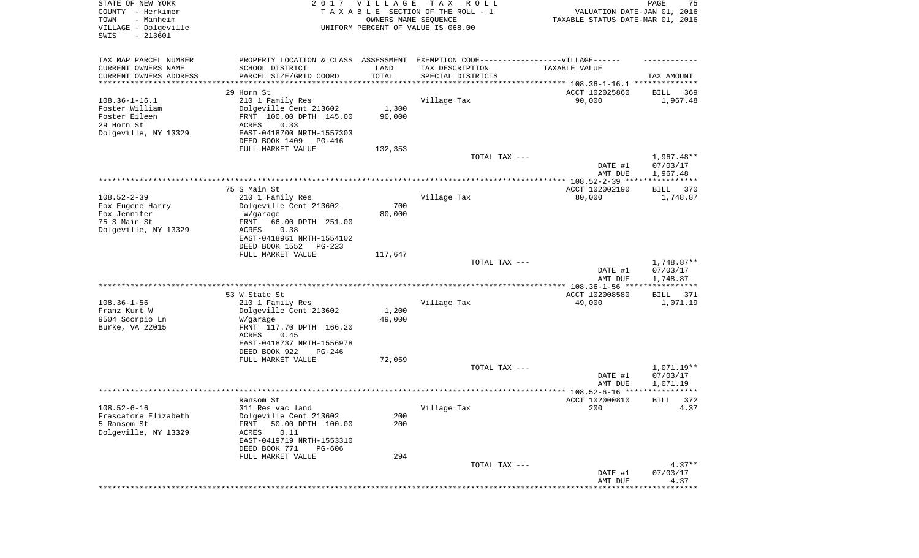STATE OF NEW YORK
COUNTY - Herkimer
TOWN - Manheim
VILLAGE - Dolgeville
SWIS - 213601

# 2017 VILLAGE TAX ROLL

TAXABLE SECTION OF THE ROLL - 1
OWNERS NAME SEQUENCE
UNIFORM PERCENT OF VALUE IS 068.00

VALUATION DATE-JAN 01, 2016
TAXABLE STATUS DATE-MAR 01, 2016

| TAX MAP PARCEL NUMBER / CURRENT OWNERS NAME / CURRENT OWNERS ADDRESS | PROPERTY LOCATION & CLASS / SCHOOL DISTRICT / PARCEL SIZE/GRID COORD | ASSESSMENT LAND / TOTAL | EXEMPTION CODE / TAX DESCRIPTION / SPECIAL DISTRICTS | TAXABLE VALUE | TAX AMOUNT |
|---|---|---|---|---|---|
| 108.36-1-16.1 | 29 Horn St | | | ACCT 102025860 | BILL 369 |
| Foster William | 210 1 Family Res | | Village Tax | 90,000 | 1,967.48 |
| Foster Eileen | Dolgeville Cent 213602 | 1,300 | | | |
| 29 Horn St | FRNT 100.00 DPTH 145.00 | 90,000 | | | |
| Dolgeville, NY 13329 | ACRES 0.33 | | | | |
| | EAST-0418700 NRTH-1557303 | | | | |
| | DEED BOOK 1409 PG-416 | | | | |
| | FULL MARKET VALUE | 132,353 | | | |
| | | | TOTAL TAX --- | | 1,967.48** |
| | | | | DATE #1 | 07/03/17 |
| | | | | AMT DUE | 1,967.48 |
| 108.52-2-39 | 75 S Main St | | | ACCT 102002190 | BILL 370 |
| Fox Eugene Harry | 210 1 Family Res | | Village Tax | 80,000 | 1,748.87 |
| Fox Jennifer | Dolgeville Cent 213602 | 700 | | | |
| 75 S Main St | W/garage | 80,000 | | | |
| Dolgeville, NY 13329 | FRNT 66.00 DPTH 251.00 | | | | |
| | ACRES 0.38 | | | | |
| | EAST-0418961 NRTH-1554102 | | | | |
| | DEED BOOK 1552 PG-223 | | | | |
| | FULL MARKET VALUE | 117,647 | | | |
| | | | TOTAL TAX --- | | 1,748.87** |
| | | | | DATE #1 | 07/03/17 |
| | | | | AMT DUE | 1,748.87 |
| 108.36-1-56 | 53 W State St | | | ACCT 102008580 | BILL 371 |
| Franz Kurt W | 210 1 Family Res | | Village Tax | 49,000 | 1,071.19 |
| 9504 Scorpio Ln | Dolgeville Cent 213602 | 1,200 | | | |
| Burke, VA 22015 | W/garage | 49,000 | | | |
| | FRNT 117.70 DPTH 166.20 | | | | |
| | ACRES 0.45 | | | | |
| | EAST-0418737 NRTH-1556978 | | | | |
| | DEED BOOK 922 PG-246 | | | | |
| | FULL MARKET VALUE | 72,059 | | | |
| | | | TOTAL TAX --- | | 1,071.19** |
| | | | | DATE #1 | 07/03/17 |
| | | | | AMT DUE | 1,071.19 |
| 108.52-6-16 | Ransom St | | | ACCT 102000810 | BILL 372 |
| Frascatore Elizabeth | 311 Res vac land | | Village Tax | 200 | 4.37 |
| 5 Ransom St | Dolgeville Cent 213602 | 200 | | | |
| Dolgeville, NY 13329 | FRNT 50.00 DPTH 100.00 | 200 | | | |
| | ACRES 0.11 | | | | |
| | EAST-0419719 NRTH-1553310 | | | | |
| | DEED BOOK 771 PG-606 | | | | |
| | FULL MARKET VALUE | 294 | | | |
| | | | TOTAL TAX --- | | 4.37** |
| | | | | DATE #1 | 07/03/17 |
| | | | | AMT DUE | 4.37 |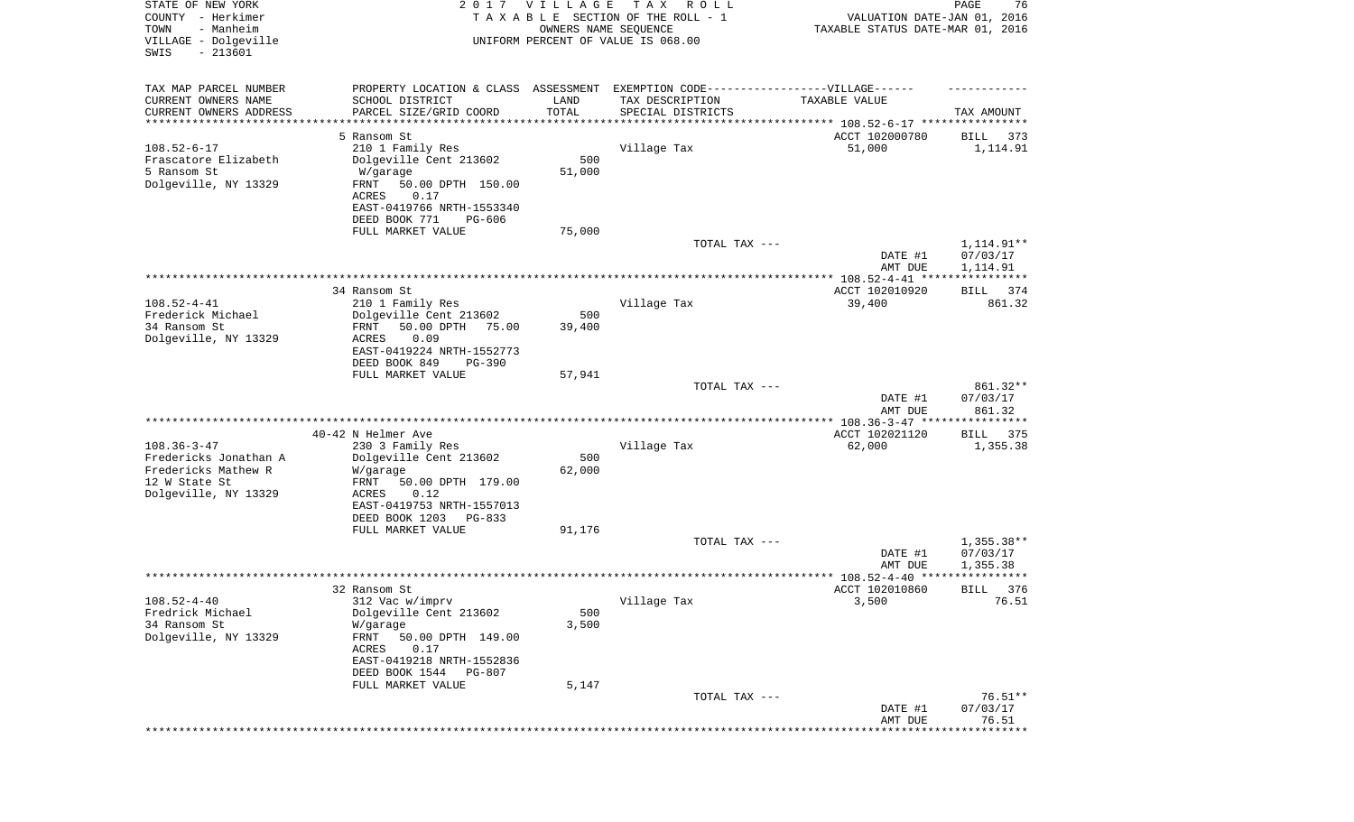STATE OF NEW YORK
COUNTY - Herkimer
TOWN - Manheim
VILLAGE - Dolgeville
SWIS - 213601

2 0 1 7 V I L L A G E T A X R O L L
T A X A B L E SECTION OF THE ROLL - 1
OWNERS NAME SEQUENCE
UNIFORM PERCENT OF VALUE IS 068.00

VALUATION DATE-JAN 01, 2016
TAXABLE STATUS DATE-MAR 01, 2016

| TAX MAP PARCEL NUMBER<br>CURRENT OWNERS NAME<br>CURRENT OWNERS ADDRESS | PROPERTY LOCATION & CLASS<br>SCHOOL DISTRICT<br>PARCEL SIZE/GRID COORD | ASSESSMENT<br>LAND<br>TOTAL | EXEMPTION CODE------------------VILLAGE------<br>TAX DESCRIPTION<br>SPECIAL DISTRICTS | TAXABLE VALUE | TAX AMOUNT |
|---|---|---|---|---|---|
| | 5 Ransom St | | | ACCT 102000780 | BILL 373 |
| 108.52-6-17 | 210 1 Family Res | | Village Tax | 51,000 | 1,114.91 |
| Frascatore Elizabeth | Dolgeville Cent 213602 | 500 | | | |
| 5 Ransom St | W/garage | 51,000 | | | |
| Dolgeville, NY 13329 | FRNT 50.00 DPTH 150.00 | | | | |
| | ACRES 0.17 | | | | |
| | EAST-0419766 NRTH-1553340 | | | | |
| | DEED BOOK 771 PG-606 | | | | |
| | FULL MARKET VALUE | 75,000 | | | |
| | | | TOTAL TAX --- | | 1,114.91** |
| | | | | DATE #1 | 07/03/17 |
| | | | | AMT DUE | 1,114.91 |
| | 34 Ransom St | | | ACCT 102010920 | BILL 374 |
| 108.52-4-41 | 210 1 Family Res | | Village Tax | 39,400 | 861.32 |
| Frederick Michael | Dolgeville Cent 213602 | 500 | | | |
| 34 Ransom St | FRNT 50.00 DPTH 75.00 | 39,400 | | | |
| Dolgeville, NY 13329 | ACRES 0.09 | | | | |
| | EAST-0419224 NRTH-1552773 | | | | |
| | DEED BOOK 849 PG-390 | | | | |
| | FULL MARKET VALUE | 57,941 | | | |
| | | | TOTAL TAX --- | | 861.32** |
| | | | | DATE #1 | 07/03/17 |
| | | | | AMT DUE | 861.32 |
| | 40-42 N Helmer Ave | | | ACCT 102021120 | BILL 375 |
| 108.36-3-47 | 230 3 Family Res | | Village Tax | 62,000 | 1,355.38 |
| Fredericks Jonathan A | Dolgeville Cent 213602 | 500 | | | |
| Fredericks Mathew R | W/garage | 62,000 | | | |
| 12 W State St | FRNT 50.00 DPTH 179.00 | | | | |
| Dolgeville, NY 13329 | ACRES 0.12 | | | | |
| | EAST-0419753 NRTH-1557013 | | | | |
| | DEED BOOK 1203 PG-833 | | | | |
| | FULL MARKET VALUE | 91,176 | | | |
| | | | TOTAL TAX --- | | 1,355.38** |
| | | | | DATE #1 | 07/03/17 |
| | | | | AMT DUE | 1,355.38 |
| | 32 Ransom St | | | ACCT 102010860 | BILL 376 |
| 108.52-4-40 | 312 Vac w/imprv | | Village Tax | 3,500 | 76.51 |
| Fredrick Michael | Dolgeville Cent 213602 | 500 | | | |
| 34 Ransom St | W/garage | 3,500 | | | |
| Dolgeville, NY 13329 | FRNT 50.00 DPTH 149.00 | | | | |
| | ACRES 0.17 | | | | |
| | EAST-0419218 NRTH-1552836 | | | | |
| | DEED BOOK 1544 PG-807 | | | | |
| | FULL MARKET VALUE | 5,147 | | | |
| | | | TOTAL TAX --- | | 76.51** |
| | | | | DATE #1 | 07/03/17 |
| | | | | AMT DUE | 76.51 |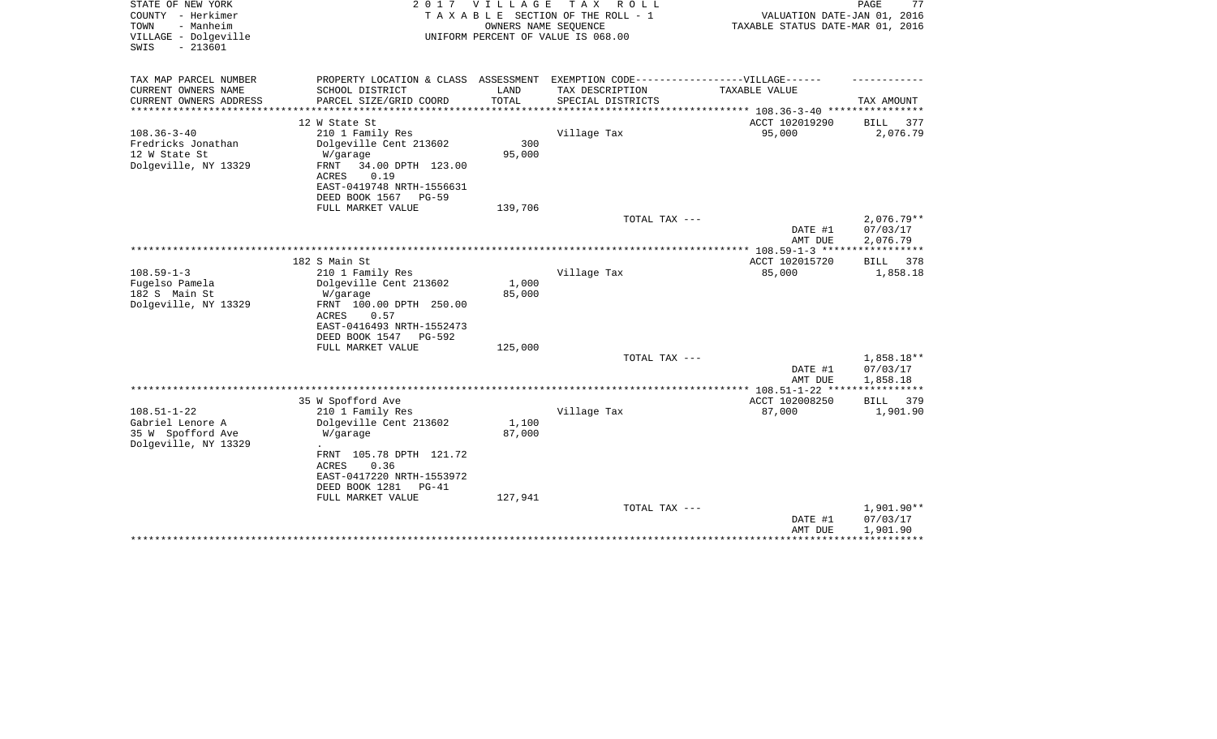STATE OF NEW YORK
COUNTY - Herkimer
TOWN - Manheim
VILLAGE - Dolgeville
SWIS - 213601

2 0 1 7 V I L L A G E T A X R O L L
T A X A B L E SECTION OF THE ROLL - 1
OWNERS NAME SEQUENCE
UNIFORM PERCENT OF VALUE IS 068.00

VALUATION DATE-JAN 01, 2016
TAXABLE STATUS DATE-MAR 01, 2016

| TAX MAP PARCEL NUMBER<br>CURRENT OWNERS NAME<br>CURRENT OWNERS ADDRESS | PROPERTY LOCATION & CLASS<br>SCHOOL DISTRICT<br>PARCEL SIZE/GRID COORD | ASSESSMENT<br>LAND<br>TOTAL | EXEMPTION CODE------------------VILLAGE------<br>TAX DESCRIPTION<br>SPECIAL DISTRICTS | TAXABLE VALUE | TAX AMOUNT |
|---|---|---|---|---|---|
| | 12 W State St | | | ACCT 102019290 | BILL 377 |
| 108.36-3-40 | 210 1 Family Res | | Village Tax | 95,000 | 2,076.79 |
| Fredricks Jonathan | Dolgeville Cent 213602 | 300 | | | |
| 12 W State St | W/garage | 95,000 | | | |
| Dolgeville, NY 13329 | FRNT 34.00 DPTH 123.00 | | | | |
| | ACRES 0.19 | | | | |
| | EAST-0419748 NRTH-1556631 | | | | |
| | DEED BOOK 1567 PG-59 | | | | |
| | FULL MARKET VALUE | 139,706 | | | |
| | | | TOTAL TAX --- | | 2,076.79** |
| | | | | DATE #1 | 07/03/17 |
| | | | | AMT DUE | 2,076.79 |
| | 182 S Main St | | | ACCT 102015720 | BILL 378 |
| 108.59-1-3 | 210 1 Family Res | | Village Tax | 85,000 | 1,858.18 |
| Fugelso Pamela | Dolgeville Cent 213602 | 1,000 | | | |
| 182 S Main St | W/garage | 85,000 | | | |
| Dolgeville, NY 13329 | FRNT 100.00 DPTH 250.00 | | | | |
| | ACRES 0.57 | | | | |
| | EAST-0416493 NRTH-1552473 | | | | |
| | DEED BOOK 1547 PG-592 | | | | |
| | FULL MARKET VALUE | 125,000 | | | |
| | | | TOTAL TAX --- | | 1,858.18** |
| | | | | DATE #1 | 07/03/17 |
| | | | | AMT DUE | 1,858.18 |
| | 35 W Spofford Ave | | | ACCT 102008250 | BILL 379 |
| 108.51-1-22 | 210 1 Family Res | | Village Tax | 87,000 | 1,901.90 |
| Gabriel Lenore A | Dolgeville Cent 213602 | 1,100 | | | |
| 35 W Spofford Ave | W/garage | 87,000 | | | |
| Dolgeville, NY 13329 | . | | | | |
| | FRNT 105.78 DPTH 121.72 | | | | |
| | ACRES 0.36 | | | | |
| | EAST-0417220 NRTH-1553972 | | | | |
| | DEED BOOK 1281 PG-41 | | | | |
| | FULL MARKET VALUE | 127,941 | | | |
| | | | TOTAL TAX --- | | 1,901.90** |
| | | | | DATE #1 | 07/03/17 |
| | | | | AMT DUE | 1,901.90 |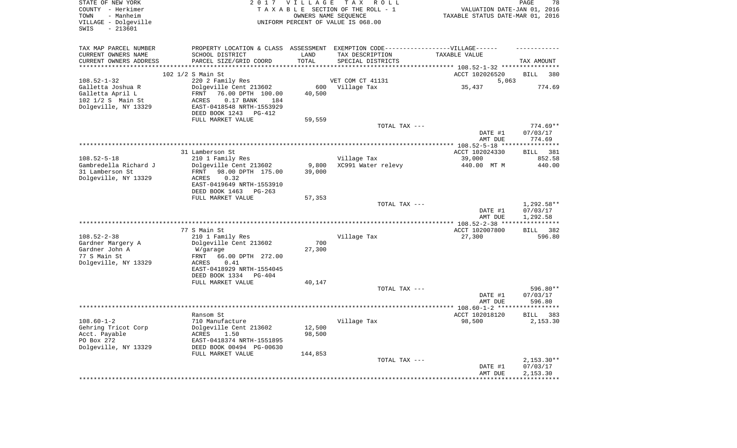STATE OF NEW YORK
COUNTY - Herkimer
TOWN - Manheim
VILLAGE - Dolgeville
SWIS - 213601

2017 VILLAGE TAX ROLL
TAXABLE SECTION OF THE ROLL - 1
OWNERS NAME SEQUENCE
UNIFORM PERCENT OF VALUE IS 068.00

VALUATION DATE-JAN 01, 2016
TAXABLE STATUS DATE-MAR 01, 2016

| TAX MAP PARCEL NUMBER<br>CURRENT OWNERS NAME<br>CURRENT OWNERS ADDRESS | PROPERTY LOCATION & CLASS<br>SCHOOL DISTRICT<br>PARCEL SIZE/GRID COORD | ASSESSMENT<br>LAND<br>TOTAL | EXEMPTION CODE------VILLAGE------<br>TAX DESCRIPTION<br>SPECIAL DISTRICTS | TAXABLE VALUE | TAX AMOUNT |
|---|---|---|---|---|---|
| 108.52-1-32 | 102 1/2 S Main St | | | ACCT 102026520 | BILL 380 |
| 108.52-1-32 | 220 2 Family Res | | VET COM CT 41131 | 5,063 | |
| Galletta Joshua R | Dolgeville Cent 213602 | 600 | Village Tax | 35,437 | 774.69 |
| Galletta April L | FRNT 76.00 DPTH 100.00 | 40,500 | | | |
| 102 1/2 S Main St | ACRES 0.17 BANK 184 | | | | |
| Dolgeville, NY 13329 | EAST-0418548 NRTH-1553929 | | | | |
| | DEED BOOK 1243 PG-412 | | | | |
| | FULL MARKET VALUE | 59,559 | | | |
| | | | TOTAL TAX --- | | 774.69** |
| | | | | DATE #1 | 07/03/17 |
| | | | | AMT DUE | 774.69 |
| 108.52-5-18 | 31 Lamberson St | | | ACCT 102024330 | BILL 381 |
| 108.52-5-18 | 210 1 Family Res | | Village Tax | 39,000 | 852.58 |
| Gambredella Richard J | Dolgeville Cent 213602 | 9,800 | XC991 Water relevy | 440.00 MT M | 440.00 |
| 31 Lamberson St | FRNT 98.00 DPTH 175.00 | 39,000 | | | |
| Dolgeville, NY 13329 | ACRES 0.32 | | | | |
| | EAST-0419649 NRTH-1553910 | | | | |
| | DEED BOOK 1463 PG-263 | | | | |
| | FULL MARKET VALUE | 57,353 | | | |
| | | | TOTAL TAX --- | | 1,292.58** |
| | | | | DATE #1 | 07/03/17 |
| | | | | AMT DUE | 1,292.58 |
| 108.52-2-38 | 77 S Main St | | | ACCT 102007800 | BILL 382 |
| 108.52-2-38 | 210 1 Family Res | | Village Tax | 27,300 | 596.80 |
| Gardner Margery A | Dolgeville Cent 213602 | 700 | | | |
| Gardner John A | W/garage | 27,300 | | | |
| 77 S Main St | FRNT 66.00 DPTH 272.00 | | | | |
| Dolgeville, NY 13329 | ACRES 0.41 | | | | |
| | EAST-0418929 NRTH-1554045 | | | | |
| | DEED BOOK 1334 PG-404 | | | | |
| | FULL MARKET VALUE | 40,147 | | | |
| | | | TOTAL TAX --- | | 596.80** |
| | | | | DATE #1 | 07/03/17 |
| | | | | AMT DUE | 596.80 |
| 108.60-1-2 | Ransom St | | | ACCT 102018120 | BILL 383 |
| 108.60-1-2 | 710 Manufacture | | Village Tax | 98,500 | 2,153.30 |
| Gehring Tricot Corp | Dolgeville Cent 213602 | 12,500 | | | |
| Acct. Payable | ACRES 1.50 | 98,500 | | | |
| PO Box 272 | EAST-0418374 NRTH-1551895 | | | | |
| Dolgeville, NY 13329 | DEED BOOK 00494 PG-00630 | | | | |
| | FULL MARKET VALUE | 144,853 | | | |
| | | | TOTAL TAX --- | | 2,153.30** |
| | | | | DATE #1 | 07/03/17 |
| | | | | AMT DUE | 2,153.30 |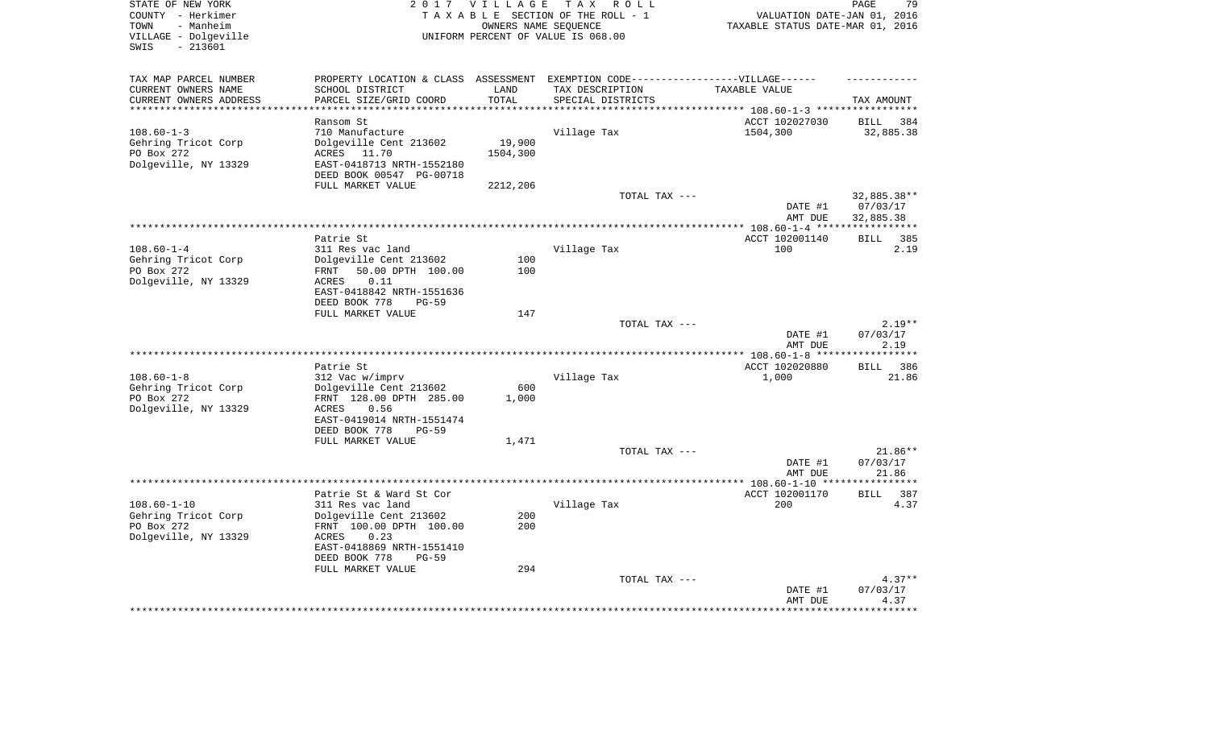STATE OF NEW YORK                2 0 1 7   V I L L A G E   T A X   R O L L
COUNTY - Herkimer                T A X A B L E  SECTION OF THE ROLL - 1              VALUATION DATE-JAN 01, 2016
TOWN - Manheim                   OWNERS NAME SEQUENCE                                TAXABLE STATUS DATE-MAR 01, 2016
VILLAGE - Dolgeville             UNIFORM PERCENT OF VALUE IS 068.00
SWIS - 213601

| TAX MAP PARCEL NUMBER<br>CURRENT OWNERS NAME<br>CURRENT OWNERS ADDRESS | PROPERTY LOCATION & CLASS<br>SCHOOL DISTRICT<br>PARCEL SIZE/GRID COORD | ASSESSMENT<br>LAND<br>TOTAL | EXEMPTION CODE------VILLAGE------<br>TAX DESCRIPTION<br>SPECIAL DISTRICTS | TAXABLE VALUE | TAX AMOUNT |
|---|---|---|---|---|---|
| 108.60-1-3 | Ransom St |  |  | ACCT 102027030 | BILL 384 |
| Gehring Tricot Corp | 710 Manufacture |  | Village Tax | 1504,300 | 32,885.38 |
| PO Box 272 | Dolgeville Cent 213602 | 19,900 |  |  |  |
| Dolgeville, NY 13329 | ACRES 11.70 | 1504,300 |  |  |  |
|  | EAST-0418713 NRTH-1552180 |  |  |  |  |
|  | DEED BOOK 00547 PG-00718 |  |  |  |  |
|  | FULL MARKET VALUE | 2212,206 |  |  |  |
|  |  |  | TOTAL TAX --- |  | 32,885.38** |
|  |  |  |  | DATE #1 | 07/03/17 |
|  |  |  |  | AMT DUE | 32,885.38 |
| 108.60-1-4 | Patrie St |  |  | ACCT 102001140 | BILL 385 |
| Gehring Tricot Corp | 311 Res vac land |  | Village Tax | 100 | 2.19 |
| PO Box 272 | Dolgeville Cent 213602 | 100 |  |  |  |
| Dolgeville, NY 13329 | FRNT 50.00 DPTH 100.00 | 100 |  |  |  |
|  | ACRES 0.11 |  |  |  |  |
|  | EAST-0418842 NRTH-1551636 |  |  |  |  |
|  | DEED BOOK 778 PG-59 |  |  |  |  |
|  | FULL MARKET VALUE | 147 |  |  |  |
|  |  |  | TOTAL TAX --- |  | 2.19** |
|  |  |  |  | DATE #1 | 07/03/17 |
|  |  |  |  | AMT DUE | 2.19 |
| 108.60-1-8 | Patrie St |  |  | ACCT 102020880 | BILL 386 |
| Gehring Tricot Corp | 312 Vac w/imprv |  | Village Tax | 1,000 | 21.86 |
| PO Box 272 | Dolgeville Cent 213602 | 600 |  |  |  |
| Dolgeville, NY 13329 | FRNT 128.00 DPTH 285.00 | 1,000 |  |  |  |
|  | ACRES 0.56 |  |  |  |  |
|  | EAST-0419014 NRTH-1551474 |  |  |  |  |
|  | DEED BOOK 778 PG-59 |  |  |  |  |
|  | FULL MARKET VALUE | 1,471 |  |  |  |
|  |  |  | TOTAL TAX --- |  | 21.86** |
|  |  |  |  | DATE #1 | 07/03/17 |
|  |  |  |  | AMT DUE | 21.86 |
| 108.60-1-10 | Patrie St & Ward St Cor |  |  | ACCT 102001170 | BILL 387 |
| Gehring Tricot Corp | 311 Res vac land |  | Village Tax | 200 | 4.37 |
| PO Box 272 | Dolgeville Cent 213602 | 200 |  |  |  |
| Dolgeville, NY 13329 | FRNT 100.00 DPTH 100.00 | 200 |  |  |  |
|  | ACRES 0.23 |  |  |  |  |
|  | EAST-0418869 NRTH-1551410 |  |  |  |  |
|  | DEED BOOK 778 PG-59 |  |  |  |  |
|  | FULL MARKET VALUE | 294 |  |  |  |
|  |  |  | TOTAL TAX --- |  | 4.37** |
|  |  |  |  | DATE #1 | 07/03/17 |
|  |  |  |  | AMT DUE | 4.37 |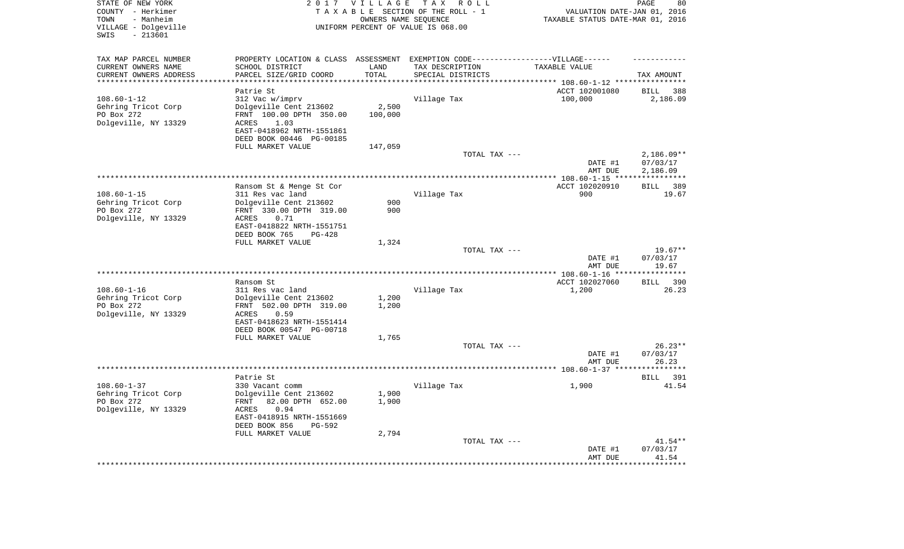STATE OF NEW YORK
COUNTY - Herkimer
TOWN - Manheim
VILLAGE - Dolgeville
SWIS - 213601

2017 VILLAGE TAX ROLL
TAXABLE SECTION OF THE ROLL - 1
OWNERS NAME SEQUENCE
UNIFORM PERCENT OF VALUE IS 068.00

VALUATION DATE-JAN 01, 2016
TAXABLE STATUS DATE-MAR 01, 2016

| TAX MAP PARCEL NUMBER<br>CURRENT OWNERS NAME<br>CURRENT OWNERS ADDRESS | PROPERTY LOCATION & CLASS<br>SCHOOL DISTRICT<br>PARCEL SIZE/GRID COORD | ASSESSMENT<br>LAND<br>TOTAL | EXEMPTION CODE---VILLAGE---<br>TAX DESCRIPTION<br>SPECIAL DISTRICTS | TAXABLE VALUE | TAX AMOUNT |
|---|---|---|---|---|---|
| **108.60-1-12** | Patrie St | | | ACCT 102001080 | BILL 388 |
| 108.60-1-12 | 312 Vac w/imprv | | Village Tax | 100,000 | 2,186.09 |
| Gehring Tricot Corp | Dolgeville Cent 213602 | 2,500 | | | |
| PO Box 272 | FRNT 100.00 DPTH 350.00 | 100,000 | | | |
| Dolgeville, NY 13329 | ACRES 1.03 | | | | |
| | EAST-0418962 NRTH-1551861 | | | | |
| | DEED BOOK 00446 PG-00185 | | | | |
| | FULL MARKET VALUE | 147,059 | | | |
| | | | TOTAL TAX --- | | 2,186.09** |
| | | | | DATE #1 | 07/03/17 |
| | | | | AMT DUE | 2,186.09 |
| **108.60-1-15** | Ransom St & Menge St Cor | | | ACCT 102020910 | BILL 389 |
| 108.60-1-15 | 311 Res vac land | | Village Tax | 900 | 19.67 |
| Gehring Tricot Corp | Dolgeville Cent 213602 | 900 | | | |
| PO Box 272 | FRNT 330.00 DPTH 319.00 | 900 | | | |
| Dolgeville, NY 13329 | ACRES 0.71 | | | | |
| | EAST-0418822 NRTH-1551751 | | | | |
| | DEED BOOK 765 PG-428 | | | | |
| | FULL MARKET VALUE | 1,324 | | | |
| | | | TOTAL TAX --- | | 19.67** |
| | | | | DATE #1 | 07/03/17 |
| | | | | AMT DUE | 19.67 |
| **108.60-1-16** | Ransom St | | | ACCT 102027060 | BILL 390 |
| 108.60-1-16 | 311 Res vac land | | Village Tax | 1,200 | 26.23 |
| Gehring Tricot Corp | Dolgeville Cent 213602 | 1,200 | | | |
| PO Box 272 | FRNT 502.00 DPTH 319.00 | 1,200 | | | |
| Dolgeville, NY 13329 | ACRES 0.59 | | | | |
| | EAST-0418623 NRTH-1551414 | | | | |
| | DEED BOOK 00547 PG-00718 | | | | |
| | FULL MARKET VALUE | 1,765 | | | |
| | | | TOTAL TAX --- | | 26.23** |
| | | | | DATE #1 | 07/03/17 |
| | | | | AMT DUE | 26.23 |
| **108.60-1-37** | Patrie St | | | | BILL 391 |
| 108.60-1-37 | 330 Vacant comm | | Village Tax | 1,900 | 41.54 |
| Gehring Tricot Corp | Dolgeville Cent 213602 | 1,900 | | | |
| PO Box 272 | FRNT 82.00 DPTH 652.00 | 1,900 | | | |
| Dolgeville, NY 13329 | ACRES 0.94 | | | | |
| | EAST-0418915 NRTH-1551669 | | | | |
| | DEED BOOK 856 PG-592 | | | | |
| | FULL MARKET VALUE | 2,794 | | | |
| | | | TOTAL TAX --- | | 41.54** |
| | | | | DATE #1 | 07/03/17 |
| | | | | AMT DUE | 41.54 |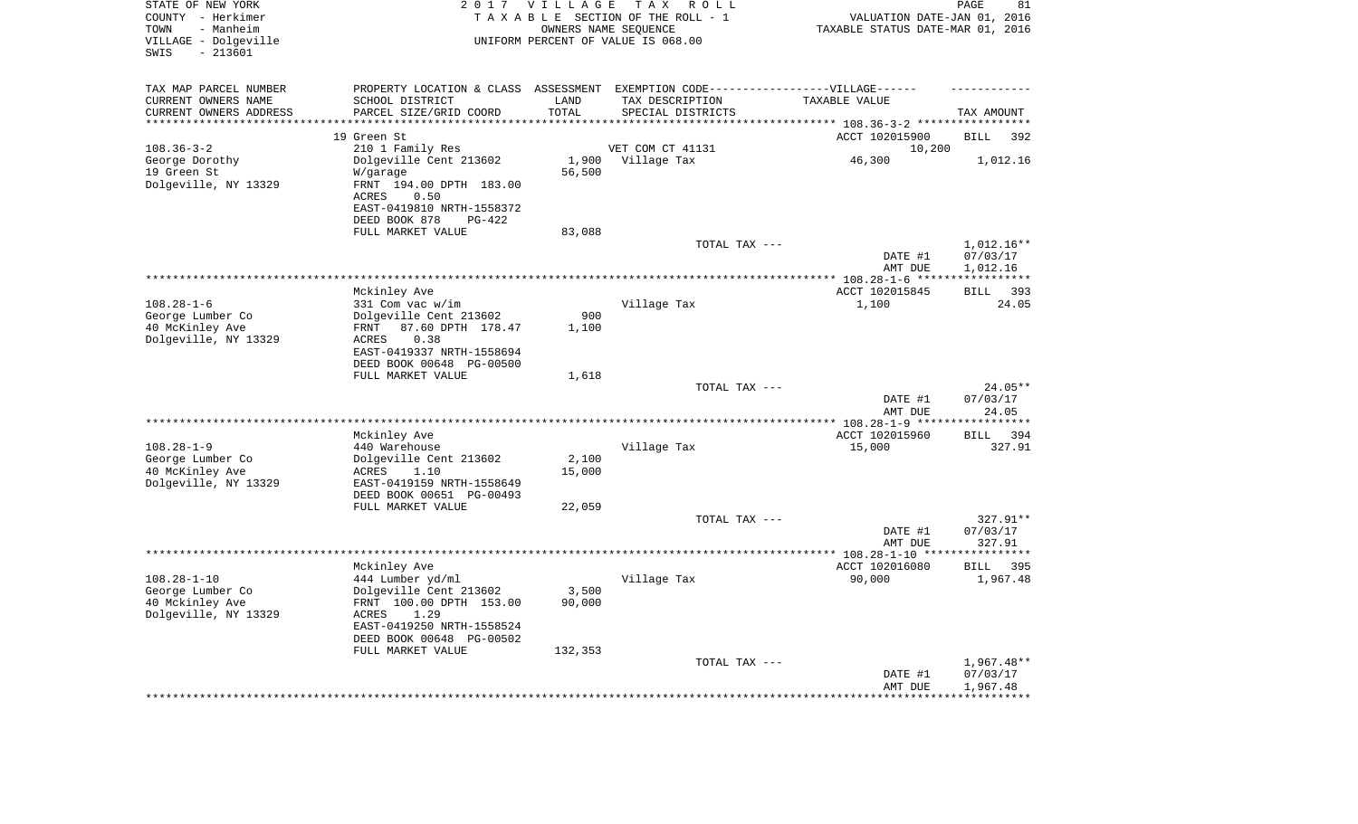STATE OF NEW YORK — COUNTY - Herkimer — TOWN - Manheim — VILLAGE - Dolgeville — SWIS - 213601

**2017 VILLAGE TAX ROLL**
TAXABLE SECTION OF THE ROLL - 1
OWNERS NAME SEQUENCE
UNIFORM PERCENT OF VALUE IS 068.00

VALUATION DATE-JAN 01, 2016
TAXABLE STATUS DATE-MAR 01, 2016

| TAX MAP PARCEL NUMBER / CURRENT OWNERS NAME / CURRENT OWNERS ADDRESS | PROPERTY LOCATION & CLASS / SCHOOL DISTRICT / PARCEL SIZE/GRID COORD | ASSESSMENT LAND / TOTAL | EXEMPTION CODE / TAX DESCRIPTION / SPECIAL DISTRICTS | TAXABLE VALUE | TAX AMOUNT |
|---|---|---|---|---|---|
| | 19 Green St | | | ACCT 102015900 | BILL 392 |
| 108.36-3-2 | 210 1 Family Res | | VET COM CT 41131 | 10,200 | |
| George Dorothy | Dolgeville Cent 213602 | 1,900 | Village Tax | 46,300 | 1,012.16 |
| 19 Green St | W/garage | 56,500 | | | |
| Dolgeville, NY 13329 | FRNT 194.00 DPTH 183.00 | | | | |
| | ACRES 0.50 | | | | |
| | EAST-0419810 NRTH-1558372 | | | | |
| | DEED BOOK 878 PG-422 | | | | |
| | FULL MARKET VALUE | 83,088 | | | |
| | | | TOTAL TAX --- | | 1,012.16** |
| | | | | DATE #1 | 07/03/17 |
| | | | | AMT DUE | 1,012.16 |
| | Mckinley Ave | | | ACCT 102015845 | BILL 393 |
| 108.28-1-6 | 331 Com vac w/im | | Village Tax | 1,100 | 24.05 |
| George Lumber Co | Dolgeville Cent 213602 | 900 | | | |
| 40 McKinley Ave | FRNT 87.60 DPTH 178.47 | 1,100 | | | |
| Dolgeville, NY 13329 | ACRES 0.38 | | | | |
| | EAST-0419337 NRTH-1558694 | | | | |
| | DEED BOOK 00648 PG-00500 | | | | |
| | FULL MARKET VALUE | 1,618 | | | |
| | | | TOTAL TAX --- | | 24.05** |
| | | | | DATE #1 | 07/03/17 |
| | | | | AMT DUE | 24.05 |
| | Mckinley Ave | | | ACCT 102015960 | BILL 394 |
| 108.28-1-9 | 440 Warehouse | | Village Tax | 15,000 | 327.91 |
| George Lumber Co | Dolgeville Cent 213602 | 2,100 | | | |
| 40 McKinley Ave | ACRES 1.10 | 15,000 | | | |
| Dolgeville, NY 13329 | EAST-0419159 NRTH-1558649 | | | | |
| | DEED BOOK 00651 PG-00493 | | | | |
| | FULL MARKET VALUE | 22,059 | | | |
| | | | TOTAL TAX --- | | 327.91** |
| | | | | DATE #1 | 07/03/17 |
| | | | | AMT DUE | 327.91 |
| | Mckinley Ave | | | ACCT 102016080 | BILL 395 |
| 108.28-1-10 | 444 Lumber yd/ml | | Village Tax | 90,000 | 1,967.48 |
| George Lumber Co | Dolgeville Cent 213602 | 3,500 | | | |
| 40 Mckinley Ave | FRNT 100.00 DPTH 153.00 | 90,000 | | | |
| Dolgeville, NY 13329 | ACRES 1.29 | | | | |
| | EAST-0419250 NRTH-1558524 | | | | |
| | DEED BOOK 00648 PG-00502 | | | | |
| | FULL MARKET VALUE | 132,353 | | | |
| | | | TOTAL TAX --- | | 1,967.48** |
| | | | | DATE #1 | 07/03/17 |
| | | | | AMT DUE | 1,967.48 |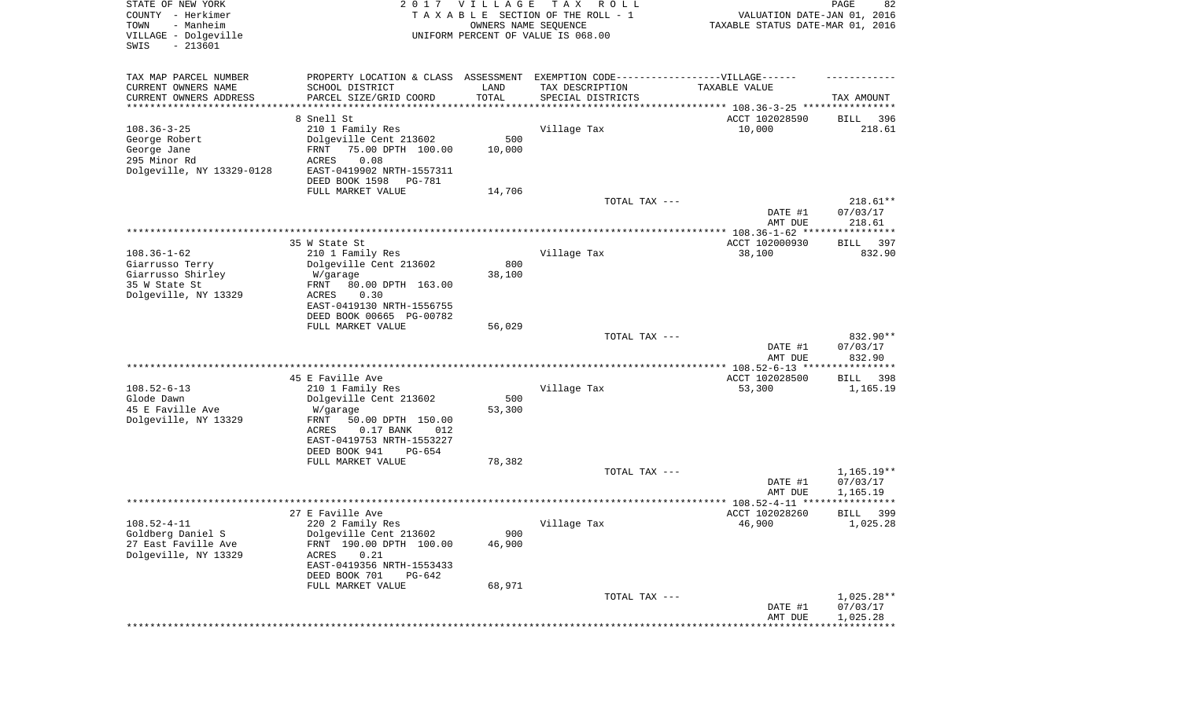STATE OF NEW YORK
COUNTY - Herkimer
TOWN - Manheim
VILLAGE - Dolgeville
SWIS - 213601

2 0 1 7 V I L L A G E T A X R O L L
T A X A B L E SECTION OF THE ROLL - 1
OWNERS NAME SEQUENCE
UNIFORM PERCENT OF VALUE IS 068.00

VALUATION DATE-JAN 01, 2016
TAXABLE STATUS DATE-MAR 01, 2016

| TAX MAP PARCEL NUMBER<br>CURRENT OWNERS NAME<br>CURRENT OWNERS ADDRESS | PROPERTY LOCATION & CLASS<br>SCHOOL DISTRICT<br>PARCEL SIZE/GRID COORD | ASSESSMENT<br>LAND<br>TOTAL | EXEMPTION CODE------VILLAGE------<br>TAX DESCRIPTION<br>SPECIAL DISTRICTS | TAXABLE VALUE | TAX AMOUNT |
|---|---|---|---|---|---|
| **108.36-3-25** | 8 Snell St | | | ACCT 102028590 | BILL 396 |
| 108.36-3-25 | 210 1 Family Res | | Village Tax | 10,000 | 218.61 |
| George Robert | Dolgeville Cent 213602 | 500 | | | |
| George Jane | FRNT 75.00 DPTH 100.00 | 10,000 | | | |
| 295 Minor Rd | ACRES 0.08 | | | | |
| Dolgeville, NY 13329-0128 | EAST-0419902 NRTH-1557311 | | | | |
| | DEED BOOK 1598 PG-781 | | | | |
| | FULL MARKET VALUE | 14,706 | | | |
| | | | TOTAL TAX --- | | 218.61** |
| | | | | DATE #1 | 07/03/17 |
| | | | | AMT DUE | 218.61 |
| **108.36-1-62** | 35 W State St | | | ACCT 102000930 | BILL 397 |
| 108.36-1-62 | 210 1 Family Res | | Village Tax | 38,100 | 832.90 |
| Giarrusso Terry | Dolgeville Cent 213602 | 800 | | | |
| Giarrusso Shirley | W/garage | 38,100 | | | |
| 35 W State St | FRNT 80.00 DPTH 163.00 | | | | |
| Dolgeville, NY 13329 | ACRES 0.30 | | | | |
| | EAST-0419130 NRTH-1556755 | | | | |
| | DEED BOOK 00665 PG-00782 | | | | |
| | FULL MARKET VALUE | 56,029 | | | |
| | | | TOTAL TAX --- | | 832.90** |
| | | | | DATE #1 | 07/03/17 |
| | | | | AMT DUE | 832.90 |
| **108.52-6-13** | 45 E Faville Ave | | | ACCT 102028500 | BILL 398 |
| 108.52-6-13 | 210 1 Family Res | | Village Tax | 53,300 | 1,165.19 |
| Glode Dawn | Dolgeville Cent 213602 | 500 | | | |
| 45 E Faville Ave | W/garage | 53,300 | | | |
| Dolgeville, NY 13329 | FRNT 50.00 DPTH 150.00 | | | | |
| | ACRES 0.17 BANK 012 | | | | |
| | EAST-0419753 NRTH-1553227 | | | | |
| | DEED BOOK 941 PG-654 | | | | |
| | FULL MARKET VALUE | 78,382 | | | |
| | | | TOTAL TAX --- | | 1,165.19** |
| | | | | DATE #1 | 07/03/17 |
| | | | | AMT DUE | 1,165.19 |
| **108.52-4-11** | 27 E Faville Ave | | | ACCT 102028260 | BILL 399 |
| 108.52-4-11 | 220 2 Family Res | | Village Tax | 46,900 | 1,025.28 |
| Goldberg Daniel S | Dolgeville Cent 213602 | 900 | | | |
| 27 East Faville Ave | FRNT 190.00 DPTH 100.00 | 46,900 | | | |
| Dolgeville, NY 13329 | ACRES 0.21 | | | | |
| | EAST-0419356 NRTH-1553433 | | | | |
| | DEED BOOK 701 PG-642 | | | | |
| | FULL MARKET VALUE | 68,971 | | | |
| | | | TOTAL TAX --- | | 1,025.28** |
| | | | | DATE #1 | 07/03/17 |
| | | | | AMT DUE | 1,025.28 |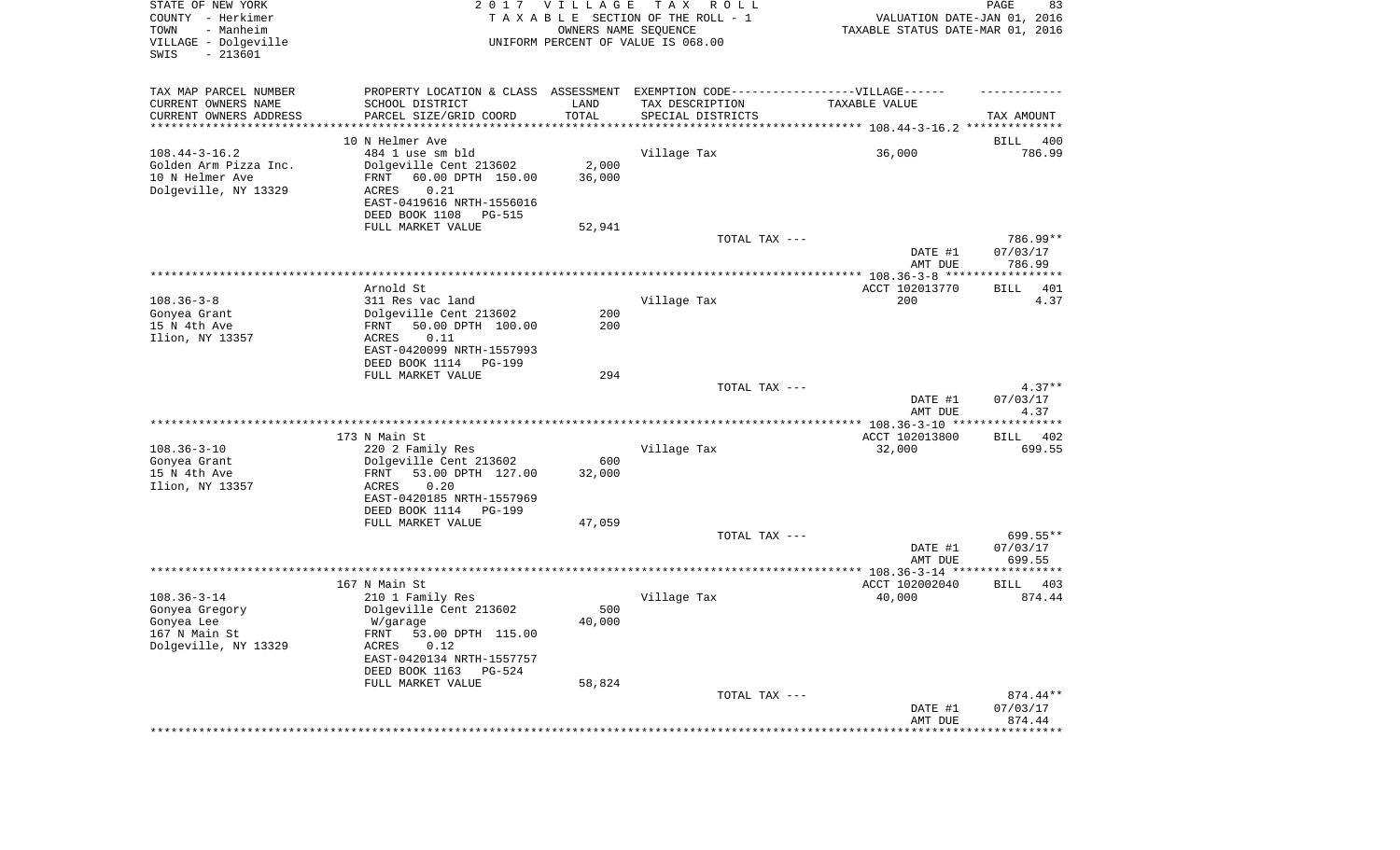STATE OF NEW YORK
COUNTY - Herkimer
TOWN - Manheim
VILLAGE - Dolgeville
SWIS - 213601

2 0 1 7 V I L L A G E T A X R O L L
T A X A B L E SECTION OF THE ROLL - 1
OWNERS NAME SEQUENCE
UNIFORM PERCENT OF VALUE IS 068.00

VALUATION DATE-JAN 01, 2016
TAXABLE STATUS DATE-MAR 01, 2016

| TAX MAP PARCEL NUMBER / CURRENT OWNERS NAME / CURRENT OWNERS ADDRESS | PROPERTY LOCATION & CLASS / SCHOOL DISTRICT / PARCEL SIZE/GRID COORD | ASSESSMENT LAND | TOTAL | EXEMPTION CODE / TAX DESCRIPTION / SPECIAL DISTRICTS | TAXABLE VALUE | TAX AMOUNT |
|---|---|---|---|---|---|---|
| 108.44-3-16.2 | 10 N Helmer Ave | | | | | BILL 400 |
| Golden Arm Pizza Inc. | 484 1 use sm bld | | | Village Tax | 36,000 | 786.99 |
| 10 N Helmer Ave | Dolgeville Cent 213602 | 2,000 | | | | |
| Dolgeville, NY 13329 | FRNT 60.00 DPTH 150.00 | | 36,000 | | | |
| | ACRES 0.21 | | | | | |
| | EAST-0419616 NRTH-1556016 | | | | | |
| | DEED BOOK 1108 PG-515 | | | | | |
| | FULL MARKET VALUE | | 52,941 | | | |
| | | | | TOTAL TAX --- | | 786.99** |
| | | | | | DATE #1 | 07/03/17 |
| | | | | | AMT DUE | 786.99 |
| 108.36-3-8 | Arnold St | | | | ACCT 102013770 | BILL 401 |
| Gonyea Grant | 311 Res vac land | | | Village Tax | 200 | 4.37 |
| 15 N 4th Ave | Dolgeville Cent 213602 | 200 | | | | |
| Ilion, NY 13357 | FRNT 50.00 DPTH 100.00 | | 200 | | | |
| | ACRES 0.11 | | | | | |
| | EAST-0420099 NRTH-1557993 | | | | | |
| | DEED BOOK 1114 PG-199 | | | | | |
| | FULL MARKET VALUE | | 294 | | | |
| | | | | TOTAL TAX --- | | 4.37** |
| | | | | | DATE #1 | 07/03/17 |
| | | | | | AMT DUE | 4.37 |
| 108.36-3-10 | 173 N Main St | | | | ACCT 102013800 | BILL 402 |
| Gonyea Grant | 220 2 Family Res | | | Village Tax | 32,000 | 699.55 |
| 15 N 4th Ave | Dolgeville Cent 213602 | 600 | | | | |
| Ilion, NY 13357 | FRNT 53.00 DPTH 127.00 | | 32,000 | | | |
| | ACRES 0.20 | | | | | |
| | EAST-0420185 NRTH-1557969 | | | | | |
| | DEED BOOK 1114 PG-199 | | | | | |
| | FULL MARKET VALUE | | 47,059 | | | |
| | | | | TOTAL TAX --- | | 699.55** |
| | | | | | DATE #1 | 07/03/17 |
| | | | | | AMT DUE | 699.55 |
| 108.36-3-14 | 167 N Main St | | | | ACCT 102002040 | BILL 403 |
| Gonyea Gregory | 210 1 Family Res | | | Village Tax | 40,000 | 874.44 |
| Gonyea Lee | Dolgeville Cent 213602 | 500 | | | | |
| 167 N Main St | W/garage | | 40,000 | | | |
| Dolgeville, NY 13329 | FRNT 53.00 DPTH 115.00 | | | | | |
| | ACRES 0.12 | | | | | |
| | EAST-0420134 NRTH-1557757 | | | | | |
| | DEED BOOK 1163 PG-524 | | | | | |
| | FULL MARKET VALUE | | 58,824 | | | |
| | | | | TOTAL TAX --- | | 874.44** |
| | | | | | DATE #1 | 07/03/17 |
| | | | | | AMT DUE | 874.44 |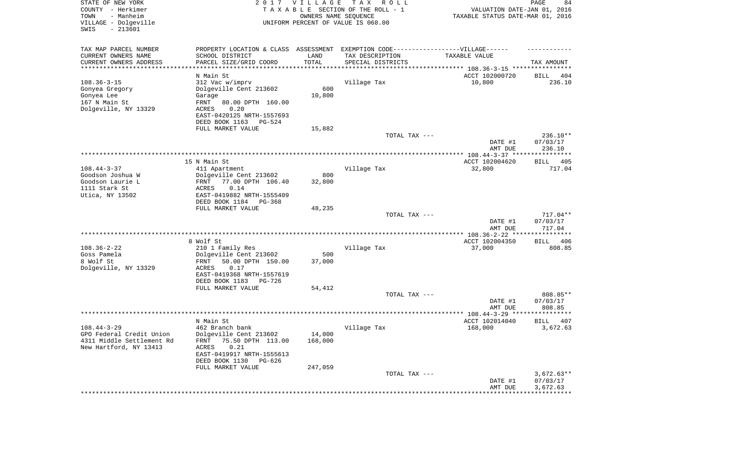STATE OF NEW YORK
COUNTY - Herkimer
TOWN - Manheim
VILLAGE - Dolgeville
SWIS - 213601

2017 VILLAGE TAX ROLL
TAXABLE SECTION OF THE ROLL - 1
OWNERS NAME SEQUENCE
UNIFORM PERCENT OF VALUE IS 068.00

VALUATION DATE-JAN 01, 2016
TAXABLE STATUS DATE-MAR 01, 2016

| TAX MAP PARCEL NUMBER<br>CURRENT OWNERS NAME<br>CURRENT OWNERS ADDRESS | PROPERTY LOCATION & CLASS<br>SCHOOL DISTRICT<br>PARCEL SIZE/GRID COORD | ASSESSMENT<br>LAND<br>TOTAL | EXEMPTION CODE-----VILLAGE------<br>TAX DESCRIPTION<br>SPECIAL DISTRICTS | TAXABLE VALUE | TAX AMOUNT |
|---|---|---|---|---|---|
| | N Main St | | | ACCT 102000720 | BILL 404 |
| 108.36-3-15 | 312 Vac w/imprv | | Village Tax | 10,800 | 236.10 |
| Gonyea Gregory | Dolgeville Cent 213602 | 600 | | | |
| Gonyea Lee | Garage | 10,800 | | | |
| 167 N Main St | FRNT 80.00 DPTH 160.00 | | | | |
| Dolgeville, NY 13329 | ACRES 0.20 | | | | |
| | EAST-0420125 NRTH-1557693 | | | | |
| | DEED BOOK 1163 PG-524 | | | | |
| | FULL MARKET VALUE | 15,882 | | | |
| | | | TOTAL TAX --- | | 236.10** |
| | | | | DATE #1 | 07/03/17 |
| | | | | AMT DUE | 236.10 |
| | 15 N Main St | | | ACCT 102004620 | BILL 405 |
| 108.44-3-37 | 411 Apartment | | Village Tax | 32,800 | 717.04 |
| Goodson Joshua W | Dolgeville Cent 213602 | 800 | | | |
| Goodson Laurie L | FRNT 77.00 DPTH 106.40 | 32,800 | | | |
| 1111 Stark St | ACRES 0.14 | | | | |
| Utica, NY 13502 | EAST-0419882 NRTH-1555409 | | | | |
| | DEED BOOK 1184 PG-368 | | | | |
| | FULL MARKET VALUE | 48,235 | | | |
| | | | TOTAL TAX --- | | 717.04** |
| | | | | DATE #1 | 07/03/17 |
| | | | | AMT DUE | 717.04 |
| | 8 Wolf St | | | ACCT 102004350 | BILL 406 |
| 108.36-2-22 | 210 1 Family Res | | Village Tax | 37,000 | 808.85 |
| Goss Pamela | Dolgeville Cent 213602 | 500 | | | |
| 8 Wolf St | FRNT 50.00 DPTH 150.00 | 37,000 | | | |
| Dolgeville, NY 13329 | ACRES 0.17 | | | | |
| | EAST-0419368 NRTH-1557619 | | | | |
| | DEED BOOK 1183 PG-726 | | | | |
| | FULL MARKET VALUE | 54,412 | | | |
| | | | TOTAL TAX --- | | 808.85** |
| | | | | DATE #1 | 07/03/17 |
| | | | | AMT DUE | 808.85 |
| | N Main St | | | ACCT 102014040 | BILL 407 |
| 108.44-3-29 | 462 Branch bank | | Village Tax | 168,000 | 3,672.63 |
| GPO Federal Credit Union | Dolgeville Cent 213602 | 14,000 | | | |
| 4311 Middle Settlement Rd | FRNT 75.50 DPTH 113.00 | 168,000 | | | |
| New Hartford, NY 13413 | ACRES 0.21 | | | | |
| | EAST-0419917 NRTH-1555613 | | | | |
| | DEED BOOK 1130 PG-626 | | | | |
| | FULL MARKET VALUE | 247,059 | | | |
| | | | TOTAL TAX --- | | 3,672.63** |
| | | | | DATE #1 | 07/03/17 |
| | | | | AMT DUE | 3,672.63 |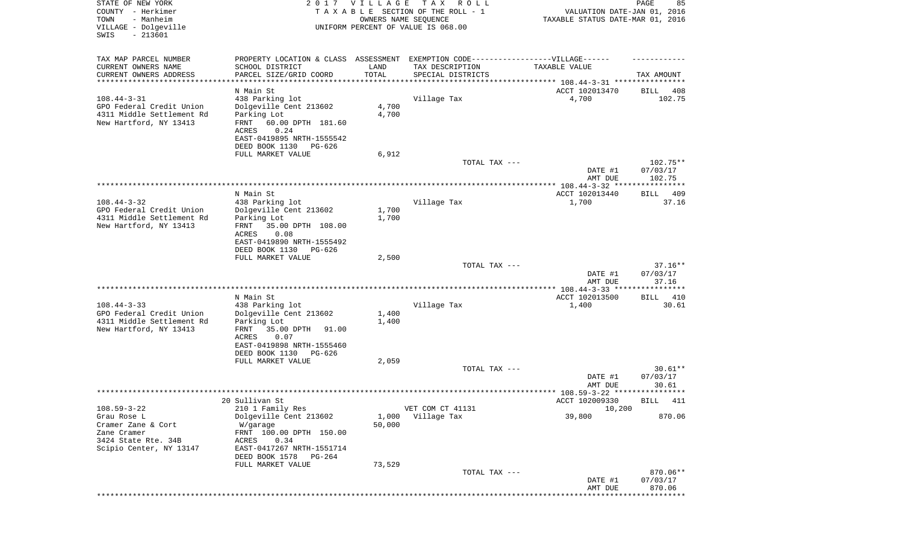STATE OF NEW YORK
COUNTY - Herkimer
TOWN - Manheim
VILLAGE - Dolgeville
SWIS - 213601

2017 VILLAGE TAX ROLL
TAXABLE SECTION OF THE ROLL - 1
OWNERS NAME SEQUENCE
UNIFORM PERCENT OF VALUE IS 068.00

VALUATION DATE-JAN 01, 2016
TAXABLE STATUS DATE-MAR 01, 2016

| TAX MAP PARCEL NUMBER<br>CURRENT OWNERS NAME<br>CURRENT OWNERS ADDRESS | PROPERTY LOCATION & CLASS<br>SCHOOL DISTRICT<br>PARCEL SIZE/GRID COORD | ASSESSMENT LAND | TOTAL | EXEMPTION CODE-----VILLAGE------<br>TAX DESCRIPTION<br>SPECIAL DISTRICTS | TAXABLE VALUE | TAX AMOUNT |
|---|---|---|---|---|---|---|
| **108.44-3-31** | N Main St | | | | ACCT 102013470 | BILL 408 |
| 108.44-3-31 | 438 Parking lot | | | Village Tax | 4,700 | 102.75 |
| GPO Federal Credit Union | Dolgeville Cent 213602 | 4,700 | | | | |
| 4311 Middle Settlement Rd | Parking Lot | | 4,700 | | | |
| New Hartford, NY 13413 | FRNT 60.00 DPTH 181.60 | | | | | |
| | ACRES 0.24 | | | | | |
| | EAST-0419895 NRTH-1555542 | | | | | |
| | DEED BOOK 1130 PG-626 | | | | | |
| | FULL MARKET VALUE | | 6,912 | | | |
| | | | | TOTAL TAX --- | | 102.75** |
| | | | | | DATE #1 | 07/03/17 |
| | | | | | AMT DUE | 102.75 |
| **108.44-3-32** | N Main St | | | | ACCT 102013440 | BILL 409 |
| 108.44-3-32 | 438 Parking lot | | | Village Tax | 1,700 | 37.16 |
| GPO Federal Credit Union | Dolgeville Cent 213602 | 1,700 | | | | |
| 4311 Middle Settlement Rd | Parking Lot | | 1,700 | | | |
| New Hartford, NY 13413 | FRNT 35.00 DPTH 108.00 | | | | | |
| | ACRES 0.08 | | | | | |
| | EAST-0419890 NRTH-1555492 | | | | | |
| | DEED BOOK 1130 PG-626 | | | | | |
| | FULL MARKET VALUE | | 2,500 | | | |
| | | | | TOTAL TAX --- | | 37.16** |
| | | | | | DATE #1 | 07/03/17 |
| | | | | | AMT DUE | 37.16 |
| **108.44-3-33** | N Main St | | | | ACCT 102013500 | BILL 410 |
| 108.44-3-33 | 438 Parking lot | | | Village Tax | 1,400 | 30.61 |
| GPO Federal Credit Union | Dolgeville Cent 213602 | 1,400 | | | | |
| 4311 Middle Settlement Rd | Parking Lot | | 1,400 | | | |
| New Hartford, NY 13413 | FRNT 35.00 DPTH 91.00 | | | | | |
| | ACRES 0.07 | | | | | |
| | EAST-0419898 NRTH-1555460 | | | | | |
| | DEED BOOK 1130 PG-626 | | | | | |
| | FULL MARKET VALUE | | 2,059 | | | |
| | | | | TOTAL TAX --- | | 30.61** |
| | | | | | DATE #1 | 07/03/17 |
| | | | | | AMT DUE | 30.61 |
| **108.59-3-22** | 20 Sullivan St | | | | ACCT 102009330 | BILL 411 |
| 108.59-3-22 | 210 1 Family Res | | | VET COM CT 41131 | 10,200 | |
| Grau Rose L | Dolgeville Cent 213602 | 1,000 | | Village Tax | 39,800 | 870.06 |
| Cramer Zane & Cort | W/garage | | 50,000 | | | |
| Zane Cramer | FRNT 100.00 DPTH 150.00 | | | | | |
| 3424 State Rte. 34B | ACRES 0.34 | | | | | |
| Scipio Center, NY 13147 | EAST-0417267 NRTH-1551714 | | | | | |
| | DEED BOOK 1578 PG-264 | | | | | |
| | FULL MARKET VALUE | | 73,529 | | | |
| | | | | TOTAL TAX --- | | 870.06** |
| | | | | | DATE #1 | 07/03/17 |
| | | | | | AMT DUE | 870.06 |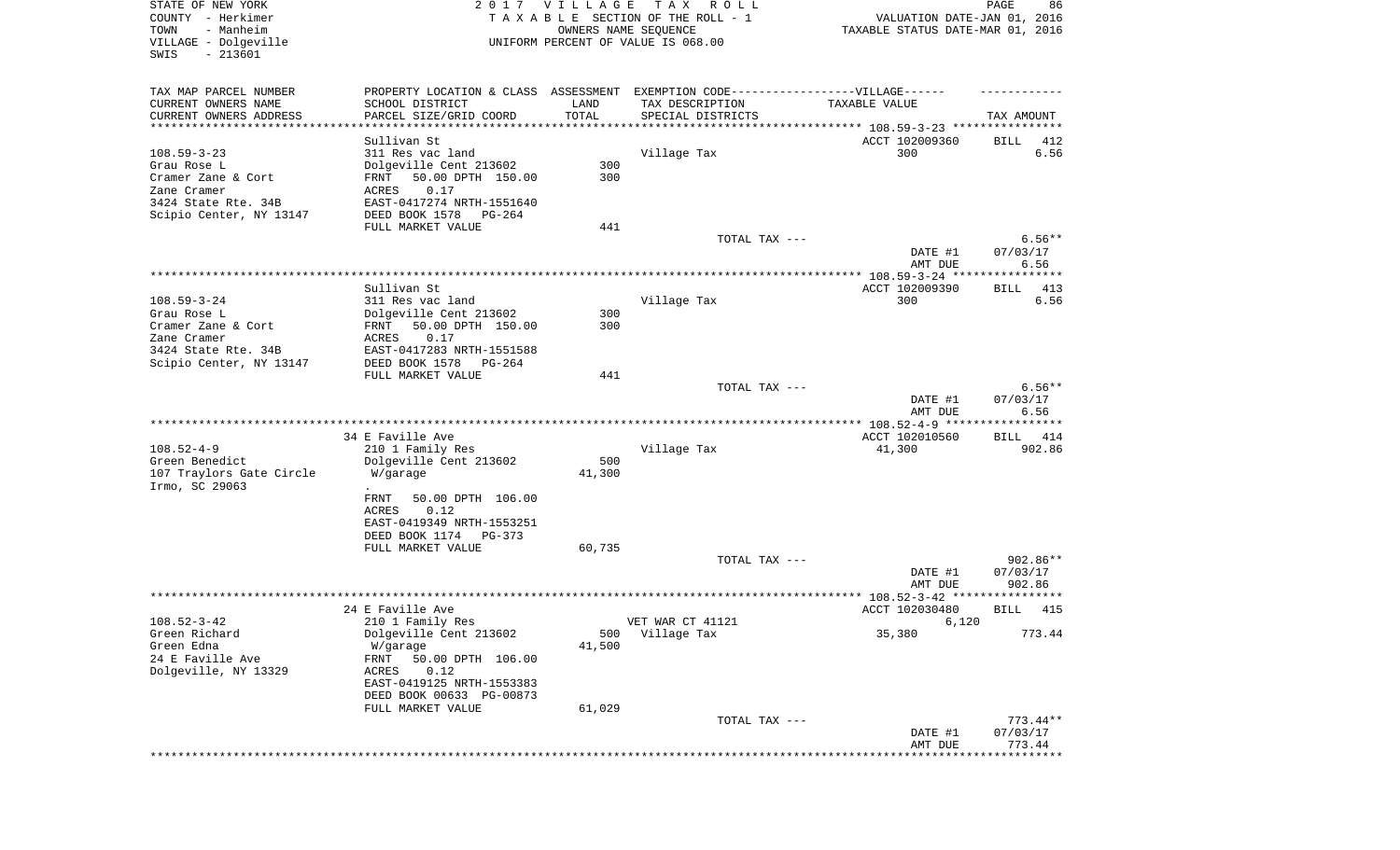STATE OF NEW YORK
COUNTY - Herkimer
TOWN - Manheim
VILLAGE - Dolgeville
SWIS - 213601

2 0 1 7 V I L L A G E T A X R O L L
T A X A B L E SECTION OF THE ROLL - 1
OWNERS NAME SEQUENCE
UNIFORM PERCENT OF VALUE IS 068.00

VALUATION DATE-JAN 01, 2016
TAXABLE STATUS DATE-MAR 01, 2016

| TAX MAP PARCEL NUMBER<br>CURRENT OWNERS NAME<br>CURRENT OWNERS ADDRESS | PROPERTY LOCATION & CLASS<br>SCHOOL DISTRICT<br>PARCEL SIZE/GRID COORD | ASSESSMENT<br>LAND<br>TOTAL | EXEMPTION CODE------VILLAGE------<br>TAX DESCRIPTION<br>SPECIAL DISTRICTS | TAXABLE VALUE | TAX AMOUNT |
|---|---|---|---|---|---|
| **108.59-3-23** | Sullivan St | | | ACCT 102009360 | BILL 412 |
| 108.59-3-23 | 311 Res vac land | | Village Tax | 300 | 6.56 |
| Grau Rose L | Dolgeville Cent 213602 | 300 | | | |
| Cramer Zane & Cort | FRNT 50.00 DPTH 150.00 | 300 | | | |
| Zane Cramer | ACRES 0.17 | | | | |
| 3424 State Rte. 34B | EAST-0417274 NRTH-1551640 | | | | |
| Scipio Center, NY 13147 | DEED BOOK 1578 PG-264 | | | | |
| | FULL MARKET VALUE | 441 | | | |
| | | | TOTAL TAX --- | | 6.56** |
| | | | | DATE #1 | 07/03/17 |
| | | | | AMT DUE | 6.56 |
| **108.59-3-24** | Sullivan St | | | ACCT 102009390 | BILL 413 |
| 108.59-3-24 | 311 Res vac land | | Village Tax | 300 | 6.56 |
| Grau Rose L | Dolgeville Cent 213602 | 300 | | | |
| Cramer Zane & Cort | FRNT 50.00 DPTH 150.00 | 300 | | | |
| Zane Cramer | ACRES 0.17 | | | | |
| 3424 State Rte. 34B | EAST-0417283 NRTH-1551588 | | | | |
| Scipio Center, NY 13147 | DEED BOOK 1578 PG-264 | | | | |
| | FULL MARKET VALUE | 441 | | | |
| | | | TOTAL TAX --- | | 6.56** |
| | | | | DATE #1 | 07/03/17 |
| | | | | AMT DUE | 6.56 |
| **108.52-4-9** | 34 E Faville Ave | | | ACCT 102010560 | BILL 414 |
| 108.52-4-9 | 210 1 Family Res | | Village Tax | 41,300 | 902.86 |
| Green Benedict | Dolgeville Cent 213602 | 500 | | | |
| 107 Traylors Gate Circle | W/garage | 41,300 | | | |
| Irmo, SC 29063 | . | | | | |
| | FRNT 50.00 DPTH 106.00 | | | | |
| | ACRES 0.12 | | | | |
| | EAST-0419349 NRTH-1553251 | | | | |
| | DEED BOOK 1174 PG-373 | | | | |
| | FULL MARKET VALUE | 60,735 | | | |
| | | | TOTAL TAX --- | | 902.86** |
| | | | | DATE #1 | 07/03/17 |
| | | | | AMT DUE | 902.86 |
| **108.52-3-42** | 24 E Faville Ave | | | ACCT 102030480 | BILL 415 |
| 108.52-3-42 | 210 1 Family Res | | VET WAR CT 41121 | 6,120 | |
| Green Richard | Dolgeville Cent 213602 | 500 | Village Tax | 35,380 | 773.44 |
| Green Edna | W/garage | 41,500 | | | |
| 24 E Faville Ave | FRNT 50.00 DPTH 106.00 | | | | |
| Dolgeville, NY 13329 | ACRES 0.12 | | | | |
| | EAST-0419125 NRTH-1553383 | | | | |
| | DEED BOOK 00633 PG-00873 | | | | |
| | FULL MARKET VALUE | 61,029 | | | |
| | | | TOTAL TAX --- | | 773.44** |
| | | | | DATE #1 | 07/03/17 |
| | | | | AMT DUE | 773.44 |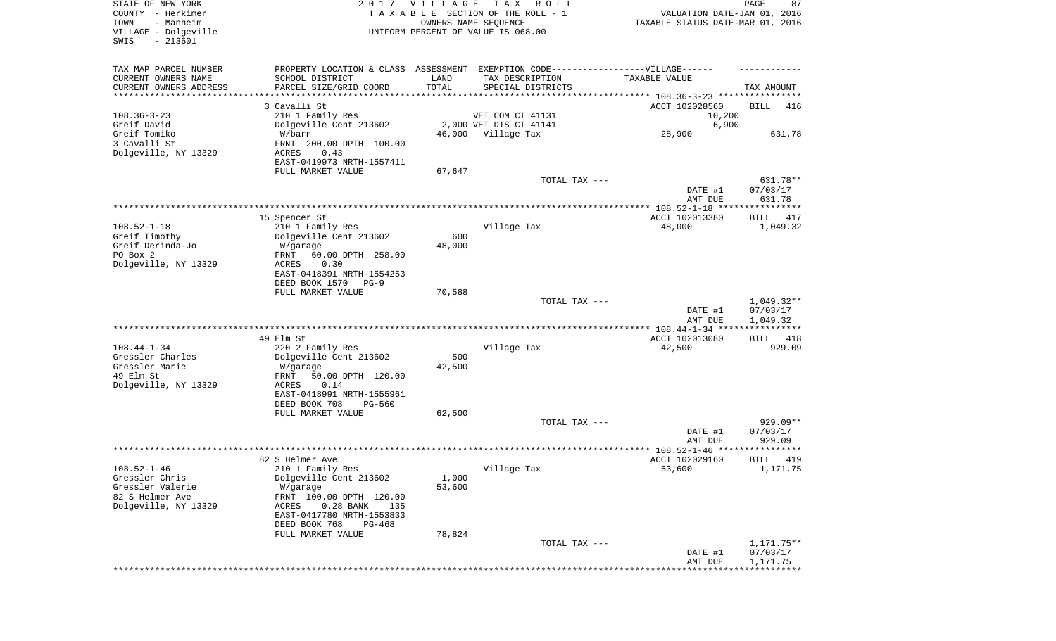STATE OF NEW YORK
COUNTY - Herkimer
TOWN - Manheim
VILLAGE - Dolgeville
SWIS - 213601

2017 VILLAGE TAX ROLL
TAXABLE SECTION OF THE ROLL - 1
OWNERS NAME SEQUENCE
UNIFORM PERCENT OF VALUE IS 068.00

VALUATION DATE-JAN 01, 2016
TAXABLE STATUS DATE-MAR 01, 2016

| TAX MAP PARCEL NUMBER<br>CURRENT OWNERS NAME<br>CURRENT OWNERS ADDRESS | PROPERTY LOCATION & CLASS<br>SCHOOL DISTRICT<br>PARCEL SIZE/GRID COORD | ASSESSMENT<br>LAND<br>TOTAL | EXEMPTION CODE-----VILLAGE------<br>TAX DESCRIPTION<br>SPECIAL DISTRICTS | TAXABLE VALUE | TAX AMOUNT |
|---|---|---|---|---|---|
| | 3 Cavalli St | | | ACCT 102028560 | BILL 416 |
| 108.36-3-23 | 210 1 Family Res | | VET COM CT 41131 | 10,200 | |
| Greif David | Dolgeville Cent 213602 | 2,000 | VET DIS CT 41141 | 6,900 | |
| Greif Tomiko | W/barn | 46,000 | Village Tax | 28,900 | 631.78 |
| 3 Cavalli St | FRNT 200.00 DPTH 100.00 | | | | |
| Dolgeville, NY 13329 | ACRES 0.43 | | | | |
| | EAST-0419973 NRTH-1557411 | | | | |
| | FULL MARKET VALUE | 67,647 | | | |
| | | | TOTAL TAX --- | | 631.78** |
| | | | | DATE #1 | 07/03/17 |
| | | | | AMT DUE | 631.78 |
| | 15 Spencer St | | | ACCT 102013380 | BILL 417 |
| 108.52-1-18 | 210 1 Family Res | | Village Tax | 48,000 | 1,049.32 |
| Greif Timothy | Dolgeville Cent 213602 | 600 | | | |
| Greif Derinda-Jo | W/garage | 48,000 | | | |
| PO Box 2 | FRNT 60.00 DPTH 258.00 | | | | |
| Dolgeville, NY 13329 | ACRES 0.30 | | | | |
| | EAST-0418391 NRTH-1554253 | | | | |
| | DEED BOOK 1570 PG-9 | | | | |
| | FULL MARKET VALUE | 70,588 | | | |
| | | | TOTAL TAX --- | | 1,049.32** |
| | | | | DATE #1 | 07/03/17 |
| | | | | AMT DUE | 1,049.32 |
| | 49 Elm St | | | ACCT 102013080 | BILL 418 |
| 108.44-1-34 | 220 2 Family Res | | Village Tax | 42,500 | 929.09 |
| Gressler Charles | Dolgeville Cent 213602 | 500 | | | |
| Gressler Marie | W/garage | 42,500 | | | |
| 49 Elm St | FRNT 50.00 DPTH 120.00 | | | | |
| Dolgeville, NY 13329 | ACRES 0.14 | | | | |
| | EAST-0418991 NRTH-1555961 | | | | |
| | DEED BOOK 708 PG-560 | | | | |
| | FULL MARKET VALUE | 62,500 | | | |
| | | | TOTAL TAX --- | | 929.09** |
| | | | | DATE #1 | 07/03/17 |
| | | | | AMT DUE | 929.09 |
| | 82 S Helmer Ave | | | ACCT 102029160 | BILL 419 |
| 108.52-1-46 | 210 1 Family Res | | Village Tax | 53,600 | 1,171.75 |
| Gressler Chris | Dolgeville Cent 213602 | 1,000 | | | |
| Gressler Valerie | W/garage | 53,600 | | | |
| 82 S Helmer Ave | FRNT 100.00 DPTH 120.00 | | | | |
| Dolgeville, NY 13329 | ACRES 0.28 BANK 135 | | | | |
| | EAST-0417780 NRTH-1553833 | | | | |
| | DEED BOOK 768 PG-468 | | | | |
| | FULL MARKET VALUE | 78,824 | | | |
| | | | TOTAL TAX --- | | 1,171.75** |
| | | | | DATE #1 | 07/03/17 |
| | | | | AMT DUE | 1,171.75 |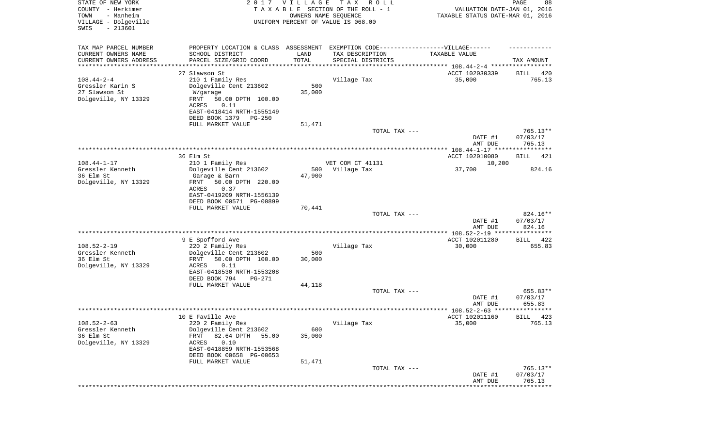STATE OF NEW YORK
COUNTY - Herkimer
TOWN - Manheim
VILLAGE - Dolgeville
SWIS - 213601

2 0 1 7 V I L L A G E T A X R O L L
T A X A B L E SECTION OF THE ROLL - 1
OWNERS NAME SEQUENCE
UNIFORM PERCENT OF VALUE IS 068.00

VALUATION DATE-JAN 01, 2016
TAXABLE STATUS DATE-MAR 01, 2016

| TAX MAP PARCEL NUMBER<br>CURRENT OWNERS NAME<br>CURRENT OWNERS ADDRESS | PROPERTY LOCATION & CLASS<br>SCHOOL DISTRICT<br>PARCEL SIZE/GRID COORD | ASSESSMENT<br>LAND<br>TOTAL | EXEMPTION CODE------------------VILLAGE------<br>TAX DESCRIPTION<br>SPECIAL DISTRICTS | TAXABLE VALUE | TAX AMOUNT |
|---|---|---|---|---|---|
| | 27 Slawson St | | | ACCT 102030339 | BILL 420 |
| 108.44-2-4 | 210 1 Family Res | | Village Tax | 35,000 | 765.13 |
| Gressler Karin S | Dolgeville Cent 213602 | 500 | | | |
| 27 Slawson St | W/garage | 35,000 | | | |
| Dolgeville, NY 13329 | FRNT 50.00 DPTH 100.00 | | | | |
| | ACRES 0.11 | | | | |
| | EAST-0418414 NRTH-1555149 | | | | |
| | DEED BOOK 1379 PG-250 | | | | |
| | FULL MARKET VALUE | 51,471 | | | |
| | | | TOTAL TAX --- | | 765.13** |
| | | | | DATE #1 | 07/03/17 |
| | | | | AMT DUE | 765.13 |
| | 36 Elm St | | | ACCT 102010080 | BILL 421 |
| 108.44-1-17 | 210 1 Family Res | | VET COM CT 41131 | 10,200 | |
| Gressler Kenneth | Dolgeville Cent 213602 | 500 | Village Tax | 37,700 | 824.16 |
| 36 Elm St | Garage & Barn | 47,900 | | | |
| Dolgeville, NY 13329 | FRNT 50.00 DPTH 220.00 | | | | |
| | ACRES 0.37 | | | | |
| | EAST-0419209 NRTH-1556139 | | | | |
| | DEED BOOK 00571 PG-00899 | | | | |
| | FULL MARKET VALUE | 70,441 | | | |
| | | | TOTAL TAX --- | | 824.16** |
| | | | | DATE #1 | 07/03/17 |
| | | | | AMT DUE | 824.16 |
| | 9 E Spofford Ave | | | ACCT 102011280 | BILL 422 |
| 108.52-2-19 | 220 2 Family Res | | Village Tax | 30,000 | 655.83 |
| Gressler Kenneth | Dolgeville Cent 213602 | 500 | | | |
| 36 Elm St | FRNT 50.00 DPTH 100.00 | 30,000 | | | |
| Dolgeville, NY 13329 | ACRES 0.11 | | | | |
| | EAST-0418530 NRTH-1553208 | | | | |
| | DEED BOOK 794 PG-271 | | | | |
| | FULL MARKET VALUE | 44,118 | | | |
| | | | TOTAL TAX --- | | 655.83** |
| | | | | DATE #1 | 07/03/17 |
| | | | | AMT DUE | 655.83 |
| | 10 E Faville Ave | | | ACCT 102011160 | BILL 423 |
| 108.52-2-63 | 220 2 Family Res | | Village Tax | 35,000 | 765.13 |
| Gressler Kenneth | Dolgeville Cent 213602 | 600 | | | |
| 36 Elm St | FRNT 82.64 DPTH 55.00 | 35,000 | | | |
| Dolgeville, NY 13329 | ACRES 0.10 | | | | |
| | EAST-0418859 NRTH-1553568 | | | | |
| | DEED BOOK 00658 PG-00653 | | | | |
| | FULL MARKET VALUE | 51,471 | | | |
| | | | TOTAL TAX --- | | 765.13** |
| | | | | DATE #1 | 07/03/17 |
| | | | | AMT DUE | 765.13 |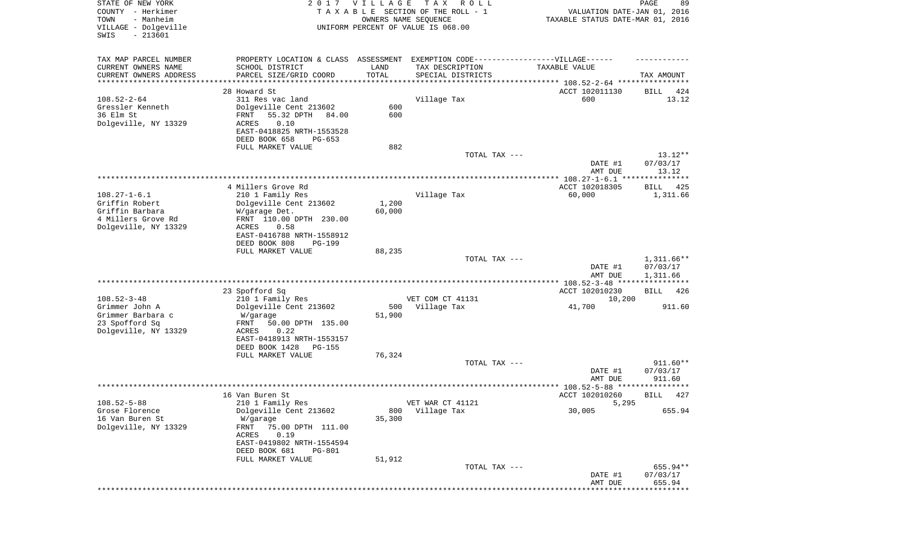STATE OF NEW YORK
COUNTY - Herkimer
TOWN - Manheim
VILLAGE - Dolgeville
SWIS - 213601

2017 VILLAGE TAX ROLL
TAXABLE SECTION OF THE ROLL - 1
OWNERS NAME SEQUENCE
UNIFORM PERCENT OF VALUE IS 068.00

VALUATION DATE-JAN 01, 2016
TAXABLE STATUS DATE-MAR 01, 2016

| TAX MAP PARCEL NUMBER<br>CURRENT OWNERS NAME<br>CURRENT OWNERS ADDRESS | PROPERTY LOCATION & CLASS<br>SCHOOL DISTRICT<br>PARCEL SIZE/GRID COORD | ASSESSMENT LAND<br>TOTAL | EXEMPTION CODE------VILLAGE------<br>TAX DESCRIPTION<br>SPECIAL DISTRICTS | TAXABLE VALUE | TAX AMOUNT |
|---|---|---|---|---|---|
| 108.52-2-64 | 28 Howard St | | | ACCT 102011130 | BILL 424 |
| 108.52-2-64<br>Gressler Kenneth<br>36 Elm St<br>Dolgeville, NY 13329 | 311 Res vac land<br>Dolgeville Cent 213602<br>FRNT 55.32 DPTH 84.00<br>ACRES 0.10<br>EAST-0418825 NRTH-1553528<br>DEED BOOK 658 PG-653<br>FULL MARKET VALUE | 600<br>600<br><br><br><br><br>882 | Village Tax | 600 | 13.12 |
| | | | TOTAL TAX --- | | 13.12** |
| | | | | DATE #1<br>AMT DUE | 07/03/17<br>13.12 |
| 108.27-1-6.1 | 4 Millers Grove Rd | | | ACCT 102018305 | BILL 425 |
| 108.27-1-6.1<br>Griffin Robert<br>Griffin Barbara<br>4 Millers Grove Rd<br>Dolgeville, NY 13329 | 210 1 Family Res<br>Dolgeville Cent 213602<br>W/garage Det.<br>FRNT 110.00 DPTH 230.00<br>ACRES 0.58<br>EAST-0416788 NRTH-1558912<br>DEED BOOK 808 PG-199<br>FULL MARKET VALUE | 1,200<br>60,000<br><br><br><br><br><br>88,235 | Village Tax | 60,000 | 1,311.66 |
| | | | TOTAL TAX --- | | 1,311.66** |
| | | | | DATE #1<br>AMT DUE | 07/03/17<br>1,311.66 |
| 108.52-3-48 | 23 Spofford Sq | | | ACCT 102010230 | BILL 426 |
| 108.52-3-48<br>Grimmer John A<br>Grimmer Barbara c<br>23 Spofford Sq<br>Dolgeville, NY 13329 | 210 1 Family Res<br>Dolgeville Cent 213602<br>W/garage<br>FRNT 50.00 DPTH 135.00<br>ACRES 0.22<br>EAST-0418913 NRTH-1553157<br>DEED BOOK 1428 PG-155<br>FULL MARKET VALUE | <br>500<br>51,900<br><br><br><br><br>76,324 | VET COM CT 41131<br>Village Tax | 10,200<br>41,700 | <br>911.60 |
| | | | TOTAL TAX --- | | 911.60** |
| | | | | DATE #1<br>AMT DUE | 07/03/17<br>911.60 |
| 108.52-5-88 | 16 Van Buren St | | | ACCT 102010260 | BILL 427 |
| 108.52-5-88<br>Grose Florence<br>16 Van Buren St<br>Dolgeville, NY 13329 | 210 1 Family Res<br>Dolgeville Cent 213602<br>W/garage<br>FRNT 75.00 DPTH 111.00<br>ACRES 0.19<br>EAST-0419802 NRTH-1554594<br>DEED BOOK 681 PG-801<br>FULL MARKET VALUE | <br>800<br>35,300<br><br><br><br><br>51,912 | VET WAR CT 41121<br>Village Tax | 5,295<br>30,005 | <br>655.94 |
| | | | TOTAL TAX --- | | 655.94** |
| | | | | DATE #1<br>AMT DUE | 07/03/17<br>655.94 |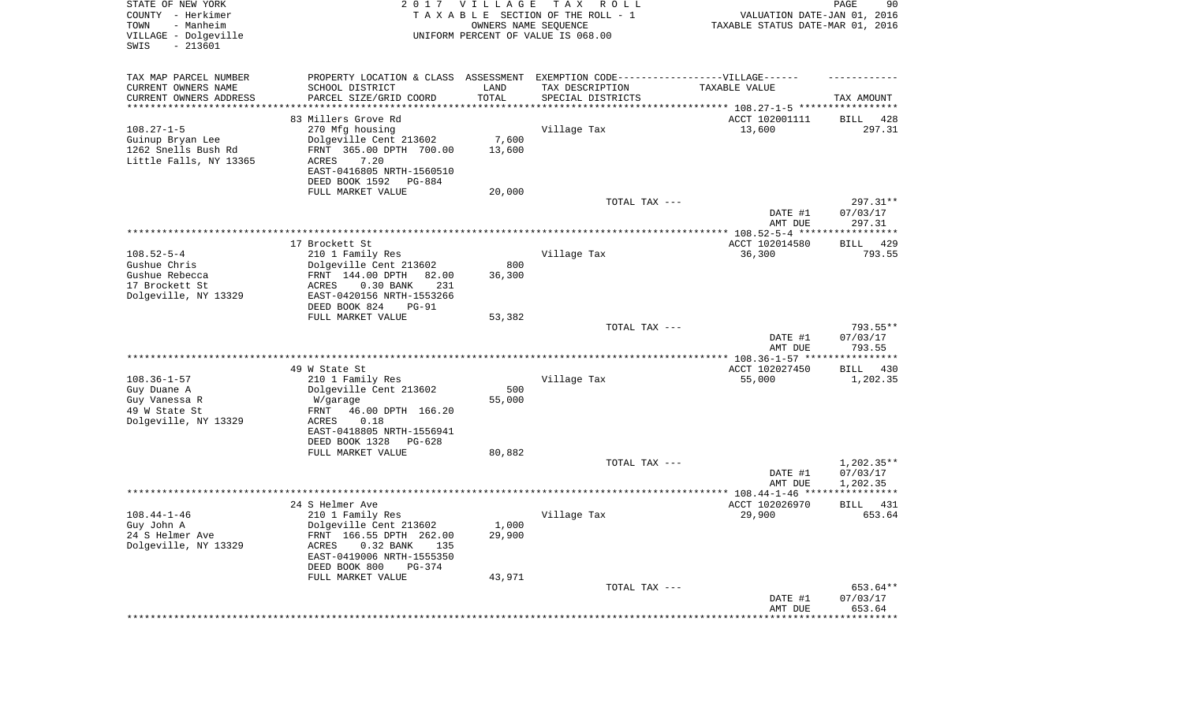STATE OF NEW YORK
COUNTY - Herkimer
TOWN - Manheim
VILLAGE - Dolgeville
SWIS - 213601

2017 VILLAGE TAX ROLL
TAXABLE SECTION OF THE ROLL - 1
OWNERS NAME SEQUENCE
UNIFORM PERCENT OF VALUE IS 068.00

VALUATION DATE-JAN 01, 2016
TAXABLE STATUS DATE-MAR 01, 2016

| TAX MAP PARCEL NUMBER / CURRENT OWNERS NAME / CURRENT OWNERS ADDRESS | PROPERTY LOCATION & CLASS / SCHOOL DISTRICT / PARCEL SIZE/GRID COORD | ASSESSMENT LAND / TOTAL | EXEMPTION CODE / TAX DESCRIPTION / SPECIAL DISTRICTS | TAXABLE VALUE | TAX AMOUNT |
|---|---|---|---|---|---|
| 108.27-1-5 | 83 Millers Grove Rd | | | ACCT 102001111 | BILL 428 |
| Guinup Bryan Lee | 270 Mfg housing | | Village Tax | 13,600 | 297.31 |
| 1262 Snells Bush Rd | Dolgeville Cent 213602 | 7,600 | | | |
| Little Falls, NY 13365 | FRNT 365.00 DPTH 700.00 | 13,600 | | | |
| | ACRES 7.20 | | | | |
| | EAST-0416805 NRTH-1560510 | | | | |
| | DEED BOOK 1592 PG-884 | | | | |
| | FULL MARKET VALUE | 20,000 | | | |
| | | | TOTAL TAX --- | | 297.31** |
| | | | | DATE #1 | 07/03/17 |
| | | | | AMT DUE | 297.31 |
| 108.52-5-4 | 17 Brockett St | | | ACCT 102014580 | BILL 429 |
| Gushue Chris | 210 1 Family Res | | Village Tax | 36,300 | 793.55 |
| Gushue Rebecca | Dolgeville Cent 213602 | 800 | | | |
| 17 Brockett St | FRNT 144.00 DPTH 82.00 | 36,300 | | | |
| Dolgeville, NY 13329 | ACRES 0.30 BANK 231 | | | | |
| | EAST-0420156 NRTH-1553266 | | | | |
| | DEED BOOK 824 PG-91 | | | | |
| | FULL MARKET VALUE | 53,382 | | | |
| | | | TOTAL TAX --- | | 793.55** |
| | | | | DATE #1 | 07/03/17 |
| | | | | AMT DUE | 793.55 |
| 108.36-1-57 | 49 W State St | | | ACCT 102027450 | BILL 430 |
| Guy Duane A | 210 1 Family Res | | Village Tax | 55,000 | 1,202.35 |
| Guy Vanessa R | Dolgeville Cent 213602 | 500 | | | |
| 49 W State St | W/garage | 55,000 | | | |
| Dolgeville, NY 13329 | FRNT 46.00 DPTH 166.20 | | | | |
| | ACRES 0.18 | | | | |
| | EAST-0418805 NRTH-1556941 | | | | |
| | DEED BOOK 1328 PG-628 | | | | |
| | FULL MARKET VALUE | 80,882 | | | |
| | | | TOTAL TAX --- | | 1,202.35** |
| | | | | DATE #1 | 07/03/17 |
| | | | | AMT DUE | 1,202.35 |
| 108.44-1-46 | 24 S Helmer Ave | | | ACCT 102026970 | BILL 431 |
| Guy John A | 210 1 Family Res | | Village Tax | 29,900 | 653.64 |
| 24 S Helmer Ave | Dolgeville Cent 213602 | 1,000 | | | |
| Dolgeville, NY 13329 | FRNT 166.55 DPTH 262.00 | 29,900 | | | |
| | ACRES 0.32 BANK 135 | | | | |
| | EAST-0419006 NRTH-1555350 | | | | |
| | DEED BOOK 800 PG-374 | | | | |
| | FULL MARKET VALUE | 43,971 | | | |
| | | | TOTAL TAX --- | | 653.64** |
| | | | | DATE #1 | 07/03/17 |
| | | | | AMT DUE | 653.64 |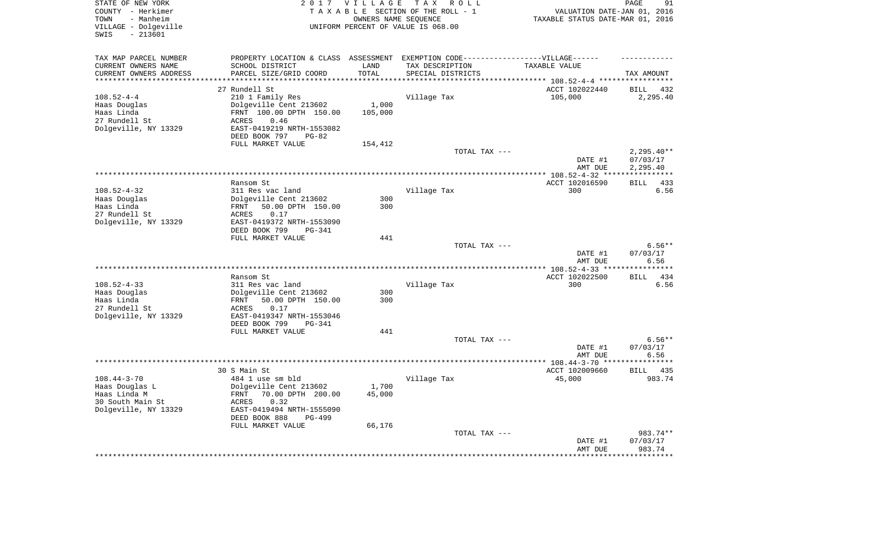STATE OF NEW YORK
COUNTY - Herkimer
TOWN - Manheim
VILLAGE - Dolgeville
SWIS - 213601

2017 VILLAGE TAX ROLL
TAXABLE SECTION OF THE ROLL - 1
OWNERS NAME SEQUENCE
UNIFORM PERCENT OF VALUE IS 068.00

VALUATION DATE-JAN 01, 2016
TAXABLE STATUS DATE-MAR 01, 2016

| TAX MAP PARCEL NUMBER<br>CURRENT OWNERS NAME<br>CURRENT OWNERS ADDRESS | PROPERTY LOCATION & CLASS<br>SCHOOL DISTRICT<br>PARCEL SIZE/GRID COORD | ASSESSMENT<br>LAND<br>TOTAL | EXEMPTION CODE------VILLAGE------<br>TAX DESCRIPTION<br>SPECIAL DISTRICTS | TAXABLE VALUE | TAX AMOUNT |
|---|---|---|---|---|---|
| | 27 Rundell St | | | ACCT 102022440 | BILL 432 |
| 108.52-4-4 | 210 1 Family Res | | Village Tax | 105,000 | 2,295.40 |
| Haas Douglas | Dolgeville Cent 213602 | 1,000 | | | |
| Haas Linda | FRNT 100.00 DPTH 150.00 | 105,000 | | | |
| 27 Rundell St | ACRES 0.46 | | | | |
| Dolgeville, NY 13329 | EAST-0419219 NRTH-1553082 | | | | |
| | DEED BOOK 797 PG-82 | | | | |
| | FULL MARKET VALUE | 154,412 | | | |
| | | | TOTAL TAX --- | | 2,295.40** |
| | | | | DATE #1 | 07/03/17 |
| | | | | AMT DUE | 2,295.40 |
| | Ransom St | | | ACCT 102016590 | BILL 433 |
| 108.52-4-32 | 311 Res vac land | | Village Tax | 300 | 6.56 |
| Haas Douglas | Dolgeville Cent 213602 | 300 | | | |
| Haas Linda | FRNT 50.00 DPTH 150.00 | 300 | | | |
| 27 Rundell St | ACRES 0.17 | | | | |
| Dolgeville, NY 13329 | EAST-0419372 NRTH-1553090 | | | | |
| | DEED BOOK 799 PG-341 | | | | |
| | FULL MARKET VALUE | 441 | | | |
| | | | TOTAL TAX --- | | 6.56** |
| | | | | DATE #1 | 07/03/17 |
| | | | | AMT DUE | 6.56 |
| | Ransom St | | | ACCT 102022500 | BILL 434 |
| 108.52-4-33 | 311 Res vac land | | Village Tax | 300 | 6.56 |
| Haas Douglas | Dolgeville Cent 213602 | 300 | | | |
| Haas Linda | FRNT 50.00 DPTH 150.00 | 300 | | | |
| 27 Rundell St | ACRES 0.17 | | | | |
| Dolgeville, NY 13329 | EAST-0419347 NRTH-1553046 | | | | |
| | DEED BOOK 799 PG-341 | | | | |
| | FULL MARKET VALUE | 441 | | | |
| | | | TOTAL TAX --- | | 6.56** |
| | | | | DATE #1 | 07/03/17 |
| | | | | AMT DUE | 6.56 |
| | 30 S Main St | | | ACCT 102009660 | BILL 435 |
| 108.44-3-70 | 484 1 use sm bld | | Village Tax | 45,000 | 983.74 |
| Haas Douglas L | Dolgeville Cent 213602 | 1,700 | | | |
| Haas Linda M | FRNT 70.00 DPTH 200.00 | 45,000 | | | |
| 30 South Main St | ACRES 0.32 | | | | |
| Dolgeville, NY 13329 | EAST-0419494 NRTH-1555090 | | | | |
| | DEED BOOK 888 PG-499 | | | | |
| | FULL MARKET VALUE | 66,176 | | | |
| | | | TOTAL TAX --- | | 983.74** |
| | | | | DATE #1 | 07/03/17 |
| | | | | AMT DUE | 983.74 |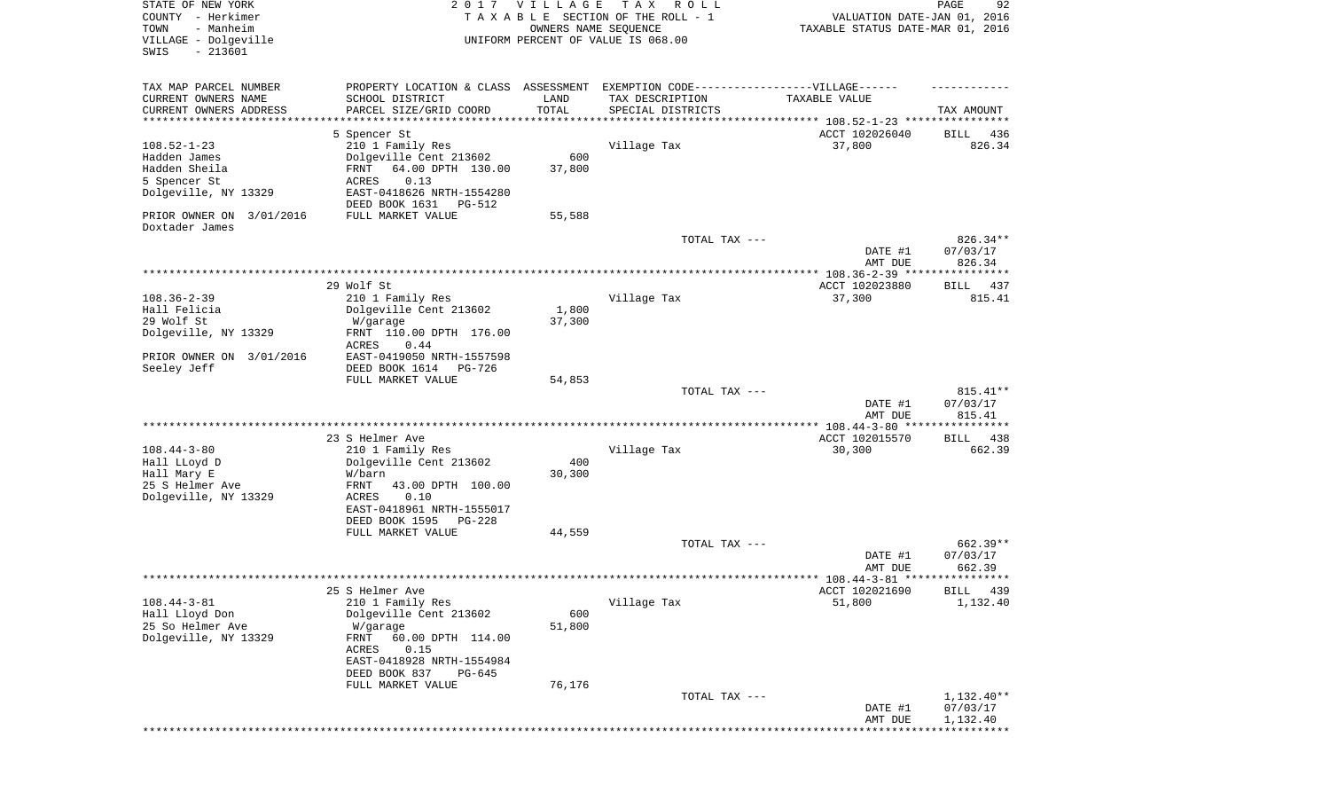STATE OF NEW YORK
COUNTY - Herkimer
TOWN - Manheim
VILLAGE - Dolgeville
SWIS - 213601

2017 VILLAGE TAX ROLL
TAXABLE SECTION OF THE ROLL - 1
OWNERS NAME SEQUENCE
UNIFORM PERCENT OF VALUE IS 068.00

VALUATION DATE-JAN 01, 2016
TAXABLE STATUS DATE-MAR 01, 2016

| TAX MAP PARCEL NUMBER<br>CURRENT OWNERS NAME<br>CURRENT OWNERS ADDRESS | PROPERTY LOCATION & CLASS<br>SCHOOL DISTRICT<br>PARCEL SIZE/GRID COORD | ASSESSMENT<br>LAND<br>TOTAL | EXEMPTION CODE-----VILLAGE------<br>TAX DESCRIPTION<br>SPECIAL DISTRICTS | TAXABLE VALUE | TAX AMOUNT |
|---|---|---|---|---|---|
| 108.52-1-23 | 5 Spencer St | | | ACCT 102026040 | BILL 436 |
| 108.52-1-23 | 210 1 Family Res | | Village Tax | 37,800 | 826.34 |
| Hadden James | Dolgeville Cent 213602 | 600 | | | |
| Hadden Sheila | FRNT 64.00 DPTH 130.00 | 37,800 | | | |
| 5 Spencer St | ACRES 0.13 | | | | |
| Dolgeville, NY 13329 | EAST-0418626 NRTH-1554280 | | | | |
| | DEED BOOK 1631 PG-512 | | | | |
| PRIOR OWNER ON 3/01/2016 | FULL MARKET VALUE | 55,588 | | | |
| Doxtader James | | | | | |
| | | | TOTAL TAX --- | | 826.34** |
| | | | | DATE #1 | 07/03/17 |
| | | | | AMT DUE | 826.34 |
| 108.36-2-39 | 29 Wolf St | | | ACCT 102023880 | BILL 437 |
| 108.36-2-39 | 210 1 Family Res | | Village Tax | 37,300 | 815.41 |
| Hall Felicia | Dolgeville Cent 213602 | 1,800 | | | |
| 29 Wolf St | W/garage | 37,300 | | | |
| Dolgeville, NY 13329 | FRNT 110.00 DPTH 176.00 | | | | |
| | ACRES 0.44 | | | | |
| PRIOR OWNER ON 3/01/2016 | EAST-0419050 NRTH-1557598 | | | | |
| Seeley Jeff | DEED BOOK 1614 PG-726 | | | | |
| | FULL MARKET VALUE | 54,853 | | | |
| | | | TOTAL TAX --- | | 815.41** |
| | | | | DATE #1 | 07/03/17 |
| | | | | AMT DUE | 815.41 |
| 108.44-3-80 | 23 S Helmer Ave | | | ACCT 102015570 | BILL 438 |
| 108.44-3-80 | 210 1 Family Res | | Village Tax | 30,300 | 662.39 |
| Hall LLoyd D | Dolgeville Cent 213602 | 400 | | | |
| Hall Mary E | W/barn | 30,300 | | | |
| 25 S Helmer Ave | FRNT 43.00 DPTH 100.00 | | | | |
| Dolgeville, NY 13329 | ACRES 0.10 | | | | |
| | EAST-0418961 NRTH-1555017 | | | | |
| | DEED BOOK 1595 PG-228 | | | | |
| | FULL MARKET VALUE | 44,559 | | | |
| | | | TOTAL TAX --- | | 662.39** |
| | | | | DATE #1 | 07/03/17 |
| | | | | AMT DUE | 662.39 |
| 108.44-3-81 | 25 S Helmer Ave | | | ACCT 102021690 | BILL 439 |
| 108.44-3-81 | 210 1 Family Res | | Village Tax | 51,800 | 1,132.40 |
| Hall Lloyd Don | Dolgeville Cent 213602 | 600 | | | |
| 25 So Helmer Ave | W/garage | 51,800 | | | |
| Dolgeville, NY 13329 | FRNT 60.00 DPTH 114.00 | | | | |
| | ACRES 0.15 | | | | |
| | EAST-0418928 NRTH-1554984 | | | | |
| | DEED BOOK 837 PG-645 | | | | |
| | FULL MARKET VALUE | 76,176 | | | |
| | | | TOTAL TAX --- | | 1,132.40** |
| | | | | DATE #1 | 07/03/17 |
| | | | | AMT DUE | 1,132.40 |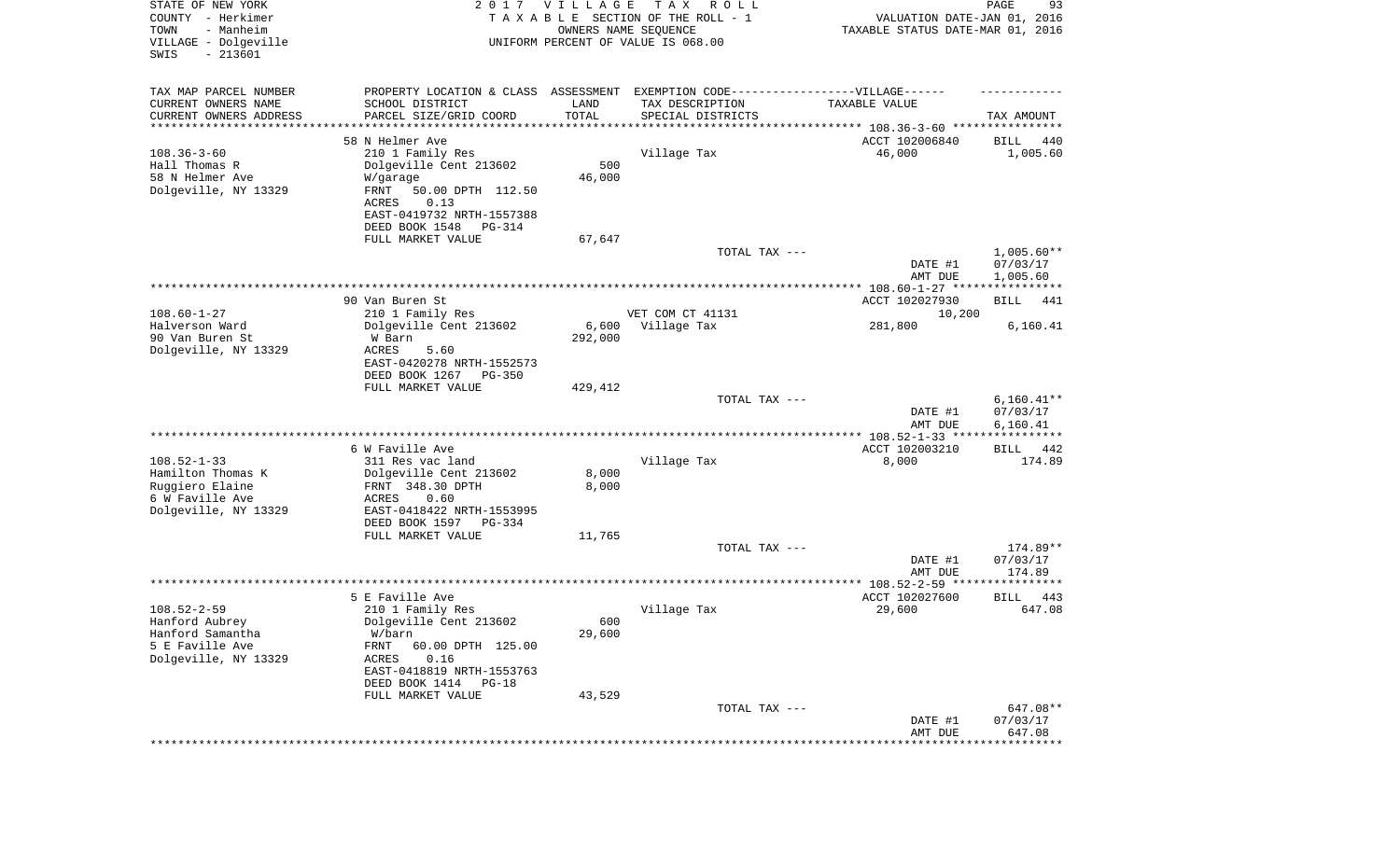STATE OF NEW YORK                    2017 VILLAGE TAX ROLL
COUNTY - Herkimer                    TAXABLE SECTION OF THE ROLL - 1                    VALUATION DATE-JAN 01, 2016
TOWN - Manheim                       OWNERS NAME SEQUENCE                               TAXABLE STATUS DATE-MAR 01, 2016
VILLAGE - Dolgeville                 UNIFORM PERCENT OF VALUE IS 068.00
SWIS - 213601

| TAX MAP PARCEL NUMBER / CURRENT OWNERS NAME / CURRENT OWNERS ADDRESS | PROPERTY LOCATION & CLASS / SCHOOL DISTRICT / PARCEL SIZE/GRID COORD | ASSESSMENT LAND | TOTAL | EXEMPTION CODE / TAX DESCRIPTION / SPECIAL DISTRICTS | TAXABLE VALUE | TAX AMOUNT |
|---|---|---|---|---|---|---|
| 108.36-3-60 | 58 N Helmer Ave | | | | ACCT 102006840 | BILL 440 |
| Hall Thomas R | 210 1 Family Res | | | Village Tax | 46,000 | 1,005.60 |
| 58 N Helmer Ave | Dolgeville Cent 213602 | 500 | | | | |
| Dolgeville, NY 13329 | W/garage | | 46,000 | | | |
| | FRNT 50.00 DPTH 112.50 | | | | | |
| | ACRES 0.13 | | | | | |
| | EAST-0419732 NRTH-1557388 | | | | | |
| | DEED BOOK 1548 PG-314 | | | | | |
| | FULL MARKET VALUE | | 67,647 | | | |
| | | | | TOTAL TAX --- | | 1,005.60** |
| | | | | | DATE #1 | 07/03/17 |
| | | | | | AMT DUE | 1,005.60 |
| 108.60-1-27 | 90 Van Buren St | | | | ACCT 102027930 | BILL 441 |
| Halverson Ward | 210 1 Family Res | | | VET COM CT 41131 | 10,200 | |
| 90 Van Buren St | Dolgeville Cent 213602 | 6,600 | | Village Tax | 281,800 | 6,160.41 |
| Dolgeville, NY 13329 | W Barn | | 292,000 | | | |
| | ACRES 5.60 | | | | | |
| | EAST-0420278 NRTH-1552573 | | | | | |
| | DEED BOOK 1267 PG-350 | | | | | |
| | FULL MARKET VALUE | | 429,412 | | | |
| | | | | TOTAL TAX --- | | 6,160.41** |
| | | | | | DATE #1 | 07/03/17 |
| | | | | | AMT DUE | 6,160.41 |
| 108.52-1-33 | 6 W Faville Ave | | | | ACCT 102003210 | BILL 442 |
| Hamilton Thomas K | 311 Res vac land | | | Village Tax | 8,000 | 174.89 |
| Ruggiero Elaine | Dolgeville Cent 213602 | 8,000 | | | | |
| 6 W Faville Ave | FRNT 348.30 DPTH | | 8,000 | | | |
| Dolgeville, NY 13329 | ACRES 0.60 | | | | | |
| | EAST-0418422 NRTH-1553995 | | | | | |
| | DEED BOOK 1597 PG-334 | | | | | |
| | FULL MARKET VALUE | | 11,765 | | | |
| | | | | TOTAL TAX --- | | 174.89** |
| | | | | | DATE #1 | 07/03/17 |
| | | | | | AMT DUE | 174.89 |
| 108.52-2-59 | 5 E Faville Ave | | | | ACCT 102027600 | BILL 443 |
| Hanford Aubrey | 210 1 Family Res | | | Village Tax | 29,600 | 647.08 |
| Hanford Samantha | Dolgeville Cent 213602 | 600 | | | | |
| 5 E Faville Ave | W/barn | | 29,600 | | | |
| Dolgeville, NY 13329 | FRNT 60.00 DPTH 125.00 | | | | | |
| | ACRES 0.16 | | | | | |
| | EAST-0418819 NRTH-1553763 | | | | | |
| | DEED BOOK 1414 PG-18 | | | | | |
| | FULL MARKET VALUE | | 43,529 | | | |
| | | | | TOTAL TAX --- | | 647.08** |
| | | | | | DATE #1 | 07/03/17 |
| | | | | | AMT DUE | 647.08 |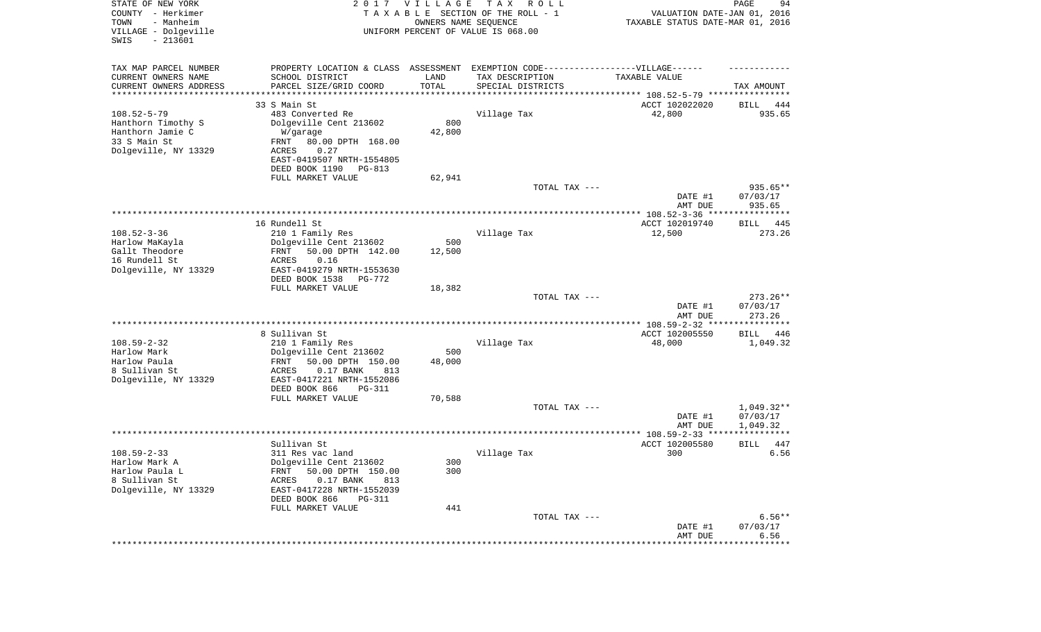STATE OF NEW YORK
COUNTY - Herkimer
TOWN - Manheim
VILLAGE - Dolgeville
SWIS - 213601

2017 VILLAGE TAX ROLL
TAXABLE SECTION OF THE ROLL - 1
OWNERS NAME SEQUENCE
UNIFORM PERCENT OF VALUE IS 068.00

VALUATION DATE-JAN 01, 2016
TAXABLE STATUS DATE-MAR 01, 2016

| TAX MAP PARCEL NUMBER<br>CURRENT OWNERS NAME<br>CURRENT OWNERS ADDRESS | PROPERTY LOCATION & CLASS<br>SCHOOL DISTRICT<br>PARCEL SIZE/GRID COORD | ASSESSMENT<br>LAND<br>TOTAL | EXEMPTION CODE------VILLAGE------<br>TAX DESCRIPTION<br>SPECIAL DISTRICTS | TAXABLE VALUE | TAX AMOUNT |
|---|---|---|---|---|---|
| | 33 S Main St | | | ACCT 102022020 | BILL 444 |
| 108.52-5-79 | 483 Converted Re | | Village Tax | 42,800 | 935.65 |
| Hanthorn Timothy S | Dolgeville Cent 213602 | 800 | | | |
| Hanthorn Jamie C | W/garage | 42,800 | | | |
| 33 S Main St | FRNT 80.00 DPTH 168.00 | | | | |
| Dolgeville, NY 13329 | ACRES 0.27 | | | | |
| | EAST-0419507 NRTH-1554805 | | | | |
| | DEED BOOK 1190 PG-813 | | | | |
| | FULL MARKET VALUE | 62,941 | | | |
| | | | TOTAL TAX --- | | 935.65** |
| | | | | DATE #1 | 07/03/17 |
| | | | | AMT DUE | 935.65 |
| | 16 Rundell St | | | ACCT 102019740 | BILL 445 |
| 108.52-3-36 | 210 1 Family Res | | Village Tax | 12,500 | 273.26 |
| Harlow MaKayla | Dolgeville Cent 213602 | 500 | | | |
| Gallt Theodore | FRNT 50.00 DPTH 142.00 | 12,500 | | | |
| 16 Rundell St | ACRES 0.16 | | | | |
| Dolgeville, NY 13329 | EAST-0419279 NRTH-1553630 | | | | |
| | DEED BOOK 1538 PG-772 | | | | |
| | FULL MARKET VALUE | 18,382 | | | |
| | | | TOTAL TAX --- | | 273.26** |
| | | | | DATE #1 | 07/03/17 |
| | | | | AMT DUE | 273.26 |
| | 8 Sullivan St | | | ACCT 102005550 | BILL 446 |
| 108.59-2-32 | 210 1 Family Res | | Village Tax | 48,000 | 1,049.32 |
| Harlow Mark | Dolgeville Cent 213602 | 500 | | | |
| Harlow Paula | FRNT 50.00 DPTH 150.00 | 48,000 | | | |
| 8 Sullivan St | ACRES 0.17 BANK 813 | | | | |
| Dolgeville, NY 13329 | EAST-0417221 NRTH-1552086 | | | | |
| | DEED BOOK 866 PG-311 | | | | |
| | FULL MARKET VALUE | 70,588 | | | |
| | | | TOTAL TAX --- | | 1,049.32** |
| | | | | DATE #1 | 07/03/17 |
| | | | | AMT DUE | 1,049.32 |
| | Sullivan St | | | ACCT 102005580 | BILL 447 |
| 108.59-2-33 | 311 Res vac land | | Village Tax | 300 | 6.56 |
| Harlow Mark A | Dolgeville Cent 213602 | 300 | | | |
| Harlow Paula L | FRNT 50.00 DPTH 150.00 | 300 | | | |
| 8 Sullivan St | ACRES 0.17 BANK 813 | | | | |
| Dolgeville, NY 13329 | EAST-0417228 NRTH-1552039 | | | | |
| | DEED BOOK 866 PG-311 | | | | |
| | FULL MARKET VALUE | 441 | | | |
| | | | TOTAL TAX --- | | 6.56** |
| | | | | DATE #1 | 07/03/17 |
| | | | | AMT DUE | 6.56 |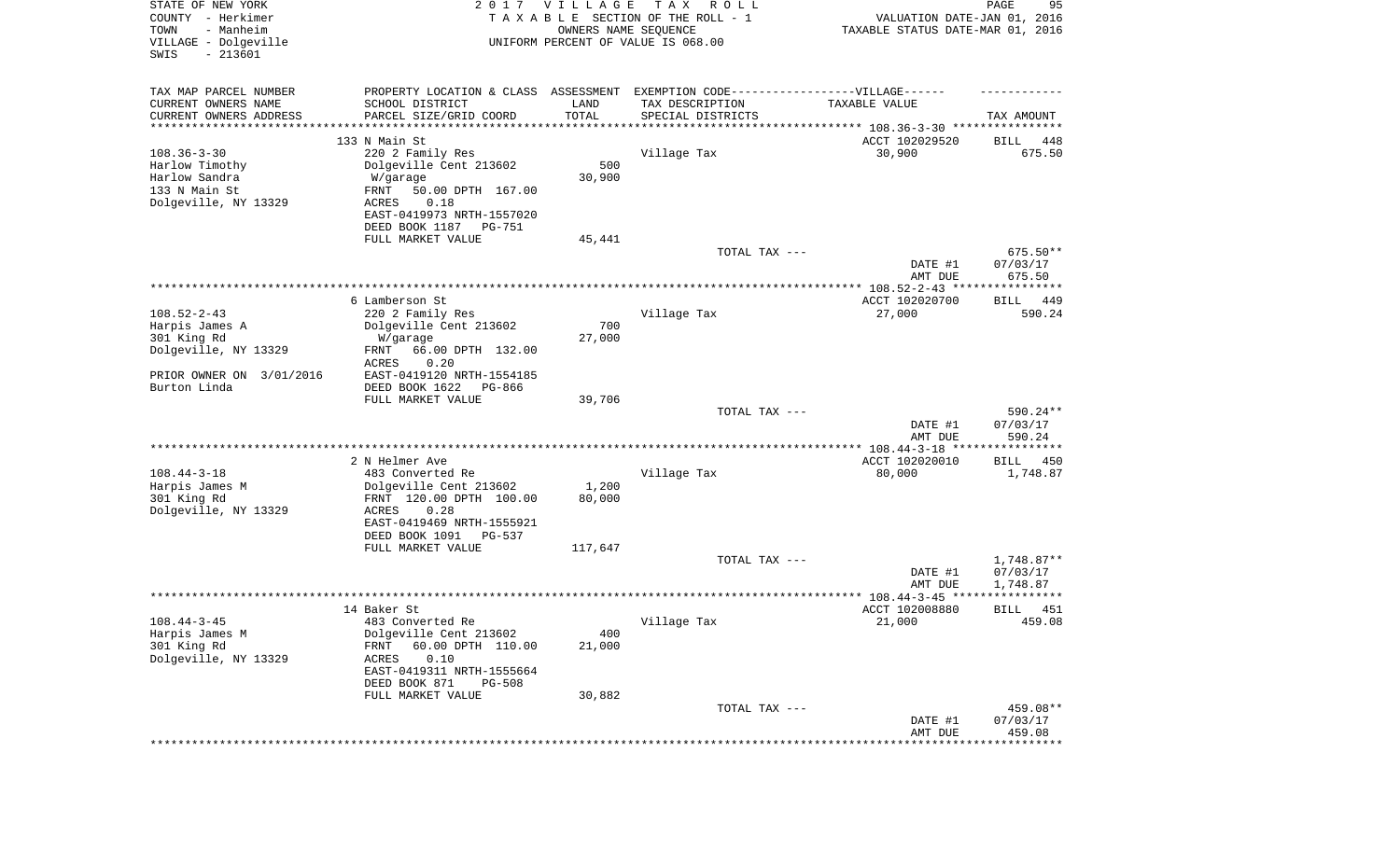STATE OF NEW YORK
COUNTY - Herkimer
TOWN - Manheim
VILLAGE - Dolgeville
SWIS - 213601

2017 VILLAGE TAX ROLL
TAXABLE SECTION OF THE ROLL - 1
OWNERS NAME SEQUENCE
UNIFORM PERCENT OF VALUE IS 068.00

VALUATION DATE-JAN 01, 2016
TAXABLE STATUS DATE-MAR 01, 2016

| TAX MAP PARCEL NUMBER / CURRENT OWNERS NAME / CURRENT OWNERS ADDRESS | PROPERTY LOCATION & CLASS / SCHOOL DISTRICT / PARCEL SIZE/GRID COORD | ASSESSMENT LAND / TOTAL | EXEMPTION CODE / TAX DESCRIPTION / SPECIAL DISTRICTS | TAXABLE VALUE | TAX AMOUNT |
|---|---|---|---|---|---|
| | 133 N Main St | | | ACCT 102029520 | BILL 448 |
| 108.36-3-30 | 220 2 Family Res | | Village Tax | 30,900 | 675.50 |
| Harlow Timothy | Dolgeville Cent 213602 | 500 | | | |
| Harlow Sandra | W/garage | 30,900 | | | |
| 133 N Main St | FRNT 50.00 DPTH 167.00 | | | | |
| Dolgeville, NY 13329 | ACRES 0.18 | | | | |
| | EAST-0419973 NRTH-1557020 | | | | |
| | DEED BOOK 1187 PG-751 | | | | |
| | FULL MARKET VALUE | 45,441 | | | |
| | | | TOTAL TAX --- | | 675.50** |
| | | | | DATE #1 | 07/03/17 |
| | | | | AMT DUE | 675.50 |
| | 6 Lamberson St | | | ACCT 102020700 | BILL 449 |
| 108.52-2-43 | 220 2 Family Res | | Village Tax | 27,000 | 590.24 |
| Harpis James A | Dolgeville Cent 213602 | 700 | | | |
| 301 King Rd | W/garage | 27,000 | | | |
| Dolgeville, NY 13329 | FRNT 66.00 DPTH 132.00 | | | | |
| | ACRES 0.20 | | | | |
| PRIOR OWNER ON 3/01/2016 | EAST-0419120 NRTH-1554185 | | | | |
| Burton Linda | DEED BOOK 1622 PG-866 | | | | |
| | FULL MARKET VALUE | 39,706 | | | |
| | | | TOTAL TAX --- | | 590.24** |
| | | | | DATE #1 | 07/03/17 |
| | | | | AMT DUE | 590.24 |
| | 2 N Helmer Ave | | | ACCT 102020010 | BILL 450 |
| 108.44-3-18 | 483 Converted Re | | Village Tax | 80,000 | 1,748.87 |
| Harpis James M | Dolgeville Cent 213602 | 1,200 | | | |
| 301 King Rd | FRNT 120.00 DPTH 100.00 | 80,000 | | | |
| Dolgeville, NY 13329 | ACRES 0.28 | | | | |
| | EAST-0419469 NRTH-1555921 | | | | |
| | DEED BOOK 1091 PG-537 | | | | |
| | FULL MARKET VALUE | 117,647 | | | |
| | | | TOTAL TAX --- | | 1,748.87** |
| | | | | DATE #1 | 07/03/17 |
| | | | | AMT DUE | 1,748.87 |
| | 14 Baker St | | | ACCT 102008880 | BILL 451 |
| 108.44-3-45 | 483 Converted Re | | Village Tax | 21,000 | 459.08 |
| Harpis James M | Dolgeville Cent 213602 | 400 | | | |
| 301 King Rd | FRNT 60.00 DPTH 110.00 | 21,000 | | | |
| Dolgeville, NY 13329 | ACRES 0.10 | | | | |
| | EAST-0419311 NRTH-1555664 | | | | |
| | DEED BOOK 871 PG-508 | | | | |
| | FULL MARKET VALUE | 30,882 | | | |
| | | | TOTAL TAX --- | | 459.08** |
| | | | | DATE #1 | 07/03/17 |
| | | | | AMT DUE | 459.08 |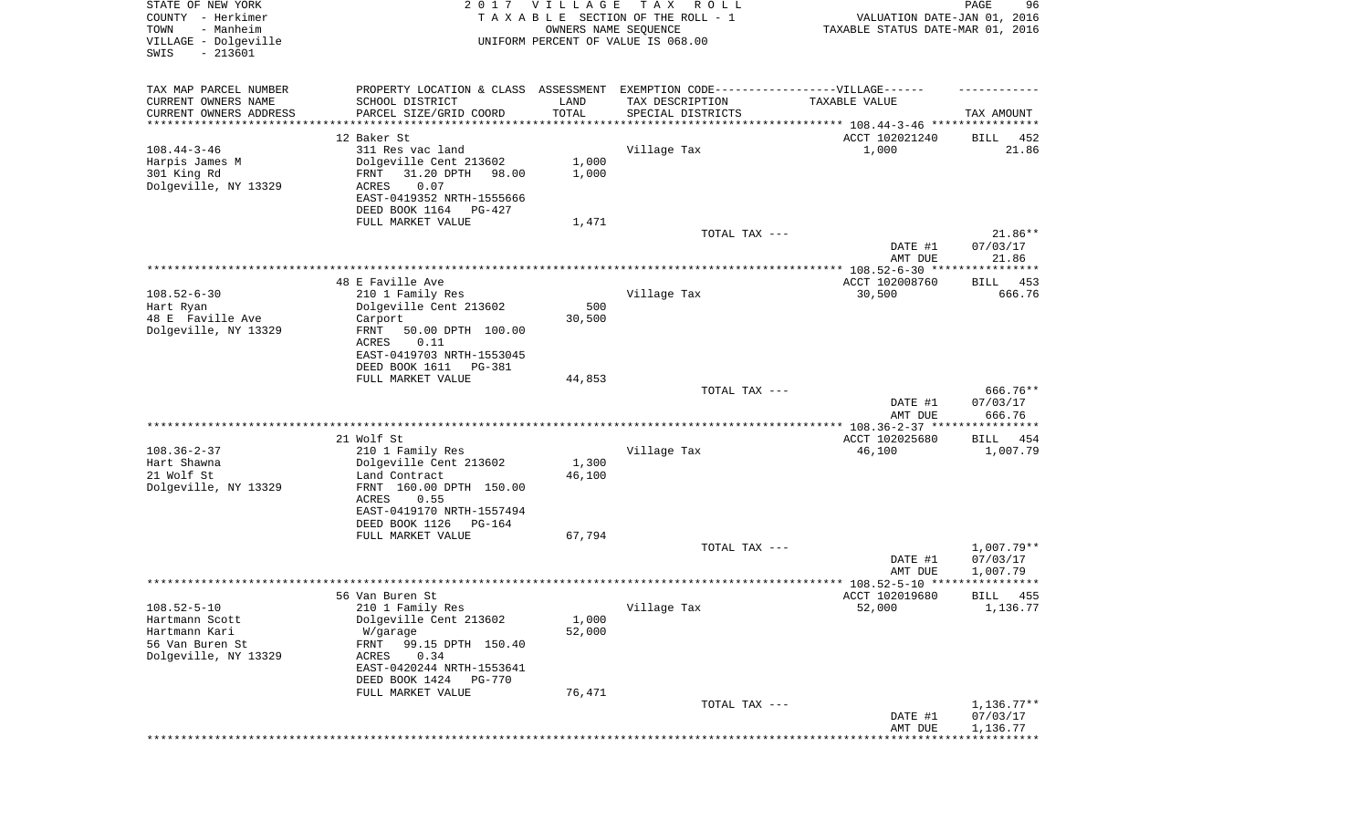STATE OF NEW YORK
COUNTY - Herkimer
TOWN - Manheim
VILLAGE - Dolgeville
SWIS - 213601

2017 VILLAGE TAX ROLL
TAXABLE SECTION OF THE ROLL - 1
OWNERS NAME SEQUENCE
UNIFORM PERCENT OF VALUE IS 068.00

VALUATION DATE-JAN 01, 2016
TAXABLE STATUS DATE-MAR 01, 2016

| TAX MAP PARCEL NUMBER / CURRENT OWNERS NAME / CURRENT OWNERS ADDRESS | PROPERTY LOCATION & CLASS / SCHOOL DISTRICT / PARCEL SIZE/GRID COORD | ASSESSMENT LAND / TOTAL | EXEMPTION CODE-----VILLAGE------ TAX DESCRIPTION / SPECIAL DISTRICTS | TAXABLE VALUE | TAX AMOUNT |
|---|---|---|---|---|---|
| ********* 108.44-3-46 ********* | | | | | |
| | 12 Baker St | | | ACCT 102021240 | BILL 452 |
| 108.44-3-46 | 311 Res vac land | | Village Tax | 1,000 | 21.86 |
| Harpis James M | Dolgeville Cent 213602 | 1,000 | | | |
| 301 King Rd | FRNT 31.20 DPTH 98.00 | 1,000 | | | |
| Dolgeville, NY 13329 | ACRES 0.07 | | | | |
| | EAST-0419352 NRTH-1555666 | | | | |
| | DEED BOOK 1164 PG-427 | | | | |
| | FULL MARKET VALUE | 1,471 | | | |
| | | | TOTAL TAX --- | | 21.86** |
| | | | | DATE #1 | 07/03/17 |
| | | | | AMT DUE | 21.86 |
| ********* 108.52-6-30 ********* | | | | | |
| | 48 E Faville Ave | | | ACCT 102008760 | BILL 453 |
| 108.52-6-30 | 210 1 Family Res | | Village Tax | 30,500 | 666.76 |
| Hart Ryan | Dolgeville Cent 213602 | 500 | | | |
| 48 E Faville Ave | Carport | 30,500 | | | |
| Dolgeville, NY 13329 | FRNT 50.00 DPTH 100.00 | | | | |
| | ACRES 0.11 | | | | |
| | EAST-0419703 NRTH-1553045 | | | | |
| | DEED BOOK 1611 PG-381 | | | | |
| | FULL MARKET VALUE | 44,853 | | | |
| | | | TOTAL TAX --- | | 666.76** |
| | | | | DATE #1 | 07/03/17 |
| | | | | AMT DUE | 666.76 |
| ********* 108.36-2-37 ********* | | | | | |
| | 21 Wolf St | | | ACCT 102025680 | BILL 454 |
| 108.36-2-37 | 210 1 Family Res | | Village Tax | 46,100 | 1,007.79 |
| Hart Shawna | Dolgeville Cent 213602 | 1,300 | | | |
| 21 Wolf St | Land Contract | 46,100 | | | |
| Dolgeville, NY 13329 | FRNT 160.00 DPTH 150.00 | | | | |
| | ACRES 0.55 | | | | |
| | EAST-0419170 NRTH-1557494 | | | | |
| | DEED BOOK 1126 PG-164 | | | | |
| | FULL MARKET VALUE | 67,794 | | | |
| | | | TOTAL TAX --- | | 1,007.79** |
| | | | | DATE #1 | 07/03/17 |
| | | | | AMT DUE | 1,007.79 |
| ********* 108.52-5-10 ********* | | | | | |
| | 56 Van Buren St | | | ACCT 102019680 | BILL 455 |
| 108.52-5-10 | 210 1 Family Res | | Village Tax | 52,000 | 1,136.77 |
| Hartmann Scott | Dolgeville Cent 213602 | 1,000 | | | |
| Hartmann Kari | W/garage | 52,000 | | | |
| 56 Van Buren St | FRNT 99.15 DPTH 150.40 | | | | |
| Dolgeville, NY 13329 | ACRES 0.34 | | | | |
| | EAST-0420244 NRTH-1553641 | | | | |
| | DEED BOOK 1424 PG-770 | | | | |
| | FULL MARKET VALUE | 76,471 | | | |
| | | | TOTAL TAX --- | | 1,136.77** |
| | | | | DATE #1 | 07/03/17 |
| | | | | AMT DUE | 1,136.77 |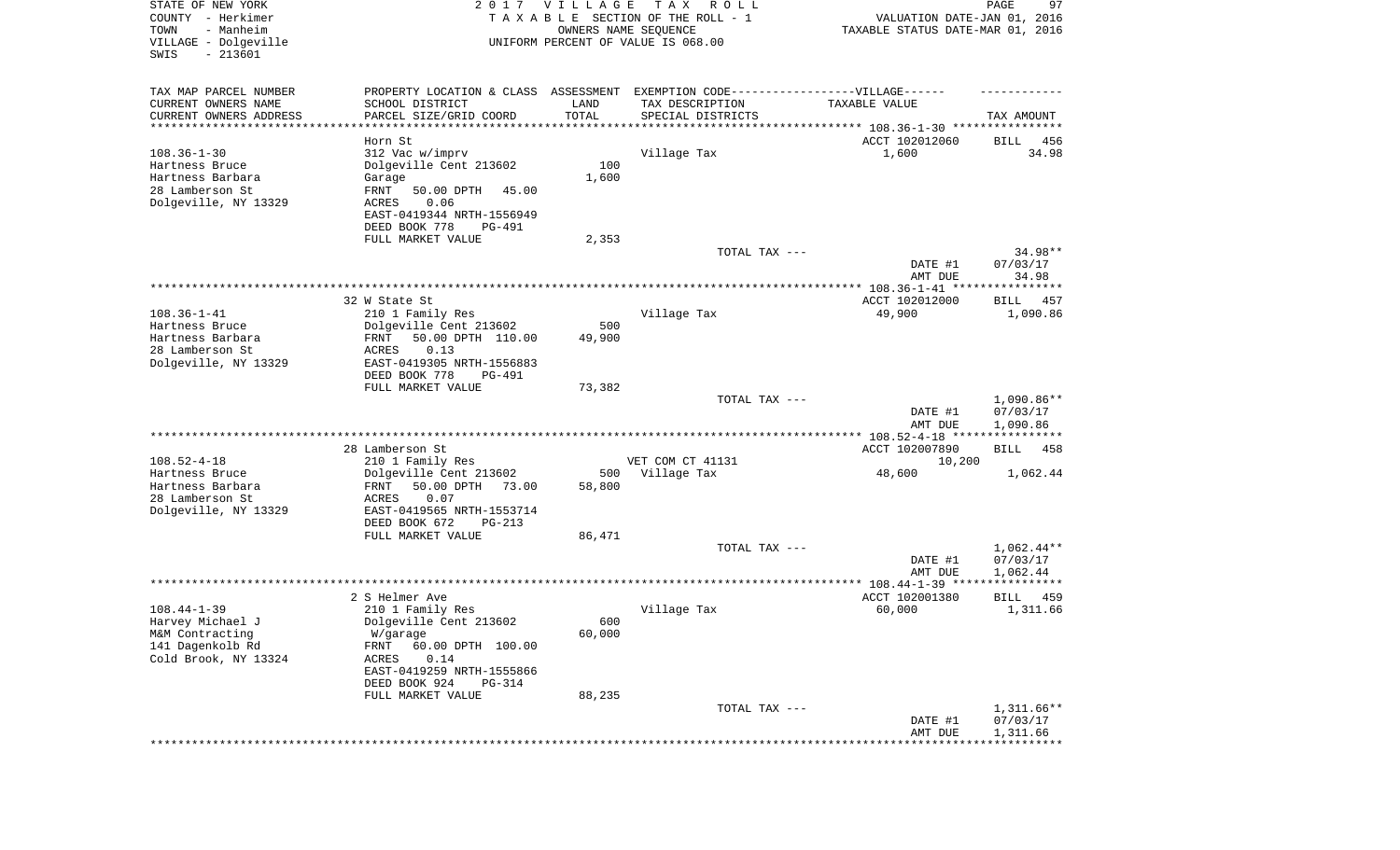STATE OF NEW YORK
COUNTY - Herkimer
TOWN - Manheim
VILLAGE - Dolgeville
SWIS - 213601

2 0 1 7 V I L L A G E T A X R O L L
T A X A B L E SECTION OF THE ROLL - 1
OWNERS NAME SEQUENCE
UNIFORM PERCENT OF VALUE IS 068.00

VALUATION DATE-JAN 01, 2016
TAXABLE STATUS DATE-MAR 01, 2016

```
TAX MAP PARCEL NUMBER     PROPERTY LOCATION & CLASS  ASSESSMENT  EXEMPTION CODE------------------VILLAGE------  ------------
CURRENT OWNERS NAME       SCHOOL DISTRICT              LAND      TAX DESCRIPTION              TAXABLE VALUE
CURRENT OWNERS ADDRESS    PARCEL SIZE/GRID COORD       TOTAL     SPECIAL DISTRICTS                                    TAX AMOUNT
******************************************************************************************* 108.36-1-30 ****************
                          Horn St                                                        ACCT 102012060     BILL   456
108.36-1-30               312 Vac w/imprv                        Village Tax                  1,600                34.98
Hartness Bruce            Dolgeville Cent 213602         100
Hartness Barbara          Garage                       1,600
28 Lamberson St           FRNT    50.00 DPTH   45.00
Dolgeville, NY 13329      ACRES     0.06
                          EAST-0419344 NRTH-1556949
                          DEED BOOK 778     PG-491
                          FULL MARKET VALUE            2,353
                                                                 TOTAL TAX ---                                    34.98**
                                                                                              DATE #1           07/03/17
                                                                                              AMT DUE              34.98
******************************************************************************************* 108.36-1-41 ****************
                          32 W State St                                                  ACCT 102012000     BILL   457
108.36-1-41               210 1 Family Res                       Village Tax                 49,900             1,090.86
Hartness Bruce            Dolgeville Cent 213602         500
Hartness Barbara          FRNT    50.00 DPTH  110.00  49,900
28 Lamberson St           ACRES     0.13
Dolgeville, NY 13329      EAST-0419305 NRTH-1556883
                          DEED BOOK 778     PG-491
                          FULL MARKET VALUE           73,382
                                                                 TOTAL TAX ---                                 1,090.86**
                                                                                              DATE #1           07/03/17
                                                                                              AMT DUE           1,090.86
******************************************************************************************* 108.52-4-18 ****************
                          28 Lamberson St                                                ACCT 102007890     BILL   458
108.52-4-18               210 1 Family Res                       VET COM CT 41131                10,200
Hartness Bruce            Dolgeville Cent 213602         500     Village Tax                 48,600             1,062.44
Hartness Barbara          FRNT    50.00 DPTH   73.00  58,800
28 Lamberson St           ACRES     0.07
Dolgeville, NY 13329      EAST-0419565 NRTH-1553714
                          DEED BOOK 672     PG-213
                          FULL MARKET VALUE           86,471
                                                                 TOTAL TAX ---                                 1,062.44**
                                                                                              DATE #1           07/03/17
                                                                                              AMT DUE           1,062.44
******************************************************************************************* 108.44-1-39 ****************
                          2 S Helmer Ave                                                 ACCT 102001380     BILL   459
108.44-1-39               210 1 Family Res                       Village Tax                 60,000             1,311.66
Harvey Michael J          Dolgeville Cent 213602         600
M&M Contracting            W/garage                   60,000
141 Dagenkolb Rd          FRNT    60.00 DPTH  100.00
Cold Brook, NY 13324      ACRES     0.14
                          EAST-0419259 NRTH-1555866
                          DEED BOOK 924     PG-314
                          FULL MARKET VALUE           88,235
                                                                 TOTAL TAX ---                                 1,311.66**
                                                                                              DATE #1           07/03/17
                                                                                              AMT DUE           1,311.66
************************************************************************************************************************
```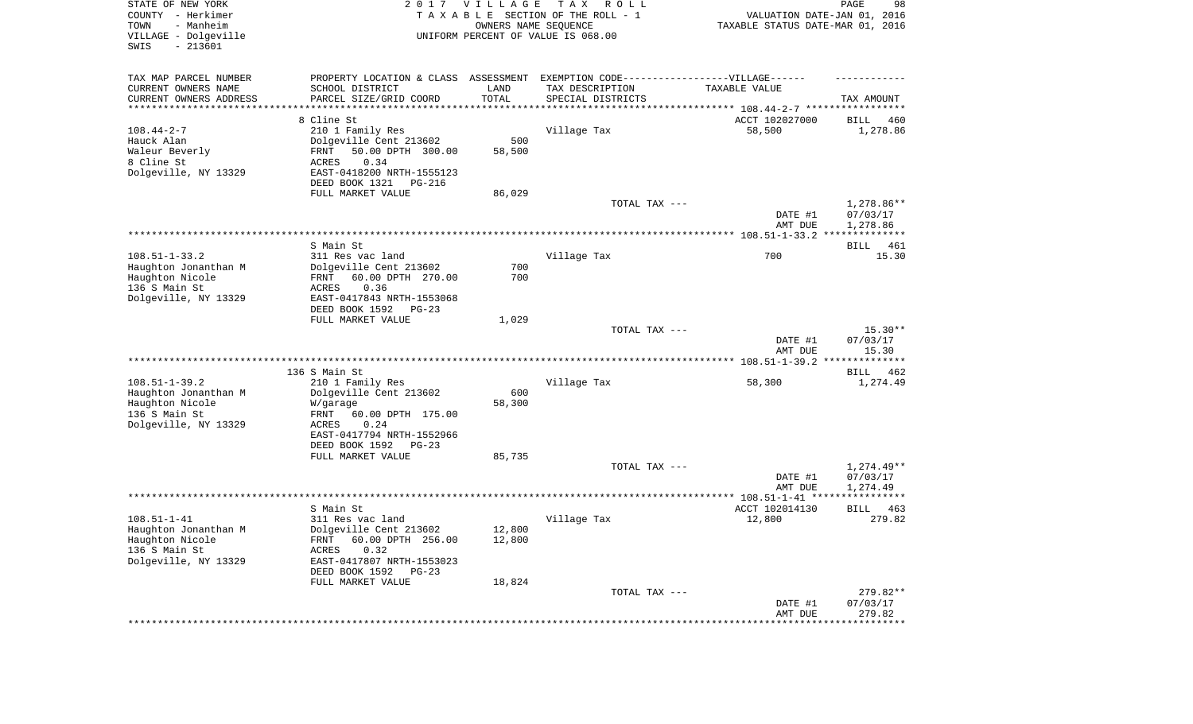STATE OF NEW YORK
COUNTY - Herkimer
TOWN - Manheim
VILLAGE - Dolgeville
SWIS - 213601

2 0 1 7 V I L L A G E T A X R O L L
T A X A B L E SECTION OF THE ROLL - 1
OWNERS NAME SEQUENCE
UNIFORM PERCENT OF VALUE IS 068.00

VALUATION DATE-JAN 01, 2016
TAXABLE STATUS DATE-MAR 01, 2016

| TAX MAP PARCEL NUMBER<br>CURRENT OWNERS NAME<br>CURRENT OWNERS ADDRESS | PROPERTY LOCATION & CLASS<br>SCHOOL DISTRICT<br>PARCEL SIZE/GRID COORD | ASSESSMENT<br>LAND<br>TOTAL | EXEMPTION CODE------------------VILLAGE------<br>TAX DESCRIPTION<br>SPECIAL DISTRICTS | TAXABLE VALUE | TAX AMOUNT |
|---|---|---|---|---|---|
| | 8 Cline St | | | ACCT 102027000 | BILL 460 |
| 108.44-2-7 | 210 1 Family Res | | Village Tax | 58,500 | 1,278.86 |
| Hauck Alan | Dolgeville Cent 213602 | 500 | | | |
| Waleur Beverly | FRNT 50.00 DPTH 300.00 | 58,500 | | | |
| 8 Cline St | ACRES 0.34 | | | | |
| Dolgeville, NY 13329 | EAST-0418200 NRTH-1555123 | | | | |
| | DEED BOOK 1321 PG-216 | | | | |
| | FULL MARKET VALUE | 86,029 | | | |
| | | | TOTAL TAX --- | | 1,278.86** |
| | | | | DATE #1 | 07/03/17 |
| | | | | AMT DUE | 1,278.86 |
| | S Main St | | | | BILL 461 |
| 108.51-1-33.2 | 311 Res vac land | | Village Tax | 700 | 15.30 |
| Haughton Jonanthan M | Dolgeville Cent 213602 | 700 | | | |
| Haughton Nicole | FRNT 60.00 DPTH 270.00 | 700 | | | |
| 136 S Main St | ACRES 0.36 | | | | |
| Dolgeville, NY 13329 | EAST-0417843 NRTH-1553068 | | | | |
| | DEED BOOK 1592 PG-23 | | | | |
| | FULL MARKET VALUE | 1,029 | | | |
| | | | TOTAL TAX --- | | 15.30** |
| | | | | DATE #1 | 07/03/17 |
| | | | | AMT DUE | 15.30 |
| | 136 S Main St | | | | BILL 462 |
| 108.51-1-39.2 | 210 1 Family Res | | Village Tax | 58,300 | 1,274.49 |
| Haughton Jonanthan M | Dolgeville Cent 213602 | 600 | | | |
| Haughton Nicole | W/garage | 58,300 | | | |
| 136 S Main St | FRNT 60.00 DPTH 175.00 | | | | |
| Dolgeville, NY 13329 | ACRES 0.24 | | | | |
| | EAST-0417794 NRTH-1552966 | | | | |
| | DEED BOOK 1592 PG-23 | | | | |
| | FULL MARKET VALUE | 85,735 | | | |
| | | | TOTAL TAX --- | | 1,274.49** |
| | | | | DATE #1 | 07/03/17 |
| | | | | AMT DUE | 1,274.49 |
| | S Main St | | | ACCT 102014130 | BILL 463 |
| 108.51-1-41 | 311 Res vac land | | Village Tax | 12,800 | 279.82 |
| Haughton Jonanthan M | Dolgeville Cent 213602 | 12,800 | | | |
| Haughton Nicole | FRNT 60.00 DPTH 256.00 | 12,800 | | | |
| 136 S Main St | ACRES 0.32 | | | | |
| Dolgeville, NY 13329 | EAST-0417807 NRTH-1553023 | | | | |
| | DEED BOOK 1592 PG-23 | | | | |
| | FULL MARKET VALUE | 18,824 | | | |
| | | | TOTAL TAX --- | | 279.82** |
| | | | | DATE #1 | 07/03/17 |
| | | | | AMT DUE | 279.82 |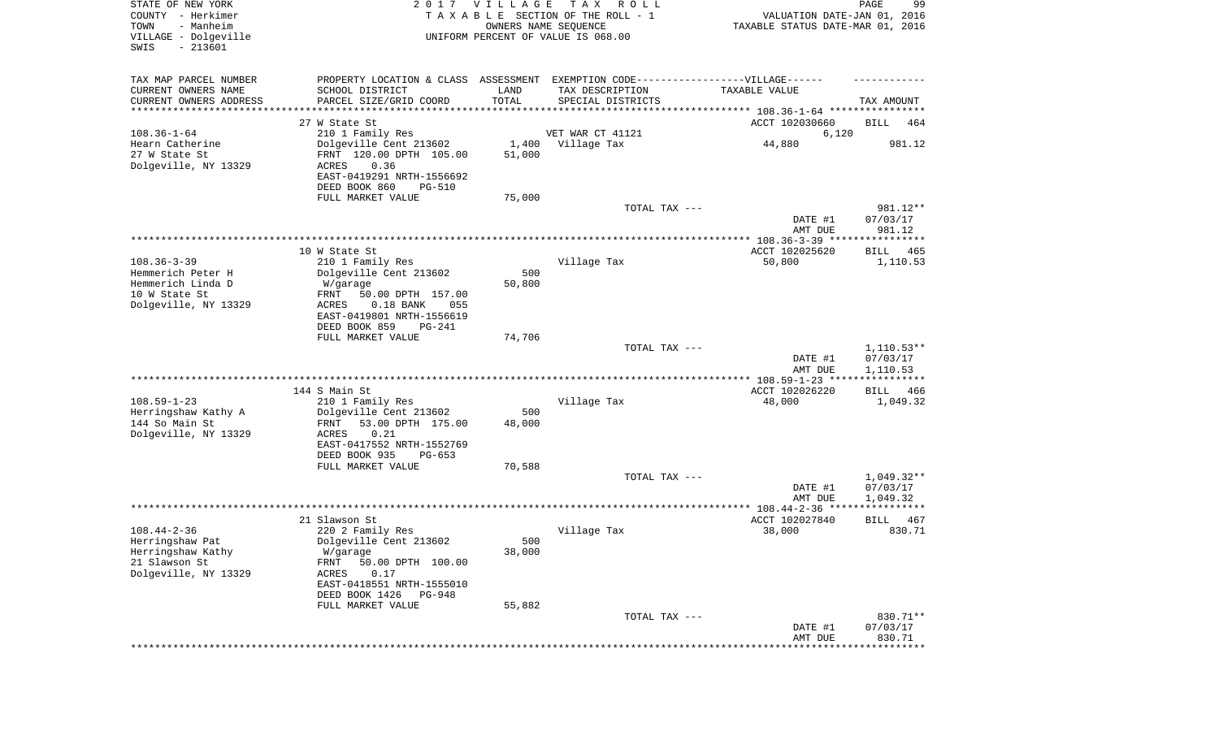STATE OF NEW YORK
COUNTY - Herkimer
TOWN - Manheim
VILLAGE - Dolgeville
SWIS - 213601

2017 VILLAGE TAX ROLL
TAXABLE SECTION OF THE ROLL - 1
OWNERS NAME SEQUENCE
UNIFORM PERCENT OF VALUE IS 068.00

VALUATION DATE-JAN 01, 2016
TAXABLE STATUS DATE-MAR 01, 2016

| TAX MAP PARCEL NUMBER / CURRENT OWNERS NAME / CURRENT OWNERS ADDRESS | PROPERTY LOCATION & CLASS / SCHOOL DISTRICT / PARCEL SIZE/GRID COORD | ASSESSMENT LAND / TOTAL | EXEMPTION CODE / TAX DESCRIPTION / SPECIAL DISTRICTS | TAXABLE VALUE | TAX AMOUNT |
|---|---|---|---|---|---|
| | 27 W State St | | | ACCT 102030660 | BILL 464 |
| 108.36-1-64 | 210 1 Family Res | | VET WAR CT 41121 | 6,120 | |
| Hearn Catherine | Dolgeville Cent 213602 | 1,400 | Village Tax | 44,880 | 981.12 |
| 27 W State St | FRNT 120.00 DPTH 105.00 | 51,000 | | | |
| Dolgeville, NY 13329 | ACRES 0.36 | | | | |
| | EAST-0419291 NRTH-1556692 | | | | |
| | DEED BOOK 860 PG-510 | | | | |
| | FULL MARKET VALUE | 75,000 | | | |
| | | | TOTAL TAX --- | | 981.12** |
| | | | | DATE #1 | 07/03/17 |
| | | | | AMT DUE | 981.12 |
| | 10 W State St | | | ACCT 102025620 | BILL 465 |
| 108.36-3-39 | 210 1 Family Res | | Village Tax | 50,800 | 1,110.53 |
| Hemmerich Peter H | Dolgeville Cent 213602 | 500 | | | |
| Hemmerich Linda D | W/garage | 50,800 | | | |
| 10 W State St | FRNT 50.00 DPTH 157.00 | | | | |
| Dolgeville, NY 13329 | ACRES 0.18 BANK 055 | | | | |
| | EAST-0419801 NRTH-1556619 | | | | |
| | DEED BOOK 859 PG-241 | | | | |
| | FULL MARKET VALUE | 74,706 | | | |
| | | | TOTAL TAX --- | | 1,110.53** |
| | | | | DATE #1 | 07/03/17 |
| | | | | AMT DUE | 1,110.53 |
| | 144 S Main St | | | ACCT 102026220 | BILL 466 |
| 108.59-1-23 | 210 1 Family Res | | Village Tax | 48,000 | 1,049.32 |
| Herringshaw Kathy A | Dolgeville Cent 213602 | 500 | | | |
| 144 So Main St | FRNT 53.00 DPTH 175.00 | 48,000 | | | |
| Dolgeville, NY 13329 | ACRES 0.21 | | | | |
| | EAST-0417552 NRTH-1552769 | | | | |
| | DEED BOOK 935 PG-653 | | | | |
| | FULL MARKET VALUE | 70,588 | | | |
| | | | TOTAL TAX --- | | 1,049.32** |
| | | | | DATE #1 | 07/03/17 |
| | | | | AMT DUE | 1,049.32 |
| | 21 Slawson St | | | ACCT 102027840 | BILL 467 |
| 108.44-2-36 | 220 2 Family Res | | Village Tax | 38,000 | 830.71 |
| Herringshaw Pat | Dolgeville Cent 213602 | 500 | | | |
| Herringshaw Kathy | W/garage | 38,000 | | | |
| 21 Slawson St | FRNT 50.00 DPTH 100.00 | | | | |
| Dolgeville, NY 13329 | ACRES 0.17 | | | | |
| | EAST-0418551 NRTH-1555010 | | | | |
| | DEED BOOK 1426 PG-948 | | | | |
| | FULL MARKET VALUE | 55,882 | | | |
| | | | TOTAL TAX --- | | 830.71** |
| | | | | DATE #1 | 07/03/17 |
| | | | | AMT DUE | 830.71 |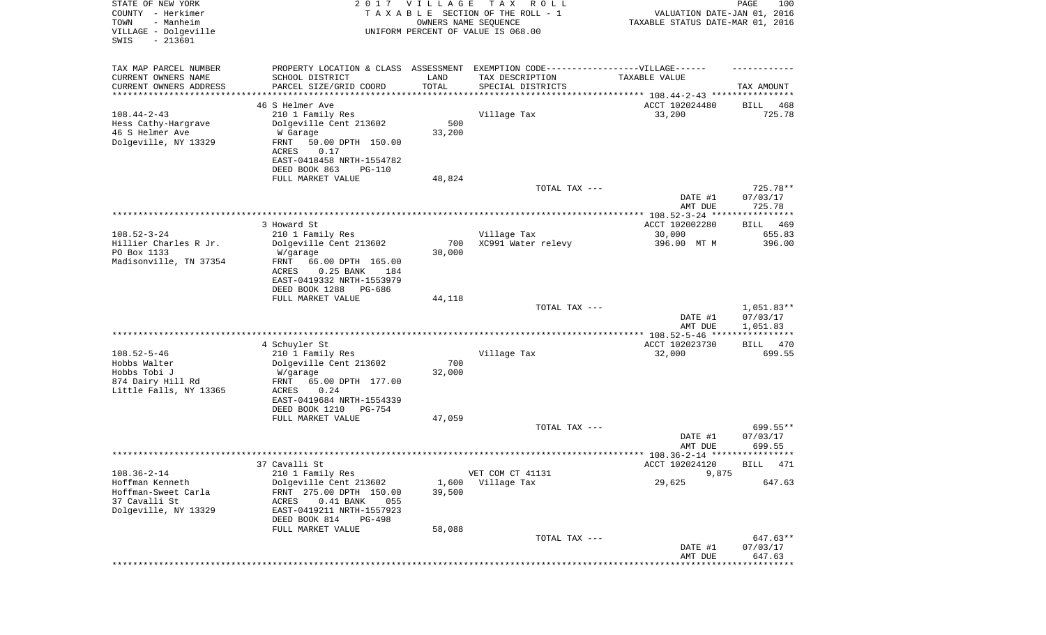STATE OF NEW YORK
COUNTY - Herkimer
TOWN - Manheim
VILLAGE - Dolgeville
SWIS - 213601

2 0 1 7 V I L L A G E T A X R O L L
T A X A B L E SECTION OF THE ROLL - 1
OWNERS NAME SEQUENCE
UNIFORM PERCENT OF VALUE IS 068.00

VALUATION DATE-JAN 01, 2016
TAXABLE STATUS DATE-MAR 01, 2016

| TAX MAP PARCEL NUMBER / CURRENT OWNERS NAME / CURRENT OWNERS ADDRESS | PROPERTY LOCATION & CLASS / SCHOOL DISTRICT / PARCEL SIZE/GRID COORD | ASSESSMENT LAND / TOTAL | EXEMPTION CODE / TAX DESCRIPTION / SPECIAL DISTRICTS | TAXABLE VALUE | TAX AMOUNT |
|---|---|---|---|---|---|
| | 46 S Helmer Ave | | | ACCT 102024480 | BILL 468 |
| 108.44-2-43 | 210 1 Family Res | | Village Tax | 33,200 | 725.78 |
| Hess Cathy-Hargrave | Dolgeville Cent 213602 | 500 | | | |
| 46 S Helmer Ave | W Garage | 33,200 | | | |
| Dolgeville, NY 13329 | FRNT 50.00 DPTH 150.00 | | | | |
| | ACRES 0.17 | | | | |
| | EAST-0418458 NRTH-1554782 | | | | |
| | DEED BOOK 863 PG-110 | | | | |
| | FULL MARKET VALUE | 48,824 | | | |
| | | | TOTAL TAX --- | | 725.78** |
| | | | | DATE #1 | 07/03/17 |
| | | | | AMT DUE | 725.78 |
| | 3 Howard St | | | ACCT 102002280 | BILL 469 |
| 108.52-3-24 | 210 1 Family Res | | Village Tax | 30,000 | 655.83 |
| Hillier Charles R Jr. | Dolgeville Cent 213602 | 700 | XC991 Water relevy | 396.00 MT M | 396.00 |
| PO Box 1133 | W/garage | 30,000 | | | |
| Madisonville, TN 37354 | FRNT 66.00 DPTH 165.00 | | | | |
| | ACRES 0.25 BANK 184 | | | | |
| | EAST-0419332 NRTH-1553979 | | | | |
| | DEED BOOK 1288 PG-686 | | | | |
| | FULL MARKET VALUE | 44,118 | | | |
| | | | TOTAL TAX --- | | 1,051.83** |
| | | | | DATE #1 | 07/03/17 |
| | | | | AMT DUE | 1,051.83 |
| | 4 Schuyler St | | | ACCT 102023730 | BILL 470 |
| 108.52-5-46 | 210 1 Family Res | | Village Tax | 32,000 | 699.55 |
| Hobbs Walter | Dolgeville Cent 213602 | 700 | | | |
| Hobbs Tobi J | W/garage | 32,000 | | | |
| 874 Dairy Hill Rd | FRNT 65.00 DPTH 177.00 | | | | |
| Little Falls, NY 13365 | ACRES 0.24 | | | | |
| | EAST-0419684 NRTH-1554339 | | | | |
| | DEED BOOK 1210 PG-754 | | | | |
| | FULL MARKET VALUE | 47,059 | | | |
| | | | TOTAL TAX --- | | 699.55** |
| | | | | DATE #1 | 07/03/17 |
| | | | | AMT DUE | 699.55 |
| | 37 Cavalli St | | | ACCT 102024120 | BILL 471 |
| 108.36-2-14 | 210 1 Family Res | | VET COM CT 41131 | 9,875 | |
| Hoffman Kenneth | Dolgeville Cent 213602 | 1,600 | Village Tax | 29,625 | 647.63 |
| Hoffman-Sweet Carla | FRNT 275.00 DPTH 150.00 | 39,500 | | | |
| 37 Cavalli St | ACRES 0.41 BANK 055 | | | | |
| Dolgeville, NY 13329 | EAST-0419211 NRTH-1557923 | | | | |
| | DEED BOOK 814 PG-498 | | | | |
| | FULL MARKET VALUE | 58,088 | | | |
| | | | TOTAL TAX --- | | 647.63** |
| | | | | DATE #1 | 07/03/17 |
| | | | | AMT DUE | 647.63 |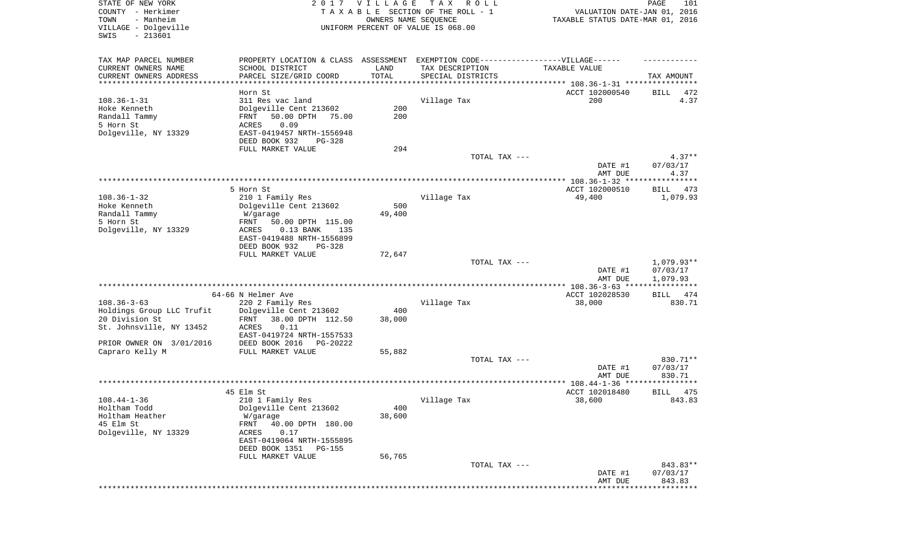STATE OF NEW YORK
COUNTY - Herkimer
TOWN - Manheim
VILLAGE - Dolgeville
SWIS - 213601

2 0 1 7 V I L L A G E T A X R O L L
T A X A B L E SECTION OF THE ROLL - 1
OWNERS NAME SEQUENCE
UNIFORM PERCENT OF VALUE IS 068.00

VALUATION DATE-JAN 01, 2016
TAXABLE STATUS DATE-MAR 01, 2016

| TAX MAP PARCEL NUMBER<br>CURRENT OWNERS NAME<br>CURRENT OWNERS ADDRESS | PROPERTY LOCATION & CLASS<br>SCHOOL DISTRICT<br>PARCEL SIZE/GRID COORD | ASSESSMENT<br>LAND<br>TOTAL | EXEMPTION CODE-----VILLAGE------<br>TAX DESCRIPTION<br>SPECIAL DISTRICTS | TAXABLE VALUE | TAX AMOUNT |
|---|---|---|---|---|---|
| | Horn St | | | ACCT 102000540 | BILL 472 |
| 108.36-1-31 | 311 Res vac land | | Village Tax | 200 | 4.37 |
| Hoke Kenneth | Dolgeville Cent 213602 | 200 | | | |
| Randall Tammy | FRNT 50.00 DPTH 75.00 | 200 | | | |
| 5 Horn St | ACRES 0.09 | | | | |
| Dolgeville, NY 13329 | EAST-0419457 NRTH-1556948 | | | | |
| | DEED BOOK 932 PG-328 | | | | |
| | FULL MARKET VALUE | 294 | | | |
| | | | TOTAL TAX --- | | 4.37** |
| | | | | DATE #1 | 07/03/17 |
| | | | | AMT DUE | 4.37 |
| | 5 Horn St | | | ACCT 102000510 | BILL 473 |
| 108.36-1-32 | 210 1 Family Res | | Village Tax | 49,400 | 1,079.93 |
| Hoke Kenneth | Dolgeville Cent 213602 | 500 | | | |
| Randall Tammy | W/garage | 49,400 | | | |
| 5 Horn St | FRNT 50.00 DPTH 115.00 | | | | |
| Dolgeville, NY 13329 | ACRES 0.13 BANK 135 | | | | |
| | EAST-0419488 NRTH-1556899 | | | | |
| | DEED BOOK 932 PG-328 | | | | |
| | FULL MARKET VALUE | 72,647 | | | |
| | | | TOTAL TAX --- | | 1,079.93** |
| | | | | DATE #1 | 07/03/17 |
| | | | | AMT DUE | 1,079.93 |
| | 64-66 N Helmer Ave | | | ACCT 102028530 | BILL 474 |
| 108.36-3-63 | 220 2 Family Res | | Village Tax | 38,000 | 830.71 |
| Holdings Group LLC Trufit | Dolgeville Cent 213602 | 400 | | | |
| 20 Division St | FRNT 38.00 DPTH 112.50 | 38,000 | | | |
| St. Johnsville, NY 13452 | ACRES 0.11 | | | | |
| | EAST-0419724 NRTH-1557533 | | | | |
| PRIOR OWNER ON 3/01/2016 | DEED BOOK 2016 PG-20222 | | | | |
| Capraro Kelly M | FULL MARKET VALUE | 55,882 | | | |
| | | | TOTAL TAX --- | | 830.71** |
| | | | | DATE #1 | 07/03/17 |
| | | | | AMT DUE | 830.71 |
| | 45 Elm St | | | ACCT 102018480 | BILL 475 |
| 108.44-1-36 | 210 1 Family Res | | Village Tax | 38,600 | 843.83 |
| Holtham Todd | Dolgeville Cent 213602 | 400 | | | |
| Holtham Heather | W/garage | 38,600 | | | |
| 45 Elm St | FRNT 40.00 DPTH 180.00 | | | | |
| Dolgeville, NY 13329 | ACRES 0.17 | | | | |
| | EAST-0419064 NRTH-1555895 | | | | |
| | DEED BOOK 1351 PG-155 | | | | |
| | FULL MARKET VALUE | 56,765 | | | |
| | | | TOTAL TAX --- | | 843.83** |
| | | | | DATE #1 | 07/03/17 |
| | | | | AMT DUE | 843.83 |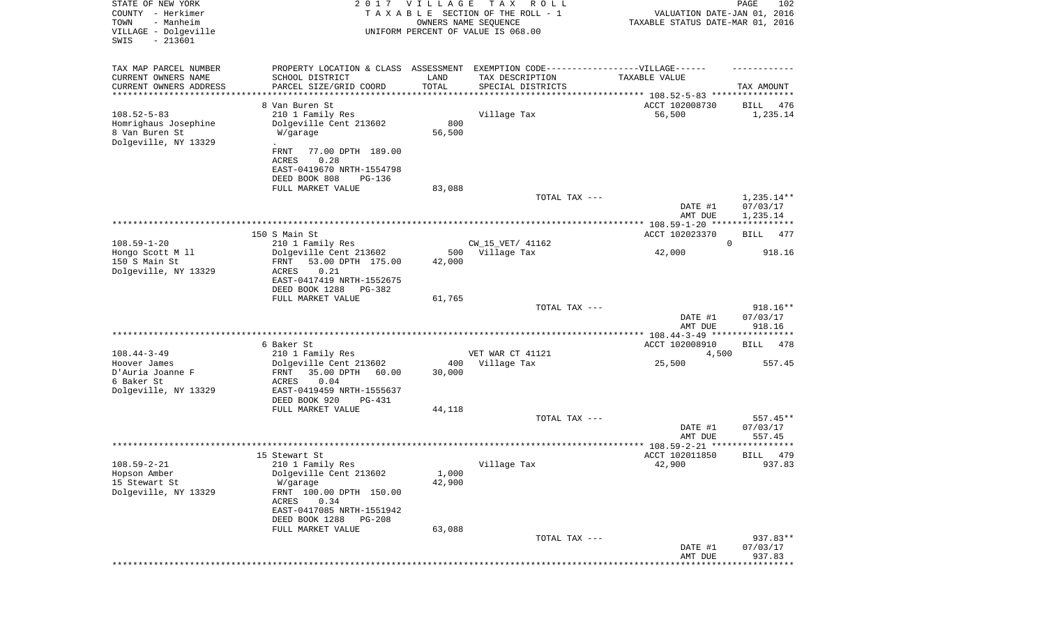STATE OF NEW YORK
COUNTY - Herkimer
TOWN - Manheim
VILLAGE - Dolgeville
SWIS - 213601

2 0 1 7 V I L L A G E T A X R O L L
T A X A B L E SECTION OF THE ROLL - 1
OWNERS NAME SEQUENCE
UNIFORM PERCENT OF VALUE IS 068.00

VALUATION DATE-JAN 01, 2016
TAXABLE STATUS DATE-MAR 01, 2016

| TAX MAP PARCEL NUMBER / CURRENT OWNERS NAME / CURRENT OWNERS ADDRESS | PROPERTY LOCATION & CLASS / SCHOOL DISTRICT / PARCEL SIZE/GRID COORD | ASSESSMENT LAND / TOTAL | EXEMPTION CODE / TAX DESCRIPTION / SPECIAL DISTRICTS | TAXABLE VALUE | TAX AMOUNT |
|---|---|---|---|---|---|
| | 8 Van Buren St | | | ACCT 102008730 | BILL 476 |
| 108.52-5-83 | 210 1 Family Res | | Village Tax | 56,500 | 1,235.14 |
| Homrighaus Josephine | Dolgeville Cent 213602 | 800 | | | |
| 8 Van Buren St | W/garage | 56,500 | | | |
| Dolgeville, NY 13329 | . | | | | |
| | FRNT 77.00 DPTH 189.00 | | | | |
| | ACRES 0.28 | | | | |
| | EAST-0419670 NRTH-1554798 | | | | |
| | DEED BOOK 808 PG-136 | | | | |
| | FULL MARKET VALUE | 83,088 | | | |
| | | | TOTAL TAX --- | | 1,235.14** |
| | | | | DATE #1 | 07/03/17 |
| | | | | AMT DUE | 1,235.14 |
| | 150 S Main St | | | ACCT 102023370 | BILL 477 |
| 108.59-1-20 | 210 1 Family Res | | CW_15_VET/ 41162 | 0 | |
| Hongo Scott M ll | Dolgeville Cent 213602 | 500 | Village Tax | 42,000 | 918.16 |
| 150 S Main St | FRNT 53.00 DPTH 175.00 | 42,000 | | | |
| Dolgeville, NY 13329 | ACRES 0.21 | | | | |
| | EAST-0417419 NRTH-1552675 | | | | |
| | DEED BOOK 1288 PG-382 | | | | |
| | FULL MARKET VALUE | 61,765 | | | |
| | | | TOTAL TAX --- | | 918.16** |
| | | | | DATE #1 | 07/03/17 |
| | | | | AMT DUE | 918.16 |
| | 6 Baker St | | | ACCT 102008910 | BILL 478 |
| 108.44-3-49 | 210 1 Family Res | | VET WAR CT 41121 | 4,500 | |
| Hoover James | Dolgeville Cent 213602 | 400 | Village Tax | 25,500 | 557.45 |
| D'Auria Joanne F | FRNT 35.00 DPTH 60.00 | 30,000 | | | |
| 6 Baker St | ACRES 0.04 | | | | |
| Dolgeville, NY 13329 | EAST-0419459 NRTH-1555637 | | | | |
| | DEED BOOK 920 PG-431 | | | | |
| | FULL MARKET VALUE | 44,118 | | | |
| | | | TOTAL TAX --- | | 557.45** |
| | | | | DATE #1 | 07/03/17 |
| | | | | AMT DUE | 557.45 |
| | 15 Stewart St | | | ACCT 102011850 | BILL 479 |
| 108.59-2-21 | 210 1 Family Res | | Village Tax | 42,900 | 937.83 |
| Hopson Amber | Dolgeville Cent 213602 | 1,000 | | | |
| 15 Stewart St | W/garage | 42,900 | | | |
| Dolgeville, NY 13329 | FRNT 100.00 DPTH 150.00 | | | | |
| | ACRES 0.34 | | | | |
| | EAST-0417085 NRTH-1551942 | | | | |
| | DEED BOOK 1288 PG-208 | | | | |
| | FULL MARKET VALUE | 63,088 | | | |
| | | | TOTAL TAX --- | | 937.83** |
| | | | | DATE #1 | 07/03/17 |
| | | | | AMT DUE | 937.83 |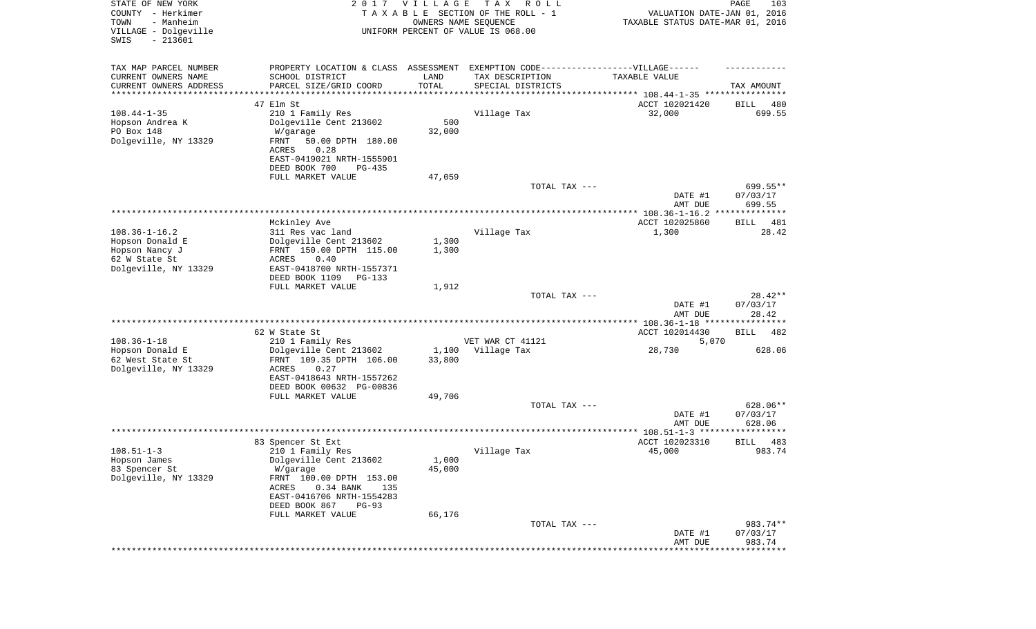STATE OF NEW YORK
COUNTY - Herkimer
TOWN - Manheim
VILLAGE - Dolgeville
SWIS - 213601

**2017 VILLAGE TAX ROLL**
TAXABLE SECTION OF THE ROLL - 1
OWNERS NAME SEQUENCE
UNIFORM PERCENT OF VALUE IS 068.00

VALUATION DATE-JAN 01, 2016
TAXABLE STATUS DATE-MAR 01, 2016

| TAX MAP PARCEL NUMBER / CURRENT OWNERS NAME / CURRENT OWNERS ADDRESS | PROPERTY LOCATION & CLASS / SCHOOL DISTRICT / PARCEL SIZE/GRID COORD | ASSESSMENT LAND / TOTAL | EXEMPTION CODE / TAX DESCRIPTION / SPECIAL DISTRICTS | TAXABLE VALUE | TAX AMOUNT |
|---|---|---|---|---|---|
| | 47 Elm St | | | ACCT 102021420 | BILL 480 |
| 108.44-1-35 | 210 1 Family Res | | Village Tax | 32,000 | 699.55 |
| Hopson Andrea K | Dolgeville Cent 213602 | 500 | | | |
| PO Box 148 | W/garage | 32,000 | | | |
| Dolgeville, NY 13329 | FRNT 50.00 DPTH 180.00 | | | | |
| | ACRES 0.28 | | | | |
| | EAST-0419021 NRTH-1555901 | | | | |
| | DEED BOOK 700 PG-435 | | | | |
| | FULL MARKET VALUE | 47,059 | | | |
| | | | TOTAL TAX --- | | 699.55** |
| | | | | DATE #1 | 07/03/17 |
| | | | | AMT DUE | 699.55 |
| | Mckinley Ave | | | ACCT 102025860 | BILL 481 |
| 108.36-1-16.2 | 311 Res vac land | | Village Tax | 1,300 | 28.42 |
| Hopson Donald E | Dolgeville Cent 213602 | 1,300 | | | |
| Hopson Nancy J | FRNT 150.00 DPTH 115.00 | 1,300 | | | |
| 62 W State St | ACRES 0.40 | | | | |
| Dolgeville, NY 13329 | EAST-0418700 NRTH-1557371 | | | | |
| | DEED BOOK 1109 PG-133 | | | | |
| | FULL MARKET VALUE | 1,912 | | | |
| | | | TOTAL TAX --- | | 28.42** |
| | | | | DATE #1 | 07/03/17 |
| | | | | AMT DUE | 28.42 |
| | 62 W State St | | | ACCT 102014430 | BILL 482 |
| 108.36-1-18 | 210 1 Family Res | | VET WAR CT 41121 | 5,070 | |
| Hopson Donald E | Dolgeville Cent 213602 | 1,100 | Village Tax | 28,730 | 628.06 |
| 62 West State St | FRNT 109.35 DPTH 106.00 | 33,800 | | | |
| Dolgeville, NY 13329 | ACRES 0.27 | | | | |
| | EAST-0418643 NRTH-1557262 | | | | |
| | DEED BOOK 00632 PG-00836 | | | | |
| | FULL MARKET VALUE | 49,706 | | | |
| | | | TOTAL TAX --- | | 628.06** |
| | | | | DATE #1 | 07/03/17 |
| | | | | AMT DUE | 628.06 |
| | 83 Spencer St Ext | | | ACCT 102023310 | BILL 483 |
| 108.51-1-3 | 210 1 Family Res | | Village Tax | 45,000 | 983.74 |
| Hopson James | Dolgeville Cent 213602 | 1,000 | | | |
| 83 Spencer St | W/garage | 45,000 | | | |
| Dolgeville, NY 13329 | FRNT 100.00 DPTH 153.00 | | | | |
| | ACRES 0.34 BANK 135 | | | | |
| | EAST-0416706 NRTH-1554283 | | | | |
| | DEED BOOK 867 PG-93 | | | | |
| | FULL MARKET VALUE | 66,176 | | | |
| | | | TOTAL TAX --- | | 983.74** |
| | | | | DATE #1 | 07/03/17 |
| | | | | AMT DUE | 983.74 |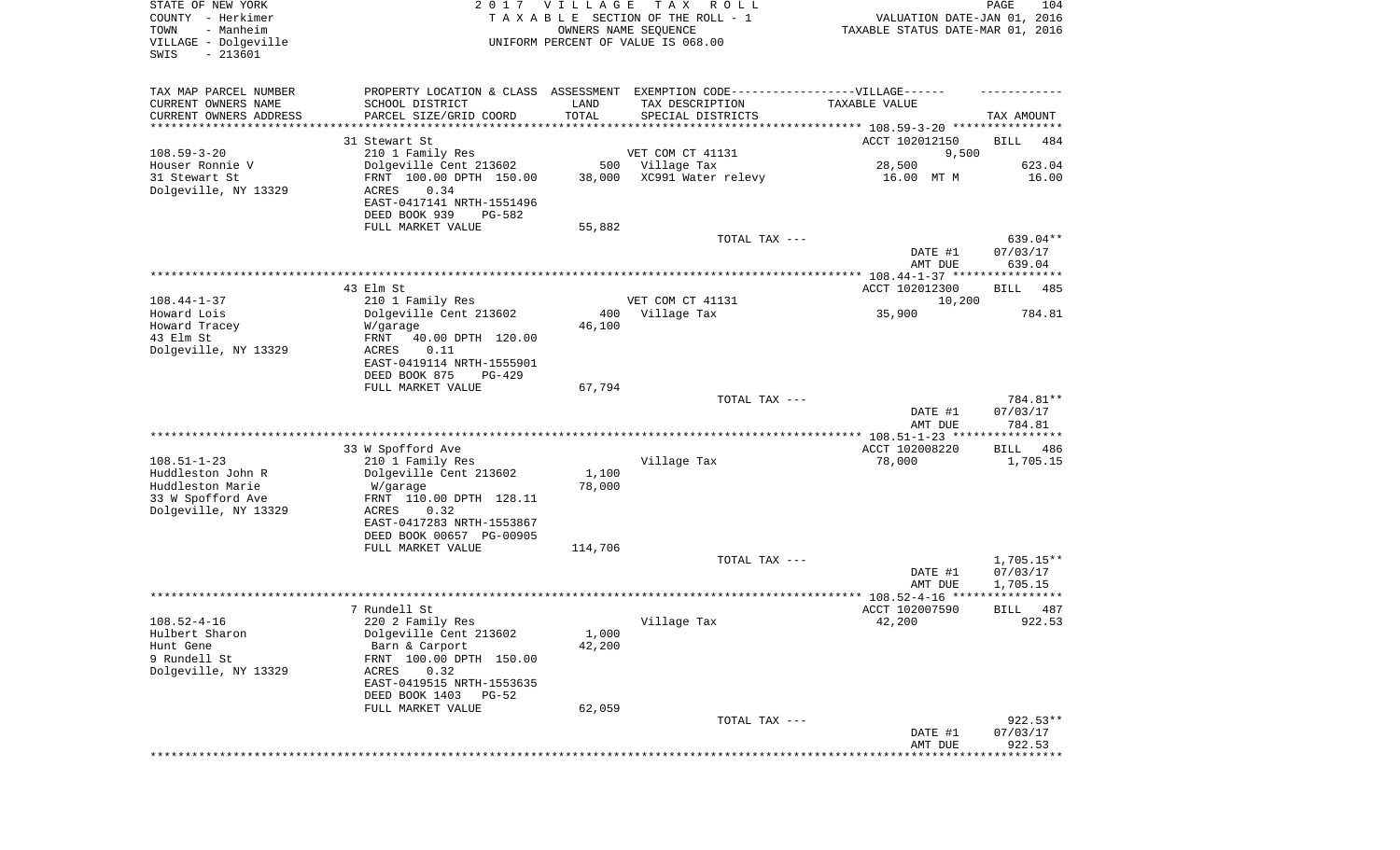STATE OF NEW YORK
COUNTY - Herkimer
TOWN - Manheim
VILLAGE - Dolgeville
SWIS - 213601

2 0 1 7 V I L L A G E T A X R O L L
T A X A B L E SECTION OF THE ROLL - 1
OWNERS NAME SEQUENCE
UNIFORM PERCENT OF VALUE IS 068.00

VALUATION DATE-JAN 01, 2016
TAXABLE STATUS DATE-MAR 01, 2016

| TAX MAP PARCEL NUMBER<br>CURRENT OWNERS NAME<br>CURRENT OWNERS ADDRESS | PROPERTY LOCATION & CLASS<br>SCHOOL DISTRICT<br>PARCEL SIZE/GRID COORD | ASSESSMENT<br>LAND<br>TOTAL | EXEMPTION CODE------VILLAGE------<br>TAX DESCRIPTION<br>SPECIAL DISTRICTS | TAXABLE VALUE | TAX AMOUNT |
|---|---|---|---|---|---|
| | 31 Stewart St | | | ACCT 102012150 | BILL 484 |
| 108.59-3-20 | 210 1 Family Res | | VET COM CT 41131 | 9,500 | |
| Houser Ronnie V | Dolgeville Cent 213602 | 500 | Village Tax | 28,500 | 623.04 |
| 31 Stewart St | FRNT 100.00 DPTH 150.00 | 38,000 | XC991 Water relevy | 16.00 MT M | 16.00 |
| Dolgeville, NY 13329 | ACRES 0.34 | | | | |
| | EAST-0417141 NRTH-1551496 | | | | |
| | DEED BOOK 939 PG-582 | | | | |
| | FULL MARKET VALUE | 55,882 | | | |
| | | | TOTAL TAX --- | | 639.04** |
| | | | | DATE #1 | 07/03/17 |
| | | | | AMT DUE | 639.04 |
| | 43 Elm St | | | ACCT 102012300 | BILL 485 |
| 108.44-1-37 | 210 1 Family Res | | VET COM CT 41131 | 10,200 | |
| Howard Lois | Dolgeville Cent 213602 | 400 | Village Tax | 35,900 | 784.81 |
| Howard Tracey | W/garage | 46,100 | | | |
| 43 Elm St | FRNT 40.00 DPTH 120.00 | | | | |
| Dolgeville, NY 13329 | ACRES 0.11 | | | | |
| | EAST-0419114 NRTH-1555901 | | | | |
| | DEED BOOK 875 PG-429 | | | | |
| | FULL MARKET VALUE | 67,794 | | | |
| | | | TOTAL TAX --- | | 784.81** |
| | | | | DATE #1 | 07/03/17 |
| | | | | AMT DUE | 784.81 |
| | 33 W Spofford Ave | | | ACCT 102008220 | BILL 486 |
| 108.51-1-23 | 210 1 Family Res | | Village Tax | 78,000 | 1,705.15 |
| Huddleston John R | Dolgeville Cent 213602 | 1,100 | | | |
| Huddleston Marie | W/garage | 78,000 | | | |
| 33 W Spofford Ave | FRNT 110.00 DPTH 128.11 | | | | |
| Dolgeville, NY 13329 | ACRES 0.32 | | | | |
| | EAST-0417283 NRTH-1553867 | | | | |
| | DEED BOOK 00657 PG-00905 | | | | |
| | FULL MARKET VALUE | 114,706 | | | |
| | | | TOTAL TAX --- | | 1,705.15** |
| | | | | DATE #1 | 07/03/17 |
| | | | | AMT DUE | 1,705.15 |
| | 7 Rundell St | | | ACCT 102007590 | BILL 487 |
| 108.52-4-16 | 220 2 Family Res | | Village Tax | 42,200 | 922.53 |
| Hulbert Sharon | Dolgeville Cent 213602 | 1,000 | | | |
| Hunt Gene | Barn & Carport | 42,200 | | | |
| 9 Rundell St | FRNT 100.00 DPTH 150.00 | | | | |
| Dolgeville, NY 13329 | ACRES 0.32 | | | | |
| | EAST-0419515 NRTH-1553635 | | | | |
| | DEED BOOK 1403 PG-52 | | | | |
| | FULL MARKET VALUE | 62,059 | | | |
| | | | TOTAL TAX --- | | 922.53** |
| | | | | DATE #1 | 07/03/17 |
| | | | | AMT DUE | 922.53 |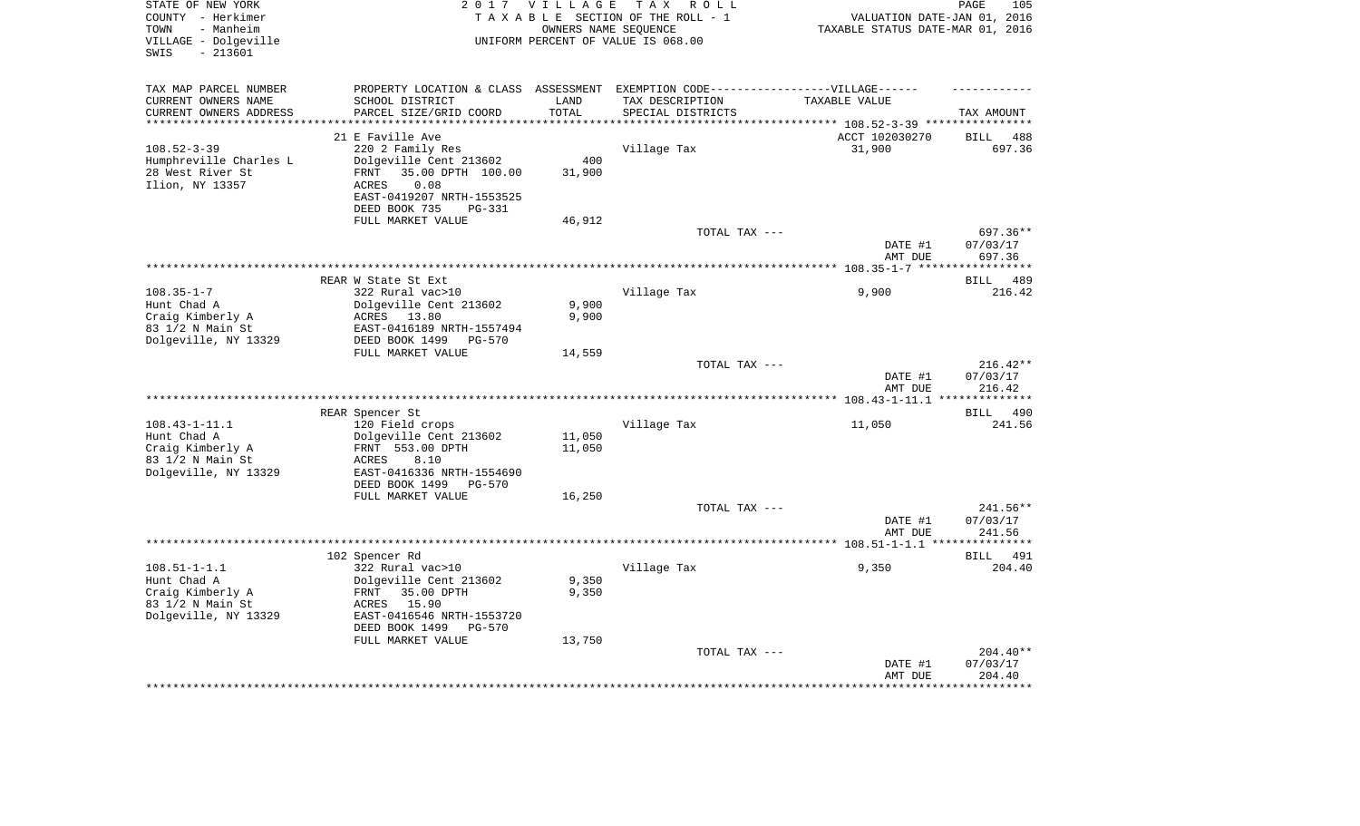STATE OF NEW YORK
COUNTY - Herkimer
TOWN - Manheim
VILLAGE - Dolgeville
SWIS - 213601

2017 VILLAGE TAX ROLL
TAXABLE SECTION OF THE ROLL - 1
OWNERS NAME SEQUENCE
UNIFORM PERCENT OF VALUE IS 068.00

VALUATION DATE-JAN 01, 2016
TAXABLE STATUS DATE-MAR 01, 2016

| TAX MAP PARCEL NUMBER / CURRENT OWNERS NAME / CURRENT OWNERS ADDRESS | PROPERTY LOCATION & CLASS / SCHOOL DISTRICT / PARCEL SIZE/GRID COORD | ASSESSMENT LAND / TOTAL | EXEMPTION CODE / TAX DESCRIPTION / SPECIAL DISTRICTS | TAXABLE VALUE | TAX AMOUNT |
|---|---|---|---|---|---|
| | 21 E Faville Ave | | | ACCT 102030270 | BILL 488 |
| 108.52-3-39 | 220 2 Family Res | | Village Tax | 31,900 | 697.36 |
| Humphreville Charles L | Dolgeville Cent 213602 | 400 | | | |
| 28 West River St | FRNT 35.00 DPTH 100.00 | 31,900 | | | |
| Ilion, NY 13357 | ACRES 0.08 | | | | |
| | EAST-0419207 NRTH-1553525 | | | | |
| | DEED BOOK 735 PG-331 | | | | |
| | FULL MARKET VALUE | 46,912 | | | |
| | | | TOTAL TAX --- | | 697.36** |
| | | | | DATE #1 | 07/03/17 |
| | | | | AMT DUE | 697.36 |
| | REAR W State St Ext | | | | BILL 489 |
| 108.35-1-7 | 322 Rural vac>10 | | Village Tax | 9,900 | 216.42 |
| Hunt Chad A | Dolgeville Cent 213602 | 9,900 | | | |
| Craig Kimberly A | ACRES 13.80 | 9,900 | | | |
| 83 1/2 N Main St | EAST-0416189 NRTH-1557494 | | | | |
| Dolgeville, NY 13329 | DEED BOOK 1499 PG-570 | | | | |
| | FULL MARKET VALUE | 14,559 | | | |
| | | | TOTAL TAX --- | | 216.42** |
| | | | | DATE #1 | 07/03/17 |
| | | | | AMT DUE | 216.42 |
| | REAR Spencer St | | | | BILL 490 |
| 108.43-1-11.1 | 120 Field crops | | Village Tax | 11,050 | 241.56 |
| Hunt Chad A | Dolgeville Cent 213602 | 11,050 | | | |
| Craig Kimberly A | FRNT 553.00 DPTH | 11,050 | | | |
| 83 1/2 N Main St | ACRES 8.10 | | | | |
| Dolgeville, NY 13329 | EAST-0416336 NRTH-1554690 | | | | |
| | DEED BOOK 1499 PG-570 | | | | |
| | FULL MARKET VALUE | 16,250 | | | |
| | | | TOTAL TAX --- | | 241.56** |
| | | | | DATE #1 | 07/03/17 |
| | | | | AMT DUE | 241.56 |
| | 102 Spencer Rd | | | | BILL 491 |
| 108.51-1-1.1 | 322 Rural vac>10 | | Village Tax | 9,350 | 204.40 |
| Hunt Chad A | Dolgeville Cent 213602 | 9,350 | | | |
| Craig Kimberly A | FRNT 35.00 DPTH | 9,350 | | | |
| 83 1/2 N Main St | ACRES 15.90 | | | | |
| Dolgeville, NY 13329 | EAST-0416546 NRTH-1553720 | | | | |
| | DEED BOOK 1499 PG-570 | | | | |
| | FULL MARKET VALUE | 13,750 | | | |
| | | | TOTAL TAX --- | | 204.40** |
| | | | | DATE #1 | 07/03/17 |
| | | | | AMT DUE | 204.40 |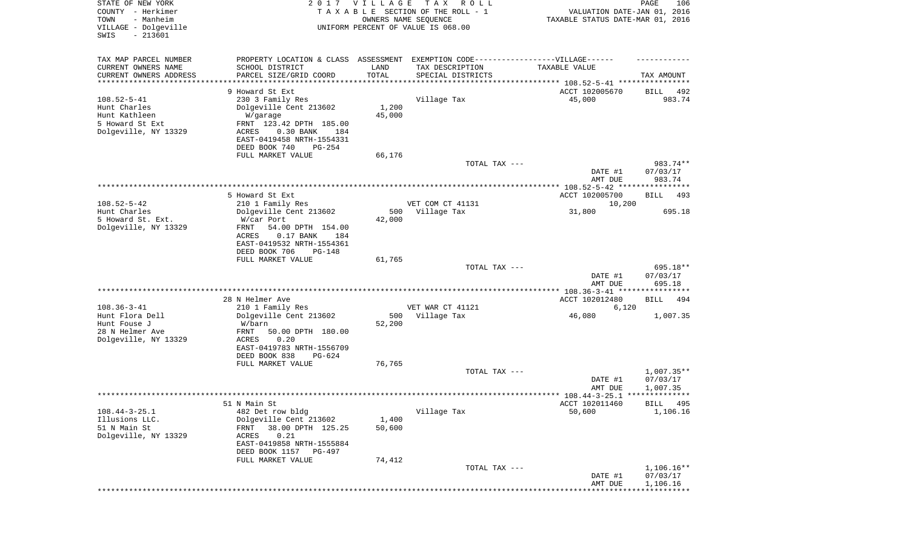STATE OF NEW YORK
COUNTY - Herkimer
TOWN - Manheim
VILLAGE - Dolgeville
SWIS - 213601

2017 VILLAGE TAX ROLL
TAXABLE SECTION OF THE ROLL - 1
OWNERS NAME SEQUENCE
UNIFORM PERCENT OF VALUE IS 068.00

VALUATION DATE-JAN 01, 2016
TAXABLE STATUS DATE-MAR 01, 2016

| TAX MAP PARCEL NUMBER / CURRENT OWNERS NAME / CURRENT OWNERS ADDRESS | PROPERTY LOCATION & CLASS / SCHOOL DISTRICT / PARCEL SIZE/GRID COORD | ASSESSMENT LAND / TOTAL | EXEMPTION CODE / TAX DESCRIPTION / SPECIAL DISTRICTS | TAXABLE VALUE | TAX AMOUNT |
|---|---|---|---|---|---|
| | 9 Howard St Ext | | | ACCT 102005670 | BILL 492 |
| 108.52-5-41 | 230 3 Family Res | | Village Tax | 45,000 | 983.74 |
| Hunt Charles | Dolgeville Cent 213602 | 1,200 | | | |
| Hunt Kathleen | W/garage | 45,000 | | | |
| 5 Howard St Ext | FRNT 123.42 DPTH 185.00 | | | | |
| Dolgeville, NY 13329 | ACRES 0.30 BANK 184 | | | | |
| | EAST-0419458 NRTH-1554331 | | | | |
| | DEED BOOK 740 PG-254 | | | | |
| | FULL MARKET VALUE | 66,176 | | | |
| | | | TOTAL TAX --- | | 983.74** |
| | | | | DATE #1 | 07/03/17 |
| | | | | AMT DUE | 983.74 |
| | 5 Howard St Ext | | | ACCT 102005700 | BILL 493 |
| 108.52-5-42 | 210 1 Family Res | | VET COM CT 41131 | 10,200 | |
| Hunt Charles | Dolgeville Cent 213602 | 500 | Village Tax | 31,800 | 695.18 |
| 5 Howard St. Ext. | W/car Port | 42,000 | | | |
| Dolgeville, NY 13329 | FRNT 54.00 DPTH 154.00 | | | | |
| | ACRES 0.17 BANK 184 | | | | |
| | EAST-0419532 NRTH-1554361 | | | | |
| | DEED BOOK 706 PG-148 | | | | |
| | FULL MARKET VALUE | 61,765 | | | |
| | | | TOTAL TAX --- | | 695.18** |
| | | | | DATE #1 | 07/03/17 |
| | | | | AMT DUE | 695.18 |
| | 28 N Helmer Ave | | | ACCT 102012480 | BILL 494 |
| 108.36-3-41 | 210 1 Family Res | | VET WAR CT 41121 | 6,120 | |
| Hunt Flora Dell | Dolgeville Cent 213602 | 500 | Village Tax | 46,080 | 1,007.35 |
| Hunt Fouse J | W/barn | 52,200 | | | |
| 28 N Helmer Ave | FRNT 50.00 DPTH 180.00 | | | | |
| Dolgeville, NY 13329 | ACRES 0.20 | | | | |
| | EAST-0419783 NRTH-1556709 | | | | |
| | DEED BOOK 838 PG-624 | | | | |
| | FULL MARKET VALUE | 76,765 | | | |
| | | | TOTAL TAX --- | | 1,007.35** |
| | | | | DATE #1 | 07/03/17 |
| | | | | AMT DUE | 1,007.35 |
| | 51 N Main St | | | ACCT 102011460 | BILL 495 |
| 108.44-3-25.1 | 482 Det row bldg | | Village Tax | 50,600 | 1,106.16 |
| Illusions LLC. | Dolgeville Cent 213602 | 1,400 | | | |
| 51 N Main St | FRNT 38.00 DPTH 125.25 | 50,600 | | | |
| Dolgeville, NY 13329 | ACRES 0.21 | | | | |
| | EAST-0419858 NRTH-1555884 | | | | |
| | DEED BOOK 1157 PG-497 | | | | |
| | FULL MARKET VALUE | 74,412 | | | |
| | | | TOTAL TAX --- | | 1,106.16** |
| | | | | DATE #1 | 07/03/17 |
| | | | | AMT DUE | 1,106.16 |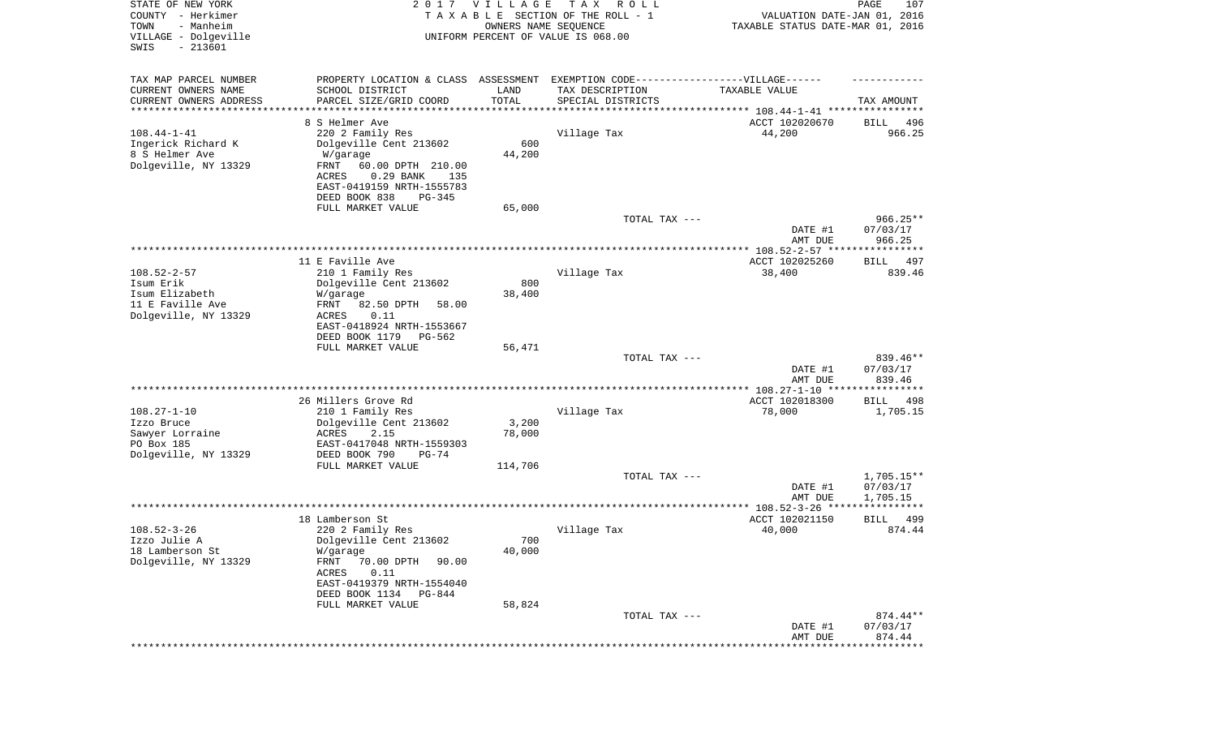STATE OF NEW YORK
COUNTY - Herkimer
TOWN - Manheim
VILLAGE - Dolgeville
SWIS - 213601

2017 VILLAGE TAX ROLL
TAXABLE SECTION OF THE ROLL - 1
OWNERS NAME SEQUENCE
UNIFORM PERCENT OF VALUE IS 068.00

VALUATION DATE-JAN 01, 2016
TAXABLE STATUS DATE-MAR 01, 2016

| TAX MAP PARCEL NUMBER / CURRENT OWNERS NAME / CURRENT OWNERS ADDRESS | PROPERTY LOCATION & CLASS / SCHOOL DISTRICT / PARCEL SIZE/GRID COORD | ASSESSMENT LAND / TOTAL | EXEMPTION CODE / TAX DESCRIPTION / SPECIAL DISTRICTS | TAXABLE VALUE | TAX AMOUNT |
|---|---|---|---|---|---|
| | 8 S Helmer Ave | | | ACCT 102020670 | BILL 496 |
| 108.44-1-41 | 220 2 Family Res | | Village Tax | 44,200 | 966.25 |
| Ingerick Richard K | Dolgeville Cent 213602 | 600 | | | |
| 8 S Helmer Ave | W/garage | 44,200 | | | |
| Dolgeville, NY 13329 | FRNT 60.00 DPTH 210.00 | | | | |
| | ACRES 0.29 BANK 135 | | | | |
| | EAST-0419159 NRTH-1555783 | | | | |
| | DEED BOOK 838 PG-345 | | | | |
| | FULL MARKET VALUE | 65,000 | | | |
| | | | TOTAL TAX --- | | 966.25** |
| | | | | DATE #1 | 07/03/17 |
| | | | | AMT DUE | 966.25 |
| | 11 E Faville Ave | | | ACCT 102025260 | BILL 497 |
| 108.52-2-57 | 210 1 Family Res | | Village Tax | 38,400 | 839.46 |
| Isum Erik | Dolgeville Cent 213602 | 800 | | | |
| Isum Elizabeth | W/garage | 38,400 | | | |
| 11 E Faville Ave | FRNT 82.50 DPTH 58.00 | | | | |
| Dolgeville, NY 13329 | ACRES 0.11 | | | | |
| | EAST-0418924 NRTH-1553667 | | | | |
| | DEED BOOK 1179 PG-562 | | | | |
| | FULL MARKET VALUE | 56,471 | | | |
| | | | TOTAL TAX --- | | 839.46** |
| | | | | DATE #1 | 07/03/17 |
| | | | | AMT DUE | 839.46 |
| | 26 Millers Grove Rd | | | ACCT 102018300 | BILL 498 |
| 108.27-1-10 | 210 1 Family Res | | Village Tax | 78,000 | 1,705.15 |
| Izzo Bruce | Dolgeville Cent 213602 | 3,200 | | | |
| Sawyer Lorraine | ACRES 2.15 | 78,000 | | | |
| PO Box 185 | EAST-0417048 NRTH-1559303 | | | | |
| Dolgeville, NY 13329 | DEED BOOK 790 PG-74 | | | | |
| | FULL MARKET VALUE | 114,706 | | | |
| | | | TOTAL TAX --- | | 1,705.15** |
| | | | | DATE #1 | 07/03/17 |
| | | | | AMT DUE | 1,705.15 |
| | 18 Lamberson St | | | ACCT 102021150 | BILL 499 |
| 108.52-3-26 | 220 2 Family Res | | Village Tax | 40,000 | 874.44 |
| Izzo Julie A | Dolgeville Cent 213602 | 700 | | | |
| 18 Lamberson St | W/garage | 40,000 | | | |
| Dolgeville, NY 13329 | FRNT 70.00 DPTH 90.00 | | | | |
| | ACRES 0.11 | | | | |
| | EAST-0419379 NRTH-1554040 | | | | |
| | DEED BOOK 1134 PG-844 | | | | |
| | FULL MARKET VALUE | 58,824 | | | |
| | | | TOTAL TAX --- | | 874.44** |
| | | | | DATE #1 | 07/03/17 |
| | | | | AMT DUE | 874.44 |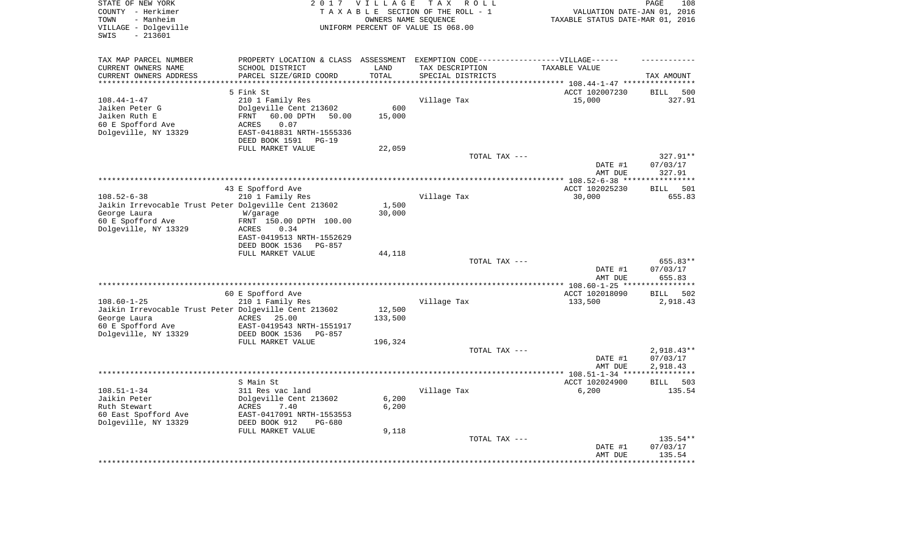STATE OF NEW YORK  
COUNTY - Herkimer  
TOWN - Manheim  
VILLAGE - Dolgeville  
SWIS - 213601

2017 VILLAGE TAX ROLL  
TAXABLE SECTION OF THE ROLL - 1  
OWNERS NAME SEQUENCE  
UNIFORM PERCENT OF VALUE IS 068.00

VALUATION DATE-JAN 01, 2016  
TAXABLE STATUS DATE-MAR 01, 2016

| TAX MAP PARCEL NUMBER / CURRENT OWNERS NAME / CURRENT OWNERS ADDRESS | PROPERTY LOCATION & CLASS / SCHOOL DISTRICT / PARCEL SIZE/GRID COORD | ASSESSMENT LAND / TOTAL | EXEMPTION CODE-----VILLAGE----- TAX DESCRIPTION / SPECIAL DISTRICTS | TAXABLE VALUE | TAX AMOUNT |
|---|---|---|---|---|---|
| | 5 Fink St | | | ACCT 102007230 | BILL 500 |
| 108.44-1-47 | 210 1 Family Res | | Village Tax | 15,000 | 327.91 |
| Jaiken Peter G | Dolgeville Cent 213602 | 600 | | | |
| Jaiken Ruth E | FRNT 60.00 DPTH 50.00 | 15,000 | | | |
| 60 E Spofford Ave | ACRES 0.07 | | | | |
| Dolgeville, NY 13329 | EAST-0418831 NRTH-1555336 | | | | |
| | DEED BOOK 1591 PG-19 | | | | |
| | FULL MARKET VALUE | 22,059 | | | |
| | | | TOTAL TAX --- | | 327.91** |
| | | | | DATE #1 | 07/03/17 |
| | | | | AMT DUE | 327.91 |
| | 43 E Spofford Ave | | | ACCT 102025230 | BILL 501 |
| 108.52-6-38 | 210 1 Family Res | | Village Tax | 30,000 | 655.83 |
| Jaikin Irrevocable Trust Peter | Dolgeville Cent 213602 | 1,500 | | | |
| George Laura | W/garage | 30,000 | | | |
| 60 E Spofford Ave | FRNT 150.00 DPTH 100.00 | | | | |
| Dolgeville, NY 13329 | ACRES 0.34 | | | | |
| | EAST-0419513 NRTH-1552629 | | | | |
| | DEED BOOK 1536 PG-857 | | | | |
| | FULL MARKET VALUE | 44,118 | | | |
| | | | TOTAL TAX --- | | 655.83** |
| | | | | DATE #1 | 07/03/17 |
| | | | | AMT DUE | 655.83 |
| | 60 E Spofford Ave | | | ACCT 102018090 | BILL 502 |
| 108.60-1-25 | 210 1 Family Res | | Village Tax | 133,500 | 2,918.43 |
| Jaikin Irrevocable Trust Peter | Dolgeville Cent 213602 | 12,500 | | | |
| George Laura | ACRES 25.00 | 133,500 | | | |
| 60 E Spofford Ave | EAST-0419543 NRTH-1551917 | | | | |
| Dolgeville, NY 13329 | DEED BOOK 1536 PG-857 | | | | |
| | FULL MARKET VALUE | 196,324 | | | |
| | | | TOTAL TAX --- | | 2,918.43** |
| | | | | DATE #1 | 07/03/17 |
| | | | | AMT DUE | 2,918.43 |
| | S Main St | | | ACCT 102024900 | BILL 503 |
| 108.51-1-34 | 311 Res vac land | | Village Tax | 6,200 | 135.54 |
| Jaikin Peter | Dolgeville Cent 213602 | 6,200 | | | |
| Ruth Stewart | ACRES 7.40 | 6,200 | | | |
| 60 East Spofford Ave | EAST-0417091 NRTH-1553553 | | | | |
| Dolgeville, NY 13329 | DEED BOOK 912 PG-680 | | | | |
| | FULL MARKET VALUE | 9,118 | | | |
| | | | TOTAL TAX --- | | 135.54** |
| | | | | DATE #1 | 07/03/17 |
| | | | | AMT DUE | 135.54 |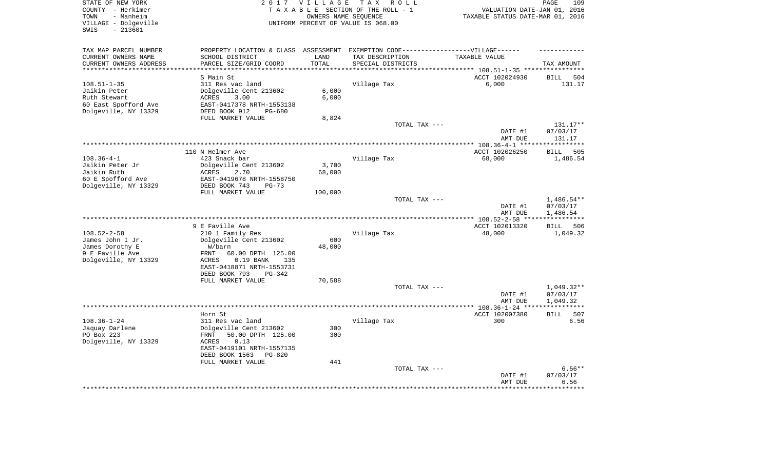STATE OF NEW YORK
COUNTY - Herkimer
TOWN - Manheim
VILLAGE - Dolgeville
SWIS - 213601

2 0 1 7 V I L L A G E T A X R O L L
T A X A B L E SECTION OF THE ROLL - 1
OWNERS NAME SEQUENCE
UNIFORM PERCENT OF VALUE IS 068.00

VALUATION DATE-JAN 01, 2016
TAXABLE STATUS DATE-MAR 01, 2016

| TAX MAP PARCEL NUMBER<br>CURRENT OWNERS NAME<br>CURRENT OWNERS ADDRESS | PROPERTY LOCATION & CLASS<br>SCHOOL DISTRICT<br>PARCEL SIZE/GRID COORD | ASSESSMENT<br>LAND<br>TOTAL | EXEMPTION CODE------VILLAGE------<br>TAX DESCRIPTION<br>SPECIAL DISTRICTS | TAXABLE VALUE | TAX AMOUNT |
|---|---|---|---|---|---|
| | S Main St | | | ACCT 102024930 | BILL 504 |
| 108.51-1-35 | 311 Res vac land | | Village Tax | 6,000 | 131.17 |
| Jaikin Peter | Dolgeville Cent 213602 | 6,000 | | | |
| Ruth Stewart | ACRES 3.00 | 6,000 | | | |
| 60 East Spofford Ave | EAST-0417378 NRTH-1553138 | | | | |
| Dolgeville, NY 13329 | DEED BOOK 912 PG-680 | | | | |
| | FULL MARKET VALUE | 8,824 | | | |
| | | | TOTAL TAX --- | | 131.17** |
| | | | | DATE #1 | 07/03/17 |
| | | | | AMT DUE | 131.17 |
| | 110 N Helmer Ave | | | ACCT 102026250 | BILL 505 |
| 108.36-4-1 | 423 Snack bar | | Village Tax | 68,000 | 1,486.54 |
| Jaikin Peter Jr | Dolgeville Cent 213602 | 3,700 | | | |
| Jaikin Ruth | ACRES 2.70 | 68,000 | | | |
| 60 E Spofford Ave | EAST-0419678 NRTH-1558750 | | | | |
| Dolgeville, NY 13329 | DEED BOOK 743 PG-73 | | | | |
| | FULL MARKET VALUE | 100,000 | | | |
| | | | TOTAL TAX --- | | 1,486.54** |
| | | | | DATE #1 | 07/03/17 |
| | | | | AMT DUE | 1,486.54 |
| | 9 E Faville Ave | | | ACCT 102013320 | BILL 506 |
| 108.52-2-58 | 210 1 Family Res | | Village Tax | 48,000 | 1,049.32 |
| James John I Jr. | Dolgeville Cent 213602 | 600 | | | |
| James Dorothy E | W/barn | 48,000 | | | |
| 9 E Faville Ave | FRNT 60.00 DPTH 125.00 | | | | |
| Dolgeville, NY 13329 | ACRES 0.19 BANK 135 | | | | |
| | EAST-0418871 NRTH-1553731 | | | | |
| | DEED BOOK 793 PG-342 | | | | |
| | FULL MARKET VALUE | 70,588 | | | |
| | | | TOTAL TAX --- | | 1,049.32** |
| | | | | DATE #1 | 07/03/17 |
| | | | | AMT DUE | 1,049.32 |
| | Horn St | | | ACCT 102007380 | BILL 507 |
| 108.36-1-24 | 311 Res vac land | | Village Tax | 300 | 6.56 |
| Jaquay Darlene | Dolgeville Cent 213602 | 300 | | | |
| PO Box 223 | FRNT 50.00 DPTH 125.00 | 300 | | | |
| Dolgeville, NY 13329 | ACRES 0.13 | | | | |
| | EAST-0419101 NRTH-1557135 | | | | |
| | DEED BOOK 1563 PG-820 | | | | |
| | FULL MARKET VALUE | 441 | | | |
| | | | TOTAL TAX --- | | 6.56** |
| | | | | DATE #1 | 07/03/17 |
| | | | | AMT DUE | 6.56 |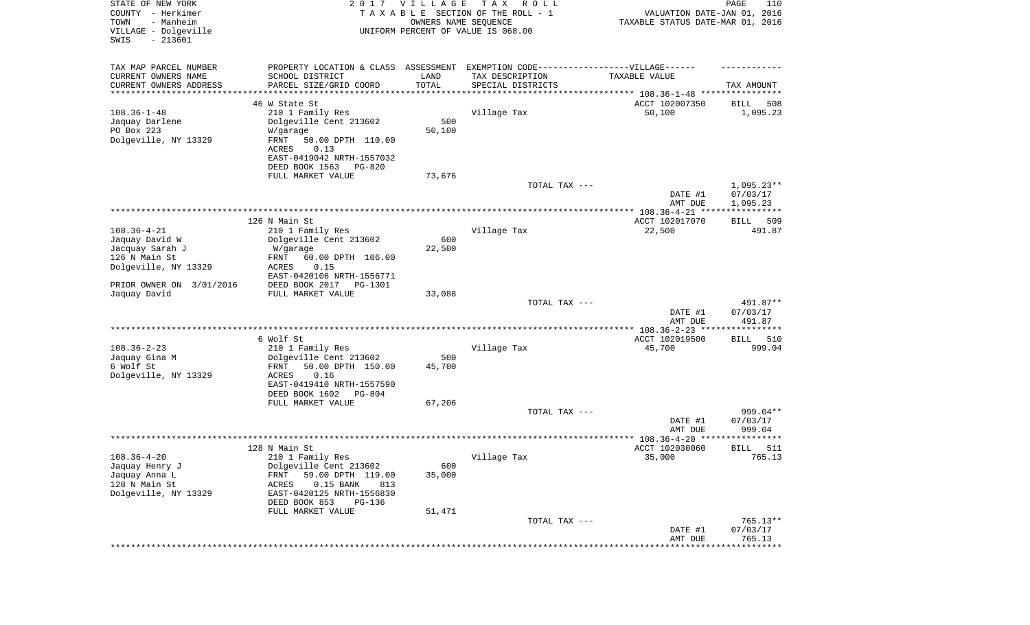STATE OF NEW YORK — 2017 VILLAGE TAX ROLL
COUNTY - Herkimer — TAXABLE SECTION OF THE ROLL - 1 — VALUATION DATE-JAN 01, 2016
TOWN - Manheim — OWNERS NAME SEQUENCE — TAXABLE STATUS DATE-MAR 01, 2016
VILLAGE - Dolgeville — UNIFORM PERCENT OF VALUE IS 068.00
SWIS - 213601

| TAX MAP PARCEL NUMBER / CURRENT OWNERS NAME / CURRENT OWNERS ADDRESS | PROPERTY LOCATION & CLASS / SCHOOL DISTRICT / PARCEL SIZE/GRID COORD | ASSESSMENT LAND / TOTAL | EXEMPTION CODE / TAX DESCRIPTION / SPECIAL DISTRICTS | VILLAGE TAXABLE VALUE | TAX AMOUNT |
|---|---|---|---|---|---|
| **108.36-1-48** | 46 W State St | | | ACCT 102007350 | BILL 508 |
| Jaquay Darlene | 210 1 Family Res | | Village Tax | 50,100 | 1,095.23 |
| PO Box 223 | Dolgeville Cent 213602 | 500 | | | |
| Dolgeville, NY 13329 | W/garage | 50,100 | | | |
| | FRNT 50.00 DPTH 110.00 | | | | |
| | ACRES 0.13 | | | | |
| | EAST-0419042 NRTH-1557032 | | | | |
| | DEED BOOK 1563 PG-820 | | | | |
| | FULL MARKET VALUE | 73,676 | | | |
| | | | TOTAL TAX --- | | 1,095.23** |
| | | | | DATE #1 | 07/03/17 |
| | | | | AMT DUE | 1,095.23 |
| **108.36-4-21** | 126 N Main St | | | ACCT 102017070 | BILL 509 |
| Jaquay David W | 210 1 Family Res | | Village Tax | 22,500 | 491.87 |
| Jacquay Sarah J | Dolgeville Cent 213602 | 600 | | | |
| 126 N Main St | W/garage | 22,500 | | | |
| Dolgeville, NY 13329 | FRNT 60.00 DPTH 106.00 | | | | |
| | ACRES 0.15 | | | | |
| | EAST-0420106 NRTH-1556771 | | | | |
| PRIOR OWNER ON 3/01/2016 | DEED BOOK 2017 PG-1301 | | | | |
| Jaquay David | FULL MARKET VALUE | 33,088 | | | |
| | | | TOTAL TAX --- | | 491.87** |
| | | | | DATE #1 | 07/03/17 |
| | | | | AMT DUE | 491.87 |
| **108.36-2-23** | 6 Wolf St | | | ACCT 102019500 | BILL 510 |
| Jaquay Gina M | 210 1 Family Res | | Village Tax | 45,700 | 999.04 |
| 6 Wolf St | Dolgeville Cent 213602 | 500 | | | |
| Dolgeville, NY 13329 | FRNT 50.00 DPTH 150.00 | 45,700 | | | |
| | ACRES 0.16 | | | | |
| | EAST-0419410 NRTH-1557590 | | | | |
| | DEED BOOK 1602 PG-804 | | | | |
| | FULL MARKET VALUE | 67,206 | | | |
| | | | TOTAL TAX --- | | 999.04** |
| | | | | DATE #1 | 07/03/17 |
| | | | | AMT DUE | 999.04 |
| **108.36-4-20** | 128 N Main St | | | ACCT 102030060 | BILL 511 |
| Jaquay Henry J | 210 1 Family Res | | Village Tax | 35,000 | 765.13 |
| Jaquay Anna L | Dolgeville Cent 213602 | 600 | | | |
| 128 N Main St | FRNT 59.00 DPTH 119.00 | 35,000 | | | |
| Dolgeville, NY 13329 | ACRES 0.15 BANK 813 | | | | |
| | EAST-0420125 NRTH-1556830 | | | | |
| | DEED BOOK 853 PG-136 | | | | |
| | FULL MARKET VALUE | 51,471 | | | |
| | | | TOTAL TAX --- | | 765.13** |
| | | | | DATE #1 | 07/03/17 |
| | | | | AMT DUE | 765.13 |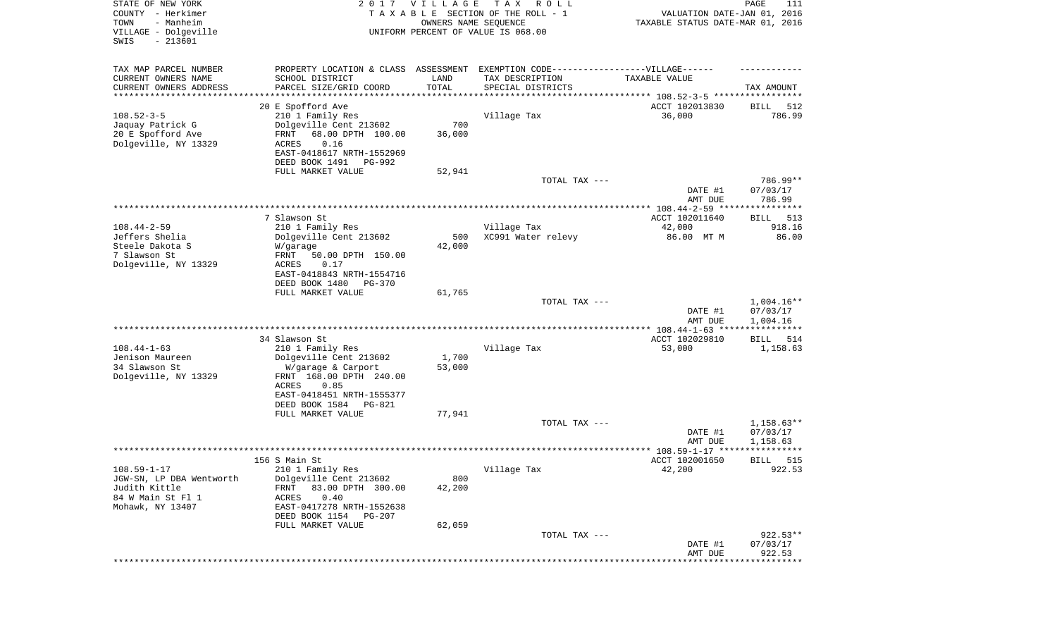STATE OF NEW YORK
COUNTY - Herkimer
TOWN - Manheim
VILLAGE - Dolgeville
SWIS - 213601

2017 VILLAGE TAX ROLL
TAXABLE SECTION OF THE ROLL - 1
OWNERS NAME SEQUENCE
UNIFORM PERCENT OF VALUE IS 068.00

VALUATION DATE-JAN 01, 2016
TAXABLE STATUS DATE-MAR 01, 2016

| TAX MAP PARCEL NUMBER / CURRENT OWNERS NAME / CURRENT OWNERS ADDRESS | PROPERTY LOCATION & CLASS / SCHOOL DISTRICT / PARCEL SIZE/GRID COORD | ASSESSMENT LAND / TOTAL | EXEMPTION CODE / TAX DESCRIPTION / SPECIAL DISTRICTS | TAXABLE VALUE | TAX AMOUNT |
|---|---|---|---|---|---|
| | 20 E Spofford Ave | | | ACCT 102013830 | BILL 512 |
| 108.52-3-5 | 210 1 Family Res | | Village Tax | 36,000 | 786.99 |
| Jaquay Patrick G | Dolgeville Cent 213602 | 700 | | | |
| 20 E Spofford Ave | FRNT 68.00 DPTH 100.00 | 36,000 | | | |
| Dolgeville, NY 13329 | ACRES 0.16 | | | | |
| | EAST-0418617 NRTH-1552969 | | | | |
| | DEED BOOK 1491 PG-992 | | | | |
| | FULL MARKET VALUE | 52,941 | | | |
| | | | TOTAL TAX --- | | 786.99** |
| | | | | DATE #1 | 07/03/17 |
| | | | | AMT DUE | 786.99 |
| | 7 Slawson St | | | ACCT 102011640 | BILL 513 |
| 108.44-2-59 | 210 1 Family Res | | Village Tax | 42,000 | 918.16 |
| Jeffers Shelia | Dolgeville Cent 213602 | 500 | XC991 Water relevy | 86.00 MT M | 86.00 |
| Steele Dakota S | W/garage | 42,000 | | | |
| 7 Slawson St | FRNT 50.00 DPTH 150.00 | | | | |
| Dolgeville, NY 13329 | ACRES 0.17 | | | | |
| | EAST-0418843 NRTH-1554716 | | | | |
| | DEED BOOK 1480 PG-370 | | | | |
| | FULL MARKET VALUE | 61,765 | | | |
| | | | TOTAL TAX --- | | 1,004.16** |
| | | | | DATE #1 | 07/03/17 |
| | | | | AMT DUE | 1,004.16 |
| | 34 Slawson St | | | ACCT 102029810 | BILL 514 |
| 108.44-1-63 | 210 1 Family Res | | Village Tax | 53,000 | 1,158.63 |
| Jenison Maureen | Dolgeville Cent 213602 | 1,700 | | | |
| 34 Slawson St | W/garage & Carport | 53,000 | | | |
| Dolgeville, NY 13329 | FRNT 168.00 DPTH 240.00 | | | | |
| | ACRES 0.85 | | | | |
| | EAST-0418451 NRTH-1555377 | | | | |
| | DEED BOOK 1584 PG-821 | | | | |
| | FULL MARKET VALUE | 77,941 | | | |
| | | | TOTAL TAX --- | | 1,158.63** |
| | | | | DATE #1 | 07/03/17 |
| | | | | AMT DUE | 1,158.63 |
| | 156 S Main St | | | ACCT 102001650 | BILL 515 |
| 108.59-1-17 | 210 1 Family Res | | Village Tax | 42,200 | 922.53 |
| JGW-SN, LP DBA Wentworth | Dolgeville Cent 213602 | 800 | | | |
| Judith Kittle | FRNT 83.00 DPTH 300.00 | 42,200 | | | |
| 84 W Main St Fl 1 | ACRES 0.40 | | | | |
| Mohawk, NY 13407 | EAST-0417278 NRTH-1552638 | | | | |
| | DEED BOOK 1154 PG-207 | | | | |
| | FULL MARKET VALUE | 62,059 | | | |
| | | | TOTAL TAX --- | | 922.53** |
| | | | | DATE #1 | 07/03/17 |
| | | | | AMT DUE | 922.53 |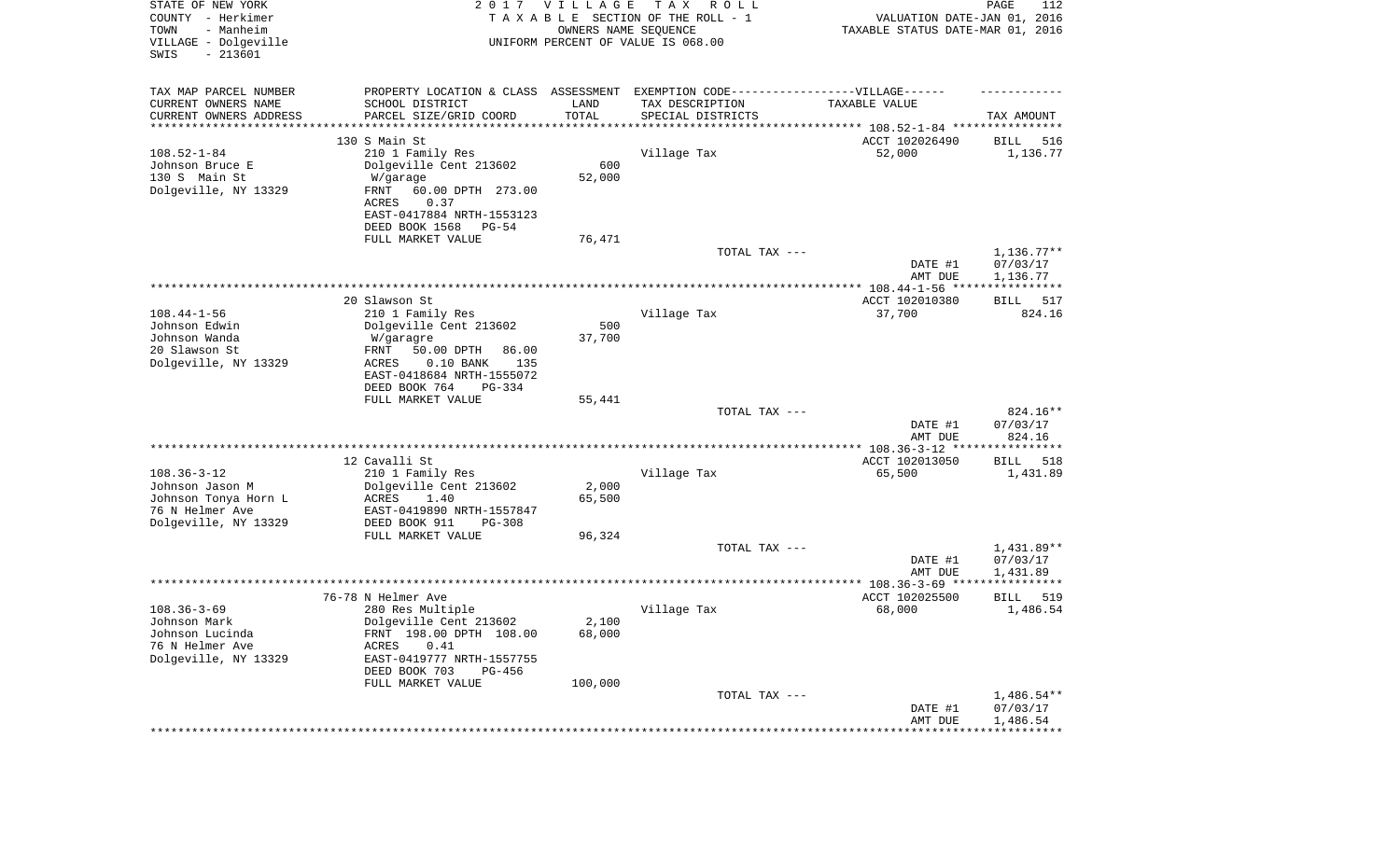STATE OF NEW YORK
COUNTY - Herkimer
TOWN - Manheim
VILLAGE - Dolgeville
SWIS - 213601

2017 VILLAGE TAX ROLL
TAXABLE SECTION OF THE ROLL - 1
OWNERS NAME SEQUENCE
UNIFORM PERCENT OF VALUE IS 068.00

VALUATION DATE-JAN 01, 2016
TAXABLE STATUS DATE-MAR 01, 2016

| TAX MAP PARCEL NUMBER / CURRENT OWNERS NAME / CURRENT OWNERS ADDRESS | PROPERTY LOCATION & CLASS / SCHOOL DISTRICT / PARCEL SIZE/GRID COORD | ASSESSMENT LAND / TOTAL | EXEMPTION CODE / TAX DESCRIPTION / SPECIAL DISTRICTS | TAXABLE VALUE | TAX AMOUNT |
|---|---|---|---|---|---|
| | 130 S Main St | | | ACCT 102026490 | BILL 516 |
| 108.52-1-84 | 210 1 Family Res | | Village Tax | 52,000 | 1,136.77 |
| Johnson Bruce E | Dolgeville Cent 213602 | 600 | | | |
| 130 S Main St | W/garage | 52,000 | | | |
| Dolgeville, NY 13329 | FRNT 60.00 DPTH 273.00 | | | | |
| | ACRES 0.37 | | | | |
| | EAST-0417884 NRTH-1553123 | | | | |
| | DEED BOOK 1568 PG-54 | | | | |
| | FULL MARKET VALUE | 76,471 | | | |
| | | | TOTAL TAX --- | | 1,136.77** |
| | | | | DATE #1 | 07/03/17 |
| | | | | AMT DUE | 1,136.77 |
| | 20 Slawson St | | | ACCT 102010380 | BILL 517 |
| 108.44-1-56 | 210 1 Family Res | | Village Tax | 37,700 | 824.16 |
| Johnson Edwin | Dolgeville Cent 213602 | 500 | | | |
| Johnson Wanda | W/garagre | 37,700 | | | |
| 20 Slawson St | FRNT 50.00 DPTH 86.00 | | | | |
| Dolgeville, NY 13329 | ACRES 0.10 BANK 135 | | | | |
| | EAST-0418684 NRTH-1555072 | | | | |
| | DEED BOOK 764 PG-334 | | | | |
| | FULL MARKET VALUE | 55,441 | | | |
| | | | TOTAL TAX --- | | 824.16** |
| | | | | DATE #1 | 07/03/17 |
| | | | | AMT DUE | 824.16 |
| | 12 Cavalli St | | | ACCT 102013050 | BILL 518 |
| 108.36-3-12 | 210 1 Family Res | | Village Tax | 65,500 | 1,431.89 |
| Johnson Jason M | Dolgeville Cent 213602 | 2,000 | | | |
| Johnson Tonya Horn L | ACRES 1.40 | 65,500 | | | |
| 76 N Helmer Ave | EAST-0419890 NRTH-1557847 | | | | |
| Dolgeville, NY 13329 | DEED BOOK 911 PG-308 | | | | |
| | FULL MARKET VALUE | 96,324 | | | |
| | | | TOTAL TAX --- | | 1,431.89** |
| | | | | DATE #1 | 07/03/17 |
| | | | | AMT DUE | 1,431.89 |
| | 76-78 N Helmer Ave | | | ACCT 102025500 | BILL 519 |
| 108.36-3-69 | 280 Res Multiple | | Village Tax | 68,000 | 1,486.54 |
| Johnson Mark | Dolgeville Cent 213602 | 2,100 | | | |
| Johnson Lucinda | FRNT 198.00 DPTH 108.00 | 68,000 | | | |
| 76 N Helmer Ave | ACRES 0.41 | | | | |
| Dolgeville, NY 13329 | EAST-0419777 NRTH-1557755 | | | | |
| | DEED BOOK 703 PG-456 | | | | |
| | FULL MARKET VALUE | 100,000 | | | |
| | | | TOTAL TAX --- | | 1,486.54** |
| | | | | DATE #1 | 07/03/17 |
| | | | | AMT DUE | 1,486.54 |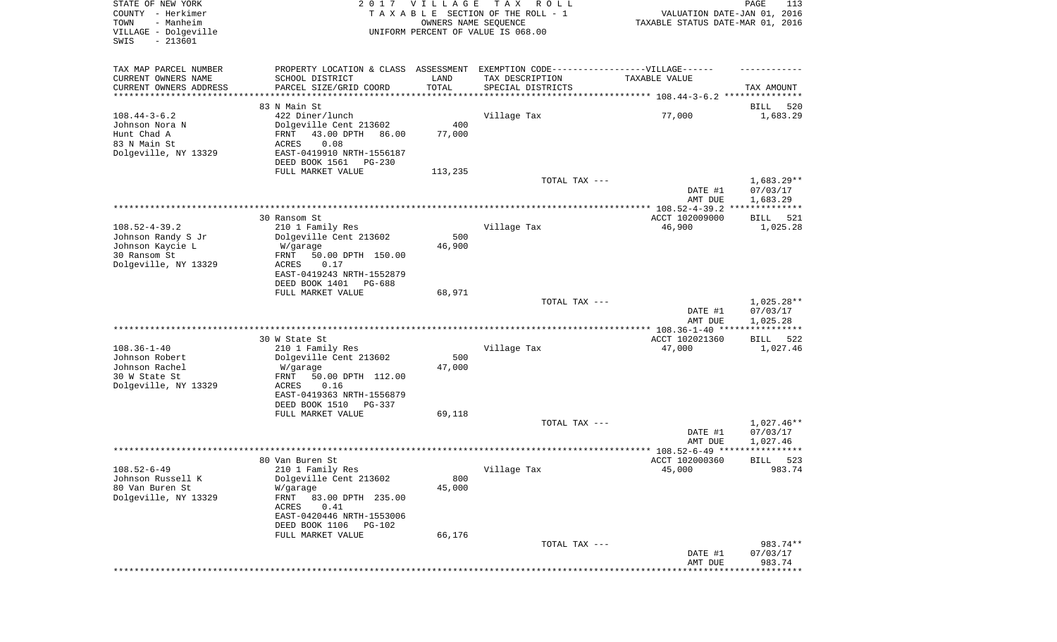STATE OF NEW YORK
COUNTY - Herkimer
TOWN - Manheim
VILLAGE - Dolgeville
SWIS - 213601

2017 VILLAGE TAX ROLL
TAXABLE SECTION OF THE ROLL - 1
OWNERS NAME SEQUENCE
UNIFORM PERCENT OF VALUE IS 068.00

VALUATION DATE-JAN 01, 2016
TAXABLE STATUS DATE-MAR 01, 2016

| TAX MAP PARCEL NUMBER<br>CURRENT OWNERS NAME<br>CURRENT OWNERS ADDRESS | PROPERTY LOCATION & CLASS<br>SCHOOL DISTRICT<br>PARCEL SIZE/GRID COORD | ASSESSMENT<br>LAND<br>TOTAL | EXEMPTION CODE------VILLAGE------<br>TAX DESCRIPTION<br>SPECIAL DISTRICTS | TAXABLE VALUE | TAX AMOUNT |
|---|---|---|---|---|---|
| 108.44-3-6.2 | 83 N Main St | | | | BILL 520 |
| 108.44-3-6.2 | 422 Diner/lunch | | Village Tax | 77,000 | 1,683.29 |
| Johnson Nora N | Dolgeville Cent 213602 | 400 | | | |
| Hunt Chad A | FRNT 43.00 DPTH 86.00 | 77,000 | | | |
| 83 N Main St | ACRES 0.08 | | | | |
| Dolgeville, NY 13329 | EAST-0419910 NRTH-1556187 | | | | |
| | DEED BOOK 1561 PG-230 | | | | |
| | FULL MARKET VALUE | 113,235 | | | |
| | | | TOTAL TAX --- | | 1,683.29** |
| | | | | DATE #1 | 07/03/17 |
| | | | | AMT DUE | 1,683.29 |
| 108.52-4-39.2 | 30 Ransom St | | | ACCT 102009000 | BILL 521 |
| 108.52-4-39.2 | 210 1 Family Res | | Village Tax | 46,900 | 1,025.28 |
| Johnson Randy S Jr | Dolgeville Cent 213602 | 500 | | | |
| Johnson Kaycie L | W/garage | 46,900 | | | |
| 30 Ransom St | FRNT 50.00 DPTH 150.00 | | | | |
| Dolgeville, NY 13329 | ACRES 0.17 | | | | |
| | EAST-0419243 NRTH-1552879 | | | | |
| | DEED BOOK 1401 PG-688 | | | | |
| | FULL MARKET VALUE | 68,971 | | | |
| | | | TOTAL TAX --- | | 1,025.28** |
| | | | | DATE #1 | 07/03/17 |
| | | | | AMT DUE | 1,025.28 |
| 108.36-1-40 | 30 W State St | | | ACCT 102021360 | BILL 522 |
| 108.36-1-40 | 210 1 Family Res | | Village Tax | 47,000 | 1,027.46 |
| Johnson Robert | Dolgeville Cent 213602 | 500 | | | |
| Johnson Rachel | W/garage | 47,000 | | | |
| 30 W State St | FRNT 50.00 DPTH 112.00 | | | | |
| Dolgeville, NY 13329 | ACRES 0.16 | | | | |
| | EAST-0419363 NRTH-1556879 | | | | |
| | DEED BOOK 1510 PG-337 | | | | |
| | FULL MARKET VALUE | 69,118 | | | |
| | | | TOTAL TAX --- | | 1,027.46** |
| | | | | DATE #1 | 07/03/17 |
| | | | | AMT DUE | 1,027.46 |
| 108.52-6-49 | 80 Van Buren St | | | ACCT 102000360 | BILL 523 |
| 108.52-6-49 | 210 1 Family Res | | Village Tax | 45,000 | 983.74 |
| Johnson Russell K | Dolgeville Cent 213602 | 800 | | | |
| 80 Van Buren St | W/garage | 45,000 | | | |
| Dolgeville, NY 13329 | FRNT 83.00 DPTH 235.00 | | | | |
| | ACRES 0.41 | | | | |
| | EAST-0420446 NRTH-1553006 | | | | |
| | DEED BOOK 1106 PG-102 | | | | |
| | FULL MARKET VALUE | 66,176 | | | |
| | | | TOTAL TAX --- | | 983.74** |
| | | | | DATE #1 | 07/03/17 |
| | | | | AMT DUE | 983.74 |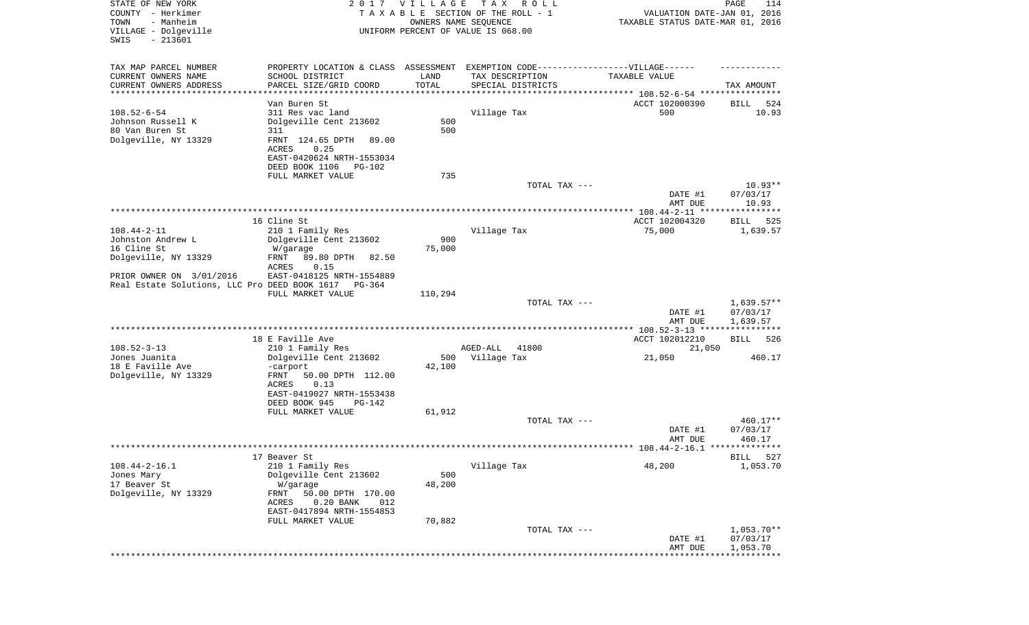STATE OF NEW YORK
COUNTY - Herkimer
TOWN - Manheim
VILLAGE - Dolgeville
SWIS - 213601

2 0 1 7 V I L L A G E T A X R O L L
T A X A B L E SECTION OF THE ROLL - 1
OWNERS NAME SEQUENCE
UNIFORM PERCENT OF VALUE IS 068.00

VALUATION DATE-JAN 01, 2016
TAXABLE STATUS DATE-MAR 01, 2016

| TAX MAP PARCEL NUMBER / CURRENT OWNERS NAME / CURRENT OWNERS ADDRESS | PROPERTY LOCATION & CLASS / SCHOOL DISTRICT / PARCEL SIZE/GRID COORD | ASSESSMENT LAND / TOTAL | EXEMPTION CODE / TAX DESCRIPTION / SPECIAL DISTRICTS | TAXABLE VALUE | TAX AMOUNT |
|---|---|---|---|---|---|
| **108.52-6-54** | Van Buren St | | | ACCT 102000390 | BILL 524 |
| Johnson Russell K | 311 Res vac land | | Village Tax | 500 | 10.93 |
| 80 Van Buren St | Dolgeville Cent 213602 | 500 | | | |
| Dolgeville, NY 13329 | 311 | 500 | | | |
| | FRNT 124.65 DPTH 89.00 | | | | |
| | ACRES 0.25 | | | | |
| | EAST-0420624 NRTH-1553034 | | | | |
| | DEED BOOK 1106 PG-102 | | | | |
| | FULL MARKET VALUE | 735 | | | |
| | | | TOTAL TAX --- | | 10.93** |
| | | | | DATE #1 | 07/03/17 |
| | | | | AMT DUE | 10.93 |
| **108.44-2-11** | 16 Cline St | | | ACCT 102004320 | BILL 525 |
| Johnston Andrew L | 210 1 Family Res | | Village Tax | 75,000 | 1,639.57 |
| 16 Cline St | Dolgeville Cent 213602 | 900 | | | |
| Dolgeville, NY 13329 | W/garage | 75,000 | | | |
| | FRNT 89.80 DPTH 82.50 | | | | |
| | ACRES 0.15 | | | | |
| PRIOR OWNER ON 3/01/2016 | EAST-0418125 NRTH-1554889 | | | | |
| Real Estate Solutions, LLC Pro | DEED BOOK 1617 PG-364 | | | | |
| | FULL MARKET VALUE | 110,294 | | | |
| | | | TOTAL TAX --- | | 1,639.57** |
| | | | | DATE #1 | 07/03/17 |
| | | | | AMT DUE | 1,639.57 |
| **108.52-3-13** | 18 E Faville Ave | | | ACCT 102012210 | BILL 526 |
| Jones Juanita | 210 1 Family Res | | AGED-ALL 41800 | 21,050 | |
| 18 E Faville Ave | Dolgeville Cent 213602 | 500 | Village Tax | 21,050 | 460.17 |
| Dolgeville, NY 13329 | -carport | 42,100 | | | |
| | FRNT 50.00 DPTH 112.00 | | | | |
| | ACRES 0.13 | | | | |
| | EAST-0419027 NRTH-1553438 | | | | |
| | DEED BOOK 945 PG-142 | | | | |
| | FULL MARKET VALUE | 61,912 | | | |
| | | | TOTAL TAX --- | | 460.17** |
| | | | | DATE #1 | 07/03/17 |
| | | | | AMT DUE | 460.17 |
| **108.44-2-16.1** | 17 Beaver St | | | | BILL 527 |
| Jones Mary | 210 1 Family Res | | Village Tax | 48,200 | 1,053.70 |
| 17 Beaver St | Dolgeville Cent 213602 | 500 | | | |
| Dolgeville, NY 13329 | W/garage | 48,200 | | | |
| | FRNT 50.00 DPTH 170.00 | | | | |
| | ACRES 0.20 BANK 012 | | | | |
| | EAST-0417894 NRTH-1554853 | | | | |
| | FULL MARKET VALUE | 70,882 | | | |
| | | | TOTAL TAX --- | | 1,053.70** |
| | | | | DATE #1 | 07/03/17 |
| | | | | AMT DUE | 1,053.70 |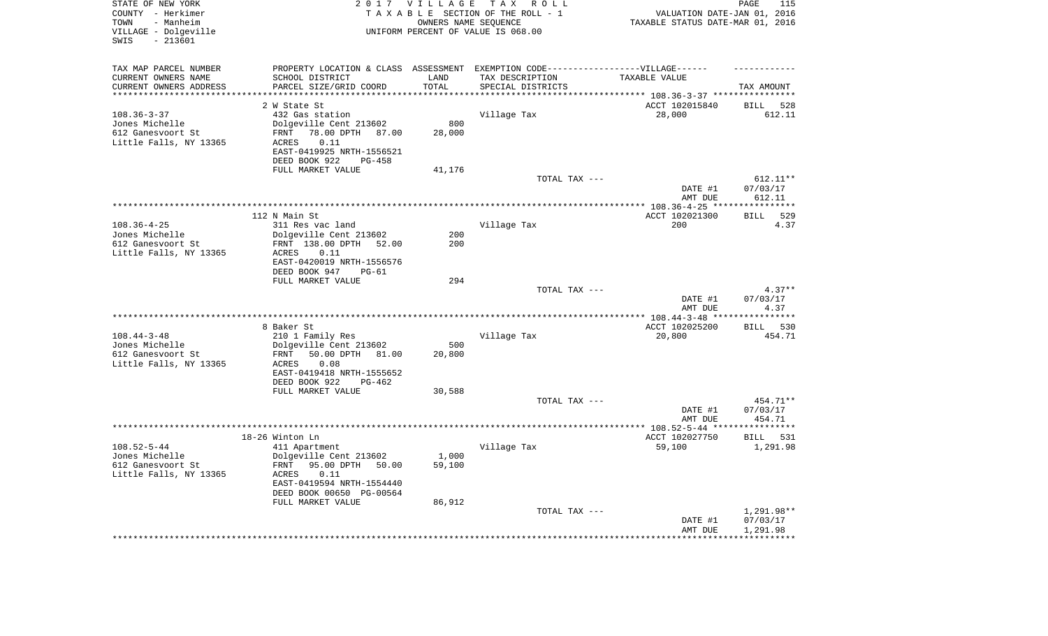STATE OF NEW YORK
COUNTY - Herkimer
TOWN - Manheim
VILLAGE - Dolgeville
SWIS - 213601

2 0 1 7 V I L L A G E T A X R O L L
T A X A B L E SECTION OF THE ROLL - 1
OWNERS NAME SEQUENCE
UNIFORM PERCENT OF VALUE IS 068.00

VALUATION DATE-JAN 01, 2016
TAXABLE STATUS DATE-MAR 01, 2016

| TAX MAP PARCEL NUMBER / CURRENT OWNERS NAME / CURRENT OWNERS ADDRESS | PROPERTY LOCATION & CLASS / SCHOOL DISTRICT / PARCEL SIZE/GRID COORD | ASSESSMENT LAND / TOTAL | EXEMPTION CODE / TAX DESCRIPTION / SPECIAL DISTRICTS | TAXABLE VALUE | TAX AMOUNT |
|---|---|---|---|---|---|
| 108.36-3-37 | 2 W State St | | | ACCT 102015840 | BILL 528 |
| 108.36-3-37 | 432 Gas station | | Village Tax | 28,000 | 612.11 |
| Jones Michelle | Dolgeville Cent 213602 | 800 | | | |
| 612 Ganesvoort St | FRNT 78.00 DPTH 87.00 | 28,000 | | | |
| Little Falls, NY 13365 | ACRES 0.11 | | | | |
| | EAST-0419925 NRTH-1556521 | | | | |
| | DEED BOOK 922 PG-458 | | | | |
| | FULL MARKET VALUE | 41,176 | | | |
| | | | TOTAL TAX --- | | 612.11** |
| | | | | DATE #1 | 07/03/17 |
| | | | | AMT DUE | 612.11 |
| 108.36-4-25 | 112 N Main St | | | ACCT 102021300 | BILL 529 |
| 108.36-4-25 | 311 Res vac land | | Village Tax | 200 | 4.37 |
| Jones Michelle | Dolgeville Cent 213602 | 200 | | | |
| 612 Ganesvoort St | FRNT 138.00 DPTH 52.00 | 200 | | | |
| Little Falls, NY 13365 | ACRES 0.11 | | | | |
| | EAST-0420019 NRTH-1556576 | | | | |
| | DEED BOOK 947 PG-61 | | | | |
| | FULL MARKET VALUE | 294 | | | |
| | | | TOTAL TAX --- | | 4.37** |
| | | | | DATE #1 | 07/03/17 |
| | | | | AMT DUE | 4.37 |
| 108.44-3-48 | 8 Baker St | | | ACCT 102025200 | BILL 530 |
| 108.44-3-48 | 210 1 Family Res | | Village Tax | 20,800 | 454.71 |
| Jones Michelle | Dolgeville Cent 213602 | 500 | | | |
| 612 Ganesvoort St | FRNT 50.00 DPTH 81.00 | 20,800 | | | |
| Little Falls, NY 13365 | ACRES 0.08 | | | | |
| | EAST-0419418 NRTH-1555652 | | | | |
| | DEED BOOK 922 PG-462 | | | | |
| | FULL MARKET VALUE | 30,588 | | | |
| | | | TOTAL TAX --- | | 454.71** |
| | | | | DATE #1 | 07/03/17 |
| | | | | AMT DUE | 454.71 |
| 108.52-5-44 | 18-26 Winton Ln | | | ACCT 102027750 | BILL 531 |
| 108.52-5-44 | 411 Apartment | | Village Tax | 59,100 | 1,291.98 |
| Jones Michelle | Dolgeville Cent 213602 | 1,000 | | | |
| 612 Ganesvoort St | FRNT 95.00 DPTH 50.00 | 59,100 | | | |
| Little Falls, NY 13365 | ACRES 0.11 | | | | |
| | EAST-0419594 NRTH-1554440 | | | | |
| | DEED BOOK 00650 PG-00564 | | | | |
| | FULL MARKET VALUE | 86,912 | | | |
| | | | TOTAL TAX --- | | 1,291.98** |
| | | | | DATE #1 | 07/03/17 |
| | | | | AMT DUE | 1,291.98 |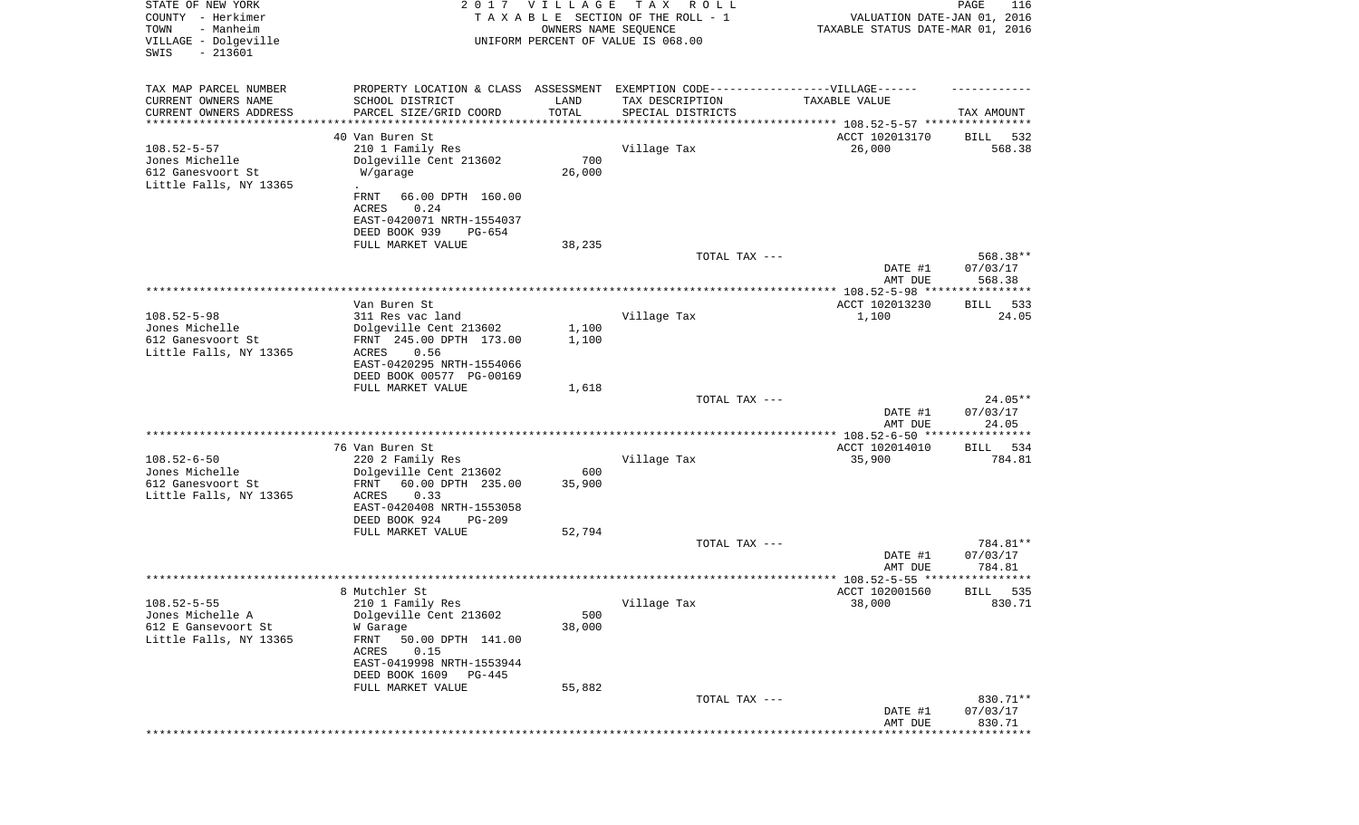STATE OF NEW YORK
COUNTY - Herkimer
TOWN - Manheim
VILLAGE - Dolgeville
SWIS - 213601

2 0 1 7 V I L L A G E T A X R O L L
T A X A B L E SECTION OF THE ROLL - 1
OWNERS NAME SEQUENCE
UNIFORM PERCENT OF VALUE IS 068.00

VALUATION DATE-JAN 01, 2016
TAXABLE STATUS DATE-MAR 01, 2016

| TAX MAP PARCEL NUMBER / CURRENT OWNERS NAME / CURRENT OWNERS ADDRESS | PROPERTY LOCATION & CLASS / SCHOOL DISTRICT / PARCEL SIZE/GRID COORD | ASSESSMENT LAND / TOTAL | EXEMPTION CODE-----VILLAGE----- TAX DESCRIPTION / SPECIAL DISTRICTS | TAXABLE VALUE | TAX AMOUNT |
|---|---|---|---|---|---|
| | 40 Van Buren St | | | ACCT 102013170 | BILL 532 |
| 108.52-5-57 | 210 1 Family Res | | Village Tax | 26,000 | 568.38 |
| Jones Michelle | Dolgeville Cent 213602 | 700 | | | |
| 612 Ganesvoort St | W/garage | 26,000 | | | |
| Little Falls, NY 13365 | . | | | | |
| | FRNT 66.00 DPTH 160.00 | | | | |
| | ACRES 0.24 | | | | |
| | EAST-0420071 NRTH-1554037 | | | | |
| | DEED BOOK 939 PG-654 | | | | |
| | FULL MARKET VALUE | 38,235 | | | |
| | | | TOTAL TAX --- | | 568.38** |
| | | | | DATE #1 | 07/03/17 |
| | | | | AMT DUE | 568.38 |
| | Van Buren St | | | ACCT 102013230 | BILL 533 |
| 108.52-5-98 | 311 Res vac land | | Village Tax | 1,100 | 24.05 |
| Jones Michelle | Dolgeville Cent 213602 | 1,100 | | | |
| 612 Ganesvoort St | FRNT 245.00 DPTH 173.00 | 1,100 | | | |
| Little Falls, NY 13365 | ACRES 0.56 | | | | |
| | EAST-0420295 NRTH-1554066 | | | | |
| | DEED BOOK 00577 PG-00169 | | | | |
| | FULL MARKET VALUE | 1,618 | | | |
| | | | TOTAL TAX --- | | 24.05** |
| | | | | DATE #1 | 07/03/17 |
| | | | | AMT DUE | 24.05 |
| | 76 Van Buren St | | | ACCT 102014010 | BILL 534 |
| 108.52-6-50 | 220 2 Family Res | | Village Tax | 35,900 | 784.81 |
| Jones Michelle | Dolgeville Cent 213602 | 600 | | | |
| 612 Ganesvoort St | FRNT 60.00 DPTH 235.00 | 35,900 | | | |
| Little Falls, NY 13365 | ACRES 0.33 | | | | |
| | EAST-0420408 NRTH-1553058 | | | | |
| | DEED BOOK 924 PG-209 | | | | |
| | FULL MARKET VALUE | 52,794 | | | |
| | | | TOTAL TAX --- | | 784.81** |
| | | | | DATE #1 | 07/03/17 |
| | | | | AMT DUE | 784.81 |
| | 8 Mutchler St | | | ACCT 102001560 | BILL 535 |
| 108.52-5-55 | 210 1 Family Res | | Village Tax | 38,000 | 830.71 |
| Jones Michelle A | Dolgeville Cent 213602 | 500 | | | |
| 612 E Gansevoort St | W Garage | 38,000 | | | |
| Little Falls, NY 13365 | FRNT 50.00 DPTH 141.00 | | | | |
| | ACRES 0.15 | | | | |
| | EAST-0419998 NRTH-1553944 | | | | |
| | DEED BOOK 1609 PG-445 | | | | |
| | FULL MARKET VALUE | 55,882 | | | |
| | | | TOTAL TAX --- | | 830.71** |
| | | | | DATE #1 | 07/03/17 |
| | | | | AMT DUE | 830.71 |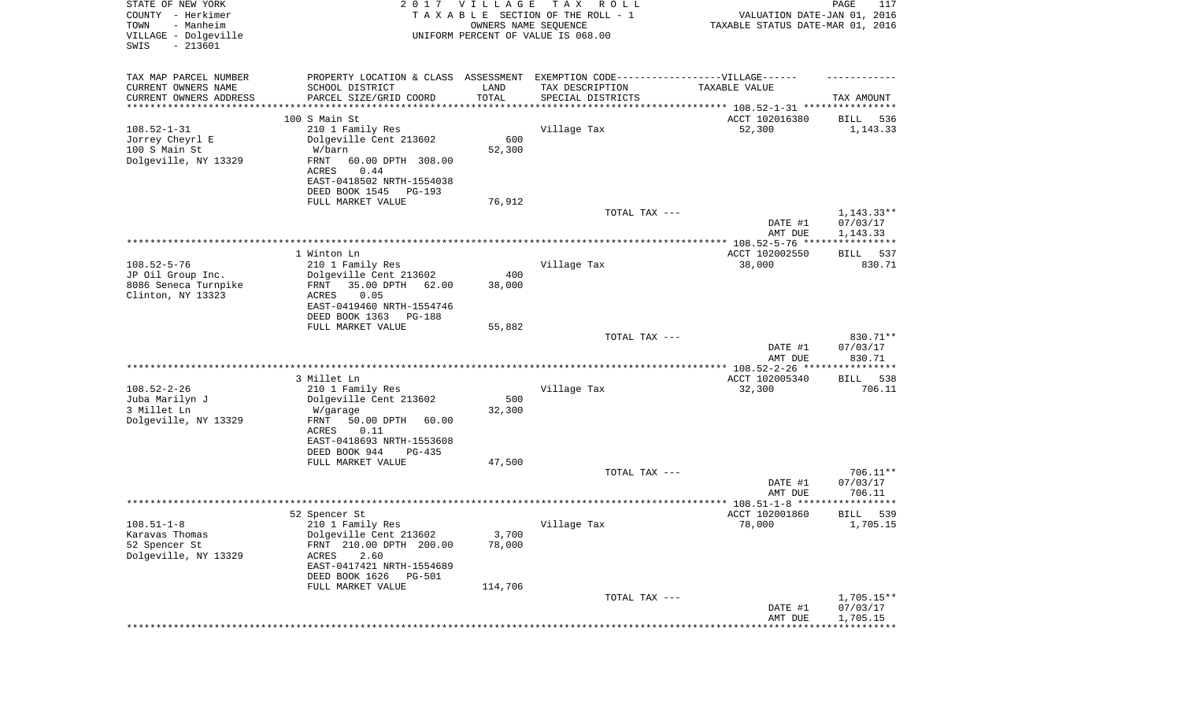STATE OF NEW YORK
COUNTY - Herkimer
TOWN - Manheim
VILLAGE - Dolgeville
SWIS - 213601

2017 VILLAGE TAX ROLL
TAXABLE SECTION OF THE ROLL - 1
OWNERS NAME SEQUENCE
UNIFORM PERCENT OF VALUE IS 068.00

VALUATION DATE-JAN 01, 2016
TAXABLE STATUS DATE-MAR 01, 2016

| TAX MAP PARCEL NUMBER<br>CURRENT OWNERS NAME<br>CURRENT OWNERS ADDRESS | PROPERTY LOCATION & CLASS<br>SCHOOL DISTRICT<br>PARCEL SIZE/GRID COORD | ASSESSMENT<br>LAND<br>TOTAL | EXEMPTION CODE------VILLAGE------<br>TAX DESCRIPTION<br>SPECIAL DISTRICTS | TAXABLE VALUE | TAX AMOUNT |
|---|---|---|---|---|---|
| 108.52-1-31 | 100 S Main St | | | ACCT 102016380 | BILL 536 |
| 108.52-1-31<br>Jorrey Cheyrl E<br>100 S Main St<br>Dolgeville, NY 13329 | 210 1 Family Res<br>Dolgeville Cent 213602<br>W/barn<br>FRNT 60.00 DPTH 308.00<br>ACRES 0.44<br>EAST-0418502 NRTH-1554038<br>DEED BOOK 1545 PG-193<br>FULL MARKET VALUE | <br>600<br>52,300<br><br><br><br><br>76,912 | Village Tax | 52,300 | 1,143.33 |
| | | | TOTAL TAX --- | | 1,143.33** |
| | | | | DATE #1<br>AMT DUE | 07/03/17<br>1,143.33 |
| 108.52-5-76 | 1 Winton Ln | | | ACCT 102002550 | BILL 537 |
| 108.52-5-76<br>JP Oil Group Inc.<br>8086 Seneca Turnpike<br>Clinton, NY 13323 | 210 1 Family Res<br>Dolgeville Cent 213602<br>FRNT 35.00 DPTH 62.00<br>ACRES 0.05<br>EAST-0419460 NRTH-1554746<br>DEED BOOK 1363 PG-188<br>FULL MARKET VALUE | <br>400<br>38,000<br><br><br><br>55,882 | Village Tax | 38,000 | 830.71 |
| | | | TOTAL TAX --- | | 830.71** |
| | | | | DATE #1<br>AMT DUE | 07/03/17<br>830.71 |
| 108.52-2-26 | 3 Millet Ln | | | ACCT 102005340 | BILL 538 |
| 108.52-2-26<br>Juba Marilyn J<br>3 Millet Ln<br>Dolgeville, NY 13329 | 210 1 Family Res<br>Dolgeville Cent 213602<br>W/garage<br>FRNT 50.00 DPTH 60.00<br>ACRES 0.11<br>EAST-0418693 NRTH-1553608<br>DEED BOOK 944 PG-435<br>FULL MARKET VALUE | <br>500<br>32,300<br><br><br><br><br>47,500 | Village Tax | 32,300 | 706.11 |
| | | | TOTAL TAX --- | | 706.11** |
| | | | | DATE #1<br>AMT DUE | 07/03/17<br>706.11 |
| 108.51-1-8 | 52 Spencer St | | | ACCT 102001860 | BILL 539 |
| 108.51-1-8<br>Karavas Thomas<br>52 Spencer St<br>Dolgeville, NY 13329 | 210 1 Family Res<br>Dolgeville Cent 213602<br>FRNT 210.00 DPTH 200.00<br>ACRES 2.60<br>EAST-0417421 NRTH-1554689<br>DEED BOOK 1626 PG-501<br>FULL MARKET VALUE | <br>3,700<br>78,000<br><br><br><br>114,706 | Village Tax | 78,000 | 1,705.15 |
| | | | TOTAL TAX --- | | 1,705.15** |
| | | | | DATE #1<br>AMT DUE | 07/03/17<br>1,705.15 |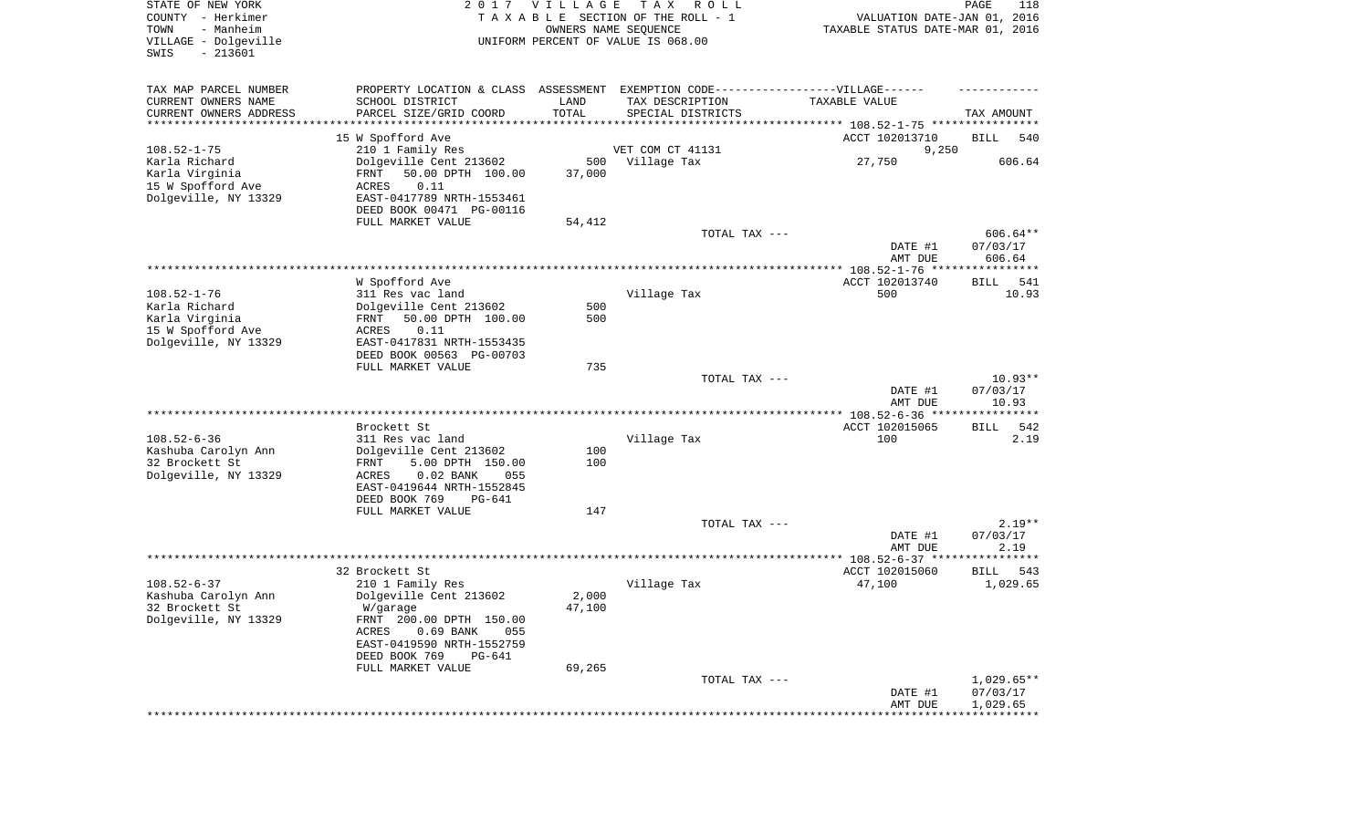STATE OF NEW YORK
COUNTY - Herkimer
TOWN - Manheim
VILLAGE - Dolgeville
SWIS - 213601

2 0 1 7 V I L L A G E T A X R O L L
T A X A B L E SECTION OF THE ROLL - 1
OWNERS NAME SEQUENCE
UNIFORM PERCENT OF VALUE IS 068.00

VALUATION DATE-JAN 01, 2016
TAXABLE STATUS DATE-MAR 01, 2016

| TAX MAP PARCEL NUMBER<br>CURRENT OWNERS NAME<br>CURRENT OWNERS ADDRESS | PROPERTY LOCATION & CLASS<br>SCHOOL DISTRICT<br>PARCEL SIZE/GRID COORD | ASSESSMENT<br>LAND<br>TOTAL | EXEMPTION CODE------------------VILLAGE------<br>TAX DESCRIPTION<br>SPECIAL DISTRICTS | TAXABLE VALUE | TAX AMOUNT |
|---|---|---|---|---|---|
| ******** 108.52-1-75 ******** | | | | | |
| | 15 W Spofford Ave | | | ACCT 102013710 | BILL 540 |
| 108.52-1-75 | 210 1 Family Res | | VET COM CT 41131 | 9,250 | |
| Karla Richard | Dolgeville Cent 213602 | 500 | Village Tax | 27,750 | 606.64 |
| Karla Virginia | FRNT 50.00 DPTH 100.00 | 37,000 | | | |
| 15 W Spofford Ave | ACRES 0.11 | | | | |
| Dolgeville, NY 13329 | EAST-0417789 NRTH-1553461 | | | | |
| | DEED BOOK 00471 PG-00116 | | | | |
| | FULL MARKET VALUE | 54,412 | | | |
| | | | TOTAL TAX --- | | 606.64** |
| | | | | DATE #1 | 07/03/17 |
| | | | | AMT DUE | 606.64 |
| ******** 108.52-1-76 ******** | | | | | |
| | W Spofford Ave | | | ACCT 102013740 | BILL 541 |
| 108.52-1-76 | 311 Res vac land | | Village Tax | 500 | 10.93 |
| Karla Richard | Dolgeville Cent 213602 | 500 | | | |
| Karla Virginia | FRNT 50.00 DPTH 100.00 | 500 | | | |
| 15 W Spofford Ave | ACRES 0.11 | | | | |
| Dolgeville, NY 13329 | EAST-0417831 NRTH-1553435 | | | | |
| | DEED BOOK 00563 PG-00703 | | | | |
| | FULL MARKET VALUE | 735 | | | |
| | | | TOTAL TAX --- | | 10.93** |
| | | | | DATE #1 | 07/03/17 |
| | | | | AMT DUE | 10.93 |
| ******** 108.52-6-36 ******** | | | | | |
| | Brockett St | | | ACCT 102015065 | BILL 542 |
| 108.52-6-36 | 311 Res vac land | | Village Tax | 100 | 2.19 |
| Kashuba Carolyn Ann | Dolgeville Cent 213602 | 100 | | | |
| 32 Brockett St | FRNT 5.00 DPTH 150.00 | 100 | | | |
| Dolgeville, NY 13329 | ACRES 0.02 BANK 055 | | | | |
| | EAST-0419644 NRTH-1552845 | | | | |
| | DEED BOOK 769 PG-641 | | | | |
| | FULL MARKET VALUE | 147 | | | |
| | | | TOTAL TAX --- | | 2.19** |
| | | | | DATE #1 | 07/03/17 |
| | | | | AMT DUE | 2.19 |
| ******** 108.52-6-37 ******** | | | | | |
| | 32 Brockett St | | | ACCT 102015060 | BILL 543 |
| 108.52-6-37 | 210 1 Family Res | | Village Tax | 47,100 | 1,029.65 |
| Kashuba Carolyn Ann | Dolgeville Cent 213602 | 2,000 | | | |
| 32 Brockett St | W/garage | 47,100 | | | |
| Dolgeville, NY 13329 | FRNT 200.00 DPTH 150.00 | | | | |
| | ACRES 0.69 BANK 055 | | | | |
| | EAST-0419590 NRTH-1552759 | | | | |
| | DEED BOOK 769 PG-641 | | | | |
| | FULL MARKET VALUE | 69,265 | | | |
| | | | TOTAL TAX --- | | 1,029.65** |
| | | | | DATE #1 | 07/03/17 |
| | | | | AMT DUE | 1,029.65 |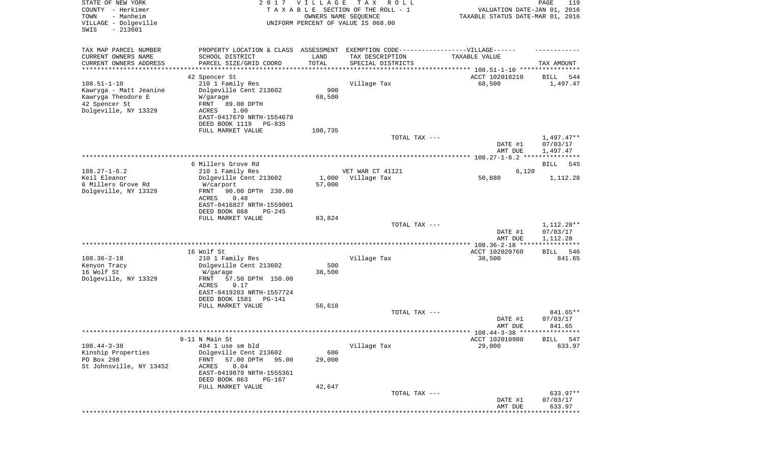STATE OF NEW YORK — 2017 VILLAGE TAX ROLL
COUNTY - Herkimer — TAXABLE SECTION OF THE ROLL - 1 — VALUATION DATE-JAN 01, 2016
TOWN - Manheim — OWNERS NAME SEQUENCE — TAXABLE STATUS DATE-MAR 01, 2016
VILLAGE - Dolgeville — UNIFORM PERCENT OF VALUE IS 068.00
SWIS - 213601

| TAX MAP PARCEL NUMBER / CURRENT OWNERS NAME / CURRENT OWNERS ADDRESS | PROPERTY LOCATION & CLASS / SCHOOL DISTRICT / PARCEL SIZE/GRID COORD | ASSESSMENT LAND / TOTAL | EXEMPTION CODE / TAX DESCRIPTION / SPECIAL DISTRICTS | TAXABLE VALUE | TAX AMOUNT |
|---|---|---|---|---|---|
| | 42 Spencer St | | | ACCT 102018210 | BILL 544 |
| 108.51-1-10 | 210 1 Family Res | | Village Tax | 68,500 | 1,497.47 |
| Kawryga - Matt Jeanine | Dolgeville Cent 213602 | 900 | | | |
| Kawryga Theodore E | W/garage | 68,500 | | | |
| 42 Spencer St | FRNT 89.00 DPTH | | | | |
| Dolgeville, NY 13329 | ACRES 1.00 | | | | |
| | EAST-0417679 NRTH-1554678 | | | | |
| | DEED BOOK 1119 PG-835 | | | | |
| | FULL MARKET VALUE | 100,735 | | | |
| | | | TOTAL TAX --- | | 1,497.47** |
| | | | | DATE #1 | 07/03/17 |
| | | | | AMT DUE | 1,497.47 |
| | 6 Millers Grove Rd | | | | BILL 545 |
| 108.27-1-6.2 | 210 1 Family Res | | VET WAR CT 41121 | 6,120 | |
| Keil Eleanor | Dolgeville Cent 213602 | 1,000 | Village Tax | 50,880 | 1,112.28 |
| 6 Millers Grove Rd | W/carport | 57,000 | | | |
| Dolgeville, NY 13329 | FRNT 90.00 DPTH 230.00 | | | | |
| | ACRES 0.48 | | | | |
| | EAST-0416827 NRTH-1559001 | | | | |
| | DEED BOOK 868 PG-245 | | | | |
| | FULL MARKET VALUE | 83,824 | | | |
| | | | TOTAL TAX --- | | 1,112.28** |
| | | | | DATE #1 | 07/03/17 |
| | | | | AMT DUE | 1,112.28 |
| | 16 Wolf St | | | ACCT 102020760 | BILL 546 |
| 108.36-2-18 | 210 1 Family Res | | Village Tax | 38,500 | 841.65 |
| Kenyon Tracy | Dolgeville Cent 213602 | 500 | | | |
| 16 Wolf St | W/garage | 38,500 | | | |
| Dolgeville, NY 13329 | FRNT 57.50 DPTH 150.00 | | | | |
| | ACRES 0.17 | | | | |
| | EAST-0419203 NRTH-1557724 | | | | |
| | DEED BOOK 1581 PG-141 | | | | |
| | FULL MARKET VALUE | 56,618 | | | |
| | | | TOTAL TAX --- | | 841.65** |
| | | | | DATE #1 | 07/03/17 |
| | | | | AMT DUE | 841.65 |
| | 9-11 N Main St | | | ACCT 102010980 | BILL 547 |
| 108.44-3-38 | 484 1 use sm bld | | Village Tax | 29,000 | 633.97 |
| Kinship Properties | Dolgeville Cent 213602 | 600 | | | |
| PO Box 298 | FRNT 57.00 DPTH 95.00 | 29,000 | | | |
| St Johnsville, NY 13452 | ACRES 0.04 | | | | |
| | EAST-0419879 NRTH-1555361 | | | | |
| | DEED BOOK 863 PG-167 | | | | |
| | FULL MARKET VALUE | 42,647 | | | |
| | | | TOTAL TAX --- | | 633.97** |
| | | | | DATE #1 | 07/03/17 |
| | | | | AMT DUE | 633.97 |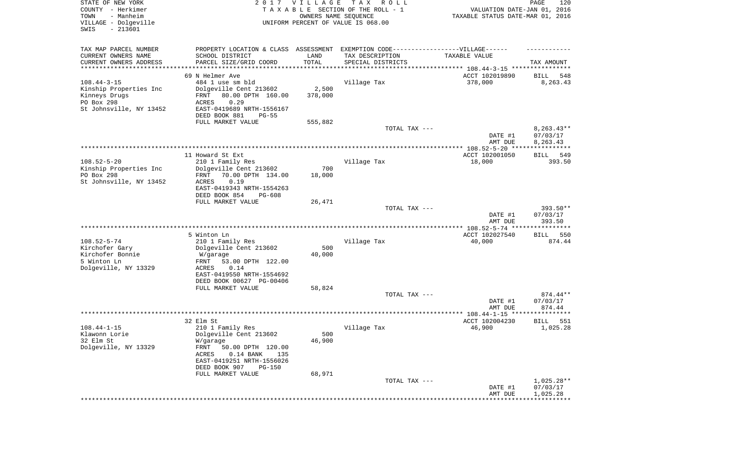STATE OF NEW YORK  
COUNTY - Herkimer  
TOWN - Manheim  
VILLAGE - Dolgeville  
SWIS - 213601

2017 VILLAGE TAX ROLL  
TAXABLE SECTION OF THE ROLL - 1  
OWNERS NAME SEQUENCE  
UNIFORM PERCENT OF VALUE IS 068.00

VALUATION DATE-JAN 01, 2016  
TAXABLE STATUS DATE-MAR 01, 2016

| TAX MAP PARCEL NUMBER<br>CURRENT OWNERS NAME<br>CURRENT OWNERS ADDRESS | PROPERTY LOCATION & CLASS<br>SCHOOL DISTRICT<br>PARCEL SIZE/GRID COORD | ASSESSMENT<br>LAND<br>TOTAL | EXEMPTION CODE-----VILLAGE------<br>TAX DESCRIPTION<br>SPECIAL DISTRICTS | TAXABLE VALUE | TAX AMOUNT |
|---|---|---|---|---|---|
| | 69 N Helmer Ave | | | ACCT 102019890 | BILL 548 |
| 108.44-3-15 | 484 1 use sm bld | | Village Tax | 378,000 | 8,263.43 |
| Kinship Properties Inc | Dolgeville Cent 213602 | 2,500 | | | |
| Kinneys Drugs | FRNT 80.00 DPTH 160.00 | 378,000 | | | |
| PO Box 298 | ACRES 0.29 | | | | |
| St Johnsville, NY 13452 | EAST-0419689 NRTH-1556167 | | | | |
| | DEED BOOK 881 PG-55 | | | | |
| | FULL MARKET VALUE | 555,882 | | | |
| | | | TOTAL TAX --- | | 8,263.43** |
| | | | | DATE #1 | 07/03/17 |
| | | | | AMT DUE | 8,263.43 |
| | 11 Howard St Ext | | | ACCT 102001050 | BILL 549 |
| 108.52-5-20 | 210 1 Family Res | | Village Tax | 18,000 | 393.50 |
| Kinship Properties Inc | Dolgeville Cent 213602 | 700 | | | |
| PO Box 298 | FRNT 70.00 DPTH 134.00 | 18,000 | | | |
| St Johnsville, NY 13452 | ACRES 0.19 | | | | |
| | EAST-0419343 NRTH-1554263 | | | | |
| | DEED BOOK 854 PG-608 | | | | |
| | FULL MARKET VALUE | 26,471 | | | |
| | | | TOTAL TAX --- | | 393.50** |
| | | | | DATE #1 | 07/03/17 |
| | | | | AMT DUE | 393.50 |
| | 5 Winton Ln | | | ACCT 102027540 | BILL 550 |
| 108.52-5-74 | 210 1 Family Res | | Village Tax | 40,000 | 874.44 |
| Kirchofer Gary | Dolgeville Cent 213602 | 500 | | | |
| Kirchofer Bonnie | W/garage | 40,000 | | | |
| 5 Winton Ln | FRNT 53.00 DPTH 122.00 | | | | |
| Dolgeville, NY 13329 | ACRES 0.14 | | | | |
| | EAST-0419550 NRTH-1554692 | | | | |
| | DEED BOOK 00627 PG-00406 | | | | |
| | FULL MARKET VALUE | 58,824 | | | |
| | | | TOTAL TAX --- | | 874.44** |
| | | | | DATE #1 | 07/03/17 |
| | | | | AMT DUE | 874.44 |
| | 32 Elm St | | | ACCT 102004230 | BILL 551 |
| 108.44-1-15 | 210 1 Family Res | | Village Tax | 46,900 | 1,025.28 |
| Klawonn Lorie | Dolgeville Cent 213602 | 500 | | | |
| 32 Elm St | W/garage | 46,900 | | | |
| Dolgeville, NY 13329 | FRNT 50.00 DPTH 120.00 | | | | |
| | ACRES 0.14 BANK 135 | | | | |
| | EAST-0419251 NRTH-1556026 | | | | |
| | DEED BOOK 907 PG-150 | | | | |
| | FULL MARKET VALUE | 68,971 | | | |
| | | | TOTAL TAX --- | | 1,025.28** |
| | | | | DATE #1 | 07/03/17 |
| | | | | AMT DUE | 1,025.28 |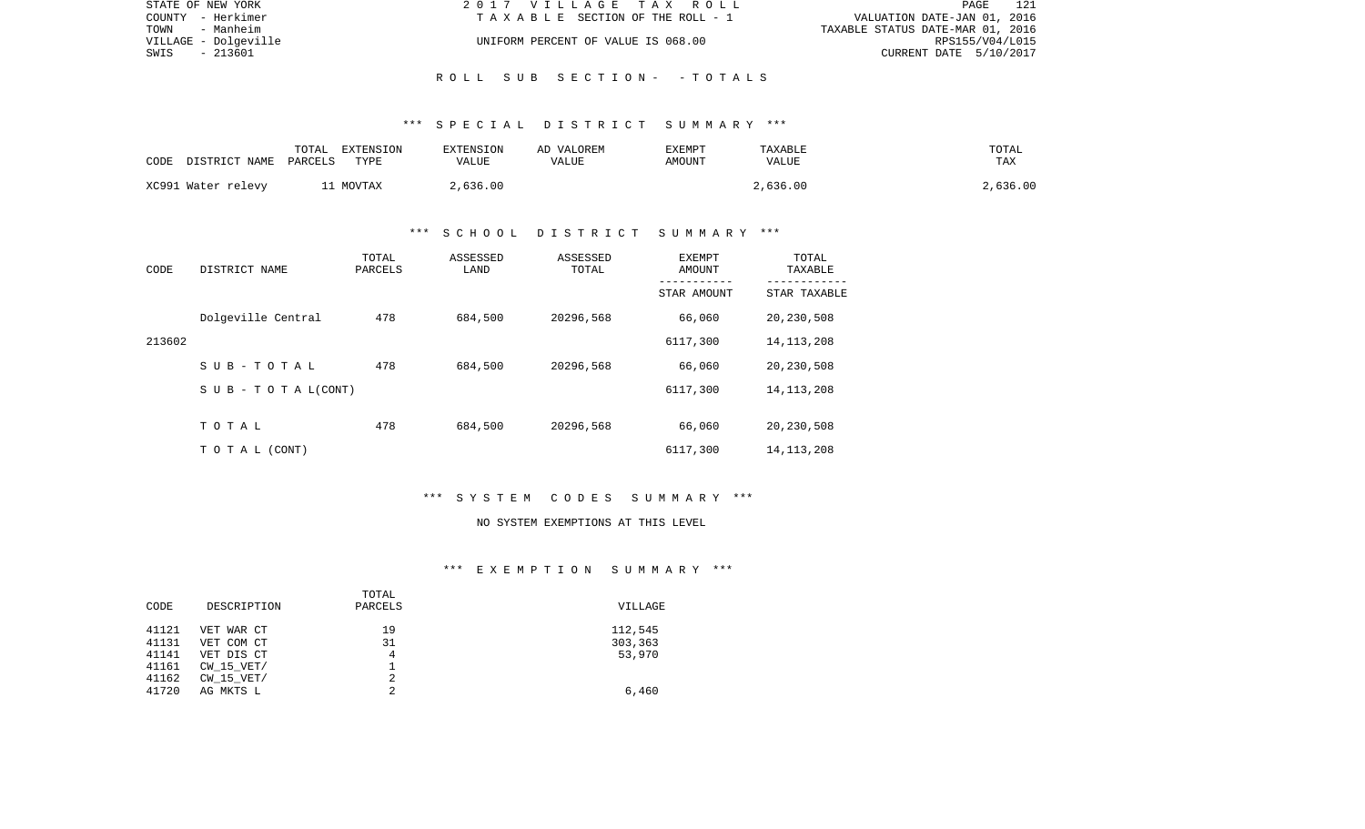## ROLL SUB SECTION - - TOTALS

### *** SPECIAL DISTRICT SUMMARY ***

| CODE DISTRICT NAME | TOTAL PARCELS | EXTENSION TYPE | EXTENSION VALUE | AD VALOREM VALUE | EXEMPT AMOUNT | TAXABLE VALUE | TOTAL TAX |
|---|---|---|---|---|---|---|---|
| XC991 Water relevy | 11 | MOVTAX | 2,636.00 | | | 2,636.00 | 2,636.00 |

### *** SCHOOL DISTRICT SUMMARY ***

| CODE | DISTRICT NAME | TOTAL PARCELS | ASSESSED LAND | ASSESSED TOTAL | EXEMPT AMOUNT / STAR AMOUNT | TOTAL TAXABLE / STAR TAXABLE |
|---|---|---|---|---|---|---|
| | Dolgeville Central | 478 | 684,500 | 20296,568 | 66,060 | 20,230,508 |
| 213602 | | | | | 6117,300 | 14,113,208 |
| | S U B - T O T A L | 478 | 684,500 | 20296,568 | 66,060 | 20,230,508 |
| | S U B - T O T A L (CONT) | | | | 6117,300 | 14,113,208 |
| | T O T A L | 478 | 684,500 | 20296,568 | 66,060 | 20,230,508 |
| | T O T A L (CONT) | | | | 6117,300 | 14,113,208 |

### *** SYSTEM CODES SUMMARY ***

NO SYSTEM EXEMPTIONS AT THIS LEVEL

### *** EXEMPTION SUMMARY ***

| CODE | DESCRIPTION | TOTAL PARCELS | VILLAGE |
|---|---|---|---|
| 41121 | VET WAR CT | 19 | 112,545 |
| 41131 | VET COM CT | 31 | 303,363 |
| 41141 | VET DIS CT | 4 | 53,970 |
| 41161 | CW_15_VET/ | 1 | |
| 41162 | CW_15_VET/ | 2 | |
| 41720 | AG MKTS L | 2 | 6,460 |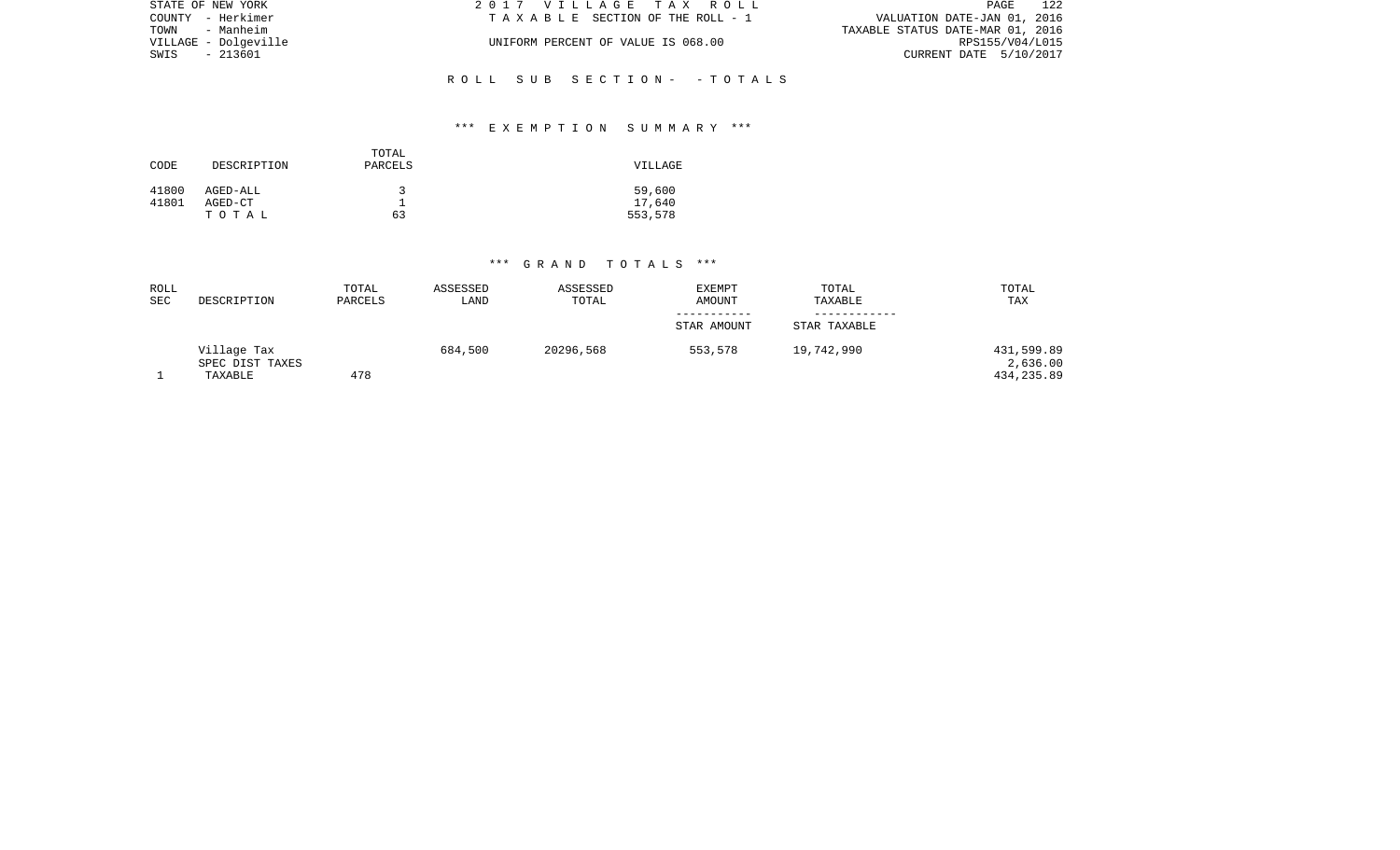STATE OF NEW YORK | 2017 VILLAGE TAX ROLL | PAGE 122
COUNTY - Herkimer | TAXABLE SECTION OF THE ROLL - 1 | VALUATION DATE-JAN 01, 2016
TOWN - Manheim | | TAXABLE STATUS DATE-MAR 01, 2016
VILLAGE - Dolgeville | UNIFORM PERCENT OF VALUE IS 068.00 | RPS155/V04/L015
SWIS - 213601 | | CURRENT DATE 5/10/2017

ROLL SUB SECTION- - TOTALS

*** EXEMPTION SUMMARY ***

| CODE | DESCRIPTION | TOTAL PARCELS | VILLAGE |
|---|---|---|---|
| 41800 | AGED-ALL | 3 | 59,600 |
| 41801 | AGED-CT | 1 | 17,640 |
| | TOTAL | 63 | 553,578 |

*** GRAND TOTALS ***

| ROLL SEC | DESCRIPTION | TOTAL PARCELS | ASSESSED LAND | ASSESSED TOTAL | EXEMPT AMOUNT / STAR AMOUNT | TOTAL TAXABLE / STAR TAXABLE | TOTAL TAX |
|---|---|---|---|---|---|---|---|
| | Village Tax | | 684,500 | 20296,568 | 553,578 | 19,742,990 | 431,599.89 |
| | SPEC DIST TAXES | | | | | | 2,636.00 |
| 1 | TAXABLE | 478 | | | | | 434,235.89 |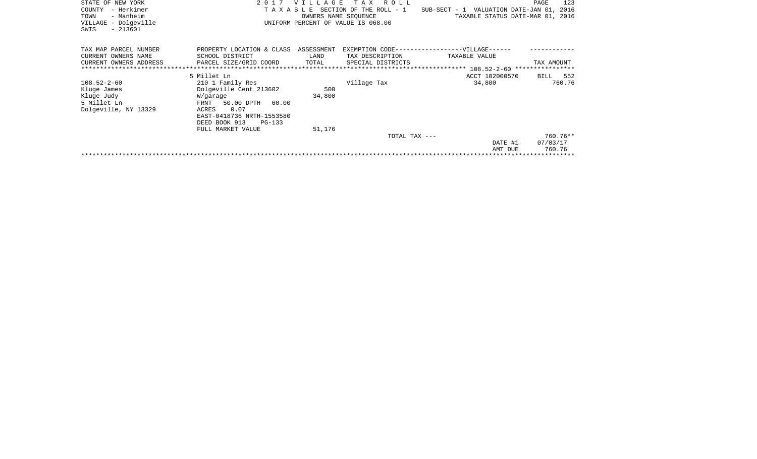STATE OF NEW YORK
COUNTY - Herkimer
TOWN - Manheim
VILLAGE - Dolgeville
SWIS - 213601

2 0 1 7 V I L L A G E T A X R O L L
T A X A B L E SECTION OF THE ROLL - 1
OWNERS NAME SEQUENCE
UNIFORM PERCENT OF VALUE IS 068.00

SUB-SECT - 1 VALUATION DATE-JAN 01, 2016
TAXABLE STATUS DATE-MAR 01, 2016

| TAX MAP PARCEL NUMBER / CURRENT OWNERS NAME / CURRENT OWNERS ADDRESS | PROPERTY LOCATION & CLASS / SCHOOL DISTRICT / PARCEL SIZE/GRID COORD | ASSESSMENT LAND / TOTAL | EXEMPTION CODE-----VILLAGE----- / TAX DESCRIPTION / SPECIAL DISTRICTS | TAXABLE VALUE | TAX AMOUNT |
|---|---|---|---|---|---|
| ***** 108.52-2-60 ***** | | | | | |
| | 5 Millet Ln | | | ACCT 102000570 | BILL 552 |
| 108.52-2-60 | 210 1 Family Res | | Village Tax | 34,800 | 760.76 |
| Kluge James | Dolgeville Cent 213602 | 500 | | | |
| Kluge Judy | W/garage | 34,800 | | | |
| 5 Millet Ln | FRNT 50.00 DPTH 60.00 | | | | |
| Dolgeville, NY 13329 | ACRES 0.07 | | | | |
| | EAST-0418736 NRTH-1553580 | | | | |
| | DEED BOOK 913 PG-133 | | | | |
| | FULL MARKET VALUE | 51,176 | | | |
| | | | TOTAL TAX --- | | 760.76** |
| | | | | DATE #1 | 07/03/17 |
| | | | | AMT DUE | 760.76 |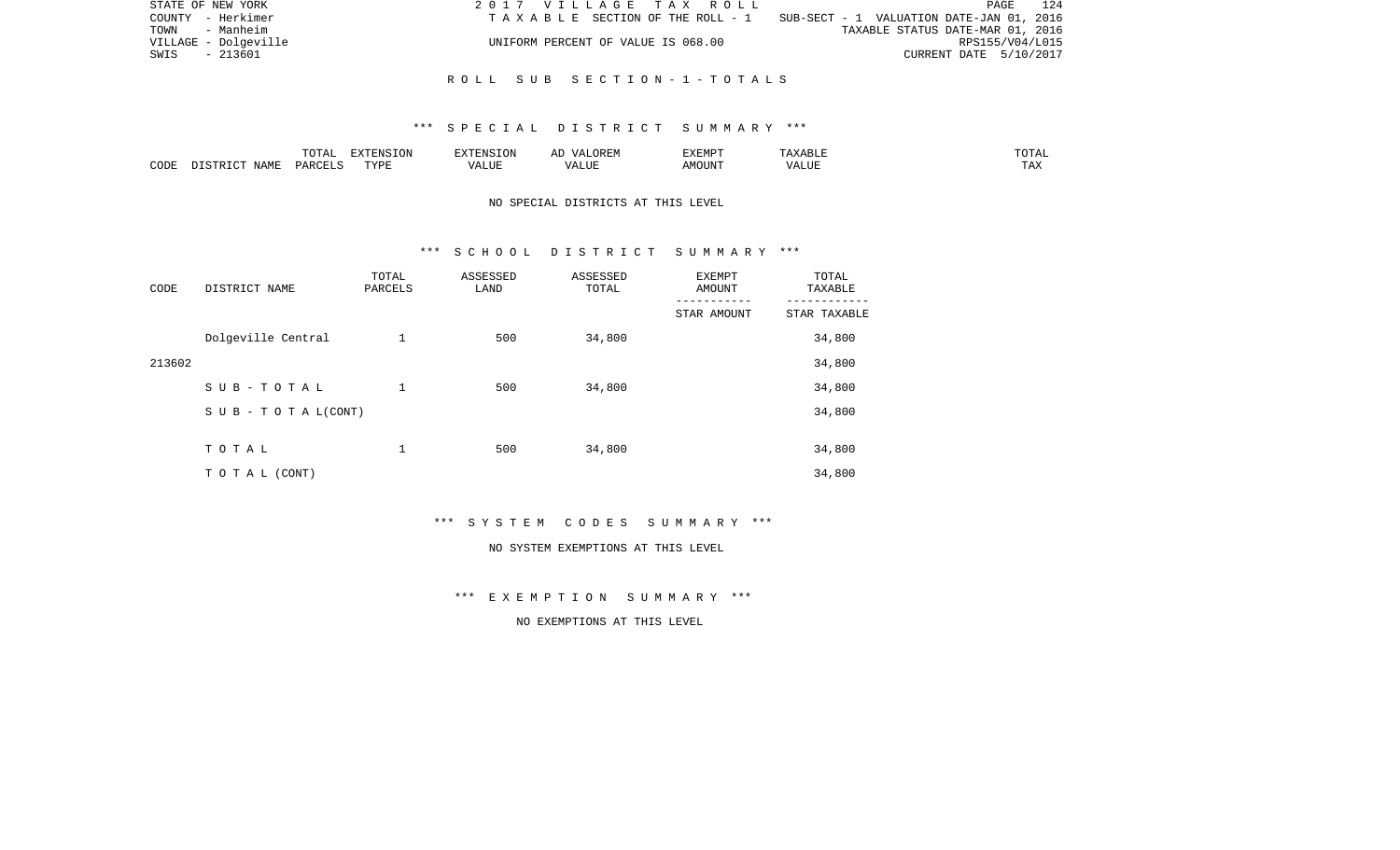STATE OF NEW YORK — 2017 VILLAGE TAX ROLL
COUNTY - Herkimer — TAXABLE SECTION OF THE ROLL - 1 — SUB-SECT - 1 VALUATION DATE-JAN 01, 2016
TOWN - Manheim — TAXABLE STATUS DATE-MAR 01, 2016
VILLAGE - Dolgeville — UNIFORM PERCENT OF VALUE IS 068.00 — RPS155/V04/L015
SWIS - 213601 — CURRENT DATE 5/10/2017

## ROLL SUB SECTION - 1 - TOTALS

### *** SPECIAL DISTRICT SUMMARY ***

| CODE | DISTRICT NAME | TOTAL PARCELS | EXTENSION TYPE | EXTENSION VALUE | AD VALOREM VALUE | EXEMPT AMOUNT | TAXABLE VALUE | TOTAL TAX |
|---|---|---|---|---|---|---|---|---|

NO SPECIAL DISTRICTS AT THIS LEVEL

### *** SCHOOL DISTRICT SUMMARY ***

| CODE | DISTRICT NAME | TOTAL PARCELS | ASSESSED LAND | ASSESSED TOTAL | EXEMPT AMOUNT / STAR AMOUNT | TOTAL TAXABLE / STAR TAXABLE |
|---|---|---|---|---|---|---|
| | Dolgeville Central | 1 | 500 | 34,800 | | 34,800 |
| 213602 | | | | | | 34,800 |
| | S U B - T O T A L | 1 | 500 | 34,800 | | 34,800 |
| | S U B - T O T A L(CONT) | | | | | 34,800 |
| | T O T A L | 1 | 500 | 34,800 | | 34,800 |
| | T O T A L (CONT) | | | | | 34,800 |

### *** SYSTEM CODES SUMMARY ***

NO SYSTEM EXEMPTIONS AT THIS LEVEL

### *** EXEMPTION SUMMARY ***

NO EXEMPTIONS AT THIS LEVEL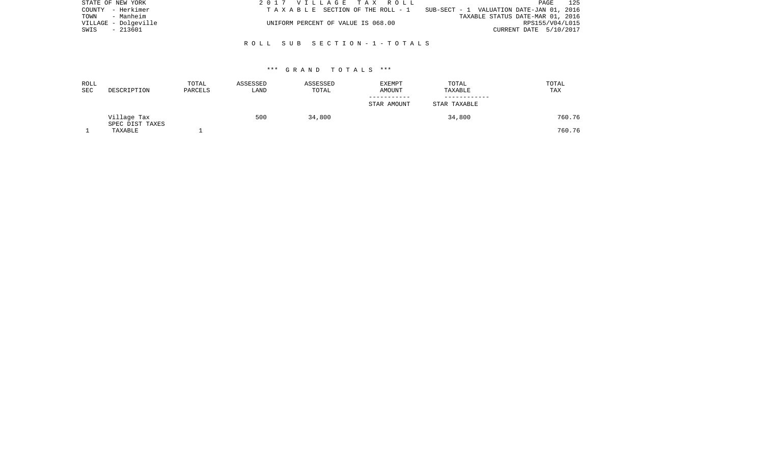STATE OF NEW YORK
COUNTY - Herkimer
TOWN - Manheim
VILLAGE - Dolgeville
SWIS - 213601

2017 VILLAGE TAX ROLL
TAXABLE SECTION OF THE ROLL - 1
UNIFORM PERCENT OF VALUE IS 068.00

SUB-SECT - 1 VALUATION DATE-JAN 01, 2016
TAXABLE STATUS DATE-MAR 01, 2016
RPS155/V04/L015
CURRENT DATE 5/10/2017

## ROLL SUB SECTION - 1 - TOTALS

### *** GRAND TOTALS ***

| ROLL SEC | DESCRIPTION | TOTAL PARCELS | ASSESSED LAND | ASSESSED TOTAL | EXEMPT AMOUNT / STAR AMOUNT | TOTAL TAXABLE / STAR TAXABLE | TOTAL TAX |
|---|---|---|---|---|---|---|---|
| | Village Tax | | 500 | 34,800 | | 34,800 | 760.76 |
| | SPEC DIST TAXES | | | | | | |
| 1 | TAXABLE | 1 | | | | | 760.76 |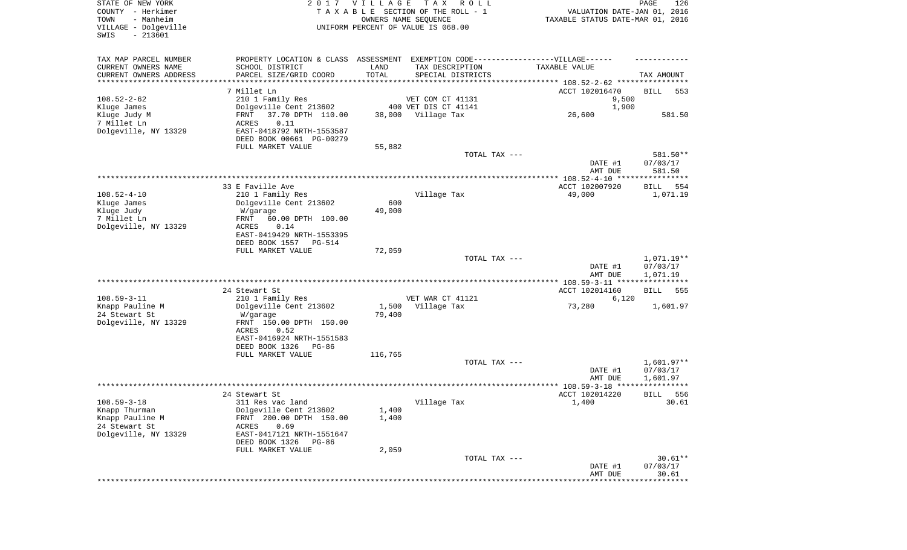STATE OF NEW YORK — 2017 VILLAGE TAX ROLL
COUNTY - Herkimer — TAXABLE SECTION OF THE ROLL - 1 — VALUATION DATE-JAN 01, 2016
TOWN - Manheim — OWNERS NAME SEQUENCE — TAXABLE STATUS DATE-MAR 01, 2016
VILLAGE - Dolgeville — UNIFORM PERCENT OF VALUE IS 068.00
SWIS - 213601

| TAX MAP PARCEL NUMBER / CURRENT OWNERS NAME / CURRENT OWNERS ADDRESS | PROPERTY LOCATION & CLASS / SCHOOL DISTRICT / PARCEL SIZE/GRID COORD | ASSESSMENT LAND / TOTAL | EXEMPTION CODE / TAX DESCRIPTION / SPECIAL DISTRICTS | TAXABLE VALUE | TAX AMOUNT |
|---|---|---|---|---|---|
| **108.52-2-62** | 7 Millet Ln | | | ACCT 102016470 | BILL 553 |
| Kluge James | 210 1 Family Res | | VET COM CT 41131 | 9,500 | |
| Kluge Judy M | Dolgeville Cent 213602 | 400 | VET DIS CT 41141 | 1,900 | |
| 7 Millet Ln | FRNT 37.70 DPTH 110.00 | 38,000 | Village Tax | 26,600 | 581.50 |
| Dolgeville, NY 13329 | ACRES 0.11 | | | | |
| | EAST-0418792 NRTH-1553587 | | | | |
| | DEED BOOK 00661 PG-00279 | | | | |
| | FULL MARKET VALUE | 55,882 | | | |
| | | | TOTAL TAX --- | | 581.50** |
| | | | | DATE #1 | 07/03/17 |
| | | | | AMT DUE | 581.50 |
| **108.52-4-10** | 33 E Faville Ave | | | ACCT 102007920 | BILL 554 |
| Kluge James | 210 1 Family Res | | Village Tax | 49,000 | 1,071.19 |
| Kluge Judy | Dolgeville Cent 213602 | 600 | | | |
| 7 Millet Ln | W/garage | 49,000 | | | |
| Dolgeville, NY 13329 | FRNT 60.00 DPTH 100.00 | | | | |
| | ACRES 0.14 | | | | |
| | EAST-0419429 NRTH-1553395 | | | | |
| | DEED BOOK 1557 PG-514 | | | | |
| | FULL MARKET VALUE | 72,059 | | | |
| | | | TOTAL TAX --- | | 1,071.19** |
| | | | | DATE #1 | 07/03/17 |
| | | | | AMT DUE | 1,071.19 |
| **108.59-3-11** | 24 Stewart St | | | ACCT 102014160 | BILL 555 |
| Knapp Pauline M | 210 1 Family Res | | VET WAR CT 41121 | 6,120 | |
| 24 Stewart St | Dolgeville Cent 213602 | 1,500 | Village Tax | 73,280 | 1,601.97 |
| Dolgeville, NY 13329 | W/garage | 79,400 | | | |
| | FRNT 150.00 DPTH 150.00 | | | | |
| | ACRES 0.52 | | | | |
| | EAST-0416924 NRTH-1551583 | | | | |
| | DEED BOOK 1326 PG-86 | | | | |
| | FULL MARKET VALUE | 116,765 | | | |
| | | | TOTAL TAX --- | | 1,601.97** |
| | | | | DATE #1 | 07/03/17 |
| | | | | AMT DUE | 1,601.97 |
| **108.59-3-18** | 24 Stewart St | | | ACCT 102014220 | BILL 556 |
| Knapp Thurman | 311 Res vac land | | Village Tax | 1,400 | 30.61 |
| Knapp Pauline M | Dolgeville Cent 213602 | 1,400 | | | |
| 24 Stewart St | FRNT 200.00 DPTH 150.00 | 1,400 | | | |
| Dolgeville, NY 13329 | ACRES 0.69 | | | | |
| | EAST-0417121 NRTH-1551647 | | | | |
| | DEED BOOK 1326 PG-86 | | | | |
| | FULL MARKET VALUE | 2,059 | | | |
| | | | TOTAL TAX --- | | 30.61** |
| | | | | DATE #1 | 07/03/17 |
| | | | | AMT DUE | 30.61 |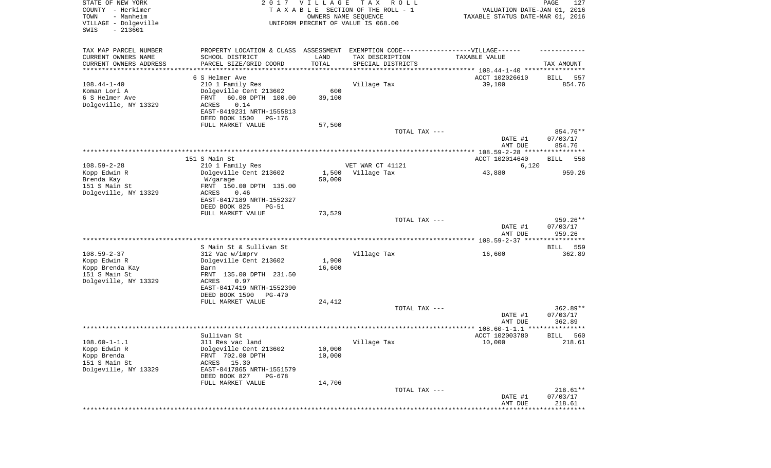STATE OF NEW YORK
COUNTY - Herkimer
TOWN - Manheim
VILLAGE - Dolgeville
SWIS - 213601

2017 VILLAGE TAX ROLL
TAXABLE SECTION OF THE ROLL - 1
OWNERS NAME SEQUENCE
UNIFORM PERCENT OF VALUE IS 068.00

VALUATION DATE-JAN 01, 2016
TAXABLE STATUS DATE-MAR 01, 2016

| TAX MAP PARCEL NUMBER / CURRENT OWNERS NAME / CURRENT OWNERS ADDRESS | PROPERTY LOCATION & CLASS / SCHOOL DISTRICT / PARCEL SIZE/GRID COORD | ASSESSMENT LAND / TOTAL | EXEMPTION CODE / TAX DESCRIPTION / SPECIAL DISTRICTS | TAXABLE VALUE | TAX AMOUNT |
|---|---|---|---|---|---|
| 108.44-1-40 | 6 S Helmer Ave | | | ACCT 102026610 | BILL 557 |
| Koman Lori A | 210 1 Family Res | | Village Tax | 39,100 | 854.76 |
| 6 S Helmer Ave | Dolgeville Cent 213602 | 600 | | | |
| Dolgeville, NY 13329 | FRNT 60.00 DPTH 100.00 | 39,100 | | | |
| | ACRES 0.14 | | | | |
| | EAST-0419231 NRTH-1555813 | | | | |
| | DEED BOOK 1500 PG-176 | | | | |
| | FULL MARKET VALUE | 57,500 | | | |
| | | | TOTAL TAX --- | | 854.76** |
| | | | | DATE #1 | 07/03/17 |
| | | | | AMT DUE | 854.76 |
| 108.59-2-28 | 151 S Main St | | | ACCT 102014640 | BILL 558 |
| Kopp Edwin R | 210 1 Family Res | | VET WAR CT 41121 | 6,120 | |
| Brenda Kay | Dolgeville Cent 213602 | 1,500 | Village Tax | 43,880 | 959.26 |
| 151 S Main St | W/garage | 50,000 | | | |
| Dolgeville, NY 13329 | FRNT 150.00 DPTH 135.00 | | | | |
| | ACRES 0.46 | | | | |
| | EAST-0417189 NRTH-1552327 | | | | |
| | DEED BOOK 825 PG-51 | | | | |
| | FULL MARKET VALUE | 73,529 | | | |
| | | | TOTAL TAX --- | | 959.26** |
| | | | | DATE #1 | 07/03/17 |
| | | | | AMT DUE | 959.26 |
| 108.59-2-37 | S Main St & Sullivan St | | | | BILL 559 |
| Kopp Edwin R | 312 Vac w/imprv | | Village Tax | 16,600 | 362.89 |
| Kopp Brenda Kay | Dolgeville Cent 213602 | 1,900 | | | |
| 151 S Main St | Barn | 16,600 | | | |
| Dolgeville, NY 13329 | FRNT 135.00 DPTH 231.50 | | | | |
| | ACRES 0.97 | | | | |
| | EAST-0417419 NRTH-1552390 | | | | |
| | DEED BOOK 1590 PG-470 | | | | |
| | FULL MARKET VALUE | 24,412 | | | |
| | | | TOTAL TAX --- | | 362.89** |
| | | | | DATE #1 | 07/03/17 |
| | | | | AMT DUE | 362.89 |
| 108.60-1-1.1 | Sullivan St | | | ACCT 102003780 | BILL 560 |
| Kopp Edwin R | 311 Res vac land | | Village Tax | 10,000 | 218.61 |
| Kopp Brenda | Dolgeville Cent 213602 | 10,000 | | | |
| 151 S Main St | FRNT 702.00 DPTH | 10,000 | | | |
| Dolgeville, NY 13329 | ACRES 15.30 | | | | |
| | EAST-0417865 NRTH-1551579 | | | | |
| | DEED BOOK 827 PG-678 | | | | |
| | FULL MARKET VALUE | 14,706 | | | |
| | | | TOTAL TAX --- | | 218.61** |
| | | | | DATE #1 | 07/03/17 |
| | | | | AMT DUE | 218.61 |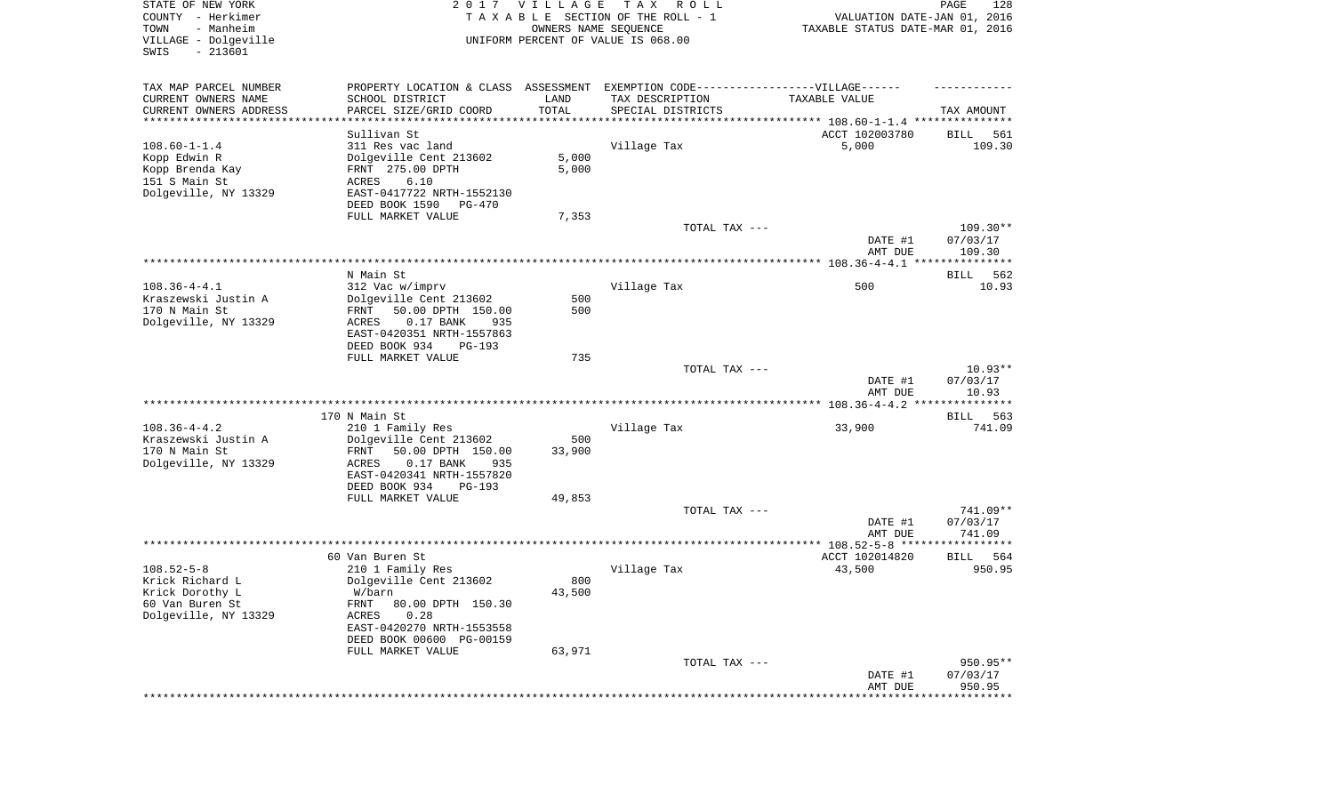STATE OF NEW YORK | COUNTY - Herkimer | TOWN - Manheim | VILLAGE - Dolgeville | SWIS - 213601

2 0 1 7 V I L L A G E T A X R O L L
T A X A B L E SECTION OF THE ROLL - 1
OWNERS NAME SEQUENCE
UNIFORM PERCENT OF VALUE IS 068.00

VALUATION DATE-JAN 01, 2016
TAXABLE STATUS DATE-MAR 01, 2016

| TAX MAP PARCEL NUMBER / CURRENT OWNERS NAME / CURRENT OWNERS ADDRESS | PROPERTY LOCATION & CLASS / SCHOOL DISTRICT / PARCEL SIZE/GRID COORD | ASSESSMENT LAND / TOTAL | EXEMPTION CODE / TAX DESCRIPTION / SPECIAL DISTRICTS | TAXABLE VALUE | TAX AMOUNT |
|---|---|---|---|---|---|
| 108.60-1-1.4 | Sullivan St | | | ACCT 102003780 | BILL 561 |
| 108.60-1-1.4 | 311 Res vac land | | Village Tax | 5,000 | 109.30 |
| Kopp Edwin R | Dolgeville Cent 213602 | 5,000 | | | |
| Kopp Brenda Kay | FRNT 275.00 DPTH | 5,000 | | | |
| 151 S Main St | ACRES 6.10 | | | | |
| Dolgeville, NY 13329 | EAST-0417722 NRTH-1552130 | | | | |
| | DEED BOOK 1590 PG-470 | | | | |
| | FULL MARKET VALUE | 7,353 | | | |
| | | | TOTAL TAX --- | | 109.30** |
| | | | | DATE #1 | 07/03/17 |
| | | | | AMT DUE | 109.30 |
| 108.36-4-4.1 | N Main St | | | | BILL 562 |
| 108.36-4-4.1 | 312 Vac w/imprv | | Village Tax | 500 | 10.93 |
| Kraszewski Justin A | Dolgeville Cent 213602 | 500 | | | |
| 170 N Main St | FRNT 50.00 DPTH 150.00 | 500 | | | |
| Dolgeville, NY 13329 | ACRES 0.17 BANK 935 | | | | |
| | EAST-0420351 NRTH-1557863 | | | | |
| | DEED BOOK 934 PG-193 | | | | |
| | FULL MARKET VALUE | 735 | | | |
| | | | TOTAL TAX --- | | 10.93** |
| | | | | DATE #1 | 07/03/17 |
| | | | | AMT DUE | 10.93 |
| 108.36-4-4.2 | 170 N Main St | | | | BILL 563 |
| 108.36-4-4.2 | 210 1 Family Res | | Village Tax | 33,900 | 741.09 |
| Kraszewski Justin A | Dolgeville Cent 213602 | 500 | | | |
| 170 N Main St | FRNT 50.00 DPTH 150.00 | 33,900 | | | |
| Dolgeville, NY 13329 | ACRES 0.17 BANK 935 | | | | |
| | EAST-0420341 NRTH-1557820 | | | | |
| | DEED BOOK 934 PG-193 | | | | |
| | FULL MARKET VALUE | 49,853 | | | |
| | | | TOTAL TAX --- | | 741.09** |
| | | | | DATE #1 | 07/03/17 |
| | | | | AMT DUE | 741.09 |
| 108.52-5-8 | 60 Van Buren St | | | ACCT 102014820 | BILL 564 |
| 108.52-5-8 | 210 1 Family Res | | Village Tax | 43,500 | 950.95 |
| Krick Richard L | Dolgeville Cent 213602 | 800 | | | |
| Krick Dorothy L | W/barn | 43,500 | | | |
| 60 Van Buren St | FRNT 80.00 DPTH 150.30 | | | | |
| Dolgeville, NY 13329 | ACRES 0.28 | | | | |
| | EAST-0420270 NRTH-1553558 | | | | |
| | DEED BOOK 00600 PG-00159 | | | | |
| | FULL MARKET VALUE | 63,971 | | | |
| | | | TOTAL TAX --- | | 950.95** |
| | | | | DATE #1 | 07/03/17 |
| | | | | AMT DUE | 950.95 |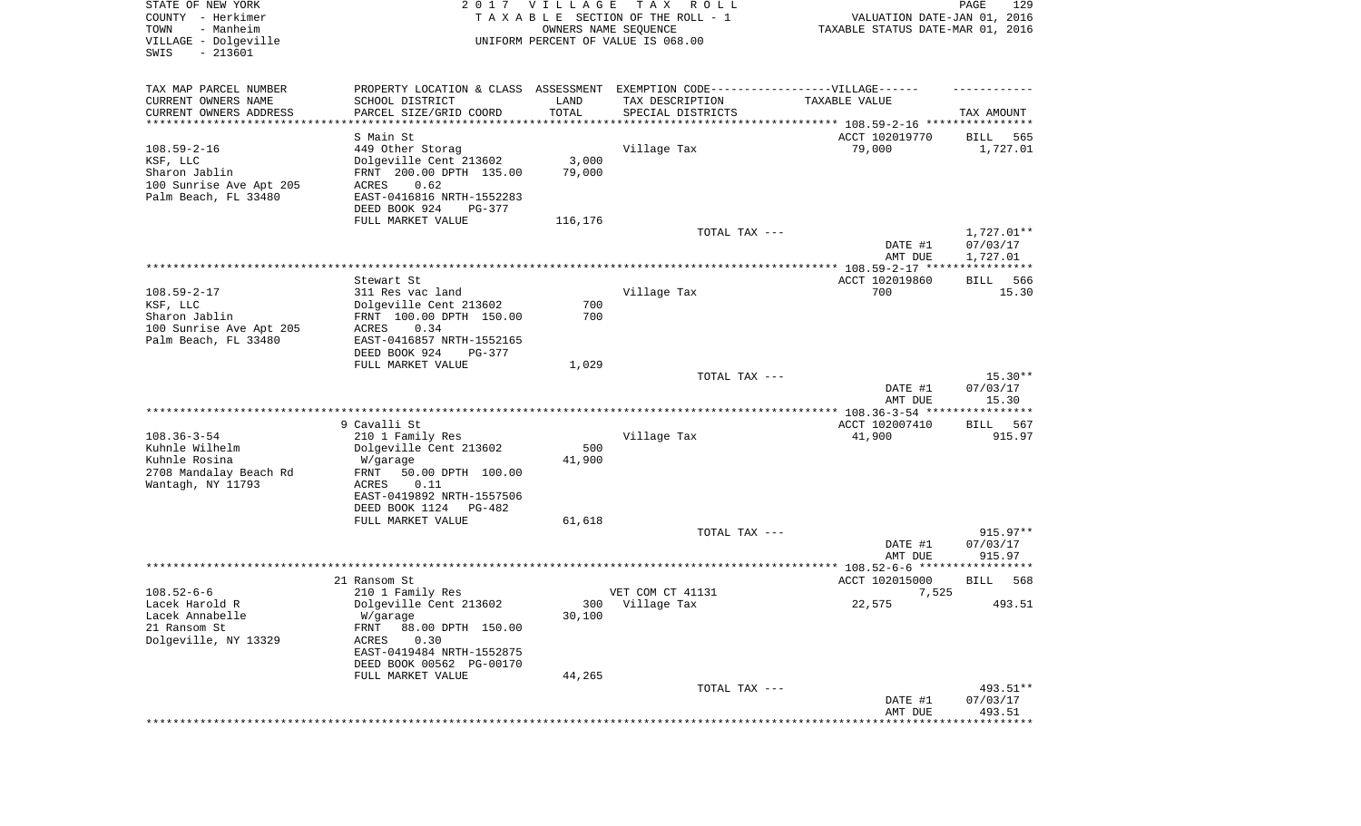STATE OF NEW YORK — 2 0 1 7 V I L L A G E T A X R O L L — PAGE 129
COUNTY - Herkimer — T A X A B L E SECTION OF THE ROLL - 1 — VALUATION DATE-JAN 01, 2016
TOWN - Manheim — OWNERS NAME SEQUENCE — TAXABLE STATUS DATE-MAR 01, 2016
VILLAGE - Dolgeville — UNIFORM PERCENT OF VALUE IS 068.00
SWIS - 213601

| TAX MAP PARCEL NUMBER / CURRENT OWNERS NAME / CURRENT OWNERS ADDRESS | PROPERTY LOCATION & CLASS / SCHOOL DISTRICT / PARCEL SIZE/GRID COORD | ASSESSMENT LAND / TOTAL | EXEMPTION CODE / TAX DESCRIPTION / SPECIAL DISTRICTS | TAXABLE VALUE | TAX AMOUNT |
|---|---|---|---|---|---|
| | S Main St | | | ACCT 102019770 | BILL 565 |
| 108.59-2-16 | 449 Other Storag | | Village Tax | 79,000 | 1,727.01 |
| KSF, LLC | Dolgeville Cent 213602 | 3,000 | | | |
| Sharon Jablin | FRNT 200.00 DPTH 135.00 | 79,000 | | | |
| 100 Sunrise Ave Apt 205 | ACRES 0.62 | | | | |
| Palm Beach, FL 33480 | EAST-0416816 NRTH-1552283 | | | | |
| | DEED BOOK 924 PG-377 | | | | |
| | FULL MARKET VALUE | 116,176 | | | |
| | | | TOTAL TAX --- | | 1,727.01** |
| | | | | DATE #1 | 07/03/17 |
| | | | | AMT DUE | 1,727.01 |
| | Stewart St | | | ACCT 102019860 | BILL 566 |
| 108.59-2-17 | 311 Res vac land | | Village Tax | 700 | 15.30 |
| KSF, LLC | Dolgeville Cent 213602 | 700 | | | |
| Sharon Jablin | FRNT 100.00 DPTH 150.00 | 700 | | | |
| 100 Sunrise Ave Apt 205 | ACRES 0.34 | | | | |
| Palm Beach, FL 33480 | EAST-0416857 NRTH-1552165 | | | | |
| | DEED BOOK 924 PG-377 | | | | |
| | FULL MARKET VALUE | 1,029 | | | |
| | | | TOTAL TAX --- | | 15.30** |
| | | | | DATE #1 | 07/03/17 |
| | | | | AMT DUE | 15.30 |
| | 9 Cavalli St | | | ACCT 102007410 | BILL 567 |
| 108.36-3-54 | 210 1 Family Res | | Village Tax | 41,900 | 915.97 |
| Kuhnle Wilhelm | Dolgeville Cent 213602 | 500 | | | |
| Kuhnle Rosina | W/garage | 41,900 | | | |
| 2708 Mandalay Beach Rd | FRNT 50.00 DPTH 100.00 | | | | |
| Wantagh, NY 11793 | ACRES 0.11 | | | | |
| | EAST-0419892 NRTH-1557506 | | | | |
| | DEED BOOK 1124 PG-482 | | | | |
| | FULL MARKET VALUE | 61,618 | | | |
| | | | TOTAL TAX --- | | 915.97** |
| | | | | DATE #1 | 07/03/17 |
| | | | | AMT DUE | 915.97 |
| | 21 Ransom St | | | ACCT 102015000 | BILL 568 |
| 108.52-6-6 | 210 1 Family Res | | VET COM CT 41131 | 7,525 | |
| Lacek Harold R | Dolgeville Cent 213602 | 300 | Village Tax | 22,575 | 493.51 |
| Lacek Annabelle | W/garage | 30,100 | | | |
| 21 Ransom St | FRNT 88.00 DPTH 150.00 | | | | |
| Dolgeville, NY 13329 | ACRES 0.30 | | | | |
| | EAST-0419484 NRTH-1552875 | | | | |
| | DEED BOOK 00562 PG-00170 | | | | |
| | FULL MARKET VALUE | 44,265 | | | |
| | | | TOTAL TAX --- | | 493.51** |
| | | | | DATE #1 | 07/03/17 |
| | | | | AMT DUE | 493.51 |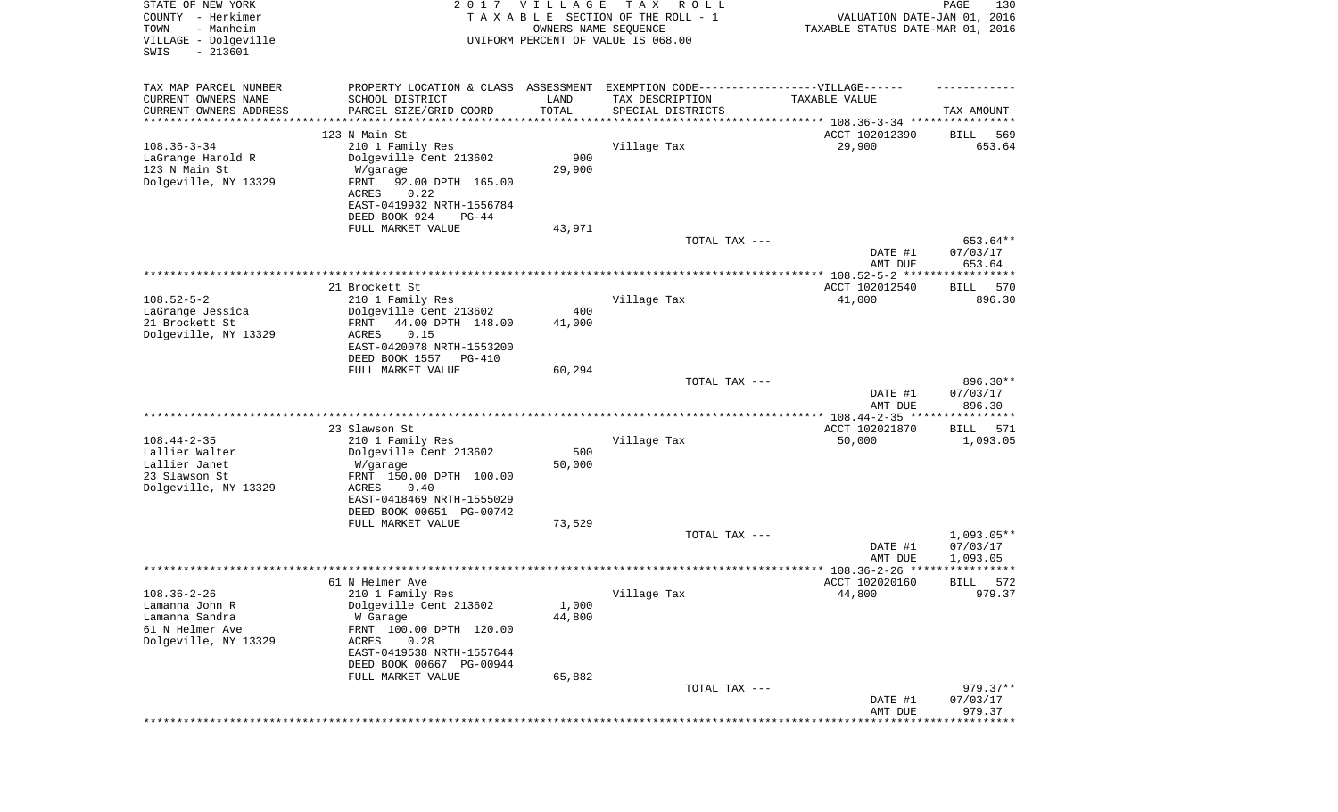STATE OF NEW YORK
COUNTY - Herkimer
TOWN - Manheim
VILLAGE - Dolgeville
SWIS - 213601

2017 VILLAGE TAX ROLL
TAXABLE SECTION OF THE ROLL - 1
OWNERS NAME SEQUENCE
UNIFORM PERCENT OF VALUE IS 068.00

VALUATION DATE-JAN 01, 2016
TAXABLE STATUS DATE-MAR 01, 2016

| TAX MAP PARCEL NUMBER / CURRENT OWNERS NAME / CURRENT OWNERS ADDRESS | PROPERTY LOCATION & CLASS / SCHOOL DISTRICT / PARCEL SIZE/GRID COORD | ASSESSMENT LAND / TOTAL | EXEMPTION CODE / TAX DESCRIPTION / SPECIAL DISTRICTS | TAXABLE VALUE | TAX AMOUNT |
|---|---|---|---|---|---|
| 108.36-3-34 | 123 N Main St | | | ACCT 102012390 | BILL 569 |
| LaGrange Harold R | 210 1 Family Res | | Village Tax | 29,900 | 653.64 |
| 123 N Main St | Dolgeville Cent 213602 | 900 | | | |
| Dolgeville, NY 13329 | W/garage | 29,900 | | | |
| | FRNT 92.00 DPTH 165.00 | | | | |
| | ACRES 0.22 | | | | |
| | EAST-0419932 NRTH-1556784 | | | | |
| | DEED BOOK 924 PG-44 | | | | |
| | FULL MARKET VALUE | 43,971 | | | |
| | | | TOTAL TAX --- | | 653.64** |
| | | | | DATE #1 | 07/03/17 |
| | | | | AMT DUE | 653.64 |
| 108.52-5-2 | 21 Brockett St | | | ACCT 102012540 | BILL 570 |
| LaGrange Jessica | 210 1 Family Res | | Village Tax | 41,000 | 896.30 |
| 21 Brockett St | Dolgeville Cent 213602 | 400 | | | |
| Dolgeville, NY 13329 | FRNT 44.00 DPTH 148.00 | 41,000 | | | |
| | ACRES 0.15 | | | | |
| | EAST-0420078 NRTH-1553200 | | | | |
| | DEED BOOK 1557 PG-410 | | | | |
| | FULL MARKET VALUE | 60,294 | | | |
| | | | TOTAL TAX --- | | 896.30** |
| | | | | DATE #1 | 07/03/17 |
| | | | | AMT DUE | 896.30 |
| 108.44-2-35 | 23 Slawson St | | | ACCT 102021870 | BILL 571 |
| Lallier Walter | 210 1 Family Res | | Village Tax | 50,000 | 1,093.05 |
| Lallier Janet | Dolgeville Cent 213602 | 500 | | | |
| 23 Slawson St | W/garage | 50,000 | | | |
| Dolgeville, NY 13329 | FRNT 150.00 DPTH 100.00 | | | | |
| | ACRES 0.40 | | | | |
| | EAST-0418469 NRTH-1555029 | | | | |
| | DEED BOOK 00651 PG-00742 | | | | |
| | FULL MARKET VALUE | 73,529 | | | |
| | | | TOTAL TAX --- | | 1,093.05** |
| | | | | DATE #1 | 07/03/17 |
| | | | | AMT DUE | 1,093.05 |
| 108.36-2-26 | 61 N Helmer Ave | | | ACCT 102020160 | BILL 572 |
| Lamanna John R | 210 1 Family Res | | Village Tax | 44,800 | 979.37 |
| Lamanna Sandra | Dolgeville Cent 213602 | 1,000 | | | |
| 61 N Helmer Ave | W Garage | 44,800 | | | |
| Dolgeville, NY 13329 | FRNT 100.00 DPTH 120.00 | | | | |
| | ACRES 0.28 | | | | |
| | EAST-0419538 NRTH-1557644 | | | | |
| | DEED BOOK 00667 PG-00944 | | | | |
| | FULL MARKET VALUE | 65,882 | | | |
| | | | TOTAL TAX --- | | 979.37** |
| | | | | DATE #1 | 07/03/17 |
| | | | | AMT DUE | 979.37 |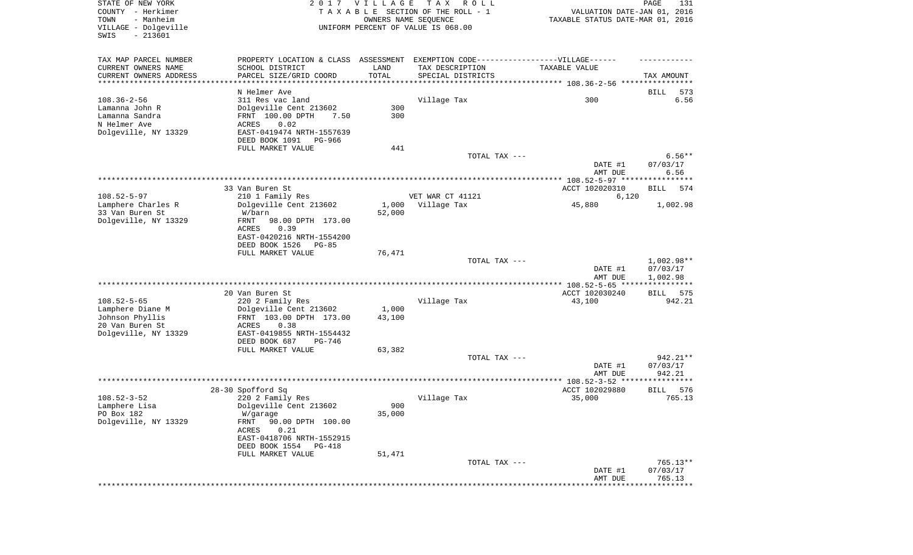STATE OF NEW YORK
COUNTY - Herkimer
TOWN - Manheim
VILLAGE - Dolgeville
SWIS - 213601

2017 VILLAGE TAX ROLL
TAXABLE SECTION OF THE ROLL - 1
OWNERS NAME SEQUENCE
UNIFORM PERCENT OF VALUE IS 068.00

VALUATION DATE-JAN 01, 2016
TAXABLE STATUS DATE-MAR 01, 2016

| TAX MAP PARCEL NUMBER<br>CURRENT OWNERS NAME<br>CURRENT OWNERS ADDRESS | PROPERTY LOCATION & CLASS<br>SCHOOL DISTRICT<br>PARCEL SIZE/GRID COORD | ASSESSMENT<br>LAND<br>TOTAL | EXEMPTION CODE------VILLAGE------<br>TAX DESCRIPTION<br>SPECIAL DISTRICTS | TAXABLE VALUE | TAX AMOUNT |
|---|---|---|---|---|---|
| 108.36-2-56 | N Helmer Ave | | | | BILL 573 |
| 108.36-2-56 | 311 Res vac land | | Village Tax | 300 | 6.56 |
| Lamanna John R | Dolgeville Cent 213602 | 300 | | | |
| Lamanna Sandra | FRNT 100.00 DPTH 7.50 | 300 | | | |
| N Helmer Ave | ACRES 0.02 | | | | |
| Dolgeville, NY 13329 | EAST-0419474 NRTH-1557639 | | | | |
| | DEED BOOK 1091 PG-966 | | | | |
| | FULL MARKET VALUE | 441 | | | |
| | | | TOTAL TAX --- | | 6.56** |
| | | | | DATE #1 | 07/03/17 |
| | | | | AMT DUE | 6.56 |
| 108.52-5-97 | 33 Van Buren St | | | ACCT 102020310 | BILL 574 |
| 108.52-5-97 | 210 1 Family Res | | VET WAR CT 41121 | 6,120 | |
| Lamphere Charles R | Dolgeville Cent 213602 | 1,000 | Village Tax | 45,880 | 1,002.98 |
| 33 Van Buren St | W/barn | 52,000 | | | |
| Dolgeville, NY 13329 | FRNT 98.00 DPTH 173.00 | | | | |
| | ACRES 0.39 | | | | |
| | EAST-0420216 NRTH-1554200 | | | | |
| | DEED BOOK 1526 PG-85 | | | | |
| | FULL MARKET VALUE | 76,471 | | | |
| | | | TOTAL TAX --- | | 1,002.98** |
| | | | | DATE #1 | 07/03/17 |
| | | | | AMT DUE | 1,002.98 |
| 108.52-5-65 | 20 Van Buren St | | | ACCT 102030240 | BILL 575 |
| 108.52-5-65 | 220 2 Family Res | | Village Tax | 43,100 | 942.21 |
| Lamphere Diane M | Dolgeville Cent 213602 | 1,000 | | | |
| Johnson Phyllis | FRNT 103.00 DPTH 173.00 | 43,100 | | | |
| 20 Van Buren St | ACRES 0.38 | | | | |
| Dolgeville, NY 13329 | EAST-0419855 NRTH-1554432 | | | | |
| | DEED BOOK 687 PG-746 | | | | |
| | FULL MARKET VALUE | 63,382 | | | |
| | | | TOTAL TAX --- | | 942.21** |
| | | | | DATE #1 | 07/03/17 |
| | | | | AMT DUE | 942.21 |
| 108.52-3-52 | 28-30 Spofford Sq | | | ACCT 102029880 | BILL 576 |
| 108.52-3-52 | 220 2 Family Res | | Village Tax | 35,000 | 765.13 |
| Lamphere Lisa | Dolgeville Cent 213602 | 900 | | | |
| PO Box 182 | W/garage | 35,000 | | | |
| Dolgeville, NY 13329 | FRNT 90.00 DPTH 100.00 | | | | |
| | ACRES 0.21 | | | | |
| | EAST-0418706 NRTH-1552915 | | | | |
| | DEED BOOK 1554 PG-418 | | | | |
| | FULL MARKET VALUE | 51,471 | | | |
| | | | TOTAL TAX --- | | 765.13** |
| | | | | DATE #1 | 07/03/17 |
| | | | | AMT DUE | 765.13 |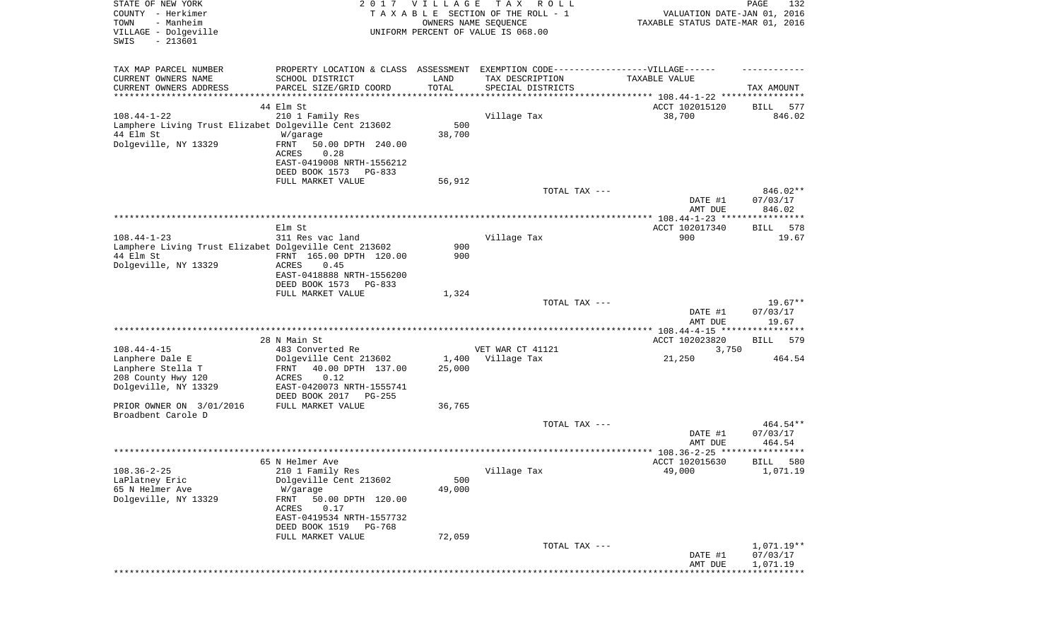STATE OF NEW YORK
COUNTY - Herkimer
TOWN - Manheim
VILLAGE - Dolgeville
SWIS - 213601

2 0 1 7 V I L L A G E T A X R O L L
T A X A B L E SECTION OF THE ROLL - 1
OWNERS NAME SEQUENCE
UNIFORM PERCENT OF VALUE IS 068.00

VALUATION DATE-JAN 01, 2016
TAXABLE STATUS DATE-MAR 01, 2016

| TAX MAP PARCEL NUMBER / CURRENT OWNERS NAME / CURRENT OWNERS ADDRESS | PROPERTY LOCATION & CLASS / SCHOOL DISTRICT / PARCEL SIZE/GRID COORD | ASSESSMENT LAND / TOTAL | EXEMPTION CODE / TAX DESCRIPTION / SPECIAL DISTRICTS | TAXABLE VALUE | TAX AMOUNT |
|---|---|---|---|---|---|
| 108.44-1-22 | 44 Elm St | | | ACCT 102015120 | BILL 577 |
| | 210 1 Family Res | | Village Tax | 38,700 | 846.02 |
| Lamphere Living Trust Elizabet | Dolgeville Cent 213602 | 500 | | | |
| 44 Elm St | W/garage | 38,700 | | | |
| Dolgeville, NY 13329 | FRNT 50.00 DPTH 240.00 | | | | |
| | ACRES 0.28 | | | | |
| | EAST-0419008 NRTH-1556212 | | | | |
| | DEED BOOK 1573 PG-833 | | | | |
| | FULL MARKET VALUE | 56,912 | | | |
| | | | TOTAL TAX --- | | 846.02** |
| | | | | DATE #1 | 07/03/17 |
| | | | | AMT DUE | 846.02 |
| 108.44-1-23 | Elm St | | | ACCT 102017340 | BILL 578 |
| | 311 Res vac land | | Village Tax | 900 | 19.67 |
| Lamphere Living Trust Elizabet | Dolgeville Cent 213602 | 900 | | | |
| 44 Elm St | FRNT 165.00 DPTH 120.00 | 900 | | | |
| Dolgeville, NY 13329 | ACRES 0.45 | | | | |
| | EAST-0418888 NRTH-1556200 | | | | |
| | DEED BOOK 1573 PG-833 | | | | |
| | FULL MARKET VALUE | 1,324 | | | |
| | | | TOTAL TAX --- | | 19.67** |
| | | | | DATE #1 | 07/03/17 |
| | | | | AMT DUE | 19.67 |
| 108.44-4-15 | 28 N Main St | | | ACCT 102023820 | BILL 579 |
| | 483 Converted Re | | VET WAR CT 41121 | 3,750 | |
| Lanphere Dale E | Dolgeville Cent 213602 | 1,400 | Village Tax | 21,250 | 464.54 |
| Lanphere Stella T | FRNT 40.00 DPTH 137.00 | 25,000 | | | |
| 208 County Hwy 120 | ACRES 0.12 | | | | |
| Dolgeville, NY 13329 | EAST-0420073 NRTH-1555741 | | | | |
| | DEED BOOK 2017 PG-255 | | | | |
| PRIOR OWNER ON 3/01/2016 | FULL MARKET VALUE | 36,765 | | | |
| Broadbent Carole D | | | | | |
| | | | TOTAL TAX --- | | 464.54** |
| | | | | DATE #1 | 07/03/17 |
| | | | | AMT DUE | 464.54 |
| 108.36-2-25 | 65 N Helmer Ave | | | ACCT 102015630 | BILL 580 |
| | 210 1 Family Res | | Village Tax | 49,000 | 1,071.19 |
| LaPlatney Eric | Dolgeville Cent 213602 | 500 | | | |
| 65 N Helmer Ave | W/garage | 49,000 | | | |
| Dolgeville, NY 13329 | FRNT 50.00 DPTH 120.00 | | | | |
| | ACRES 0.17 | | | | |
| | EAST-0419534 NRTH-1557732 | | | | |
| | DEED BOOK 1519 PG-768 | | | | |
| | FULL MARKET VALUE | 72,059 | | | |
| | | | TOTAL TAX --- | | 1,071.19** |
| | | | | DATE #1 | 07/03/17 |
| | | | | AMT DUE | 1,071.19 |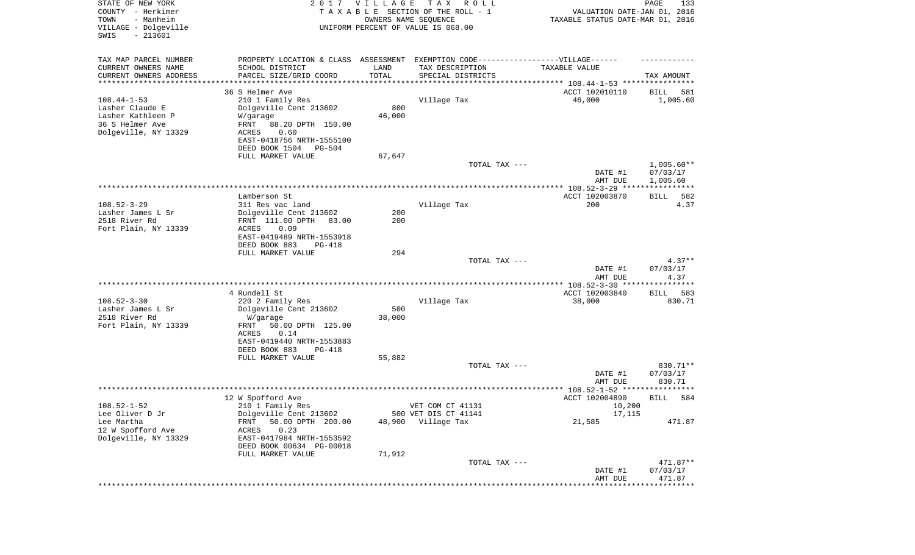STATE OF NEW YORK
COUNTY - Herkimer
TOWN - Manheim
VILLAGE - Dolgeville
SWIS - 213601

2 0 1 7 V I L L A G E T A X R O L L
T A X A B L E SECTION OF THE ROLL - 1
OWNERS NAME SEQUENCE
UNIFORM PERCENT OF VALUE IS 068.00

VALUATION DATE-JAN 01, 2016
TAXABLE STATUS DATE-MAR 01, 2016

| TAX MAP PARCEL NUMBER<br>CURRENT OWNERS NAME<br>CURRENT OWNERS ADDRESS | PROPERTY LOCATION & CLASS<br>SCHOOL DISTRICT<br>PARCEL SIZE/GRID COORD | ASSESSMENT<br>LAND<br>TOTAL | EXEMPTION CODE------VILLAGE------<br>TAX DESCRIPTION<br>SPECIAL DISTRICTS | TAXABLE VALUE | TAX AMOUNT |
|---|---|---|---|---|---|
| | 36 S Helmer Ave | | | ACCT 102010110 | BILL 581 |
| 108.44-1-53 | 210 1 Family Res | | Village Tax | 46,000 | 1,005.60 |
| Lasher Claude E | Dolgeville Cent 213602 | 800 | | | |
| Lasher Kathleen P | W/garage | 46,000 | | | |
| 36 S Helmer Ave | FRNT 88.20 DPTH 150.00 | | | | |
| Dolgeville, NY 13329 | ACRES 0.60 | | | | |
| | EAST-0418756 NRTH-1555100 | | | | |
| | DEED BOOK 1504 PG-504 | | | | |
| | FULL MARKET VALUE | 67,647 | | | |
| | | | TOTAL TAX --- | | 1,005.60** |
| | | | | DATE #1 | 07/03/17 |
| | | | | AMT DUE | 1,005.60 |
| | Lamberson St | | | ACCT 102003870 | BILL 582 |
| 108.52-3-29 | 311 Res vac land | | Village Tax | 200 | 4.37 |
| Lasher James L Sr | Dolgeville Cent 213602 | 200 | | | |
| 2518 River Rd | FRNT 111.00 DPTH 83.00 | 200 | | | |
| Fort Plain, NY 13339 | ACRES 0.09 | | | | |
| | EAST-0419489 NRTH-1553918 | | | | |
| | DEED BOOK 883 PG-418 | | | | |
| | FULL MARKET VALUE | 294 | | | |
| | | | TOTAL TAX --- | | 4.37** |
| | | | | DATE #1 | 07/03/17 |
| | | | | AMT DUE | 4.37 |
| | 4 Rundell St | | | ACCT 102003840 | BILL 583 |
| 108.52-3-30 | 220 2 Family Res | | Village Tax | 38,000 | 830.71 |
| Lasher James L Sr | Dolgeville Cent 213602 | 500 | | | |
| 2518 River Rd | W/garage | 38,000 | | | |
| Fort Plain, NY 13339 | FRNT 50.00 DPTH 125.00 | | | | |
| | ACRES 0.14 | | | | |
| | EAST-0419440 NRTH-1553883 | | | | |
| | DEED BOOK 883 PG-418 | | | | |
| | FULL MARKET VALUE | 55,882 | | | |
| | | | TOTAL TAX --- | | 830.71** |
| | | | | DATE #1 | 07/03/17 |
| | | | | AMT DUE | 830.71 |
| | 12 W Spofford Ave | | | ACCT 102004890 | BILL 584 |
| 108.52-1-52 | 210 1 Family Res | | VET COM CT 41131 | 10,200 | |
| Lee Oliver D Jr | Dolgeville Cent 213602 | 500 | VET DIS CT 41141 | 17,115 | |
| Lee Martha | FRNT 50.00 DPTH 200.00 | 48,900 | Village Tax | 21,585 | 471.87 |
| 12 W Spofford Ave | ACRES 0.23 | | | | |
| Dolgeville, NY 13329 | EAST-0417984 NRTH-1553592 | | | | |
| | DEED BOOK 00634 PG-00018 | | | | |
| | FULL MARKET VALUE | 71,912 | | | |
| | | | TOTAL TAX --- | | 471.87** |
| | | | | DATE #1 | 07/03/17 |
| | | | | AMT DUE | 471.87 |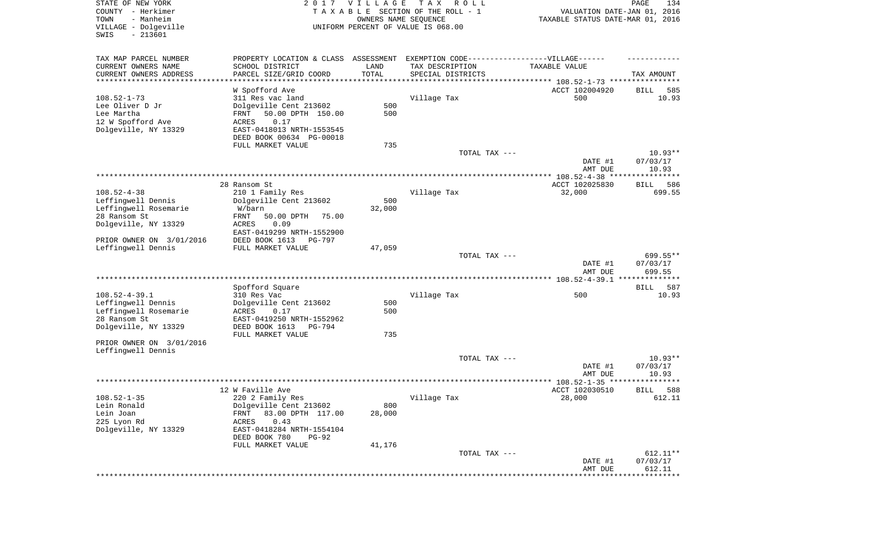STATE OF NEW YORK
COUNTY - Herkimer
TOWN - Manheim
VILLAGE - Dolgeville
SWIS - 213601

2 0 1 7 V I L L A G E T A X R O L L
T A X A B L E SECTION OF THE ROLL - 1
OWNERS NAME SEQUENCE
UNIFORM PERCENT OF VALUE IS 068.00

VALUATION DATE-JAN 01, 2016
TAXABLE STATUS DATE-MAR 01, 2016

| TAX MAP PARCEL NUMBER<br>CURRENT OWNERS NAME<br>CURRENT OWNERS ADDRESS | PROPERTY LOCATION & CLASS<br>SCHOOL DISTRICT<br>PARCEL SIZE/GRID COORD | ASSESSMENT<br>LAND<br>TOTAL | EXEMPTION CODE------VILLAGE------<br>TAX DESCRIPTION<br>SPECIAL DISTRICTS | TAXABLE VALUE | TAX AMOUNT |
|---|---|---|---|---|---|
| **108.52-1-73** | W Spofford Ave | | | ACCT 102004920 | BILL 585 |
| 108.52-1-73 | 311 Res vac land | | Village Tax | 500 | 10.93 |
| Lee Oliver D Jr | Dolgeville Cent 213602 | 500 | | | |
| Lee Martha | FRNT 50.00 DPTH 150.00 | 500 | | | |
| 12 W Spofford Ave | ACRES 0.17 | | | | |
| Dolgeville, NY 13329 | EAST-0418013 NRTH-1553545 | | | | |
| | DEED BOOK 00634 PG-00018 | | | | |
| | FULL MARKET VALUE | 735 | | | |
| | | | TOTAL TAX --- | | 10.93** |
| | | | | DATE #1 | 07/03/17 |
| | | | | AMT DUE | 10.93 |
| **108.52-4-38** | 28 Ransom St | | | ACCT 102025830 | BILL 586 |
| 108.52-4-38 | 210 1 Family Res | | Village Tax | 32,000 | 699.55 |
| Leffingwell Dennis | Dolgeville Cent 213602 | 500 | | | |
| Leffingwell Rosemarie | W/barn | 32,000 | | | |
| 28 Ransom St | FRNT 50.00 DPTH 75.00 | | | | |
| Dolgeville, NY 13329 | ACRES 0.09 | | | | |
| | EAST-0419299 NRTH-1552900 | | | | |
| PRIOR OWNER ON 3/01/2016 | DEED BOOK 1613 PG-797 | | | | |
| Leffingwell Dennis | FULL MARKET VALUE | 47,059 | | | |
| | | | TOTAL TAX --- | | 699.55** |
| | | | | DATE #1 | 07/03/17 |
| | | | | AMT DUE | 699.55 |
| **108.52-4-39.1** | Spofford Square | | | | BILL 587 |
| 108.52-4-39.1 | 310 Res Vac | | Village Tax | 500 | 10.93 |
| Leffingwell Dennis | Dolgeville Cent 213602 | 500 | | | |
| Leffingwell Rosemarie | ACRES 0.17 | 500 | | | |
| 28 Ransom St | EAST-0419250 NRTH-1552962 | | | | |
| Dolgeville, NY 13329 | DEED BOOK 1613 PG-794 | | | | |
| | FULL MARKET VALUE | 735 | | | |
| PRIOR OWNER ON 3/01/2016 | | | | | |
| Leffingwell Dennis | | | | | |
| | | | TOTAL TAX --- | | 10.93** |
| | | | | DATE #1 | 07/03/17 |
| | | | | AMT DUE | 10.93 |
| **108.52-1-35** | 12 W Faville Ave | | | ACCT 102030510 | BILL 588 |
| 108.52-1-35 | 220 2 Family Res | | Village Tax | 28,000 | 612.11 |
| Lein Ronald | Dolgeville Cent 213602 | 800 | | | |
| Lein Joan | FRNT 83.00 DPTH 117.00 | 28,000 | | | |
| 225 Lyon Rd | ACRES 0.43 | | | | |
| Dolgeville, NY 13329 | EAST-0418284 NRTH-1554104 | | | | |
| | DEED BOOK 780 PG-92 | | | | |
| | FULL MARKET VALUE | 41,176 | | | |
| | | | TOTAL TAX --- | | 612.11** |
| | | | | DATE #1 | 07/03/17 |
| | | | | AMT DUE | 612.11 |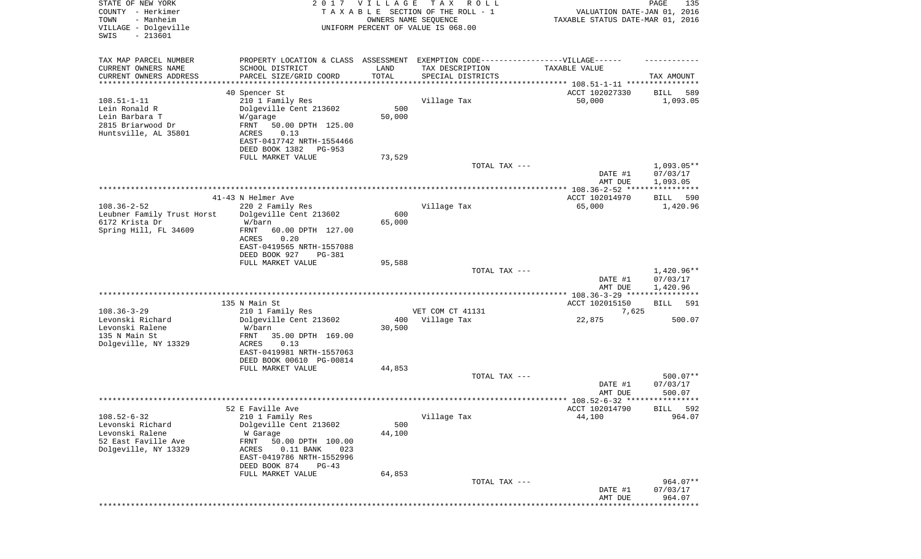STATE OF NEW YORK
COUNTY - Herkimer
TOWN - Manheim
VILLAGE - Dolgeville
SWIS - 213601

2017 VILLAGE TAX ROLL
TAXABLE SECTION OF THE ROLL - 1
OWNERS NAME SEQUENCE
UNIFORM PERCENT OF VALUE IS 068.00

VALUATION DATE-JAN 01, 2016
TAXABLE STATUS DATE-MAR 01, 2016

| TAX MAP PARCEL NUMBER / CURRENT OWNERS NAME / CURRENT OWNERS ADDRESS | PROPERTY LOCATION & CLASS / SCHOOL DISTRICT / PARCEL SIZE/GRID COORD | ASSESSMENT LAND / TOTAL | EXEMPTION CODE / TAX DESCRIPTION / SPECIAL DISTRICTS | TAXABLE VALUE | TAX AMOUNT |
|---|---|---|---|---|---|
| **108.51-1-11** | 40 Spencer St | | | ACCT 102027330 | BILL 589 |
| 108.51-1-11 | 210 1 Family Res | | Village Tax | 50,000 | 1,093.05 |
| Lein Ronald R | Dolgeville Cent 213602 | 500 | | | |
| Lein Barbara T | W/garage | 50,000 | | | |
| 2815 Briarwood Dr | FRNT 50.00 DPTH 125.00 | | | | |
| Huntsville, AL 35801 | ACRES 0.13 | | | | |
| | EAST-0417742 NRTH-1554466 | | | | |
| | DEED BOOK 1382 PG-953 | | | | |
| | FULL MARKET VALUE | 73,529 | | | |
| | | | TOTAL TAX --- | | 1,093.05** |
| | | | | DATE #1 | 07/03/17 |
| | | | | AMT DUE | 1,093.05 |
| **108.36-2-52** | 41-43 N Helmer Ave | | | ACCT 102014970 | BILL 590 |
| 108.36-2-52 | 220 2 Family Res | | Village Tax | 65,000 | 1,420.96 |
| Leubner Family Trust Horst | Dolgeville Cent 213602 | 600 | | | |
| 6172 Krista Dr | W/barn | 65,000 | | | |
| Spring Hill, FL 34609 | FRNT 60.00 DPTH 127.00 | | | | |
| | ACRES 0.20 | | | | |
| | EAST-0419565 NRTH-1557088 | | | | |
| | DEED BOOK 927 PG-381 | | | | |
| | FULL MARKET VALUE | 95,588 | | | |
| | | | TOTAL TAX --- | | 1,420.96** |
| | | | | DATE #1 | 07/03/17 |
| | | | | AMT DUE | 1,420.96 |
| **108.36-3-29** | 135 N Main St | | | ACCT 102015150 | BILL 591 |
| 108.36-3-29 | 210 1 Family Res | | VET COM CT 41131 | 7,625 | |
| Levonski Richard | Dolgeville Cent 213602 | 400 | Village Tax | 22,875 | 500.07 |
| Levonski Ralene | W/barn | 30,500 | | | |
| 135 N Main St | FRNT 35.00 DPTH 169.00 | | | | |
| Dolgeville, NY 13329 | ACRES 0.13 | | | | |
| | EAST-0419981 NRTH-1557063 | | | | |
| | DEED BOOK 00610 PG-00814 | | | | |
| | FULL MARKET VALUE | 44,853 | | | |
| | | | TOTAL TAX --- | | 500.07** |
| | | | | DATE #1 | 07/03/17 |
| | | | | AMT DUE | 500.07 |
| **108.52-6-32** | 52 E Faville Ave | | | ACCT 102014790 | BILL 592 |
| 108.52-6-32 | 210 1 Family Res | | Village Tax | 44,100 | 964.07 |
| Levonski Richard | Dolgeville Cent 213602 | 500 | | | |
| Levonski Ralene | W Garage | 44,100 | | | |
| 52 East Faville Ave | FRNT 50.00 DPTH 100.00 | | | | |
| Dolgeville, NY 13329 | ACRES 0.11 BANK 023 | | | | |
| | EAST-0419786 NRTH-1552996 | | | | |
| | DEED BOOK 874 PG-43 | | | | |
| | FULL MARKET VALUE | 64,853 | | | |
| | | | TOTAL TAX --- | | 964.07** |
| | | | | DATE #1 | 07/03/17 |
| | | | | AMT DUE | 964.07 |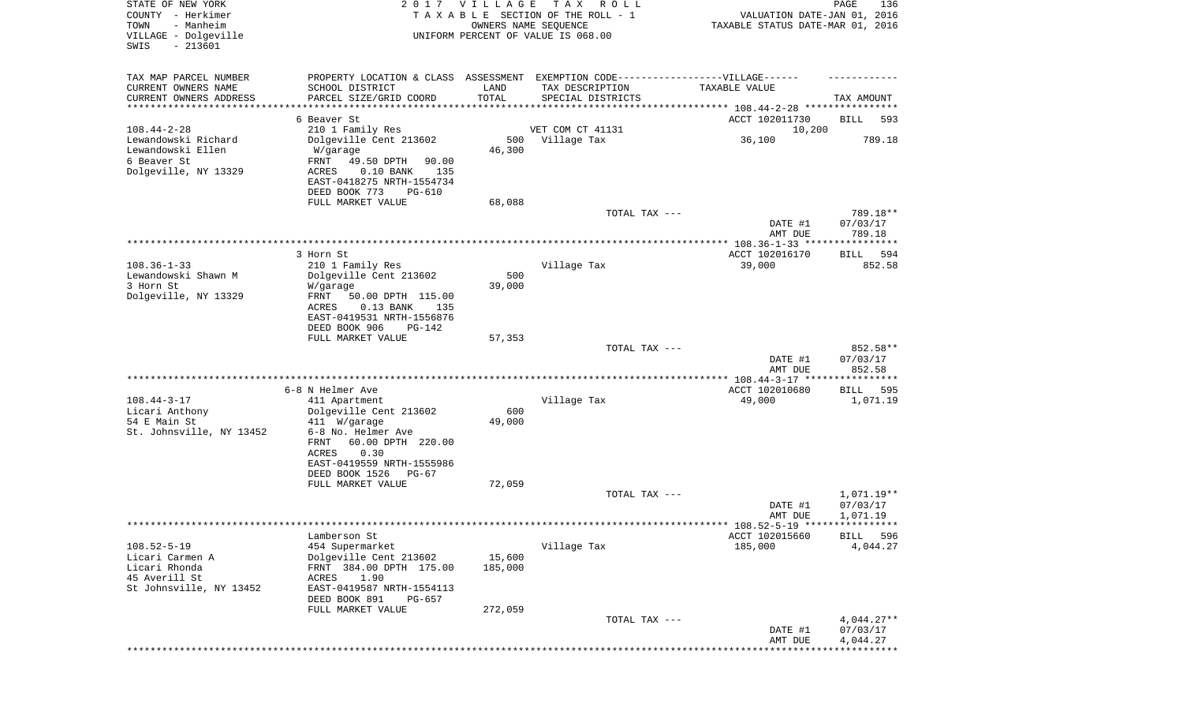STATE OF NEW YORK
COUNTY - Herkimer
TOWN - Manheim
VILLAGE - Dolgeville
SWIS - 213601

2 0 1 7 V I L L A G E T A X R O L L
T A X A B L E SECTION OF THE ROLL - 1
OWNERS NAME SEQUENCE
UNIFORM PERCENT OF VALUE IS 068.00

VALUATION DATE-JAN 01, 2016
TAXABLE STATUS DATE-MAR 01, 2016

| TAX MAP PARCEL NUMBER / CURRENT OWNERS NAME / CURRENT OWNERS ADDRESS | PROPERTY LOCATION & CLASS / SCHOOL DISTRICT / PARCEL SIZE/GRID COORD | ASSESSMENT LAND / TOTAL | EXEMPTION CODE / TAX DESCRIPTION / SPECIAL DISTRICTS | TAXABLE VALUE | TAX AMOUNT |
|---|---|---|---|---|---|
| 108.44-2-28 | 6 Beaver St | | | ACCT 102011730 | BILL 593 |
| Lewandowski Richard | 210 1 Family Res | | VET COM CT 41131 | 10,200 | |
| Lewandowski Ellen | Dolgeville Cent 213602 | 500 | Village Tax | 36,100 | 789.18 |
| 6 Beaver St | W/garage | 46,300 | | | |
| Dolgeville, NY 13329 | FRNT 49.50 DPTH 90.00 | | | | |
| | ACRES 0.10 BANK 135 | | | | |
| | EAST-0418275 NRTH-1554734 | | | | |
| | DEED BOOK 773 PG-610 | | | | |
| | FULL MARKET VALUE | 68,088 | | | |
| | | | TOTAL TAX --- | | 789.18** |
| | | | | DATE #1 | 07/03/17 |
| | | | | AMT DUE | 789.18 |
| 108.36-1-33 | 3 Horn St | | | ACCT 102016170 | BILL 594 |
| Lewandowski Shawn M | 210 1 Family Res | | Village Tax | 39,000 | 852.58 |
| 3 Horn St | Dolgeville Cent 213602 | 500 | | | |
| Dolgeville, NY 13329 | W/garage | 39,000 | | | |
| | FRNT 50.00 DPTH 115.00 | | | | |
| | ACRES 0.13 BANK 135 | | | | |
| | EAST-0419531 NRTH-1556876 | | | | |
| | DEED BOOK 906 PG-142 | | | | |
| | FULL MARKET VALUE | 57,353 | | | |
| | | | TOTAL TAX --- | | 852.58** |
| | | | | DATE #1 | 07/03/17 |
| | | | | AMT DUE | 852.58 |
| 108.44-3-17 | 6-8 N Helmer Ave | | | ACCT 102010680 | BILL 595 |
| Licari Anthony | 411 Apartment | | Village Tax | 49,000 | 1,071.19 |
| 54 E Main St | Dolgeville Cent 213602 | 600 | | | |
| St. Johnsville, NY 13452 | 411 W/garage | 49,000 | | | |
| | 6-8 No. Helmer Ave | | | | |
| | FRNT 60.00 DPTH 220.00 | | | | |
| | ACRES 0.30 | | | | |
| | EAST-0419559 NRTH-1555986 | | | | |
| | DEED BOOK 1526 PG-67 | | | | |
| | FULL MARKET VALUE | 72,059 | | | |
| | | | TOTAL TAX --- | | 1,071.19** |
| | | | | DATE #1 | 07/03/17 |
| | | | | AMT DUE | 1,071.19 |
| 108.52-5-19 | Lamberson St | | | ACCT 102015660 | BILL 596 |
| Licari Carmen A | 454 Supermarket | | Village Tax | 185,000 | 4,044.27 |
| Licari Rhonda | Dolgeville Cent 213602 | 15,600 | | | |
| 45 Averill St | FRNT 384.00 DPTH 175.00 | 185,000 | | | |
| St Johnsville, NY 13452 | ACRES 1.90 | | | | |
| | EAST-0419587 NRTH-1554113 | | | | |
| | DEED BOOK 891 PG-657 | | | | |
| | FULL MARKET VALUE | 272,059 | | | |
| | | | TOTAL TAX --- | | 4,044.27** |
| | | | | DATE #1 | 07/03/17 |
| | | | | AMT DUE | 4,044.27 |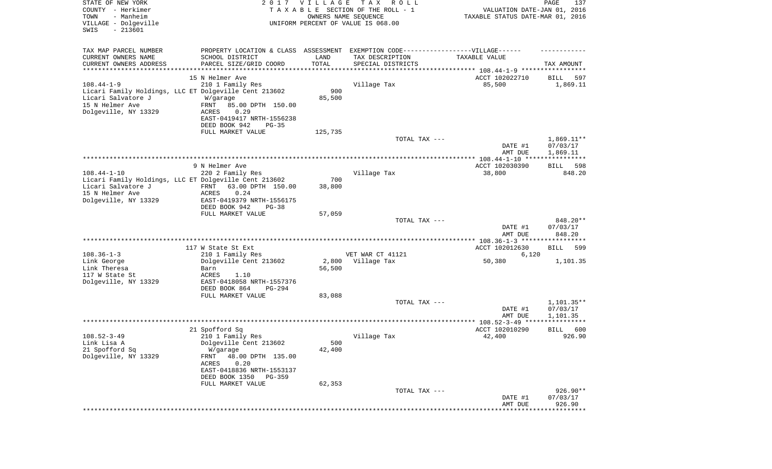STATE OF NEW YORK
COUNTY - Herkimer
TOWN - Manheim
VILLAGE - Dolgeville
SWIS - 213601

2 0 1 7 V I L L A G E T A X R O L L
T A X A B L E SECTION OF THE ROLL - 1
OWNERS NAME SEQUENCE
UNIFORM PERCENT OF VALUE IS 068.00

VALUATION DATE-JAN 01, 2016
TAXABLE STATUS DATE-MAR 01, 2016

| TAX MAP PARCEL NUMBER / CURRENT OWNERS NAME / CURRENT OWNERS ADDRESS | PROPERTY LOCATION & CLASS / SCHOOL DISTRICT / PARCEL SIZE/GRID COORD | ASSESSMENT LAND / TOTAL | EXEMPTION CODE / TAX DESCRIPTION / SPECIAL DISTRICTS | TAXABLE VALUE | TAX AMOUNT |
|---|---|---|---|---|---|
| | 15 N Helmer Ave | | | ACCT 102022710 | BILL 597 |
| 108.44-1-9 | 210 1 Family Res | | Village Tax | 85,500 | 1,869.11 |
| Licari Family Holdings, LLC ET | Dolgeville Cent 213602 | 900 | | | |
| Licari Salvatore J | W/garage | 85,500 | | | |
| 15 N Helmer Ave | FRNT 85.00 DPTH 150.00 | | | | |
| Dolgeville, NY 13329 | ACRES 0.29 | | | | |
| | EAST-0419417 NRTH-1556238 | | | | |
| | DEED BOOK 942 PG-35 | | | | |
| | FULL MARKET VALUE | 125,735 | | | |
| | | | TOTAL TAX --- | | 1,869.11** |
| | | | | DATE #1 | 07/03/17 |
| | | | | AMT DUE | 1,869.11 |
| | 9 N Helmer Ave | | | ACCT 102030390 | BILL 598 |
| 108.44-1-10 | 220 2 Family Res | | Village Tax | 38,800 | 848.20 |
| Licari Family Holdings, LLC ET | Dolgeville Cent 213602 | 700 | | | |
| Licari Salvatore J | FRNT 63.00 DPTH 150.00 | 38,800 | | | |
| 15 N Helmer Ave | ACRES 0.24 | | | | |
| Dolgeville, NY 13329 | EAST-0419379 NRTH-1556175 | | | | |
| | DEED BOOK 942 PG-38 | | | | |
| | FULL MARKET VALUE | 57,059 | | | |
| | | | TOTAL TAX --- | | 848.20** |
| | | | | DATE #1 | 07/03/17 |
| | | | | AMT DUE | 848.20 |
| | 117 W State St Ext | | | ACCT 102012630 | BILL 599 |
| 108.36-1-3 | 210 1 Family Res | | VET WAR CT 41121 | 6,120 | |
| Link George | Dolgeville Cent 213602 | 2,800 | Village Tax | 50,380 | 1,101.35 |
| Link Theresa | Barn | 56,500 | | | |
| 117 W State St | ACRES 1.10 | | | | |
| Dolgeville, NY 13329 | EAST-0418058 NRTH-1557376 | | | | |
| | DEED BOOK 864 PG-294 | | | | |
| | FULL MARKET VALUE | 83,088 | | | |
| | | | TOTAL TAX --- | | 1,101.35** |
| | | | | DATE #1 | 07/03/17 |
| | | | | AMT DUE | 1,101.35 |
| | 21 Spofford Sq | | | ACCT 102010290 | BILL 600 |
| 108.52-3-49 | 210 1 Family Res | | Village Tax | 42,400 | 926.90 |
| Link Lisa A | Dolgeville Cent 213602 | 500 | | | |
| 21 Spofford Sq | W/garage | 42,400 | | | |
| Dolgeville, NY 13329 | FRNT 48.00 DPTH 135.00 | | | | |
| | ACRES 0.20 | | | | |
| | EAST-0418836 NRTH-1553137 | | | | |
| | DEED BOOK 1350 PG-359 | | | | |
| | FULL MARKET VALUE | 62,353 | | | |
| | | | TOTAL TAX --- | | 926.90** |
| | | | | DATE #1 | 07/03/17 |
| | | | | AMT DUE | 926.90 |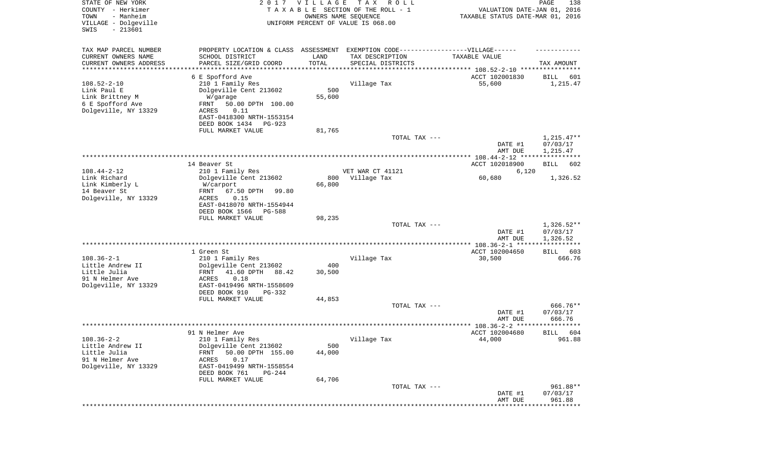STATE OF NEW YORK | 2 0 1 7 V I L L A G E T A X R O L L
COUNTY - Herkimer | T A X A B L E SECTION OF THE ROLL - 1 | VALUATION DATE-JAN 01, 2016
TOWN - Manheim | OWNERS NAME SEQUENCE | TAXABLE STATUS DATE-MAR 01, 2016
VILLAGE - Dolgeville | UNIFORM PERCENT OF VALUE IS 068.00
SWIS - 213601

| TAX MAP PARCEL NUMBER / CURRENT OWNERS NAME / CURRENT OWNERS ADDRESS | PROPERTY LOCATION & CLASS / SCHOOL DISTRICT / PARCEL SIZE/GRID COORD | ASSESSMENT LAND / TOTAL | EXEMPTION CODE / TAX DESCRIPTION / SPECIAL DISTRICTS | TAXABLE VALUE | TAX AMOUNT |
|---|---|---|---|---|---|
| 108.52-2-10 | 6 E Spofford Ave | | | ACCT 102001830 | BILL 601 |
| Link Paul E | 210 1 Family Res | | Village Tax | 55,600 | 1,215.47 |
| Link Brittney M | Dolgeville Cent 213602 | 500 | | | |
| 6 E Spofford Ave | W/garage | 55,600 | | | |
| Dolgeville, NY 13329 | FRNT 50.00 DPTH 100.00 | | | | |
| | ACRES 0.11 | | | | |
| | EAST-0418300 NRTH-1553154 | | | | |
| | DEED BOOK 1434 PG-923 | | | | |
| | FULL MARKET VALUE | 81,765 | | | |
| | | | TOTAL TAX --- | | 1,215.47** |
| | | | | DATE #1 | 07/03/17 |
| | | | | AMT DUE | 1,215.47 |
| 108.44-2-12 | 14 Beaver St | | | ACCT 102018900 | BILL 602 |
| Link Richard | 210 1 Family Res | | VET WAR CT 41121 | 6,120 | |
| Link Kimberly L | Dolgeville Cent 213602 | 800 | Village Tax | 60,680 | 1,326.52 |
| 14 Beaver St | W/carport | 66,800 | | | |
| Dolgeville, NY 13329 | FRNT 67.50 DPTH 99.80 | | | | |
| | ACRES 0.15 | | | | |
| | EAST-0418070 NRTH-1554944 | | | | |
| | DEED BOOK 1566 PG-588 | | | | |
| | FULL MARKET VALUE | 98,235 | | | |
| | | | TOTAL TAX --- | | 1,326.52** |
| | | | | DATE #1 | 07/03/17 |
| | | | | AMT DUE | 1,326.52 |
| 108.36-2-1 | 1 Green St | | | ACCT 102004650 | BILL 603 |
| Little Andrew II | 210 1 Family Res | | Village Tax | 30,500 | 666.76 |
| Little Julia | Dolgeville Cent 213602 | 400 | | | |
| 91 N Helmer Ave | FRNT 41.60 DPTH 88.42 | 30,500 | | | |
| Dolgeville, NY 13329 | ACRES 0.18 | | | | |
| | EAST-0419496 NRTH-1558609 | | | | |
| | DEED BOOK 910 PG-332 | | | | |
| | FULL MARKET VALUE | 44,853 | | | |
| | | | TOTAL TAX --- | | 666.76** |
| | | | | DATE #1 | 07/03/17 |
| | | | | AMT DUE | 666.76 |
| 108.36-2-2 | 91 N Helmer Ave | | | ACCT 102004680 | BILL 604 |
| Little Andrew II | 210 1 Family Res | | Village Tax | 44,000 | 961.88 |
| Little Julia | Dolgeville Cent 213602 | 500 | | | |
| 91 N Helmer Ave | FRNT 50.00 DPTH 155.00 | 44,000 | | | |
| Dolgeville, NY 13329 | ACRES 0.17 | | | | |
| | EAST-0419499 NRTH-1558554 | | | | |
| | DEED BOOK 761 PG-244 | | | | |
| | FULL MARKET VALUE | 64,706 | | | |
| | | | TOTAL TAX --- | | 961.88** |
| | | | | DATE #1 | 07/03/17 |
| | | | | AMT DUE | 961.88 |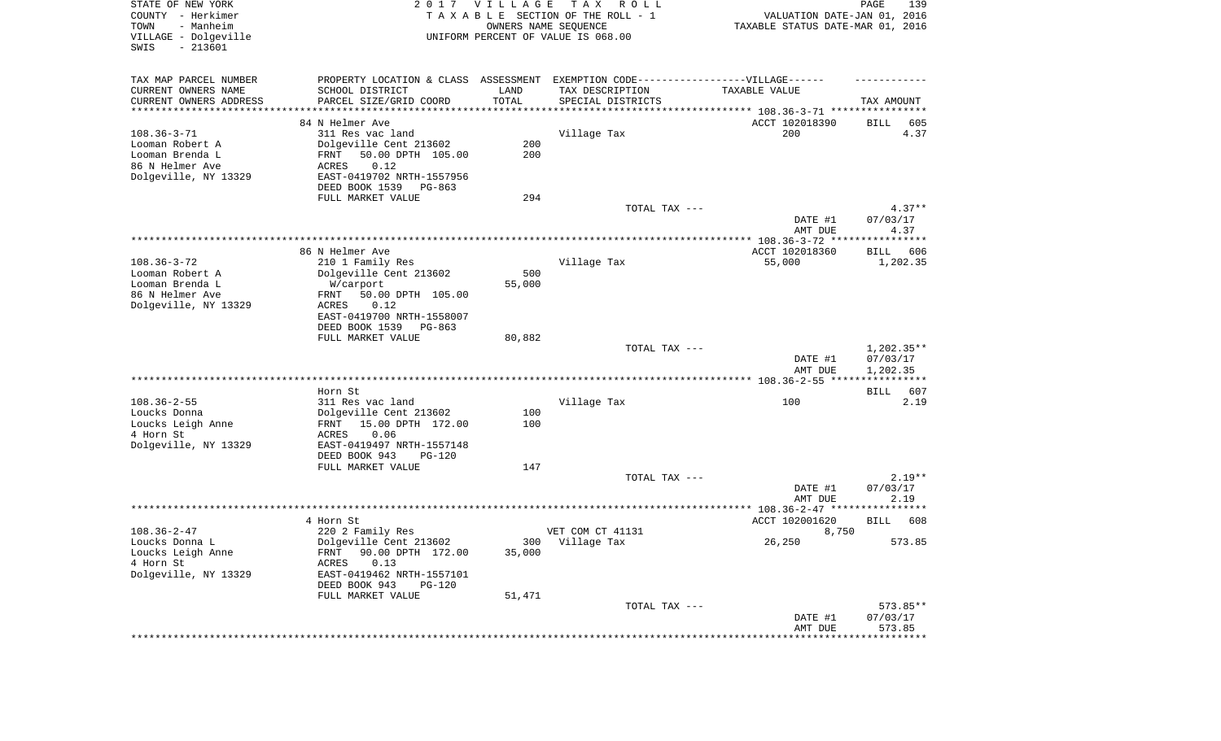STATE OF NEW YORK
COUNTY - Herkimer
TOWN - Manheim
VILLAGE - Dolgeville
SWIS - 213601

2017 VILLAGE TAX ROLL
TAXABLE SECTION OF THE ROLL - 1
OWNERS NAME SEQUENCE
UNIFORM PERCENT OF VALUE IS 068.00

VALUATION DATE-JAN 01, 2016
TAXABLE STATUS DATE-MAR 01, 2016

| TAX MAP PARCEL NUMBER / CURRENT OWNERS NAME / CURRENT OWNERS ADDRESS | PROPERTY LOCATION & CLASS / SCHOOL DISTRICT / PARCEL SIZE/GRID COORD | ASSESSMENT LAND / TOTAL | EXEMPTION CODE / TAX DESCRIPTION / SPECIAL DISTRICTS | TAXABLE VALUE | TAX AMOUNT |
|---|---|---|---|---|---|
| | 84 N Helmer Ave | | | ACCT 102018390 | BILL 605 |
| 108.36-3-71 | 311 Res vac land | | Village Tax | 200 | 4.37 |
| Looman Robert A | Dolgeville Cent 213602 | 200 | | | |
| Looman Brenda L | FRNT 50.00 DPTH 105.00 | 200 | | | |
| 86 N Helmer Ave | ACRES 0.12 | | | | |
| Dolgeville, NY 13329 | EAST-0419702 NRTH-1557956 | | | | |
| | DEED BOOK 1539 PG-863 | | | | |
| | FULL MARKET VALUE | 294 | | | |
| | | | TOTAL TAX --- | | 4.37** |
| | | | | DATE #1 | 07/03/17 |
| | | | | AMT DUE | 4.37 |
| | 86 N Helmer Ave | | | ACCT 102018360 | BILL 606 |
| 108.36-3-72 | 210 1 Family Res | | Village Tax | 55,000 | 1,202.35 |
| Looman Robert A | Dolgeville Cent 213602 | 500 | | | |
| Looman Brenda L | W/carport | 55,000 | | | |
| 86 N Helmer Ave | FRNT 50.00 DPTH 105.00 | | | | |
| Dolgeville, NY 13329 | ACRES 0.12 | | | | |
| | EAST-0419700 NRTH-1558007 | | | | |
| | DEED BOOK 1539 PG-863 | | | | |
| | FULL MARKET VALUE | 80,882 | | | |
| | | | TOTAL TAX --- | | 1,202.35** |
| | | | | DATE #1 | 07/03/17 |
| | | | | AMT DUE | 1,202.35 |
| | Horn St | | | | BILL 607 |
| 108.36-2-55 | 311 Res vac land | | Village Tax | 100 | 2.19 |
| Loucks Donna | Dolgeville Cent 213602 | 100 | | | |
| Loucks Leigh Anne | FRNT 15.00 DPTH 172.00 | 100 | | | |
| 4 Horn St | ACRES 0.06 | | | | |
| Dolgeville, NY 13329 | EAST-0419497 NRTH-1557148 | | | | |
| | DEED BOOK 943 PG-120 | | | | |
| | FULL MARKET VALUE | 147 | | | |
| | | | TOTAL TAX --- | | 2.19** |
| | | | | DATE #1 | 07/03/17 |
| | | | | AMT DUE | 2.19 |
| | 4 Horn St | | | ACCT 102001620 | BILL 608 |
| 108.36-2-47 | 220 2 Family Res | | VET COM CT 41131 | 8,750 | |
| Loucks Donna L | Dolgeville Cent 213602 | 300 | Village Tax | 26,250 | 573.85 |
| Loucks Leigh Anne | FRNT 90.00 DPTH 172.00 | 35,000 | | | |
| 4 Horn St | ACRES 0.13 | | | | |
| Dolgeville, NY 13329 | EAST-0419462 NRTH-1557101 | | | | |
| | DEED BOOK 943 PG-120 | | | | |
| | FULL MARKET VALUE | 51,471 | | | |
| | | | TOTAL TAX --- | | 573.85** |
| | | | | DATE #1 | 07/03/17 |
| | | | | AMT DUE | 573.85 |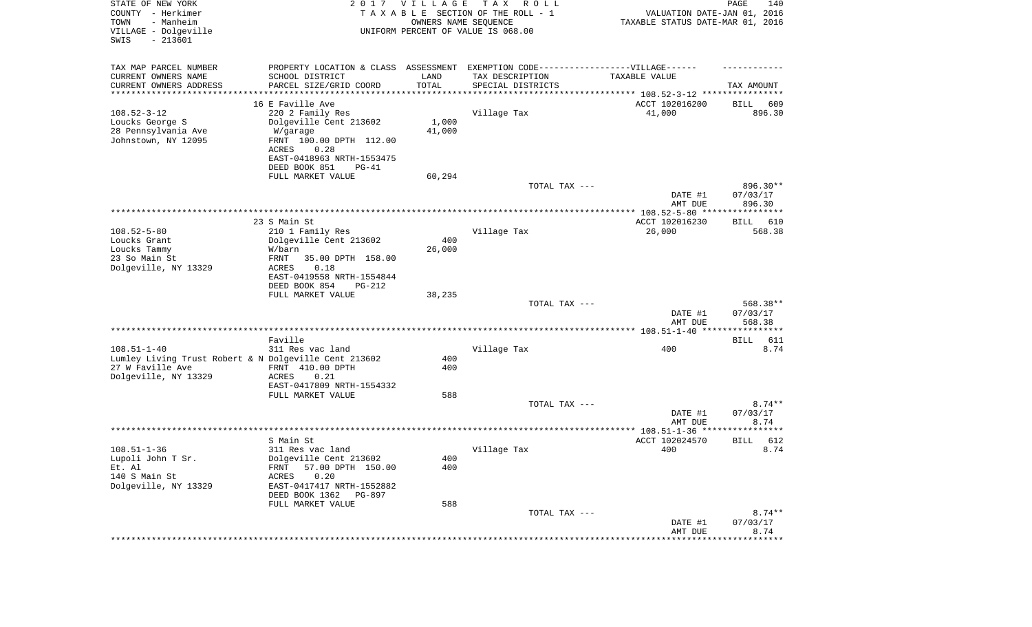STATE OF NEW YORK
COUNTY - Herkimer
TOWN - Manheim
VILLAGE - Dolgeville
SWIS - 213601

2017 VILLAGE TAX ROLL
TAXABLE SECTION OF THE ROLL - 1
OWNERS NAME SEQUENCE
UNIFORM PERCENT OF VALUE IS 068.00

VALUATION DATE-JAN 01, 2016
TAXABLE STATUS DATE-MAR 01, 2016

| TAX MAP PARCEL NUMBER / CURRENT OWNERS NAME / CURRENT OWNERS ADDRESS | PROPERTY LOCATION & CLASS / SCHOOL DISTRICT / PARCEL SIZE/GRID COORD | ASSESSMENT LAND / TOTAL | EXEMPTION CODE-----VILLAGE----- TAX DESCRIPTION / SPECIAL DISTRICTS | TAXABLE VALUE | TAX AMOUNT |
|---|---|---|---|---|---|
| 108.52-3-12 | 16 E Faville Ave | | | ACCT 102016200 | BILL 609 |
| Loucks George S | 220 2 Family Res | | Village Tax | 41,000 | 896.30 |
| 28 Pennsylvania Ave | Dolgeville Cent 213602 | 1,000 | | | |
| Johnstown, NY 12095 | W/garage | 41,000 | | | |
| | FRNT 100.00 DPTH 112.00 | | | | |
| | ACRES 0.28 | | | | |
| | EAST-0418963 NRTH-1553475 | | | | |
| | DEED BOOK 851 PG-41 | | | | |
| | FULL MARKET VALUE | 60,294 | | | |
| | | | TOTAL TAX --- | | 896.30** |
| | | | | DATE #1 | 07/03/17 |
| | | | | AMT DUE | 896.30 |
| 108.52-5-80 | 23 S Main St | | | ACCT 102016230 | BILL 610 |
| Loucks Grant | 210 1 Family Res | | Village Tax | 26,000 | 568.38 |
| Loucks Tammy | Dolgeville Cent 213602 | 400 | | | |
| 23 So Main St | W/barn | 26,000 | | | |
| Dolgeville, NY 13329 | FRNT 35.00 DPTH 158.00 | | | | |
| | ACRES 0.18 | | | | |
| | EAST-0419558 NRTH-1554844 | | | | |
| | DEED BOOK 854 PG-212 | | | | |
| | FULL MARKET VALUE | 38,235 | | | |
| | | | TOTAL TAX --- | | 568.38** |
| | | | | DATE #1 | 07/03/17 |
| | | | | AMT DUE | 568.38 |
| 108.51-1-40 | Faville | | | | BILL 611 |
| Lumley Living Trust Robert & N | 311 Res vac land | | Village Tax | 400 | 8.74 |
| 27 W Faville Ave | Dolgeville Cent 213602 | 400 | | | |
| Dolgeville, NY 13329 | FRNT 410.00 DPTH | 400 | | | |
| | ACRES 0.21 | | | | |
| | EAST-0417809 NRTH-1554332 | | | | |
| | FULL MARKET VALUE | 588 | | | |
| | | | TOTAL TAX --- | | 8.74** |
| | | | | DATE #1 | 07/03/17 |
| | | | | AMT DUE | 8.74 |
| 108.51-1-36 | S Main St | | | ACCT 102024570 | BILL 612 |
| Lupoli John T Sr. | 311 Res vac land | | Village Tax | 400 | 8.74 |
| Et. Al | Dolgeville Cent 213602 | 400 | | | |
| 140 S Main St | FRNT 57.00 DPTH 150.00 | 400 | | | |
| Dolgeville, NY 13329 | ACRES 0.20 | | | | |
| | EAST-0417417 NRTH-1552882 | | | | |
| | DEED BOOK 1362 PG-897 | | | | |
| | FULL MARKET VALUE | 588 | | | |
| | | | TOTAL TAX --- | | 8.74** |
| | | | | DATE #1 | 07/03/17 |
| | | | | AMT DUE | 8.74 |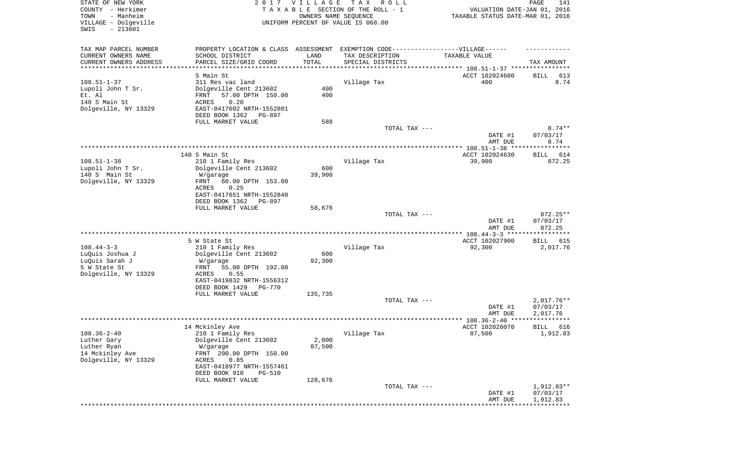STATE OF NEW YORK
COUNTY - Herkimer
TOWN - Manheim
VILLAGE - Dolgeville
SWIS - 213601

2 0 1 7 V I L L A G E T A X R O L L
T A X A B L E SECTION OF THE ROLL - 1
OWNERS NAME SEQUENCE
UNIFORM PERCENT OF VALUE IS 068.00

VALUATION DATE-JAN 01, 2016
TAXABLE STATUS DATE-MAR 01, 2016

| TAX MAP PARCEL NUMBER<br>CURRENT OWNERS NAME<br>CURRENT OWNERS ADDRESS | PROPERTY LOCATION & CLASS<br>SCHOOL DISTRICT<br>PARCEL SIZE/GRID COORD | ASSESSMENT<br>LAND<br>TOTAL | EXEMPTION CODE------VILLAGE------<br>TAX DESCRIPTION<br>SPECIAL DISTRICTS | TAXABLE VALUE | TAX AMOUNT |
|---|---|---|---|---|---|
| **108.51-1-37** | S Main St | | | ACCT 102024600 | BILL 613 |
| 108.51-1-37 | 311 Res vac land | | Village Tax | 400 | 8.74 |
| Lupoli John T Sr. | Dolgeville Cent 213602 | 400 | | | |
| Et. Al | FRNT 57.00 DPTH 150.00 | 400 | | | |
| 140 S Main St | ACRES 0.20 | | | | |
| Dolgeville, NY 13329 | EAST-0417602 NRTH-1552801 | | | | |
| | DEED BOOK 1362 PG-897 | | | | |
| | FULL MARKET VALUE | 588 | | | |
| | | | TOTAL TAX --- | | 8.74** |
| | | | | DATE #1 | 07/03/17 |
| | | | | AMT DUE | 8.74 |
| **108.51-1-38** | 140 S Main St | | | ACCT 102024630 | BILL 614 |
| 108.51-1-38 | 210 1 Family Res | | Village Tax | 39,900 | 872.25 |
| Lupoli John T Sr. | Dolgeville Cent 213602 | 600 | | | |
| 140 S Main St | W/garage | 39,900 | | | |
| Dolgeville, NY 13329 | FRNT 60.00 DPTH 153.00 | | | | |
| | ACRES 0.25 | | | | |
| | EAST-0417651 NRTH-1552840 | | | | |
| | DEED BOOK 1362 PG-897 | | | | |
| | FULL MARKET VALUE | 58,676 | | | |
| | | | TOTAL TAX --- | | 872.25** |
| | | | | DATE #1 | 07/03/17 |
| | | | | AMT DUE | 872.25 |
| **108.44-3-3** | 5 W State St | | | ACCT 102027900 | BILL 615 |
| 108.44-3-3 | 210 1 Family Res | | Village Tax | 92,300 | 2,017.76 |
| LuQuis Joshua J | Dolgeville Cent 213602 | 600 | | | |
| LuQuis Sarah J | W/garage | 92,300 | | | |
| 5 W State St | FRNT 55.00 DPTH 192.00 | | | | |
| Dolgeville, NY 13329 | ACRES 0.55 | | | | |
| | EAST-0419832 NRTH-1556312 | | | | |
| | DEED BOOK 1429 PG-770 | | | | |
| | FULL MARKET VALUE | 135,735 | | | |
| | | | TOTAL TAX --- | | 2,017.76** |
| | | | | DATE #1 | 07/03/17 |
| | | | | AMT DUE | 2,017.76 |
| **108.36-2-40** | 14 Mckinley Ave | | | ACCT 102026070 | BILL 616 |
| 108.36-2-40 | 210 1 Family Res | | Village Tax | 87,500 | 1,912.83 |
| Luther Gary | Dolgeville Cent 213602 | 2,000 | | | |
| Luther Ryan | W/garage | 87,500 | | | |
| 14 Mckinley Ave | FRNT 200.00 DPTH 150.00 | | | | |
| Dolgeville, NY 13329 | ACRES 0.85 | | | | |
| | EAST-0418977 NRTH-1557461 | | | | |
| | DEED BOOK 910 PG-510 | | | | |
| | FULL MARKET VALUE | 128,676 | | | |
| | | | TOTAL TAX --- | | 1,912.83** |
| | | | | DATE #1 | 07/03/17 |
| | | | | AMT DUE | 1,912.83 |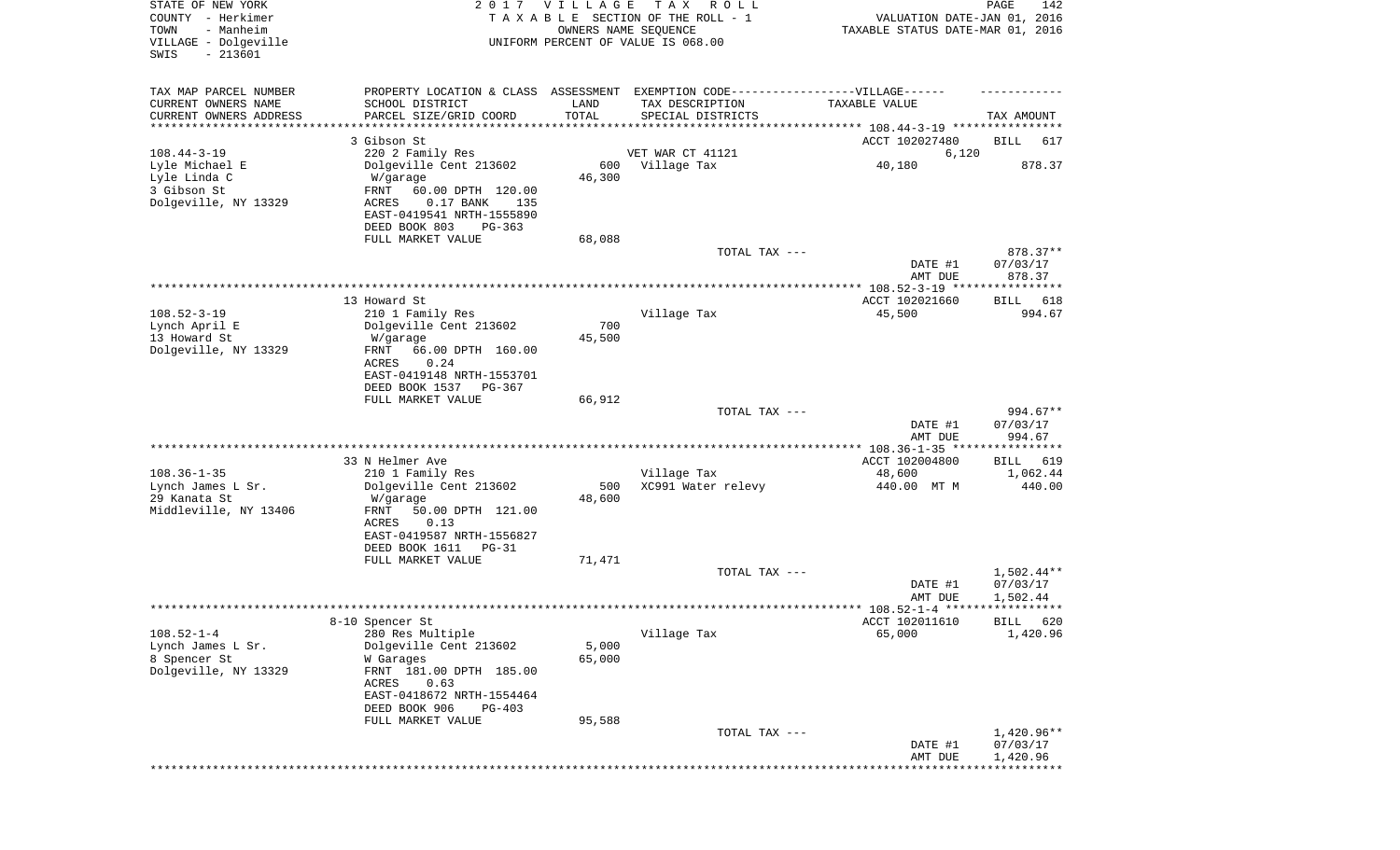STATE OF NEW YORK
COUNTY - Herkimer
TOWN - Manheim
VILLAGE - Dolgeville
SWIS - 213601

2 0 1 7 V I L L A G E T A X R O L L
T A X A B L E SECTION OF THE ROLL - 1
OWNERS NAME SEQUENCE
UNIFORM PERCENT OF VALUE IS 068.00

VALUATION DATE-JAN 01, 2016
TAXABLE STATUS DATE-MAR 01, 2016

| TAX MAP PARCEL NUMBER / CURRENT OWNERS NAME / CURRENT OWNERS ADDRESS | PROPERTY LOCATION & CLASS / SCHOOL DISTRICT / PARCEL SIZE/GRID COORD | ASSESSMENT LAND / TOTAL | EXEMPTION CODE / TAX DESCRIPTION / SPECIAL DISTRICTS | TAXABLE VALUE | TAX AMOUNT |
|---|---|---|---|---|---|
| **108.44-3-19** | 3 Gibson St | | | ACCT 102027480 | BILL 617 |
| 108.44-3-19 | 220 2 Family Res | | VET WAR CT 41121 | 6,120 | |
| Lyle Michael E | Dolgeville Cent 213602 | 600 | Village Tax | 40,180 | 878.37 |
| Lyle Linda C | W/garage | 46,300 | | | |
| 3 Gibson St | FRNT 60.00 DPTH 120.00 | | | | |
| Dolgeville, NY 13329 | ACRES 0.17 BANK 135 | | | | |
| | EAST-0419541 NRTH-1555890 | | | | |
| | DEED BOOK 803 PG-363 | | | | |
| | FULL MARKET VALUE | 68,088 | | | |
| | | | TOTAL TAX --- | | 878.37** |
| | | | | DATE #1 | 07/03/17 |
| | | | | AMT DUE | 878.37 |
| **108.52-3-19** | 13 Howard St | | | ACCT 102021660 | BILL 618 |
| 108.52-3-19 | 210 1 Family Res | | Village Tax | 45,500 | 994.67 |
| Lynch April E | Dolgeville Cent 213602 | 700 | | | |
| 13 Howard St | W/garage | 45,500 | | | |
| Dolgeville, NY 13329 | FRNT 66.00 DPTH 160.00 | | | | |
| | ACRES 0.24 | | | | |
| | EAST-0419148 NRTH-1553701 | | | | |
| | DEED BOOK 1537 PG-367 | | | | |
| | FULL MARKET VALUE | 66,912 | | | |
| | | | TOTAL TAX --- | | 994.67** |
| | | | | DATE #1 | 07/03/17 |
| | | | | AMT DUE | 994.67 |
| **108.36-1-35** | 33 N Helmer Ave | | | ACCT 102004800 | BILL 619 |
| 108.36-1-35 | 210 1 Family Res | | Village Tax | 48,600 | 1,062.44 |
| Lynch James L Sr. | Dolgeville Cent 213602 | 500 | XC991 Water relevy | 440.00 MT M | 440.00 |
| 29 Kanata St | W/garage | 48,600 | | | |
| Middleville, NY 13406 | FRNT 50.00 DPTH 121.00 | | | | |
| | ACRES 0.13 | | | | |
| | EAST-0419587 NRTH-1556827 | | | | |
| | DEED BOOK 1611 PG-31 | | | | |
| | FULL MARKET VALUE | 71,471 | | | |
| | | | TOTAL TAX --- | | 1,502.44** |
| | | | | DATE #1 | 07/03/17 |
| | | | | AMT DUE | 1,502.44 |
| **108.52-1-4** | 8-10 Spencer St | | | ACCT 102011610 | BILL 620 |
| 108.52-1-4 | 280 Res Multiple | | Village Tax | 65,000 | 1,420.96 |
| Lynch James L Sr. | Dolgeville Cent 213602 | 5,000 | | | |
| 8 Spencer St | W Garages | 65,000 | | | |
| Dolgeville, NY 13329 | FRNT 181.00 DPTH 185.00 | | | | |
| | ACRES 0.63 | | | | |
| | EAST-0418672 NRTH-1554464 | | | | |
| | DEED BOOK 906 PG-403 | | | | |
| | FULL MARKET VALUE | 95,588 | | | |
| | | | TOTAL TAX --- | | 1,420.96** |
| | | | | DATE #1 | 07/03/17 |
| | | | | AMT DUE | 1,420.96 |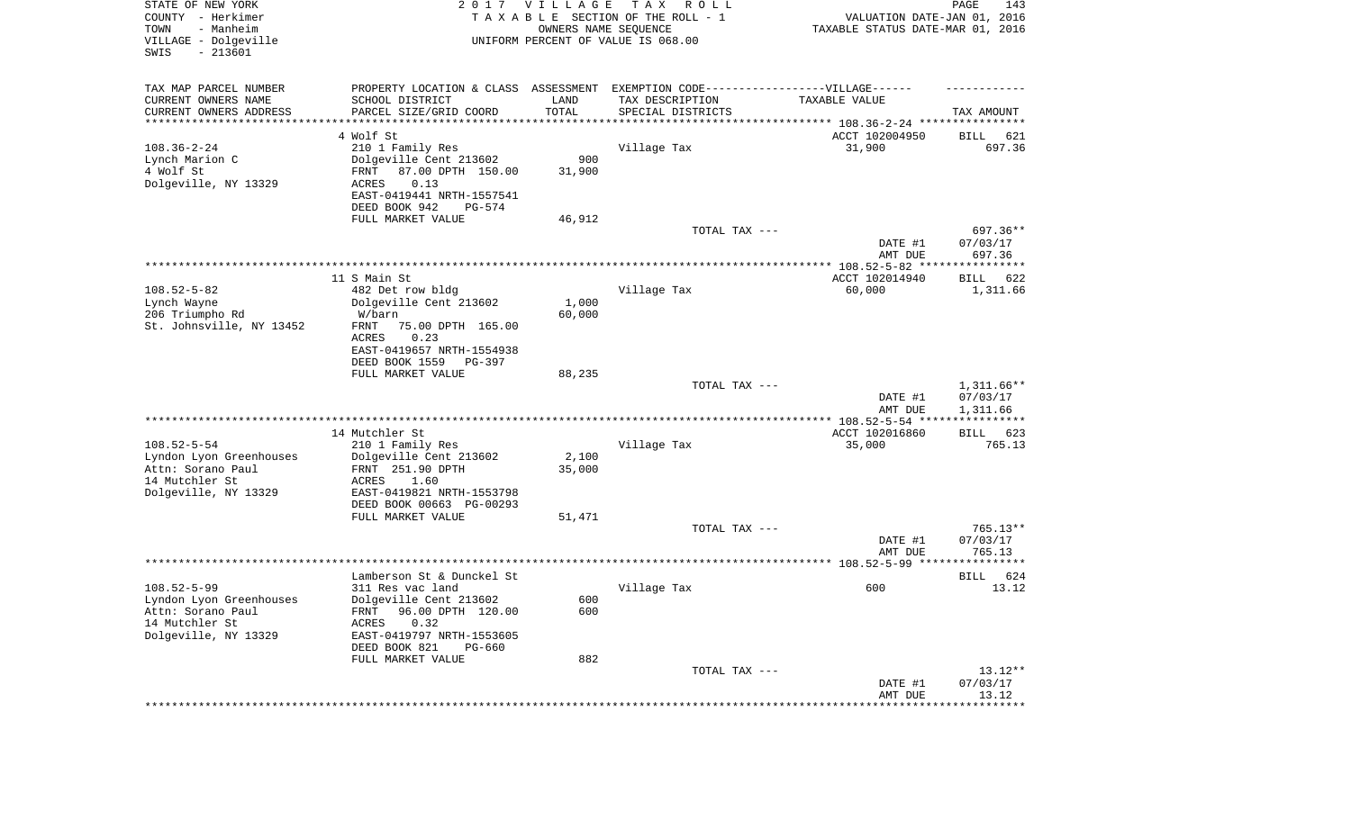STATE OF NEW YORK
COUNTY - Herkimer
TOWN - Manheim
VILLAGE - Dolgeville
SWIS - 213601

2 0 1 7 V I L L A G E T A X R O L L
T A X A B L E SECTION OF THE ROLL - 1
OWNERS NAME SEQUENCE
UNIFORM PERCENT OF VALUE IS 068.00

VALUATION DATE-JAN 01, 2016
TAXABLE STATUS DATE-MAR 01, 2016

| TAX MAP PARCEL NUMBER<br>CURRENT OWNERS NAME<br>CURRENT OWNERS ADDRESS | PROPERTY LOCATION & CLASS<br>SCHOOL DISTRICT<br>PARCEL SIZE/GRID COORD | ASSESSMENT<br>LAND<br>TOTAL | EXEMPTION CODE------VILLAGE------<br>TAX DESCRIPTION<br>SPECIAL DISTRICTS | TAXABLE VALUE | TAX AMOUNT |
|---|---|---|---|---|---|
| | 4 Wolf St | | | ACCT 102004950 | BILL 621 |
| 108.36-2-24 | 210 1 Family Res | | Village Tax | 31,900 | 697.36 |
| Lynch Marion C | Dolgeville Cent 213602 | 900 | | | |
| 4 Wolf St | FRNT 87.00 DPTH 150.00 | 31,900 | | | |
| Dolgeville, NY 13329 | ACRES 0.13 | | | | |
| | EAST-0419441 NRTH-1557541 | | | | |
| | DEED BOOK 942 PG-574 | | | | |
| | FULL MARKET VALUE | 46,912 | | | |
| | | | TOTAL TAX --- | | 697.36** |
| | | | | DATE #1 | 07/03/17 |
| | | | | AMT DUE | 697.36 |
| | 11 S Main St | | | ACCT 102014940 | BILL 622 |
| 108.52-5-82 | 482 Det row bldg | | Village Tax | 60,000 | 1,311.66 |
| Lynch Wayne | Dolgeville Cent 213602 | 1,000 | | | |
| 206 Triumpho Rd | W/barn | 60,000 | | | |
| St. Johnsville, NY 13452 | FRNT 75.00 DPTH 165.00 | | | | |
| | ACRES 0.23 | | | | |
| | EAST-0419657 NRTH-1554938 | | | | |
| | DEED BOOK 1559 PG-397 | | | | |
| | FULL MARKET VALUE | 88,235 | | | |
| | | | TOTAL TAX --- | | 1,311.66** |
| | | | | DATE #1 | 07/03/17 |
| | | | | AMT DUE | 1,311.66 |
| | 14 Mutchler St | | | ACCT 102016860 | BILL 623 |
| 108.52-5-54 | 210 1 Family Res | | Village Tax | 35,000 | 765.13 |
| Lyndon Lyon Greenhouses | Dolgeville Cent 213602 | 2,100 | | | |
| Attn: Sorano Paul | FRNT 251.90 DPTH | 35,000 | | | |
| 14 Mutchler St | ACRES 1.60 | | | | |
| Dolgeville, NY 13329 | EAST-0419821 NRTH-1553798 | | | | |
| | DEED BOOK 00663 PG-00293 | | | | |
| | FULL MARKET VALUE | 51,471 | | | |
| | | | TOTAL TAX --- | | 765.13** |
| | | | | DATE #1 | 07/03/17 |
| | | | | AMT DUE | 765.13 |
| | Lamberson St & Dunckel St | | | | BILL 624 |
| 108.52-5-99 | 311 Res vac land | | Village Tax | 600 | 13.12 |
| Lyndon Lyon Greenhouses | Dolgeville Cent 213602 | 600 | | | |
| Attn: Sorano Paul | FRNT 96.00 DPTH 120.00 | 600 | | | |
| 14 Mutchler St | ACRES 0.32 | | | | |
| Dolgeville, NY 13329 | EAST-0419797 NRTH-1553605 | | | | |
| | DEED BOOK 821 PG-660 | | | | |
| | FULL MARKET VALUE | 882 | | | |
| | | | TOTAL TAX --- | | 13.12** |
| | | | | DATE #1 | 07/03/17 |
| | | | | AMT DUE | 13.12 |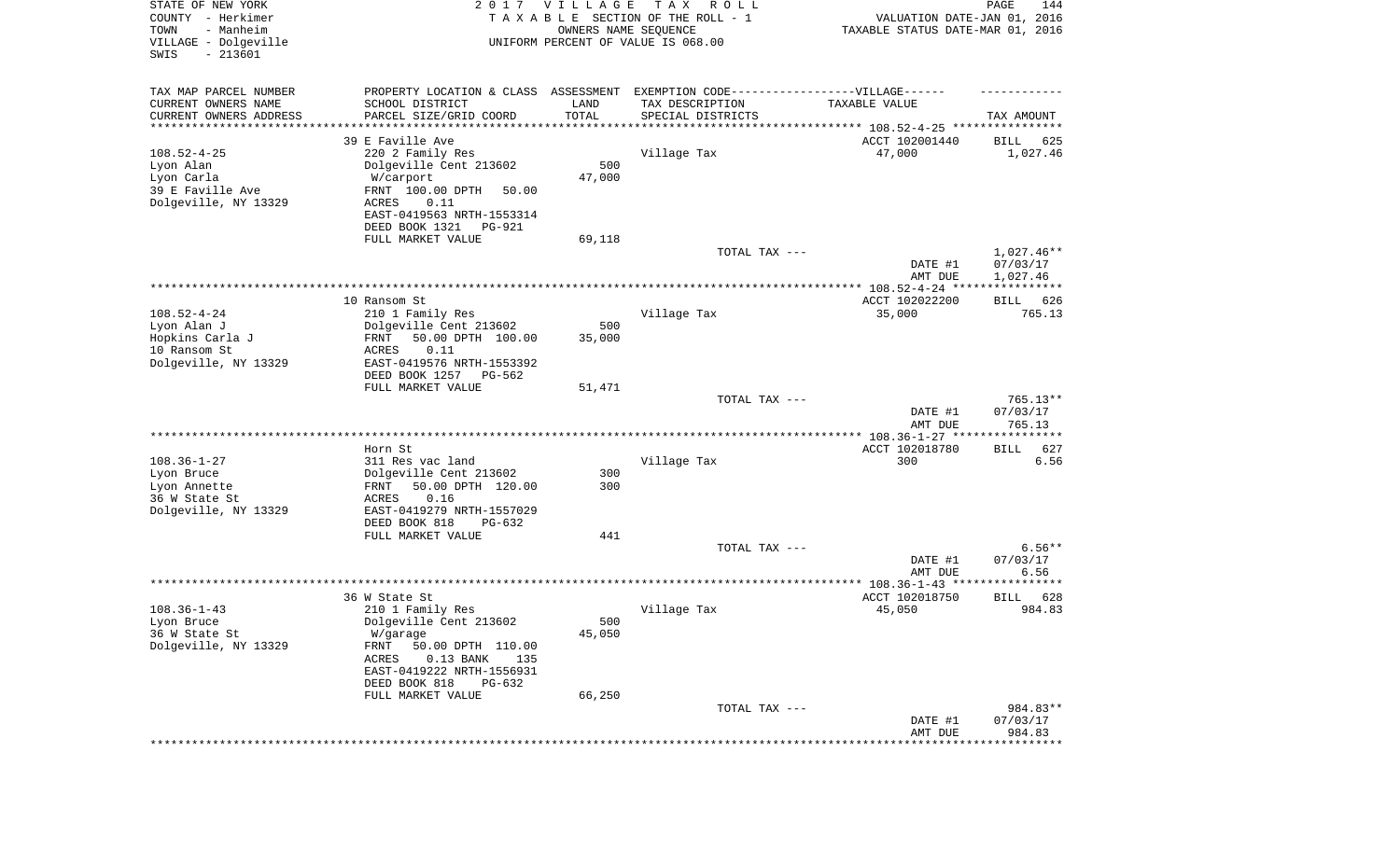STATE OF NEW YORK
COUNTY - Herkimer
TOWN - Manheim
VILLAGE - Dolgeville
SWIS - 213601

2017 VILLAGE TAX ROLL
TAXABLE SECTION OF THE ROLL - 1
OWNERS NAME SEQUENCE
UNIFORM PERCENT OF VALUE IS 068.00

VALUATION DATE-JAN 01, 2016
TAXABLE STATUS DATE-MAR 01, 2016

| TAX MAP PARCEL NUMBER / CURRENT OWNERS NAME / CURRENT OWNERS ADDRESS | PROPERTY LOCATION & CLASS / SCHOOL DISTRICT / PARCEL SIZE/GRID COORD | ASSESSMENT LAND / TOTAL | EXEMPTION CODE / TAX DESCRIPTION / SPECIAL DISTRICTS | TAXABLE VALUE | TAX AMOUNT |
|---|---|---|---|---|---|
| | 39 E Faville Ave | | | ACCT 102001440 | BILL 625 |
| 108.52-4-25 | 220 2 Family Res | | Village Tax | 47,000 | 1,027.46 |
| Lyon Alan | Dolgeville Cent 213602 | 500 | | | |
| Lyon Carla | W/carport | 47,000 | | | |
| 39 E Faville Ave | FRNT 100.00 DPTH 50.00 | | | | |
| Dolgeville, NY 13329 | ACRES 0.11 | | | | |
| | EAST-0419563 NRTH-1553314 | | | | |
| | DEED BOOK 1321 PG-921 | | | | |
| | FULL MARKET VALUE | 69,118 | | | |
| | | | TOTAL TAX --- | | 1,027.46** |
| | | | | DATE #1 | 07/03/17 |
| | | | | AMT DUE | 1,027.46 |
| | 10 Ransom St | | | ACCT 102022200 | BILL 626 |
| 108.52-4-24 | 210 1 Family Res | | Village Tax | 35,000 | 765.13 |
| Lyon Alan J | Dolgeville Cent 213602 | 500 | | | |
| Hopkins Carla J | FRNT 50.00 DPTH 100.00 | 35,000 | | | |
| 10 Ransom St | ACRES 0.11 | | | | |
| Dolgeville, NY 13329 | EAST-0419576 NRTH-1553392 | | | | |
| | DEED BOOK 1257 PG-562 | | | | |
| | FULL MARKET VALUE | 51,471 | | | |
| | | | TOTAL TAX --- | | 765.13** |
| | | | | DATE #1 | 07/03/17 |
| | | | | AMT DUE | 765.13 |
| | Horn St | | | ACCT 102018780 | BILL 627 |
| 108.36-1-27 | 311 Res vac land | | Village Tax | 300 | 6.56 |
| Lyon Bruce | Dolgeville Cent 213602 | 300 | | | |
| Lyon Annette | FRNT 50.00 DPTH 120.00 | 300 | | | |
| 36 W State St | ACRES 0.16 | | | | |
| Dolgeville, NY 13329 | EAST-0419279 NRTH-1557029 | | | | |
| | DEED BOOK 818 PG-632 | | | | |
| | FULL MARKET VALUE | 441 | | | |
| | | | TOTAL TAX --- | | 6.56** |
| | | | | DATE #1 | 07/03/17 |
| | | | | AMT DUE | 6.56 |
| | 36 W State St | | | ACCT 102018750 | BILL 628 |
| 108.36-1-43 | 210 1 Family Res | | Village Tax | 45,050 | 984.83 |
| Lyon Bruce | Dolgeville Cent 213602 | 500 | | | |
| 36 W State St | W/garage | 45,050 | | | |
| Dolgeville, NY 13329 | FRNT 50.00 DPTH 110.00 | | | | |
| | ACRES 0.13 BANK 135 | | | | |
| | EAST-0419222 NRTH-1556931 | | | | |
| | DEED BOOK 818 PG-632 | | | | |
| | FULL MARKET VALUE | 66,250 | | | |
| | | | TOTAL TAX --- | | 984.83** |
| | | | | DATE #1 | 07/03/17 |
| | | | | AMT DUE | 984.83 |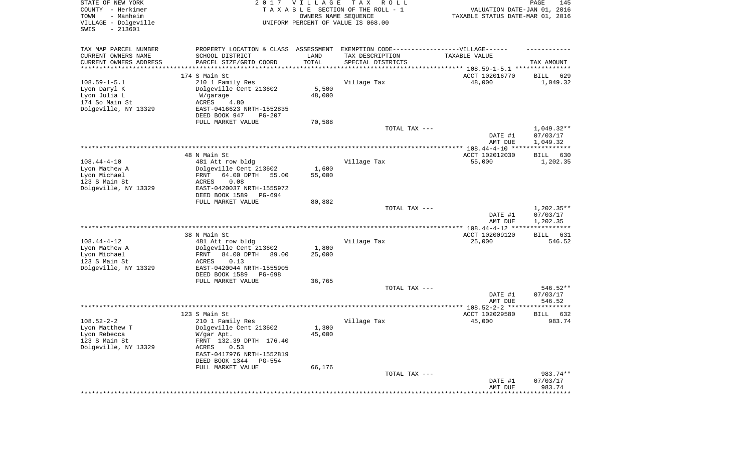STATE OF NEW YORK
COUNTY - Herkimer
TOWN - Manheim
VILLAGE - Dolgeville
SWIS - 213601

2 0 1 7 V I L L A G E T A X R O L L
T A X A B L E SECTION OF THE ROLL - 1
OWNERS NAME SEQUENCE
UNIFORM PERCENT OF VALUE IS 068.00

VALUATION DATE-JAN 01, 2016
TAXABLE STATUS DATE-MAR 01, 2016

| TAX MAP PARCEL NUMBER / CURRENT OWNERS NAME / CURRENT OWNERS ADDRESS | PROPERTY LOCATION & CLASS / SCHOOL DISTRICT / PARCEL SIZE/GRID COORD | ASSESSMENT LAND / TOTAL | EXEMPTION CODE / TAX DESCRIPTION / SPECIAL DISTRICTS | TAXABLE VALUE | TAX AMOUNT |
|---|---|---|---|---|---|
| | 174 S Main St | | | ACCT 102016770 | BILL 629 |
| 108.59-1-5.1 | 210 1 Family Res | | Village Tax | 48,000 | 1,049.32 |
| Lyon Daryl K | Dolgeville Cent 213602 | 5,500 | | | |
| Lyon Julia L | W/garage | 48,000 | | | |
| 174 So Main St | ACRES 4.80 | | | | |
| Dolgeville, NY 13329 | EAST-0416623 NRTH-1552835 | | | | |
| | DEED BOOK 947 PG-207 | | | | |
| | FULL MARKET VALUE | 70,588 | | | |
| | | | TOTAL TAX --- | | 1,049.32** |
| | | | | DATE #1 | 07/03/17 |
| | | | | AMT DUE | 1,049.32 |
| | 48 N Main St | | | ACCT 102012030 | BILL 630 |
| 108.44-4-10 | 481 Att row bldg | | Village Tax | 55,000 | 1,202.35 |
| Lyon Mathew A | Dolgeville Cent 213602 | 1,600 | | | |
| Lyon Michael | FRNT 64.00 DPTH 55.00 | 55,000 | | | |
| 123 S Main St | ACRES 0.08 | | | | |
| Dolgeville, NY 13329 | EAST-0420037 NRTH-1555972 | | | | |
| | DEED BOOK 1589 PG-694 | | | | |
| | FULL MARKET VALUE | 80,882 | | | |
| | | | TOTAL TAX --- | | 1,202.35** |
| | | | | DATE #1 | 07/03/17 |
| | | | | AMT DUE | 1,202.35 |
| | 38 N Main St | | | ACCT 102009120 | BILL 631 |
| 108.44-4-12 | 481 Att row bldg | | Village Tax | 25,000 | 546.52 |
| Lyon Mathew A | Dolgeville Cent 213602 | 1,800 | | | |
| Lyon Michael | FRNT 84.00 DPTH 89.00 | 25,000 | | | |
| 123 S Main St | ACRES 0.13 | | | | |
| Dolgeville, NY 13329 | EAST-0420044 NRTH-1555905 | | | | |
| | DEED BOOK 1589 PG-698 | | | | |
| | FULL MARKET VALUE | 36,765 | | | |
| | | | TOTAL TAX --- | | 546.52** |
| | | | | DATE #1 | 07/03/17 |
| | | | | AMT DUE | 546.52 |
| | 123 S Main St | | | ACCT 102029580 | BILL 632 |
| 108.52-2-2 | 210 1 Family Res | | Village Tax | 45,000 | 983.74 |
| Lyon Matthew T | Dolgeville Cent 213602 | 1,300 | | | |
| Lyon Rebecca | W/gar Apt. | 45,000 | | | |
| 123 S Main St | FRNT 132.39 DPTH 176.40 | | | | |
| Dolgeville, NY 13329 | ACRES 0.53 | | | | |
| | EAST-0417976 NRTH-1552819 | | | | |
| | DEED BOOK 1344 PG-554 | | | | |
| | FULL MARKET VALUE | 66,176 | | | |
| | | | TOTAL TAX --- | | 983.74** |
| | | | | DATE #1 | 07/03/17 |
| | | | | AMT DUE | 983.74 |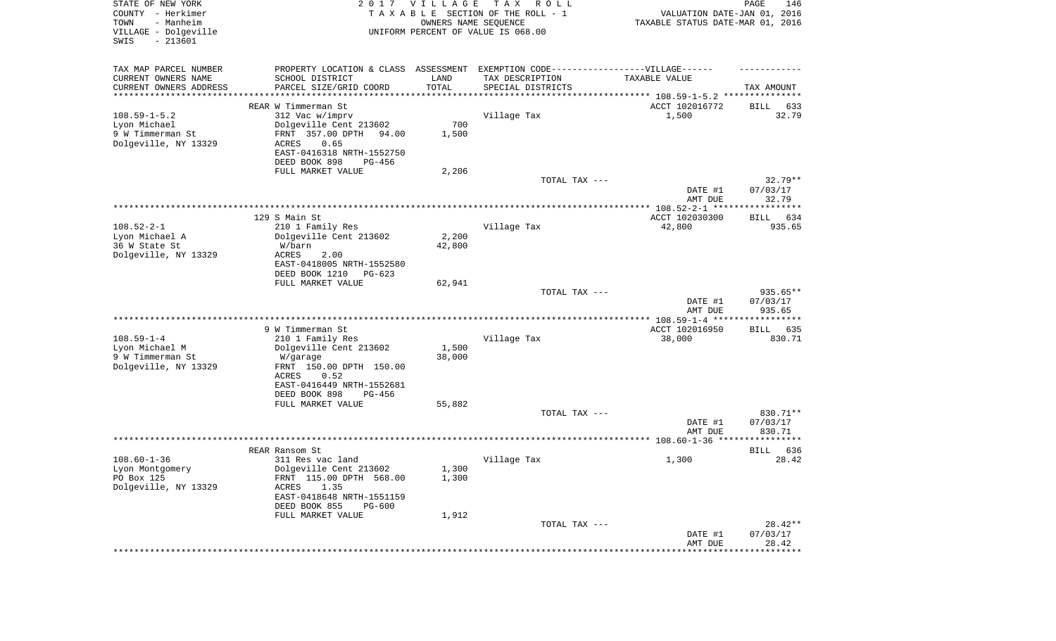STATE OF NEW YORK
COUNTY - Herkimer
TOWN - Manheim
VILLAGE - Dolgeville
SWIS - 213601

2 0 1 7 V I L L A G E T A X R O L L
T A X A B L E SECTION OF THE ROLL - 1
OWNERS NAME SEQUENCE
UNIFORM PERCENT OF VALUE IS 068.00

VALUATION DATE-JAN 01, 2016
TAXABLE STATUS DATE-MAR 01, 2016

| TAX MAP PARCEL NUMBER<br>CURRENT OWNERS NAME<br>CURRENT OWNERS ADDRESS | PROPERTY LOCATION & CLASS<br>SCHOOL DISTRICT<br>PARCEL SIZE/GRID COORD | ASSESSMENT<br>LAND<br>TOTAL | EXEMPTION CODE------VILLAGE------<br>TAX DESCRIPTION<br>SPECIAL DISTRICTS | TAXABLE VALUE | TAX AMOUNT |
|---|---|---|---|---|---|
| | REAR W Timmerman St | | | ACCT 102016772 | BILL 633 |
| 108.59-1-5.2 | 312 Vac w/imprv | | Village Tax | 1,500 | 32.79 |
| Lyon Michael | Dolgeville Cent 213602 | 700 | | | |
| 9 W Timmerman St | FRNT 357.00 DPTH 94.00 | 1,500 | | | |
| Dolgeville, NY 13329 | ACRES 0.65 | | | | |
| | EAST-0416318 NRTH-1552750 | | | | |
| | DEED BOOK 898 PG-456 | | | | |
| | FULL MARKET VALUE | 2,206 | | | |
| | | | TOTAL TAX --- | | 32.79** |
| | | | | DATE #1 | 07/03/17 |
| | | | | AMT DUE | 32.79 |
| | 129 S Main St | | | ACCT 102030300 | BILL 634 |
| 108.52-2-1 | 210 1 Family Res | | Village Tax | 42,800 | 935.65 |
| Lyon Michael A | Dolgeville Cent 213602 | 2,200 | | | |
| 36 W State St | W/barn | 42,800 | | | |
| Dolgeville, NY 13329 | ACRES 2.00 | | | | |
| | EAST-0418005 NRTH-1552580 | | | | |
| | DEED BOOK 1210 PG-623 | | | | |
| | FULL MARKET VALUE | 62,941 | | | |
| | | | TOTAL TAX --- | | 935.65** |
| | | | | DATE #1 | 07/03/17 |
| | | | | AMT DUE | 935.65 |
| | 9 W Timmerman St | | | ACCT 102016950 | BILL 635 |
| 108.59-1-4 | 210 1 Family Res | | Village Tax | 38,000 | 830.71 |
| Lyon Michael M | Dolgeville Cent 213602 | 1,500 | | | |
| 9 W Timmerman St | W/garage | 38,000 | | | |
| Dolgeville, NY 13329 | FRNT 150.00 DPTH 150.00 | | | | |
| | ACRES 0.52 | | | | |
| | EAST-0416449 NRTH-1552681 | | | | |
| | DEED BOOK 898 PG-456 | | | | |
| | FULL MARKET VALUE | 55,882 | | | |
| | | | TOTAL TAX --- | | 830.71** |
| | | | | DATE #1 | 07/03/17 |
| | | | | AMT DUE | 830.71 |
| | REAR Ransom St | | | | BILL 636 |
| 108.60-1-36 | 311 Res vac land | | Village Tax | 1,300 | 28.42 |
| Lyon Montgomery | Dolgeville Cent 213602 | 1,300 | | | |
| PO Box 125 | FRNT 115.00 DPTH 568.00 | 1,300 | | | |
| Dolgeville, NY 13329 | ACRES 1.35 | | | | |
| | EAST-0418648 NRTH-1551159 | | | | |
| | DEED BOOK 855 PG-600 | | | | |
| | FULL MARKET VALUE | 1,912 | | | |
| | | | TOTAL TAX --- | | 28.42** |
| | | | | DATE #1 | 07/03/17 |
| | | | | AMT DUE | 28.42 |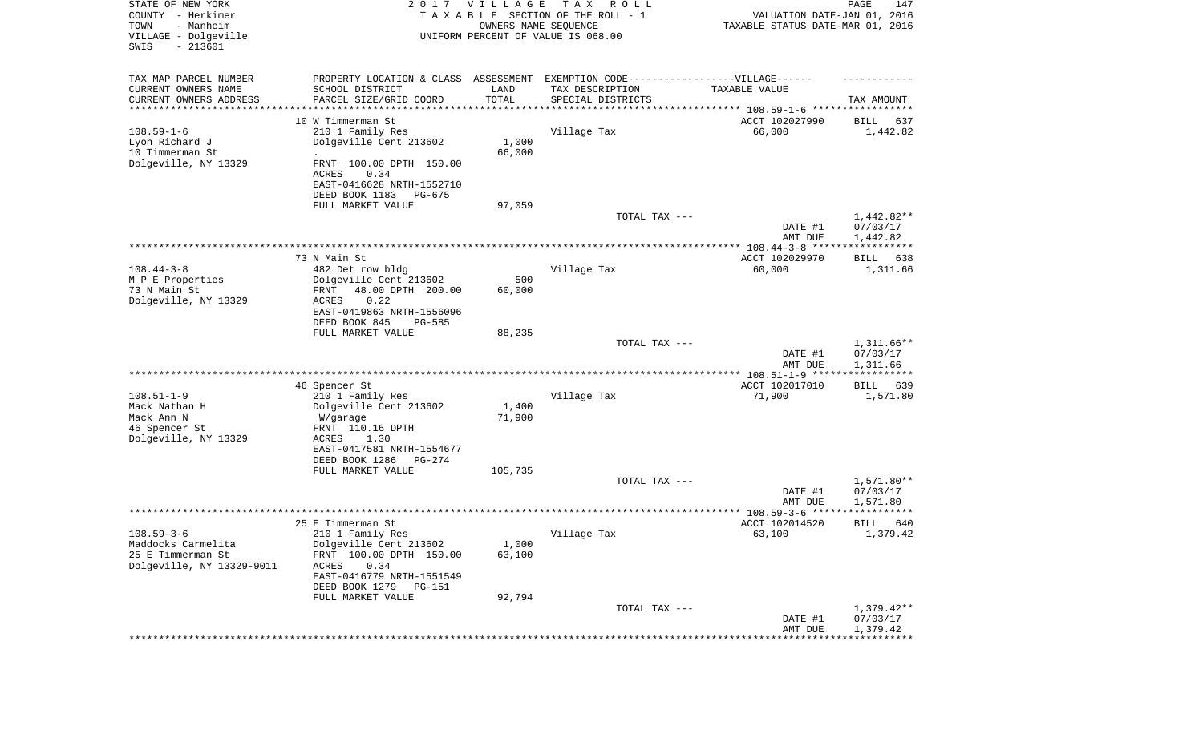STATE OF NEW YORK
COUNTY - Herkimer
TOWN - Manheim
VILLAGE - Dolgeville
SWIS - 213601

2017 VILLAGE TAX ROLL
TAXABLE SECTION OF THE ROLL - 1
OWNERS NAME SEQUENCE
UNIFORM PERCENT OF VALUE IS 068.00

VALUATION DATE-JAN 01, 2016
TAXABLE STATUS DATE-MAR 01, 2016

| TAX MAP PARCEL NUMBER<br>CURRENT OWNERS NAME<br>CURRENT OWNERS ADDRESS | PROPERTY LOCATION & CLASS<br>SCHOOL DISTRICT<br>PARCEL SIZE/GRID COORD | ASSESSMENT<br>LAND<br>TOTAL | EXEMPTION CODE------VILLAGE------<br>TAX DESCRIPTION<br>SPECIAL DISTRICTS | TAXABLE VALUE | TAX AMOUNT |
|---|---|---|---|---|---|
| | 10 W Timmerman St | | | ACCT 102027990 | BILL 637 |
| 108.59-1-6 | 210 1 Family Res | | Village Tax | 66,000 | 1,442.82 |
| Lyon Richard J | Dolgeville Cent 213602 | 1,000 | | | |
| 10 Timmerman St | . | 66,000 | | | |
| Dolgeville, NY 13329 | FRNT 100.00 DPTH 150.00 | | | | |
| | ACRES 0.34 | | | | |
| | EAST-0416628 NRTH-1552710 | | | | |
| | DEED BOOK 1183 PG-675 | | | | |
| | FULL MARKET VALUE | 97,059 | | | |
| | | | TOTAL TAX --- | | 1,442.82** |
| | | | | DATE #1 | 07/03/17 |
| | | | | AMT DUE | 1,442.82 |
| | 73 N Main St | | | ACCT 102029970 | BILL 638 |
| 108.44-3-8 | 482 Det row bldg | | Village Tax | 60,000 | 1,311.66 |
| M P E Properties | Dolgeville Cent 213602 | 500 | | | |
| 73 N Main St | FRNT 48.00 DPTH 200.00 | 60,000 | | | |
| Dolgeville, NY 13329 | ACRES 0.22 | | | | |
| | EAST-0419863 NRTH-1556096 | | | | |
| | DEED BOOK 845 PG-585 | | | | |
| | FULL MARKET VALUE | 88,235 | | | |
| | | | TOTAL TAX --- | | 1,311.66** |
| | | | | DATE #1 | 07/03/17 |
| | | | | AMT DUE | 1,311.66 |
| | 46 Spencer St | | | ACCT 102017010 | BILL 639 |
| 108.51-1-9 | 210 1 Family Res | | Village Tax | 71,900 | 1,571.80 |
| Mack Nathan H | Dolgeville Cent 213602 | 1,400 | | | |
| Mack Ann N | W/garage | 71,900 | | | |
| 46 Spencer St | FRNT 110.16 DPTH | | | | |
| Dolgeville, NY 13329 | ACRES 1.30 | | | | |
| | EAST-0417581 NRTH-1554677 | | | | |
| | DEED BOOK 1286 PG-274 | | | | |
| | FULL MARKET VALUE | 105,735 | | | |
| | | | TOTAL TAX --- | | 1,571.80** |
| | | | | DATE #1 | 07/03/17 |
| | | | | AMT DUE | 1,571.80 |
| | 25 E Timmerman St | | | ACCT 102014520 | BILL 640 |
| 108.59-3-6 | 210 1 Family Res | | Village Tax | 63,100 | 1,379.42 |
| Maddocks Carmelita | Dolgeville Cent 213602 | 1,000 | | | |
| 25 E Timmerman St | FRNT 100.00 DPTH 150.00 | 63,100 | | | |
| Dolgeville, NY 13329-9011 | ACRES 0.34 | | | | |
| | EAST-0416779 NRTH-1551549 | | | | |
| | DEED BOOK 1279 PG-151 | | | | |
| | FULL MARKET VALUE | 92,794 | | | |
| | | | TOTAL TAX --- | | 1,379.42** |
| | | | | DATE #1 | 07/03/17 |
| | | | | AMT DUE | 1,379.42 |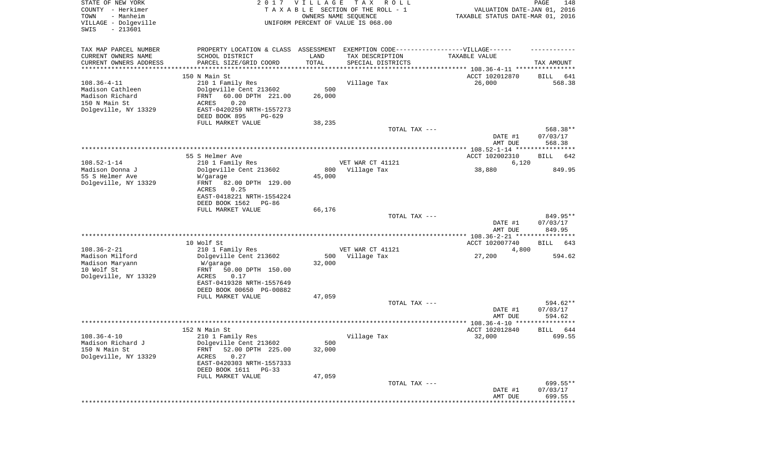STATE OF NEW YORK
COUNTY - Herkimer
TOWN - Manheim
VILLAGE - Dolgeville
SWIS - 213601

2 0 1 7 V I L L A G E T A X R O L L
T A X A B L E SECTION OF THE ROLL - 1
OWNERS NAME SEQUENCE
UNIFORM PERCENT OF VALUE IS 068.00

VALUATION DATE-JAN 01, 2016
TAXABLE STATUS DATE-MAR 01, 2016

| TAX MAP PARCEL NUMBER<br>CURRENT OWNERS NAME<br>CURRENT OWNERS ADDRESS | PROPERTY LOCATION & CLASS<br>SCHOOL DISTRICT<br>PARCEL SIZE/GRID COORD | ASSESSMENT<br>LAND<br>TOTAL | EXEMPTION CODE------VILLAGE------<br>TAX DESCRIPTION<br>SPECIAL DISTRICTS | TAXABLE VALUE | TAX AMOUNT |
|---|---|---|---|---|---|
| | 150 N Main St | | | ACCT 102012870 | BILL 641 |
| 108.36-4-11 | 210 1 Family Res | | Village Tax | 26,000 | 568.38 |
| Madison Cathleen | Dolgeville Cent 213602 | 500 | | | |
| Madison Richard | FRNT 60.00 DPTH 221.00 | 26,000 | | | |
| 150 N Main St | ACRES 0.20 | | | | |
| Dolgeville, NY 13329 | EAST-0420259 NRTH-1557273 | | | | |
| | DEED BOOK 895 PG-629 | | | | |
| | FULL MARKET VALUE | 38,235 | | | |
| | | | TOTAL TAX --- | | 568.38** |
| | | | | DATE #1 | 07/03/17 |
| | | | | AMT DUE | 568.38 |
| | 55 S Helmer Ave | | | ACCT 102002310 | BILL 642 |
| 108.52-1-14 | 210 1 Family Res | | VET WAR CT 41121 | 6,120 | |
| Madison Donna J | Dolgeville Cent 213602 | 800 | Village Tax | 38,880 | 849.95 |
| 55 S Helmer Ave | W/garage | 45,000 | | | |
| Dolgeville, NY 13329 | FRNT 82.00 DPTH 129.00 | | | | |
| | ACRES 0.25 | | | | |
| | EAST-0418221 NRTH-1554224 | | | | |
| | DEED BOOK 1562 PG-86 | | | | |
| | FULL MARKET VALUE | 66,176 | | | |
| | | | TOTAL TAX --- | | 849.95** |
| | | | | DATE #1 | 07/03/17 |
| | | | | AMT DUE | 849.95 |
| | 10 Wolf St | | | ACCT 102007740 | BILL 643 |
| 108.36-2-21 | 210 1 Family Res | | VET WAR CT 41121 | 4,800 | |
| Madison Milford | Dolgeville Cent 213602 | 500 | Village Tax | 27,200 | 594.62 |
| Madison Maryann | W/garage | 32,000 | | | |
| 10 Wolf St | FRNT 50.00 DPTH 150.00 | | | | |
| Dolgeville, NY 13329 | ACRES 0.17 | | | | |
| | EAST-0419328 NRTH-1557649 | | | | |
| | DEED BOOK 00650 PG-00882 | | | | |
| | FULL MARKET VALUE | 47,059 | | | |
| | | | TOTAL TAX --- | | 594.62** |
| | | | | DATE #1 | 07/03/17 |
| | | | | AMT DUE | 594.62 |
| | 152 N Main St | | | ACCT 102012840 | BILL 644 |
| 108.36-4-10 | 210 1 Family Res | | Village Tax | 32,000 | 699.55 |
| Madison Richard J | Dolgeville Cent 213602 | 500 | | | |
| 150 N Main St | FRNT 52.00 DPTH 225.00 | 32,000 | | | |
| Dolgeville, NY 13329 | ACRES 0.27 | | | | |
| | EAST-0420303 NRTH-1557333 | | | | |
| | DEED BOOK 1611 PG-33 | | | | |
| | FULL MARKET VALUE | 47,059 | | | |
| | | | TOTAL TAX --- | | 699.55** |
| | | | | DATE #1 | 07/03/17 |
| | | | | AMT DUE | 699.55 |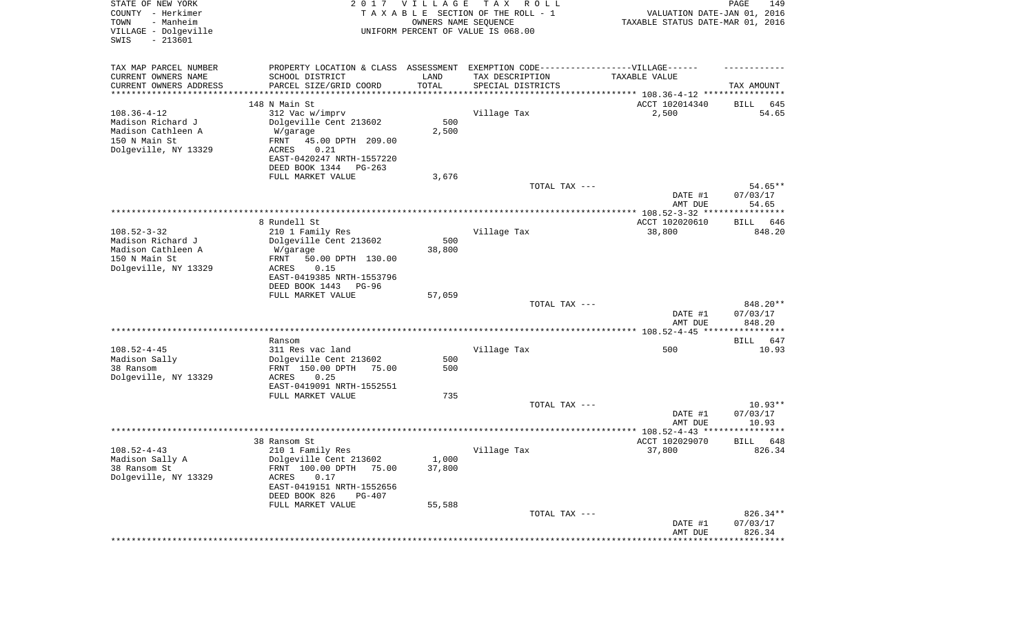STATE OF NEW YORK
COUNTY - Herkimer
TOWN - Manheim
VILLAGE - Dolgeville
SWIS - 213601

2 0 1 7 V I L L A G E T A X R O L L
T A X A B L E SECTION OF THE ROLL - 1
OWNERS NAME SEQUENCE
UNIFORM PERCENT OF VALUE IS 068.00

VALUATION DATE-JAN 01, 2016
TAXABLE STATUS DATE-MAR 01, 2016

| TAX MAP PARCEL NUMBER / CURRENT OWNERS NAME / CURRENT OWNERS ADDRESS | PROPERTY LOCATION & CLASS / SCHOOL DISTRICT / PARCEL SIZE/GRID COORD | ASSESSMENT LAND / TOTAL | EXEMPTION CODE / TAX DESCRIPTION / SPECIAL DISTRICTS | TAXABLE VALUE | TAX AMOUNT |
|---|---|---|---|---|---|
| 108.36-4-12 | 148 N Main St | | | ACCT 102014340 | BILL 645 |
| Madison Richard J | 312 Vac w/imprv | | Village Tax | 2,500 | 54.65 |
| Madison Cathleen A | Dolgeville Cent 213602 | 500 | | | |
| 150 N Main St | W/garage | 2,500 | | | |
| Dolgeville, NY 13329 | FRNT 45.00 DPTH 209.00 | | | | |
| | ACRES 0.21 | | | | |
| | EAST-0420247 NRTH-1557220 | | | | |
| | DEED BOOK 1344 PG-263 | | | | |
| | FULL MARKET VALUE | 3,676 | | | |
| | | | TOTAL TAX --- | | 54.65** |
| | | | | DATE #1 | 07/03/17 |
| | | | | AMT DUE | 54.65 |
| 108.52-3-32 | 8 Rundell St | | | ACCT 102020610 | BILL 646 |
| Madison Richard J | 210 1 Family Res | | Village Tax | 38,800 | 848.20 |
| Madison Cathleen A | Dolgeville Cent 213602 | 500 | | | |
| 150 N Main St | W/garage | 38,800 | | | |
| Dolgeville, NY 13329 | FRNT 50.00 DPTH 130.00 | | | | |
| | ACRES 0.15 | | | | |
| | EAST-0419385 NRTH-1553796 | | | | |
| | DEED BOOK 1443 PG-96 | | | | |
| | FULL MARKET VALUE | 57,059 | | | |
| | | | TOTAL TAX --- | | 848.20** |
| | | | | DATE #1 | 07/03/17 |
| | | | | AMT DUE | 848.20 |
| 108.52-4-45 | Ransom | | | | BILL 647 |
| Madison Sally | 311 Res vac land | | Village Tax | 500 | 10.93 |
| 38 Ransom | Dolgeville Cent 213602 | 500 | | | |
| Dolgeville, NY 13329 | FRNT 150.00 DPTH 75.00 | 500 | | | |
| | ACRES 0.25 | | | | |
| | EAST-0419091 NRTH-1552551 | | | | |
| | FULL MARKET VALUE | 735 | | | |
| | | | TOTAL TAX --- | | 10.93** |
| | | | | DATE #1 | 07/03/17 |
| | | | | AMT DUE | 10.93 |
| 108.52-4-43 | 38 Ransom St | | | ACCT 102029070 | BILL 648 |
| Madison Sally A | 210 1 Family Res | | Village Tax | 37,800 | 826.34 |
| 38 Ransom St | Dolgeville Cent 213602 | 1,000 | | | |
| Dolgeville, NY 13329 | FRNT 100.00 DPTH 75.00 | 37,800 | | | |
| | ACRES 0.17 | | | | |
| | EAST-0419151 NRTH-1552656 | | | | |
| | DEED BOOK 826 PG-407 | | | | |
| | FULL MARKET VALUE | 55,588 | | | |
| | | | TOTAL TAX --- | | 826.34** |
| | | | | DATE #1 | 07/03/17 |
| | | | | AMT DUE | 826.34 |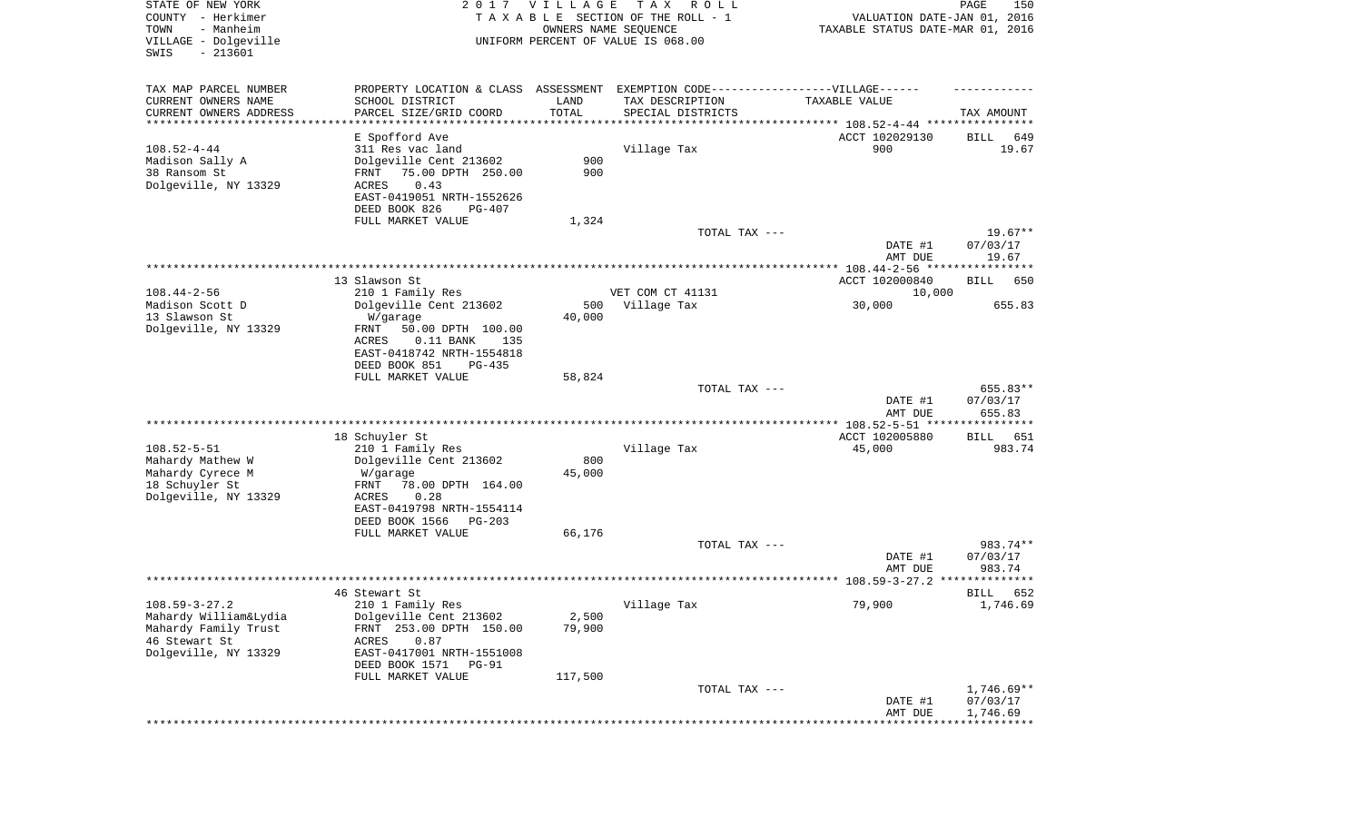STATE OF NEW YORK
COUNTY - Herkimer
TOWN - Manheim
VILLAGE - Dolgeville
SWIS - 213601

2 0 1 7 V I L L A G E T A X R O L L
T A X A B L E SECTION OF THE ROLL - 1
OWNERS NAME SEQUENCE
UNIFORM PERCENT OF VALUE IS 068.00

VALUATION DATE-JAN 01, 2016
TAXABLE STATUS DATE-MAR 01, 2016

| TAX MAP PARCEL NUMBER / CURRENT OWNERS NAME / CURRENT OWNERS ADDRESS | PROPERTY LOCATION & CLASS / SCHOOL DISTRICT / PARCEL SIZE/GRID COORD | ASSESSMENT LAND / TOTAL | EXEMPTION CODE / TAX DESCRIPTION / SPECIAL DISTRICTS | TAXABLE VALUE | TAX AMOUNT |
|---|---|---|---|---|---|
| 108.52-4-44 | E Spofford Ave | | | ACCT 102029130 | BILL 649 |
| Madison Sally A | 311 Res vac land | | Village Tax | 900 | 19.67 |
| 38 Ransom St | Dolgeville Cent 213602 | 900 | | | |
| Dolgeville, NY 13329 | FRNT 75.00 DPTH 250.00 | 900 | | | |
| | ACRES 0.43 | | | | |
| | EAST-0419051 NRTH-1552626 | | | | |
| | DEED BOOK 826 PG-407 | | | | |
| | FULL MARKET VALUE | 1,324 | | | |
| | | | TOTAL TAX --- | | 19.67** |
| | | | | DATE #1 | 07/03/17 |
| | | | | AMT DUE | 19.67 |
| 108.44-2-56 | 13 Slawson St | | | ACCT 102000840 | BILL 650 |
| Madison Scott D | 210 1 Family Res | | VET COM CT 41131 | 10,000 | |
| 13 Slawson St | Dolgeville Cent 213602 | 500 | Village Tax | 30,000 | 655.83 |
| Dolgeville, NY 13329 | W/garage | 40,000 | | | |
| | FRNT 50.00 DPTH 100.00 | | | | |
| | ACRES 0.11 BANK 135 | | | | |
| | EAST-0418742 NRTH-1554818 | | | | |
| | DEED BOOK 851 PG-435 | | | | |
| | FULL MARKET VALUE | 58,824 | | | |
| | | | TOTAL TAX --- | | 655.83** |
| | | | | DATE #1 | 07/03/17 |
| | | | | AMT DUE | 655.83 |
| 108.52-5-51 | 18 Schuyler St | | | ACCT 102005880 | BILL 651 |
| Mahardy Mathew W | 210 1 Family Res | | Village Tax | 45,000 | 983.74 |
| Mahardy Cyrece M | Dolgeville Cent 213602 | 800 | | | |
| 18 Schuyler St | W/garage | 45,000 | | | |
| Dolgeville, NY 13329 | FRNT 78.00 DPTH 164.00 | | | | |
| | ACRES 0.28 | | | | |
| | EAST-0419798 NRTH-1554114 | | | | |
| | DEED BOOK 1566 PG-203 | | | | |
| | FULL MARKET VALUE | 66,176 | | | |
| | | | TOTAL TAX --- | | 983.74** |
| | | | | DATE #1 | 07/03/17 |
| | | | | AMT DUE | 983.74 |
| 108.59-3-27.2 | 46 Stewart St | | | | BILL 652 |
| Mahardy William&Lydia | 210 1 Family Res | | Village Tax | 79,900 | 1,746.69 |
| Mahardy Family Trust | Dolgeville Cent 213602 | 2,500 | | | |
| 46 Stewart St | FRNT 253.00 DPTH 150.00 | 79,900 | | | |
| Dolgeville, NY 13329 | ACRES 0.87 | | | | |
| | EAST-0417001 NRTH-1551008 | | | | |
| | DEED BOOK 1571 PG-91 | | | | |
| | FULL MARKET VALUE | 117,500 | | | |
| | | | TOTAL TAX --- | | 1,746.69** |
| | | | | DATE #1 | 07/03/17 |
| | | | | AMT DUE | 1,746.69 |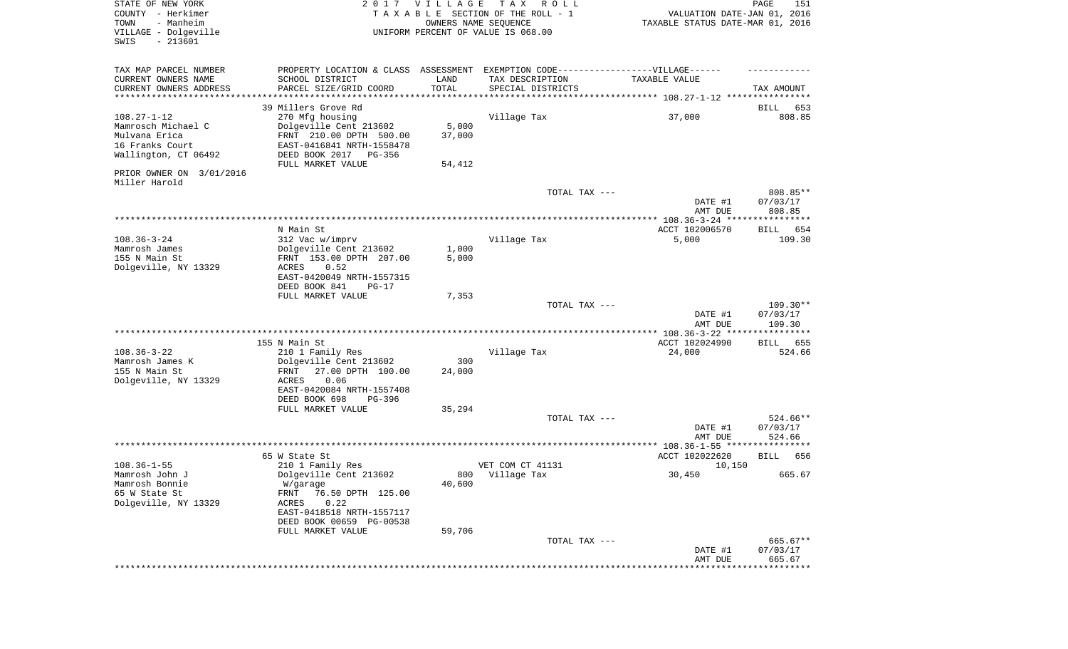STATE OF NEW YORK
COUNTY - Herkimer
TOWN - Manheim
VILLAGE - Dolgeville
SWIS - 213601

2 0 1 7 V I L L A G E T A X R O L L
T A X A B L E SECTION OF THE ROLL - 1
OWNERS NAME SEQUENCE
UNIFORM PERCENT OF VALUE IS 068.00

VALUATION DATE-JAN 01, 2016
TAXABLE STATUS DATE-MAR 01, 2016

| TAX MAP PARCEL NUMBER / CURRENT OWNERS NAME / CURRENT OWNERS ADDRESS | PROPERTY LOCATION & CLASS / SCHOOL DISTRICT / PARCEL SIZE/GRID COORD | ASSESSMENT LAND / TOTAL | EXEMPTION CODE / TAX DESCRIPTION / SPECIAL DISTRICTS | TAXABLE VALUE | TAX AMOUNT |
|---|---|---|---|---|---|
| | 39 Millers Grove Rd | | | | BILL 653 |
| 108.27-1-12 | 270 Mfg housing | | Village Tax | 37,000 | 808.85 |
| Mamrosch Michael C | Dolgeville Cent 213602 | 5,000 | | | |
| Mulvana Erica | FRNT 210.00 DPTH 500.00 | 37,000 | | | |
| 16 Franks Court | EAST-0416841 NRTH-1558478 | | | | |
| Wallington, CT 06492 | DEED BOOK 2017 PG-356 | | | | |
| | FULL MARKET VALUE | 54,412 | | | |
| PRIOR OWNER ON 3/01/2016 | | | | | |
| Miller Harold | | | | | |
| | | | TOTAL TAX --- | | 808.85** |
| | | | | DATE #1 | 07/03/17 |
| | | | | AMT DUE | 808.85 |
| | N Main St | | | ACCT 102006570 | BILL 654 |
| 108.36-3-24 | 312 Vac w/imprv | | Village Tax | 5,000 | 109.30 |
| Mamrosh James | Dolgeville Cent 213602 | 1,000 | | | |
| 155 N Main St | FRNT 153.00 DPTH 207.00 | 5,000 | | | |
| Dolgeville, NY 13329 | ACRES 0.52 | | | | |
| | EAST-0420049 NRTH-1557315 | | | | |
| | DEED BOOK 841 PG-17 | | | | |
| | FULL MARKET VALUE | 7,353 | | | |
| | | | TOTAL TAX --- | | 109.30** |
| | | | | DATE #1 | 07/03/17 |
| | | | | AMT DUE | 109.30 |
| | 155 N Main St | | | ACCT 102024990 | BILL 655 |
| 108.36-3-22 | 210 1 Family Res | | Village Tax | 24,000 | 524.66 |
| Mamrosh James K | Dolgeville Cent 213602 | 300 | | | |
| 155 N Main St | FRNT 27.00 DPTH 100.00 | 24,000 | | | |
| Dolgeville, NY 13329 | ACRES 0.06 | | | | |
| | EAST-0420084 NRTH-1557408 | | | | |
| | DEED BOOK 698 PG-396 | | | | |
| | FULL MARKET VALUE | 35,294 | | | |
| | | | TOTAL TAX --- | | 524.66** |
| | | | | DATE #1 | 07/03/17 |
| | | | | AMT DUE | 524.66 |
| | 65 W State St | | | ACCT 102022620 | BILL 656 |
| 108.36-1-55 | 210 1 Family Res | | VET COM CT 41131 | 10,150 | |
| Mamrosh John J | Dolgeville Cent 213602 | 800 | Village Tax | 30,450 | 665.67 |
| Mamrosh Bonnie | W/garage | 40,600 | | | |
| 65 W State St | FRNT 76.50 DPTH 125.00 | | | | |
| Dolgeville, NY 13329 | ACRES 0.22 | | | | |
| | EAST-0418518 NRTH-1557117 | | | | |
| | DEED BOOK 00659 PG-00538 | | | | |
| | FULL MARKET VALUE | 59,706 | | | |
| | | | TOTAL TAX --- | | 665.67** |
| | | | | DATE #1 | 07/03/17 |
| | | | | AMT DUE | 665.67 |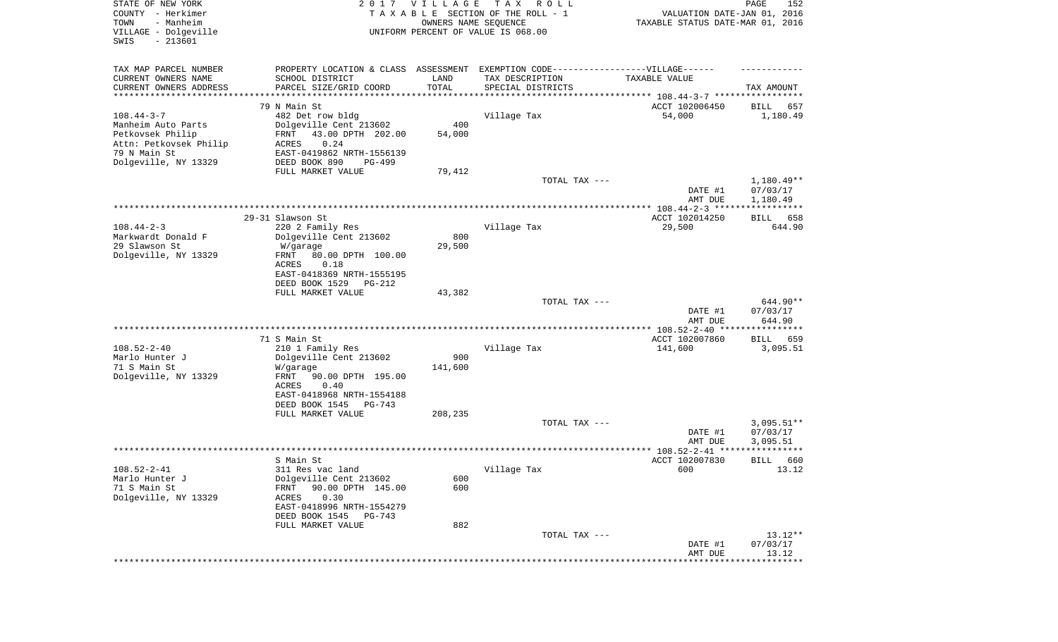STATE OF NEW YORK
COUNTY - Herkimer
TOWN - Manheim
VILLAGE - Dolgeville
SWIS - 213601

2017 VILLAGE TAX ROLL
TAXABLE SECTION OF THE ROLL - 1
OWNERS NAME SEQUENCE
UNIFORM PERCENT OF VALUE IS 068.00

VALUATION DATE-JAN 01, 2016
TAXABLE STATUS DATE-MAR 01, 2016

| TAX MAP PARCEL NUMBER<br>CURRENT OWNERS NAME<br>CURRENT OWNERS ADDRESS | PROPERTY LOCATION & CLASS<br>SCHOOL DISTRICT<br>PARCEL SIZE/GRID COORD | ASSESSMENT<br>LAND<br>TOTAL | EXEMPTION CODE-----VILLAGE------<br>TAX DESCRIPTION<br>SPECIAL DISTRICTS | TAXABLE VALUE | TAX AMOUNT |
|---|---|---|---|---|---|
| | 79 N Main St | | | ACCT 102006450 | BILL 657 |
| 108.44-3-7 | 482 Det row bldg | | Village Tax | 54,000 | 1,180.49 |
| Manheim Auto Parts | Dolgeville Cent 213602 | 400 | | | |
| Petkovsek Philip | FRNT 43.00 DPTH 202.00 | 54,000 | | | |
| Attn: Petkovsek Philip | ACRES 0.24 | | | | |
| 79 N Main St | EAST-0419862 NRTH-1556139 | | | | |
| Dolgeville, NY 13329 | DEED BOOK 890 PG-499 | | | | |
| | FULL MARKET VALUE | 79,412 | | | |
| | | | TOTAL TAX --- | | 1,180.49** |
| | | | | DATE #1 | 07/03/17 |
| | | | | AMT DUE | 1,180.49 |
| | 29-31 Slawson St | | | ACCT 102014250 | BILL 658 |
| 108.44-2-3 | 220 2 Family Res | | Village Tax | 29,500 | 644.90 |
| Markwardt Donald F | Dolgeville Cent 213602 | 800 | | | |
| 29 Slawson St | W/garage | 29,500 | | | |
| Dolgeville, NY 13329 | FRNT 80.00 DPTH 100.00 | | | | |
| | ACRES 0.18 | | | | |
| | EAST-0418369 NRTH-1555195 | | | | |
| | DEED BOOK 1529 PG-212 | | | | |
| | FULL MARKET VALUE | 43,382 | | | |
| | | | TOTAL TAX --- | | 644.90** |
| | | | | DATE #1 | 07/03/17 |
| | | | | AMT DUE | 644.90 |
| | 71 S Main St | | | ACCT 102007860 | BILL 659 |
| 108.52-2-40 | 210 1 Family Res | | Village Tax | 141,600 | 3,095.51 |
| Marlo Hunter J | Dolgeville Cent 213602 | 900 | | | |
| 71 S Main St | W/garage | 141,600 | | | |
| Dolgeville, NY 13329 | FRNT 90.00 DPTH 195.00 | | | | |
| | ACRES 0.40 | | | | |
| | EAST-0418968 NRTH-1554188 | | | | |
| | DEED BOOK 1545 PG-743 | | | | |
| | FULL MARKET VALUE | 208,235 | | | |
| | | | TOTAL TAX --- | | 3,095.51** |
| | | | | DATE #1 | 07/03/17 |
| | | | | AMT DUE | 3,095.51 |
| | S Main St | | | ACCT 102007830 | BILL 660 |
| 108.52-2-41 | 311 Res vac land | | Village Tax | 600 | 13.12 |
| Marlo Hunter J | Dolgeville Cent 213602 | 600 | | | |
| 71 S Main St | FRNT 90.00 DPTH 145.00 | 600 | | | |
| Dolgeville, NY 13329 | ACRES 0.30 | | | | |
| | EAST-0418996 NRTH-1554279 | | | | |
| | DEED BOOK 1545 PG-743 | | | | |
| | FULL MARKET VALUE | 882 | | | |
| | | | TOTAL TAX --- | | 13.12** |
| | | | | DATE #1 | 07/03/17 |
| | | | | AMT DUE | 13.12 |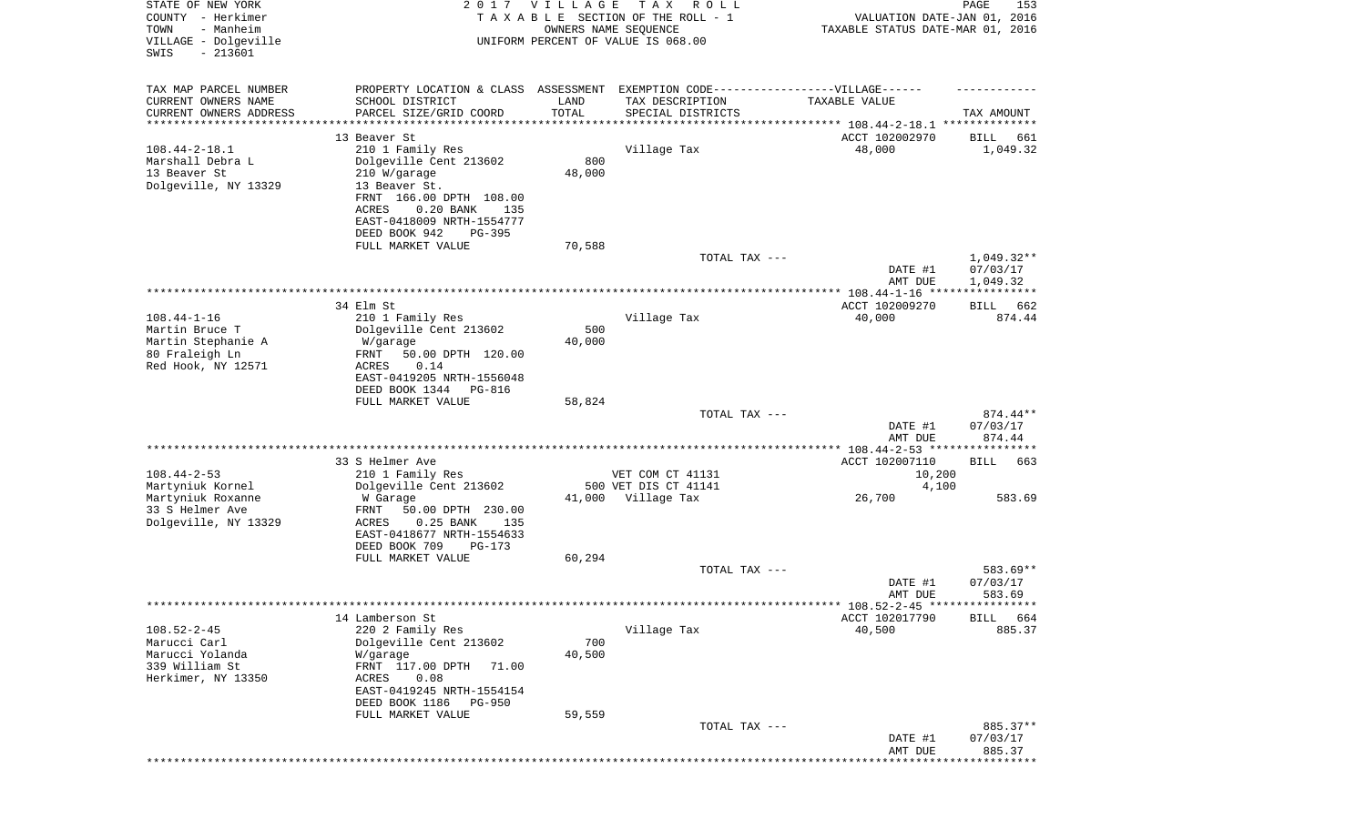STATE OF NEW YORK
COUNTY - Herkimer
TOWN - Manheim
VILLAGE - Dolgeville
SWIS - 213601

2017 VILLAGE TAX ROLL
TAXABLE SECTION OF THE ROLL - 1
OWNERS NAME SEQUENCE
UNIFORM PERCENT OF VALUE IS 068.00

VALUATION DATE-JAN 01, 2016
TAXABLE STATUS DATE-MAR 01, 2016

| TAX MAP PARCEL NUMBER / CURRENT OWNERS NAME / CURRENT OWNERS ADDRESS | PROPERTY LOCATION & CLASS / SCHOOL DISTRICT / PARCEL SIZE/GRID COORD | ASSESSMENT LAND / TOTAL | EXEMPTION CODE / TAX DESCRIPTION / SPECIAL DISTRICTS | TAXABLE VALUE | TAX AMOUNT |
|---|---|---|---|---|---|
| 108.44-2-18.1 | 13 Beaver St | | | ACCT 102002970 | BILL 661 |
| Marshall Debra L | 210 1 Family Res | | Village Tax | 48,000 | 1,049.32 |
| 13 Beaver St | Dolgeville Cent 213602 | 800 | | | |
| Dolgeville, NY 13329 | 210 W/garage | 48,000 | | | |
| | 13 Beaver St. | | | | |
| | FRNT 166.00 DPTH 108.00 | | | | |
| | ACRES 0.20 BANK 135 | | | | |
| | EAST-0418009 NRTH-1554777 | | | | |
| | DEED BOOK 942 PG-395 | | | | |
| | FULL MARKET VALUE | 70,588 | | | |
| | | | TOTAL TAX --- | | 1,049.32** |
| | | | | DATE #1 | 07/03/17 |
| | | | | AMT DUE | 1,049.32 |
| 108.44-1-16 | 34 Elm St | | | ACCT 102009270 | BILL 662 |
| Martin Bruce T | 210 1 Family Res | | Village Tax | 40,000 | 874.44 |
| Martin Stephanie A | Dolgeville Cent 213602 | 500 | | | |
| 80 Fraleigh Ln | W/garage | 40,000 | | | |
| Red Hook, NY 12571 | FRNT 50.00 DPTH 120.00 | | | | |
| | ACRES 0.14 | | | | |
| | EAST-0419205 NRTH-1556048 | | | | |
| | DEED BOOK 1344 PG-816 | | | | |
| | FULL MARKET VALUE | 58,824 | | | |
| | | | TOTAL TAX --- | | 874.44** |
| | | | | DATE #1 | 07/03/17 |
| | | | | AMT DUE | 874.44 |
| 108.44-2-53 | 33 S Helmer Ave | | | ACCT 102007110 | BILL 663 |
| Martyniuk Kornel | 210 1 Family Res | | VET COM CT 41131 | 10,200 | |
| Martyniuk Roxanne | Dolgeville Cent 213602 | 500 | VET DIS CT 41141 | 4,100 | |
| 33 S Helmer Ave | W Garage | 41,000 | Village Tax | 26,700 | 583.69 |
| Dolgeville, NY 13329 | FRNT 50.00 DPTH 230.00 | | | | |
| | ACRES 0.25 BANK 135 | | | | |
| | EAST-0418677 NRTH-1554633 | | | | |
| | DEED BOOK 709 PG-173 | | | | |
| | FULL MARKET VALUE | 60,294 | | | |
| | | | TOTAL TAX --- | | 583.69** |
| | | | | DATE #1 | 07/03/17 |
| | | | | AMT DUE | 583.69 |
| 108.52-2-45 | 14 Lamberson St | | | ACCT 102017790 | BILL 664 |
| Marucci Carl | 220 2 Family Res | | Village Tax | 40,500 | 885.37 |
| Marucci Yolanda | Dolgeville Cent 213602 | 700 | | | |
| 339 William St | W/garage | 40,500 | | | |
| Herkimer, NY 13350 | FRNT 117.00 DPTH 71.00 | | | | |
| | ACRES 0.08 | | | | |
| | EAST-0419245 NRTH-1554154 | | | | |
| | DEED BOOK 1186 PG-950 | | | | |
| | FULL MARKET VALUE | 59,559 | | | |
| | | | TOTAL TAX --- | | 885.37** |
| | | | | DATE #1 | 07/03/17 |
| | | | | AMT DUE | 885.37 |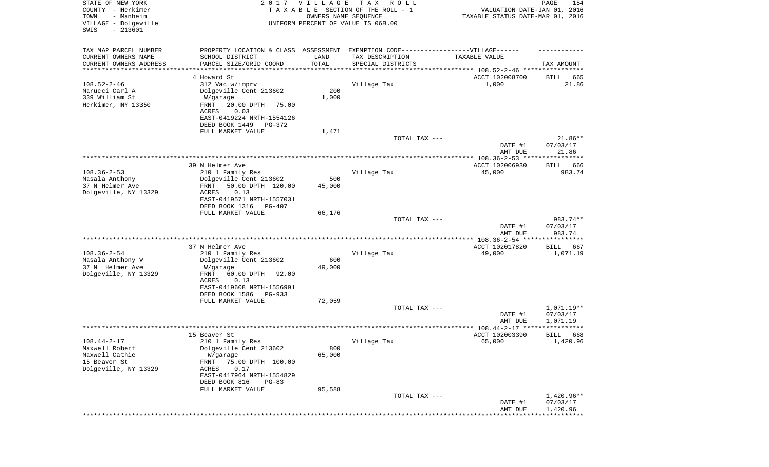STATE OF NEW YORK
COUNTY - Herkimer
TOWN - Manheim
VILLAGE - Dolgeville
SWIS - 213601

2 0 1 7 V I L L A G E T A X R O L L
T A X A B L E SECTION OF THE ROLL - 1
OWNERS NAME SEQUENCE
UNIFORM PERCENT OF VALUE IS 068.00

VALUATION DATE-JAN 01, 2016
TAXABLE STATUS DATE-MAR 01, 2016

| TAX MAP PARCEL NUMBER<br>CURRENT OWNERS NAME<br>CURRENT OWNERS ADDRESS | PROPERTY LOCATION & CLASS<br>SCHOOL DISTRICT<br>PARCEL SIZE/GRID COORD | ASSESSMENT<br>LAND<br>TOTAL | EXEMPTION CODE------------------VILLAGE------<br>TAX DESCRIPTION<br>SPECIAL DISTRICTS | TAXABLE VALUE | TAX AMOUNT |
|---|---|---|---|---|---|
| | 4 Howard St | | | ACCT 102008700 | BILL 665 |
| 108.52-2-46 | 312 Vac w/imprv | | Village Tax | 1,000 | 21.86 |
| Marucci Carl A | Dolgeville Cent 213602 | 200 | | | |
| 339 William St | W/garage | 1,000 | | | |
| Herkimer, NY 13350 | FRNT 20.00 DPTH 75.00 | | | | |
| | ACRES 0.03 | | | | |
| | EAST-0419224 NRTH-1554126 | | | | |
| | DEED BOOK 1449 PG-372 | | | | |
| | FULL MARKET VALUE | 1,471 | | | |
| | | | TOTAL TAX --- | | 21.86** |
| | | | | DATE #1 | 07/03/17 |
| | | | | AMT DUE | 21.86 |
| | 39 N Helmer Ave | | | ACCT 102006930 | BILL 666 |
| 108.36-2-53 | 210 1 Family Res | | Village Tax | 45,000 | 983.74 |
| Masala Anthony | Dolgeville Cent 213602 | 500 | | | |
| 37 N Helmer Ave | FRNT 50.00 DPTH 120.00 | 45,000 | | | |
| Dolgeville, NY 13329 | ACRES 0.13 | | | | |
| | EAST-0419571 NRTH-1557031 | | | | |
| | DEED BOOK 1316 PG-407 | | | | |
| | FULL MARKET VALUE | 66,176 | | | |
| | | | TOTAL TAX --- | | 983.74** |
| | | | | DATE #1 | 07/03/17 |
| | | | | AMT DUE | 983.74 |
| | 37 N Helmer Ave | | | ACCT 102017820 | BILL 667 |
| 108.36-2-54 | 210 1 Family Res | | Village Tax | 49,000 | 1,071.19 |
| Masala Anthony V | Dolgeville Cent 213602 | 600 | | | |
| 37 N Helmer Ave | W/garage | 49,000 | | | |
| Dolgeville, NY 13329 | FRNT 60.00 DPTH 92.00 | | | | |
| | ACRES 0.13 | | | | |
| | EAST-0419608 NRTH-1556991 | | | | |
| | DEED BOOK 1586 PG-933 | | | | |
| | FULL MARKET VALUE | 72,059 | | | |
| | | | TOTAL TAX --- | | 1,071.19** |
| | | | | DATE #1 | 07/03/17 |
| | | | | AMT DUE | 1,071.19 |
| | 15 Beaver St | | | ACCT 102003390 | BILL 668 |
| 108.44-2-17 | 210 1 Family Res | | Village Tax | 65,000 | 1,420.96 |
| Maxwell Robert | Dolgeville Cent 213602 | 800 | | | |
| Maxwell Cathie | W/garage | 65,000 | | | |
| 15 Beaver St | FRNT 75.00 DPTH 100.00 | | | | |
| Dolgeville, NY 13329 | ACRES 0.17 | | | | |
| | EAST-0417964 NRTH-1554829 | | | | |
| | DEED BOOK 816 PG-83 | | | | |
| | FULL MARKET VALUE | 95,588 | | | |
| | | | TOTAL TAX --- | | 1,420.96** |
| | | | | DATE #1 | 07/03/17 |
| | | | | AMT DUE | 1,420.96 |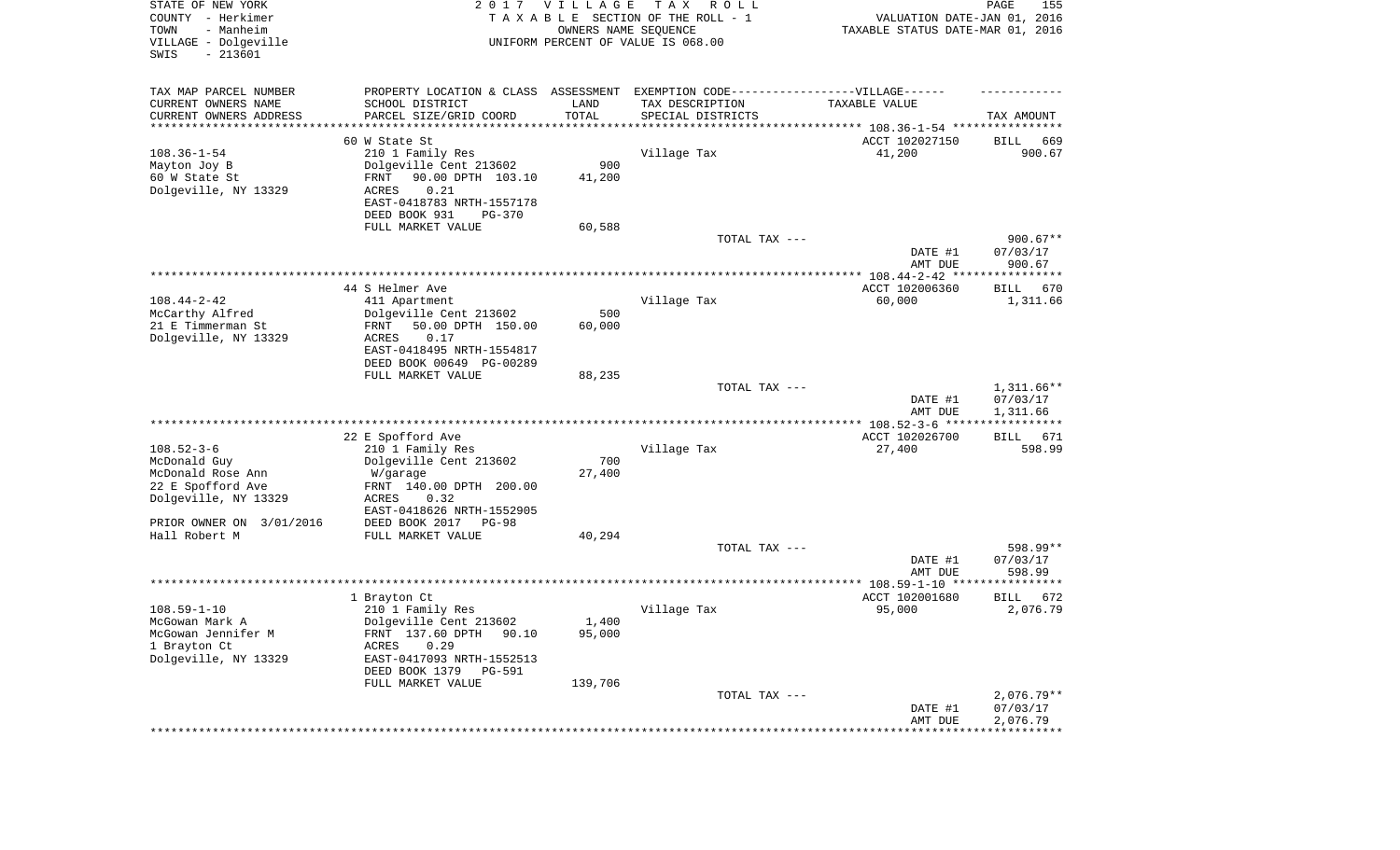STATE OF NEW YORK
COUNTY - Herkimer
TOWN - Manheim
VILLAGE - Dolgeville
SWIS - 213601

2 0 1 7 V I L L A G E T A X R O L L
T A X A B L E SECTION OF THE ROLL - 1
OWNERS NAME SEQUENCE
UNIFORM PERCENT OF VALUE IS 068.00

VALUATION DATE-JAN 01, 2016
TAXABLE STATUS DATE-MAR 01, 2016

| TAX MAP PARCEL NUMBER / CURRENT OWNERS NAME / CURRENT OWNERS ADDRESS | PROPERTY LOCATION & CLASS / SCHOOL DISTRICT / PARCEL SIZE/GRID COORD | ASSESSMENT LAND / TOTAL | EXEMPTION CODE / TAX DESCRIPTION / SPECIAL DISTRICTS | TAXABLE VALUE | TAX AMOUNT |
|---|---|---|---|---|---|
| | 60 W State St | | | ACCT 102027150 | BILL 669 |
| 108.36-1-54 | 210 1 Family Res | | Village Tax | 41,200 | 900.67 |
| Mayton Joy B | Dolgeville Cent 213602 | 900 | | | |
| 60 W State St | FRNT 90.00 DPTH 103.10 | 41,200 | | | |
| Dolgeville, NY 13329 | ACRES 0.21 | | | | |
| | EAST-0418783 NRTH-1557178 | | | | |
| | DEED BOOK 931 PG-370 | | | | |
| | FULL MARKET VALUE | 60,588 | | | |
| | | | TOTAL TAX --- | | 900.67** |
| | | | | DATE #1 | 07/03/17 |
| | | | | AMT DUE | 900.67 |
| | 44 S Helmer Ave | | | ACCT 102006360 | BILL 670 |
| 108.44-2-42 | 411 Apartment | | Village Tax | 60,000 | 1,311.66 |
| McCarthy Alfred | Dolgeville Cent 213602 | 500 | | | |
| 21 E Timmerman St | FRNT 50.00 DPTH 150.00 | 60,000 | | | |
| Dolgeville, NY 13329 | ACRES 0.17 | | | | |
| | EAST-0418495 NRTH-1554817 | | | | |
| | DEED BOOK 00649 PG-00289 | | | | |
| | FULL MARKET VALUE | 88,235 | | | |
| | | | TOTAL TAX --- | | 1,311.66** |
| | | | | DATE #1 | 07/03/17 |
| | | | | AMT DUE | 1,311.66 |
| | 22 E Spofford Ave | | | ACCT 102026700 | BILL 671 |
| 108.52-3-6 | 210 1 Family Res | | Village Tax | 27,400 | 598.99 |
| McDonald Guy | Dolgeville Cent 213602 | 700 | | | |
| McDonald Rose Ann | W/garage | 27,400 | | | |
| 22 E Spofford Ave | FRNT 140.00 DPTH 200.00 | | | | |
| Dolgeville, NY 13329 | ACRES 0.32 | | | | |
| | EAST-0418626 NRTH-1552905 | | | | |
| PRIOR OWNER ON 3/01/2016 | DEED BOOK 2017 PG-98 | | | | |
| Hall Robert M | FULL MARKET VALUE | 40,294 | | | |
| | | | TOTAL TAX --- | | 598.99** |
| | | | | DATE #1 | 07/03/17 |
| | | | | AMT DUE | 598.99 |
| | 1 Brayton Ct | | | ACCT 102001680 | BILL 672 |
| 108.59-1-10 | 210 1 Family Res | | Village Tax | 95,000 | 2,076.79 |
| McGowan Mark A | Dolgeville Cent 213602 | 1,400 | | | |
| McGowan Jennifer M | FRNT 137.60 DPTH 90.10 | 95,000 | | | |
| 1 Brayton Ct | ACRES 0.29 | | | | |
| Dolgeville, NY 13329 | EAST-0417093 NRTH-1552513 | | | | |
| | DEED BOOK 1379 PG-591 | | | | |
| | FULL MARKET VALUE | 139,706 | | | |
| | | | TOTAL TAX --- | | 2,076.79** |
| | | | | DATE #1 | 07/03/17 |
| | | | | AMT DUE | 2,076.79 |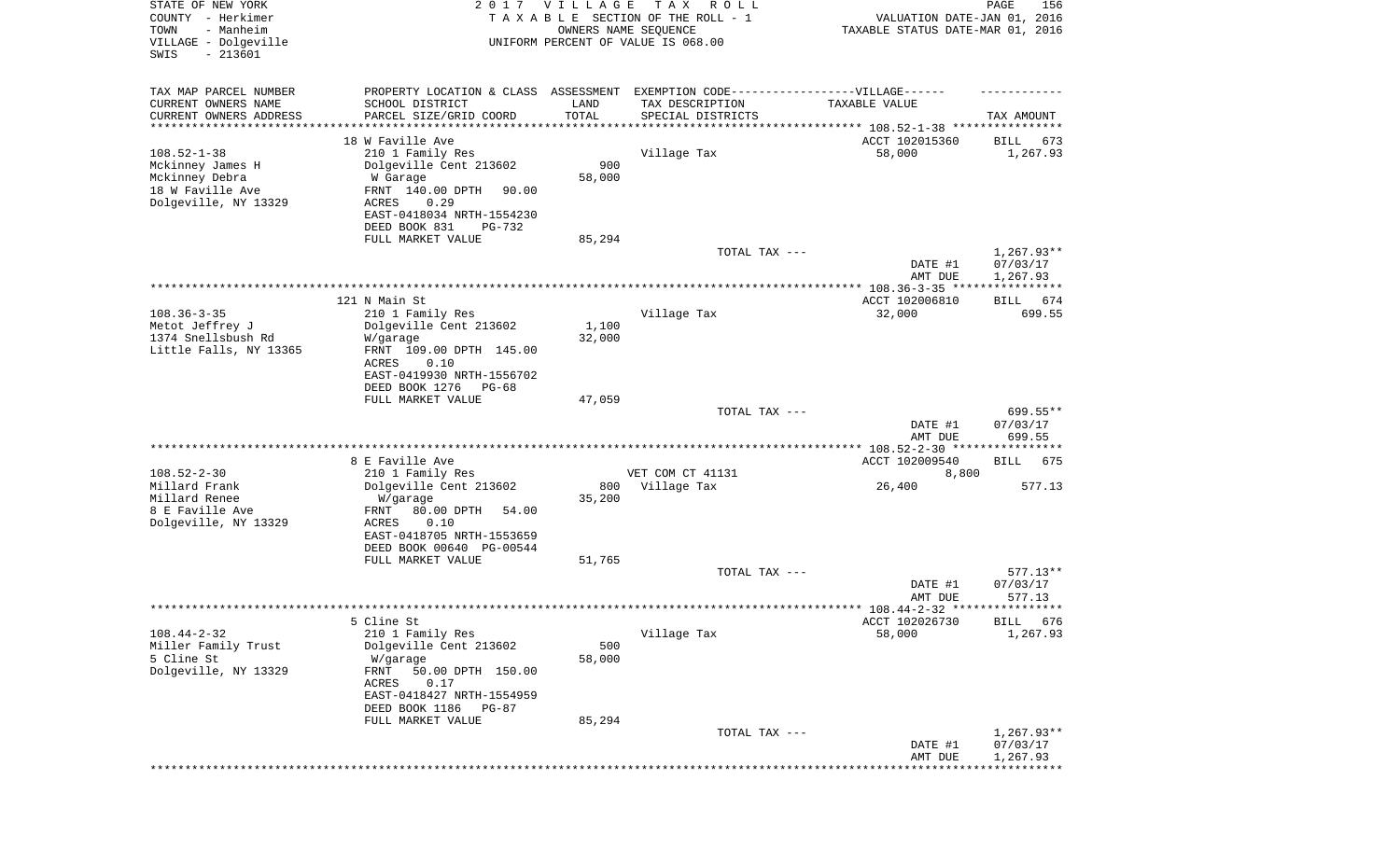STATE OF NEW YORK
COUNTY - Herkimer
TOWN - Manheim
VILLAGE - Dolgeville
SWIS - 213601

2017 VILLAGE TAX ROLL
TAXABLE SECTION OF THE ROLL - 1
OWNERS NAME SEQUENCE
UNIFORM PERCENT OF VALUE IS 068.00

VALUATION DATE-JAN 01, 2016
TAXABLE STATUS DATE-MAR 01, 2016

| TAX MAP PARCEL NUMBER / CURRENT OWNERS NAME / CURRENT OWNERS ADDRESS | PROPERTY LOCATION & CLASS / SCHOOL DISTRICT / PARCEL SIZE/GRID COORD | ASSESSMENT LAND / TOTAL | EXEMPTION CODE / TAX DESCRIPTION / SPECIAL DISTRICTS | TAXABLE VALUE | TAX AMOUNT |
|---|---|---|---|---|---|
| | 18 W Faville Ave | | | ACCT 102015360 | BILL 673 |
| 108.52-1-38 | 210 1 Family Res | | Village Tax | 58,000 | 1,267.93 |
| Mckinney James H | Dolgeville Cent 213602 | 900 | | | |
| Mckinney Debra | W Garage | 58,000 | | | |
| 18 W Faville Ave | FRNT 140.00 DPTH 90.00 | | | | |
| Dolgeville, NY 13329 | ACRES 0.29 | | | | |
| | EAST-0418034 NRTH-1554230 | | | | |
| | DEED BOOK 831 PG-732 | | | | |
| | FULL MARKET VALUE | 85,294 | | | |
| | | | TOTAL TAX --- | | 1,267.93** |
| | | | | DATE #1 | 07/03/17 |
| | | | | AMT DUE | 1,267.93 |
| | 121 N Main St | | | ACCT 102006810 | BILL 674 |
| 108.36-3-35 | 210 1 Family Res | | Village Tax | 32,000 | 699.55 |
| Metot Jeffrey J | Dolgeville Cent 213602 | 1,100 | | | |
| 1374 Snellsbush Rd | W/garage | 32,000 | | | |
| Little Falls, NY 13365 | FRNT 109.00 DPTH 145.00 | | | | |
| | ACRES 0.10 | | | | |
| | EAST-0419930 NRTH-1556702 | | | | |
| | DEED BOOK 1276 PG-68 | | | | |
| | FULL MARKET VALUE | 47,059 | | | |
| | | | TOTAL TAX --- | | 699.55** |
| | | | | DATE #1 | 07/03/17 |
| | | | | AMT DUE | 699.55 |
| | 8 E Faville Ave | | | ACCT 102009540 | BILL 675 |
| 108.52-2-30 | 210 1 Family Res | | VET COM CT 41131 | 8,800 | |
| Millard Frank | Dolgeville Cent 213602 | 800 | Village Tax | 26,400 | 577.13 |
| Millard Renee | W/garage | 35,200 | | | |
| 8 E Faville Ave | FRNT 80.00 DPTH 54.00 | | | | |
| Dolgeville, NY 13329 | ACRES 0.10 | | | | |
| | EAST-0418705 NRTH-1553659 | | | | |
| | DEED BOOK 00640 PG-00544 | | | | |
| | FULL MARKET VALUE | 51,765 | | | |
| | | | TOTAL TAX --- | | 577.13** |
| | | | | DATE #1 | 07/03/17 |
| | | | | AMT DUE | 577.13 |
| | 5 Cline St | | | ACCT 102026730 | BILL 676 |
| 108.44-2-32 | 210 1 Family Res | | Village Tax | 58,000 | 1,267.93 |
| Miller Family Trust | Dolgeville Cent 213602 | 500 | | | |
| 5 Cline St | W/garage | 58,000 | | | |
| Dolgeville, NY 13329 | FRNT 50.00 DPTH 150.00 | | | | |
| | ACRES 0.17 | | | | |
| | EAST-0418427 NRTH-1554959 | | | | |
| | DEED BOOK 1186 PG-87 | | | | |
| | FULL MARKET VALUE | 85,294 | | | |
| | | | TOTAL TAX --- | | 1,267.93** |
| | | | | DATE #1 | 07/03/17 |
| | | | | AMT DUE | 1,267.93 |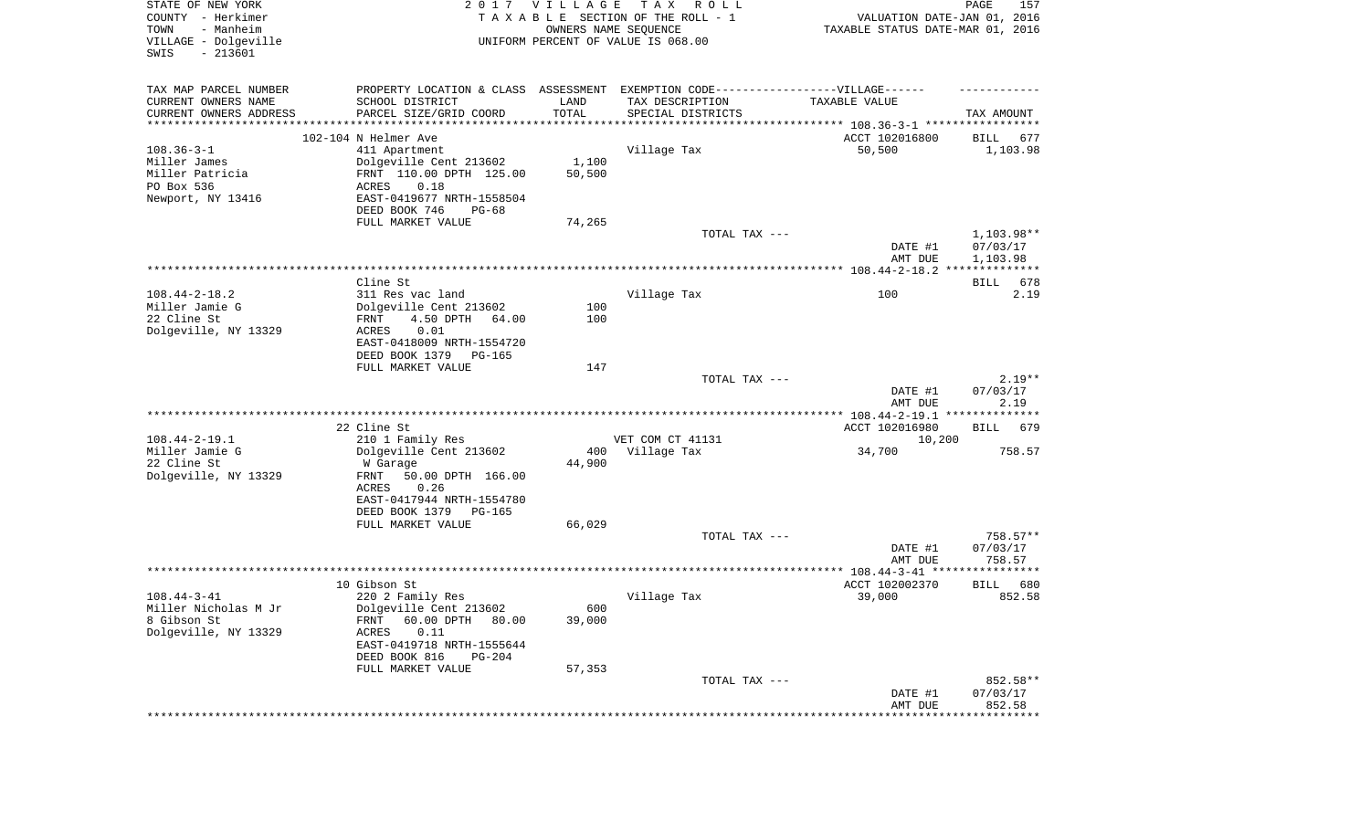STATE OF NEW YORK
COUNTY - Herkimer
TOWN - Manheim
VILLAGE - Dolgeville
SWIS - 213601

2 0 1 7 V I L L A G E T A X R O L L
T A X A B L E SECTION OF THE ROLL - 1
OWNERS NAME SEQUENCE
UNIFORM PERCENT OF VALUE IS 068.00

VALUATION DATE-JAN 01, 2016
TAXABLE STATUS DATE-MAR 01, 2016

| TAX MAP PARCEL NUMBER<br>CURRENT OWNERS NAME<br>CURRENT OWNERS ADDRESS | PROPERTY LOCATION & CLASS<br>SCHOOL DISTRICT<br>PARCEL SIZE/GRID COORD | ASSESSMENT<br>LAND<br>TOTAL | EXEMPTION CODE------------------VILLAGE------<br>TAX DESCRIPTION<br>SPECIAL DISTRICTS | TAXABLE VALUE | TAX AMOUNT |
|---|---|---|---|---|---|
| 108.36-3-1 | 102-104 N Helmer Ave | | | ACCT 102016800 | BILL 677 |
| Miller James | 411 Apartment | | Village Tax | 50,500 | 1,103.98 |
| Miller Patricia | Dolgeville Cent 213602 | 1,100 | | | |
| PO Box 536 | FRNT 110.00 DPTH 125.00 | 50,500 | | | |
| Newport, NY 13416 | ACRES 0.18 | | | | |
| | EAST-0419677 NRTH-1558504 | | | | |
| | DEED BOOK 746 PG-68 | | | | |
| | FULL MARKET VALUE | 74,265 | | | |
| | | | TOTAL TAX --- | | 1,103.98** |
| | | | | DATE #1 | 07/03/17 |
| | | | | AMT DUE | 1,103.98 |
| 108.44-2-18.2 | Cline St | | | | BILL 678 |
| Miller Jamie G | 311 Res vac land | | Village Tax | 100 | 2.19 |
| 22 Cline St | Dolgeville Cent 213602 | 100 | | | |
| Dolgeville, NY 13329 | FRNT 4.50 DPTH 64.00 | 100 | | | |
| | ACRES 0.01 | | | | |
| | EAST-0418009 NRTH-1554720 | | | | |
| | DEED BOOK 1379 PG-165 | | | | |
| | FULL MARKET VALUE | 147 | | | |
| | | | TOTAL TAX --- | | 2.19** |
| | | | | DATE #1 | 07/03/17 |
| | | | | AMT DUE | 2.19 |
| 108.44-2-19.1 | 22 Cline St | | | ACCT 102016980 | BILL 679 |
| Miller Jamie G | 210 1 Family Res | | VET COM CT 41131 | 10,200 | |
| 22 Cline St | Dolgeville Cent 213602 | 400 | Village Tax | 34,700 | 758.57 |
| Dolgeville, NY 13329 | W Garage | 44,900 | | | |
| | FRNT 50.00 DPTH 166.00 | | | | |
| | ACRES 0.26 | | | | |
| | EAST-0417944 NRTH-1554780 | | | | |
| | DEED BOOK 1379 PG-165 | | | | |
| | FULL MARKET VALUE | 66,029 | | | |
| | | | TOTAL TAX --- | | 758.57** |
| | | | | DATE #1 | 07/03/17 |
| | | | | AMT DUE | 758.57 |
| 108.44-3-41 | 10 Gibson St | | | ACCT 102002370 | BILL 680 |
| Miller Nicholas M Jr | 220 2 Family Res | | Village Tax | 39,000 | 852.58 |
| 8 Gibson St | Dolgeville Cent 213602 | 600 | | | |
| Dolgeville, NY 13329 | FRNT 60.00 DPTH 80.00 | 39,000 | | | |
| | ACRES 0.11 | | | | |
| | EAST-0419718 NRTH-1555644 | | | | |
| | DEED BOOK 816 PG-204 | | | | |
| | FULL MARKET VALUE | 57,353 | | | |
| | | | TOTAL TAX --- | | 852.58** |
| | | | | DATE #1 | 07/03/17 |
| | | | | AMT DUE | 852.58 |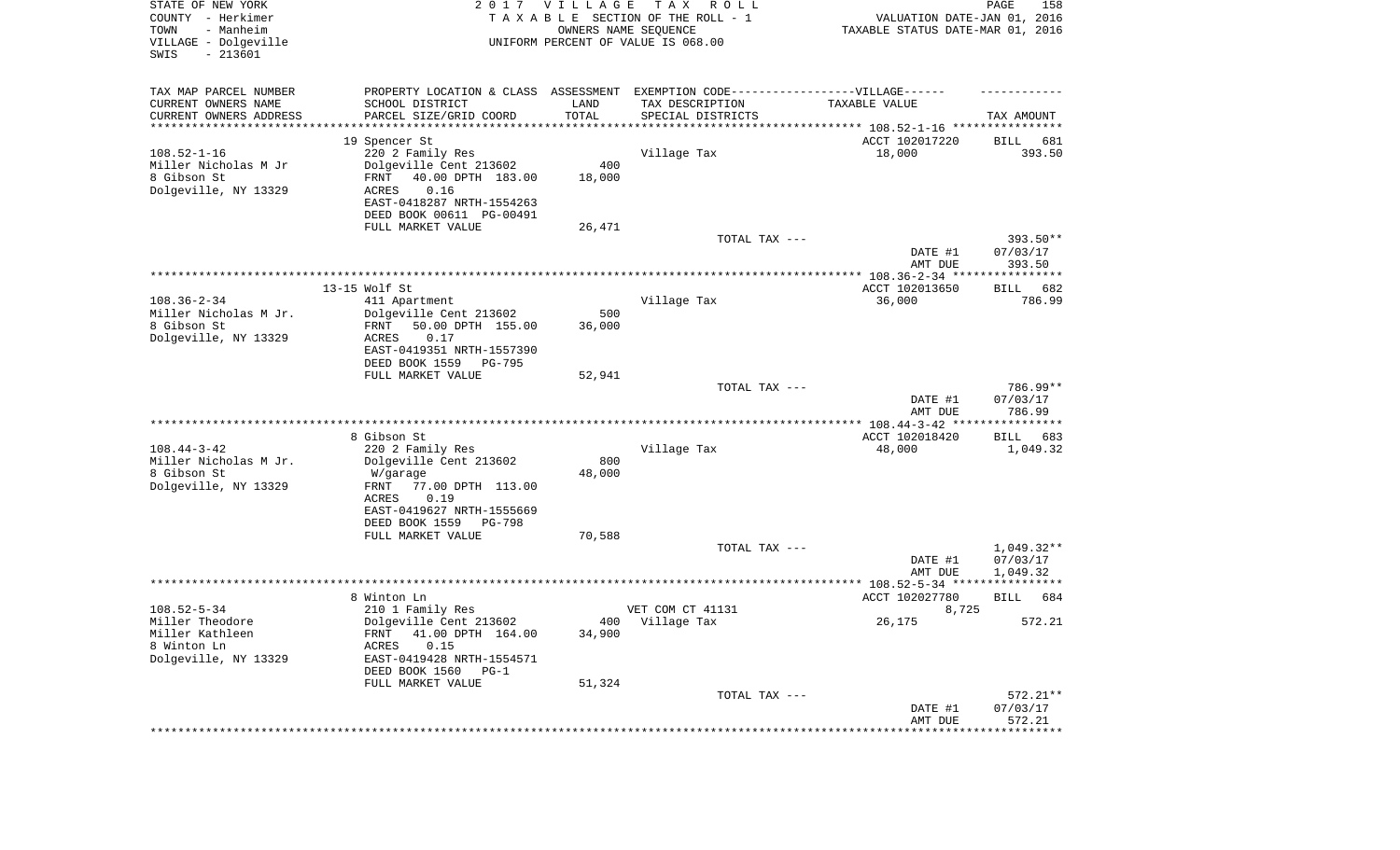STATE OF NEW YORK
COUNTY - Herkimer
TOWN - Manheim
VILLAGE - Dolgeville
SWIS - 213601

2017 VILLAGE TAX ROLL
TAXABLE SECTION OF THE ROLL - 1
OWNERS NAME SEQUENCE
UNIFORM PERCENT OF VALUE IS 068.00

VALUATION DATE-JAN 01, 2016
TAXABLE STATUS DATE-MAR 01, 2016

| TAX MAP PARCEL NUMBER<br>CURRENT OWNERS NAME<br>CURRENT OWNERS ADDRESS | PROPERTY LOCATION & CLASS<br>SCHOOL DISTRICT<br>PARCEL SIZE/GRID COORD | ASSESSMENT<br>LAND<br>TOTAL | EXEMPTION CODE-----VILLAGE------<br>TAX DESCRIPTION<br>SPECIAL DISTRICTS | TAXABLE VALUE | TAX AMOUNT |
|---|---|---|---|---|---|
| | 19 Spencer St | | | ACCT 102017220 | BILL 681 |
| 108.52-1-16 | 220 2 Family Res | | Village Tax | 18,000 | 393.50 |
| Miller Nicholas M Jr | Dolgeville Cent 213602 | 400 | | | |
| 8 Gibson St | FRNT 40.00 DPTH 183.00 | 18,000 | | | |
| Dolgeville, NY 13329 | ACRES 0.16 | | | | |
| | EAST-0418287 NRTH-1554263 | | | | |
| | DEED BOOK 00611 PG-00491 | | | | |
| | FULL MARKET VALUE | 26,471 | | | |
| | | | TOTAL TAX --- | | 393.50** |
| | | | | DATE #1 | 07/03/17 |
| | | | | AMT DUE | 393.50 |
| | 13-15 Wolf St | | | ACCT 102013650 | BILL 682 |
| 108.36-2-34 | 411 Apartment | | Village Tax | 36,000 | 786.99 |
| Miller Nicholas M Jr. | Dolgeville Cent 213602 | 500 | | | |
| 8 Gibson St | FRNT 50.00 DPTH 155.00 | 36,000 | | | |
| Dolgeville, NY 13329 | ACRES 0.17 | | | | |
| | EAST-0419351 NRTH-1557390 | | | | |
| | DEED BOOK 1559 PG-795 | | | | |
| | FULL MARKET VALUE | 52,941 | | | |
| | | | TOTAL TAX --- | | 786.99** |
| | | | | DATE #1 | 07/03/17 |
| | | | | AMT DUE | 786.99 |
| | 8 Gibson St | | | ACCT 102018420 | BILL 683 |
| 108.44-3-42 | 220 2 Family Res | | Village Tax | 48,000 | 1,049.32 |
| Miller Nicholas M Jr. | Dolgeville Cent 213602 | 800 | | | |
| 8 Gibson St | W/garage | 48,000 | | | |
| Dolgeville, NY 13329 | FRNT 77.00 DPTH 113.00 | | | | |
| | ACRES 0.19 | | | | |
| | EAST-0419627 NRTH-1555669 | | | | |
| | DEED BOOK 1559 PG-798 | | | | |
| | FULL MARKET VALUE | 70,588 | | | |
| | | | TOTAL TAX --- | | 1,049.32** |
| | | | | DATE #1 | 07/03/17 |
| | | | | AMT DUE | 1,049.32 |
| | 8 Winton Ln | | | ACCT 102027780 | BILL 684 |
| 108.52-5-34 | 210 1 Family Res | | VET COM CT 41131 | 8,725 | |
| Miller Theodore | Dolgeville Cent 213602 | 400 | Village Tax | 26,175 | 572.21 |
| Miller Kathleen | FRNT 41.00 DPTH 164.00 | 34,900 | | | |
| 8 Winton Ln | ACRES 0.15 | | | | |
| Dolgeville, NY 13329 | EAST-0419428 NRTH-1554571 | | | | |
| | DEED BOOK 1560 PG-1 | | | | |
| | FULL MARKET VALUE | 51,324 | | | |
| | | | TOTAL TAX --- | | 572.21** |
| | | | | DATE #1 | 07/03/17 |
| | | | | AMT DUE | 572.21 |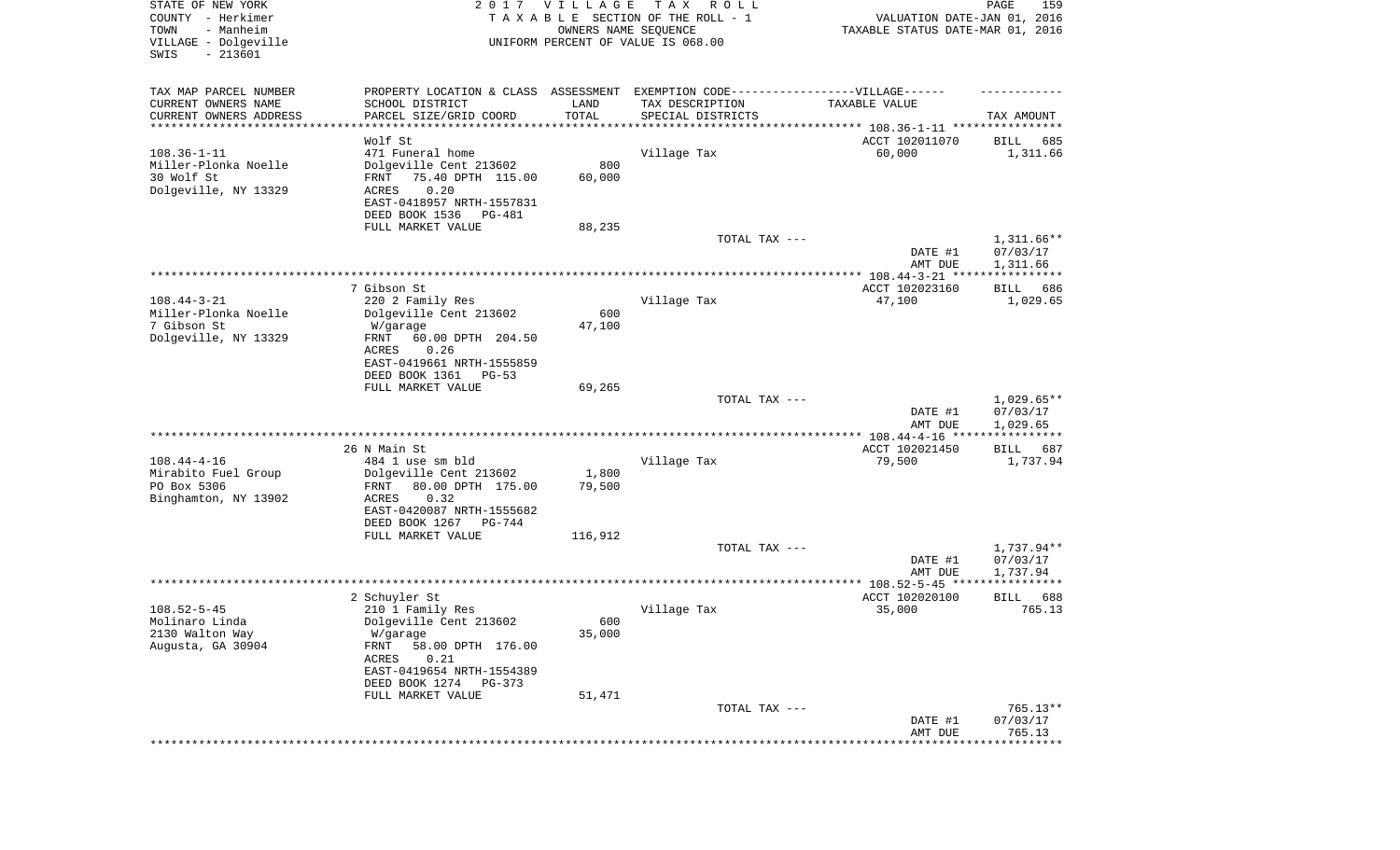STATE OF NEW YORK
COUNTY - Herkimer
TOWN - Manheim
VILLAGE - Dolgeville
SWIS - 213601

2017 VILLAGE TAX ROLL
TAXABLE SECTION OF THE ROLL - 1
OWNERS NAME SEQUENCE
UNIFORM PERCENT OF VALUE IS 068.00

VALUATION DATE-JAN 01, 2016
TAXABLE STATUS DATE-MAR 01, 2016

| TAX MAP PARCEL NUMBER / CURRENT OWNERS NAME / CURRENT OWNERS ADDRESS | PROPERTY LOCATION & CLASS / SCHOOL DISTRICT / PARCEL SIZE/GRID COORD | ASSESSMENT LAND / TOTAL | EXEMPTION CODE / TAX DESCRIPTION / SPECIAL DISTRICTS | TAXABLE VALUE | TAX AMOUNT |
|---|---|---|---|---|---|
| 108.36-1-11 | Wolf St | | | ACCT 102011070 | BILL 685 |
| Miller-Plonka Noelle | 471 Funeral home | | Village Tax | 60,000 | 1,311.66 |
| 30 Wolf St | Dolgeville Cent 213602 | 800 | | | |
| Dolgeville, NY 13329 | FRNT 75.40 DPTH 115.00 | 60,000 | | | |
| | ACRES 0.20 | | | | |
| | EAST-0418957 NRTH-1557831 | | | | |
| | DEED BOOK 1536 PG-481 | | | | |
| | FULL MARKET VALUE | 88,235 | | | |
| | | | TOTAL TAX --- | | 1,311.66** |
| | | | | DATE #1 | 07/03/17 |
| | | | | AMT DUE | 1,311.66 |
| 108.44-3-21 | 7 Gibson St | | | ACCT 102023160 | BILL 686 |
| Miller-Plonka Noelle | 220 2 Family Res | | Village Tax | 47,100 | 1,029.65 |
| 7 Gibson St | Dolgeville Cent 213602 | 600 | | | |
| Dolgeville, NY 13329 | W/garage | 47,100 | | | |
| | FRNT 60.00 DPTH 204.50 | | | | |
| | ACRES 0.26 | | | | |
| | EAST-0419661 NRTH-1555859 | | | | |
| | DEED BOOK 1361 PG-53 | | | | |
| | FULL MARKET VALUE | 69,265 | | | |
| | | | TOTAL TAX --- | | 1,029.65** |
| | | | | DATE #1 | 07/03/17 |
| | | | | AMT DUE | 1,029.65 |
| 108.44-4-16 | 26 N Main St | | | ACCT 102021450 | BILL 687 |
| Mirabito Fuel Group | 484 1 use sm bld | | Village Tax | 79,500 | 1,737.94 |
| PO Box 5306 | Dolgeville Cent 213602 | 1,800 | | | |
| Binghamton, NY 13902 | FRNT 80.00 DPTH 175.00 | 79,500 | | | |
| | ACRES 0.32 | | | | |
| | EAST-0420087 NRTH-1555682 | | | | |
| | DEED BOOK 1267 PG-744 | | | | |
| | FULL MARKET VALUE | 116,912 | | | |
| | | | TOTAL TAX --- | | 1,737.94** |
| | | | | DATE #1 | 07/03/17 |
| | | | | AMT DUE | 1,737.94 |
| 108.52-5-45 | 2 Schuyler St | | | ACCT 102020100 | BILL 688 |
| Molinaro Linda | 210 1 Family Res | | Village Tax | 35,000 | 765.13 |
| 2130 Walton Way | Dolgeville Cent 213602 | 600 | | | |
| Augusta, GA 30904 | W/garage | 35,000 | | | |
| | FRNT 58.00 DPTH 176.00 | | | | |
| | ACRES 0.21 | | | | |
| | EAST-0419654 NRTH-1554389 | | | | |
| | DEED BOOK 1274 PG-373 | | | | |
| | FULL MARKET VALUE | 51,471 | | | |
| | | | TOTAL TAX --- | | 765.13** |
| | | | | DATE #1 | 07/03/17 |
| | | | | AMT DUE | 765.13 |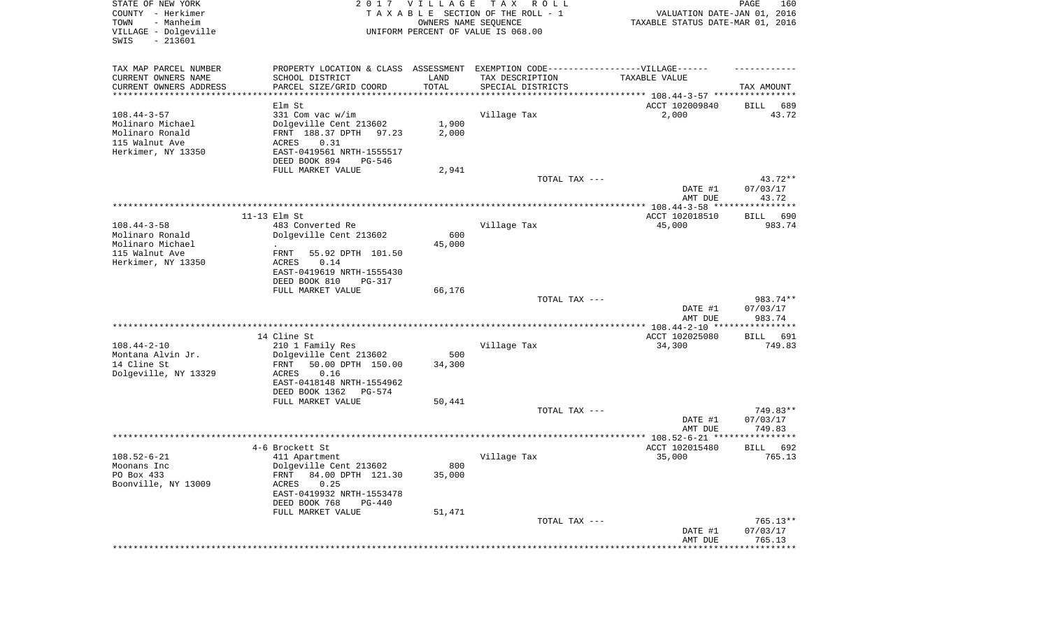STATE OF NEW YORK
COUNTY - Herkimer
TOWN - Manheim
VILLAGE - Dolgeville
SWIS - 213601

2 0 1 7 V I L L A G E T A X R O L L
T A X A B L E SECTION OF THE ROLL - 1
OWNERS NAME SEQUENCE
UNIFORM PERCENT OF VALUE IS 068.00

VALUATION DATE-JAN 01, 2016
TAXABLE STATUS DATE-MAR 01, 2016

| TAX MAP PARCEL NUMBER / CURRENT OWNERS NAME / CURRENT OWNERS ADDRESS | PROPERTY LOCATION & CLASS / SCHOOL DISTRICT / PARCEL SIZE/GRID COORD | ASSESSMENT LAND / TOTAL | EXEMPTION CODE-----VILLAGE------ TAX DESCRIPTION / SPECIAL DISTRICTS | TAXABLE VALUE | TAX AMOUNT |
|---|---|---|---|---|---|
| **108.44-3-57** | Elm St | | | ACCT 102009840 | BILL 689 |
| 108.44-3-57 | 331 Com vac w/im | | Village Tax | 2,000 | 43.72 |
| Molinaro Michael | Dolgeville Cent 213602 | 1,900 | | | |
| Molinaro Ronald | FRNT 188.37 DPTH 97.23 | 2,000 | | | |
| 115 Walnut Ave | ACRES 0.31 | | | | |
| Herkimer, NY 13350 | EAST-0419561 NRTH-1555517 | | | | |
| | DEED BOOK 894 PG-546 | | | | |
| | FULL MARKET VALUE | 2,941 | | | |
| | | | TOTAL TAX --- | | 43.72** |
| | | | | DATE #1 | 07/03/17 |
| | | | | AMT DUE | 43.72 |
| **108.44-3-58** | 11-13 Elm St | | | ACCT 102018510 | BILL 690 |
| 108.44-3-58 | 483 Converted Re | | Village Tax | 45,000 | 983.74 |
| Molinaro Ronald | Dolgeville Cent 213602 | 600 | | | |
| Molinaro Michael | . | 45,000 | | | |
| 115 Walnut Ave | FRNT 55.92 DPTH 101.50 | | | | |
| Herkimer, NY 13350 | ACRES 0.14 | | | | |
| | EAST-0419619 NRTH-1555430 | | | | |
| | DEED BOOK 810 PG-317 | | | | |
| | FULL MARKET VALUE | 66,176 | | | |
| | | | TOTAL TAX --- | | 983.74** |
| | | | | DATE #1 | 07/03/17 |
| | | | | AMT DUE | 983.74 |
| **108.44-2-10** | 14 Cline St | | | ACCT 102025080 | BILL 691 |
| 108.44-2-10 | 210 1 Family Res | | Village Tax | 34,300 | 749.83 |
| Montana Alvin Jr. | Dolgeville Cent 213602 | 500 | | | |
| 14 Cline St | FRNT 50.00 DPTH 150.00 | 34,300 | | | |
| Dolgeville, NY 13329 | ACRES 0.16 | | | | |
| | EAST-0418148 NRTH-1554962 | | | | |
| | DEED BOOK 1362 PG-574 | | | | |
| | FULL MARKET VALUE | 50,441 | | | |
| | | | TOTAL TAX --- | | 749.83** |
| | | | | DATE #1 | 07/03/17 |
| | | | | AMT DUE | 749.83 |
| **108.52-6-21** | 4-6 Brockett St | | | ACCT 102015480 | BILL 692 |
| 108.52-6-21 | 411 Apartment | | Village Tax | 35,000 | 765.13 |
| Moonans Inc | Dolgeville Cent 213602 | 800 | | | |
| PO Box 433 | FRNT 84.00 DPTH 121.30 | 35,000 | | | |
| Boonville, NY 13009 | ACRES 0.25 | | | | |
| | EAST-0419932 NRTH-1553478 | | | | |
| | DEED BOOK 768 PG-440 | | | | |
| | FULL MARKET VALUE | 51,471 | | | |
| | | | TOTAL TAX --- | | 765.13** |
| | | | | DATE #1 | 07/03/17 |
| | | | | AMT DUE | 765.13 |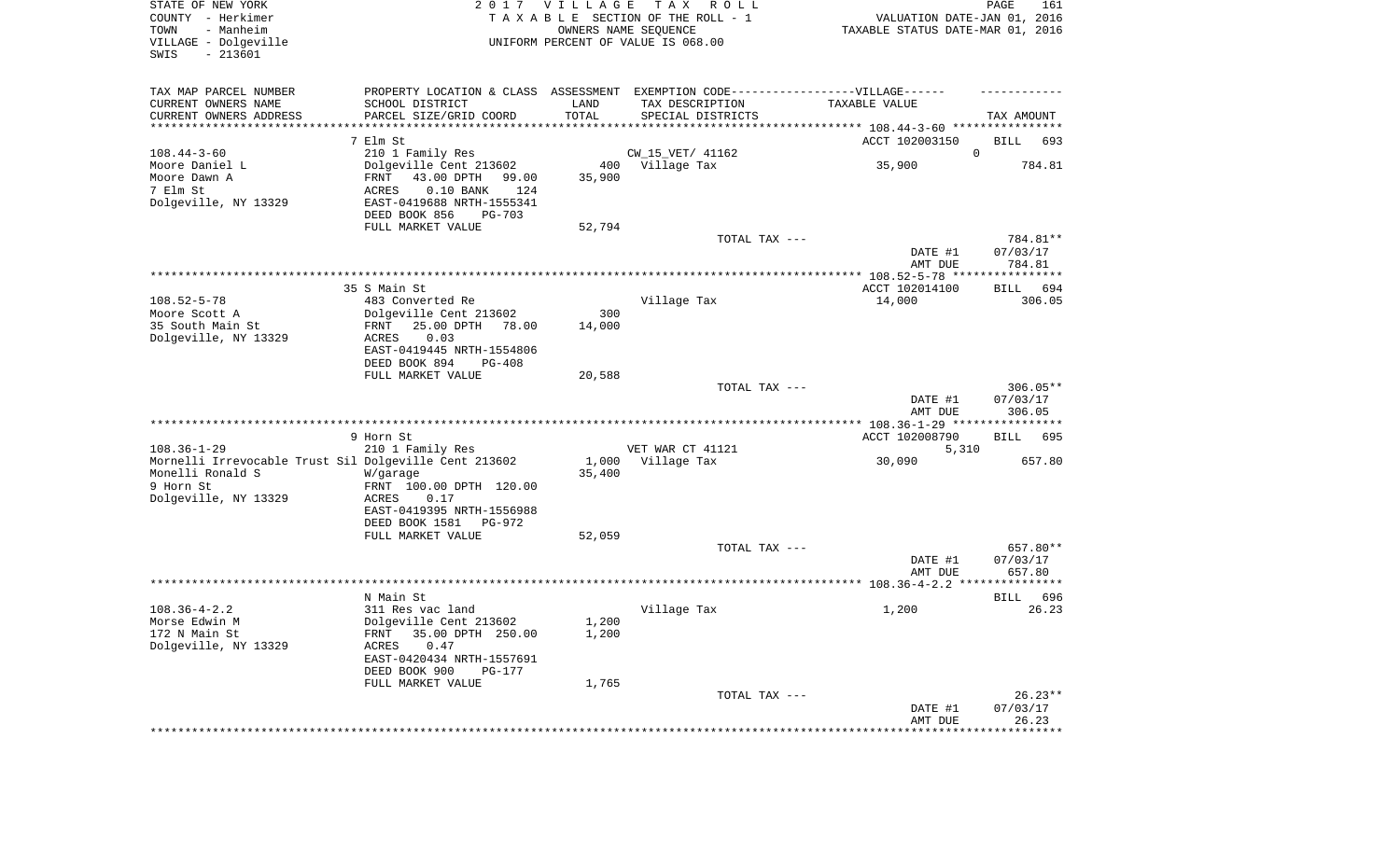STATE OF NEW YORK
COUNTY - Herkimer
TOWN - Manheim
VILLAGE - Dolgeville
SWIS - 213601

2 0 1 7 V I L L A G E T A X R O L L
T A X A B L E SECTION OF THE ROLL - 1
OWNERS NAME SEQUENCE
UNIFORM PERCENT OF VALUE IS 068.00

VALUATION DATE-JAN 01, 2016
TAXABLE STATUS DATE-MAR 01, 2016

| TAX MAP PARCEL NUMBER / CURRENT OWNERS NAME / CURRENT OWNERS ADDRESS | PROPERTY LOCATION & CLASS / SCHOOL DISTRICT / PARCEL SIZE/GRID COORD | ASSESSMENT LAND / TOTAL | EXEMPTION CODE / TAX DESCRIPTION / SPECIAL DISTRICTS | TAXABLE VALUE | TAX AMOUNT |
|---|---|---|---|---|---|
| | 7 Elm St | | | ACCT 102003150 | BILL 693 |
| 108.44-3-60 | 210 1 Family Res | | CW_15_VET/ 41162 | 0 | |
| Moore Daniel L | Dolgeville Cent 213602 | 400 | Village Tax | 35,900 | 784.81 |
| Moore Dawn A | FRNT 43.00 DPTH 99.00 | 35,900 | | | |
| 7 Elm St | ACRES 0.10 BANK 124 | | | | |
| Dolgeville, NY 13329 | EAST-0419688 NRTH-1555341 | | | | |
| | DEED BOOK 856 PG-703 | | | | |
| | FULL MARKET VALUE | 52,794 | | | |
| | | | TOTAL TAX --- | | 784.81** |
| | | | | DATE #1 | 07/03/17 |
| | | | | AMT DUE | 784.81 |
| | 35 S Main St | | | ACCT 102014100 | BILL 694 |
| 108.52-5-78 | 483 Converted Re | | Village Tax | 14,000 | 306.05 |
| Moore Scott A | Dolgeville Cent 213602 | 300 | | | |
| 35 South Main St | FRNT 25.00 DPTH 78.00 | 14,000 | | | |
| Dolgeville, NY 13329 | ACRES 0.03 | | | | |
| | EAST-0419445 NRTH-1554806 | | | | |
| | DEED BOOK 894 PG-408 | | | | |
| | FULL MARKET VALUE | 20,588 | | | |
| | | | TOTAL TAX --- | | 306.05** |
| | | | | DATE #1 | 07/03/17 |
| | | | | AMT DUE | 306.05 |
| | 9 Horn St | | | ACCT 102008790 | BILL 695 |
| 108.36-1-29 | 210 1 Family Res | | VET WAR CT 41121 | 5,310 | |
| Mornelli Irrevocable Trust Sil | Dolgeville Cent 213602 | 1,000 | Village Tax | 30,090 | 657.80 |
| Monelli Ronald S | W/garage | 35,400 | | | |
| 9 Horn St | FRNT 100.00 DPTH 120.00 | | | | |
| Dolgeville, NY 13329 | ACRES 0.17 | | | | |
| | EAST-0419395 NRTH-1556988 | | | | |
| | DEED BOOK 1581 PG-972 | | | | |
| | FULL MARKET VALUE | 52,059 | | | |
| | | | TOTAL TAX --- | | 657.80** |
| | | | | DATE #1 | 07/03/17 |
| | | | | AMT DUE | 657.80 |
| | N Main St | | | | BILL 696 |
| 108.36-4-2.2 | 311 Res vac land | | Village Tax | 1,200 | 26.23 |
| Morse Edwin M | Dolgeville Cent 213602 | 1,200 | | | |
| 172 N Main St | FRNT 35.00 DPTH 250.00 | 1,200 | | | |
| Dolgeville, NY 13329 | ACRES 0.47 | | | | |
| | EAST-0420434 NRTH-1557691 | | | | |
| | DEED BOOK 900 PG-177 | | | | |
| | FULL MARKET VALUE | 1,765 | | | |
| | | | TOTAL TAX --- | | 26.23** |
| | | | | DATE #1 | 07/03/17 |
| | | | | AMT DUE | 26.23 |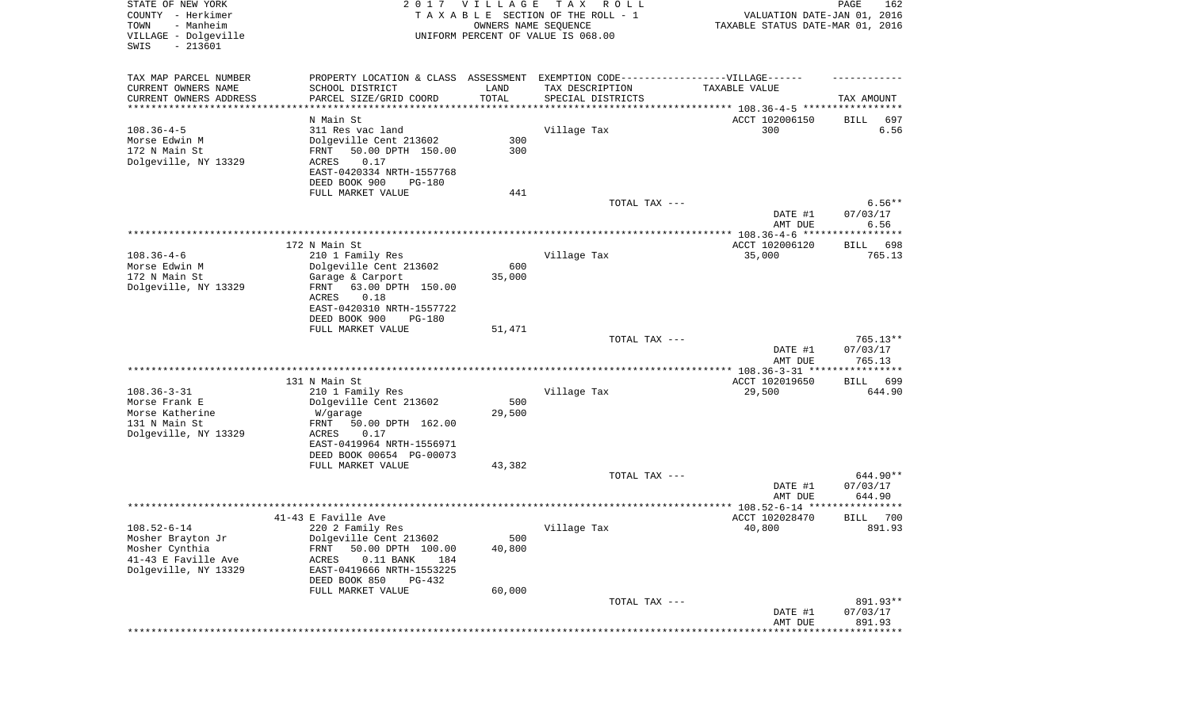STATE OF NEW YORK — 2017 VILLAGE TAX ROLL
COUNTY - Herkimer — TAXABLE SECTION OF THE ROLL - 1 — VALUATION DATE-JAN 01, 2016
TOWN - Manheim — OWNERS NAME SEQUENCE — TAXABLE STATUS DATE-MAR 01, 2016
VILLAGE - Dolgeville — UNIFORM PERCENT OF VALUE IS 068.00
SWIS - 213601

| TAX MAP PARCEL NUMBER / CURRENT OWNERS NAME / CURRENT OWNERS ADDRESS | PROPERTY LOCATION & CLASS / SCHOOL DISTRICT / PARCEL SIZE/GRID COORD | ASSESSMENT LAND | TOTAL | EXEMPTION CODE / TAX DESCRIPTION / SPECIAL DISTRICTS | TAXABLE VALUE | TAX AMOUNT |
|---|---|---|---|---|---|---|
| 108.36-4-5 | N Main St | | | | ACCT 102006150 | BILL 697 |
| Morse Edwin M | 311 Res vac land | | | Village Tax | 300 | 6.56 |
| 172 N Main St | Dolgeville Cent 213602 | 300 | | | | |
| Dolgeville, NY 13329 | FRNT 50.00 DPTH 150.00 | | 300 | | | |
| | ACRES 0.17 | | | | | |
| | EAST-0420334 NRTH-1557768 | | | | | |
| | DEED BOOK 900 PG-180 | | | | | |
| | FULL MARKET VALUE | 441 | | | | |
| | | | | TOTAL TAX --- | | 6.56** |
| | | | | | DATE #1 | 07/03/17 |
| | | | | | AMT DUE | 6.56 |
| 108.36-4-6 | 172 N Main St | | | | ACCT 102006120 | BILL 698 |
| Morse Edwin M | 210 1 Family Res | | | Village Tax | 35,000 | 765.13 |
| 172 N Main St | Dolgeville Cent 213602 | 600 | | | | |
| Dolgeville, NY 13329 | Garage & Carport | | 35,000 | | | |
| | FRNT 63.00 DPTH 150.00 | | | | | |
| | ACRES 0.18 | | | | | |
| | EAST-0420310 NRTH-1557722 | | | | | |
| | DEED BOOK 900 PG-180 | | | | | |
| | FULL MARKET VALUE | 51,471 | | | | |
| | | | | TOTAL TAX --- | | 765.13** |
| | | | | | DATE #1 | 07/03/17 |
| | | | | | AMT DUE | 765.13 |
| 108.36-3-31 | 131 N Main St | | | | ACCT 102019650 | BILL 699 |
| Morse Frank E | 210 1 Family Res | | | Village Tax | 29,500 | 644.90 |
| Morse Katherine | Dolgeville Cent 213602 | 500 | | | | |
| 131 N Main St | W/garage | | 29,500 | | | |
| Dolgeville, NY 13329 | FRNT 50.00 DPTH 162.00 | | | | | |
| | ACRES 0.17 | | | | | |
| | EAST-0419964 NRTH-1556971 | | | | | |
| | DEED BOOK 00654 PG-00073 | | | | | |
| | FULL MARKET VALUE | 43,382 | | | | |
| | | | | TOTAL TAX --- | | 644.90** |
| | | | | | DATE #1 | 07/03/17 |
| | | | | | AMT DUE | 644.90 |
| 108.52-6-14 | 41-43 E Faville Ave | | | | ACCT 102028470 | BILL 700 |
| Mosher Brayton Jr | 220 2 Family Res | | | Village Tax | 40,800 | 891.93 |
| Mosher Cynthia | Dolgeville Cent 213602 | 500 | | | | |
| 41-43 E Faville Ave | FRNT 50.00 DPTH 100.00 | | 40,800 | | | |
| Dolgeville, NY 13329 | ACRES 0.11 BANK 184 | | | | | |
| | EAST-0419666 NRTH-1553225 | | | | | |
| | DEED BOOK 850 PG-432 | | | | | |
| | FULL MARKET VALUE | 60,000 | | | | |
| | | | | TOTAL TAX --- | | 891.93** |
| | | | | | DATE #1 | 07/03/17 |
| | | | | | AMT DUE | 891.93 |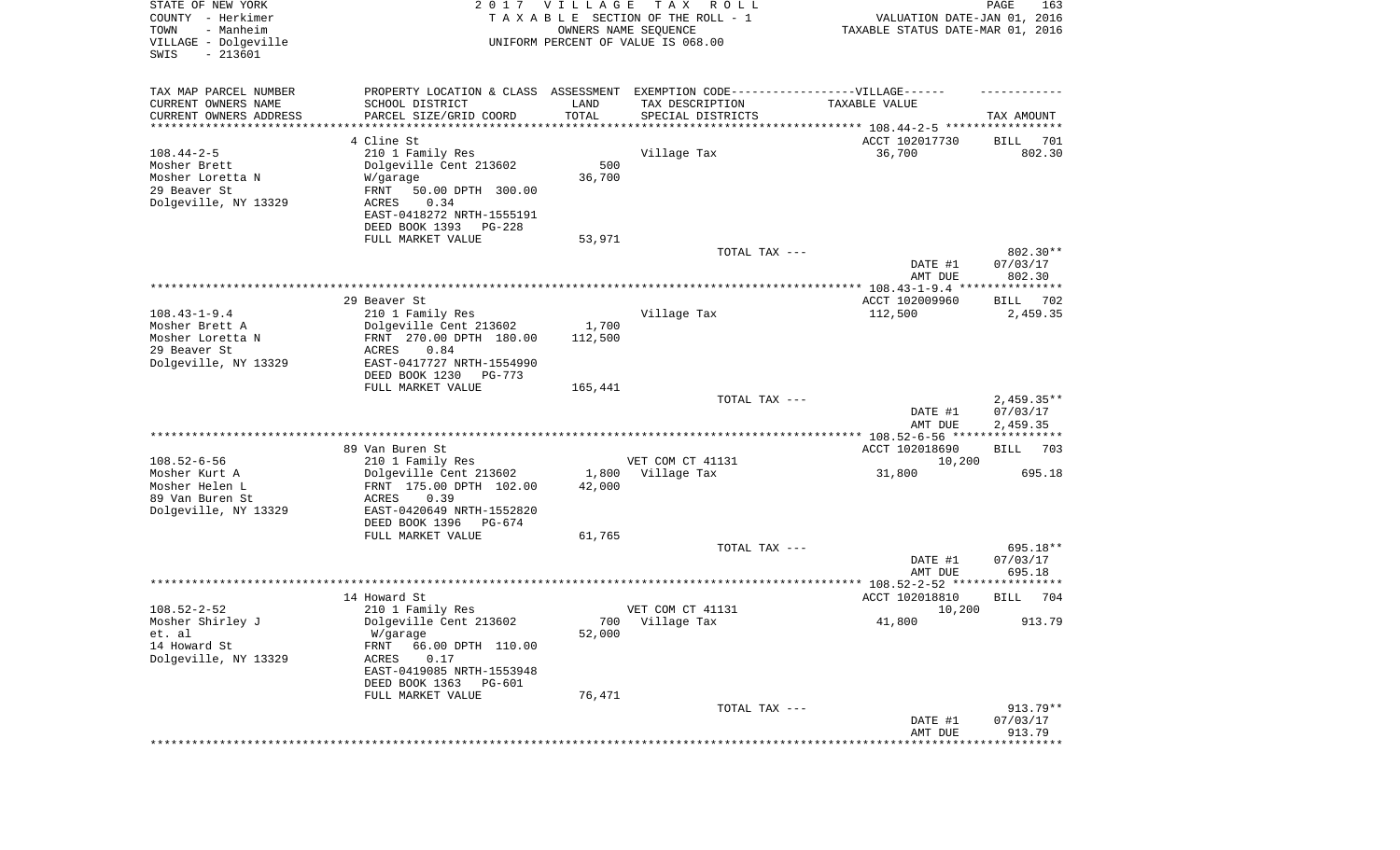STATE OF NEW YORK
COUNTY - Herkimer
TOWN - Manheim
VILLAGE - Dolgeville
SWIS - 213601

2 0 1 7 V I L L A G E T A X R O L L
T A X A B L E SECTION OF THE ROLL - 1
OWNERS NAME SEQUENCE
UNIFORM PERCENT OF VALUE IS 068.00

VALUATION DATE-JAN 01, 2016
TAXABLE STATUS DATE-MAR 01, 2016

| TAX MAP PARCEL NUMBER<br>CURRENT OWNERS NAME<br>CURRENT OWNERS ADDRESS | PROPERTY LOCATION & CLASS<br>SCHOOL DISTRICT<br>PARCEL SIZE/GRID COORD | ASSESSMENT<br>LAND<br>TOTAL | EXEMPTION CODE------VILLAGE------<br>TAX DESCRIPTION<br>SPECIAL DISTRICTS | TAXABLE VALUE | TAX AMOUNT |
|---|---|---|---|---|---|
| | 4 Cline St | | | ACCT 102017730 | BILL 701 |
| 108.44-2-5 | 210 1 Family Res | | Village Tax | 36,700 | 802.30 |
| Mosher Brett | Dolgeville Cent 213602 | 500 | | | |
| Mosher Loretta N | W/garage | 36,700 | | | |
| 29 Beaver St | FRNT 50.00 DPTH 300.00 | | | | |
| Dolgeville, NY 13329 | ACRES 0.34 | | | | |
| | EAST-0418272 NRTH-1555191 | | | | |
| | DEED BOOK 1393 PG-228 | | | | |
| | FULL MARKET VALUE | 53,971 | | | |
| | | | TOTAL TAX --- | | 802.30** |
| | | | | DATE #1 | 07/03/17 |
| | | | | AMT DUE | 802.30 |
| | 29 Beaver St | | | ACCT 102009960 | BILL 702 |
| 108.43-1-9.4 | 210 1 Family Res | | Village Tax | 112,500 | 2,459.35 |
| Mosher Brett A | Dolgeville Cent 213602 | 1,700 | | | |
| Mosher Loretta N | FRNT 270.00 DPTH 180.00 | 112,500 | | | |
| 29 Beaver St | ACRES 0.84 | | | | |
| Dolgeville, NY 13329 | EAST-0417727 NRTH-1554990 | | | | |
| | DEED BOOK 1230 PG-773 | | | | |
| | FULL MARKET VALUE | 165,441 | | | |
| | | | TOTAL TAX --- | | 2,459.35** |
| | | | | DATE #1 | 07/03/17 |
| | | | | AMT DUE | 2,459.35 |
| | 89 Van Buren St | | | ACCT 102018690 | BILL 703 |
| 108.52-6-56 | 210 1 Family Res | | VET COM CT 41131 | 10,200 | |
| Mosher Kurt A | Dolgeville Cent 213602 | 1,800 | Village Tax | 31,800 | 695.18 |
| Mosher Helen L | FRNT 175.00 DPTH 102.00 | 42,000 | | | |
| 89 Van Buren St | ACRES 0.39 | | | | |
| Dolgeville, NY 13329 | EAST-0420649 NRTH-1552820 | | | | |
| | DEED BOOK 1396 PG-674 | | | | |
| | FULL MARKET VALUE | 61,765 | | | |
| | | | TOTAL TAX --- | | 695.18** |
| | | | | DATE #1 | 07/03/17 |
| | | | | AMT DUE | 695.18 |
| | 14 Howard St | | | ACCT 102018810 | BILL 704 |
| 108.52-2-52 | 210 1 Family Res | | VET COM CT 41131 | 10,200 | |
| Mosher Shirley J | Dolgeville Cent 213602 | 700 | Village Tax | 41,800 | 913.79 |
| et. al | W/garage | 52,000 | | | |
| 14 Howard St | FRNT 66.00 DPTH 110.00 | | | | |
| Dolgeville, NY 13329 | ACRES 0.17 | | | | |
| | EAST-0419085 NRTH-1553948 | | | | |
| | DEED BOOK 1363 PG-601 | | | | |
| | FULL MARKET VALUE | 76,471 | | | |
| | | | TOTAL TAX --- | | 913.79** |
| | | | | DATE #1 | 07/03/17 |
| | | | | AMT DUE | 913.79 |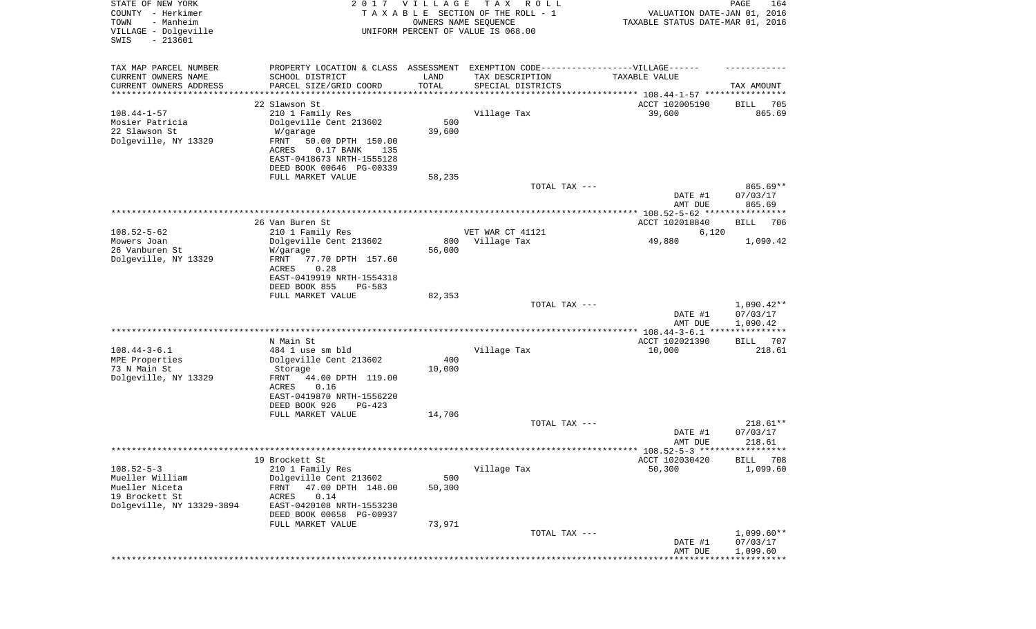STATE OF NEW YORK
COUNTY - Herkimer
TOWN - Manheim
VILLAGE - Dolgeville
SWIS - 213601

2017 VILLAGE TAX ROLL
TAXABLE SECTION OF THE ROLL - 1
OWNERS NAME SEQUENCE
UNIFORM PERCENT OF VALUE IS 068.00

VALUATION DATE-JAN 01, 2016
TAXABLE STATUS DATE-MAR 01, 2016

| TAX MAP PARCEL NUMBER / CURRENT OWNERS NAME / CURRENT OWNERS ADDRESS | PROPERTY LOCATION & CLASS / SCHOOL DISTRICT / PARCEL SIZE/GRID COORD | ASSESSMENT LAND / TOTAL | EXEMPTION CODE / TAX DESCRIPTION / SPECIAL DISTRICTS | VILLAGE TAXABLE VALUE | TAX AMOUNT |
|---|---|---|---|---|---|
| 108.44-1-57 | 22 Slawson St | | | ACCT 102005190 | BILL 705 |
| Mosier Patricia | 210 1 Family Res | | Village Tax | 39,600 | 865.69 |
| 22 Slawson St | Dolgeville Cent 213602 | 500 | | | |
| Dolgeville, NY 13329 | W/garage | 39,600 | | | |
| | FRNT 50.00 DPTH 150.00 | | | | |
| | ACRES 0.17 BANK 135 | | | | |
| | EAST-0418673 NRTH-1555128 | | | | |
| | DEED BOOK 00646 PG-00339 | | | | |
| | FULL MARKET VALUE | 58,235 | | | |
| | | | TOTAL TAX --- | | 865.69** |
| | | | | DATE #1 | 07/03/17 |
| | | | | AMT DUE | 865.69 |
| 108.52-5-62 | 26 Van Buren St | | | ACCT 102018840 | BILL 706 |
| Mowers Joan | 210 1 Family Res | | VET WAR CT 41121 | 6,120 | |
| 26 Vanburen St | Dolgeville Cent 213602 | 800 | Village Tax | 49,880 | 1,090.42 |
| Dolgeville, NY 13329 | W/garage | 56,000 | | | |
| | FRNT 77.70 DPTH 157.60 | | | | |
| | ACRES 0.28 | | | | |
| | EAST-0419919 NRTH-1554318 | | | | |
| | DEED BOOK 855 PG-583 | | | | |
| | FULL MARKET VALUE | 82,353 | | | |
| | | | TOTAL TAX --- | | 1,090.42** |
| | | | | DATE #1 | 07/03/17 |
| | | | | AMT DUE | 1,090.42 |
| 108.44-3-6.1 | N Main St | | | ACCT 102021390 | BILL 707 |
| MPE Properties | 484 1 use sm bld | | Village Tax | 10,000 | 218.61 |
| 73 N Main St | Dolgeville Cent 213602 | 400 | | | |
| Dolgeville, NY 13329 | Storage | 10,000 | | | |
| | FRNT 44.00 DPTH 119.00 | | | | |
| | ACRES 0.16 | | | | |
| | EAST-0419870 NRTH-1556220 | | | | |
| | DEED BOOK 926 PG-423 | | | | |
| | FULL MARKET VALUE | 14,706 | | | |
| | | | TOTAL TAX --- | | 218.61** |
| | | | | DATE #1 | 07/03/17 |
| | | | | AMT DUE | 218.61 |
| 108.52-5-3 | 19 Brockett St | | | ACCT 102030420 | BILL 708 |
| Mueller William | 210 1 Family Res | | Village Tax | 50,300 | 1,099.60 |
| Mueller Niceta | Dolgeville Cent 213602 | 500 | | | |
| 19 Brockett St | FRNT 47.00 DPTH 148.00 | 50,300 | | | |
| Dolgeville, NY 13329-3894 | ACRES 0.14 | | | | |
| | EAST-0420108 NRTH-1553230 | | | | |
| | DEED BOOK 00658 PG-00937 | | | | |
| | FULL MARKET VALUE | 73,971 | | | |
| | | | TOTAL TAX --- | | 1,099.60** |
| | | | | DATE #1 | 07/03/17 |
| | | | | AMT DUE | 1,099.60 |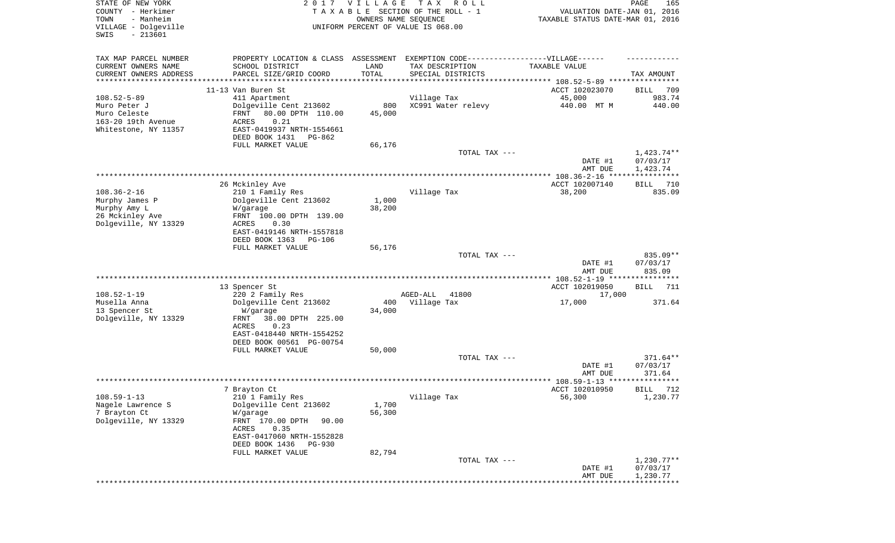STATE OF NEW YORK
COUNTY - Herkimer
TOWN - Manheim
VILLAGE - Dolgeville
SWIS - 213601

2017 VILLAGE TAX ROLL
TAXABLE SECTION OF THE ROLL - 1
OWNERS NAME SEQUENCE
UNIFORM PERCENT OF VALUE IS 068.00

VALUATION DATE-JAN 01, 2016
TAXABLE STATUS DATE-MAR 01, 2016

| TAX MAP PARCEL NUMBER / CURRENT OWNERS NAME / CURRENT OWNERS ADDRESS | PROPERTY LOCATION & CLASS / SCHOOL DISTRICT / PARCEL SIZE/GRID COORD | ASSESSMENT LAND / TOTAL | EXEMPTION CODE / TAX DESCRIPTION / SPECIAL DISTRICTS | TAXABLE VALUE | TAX AMOUNT |
|---|---|---|---|---|---|
| | 11-13 Van Buren St | | | ACCT 102023070 | BILL 709 |
| 108.52-5-89 | 411 Apartment | | Village Tax | 45,000 | 983.74 |
| Muro Peter J | Dolgeville Cent 213602 | 800 | XC991 Water relevy | 440.00 MT M | 440.00 |
| Muro Celeste | FRNT 80.00 DPTH 110.00 | 45,000 | | | |
| 163-20 19th Avenue | ACRES 0.21 | | | | |
| Whitestone, NY 11357 | EAST-0419937 NRTH-1554661 | | | | |
| | DEED BOOK 1431 PG-862 | | | | |
| | FULL MARKET VALUE | 66,176 | | | |
| | | | TOTAL TAX --- | | 1,423.74** |
| | | | | DATE #1 | 07/03/17 |
| | | | | AMT DUE | 1,423.74 |
| | 26 Mckinley Ave | | | ACCT 102007140 | BILL 710 |
| 108.36-2-16 | 210 1 Family Res | | Village Tax | 38,200 | 835.09 |
| Murphy James P | Dolgeville Cent 213602 | 1,000 | | | |
| Murphy Amy L | W/garage | 38,200 | | | |
| 26 Mckinley Ave | FRNT 100.00 DPTH 139.00 | | | | |
| Dolgeville, NY 13329 | ACRES 0.30 | | | | |
| | EAST-0419146 NRTH-1557818 | | | | |
| | DEED BOOK 1363 PG-106 | | | | |
| | FULL MARKET VALUE | 56,176 | | | |
| | | | TOTAL TAX --- | | 835.09** |
| | | | | DATE #1 | 07/03/17 |
| | | | | AMT DUE | 835.09 |
| | 13 Spencer St | | | ACCT 102019050 | BILL 711 |
| 108.52-1-19 | 220 2 Family Res | | AGED-ALL 41800 | 17,000 | |
| Musella Anna | Dolgeville Cent 213602 | 400 | Village Tax | 17,000 | 371.64 |
| 13 Spencer St | W/garage | 34,000 | | | |
| Dolgeville, NY 13329 | FRNT 38.00 DPTH 225.00 | | | | |
| | ACRES 0.23 | | | | |
| | EAST-0418440 NRTH-1554252 | | | | |
| | DEED BOOK 00561 PG-00754 | | | | |
| | FULL MARKET VALUE | 50,000 | | | |
| | | | TOTAL TAX --- | | 371.64** |
| | | | | DATE #1 | 07/03/17 |
| | | | | AMT DUE | 371.64 |
| | 7 Brayton Ct | | | ACCT 102010950 | BILL 712 |
| 108.59-1-13 | 210 1 Family Res | | Village Tax | 56,300 | 1,230.77 |
| Nagele Lawrence S | Dolgeville Cent 213602 | 1,700 | | | |
| 7 Brayton Ct | W/garage | 56,300 | | | |
| Dolgeville, NY 13329 | FRNT 170.00 DPTH 90.00 | | | | |
| | ACRES 0.35 | | | | |
| | EAST-0417060 NRTH-1552828 | | | | |
| | DEED BOOK 1436 PG-930 | | | | |
| | FULL MARKET VALUE | 82,794 | | | |
| | | | TOTAL TAX --- | | 1,230.77** |
| | | | | DATE #1 | 07/03/17 |
| | | | | AMT DUE | 1,230.77 |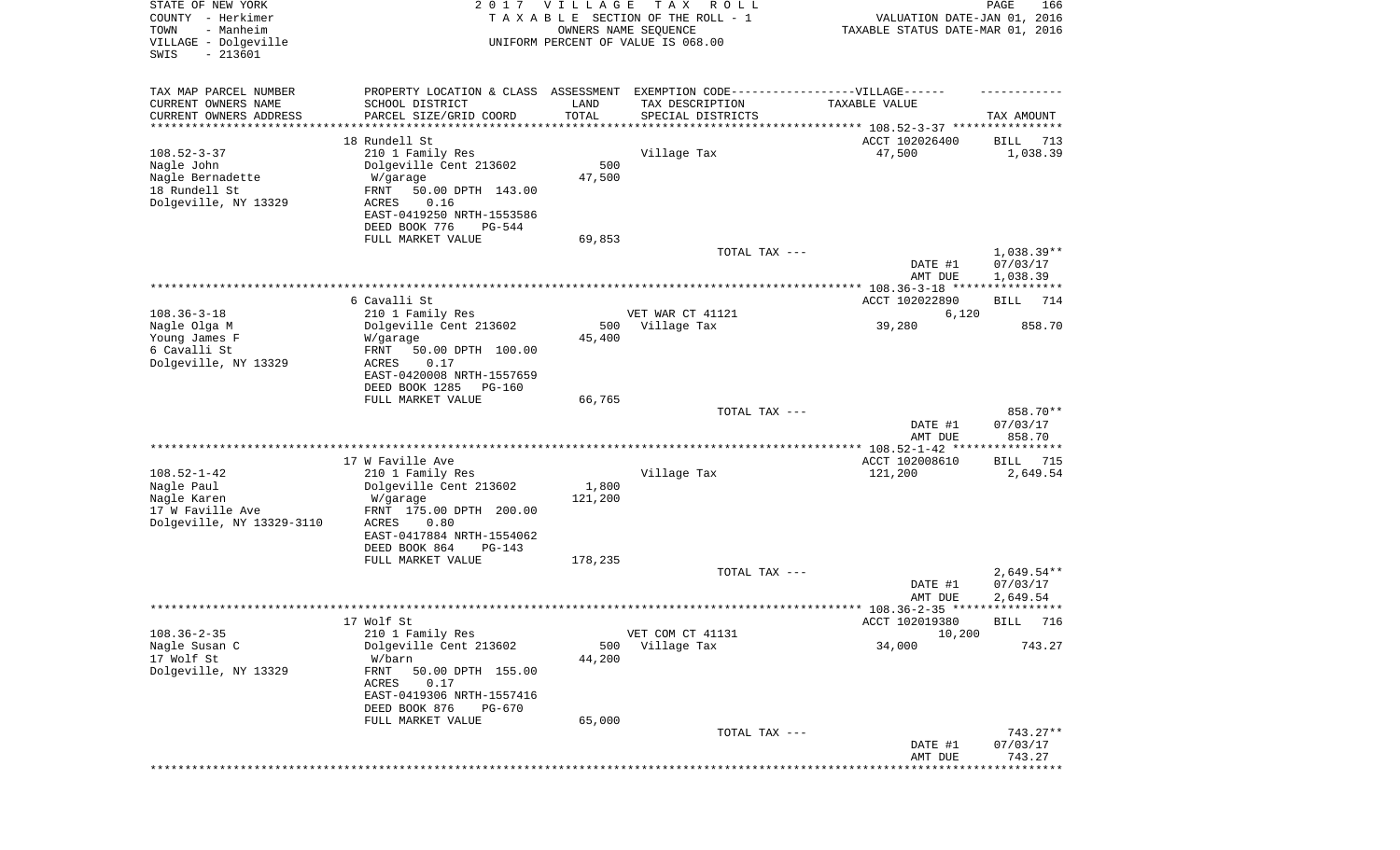STATE OF NEW YORK | 2 0 1 7 V I L L A G E T A X R O L L | PAGE 166
COUNTY - Herkimer | T A X A B L E SECTION OF THE ROLL - 1 | VALUATION DATE-JAN 01, 2016
TOWN - Manheim | OWNERS NAME SEQUENCE | TAXABLE STATUS DATE-MAR 01, 2016
VILLAGE - Dolgeville | UNIFORM PERCENT OF VALUE IS 068.00
SWIS - 213601

| TAX MAP PARCEL NUMBER / CURRENT OWNERS NAME / CURRENT OWNERS ADDRESS | PROPERTY LOCATION & CLASS / SCHOOL DISTRICT / PARCEL SIZE/GRID COORD | ASSESSMENT LAND / TOTAL | EXEMPTION CODE / TAX DESCRIPTION / SPECIAL DISTRICTS | VILLAGE TAXABLE VALUE | TAX AMOUNT |
|---|---|---|---|---|---|
| **108.52-3-37** | 18 Rundell St | | | ACCT 102026400 | BILL 713 |
| | 210 1 Family Res | | Village Tax | 47,500 | 1,038.39 |
| Nagle John | Dolgeville Cent 213602 | 500 | | | |
| Nagle Bernadette | W/garage | 47,500 | | | |
| 18 Rundell St | FRNT 50.00 DPTH 143.00 | | | | |
| Dolgeville, NY 13329 | ACRES 0.16 | | | | |
| | EAST-0419250 NRTH-1553586 | | | | |
| | DEED BOOK 776 PG-544 | | | | |
| | FULL MARKET VALUE | 69,853 | | | |
| | | | TOTAL TAX --- | | 1,038.39** |
| | | | | DATE #1 | 07/03/17 |
| | | | | AMT DUE | 1,038.39 |
| **108.36-3-18** | 6 Cavalli St | | | ACCT 102022890 | BILL 714 |
| | 210 1 Family Res | | VET WAR CT 41121 | 6,120 | |
| Nagle Olga M | Dolgeville Cent 213602 | 500 | Village Tax | 39,280 | 858.70 |
| Young James F | W/garage | 45,400 | | | |
| 6 Cavalli St | FRNT 50.00 DPTH 100.00 | | | | |
| Dolgeville, NY 13329 | ACRES 0.17 | | | | |
| | EAST-0420008 NRTH-1557659 | | | | |
| | DEED BOOK 1285 PG-160 | | | | |
| | FULL MARKET VALUE | 66,765 | | | |
| | | | TOTAL TAX --- | | 858.70** |
| | | | | DATE #1 | 07/03/17 |
| | | | | AMT DUE | 858.70 |
| **108.52-1-42** | 17 W Faville Ave | | | ACCT 102008610 | BILL 715 |
| | 210 1 Family Res | | Village Tax | 121,200 | 2,649.54 |
| Nagle Paul | Dolgeville Cent 213602 | 1,800 | | | |
| Nagle Karen | W/garage | 121,200 | | | |
| 17 W Faville Ave | FRNT 175.00 DPTH 200.00 | | | | |
| Dolgeville, NY 13329-3110 | ACRES 0.80 | | | | |
| | EAST-0417884 NRTH-1554062 | | | | |
| | DEED BOOK 864 PG-143 | | | | |
| | FULL MARKET VALUE | 178,235 | | | |
| | | | TOTAL TAX --- | | 2,649.54** |
| | | | | DATE #1 | 07/03/17 |
| | | | | AMT DUE | 2,649.54 |
| **108.36-2-35** | 17 Wolf St | | | ACCT 102019380 | BILL 716 |
| | 210 1 Family Res | | VET COM CT 41131 | 10,200 | |
| Nagle Susan C | Dolgeville Cent 213602 | 500 | Village Tax | 34,000 | 743.27 |
| 17 Wolf St | W/barn | 44,200 | | | |
| Dolgeville, NY 13329 | FRNT 50.00 DPTH 155.00 | | | | |
| | ACRES 0.17 | | | | |
| | EAST-0419306 NRTH-1557416 | | | | |
| | DEED BOOK 876 PG-670 | | | | |
| | FULL MARKET VALUE | 65,000 | | | |
| | | | TOTAL TAX --- | | 743.27** |
| | | | | DATE #1 | 07/03/17 |
| | | | | AMT DUE | 743.27 |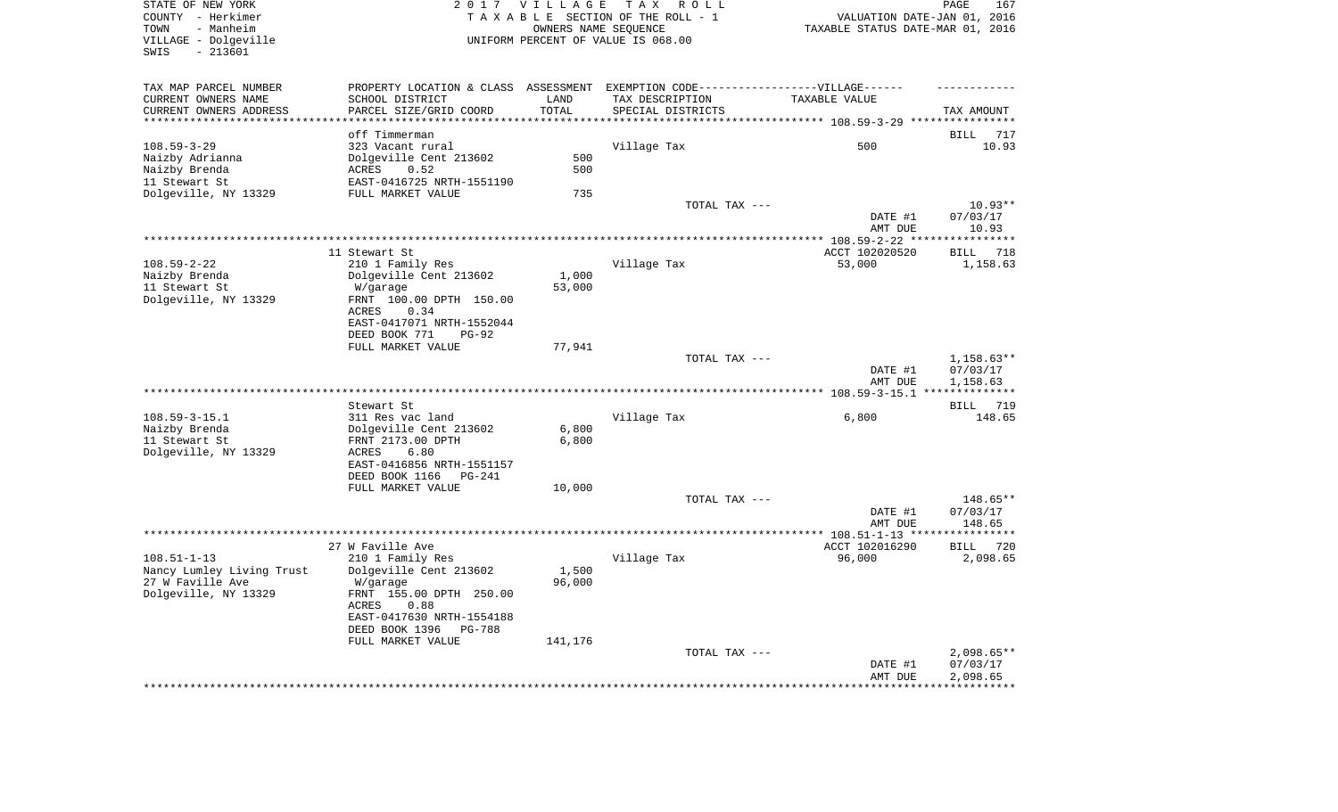STATE OF NEW YORK
COUNTY - Herkimer
TOWN - Manheim
VILLAGE - Dolgeville
SWIS - 213601

2 0 1 7 V I L L A G E T A X R O L L
T A X A B L E SECTION OF THE ROLL - 1
OWNERS NAME SEQUENCE
UNIFORM PERCENT OF VALUE IS 068.00

VALUATION DATE-JAN 01, 2016
TAXABLE STATUS DATE-MAR 01, 2016

| TAX MAP PARCEL NUMBER / CURRENT OWNERS NAME / CURRENT OWNERS ADDRESS | PROPERTY LOCATION & CLASS / SCHOOL DISTRICT / PARCEL SIZE/GRID COORD | ASSESSMENT LAND / TOTAL | EXEMPTION CODE / TAX DESCRIPTION / SPECIAL DISTRICTS | TAXABLE VALUE | TAX AMOUNT |
|---|---|---|---|---|---|
| **108.59-3-29** | off Timmerman | | | | BILL 717 |
| 108.59-3-29 | 323 Vacant rural | | Village Tax | 500 | 10.93 |
| Naizby Adrianna | Dolgeville Cent 213602 | 500 | | | |
| Naizby Brenda | ACRES 0.52 | 500 | | | |
| 11 Stewart St | EAST-0416725 NRTH-1551190 | | | | |
| Dolgeville, NY 13329 | FULL MARKET VALUE | 735 | | | |
| | | | TOTAL TAX --- | | 10.93** |
| | | | | DATE #1 | 07/03/17 |
| | | | | AMT DUE | 10.93 |
| **108.59-2-22** | 11 Stewart St | | | ACCT 102020520 | BILL 718 |
| 108.59-2-22 | 210 1 Family Res | | Village Tax | 53,000 | 1,158.63 |
| Naizby Brenda | Dolgeville Cent 213602 | 1,000 | | | |
| 11 Stewart St | W/garage | 53,000 | | | |
| Dolgeville, NY 13329 | FRNT 100.00 DPTH 150.00 | | | | |
| | ACRES 0.34 | | | | |
| | EAST-0417071 NRTH-1552044 | | | | |
| | DEED BOOK 771 PG-92 | | | | |
| | FULL MARKET VALUE | 77,941 | | | |
| | | | TOTAL TAX --- | | 1,158.63** |
| | | | | DATE #1 | 07/03/17 |
| | | | | AMT DUE | 1,158.63 |
| **108.59-3-15.1** | Stewart St | | | | BILL 719 |
| 108.59-3-15.1 | 311 Res vac land | | Village Tax | 6,800 | 148.65 |
| Naizby Brenda | Dolgeville Cent 213602 | 6,800 | | | |
| 11 Stewart St | FRNT 2173.00 DPTH | 6,800 | | | |
| Dolgeville, NY 13329 | ACRES 6.80 | | | | |
| | EAST-0416856 NRTH-1551157 | | | | |
| | DEED BOOK 1166 PG-241 | | | | |
| | FULL MARKET VALUE | 10,000 | | | |
| | | | TOTAL TAX --- | | 148.65** |
| | | | | DATE #1 | 07/03/17 |
| | | | | AMT DUE | 148.65 |
| **108.51-1-13** | 27 W Faville Ave | | | ACCT 102016290 | BILL 720 |
| 108.51-1-13 | 210 1 Family Res | | Village Tax | 96,000 | 2,098.65 |
| Nancy Lumley Living Trust | Dolgeville Cent 213602 | 1,500 | | | |
| 27 W Faville Ave | W/garage | 96,000 | | | |
| Dolgeville, NY 13329 | FRNT 155.00 DPTH 250.00 | | | | |
| | ACRES 0.88 | | | | |
| | EAST-0417630 NRTH-1554188 | | | | |
| | DEED BOOK 1396 PG-788 | | | | |
| | FULL MARKET VALUE | 141,176 | | | |
| | | | TOTAL TAX --- | | 2,098.65** |
| | | | | DATE #1 | 07/03/17 |
| | | | | AMT DUE | 2,098.65 |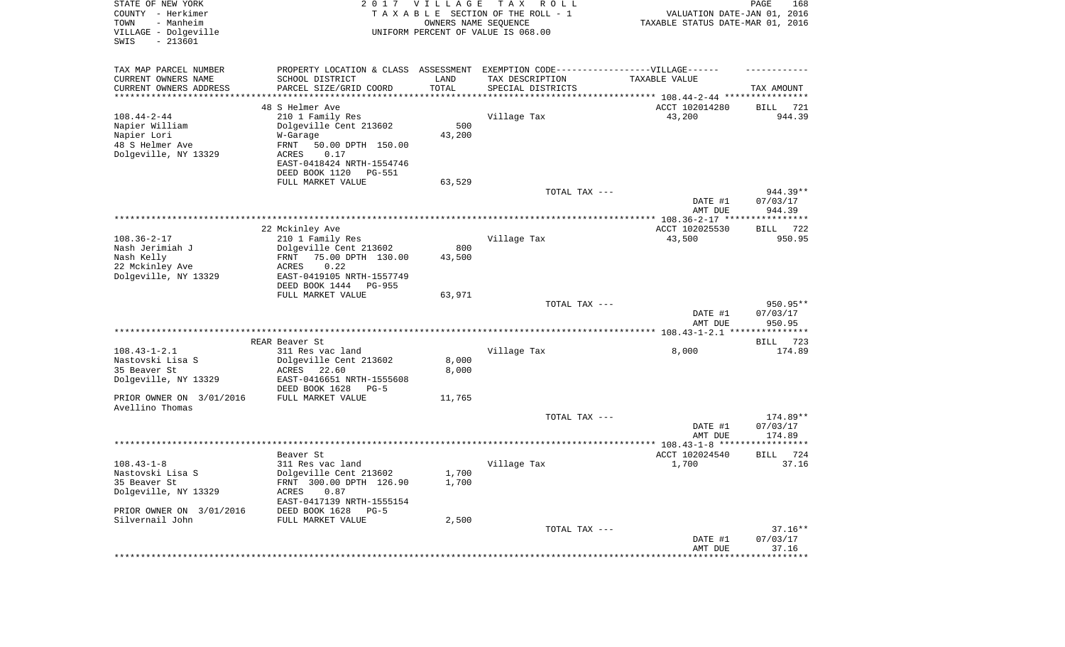STATE OF NEW YORK
COUNTY - Herkimer
TOWN - Manheim
VILLAGE - Dolgeville
SWIS - 213601

2 0 1 7 V I L L A G E T A X R O L L
T A X A B L E SECTION OF THE ROLL - 1
OWNERS NAME SEQUENCE
UNIFORM PERCENT OF VALUE IS 068.00

PAGE 168
VALUATION DATE-JAN 01, 2016
TAXABLE STATUS DATE-MAR 01, 2016

| TAX MAP PARCEL NUMBER / CURRENT OWNERS NAME / CURRENT OWNERS ADDRESS | PROPERTY LOCATION & CLASS / SCHOOL DISTRICT / PARCEL SIZE/GRID COORD | ASSESSMENT LAND / TOTAL | EXEMPTION CODE-----VILLAGE------ TAX DESCRIPTION / SPECIAL DISTRICTS | TAXABLE VALUE | TAX AMOUNT |
|---|---|---|---|---|---|
| **108.44-2-44** | 48 S Helmer Ave | | | ACCT 102014280 | BILL 721 |
| 108.44-2-44 | 210 1 Family Res | | Village Tax | 43,200 | 944.39 |
| Napier William | Dolgeville Cent 213602 | 500 | | | |
| Napier Lori | W-Garage | 43,200 | | | |
| 48 S Helmer Ave | FRNT 50.00 DPTH 150.00 | | | | |
| Dolgeville, NY 13329 | ACRES 0.17 | | | | |
| | EAST-0418424 NRTH-1554746 | | | | |
| | DEED BOOK 1120 PG-551 | | | | |
| | FULL MARKET VALUE | 63,529 | | | |
| | | | TOTAL TAX --- | | 944.39** |
| | | | | DATE #1 | 07/03/17 |
| | | | | AMT DUE | 944.39 |
| **108.36-2-17** | 22 Mckinley Ave | | | ACCT 102025530 | BILL 722 |
| 108.36-2-17 | 210 1 Family Res | | Village Tax | 43,500 | 950.95 |
| Nash Jerimiah J | Dolgeville Cent 213602 | 800 | | | |
| Nash Kelly | FRNT 75.00 DPTH 130.00 | 43,500 | | | |
| 22 Mckinley Ave | ACRES 0.22 | | | | |
| Dolgeville, NY 13329 | EAST-0419105 NRTH-1557749 | | | | |
| | DEED BOOK 1444 PG-955 | | | | |
| | FULL MARKET VALUE | 63,971 | | | |
| | | | TOTAL TAX --- | | 950.95** |
| | | | | DATE #1 | 07/03/17 |
| | | | | AMT DUE | 950.95 |
| **108.43-1-2.1** | REAR Beaver St | | | | BILL 723 |
| 108.43-1-2.1 | 311 Res vac land | | Village Tax | 8,000 | 174.89 |
| Nastovski Lisa S | Dolgeville Cent 213602 | 8,000 | | | |
| 35 Beaver St | ACRES 22.60 | 8,000 | | | |
| Dolgeville, NY 13329 | EAST-0416651 NRTH-1555608 | | | | |
| | DEED BOOK 1628 PG-5 | | | | |
| PRIOR OWNER ON 3/01/2016 | FULL MARKET VALUE | 11,765 | | | |
| Avellino Thomas | | | | | |
| | | | TOTAL TAX --- | | 174.89** |
| | | | | DATE #1 | 07/03/17 |
| | | | | AMT DUE | 174.89 |
| **108.43-1-8** | Beaver St | | | ACCT 102024540 | BILL 724 |
| 108.43-1-8 | 311 Res vac land | | Village Tax | 1,700 | 37.16 |
| Nastovski Lisa S | Dolgeville Cent 213602 | 1,700 | | | |
| 35 Beaver St | FRNT 300.00 DPTH 126.90 | 1,700 | | | |
| Dolgeville, NY 13329 | ACRES 0.87 | | | | |
| | EAST-0417139 NRTH-1555154 | | | | |
| PRIOR OWNER ON 3/01/2016 | DEED BOOK 1628 PG-5 | | | | |
| Silvernail John | FULL MARKET VALUE | 2,500 | | | |
| | | | TOTAL TAX --- | | 37.16** |
| | | | | DATE #1 | 07/03/17 |
| | | | | AMT DUE | 37.16 |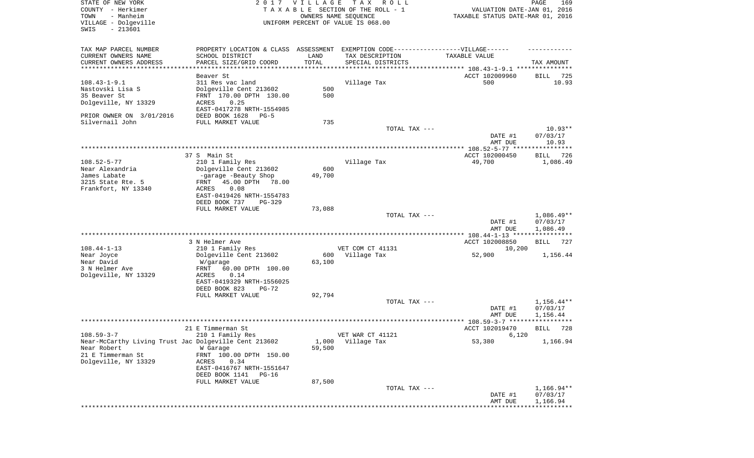STATE OF NEW YORK
COUNTY - Herkimer
TOWN - Manheim
VILLAGE - Dolgeville
SWIS - 213601

2017 VILLAGE TAX ROLL
TAXABLE SECTION OF THE ROLL - 1
OWNERS NAME SEQUENCE
UNIFORM PERCENT OF VALUE IS 068.00

VALUATION DATE-JAN 01, 2016
TAXABLE STATUS DATE-MAR 01, 2016

| TAX MAP PARCEL NUMBER<br>CURRENT OWNERS NAME<br>CURRENT OWNERS ADDRESS | PROPERTY LOCATION & CLASS<br>SCHOOL DISTRICT<br>PARCEL SIZE/GRID COORD | ASSESSMENT<br>LAND<br>TOTAL | EXEMPTION CODE-----VILLAGE------<br>TAX DESCRIPTION<br>SPECIAL DISTRICTS | TAXABLE VALUE | TAX AMOUNT |
|---|---|---|---|---|---|
| **108.43-1-9.1** | Beaver St | | | ACCT 102009960 | BILL 725 |
| 108.43-1-9.1 | 311 Res vac land | | Village Tax | 500 | 10.93 |
| Nastovski Lisa S | Dolgeville Cent 213602 | 500 | | | |
| 35 Beaver St | FRNT 170.00 DPTH 130.00 | 500 | | | |
| Dolgeville, NY 13329 | ACRES 0.25 | | | | |
| | EAST-0417278 NRTH-1554985 | | | | |
| PRIOR OWNER ON 3/01/2016 | DEED BOOK 1628 PG-5 | | | | |
| Silvernail John | FULL MARKET VALUE | 735 | | | |
| | | | TOTAL TAX --- | | 10.93** |
| | | | | DATE #1 | 07/03/17 |
| | | | | AMT DUE | 10.93 |
| **108.52-5-77** | 37 S Main St | | | ACCT 102000450 | BILL 726 |
| 108.52-5-77 | 210 1 Family Res | | Village Tax | 49,700 | 1,086.49 |
| Near Alexandria | Dolgeville Cent 213602 | 600 | | | |
| James Labate | -garage -Beauty Shop | 49,700 | | | |
| 3215 State Rte. 5 | FRNT 45.00 DPTH 78.00 | | | | |
| Frankfort, NY 13340 | ACRES 0.08 | | | | |
| | EAST-0419426 NRTH-1554783 | | | | |
| | DEED BOOK 737 PG-329 | | | | |
| | FULL MARKET VALUE | 73,088 | | | |
| | | | TOTAL TAX --- | | 1,086.49** |
| | | | | DATE #1 | 07/03/17 |
| | | | | AMT DUE | 1,086.49 |
| **108.44-1-13** | 3 N Helmer Ave | | | ACCT 102008850 | BILL 727 |
| 108.44-1-13 | 210 1 Family Res | | VET COM CT 41131 | 10,200 | |
| Near Joyce | Dolgeville Cent 213602 | 600 | Village Tax | 52,900 | 1,156.44 |
| Near David | W/garage | 63,100 | | | |
| 3 N Helmer Ave | FRNT 60.00 DPTH 100.00 | | | | |
| Dolgeville, NY 13329 | ACRES 0.14 | | | | |
| | EAST-0419329 NRTH-1556025 | | | | |
| | DEED BOOK 823 PG-72 | | | | |
| | FULL MARKET VALUE | 92,794 | | | |
| | | | TOTAL TAX --- | | 1,156.44** |
| | | | | DATE #1 | 07/03/17 |
| | | | | AMT DUE | 1,156.44 |
| **108.59-3-7** | 21 E Timmerman St | | | ACCT 102019470 | BILL 728 |
| 108.59-3-7 | 210 1 Family Res | | VET WAR CT 41121 | 6,120 | |
| Near-McCarthy Living Trust Jac | Dolgeville Cent 213602 | 1,000 | Village Tax | 53,380 | 1,166.94 |
| Near Robert | W Garage | 59,500 | | | |
| 21 E Timmerman St | FRNT 100.00 DPTH 150.00 | | | | |
| Dolgeville, NY 13329 | ACRES 0.34 | | | | |
| | EAST-0416767 NRTH-1551647 | | | | |
| | DEED BOOK 1141 PG-16 | | | | |
| | FULL MARKET VALUE | 87,500 | | | |
| | | | TOTAL TAX --- | | 1,166.94** |
| | | | | DATE #1 | 07/03/17 |
| | | | | AMT DUE | 1,166.94 |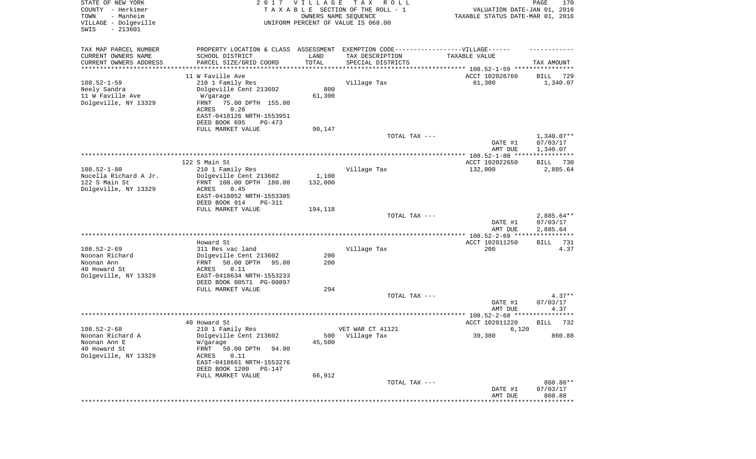STATE OF NEW YORK
COUNTY - Herkimer
TOWN - Manheim
VILLAGE - Dolgeville
SWIS - 213601

2017 VILLAGE TAX ROLL
TAXABLE SECTION OF THE ROLL - 1
OWNERS NAME SEQUENCE
UNIFORM PERCENT OF VALUE IS 068.00

VALUATION DATE-JAN 01, 2016
TAXABLE STATUS DATE-MAR 01, 2016

| TAX MAP PARCEL NUMBER<br>CURRENT OWNERS NAME<br>CURRENT OWNERS ADDRESS | PROPERTY LOCATION & CLASS<br>SCHOOL DISTRICT<br>PARCEL SIZE/GRID COORD | ASSESSMENT<br>LAND<br>TOTAL | EXEMPTION CODE<br>TAX DESCRIPTION<br>SPECIAL DISTRICTS | VILLAGE<br>TAXABLE VALUE | TAX AMOUNT |
|---|---|---|---|---|---|
| 108.52-1-59 | 11 W Faville Ave | | | ACCT 102026760 | BILL 729 |
| 108.52-1-59 | 210 1 Family Res | | Village Tax | 61,300 | 1,340.07 |
| Neely Sandra | Dolgeville Cent 213602 | 800 | | | |
| 11 W Faville Ave | W/garage | 61,300 | | | |
| Dolgeville, NY 13329 | FRNT 75.00 DPTH 155.00 | | | | |
| | ACRES 0.26 | | | | |
| | EAST-0418126 NRTH-1553951 | | | | |
| | DEED BOOK 695 PG-473 | | | | |
| | FULL MARKET VALUE | 90,147 | | | |
| | | | TOTAL TAX --- | | 1,340.07** |
| | | | | DATE #1 | 07/03/17 |
| | | | | AMT DUE | 1,340.07 |
| 108.52-1-80 | 122 S Main St | | | ACCT 102022650 | BILL 730 |
| 108.52-1-80 | 210 1 Family Res | | Village Tax | 132,000 | 2,885.64 |
| Nocella Richard A Jr. | Dolgeville Cent 213602 | 1,100 | | | |
| 122 S Main St | FRNT 108.00 DPTH 180.00 | 132,000 | | | |
| Dolgeville, NY 13329 | ACRES 0.45 | | | | |
| | EAST-0418052 NRTH-1553305 | | | | |
| | DEED BOOK 914 PG-311 | | | | |
| | FULL MARKET VALUE | 194,118 | | | |
| | | | TOTAL TAX --- | | 2,885.64** |
| | | | | DATE #1 | 07/03/17 |
| | | | | AMT DUE | 2,885.64 |
| 108.52-2-69 | Howard St | | | ACCT 102011250 | BILL 731 |
| 108.52-2-69 | 311 Res vac land | | Village Tax | 200 | 4.37 |
| Noonan Richard | Dolgeville Cent 213602 | 200 | | | |
| Noonan Ann | FRNT 50.00 DPTH 95.00 | 200 | | | |
| 40 Howard St | ACRES 0.11 | | | | |
| Dolgeville, NY 13329 | EAST-0418634 NRTH-1553233 | | | | |
| | DEED BOOK 00571 PG-00897 | | | | |
| | FULL MARKET VALUE | 294 | | | |
| | | | TOTAL TAX --- | | 4.37** |
| | | | | DATE #1 | 07/03/17 |
| | | | | AMT DUE | 4.37 |
| 108.52-2-68 | 40 Howard St | | | ACCT 102011220 | BILL 732 |
| 108.52-2-68 | 210 1 Family Res | | VET WAR CT 41121 | 6,120 | |
| Noonan Richard A | Dolgeville Cent 213602 | 500 | Village Tax | 39,380 | 860.88 |
| Noonan Ann E | W/garage | 45,500 | | | |
| 40 Howard St | FRNT 50.00 DPTH 94.00 | | | | |
| Dolgeville, NY 13329 | ACRES 0.11 | | | | |
| | EAST-0418661 NRTH-1553276 | | | | |
| | DEED BOOK 1200 PG-147 | | | | |
| | FULL MARKET VALUE | 66,912 | | | |
| | | | TOTAL TAX --- | | 860.88** |
| | | | | DATE #1 | 07/03/17 |
| | | | | AMT DUE | 860.88 |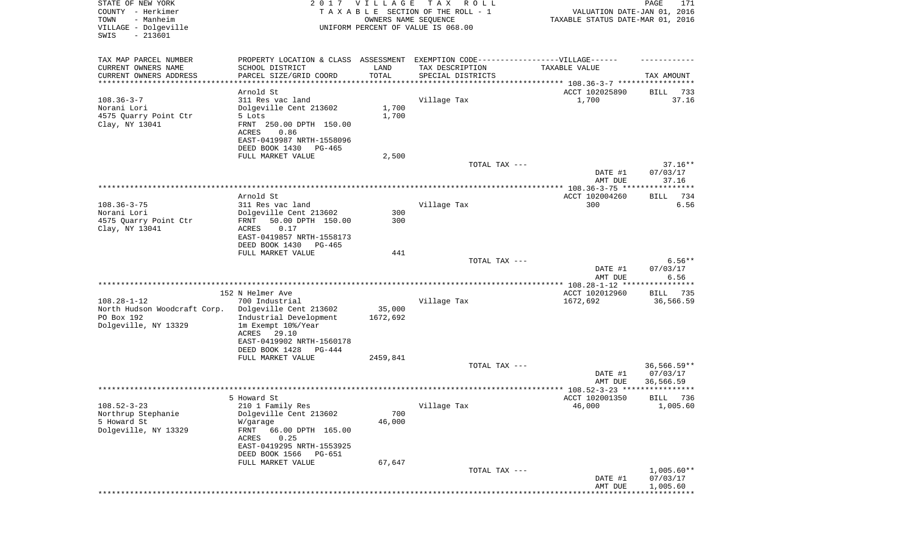STATE OF NEW YORK
COUNTY - Herkimer
TOWN - Manheim
VILLAGE - Dolgeville
SWIS - 213601

2 0 1 7 V I L L A G E T A X R O L L
T A X A B L E SECTION OF THE ROLL - 1
OWNERS NAME SEQUENCE
UNIFORM PERCENT OF VALUE IS 068.00

VALUATION DATE-JAN 01, 2016
TAXABLE STATUS DATE-MAR 01, 2016

| TAX MAP PARCEL NUMBER / CURRENT OWNERS NAME / CURRENT OWNERS ADDRESS | PROPERTY LOCATION & CLASS / SCHOOL DISTRICT / PARCEL SIZE/GRID COORD | ASSESSMENT LAND / TOTAL | EXEMPTION CODE / TAX DESCRIPTION / SPECIAL DISTRICTS | TAXABLE VALUE | TAX AMOUNT |
|---|---|---|---|---|---|
| | Arnold St | | | ACCT 102025890 | BILL 733 |
| 108.36-3-7 | 311 Res vac land | | Village Tax | 1,700 | 37.16 |
| Norani Lori | Dolgeville Cent 213602 | 1,700 | | | |
| 4575 Quarry Point Ctr | 5 Lots | 1,700 | | | |
| Clay, NY 13041 | FRNT 250.00 DPTH 150.00 | | | | |
| | ACRES 0.86 | | | | |
| | EAST-0419987 NRTH-1558096 | | | | |
| | DEED BOOK 1430 PG-465 | | | | |
| | FULL MARKET VALUE | 2,500 | | | |
| | | | TOTAL TAX --- | | 37.16** |
| | | | | DATE #1 | 07/03/17 |
| | | | | AMT DUE | 37.16 |
| | Arnold St | | | ACCT 102004260 | BILL 734 |
| 108.36-3-75 | 311 Res vac land | | Village Tax | 300 | 6.56 |
| Norani Lori | Dolgeville Cent 213602 | 300 | | | |
| 4575 Quarry Point Ctr | FRNT 50.00 DPTH 150.00 | 300 | | | |
| Clay, NY 13041 | ACRES 0.17 | | | | |
| | EAST-0419857 NRTH-1558173 | | | | |
| | DEED BOOK 1430 PG-465 | | | | |
| | FULL MARKET VALUE | 441 | | | |
| | | | TOTAL TAX --- | | 6.56** |
| | | | | DATE #1 | 07/03/17 |
| | | | | AMT DUE | 6.56 |
| | 152 N Helmer Ave | | | ACCT 102012960 | BILL 735 |
| 108.28-1-12 | 700 Industrial | | Village Tax | 1672,692 | 36,566.59 |
| North Hudson Woodcraft Corp. | Dolgeville Cent 213602 | 35,000 | | | |
| PO Box 192 | Industrial Development | 1672,692 | | | |
| Dolgeville, NY 13329 | 1m Exempt 10%/Year | | | | |
| | ACRES 29.10 | | | | |
| | EAST-0419902 NRTH-1560178 | | | | |
| | DEED BOOK 1428 PG-444 | | | | |
| | FULL MARKET VALUE | 2459,841 | | | |
| | | | TOTAL TAX --- | | 36,566.59** |
| | | | | DATE #1 | 07/03/17 |
| | | | | AMT DUE | 36,566.59 |
| | 5 Howard St | | | ACCT 102001350 | BILL 736 |
| 108.52-3-23 | 210 1 Family Res | | Village Tax | 46,000 | 1,005.60 |
| Northrup Stephanie | Dolgeville Cent 213602 | 700 | | | |
| 5 Howard St | W/garage | 46,000 | | | |
| Dolgeville, NY 13329 | FRNT 66.00 DPTH 165.00 | | | | |
| | ACRES 0.25 | | | | |
| | EAST-0419295 NRTH-1553925 | | | | |
| | DEED BOOK 1566 PG-651 | | | | |
| | FULL MARKET VALUE | 67,647 | | | |
| | | | TOTAL TAX --- | | 1,005.60** |
| | | | | DATE #1 | 07/03/17 |
| | | | | AMT DUE | 1,005.60 |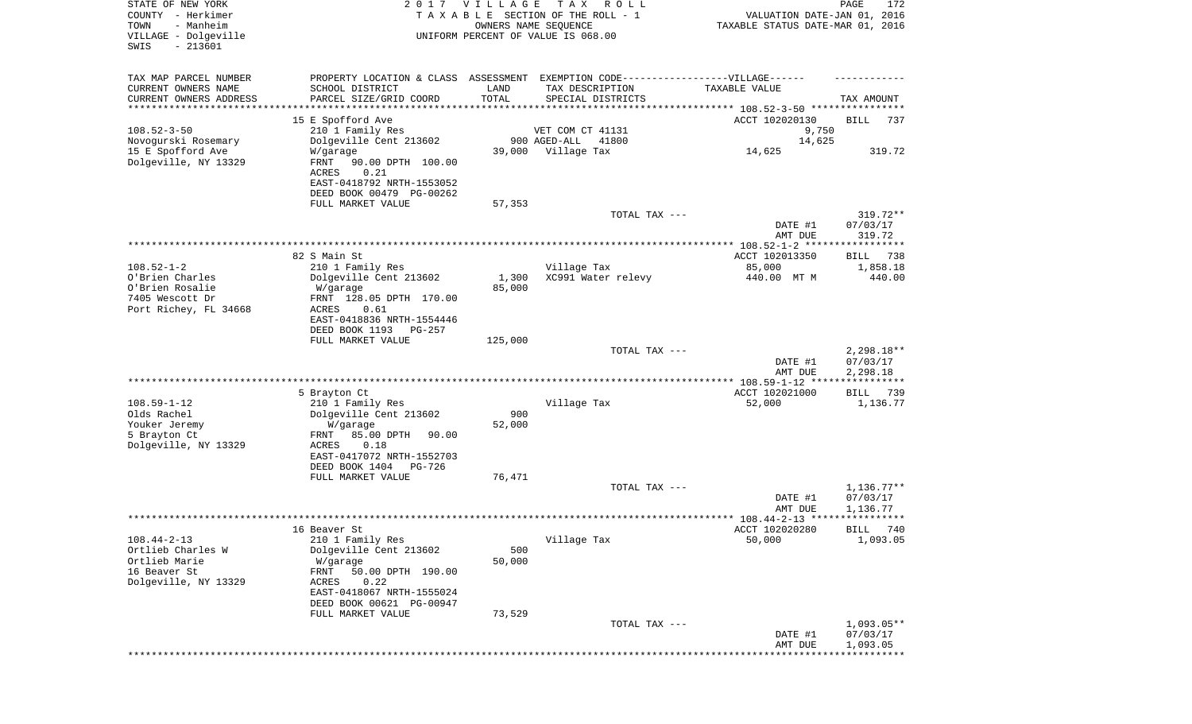STATE OF NEW YORK
COUNTY - Herkimer
TOWN - Manheim
VILLAGE - Dolgeville
SWIS - 213601

2 0 1 7 V I L L A G E T A X R O L L
T A X A B L E SECTION OF THE ROLL - 1
OWNERS NAME SEQUENCE
UNIFORM PERCENT OF VALUE IS 068.00

VALUATION DATE-JAN 01, 2016
TAXABLE STATUS DATE-MAR 01, 2016

| TAX MAP PARCEL NUMBER / CURRENT OWNERS NAME / CURRENT OWNERS ADDRESS | PROPERTY LOCATION & CLASS / SCHOOL DISTRICT / PARCEL SIZE/GRID COORD | ASSESSMENT LAND / TOTAL | EXEMPTION CODE / TAX DESCRIPTION / SPECIAL DISTRICTS | TAXABLE VALUE | TAX AMOUNT |
|---|---|---|---|---|---|
| | 15 E Spofford Ave | | | ACCT 102020130 | BILL 737 |
| 108.52-3-50 | 210 1 Family Res | | VET COM CT 41131 | 9,750 | |
| Novogurski Rosemary | Dolgeville Cent 213602 | 900 | AGED-ALL 41800 | 14,625 | |
| 15 E Spofford Ave | W/garage | 39,000 | Village Tax | 14,625 | 319.72 |
| Dolgeville, NY 13329 | FRNT 90.00 DPTH 100.00 | | | | |
| | ACRES 0.21 | | | | |
| | EAST-0418792 NRTH-1553052 | | | | |
| | DEED BOOK 00479 PG-00262 | | | | |
| | FULL MARKET VALUE | 57,353 | | | |
| | | | TOTAL TAX --- | | 319.72** |
| | | | | DATE #1 | 07/03/17 |
| | | | | AMT DUE | 319.72 |
| | 82 S Main St | | | ACCT 102013350 | BILL 738 |
| 108.52-1-2 | 210 1 Family Res | | Village Tax | 85,000 | 1,858.18 |
| O'Brien Charles | Dolgeville Cent 213602 | 1,300 | XC991 Water relevy | 440.00 MT M | 440.00 |
| O'Brien Rosalie | W/garage | 85,000 | | | |
| 7405 Wescott Dr | FRNT 128.05 DPTH 170.00 | | | | |
| Port Richey, FL 34668 | ACRES 0.61 | | | | |
| | EAST-0418836 NRTH-1554446 | | | | |
| | DEED BOOK 1193 PG-257 | | | | |
| | FULL MARKET VALUE | 125,000 | | | |
| | | | TOTAL TAX --- | | 2,298.18** |
| | | | | DATE #1 | 07/03/17 |
| | | | | AMT DUE | 2,298.18 |
| | 5 Brayton Ct | | | ACCT 102021000 | BILL 739 |
| 108.59-1-12 | 210 1 Family Res | | Village Tax | 52,000 | 1,136.77 |
| Olds Rachel | Dolgeville Cent 213602 | 900 | | | |
| Youker Jeremy | W/garage | 52,000 | | | |
| 5 Brayton Ct | FRNT 85.00 DPTH 90.00 | | | | |
| Dolgeville, NY 13329 | ACRES 0.18 | | | | |
| | EAST-0417072 NRTH-1552703 | | | | |
| | DEED BOOK 1404 PG-726 | | | | |
| | FULL MARKET VALUE | 76,471 | | | |
| | | | TOTAL TAX --- | | 1,136.77** |
| | | | | DATE #1 | 07/03/17 |
| | | | | AMT DUE | 1,136.77 |
| | 16 Beaver St | | | ACCT 102020280 | BILL 740 |
| 108.44-2-13 | 210 1 Family Res | | Village Tax | 50,000 | 1,093.05 |
| Ortlieb Charles W | Dolgeville Cent 213602 | 500 | | | |
| Ortlieb Marie | W/garage | 50,000 | | | |
| 16 Beaver St | FRNT 50.00 DPTH 190.00 | | | | |
| Dolgeville, NY 13329 | ACRES 0.22 | | | | |
| | EAST-0418067 NRTH-1555024 | | | | |
| | DEED BOOK 00621 PG-00947 | | | | |
| | FULL MARKET VALUE | 73,529 | | | |
| | | | TOTAL TAX --- | | 1,093.05** |
| | | | | DATE #1 | 07/03/17 |
| | | | | AMT DUE | 1,093.05 |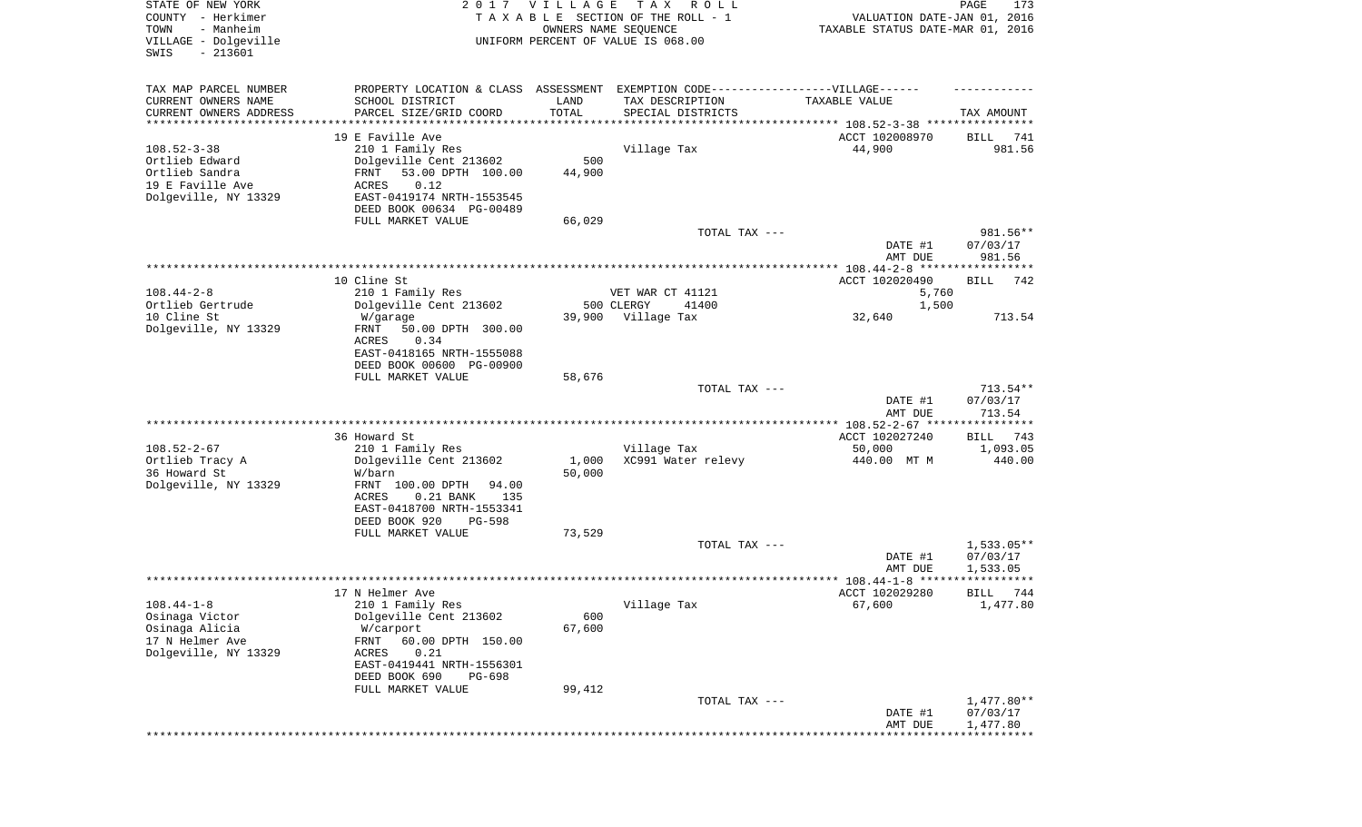STATE OF NEW YORK
COUNTY - Herkimer
TOWN - Manheim
VILLAGE - Dolgeville
SWIS - 213601

2017 VILLAGE TAX ROLL
TAXABLE SECTION OF THE ROLL - 1
OWNERS NAME SEQUENCE
UNIFORM PERCENT OF VALUE IS 068.00

VALUATION DATE-JAN 01, 2016
TAXABLE STATUS DATE-MAR 01, 2016

| TAX MAP PARCEL NUMBER / CURRENT OWNERS NAME / CURRENT OWNERS ADDRESS | PROPERTY LOCATION & CLASS / SCHOOL DISTRICT / PARCEL SIZE/GRID COORD | ASSESSMENT LAND / TOTAL | EXEMPTION CODE / TAX DESCRIPTION / SPECIAL DISTRICTS | TAXABLE VALUE | TAX AMOUNT |
|---|---|---|---|---|---|
| | 19 E Faville Ave | | | ACCT 102008970 | BILL 741 |
| 108.52-3-38 | 210 1 Family Res | | Village Tax | 44,900 | 981.56 |
| Ortlieb Edward | Dolgeville Cent 213602 | 500 | | | |
| Ortlieb Sandra | FRNT 53.00 DPTH 100.00 | 44,900 | | | |
| 19 E Faville Ave | ACRES 0.12 | | | | |
| Dolgeville, NY 13329 | EAST-0419174 NRTH-1553545 | | | | |
| | DEED BOOK 00634 PG-00489 | | | | |
| | FULL MARKET VALUE | 66,029 | | | |
| | | | TOTAL TAX --- | | 981.56** |
| | | | | DATE #1 | 07/03/17 |
| | | | | AMT DUE | 981.56 |
| | 10 Cline St | | | ACCT 102020490 | BILL 742 |
| 108.44-2-8 | 210 1 Family Res | | VET WAR CT 41121 | 5,760 | |
| Ortlieb Gertrude | Dolgeville Cent 213602 | 500 | CLERGY 41400 | 1,500 | |
| 10 Cline St | W/garage | 39,900 | Village Tax | 32,640 | 713.54 |
| Dolgeville, NY 13329 | FRNT 50.00 DPTH 300.00 | | | | |
| | ACRES 0.34 | | | | |
| | EAST-0418165 NRTH-1555088 | | | | |
| | DEED BOOK 00600 PG-00900 | | | | |
| | FULL MARKET VALUE | 58,676 | | | |
| | | | TOTAL TAX --- | | 713.54** |
| | | | | DATE #1 | 07/03/17 |
| | | | | AMT DUE | 713.54 |
| | 36 Howard St | | | ACCT 102027240 | BILL 743 |
| 108.52-2-67 | 210 1 Family Res | | Village Tax | 50,000 | 1,093.05 |
| Ortlieb Tracy A | Dolgeville Cent 213602 | 1,000 | XC991 Water relevy | 440.00 MT M | 440.00 |
| 36 Howard St | W/barn | 50,000 | | | |
| Dolgeville, NY 13329 | FRNT 100.00 DPTH 94.00 | | | | |
| | ACRES 0.21 BANK 135 | | | | |
| | EAST-0418700 NRTH-1553341 | | | | |
| | DEED BOOK 920 PG-598 | | | | |
| | FULL MARKET VALUE | 73,529 | | | |
| | | | TOTAL TAX --- | | 1,533.05** |
| | | | | DATE #1 | 07/03/17 |
| | | | | AMT DUE | 1,533.05 |
| | 17 N Helmer Ave | | | ACCT 102029280 | BILL 744 |
| 108.44-1-8 | 210 1 Family Res | | Village Tax | 67,600 | 1,477.80 |
| Osinaga Victor | Dolgeville Cent 213602 | 600 | | | |
| Osinaga Alicia | W/carport | 67,600 | | | |
| 17 N Helmer Ave | FRNT 60.00 DPTH 150.00 | | | | |
| Dolgeville, NY 13329 | ACRES 0.21 | | | | |
| | EAST-0419441 NRTH-1556301 | | | | |
| | DEED BOOK 690 PG-698 | | | | |
| | FULL MARKET VALUE | 99,412 | | | |
| | | | TOTAL TAX --- | | 1,477.80** |
| | | | | DATE #1 | 07/03/17 |
| | | | | AMT DUE | 1,477.80 |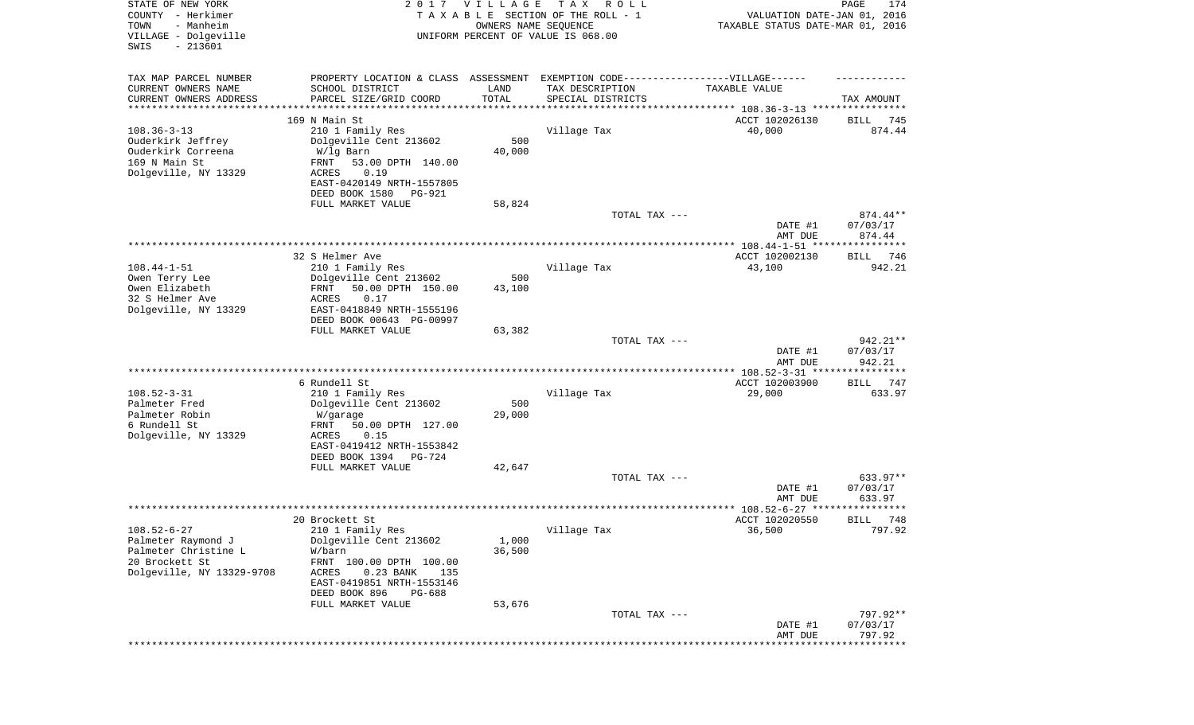STATE OF NEW YORK | COUNTY - Herkimer | TOWN - Manheim | VILLAGE - Dolgeville | SWIS - 213601

**2017 VILLAGE TAX ROLL**
TAXABLE SECTION OF THE ROLL - 1
OWNERS NAME SEQUENCE
UNIFORM PERCENT OF VALUE IS 068.00

VALUATION DATE-JAN 01, 2016
TAXABLE STATUS DATE-MAR 01, 2016

| TAX MAP PARCEL NUMBER / CURRENT OWNERS NAME / CURRENT OWNERS ADDRESS | PROPERTY LOCATION & CLASS / SCHOOL DISTRICT / PARCEL SIZE/GRID COORD | ASSESSMENT LAND / TOTAL | EXEMPTION CODE / TAX DESCRIPTION / SPECIAL DISTRICTS | TAXABLE VALUE | TAX AMOUNT |
|---|---|---|---|---|---|
| 108.36-3-13 | 169 N Main St | | | ACCT 102026130 | BILL 745 |
| Ouderkirk Jeffrey | 210 1 Family Res | | Village Tax | 40,000 | 874.44 |
| Ouderkirk Correena | Dolgeville Cent 213602 | 500 | | | |
| 169 N Main St | W/lg Barn | 40,000 | | | |
| Dolgeville, NY 13329 | FRNT 53.00 DPTH 140.00 | | | | |
| | ACRES 0.19 | | | | |
| | EAST-0420149 NRTH-1557805 | | | | |
| | DEED BOOK 1580 PG-921 | | | | |
| | FULL MARKET VALUE | 58,824 | | | |
| | | | TOTAL TAX --- | | 874.44** |
| | | | | DATE #1 | 07/03/17 |
| | | | | AMT DUE | 874.44 |
| 108.44-1-51 | 32 S Helmer Ave | | | ACCT 102002130 | BILL 746 |
| Owen Terry Lee | 210 1 Family Res | | Village Tax | 43,100 | 942.21 |
| Owen Elizabeth | Dolgeville Cent 213602 | 500 | | | |
| 32 S Helmer Ave | FRNT 50.00 DPTH 150.00 | 43,100 | | | |
| Dolgeville, NY 13329 | ACRES 0.17 | | | | |
| | EAST-0418849 NRTH-1555196 | | | | |
| | DEED BOOK 00643 PG-00997 | | | | |
| | FULL MARKET VALUE | 63,382 | | | |
| | | | TOTAL TAX --- | | 942.21** |
| | | | | DATE #1 | 07/03/17 |
| | | | | AMT DUE | 942.21 |
| 108.52-3-31 | 6 Rundell St | | | ACCT 102003900 | BILL 747 |
| Palmeter Fred | 210 1 Family Res | | Village Tax | 29,000 | 633.97 |
| Palmeter Robin | Dolgeville Cent 213602 | 500 | | | |
| 6 Rundell St | W/garage | 29,000 | | | |
| Dolgeville, NY 13329 | FRNT 50.00 DPTH 127.00 | | | | |
| | ACRES 0.15 | | | | |
| | EAST-0419412 NRTH-1553842 | | | | |
| | DEED BOOK 1394 PG-724 | | | | |
| | FULL MARKET VALUE | 42,647 | | | |
| | | | TOTAL TAX --- | | 633.97** |
| | | | | DATE #1 | 07/03/17 |
| | | | | AMT DUE | 633.97 |
| 108.52-6-27 | 20 Brockett St | | | ACCT 102020550 | BILL 748 |
| Palmeter Raymond J | 210 1 Family Res | | Village Tax | 36,500 | 797.92 |
| Palmeter Christine L | Dolgeville Cent 213602 | 1,000 | | | |
| 20 Brockett St | W/barn | 36,500 | | | |
| Dolgeville, NY 13329-9708 | FRNT 100.00 DPTH 100.00 | | | | |
| | ACRES 0.23 BANK 135 | | | | |
| | EAST-0419851 NRTH-1553146 | | | | |
| | DEED BOOK 896 PG-688 | | | | |
| | FULL MARKET VALUE | 53,676 | | | |
| | | | TOTAL TAX --- | | 797.92** |
| | | | | DATE #1 | 07/03/17 |
| | | | | AMT DUE | 797.92 |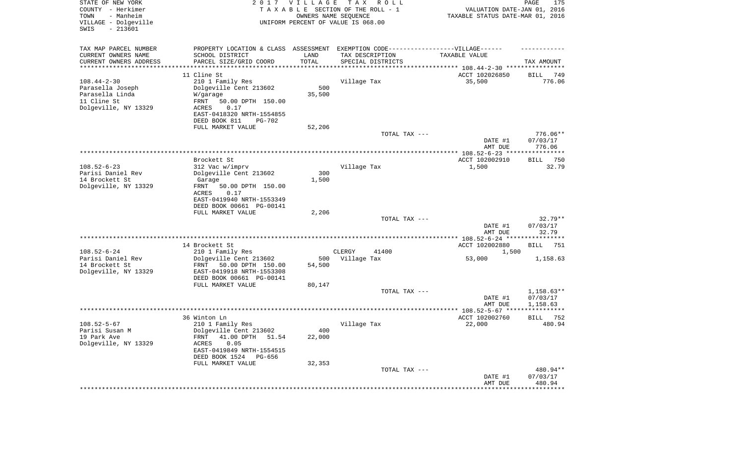STATE OF NEW YORK
COUNTY - Herkimer
TOWN - Manheim
VILLAGE - Dolgeville
SWIS - 213601

2 0 1 7 V I L L A G E T A X R O L L
T A X A B L E SECTION OF THE ROLL - 1
OWNERS NAME SEQUENCE
UNIFORM PERCENT OF VALUE IS 068.00

VALUATION DATE-JAN 01, 2016
TAXABLE STATUS DATE-MAR 01, 2016

| TAX MAP PARCEL NUMBER<br>CURRENT OWNERS NAME<br>CURRENT OWNERS ADDRESS | PROPERTY LOCATION & CLASS<br>SCHOOL DISTRICT<br>PARCEL SIZE/GRID COORD | ASSESSMENT<br>LAND<br>TOTAL | EXEMPTION CODE------VILLAGE------<br>TAX DESCRIPTION<br>SPECIAL DISTRICTS | TAXABLE VALUE | TAX AMOUNT |
|---|---|---|---|---|---|
| **108.44-2-30** | 11 Cline St | | | ACCT 102026850 | BILL 749 |
| 108.44-2-30 | 210 1 Family Res | | Village Tax | 35,500 | 776.06 |
| Parasella Joseph | Dolgeville Cent 213602 | 500 | | | |
| Parasella Linda | W/garage | 35,500 | | | |
| 11 Cline St | FRNT 50.00 DPTH 150.00 | | | | |
| Dolgeville, NY 13329 | ACRES 0.17 | | | | |
| | EAST-0418320 NRTH-1554855 | | | | |
| | DEED BOOK 811 PG-702 | | | | |
| | FULL MARKET VALUE | 52,206 | | | |
| | | | TOTAL TAX --- | | 776.06** |
| | | | | DATE #1 | 07/03/17 |
| | | | | AMT DUE | 776.06 |
| **108.52-6-23** | Brockett St | | | ACCT 102002910 | BILL 750 |
| 108.52-6-23 | 312 Vac w/imprv | | Village Tax | 1,500 | 32.79 |
| Parisi Daniel Rev | Dolgeville Cent 213602 | 300 | | | |
| 14 Brockett St | Garage | 1,500 | | | |
| Dolgeville, NY 13329 | FRNT 50.00 DPTH 150.00 | | | | |
| | ACRES 0.17 | | | | |
| | EAST-0419940 NRTH-1553349 | | | | |
| | DEED BOOK 00661 PG-00141 | | | | |
| | FULL MARKET VALUE | 2,206 | | | |
| | | | TOTAL TAX --- | | 32.79** |
| | | | | DATE #1 | 07/03/17 |
| | | | | AMT DUE | 32.79 |
| **108.52-6-24** | 14 Brockett St | | | ACCT 102002880 | BILL 751 |
| 108.52-6-24 | 210 1 Family Res | | CLERGY 41400 | 1,500 | |
| Parisi Daniel Rev | Dolgeville Cent 213602 | 500 | Village Tax | 53,000 | 1,158.63 |
| 14 Brockett St | FRNT 50.00 DPTH 150.00 | 54,500 | | | |
| Dolgeville, NY 13329 | EAST-0419918 NRTH-1553308 | | | | |
| | DEED BOOK 00661 PG-00141 | | | | |
| | FULL MARKET VALUE | 80,147 | | | |
| | | | TOTAL TAX --- | | 1,158.63** |
| | | | | DATE #1 | 07/03/17 |
| | | | | AMT DUE | 1,158.63 |
| **108.52-5-67** | 36 Winton Ln | | | ACCT 102002760 | BILL 752 |
| 108.52-5-67 | 210 1 Family Res | | Village Tax | 22,000 | 480.94 |
| Parisi Susan M | Dolgeville Cent 213602 | 400 | | | |
| 19 Park Ave | FRNT 41.00 DPTH 51.54 | 22,000 | | | |
| Dolgeville, NY 13329 | ACRES 0.05 | | | | |
| | EAST-0419849 NRTH-1554515 | | | | |
| | DEED BOOK 1524 PG-656 | | | | |
| | FULL MARKET VALUE | 32,353 | | | |
| | | | TOTAL TAX --- | | 480.94** |
| | | | | DATE #1 | 07/03/17 |
| | | | | AMT DUE | 480.94 |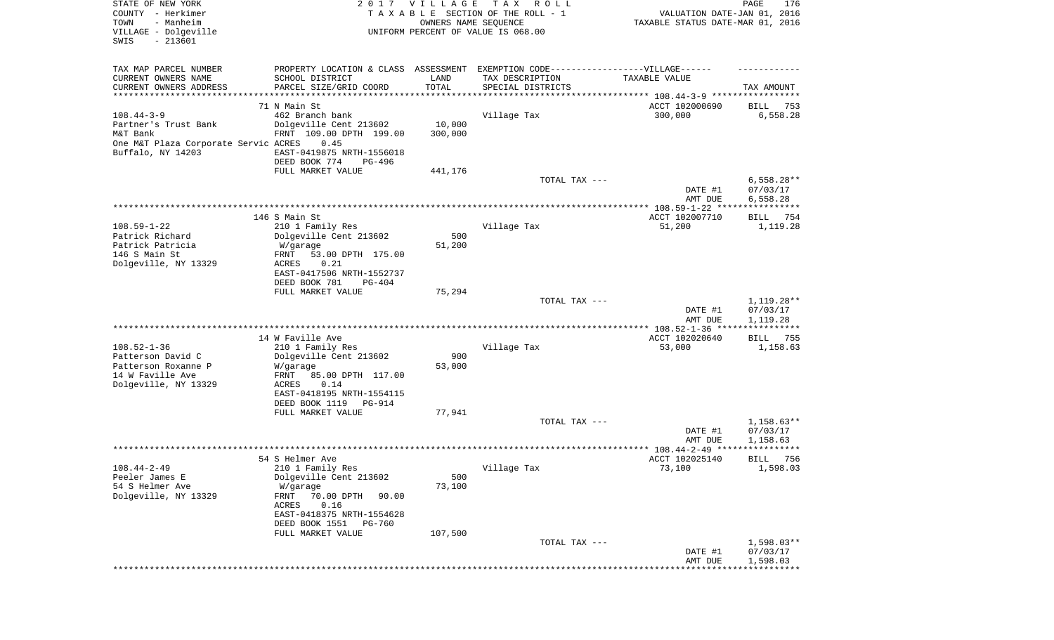STATE OF NEW YORK
COUNTY - Herkimer
TOWN - Manheim
VILLAGE - Dolgeville
SWIS - 213601

2017 VILLAGE TAX ROLL
TAXABLE SECTION OF THE ROLL - 1
OWNERS NAME SEQUENCE
UNIFORM PERCENT OF VALUE IS 068.00

VALUATION DATE-JAN 01, 2016
TAXABLE STATUS DATE-MAR 01, 2016

| TAX MAP PARCEL NUMBER / CURRENT OWNERS NAME / CURRENT OWNERS ADDRESS | PROPERTY LOCATION & CLASS / SCHOOL DISTRICT / PARCEL SIZE/GRID COORD | ASSESSMENT LAND / TOTAL | EXEMPTION CODE-----VILLAGE------ TAX DESCRIPTION / SPECIAL DISTRICTS | TAXABLE VALUE | TAX AMOUNT |
|---|---|---|---|---|---|
| | 71 N Main St | | | ACCT 102000690 | BILL 753 |
| 108.44-3-9 | 462 Branch bank | | Village Tax | 300,000 | 6,558.28 |
| Partner's Trust Bank | Dolgeville Cent 213602 | 10,000 | | | |
| M&T Bank | FRNT 109.00 DPTH 199.00 | 300,000 | | | |
| One M&T Plaza Corporate Servic | ACRES 0.45 | | | | |
| Buffalo, NY 14203 | EAST-0419875 NRTH-1556018 | | | | |
| | DEED BOOK 774 PG-496 | | | | |
| | FULL MARKET VALUE | 441,176 | | | |
| | | | TOTAL TAX --- | | 6,558.28** |
| | | | | DATE #1 | 07/03/17 |
| | | | | AMT DUE | 6,558.28 |
| | 146 S Main St | | | ACCT 102007710 | BILL 754 |
| 108.59-1-22 | 210 1 Family Res | | Village Tax | 51,200 | 1,119.28 |
| Patrick Richard | Dolgeville Cent 213602 | 500 | | | |
| Patrick Patricia | W/garage | 51,200 | | | |
| 146 S Main St | FRNT 53.00 DPTH 175.00 | | | | |
| Dolgeville, NY 13329 | ACRES 0.21 | | | | |
| | EAST-0417506 NRTH-1552737 | | | | |
| | DEED BOOK 781 PG-404 | | | | |
| | FULL MARKET VALUE | 75,294 | | | |
| | | | TOTAL TAX --- | | 1,119.28** |
| | | | | DATE #1 | 07/03/17 |
| | | | | AMT DUE | 1,119.28 |
| | 14 W Faville Ave | | | ACCT 102020640 | BILL 755 |
| 108.52-1-36 | 210 1 Family Res | | Village Tax | 53,000 | 1,158.63 |
| Patterson David C | Dolgeville Cent 213602 | 900 | | | |
| Patterson Roxanne P | W/garage | 53,000 | | | |
| 14 W Faville Ave | FRNT 85.00 DPTH 117.00 | | | | |
| Dolgeville, NY 13329 | ACRES 0.14 | | | | |
| | EAST-0418195 NRTH-1554115 | | | | |
| | DEED BOOK 1119 PG-914 | | | | |
| | FULL MARKET VALUE | 77,941 | | | |
| | | | TOTAL TAX --- | | 1,158.63** |
| | | | | DATE #1 | 07/03/17 |
| | | | | AMT DUE | 1,158.63 |
| | 54 S Helmer Ave | | | ACCT 102025140 | BILL 756 |
| 108.44-2-49 | 210 1 Family Res | | Village Tax | 73,100 | 1,598.03 |
| Peeler James E | Dolgeville Cent 213602 | 500 | | | |
| 54 S Helmer Ave | W/garage | 73,100 | | | |
| Dolgeville, NY 13329 | FRNT 70.00 DPTH 90.00 | | | | |
| | ACRES 0.16 | | | | |
| | EAST-0418375 NRTH-1554628 | | | | |
| | DEED BOOK 1551 PG-760 | | | | |
| | FULL MARKET VALUE | 107,500 | | | |
| | | | TOTAL TAX --- | | 1,598.03** |
| | | | | DATE #1 | 07/03/17 |
| | | | | AMT DUE | 1,598.03 |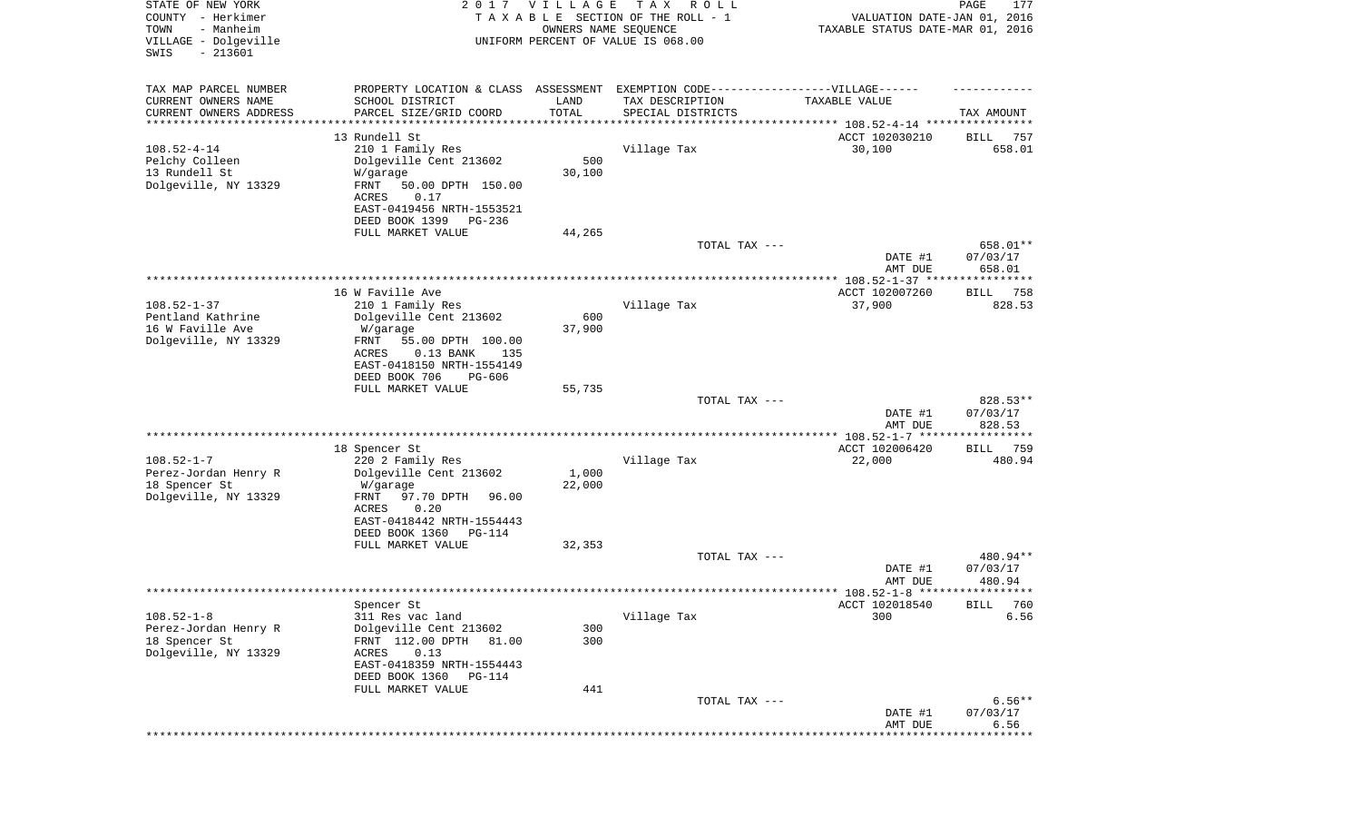STATE OF NEW YORK
COUNTY - Herkimer
TOWN - Manheim
VILLAGE - Dolgeville
SWIS - 213601

2 0 1 7 V I L L A G E T A X R O L L
T A X A B L E SECTION OF THE ROLL - 1
OWNERS NAME SEQUENCE
UNIFORM PERCENT OF VALUE IS 068.00

VALUATION DATE-JAN 01, 2016
TAXABLE STATUS DATE-MAR 01, 2016

| TAX MAP PARCEL NUMBER<br>CURRENT OWNERS NAME<br>CURRENT OWNERS ADDRESS | PROPERTY LOCATION & CLASS<br>SCHOOL DISTRICT<br>PARCEL SIZE/GRID COORD | ASSESSMENT<br>LAND<br>TOTAL | EXEMPTION CODE------VILLAGE------<br>TAX DESCRIPTION<br>SPECIAL DISTRICTS | TAXABLE VALUE | TAX AMOUNT |
|---|---|---|---|---|---|
| | 13 Rundell St | | | ACCT 102030210 | BILL 757 |
| 108.52-4-14 | 210 1 Family Res | | Village Tax | 30,100 | 658.01 |
| Pelchy Colleen | Dolgeville Cent 213602 | 500 | | | |
| 13 Rundell St | W/garage | 30,100 | | | |
| Dolgeville, NY 13329 | FRNT 50.00 DPTH 150.00 | | | | |
| | ACRES 0.17 | | | | |
| | EAST-0419456 NRTH-1553521 | | | | |
| | DEED BOOK 1399 PG-236 | | | | |
| | FULL MARKET VALUE | 44,265 | | | |
| | | | TOTAL TAX --- | | 658.01** |
| | | | | DATE #1 | 07/03/17 |
| | | | | AMT DUE | 658.01 |
| | 16 W Faville Ave | | | ACCT 102007260 | BILL 758 |
| 108.52-1-37 | 210 1 Family Res | | Village Tax | 37,900 | 828.53 |
| Pentland Kathrine | Dolgeville Cent 213602 | 600 | | | |
| 16 W Faville Ave | W/garage | 37,900 | | | |
| Dolgeville, NY 13329 | FRNT 55.00 DPTH 100.00 | | | | |
| | ACRES 0.13 BANK 135 | | | | |
| | EAST-0418150 NRTH-1554149 | | | | |
| | DEED BOOK 706 PG-606 | | | | |
| | FULL MARKET VALUE | 55,735 | | | |
| | | | TOTAL TAX --- | | 828.53** |
| | | | | DATE #1 | 07/03/17 |
| | | | | AMT DUE | 828.53 |
| | 18 Spencer St | | | ACCT 102006420 | BILL 759 |
| 108.52-1-7 | 220 2 Family Res | | Village Tax | 22,000 | 480.94 |
| Perez-Jordan Henry R | Dolgeville Cent 213602 | 1,000 | | | |
| 18 Spencer St | W/garage | 22,000 | | | |
| Dolgeville, NY 13329 | FRNT 97.70 DPTH 96.00 | | | | |
| | ACRES 0.20 | | | | |
| | EAST-0418442 NRTH-1554443 | | | | |
| | DEED BOOK 1360 PG-114 | | | | |
| | FULL MARKET VALUE | 32,353 | | | |
| | | | TOTAL TAX --- | | 480.94** |
| | | | | DATE #1 | 07/03/17 |
| | | | | AMT DUE | 480.94 |
| | Spencer St | | | ACCT 102018540 | BILL 760 |
| 108.52-1-8 | 311 Res vac land | | Village Tax | 300 | 6.56 |
| Perez-Jordan Henry R | Dolgeville Cent 213602 | 300 | | | |
| 18 Spencer St | FRNT 112.00 DPTH 81.00 | 300 | | | |
| Dolgeville, NY 13329 | ACRES 0.13 | | | | |
| | EAST-0418359 NRTH-1554443 | | | | |
| | DEED BOOK 1360 PG-114 | | | | |
| | FULL MARKET VALUE | 441 | | | |
| | | | TOTAL TAX --- | | 6.56** |
| | | | | DATE #1 | 07/03/17 |
| | | | | AMT DUE | 6.56 |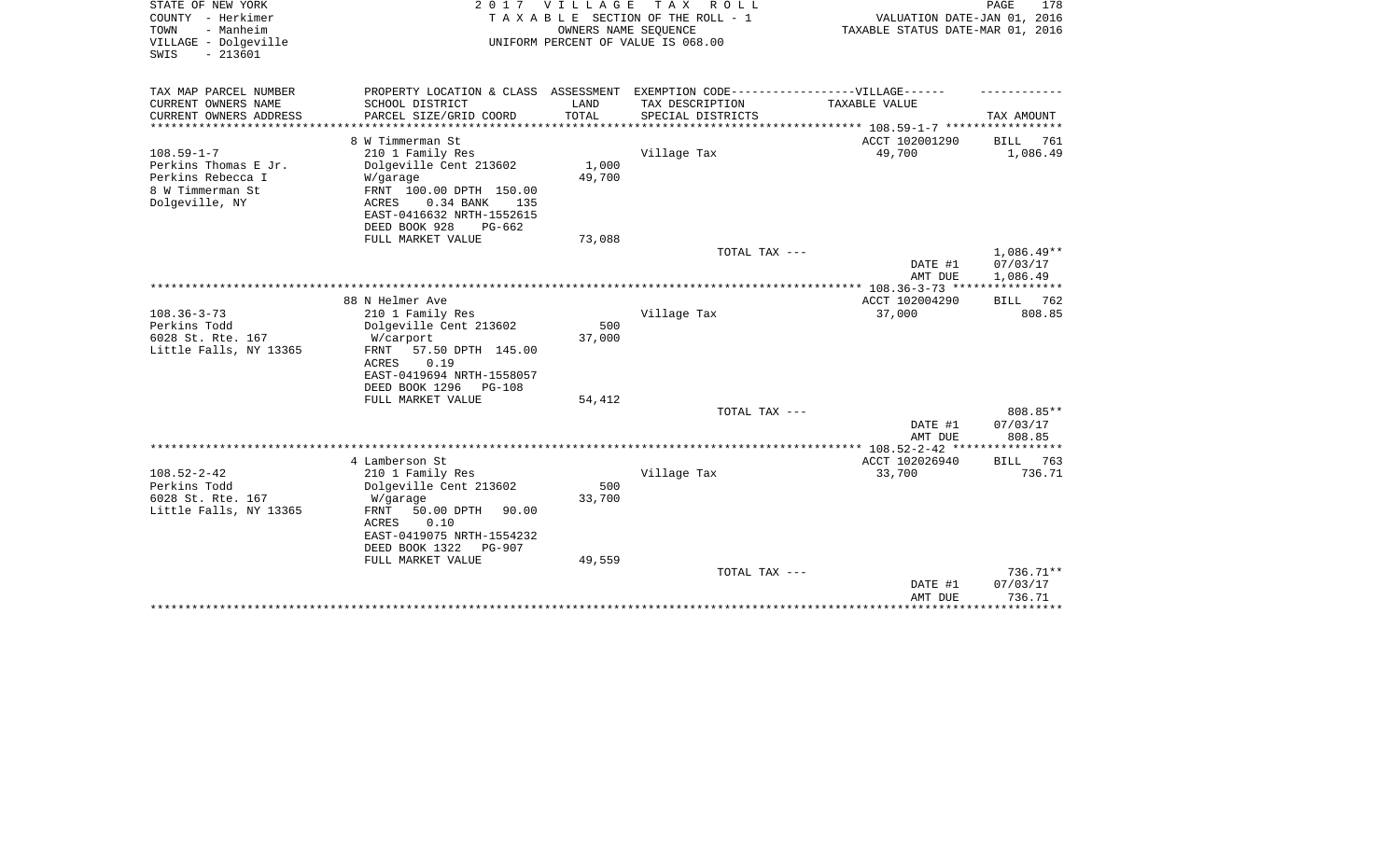STATE OF NEW YORK
COUNTY - Herkimer
TOWN - Manheim
VILLAGE - Dolgeville
SWIS - 213601

2 0 1 7 V I L L A G E T A X R O L L
T A X A B L E SECTION OF THE ROLL - 1
OWNERS NAME SEQUENCE
UNIFORM PERCENT OF VALUE IS 068.00

VALUATION DATE-JAN 01, 2016
TAXABLE STATUS DATE-MAR 01, 2016

| TAX MAP PARCEL NUMBER / CURRENT OWNERS NAME / CURRENT OWNERS ADDRESS | PROPERTY LOCATION & CLASS / SCHOOL DISTRICT / PARCEL SIZE/GRID COORD | ASSESSMENT LAND / TOTAL | EXEMPTION CODE / TAX DESCRIPTION / SPECIAL DISTRICTS | TAXABLE VALUE | TAX AMOUNT |
|---|---|---|---|---|---|
| | 8 W Timmerman St | | | ACCT 102001290 | BILL 761 |
| 108.59-1-7 | 210 1 Family Res | | Village Tax | 49,700 | 1,086.49 |
| Perkins Thomas E Jr. | Dolgeville Cent 213602 | 1,000 | | | |
| Perkins Rebecca I | W/garage | 49,700 | | | |
| 8 W Timmerman St | FRNT 100.00 DPTH 150.00 | | | | |
| Dolgeville, NY | ACRES 0.34 BANK 135 | | | | |
| | EAST-0416632 NRTH-1552615 | | | | |
| | DEED BOOK 928 PG-662 | | | | |
| | FULL MARKET VALUE | 73,088 | | | |
| | | | TOTAL TAX --- | | 1,086.49** |
| | | | | DATE #1 | 07/03/17 |
| | | | | AMT DUE | 1,086.49 |
| | 88 N Helmer Ave | | | ACCT 102004290 | BILL 762 |
| 108.36-3-73 | 210 1 Family Res | | Village Tax | 37,000 | 808.85 |
| Perkins Todd | Dolgeville Cent 213602 | 500 | | | |
| 6028 St. Rte. 167 | W/carport | 37,000 | | | |
| Little Falls, NY 13365 | FRNT 57.50 DPTH 145.00 | | | | |
| | ACRES 0.19 | | | | |
| | EAST-0419694 NRTH-1558057 | | | | |
| | DEED BOOK 1296 PG-108 | | | | |
| | FULL MARKET VALUE | 54,412 | | | |
| | | | TOTAL TAX --- | | 808.85** |
| | | | | DATE #1 | 07/03/17 |
| | | | | AMT DUE | 808.85 |
| | 4 Lamberson St | | | ACCT 102026940 | BILL 763 |
| 108.52-2-42 | 210 1 Family Res | | Village Tax | 33,700 | 736.71 |
| Perkins Todd | Dolgeville Cent 213602 | 500 | | | |
| 6028 St. Rte. 167 | W/garage | 33,700 | | | |
| Little Falls, NY 13365 | FRNT 50.00 DPTH 90.00 | | | | |
| | ACRES 0.10 | | | | |
| | EAST-0419075 NRTH-1554232 | | | | |
| | DEED BOOK 1322 PG-907 | | | | |
| | FULL MARKET VALUE | 49,559 | | | |
| | | | TOTAL TAX --- | | 736.71** |
| | | | | DATE #1 | 07/03/17 |
| | | | | AMT DUE | 736.71 |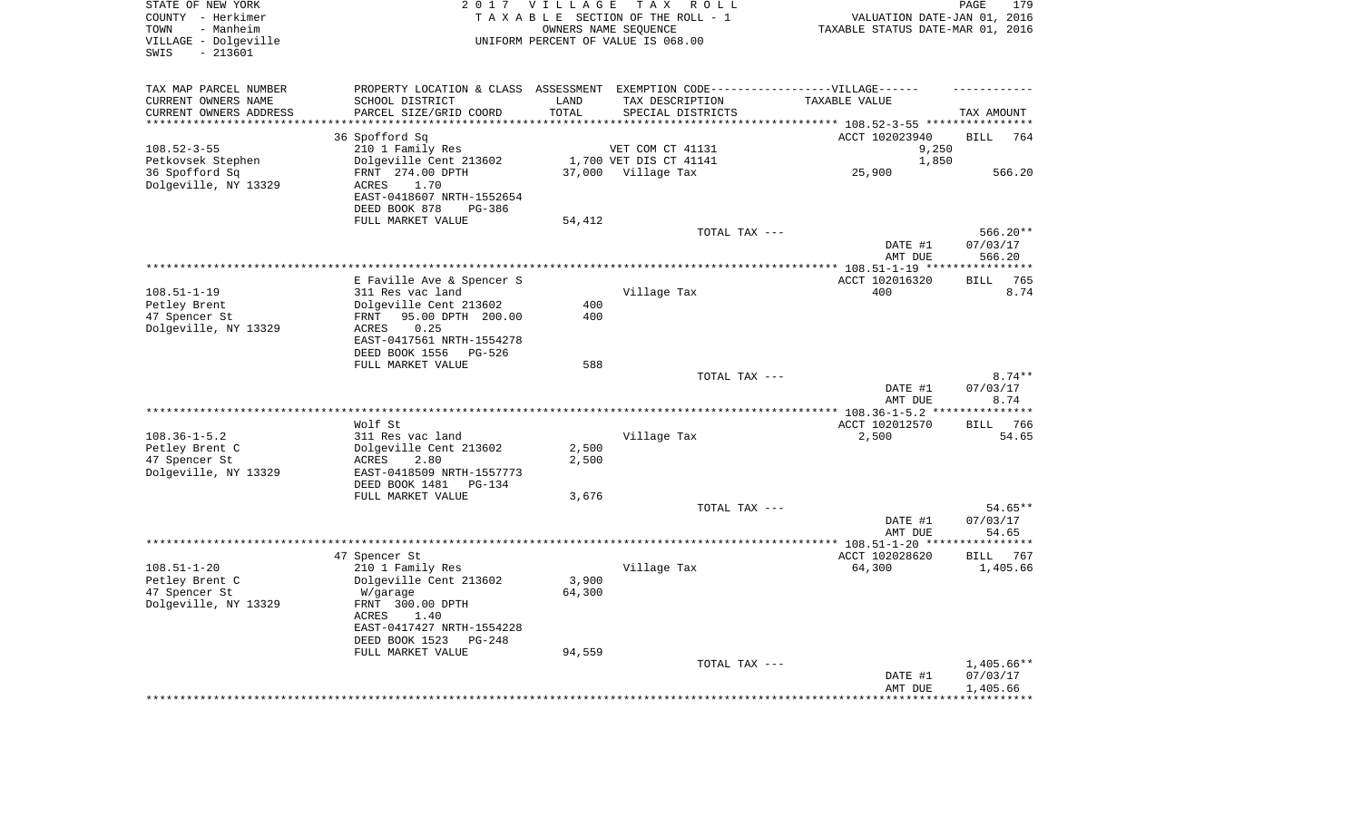STATE OF NEW YORK
COUNTY - Herkimer
TOWN - Manheim
VILLAGE - Dolgeville
SWIS - 213601

2017 VILLAGE TAX ROLL
TAXABLE SECTION OF THE ROLL - 1
OWNERS NAME SEQUENCE
UNIFORM PERCENT OF VALUE IS 068.00

VALUATION DATE-JAN 01, 2016
TAXABLE STATUS DATE-MAR 01, 2016

| TAX MAP PARCEL NUMBER<br>CURRENT OWNERS NAME<br>CURRENT OWNERS ADDRESS | PROPERTY LOCATION & CLASS<br>SCHOOL DISTRICT<br>PARCEL SIZE/GRID COORD | ASSESSMENT<br>LAND<br>TOTAL | EXEMPTION CODE-----VILLAGE------<br>TAX DESCRIPTION<br>SPECIAL DISTRICTS | TAXABLE VALUE | TAX AMOUNT |
|---|---|---|---|---|---|
| 108.52-3-55 | 36 Spofford Sq | | | ACCT 102023940 | BILL 764 |
| Petkovsek Stephen | 210 1 Family Res | | VET COM CT 41131 | 9,250 | |
| 36 Spofford Sq | Dolgeville Cent 213602 | 1,700 | VET DIS CT 41141 | 1,850 | |
| Dolgeville, NY 13329 | FRNT 274.00 DPTH | 37,000 | Village Tax | 25,900 | 566.20 |
| | ACRES 1.70 | | | | |
| | EAST-0418607 NRTH-1552654 | | | | |
| | DEED BOOK 878 PG-386 | | | | |
| | FULL MARKET VALUE | 54,412 | | | |
| | | | TOTAL TAX --- | | 566.20** |
| | | | | DATE #1 | 07/03/17 |
| | | | | AMT DUE | 566.20 |
| 108.51-1-19 | E Faville Ave & Spencer S | | | ACCT 102016320 | BILL 765 |
| Petley Brent | 311 Res vac land | | Village Tax | 400 | 8.74 |
| 47 Spencer St | Dolgeville Cent 213602 | 400 | | | |
| Dolgeville, NY 13329 | FRNT 95.00 DPTH 200.00 | 400 | | | |
| | ACRES 0.25 | | | | |
| | EAST-0417561 NRTH-1554278 | | | | |
| | DEED BOOK 1556 PG-526 | | | | |
| | FULL MARKET VALUE | 588 | | | |
| | | | TOTAL TAX --- | | 8.74** |
| | | | | DATE #1 | 07/03/17 |
| | | | | AMT DUE | 8.74 |
| 108.36-1-5.2 | Wolf St | | | ACCT 102012570 | BILL 766 |
| Petley Brent C | 311 Res vac land | | Village Tax | 2,500 | 54.65 |
| 47 Spencer St | Dolgeville Cent 213602 | 2,500 | | | |
| Dolgeville, NY 13329 | ACRES 2.80 | 2,500 | | | |
| | EAST-0418509 NRTH-1557773 | | | | |
| | DEED BOOK 1481 PG-134 | | | | |
| | FULL MARKET VALUE | 3,676 | | | |
| | | | TOTAL TAX --- | | 54.65** |
| | | | | DATE #1 | 07/03/17 |
| | | | | AMT DUE | 54.65 |
| 108.51-1-20 | 47 Spencer St | | | ACCT 102028620 | BILL 767 |
| Petley Brent C | 210 1 Family Res | | Village Tax | 64,300 | 1,405.66 |
| 47 Spencer St | Dolgeville Cent 213602 | 3,900 | | | |
| Dolgeville, NY 13329 | W/garage | 64,300 | | | |
| | FRNT 300.00 DPTH | | | | |
| | ACRES 1.40 | | | | |
| | EAST-0417427 NRTH-1554228 | | | | |
| | DEED BOOK 1523 PG-248 | | | | |
| | FULL MARKET VALUE | 94,559 | | | |
| | | | TOTAL TAX --- | | 1,405.66** |
| | | | | DATE #1 | 07/03/17 |
| | | | | AMT DUE | 1,405.66 |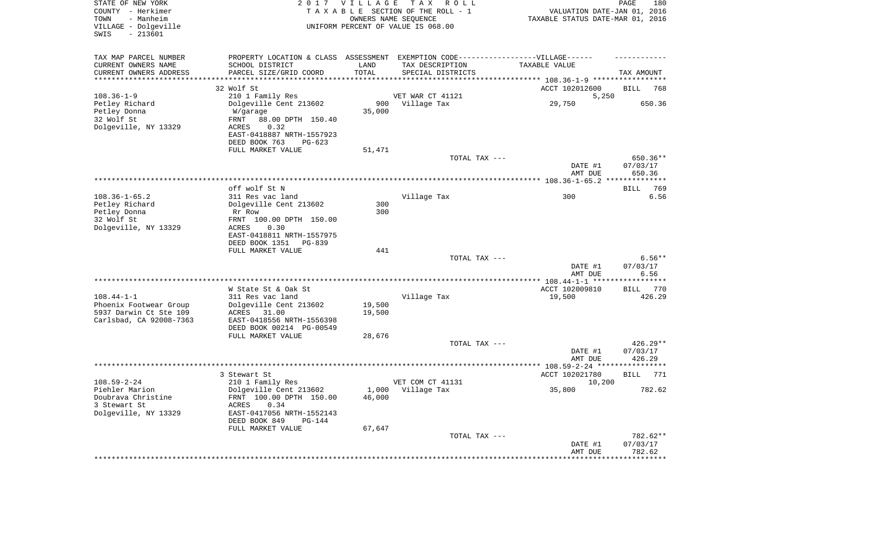STATE OF NEW YORK
COUNTY - Herkimer
TOWN - Manheim
VILLAGE - Dolgeville
SWIS - 213601

2017 VILLAGE TAX ROLL
TAXABLE SECTION OF THE ROLL - 1
OWNERS NAME SEQUENCE
UNIFORM PERCENT OF VALUE IS 068.00

VALUATION DATE-JAN 01, 2016
TAXABLE STATUS DATE-MAR 01, 2016

| TAX MAP PARCEL NUMBER<br>CURRENT OWNERS NAME<br>CURRENT OWNERS ADDRESS | PROPERTY LOCATION & CLASS<br>SCHOOL DISTRICT<br>PARCEL SIZE/GRID COORD | ASSESSMENT<br>LAND<br>TOTAL | EXEMPTION CODE-----VILLAGE------<br>TAX DESCRIPTION<br>SPECIAL DISTRICTS | TAXABLE VALUE | TAX AMOUNT |
|---|---|---|---|---|---|
| **108.36-1-9** | 32 Wolf St | | | ACCT 102012600 | BILL 768 |
| 108.36-1-9 | 210 1 Family Res | | VET WAR CT 41121 | 5,250 | |
| Petley Richard | Dolgeville Cent 213602 | 900 | Village Tax | 29,750 | 650.36 |
| Petley Donna | W/garage | 35,000 | | | |
| 32 Wolf St | FRNT 88.00 DPTH 150.40 | | | | |
| Dolgeville, NY 13329 | ACRES 0.32 | | | | |
| | EAST-0418887 NRTH-1557923 | | | | |
| | DEED BOOK 763 PG-623 | | | | |
| | FULL MARKET VALUE | 51,471 | | | |
| | | | TOTAL TAX --- | | 650.36** |
| | | | | DATE #1 | 07/03/17 |
| | | | | AMT DUE | 650.36 |
| **108.36-1-65.2** | off wolf St N | | | | BILL 769 |
| 108.36-1-65.2 | 311 Res vac land | | Village Tax | 300 | 6.56 |
| Petley Richard | Dolgeville Cent 213602 | 300 | | | |
| Petley Donna | Rr Row | 300 | | | |
| 32 Wolf St | FRNT 100.00 DPTH 150.00 | | | | |
| Dolgeville, NY 13329 | ACRES 0.30 | | | | |
| | EAST-0418811 NRTH-1557975 | | | | |
| | DEED BOOK 1351 PG-839 | | | | |
| | FULL MARKET VALUE | 441 | | | |
| | | | TOTAL TAX --- | | 6.56** |
| | | | | DATE #1 | 07/03/17 |
| | | | | AMT DUE | 6.56 |
| **108.44-1-1** | W State St & Oak St | | | ACCT 102009810 | BILL 770 |
| 108.44-1-1 | 311 Res vac land | | Village Tax | 19,500 | 426.29 |
| Phoenix Footwear Group | Dolgeville Cent 213602 | 19,500 | | | |
| 5937 Darwin Ct Ste 109 | ACRES 31.00 | 19,500 | | | |
| Carlsbad, CA 92008-7363 | EAST-0418556 NRTH-1556398 | | | | |
| | DEED BOOK 00214 PG-00549 | | | | |
| | FULL MARKET VALUE | 28,676 | | | |
| | | | TOTAL TAX --- | | 426.29** |
| | | | | DATE #1 | 07/03/17 |
| | | | | AMT DUE | 426.29 |
| **108.59-2-24** | 3 Stewart St | | | ACCT 102021780 | BILL 771 |
| 108.59-2-24 | 210 1 Family Res | | VET COM CT 41131 | 10,200 | |
| Piehler Marion | Dolgeville Cent 213602 | 1,000 | Village Tax | 35,800 | 782.62 |
| Doubrava Christine | FRNT 100.00 DPTH 150.00 | 46,000 | | | |
| 3 Stewart St | ACRES 0.34 | | | | |
| Dolgeville, NY 13329 | EAST-0417056 NRTH-1552143 | | | | |
| | DEED BOOK 849 PG-144 | | | | |
| | FULL MARKET VALUE | 67,647 | | | |
| | | | TOTAL TAX --- | | 782.62** |
| | | | | DATE #1 | 07/03/17 |
| | | | | AMT DUE | 782.62 |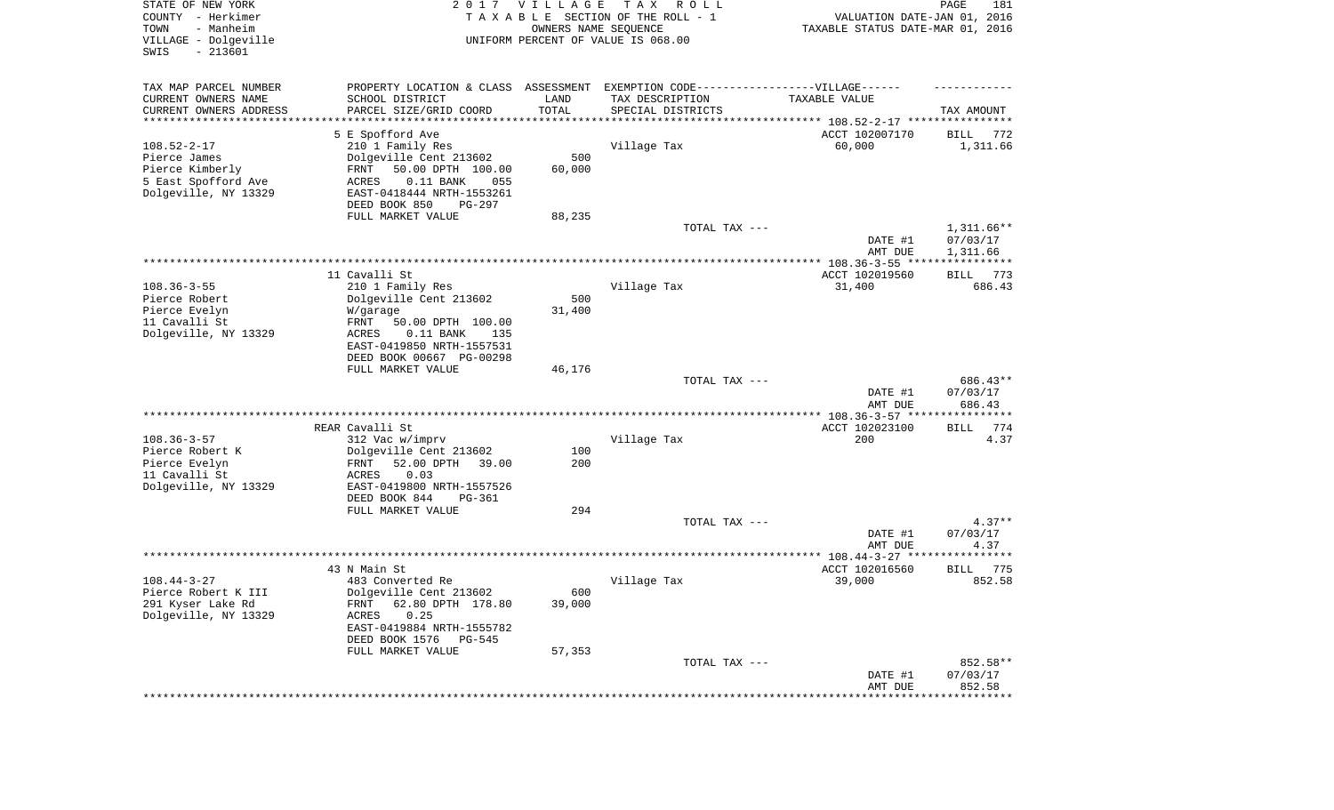STATE OF NEW YORK
COUNTY - Herkimer
TOWN - Manheim
VILLAGE - Dolgeville
SWIS - 213601

2 0 1 7 V I L L A G E T A X R O L L
T A X A B L E SECTION OF THE ROLL - 1
OWNERS NAME SEQUENCE
UNIFORM PERCENT OF VALUE IS 068.00

VALUATION DATE-JAN 01, 2016
TAXABLE STATUS DATE-MAR 01, 2016

| TAX MAP PARCEL NUMBER<br>CURRENT OWNERS NAME<br>CURRENT OWNERS ADDRESS | PROPERTY LOCATION & CLASS<br>SCHOOL DISTRICT<br>PARCEL SIZE/GRID COORD | ASSESSMENT<br>LAND<br>TOTAL | EXEMPTION CODE-----VILLAGE------<br>TAX DESCRIPTION<br>SPECIAL DISTRICTS | TAXABLE VALUE | TAX AMOUNT |
|---|---|---|---|---|---|
| | 5 E Spofford Ave | | | ACCT 102007170 | BILL 772 |
| 108.52-2-17 | 210 1 Family Res | | Village Tax | 60,000 | 1,311.66 |
| Pierce James | Dolgeville Cent 213602 | 500 | | | |
| Pierce Kimberly | FRNT 50.00 DPTH 100.00 | 60,000 | | | |
| 5 East Spofford Ave | ACRES 0.11 BANK 055 | | | | |
| Dolgeville, NY 13329 | EAST-0418444 NRTH-1553261 | | | | |
| | DEED BOOK 850 PG-297 | | | | |
| | FULL MARKET VALUE | 88,235 | | | |
| | | | TOTAL TAX --- | | 1,311.66** |
| | | | | DATE #1 | 07/03/17 |
| | | | | AMT DUE | 1,311.66 |
| | 11 Cavalli St | | | ACCT 102019560 | BILL 773 |
| 108.36-3-55 | 210 1 Family Res | | Village Tax | 31,400 | 686.43 |
| Pierce Robert | Dolgeville Cent 213602 | 500 | | | |
| Pierce Evelyn | W/garage | 31,400 | | | |
| 11 Cavalli St | FRNT 50.00 DPTH 100.00 | | | | |
| Dolgeville, NY 13329 | ACRES 0.11 BANK 135 | | | | |
| | EAST-0419850 NRTH-1557531 | | | | |
| | DEED BOOK 00667 PG-00298 | | | | |
| | FULL MARKET VALUE | 46,176 | | | |
| | | | TOTAL TAX --- | | 686.43** |
| | | | | DATE #1 | 07/03/17 |
| | | | | AMT DUE | 686.43 |
| | REAR Cavalli St | | | ACCT 102023100 | BILL 774 |
| 108.36-3-57 | 312 Vac w/imprv | | Village Tax | 200 | 4.37 |
| Pierce Robert K | Dolgeville Cent 213602 | 100 | | | |
| Pierce Evelyn | FRNT 52.00 DPTH 39.00 | 200 | | | |
| 11 Cavalli St | ACRES 0.03 | | | | |
| Dolgeville, NY 13329 | EAST-0419800 NRTH-1557526 | | | | |
| | DEED BOOK 844 PG-361 | | | | |
| | FULL MARKET VALUE | 294 | | | |
| | | | TOTAL TAX --- | | 4.37** |
| | | | | DATE #1 | 07/03/17 |
| | | | | AMT DUE | 4.37 |
| | 43 N Main St | | | ACCT 102016560 | BILL 775 |
| 108.44-3-27 | 483 Converted Re | | Village Tax | 39,000 | 852.58 |
| Pierce Robert K III | Dolgeville Cent 213602 | 600 | | | |
| 291 Kyser Lake Rd | FRNT 62.80 DPTH 178.80 | 39,000 | | | |
| Dolgeville, NY 13329 | ACRES 0.25 | | | | |
| | EAST-0419884 NRTH-1555782 | | | | |
| | DEED BOOK 1576 PG-545 | | | | |
| | FULL MARKET VALUE | 57,353 | | | |
| | | | TOTAL TAX --- | | 852.58** |
| | | | | DATE #1 | 07/03/17 |
| | | | | AMT DUE | 852.58 |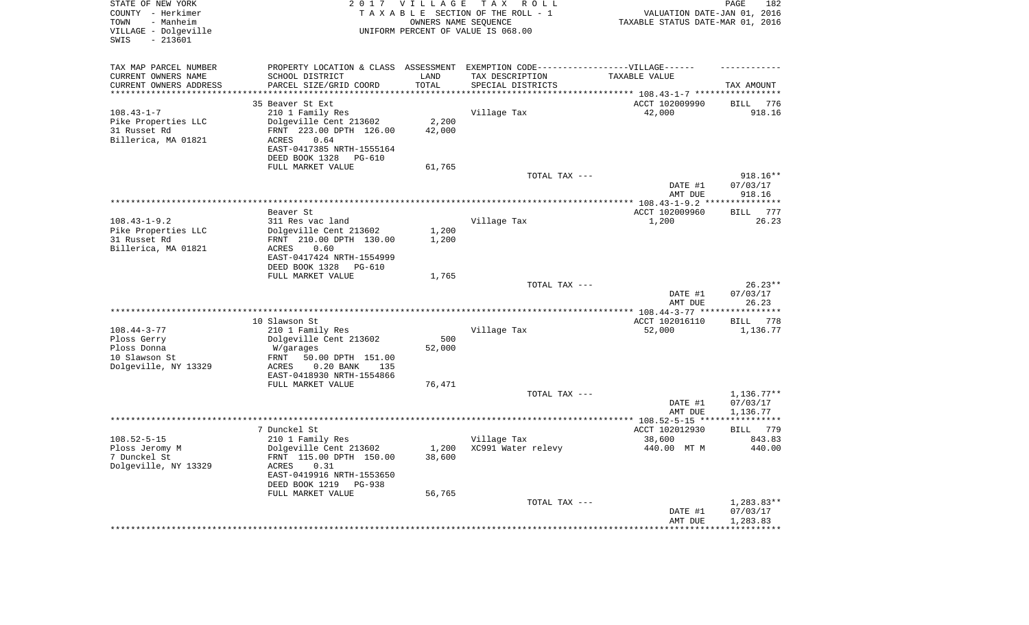STATE OF NEW YORK
COUNTY - Herkimer
TOWN - Manheim
VILLAGE - Dolgeville
SWIS - 213601

2017 VILLAGE TAX ROLL
TAXABLE SECTION OF THE ROLL - 1
OWNERS NAME SEQUENCE
UNIFORM PERCENT OF VALUE IS 068.00

VALUATION DATE-JAN 01, 2016
TAXABLE STATUS DATE-MAR 01, 2016

| TAX MAP PARCEL NUMBER / CURRENT OWNERS NAME / CURRENT OWNERS ADDRESS | PROPERTY LOCATION & CLASS / SCHOOL DISTRICT / PARCEL SIZE/GRID COORD | ASSESSMENT LAND | TOTAL | EXEMPTION CODE / TAX DESCRIPTION / SPECIAL DISTRICTS | TAXABLE VALUE | TAX AMOUNT |
|---|---|---|---|---|---|---|
| | 35 Beaver St Ext | | | | ACCT 102009990 | BILL 776 |
| 108.43-1-7 | 210 1 Family Res | | | Village Tax | 42,000 | 918.16 |
| Pike Properties LLC | Dolgeville Cent 213602 | 2,200 | | | | |
| 31 Russet Rd | FRNT 223.00 DPTH 126.00 | | 42,000 | | | |
| Billerica, MA 01821 | ACRES 0.64 | | | | | |
| | EAST-0417385 NRTH-1555164 | | | | | |
| | DEED BOOK 1328 PG-610 | | | | | |
| | FULL MARKET VALUE | 61,765 | | | | |
| | | | | TOTAL TAX --- | | 918.16** |
| | | | | | DATE #1 | 07/03/17 |
| | | | | | AMT DUE | 918.16 |
| | Beaver St | | | | ACCT 102009960 | BILL 777 |
| 108.43-1-9.2 | 311 Res vac land | | | Village Tax | 1,200 | 26.23 |
| Pike Properties LLC | Dolgeville Cent 213602 | 1,200 | | | | |
| 31 Russet Rd | FRNT 210.00 DPTH 130.00 | | 1,200 | | | |
| Billerica, MA 01821 | ACRES 0.60 | | | | | |
| | EAST-0417424 NRTH-1554999 | | | | | |
| | DEED BOOK 1328 PG-610 | | | | | |
| | FULL MARKET VALUE | 1,765 | | | | |
| | | | | TOTAL TAX --- | | 26.23** |
| | | | | | DATE #1 | 07/03/17 |
| | | | | | AMT DUE | 26.23 |
| | 10 Slawson St | | | | ACCT 102016110 | BILL 778 |
| 108.44-3-77 | 210 1 Family Res | | | Village Tax | 52,000 | 1,136.77 |
| Ploss Gerry | Dolgeville Cent 213602 | 500 | | | | |
| Ploss Donna | W/garages | | 52,000 | | | |
| 10 Slawson St | FRNT 50.00 DPTH 151.00 | | | | | |
| Dolgeville, NY 13329 | ACRES 0.20 BANK 135 | | | | | |
| | EAST-0418930 NRTH-1554866 | | | | | |
| | FULL MARKET VALUE | 76,471 | | | | |
| | | | | TOTAL TAX --- | | 1,136.77** |
| | | | | | DATE #1 | 07/03/17 |
| | | | | | AMT DUE | 1,136.77 |
| | 7 Dunckel St | | | | ACCT 102012930 | BILL 779 |
| 108.52-5-15 | 210 1 Family Res | | | Village Tax | 38,600 | 843.83 |
| Ploss Jeromy M | Dolgeville Cent 213602 | 1,200 | | XC991 Water relevy | 440.00 MT M | 440.00 |
| 7 Dunckel St | FRNT 115.00 DPTH 150.00 | | 38,600 | | | |
| Dolgeville, NY 13329 | ACRES 0.31 | | | | | |
| | EAST-0419916 NRTH-1553650 | | | | | |
| | DEED BOOK 1219 PG-938 | | | | | |
| | FULL MARKET VALUE | 56,765 | | | | |
| | | | | TOTAL TAX --- | | 1,283.83** |
| | | | | | DATE #1 | 07/03/17 |
| | | | | | AMT DUE | 1,283.83 |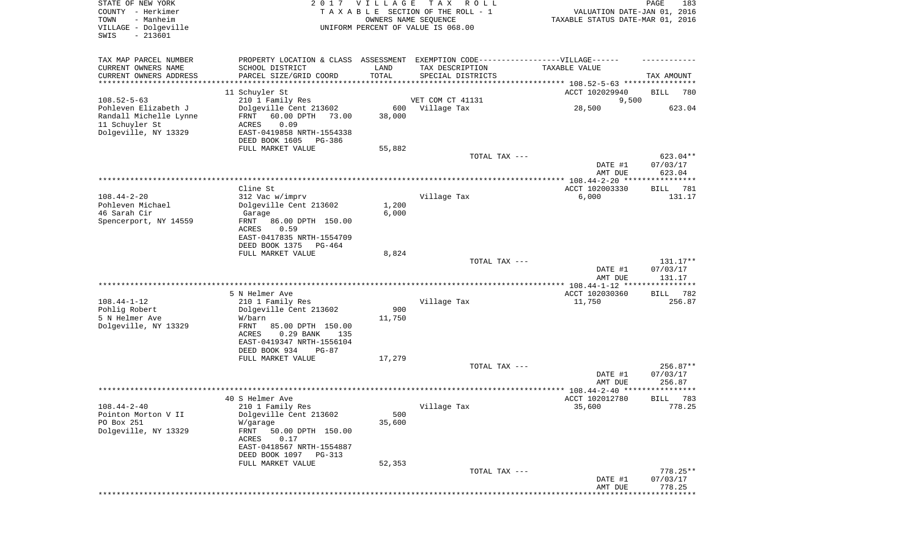STATE OF NEW YORK
COUNTY - Herkimer
TOWN - Manheim
VILLAGE - Dolgeville
SWIS - 213601

2 0 1 7 V I L L A G E T A X R O L L
T A X A B L E SECTION OF THE ROLL - 1
OWNERS NAME SEQUENCE
UNIFORM PERCENT OF VALUE IS 068.00

VALUATION DATE-JAN 01, 2016
TAXABLE STATUS DATE-MAR 01, 2016

| TAX MAP PARCEL NUMBER / CURRENT OWNERS NAME / CURRENT OWNERS ADDRESS | PROPERTY LOCATION & CLASS / SCHOOL DISTRICT / PARCEL SIZE/GRID COORD | ASSESSMENT LAND / TOTAL | EXEMPTION CODE / TAX DESCRIPTION / SPECIAL DISTRICTS | TAXABLE VALUE | TAX AMOUNT |
|---|---|---|---|---|---|
| 108.52-5-63 | 11 Schuyler St | | | ACCT 102029940 | BILL 780 |
| 108.52-5-63 | 210 1 Family Res | | VET COM CT 41131 | 9,500 | |
| Pohleven Elizabeth J | Dolgeville Cent 213602 | 600 | Village Tax | 28,500 | 623.04 |
| Randall Michelle Lynne | FRNT 60.00 DPTH 73.00 | 38,000 | | | |
| 11 Schuyler St | ACRES 0.09 | | | | |
| Dolgeville, NY 13329 | EAST-0419858 NRTH-1554338 | | | | |
| | DEED BOOK 1605 PG-386 | | | | |
| | FULL MARKET VALUE | 55,882 | | | |
| | | | TOTAL TAX --- | | 623.04** |
| | | | | DATE #1 | 07/03/17 |
| | | | | AMT DUE | 623.04 |
| 108.44-2-20 | Cline St | | | ACCT 102003330 | BILL 781 |
| 108.44-2-20 | 312 Vac w/imprv | | Village Tax | 6,000 | 131.17 |
| Pohleven Michael | Dolgeville Cent 213602 | 1,200 | | | |
| 46 Sarah Cir | Garage | 6,000 | | | |
| Spencerport, NY 14559 | FRNT 86.00 DPTH 150.00 | | | | |
| | ACRES 0.59 | | | | |
| | EAST-0417835 NRTH-1554709 | | | | |
| | DEED BOOK 1375 PG-464 | | | | |
| | FULL MARKET VALUE | 8,824 | | | |
| | | | TOTAL TAX --- | | 131.17** |
| | | | | DATE #1 | 07/03/17 |
| | | | | AMT DUE | 131.17 |
| 108.44-1-12 | 5 N Helmer Ave | | | ACCT 102030360 | BILL 782 |
| 108.44-1-12 | 210 1 Family Res | | Village Tax | 11,750 | 256.87 |
| Pohlig Robert | Dolgeville Cent 213602 | 900 | | | |
| 5 N Helmer Ave | W/barn | 11,750 | | | |
| Dolgeville, NY 13329 | FRNT 85.00 DPTH 150.00 | | | | |
| | ACRES 0.29 BANK 135 | | | | |
| | EAST-0419347 NRTH-1556104 | | | | |
| | DEED BOOK 934 PG-87 | | | | |
| | FULL MARKET VALUE | 17,279 | | | |
| | | | TOTAL TAX --- | | 256.87** |
| | | | | DATE #1 | 07/03/17 |
| | | | | AMT DUE | 256.87 |
| 108.44-2-40 | 40 S Helmer Ave | | | ACCT 102012780 | BILL 783 |
| 108.44-2-40 | 210 1 Family Res | | Village Tax | 35,600 | 778.25 |
| Pointon Morton V II | Dolgeville Cent 213602 | 500 | | | |
| PO Box 251 | W/garage | 35,600 | | | |
| Dolgeville, NY 13329 | FRNT 50.00 DPTH 150.00 | | | | |
| | ACRES 0.17 | | | | |
| | EAST-0418567 NRTH-1554887 | | | | |
| | DEED BOOK 1097 PG-313 | | | | |
| | FULL MARKET VALUE | 52,353 | | | |
| | | | TOTAL TAX --- | | 778.25** |
| | | | | DATE #1 | 07/03/17 |
| | | | | AMT DUE | 778.25 |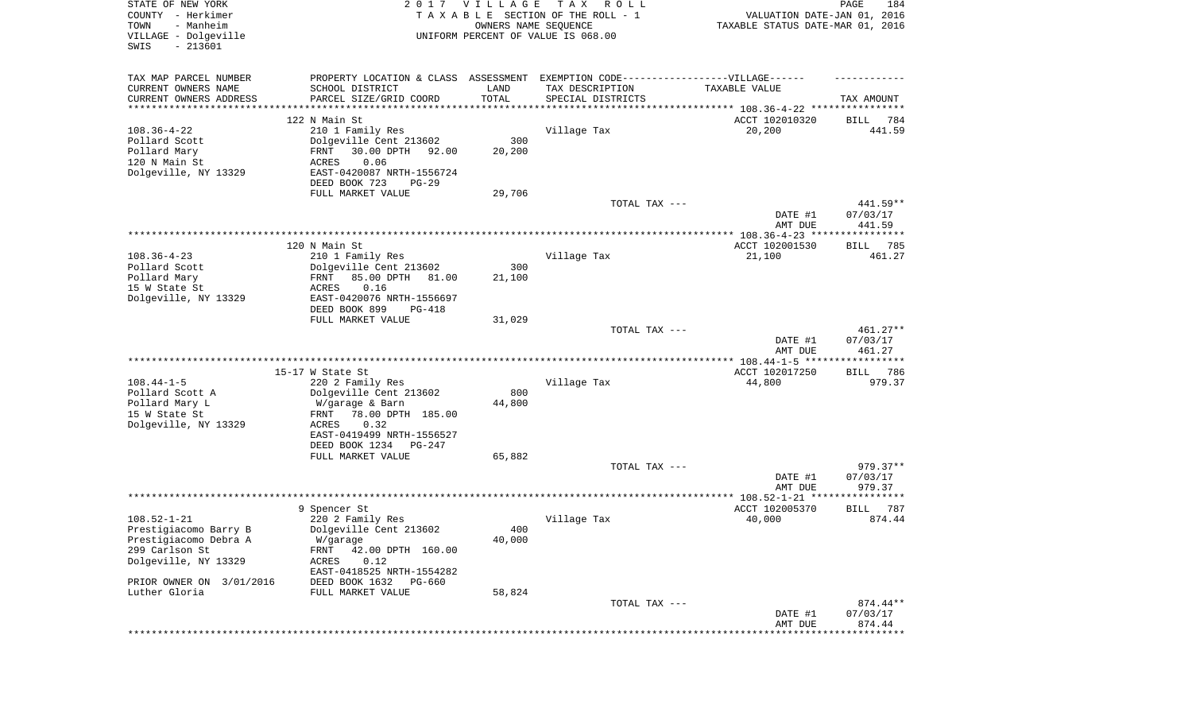STATE OF NEW YORK
COUNTY - Herkimer
TOWN - Manheim
VILLAGE - Dolgeville
SWIS - 213601

2017 VILLAGE TAX ROLL
TAXABLE SECTION OF THE ROLL - 1
OWNERS NAME SEQUENCE
UNIFORM PERCENT OF VALUE IS 068.00

VALUATION DATE-JAN 01, 2016
TAXABLE STATUS DATE-MAR 01, 2016

| TAX MAP PARCEL NUMBER / CURRENT OWNERS NAME / CURRENT OWNERS ADDRESS | PROPERTY LOCATION & CLASS / SCHOOL DISTRICT / PARCEL SIZE/GRID COORD | ASSESSMENT LAND / TOTAL | EXEMPTION CODE / TAX DESCRIPTION / SPECIAL DISTRICTS | TAXABLE VALUE | TAX AMOUNT |
|---|---|---|---|---|---|
| 108.36-4-22 | 122 N Main St | | | ACCT 102010320 | BILL 784 |
| Pollard Scott | 210 1 Family Res | | Village Tax | 20,200 | 441.59 |
| Pollard Mary | Dolgeville Cent 213602 | 300 | | | |
| 120 N Main St | FRNT 30.00 DPTH 92.00 | 20,200 | | | |
| Dolgeville, NY 13329 | ACRES 0.06 | | | | |
| | EAST-0420087 NRTH-1556724 | | | | |
| | DEED BOOK 723 PG-29 | | | | |
| | FULL MARKET VALUE | 29,706 | | | |
| | | | TOTAL TAX --- | | 441.59** |
| | | | | DATE #1 | 07/03/17 |
| | | | | AMT DUE | 441.59 |
| 108.36-4-23 | 120 N Main St | | | ACCT 102001530 | BILL 785 |
| Pollard Scott | 210 1 Family Res | | Village Tax | 21,100 | 461.27 |
| Pollard Mary | Dolgeville Cent 213602 | 300 | | | |
| 15 W State St | FRNT 85.00 DPTH 81.00 | 21,100 | | | |
| Dolgeville, NY 13329 | ACRES 0.16 | | | | |
| | EAST-0420076 NRTH-1556697 | | | | |
| | DEED BOOK 899 PG-418 | | | | |
| | FULL MARKET VALUE | 31,029 | | | |
| | | | TOTAL TAX --- | | 461.27** |
| | | | | DATE #1 | 07/03/17 |
| | | | | AMT DUE | 461.27 |
| 108.44-1-5 | 15-17 W State St | | | ACCT 102017250 | BILL 786 |
| Pollard Scott A | 220 2 Family Res | | Village Tax | 44,800 | 979.37 |
| Pollard Mary L | Dolgeville Cent 213602 | 800 | | | |
| 15 W State St | W/garage & Barn | 44,800 | | | |
| Dolgeville, NY 13329 | FRNT 78.00 DPTH 185.00 | | | | |
| | ACRES 0.32 | | | | |
| | EAST-0419499 NRTH-1556527 | | | | |
| | DEED BOOK 1234 PG-247 | | | | |
| | FULL MARKET VALUE | 65,882 | | | |
| | | | TOTAL TAX --- | | 979.37** |
| | | | | DATE #1 | 07/03/17 |
| | | | | AMT DUE | 979.37 |
| 108.52-1-21 | 9 Spencer St | | | ACCT 102005370 | BILL 787 |
| Prestigiacomo Barry B | 220 2 Family Res | | Village Tax | 40,000 | 874.44 |
| Prestigiacomo Debra A | Dolgeville Cent 213602 | 400 | | | |
| 299 Carlson St | W/garage | 40,000 | | | |
| Dolgeville, NY 13329 | FRNT 42.00 DPTH 160.00 | | | | |
| | ACRES 0.12 | | | | |
| | EAST-0418525 NRTH-1554282 | | | | |
| PRIOR OWNER ON 3/01/2016 | DEED BOOK 1632 PG-660 | | | | |
| Luther Gloria | FULL MARKET VALUE | 58,824 | | | |
| | | | TOTAL TAX --- | | 874.44** |
| | | | | DATE #1 | 07/03/17 |
| | | | | AMT DUE | 874.44 |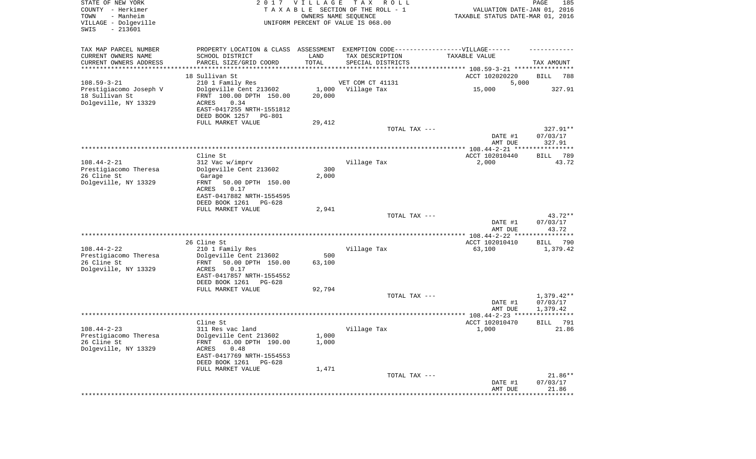STATE OF NEW YORK
COUNTY - Herkimer
TOWN - Manheim
VILLAGE - Dolgeville
SWIS - 213601

2017 VILLAGE TAX ROLL
TAXABLE SECTION OF THE ROLL - 1
OWNERS NAME SEQUENCE
UNIFORM PERCENT OF VALUE IS 068.00

VALUATION DATE-JAN 01, 2016
TAXABLE STATUS DATE-MAR 01, 2016

| TAX MAP PARCEL NUMBER / CURRENT OWNERS NAME / CURRENT OWNERS ADDRESS | PROPERTY LOCATION & CLASS / SCHOOL DISTRICT / PARCEL SIZE/GRID COORD | ASSESSMENT LAND / TOTAL | EXEMPTION CODE / TAX DESCRIPTION / SPECIAL DISTRICTS | TAXABLE VALUE | TAX AMOUNT |
|---|---|---|---|---|---|
| | 18 Sullivan St | | | ACCT 102020220 | BILL 788 |
| 108.59-3-21 | 210 1 Family Res | | VET COM CT 41131 | 5,000 | |
| Prestigiacomo Joseph V | Dolgeville Cent 213602 | 1,000 | Village Tax | 15,000 | 327.91 |
| 18 Sullivan St | FRNT 100.00 DPTH 150.00 | 20,000 | | | |
| Dolgeville, NY 13329 | ACRES 0.34 | | | | |
| | EAST-0417255 NRTH-1551812 | | | | |
| | DEED BOOK 1257 PG-801 | | | | |
| | FULL MARKET VALUE | 29,412 | | | |
| | | | TOTAL TAX --- | | 327.91** |
| | | | | DATE #1 | 07/03/17 |
| | | | | AMT DUE | 327.91 |
| | Cline St | | | ACCT 102010440 | BILL 789 |
| 108.44-2-21 | 312 Vac w/imprv | | Village Tax | 2,000 | 43.72 |
| Prestigiacomo Theresa | Dolgeville Cent 213602 | 300 | | | |
| 26 Cline St | Garage | 2,000 | | | |
| Dolgeville, NY 13329 | FRNT 50.00 DPTH 150.00 | | | | |
| | ACRES 0.17 | | | | |
| | EAST-0417882 NRTH-1554595 | | | | |
| | DEED BOOK 1261 PG-628 | | | | |
| | FULL MARKET VALUE | 2,941 | | | |
| | | | TOTAL TAX --- | | 43.72** |
| | | | | DATE #1 | 07/03/17 |
| | | | | AMT DUE | 43.72 |
| | 26 Cline St | | | ACCT 102010410 | BILL 790 |
| 108.44-2-22 | 210 1 Family Res | | Village Tax | 63,100 | 1,379.42 |
| Prestigiacomo Theresa | Dolgeville Cent 213602 | 500 | | | |
| 26 Cline St | FRNT 50.00 DPTH 150.00 | 63,100 | | | |
| Dolgeville, NY 13329 | ACRES 0.17 | | | | |
| | EAST-0417857 NRTH-1554552 | | | | |
| | DEED BOOK 1261 PG-628 | | | | |
| | FULL MARKET VALUE | 92,794 | | | |
| | | | TOTAL TAX --- | | 1,379.42** |
| | | | | DATE #1 | 07/03/17 |
| | | | | AMT DUE | 1,379.42 |
| | Cline St | | | ACCT 102010470 | BILL 791 |
| 108.44-2-23 | 311 Res vac land | | Village Tax | 1,000 | 21.86 |
| Prestigiacomo Theresa | Dolgeville Cent 213602 | 1,000 | | | |
| 26 Cline St | FRNT 63.00 DPTH 190.00 | 1,000 | | | |
| Dolgeville, NY 13329 | ACRES 0.48 | | | | |
| | EAST-0417769 NRTH-1554553 | | | | |
| | DEED BOOK 1261 PG-628 | | | | |
| | FULL MARKET VALUE | 1,471 | | | |
| | | | TOTAL TAX --- | | 21.86** |
| | | | | DATE #1 | 07/03/17 |
| | | | | AMT DUE | 21.86 |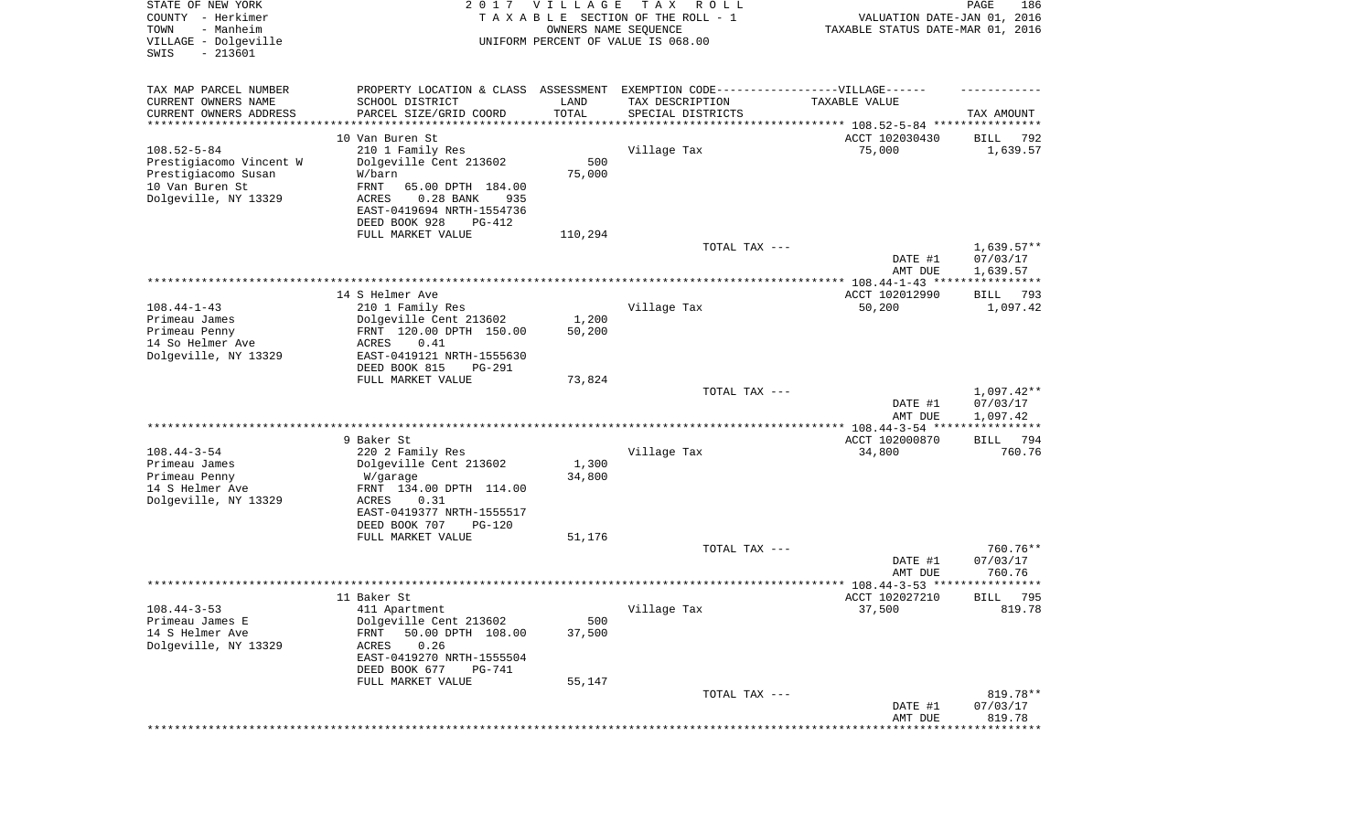STATE OF NEW YORK
COUNTY - Herkimer
TOWN - Manheim
VILLAGE - Dolgeville
SWIS - 213601

2 0 1 7 V I L L A G E T A X R O L L
T A X A B L E SECTION OF THE ROLL - 1
OWNERS NAME SEQUENCE
UNIFORM PERCENT OF VALUE IS 068.00

VALUATION DATE-JAN 01, 2016
TAXABLE STATUS DATE-MAR 01, 2016

| TAX MAP PARCEL NUMBER<br>CURRENT OWNERS NAME<br>CURRENT OWNERS ADDRESS | PROPERTY LOCATION & CLASS<br>SCHOOL DISTRICT<br>PARCEL SIZE/GRID COORD | ASSESSMENT<br>LAND<br>TOTAL | EXEMPTION CODE------VILLAGE------<br>TAX DESCRIPTION<br>SPECIAL DISTRICTS | TAXABLE VALUE | TAX AMOUNT |
|---|---|---|---|---|---|
| 108.52-5-84 | 10 Van Buren St | | | ACCT 102030430 | BILL 792 |
| 108.52-5-84 | 210 1 Family Res | | Village Tax | 75,000 | 1,639.57 |
| Prestigiacomo Vincent W | Dolgeville Cent 213602 | 500 | | | |
| Prestigiacomo Susan | W/barn | 75,000 | | | |
| 10 Van Buren St | FRNT 65.00 DPTH 184.00 | | | | |
| Dolgeville, NY 13329 | ACRES 0.28 BANK 935 | | | | |
| | EAST-0419694 NRTH-1554736 | | | | |
| | DEED BOOK 928 PG-412 | | | | |
| | FULL MARKET VALUE | 110,294 | | | |
| | | | TOTAL TAX --- | | 1,639.57** |
| | | | | DATE #1 | 07/03/17 |
| | | | | AMT DUE | 1,639.57 |
| 108.44-1-43 | 14 S Helmer Ave | | | ACCT 102012990 | BILL 793 |
| 108.44-1-43 | 210 1 Family Res | | Village Tax | 50,200 | 1,097.42 |
| Primeau James | Dolgeville Cent 213602 | 1,200 | | | |
| Primeau Penny | FRNT 120.00 DPTH 150.00 | 50,200 | | | |
| 14 So Helmer Ave | ACRES 0.41 | | | | |
| Dolgeville, NY 13329 | EAST-0419121 NRTH-1555630 | | | | |
| | DEED BOOK 815 PG-291 | | | | |
| | FULL MARKET VALUE | 73,824 | | | |
| | | | TOTAL TAX --- | | 1,097.42** |
| | | | | DATE #1 | 07/03/17 |
| | | | | AMT DUE | 1,097.42 |
| 108.44-3-54 | 9 Baker St | | | ACCT 102000870 | BILL 794 |
| 108.44-3-54 | 220 2 Family Res | | Village Tax | 34,800 | 760.76 |
| Primeau James | Dolgeville Cent 213602 | 1,300 | | | |
| Primeau Penny | W/garage | 34,800 | | | |
| 14 S Helmer Ave | FRNT 134.00 DPTH 114.00 | | | | |
| Dolgeville, NY 13329 | ACRES 0.31 | | | | |
| | EAST-0419377 NRTH-1555517 | | | | |
| | DEED BOOK 707 PG-120 | | | | |
| | FULL MARKET VALUE | 51,176 | | | |
| | | | TOTAL TAX --- | | 760.76** |
| | | | | DATE #1 | 07/03/17 |
| | | | | AMT DUE | 760.76 |
| 108.44-3-53 | 11 Baker St | | | ACCT 102027210 | BILL 795 |
| 108.44-3-53 | 411 Apartment | | Village Tax | 37,500 | 819.78 |
| Primeau James E | Dolgeville Cent 213602 | 500 | | | |
| 14 S Helmer Ave | FRNT 50.00 DPTH 108.00 | 37,500 | | | |
| Dolgeville, NY 13329 | ACRES 0.26 | | | | |
| | EAST-0419270 NRTH-1555504 | | | | |
| | DEED BOOK 677 PG-741 | | | | |
| | FULL MARKET VALUE | 55,147 | | | |
| | | | TOTAL TAX --- | | 819.78** |
| | | | | DATE #1 | 07/03/17 |
| | | | | AMT DUE | 819.78 |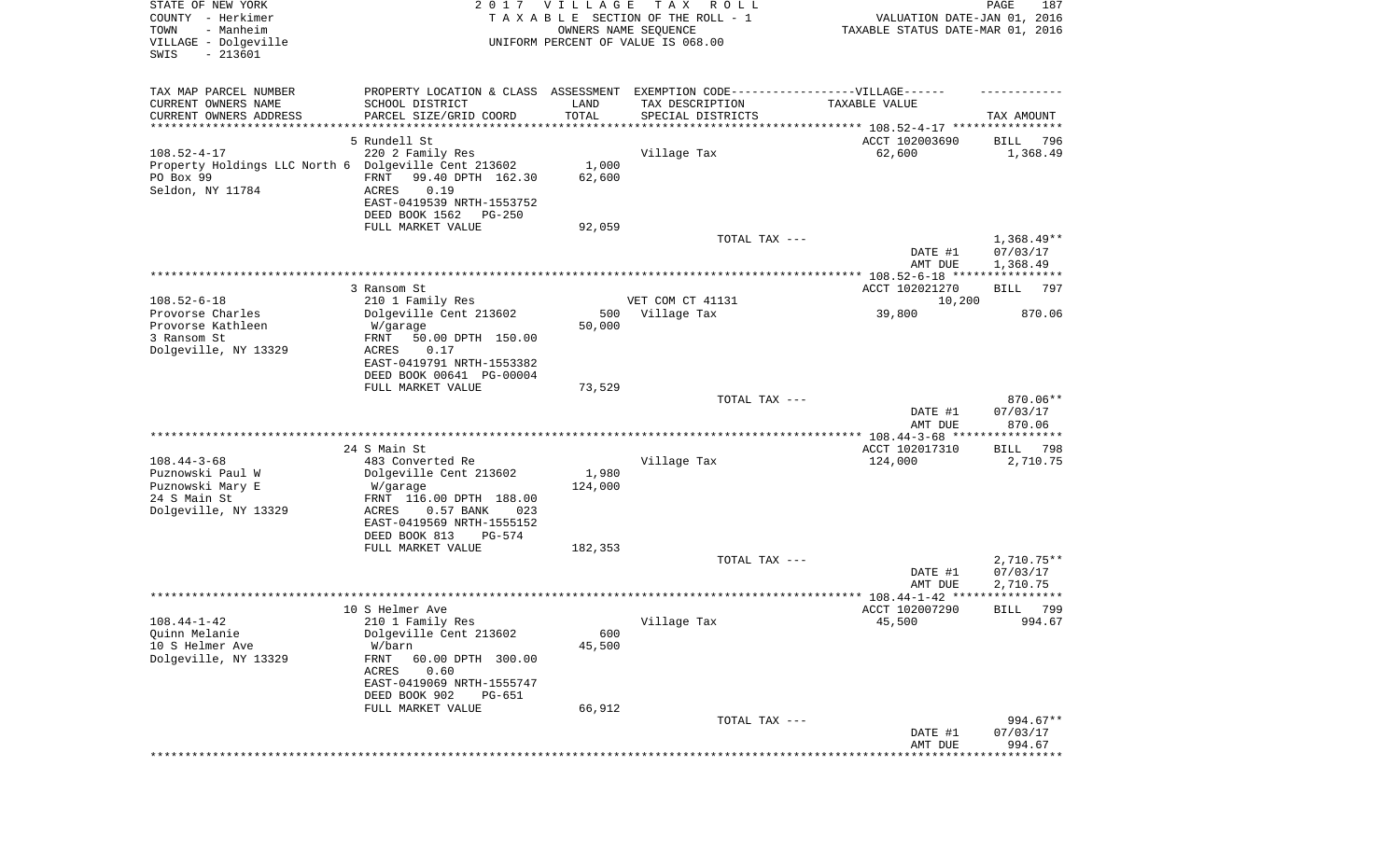STATE OF NEW YORK
COUNTY - Herkimer
TOWN - Manheim
VILLAGE - Dolgeville
SWIS - 213601

2017 VILLAGE TAX ROLL
TAXABLE SECTION OF THE ROLL - 1
OWNERS NAME SEQUENCE
UNIFORM PERCENT OF VALUE IS 068.00

VALUATION DATE-JAN 01, 2016
TAXABLE STATUS DATE-MAR 01, 2016

| TAX MAP PARCEL NUMBER<br>CURRENT OWNERS NAME<br>CURRENT OWNERS ADDRESS | PROPERTY LOCATION & CLASS<br>SCHOOL DISTRICT<br>PARCEL SIZE/GRID COORD | ASSESSMENT<br>LAND<br>TOTAL | EXEMPTION CODE------VILLAGE------<br>TAX DESCRIPTION<br>SPECIAL DISTRICTS | TAXABLE VALUE | TAX AMOUNT |
|---|---|---|---|---|---|
| | 5 Rundell St | | | ACCT 102003690 | BILL 796 |
| 108.52-4-17 | 220 2 Family Res | | Village Tax | 62,600 | 1,368.49 |
| Property Holdings LLC North 6 | Dolgeville Cent 213602 | 1,000 | | | |
| PO Box 99 | FRNT 99.40 DPTH 162.30 | 62,600 | | | |
| Seldon, NY 11784 | ACRES 0.19 | | | | |
| | EAST-0419539 NRTH-1553752 | | | | |
| | DEED BOOK 1562 PG-250 | | | | |
| | FULL MARKET VALUE | 92,059 | | | |
| | | | TOTAL TAX --- | | 1,368.49** |
| | | | | DATE #1 | 07/03/17 |
| | | | | AMT DUE | 1,368.49 |
| | 3 Ransom St | | | ACCT 102021270 | BILL 797 |
| 108.52-6-18 | 210 1 Family Res | | VET COM CT 41131 | 10,200 | |
| Provorse Charles | Dolgeville Cent 213602 | 500 | Village Tax | 39,800 | 870.06 |
| Provorse Kathleen | W/garage | 50,000 | | | |
| 3 Ransom St | FRNT 50.00 DPTH 150.00 | | | | |
| Dolgeville, NY 13329 | ACRES 0.17 | | | | |
| | EAST-0419791 NRTH-1553382 | | | | |
| | DEED BOOK 00641 PG-00004 | | | | |
| | FULL MARKET VALUE | 73,529 | | | |
| | | | TOTAL TAX --- | | 870.06** |
| | | | | DATE #1 | 07/03/17 |
| | | | | AMT DUE | 870.06 |
| | 24 S Main St | | | ACCT 102017310 | BILL 798 |
| 108.44-3-68 | 483 Converted Re | | Village Tax | 124,000 | 2,710.75 |
| Puznowski Paul W | Dolgeville Cent 213602 | 1,980 | | | |
| Puznowski Mary E | W/garage | 124,000 | | | |
| 24 S Main St | FRNT 116.00 DPTH 188.00 | | | | |
| Dolgeville, NY 13329 | ACRES 0.57 BANK 023 | | | | |
| | EAST-0419569 NRTH-1555152 | | | | |
| | DEED BOOK 813 PG-574 | | | | |
| | FULL MARKET VALUE | 182,353 | | | |
| | | | TOTAL TAX --- | | 2,710.75** |
| | | | | DATE #1 | 07/03/17 |
| | | | | AMT DUE | 2,710.75 |
| | 10 S Helmer Ave | | | ACCT 102007290 | BILL 799 |
| 108.44-1-42 | 210 1 Family Res | | Village Tax | 45,500 | 994.67 |
| Quinn Melanie | Dolgeville Cent 213602 | 600 | | | |
| 10 S Helmer Ave | W/barn | 45,500 | | | |
| Dolgeville, NY 13329 | FRNT 60.00 DPTH 300.00 | | | | |
| | ACRES 0.60 | | | | |
| | EAST-0419069 NRTH-1555747 | | | | |
| | DEED BOOK 902 PG-651 | | | | |
| | FULL MARKET VALUE | 66,912 | | | |
| | | | TOTAL TAX --- | | 994.67** |
| | | | | DATE #1 | 07/03/17 |
| | | | | AMT DUE | 994.67 |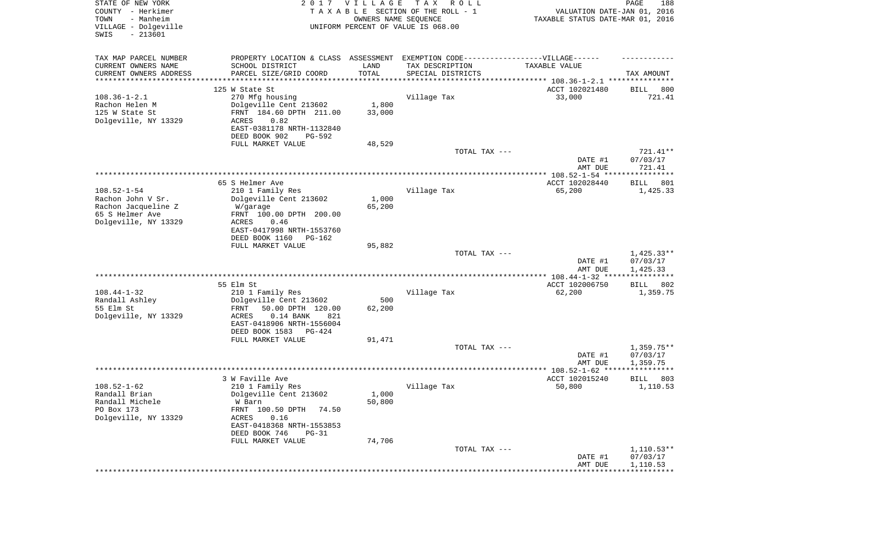STATE OF NEW YORK
COUNTY - Herkimer
TOWN - Manheim
VILLAGE - Dolgeville
SWIS - 213601

2017 VILLAGE TAX ROLL
TAXABLE SECTION OF THE ROLL - 1
OWNERS NAME SEQUENCE
UNIFORM PERCENT OF VALUE IS 068.00

VALUATION DATE-JAN 01, 2016
TAXABLE STATUS DATE-MAR 01, 2016

| TAX MAP PARCEL NUMBER / CURRENT OWNERS NAME / CURRENT OWNERS ADDRESS | PROPERTY LOCATION & CLASS / SCHOOL DISTRICT / PARCEL SIZE/GRID COORD | ASSESSMENT LAND / TOTAL | EXEMPTION CODE / TAX DESCRIPTION / SPECIAL DISTRICTS | TAXABLE VALUE | TAX AMOUNT |
|---|---|---|---|---|---|
| 108.36-1-2.1 | 125 W State St | | | ACCT 102021480 | BILL 800 |
| Rachon Helen M | 270 Mfg housing | | Village Tax | 33,000 | 721.41 |
| 125 W State St | Dolgeville Cent 213602 | 1,800 | | | |
| Dolgeville, NY 13329 | FRNT 184.60 DPTH 211.00 | 33,000 | | | |
| | ACRES 0.82 | | | | |
| | EAST-0381178 NRTH-1132840 | | | | |
| | DEED BOOK 902 PG-592 | | | | |
| | FULL MARKET VALUE | 48,529 | | | |
| | | | TOTAL TAX --- | | 721.41** |
| | | | | DATE #1 | 07/03/17 |
| | | | | AMT DUE | 721.41 |
| 108.52-1-54 | 65 S Helmer Ave | | | ACCT 102028440 | BILL 801 |
| Rachon John V Sr. | 210 1 Family Res | | Village Tax | 65,200 | 1,425.33 |
| Rachon Jacqueline Z | Dolgeville Cent 213602 | 1,000 | | | |
| 65 S Helmer Ave | W/garage | 65,200 | | | |
| Dolgeville, NY 13329 | FRNT 100.00 DPTH 200.00 | | | | |
| | ACRES 0.46 | | | | |
| | EAST-0417998 NRTH-1553760 | | | | |
| | DEED BOOK 1160 PG-162 | | | | |
| | FULL MARKET VALUE | 95,882 | | | |
| | | | TOTAL TAX --- | | 1,425.33** |
| | | | | DATE #1 | 07/03/17 |
| | | | | AMT DUE | 1,425.33 |
| 108.44-1-32 | 55 Elm St | | | ACCT 102006750 | BILL 802 |
| Randall Ashley | 210 1 Family Res | | Village Tax | 62,200 | 1,359.75 |
| 55 Elm St | Dolgeville Cent 213602 | 500 | | | |
| Dolgeville, NY 13329 | FRNT 50.00 DPTH 120.00 | 62,200 | | | |
| | ACRES 0.14 BANK 821 | | | | |
| | EAST-0418906 NRTH-1556004 | | | | |
| | DEED BOOK 1583 PG-424 | | | | |
| | FULL MARKET VALUE | 91,471 | | | |
| | | | TOTAL TAX --- | | 1,359.75** |
| | | | | DATE #1 | 07/03/17 |
| | | | | AMT DUE | 1,359.75 |
| 108.52-1-62 | 3 W Faville Ave | | | ACCT 102015240 | BILL 803 |
| Randall Brian | 210 1 Family Res | | Village Tax | 50,800 | 1,110.53 |
| Randall Michele | Dolgeville Cent 213602 | 1,000 | | | |
| PO Box 173 | W Barn | 50,800 | | | |
| Dolgeville, NY 13329 | FRNT 100.50 DPTH 74.50 | | | | |
| | ACRES 0.16 | | | | |
| | EAST-0418368 NRTH-1553853 | | | | |
| | DEED BOOK 746 PG-31 | | | | |
| | FULL MARKET VALUE | 74,706 | | | |
| | | | TOTAL TAX --- | | 1,110.53** |
| | | | | DATE #1 | 07/03/17 |
| | | | | AMT DUE | 1,110.53 |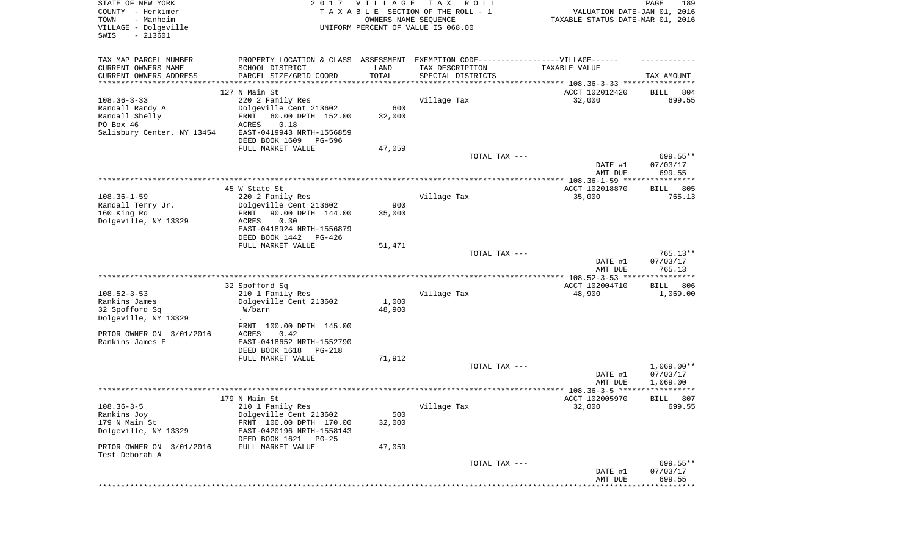STATE OF NEW YORK
COUNTY - Herkimer
TOWN - Manheim
VILLAGE - Dolgeville
SWIS - 213601

2 0 1 7 V I L L A G E T A X R O L L
T A X A B L E SECTION OF THE ROLL - 1
OWNERS NAME SEQUENCE
UNIFORM PERCENT OF VALUE IS 068.00

PAGE 189
VALUATION DATE-JAN 01, 2016
TAXABLE STATUS DATE-MAR 01, 2016

| TAX MAP PARCEL NUMBER<br>CURRENT OWNERS NAME<br>CURRENT OWNERS ADDRESS | PROPERTY LOCATION & CLASS<br>SCHOOL DISTRICT<br>PARCEL SIZE/GRID COORD | ASSESSMENT<br>LAND<br>TOTAL | EXEMPTION CODE-----VILLAGE------<br>TAX DESCRIPTION<br>SPECIAL DISTRICTS | TAXABLE VALUE | TAX AMOUNT |
|---|---|---|---|---|---|
| | 127 N Main St | | | ACCT 102012420 | BILL 804 |
| 108.36-3-33 | 220 2 Family Res | | Village Tax | 32,000 | 699.55 |
| Randall Randy A | Dolgeville Cent 213602 | 600 | | | |
| Randall Shelly | FRNT 60.00 DPTH 152.00 | 32,000 | | | |
| PO Box 46 | ACRES 0.18 | | | | |
| Salisbury Center, NY 13454 | EAST-0419943 NRTH-1556859 | | | | |
| | DEED BOOK 1609 PG-596 | | | | |
| | FULL MARKET VALUE | 47,059 | | | |
| | | | TOTAL TAX --- | | 699.55** |
| | | | | DATE #1 | 07/03/17 |
| | | | | AMT DUE | 699.55 |
| | 45 W State St | | | ACCT 102018870 | BILL 805 |
| 108.36-1-59 | 220 2 Family Res | | Village Tax | 35,000 | 765.13 |
| Randall Terry Jr. | Dolgeville Cent 213602 | 900 | | | |
| 160 King Rd | FRNT 90.00 DPTH 144.00 | 35,000 | | | |
| Dolgeville, NY 13329 | ACRES 0.30 | | | | |
| | EAST-0418924 NRTH-1556879 | | | | |
| | DEED BOOK 1442 PG-426 | | | | |
| | FULL MARKET VALUE | 51,471 | | | |
| | | | TOTAL TAX --- | | 765.13** |
| | | | | DATE #1 | 07/03/17 |
| | | | | AMT DUE | 765.13 |
| | 32 Spofford Sq | | | ACCT 102004710 | BILL 806 |
| 108.52-3-53 | 210 1 Family Res | | Village Tax | 48,900 | 1,069.00 |
| Rankins James | Dolgeville Cent 213602 | 1,000 | | | |
| 32 Spofford Sq | W/barn | 48,900 | | | |
| Dolgeville, NY 13329 | . | | | | |
| | FRNT 100.00 DPTH 145.00 | | | | |
| PRIOR OWNER ON 3/01/2016 | ACRES 0.42 | | | | |
| Rankins James E | EAST-0418652 NRTH-1552790 | | | | |
| | DEED BOOK 1618 PG-218 | | | | |
| | FULL MARKET VALUE | 71,912 | | | |
| | | | TOTAL TAX --- | | 1,069.00** |
| | | | | DATE #1 | 07/03/17 |
| | | | | AMT DUE | 1,069.00 |
| | 179 N Main St | | | ACCT 102005970 | BILL 807 |
| 108.36-3-5 | 210 1 Family Res | | Village Tax | 32,000 | 699.55 |
| Rankins Joy | Dolgeville Cent 213602 | 500 | | | |
| 179 N Main St | FRNT 100.00 DPTH 170.00 | 32,000 | | | |
| Dolgeville, NY 13329 | EAST-0420196 NRTH-1558143 | | | | |
| | DEED BOOK 1621 PG-25 | | | | |
| PRIOR OWNER ON 3/01/2016 | FULL MARKET VALUE | 47,059 | | | |
| Test Deborah A | | | | | |
| | | | TOTAL TAX --- | | 699.55** |
| | | | | DATE #1 | 07/03/17 |
| | | | | AMT DUE | 699.55 |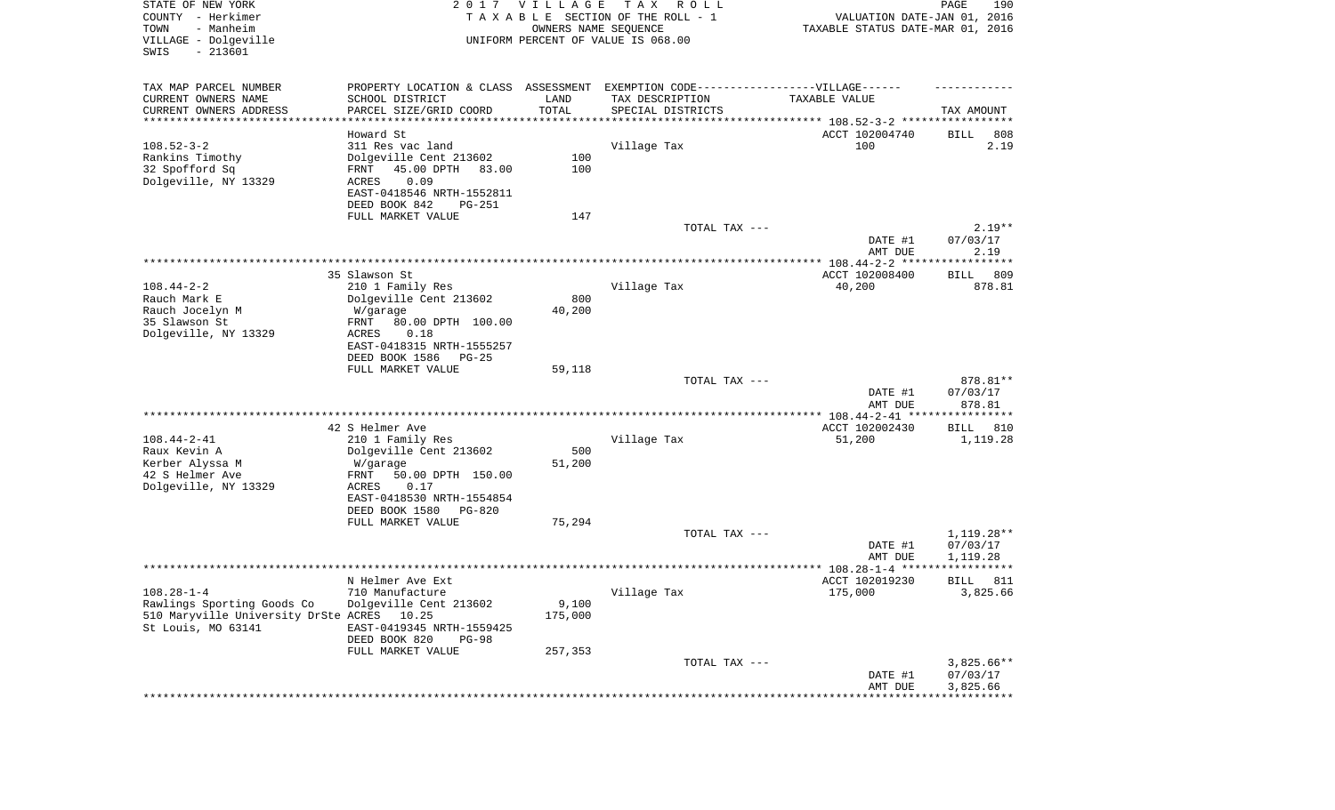STATE OF NEW YORK
COUNTY - Herkimer
TOWN - Manheim
VILLAGE - Dolgeville
SWIS - 213601

2017 VILLAGE TAX ROLL
TAXABLE SECTION OF THE ROLL - 1
OWNERS NAME SEQUENCE
UNIFORM PERCENT OF VALUE IS 068.00

VALUATION DATE-JAN 01, 2016
TAXABLE STATUS DATE-MAR 01, 2016

| TAX MAP PARCEL NUMBER<br>CURRENT OWNERS NAME<br>CURRENT OWNERS ADDRESS | PROPERTY LOCATION & CLASS<br>SCHOOL DISTRICT<br>PARCEL SIZE/GRID COORD | ASSESSMENT<br>LAND<br>TOTAL | EXEMPTION CODE------VILLAGE------<br>TAX DESCRIPTION<br>SPECIAL DISTRICTS | TAXABLE VALUE | TAX AMOUNT |
|---|---|---|---|---|---|
| | Howard St | | | ACCT 102004740 | BILL 808 |
| 108.52-3-2 | 311 Res vac land | | Village Tax | 100 | 2.19 |
| Rankins Timothy | Dolgeville Cent 213602 | 100 | | | |
| 32 Spofford Sq | FRNT 45.00 DPTH 83.00 | 100 | | | |
| Dolgeville, NY 13329 | ACRES 0.09 | | | | |
| | EAST-0418546 NRTH-1552811 | | | | |
| | DEED BOOK 842 PG-251 | | | | |
| | FULL MARKET VALUE | 147 | | | |
| | | | TOTAL TAX --- | | 2.19** |
| | | | | DATE #1 | 07/03/17 |
| | | | | AMT DUE | 2.19 |
| | 35 Slawson St | | | ACCT 102008400 | BILL 809 |
| 108.44-2-2 | 210 1 Family Res | | Village Tax | 40,200 | 878.81 |
| Rauch Mark E | Dolgeville Cent 213602 | 800 | | | |
| Rauch Jocelyn M | W/garage | 40,200 | | | |
| 35 Slawson St | FRNT 80.00 DPTH 100.00 | | | | |
| Dolgeville, NY 13329 | ACRES 0.18 | | | | |
| | EAST-0418315 NRTH-1555257 | | | | |
| | DEED BOOK 1586 PG-25 | | | | |
| | FULL MARKET VALUE | 59,118 | | | |
| | | | TOTAL TAX --- | | 878.81** |
| | | | | DATE #1 | 07/03/17 |
| | | | | AMT DUE | 878.81 |
| | 42 S Helmer Ave | | | ACCT 102002430 | BILL 810 |
| 108.44-2-41 | 210 1 Family Res | | Village Tax | 51,200 | 1,119.28 |
| Raux Kevin A | Dolgeville Cent 213602 | 500 | | | |
| Kerber Alyssa M | W/garage | 51,200 | | | |
| 42 S Helmer Ave | FRNT 50.00 DPTH 150.00 | | | | |
| Dolgeville, NY 13329 | ACRES 0.17 | | | | |
| | EAST-0418530 NRTH-1554854 | | | | |
| | DEED BOOK 1580 PG-820 | | | | |
| | FULL MARKET VALUE | 75,294 | | | |
| | | | TOTAL TAX --- | | 1,119.28** |
| | | | | DATE #1 | 07/03/17 |
| | | | | AMT DUE | 1,119.28 |
| | N Helmer Ave Ext | | | ACCT 102019230 | BILL 811 |
| 108.28-1-4 | 710 Manufacture | | Village Tax | 175,000 | 3,825.66 |
| Rawlings Sporting Goods Co | Dolgeville Cent 213602 | 9,100 | | | |
| 510 Maryville University DrSte | ACRES 10.25 | 175,000 | | | |
| St Louis, MO 63141 | EAST-0419345 NRTH-1559425 | | | | |
| | DEED BOOK 820 PG-98 | | | | |
| | FULL MARKET VALUE | 257,353 | | | |
| | | | TOTAL TAX --- | | 3,825.66** |
| | | | | DATE #1 | 07/03/17 |
| | | | | AMT DUE | 3,825.66 |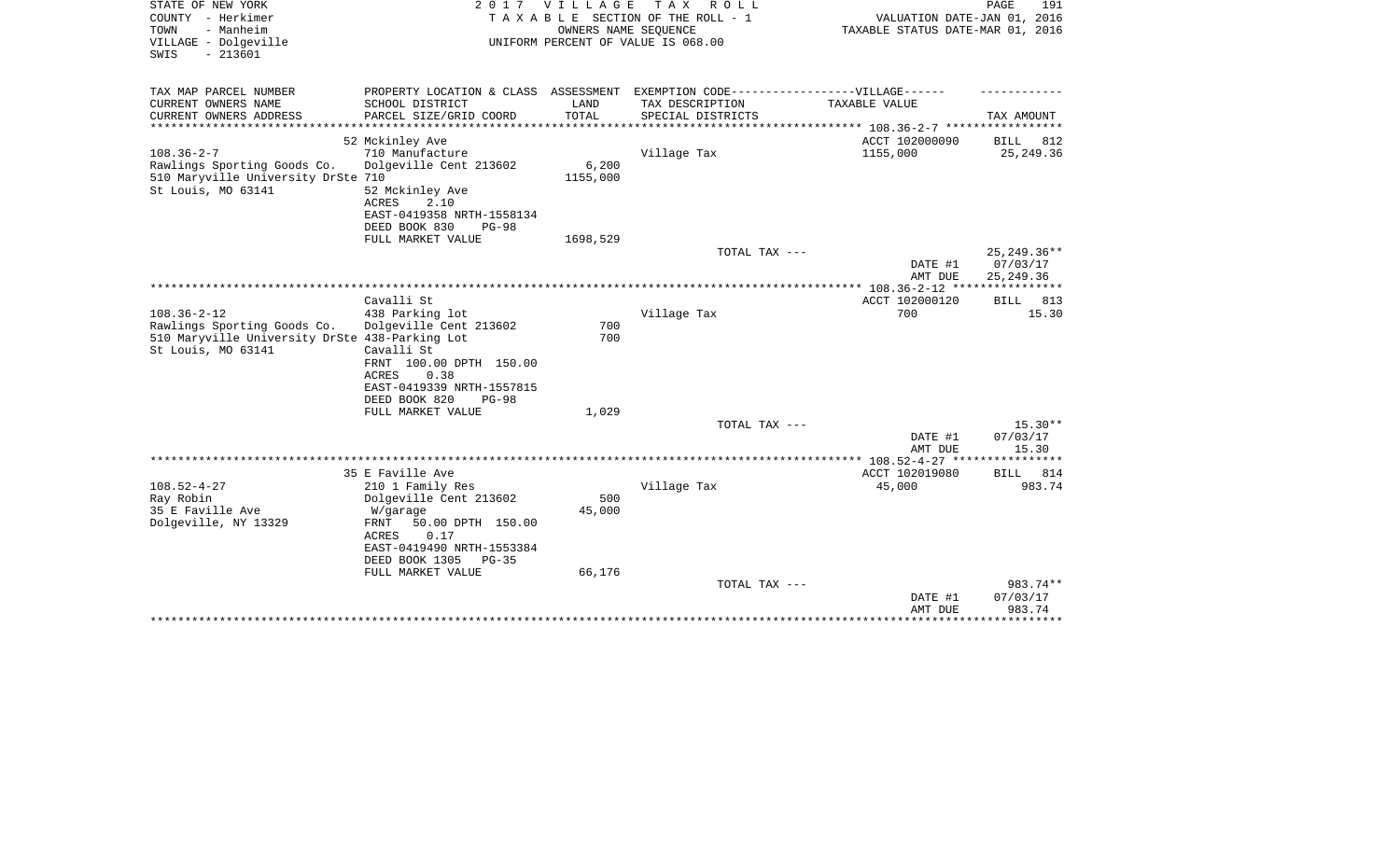STATE OF NEW YORK
COUNTY - Herkimer
TOWN - Manheim
VILLAGE - Dolgeville
SWIS - 213601

2 0 1 7 V I L L A G E T A X R O L L
T A X A B L E SECTION OF THE ROLL - 1
OWNERS NAME SEQUENCE
UNIFORM PERCENT OF VALUE IS 068.00

VALUATION DATE-JAN 01, 2016
TAXABLE STATUS DATE-MAR 01, 2016

| TAX MAP PARCEL NUMBER<br>CURRENT OWNERS NAME<br>CURRENT OWNERS ADDRESS | PROPERTY LOCATION & CLASS<br>SCHOOL DISTRICT<br>PARCEL SIZE/GRID COORD | ASSESSMENT<br>LAND<br>TOTAL | EXEMPTION CODE------VILLAGE------<br>TAX DESCRIPTION<br>SPECIAL DISTRICTS | TAXABLE VALUE | TAX AMOUNT |
|---|---|---|---|---|---|
| | 52 Mckinley Ave | | | ACCT 102000090 | BILL 812 |
| 108.36-2-7 | 710 Manufacture | | Village Tax | 1155,000 | 25,249.36 |
| Rawlings Sporting Goods Co. | Dolgeville Cent 213602 | 6,200 | | | |
| 510 Maryville University DrSte 710 | | 1155,000 | | | |
| St Louis, MO 63141 | 52 Mckinley Ave | | | | |
| | ACRES 2.10 | | | | |
| | EAST-0419358 NRTH-1558134 | | | | |
| | DEED BOOK 830 PG-98 | | | | |
| | FULL MARKET VALUE | 1698,529 | | | |
| | | | TOTAL TAX --- | | 25,249.36** |
| | | | | DATE #1 | 07/03/17 |
| | | | | AMT DUE | 25,249.36 |
| | Cavalli St | | | ACCT 102000120 | BILL 813 |
| 108.36-2-12 | 438 Parking lot | | Village Tax | 700 | 15.30 |
| Rawlings Sporting Goods Co. | Dolgeville Cent 213602 | 700 | | | |
| 510 Maryville University DrSte 438-Parking Lot | | 700 | | | |
| St Louis, MO 63141 | Cavalli St | | | | |
| | FRNT 100.00 DPTH 150.00 | | | | |
| | ACRES 0.38 | | | | |
| | EAST-0419339 NRTH-1557815 | | | | |
| | DEED BOOK 820 PG-98 | | | | |
| | FULL MARKET VALUE | 1,029 | | | |
| | | | TOTAL TAX --- | | 15.30** |
| | | | | DATE #1 | 07/03/17 |
| | | | | AMT DUE | 15.30 |
| | 35 E Faville Ave | | | ACCT 102019080 | BILL 814 |
| 108.52-4-27 | 210 1 Family Res | | Village Tax | 45,000 | 983.74 |
| Ray Robin | Dolgeville Cent 213602 | 500 | | | |
| 35 E Faville Ave | W/garage | 45,000 | | | |
| Dolgeville, NY 13329 | FRNT 50.00 DPTH 150.00 | | | | |
| | ACRES 0.17 | | | | |
| | EAST-0419490 NRTH-1553384 | | | | |
| | DEED BOOK 1305 PG-35 | | | | |
| | FULL MARKET VALUE | 66,176 | | | |
| | | | TOTAL TAX --- | | 983.74** |
| | | | | DATE #1 | 07/03/17 |
| | | | | AMT DUE | 983.74 |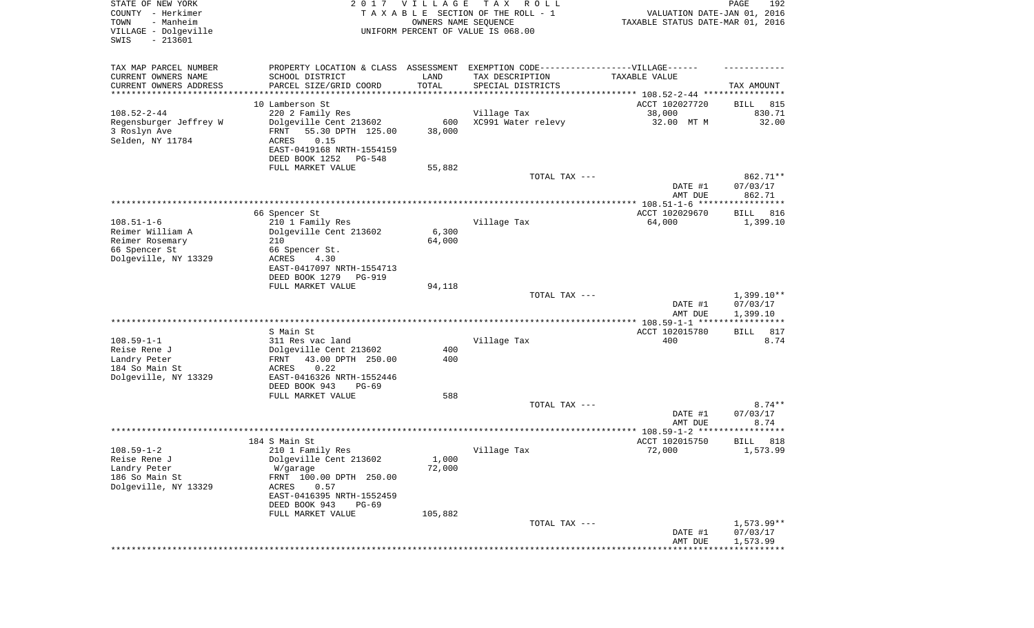STATE OF NEW YORK
COUNTY - Herkimer
TOWN - Manheim
VILLAGE - Dolgeville
SWIS - 213601

2017 VILLAGE TAX ROLL
TAXABLE SECTION OF THE ROLL - 1
OWNERS NAME SEQUENCE
UNIFORM PERCENT OF VALUE IS 068.00

VALUATION DATE-JAN 01, 2016
TAXABLE STATUS DATE-MAR 01, 2016

| TAX MAP PARCEL NUMBER<br>CURRENT OWNERS NAME<br>CURRENT OWNERS ADDRESS | PROPERTY LOCATION & CLASS<br>SCHOOL DISTRICT<br>PARCEL SIZE/GRID COORD | ASSESSMENT LAND | TOTAL | EXEMPTION CODE------VILLAGE------<br>TAX DESCRIPTION<br>SPECIAL DISTRICTS | TAXABLE VALUE | TAX AMOUNT |
|---|---|---|---|---|---|---|
| **108.52-2-44** | 10 Lamberson St | | | | ACCT 102027720 | BILL 815 |
| 108.52-2-44 | 220 2 Family Res | | | Village Tax | 38,000 | 830.71 |
| Regensburger Jeffrey W | Dolgeville Cent 213602 | 600 | | XC991 Water relevy | 32.00 MT M | 32.00 |
| 3 Roslyn Ave | FRNT 55.30 DPTH 125.00 | | 38,000 | | | |
| Selden, NY 11784 | ACRES 0.15 | | | | | |
| | EAST-0419168 NRTH-1554159 | | | | | |
| | DEED BOOK 1252 PG-548 | | | | | |
| | FULL MARKET VALUE | | 55,882 | | | |
| | | | | TOTAL TAX --- | | 862.71** |
| | | | | | DATE #1 | 07/03/17 |
| | | | | | AMT DUE | 862.71 |
| **108.51-1-6** | 66 Spencer St | | | | ACCT 102029670 | BILL 816 |
| 108.51-1-6 | 210 1 Family Res | | | Village Tax | 64,000 | 1,399.10 |
| Reimer William A | Dolgeville Cent 213602 | 6,300 | | | | |
| Reimer Rosemary | 210 | | 64,000 | | | |
| 66 Spencer St | 66 Spencer St. | | | | | |
| Dolgeville, NY 13329 | ACRES 4.30 | | | | | |
| | EAST-0417097 NRTH-1554713 | | | | | |
| | DEED BOOK 1279 PG-919 | | | | | |
| | FULL MARKET VALUE | | 94,118 | | | |
| | | | | TOTAL TAX --- | | 1,399.10** |
| | | | | | DATE #1 | 07/03/17 |
| | | | | | AMT DUE | 1,399.10 |
| **108.59-1-1** | S Main St | | | | ACCT 102015780 | BILL 817 |
| 108.59-1-1 | 311 Res vac land | | | Village Tax | 400 | 8.74 |
| Reise Rene J | Dolgeville Cent 213602 | 400 | | | | |
| Landry Peter | FRNT 43.00 DPTH 250.00 | | 400 | | | |
| 184 So Main St | ACRES 0.22 | | | | | |
| Dolgeville, NY 13329 | EAST-0416326 NRTH-1552446 | | | | | |
| | DEED BOOK 943 PG-69 | | | | | |
| | FULL MARKET VALUE | | 588 | | | |
| | | | | TOTAL TAX --- | | 8.74** |
| | | | | | DATE #1 | 07/03/17 |
| | | | | | AMT DUE | 8.74 |
| **108.59-1-2** | 184 S Main St | | | | ACCT 102015750 | BILL 818 |
| 108.59-1-2 | 210 1 Family Res | | | Village Tax | 72,000 | 1,573.99 |
| Reise Rene J | Dolgeville Cent 213602 | 1,000 | | | | |
| Landry Peter | W/garage | | 72,000 | | | |
| 186 So Main St | FRNT 100.00 DPTH 250.00 | | | | | |
| Dolgeville, NY 13329 | ACRES 0.57 | | | | | |
| | EAST-0416395 NRTH-1552459 | | | | | |
| | DEED BOOK 943 PG-69 | | | | | |
| | FULL MARKET VALUE | | 105,882 | | | |
| | | | | TOTAL TAX --- | | 1,573.99** |
| | | | | | DATE #1 | 07/03/17 |
| | | | | | AMT DUE | 1,573.99 |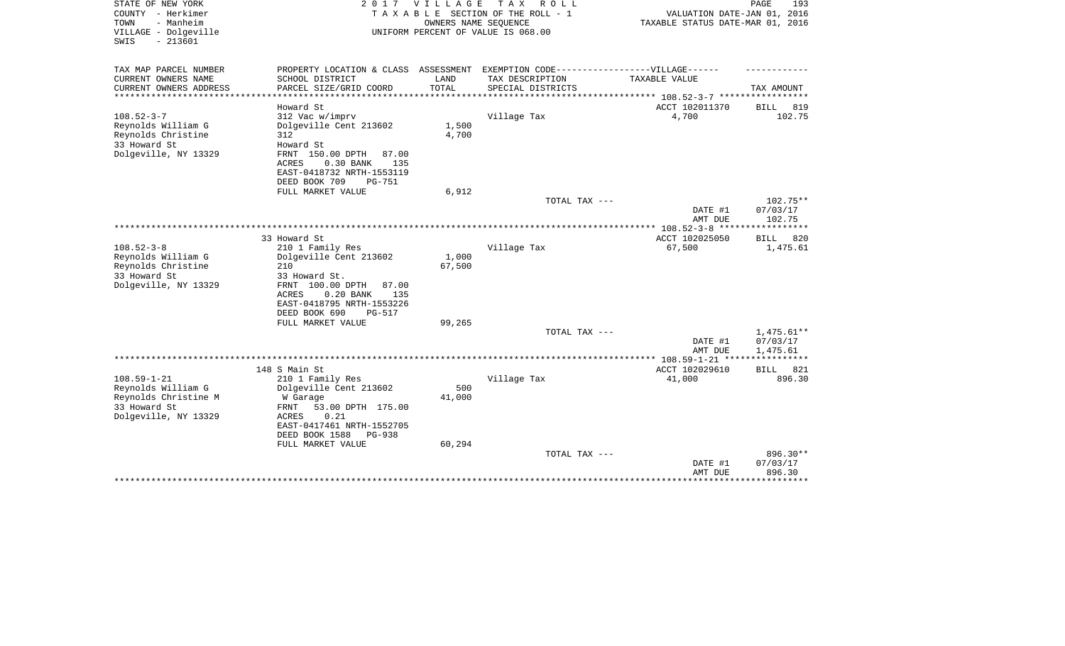STATE OF NEW YORK — 2017 VILLAGE TAX ROLL — PAGE 193
COUNTY - Herkimer — TAXABLE SECTION OF THE ROLL - 1 — VALUATION DATE-JAN 01, 2016
TOWN - Manheim — OWNERS NAME SEQUENCE — TAXABLE STATUS DATE-MAR 01, 2016
VILLAGE - Dolgeville — UNIFORM PERCENT OF VALUE IS 068.00
SWIS - 213601

| TAX MAP PARCEL NUMBER / CURRENT OWNERS NAME / CURRENT OWNERS ADDRESS | PROPERTY LOCATION & CLASS / SCHOOL DISTRICT / PARCEL SIZE/GRID COORD | ASSESSMENT LAND / TOTAL | EXEMPTION CODE / TAX DESCRIPTION / SPECIAL DISTRICTS | TAXABLE VALUE | TAX AMOUNT |
|---|---|---|---|---|---|
| 108.52-3-7 | Howard St | | | ACCT 102011370 | BILL 819 |
| Reynolds William G | 312 Vac w/imprv | | Village Tax | 4,700 | 102.75 |
| Reynolds Christine | Dolgeville Cent 213602 | 1,500 | | | |
| 33 Howard St | 312 | 4,700 | | | |
| Dolgeville, NY 13329 | Howard St | | | | |
| | FRNT 150.00 DPTH 87.00 | | | | |
| | ACRES 0.30 BANK 135 | | | | |
| | EAST-0418732 NRTH-1553119 | | | | |
| | DEED BOOK 709 PG-751 | | | | |
| | FULL MARKET VALUE | 6,912 | | | |
| | | | TOTAL TAX --- | | 102.75** |
| | | | | DATE #1 | 07/03/17 |
| | | | | AMT DUE | 102.75 |
| 108.52-3-8 | 33 Howard St | | | ACCT 102025050 | BILL 820 |
| Reynolds William G | 210 1 Family Res | | Village Tax | 67,500 | 1,475.61 |
| Reynolds Christine | Dolgeville Cent 213602 | 1,000 | | | |
| 33 Howard St | 210 | 67,500 | | | |
| Dolgeville, NY 13329 | 33 Howard St. | | | | |
| | FRNT 100.00 DPTH 87.00 | | | | |
| | ACRES 0.20 BANK 135 | | | | |
| | EAST-0418795 NRTH-1553226 | | | | |
| | DEED BOOK 690 PG-517 | | | | |
| | FULL MARKET VALUE | 99,265 | | | |
| | | | TOTAL TAX --- | | 1,475.61** |
| | | | | DATE #1 | 07/03/17 |
| | | | | AMT DUE | 1,475.61 |
| 108.59-1-21 | 148 S Main St | | | ACCT 102029610 | BILL 821 |
| Reynolds William G | 210 1 Family Res | | Village Tax | 41,000 | 896.30 |
| Reynolds Christine M | Dolgeville Cent 213602 | 500 | | | |
| 33 Howard St | W Garage | 41,000 | | | |
| Dolgeville, NY 13329 | FRNT 53.00 DPTH 175.00 | | | | |
| | ACRES 0.21 | | | | |
| | EAST-0417461 NRTH-1552705 | | | | |
| | DEED BOOK 1588 PG-938 | | | | |
| | FULL MARKET VALUE | 60,294 | | | |
| | | | TOTAL TAX --- | | 896.30** |
| | | | | DATE #1 | 07/03/17 |
| | | | | AMT DUE | 896.30 |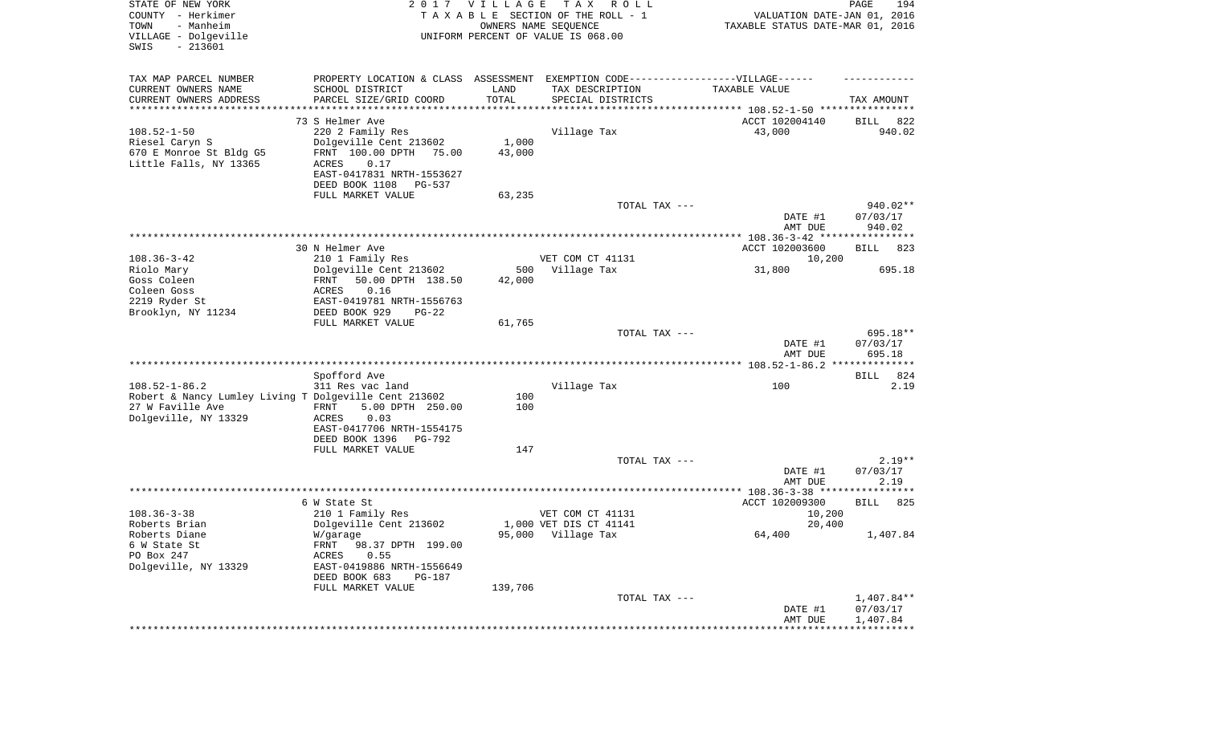STATE OF NEW YORK
COUNTY - Herkimer
TOWN - Manheim
VILLAGE - Dolgeville
SWIS - 213601

2017 VILLAGE TAX ROLL
TAXABLE SECTION OF THE ROLL - 1
OWNERS NAME SEQUENCE
UNIFORM PERCENT OF VALUE IS 068.00

PAGE 194
VALUATION DATE-JAN 01, 2016
TAXABLE STATUS DATE-MAR 01, 2016

| TAX MAP PARCEL NUMBER / CURRENT OWNERS NAME / CURRENT OWNERS ADDRESS | PROPERTY LOCATION & CLASS / SCHOOL DISTRICT / PARCEL SIZE/GRID COORD | ASSESSMENT LAND / TOTAL | EXEMPTION CODE / TAX DESCRIPTION / SPECIAL DISTRICTS | TAXABLE VALUE | TAX AMOUNT |
|---|---|---|---|---|---|
| 108.52-1-50 | 73 S Helmer Ave | | | ACCT 102004140 | BILL 822 |
| Riesel Caryn S | 220 2 Family Res | | Village Tax | 43,000 | 940.02 |
| 670 E Monroe St Bldg G5 | Dolgeville Cent 213602 | 1,000 | | | |
| Little Falls, NY 13365 | FRNT 100.00 DPTH 75.00 | 43,000 | | | |
| | ACRES 0.17 | | | | |
| | EAST-0417831 NRTH-1553627 | | | | |
| | DEED BOOK 1108 PG-537 | | | | |
| | FULL MARKET VALUE | 63,235 | | | |
| | | | TOTAL TAX --- | | 940.02** |
| | | | | DATE #1 | 07/03/17 |
| | | | | AMT DUE | 940.02 |
| 108.36-3-42 | 30 N Helmer Ave | | | ACCT 102003600 | BILL 823 |
| Riolo Mary | 210 1 Family Res | | VET COM CT 41131 | 10,200 | |
| Goss Coleen | Dolgeville Cent 213602 | 500 | Village Tax | 31,800 | 695.18 |
| Coleen Goss | FRNT 50.00 DPTH 138.50 | 42,000 | | | |
| 2219 Ryder St | ACRES 0.16 | | | | |
| Brooklyn, NY 11234 | EAST-0419781 NRTH-1556763 | | | | |
| | DEED BOOK 929 PG-22 | | | | |
| | FULL MARKET VALUE | 61,765 | | | |
| | | | TOTAL TAX --- | | 695.18** |
| | | | | DATE #1 | 07/03/17 |
| | | | | AMT DUE | 695.18 |
| 108.52-1-86.2 | Spofford Ave | | | | BILL 824 |
| Robert & Nancy Lumley Living T | 311 Res vac land | | Village Tax | 100 | 2.19 |
| 27 W Faville Ave | Dolgeville Cent 213602 | 100 | | | |
| Dolgeville, NY 13329 | FRNT 5.00 DPTH 250.00 | 100 | | | |
| | ACRES 0.03 | | | | |
| | EAST-0417706 NRTH-1554175 | | | | |
| | DEED BOOK 1396 PG-792 | | | | |
| | FULL MARKET VALUE | 147 | | | |
| | | | TOTAL TAX --- | | 2.19** |
| | | | | DATE #1 | 07/03/17 |
| | | | | AMT DUE | 2.19 |
| 108.36-3-38 | 6 W State St | | | ACCT 102009300 | BILL 825 |
| Roberts Brian | 210 1 Family Res | | VET COM CT 41131 | 10,200 | |
| Roberts Diane | Dolgeville Cent 213602 | 1,000 | VET DIS CT 41141 | 20,400 | |
| 6 W State St | W/garage | 95,000 | Village Tax | 64,400 | 1,407.84 |
| PO Box 247 | FRNT 98.37 DPTH 199.00 | | | | |
| Dolgeville, NY 13329 | ACRES 0.55 | | | | |
| | EAST-0419886 NRTH-1556649 | | | | |
| | DEED BOOK 683 PG-187 | | | | |
| | FULL MARKET VALUE | 139,706 | | | |
| | | | TOTAL TAX --- | | 1,407.84** |
| | | | | DATE #1 | 07/03/17 |
| | | | | AMT DUE | 1,407.84 |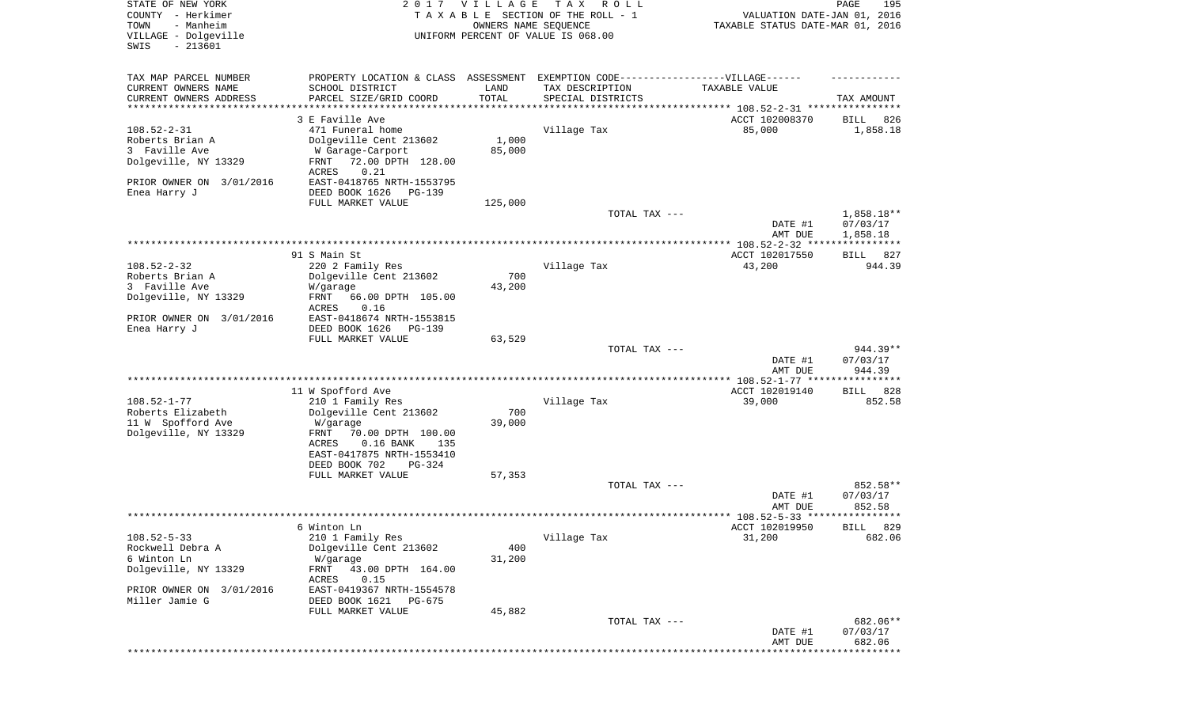STATE OF NEW YORK  
COUNTY - Herkimer  
TOWN - Manheim  
VILLAGE - Dolgeville  
SWIS - 213601

2 0 1 7 V I L L A G E T A X R O L L  
T A X A B L E SECTION OF THE ROLL - 1  
OWNERS NAME SEQUENCE  
UNIFORM PERCENT OF VALUE IS 068.00

VALUATION DATE-JAN 01, 2016  
TAXABLE STATUS DATE-MAR 01, 2016

| TAX MAP PARCEL NUMBER<br>CURRENT OWNERS NAME<br>CURRENT OWNERS ADDRESS | PROPERTY LOCATION & CLASS<br>SCHOOL DISTRICT<br>PARCEL SIZE/GRID COORD | ASSESSMENT<br>LAND<br>TOTAL | EXEMPTION CODE------VILLAGE------<br>TAX DESCRIPTION<br>SPECIAL DISTRICTS | TAXABLE VALUE | TAX AMOUNT |
|---|---|---|---|---|---|
| 108.52-2-31 | 3 E Faville Ave | | | ACCT 102008370 | BILL 826 |
| 108.52-2-31 | 471 Funeral home | | Village Tax | 85,000 | 1,858.18 |
| Roberts Brian A | Dolgeville Cent 213602 | 1,000 | | | |
| 3 Faville Ave | W Garage-Carport | 85,000 | | | |
| Dolgeville, NY 13329 | FRNT 72.00 DPTH 128.00 | | | | |
| | ACRES 0.21 | | | | |
| PRIOR OWNER ON 3/01/2016 | EAST-0418765 NRTH-1553795 | | | | |
| Enea Harry J | DEED BOOK 1626 PG-139 | | | | |
| | FULL MARKET VALUE | 125,000 | | | |
| | | | TOTAL TAX --- | | 1,858.18** |
| | | | | DATE #1 | 07/03/17 |
| | | | | AMT DUE | 1,858.18 |
| 108.52-2-32 | 91 S Main St | | | ACCT 102017550 | BILL 827 |
| 108.52-2-32 | 220 2 Family Res | | Village Tax | 43,200 | 944.39 |
| Roberts Brian A | Dolgeville Cent 213602 | 700 | | | |
| 3 Faville Ave | W/garage | 43,200 | | | |
| Dolgeville, NY 13329 | FRNT 66.00 DPTH 105.00 | | | | |
| | ACRES 0.16 | | | | |
| PRIOR OWNER ON 3/01/2016 | EAST-0418674 NRTH-1553815 | | | | |
| Enea Harry J | DEED BOOK 1626 PG-139 | | | | |
| | FULL MARKET VALUE | 63,529 | | | |
| | | | TOTAL TAX --- | | 944.39** |
| | | | | DATE #1 | 07/03/17 |
| | | | | AMT DUE | 944.39 |
| 108.52-1-77 | 11 W Spofford Ave | | | ACCT 102019140 | BILL 828 |
| 108.52-1-77 | 210 1 Family Res | | Village Tax | 39,000 | 852.58 |
| Roberts Elizabeth | Dolgeville Cent 213602 | 700 | | | |
| 11 W Spofford Ave | W/garage | 39,000 | | | |
| Dolgeville, NY 13329 | FRNT 70.00 DPTH 100.00 | | | | |
| | ACRES 0.16 BANK 135 | | | | |
| | EAST-0417875 NRTH-1553410 | | | | |
| | DEED BOOK 702 PG-324 | | | | |
| | FULL MARKET VALUE | 57,353 | | | |
| | | | TOTAL TAX --- | | 852.58** |
| | | | | DATE #1 | 07/03/17 |
| | | | | AMT DUE | 852.58 |
| 108.52-5-33 | 6 Winton Ln | | | ACCT 102019950 | BILL 829 |
| 108.52-5-33 | 210 1 Family Res | | Village Tax | 31,200 | 682.06 |
| Rockwell Debra A | Dolgeville Cent 213602 | 400 | | | |
| 6 Winton Ln | W/garage | 31,200 | | | |
| Dolgeville, NY 13329 | FRNT 43.00 DPTH 164.00 | | | | |
| | ACRES 0.15 | | | | |
| PRIOR OWNER ON 3/01/2016 | EAST-0419367 NRTH-1554578 | | | | |
| Miller Jamie G | DEED BOOK 1621 PG-675 | | | | |
| | FULL MARKET VALUE | 45,882 | | | |
| | | | TOTAL TAX --- | | 682.06** |
| | | | | DATE #1 | 07/03/17 |
| | | | | AMT DUE | 682.06 |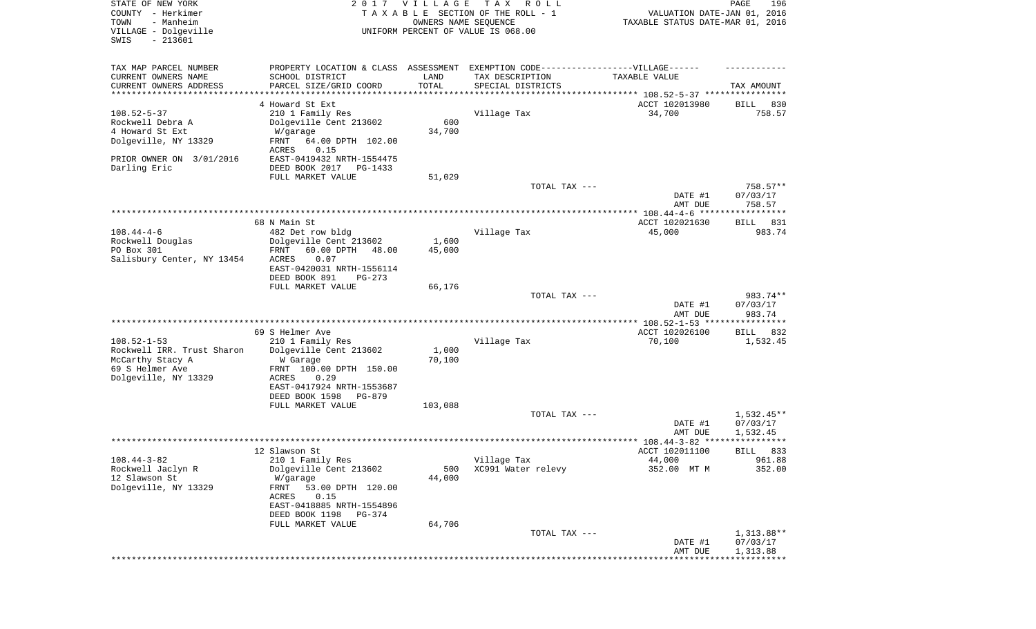STATE OF NEW YORK
COUNTY - Herkimer
TOWN - Manheim
VILLAGE - Dolgeville
SWIS - 213601

2 0 1 7 V I L L A G E T A X R O L L
T A X A B L E SECTION OF THE ROLL - 1
OWNERS NAME SEQUENCE
UNIFORM PERCENT OF VALUE IS 068.00

VALUATION DATE-JAN 01, 2016
TAXABLE STATUS DATE-MAR 01, 2016

| TAX MAP PARCEL NUMBER<br>CURRENT OWNERS NAME<br>CURRENT OWNERS ADDRESS | PROPERTY LOCATION & CLASS<br>SCHOOL DISTRICT<br>PARCEL SIZE/GRID COORD | ASSESSMENT<br>LAND<br>TOTAL | EXEMPTION CODE------------------VILLAGE------<br>TAX DESCRIPTION<br>SPECIAL DISTRICTS | TAXABLE VALUE | TAX AMOUNT |
|---|---|---|---|---|---|
| | 4 Howard St Ext | | | ACCT 102013980 | BILL 830 |
| 108.52-5-37 | 210 1 Family Res | | Village Tax | 34,700 | 758.57 |
| Rockwell Debra A | Dolgeville Cent 213602 | 600 | | | |
| 4 Howard St Ext | W/garage | 34,700 | | | |
| Dolgeville, NY 13329 | FRNT 64.00 DPTH 102.00 | | | | |
| | ACRES 0.15 | | | | |
| PRIOR OWNER ON 3/01/2016 | EAST-0419432 NRTH-1554475 | | | | |
| Darling Eric | DEED BOOK 2017 PG-1433 | | | | |
| | FULL MARKET VALUE | 51,029 | | | |
| | | | TOTAL TAX --- | | 758.57** |
| | | | | DATE #1 | 07/03/17 |
| | | | | AMT DUE | 758.57 |
| | 68 N Main St | | | ACCT 102021630 | BILL 831 |
| 108.44-4-6 | 482 Det row bldg | | Village Tax | 45,000 | 983.74 |
| Rockwell Douglas | Dolgeville Cent 213602 | 1,600 | | | |
| PO Box 301 | FRNT 60.00 DPTH 48.00 | 45,000 | | | |
| Salisbury Center, NY 13454 | ACRES 0.07 | | | | |
| | EAST-0420031 NRTH-1556114 | | | | |
| | DEED BOOK 891 PG-273 | | | | |
| | FULL MARKET VALUE | 66,176 | | | |
| | | | TOTAL TAX --- | | 983.74** |
| | | | | DATE #1 | 07/03/17 |
| | | | | AMT DUE | 983.74 |
| | 69 S Helmer Ave | | | ACCT 102026100 | BILL 832 |
| 108.52-1-53 | 210 1 Family Res | | Village Tax | 70,100 | 1,532.45 |
| Rockwell IRR. Trust Sharon | Dolgeville Cent 213602 | 1,000 | | | |
| McCarthy Stacy A | W Garage | 70,100 | | | |
| 69 S Helmer Ave | FRNT 100.00 DPTH 150.00 | | | | |
| Dolgeville, NY 13329 | ACRES 0.29 | | | | |
| | EAST-0417924 NRTH-1553687 | | | | |
| | DEED BOOK 1598 PG-879 | | | | |
| | FULL MARKET VALUE | 103,088 | | | |
| | | | TOTAL TAX --- | | 1,532.45** |
| | | | | DATE #1 | 07/03/17 |
| | | | | AMT DUE | 1,532.45 |
| | 12 Slawson St | | | ACCT 102011100 | BILL 833 |
| 108.44-3-82 | 210 1 Family Res | | Village Tax | 44,000 | 961.88 |
| Rockwell Jaclyn R | Dolgeville Cent 213602 | 500 | XC991 Water relevy | 352.00 MT M | 352.00 |
| 12 Slawson St | W/garage | 44,000 | | | |
| Dolgeville, NY 13329 | FRNT 53.00 DPTH 120.00 | | | | |
| | ACRES 0.15 | | | | |
| | EAST-0418885 NRTH-1554896 | | | | |
| | DEED BOOK 1198 PG-374 | | | | |
| | FULL MARKET VALUE | 64,706 | | | |
| | | | TOTAL TAX --- | | 1,313.88** |
| | | | | DATE #1 | 07/03/17 |
| | | | | AMT DUE | 1,313.88 |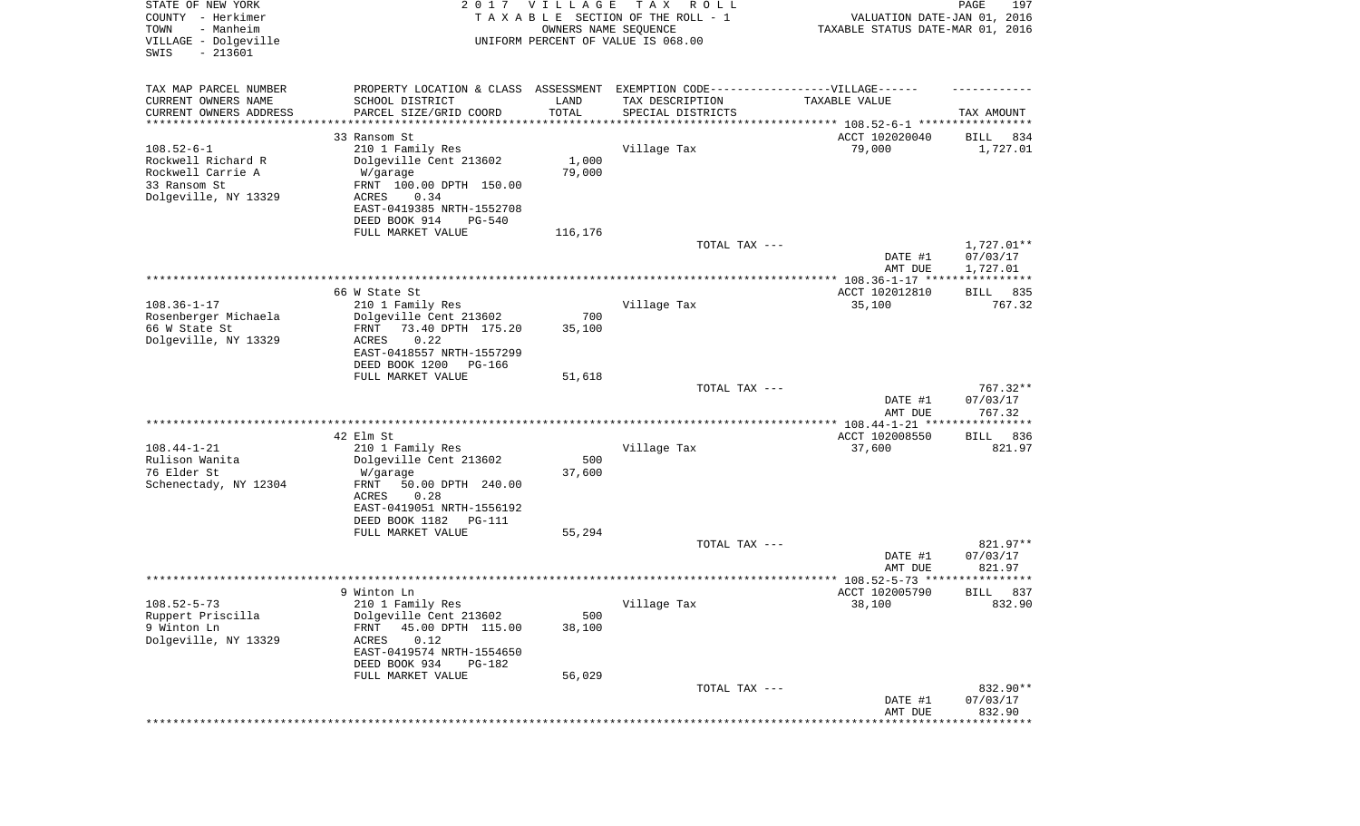STATE OF NEW YORK
COUNTY - Herkimer
TOWN - Manheim
VILLAGE - Dolgeville
SWIS - 213601

2017 VILLAGE TAX ROLL
TAXABLE SECTION OF THE ROLL - 1
OWNERS NAME SEQUENCE
UNIFORM PERCENT OF VALUE IS 068.00

VALUATION DATE-JAN 01, 2016
TAXABLE STATUS DATE-MAR 01, 2016

| TAX MAP PARCEL NUMBER<br>CURRENT OWNERS NAME<br>CURRENT OWNERS ADDRESS | PROPERTY LOCATION & CLASS<br>SCHOOL DISTRICT<br>PARCEL SIZE/GRID COORD | ASSESSMENT<br>LAND<br>TOTAL | EXEMPTION CODE------VILLAGE------<br>TAX DESCRIPTION<br>SPECIAL DISTRICTS | TAXABLE VALUE | TAX AMOUNT |
|---|---|---|---|---|---|
| **108.52-6-1** | 33 Ransom St | | | ACCT 102020040 | BILL 834 |
| 108.52-6-1 | 210 1 Family Res | | Village Tax | 79,000 | 1,727.01 |
| Rockwell Richard R | Dolgeville Cent 213602 | 1,000 | | | |
| Rockwell Carrie A | W/garage | 79,000 | | | |
| 33 Ransom St | FRNT 100.00 DPTH 150.00 | | | | |
| Dolgeville, NY 13329 | ACRES 0.34 | | | | |
| | EAST-0419385 NRTH-1552708 | | | | |
| | DEED BOOK 914 PG-540 | | | | |
| | FULL MARKET VALUE | 116,176 | | | |
| | | | TOTAL TAX --- | | 1,727.01** |
| | | | | DATE #1 | 07/03/17 |
| | | | | AMT DUE | 1,727.01 |
| **108.36-1-17** | 66 W State St | | | ACCT 102012810 | BILL 835 |
| 108.36-1-17 | 210 1 Family Res | | Village Tax | 35,100 | 767.32 |
| Rosenberger Michaela | Dolgeville Cent 213602 | 700 | | | |
| 66 W State St | FRNT 73.40 DPTH 175.20 | 35,100 | | | |
| Dolgeville, NY 13329 | ACRES 0.22 | | | | |
| | EAST-0418557 NRTH-1557299 | | | | |
| | DEED BOOK 1200 PG-166 | | | | |
| | FULL MARKET VALUE | 51,618 | | | |
| | | | TOTAL TAX --- | | 767.32** |
| | | | | DATE #1 | 07/03/17 |
| | | | | AMT DUE | 767.32 |
| **108.44-1-21** | 42 Elm St | | | ACCT 102008550 | BILL 836 |
| 108.44-1-21 | 210 1 Family Res | | Village Tax | 37,600 | 821.97 |
| Rulison Wanita | Dolgeville Cent 213602 | 500 | | | |
| 76 Elder St | W/garage | 37,600 | | | |
| Schenectady, NY 12304 | FRNT 50.00 DPTH 240.00 | | | | |
| | ACRES 0.28 | | | | |
| | EAST-0419051 NRTH-1556192 | | | | |
| | DEED BOOK 1182 PG-111 | | | | |
| | FULL MARKET VALUE | 55,294 | | | |
| | | | TOTAL TAX --- | | 821.97** |
| | | | | DATE #1 | 07/03/17 |
| | | | | AMT DUE | 821.97 |
| **108.52-5-73** | 9 Winton Ln | | | ACCT 102005790 | BILL 837 |
| 108.52-5-73 | 210 1 Family Res | | Village Tax | 38,100 | 832.90 |
| Ruppert Priscilla | Dolgeville Cent 213602 | 500 | | | |
| 9 Winton Ln | FRNT 45.00 DPTH 115.00 | 38,100 | | | |
| Dolgeville, NY 13329 | ACRES 0.12 | | | | |
| | EAST-0419574 NRTH-1554650 | | | | |
| | DEED BOOK 934 PG-182 | | | | |
| | FULL MARKET VALUE | 56,029 | | | |
| | | | TOTAL TAX --- | | 832.90** |
| | | | | DATE #1 | 07/03/17 |
| | | | | AMT DUE | 832.90 |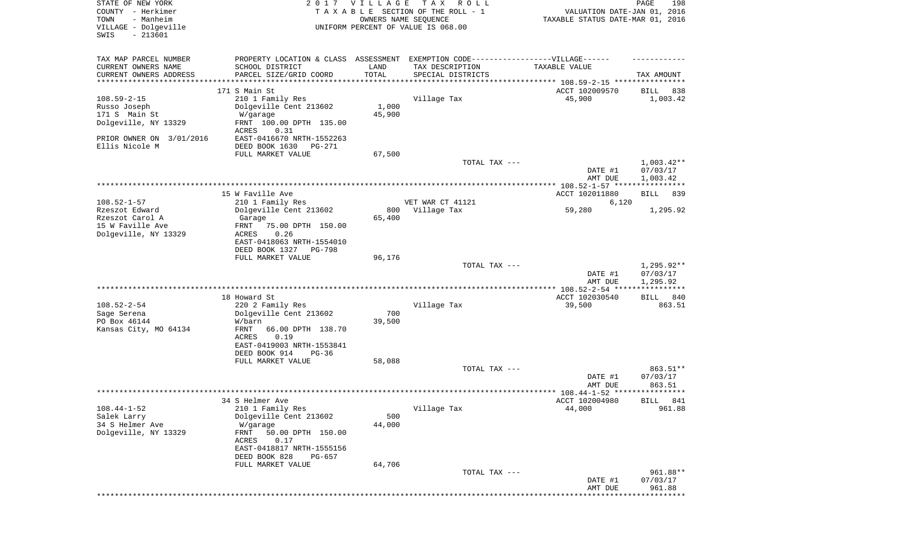STATE OF NEW YORK
COUNTY - Herkimer
TOWN - Manheim
VILLAGE - Dolgeville
SWIS - 213601

2017 VILLAGE TAX ROLL
TAXABLE SECTION OF THE ROLL - 1
OWNERS NAME SEQUENCE
UNIFORM PERCENT OF VALUE IS 068.00

VALUATION DATE-JAN 01, 2016
TAXABLE STATUS DATE-MAR 01, 2016

| TAX MAP PARCEL NUMBER<br>CURRENT OWNERS NAME<br>CURRENT OWNERS ADDRESS | PROPERTY LOCATION & CLASS<br>SCHOOL DISTRICT<br>PARCEL SIZE/GRID COORD | ASSESSMENT<br>LAND<br>TOTAL | EXEMPTION CODE-----VILLAGE------<br>TAX DESCRIPTION<br>SPECIAL DISTRICTS | TAXABLE VALUE | TAX AMOUNT |
|---|---|---|---|---|---|
| | 171 S Main St | | | ACCT 102009570 | BILL 838 |
| 108.59-2-15 | 210 1 Family Res | | Village Tax | 45,900 | 1,003.42 |
| Russo Joseph | Dolgeville Cent 213602 | 1,000 | | | |
| 171 S Main St | W/garage | 45,900 | | | |
| Dolgeville, NY 13329 | FRNT 100.00 DPTH 135.00 | | | | |
| | ACRES 0.31 | | | | |
| PRIOR OWNER ON 3/01/2016 | EAST-0416670 NRTH-1552263 | | | | |
| Ellis Nicole M | DEED BOOK 1630 PG-271 | | | | |
| | FULL MARKET VALUE | 67,500 | | | |
| | | | TOTAL TAX --- | | 1,003.42** |
| | | | | DATE #1 | 07/03/17 |
| | | | | AMT DUE | 1,003.42 |
| | 15 W Faville Ave | | | ACCT 102011880 | BILL 839 |
| 108.52-1-57 | 210 1 Family Res | | VET WAR CT 41121 | 6,120 | |
| Rzeszot Edward | Dolgeville Cent 213602 | 800 | Village Tax | 59,280 | 1,295.92 |
| Rzeszot Carol A | Garage | 65,400 | | | |
| 15 W Faville Ave | FRNT 75.00 DPTH 150.00 | | | | |
| Dolgeville, NY 13329 | ACRES 0.26 | | | | |
| | EAST-0418063 NRTH-1554010 | | | | |
| | DEED BOOK 1327 PG-798 | | | | |
| | FULL MARKET VALUE | 96,176 | | | |
| | | | TOTAL TAX --- | | 1,295.92** |
| | | | | DATE #1 | 07/03/17 |
| | | | | AMT DUE | 1,295.92 |
| | 18 Howard St | | | ACCT 102030540 | BILL 840 |
| 108.52-2-54 | 220 2 Family Res | | Village Tax | 39,500 | 863.51 |
| Sage Serena | Dolgeville Cent 213602 | 700 | | | |
| PO Box 46144 | W/barn | 39,500 | | | |
| Kansas City, MO 64134 | FRNT 66.00 DPTH 138.70 | | | | |
| | ACRES 0.19 | | | | |
| | EAST-0419003 NRTH-1553841 | | | | |
| | DEED BOOK 914 PG-36 | | | | |
| | FULL MARKET VALUE | 58,088 | | | |
| | | | TOTAL TAX --- | | 863.51** |
| | | | | DATE #1 | 07/03/17 |
| | | | | AMT DUE | 863.51 |
| | 34 S Helmer Ave | | | ACCT 102004980 | BILL 841 |
| 108.44-1-52 | 210 1 Family Res | | Village Tax | 44,000 | 961.88 |
| Salek Larry | Dolgeville Cent 213602 | 500 | | | |
| 34 S Helmer Ave | W/garage | 44,000 | | | |
| Dolgeville, NY 13329 | FRNT 50.00 DPTH 150.00 | | | | |
| | ACRES 0.17 | | | | |
| | EAST-0418817 NRTH-1555156 | | | | |
| | DEED BOOK 828 PG-657 | | | | |
| | FULL MARKET VALUE | 64,706 | | | |
| | | | TOTAL TAX --- | | 961.88** |
| | | | | DATE #1 | 07/03/17 |
| | | | | AMT DUE | 961.88 |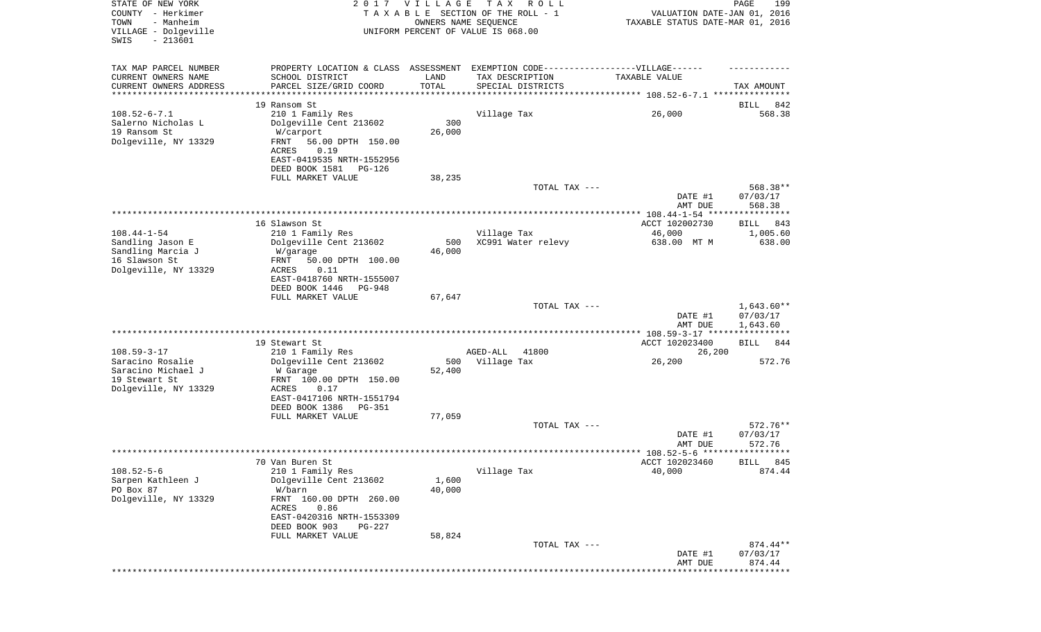STATE OF NEW YORK
COUNTY - Herkimer
TOWN - Manheim
VILLAGE - Dolgeville
SWIS - 213601

2017 VILLAGE TAX ROLL
TAXABLE SECTION OF THE ROLL - 1
OWNERS NAME SEQUENCE
UNIFORM PERCENT OF VALUE IS 068.00

VALUATION DATE-JAN 01, 2016
TAXABLE STATUS DATE-MAR 01, 2016

| TAX MAP PARCEL NUMBER / CURRENT OWNERS NAME / CURRENT OWNERS ADDRESS | PROPERTY LOCATION & CLASS / SCHOOL DISTRICT / PARCEL SIZE/GRID COORD | ASSESSMENT LAND / TOTAL | EXEMPTION CODE / TAX DESCRIPTION / SPECIAL DISTRICTS | TAXABLE VALUE | TAX AMOUNT |
|---|---|---|---|---|---|
| | 19 Ransom St | | | | BILL 842 |
| 108.52-6-7.1 | 210 1 Family Res | | Village Tax | 26,000 | 568.38 |
| Salerno Nicholas L | Dolgeville Cent 213602 | 300 | | | |
| 19 Ransom St | W/carport | 26,000 | | | |
| Dolgeville, NY 13329 | FRNT 56.00 DPTH 150.00 | | | | |
| | ACRES 0.19 | | | | |
| | EAST-0419535 NRTH-1552956 | | | | |
| | DEED BOOK 1581 PG-126 | | | | |
| | FULL MARKET VALUE | 38,235 | | | |
| | | | TOTAL TAX --- | | 568.38** |
| | | | | DATE #1 | 07/03/17 |
| | | | | AMT DUE | 568.38 |
| | 16 Slawson St | | | ACCT 102002730 | BILL 843 |
| 108.44-1-54 | 210 1 Family Res | | Village Tax | 46,000 | 1,005.60 |
| Sandling Jason E | Dolgeville Cent 213602 | 500 | XC991 Water relevy | 638.00 MT M | 638.00 |
| Sandling Marcia J | W/garage | 46,000 | | | |
| 16 Slawson St | FRNT 50.00 DPTH 100.00 | | | | |
| Dolgeville, NY 13329 | ACRES 0.11 | | | | |
| | EAST-0418760 NRTH-1555007 | | | | |
| | DEED BOOK 1446 PG-948 | | | | |
| | FULL MARKET VALUE | 67,647 | | | |
| | | | TOTAL TAX --- | | 1,643.60** |
| | | | | DATE #1 | 07/03/17 |
| | | | | AMT DUE | 1,643.60 |
| | 19 Stewart St | | | ACCT 102023400 | BILL 844 |
| 108.59-3-17 | 210 1 Family Res | | AGED-ALL 41800 | 26,200 | |
| Saracino Rosalie | Dolgeville Cent 213602 | 500 | Village Tax | 26,200 | 572.76 |
| Saracino Michael J | W Garage | 52,400 | | | |
| 19 Stewart St | FRNT 100.00 DPTH 150.00 | | | | |
| Dolgeville, NY 13329 | ACRES 0.17 | | | | |
| | EAST-0417106 NRTH-1551794 | | | | |
| | DEED BOOK 1386 PG-351 | | | | |
| | FULL MARKET VALUE | 77,059 | | | |
| | | | TOTAL TAX --- | | 572.76** |
| | | | | DATE #1 | 07/03/17 |
| | | | | AMT DUE | 572.76 |
| | 70 Van Buren St | | | ACCT 102023460 | BILL 845 |
| 108.52-5-6 | 210 1 Family Res | | Village Tax | 40,000 | 874.44 |
| Sarpen Kathleen J | Dolgeville Cent 213602 | 1,600 | | | |
| PO Box 87 | W/barn | 40,000 | | | |
| Dolgeville, NY 13329 | FRNT 160.00 DPTH 260.00 | | | | |
| | ACRES 0.86 | | | | |
| | EAST-0420316 NRTH-1553309 | | | | |
| | DEED BOOK 903 PG-227 | | | | |
| | FULL MARKET VALUE | 58,824 | | | |
| | | | TOTAL TAX --- | | 874.44** |
| | | | | DATE #1 | 07/03/17 |
| | | | | AMT DUE | 874.44 |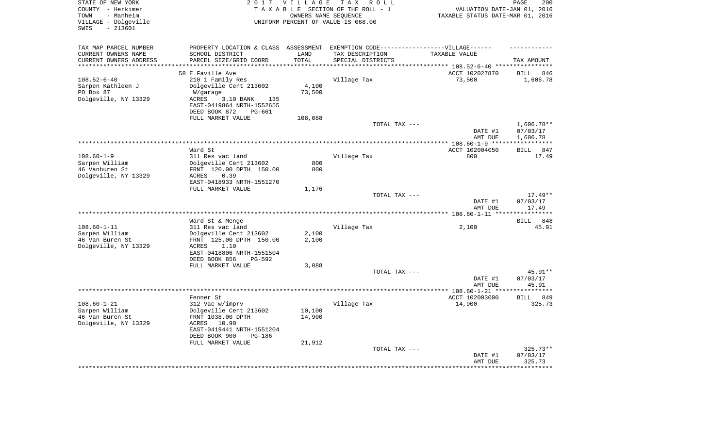STATE OF NEW YORK
COUNTY - Herkimer
TOWN - Manheim
VILLAGE - Dolgeville
SWIS - 213601

2 0 1 7 V I L L A G E T A X R O L L
T A X A B L E SECTION OF THE ROLL - 1
OWNERS NAME SEQUENCE
UNIFORM PERCENT OF VALUE IS 068.00

VALUATION DATE-JAN 01, 2016
TAXABLE STATUS DATE-MAR 01, 2016

| TAX MAP PARCEL NUMBER / CURRENT OWNERS NAME / CURRENT OWNERS ADDRESS | PROPERTY LOCATION & CLASS / SCHOOL DISTRICT / PARCEL SIZE/GRID COORD | ASSESSMENT LAND / TOTAL | EXEMPTION CODE-----VILLAGE------ TAX DESCRIPTION / SPECIAL DISTRICTS | TAXABLE VALUE | TAX AMOUNT |
|---|---|---|---|---|---|
| | 58 E Faville Ave | | | ACCT 102027870 | BILL 846 |
| 108.52-6-40 | 210 1 Family Res | | Village Tax | 73,500 | 1,606.78 |
| Sarpen Kathleen J | Dolgeville Cent 213602 | 4,100 | | | |
| PO Box 87 | W/garage | 73,500 | | | |
| Dolgeville, NY 13329 | ACRES 3.10 BANK 135 | | | | |
| | EAST-0419864 NRTH-1552655 | | | | |
| | DEED BOOK 872 PG-661 | | | | |
| | FULL MARKET VALUE | 108,088 | | | |
| | | | TOTAL TAX --- | | 1,606.78** |
| | | | | DATE #1 | 07/03/17 |
| | | | | AMT DUE | 1,606.78 |
| | Ward St | | | ACCT 102004050 | BILL 847 |
| 108.60-1-9 | 311 Res vac land | | Village Tax | 800 | 17.49 |
| Sarpen William | Dolgeville Cent 213602 | 800 | | | |
| 46 Vanburen St | FRNT 120.00 DPTH 150.00 | 800 | | | |
| Dolgeville, NY 13329 | ACRES 0.39 | | | | |
| | EAST-0418933 NRTH-1551270 | | | | |
| | FULL MARKET VALUE | 1,176 | | | |
| | | | TOTAL TAX --- | | 17.49** |
| | | | | DATE #1 | 07/03/17 |
| | | | | AMT DUE | 17.49 |
| | Ward St & Menge | | | | BILL 848 |
| 108.60-1-11 | 311 Res vac land | | Village Tax | 2,100 | 45.91 |
| Sarpen William | Dolgeville Cent 213602 | 2,100 | | | |
| 46 Van Buren St | FRNT 125.00 DPTH 150.00 | 2,100 | | | |
| Dolgeville, NY 13329 | ACRES 1.10 | | | | |
| | EAST-0418806 NRTH-1551504 | | | | |
| | DEED BOOK 856 PG-592 | | | | |
| | FULL MARKET VALUE | 3,088 | | | |
| | | | TOTAL TAX --- | | 45.91** |
| | | | | DATE #1 | 07/03/17 |
| | | | | AMT DUE | 45.91 |
| | Fenner St | | | ACCT 102003000 | BILL 849 |
| 108.60-1-21 | 312 Vac w/imprv | | Village Tax | 14,900 | 325.73 |
| Sarpen William | Dolgeville Cent 213602 | 10,100 | | | |
| 46 Van Buren St | FRNT 1038.00 DPTH | 14,900 | | | |
| Dolgeville, NY 13329 | ACRES 10.90 | | | | |
| | EAST-0419441 NRTH-1551204 | | | | |
| | DEED BOOK 900 PG-186 | | | | |
| | FULL MARKET VALUE | 21,912 | | | |
| | | | TOTAL TAX --- | | 325.73** |
| | | | | DATE #1 | 07/03/17 |
| | | | | AMT DUE | 325.73 |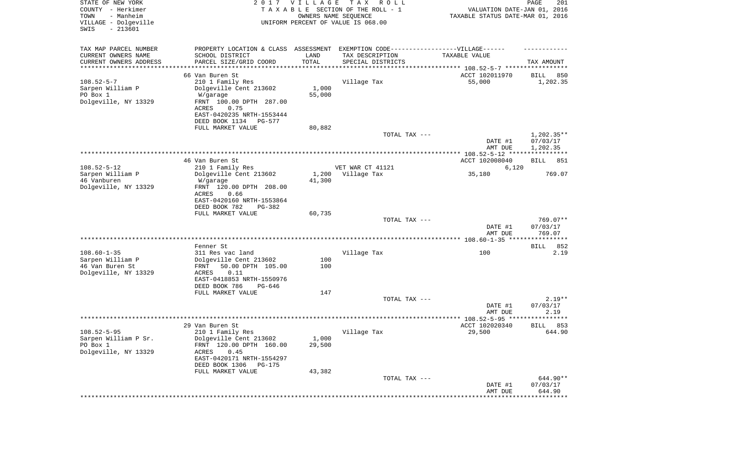STATE OF NEW YORK
COUNTY - Herkimer
TOWN - Manheim
VILLAGE - Dolgeville
SWIS - 213601

2017 VILLAGE TAX ROLL
TAXABLE SECTION OF THE ROLL - 1
OWNERS NAME SEQUENCE
UNIFORM PERCENT OF VALUE IS 068.00

VALUATION DATE-JAN 01, 2016
TAXABLE STATUS DATE-MAR 01, 2016

| TAX MAP PARCEL NUMBER / CURRENT OWNERS NAME / CURRENT OWNERS ADDRESS | PROPERTY LOCATION & CLASS / SCHOOL DISTRICT / PARCEL SIZE/GRID COORD | ASSESSMENT LAND / TOTAL | EXEMPTION CODE / TAX DESCRIPTION / SPECIAL DISTRICTS | TAXABLE VALUE | TAX AMOUNT |
|---|---|---|---|---|---|
| | 66 Van Buren St | | | ACCT 102011970 | BILL 850 |
| 108.52-5-7 | 210 1 Family Res | | Village Tax | 55,000 | 1,202.35 |
| Sarpen William P | Dolgeville Cent 213602 | 1,000 | | | |
| PO Box 1 | W/garage | 55,000 | | | |
| Dolgeville, NY 13329 | FRNT 100.00 DPTH 287.00 | | | | |
| | ACRES 0.75 | | | | |
| | EAST-0420235 NRTH-1553444 | | | | |
| | DEED BOOK 1134 PG-577 | | | | |
| | FULL MARKET VALUE | 80,882 | | | |
| | | | TOTAL TAX --- | | 1,202.35** |
| | | | | DATE #1 | 07/03/17 |
| | | | | AMT DUE | 1,202.35 |
| | 46 Van Buren St | | | ACCT 102008040 | BILL 851 |
| 108.52-5-12 | 210 1 Family Res | | VET WAR CT 41121 | 6,120 | |
| Sarpen William P | Dolgeville Cent 213602 | 1,200 | Village Tax | 35,180 | 769.07 |
| 46 Vanburen | W/garage | 41,300 | | | |
| Dolgeville, NY 13329 | FRNT 120.00 DPTH 208.00 | | | | |
| | ACRES 0.66 | | | | |
| | EAST-0420160 NRTH-1553864 | | | | |
| | DEED BOOK 782 PG-382 | | | | |
| | FULL MARKET VALUE | 60,735 | | | |
| | | | TOTAL TAX --- | | 769.07** |
| | | | | DATE #1 | 07/03/17 |
| | | | | AMT DUE | 769.07 |
| | Fenner St | | | | BILL 852 |
| 108.60-1-35 | 311 Res vac land | | Village Tax | 100 | 2.19 |
| Sarpen William P | Dolgeville Cent 213602 | 100 | | | |
| 46 Van Buren St | FRNT 50.00 DPTH 105.00 | 100 | | | |
| Dolgeville, NY 13329 | ACRES 0.11 | | | | |
| | EAST-0418853 NRTH-1550976 | | | | |
| | DEED BOOK 786 PG-646 | | | | |
| | FULL MARKET VALUE | 147 | | | |
| | | | TOTAL TAX --- | | 2.19** |
| | | | | DATE #1 | 07/03/17 |
| | | | | AMT DUE | 2.19 |
| | 29 Van Buren St | | | ACCT 102020340 | BILL 853 |
| 108.52-5-95 | 210 1 Family Res | | Village Tax | 29,500 | 644.90 |
| Sarpen William P Sr. | Dolgeville Cent 213602 | 1,000 | | | |
| PO Box 1 | FRNT 120.00 DPTH 160.00 | 29,500 | | | |
| Dolgeville, NY 13329 | ACRES 0.45 | | | | |
| | EAST-0420171 NRTH-1554297 | | | | |
| | DEED BOOK 1306 PG-175 | | | | |
| | FULL MARKET VALUE | 43,382 | | | |
| | | | TOTAL TAX --- | | 644.90** |
| | | | | DATE #1 | 07/03/17 |
| | | | | AMT DUE | 644.90 |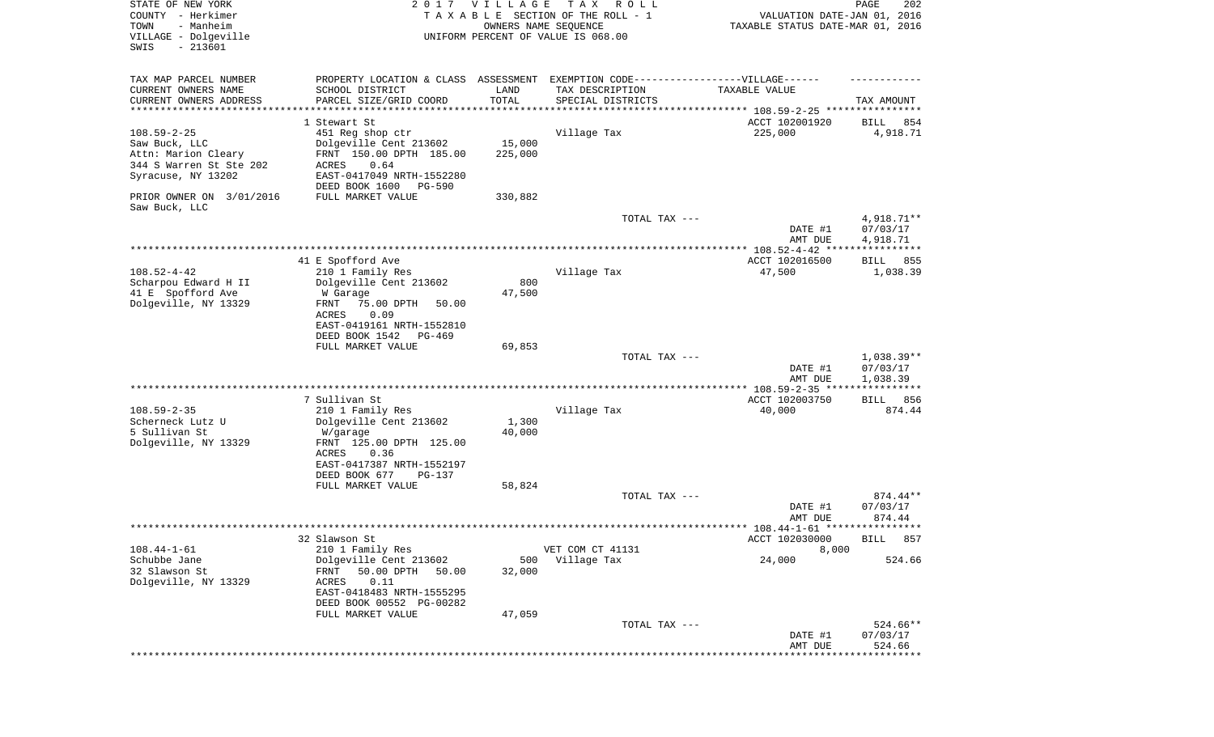STATE OF NEW YORK
COUNTY - Herkimer
TOWN - Manheim
VILLAGE - Dolgeville
SWIS - 213601

2017 VILLAGE TAX ROLL
TAXABLE SECTION OF THE ROLL - 1
OWNERS NAME SEQUENCE
UNIFORM PERCENT OF VALUE IS 068.00

VALUATION DATE-JAN 01, 2016
TAXABLE STATUS DATE-MAR 01, 2016

| TAX MAP PARCEL NUMBER / CURRENT OWNERS NAME / CURRENT OWNERS ADDRESS | PROPERTY LOCATION & CLASS / SCHOOL DISTRICT / PARCEL SIZE/GRID COORD | ASSESSMENT LAND / TOTAL | EXEMPTION CODE / TAX DESCRIPTION / SPECIAL DISTRICTS | TAXABLE VALUE | TAX AMOUNT |
|---|---|---|---|---|---|
| 108.59-2-25 | 1 Stewart St | | | ACCT 102001920 | BILL 854 |
| Saw Buck, LLC | 451 Reg shop ctr | | Village Tax | 225,000 | 4,918.71 |
| Attn: Marion Cleary | Dolgeville Cent 213602 | 15,000 | | | |
| 344 S Warren St Ste 202 | FRNT 150.00 DPTH 185.00 | 225,000 | | | |
| Syracuse, NY 13202 | ACRES 0.64 | | | | |
| | EAST-0417049 NRTH-1552280 | | | | |
| | DEED BOOK 1600 PG-590 | | | | |
| PRIOR OWNER ON 3/01/2016 | FULL MARKET VALUE | 330,882 | | | |
| Saw Buck, LLC | | | | | |
| | | | TOTAL TAX --- | | 4,918.71** |
| | | | | DATE #1 | 07/03/17 |
| | | | | AMT DUE | 4,918.71 |
| 108.52-4-42 | 41 E Spofford Ave | | | ACCT 102016500 | BILL 855 |
| Scharpou Edward H II | 210 1 Family Res | | Village Tax | 47,500 | 1,038.39 |
| 41 E Spofford Ave | Dolgeville Cent 213602 | 800 | | | |
| Dolgeville, NY 13329 | W Garage | 47,500 | | | |
| | FRNT 75.00 DPTH 50.00 | | | | |
| | ACRES 0.09 | | | | |
| | EAST-0419161 NRTH-1552810 | | | | |
| | DEED BOOK 1542 PG-469 | | | | |
| | FULL MARKET VALUE | 69,853 | | | |
| | | | TOTAL TAX --- | | 1,038.39** |
| | | | | DATE #1 | 07/03/17 |
| | | | | AMT DUE | 1,038.39 |
| 108.59-2-35 | 7 Sullivan St | | | ACCT 102003750 | BILL 856 |
| Scherneck Lutz U | 210 1 Family Res | | Village Tax | 40,000 | 874.44 |
| 5 Sullivan St | Dolgeville Cent 213602 | 1,300 | | | |
| Dolgeville, NY 13329 | W/garage | 40,000 | | | |
| | FRNT 125.00 DPTH 125.00 | | | | |
| | ACRES 0.36 | | | | |
| | EAST-0417387 NRTH-1552197 | | | | |
| | DEED BOOK 677 PG-137 | | | | |
| | FULL MARKET VALUE | 58,824 | | | |
| | | | TOTAL TAX --- | | 874.44** |
| | | | | DATE #1 | 07/03/17 |
| | | | | AMT DUE | 874.44 |
| 108.44-1-61 | 32 Slawson St | | | ACCT 102030000 | BILL 857 |
| Schubbe Jane | 210 1 Family Res | | VET COM CT 41131 | 8,000 | |
| 32 Slawson St | Dolgeville Cent 213602 | 500 | Village Tax | 24,000 | 524.66 |
| Dolgeville, NY 13329 | FRNT 50.00 DPTH 50.00 | 32,000 | | | |
| | ACRES 0.11 | | | | |
| | EAST-0418483 NRTH-1555295 | | | | |
| | DEED BOOK 00552 PG-00282 | | | | |
| | FULL MARKET VALUE | 47,059 | | | |
| | | | TOTAL TAX --- | | 524.66** |
| | | | | DATE #1 | 07/03/17 |
| | | | | AMT DUE | 524.66 |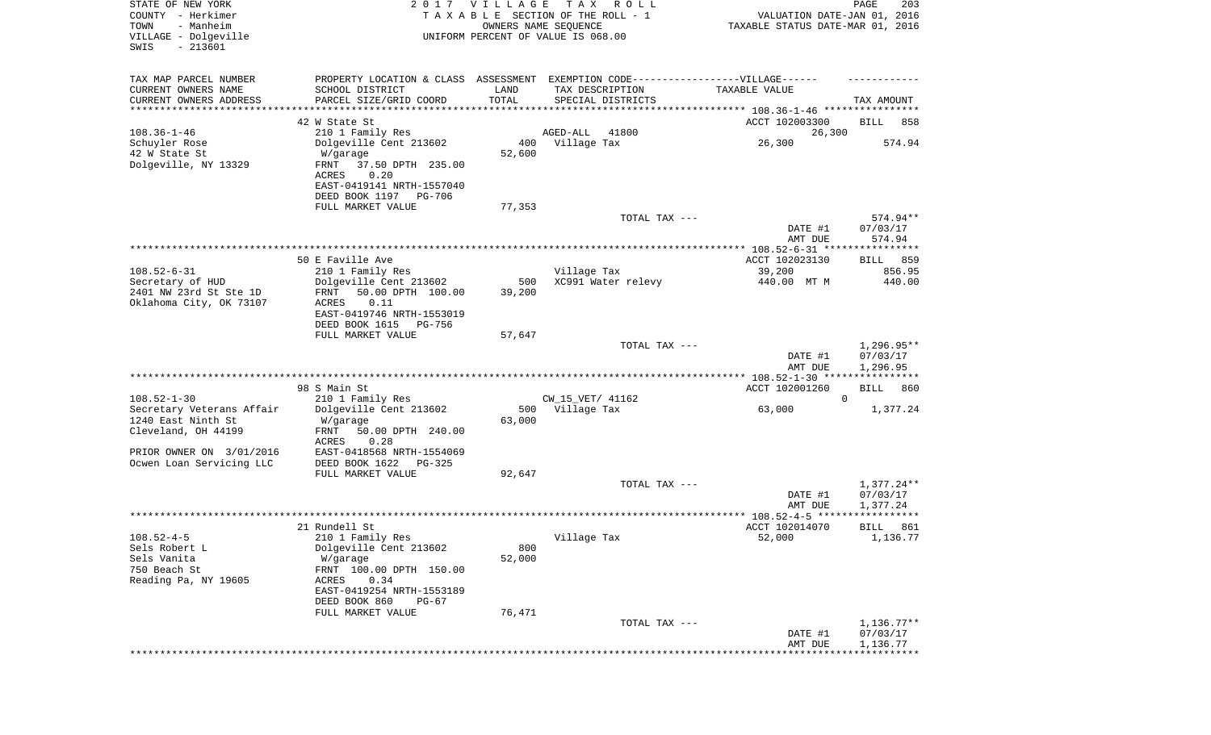STATE OF NEW YORK
COUNTY - Herkimer
TOWN - Manheim
VILLAGE - Dolgeville
SWIS - 213601

2 0 1 7 V I L L A G E T A X R O L L
T A X A B L E SECTION OF THE ROLL - 1
OWNERS NAME SEQUENCE
UNIFORM PERCENT OF VALUE IS 068.00

VALUATION DATE-JAN 01, 2016
TAXABLE STATUS DATE-MAR 01, 2016

| TAX MAP PARCEL NUMBER<br>CURRENT OWNERS NAME<br>CURRENT OWNERS ADDRESS | PROPERTY LOCATION & CLASS<br>SCHOOL DISTRICT<br>PARCEL SIZE/GRID COORD | ASSESSMENT<br>LAND<br>TOTAL | EXEMPTION CODE------------------VILLAGE------<br>TAX DESCRIPTION<br>SPECIAL DISTRICTS | TAXABLE VALUE | TAX AMOUNT |
|---|---|---|---|---|---|
| | 42 W State St | | | ACCT 102003300 | BILL 858 |
| 108.36-1-46 | 210 1 Family Res | | AGED-ALL 41800 | 26,300 | |
| Schuyler Rose | Dolgeville Cent 213602 | 400 | Village Tax | 26,300 | 574.94 |
| 42 W State St | W/garage | 52,600 | | | |
| Dolgeville, NY 13329 | FRNT 37.50 DPTH 235.00 | | | | |
| | ACRES 0.20 | | | | |
| | EAST-0419141 NRTH-1557040 | | | | |
| | DEED BOOK 1197 PG-706 | | | | |
| | FULL MARKET VALUE | 77,353 | | | |
| | | | TOTAL TAX --- | | 574.94** |
| | | | | DATE #1 | 07/03/17 |
| | | | | AMT DUE | 574.94 |
| | 50 E Faville Ave | | | ACCT 102023130 | BILL 859 |
| 108.52-6-31 | 210 1 Family Res | | Village Tax | 39,200 | 856.95 |
| Secretary of HUD | Dolgeville Cent 213602 | 500 | XC991 Water relevy | 440.00 MT M | 440.00 |
| 2401 NW 23rd St Ste 1D | FRNT 50.00 DPTH 100.00 | 39,200 | | | |
| Oklahoma City, OK 73107 | ACRES 0.11 | | | | |
| | EAST-0419746 NRTH-1553019 | | | | |
| | DEED BOOK 1615 PG-756 | | | | |
| | FULL MARKET VALUE | 57,647 | | | |
| | | | TOTAL TAX --- | | 1,296.95** |
| | | | | DATE #1 | 07/03/17 |
| | | | | AMT DUE | 1,296.95 |
| | 98 S Main St | | | ACCT 102001260 | BILL 860 |
| 108.52-1-30 | 210 1 Family Res | | CW_15_VET/ 41162 | 0 | |
| Secretary Veterans Affair | Dolgeville Cent 213602 | 500 | Village Tax | 63,000 | 1,377.24 |
| 1240 East Ninth St | W/garage | 63,000 | | | |
| Cleveland, OH 44199 | FRNT 50.00 DPTH 240.00 | | | | |
| | ACRES 0.28 | | | | |
| PRIOR OWNER ON 3/01/2016 | EAST-0418568 NRTH-1554069 | | | | |
| Ocwen Loan Servicing LLC | DEED BOOK 1622 PG-325 | | | | |
| | FULL MARKET VALUE | 92,647 | | | |
| | | | TOTAL TAX --- | | 1,377.24** |
| | | | | DATE #1 | 07/03/17 |
| | | | | AMT DUE | 1,377.24 |
| | 21 Rundell St | | | ACCT 102014070 | BILL 861 |
| 108.52-4-5 | 210 1 Family Res | | Village Tax | 52,000 | 1,136.77 |
| Sels Robert L | Dolgeville Cent 213602 | 800 | | | |
| Sels Vanita | W/garage | 52,000 | | | |
| 750 Beach St | FRNT 100.00 DPTH 150.00 | | | | |
| Reading Pa, NY 19605 | ACRES 0.34 | | | | |
| | EAST-0419254 NRTH-1553189 | | | | |
| | DEED BOOK 860 PG-67 | | | | |
| | FULL MARKET VALUE | 76,471 | | | |
| | | | TOTAL TAX --- | | 1,136.77** |
| | | | | DATE #1 | 07/03/17 |
| | | | | AMT DUE | 1,136.77 |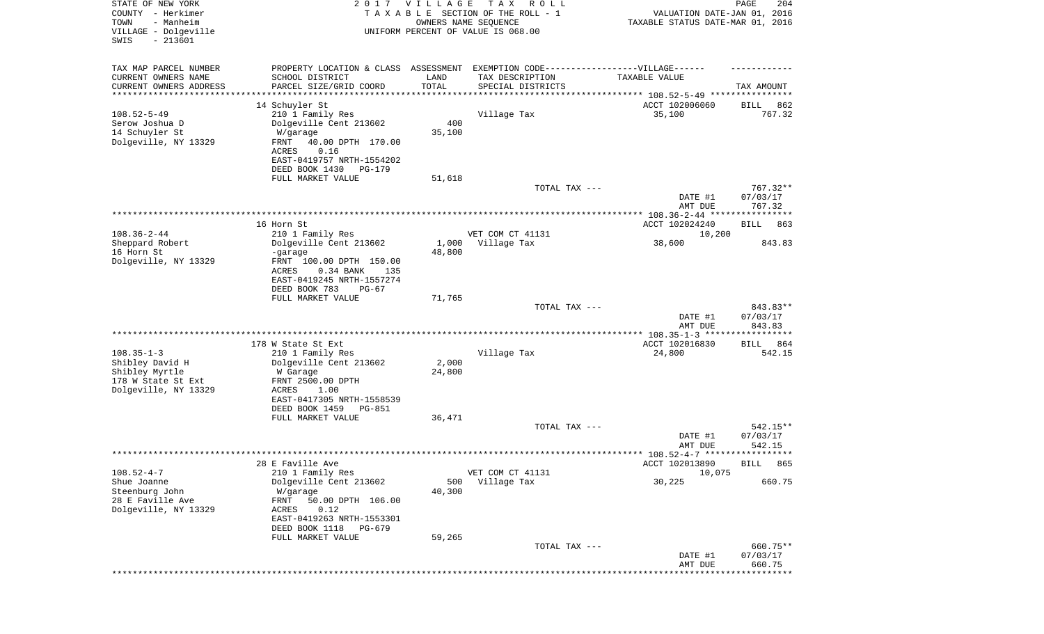STATE OF NEW YORK
COUNTY - Herkimer
TOWN - Manheim
VILLAGE - Dolgeville
SWIS - 213601

2 0 1 7 V I L L A G E T A X R O L L
T A X A B L E SECTION OF THE ROLL - 1
OWNERS NAME SEQUENCE
UNIFORM PERCENT OF VALUE IS 068.00

VALUATION DATE-JAN 01, 2016
TAXABLE STATUS DATE-MAR 01, 2016

| TAX MAP PARCEL NUMBER<br>CURRENT OWNERS NAME<br>CURRENT OWNERS ADDRESS | PROPERTY LOCATION & CLASS<br>SCHOOL DISTRICT<br>PARCEL SIZE/GRID COORD | ASSESSMENT<br>LAND<br>TOTAL | EXEMPTION CODE-----VILLAGE------<br>TAX DESCRIPTION<br>SPECIAL DISTRICTS | TAXABLE VALUE | TAX AMOUNT |
|---|---|---|---|---|---|
| | 14 Schuyler St | | | ACCT 102006060 | BILL 862 |
| 108.52-5-49 | 210 1 Family Res | | Village Tax | 35,100 | 767.32 |
| Serow Joshua D | Dolgeville Cent 213602 | 400 | | | |
| 14 Schuyler St | W/garage | 35,100 | | | |
| Dolgeville, NY 13329 | FRNT 40.00 DPTH 170.00 | | | | |
| | ACRES 0.16 | | | | |
| | EAST-0419757 NRTH-1554202 | | | | |
| | DEED BOOK 1430 PG-179 | | | | |
| | FULL MARKET VALUE | 51,618 | | | |
| | | | TOTAL TAX --- | | 767.32** |
| | | | | DATE #1 | 07/03/17 |
| | | | | AMT DUE | 767.32 |
| | 16 Horn St | | | ACCT 102024240 | BILL 863 |
| 108.36-2-44 | 210 1 Family Res | | VET COM CT 41131 | 10,200 | |
| Sheppard Robert | Dolgeville Cent 213602 | 1,000 | Village Tax | 38,600 | 843.83 |
| 16 Horn St | -garage | 48,800 | | | |
| Dolgeville, NY 13329 | FRNT 100.00 DPTH 150.00 | | | | |
| | ACRES 0.34 BANK 135 | | | | |
| | EAST-0419245 NRTH-1557274 | | | | |
| | DEED BOOK 783 PG-67 | | | | |
| | FULL MARKET VALUE | 71,765 | | | |
| | | | TOTAL TAX --- | | 843.83** |
| | | | | DATE #1 | 07/03/17 |
| | | | | AMT DUE | 843.83 |
| | 178 W State St Ext | | | ACCT 102016830 | BILL 864 |
| 108.35-1-3 | 210 1 Family Res | | Village Tax | 24,800 | 542.15 |
| Shibley David H | Dolgeville Cent 213602 | 2,000 | | | |
| Shibley Myrtle | W Garage | 24,800 | | | |
| 178 W State St Ext | FRNT 2500.00 DPTH | | | | |
| Dolgeville, NY 13329 | ACRES 1.00 | | | | |
| | EAST-0417305 NRTH-1558539 | | | | |
| | DEED BOOK 1459 PG-851 | | | | |
| | FULL MARKET VALUE | 36,471 | | | |
| | | | TOTAL TAX --- | | 542.15** |
| | | | | DATE #1 | 07/03/17 |
| | | | | AMT DUE | 542.15 |
| | 28 E Faville Ave | | | ACCT 102013890 | BILL 865 |
| 108.52-4-7 | 210 1 Family Res | | VET COM CT 41131 | 10,075 | |
| Shue Joanne | Dolgeville Cent 213602 | 500 | Village Tax | 30,225 | 660.75 |
| Steenburg John | W/garage | 40,300 | | | |
| 28 E Faville Ave | FRNT 50.00 DPTH 106.00 | | | | |
| Dolgeville, NY 13329 | ACRES 0.12 | | | | |
| | EAST-0419263 NRTH-1553301 | | | | |
| | DEED BOOK 1118 PG-679 | | | | |
| | FULL MARKET VALUE | 59,265 | | | |
| | | | TOTAL TAX --- | | 660.75** |
| | | | | DATE #1 | 07/03/17 |
| | | | | AMT DUE | 660.75 |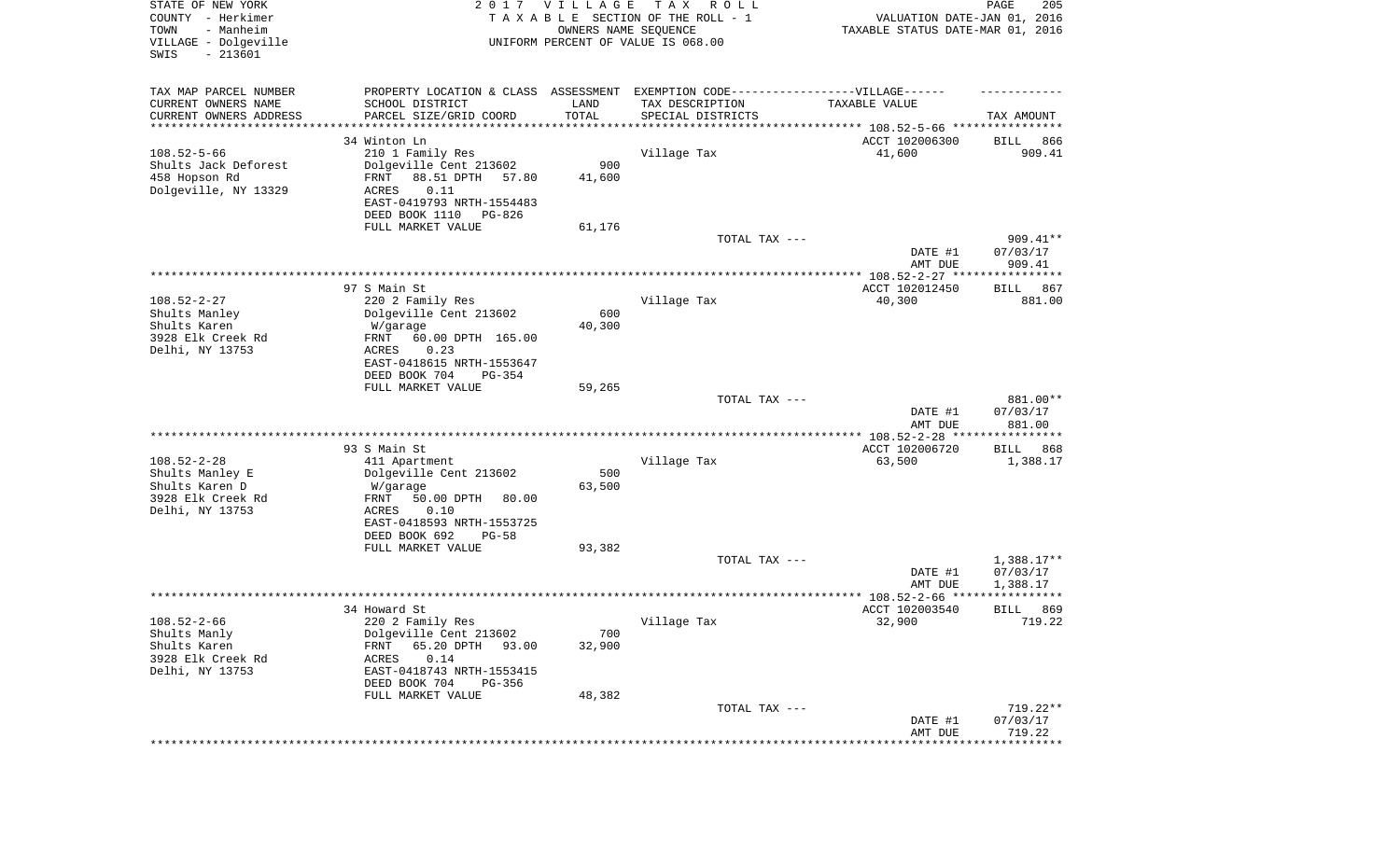STATE OF NEW YORK                    2 0 1 7   V I L L A G E   T A X   R O L L                    PAGE 205
COUNTY - Herkimer                    T A X A B L E SECTION OF THE ROLL - 1                    VALUATION DATE-JAN 01, 2016
TOWN - Manheim                    OWNERS NAME SEQUENCE                    TAXABLE STATUS DATE-MAR 01, 2016
VILLAGE - Dolgeville                    UNIFORM PERCENT OF VALUE IS 068.00
SWIS - 213601

| TAX MAP PARCEL NUMBER<br>CURRENT OWNERS NAME<br>CURRENT OWNERS ADDRESS | PROPERTY LOCATION & CLASS<br>SCHOOL DISTRICT<br>PARCEL SIZE/GRID COORD | ASSESSMENT<br>LAND<br>TOTAL | EXEMPTION CODE------VILLAGE------<br>TAX DESCRIPTION<br>SPECIAL DISTRICTS | TAXABLE VALUE | TAX AMOUNT |
|---|---|---|---|---|---|
| 108.52-5-66 | 34 Winton Ln | | | ACCT 102006300 | BILL 866 |
| | 210 1 Family Res | | Village Tax | 41,600 | 909.41 |
| Shults Jack Deforest | Dolgeville Cent 213602 | 900 | | | |
| 458 Hopson Rd | FRNT 88.51 DPTH 57.80 | 41,600 | | | |
| Dolgeville, NY 13329 | ACRES 0.11 | | | | |
| | EAST-0419793 NRTH-1554483 | | | | |
| | DEED BOOK 1110 PG-826 | | | | |
| | FULL MARKET VALUE | 61,176 | | | |
| | | | TOTAL TAX --- | | 909.41** |
| | | | | DATE #1 | 07/03/17 |
| | | | | AMT DUE | 909.41 |
| 108.52-2-27 | 97 S Main St | | | ACCT 102012450 | BILL 867 |
| | 220 2 Family Res | | Village Tax | 40,300 | 881.00 |
| Shults Manley | Dolgeville Cent 213602 | 600 | | | |
| Shults Karen | W/garage | 40,300 | | | |
| 3928 Elk Creek Rd | FRNT 60.00 DPTH 165.00 | | | | |
| Delhi, NY 13753 | ACRES 0.23 | | | | |
| | EAST-0418615 NRTH-1553647 | | | | |
| | DEED BOOK 704 PG-354 | | | | |
| | FULL MARKET VALUE | 59,265 | | | |
| | | | TOTAL TAX --- | | 881.00** |
| | | | | DATE #1 | 07/03/17 |
| | | | | AMT DUE | 881.00 |
| 108.52-2-28 | 93 S Main St | | | ACCT 102006720 | BILL 868 |
| | 411 Apartment | | Village Tax | 63,500 | 1,388.17 |
| Shults Manley E | Dolgeville Cent 213602 | 500 | | | |
| Shults Karen D | W/garage | 63,500 | | | |
| 3928 Elk Creek Rd | FRNT 50.00 DPTH 80.00 | | | | |
| Delhi, NY 13753 | ACRES 0.10 | | | | |
| | EAST-0418593 NRTH-1553725 | | | | |
| | DEED BOOK 692 PG-58 | | | | |
| | FULL MARKET VALUE | 93,382 | | | |
| | | | TOTAL TAX --- | | 1,388.17** |
| | | | | DATE #1 | 07/03/17 |
| | | | | AMT DUE | 1,388.17 |
| 108.52-2-66 | 34 Howard St | | | ACCT 102003540 | BILL 869 |
| | 220 2 Family Res | | Village Tax | 32,900 | 719.22 |
| Shults Manly | Dolgeville Cent 213602 | 700 | | | |
| Shults Karen | FRNT 65.20 DPTH 93.00 | 32,900 | | | |
| 3928 Elk Creek Rd | ACRES 0.14 | | | | |
| Delhi, NY 13753 | EAST-0418743 NRTH-1553415 | | | | |
| | DEED BOOK 704 PG-356 | | | | |
| | FULL MARKET VALUE | 48,382 | | | |
| | | | TOTAL TAX --- | | 719.22** |
| | | | | DATE #1 | 07/03/17 |
| | | | | AMT DUE | 719.22 |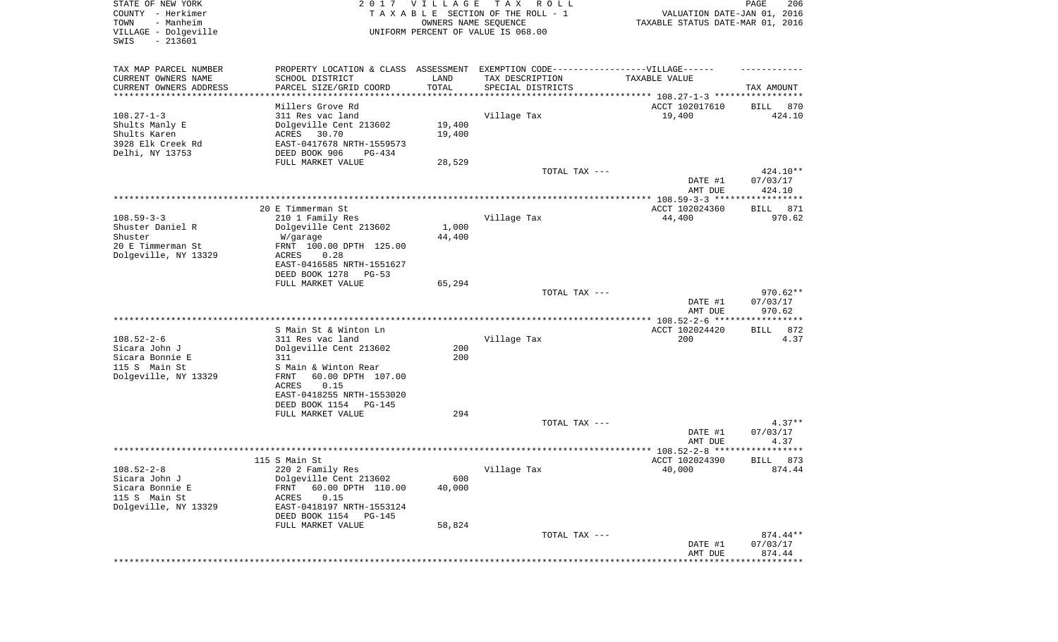STATE OF NEW YORK
COUNTY - Herkimer
TOWN - Manheim
VILLAGE - Dolgeville
SWIS - 213601

2017 VILLAGE TAX ROLL
TAXABLE SECTION OF THE ROLL - 1
OWNERS NAME SEQUENCE
UNIFORM PERCENT OF VALUE IS 068.00

VALUATION DATE-JAN 01, 2016
TAXABLE STATUS DATE-MAR 01, 2016

| TAX MAP PARCEL NUMBER<br>CURRENT OWNERS NAME<br>CURRENT OWNERS ADDRESS | PROPERTY LOCATION & CLASS<br>SCHOOL DISTRICT<br>PARCEL SIZE/GRID COORD | ASSESSMENT<br>LAND<br>TOTAL | EXEMPTION CODE-----VILLAGE------<br>TAX DESCRIPTION<br>SPECIAL DISTRICTS | TAXABLE VALUE | TAX AMOUNT |
|---|---|---|---|---|---|
| 108.27-1-3 | Millers Grove Rd | | | ACCT 102017610 | BILL 870 |
| Shults Manly E | 311 Res vac land | | Village Tax | 19,400 | 424.10 |
| Shults Karen | Dolgeville Cent 213602 | 19,400 | | | |
| 3928 Elk Creek Rd | ACRES 30.70 | 19,400 | | | |
| Delhi, NY 13753 | EAST-0417678 NRTH-1559573 | | | | |
| | DEED BOOK 906 PG-434 | | | | |
| | FULL MARKET VALUE | 28,529 | | | |
| | | | TOTAL TAX --- | | 424.10** |
| | | | | DATE #1 | 07/03/17 |
| | | | | AMT DUE | 424.10 |
| 108.59-3-3 | 20 E Timmerman St | | | ACCT 102024360 | BILL 871 |
| Shuster Daniel R | 210 1 Family Res | | Village Tax | 44,400 | 970.62 |
| Shuster | Dolgeville Cent 213602 | 1,000 | | | |
| 20 E Timmerman St | W/garage | 44,400 | | | |
| Dolgeville, NY 13329 | FRNT 100.00 DPTH 125.00 | | | | |
| | ACRES 0.28 | | | | |
| | EAST-0416585 NRTH-1551627 | | | | |
| | DEED BOOK 1278 PG-53 | | | | |
| | FULL MARKET VALUE | 65,294 | | | |
| | | | TOTAL TAX --- | | 970.62** |
| | | | | DATE #1 | 07/03/17 |
| | | | | AMT DUE | 970.62 |
| 108.52-2-6 | S Main St & Winton Ln | | | ACCT 102024420 | BILL 872 |
| Sicara John J | 311 Res vac land | | Village Tax | 200 | 4.37 |
| Sicara Bonnie E | Dolgeville Cent 213602 | 200 | | | |
| 115 S Main St | 311 | 200 | | | |
| Dolgeville, NY 13329 | S Main & Winton Rear | | | | |
| | FRNT 60.00 DPTH 107.00 | | | | |
| | ACRES 0.15 | | | | |
| | EAST-0418255 NRTH-1553020 | | | | |
| | DEED BOOK 1154 PG-145 | | | | |
| | FULL MARKET VALUE | 294 | | | |
| | | | TOTAL TAX --- | | 4.37** |
| | | | | DATE #1 | 07/03/17 |
| | | | | AMT DUE | 4.37 |
| 108.52-2-8 | 115 S Main St | | | ACCT 102024390 | BILL 873 |
| Sicara John J | 220 2 Family Res | | Village Tax | 40,000 | 874.44 |
| Sicara Bonnie E | Dolgeville Cent 213602 | 600 | | | |
| 115 S Main St | FRNT 60.00 DPTH 110.00 | 40,000 | | | |
| Dolgeville, NY 13329 | ACRES 0.15 | | | | |
| | EAST-0418197 NRTH-1553124 | | | | |
| | DEED BOOK 1154 PG-145 | | | | |
| | FULL MARKET VALUE | 58,824 | | | |
| | | | TOTAL TAX --- | | 874.44** |
| | | | | DATE #1 | 07/03/17 |
| | | | | AMT DUE | 874.44 |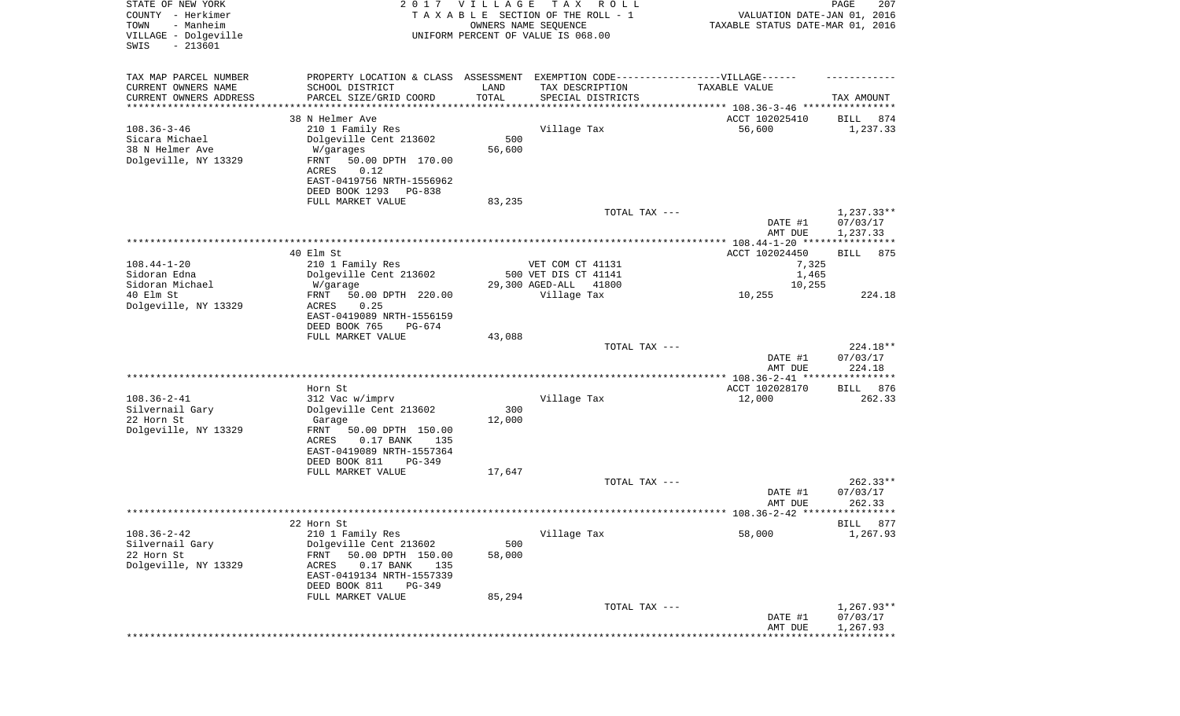STATE OF NEW YORK
COUNTY - Herkimer
TOWN - Manheim
VILLAGE - Dolgeville
SWIS - 213601

2 0 1 7 V I L L A G E T A X R O L L
T A X A B L E SECTION OF THE ROLL - 1
OWNERS NAME SEQUENCE
UNIFORM PERCENT OF VALUE IS 068.00

VALUATION DATE-JAN 01, 2016
TAXABLE STATUS DATE-MAR 01, 2016

| TAX MAP PARCEL NUMBER<br>CURRENT OWNERS NAME<br>CURRENT OWNERS ADDRESS | PROPERTY LOCATION & CLASS<br>SCHOOL DISTRICT<br>PARCEL SIZE/GRID COORD | ASSESSMENT<br>LAND<br>TOTAL | EXEMPTION CODE------------------VILLAGE------<br>TAX DESCRIPTION<br>SPECIAL DISTRICTS | TAXABLE VALUE | TAX AMOUNT |
|---|---|---|---|---|---|
| **108.36-3-46** | 38 N Helmer Ave | | | ACCT 102025410 | BILL 874 |
| 108.36-3-46 | 210 1 Family Res | | Village Tax | 56,600 | 1,237.33 |
| Sicara Michael | Dolgeville Cent 213602 | 500 | | | |
| 38 N Helmer Ave | W/garages | 56,600 | | | |
| Dolgeville, NY 13329 | FRNT 50.00 DPTH 170.00 | | | | |
| | ACRES 0.12 | | | | |
| | EAST-0419756 NRTH-1556962 | | | | |
| | DEED BOOK 1293 PG-838 | | | | |
| | FULL MARKET VALUE | 83,235 | | | |
| | | | TOTAL TAX --- | | 1,237.33** |
| | | | | DATE #1 | 07/03/17 |
| | | | | AMT DUE | 1,237.33 |
| **108.44-1-20** | 40 Elm St | | | ACCT 102024450 | BILL 875 |
| 108.44-1-20 | 210 1 Family Res | | VET COM CT 41131 | 7,325 | |
| Sidoran Edna | Dolgeville Cent 213602 | 500 | VET DIS CT 41141 | 1,465 | |
| Sidoran Michael | W/garage | 29,300 | AGED-ALL 41800 | 10,255 | |
| 40 Elm St | FRNT 50.00 DPTH 220.00 | | Village Tax | 10,255 | 224.18 |
| Dolgeville, NY 13329 | ACRES 0.25 | | | | |
| | EAST-0419089 NRTH-1556159 | | | | |
| | DEED BOOK 765 PG-674 | | | | |
| | FULL MARKET VALUE | 43,088 | | | |
| | | | TOTAL TAX --- | | 224.18** |
| | | | | DATE #1 | 07/03/17 |
| | | | | AMT DUE | 224.18 |
| **108.36-2-41** | Horn St | | | ACCT 102028170 | BILL 876 |
| 108.36-2-41 | 312 Vac w/imprv | | Village Tax | 12,000 | 262.33 |
| Silvernail Gary | Dolgeville Cent 213602 | 300 | | | |
| 22 Horn St | Garage | 12,000 | | | |
| Dolgeville, NY 13329 | FRNT 50.00 DPTH 150.00 | | | | |
| | ACRES 0.17 BANK 135 | | | | |
| | EAST-0419089 NRTH-1557364 | | | | |
| | DEED BOOK 811 PG-349 | | | | |
| | FULL MARKET VALUE | 17,647 | | | |
| | | | TOTAL TAX --- | | 262.33** |
| | | | | DATE #1 | 07/03/17 |
| | | | | AMT DUE | 262.33 |
| **108.36-2-42** | 22 Horn St | | | | BILL 877 |
| 108.36-2-42 | 210 1 Family Res | | Village Tax | 58,000 | 1,267.93 |
| Silvernail Gary | Dolgeville Cent 213602 | 500 | | | |
| 22 Horn St | FRNT 50.00 DPTH 150.00 | 58,000 | | | |
| Dolgeville, NY 13329 | ACRES 0.17 BANK 135 | | | | |
| | EAST-0419134 NRTH-1557339 | | | | |
| | DEED BOOK 811 PG-349 | | | | |
| | FULL MARKET VALUE | 85,294 | | | |
| | | | TOTAL TAX --- | | 1,267.93** |
| | | | | DATE #1 | 07/03/17 |
| | | | | AMT DUE | 1,267.93 |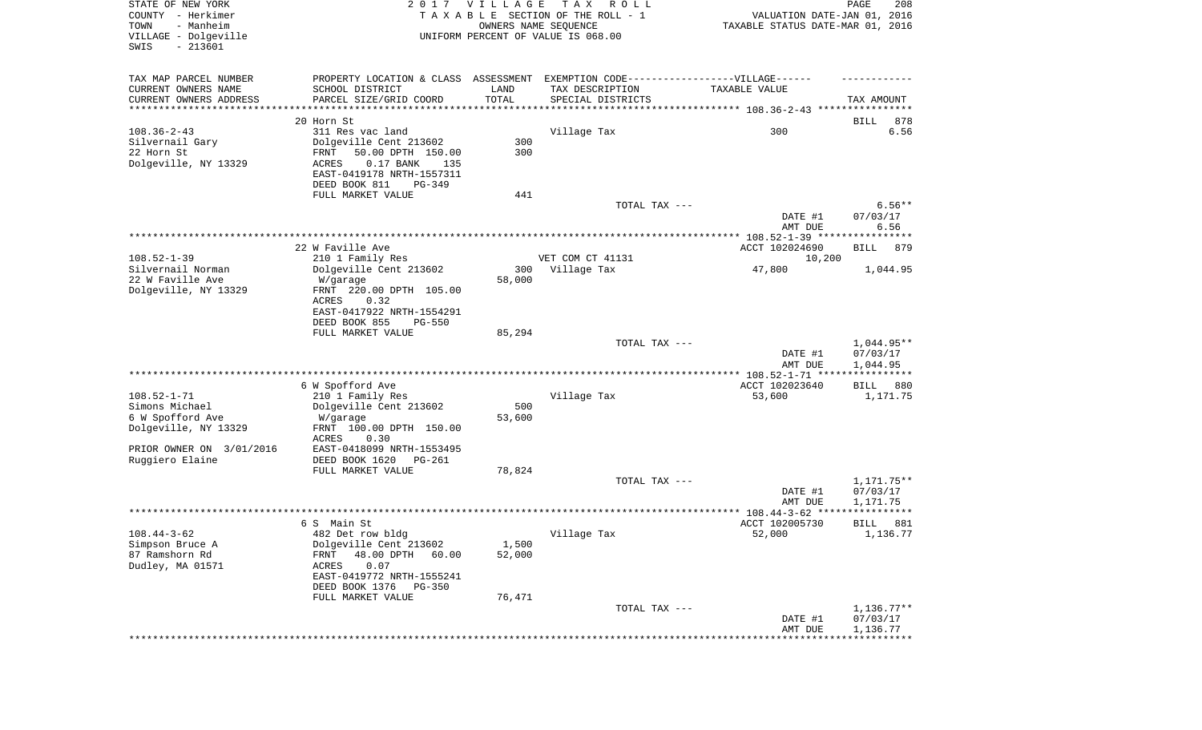STATE OF NEW YORK
COUNTY - Herkimer
TOWN - Manheim
VILLAGE - Dolgeville
SWIS - 213601

2017 VILLAGE TAX ROLL
TAXABLE SECTION OF THE ROLL - 1
OWNERS NAME SEQUENCE
UNIFORM PERCENT OF VALUE IS 068.00

VALUATION DATE-JAN 01, 2016
TAXABLE STATUS DATE-MAR 01, 2016

| TAX MAP PARCEL NUMBER / CURRENT OWNERS NAME / CURRENT OWNERS ADDRESS | PROPERTY LOCATION & CLASS / SCHOOL DISTRICT / PARCEL SIZE/GRID COORD | ASSESSMENT LAND / TOTAL | EXEMPTION CODE / TAX DESCRIPTION / SPECIAL DISTRICTS | TAXABLE VALUE | TAX AMOUNT |
|---|---|---|---|---|---|
| 108.36-2-43 | 20 Horn St | | | | BILL 878 |
| 108.36-2-43 | 311 Res vac land | | Village Tax | 300 | 6.56 |
| Silvernail Gary | Dolgeville Cent 213602 | 300 | | | |
| 22 Horn St | FRNT 50.00 DPTH 150.00 | 300 | | | |
| Dolgeville, NY 13329 | ACRES 0.17 BANK 135 | | | | |
| | EAST-0419178 NRTH-1557311 | | | | |
| | DEED BOOK 811 PG-349 | | | | |
| | FULL MARKET VALUE | 441 | | | |
| | | | TOTAL TAX --- | | 6.56** |
| | | | | DATE #1 | 07/03/17 |
| | | | | AMT DUE | 6.56 |
| 108.52-1-39 | 22 W Faville Ave | | | ACCT 102024690 | BILL 879 |
| 108.52-1-39 | 210 1 Family Res | | VET COM CT 41131 | 10,200 | |
| Silvernail Norman | Dolgeville Cent 213602 | 300 | Village Tax | 47,800 | 1,044.95 |
| 22 W Faville Ave | W/garage | 58,000 | | | |
| Dolgeville, NY 13329 | FRNT 220.00 DPTH 105.00 | | | | |
| | ACRES 0.32 | | | | |
| | EAST-0417922 NRTH-1554291 | | | | |
| | DEED BOOK 855 PG-550 | | | | |
| | FULL MARKET VALUE | 85,294 | | | |
| | | | TOTAL TAX --- | | 1,044.95** |
| | | | | DATE #1 | 07/03/17 |
| | | | | AMT DUE | 1,044.95 |
| 108.52-1-71 | 6 W Spofford Ave | | | ACCT 102023640 | BILL 880 |
| 108.52-1-71 | 210 1 Family Res | | Village Tax | 53,600 | 1,171.75 |
| Simons Michael | Dolgeville Cent 213602 | 500 | | | |
| 6 W Spofford Ave | W/garage | 53,600 | | | |
| Dolgeville, NY 13329 | FRNT 100.00 DPTH 150.00 | | | | |
| | ACRES 0.30 | | | | |
| PRIOR OWNER ON 3/01/2016 | EAST-0418099 NRTH-1553495 | | | | |
| Ruggiero Elaine | DEED BOOK 1620 PG-261 | | | | |
| | FULL MARKET VALUE | 78,824 | | | |
| | | | TOTAL TAX --- | | 1,171.75** |
| | | | | DATE #1 | 07/03/17 |
| | | | | AMT DUE | 1,171.75 |
| 108.44-3-62 | 6 S Main St | | | ACCT 102005730 | BILL 881 |
| 108.44-3-62 | 482 Det row bldg | | Village Tax | 52,000 | 1,136.77 |
| Simpson Bruce A | Dolgeville Cent 213602 | 1,500 | | | |
| 87 Ramshorn Rd | FRNT 48.00 DPTH 60.00 | 52,000 | | | |
| Dudley, MA 01571 | ACRES 0.07 | | | | |
| | EAST-0419772 NRTH-1555241 | | | | |
| | DEED BOOK 1376 PG-350 | | | | |
| | FULL MARKET VALUE | 76,471 | | | |
| | | | TOTAL TAX --- | | 1,136.77** |
| | | | | DATE #1 | 07/03/17 |
| | | | | AMT DUE | 1,136.77 |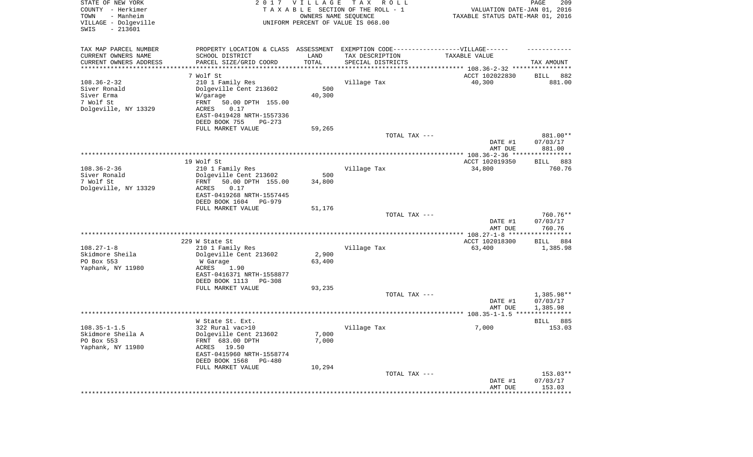STATE OF NEW YORK — 2017 VILLAGE TAX ROLL
COUNTY - Herkimer — TAXABLE SECTION OF THE ROLL - 1 — VALUATION DATE-JAN 01, 2016
TOWN - Manheim — OWNERS NAME SEQUENCE — TAXABLE STATUS DATE-MAR 01, 2016
VILLAGE - Dolgeville — UNIFORM PERCENT OF VALUE IS 068.00
SWIS - 213601

| TAX MAP PARCEL NUMBER / CURRENT OWNERS NAME / CURRENT OWNERS ADDRESS | PROPERTY LOCATION & CLASS / SCHOOL DISTRICT / PARCEL SIZE/GRID COORD | ASSESSMENT LAND / TOTAL | EXEMPTION CODE-----VILLAGE------ TAX DESCRIPTION / SPECIAL DISTRICTS | TAXABLE VALUE | TAX AMOUNT |
|---|---|---|---|---|---|
| | 7 Wolf St | | | ACCT 102022830 | BILL 882 |
| 108.36-2-32 | 210 1 Family Res | | Village Tax | 40,300 | 881.00 |
| Siver Ronald | Dolgeville Cent 213602 | 500 | | | |
| Siver Erma | W/garage | 40,300 | | | |
| 7 Wolf St | FRNT 50.00 DPTH 155.00 | | | | |
| Dolgeville, NY 13329 | ACRES 0.17 | | | | |
| | EAST-0419428 NRTH-1557336 | | | | |
| | DEED BOOK 755 PG-273 | | | | |
| | FULL MARKET VALUE | 59,265 | | | |
| | | | TOTAL TAX --- | | 881.00** |
| | | | | DATE #1 | 07/03/17 |
| | | | | AMT DUE | 881.00 |
| | 19 Wolf St | | | ACCT 102019350 | BILL 883 |
| 108.36-2-36 | 210 1 Family Res | | Village Tax | 34,800 | 760.76 |
| Siver Ronald | Dolgeville Cent 213602 | 500 | | | |
| 7 Wolf St | FRNT 50.00 DPTH 155.00 | 34,800 | | | |
| Dolgeville, NY 13329 | ACRES 0.17 | | | | |
| | EAST-0419268 NRTH-1557445 | | | | |
| | DEED BOOK 1604 PG-979 | | | | |
| | FULL MARKET VALUE | 51,176 | | | |
| | | | TOTAL TAX --- | | 760.76** |
| | | | | DATE #1 | 07/03/17 |
| | | | | AMT DUE | 760.76 |
| | 229 W State St | | | ACCT 102018300 | BILL 884 |
| 108.27-1-8 | 210 1 Family Res | | Village Tax | 63,400 | 1,385.98 |
| Skidmore Sheila | Dolgeville Cent 213602 | 2,900 | | | |
| PO Box 553 | W Garage | 63,400 | | | |
| Yaphank, NY 11980 | ACRES 1.90 | | | | |
| | EAST-0416371 NRTH-1558877 | | | | |
| | DEED BOOK 1113 PG-308 | | | | |
| | FULL MARKET VALUE | 93,235 | | | |
| | | | TOTAL TAX --- | | 1,385.98** |
| | | | | DATE #1 | 07/03/17 |
| | | | | AMT DUE | 1,385.98 |
| | W State St. Ext. | | | | BILL 885 |
| 108.35-1-1.5 | 322 Rural vac>10 | | Village Tax | 7,000 | 153.03 |
| Skidmore Sheila A | Dolgeville Cent 213602 | 7,000 | | | |
| PO Box 553 | FRNT 683.00 DPTH | 7,000 | | | |
| Yaphank, NY 11980 | ACRES 19.50 | | | | |
| | EAST-0415960 NRTH-1558774 | | | | |
| | DEED BOOK 1568 PG-480 | | | | |
| | FULL MARKET VALUE | 10,294 | | | |
| | | | TOTAL TAX --- | | 153.03** |
| | | | | DATE #1 | 07/03/17 |
| | | | | AMT DUE | 153.03 |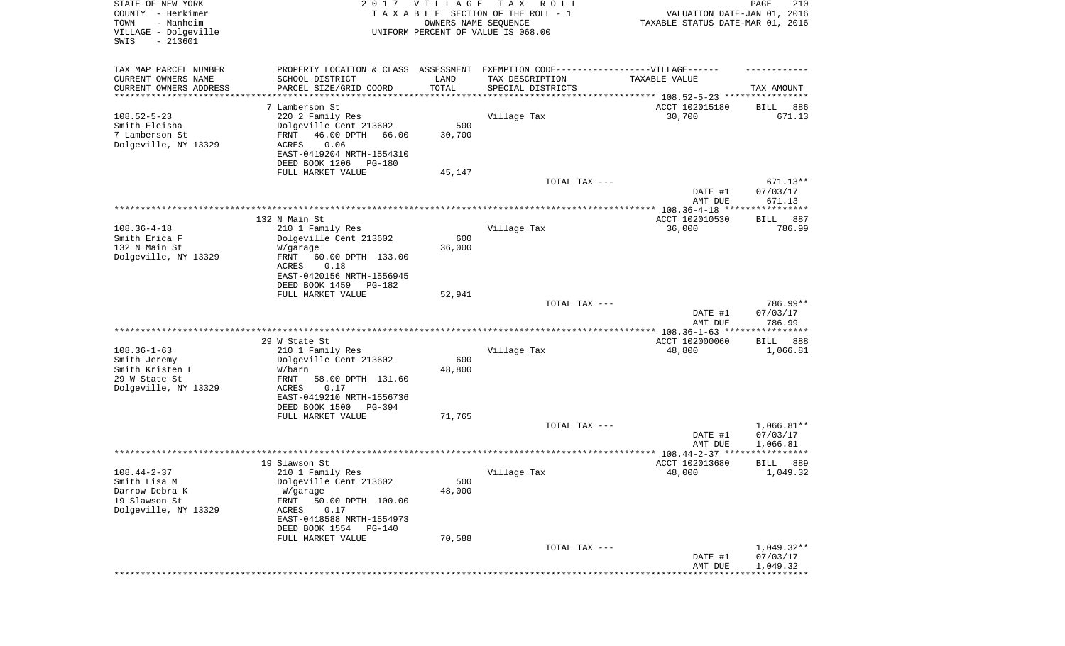STATE OF NEW YORK
COUNTY - Herkimer
TOWN - Manheim
VILLAGE - Dolgeville
SWIS - 213601

2 0 1 7 V I L L A G E T A X R O L L
T A X A B L E SECTION OF THE ROLL - 1
OWNERS NAME SEQUENCE
UNIFORM PERCENT OF VALUE IS 068.00

VALUATION DATE-JAN 01, 2016
TAXABLE STATUS DATE-MAR 01, 2016

| TAX MAP PARCEL NUMBER / CURRENT OWNERS NAME / CURRENT OWNERS ADDRESS | PROPERTY LOCATION & CLASS / SCHOOL DISTRICT / PARCEL SIZE/GRID COORD | ASSESSMENT LAND | TOTAL | EXEMPTION CODE / TAX DESCRIPTION / SPECIAL DISTRICTS | TAXABLE VALUE | TAX AMOUNT |
|---|---|---|---|---|---|---|
| 108.52-5-23 | 7 Lamberson St | | | | ACCT 102015180 | BILL 886 |
| Smith Eleisha | 220 2 Family Res | | | Village Tax | 30,700 | 671.13 |
| 7 Lamberson St | Dolgeville Cent 213602 | 500 | | | | |
| Dolgeville, NY 13329 | FRNT 46.00 DPTH 66.00 | | 30,700 | | | |
| | ACRES 0.06 | | | | | |
| | EAST-0419204 NRTH-1554310 | | | | | |
| | DEED BOOK 1206 PG-180 | | | | | |
| | FULL MARKET VALUE | | 45,147 | | | |
| | | | | TOTAL TAX --- | | 671.13** |
| | | | | | DATE #1 | 07/03/17 |
| | | | | | AMT DUE | 671.13 |
| 108.36-4-18 | 132 N Main St | | | | ACCT 102010530 | BILL 887 |
| Smith Erica F | 210 1 Family Res | | | Village Tax | 36,000 | 786.99 |
| 132 N Main St | Dolgeville Cent 213602 | 600 | | | | |
| Dolgeville, NY 13329 | W/garage | | 36,000 | | | |
| | FRNT 60.00 DPTH 133.00 | | | | | |
| | ACRES 0.18 | | | | | |
| | EAST-0420156 NRTH-1556945 | | | | | |
| | DEED BOOK 1459 PG-182 | | | | | |
| | FULL MARKET VALUE | | 52,941 | | | |
| | | | | TOTAL TAX --- | | 786.99** |
| | | | | | DATE #1 | 07/03/17 |
| | | | | | AMT DUE | 786.99 |
| 108.36-1-63 | 29 W State St | | | | ACCT 102000060 | BILL 888 |
| Smith Jeremy | 210 1 Family Res | | | Village Tax | 48,800 | 1,066.81 |
| Smith Kristen L | Dolgeville Cent 213602 | 600 | | | | |
| 29 W State St | W/barn | | 48,800 | | | |
| Dolgeville, NY 13329 | FRNT 58.00 DPTH 131.60 | | | | | |
| | ACRES 0.17 | | | | | |
| | EAST-0419210 NRTH-1556736 | | | | | |
| | DEED BOOK 1500 PG-394 | | | | | |
| | FULL MARKET VALUE | | 71,765 | | | |
| | | | | TOTAL TAX --- | | 1,066.81** |
| | | | | | DATE #1 | 07/03/17 |
| | | | | | AMT DUE | 1,066.81 |
| 108.44-2-37 | 19 Slawson St | | | | ACCT 102013680 | BILL 889 |
| Smith Lisa M | 210 1 Family Res | | | Village Tax | 48,000 | 1,049.32 |
| Darrow Debra K | Dolgeville Cent 213602 | 500 | | | | |
| 19 Slawson St | W/garage | | 48,000 | | | |
| Dolgeville, NY 13329 | FRNT 50.00 DPTH 100.00 | | | | | |
| | ACRES 0.17 | | | | | |
| | EAST-0418588 NRTH-1554973 | | | | | |
| | DEED BOOK 1554 PG-140 | | | | | |
| | FULL MARKET VALUE | | 70,588 | | | |
| | | | | TOTAL TAX --- | | 1,049.32** |
| | | | | | DATE #1 | 07/03/17 |
| | | | | | AMT DUE | 1,049.32 |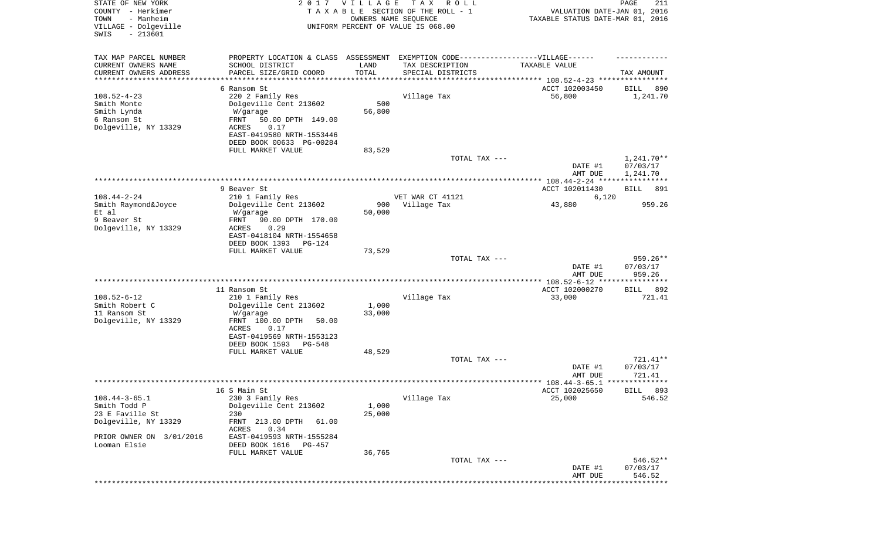STATE OF NEW YORK
COUNTY - Herkimer
TOWN - Manheim
VILLAGE - Dolgeville
SWIS - 213601

2 0 1 7 V I L L A G E T A X R O L L
T A X A B L E SECTION OF THE ROLL - 1
OWNERS NAME SEQUENCE
UNIFORM PERCENT OF VALUE IS 068.00

VALUATION DATE-JAN 01, 2016
TAXABLE STATUS DATE-MAR 01, 2016

| TAX MAP PARCEL NUMBER / CURRENT OWNERS NAME / CURRENT OWNERS ADDRESS | PROPERTY LOCATION & CLASS / SCHOOL DISTRICT / PARCEL SIZE/GRID COORD | ASSESSMENT LAND / TOTAL | EXEMPTION CODE / TAX DESCRIPTION / SPECIAL DISTRICTS | TAXABLE VALUE | TAX AMOUNT |
|---|---|---|---|---|---|
| 108.52-4-23 | 6 Ransom St | | | ACCT 102003450 | BILL 890 |
| Smith Monte | 220 2 Family Res | | Village Tax | 56,800 | 1,241.70 |
| Smith Lynda | Dolgeville Cent 213602 | 500 | | | |
| 6 Ransom St | W/garage | 56,800 | | | |
| Dolgeville, NY 13329 | FRNT 50.00 DPTH 149.00 | | | | |
| | ACRES 0.17 | | | | |
| | EAST-0419580 NRTH-1553446 | | | | |
| | DEED BOOK 00633 PG-00284 | | | | |
| | FULL MARKET VALUE | 83,529 | | | |
| | | | TOTAL TAX --- | | 1,241.70** |
| | | | | DATE #1 | 07/03/17 |
| | | | | AMT DUE | 1,241.70 |
| 108.44-2-24 | 9 Beaver St | | | ACCT 102011430 | BILL 891 |
| Smith Raymond&Joyce | 210 1 Family Res | | VET WAR CT 41121 | 6,120 | |
| Et al | Dolgeville Cent 213602 | 900 | Village Tax | 43,880 | 959.26 |
| 9 Beaver St | W/garage | 50,000 | | | |
| Dolgeville, NY 13329 | FRNT 90.00 DPTH 170.00 | | | | |
| | ACRES 0.29 | | | | |
| | EAST-0418104 NRTH-1554658 | | | | |
| | DEED BOOK 1393 PG-124 | | | | |
| | FULL MARKET VALUE | 73,529 | | | |
| | | | TOTAL TAX --- | | 959.26** |
| | | | | DATE #1 | 07/03/17 |
| | | | | AMT DUE | 959.26 |
| 108.52-6-12 | 11 Ransom St | | | ACCT 102000270 | BILL 892 |
| Smith Robert C | 210 1 Family Res | | Village Tax | 33,000 | 721.41 |
| 11 Ransom St | Dolgeville Cent 213602 | 1,000 | | | |
| Dolgeville, NY 13329 | W/garage | 33,000 | | | |
| | FRNT 100.00 DPTH 50.00 | | | | |
| | ACRES 0.17 | | | | |
| | EAST-0419569 NRTH-1553123 | | | | |
| | DEED BOOK 1593 PG-548 | | | | |
| | FULL MARKET VALUE | 48,529 | | | |
| | | | TOTAL TAX --- | | 721.41** |
| | | | | DATE #1 | 07/03/17 |
| | | | | AMT DUE | 721.41 |
| 108.44-3-65.1 | 16 S Main St | | | ACCT 102025650 | BILL 893 |
| Smith Todd P | 230 3 Family Res | | Village Tax | 25,000 | 546.52 |
| 23 E Faville St | Dolgeville Cent 213602 | 1,000 | | | |
| Dolgeville, NY 13329 | 230 | 25,000 | | | |
| | FRNT 213.00 DPTH 61.00 | | | | |
| | ACRES 0.34 | | | | |
| PRIOR OWNER ON 3/01/2016 | EAST-0419593 NRTH-1555284 | | | | |
| Looman Elsie | DEED BOOK 1616 PG-457 | | | | |
| | FULL MARKET VALUE | 36,765 | | | |
| | | | TOTAL TAX --- | | 546.52** |
| | | | | DATE #1 | 07/03/17 |
| | | | | AMT DUE | 546.52 |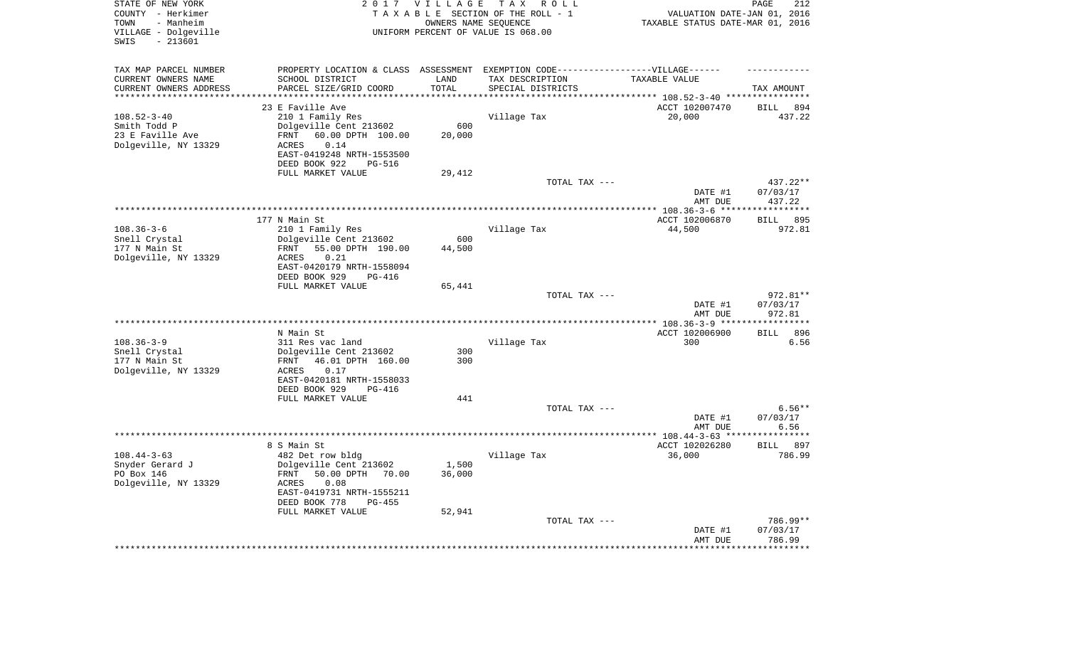STATE OF NEW YORK  
COUNTY - Herkimer  
TOWN - Manheim  
VILLAGE - Dolgeville  
SWIS - 213601

2 0 1 7 V I L L A G E T A X R O L L  
T A X A B L E SECTION OF THE ROLL - 1  
OWNERS NAME SEQUENCE  
UNIFORM PERCENT OF VALUE IS 068.00

VALUATION DATE-JAN 01, 2016  
TAXABLE STATUS DATE-MAR 01, 2016

| TAX MAP PARCEL NUMBER<br>CURRENT OWNERS NAME<br>CURRENT OWNERS ADDRESS | PROPERTY LOCATION & CLASS<br>SCHOOL DISTRICT<br>PARCEL SIZE/GRID COORD | ASSESSMENT<br>LAND<br>TOTAL | EXEMPTION CODE------------------VILLAGE------<br>TAX DESCRIPTION<br>SPECIAL DISTRICTS | TAXABLE VALUE | TAX AMOUNT |
|---|---|---|---|---|---|
| | 23 E Faville Ave | | | ACCT 102007470 | BILL 894 |
| 108.52-3-40 | 210 1 Family Res | | Village Tax | 20,000 | 437.22 |
| Smith Todd P | Dolgeville Cent 213602 | 600 | | | |
| 23 E Faville Ave | FRNT 60.00 DPTH 100.00 | 20,000 | | | |
| Dolgeville, NY 13329 | ACRES 0.14 | | | | |
| | EAST-0419248 NRTH-1553500 | | | | |
| | DEED BOOK 922 PG-516 | | | | |
| | FULL MARKET VALUE | 29,412 | | | |
| | | | TOTAL TAX --- | | 437.22** |
| | | | | DATE #1 | 07/03/17 |
| | | | | AMT DUE | 437.22 |
| | 177 N Main St | | | ACCT 102006870 | BILL 895 |
| 108.36-3-6 | 210 1 Family Res | | Village Tax | 44,500 | 972.81 |
| Snell Crystal | Dolgeville Cent 213602 | 600 | | | |
| 177 N Main St | FRNT 55.00 DPTH 190.00 | 44,500 | | | |
| Dolgeville, NY 13329 | ACRES 0.21 | | | | |
| | EAST-0420179 NRTH-1558094 | | | | |
| | DEED BOOK 929 PG-416 | | | | |
| | FULL MARKET VALUE | 65,441 | | | |
| | | | TOTAL TAX --- | | 972.81** |
| | | | | DATE #1 | 07/03/17 |
| | | | | AMT DUE | 972.81 |
| | N Main St | | | ACCT 102006900 | BILL 896 |
| 108.36-3-9 | 311 Res vac land | | Village Tax | 300 | 6.56 |
| Snell Crystal | Dolgeville Cent 213602 | 300 | | | |
| 177 N Main St | FRNT 46.01 DPTH 160.00 | 300 | | | |
| Dolgeville, NY 13329 | ACRES 0.17 | | | | |
| | EAST-0420181 NRTH-1558033 | | | | |
| | DEED BOOK 929 PG-416 | | | | |
| | FULL MARKET VALUE | 441 | | | |
| | | | TOTAL TAX --- | | 6.56** |
| | | | | DATE #1 | 07/03/17 |
| | | | | AMT DUE | 6.56 |
| | 8 S Main St | | | ACCT 102026280 | BILL 897 |
| 108.44-3-63 | 482 Det row bldg | | Village Tax | 36,000 | 786.99 |
| Snyder Gerard J | Dolgeville Cent 213602 | 1,500 | | | |
| PO Box 146 | FRNT 50.00 DPTH 70.00 | 36,000 | | | |
| Dolgeville, NY 13329 | ACRES 0.08 | | | | |
| | EAST-0419731 NRTH-1555211 | | | | |
| | DEED BOOK 778 PG-455 | | | | |
| | FULL MARKET VALUE | 52,941 | | | |
| | | | TOTAL TAX --- | | 786.99** |
| | | | | DATE #1 | 07/03/17 |
| | | | | AMT DUE | 786.99 |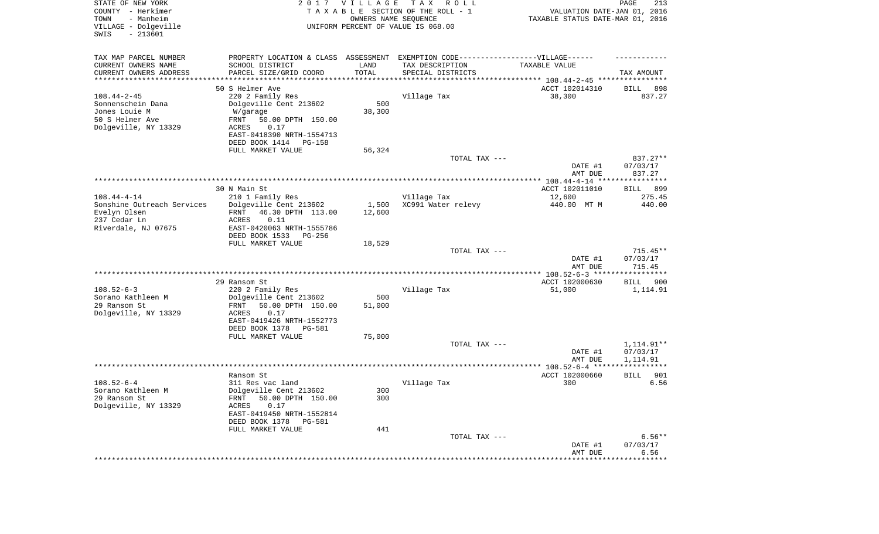STATE OF NEW YORK
COUNTY - Herkimer
TOWN - Manheim
VILLAGE - Dolgeville
SWIS - 213601

2 0 1 7 V I L L A G E T A X R O L L
T A X A B L E SECTION OF THE ROLL - 1
OWNERS NAME SEQUENCE
UNIFORM PERCENT OF VALUE IS 068.00

VALUATION DATE-JAN 01, 2016
TAXABLE STATUS DATE-MAR 01, 2016

| TAX MAP PARCEL NUMBER / CURRENT OWNERS NAME / CURRENT OWNERS ADDRESS | PROPERTY LOCATION & CLASS / SCHOOL DISTRICT / PARCEL SIZE/GRID COORD | ASSESSMENT LAND / TOTAL | EXEMPTION CODE-----VILLAGE------ TAX DESCRIPTION / SPECIAL DISTRICTS | TAXABLE VALUE | TAX AMOUNT |
|---|---|---|---|---|---|
| | 50 S Helmer Ave | | | ACCT 102014310 | BILL 898 |
| 108.44-2-45 | 220 2 Family Res | | Village Tax | 38,300 | 837.27 |
| Sonnenschein Dana | Dolgeville Cent 213602 | 500 | | | |
| Jones Louie M | W/garage | 38,300 | | | |
| 50 S Helmer Ave | FRNT 50.00 DPTH 150.00 | | | | |
| Dolgeville, NY 13329 | ACRES 0.17 | | | | |
| | EAST-0418390 NRTH-1554713 | | | | |
| | DEED BOOK 1414 PG-158 | | | | |
| | FULL MARKET VALUE | 56,324 | | | |
| | | | TOTAL TAX --- | | 837.27** |
| | | | | DATE #1 | 07/03/17 |
| | | | | AMT DUE | 837.27 |
| | 30 N Main St | | | ACCT 102011010 | BILL 899 |
| 108.44-4-14 | 210 1 Family Res | | Village Tax | 12,600 | 275.45 |
| Sonshine Outreach Services | Dolgeville Cent 213602 | 1,500 | XC991 Water relevy | 440.00 MT M | 440.00 |
| Evelyn Olsen | FRNT 46.30 DPTH 113.00 | 12,600 | | | |
| 237 Cedar Ln | ACRES 0.11 | | | | |
| Riverdale, NJ 07675 | EAST-0420063 NRTH-1555786 | | | | |
| | DEED BOOK 1533 PG-256 | | | | |
| | FULL MARKET VALUE | 18,529 | | | |
| | | | TOTAL TAX --- | | 715.45** |
| | | | | DATE #1 | 07/03/17 |
| | | | | AMT DUE | 715.45 |
| | 29 Ransom St | | | ACCT 102000630 | BILL 900 |
| 108.52-6-3 | 220 2 Family Res | | Village Tax | 51,000 | 1,114.91 |
| Sorano Kathleen M | Dolgeville Cent 213602 | 500 | | | |
| 29 Ransom St | FRNT 50.00 DPTH 150.00 | 51,000 | | | |
| Dolgeville, NY 13329 | ACRES 0.17 | | | | |
| | EAST-0419426 NRTH-1552773 | | | | |
| | DEED BOOK 1378 PG-581 | | | | |
| | FULL MARKET VALUE | 75,000 | | | |
| | | | TOTAL TAX --- | | 1,114.91** |
| | | | | DATE #1 | 07/03/17 |
| | | | | AMT DUE | 1,114.91 |
| | Ransom St | | | ACCT 102000660 | BILL 901 |
| 108.52-6-4 | 311 Res vac land | | Village Tax | 300 | 6.56 |
| Sorano Kathleen M | Dolgeville Cent 213602 | 300 | | | |
| 29 Ransom St | FRNT 50.00 DPTH 150.00 | 300 | | | |
| Dolgeville, NY 13329 | ACRES 0.17 | | | | |
| | EAST-0419450 NRTH-1552814 | | | | |
| | DEED BOOK 1378 PG-581 | | | | |
| | FULL MARKET VALUE | 441 | | | |
| | | | TOTAL TAX --- | | 6.56** |
| | | | | DATE #1 | 07/03/17 |
| | | | | AMT DUE | 6.56 |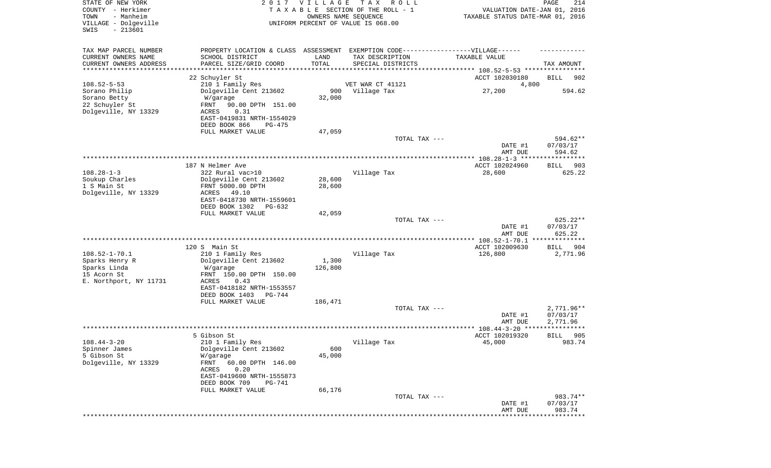STATE OF NEW YORK 2 0 1 7 V I L L A G E T A X R O L L PAGE 214
COUNTY - Herkimer T A X A B L E SECTION OF THE ROLL - 1 VALUATION DATE-JAN 01, 2016
TOWN - Manheim OWNERS NAME SEQUENCE TAXABLE STATUS DATE-MAR 01, 2016
VILLAGE - Dolgeville UNIFORM PERCENT OF VALUE IS 068.00
SWIS - 213601

| TAX MAP PARCEL NUMBER / CURRENT OWNERS NAME / CURRENT OWNERS ADDRESS | PROPERTY LOCATION & CLASS / SCHOOL DISTRICT / PARCEL SIZE/GRID COORD | ASSESSMENT LAND / TOTAL | EXEMPTION CODE / TAX DESCRIPTION / SPECIAL DISTRICTS | TAXABLE VALUE | TAX AMOUNT |
|---|---|---|---|---|---|
| 108.52-5-53 | 22 Schuyler St | | | ACCT 102030180 | BILL 902 |
| | 210 1 Family Res | | VET WAR CT 41121 | 4,800 | |
| Sorano Philip | Dolgeville Cent 213602 | 900 | Village Tax | 27,200 | 594.62 |
| Sorano Betty | W/garage | 32,000 | | | |
| 22 Schuyler St | FRNT 90.00 DPTH 151.00 | | | | |
| Dolgeville, NY 13329 | ACRES 0.31 | | | | |
| | EAST-0419831 NRTH-1554029 | | | | |
| | DEED BOOK 866 PG-475 | | | | |
| | FULL MARKET VALUE | 47,059 | | | |
| | | | TOTAL TAX --- | | 594.62** |
| | | | | DATE #1 | 07/03/17 |
| | | | | AMT DUE | 594.62 |
| 108.28-1-3 | 187 N Helmer Ave | | | ACCT 102024960 | BILL 903 |
| Soukup Charles | 322 Rural vac>10 | | Village Tax | 28,600 | 625.22 |
| 1 S Main St | Dolgeville Cent 213602 | 28,600 | | | |
| Dolgeville, NY 13329 | FRNT 5000.00 DPTH | 28,600 | | | |
| | ACRES 49.10 | | | | |
| | EAST-0418730 NRTH-1559601 | | | | |
| | DEED BOOK 1302 PG-632 | | | | |
| | FULL MARKET VALUE | 42,059 | | | |
| | | | TOTAL TAX --- | | 625.22** |
| | | | | DATE #1 | 07/03/17 |
| | | | | AMT DUE | 625.22 |
| 108.52-1-70.1 | 120 S Main St | | | ACCT 102009630 | BILL 904 |
| Sparks Henry R | 210 1 Family Res | | Village Tax | 126,800 | 2,771.96 |
| Sparks Linda | Dolgeville Cent 213602 | 1,300 | | | |
| 15 Acorn St | W/garage | 126,800 | | | |
| E. Northport, NY 11731 | FRNT 150.00 DPTH 150.00 | | | | |
| | ACRES 0.43 | | | | |
| | EAST-0418182 NRTH-1553557 | | | | |
| | DEED BOOK 1403 PG-744 | | | | |
| | FULL MARKET VALUE | 186,471 | | | |
| | | | TOTAL TAX --- | | 2,771.96** |
| | | | | DATE #1 | 07/03/17 |
| | | | | AMT DUE | 2,771.96 |
| 108.44-3-20 | 5 Gibson St | | | ACCT 102019320 | BILL 905 |
| Spinner James | 210 1 Family Res | | Village Tax | 45,000 | 983.74 |
| 5 Gibson St | Dolgeville Cent 213602 | 600 | | | |
| Dolgeville, NY 13329 | W/garage | 45,000 | | | |
| | FRNT 60.00 DPTH 146.00 | | | | |
| | ACRES 0.20 | | | | |
| | EAST-0419600 NRTH-1555873 | | | | |
| | DEED BOOK 709 PG-741 | | | | |
| | FULL MARKET VALUE | 66,176 | | | |
| | | | TOTAL TAX --- | | 983.74** |
| | | | | DATE #1 | 07/03/17 |
| | | | | AMT DUE | 983.74 |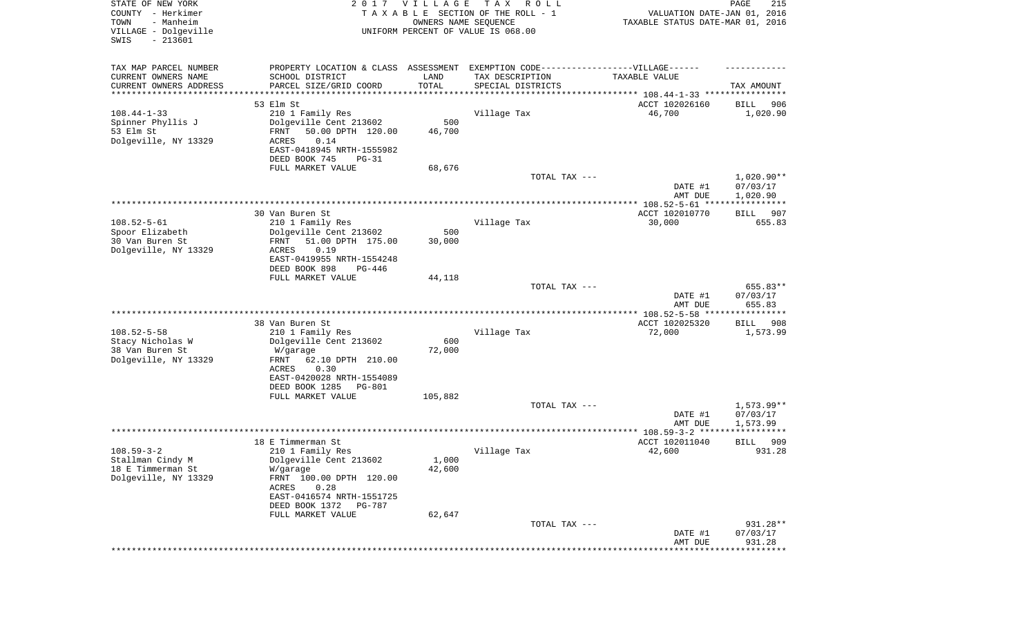STATE OF NEW YORK
COUNTY - Herkimer
TOWN - Manheim
VILLAGE - Dolgeville
SWIS - 213601

2017 VILLAGE TAX ROLL
TAXABLE SECTION OF THE ROLL - 1
OWNERS NAME SEQUENCE
UNIFORM PERCENT OF VALUE IS 068.00

VALUATION DATE-JAN 01, 2016
TAXABLE STATUS DATE-MAR 01, 2016

| TAX MAP PARCEL NUMBER / CURRENT OWNERS NAME / CURRENT OWNERS ADDRESS | PROPERTY LOCATION & CLASS / SCHOOL DISTRICT / PARCEL SIZE/GRID COORD | ASSESSMENT LAND | TOTAL | EXEMPTION CODE / TAX DESCRIPTION / SPECIAL DISTRICTS | TAXABLE VALUE | TAX AMOUNT |
|---|---|---|---|---|---|---|
| | 53 Elm St | | | | ACCT 102026160 | BILL 906 |
| 108.44-1-33 | 210 1 Family Res | | | Village Tax | 46,700 | 1,020.90 |
| Spinner Phyllis J | Dolgeville Cent 213602 | 500 | | | | |
| 53 Elm St | FRNT 50.00 DPTH 120.00 | | 46,700 | | | |
| Dolgeville, NY 13329 | ACRES 0.14 | | | | | |
| | EAST-0418945 NRTH-1555982 | | | | | |
| | DEED BOOK 745 PG-31 | | | | | |
| | FULL MARKET VALUE | | 68,676 | | | |
| | | | | TOTAL TAX --- | | 1,020.90** |
| | | | | | DATE #1 | 07/03/17 |
| | | | | | AMT DUE | 1,020.90 |
| | 30 Van Buren St | | | | ACCT 102010770 | BILL 907 |
| 108.52-5-61 | 210 1 Family Res | | | Village Tax | 30,000 | 655.83 |
| Spoor Elizabeth | Dolgeville Cent 213602 | 500 | | | | |
| 30 Van Buren St | FRNT 51.00 DPTH 175.00 | | 30,000 | | | |
| Dolgeville, NY 13329 | ACRES 0.19 | | | | | |
| | EAST-0419955 NRTH-1554248 | | | | | |
| | DEED BOOK 898 PG-446 | | | | | |
| | FULL MARKET VALUE | | 44,118 | | | |
| | | | | TOTAL TAX --- | | 655.83** |
| | | | | | DATE #1 | 07/03/17 |
| | | | | | AMT DUE | 655.83 |
| | 38 Van Buren St | | | | ACCT 102025320 | BILL 908 |
| 108.52-5-58 | 210 1 Family Res | | | Village Tax | 72,000 | 1,573.99 |
| Stacy Nicholas W | Dolgeville Cent 213602 | 600 | | | | |
| 38 Van Buren St | W/garage | | 72,000 | | | |
| Dolgeville, NY 13329 | FRNT 62.10 DPTH 210.00 | | | | | |
| | ACRES 0.30 | | | | | |
| | EAST-0420028 NRTH-1554089 | | | | | |
| | DEED BOOK 1285 PG-801 | | | | | |
| | FULL MARKET VALUE | | 105,882 | | | |
| | | | | TOTAL TAX --- | | 1,573.99** |
| | | | | | DATE #1 | 07/03/17 |
| | | | | | AMT DUE | 1,573.99 |
| | 18 E Timmerman St | | | | ACCT 102011040 | BILL 909 |
| 108.59-3-2 | 210 1 Family Res | | | Village Tax | 42,600 | 931.28 |
| Stallman Cindy M | Dolgeville Cent 213602 | 1,000 | | | | |
| 18 E Timmerman St | W/garage | | 42,600 | | | |
| Dolgeville, NY 13329 | FRNT 100.00 DPTH 120.00 | | | | | |
| | ACRES 0.28 | | | | | |
| | EAST-0416574 NRTH-1551725 | | | | | |
| | DEED BOOK 1372 PG-787 | | | | | |
| | FULL MARKET VALUE | | 62,647 | | | |
| | | | | TOTAL TAX --- | | 931.28** |
| | | | | | DATE #1 | 07/03/17 |
| | | | | | AMT DUE | 931.28 |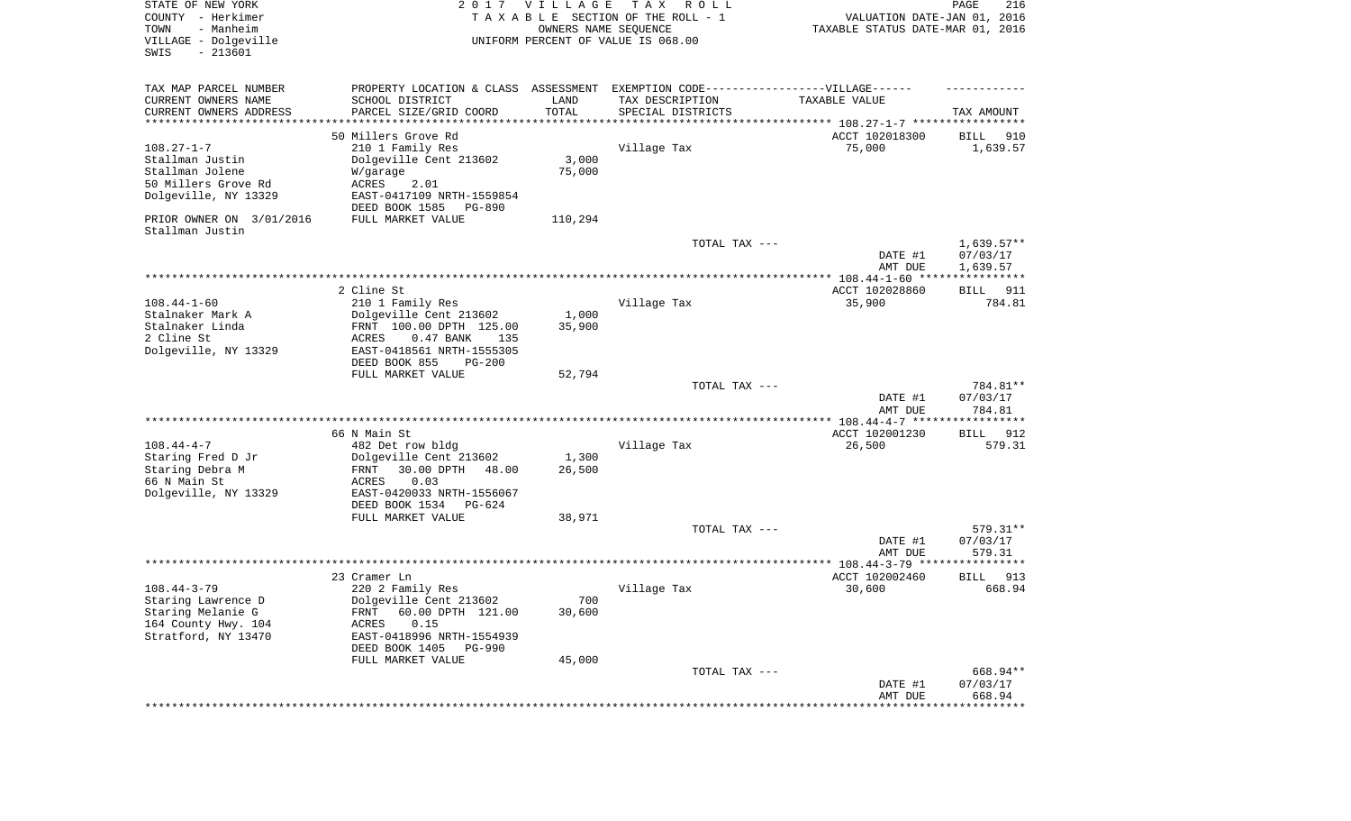STATE OF NEW YORK
COUNTY - Herkimer
TOWN - Manheim
VILLAGE - Dolgeville
SWIS - 213601

2 0 1 7 V I L L A G E T A X R O L L
T A X A B L E SECTION OF THE ROLL - 1
OWNERS NAME SEQUENCE
UNIFORM PERCENT OF VALUE IS 068.00

VALUATION DATE-JAN 01, 2016
TAXABLE STATUS DATE-MAR 01, 2016

| TAX MAP PARCEL NUMBER / CURRENT OWNERS NAME / CURRENT OWNERS ADDRESS | PROPERTY LOCATION & CLASS / SCHOOL DISTRICT / PARCEL SIZE/GRID COORD | ASSESSMENT LAND / TOTAL | EXEMPTION CODE / TAX DESCRIPTION / SPECIAL DISTRICTS | TAXABLE VALUE | TAX AMOUNT |
|---|---|---|---|---|---|
| | 50 Millers Grove Rd | | | ACCT 102018300 | BILL 910 |
| 108.27-1-7 | 210 1 Family Res | | Village Tax | 75,000 | 1,639.57 |
| Stallman Justin | Dolgeville Cent 213602 | 3,000 | | | |
| Stallman Jolene | W/garage | 75,000 | | | |
| 50 Millers Grove Rd | ACRES 2.01 | | | | |
| Dolgeville, NY 13329 | EAST-0417109 NRTH-1559854 | | | | |
| | DEED BOOK 1585 PG-890 | | | | |
| PRIOR OWNER ON 3/01/2016 | FULL MARKET VALUE | 110,294 | | | |
| Stallman Justin | | | | | |
| | | | TOTAL TAX --- | | 1,639.57** |
| | | | | DATE #1 | 07/03/17 |
| | | | | AMT DUE | 1,639.57 |
| | 2 Cline St | | | ACCT 102028860 | BILL 911 |
| 108.44-1-60 | 210 1 Family Res | | Village Tax | 35,900 | 784.81 |
| Stalnaker Mark A | Dolgeville Cent 213602 | 1,000 | | | |
| Stalnaker Linda | FRNT 100.00 DPTH 125.00 | 35,900 | | | |
| 2 Cline St | ACRES 0.47 BANK 135 | | | | |
| Dolgeville, NY 13329 | EAST-0418561 NRTH-1555305 | | | | |
| | DEED BOOK 855 PG-200 | | | | |
| | FULL MARKET VALUE | 52,794 | | | |
| | | | TOTAL TAX --- | | 784.81** |
| | | | | DATE #1 | 07/03/17 |
| | | | | AMT DUE | 784.81 |
| | 66 N Main St | | | ACCT 102001230 | BILL 912 |
| 108.44-4-7 | 482 Det row bldg | | Village Tax | 26,500 | 579.31 |
| Staring Fred D Jr | Dolgeville Cent 213602 | 1,300 | | | |
| Staring Debra M | FRNT 30.00 DPTH 48.00 | 26,500 | | | |
| 66 N Main St | ACRES 0.03 | | | | |
| Dolgeville, NY 13329 | EAST-0420033 NRTH-1556067 | | | | |
| | DEED BOOK 1534 PG-624 | | | | |
| | FULL MARKET VALUE | 38,971 | | | |
| | | | TOTAL TAX --- | | 579.31** |
| | | | | DATE #1 | 07/03/17 |
| | | | | AMT DUE | 579.31 |
| | 23 Cramer Ln | | | ACCT 102002460 | BILL 913 |
| 108.44-3-79 | 220 2 Family Res | | Village Tax | 30,600 | 668.94 |
| Staring Lawrence D | Dolgeville Cent 213602 | 700 | | | |
| Staring Melanie G | FRNT 60.00 DPTH 121.00 | 30,600 | | | |
| 164 County Hwy. 104 | ACRES 0.15 | | | | |
| Stratford, NY 13470 | EAST-0418996 NRTH-1554939 | | | | |
| | DEED BOOK 1405 PG-990 | | | | |
| | FULL MARKET VALUE | 45,000 | | | |
| | | | TOTAL TAX --- | | 668.94** |
| | | | | DATE #1 | 07/03/17 |
| | | | | AMT DUE | 668.94 |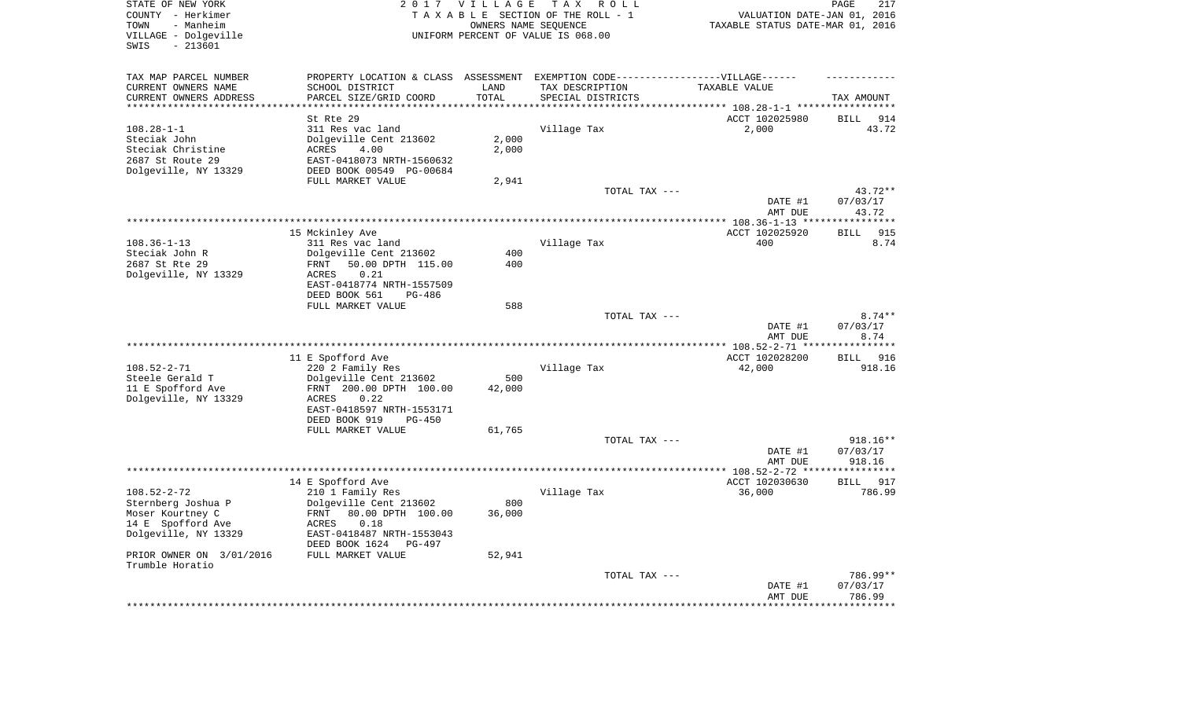STATE OF NEW YORK — 2017 VILLAGE TAX ROLL
COUNTY - Herkimer — TAXABLE SECTION OF THE ROLL - 1 — VALUATION DATE-JAN 01, 2016
TOWN - Manheim — OWNERS NAME SEQUENCE — TAXABLE STATUS DATE-MAR 01, 2016
VILLAGE - Dolgeville — UNIFORM PERCENT OF VALUE IS 068.00
SWIS - 213601

| TAX MAP PARCEL NUMBER / CURRENT OWNERS NAME / CURRENT OWNERS ADDRESS | PROPERTY LOCATION & CLASS / SCHOOL DISTRICT / PARCEL SIZE/GRID COORD | ASSESSMENT LAND / TOTAL | EXEMPTION CODE / TAX DESCRIPTION / SPECIAL DISTRICTS | TAXABLE VALUE | TAX AMOUNT |
|---|---|---|---|---|---|
| **108.28-1-1** | St Rte 29 | | | ACCT 102025980 | BILL 914 |
| 108.28-1-1 | 311 Res vac land | | Village Tax | 2,000 | 43.72 |
| Steciak John | Dolgeville Cent 213602 | 2,000 | | | |
| Steciak Christine | ACRES 4.00 | 2,000 | | | |
| 2687 St Route 29 | EAST-0418073 NRTH-1560632 | | | | |
| Dolgeville, NY 13329 | DEED BOOK 00549 PG-00684 | | | | |
| | FULL MARKET VALUE | 2,941 | | | |
| | | | TOTAL TAX --- | | 43.72** |
| | | | | DATE #1 | 07/03/17 |
| | | | | AMT DUE | 43.72 |
| **108.36-1-13** | 15 Mckinley Ave | | | ACCT 102025920 | BILL 915 |
| 108.36-1-13 | 311 Res vac land | | Village Tax | 400 | 8.74 |
| Steciak John R | Dolgeville Cent 213602 | 400 | | | |
| 2687 St Rte 29 | FRNT 50.00 DPTH 115.00 | 400 | | | |
| Dolgeville, NY 13329 | ACRES 0.21 | | | | |
| | EAST-0418774 NRTH-1557509 | | | | |
| | DEED BOOK 561 PG-486 | | | | |
| | FULL MARKET VALUE | 588 | | | |
| | | | TOTAL TAX --- | | 8.74** |
| | | | | DATE #1 | 07/03/17 |
| | | | | AMT DUE | 8.74 |
| **108.52-2-71** | 11 E Spofford Ave | | | ACCT 102028200 | BILL 916 |
| 108.52-2-71 | 220 2 Family Res | | Village Tax | 42,000 | 918.16 |
| Steele Gerald T | Dolgeville Cent 213602 | 500 | | | |
| 11 E Spofford Ave | FRNT 200.00 DPTH 100.00 | 42,000 | | | |
| Dolgeville, NY 13329 | ACRES 0.22 | | | | |
| | EAST-0418597 NRTH-1553171 | | | | |
| | DEED BOOK 919 PG-450 | | | | |
| | FULL MARKET VALUE | 61,765 | | | |
| | | | TOTAL TAX --- | | 918.16** |
| | | | | DATE #1 | 07/03/17 |
| | | | | AMT DUE | 918.16 |
| **108.52-2-72** | 14 E Spofford Ave | | | ACCT 102030630 | BILL 917 |
| 108.52-2-72 | 210 1 Family Res | | Village Tax | 36,000 | 786.99 |
| Sternberg Joshua P | Dolgeville Cent 213602 | 800 | | | |
| Moser Kourtney C | FRNT 80.00 DPTH 100.00 | 36,000 | | | |
| 14 E Spofford Ave | ACRES 0.18 | | | | |
| Dolgeville, NY 13329 | EAST-0418487 NRTH-1553043 | | | | |
| | DEED BOOK 1624 PG-497 | | | | |
| PRIOR OWNER ON 3/01/2016 | FULL MARKET VALUE | 52,941 | | | |
| Trumble Horatio | | | | | |
| | | | TOTAL TAX --- | | 786.99** |
| | | | | DATE #1 | 07/03/17 |
| | | | | AMT DUE | 786.99 |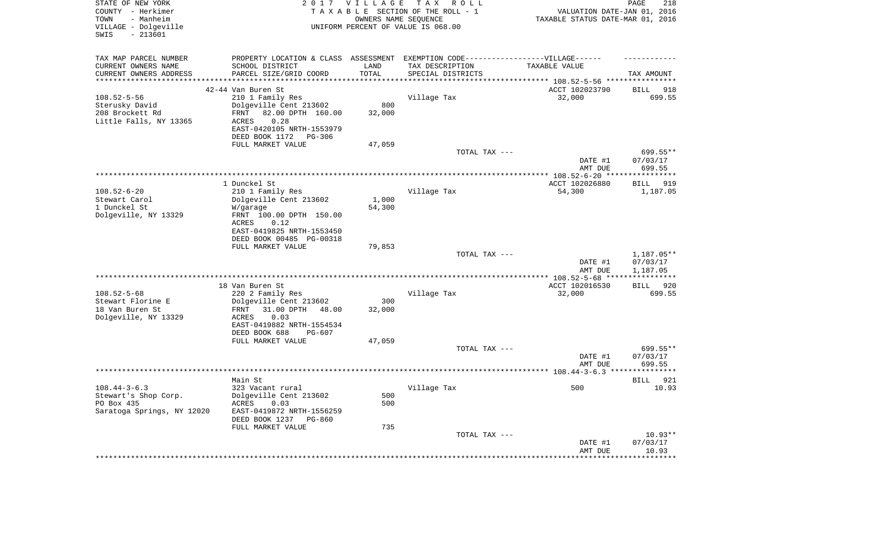STATE OF NEW YORK
COUNTY - Herkimer
TOWN - Manheim
VILLAGE - Dolgeville
SWIS - 213601

2 0 1 7 V I L L A G E T A X R O L L
T A X A B L E SECTION OF THE ROLL - 1
OWNERS NAME SEQUENCE
UNIFORM PERCENT OF VALUE IS 068.00

VALUATION DATE-JAN 01, 2016
TAXABLE STATUS DATE-MAR 01, 2016

| TAX MAP PARCEL NUMBER / CURRENT OWNERS NAME / CURRENT OWNERS ADDRESS | PROPERTY LOCATION & CLASS / SCHOOL DISTRICT / PARCEL SIZE/GRID COORD | ASSESSMENT LAND / TOTAL | EXEMPTION CODE / TAX DESCRIPTION / SPECIAL DISTRICTS | TAXABLE VALUE | TAX AMOUNT |
|---|---|---|---|---|---|
| 108.52-5-56 | 42-44 Van Buren St | | | ACCT 102023790 | BILL 918 |
| Sterusky David | 210 1 Family Res | | Village Tax | 32,000 | 699.55 |
| 208 Brockett Rd | Dolgeville Cent 213602 | 800 | | | |
| Little Falls, NY 13365 | FRNT 82.00 DPTH 160.00 | 32,000 | | | |
| | ACRES 0.28 | | | | |
| | EAST-0420105 NRTH-1553979 | | | | |
| | DEED BOOK 1172 PG-306 | | | | |
| | FULL MARKET VALUE | 47,059 | | | |
| | | | TOTAL TAX --- | | 699.55** |
| | | | | DATE #1 | 07/03/17 |
| | | | | AMT DUE | 699.55 |
| 108.52-6-20 | 1 Dunckel St | | | ACCT 102026880 | BILL 919 |
| Stewart Carol | 210 1 Family Res | | Village Tax | 54,300 | 1,187.05 |
| 1 Dunckel St | Dolgeville Cent 213602 | 1,000 | | | |
| Dolgeville, NY 13329 | W/garage | 54,300 | | | |
| | FRNT 100.00 DPTH 150.00 | | | | |
| | ACRES 0.12 | | | | |
| | EAST-0419825 NRTH-1553450 | | | | |
| | DEED BOOK 00485 PG-00318 | | | | |
| | FULL MARKET VALUE | 79,853 | | | |
| | | | TOTAL TAX --- | | 1,187.05** |
| | | | | DATE #1 | 07/03/17 |
| | | | | AMT DUE | 1,187.05 |
| 108.52-5-68 | 18 Van Buren St | | | ACCT 102016530 | BILL 920 |
| Stewart Florine E | 220 2 Family Res | | Village Tax | 32,000 | 699.55 |
| 18 Van Buren St | Dolgeville Cent 213602 | 300 | | | |
| Dolgeville, NY 13329 | FRNT 31.00 DPTH 48.00 | 32,000 | | | |
| | ACRES 0.03 | | | | |
| | EAST-0419882 NRTH-1554534 | | | | |
| | DEED BOOK 688 PG-607 | | | | |
| | FULL MARKET VALUE | 47,059 | | | |
| | | | TOTAL TAX --- | | 699.55** |
| | | | | DATE #1 | 07/03/17 |
| | | | | AMT DUE | 699.55 |
| 108.44-3-6.3 | Main St | | | | BILL 921 |
| Stewart's Shop Corp. | 323 Vacant rural | | Village Tax | 500 | 10.93 |
| PO Box 435 | Dolgeville Cent 213602 | 500 | | | |
| Saratoga Springs, NY 12020 | ACRES 0.03 | 500 | | | |
| | EAST-0419872 NRTH-1556259 | | | | |
| | DEED BOOK 1237 PG-860 | | | | |
| | FULL MARKET VALUE | 735 | | | |
| | | | TOTAL TAX --- | | 10.93** |
| | | | | DATE #1 | 07/03/17 |
| | | | | AMT DUE | 10.93 |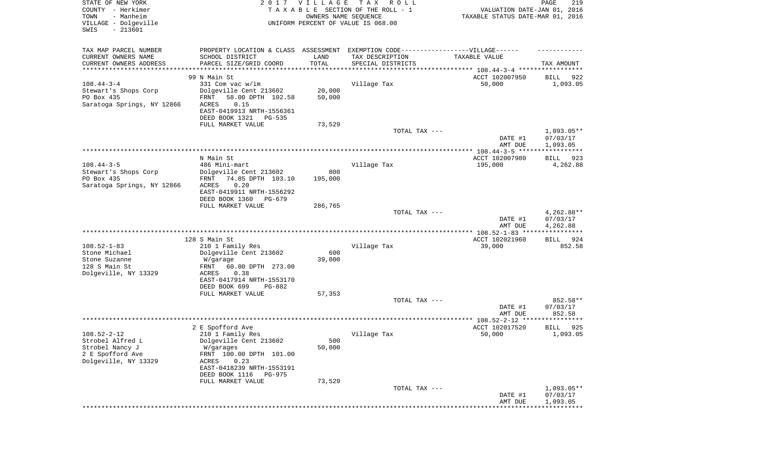STATE OF NEW YORK
COUNTY - Herkimer
TOWN - Manheim
VILLAGE - Dolgeville
SWIS - 213601

2 0 1 7 V I L L A G E T A X R O L L
T A X A B L E SECTION OF THE ROLL - 1
OWNERS NAME SEQUENCE
UNIFORM PERCENT OF VALUE IS 068.00

VALUATION DATE-JAN 01, 2016
TAXABLE STATUS DATE-MAR 01, 2016

| TAX MAP PARCEL NUMBER<br>CURRENT OWNERS NAME<br>CURRENT OWNERS ADDRESS | PROPERTY LOCATION & CLASS<br>SCHOOL DISTRICT<br>PARCEL SIZE/GRID COORD | ASSESSMENT<br>LAND<br>TOTAL | EXEMPTION CODE------VILLAGE------<br>TAX DESCRIPTION<br>SPECIAL DISTRICTS | TAXABLE VALUE | TAX AMOUNT |
|---|---|---|---|---|---|
| 108.44-3-4 | 99 N Main St | | | ACCT 102007950 | BILL 922 |
| 108.44-3-4 | 331 Com vac w/im | | Village Tax | 50,000 | 1,093.05 |
| Stewart's Shops Corp | Dolgeville Cent 213602 | 20,000 | | | |
| PO Box 435 | FRNT 58.00 DPTH 102.58 | 50,000 | | | |
| Saratoga Springs, NY 12866 | ACRES 0.15 | | | | |
| | EAST-0419913 NRTH-1556361 | | | | |
| | DEED BOOK 1321 PG-535 | | | | |
| | FULL MARKET VALUE | 73,529 | | | |
| | | | TOTAL TAX --- | | 1,093.05** |
| | | | | DATE #1 | 07/03/17 |
| | | | | AMT DUE | 1,093.05 |
| 108.44-3-5 | N Main St | | | ACCT 102007980 | BILL 923 |
| 108.44-3-5 | 486 Mini-mart | | Village Tax | 195,000 | 4,262.88 |
| Stewart's Shops Corp | Dolgeville Cent 213602 | 800 | | | |
| PO Box 435 | FRNT 74.85 DPTH 103.10 | 195,000 | | | |
| Saratoga Springs, NY 12866 | ACRES 0.20 | | | | |
| | EAST-0419911 NRTH-1556292 | | | | |
| | DEED BOOK 1360 PG-679 | | | | |
| | FULL MARKET VALUE | 286,765 | | | |
| | | | TOTAL TAX --- | | 4,262.88** |
| | | | | DATE #1 | 07/03/17 |
| | | | | AMT DUE | 4,262.88 |
| 108.52-1-83 | 128 S Main St | | | ACCT 102021960 | BILL 924 |
| 108.52-1-83 | 210 1 Family Res | | Village Tax | 39,000 | 852.58 |
| Stone Michael | Dolgeville Cent 213602 | 600 | | | |
| Stone Suzanne | W/garage | 39,000 | | | |
| 128 S Main St | FRNT 60.00 DPTH 273.00 | | | | |
| Dolgeville, NY 13329 | ACRES 0.38 | | | | |
| | EAST-0417914 NRTH-1553170 | | | | |
| | DEED BOOK 699 PG-882 | | | | |
| | FULL MARKET VALUE | 57,353 | | | |
| | | | TOTAL TAX --- | | 852.58** |
| | | | | DATE #1 | 07/03/17 |
| | | | | AMT DUE | 852.58 |
| 108.52-2-12 | 2 E Spofford Ave | | | ACCT 102017520 | BILL 925 |
| 108.52-2-12 | 210 1 Family Res | | Village Tax | 50,000 | 1,093.05 |
| Strobel Alfred L | Dolgeville Cent 213602 | 500 | | | |
| Strobel Nancy J | W/garages | 50,000 | | | |
| 2 E Spofford Ave | FRNT 100.00 DPTH 101.00 | | | | |
| Dolgeville, NY 13329 | ACRES 0.23 | | | | |
| | EAST-0418239 NRTH-1553191 | | | | |
| | DEED BOOK 1116 PG-975 | | | | |
| | FULL MARKET VALUE | 73,529 | | | |
| | | | TOTAL TAX --- | | 1,093.05** |
| | | | | DATE #1 | 07/03/17 |
| | | | | AMT DUE | 1,093.05 |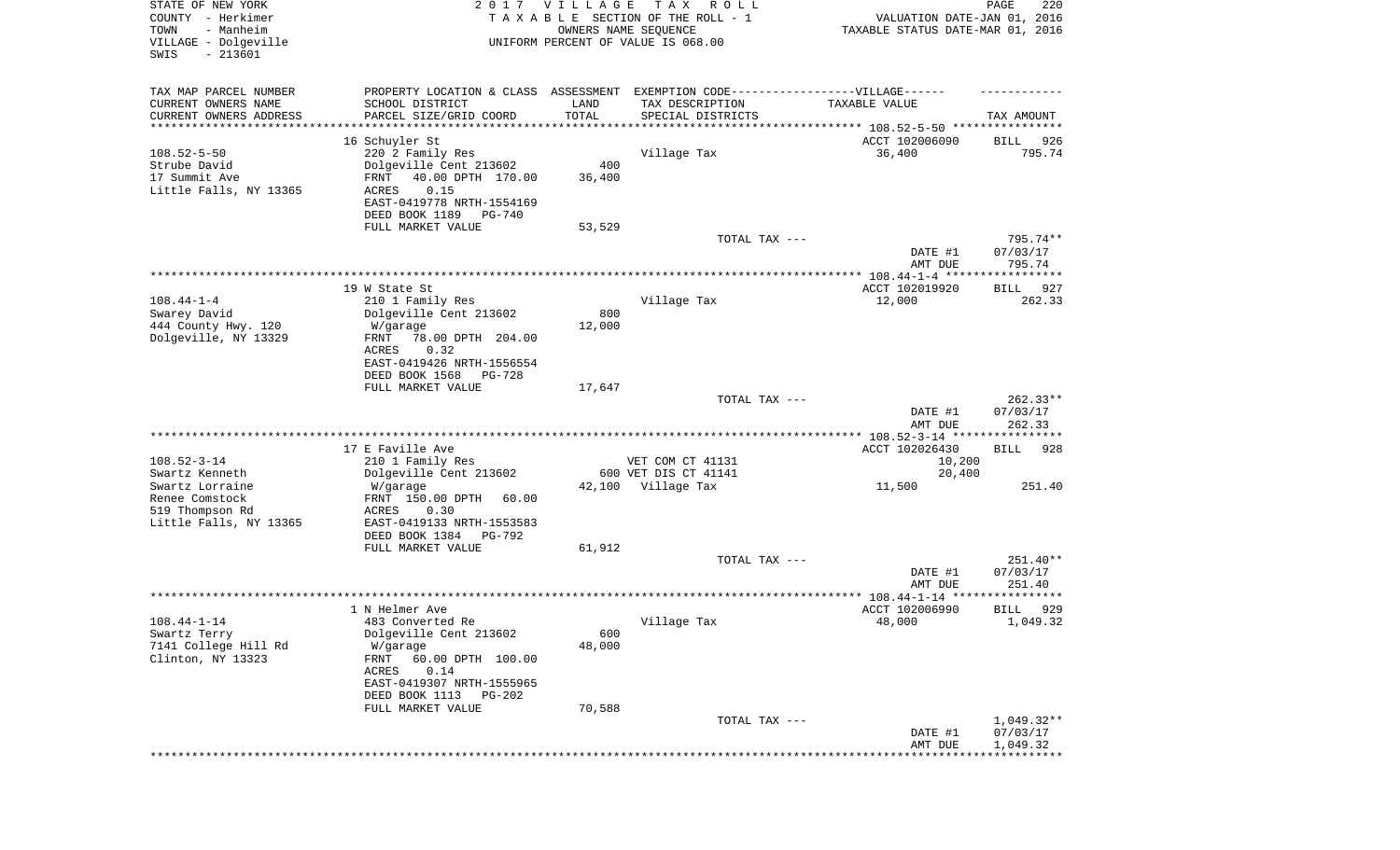STATE OF NEW YORK
COUNTY - Herkimer
TOWN - Manheim
VILLAGE - Dolgeville
SWIS - 213601

2 0 1 7 V I L L A G E T A X R O L L
T A X A B L E SECTION OF THE ROLL - 1
OWNERS NAME SEQUENCE
UNIFORM PERCENT OF VALUE IS 068.00

VALUATION DATE-JAN 01, 2016
TAXABLE STATUS DATE-MAR 01, 2016

| TAX MAP PARCEL NUMBER<br>CURRENT OWNERS NAME<br>CURRENT OWNERS ADDRESS | PROPERTY LOCATION & CLASS<br>SCHOOL DISTRICT<br>PARCEL SIZE/GRID COORD | ASSESSMENT<br>LAND<br>TOTAL | EXEMPTION CODE------VILLAGE------<br>TAX DESCRIPTION<br>SPECIAL DISTRICTS | TAXABLE VALUE | TAX AMOUNT |
|---|---|---|---|---|---|
| | 16 Schuyler St | | | ACCT 102006090 | BILL 926 |
| 108.52-5-50 | 220 2 Family Res | | Village Tax | 36,400 | 795.74 |
| Strube David | Dolgeville Cent 213602 | 400 | | | |
| 17 Summit Ave | FRNT 40.00 DPTH 170.00 | 36,400 | | | |
| Little Falls, NY 13365 | ACRES 0.15 | | | | |
| | EAST-0419778 NRTH-1554169 | | | | |
| | DEED BOOK 1189 PG-740 | | | | |
| | FULL MARKET VALUE | 53,529 | | | |
| | | | TOTAL TAX --- | | 795.74** |
| | | | | DATE #1 | 07/03/17 |
| | | | | AMT DUE | 795.74 |
| | 19 W State St | | | ACCT 102019920 | BILL 927 |
| 108.44-1-4 | 210 1 Family Res | | Village Tax | 12,000 | 262.33 |
| Swarey David | Dolgeville Cent 213602 | 800 | | | |
| 444 County Hwy. 120 | W/garage | 12,000 | | | |
| Dolgeville, NY 13329 | FRNT 78.00 DPTH 204.00 | | | | |
| | ACRES 0.32 | | | | |
| | EAST-0419426 NRTH-1556554 | | | | |
| | DEED BOOK 1568 PG-728 | | | | |
| | FULL MARKET VALUE | 17,647 | | | |
| | | | TOTAL TAX --- | | 262.33** |
| | | | | DATE #1 | 07/03/17 |
| | | | | AMT DUE | 262.33 |
| | 17 E Faville Ave | | | ACCT 102026430 | BILL 928 |
| 108.52-3-14 | 210 1 Family Res | | VET COM CT 41131 | 10,200 | |
| Swartz Kenneth | Dolgeville Cent 213602 | 600 | VET DIS CT 41141 | 20,400 | |
| Swartz Lorraine | W/garage | 42,100 | Village Tax | 11,500 | 251.40 |
| Renee Comstock | FRNT 150.00 DPTH 60.00 | | | | |
| 519 Thompson Rd | ACRES 0.30 | | | | |
| Little Falls, NY 13365 | EAST-0419133 NRTH-1553583 | | | | |
| | DEED BOOK 1384 PG-792 | | | | |
| | FULL MARKET VALUE | 61,912 | | | |
| | | | TOTAL TAX --- | | 251.40** |
| | | | | DATE #1 | 07/03/17 |
| | | | | AMT DUE | 251.40 |
| | 1 N Helmer Ave | | | ACCT 102006990 | BILL 929 |
| 108.44-1-14 | 483 Converted Re | | Village Tax | 48,000 | 1,049.32 |
| Swartz Terry | Dolgeville Cent 213602 | 600 | | | |
| 7141 College Hill Rd | W/garage | 48,000 | | | |
| Clinton, NY 13323 | FRNT 60.00 DPTH 100.00 | | | | |
| | ACRES 0.14 | | | | |
| | EAST-0419307 NRTH-1555965 | | | | |
| | DEED BOOK 1113 PG-202 | | | | |
| | FULL MARKET VALUE | 70,588 | | | |
| | | | TOTAL TAX --- | | 1,049.32** |
| | | | | DATE #1 | 07/03/17 |
| | | | | AMT DUE | 1,049.32 |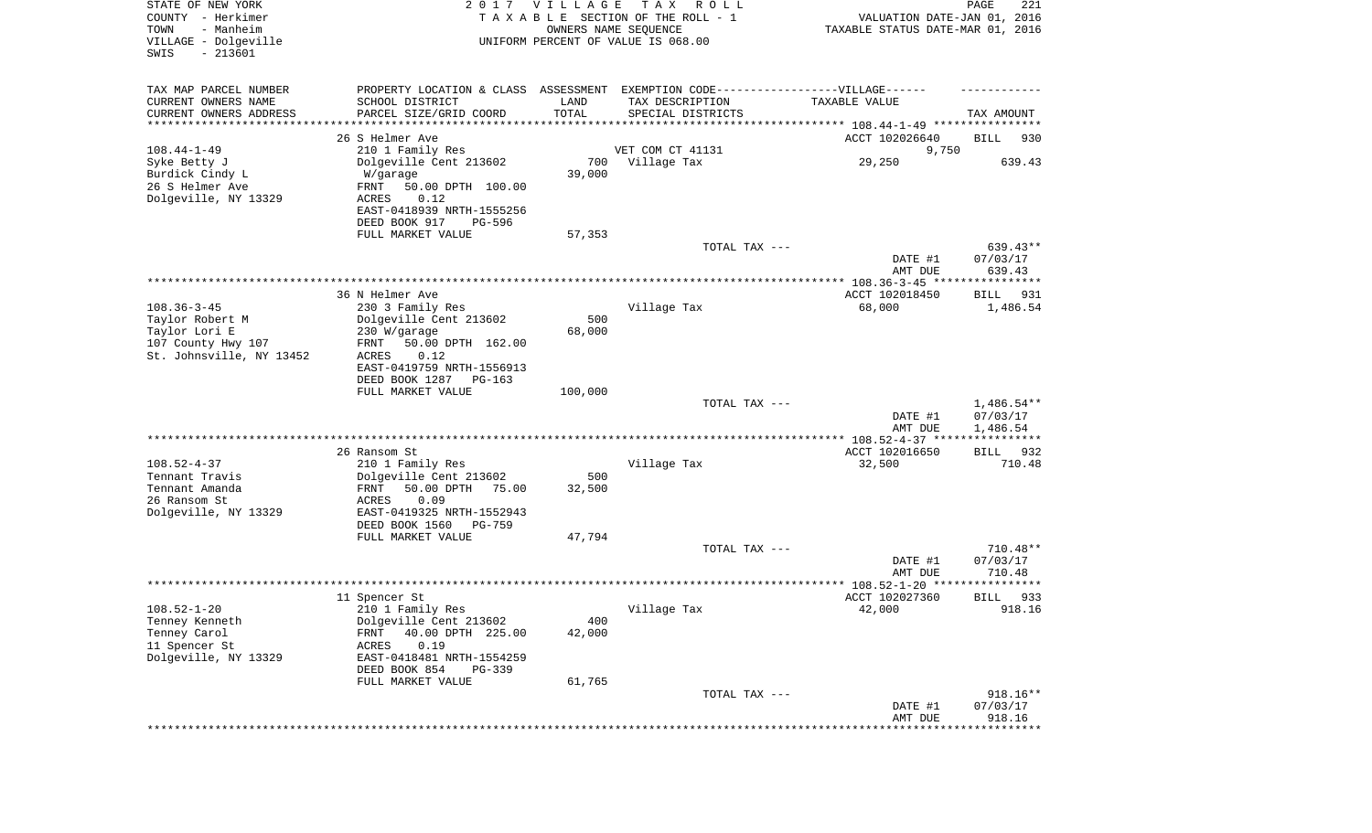STATE OF NEW YORK
COUNTY - Herkimer
TOWN - Manheim
VILLAGE - Dolgeville
SWIS - 213601

2 0 1 7 V I L L A G E T A X R O L L
T A X A B L E SECTION OF THE ROLL - 1
OWNERS NAME SEQUENCE
UNIFORM PERCENT OF VALUE IS 068.00

VALUATION DATE-JAN 01, 2016
TAXABLE STATUS DATE-MAR 01, 2016

| TAX MAP PARCEL NUMBER / CURRENT OWNERS NAME / CURRENT OWNERS ADDRESS | PROPERTY LOCATION & CLASS / SCHOOL DISTRICT / PARCEL SIZE/GRID COORD | ASSESSMENT LAND / TOTAL | EXEMPTION CODE / TAX DESCRIPTION / SPECIAL DISTRICTS | VILLAGE TAXABLE VALUE | TAX AMOUNT |
|---|---|---|---|---|---|
| 108.44-1-49 | 26 S Helmer Ave | | | ACCT 102026640 | BILL 930 |
| Syke Betty J | 210 1 Family Res | | VET COM CT 41131 | 9,750 | |
| Burdick Cindy L | Dolgeville Cent 213602 | 700 | Village Tax | 29,250 | 639.43 |
| 26 S Helmer Ave | W/garage | 39,000 | | | |
| Dolgeville, NY 13329 | FRNT 50.00 DPTH 100.00 | | | | |
| | ACRES 0.12 | | | | |
| | EAST-0418939 NRTH-1555256 | | | | |
| | DEED BOOK 917 PG-596 | | | | |
| | FULL MARKET VALUE | 57,353 | | | |
| | | | TOTAL TAX --- | | 639.43** |
| | | | | DATE #1 | 07/03/17 |
| | | | | AMT DUE | 639.43 |
| 108.36-3-45 | 36 N Helmer Ave | | | ACCT 102018450 | BILL 931 |
| Taylor Robert M | 230 3 Family Res | | Village Tax | 68,000 | 1,486.54 |
| Taylor Lori E | Dolgeville Cent 213602 | 500 | | | |
| 107 County Hwy 107 | 230 W/garage | 68,000 | | | |
| St. Johnsville, NY 13452 | FRNT 50.00 DPTH 162.00 | | | | |
| | ACRES 0.12 | | | | |
| | EAST-0419759 NRTH-1556913 | | | | |
| | DEED BOOK 1287 PG-163 | | | | |
| | FULL MARKET VALUE | 100,000 | | | |
| | | | TOTAL TAX --- | | 1,486.54** |
| | | | | DATE #1 | 07/03/17 |
| | | | | AMT DUE | 1,486.54 |
| 108.52-4-37 | 26 Ransom St | | | ACCT 102016650 | BILL 932 |
| Tennant Travis | 210 1 Family Res | | Village Tax | 32,500 | 710.48 |
| Tennant Amanda | Dolgeville Cent 213602 | 500 | | | |
| 26 Ransom St | FRNT 50.00 DPTH 75.00 | 32,500 | | | |
| Dolgeville, NY 13329 | ACRES 0.09 | | | | |
| | EAST-0419325 NRTH-1552943 | | | | |
| | DEED BOOK 1560 PG-759 | | | | |
| | FULL MARKET VALUE | 47,794 | | | |
| | | | TOTAL TAX --- | | 710.48** |
| | | | | DATE #1 | 07/03/17 |
| | | | | AMT DUE | 710.48 |
| 108.52-1-20 | 11 Spencer St | | | ACCT 102027360 | BILL 933 |
| Tenney Kenneth | 210 1 Family Res | | Village Tax | 42,000 | 918.16 |
| Tenney Carol | Dolgeville Cent 213602 | 400 | | | |
| 11 Spencer St | FRNT 40.00 DPTH 225.00 | 42,000 | | | |
| Dolgeville, NY 13329 | ACRES 0.19 | | | | |
| | EAST-0418481 NRTH-1554259 | | | | |
| | DEED BOOK 854 PG-339 | | | | |
| | FULL MARKET VALUE | 61,765 | | | |
| | | | TOTAL TAX --- | | 918.16** |
| | | | | DATE #1 | 07/03/17 |
| | | | | AMT DUE | 918.16 |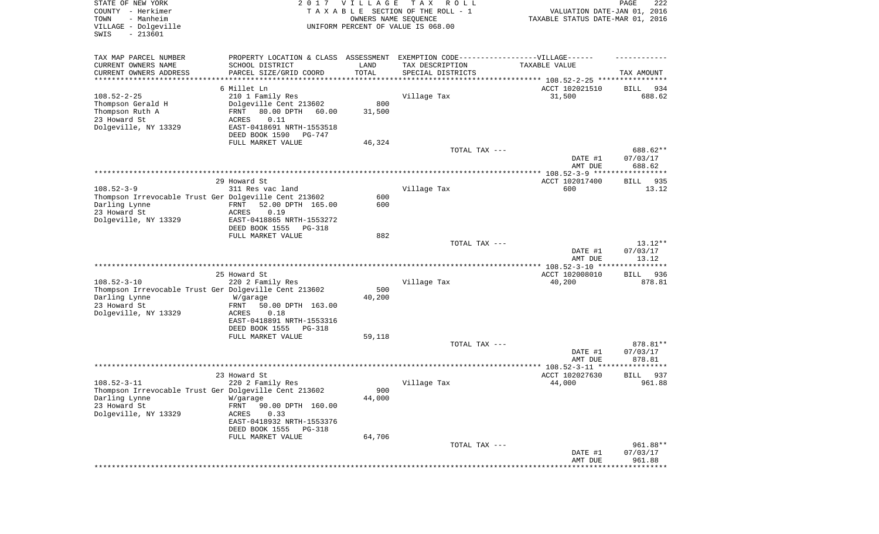STATE OF NEW YORK
COUNTY - Herkimer
TOWN - Manheim
VILLAGE - Dolgeville
SWIS - 213601

2017 VILLAGE TAX ROLL
TAXABLE SECTION OF THE ROLL - 1
OWNERS NAME SEQUENCE
UNIFORM PERCENT OF VALUE IS 068.00

VALUATION DATE-JAN 01, 2016
TAXABLE STATUS DATE-MAR 01, 2016

| TAX MAP PARCEL NUMBER<br>CURRENT OWNERS NAME<br>CURRENT OWNERS ADDRESS | PROPERTY LOCATION & CLASS<br>SCHOOL DISTRICT<br>PARCEL SIZE/GRID COORD | ASSESSMENT<br>LAND<br>TOTAL | EXEMPTION CODE-----VILLAGE------<br>TAX DESCRIPTION<br>SPECIAL DISTRICTS | TAXABLE VALUE | TAX AMOUNT |
|---|---|---|---|---|---|
| **108.52-2-25** | 6 Millet Ln | | | ACCT 102021510 | BILL 934 |
| 108.52-2-25 | 210 1 Family Res | | Village Tax | 31,500 | 688.62 |
| Thompson Gerald H | Dolgeville Cent 213602 | 800 | | | |
| Thompson Ruth A | FRNT 80.00 DPTH 60.00 | 31,500 | | | |
| 23 Howard St | ACRES 0.11 | | | | |
| Dolgeville, NY 13329 | EAST-0418691 NRTH-1553518 | | | | |
| | DEED BOOK 1590 PG-747 | | | | |
| | FULL MARKET VALUE | 46,324 | | | |
| | | | TOTAL TAX --- | | 688.62** |
| | | | | DATE #1 | 07/03/17 |
| | | | | AMT DUE | 688.62 |
| **108.52-3-9** | 29 Howard St | | | ACCT 102017400 | BILL 935 |
| 108.52-3-9 | 311 Res vac land | | Village Tax | 600 | 13.12 |
| Thompson Irrevocable Trust Ger | Dolgeville Cent 213602 | 600 | | | |
| Darling Lynne | FRNT 52.00 DPTH 165.00 | 600 | | | |
| 23 Howard St | ACRES 0.19 | | | | |
| Dolgeville, NY 13329 | EAST-0418865 NRTH-1553272 | | | | |
| | DEED BOOK 1555 PG-318 | | | | |
| | FULL MARKET VALUE | 882 | | | |
| | | | TOTAL TAX --- | | 13.12** |
| | | | | DATE #1 | 07/03/17 |
| | | | | AMT DUE | 13.12 |
| **108.52-3-10** | 25 Howard St | | | ACCT 102008010 | BILL 936 |
| 108.52-3-10 | 220 2 Family Res | | Village Tax | 40,200 | 878.81 |
| Thompson Irrevocable Trust Ger | Dolgeville Cent 213602 | 500 | | | |
| Darling Lynne | W/garage | 40,200 | | | |
| 23 Howard St | FRNT 50.00 DPTH 163.00 | | | | |
| Dolgeville, NY 13329 | ACRES 0.18 | | | | |
| | EAST-0418891 NRTH-1553316 | | | | |
| | DEED BOOK 1555 PG-318 | | | | |
| | FULL MARKET VALUE | 59,118 | | | |
| | | | TOTAL TAX --- | | 878.81** |
| | | | | DATE #1 | 07/03/17 |
| | | | | AMT DUE | 878.81 |
| **108.52-3-11** | 23 Howard St | | | ACCT 102027630 | BILL 937 |
| 108.52-3-11 | 220 2 Family Res | | Village Tax | 44,000 | 961.88 |
| Thompson Irrevocable Trust Ger | Dolgeville Cent 213602 | 900 | | | |
| Darling Lynne | W/garage | 44,000 | | | |
| 23 Howard St | FRNT 90.00 DPTH 160.00 | | | | |
| Dolgeville, NY 13329 | ACRES 0.33 | | | | |
| | EAST-0418932 NRTH-1553376 | | | | |
| | DEED BOOK 1555 PG-318 | | | | |
| | FULL MARKET VALUE | 64,706 | | | |
| | | | TOTAL TAX --- | | 961.88** |
| | | | | DATE #1 | 07/03/17 |
| | | | | AMT DUE | 961.88 |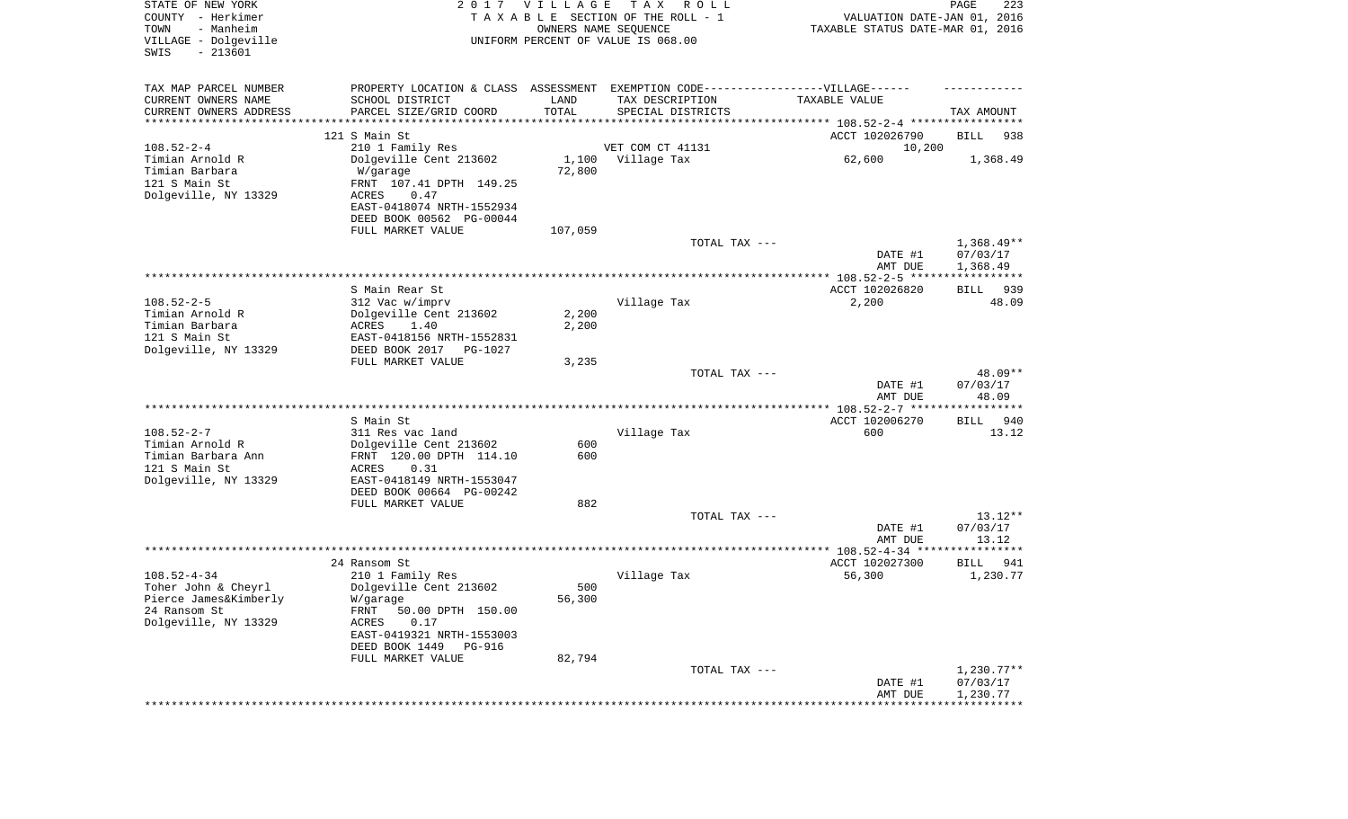STATE OF NEW YORK — 2017 VILLAGE TAX ROLL
COUNTY - Herkimer — TAXABLE SECTION OF THE ROLL - 1 — VALUATION DATE-JAN 01, 2016
TOWN - Manheim — OWNERS NAME SEQUENCE — TAXABLE STATUS DATE-MAR 01, 2016
VILLAGE - Dolgeville — UNIFORM PERCENT OF VALUE IS 068.00
SWIS - 213601

| TAX MAP PARCEL NUMBER / CURRENT OWNERS NAME / CURRENT OWNERS ADDRESS | PROPERTY LOCATION & CLASS / SCHOOL DISTRICT / PARCEL SIZE/GRID COORD | ASSESSMENT LAND | TOTAL | EXEMPTION CODE / TAX DESCRIPTION / SPECIAL DISTRICTS | TAXABLE VALUE | TAX AMOUNT |
|---|---|---|---|---|---|---|
| | 121 S Main St | | | | ACCT 102026790 | BILL 938 |
| 108.52-2-4 | 210 1 Family Res | | | VET COM CT 41131 | 10,200 | |
| Timian Arnold R | Dolgeville Cent 213602 | 1,100 | | Village Tax | 62,600 | 1,368.49 |
| Timian Barbara | W/garage | | 72,800 | | | |
| 121 S Main St | FRNT 107.41 DPTH 149.25 | | | | | |
| Dolgeville, NY 13329 | ACRES 0.47 | | | | | |
| | EAST-0418074 NRTH-1552934 | | | | | |
| | DEED BOOK 00562 PG-00044 | | | | | |
| | FULL MARKET VALUE | | 107,059 | | | |
| | | | | TOTAL TAX --- | | 1,368.49** |
| | | | | | DATE #1 | 07/03/17 |
| | | | | | AMT DUE | 1,368.49 |
| | S Main Rear St | | | | ACCT 102026820 | BILL 939 |
| 108.52-2-5 | 312 Vac w/imprv | | | Village Tax | 2,200 | 48.09 |
| Timian Arnold R | Dolgeville Cent 213602 | 2,200 | | | | |
| Timian Barbara | ACRES 1.40 | | 2,200 | | | |
| 121 S Main St | EAST-0418156 NRTH-1552831 | | | | | |
| Dolgeville, NY 13329 | DEED BOOK 2017 PG-1027 | | | | | |
| | FULL MARKET VALUE | | 3,235 | | | |
| | | | | TOTAL TAX --- | | 48.09** |
| | | | | | DATE #1 | 07/03/17 |
| | | | | | AMT DUE | 48.09 |
| | S Main St | | | | ACCT 102006270 | BILL 940 |
| 108.52-2-7 | 311 Res vac land | | | Village Tax | 600 | 13.12 |
| Timian Arnold R | Dolgeville Cent 213602 | 600 | | | | |
| Timian Barbara Ann | FRNT 120.00 DPTH 114.10 | | 600 | | | |
| 121 S Main St | ACRES 0.31 | | | | | |
| Dolgeville, NY 13329 | EAST-0418149 NRTH-1553047 | | | | | |
| | DEED BOOK 00664 PG-00242 | | | | | |
| | FULL MARKET VALUE | | 882 | | | |
| | | | | TOTAL TAX --- | | 13.12** |
| | | | | | DATE #1 | 07/03/17 |
| | | | | | AMT DUE | 13.12 |
| | 24 Ransom St | | | | ACCT 102027300 | BILL 941 |
| 108.52-4-34 | 210 1 Family Res | | | Village Tax | 56,300 | 1,230.77 |
| Toher John & Cheyrl | Dolgeville Cent 213602 | 500 | | | | |
| Pierce James&Kimberly | W/garage | | 56,300 | | | |
| 24 Ransom St | FRNT 50.00 DPTH 150.00 | | | | | |
| Dolgeville, NY 13329 | ACRES 0.17 | | | | | |
| | EAST-0419321 NRTH-1553003 | | | | | |
| | DEED BOOK 1449 PG-916 | | | | | |
| | FULL MARKET VALUE | | 82,794 | | | |
| | | | | TOTAL TAX --- | | 1,230.77** |
| | | | | | DATE #1 | 07/03/17 |
| | | | | | AMT DUE | 1,230.77 |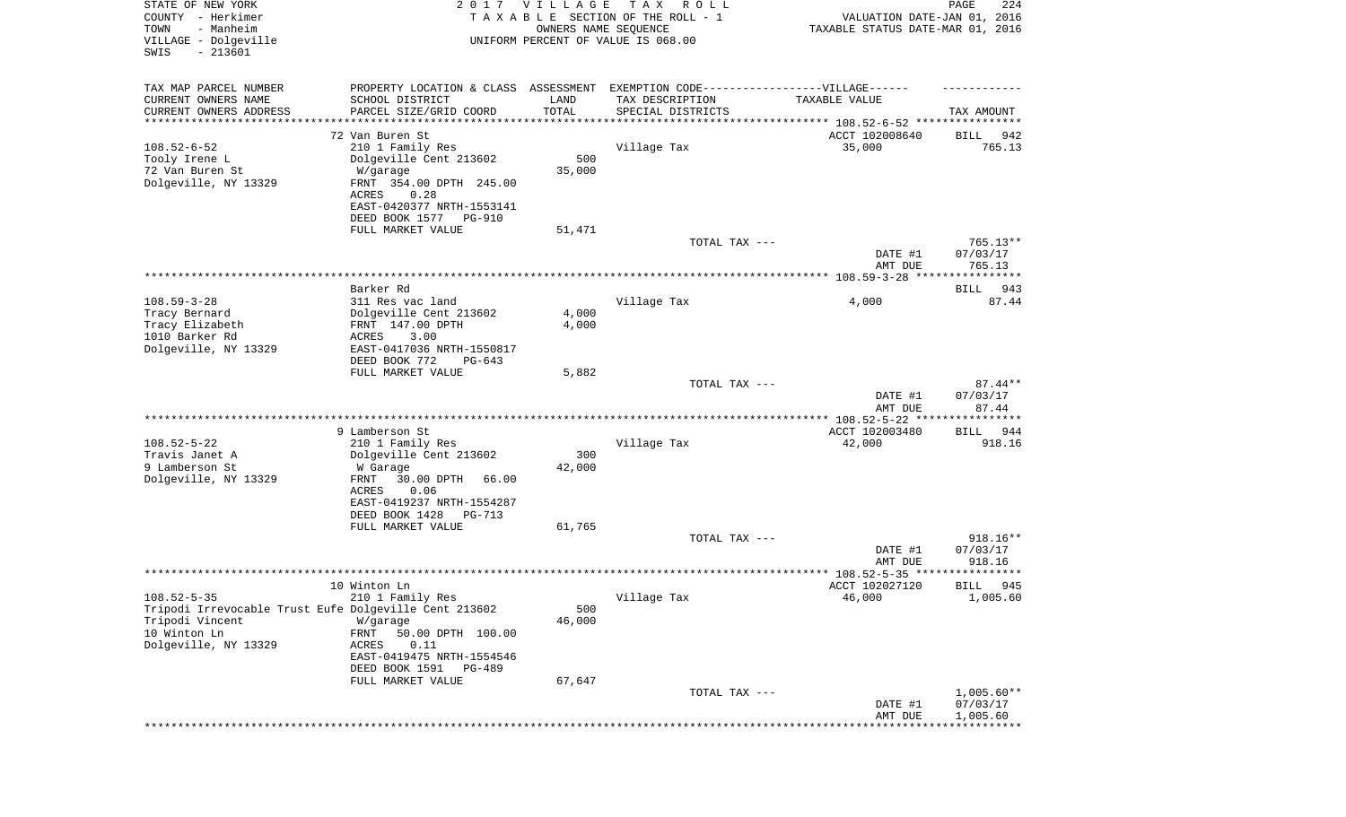STATE OF NEW YORK
COUNTY - Herkimer
TOWN - Manheim
VILLAGE - Dolgeville
SWIS - 213601

2 0 1 7 V I L L A G E T A X R O L L
T A X A B L E SECTION OF THE ROLL - 1
OWNERS NAME SEQUENCE
UNIFORM PERCENT OF VALUE IS 068.00

VALUATION DATE-JAN 01, 2016
TAXABLE STATUS DATE-MAR 01, 2016

| TAX MAP PARCEL NUMBER / CURRENT OWNERS NAME / CURRENT OWNERS ADDRESS | PROPERTY LOCATION & CLASS / SCHOOL DISTRICT / PARCEL SIZE/GRID COORD | ASSESSMENT LAND / TOTAL | EXEMPTION CODE / TAX DESCRIPTION / SPECIAL DISTRICTS | TAXABLE VALUE | TAX AMOUNT |
|---|---|---|---|---|---|
| | 72 Van Buren St | | | ACCT 102008640 | BILL 942 |
| 108.52-6-52 | 210 1 Family Res | | Village Tax | 35,000 | 765.13 |
| Tooly Irene L | Dolgeville Cent 213602 | 500 | | | |
| 72 Van Buren St | W/garage | 35,000 | | | |
| Dolgeville, NY 13329 | FRNT 354.00 DPTH 245.00 | | | | |
| | ACRES 0.28 | | | | |
| | EAST-0420377 NRTH-1553141 | | | | |
| | DEED BOOK 1577 PG-910 | | | | |
| | FULL MARKET VALUE | 51,471 | | | |
| | | | TOTAL TAX --- | | 765.13** |
| | | | | DATE #1 | 07/03/17 |
| | | | | AMT DUE | 765.13 |
| | Barker Rd | | | | BILL 943 |
| 108.59-3-28 | 311 Res vac land | | Village Tax | 4,000 | 87.44 |
| Tracy Bernard | Dolgeville Cent 213602 | 4,000 | | | |
| Tracy Elizabeth | FRNT 147.00 DPTH | 4,000 | | | |
| 1010 Barker Rd | ACRES 3.00 | | | | |
| Dolgeville, NY 13329 | EAST-0417036 NRTH-1550817 | | | | |
| | DEED BOOK 772 PG-643 | | | | |
| | FULL MARKET VALUE | 5,882 | | | |
| | | | TOTAL TAX --- | | 87.44** |
| | | | | DATE #1 | 07/03/17 |
| | | | | AMT DUE | 87.44 |
| | 9 Lamberson St | | | ACCT 102003480 | BILL 944 |
| 108.52-5-22 | 210 1 Family Res | | Village Tax | 42,000 | 918.16 |
| Travis Janet A | Dolgeville Cent 213602 | 300 | | | |
| 9 Lamberson St | W Garage | 42,000 | | | |
| Dolgeville, NY 13329 | FRNT 30.00 DPTH 66.00 | | | | |
| | ACRES 0.06 | | | | |
| | EAST-0419237 NRTH-1554287 | | | | |
| | DEED BOOK 1428 PG-713 | | | | |
| | FULL MARKET VALUE | 61,765 | | | |
| | | | TOTAL TAX --- | | 918.16** |
| | | | | DATE #1 | 07/03/17 |
| | | | | AMT DUE | 918.16 |
| | 10 Winton Ln | | | ACCT 102027120 | BILL 945 |
| 108.52-5-35 | 210 1 Family Res | | Village Tax | 46,000 | 1,005.60 |
| Tripodi Irrevocable Trust Eufe | Dolgeville Cent 213602 | 500 | | | |
| Tripodi Vincent | W/garage | 46,000 | | | |
| 10 Winton Ln | FRNT 50.00 DPTH 100.00 | | | | |
| Dolgeville, NY 13329 | ACRES 0.11 | | | | |
| | EAST-0419475 NRTH-1554546 | | | | |
| | DEED BOOK 1591 PG-489 | | | | |
| | FULL MARKET VALUE | 67,647 | | | |
| | | | TOTAL TAX --- | | 1,005.60** |
| | | | | DATE #1 | 07/03/17 |
| | | | | AMT DUE | 1,005.60 |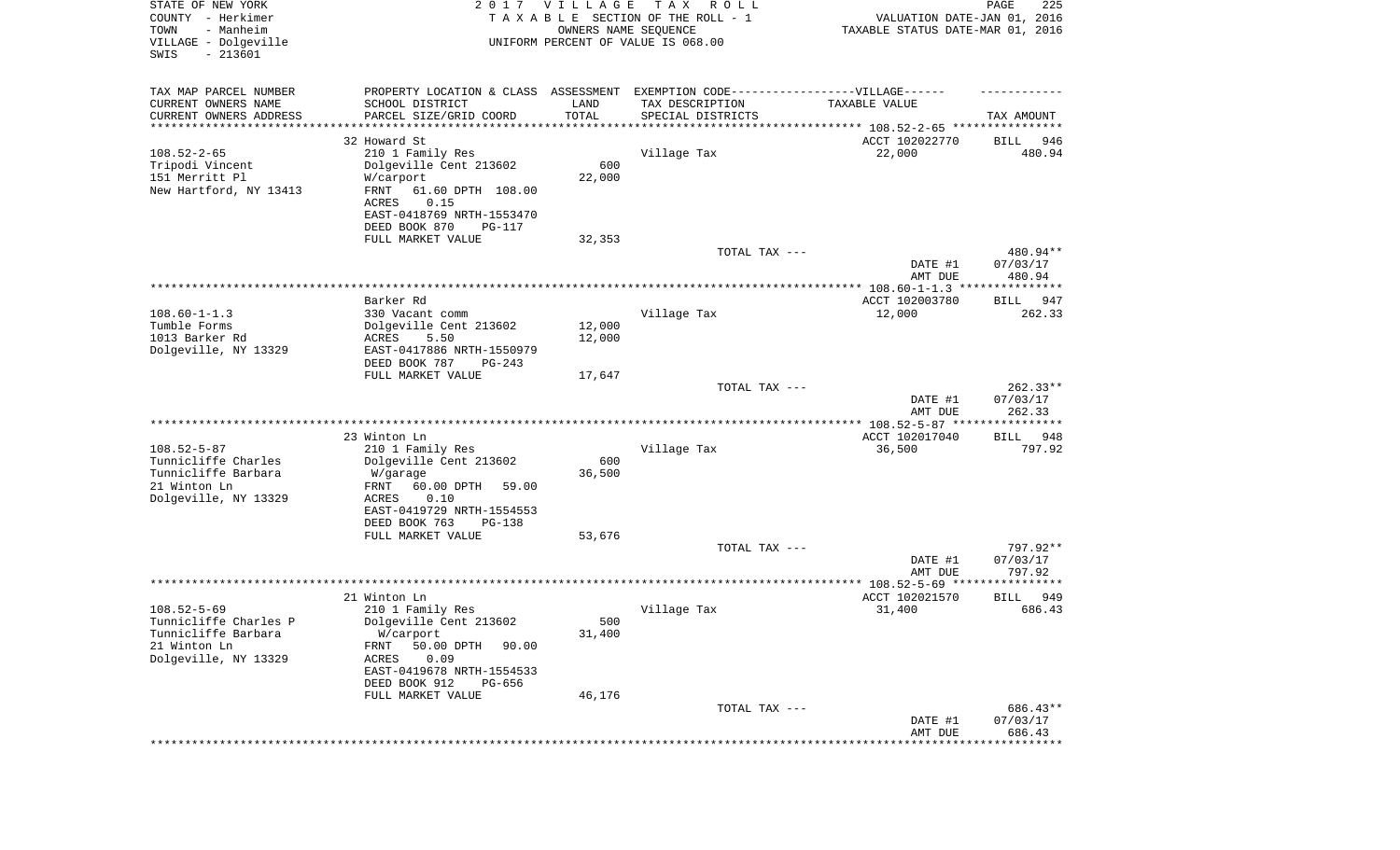STATE OF NEW YORK — COUNTY - Herkimer — TOWN - Manheim — VILLAGE - Dolgeville — SWIS - 213601

**2017 VILLAGE TAX ROLL**
TAXABLE SECTION OF THE ROLL - 1
OWNERS NAME SEQUENCE
UNIFORM PERCENT OF VALUE IS 068.00

VALUATION DATE-JAN 01, 2016
TAXABLE STATUS DATE-MAR 01, 2016

| TAX MAP PARCEL NUMBER / CURRENT OWNERS NAME / CURRENT OWNERS ADDRESS | PROPERTY LOCATION & CLASS / SCHOOL DISTRICT / PARCEL SIZE/GRID COORD | ASSESSMENT LAND / TOTAL | EXEMPTION CODE / TAX DESCRIPTION / SPECIAL DISTRICTS | TAXABLE VALUE | TAX AMOUNT |
|---|---|---|---|---|---|
| 108.52-2-65 | 32 Howard St | | | ACCT 102022770 | BILL 946 |
| Tripodi Vincent | 210 1 Family Res | | Village Tax | 22,000 | 480.94 |
| 151 Merritt Pl | Dolgeville Cent 213602 | 600 | | | |
| New Hartford, NY 13413 | W/carport | 22,000 | | | |
| | FRNT 61.60 DPTH 108.00 | | | | |
| | ACRES 0.15 | | | | |
| | EAST-0418769 NRTH-1553470 | | | | |
| | DEED BOOK 870 PG-117 | | | | |
| | FULL MARKET VALUE | 32,353 | | | |
| | | | TOTAL TAX --- | | 480.94** |
| | | | | DATE #1 | 07/03/17 |
| | | | | AMT DUE | 480.94 |
| 108.60-1-1.3 | Barker Rd | | | ACCT 102003780 | BILL 947 |
| Tumble Forms | 330 Vacant comm | | Village Tax | 12,000 | 262.33 |
| 1013 Barker Rd | Dolgeville Cent 213602 | 12,000 | | | |
| Dolgeville, NY 13329 | ACRES 5.50 | 12,000 | | | |
| | EAST-0417886 NRTH-1550979 | | | | |
| | DEED BOOK 787 PG-243 | | | | |
| | FULL MARKET VALUE | 17,647 | | | |
| | | | TOTAL TAX --- | | 262.33** |
| | | | | DATE #1 | 07/03/17 |
| | | | | AMT DUE | 262.33 |
| 108.52-5-87 | 23 Winton Ln | | | ACCT 102017040 | BILL 948 |
| Tunnicliffe Charles | 210 1 Family Res | | Village Tax | 36,500 | 797.92 |
| Tunnicliffe Barbara | Dolgeville Cent 213602 | 600 | | | |
| 21 Winton Ln | W/garage | 36,500 | | | |
| Dolgeville, NY 13329 | FRNT 60.00 DPTH 59.00 | | | | |
| | ACRES 0.10 | | | | |
| | EAST-0419729 NRTH-1554553 | | | | |
| | DEED BOOK 763 PG-138 | | | | |
| | FULL MARKET VALUE | 53,676 | | | |
| | | | TOTAL TAX --- | | 797.92** |
| | | | | DATE #1 | 07/03/17 |
| | | | | AMT DUE | 797.92 |
| 108.52-5-69 | 21 Winton Ln | | | ACCT 102021570 | BILL 949 |
| Tunnicliffe Charles P | 210 1 Family Res | | Village Tax | 31,400 | 686.43 |
| Tunnicliffe Barbara | Dolgeville Cent 213602 | 500 | | | |
| 21 Winton Ln | W/carport | 31,400 | | | |
| Dolgeville, NY 13329 | FRNT 50.00 DPTH 90.00 | | | | |
| | ACRES 0.09 | | | | |
| | EAST-0419678 NRTH-1554533 | | | | |
| | DEED BOOK 912 PG-656 | | | | |
| | FULL MARKET VALUE | 46,176 | | | |
| | | | TOTAL TAX --- | | 686.43** |
| | | | | DATE #1 | 07/03/17 |
| | | | | AMT DUE | 686.43 |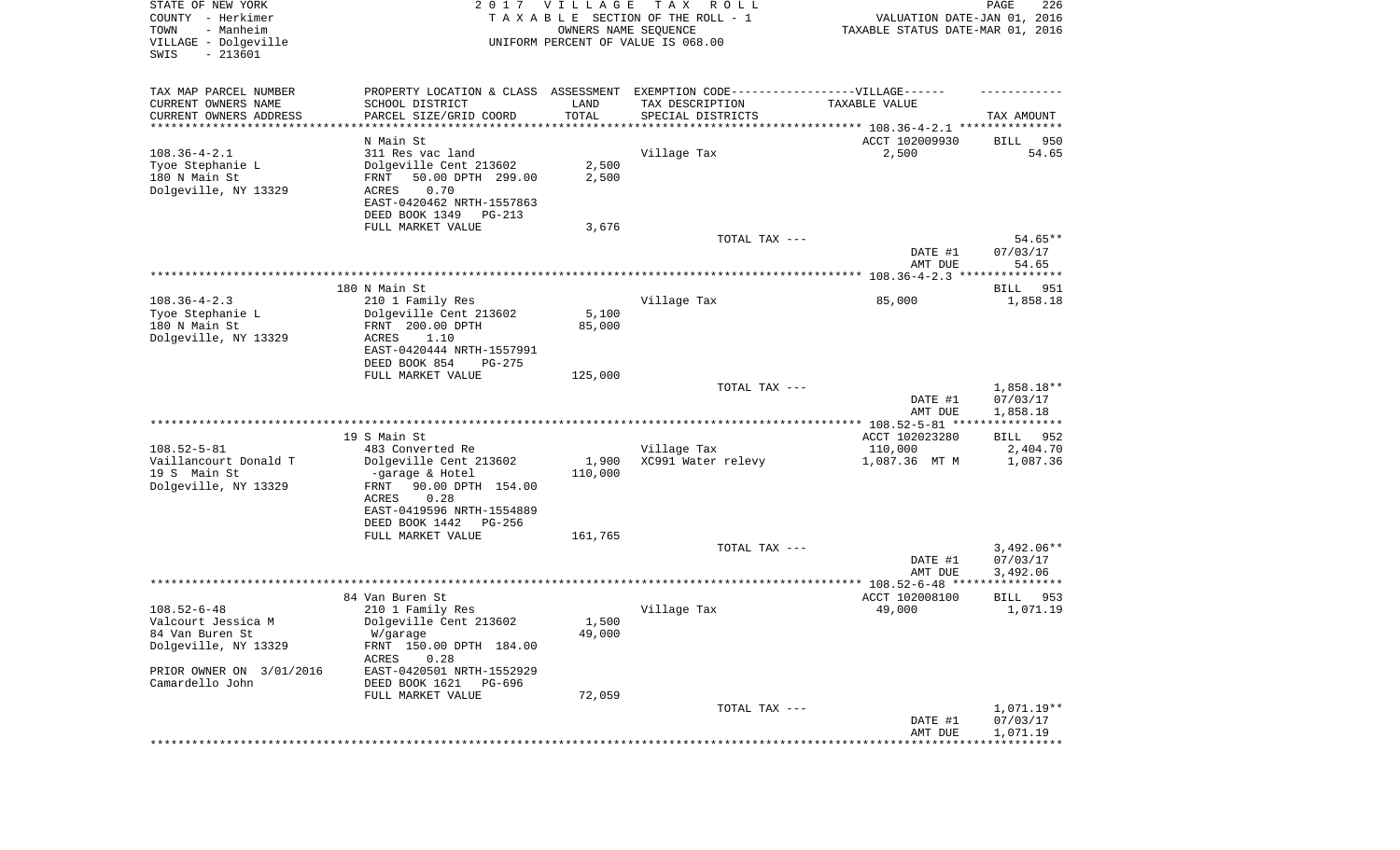STATE OF NEW YORK
COUNTY - Herkimer
TOWN - Manheim
VILLAGE - Dolgeville
SWIS - 213601

2017 VILLAGE TAX ROLL
TAXABLE SECTION OF THE ROLL - 1
OWNERS NAME SEQUENCE
UNIFORM PERCENT OF VALUE IS 068.00

VALUATION DATE-JAN 01, 2016
TAXABLE STATUS DATE-MAR 01, 2016

| TAX MAP PARCEL NUMBER / CURRENT OWNERS NAME / CURRENT OWNERS ADDRESS | PROPERTY LOCATION & CLASS / SCHOOL DISTRICT / PARCEL SIZE/GRID COORD | ASSESSMENT LAND / TOTAL | EXEMPTION CODE / TAX DESCRIPTION / SPECIAL DISTRICTS | TAXABLE VALUE | TAX AMOUNT |
|---|---|---|---|---|---|
| | N Main St | | | ACCT 102009930 | BILL 950 |
| 108.36-4-2.1 | 311 Res vac land | | Village Tax | 2,500 | 54.65 |
| Tyoe Stephanie L | Dolgeville Cent 213602 | 2,500 | | | |
| 180 N Main St | FRNT 50.00 DPTH 299.00 | 2,500 | | | |
| Dolgeville, NY 13329 | ACRES 0.70 | | | | |
| | EAST-0420462 NRTH-1557863 | | | | |
| | DEED BOOK 1349 PG-213 | | | | |
| | FULL MARKET VALUE | 3,676 | | | |
| | | | TOTAL TAX --- | | 54.65** |
| | | | | DATE #1 | 07/03/17 |
| | | | | AMT DUE | 54.65 |
| | 180 N Main St | | | | BILL 951 |
| 108.36-4-2.3 | 210 1 Family Res | | Village Tax | 85,000 | 1,858.18 |
| Tyoe Stephanie L | Dolgeville Cent 213602 | 5,100 | | | |
| 180 N Main St | FRNT 200.00 DPTH | 85,000 | | | |
| Dolgeville, NY 13329 | ACRES 1.10 | | | | |
| | EAST-0420444 NRTH-1557991 | | | | |
| | DEED BOOK 854 PG-275 | | | | |
| | FULL MARKET VALUE | 125,000 | | | |
| | | | TOTAL TAX --- | | 1,858.18** |
| | | | | DATE #1 | 07/03/17 |
| | | | | AMT DUE | 1,858.18 |
| | 19 S Main St | | | ACCT 102023280 | BILL 952 |
| 108.52-5-81 | 483 Converted Re | | Village Tax | 110,000 | 2,404.70 |
| Vaillancourt Donald T | Dolgeville Cent 213602 | 1,900 | XC991 Water relevy | 1,087.36 MT M | 1,087.36 |
| 19 S Main St | -garage & Hotel | 110,000 | | | |
| Dolgeville, NY 13329 | FRNT 90.00 DPTH 154.00 | | | | |
| | ACRES 0.28 | | | | |
| | EAST-0419596 NRTH-1554889 | | | | |
| | DEED BOOK 1442 PG-256 | | | | |
| | FULL MARKET VALUE | 161,765 | | | |
| | | | TOTAL TAX --- | | 3,492.06** |
| | | | | DATE #1 | 07/03/17 |
| | | | | AMT DUE | 3,492.06 |
| | 84 Van Buren St | | | ACCT 102008100 | BILL 953 |
| 108.52-6-48 | 210 1 Family Res | | Village Tax | 49,000 | 1,071.19 |
| Valcourt Jessica M | Dolgeville Cent 213602 | 1,500 | | | |
| 84 Van Buren St | W/garage | 49,000 | | | |
| Dolgeville, NY 13329 | FRNT 150.00 DPTH 184.00 | | | | |
| | ACRES 0.28 | | | | |
| PRIOR OWNER ON 3/01/2016 | EAST-0420501 NRTH-1552929 | | | | |
| Camardello John | DEED BOOK 1621 PG-696 | | | | |
| | FULL MARKET VALUE | 72,059 | | | |
| | | | TOTAL TAX --- | | 1,071.19** |
| | | | | DATE #1 | 07/03/17 |
| | | | | AMT DUE | 1,071.19 |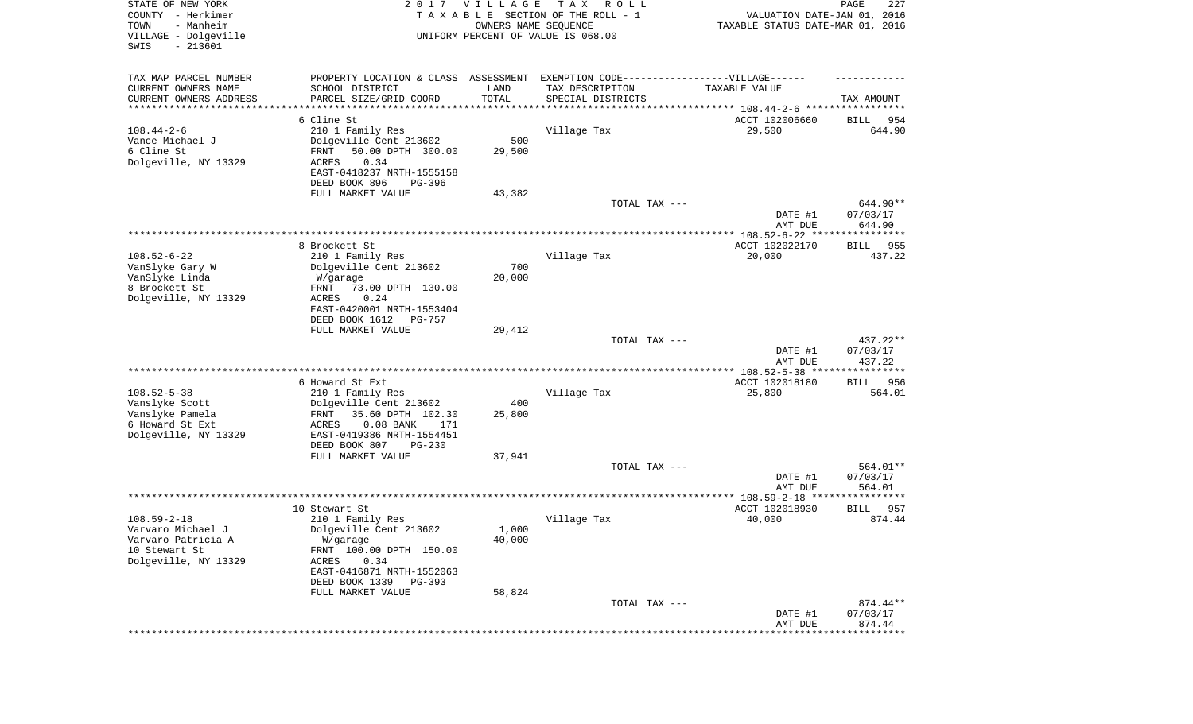STATE OF NEW YORK
COUNTY - Herkimer
TOWN - Manheim
VILLAGE - Dolgeville
SWIS - 213601

2017 VILLAGE TAX ROLL
TAXABLE SECTION OF THE ROLL - 1
OWNERS NAME SEQUENCE
UNIFORM PERCENT OF VALUE IS 068.00

VALUATION DATE-JAN 01, 2016
TAXABLE STATUS DATE-MAR 01, 2016

| TAX MAP PARCEL NUMBER / CURRENT OWNERS NAME / CURRENT OWNERS ADDRESS | PROPERTY LOCATION & CLASS / SCHOOL DISTRICT / PARCEL SIZE/GRID COORD | ASSESSMENT LAND / TOTAL | EXEMPTION CODE / TAX DESCRIPTION / SPECIAL DISTRICTS | TAXABLE VALUE | TAX AMOUNT |
|---|---|---|---|---|---|
| 108.44-2-6 | 6 Cline St | | | ACCT 102006660 | BILL 954 |
| Vance Michael J | 210 1 Family Res | | Village Tax | 29,500 | 644.90 |
| 6 Cline St | Dolgeville Cent 213602 | 500 | | | |
| Dolgeville, NY 13329 | FRNT 50.00 DPTH 300.00 | 29,500 | | | |
| | ACRES 0.34 | | | | |
| | EAST-0418237 NRTH-1555158 | | | | |
| | DEED BOOK 896 PG-396 | | | | |
| | FULL MARKET VALUE | 43,382 | | | |
| | | | TOTAL TAX --- | | 644.90** |
| | | | | DATE #1 | 07/03/17 |
| | | | | AMT DUE | 644.90 |
| 108.52-6-22 | 8 Brockett St | | | ACCT 102022170 | BILL 955 |
| VanSlyke Gary W | 210 1 Family Res | | Village Tax | 20,000 | 437.22 |
| VanSlyke Linda | Dolgeville Cent 213602 | 700 | | | |
| 8 Brockett St | W/garage | 20,000 | | | |
| Dolgeville, NY 13329 | FRNT 73.00 DPTH 130.00 | | | | |
| | ACRES 0.24 | | | | |
| | EAST-0420001 NRTH-1553404 | | | | |
| | DEED BOOK 1612 PG-757 | | | | |
| | FULL MARKET VALUE | 29,412 | | | |
| | | | TOTAL TAX --- | | 437.22** |
| | | | | DATE #1 | 07/03/17 |
| | | | | AMT DUE | 437.22 |
| 108.52-5-38 | 6 Howard St Ext | | | ACCT 102018180 | BILL 956 |
| Vanslyke Scott | 210 1 Family Res | | Village Tax | 25,800 | 564.01 |
| Vanslyke Pamela | Dolgeville Cent 213602 | 400 | | | |
| 6 Howard St Ext | FRNT 35.60 DPTH 102.30 | 25,800 | | | |
| Dolgeville, NY 13329 | ACRES 0.08 BANK 171 | | | | |
| | EAST-0419386 NRTH-1554451 | | | | |
| | DEED BOOK 807 PG-230 | | | | |
| | FULL MARKET VALUE | 37,941 | | | |
| | | | TOTAL TAX --- | | 564.01** |
| | | | | DATE #1 | 07/03/17 |
| | | | | AMT DUE | 564.01 |
| 108.59-2-18 | 10 Stewart St | | | ACCT 102018930 | BILL 957 |
| Varvaro Michael J | 210 1 Family Res | | Village Tax | 40,000 | 874.44 |
| Varvaro Patricia A | Dolgeville Cent 213602 | 1,000 | | | |
| 10 Stewart St | W/garage | 40,000 | | | |
| Dolgeville, NY 13329 | FRNT 100.00 DPTH 150.00 | | | | |
| | ACRES 0.34 | | | | |
| | EAST-0416871 NRTH-1552063 | | | | |
| | DEED BOOK 1339 PG-393 | | | | |
| | FULL MARKET VALUE | 58,824 | | | |
| | | | TOTAL TAX --- | | 874.44** |
| | | | | DATE #1 | 07/03/17 |
| | | | | AMT DUE | 874.44 |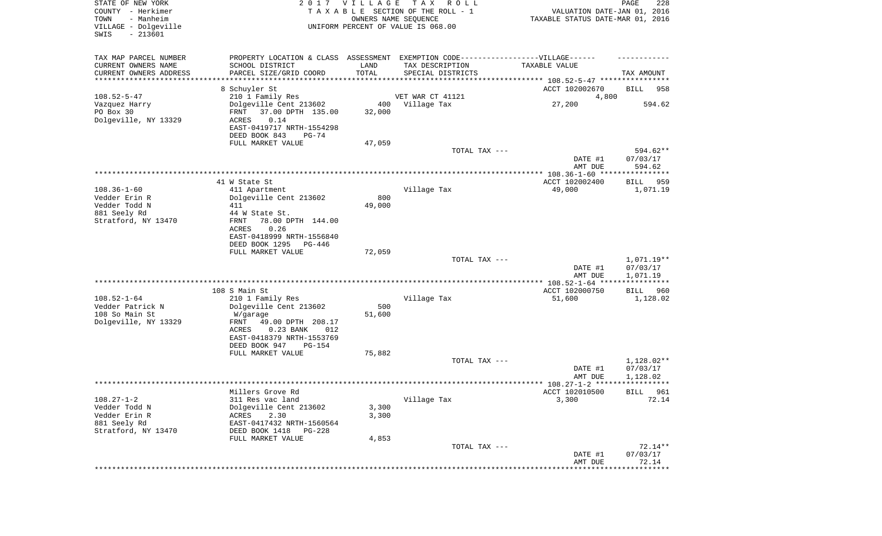STATE OF NEW YORK
COUNTY - Herkimer
TOWN - Manheim
VILLAGE - Dolgeville
SWIS - 213601

2017 VILLAGE TAX ROLL
TAXABLE SECTION OF THE ROLL - 1
OWNERS NAME SEQUENCE
UNIFORM PERCENT OF VALUE IS 068.00

VALUATION DATE-JAN 01, 2016
TAXABLE STATUS DATE-MAR 01, 2016

| TAX MAP PARCEL NUMBER / CURRENT OWNERS NAME / CURRENT OWNERS ADDRESS | PROPERTY LOCATION & CLASS / SCHOOL DISTRICT / PARCEL SIZE/GRID COORD | ASSESSMENT LAND / TOTAL | EXEMPTION CODE / TAX DESCRIPTION / SPECIAL DISTRICTS | VILLAGE TAXABLE VALUE | TAX AMOUNT |
|---|---|---|---|---|---|
| 108.52-5-47 | 8 Schuyler St | | | ACCT 102002670 | BILL 958 |
| Vazquez Harry | 210 1 Family Res | | VET WAR CT 41121 | 4,800 | |
| PO Box 30 | Dolgeville Cent 213602 | 400 | Village Tax | 27,200 | 594.62 |
| Dolgeville, NY 13329 | FRNT 37.00 DPTH 135.00 | 32,000 | | | |
| | ACRES 0.14 | | | | |
| | EAST-0419717 NRTH-1554298 | | | | |
| | DEED BOOK 843 PG-74 | | | | |
| | FULL MARKET VALUE | 47,059 | | | |
| | | | TOTAL TAX --- | | 594.62** |
| | | | | DATE #1 | 07/03/17 |
| | | | | AMT DUE | 594.62 |
| 108.36-1-60 | 41 W State St | | | ACCT 102002400 | BILL 959 |
| Vedder Erin R | 411 Apartment | | Village Tax | 49,000 | 1,071.19 |
| Vedder Todd N | Dolgeville Cent 213602 | 800 | | | |
| 881 Seely Rd | 411 | 49,000 | | | |
| Stratford, NY 13470 | 44 W State St. | | | | |
| | FRNT 78.00 DPTH 144.00 | | | | |
| | ACRES 0.26 | | | | |
| | EAST-0418999 NRTH-1556840 | | | | |
| | DEED BOOK 1295 PG-446 | | | | |
| | FULL MARKET VALUE | 72,059 | | | |
| | | | TOTAL TAX --- | | 1,071.19** |
| | | | | DATE #1 | 07/03/17 |
| | | | | AMT DUE | 1,071.19 |
| 108.52-1-64 | 108 S Main St | | | ACCT 102000750 | BILL 960 |
| Vedder Patrick N | 210 1 Family Res | | Village Tax | 51,600 | 1,128.02 |
| 108 So Main St | Dolgeville Cent 213602 | 500 | | | |
| Dolgeville, NY 13329 | W/garage | 51,600 | | | |
| | FRNT 49.00 DPTH 208.17 | | | | |
| | ACRES 0.23 BANK 012 | | | | |
| | EAST-0418379 NRTH-1553769 | | | | |
| | DEED BOOK 947 PG-154 | | | | |
| | FULL MARKET VALUE | 75,882 | | | |
| | | | TOTAL TAX --- | | 1,128.02** |
| | | | | DATE #1 | 07/03/17 |
| | | | | AMT DUE | 1,128.02 |
| 108.27-1-2 | Millers Grove Rd | | | ACCT 102010500 | BILL 961 |
| Vedder Todd N | 311 Res vac land | | Village Tax | 3,300 | 72.14 |
| Vedder Erin R | Dolgeville Cent 213602 | 3,300 | | | |
| 881 Seely Rd | ACRES 2.30 | 3,300 | | | |
| Stratford, NY 13470 | EAST-0417432 NRTH-1560564 | | | | |
| | DEED BOOK 1418 PG-228 | | | | |
| | FULL MARKET VALUE | 4,853 | | | |
| | | | TOTAL TAX --- | | 72.14** |
| | | | | DATE #1 | 07/03/17 |
| | | | | AMT DUE | 72.14 |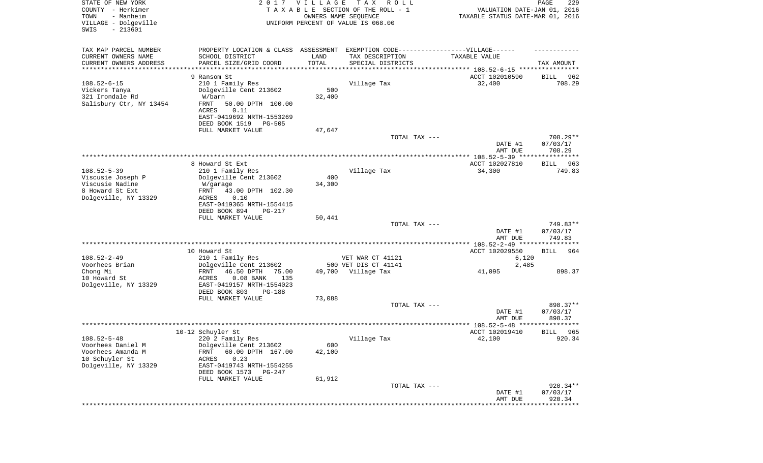STATE OF NEW YORK
COUNTY - Herkimer
TOWN - Manheim
VILLAGE - Dolgeville
SWIS - 213601

2 0 1 7 V I L L A G E T A X R O L L
T A X A B L E SECTION OF THE ROLL - 1
OWNERS NAME SEQUENCE
UNIFORM PERCENT OF VALUE IS 068.00

VALUATION DATE-JAN 01, 2016
TAXABLE STATUS DATE-MAR 01, 2016

| TAX MAP PARCEL NUMBER<br>CURRENT OWNERS NAME<br>CURRENT OWNERS ADDRESS | PROPERTY LOCATION & CLASS<br>SCHOOL DISTRICT<br>PARCEL SIZE/GRID COORD | ASSESSMENT<br>LAND<br>TOTAL | EXEMPTION CODE------------------VILLAGE------<br>TAX DESCRIPTION<br>SPECIAL DISTRICTS | TAXABLE VALUE | TAX AMOUNT |
|---|---|---|---|---|---|
| | 9 Ransom St | | | ACCT 102010590 | BILL 962 |
| 108.52-6-15 | 210 1 Family Res | | Village Tax | 32,400 | 708.29 |
| Vickers Tanya | Dolgeville Cent 213602 | 500 | | | |
| 321 Irondale Rd | W/barn | 32,400 | | | |
| Salisbury Ctr, NY 13454 | FRNT 50.00 DPTH 100.00 | | | | |
| | ACRES 0.11 | | | | |
| | EAST-0419692 NRTH-1553269 | | | | |
| | DEED BOOK 1519 PG-505 | | | | |
| | FULL MARKET VALUE | 47,647 | | | |
| | | | TOTAL TAX --- | | 708.29** |
| | | | | DATE #1 | 07/03/17 |
| | | | | AMT DUE | 708.29 |
| | 8 Howard St Ext | | | ACCT 102027810 | BILL 963 |
| 108.52-5-39 | 210 1 Family Res | | Village Tax | 34,300 | 749.83 |
| Viscusie Joseph P | Dolgeville Cent 213602 | 400 | | | |
| Viscusie Nadine | W/garage | 34,300 | | | |
| 8 Howard St Ext | FRNT 43.00 DPTH 102.30 | | | | |
| Dolgeville, NY 13329 | ACRES 0.10 | | | | |
| | EAST-0419365 NRTH-1554415 | | | | |
| | DEED BOOK 894 PG-217 | | | | |
| | FULL MARKET VALUE | 50,441 | | | |
| | | | TOTAL TAX --- | | 749.83** |
| | | | | DATE #1 | 07/03/17 |
| | | | | AMT DUE | 749.83 |
| | 10 Howard St | | | ACCT 102029550 | BILL 964 |
| 108.52-2-49 | 210 1 Family Res | | VET WAR CT 41121 | 6,120 | |
| Voorhees Brian | Dolgeville Cent 213602 | 500 | VET DIS CT 41141 | 2,485 | |
| Chong Mi | FRNT 46.50 DPTH 75.00 | 49,700 | Village Tax | 41,095 | 898.37 |
| 10 Howard St | ACRES 0.08 BANK 135 | | | | |
| Dolgeville, NY 13329 | EAST-0419157 NRTH-1554023 | | | | |
| | DEED BOOK 803 PG-188 | | | | |
| | FULL MARKET VALUE | 73,088 | | | |
| | | | TOTAL TAX --- | | 898.37** |
| | | | | DATE #1 | 07/03/17 |
| | | | | AMT DUE | 898.37 |
| | 10-12 Schuyler St | | | ACCT 102019410 | BILL 965 |
| 108.52-5-48 | 220 2 Family Res | | Village Tax | 42,100 | 920.34 |
| Voorhees Daniel M | Dolgeville Cent 213602 | 600 | | | |
| Voorhees Amanda M | FRNT 60.00 DPTH 167.00 | 42,100 | | | |
| 10 Schuyler St | ACRES 0.23 | | | | |
| Dolgeville, NY 13329 | EAST-0419743 NRTH-1554255 | | | | |
| | DEED BOOK 1573 PG-247 | | | | |
| | FULL MARKET VALUE | 61,912 | | | |
| | | | TOTAL TAX --- | | 920.34** |
| | | | | DATE #1 | 07/03/17 |
| | | | | AMT DUE | 920.34 |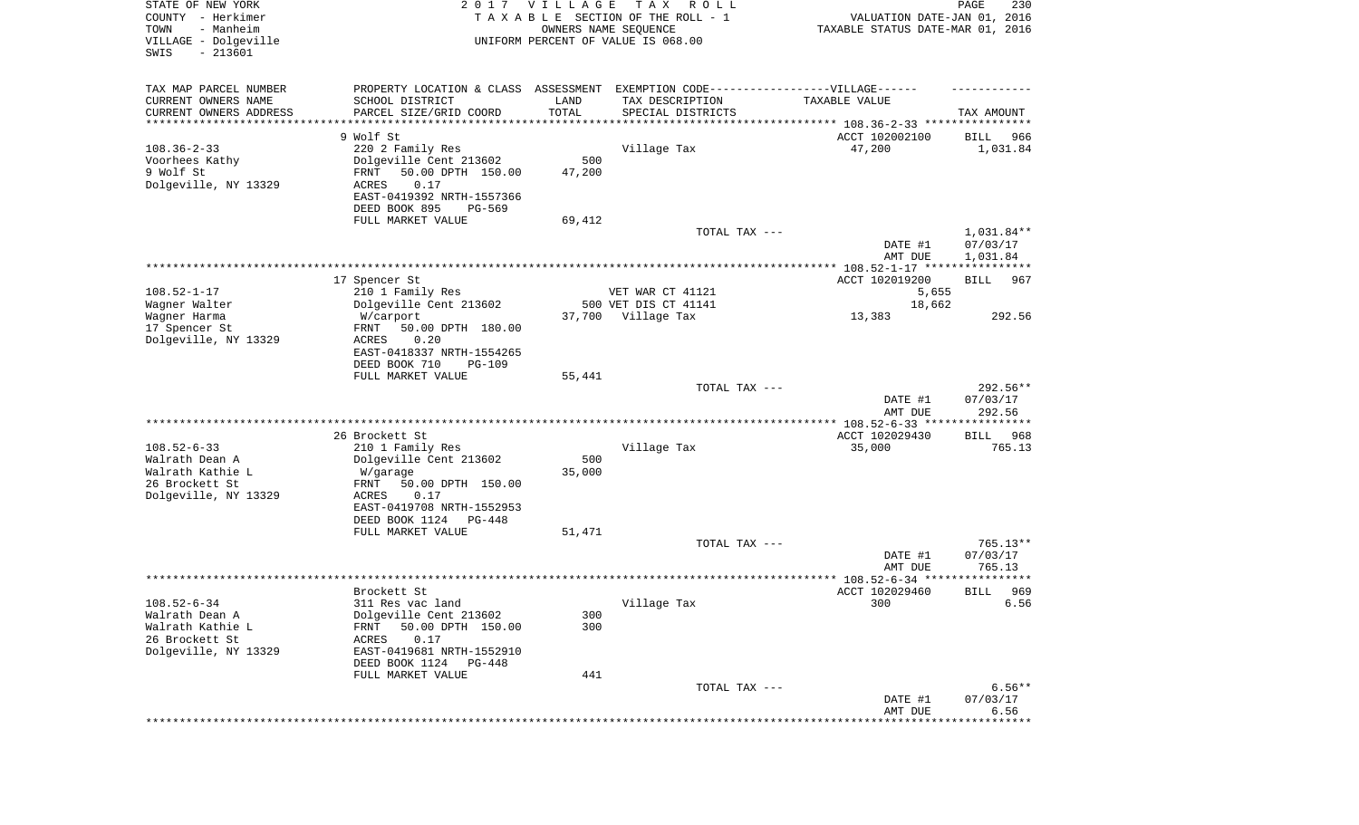STATE OF NEW YORK
COUNTY - Herkimer
TOWN - Manheim
VILLAGE - Dolgeville
SWIS - 213601

2017 VILLAGE TAX ROLL
TAXABLE SECTION OF THE ROLL - 1
OWNERS NAME SEQUENCE
UNIFORM PERCENT OF VALUE IS 068.00

VALUATION DATE-JAN 01, 2016
TAXABLE STATUS DATE-MAR 01, 2016

| TAX MAP PARCEL NUMBER / CURRENT OWNERS NAME / CURRENT OWNERS ADDRESS | PROPERTY LOCATION & CLASS / SCHOOL DISTRICT / PARCEL SIZE/GRID COORD | ASSESSMENT LAND / TOTAL | EXEMPTION CODE / TAX DESCRIPTION / SPECIAL DISTRICTS | TAXABLE VALUE | TAX AMOUNT |
|---|---|---|---|---|---|
| **108.36-2-33** | 9 Wolf St | | | ACCT 102002100 | BILL 966 |
| Voorhees Kathy | 220 2 Family Res | | Village Tax | 47,200 | 1,031.84 |
| 9 Wolf St | Dolgeville Cent 213602 | 500 | | | |
| Dolgeville, NY 13329 | FRNT 50.00 DPTH 150.00 | 47,200 | | | |
| | ACRES 0.17 | | | | |
| | EAST-0419392 NRTH-1557366 | | | | |
| | DEED BOOK 895 PG-569 | | | | |
| | FULL MARKET VALUE | 69,412 | | | |
| | | | TOTAL TAX --- | | 1,031.84** |
| | | | | DATE #1 | 07/03/17 |
| | | | | AMT DUE | 1,031.84 |
| **108.52-1-17** | 17 Spencer St | | | ACCT 102019200 | BILL 967 |
| Wagner Walter | 210 1 Family Res | | VET WAR CT 41121 | 5,655 | |
| Wagner Harma | Dolgeville Cent 213602 | 500 | VET DIS CT 41141 | 18,662 | |
| 17 Spencer St | W/carport | 37,700 | Village Tax | 13,383 | 292.56 |
| Dolgeville, NY 13329 | FRNT 50.00 DPTH 180.00 | | | | |
| | ACRES 0.20 | | | | |
| | EAST-0418337 NRTH-1554265 | | | | |
| | DEED BOOK 710 PG-109 | | | | |
| | FULL MARKET VALUE | 55,441 | | | |
| | | | TOTAL TAX --- | | 292.56** |
| | | | | DATE #1 | 07/03/17 |
| | | | | AMT DUE | 292.56 |
| **108.52-6-33** | 26 Brockett St | | | ACCT 102029430 | BILL 968 |
| Walrath Dean A | 210 1 Family Res | | Village Tax | 35,000 | 765.13 |
| Walrath Kathie L | Dolgeville Cent 213602 | 500 | | | |
| 26 Brockett St | W/garage | 35,000 | | | |
| Dolgeville, NY 13329 | FRNT 50.00 DPTH 150.00 | | | | |
| | ACRES 0.17 | | | | |
| | EAST-0419708 NRTH-1552953 | | | | |
| | DEED BOOK 1124 PG-448 | | | | |
| | FULL MARKET VALUE | 51,471 | | | |
| | | | TOTAL TAX --- | | 765.13** |
| | | | | DATE #1 | 07/03/17 |
| | | | | AMT DUE | 765.13 |
| **108.52-6-34** | Brockett St | | | ACCT 102029460 | BILL 969 |
| Walrath Dean A | 311 Res vac land | | Village Tax | 300 | 6.56 |
| Walrath Kathie L | Dolgeville Cent 213602 | 300 | | | |
| 26 Brockett St | FRNT 50.00 DPTH 150.00 | 300 | | | |
| Dolgeville, NY 13329 | ACRES 0.17 | | | | |
| | EAST-0419681 NRTH-1552910 | | | | |
| | DEED BOOK 1124 PG-448 | | | | |
| | FULL MARKET VALUE | 441 | | | |
| | | | TOTAL TAX --- | | 6.56** |
| | | | | DATE #1 | 07/03/17 |
| | | | | AMT DUE | 6.56 |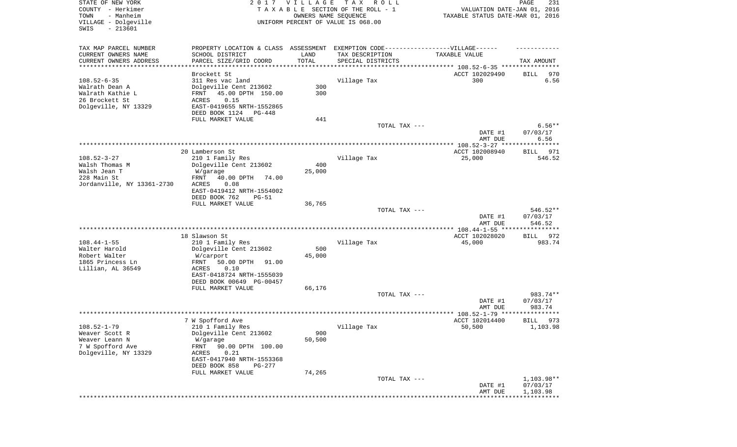STATE OF NEW YORK
COUNTY - Herkimer
TOWN - Manheim
VILLAGE - Dolgeville
SWIS - 213601

2017 VILLAGE TAX ROLL
TAXABLE SECTION OF THE ROLL - 1
OWNERS NAME SEQUENCE
UNIFORM PERCENT OF VALUE IS 068.00

VALUATION DATE-JAN 01, 2016
TAXABLE STATUS DATE-MAR 01, 2016

| TAX MAP PARCEL NUMBER / CURRENT OWNERS NAME / CURRENT OWNERS ADDRESS | PROPERTY LOCATION & CLASS / SCHOOL DISTRICT / PARCEL SIZE/GRID COORD | ASSESSMENT LAND / TOTAL | EXEMPTION CODE / TAX DESCRIPTION / SPECIAL DISTRICTS | TAXABLE VALUE | TAX AMOUNT |
|---|---|---|---|---|---|
| 108.52-6-35 | Brockett St | | | ACCT 102029490 | BILL 970 |
| Walrath Dean A | 311 Res vac land | | Village Tax | 300 | 6.56 |
| Walrath Kathie L | Dolgeville Cent 213602 | 300 | | | |
| 26 Brockett St | FRNT 45.00 DPTH 150.00 | 300 | | | |
| Dolgeville, NY 13329 | ACRES 0.15 | | | | |
| | EAST-0419655 NRTH-1552865 | | | | |
| | DEED BOOK 1124 PG-448 | | | | |
| | FULL MARKET VALUE | 441 | | | |
| | | | TOTAL TAX --- | | 6.56** |
| | | | | DATE #1 | 07/03/17 |
| | | | | AMT DUE | 6.56 |
| 108.52-3-27 | 20 Lamberson St | | | ACCT 102008940 | BILL 971 |
| Walsh Thomas M | 210 1 Family Res | | Village Tax | 25,000 | 546.52 |
| Walsh Jean T | Dolgeville Cent 213602 | 400 | | | |
| 228 Main St | W/garage | 25,000 | | | |
| Jordanville, NY 13361-2730 | FRNT 40.00 DPTH 74.00 | | | | |
| | ACRES 0.08 | | | | |
| | EAST-0419412 NRTH-1554002 | | | | |
| | DEED BOOK 762 PG-51 | | | | |
| | FULL MARKET VALUE | 36,765 | | | |
| | | | TOTAL TAX --- | | 546.52** |
| | | | | DATE #1 | 07/03/17 |
| | | | | AMT DUE | 546.52 |
| 108.44-1-55 | 18 Slawson St | | | ACCT 102028020 | BILL 972 |
| Walter Harold | 210 1 Family Res | | Village Tax | 45,000 | 983.74 |
| Robert Walter | Dolgeville Cent 213602 | 500 | | | |
| 1865 Princess Ln | W/carport | 45,000 | | | |
| Lillian, AL 36549 | FRNT 50.00 DPTH 91.00 | | | | |
| | ACRES 0.10 | | | | |
| | EAST-0418724 NRTH-1555039 | | | | |
| | DEED BOOK 00649 PG-00457 | | | | |
| | FULL MARKET VALUE | 66,176 | | | |
| | | | TOTAL TAX --- | | 983.74** |
| | | | | DATE #1 | 07/03/17 |
| | | | | AMT DUE | 983.74 |
| 108.52-1-79 | 7 W Spofford Ave | | | ACCT 102014400 | BILL 973 |
| Weaver Scott R | 210 1 Family Res | | Village Tax | 50,500 | 1,103.98 |
| Weaver Leann N | Dolgeville Cent 213602 | 900 | | | |
| 7 W Spofford Ave | W/garage | 50,500 | | | |
| Dolgeville, NY 13329 | FRNT 90.00 DPTH 100.00 | | | | |
| | ACRES 0.21 | | | | |
| | EAST-0417940 NRTH-1553368 | | | | |
| | DEED BOOK 858 PG-277 | | | | |
| | FULL MARKET VALUE | 74,265 | | | |
| | | | TOTAL TAX --- | | 1,103.98** |
| | | | | DATE #1 | 07/03/17 |
| | | | | AMT DUE | 1,103.98 |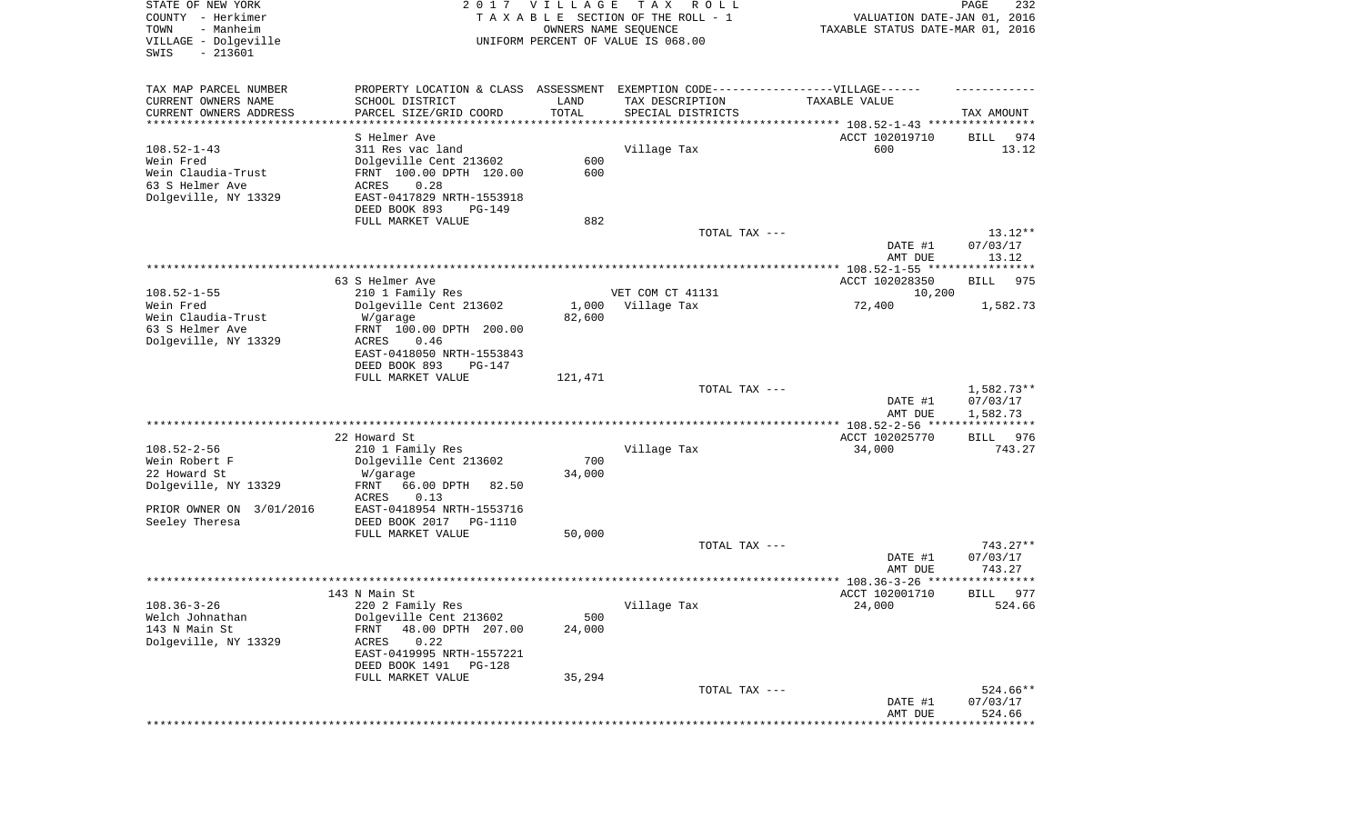STATE OF NEW YORK
COUNTY - Herkimer
TOWN - Manheim
VILLAGE - Dolgeville
SWIS - 213601

2017 VILLAGE TAX ROLL
TAXABLE SECTION OF THE ROLL - 1
OWNERS NAME SEQUENCE
UNIFORM PERCENT OF VALUE IS 068.00

VALUATION DATE-JAN 01, 2016
TAXABLE STATUS DATE-MAR 01, 2016

| TAX MAP PARCEL NUMBER<br>CURRENT OWNERS NAME<br>CURRENT OWNERS ADDRESS | PROPERTY LOCATION & CLASS<br>SCHOOL DISTRICT<br>PARCEL SIZE/GRID COORD | ASSESSMENT<br>LAND<br>TOTAL | EXEMPTION CODE------VILLAGE------<br>TAX DESCRIPTION<br>SPECIAL DISTRICTS | TAXABLE VALUE | TAX AMOUNT |
|---|---|---|---|---|---|
| **108.52-1-43** | S Helmer Ave | | | ACCT 102019710 | BILL 974 |
| 108.52-1-43 | 311 Res vac land | | Village Tax | 600 | 13.12 |
| Wein Fred | Dolgeville Cent 213602 | 600 | | | |
| Wein Claudia-Trust | FRNT 100.00 DPTH 120.00 | 600 | | | |
| 63 S Helmer Ave | ACRES 0.28 | | | | |
| Dolgeville, NY 13329 | EAST-0417829 NRTH-1553918 | | | | |
| | DEED BOOK 893 PG-149 | | | | |
| | FULL MARKET VALUE | 882 | | | |
| | | | TOTAL TAX --- | | 13.12** |
| | | | | DATE #1 | 07/03/17 |
| | | | | AMT DUE | 13.12 |
| **108.52-1-55** | 63 S Helmer Ave | | | ACCT 102028350 | BILL 975 |
| 108.52-1-55 | 210 1 Family Res | | VET COM CT 41131 | 10,200 | |
| Wein Fred | Dolgeville Cent 213602 | 1,000 | Village Tax | 72,400 | 1,582.73 |
| Wein Claudia-Trust | W/garage | 82,600 | | | |
| 63 S Helmer Ave | FRNT 100.00 DPTH 200.00 | | | | |
| Dolgeville, NY 13329 | ACRES 0.46 | | | | |
| | EAST-0418050 NRTH-1553843 | | | | |
| | DEED BOOK 893 PG-147 | | | | |
| | FULL MARKET VALUE | 121,471 | | | |
| | | | TOTAL TAX --- | | 1,582.73** |
| | | | | DATE #1 | 07/03/17 |
| | | | | AMT DUE | 1,582.73 |
| **108.52-2-56** | 22 Howard St | | | ACCT 102025770 | BILL 976 |
| 108.52-2-56 | 210 1 Family Res | | Village Tax | 34,000 | 743.27 |
| Wein Robert F | Dolgeville Cent 213602 | 700 | | | |
| 22 Howard St | W/garage | 34,000 | | | |
| Dolgeville, NY 13329 | FRNT 66.00 DPTH 82.50 | | | | |
| | ACRES 0.13 | | | | |
| PRIOR OWNER ON 3/01/2016 | EAST-0418954 NRTH-1553716 | | | | |
| Seeley Theresa | DEED BOOK 2017 PG-1110 | | | | |
| | FULL MARKET VALUE | 50,000 | | | |
| | | | TOTAL TAX --- | | 743.27** |
| | | | | DATE #1 | 07/03/17 |
| | | | | AMT DUE | 743.27 |
| **108.36-3-26** | 143 N Main St | | | ACCT 102001710 | BILL 977 |
| 108.36-3-26 | 220 2 Family Res | | Village Tax | 24,000 | 524.66 |
| Welch Johnathan | Dolgeville Cent 213602 | 500 | | | |
| 143 N Main St | FRNT 48.00 DPTH 207.00 | 24,000 | | | |
| Dolgeville, NY 13329 | ACRES 0.22 | | | | |
| | EAST-0419995 NRTH-1557221 | | | | |
| | DEED BOOK 1491 PG-128 | | | | |
| | FULL MARKET VALUE | 35,294 | | | |
| | | | TOTAL TAX --- | | 524.66** |
| | | | | DATE #1 | 07/03/17 |
| | | | | AMT DUE | 524.66 |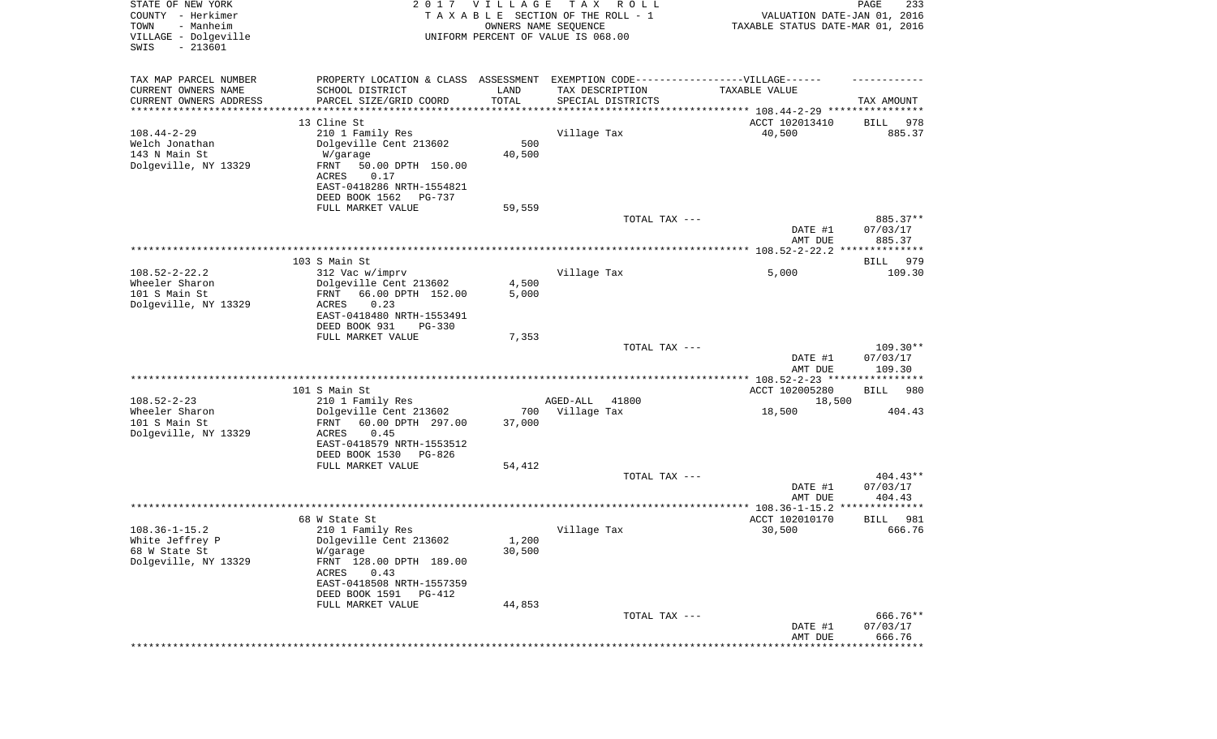STATE OF NEW YORK
COUNTY - Herkimer
TOWN - Manheim
VILLAGE - Dolgeville
SWIS - 213601

2 0 1 7 V I L L A G E T A X R O L L
T A X A B L E SECTION OF THE ROLL - 1
OWNERS NAME SEQUENCE
UNIFORM PERCENT OF VALUE IS 068.00

VALUATION DATE-JAN 01, 2016
TAXABLE STATUS DATE-MAR 01, 2016

| TAX MAP PARCEL NUMBER<br>CURRENT OWNERS NAME<br>CURRENT OWNERS ADDRESS | PROPERTY LOCATION & CLASS<br>SCHOOL DISTRICT<br>PARCEL SIZE/GRID COORD | ASSESSMENT<br>LAND<br>TOTAL | EXEMPTION CODE------VILLAGE------<br>TAX DESCRIPTION<br>SPECIAL DISTRICTS | TAXABLE VALUE | TAX AMOUNT |
|---|---|---|---|---|---|
| | 13 Cline St | | | ACCT 102013410 | BILL 978 |
| 108.44-2-29 | 210 1 Family Res | | Village Tax | 40,500 | 885.37 |
| Welch Jonathan | Dolgeville Cent 213602 | 500 | | | |
| 143 N Main St | W/garage | 40,500 | | | |
| Dolgeville, NY 13329 | FRNT 50.00 DPTH 150.00 | | | | |
| | ACRES 0.17 | | | | |
| | EAST-0418286 NRTH-1554821 | | | | |
| | DEED BOOK 1562 PG-737 | | | | |
| | FULL MARKET VALUE | 59,559 | | | |
| | | | TOTAL TAX --- | | 885.37** |
| | | | | DATE #1 | 07/03/17 |
| | | | | AMT DUE | 885.37 |
| | 103 S Main St | | | | BILL 979 |
| 108.52-2-22.2 | 312 Vac w/imprv | | Village Tax | 5,000 | 109.30 |
| Wheeler Sharon | Dolgeville Cent 213602 | 4,500 | | | |
| 101 S Main St | FRNT 66.00 DPTH 152.00 | 5,000 | | | |
| Dolgeville, NY 13329 | ACRES 0.23 | | | | |
| | EAST-0418480 NRTH-1553491 | | | | |
| | DEED BOOK 931 PG-330 | | | | |
| | FULL MARKET VALUE | 7,353 | | | |
| | | | TOTAL TAX --- | | 109.30** |
| | | | | DATE #1 | 07/03/17 |
| | | | | AMT DUE | 109.30 |
| | 101 S Main St | | | ACCT 102005280 | BILL 980 |
| 108.52-2-23 | 210 1 Family Res | | AGED-ALL 41800 | 18,500 | |
| Wheeler Sharon | Dolgeville Cent 213602 | 700 | Village Tax | 18,500 | 404.43 |
| 101 S Main St | FRNT 60.00 DPTH 297.00 | 37,000 | | | |
| Dolgeville, NY 13329 | ACRES 0.45 | | | | |
| | EAST-0418579 NRTH-1553512 | | | | |
| | DEED BOOK 1530 PG-826 | | | | |
| | FULL MARKET VALUE | 54,412 | | | |
| | | | TOTAL TAX --- | | 404.43** |
| | | | | DATE #1 | 07/03/17 |
| | | | | AMT DUE | 404.43 |
| | 68 W State St | | | ACCT 102010170 | BILL 981 |
| 108.36-1-15.2 | 210 1 Family Res | | Village Tax | 30,500 | 666.76 |
| White Jeffrey P | Dolgeville Cent 213602 | 1,200 | | | |
| 68 W State St | W/garage | 30,500 | | | |
| Dolgeville, NY 13329 | FRNT 128.00 DPTH 189.00 | | | | |
| | ACRES 0.43 | | | | |
| | EAST-0418508 NRTH-1557359 | | | | |
| | DEED BOOK 1591 PG-412 | | | | |
| | FULL MARKET VALUE | 44,853 | | | |
| | | | TOTAL TAX --- | | 666.76** |
| | | | | DATE #1 | 07/03/17 |
| | | | | AMT DUE | 666.76 |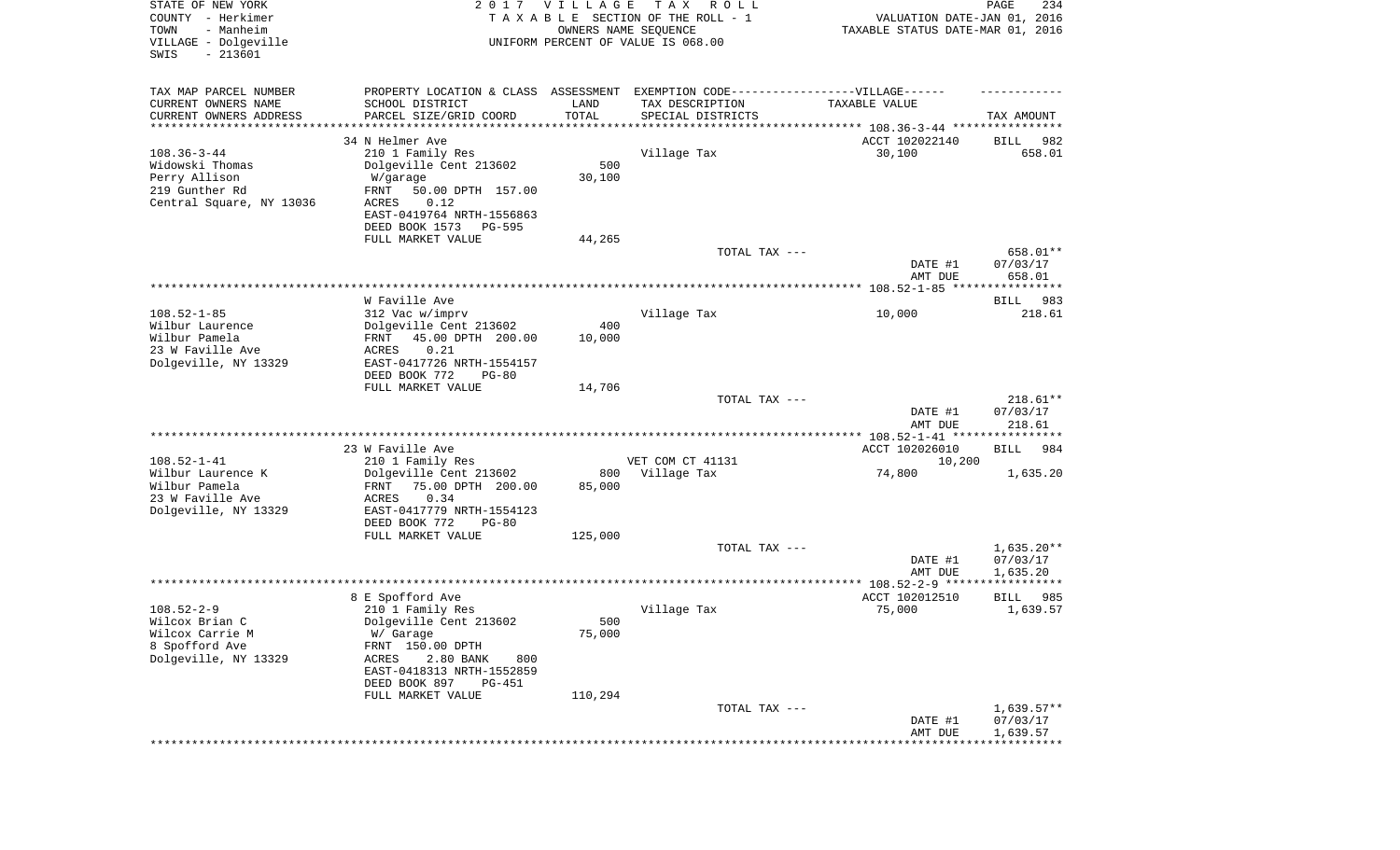STATE OF NEW YORK
COUNTY - Herkimer
TOWN - Manheim
VILLAGE - Dolgeville
SWIS - 213601

2 0 1 7 V I L L A G E T A X R O L L
T A X A B L E SECTION OF THE ROLL - 1
OWNERS NAME SEQUENCE
UNIFORM PERCENT OF VALUE IS 068.00

VALUATION DATE-JAN 01, 2016
TAXABLE STATUS DATE-MAR 01, 2016

| TAX MAP PARCEL NUMBER / CURRENT OWNERS NAME / CURRENT OWNERS ADDRESS | PROPERTY LOCATION & CLASS / SCHOOL DISTRICT / PARCEL SIZE/GRID COORD | ASSESSMENT LAND / TOTAL | EXEMPTION CODE / TAX DESCRIPTION / SPECIAL DISTRICTS | TAXABLE VALUE | TAX AMOUNT |
|---|---|---|---|---|---|
| | 34 N Helmer Ave | | | ACCT 102022140 | BILL 982 |
| 108.36-3-44 | 210 1 Family Res | | Village Tax | 30,100 | 658.01 |
| Widowski Thomas | Dolgeville Cent 213602 | 500 | | | |
| Perry Allison | W/garage | 30,100 | | | |
| 219 Gunther Rd | FRNT 50.00 DPTH 157.00 | | | | |
| Central Square, NY 13036 | ACRES 0.12 | | | | |
| | EAST-0419764 NRTH-1556863 | | | | |
| | DEED BOOK 1573 PG-595 | | | | |
| | FULL MARKET VALUE | 44,265 | | | |
| | | | TOTAL TAX --- | | 658.01** |
| | | | | DATE #1 | 07/03/17 |
| | | | | AMT DUE | 658.01 |
| | W Faville Ave | | | | BILL 983 |
| 108.52-1-85 | 312 Vac w/imprv | | Village Tax | 10,000 | 218.61 |
| Wilbur Laurence | Dolgeville Cent 213602 | 400 | | | |
| Wilbur Pamela | FRNT 45.00 DPTH 200.00 | 10,000 | | | |
| 23 W Faville Ave | ACRES 0.21 | | | | |
| Dolgeville, NY 13329 | EAST-0417726 NRTH-1554157 | | | | |
| | DEED BOOK 772 PG-80 | | | | |
| | FULL MARKET VALUE | 14,706 | | | |
| | | | TOTAL TAX --- | | 218.61** |
| | | | | DATE #1 | 07/03/17 |
| | | | | AMT DUE | 218.61 |
| | 23 W Faville Ave | | | ACCT 102026010 | BILL 984 |
| 108.52-1-41 | 210 1 Family Res | | VET COM CT 41131 | 10,200 | |
| Wilbur Laurence K | Dolgeville Cent 213602 | 800 | Village Tax | 74,800 | 1,635.20 |
| Wilbur Pamela | FRNT 75.00 DPTH 200.00 | 85,000 | | | |
| 23 W Faville Ave | ACRES 0.34 | | | | |
| Dolgeville, NY 13329 | EAST-0417779 NRTH-1554123 | | | | |
| | DEED BOOK 772 PG-80 | | | | |
| | FULL MARKET VALUE | 125,000 | | | |
| | | | TOTAL TAX --- | | 1,635.20** |
| | | | | DATE #1 | 07/03/17 |
| | | | | AMT DUE | 1,635.20 |
| | 8 E Spofford Ave | | | ACCT 102012510 | BILL 985 |
| 108.52-2-9 | 210 1 Family Res | | Village Tax | 75,000 | 1,639.57 |
| Wilcox Brian C | Dolgeville Cent 213602 | 500 | | | |
| Wilcox Carrie M | W/ Garage | 75,000 | | | |
| 8 Spofford Ave | FRNT 150.00 DPTH | | | | |
| Dolgeville, NY 13329 | ACRES 2.80 BANK 800 | | | | |
| | EAST-0418313 NRTH-1552859 | | | | |
| | DEED BOOK 897 PG-451 | | | | |
| | FULL MARKET VALUE | 110,294 | | | |
| | | | TOTAL TAX --- | | 1,639.57** |
| | | | | DATE #1 | 07/03/17 |
| | | | | AMT DUE | 1,639.57 |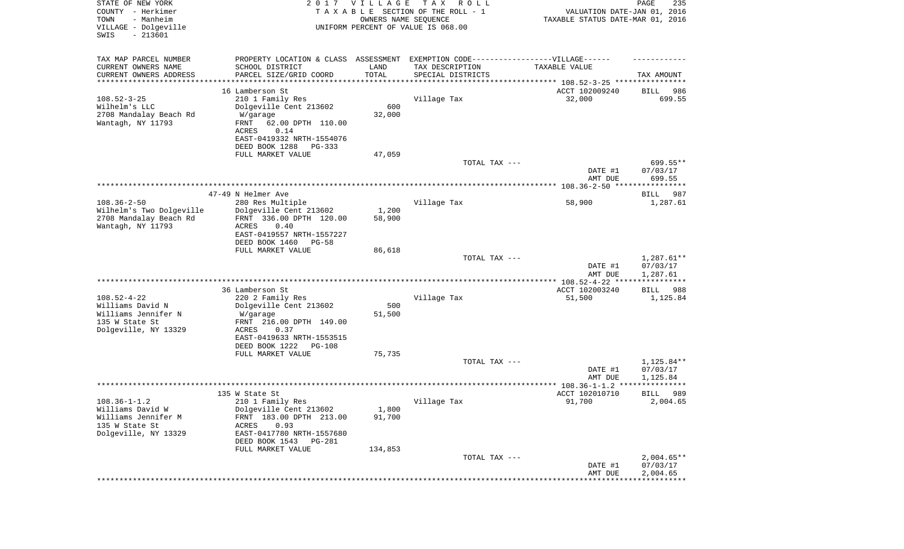STATE OF NEW YORK
COUNTY - Herkimer
TOWN - Manheim
VILLAGE - Dolgeville
SWIS - 213601

2 0 1 7 V I L L A G E T A X R O L L
T A X A B L E SECTION OF THE ROLL - 1
OWNERS NAME SEQUENCE
UNIFORM PERCENT OF VALUE IS 068.00

VALUATION DATE-JAN 01, 2016
TAXABLE STATUS DATE-MAR 01, 2016

| TAX MAP PARCEL NUMBER / CURRENT OWNERS NAME / CURRENT OWNERS ADDRESS | PROPERTY LOCATION & CLASS / SCHOOL DISTRICT / PARCEL SIZE/GRID COORD | ASSESSMENT LAND / TOTAL | EXEMPTION CODE / TAX DESCRIPTION / SPECIAL DISTRICTS | TAXABLE VALUE | TAX AMOUNT |
|---|---|---|---|---|---|
| 108.52-3-25 | 16 Lamberson St | | | ACCT 102009240 | BILL 986 |
| Wilhelm's LLC | 210 1 Family Res | | Village Tax | 32,000 | 699.55 |
| 2708 Mandalay Beach Rd | Dolgeville Cent 213602 | 600 | | | |
| Wantagh, NY 11793 | W/garage | 32,000 | | | |
| | FRNT 62.00 DPTH 110.00 | | | | |
| | ACRES 0.14 | | | | |
| | EAST-0419332 NRTH-1554076 | | | | |
| | DEED BOOK 1288 PG-333 | | | | |
| | FULL MARKET VALUE | 47,059 | | | |
| | | | TOTAL TAX --- | | 699.55** |
| | | | | DATE #1 | 07/03/17 |
| | | | | AMT DUE | 699.55 |
| 108.36-2-50 | 47-49 N Helmer Ave | | | | BILL 987 |
| Wilhelm's Two Dolgeville | 280 Res Multiple | | Village Tax | 58,900 | 1,287.61 |
| 2708 Mandalay Beach Rd | Dolgeville Cent 213602 | 1,200 | | | |
| Wantagh, NY 11793 | FRNT 336.00 DPTH 120.00 | 58,900 | | | |
| | ACRES 0.40 | | | | |
| | EAST-0419557 NRTH-1557227 | | | | |
| | DEED BOOK 1460 PG-58 | | | | |
| | FULL MARKET VALUE | 86,618 | | | |
| | | | TOTAL TAX --- | | 1,287.61** |
| | | | | DATE #1 | 07/03/17 |
| | | | | AMT DUE | 1,287.61 |
| 108.52-4-22 | 36 Lamberson St | | | ACCT 102003240 | BILL 988 |
| Williams David N | 220 2 Family Res | | Village Tax | 51,500 | 1,125.84 |
| Williams Jennifer N | Dolgeville Cent 213602 | 500 | | | |
| 135 W State St | W/garage | 51,500 | | | |
| Dolgeville, NY 13329 | FRNT 216.00 DPTH 149.00 | | | | |
| | ACRES 0.37 | | | | |
| | EAST-0419633 NRTH-1553515 | | | | |
| | DEED BOOK 1222 PG-108 | | | | |
| | FULL MARKET VALUE | 75,735 | | | |
| | | | TOTAL TAX --- | | 1,125.84** |
| | | | | DATE #1 | 07/03/17 |
| | | | | AMT DUE | 1,125.84 |
| 108.36-1-1.2 | 135 W State St | | | ACCT 102010710 | BILL 989 |
| Williams David W | 210 1 Family Res | | Village Tax | 91,700 | 2,004.65 |
| Williams Jennifer M | Dolgeville Cent 213602 | 1,800 | | | |
| 135 W State St | FRNT 183.00 DPTH 213.00 | 91,700 | | | |
| Dolgeville, NY 13329 | ACRES 0.93 | | | | |
| | EAST-0417780 NRTH-1557680 | | | | |
| | DEED BOOK 1543 PG-281 | | | | |
| | FULL MARKET VALUE | 134,853 | | | |
| | | | TOTAL TAX --- | | 2,004.65** |
| | | | | DATE #1 | 07/03/17 |
| | | | | AMT DUE | 2,004.65 |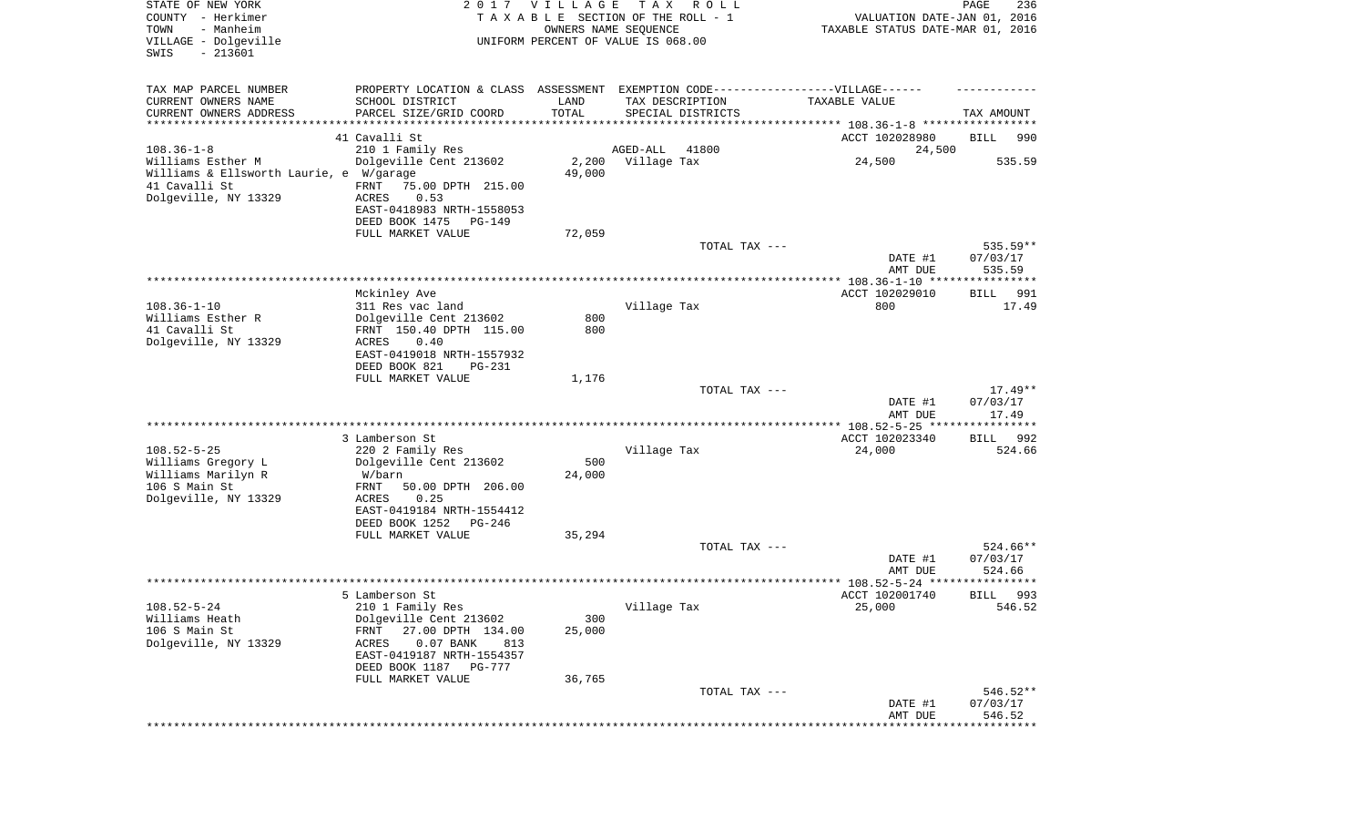STATE OF NEW YORK
COUNTY - Herkimer
TOWN - Manheim
VILLAGE - Dolgeville
SWIS - 213601

2 0 1 7 V I L L A G E T A X R O L L
T A X A B L E SECTION OF THE ROLL - 1
OWNERS NAME SEQUENCE
UNIFORM PERCENT OF VALUE IS 068.00

VALUATION DATE-JAN 01, 2016
TAXABLE STATUS DATE-MAR 01, 2016

| TAX MAP PARCEL NUMBER / CURRENT OWNERS NAME / CURRENT OWNERS ADDRESS | PROPERTY LOCATION & CLASS / SCHOOL DISTRICT / PARCEL SIZE/GRID COORD | ASSESSMENT LAND / TOTAL | EXEMPTION CODE / TAX DESCRIPTION / SPECIAL DISTRICTS | TAXABLE VALUE | TAX AMOUNT |
|---|---|---|---|---|---|
| **108.36-1-8** | 41 Cavalli St | | | ACCT 102028980 | BILL 990 |
| Williams Esther M | 210 1 Family Res | | AGED-ALL 41800 | 24,500 | |
| Williams & Ellsworth Laurie, e | Dolgeville Cent 213602 | 2,200 | Village Tax | 24,500 | 535.59 |
| 41 Cavalli St | W/garage | 49,000 | | | |
| Dolgeville, NY 13329 | FRNT 75.00 DPTH 215.00 | | | | |
| | ACRES 0.53 | | | | |
| | EAST-0418983 NRTH-1558053 | | | | |
| | DEED BOOK 1475 PG-149 | | | | |
| | FULL MARKET VALUE | 72,059 | | | |
| | | | TOTAL TAX --- | | 535.59** |
| | | | | DATE #1 | 07/03/17 |
| | | | | AMT DUE | 535.59 |
| **108.36-1-10** | Mckinley Ave | | | ACCT 102029010 | BILL 991 |
| Williams Esther R | 311 Res vac land | | Village Tax | 800 | 17.49 |
| 41 Cavalli St | Dolgeville Cent 213602 | 800 | | | |
| Dolgeville, NY 13329 | FRNT 150.40 DPTH 115.00 | 800 | | | |
| | ACRES 0.40 | | | | |
| | EAST-0419018 NRTH-1557932 | | | | |
| | DEED BOOK 821 PG-231 | | | | |
| | FULL MARKET VALUE | 1,176 | | | |
| | | | TOTAL TAX --- | | 17.49** |
| | | | | DATE #1 | 07/03/17 |
| | | | | AMT DUE | 17.49 |
| **108.52-5-25** | 3 Lamberson St | | | ACCT 102023340 | BILL 992 |
| Williams Gregory L | 220 2 Family Res | | Village Tax | 24,000 | 524.66 |
| Williams Marilyn R | Dolgeville Cent 213602 | 500 | | | |
| 106 S Main St | W/barn | 24,000 | | | |
| Dolgeville, NY 13329 | FRNT 50.00 DPTH 206.00 | | | | |
| | ACRES 0.25 | | | | |
| | EAST-0419184 NRTH-1554412 | | | | |
| | DEED BOOK 1252 PG-246 | | | | |
| | FULL MARKET VALUE | 35,294 | | | |
| | | | TOTAL TAX --- | | 524.66** |
| | | | | DATE #1 | 07/03/17 |
| | | | | AMT DUE | 524.66 |
| **108.52-5-24** | 5 Lamberson St | | | ACCT 102001740 | BILL 993 |
| Williams Heath | 210 1 Family Res | | Village Tax | 25,000 | 546.52 |
| 106 S Main St | Dolgeville Cent 213602 | 300 | | | |
| Dolgeville, NY 13329 | FRNT 27.00 DPTH 134.00 | 25,000 | | | |
| | ACRES 0.07 BANK 813 | | | | |
| | EAST-0419187 NRTH-1554357 | | | | |
| | DEED BOOK 1187 PG-777 | | | | |
| | FULL MARKET VALUE | 36,765 | | | |
| | | | TOTAL TAX --- | | 546.52** |
| | | | | DATE #1 | 07/03/17 |
| | | | | AMT DUE | 546.52 |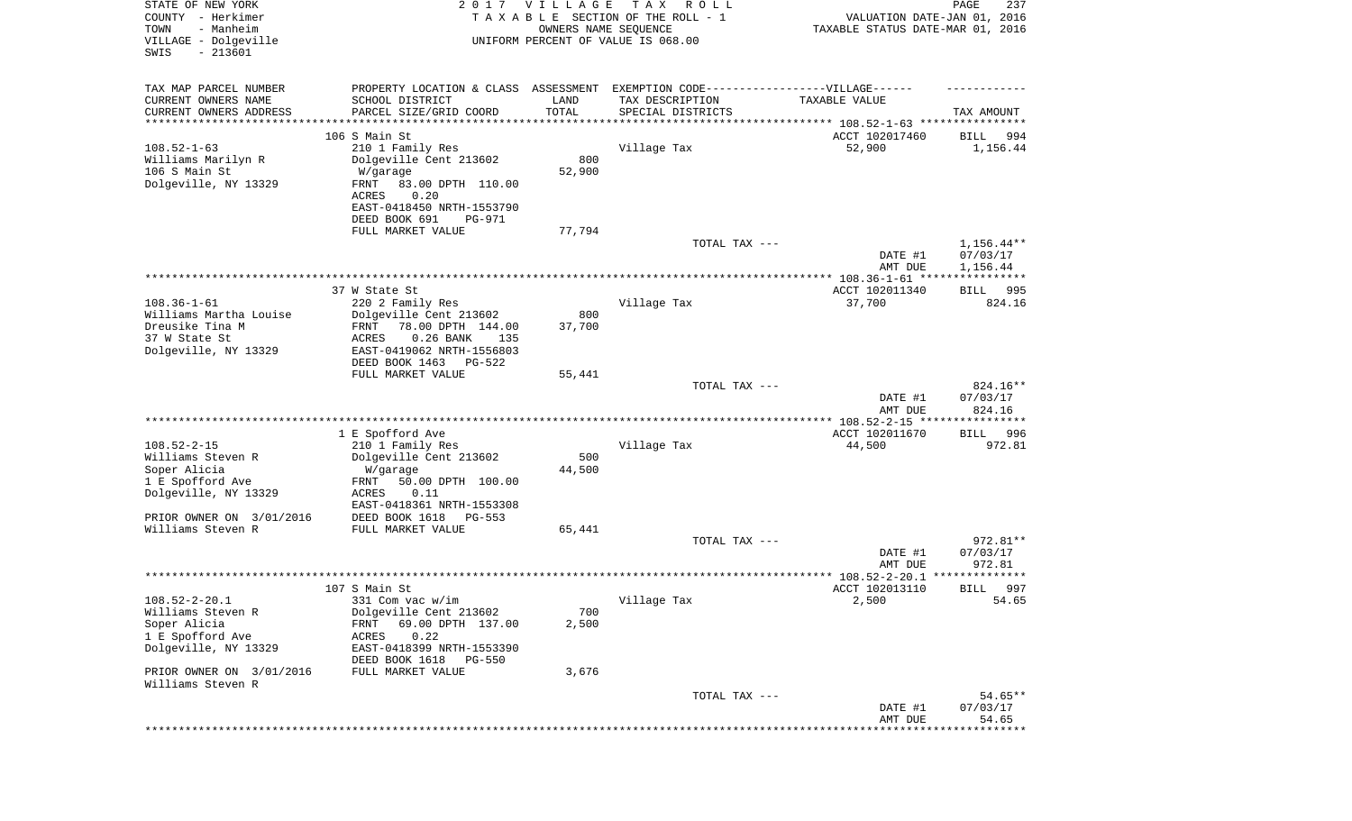STATE OF NEW YORK
COUNTY - Herkimer
TOWN - Manheim
VILLAGE - Dolgeville
SWIS - 213601

2017 VILLAGE TAX ROLL
TAXABLE SECTION OF THE ROLL - 1
OWNERS NAME SEQUENCE
UNIFORM PERCENT OF VALUE IS 068.00

VALUATION DATE-JAN 01, 2016
TAXABLE STATUS DATE-MAR 01, 2016

| TAX MAP PARCEL NUMBER<br>CURRENT OWNERS NAME<br>CURRENT OWNERS ADDRESS | PROPERTY LOCATION & CLASS<br>SCHOOL DISTRICT<br>PARCEL SIZE/GRID COORD | ASSESSMENT<br>LAND<br>TOTAL | EXEMPTION CODE-----VILLAGE------<br>TAX DESCRIPTION<br>SPECIAL DISTRICTS | TAXABLE VALUE | TAX AMOUNT |
|---|---|---|---|---|---|
| 108.52-1-63 | 106 S Main St | | | ACCT 102017460 | BILL 994 |
| 108.52-1-63 | 210 1 Family Res | | Village Tax | 52,900 | 1,156.44 |
| Williams Marilyn R | Dolgeville Cent 213602 | 800 | | | |
| 106 S Main St | W/garage | 52,900 | | | |
| Dolgeville, NY 13329 | FRNT 83.00 DPTH 110.00 | | | | |
| | ACRES 0.20 | | | | |
| | EAST-0418450 NRTH-1553790 | | | | |
| | DEED BOOK 691 PG-971 | | | | |
| | FULL MARKET VALUE | 77,794 | | | |
| | | | TOTAL TAX --- | | 1,156.44** |
| | | | | DATE #1 | 07/03/17 |
| | | | | AMT DUE | 1,156.44 |
| 108.36-1-61 | 37 W State St | | | ACCT 102011340 | BILL 995 |
| 108.36-1-61 | 220 2 Family Res | | Village Tax | 37,700 | 824.16 |
| Williams Martha Louise | Dolgeville Cent 213602 | 800 | | | |
| Dreusike Tina M | FRNT 78.00 DPTH 144.00 | 37,700 | | | |
| 37 W State St | ACRES 0.26 BANK 135 | | | | |
| Dolgeville, NY 13329 | EAST-0419062 NRTH-1556803 | | | | |
| | DEED BOOK 1463 PG-522 | | | | |
| | FULL MARKET VALUE | 55,441 | | | |
| | | | TOTAL TAX --- | | 824.16** |
| | | | | DATE #1 | 07/03/17 |
| | | | | AMT DUE | 824.16 |
| 108.52-2-15 | 1 E Spofford Ave | | | ACCT 102011670 | BILL 996 |
| 108.52-2-15 | 210 1 Family Res | | Village Tax | 44,500 | 972.81 |
| Williams Steven R | Dolgeville Cent 213602 | 500 | | | |
| Soper Alicia | W/garage | 44,500 | | | |
| 1 E Spofford Ave | FRNT 50.00 DPTH 100.00 | | | | |
| Dolgeville, NY 13329 | ACRES 0.11 | | | | |
| | EAST-0418361 NRTH-1553308 | | | | |
| PRIOR OWNER ON 3/01/2016 | DEED BOOK 1618 PG-553 | | | | |
| Williams Steven R | FULL MARKET VALUE | 65,441 | | | |
| | | | TOTAL TAX --- | | 972.81** |
| | | | | DATE #1 | 07/03/17 |
| | | | | AMT DUE | 972.81 |
| 108.52-2-20.1 | 107 S Main St | | | ACCT 102013110 | BILL 997 |
| 108.52-2-20.1 | 331 Com vac w/im | | Village Tax | 2,500 | 54.65 |
| Williams Steven R | Dolgeville Cent 213602 | 700 | | | |
| Soper Alicia | FRNT 69.00 DPTH 137.00 | 2,500 | | | |
| 1 E Spofford Ave | ACRES 0.22 | | | | |
| Dolgeville, NY 13329 | EAST-0418399 NRTH-1553390 | | | | |
| | DEED BOOK 1618 PG-550 | | | | |
| PRIOR OWNER ON 3/01/2016 | FULL MARKET VALUE | 3,676 | | | |
| Williams Steven R | | | | | |
| | | | TOTAL TAX --- | | 54.65** |
| | | | | DATE #1 | 07/03/17 |
| | | | | AMT DUE | 54.65 |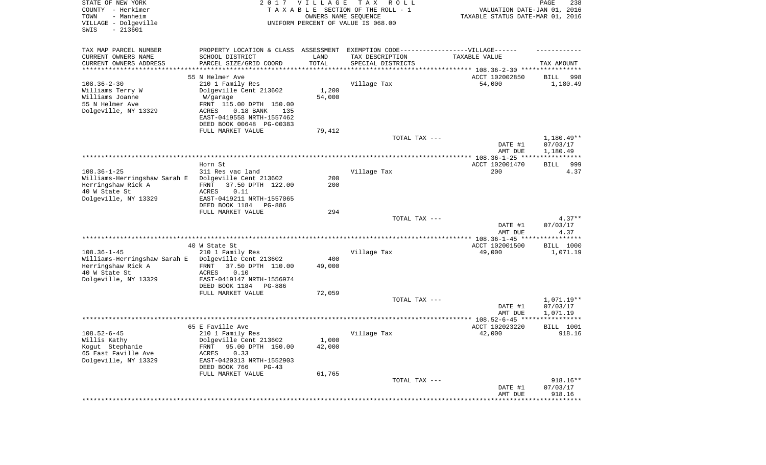STATE OF NEW YORK
COUNTY - Herkimer
TOWN - Manheim
VILLAGE - Dolgeville
SWIS - 213601

2017 VILLAGE TAX ROLL
TAXABLE SECTION OF THE ROLL - 1
OWNERS NAME SEQUENCE
UNIFORM PERCENT OF VALUE IS 068.00

VALUATION DATE-JAN 01, 2016
TAXABLE STATUS DATE-MAR 01, 2016

| TAX MAP PARCEL NUMBER<br>CURRENT OWNERS NAME<br>CURRENT OWNERS ADDRESS | PROPERTY LOCATION & CLASS<br>SCHOOL DISTRICT<br>PARCEL SIZE/GRID COORD | ASSESSMENT<br>LAND<br>TOTAL | EXEMPTION CODE-----VILLAGE------<br>TAX DESCRIPTION<br>SPECIAL DISTRICTS | TAXABLE VALUE | TAX AMOUNT |
|---|---|---|---|---|---|
| | 55 N Helmer Ave | | | ACCT 102002850 | BILL 998 |
| 108.36-2-30 | 210 1 Family Res | | Village Tax | 54,000 | 1,180.49 |
| Williams Terry W | Dolgeville Cent 213602 | 1,200 | | | |
| Williams Joanne | W/garage | 54,000 | | | |
| 55 N Helmer Ave | FRNT 115.00 DPTH 150.00 | | | | |
| Dolgeville, NY 13329 | ACRES 0.18 BANK 135 | | | | |
| | EAST-0419558 NRTH-1557462 | | | | |
| | DEED BOOK 00648 PG-00383 | | | | |
| | FULL MARKET VALUE | 79,412 | | | |
| | | | TOTAL TAX --- | | 1,180.49** |
| | | | | DATE #1 | 07/03/17 |
| | | | | AMT DUE | 1,180.49 |
| | Horn St | | | ACCT 102001470 | BILL 999 |
| 108.36-1-25 | 311 Res vac land | | Village Tax | 200 | 4.37 |
| Williams-Herringshaw Sarah E | Dolgeville Cent 213602 | 200 | | | |
| Herringshaw Rick A | FRNT 37.50 DPTH 122.00 | 200 | | | |
| 40 W State St | ACRES 0.11 | | | | |
| Dolgeville, NY 13329 | EAST-0419211 NRTH-1557065 | | | | |
| | DEED BOOK 1184 PG-886 | | | | |
| | FULL MARKET VALUE | 294 | | | |
| | | | TOTAL TAX --- | | 4.37** |
| | | | | DATE #1 | 07/03/17 |
| | | | | AMT DUE | 4.37 |
| | 40 W State St | | | ACCT 102001500 | BILL 1000 |
| 108.36-1-45 | 210 1 Family Res | | Village Tax | 49,000 | 1,071.19 |
| Williams-Herringshaw Sarah E | Dolgeville Cent 213602 | 400 | | | |
| Herringshaw Rick A | FRNT 37.50 DPTH 110.00 | 49,000 | | | |
| 40 W State St | ACRES 0.10 | | | | |
| Dolgeville, NY 13329 | EAST-0419147 NRTH-1556974 | | | | |
| | DEED BOOK 1184 PG-886 | | | | |
| | FULL MARKET VALUE | 72,059 | | | |
| | | | TOTAL TAX --- | | 1,071.19** |
| | | | | DATE #1 | 07/03/17 |
| | | | | AMT DUE | 1,071.19 |
| | 65 E Faville Ave | | | ACCT 102023220 | BILL 1001 |
| 108.52-6-45 | 210 1 Family Res | | Village Tax | 42,000 | 918.16 |
| Willis Kathy | Dolgeville Cent 213602 | 1,000 | | | |
| Kogut Stephanie | FRNT 95.00 DPTH 150.00 | 42,000 | | | |
| 65 East Faville Ave | ACRES 0.33 | | | | |
| Dolgeville, NY 13329 | EAST-0420313 NRTH-1552903 | | | | |
| | DEED BOOK 766 PG-43 | | | | |
| | FULL MARKET VALUE | 61,765 | | | |
| | | | TOTAL TAX --- | | 918.16** |
| | | | | DATE #1 | 07/03/17 |
| | | | | AMT DUE | 918.16 |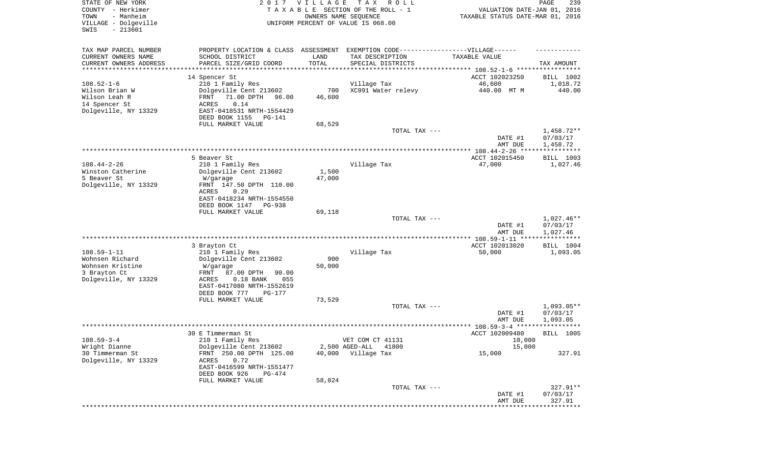STATE OF NEW YORK
COUNTY - Herkimer
TOWN - Manheim
VILLAGE - Dolgeville
SWIS - 213601

2017 VILLAGE TAX ROLL
TAXABLE SECTION OF THE ROLL - 1
OWNERS NAME SEQUENCE
UNIFORM PERCENT OF VALUE IS 068.00

VALUATION DATE-JAN 01, 2016
TAXABLE STATUS DATE-MAR 01, 2016

| TAX MAP PARCEL NUMBER<br>CURRENT OWNERS NAME<br>CURRENT OWNERS ADDRESS | PROPERTY LOCATION & CLASS<br>SCHOOL DISTRICT<br>PARCEL SIZE/GRID COORD | ASSESSMENT<br>LAND<br>TOTAL | EXEMPTION CODE-----VILLAGE------<br>TAX DESCRIPTION<br>SPECIAL DISTRICTS | TAXABLE VALUE | TAX AMOUNT |
|---|---|---|---|---|---|
| 108.52-1-6 | 14 Spencer St |  |  | ACCT 102023250 | BILL 1002 |
| Wilson Brian W | 210 1 Family Res |  | Village Tax | 46,600 | 1,018.72 |
| Wilson Leah R | Dolgeville Cent 213602 | 700 | XC991 Water relevy | 440.00 MT M | 440.00 |
| 14 Spencer St | FRNT 71.00 DPTH 96.00 | 46,600 |  |  |  |
| Dolgeville, NY 13329 | ACRES 0.14 |  |  |  |  |
|  | EAST-0418531 NRTH-1554429 |  |  |  |  |
|  | DEED BOOK 1155 PG-141 |  |  |  |  |
|  | FULL MARKET VALUE | 68,529 |  |  |  |
|  |  |  | TOTAL TAX --- |  | 1,458.72** |
|  |  |  |  | DATE #1 | 07/03/17 |
|  |  |  |  | AMT DUE | 1,458.72 |
| 108.44-2-26 | 5 Beaver St |  |  | ACCT 102015450 | BILL 1003 |
| Winston Catherine | 210 1 Family Res |  | Village Tax | 47,000 | 1,027.46 |
| 5 Beaver St | Dolgeville Cent 213602 | 1,500 |  |  |  |
| Dolgeville, NY 13329 | W/garage | 47,000 |  |  |  |
|  | FRNT 147.50 DPTH 110.00 |  |  |  |  |
|  | ACRES 0.29 |  |  |  |  |
|  | EAST-0418234 NRTH-1554550 |  |  |  |  |
|  | DEED BOOK 1147 PG-938 |  |  |  |  |
|  | FULL MARKET VALUE | 69,118 |  |  |  |
|  |  |  | TOTAL TAX --- |  | 1,027.46** |
|  |  |  |  | DATE #1 | 07/03/17 |
|  |  |  |  | AMT DUE | 1,027.46 |
| 108.59-1-11 | 3 Brayton Ct |  |  | ACCT 102013020 | BILL 1004 |
| Wohnsen Richard | 210 1 Family Res |  | Village Tax | 50,000 | 1,093.05 |
| Wohnsen Kristine | Dolgeville Cent 213602 | 900 |  |  |  |
| 3 Brayton Ct | W/garage | 50,000 |  |  |  |
| Dolgeville, NY 13329 | FRNT 87.00 DPTH 90.00 |  |  |  |  |
|  | ACRES 0.18 BANK 055 |  |  |  |  |
|  | EAST-0417080 NRTH-1552619 |  |  |  |  |
|  | DEED BOOK 777 PG-177 |  |  |  |  |
|  | FULL MARKET VALUE | 73,529 |  |  |  |
|  |  |  | TOTAL TAX --- |  | 1,093.05** |
|  |  |  |  | DATE #1 | 07/03/17 |
|  |  |  |  | AMT DUE | 1,093.05 |
| 108.59-3-4 | 30 E Timmerman St |  |  | ACCT 102009480 | BILL 1005 |
| Wright Dianne | 210 1 Family Res |  | VET COM CT 41131 | 10,000 |  |
| 30 Timmerman St | Dolgeville Cent 213602 | 2,500 | AGED-ALL 41800 | 15,000 |  |
| Dolgeville, NY 13329 | FRNT 250.00 DPTH 125.00 | 40,000 | Village Tax | 15,000 | 327.91 |
|  | ACRES 0.72 |  |  |  |  |
|  | EAST-0416599 NRTH-1551477 |  |  |  |  |
|  | DEED BOOK 926 PG-474 |  |  |  |  |
|  | FULL MARKET VALUE | 58,824 |  |  |  |
|  |  |  | TOTAL TAX --- |  | 327.91** |
|  |  |  |  | DATE #1 | 07/03/17 |
|  |  |  |  | AMT DUE | 327.91 |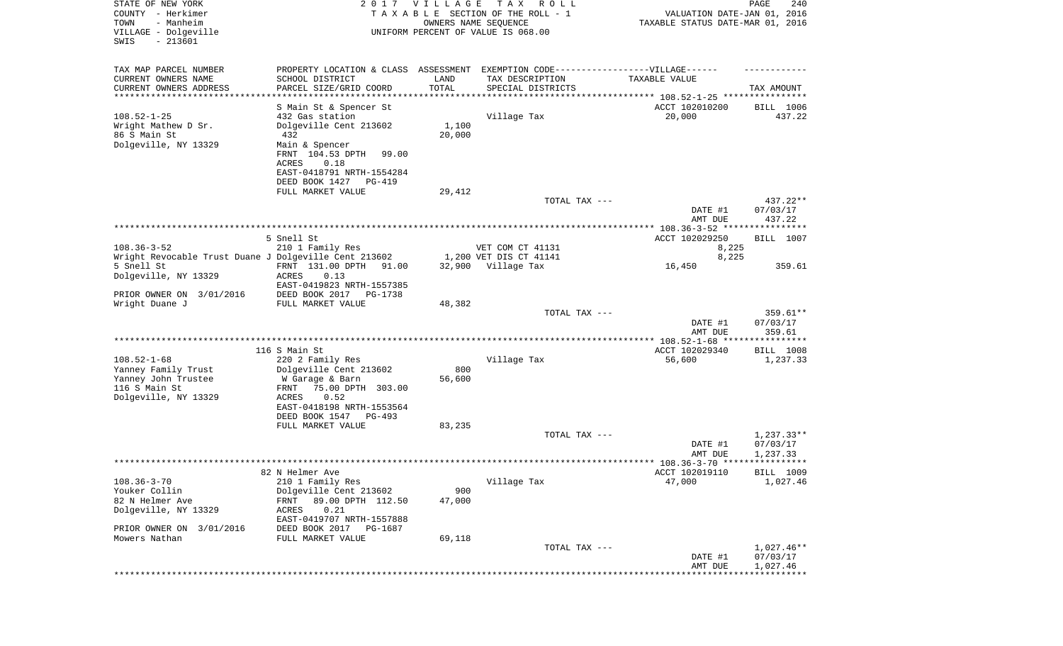STATE OF NEW YORK 2 0 1 7 V I L L A G E T A X R O L L PAGE 240
COUNTY - Herkimer T A X A B L E SECTION OF THE ROLL - 1 VALUATION DATE-JAN 01, 2016
TOWN - Manheim OWNERS NAME SEQUENCE TAXABLE STATUS DATE-MAR 01, 2016
VILLAGE - Dolgeville UNIFORM PERCENT OF VALUE IS 068.00
SWIS - 213601

| TAX MAP PARCEL NUMBER / CURRENT OWNERS NAME / CURRENT OWNERS ADDRESS | PROPERTY LOCATION & CLASS / SCHOOL DISTRICT / PARCEL SIZE/GRID COORD | ASSESSMENT LAND / TOTAL | EXEMPTION CODE / TAX DESCRIPTION / SPECIAL DISTRICTS | TAXABLE VALUE | TAX AMOUNT |
|---|---|---|---|---|---|
| | S Main St & Spencer St | | | ACCT 102010200 | BILL 1006 |
| 108.52-1-25 | 432 Gas station | | Village Tax | 20,000 | 437.22 |
| Wright Mathew D Sr. | Dolgeville Cent 213602 | 1,100 | | | |
| 86 S Main St | 432 | 20,000 | | | |
| Dolgeville, NY 13329 | Main & Spencer | | | | |
| | FRNT 104.53 DPTH 99.00 | | | | |
| | ACRES 0.18 | | | | |
| | EAST-0418791 NRTH-1554284 | | | | |
| | DEED BOOK 1427 PG-419 | | | | |
| | FULL MARKET VALUE | 29,412 | | | |
| | | | TOTAL TAX --- | | 437.22** |
| | | | | DATE #1 | 07/03/17 |
| | | | | AMT DUE | 437.22 |
| | 5 Snell St | | | ACCT 102029250 | BILL 1007 |
| 108.36-3-52 | 210 1 Family Res | | VET COM CT 41131 | 8,225 | |
| Wright Revocable Trust Duane J | Dolgeville Cent 213602 | 1,200 | VET DIS CT 41141 | 8,225 | |
| 5 Snell St | FRNT 131.00 DPTH 91.00 | 32,900 | Village Tax | 16,450 | 359.61 |
| Dolgeville, NY 13329 | ACRES 0.13 | | | | |
| | EAST-0419823 NRTH-1557385 | | | | |
| PRIOR OWNER ON 3/01/2016 | DEED BOOK 2017 PG-1738 | | | | |
| Wright Duane J | FULL MARKET VALUE | 48,382 | | | |
| | | | TOTAL TAX --- | | 359.61** |
| | | | | DATE #1 | 07/03/17 |
| | | | | AMT DUE | 359.61 |
| | 116 S Main St | | | ACCT 102029340 | BILL 1008 |
| 108.52-1-68 | 220 2 Family Res | | Village Tax | 56,600 | 1,237.33 |
| Yanney Family Trust | Dolgeville Cent 213602 | 800 | | | |
| Yanney John Trustee | W Garage & Barn | 56,600 | | | |
| 116 S Main St | FRNT 75.00 DPTH 303.00 | | | | |
| Dolgeville, NY 13329 | ACRES 0.52 | | | | |
| | EAST-0418198 NRTH-1553564 | | | | |
| | DEED BOOK 1547 PG-493 | | | | |
| | FULL MARKET VALUE | 83,235 | | | |
| | | | TOTAL TAX --- | | 1,237.33** |
| | | | | DATE #1 | 07/03/17 |
| | | | | AMT DUE | 1,237.33 |
| | 82 N Helmer Ave | | | ACCT 102019110 | BILL 1009 |
| 108.36-3-70 | 210 1 Family Res | | Village Tax | 47,000 | 1,027.46 |
| Youker Collin | Dolgeville Cent 213602 | 900 | | | |
| 82 N Helmer Ave | FRNT 89.00 DPTH 112.50 | 47,000 | | | |
| Dolgeville, NY 13329 | ACRES 0.21 | | | | |
| | EAST-0419707 NRTH-1557888 | | | | |
| PRIOR OWNER ON 3/01/2016 | DEED BOOK 2017 PG-1687 | | | | |
| Mowers Nathan | FULL MARKET VALUE | 69,118 | | | |
| | | | TOTAL TAX --- | | 1,027.46** |
| | | | | DATE #1 | 07/03/17 |
| | | | | AMT DUE | 1,027.46 |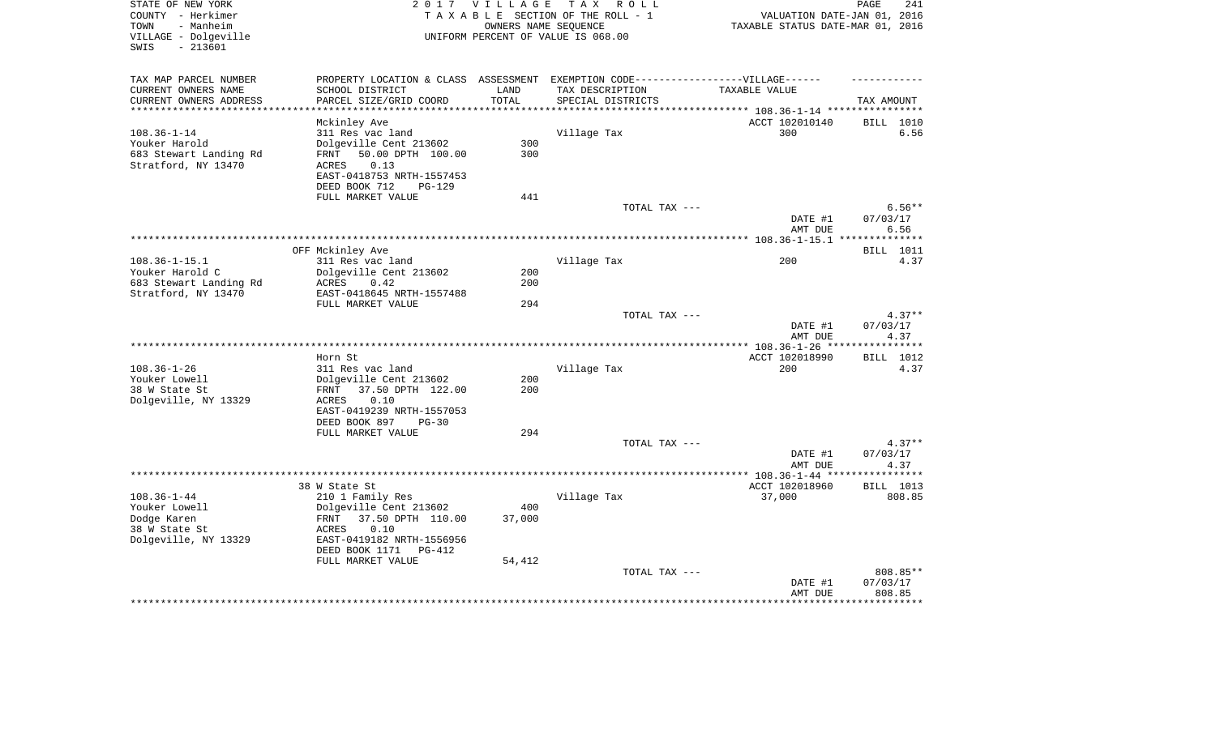STATE OF NEW YORK
COUNTY - Herkimer
TOWN - Manheim
VILLAGE - Dolgeville
SWIS - 213601

2 0 1 7 V I L L A G E T A X R O L L
T A X A B L E SECTION OF THE ROLL - 1
OWNERS NAME SEQUENCE
UNIFORM PERCENT OF VALUE IS 068.00

VALUATION DATE-JAN 01, 2016
TAXABLE STATUS DATE-MAR 01, 2016

| TAX MAP PARCEL NUMBER / CURRENT OWNERS NAME / CURRENT OWNERS ADDRESS | PROPERTY LOCATION & CLASS / SCHOOL DISTRICT / PARCEL SIZE/GRID COORD | ASSESSMENT LAND / TOTAL | EXEMPTION CODE / TAX DESCRIPTION / SPECIAL DISTRICTS | TAXABLE VALUE | TAX AMOUNT |
|---|---|---|---|---|---|
| | Mckinley Ave | | | ACCT 102010140 | BILL 1010 |
| 108.36-1-14 | 311 Res vac land | | Village Tax | 300 | 6.56 |
| Youker Harold | Dolgeville Cent 213602 | 300 | | | |
| 683 Stewart Landing Rd | FRNT 50.00 DPTH 100.00 | 300 | | | |
| Stratford, NY 13470 | ACRES 0.13 | | | | |
| | EAST-0418753 NRTH-1557453 | | | | |
| | DEED BOOK 712 PG-129 | | | | |
| | FULL MARKET VALUE | 441 | | | |
| | | | TOTAL TAX --- | | 6.56** |
| | | | | DATE #1 | 07/03/17 |
| | | | | AMT DUE | 6.56 |
| | OFF Mckinley Ave | | | | BILL 1011 |
| 108.36-1-15.1 | 311 Res vac land | | Village Tax | 200 | 4.37 |
| Youker Harold C | Dolgeville Cent 213602 | 200 | | | |
| 683 Stewart Landing Rd | ACRES 0.42 | 200 | | | |
| Stratford, NY 13470 | EAST-0418645 NRTH-1557488 | | | | |
| | FULL MARKET VALUE | 294 | | | |
| | | | TOTAL TAX --- | | 4.37** |
| | | | | DATE #1 | 07/03/17 |
| | | | | AMT DUE | 4.37 |
| | Horn St | | | ACCT 102018990 | BILL 1012 |
| 108.36-1-26 | 311 Res vac land | | Village Tax | 200 | 4.37 |
| Youker Lowell | Dolgeville Cent 213602 | 200 | | | |
| 38 W State St | FRNT 37.50 DPTH 122.00 | 200 | | | |
| Dolgeville, NY 13329 | ACRES 0.10 | | | | |
| | EAST-0419239 NRTH-1557053 | | | | |
| | DEED BOOK 897 PG-30 | | | | |
| | FULL MARKET VALUE | 294 | | | |
| | | | TOTAL TAX --- | | 4.37** |
| | | | | DATE #1 | 07/03/17 |
| | | | | AMT DUE | 4.37 |
| | 38 W State St | | | ACCT 102018960 | BILL 1013 |
| 108.36-1-44 | 210 1 Family Res | | Village Tax | 37,000 | 808.85 |
| Youker Lowell | Dolgeville Cent 213602 | 400 | | | |
| Dodge Karen | FRNT 37.50 DPTH 110.00 | 37,000 | | | |
| 38 W State St | ACRES 0.10 | | | | |
| Dolgeville, NY 13329 | EAST-0419182 NRTH-1556956 | | | | |
| | DEED BOOK 1171 PG-412 | | | | |
| | FULL MARKET VALUE | 54,412 | | | |
| | | | TOTAL TAX --- | | 808.85** |
| | | | | DATE #1 | 07/03/17 |
| | | | | AMT DUE | 808.85 |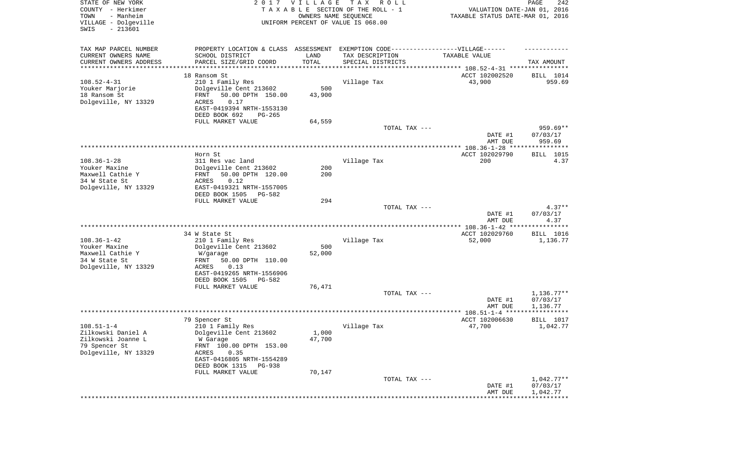STATE OF NEW YORK
COUNTY - Herkimer
TOWN - Manheim
VILLAGE - Dolgeville
SWIS - 213601

2 0 1 7 V I L L A G E T A X R O L L
T A X A B L E SECTION OF THE ROLL - 1
OWNERS NAME SEQUENCE
UNIFORM PERCENT OF VALUE IS 068.00

PAGE 242
VALUATION DATE-JAN 01, 2016
TAXABLE STATUS DATE-MAR 01, 2016

| TAX MAP PARCEL NUMBER / CURRENT OWNERS NAME / CURRENT OWNERS ADDRESS | PROPERTY LOCATION & CLASS / SCHOOL DISTRICT / PARCEL SIZE/GRID COORD | ASSESSMENT LAND / TOTAL | EXEMPTION CODE / TAX DESCRIPTION / SPECIAL DISTRICTS | TAXABLE VALUE | TAX AMOUNT |
|---|---|---|---|---|---|
| 108.52-4-31 | 18 Ransom St | | | ACCT 102002520 | BILL 1014 |
| Youker Marjorie | 210 1 Family Res | | Village Tax | 43,900 | 959.69 |
| 18 Ransom St | Dolgeville Cent 213602 | 500 | | | |
| Dolgeville, NY 13329 | FRNT 50.00 DPTH 150.00 | 43,900 | | | |
| | ACRES 0.17 | | | | |
| | EAST-0419394 NRTH-1553130 | | | | |
| | DEED BOOK 692 PG-265 | | | | |
| | FULL MARKET VALUE | 64,559 | | | |
| | | | TOTAL TAX --- | | 959.69** |
| | | | | DATE #1 | 07/03/17 |
| | | | | AMT DUE | 959.69 |
| 108.36-1-28 | Horn St | | | ACCT 102029790 | BILL 1015 |
| Youker Maxine | 311 Res vac land | | Village Tax | 200 | 4.37 |
| Maxwell Cathie Y | Dolgeville Cent 213602 | 200 | | | |
| 34 W State St | FRNT 50.00 DPTH 120.00 | 200 | | | |
| Dolgeville, NY 13329 | ACRES 0.12 | | | | |
| | EAST-0419321 NRTH-1557005 | | | | |
| | DEED BOOK 1505 PG-582 | | | | |
| | FULL MARKET VALUE | 294 | | | |
| | | | TOTAL TAX --- | | 4.37** |
| | | | | DATE #1 | 07/03/17 |
| | | | | AMT DUE | 4.37 |
| 108.36-1-42 | 34 W State St | | | ACCT 102029760 | BILL 1016 |
| Youker Maxine | 210 1 Family Res | | Village Tax | 52,000 | 1,136.77 |
| Maxwell Cathie Y | Dolgeville Cent 213602 | 500 | | | |
| 34 W State St | W/garage | 52,000 | | | |
| Dolgeville, NY 13329 | FRNT 50.00 DPTH 110.00 | | | | |
| | ACRES 0.13 | | | | |
| | EAST-0419265 NRTH-1556906 | | | | |
| | DEED BOOK 1505 PG-582 | | | | |
| | FULL MARKET VALUE | 76,471 | | | |
| | | | TOTAL TAX --- | | 1,136.77** |
| | | | | DATE #1 | 07/03/17 |
| | | | | AMT DUE | 1,136.77 |
| 108.51-1-4 | 79 Spencer St | | | ACCT 102006630 | BILL 1017 |
| Zilkowski Daniel A | 210 1 Family Res | | Village Tax | 47,700 | 1,042.77 |
| Zilkowski Joanne L | Dolgeville Cent 213602 | 1,000 | | | |
| 79 Spencer St | W Garage | 47,700 | | | |
| Dolgeville, NY 13329 | FRNT 100.00 DPTH 153.00 | | | | |
| | ACRES 0.35 | | | | |
| | EAST-0416805 NRTH-1554289 | | | | |
| | DEED BOOK 1315 PG-938 | | | | |
| | FULL MARKET VALUE | 70,147 | | | |
| | | | TOTAL TAX --- | | 1,042.77** |
| | | | | DATE #1 | 07/03/17 |
| | | | | AMT DUE | 1,042.77 |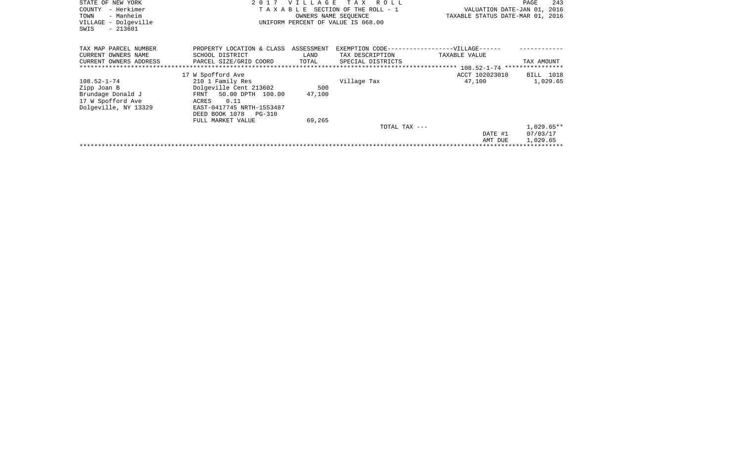STATE OF NEW YORK
COUNTY - Herkimer
TOWN - Manheim
VILLAGE - Dolgeville
SWIS - 213601

2 0 1 7 V I L L A G E T A X R O L L
T A X A B L E SECTION OF THE ROLL - 1
OWNERS NAME SEQUENCE
UNIFORM PERCENT OF VALUE IS 068.00

VALUATION DATE-JAN 01, 2016
TAXABLE STATUS DATE-MAR 01, 2016

| TAX MAP PARCEL NUMBER<br>CURRENT OWNERS NAME<br>CURRENT OWNERS ADDRESS | PROPERTY LOCATION & CLASS<br>SCHOOL DISTRICT<br>PARCEL SIZE/GRID COORD | ASSESSMENT<br>LAND<br>TOTAL | EXEMPTION CODE------------------VILLAGE------<br>TAX DESCRIPTION<br>SPECIAL DISTRICTS | TAXABLE VALUE | TAX AMOUNT |
|---|---|---|---|---|---|
| ************************** 108.52-1-74 **************** | | | | | |
| | 17 W Spofford Ave | | | ACCT 102023010 | BILL 1018 |
| 108.52-1-74 | 210 1 Family Res | | Village Tax | 47,100 | 1,029.65 |
| Zipp Joan B | Dolgeville Cent 213602 | 500 | | | |
| Brundage Donald J | FRNT 50.00 DPTH 100.00 | 47,100 | | | |
| 17 W Spofford Ave | ACRES 0.11 | | | | |
| Dolgeville, NY 13329 | EAST-0417745 NRTH-1553487 | | | | |
| | DEED BOOK 1078 PG-310 | | | | |
| | FULL MARKET VALUE | 69,265 | | | |
| | | | TOTAL TAX --- | | 1,029.65** |
| | | | | DATE #1 | 07/03/17 |
| | | | | AMT DUE | 1,029.65 |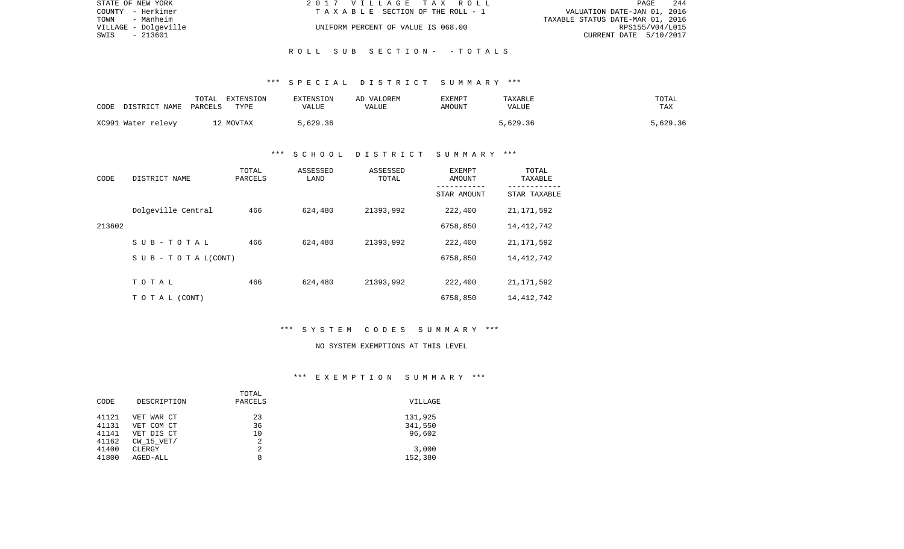STATE OF NEW YORK
COUNTY - Herkimer
TOWN - Manheim
VILLAGE - Dolgeville
SWIS - 213601

2 0 1 7 V I L L A G E T A X R O L L
T A X A B L E SECTION OF THE ROLL - 1
UNIFORM PERCENT OF VALUE IS 068.00

VALUATION DATE-JAN 01, 2016
TAXABLE STATUS DATE-MAR 01, 2016
RPS155/V04/L015
CURRENT DATE 5/10/2017

## R O L L S U B S E C T I O N - - T O T A L S

### *** S P E C I A L D I S T R I C T S U M M A R Y ***

| CODE DISTRICT NAME | TOTAL PARCELS | EXTENSION TYPE | EXTENSION VALUE | AD VALOREM VALUE | EXEMPT AMOUNT | TAXABLE VALUE | TOTAL TAX |
|---|---|---|---|---|---|---|---|
| XC991 Water relevy | 12 | MOVTAX | 5,629.36 | | | 5,629.36 | 5,629.36 |

### *** S C H O O L D I S T R I C T S U M M A R Y ***

| CODE | DISTRICT NAME | TOTAL PARCELS | ASSESSED LAND | ASSESSED TOTAL | EXEMPT AMOUNT / STAR AMOUNT | TOTAL TAXABLE / STAR TAXABLE |
|---|---|---|---|---|---|---|
| | Dolgeville Central | 466 | 624,480 | 21393,992 | 222,400 | 21,171,592 |
| 213602 | | | | | 6758,850 | 14,412,742 |
| | S U B - T O T A L | 466 | 624,480 | 21393,992 | 222,400 | 21,171,592 |
| | S U B - T O T A L(CONT) | | | | 6758,850 | 14,412,742 |
| | T O T A L | 466 | 624,480 | 21393,992 | 222,400 | 21,171,592 |
| | T O T A L (CONT) | | | | 6758,850 | 14,412,742 |

### *** S Y S T E M C O D E S S U M M A R Y ***

NO SYSTEM EXEMPTIONS AT THIS LEVEL

### *** E X E M P T I O N S U M M A R Y ***

| CODE | DESCRIPTION | TOTAL PARCELS | VILLAGE |
|---|---|---|---|
| 41121 | VET WAR CT | 23 | 131,925 |
| 41131 | VET COM CT | 36 | 341,550 |
| 41141 | VET DIS CT | 10 | 96,602 |
| 41162 | CW_15_VET/ | 2 | |
| 41400 | CLERGY | 2 | 3,000 |
| 41800 | AGED-ALL | 8 | 152,380 |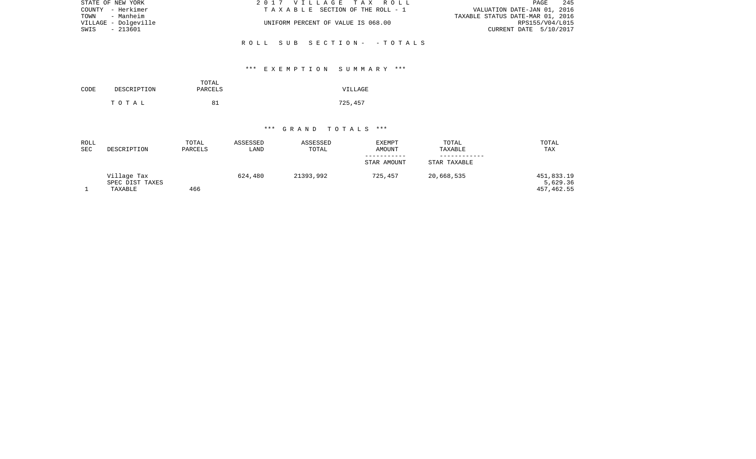STATE OF NEW YORK
COUNTY - Herkimer
TOWN - Manheim
VILLAGE - Dolgeville
SWIS - 213601

2 0 1 7 V I L L A G E T A X R O L L
T A X A B L E SECTION OF THE ROLL - 1
UNIFORM PERCENT OF VALUE IS 068.00

VALUATION DATE-JAN 01, 2016
TAXABLE STATUS DATE-MAR 01, 2016
RPS155/V04/L015
CURRENT DATE 5/10/2017

R O L L S U B S E C T I O N - - T O T A L S

*** E X E M P T I O N S U M M A R Y ***

| CODE | DESCRIPTION | TOTAL PARCELS | VILLAGE |
|---|---|---|---|
| | T O T A L | 81 | 725,457 |

*** G R A N D T O T A L S ***

| ROLL SEC | DESCRIPTION | TOTAL PARCELS | ASSESSED LAND | ASSESSED TOTAL | EXEMPT AMOUNT / STAR AMOUNT | TOTAL TAXABLE / STAR TAXABLE | TOTAL TAX |
|---|---|---|---|---|---|---|---|
| | Village Tax | | 624,480 | 21393,992 | 725,457 | 20,668,535 | 451,833.19 |
| | SPEC DIST TAXES | | | | | | 5,629.36 |
| 1 | TAXABLE | 466 | | | | | 457,462.55 |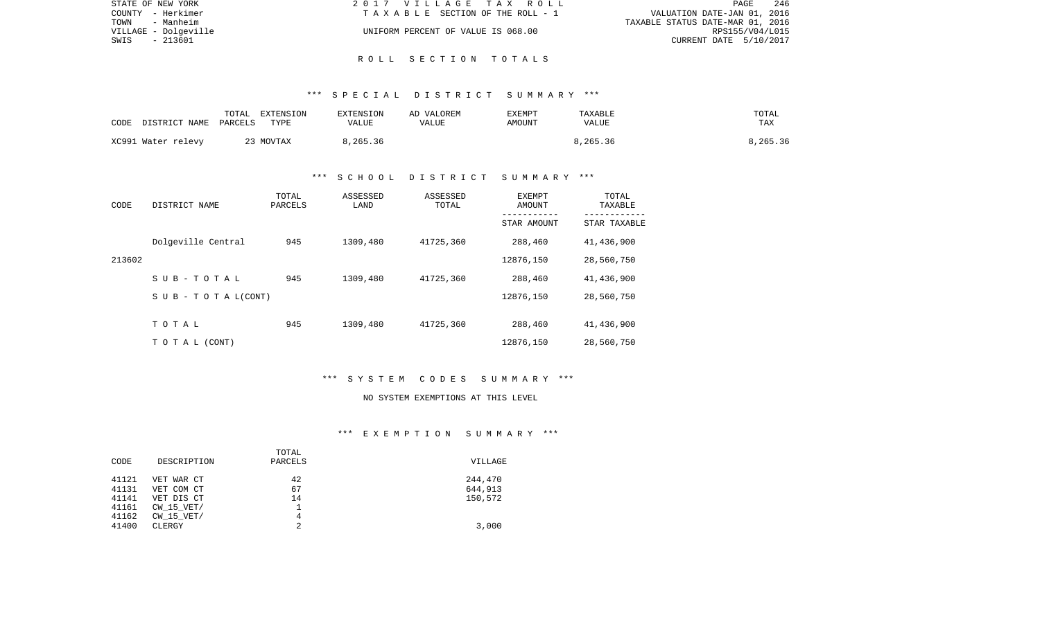# ROLL SECTION TOTALS

## *** SPECIAL DISTRICT SUMMARY ***

| CODE DISTRICT NAME | TOTAL PARCELS | EXTENSION TYPE | EXTENSION VALUE | AD VALOREM VALUE | EXEMPT AMOUNT | TAXABLE VALUE | TOTAL TAX |
|---|---|---|---|---|---|---|---|
| XC991 Water relevy | 23 | MOVTAX | 8,265.36 | | | 8,265.36 | 8,265.36 |

## *** SCHOOL DISTRICT SUMMARY ***

| CODE | DISTRICT NAME | TOTAL PARCELS | ASSESSED LAND | ASSESSED TOTAL | EXEMPT AMOUNT / STAR AMOUNT | TOTAL TAXABLE / STAR TAXABLE |
|---|---|---|---|---|---|---|
| | Dolgeville Central | 945 | 1309,480 | 41725,360 | 288,460 | 41,436,900 |
| 213602 | | | | | 12876,150 | 28,560,750 |
| | S U B - T O T A L | 945 | 1309,480 | 41725,360 | 288,460 | 41,436,900 |
| | S U B - T O T A L(CONT) | | | | 12876,150 | 28,560,750 |
| | T O T A L | 945 | 1309,480 | 41725,360 | 288,460 | 41,436,900 |
| | T O T A L (CONT) | | | | 12876,150 | 28,560,750 |

## *** SYSTEM CODES SUMMARY ***

NO SYSTEM EXEMPTIONS AT THIS LEVEL

## *** EXEMPTION SUMMARY ***

| CODE | DESCRIPTION | TOTAL PARCELS | VILLAGE |
|---|---|---|---|
| 41121 | VET WAR CT | 42 | 244,470 |
| 41131 | VET COM CT | 67 | 644,913 |
| 41141 | VET DIS CT | 14 | 150,572 |
| 41161 | CW_15_VET/ | 1 | |
| 41162 | CW_15_VET/ | 4 | |
| 41400 | CLERGY | 2 | 3,000 |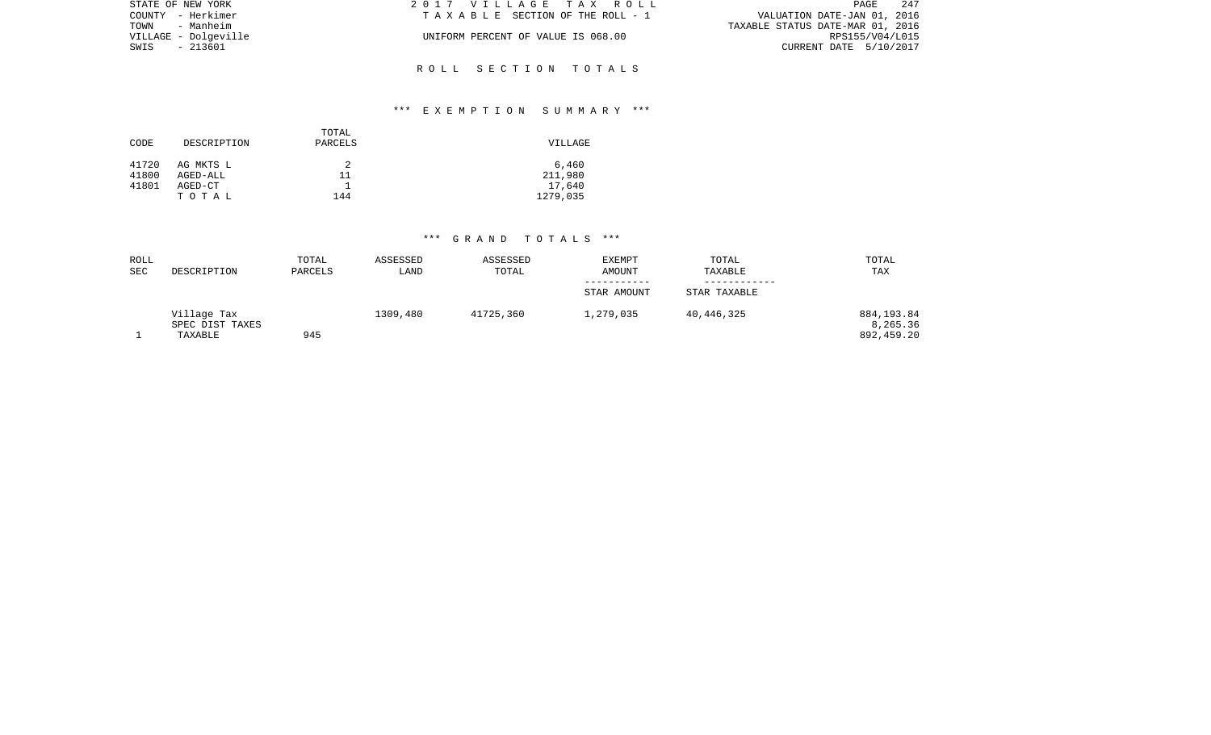STATE OF NEW YORK
COUNTY - Herkimer
TOWN - Manheim
VILLAGE - Dolgeville
SWIS - 213601

2017 VILLAGE TAX ROLL
TAXABLE SECTION OF THE ROLL - 1

UNIFORM PERCENT OF VALUE IS 068.00

VALUATION DATE-JAN 01, 2016
TAXABLE STATUS DATE-MAR 01, 2016
RPS155/V04/L015
CURRENT DATE 5/10/2017

## ROLL SECTION TOTALS

### *** EXEMPTION SUMMARY ***

| CODE | DESCRIPTION | TOTAL PARCELS | VILLAGE |
|---|---|---|---|
| 41720 | AG MKTS L | 2 | 6,460 |
| 41800 | AGED-ALL | 11 | 211,980 |
| 41801 | AGED-CT | 1 | 17,640 |
| | TOTAL | 144 | 1279,035 |

### *** GRAND TOTALS ***

| ROLL SEC | DESCRIPTION | TOTAL PARCELS | ASSESSED LAND | ASSESSED TOTAL | EXEMPT AMOUNT / STAR AMOUNT | TOTAL TAXABLE / STAR TAXABLE | TOTAL TAX |
|---|---|---|---|---|---|---|---|
| | Village Tax | | 1309,480 | 41725,360 | 1,279,035 | 40,446,325 | 884,193.84 |
| | SPEC DIST TAXES | | | | | | 8,265.36 |
| 1 | TAXABLE | 945 | | | | | 892,459.20 |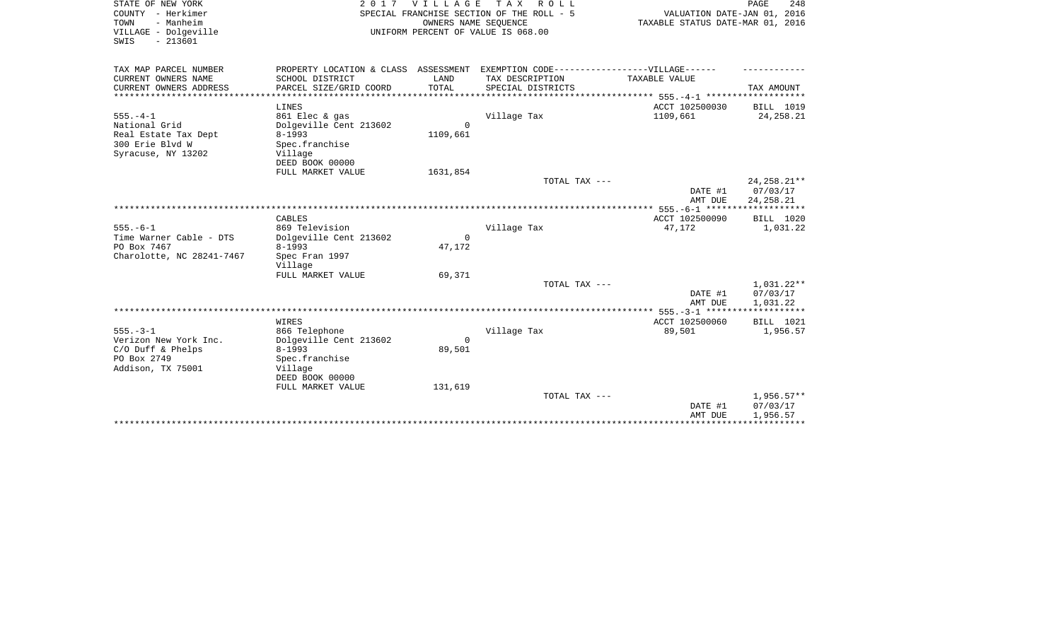STATE OF NEW YORK
COUNTY - Herkimer
TOWN - Manheim
VILLAGE - Dolgeville
SWIS - 213601

2 0 1 7 V I L L A G E T A X R O L L
SPECIAL FRANCHISE SECTION OF THE ROLL - 5
OWNERS NAME SEQUENCE
UNIFORM PERCENT OF VALUE IS 068.00

VALUATION DATE-JAN 01, 2016
TAXABLE STATUS DATE-MAR 01, 2016

| TAX MAP PARCEL NUMBER / CURRENT OWNERS NAME / CURRENT OWNERS ADDRESS | PROPERTY LOCATION & CLASS / SCHOOL DISTRICT / PARCEL SIZE/GRID COORD | ASSESSMENT LAND / TOTAL | EXEMPTION CODE-----VILLAGE------ / TAX DESCRIPTION / SPECIAL DISTRICTS | TAXABLE VALUE | TAX AMOUNT |
|---|---|---|---|---|---|
| 555.-4-1 | LINES | | | ACCT 102500030 | BILL 1019 |
| National Grid | 861 Elec & gas | | Village Tax | 1109,661 | 24,258.21 |
| Real Estate Tax Dept | Dolgeville Cent 213602 | 0 | | | |
| 300 Erie Blvd W | 8-1993 | 1109,661 | | | |
| Syracuse, NY 13202 | Spec.franchise | | | | |
| | Village | | | | |
| | DEED BOOK 00000 | | | | |
| | FULL MARKET VALUE | 1631,854 | | | |
| | | | TOTAL TAX --- | | 24,258.21** |
| | | | | DATE #1 | 07/03/17 |
| | | | | AMT DUE | 24,258.21 |
| 555.-6-1 | CABLES | | | ACCT 102500090 | BILL 1020 |
| Time Warner Cable - DTS | 869 Television | | Village Tax | 47,172 | 1,031.22 |
| PO Box 7467 | Dolgeville Cent 213602 | 0 | | | |
| Charolotte, NC 28241-7467 | 8-1993 | 47,172 | | | |
| | Spec Fran 1997 | | | | |
| | Village | | | | |
| | FULL MARKET VALUE | 69,371 | | | |
| | | | TOTAL TAX --- | | 1,031.22** |
| | | | | DATE #1 | 07/03/17 |
| | | | | AMT DUE | 1,031.22 |
| 555.-3-1 | WIRES | | | ACCT 102500060 | BILL 1021 |
| Verizon New York Inc. | 866 Telephone | | Village Tax | 89,501 | 1,956.57 |
| C/O Duff & Phelps | Dolgeville Cent 213602 | 0 | | | |
| PO Box 2749 | 8-1993 | 89,501 | | | |
| Addison, TX 75001 | Spec.franchise | | | | |
| | Village | | | | |
| | DEED BOOK 00000 | | | | |
| | FULL MARKET VALUE | 131,619 | | | |
| | | | TOTAL TAX --- | | 1,956.57** |
| | | | | DATE #1 | 07/03/17 |
| | | | | AMT DUE | 1,956.57 |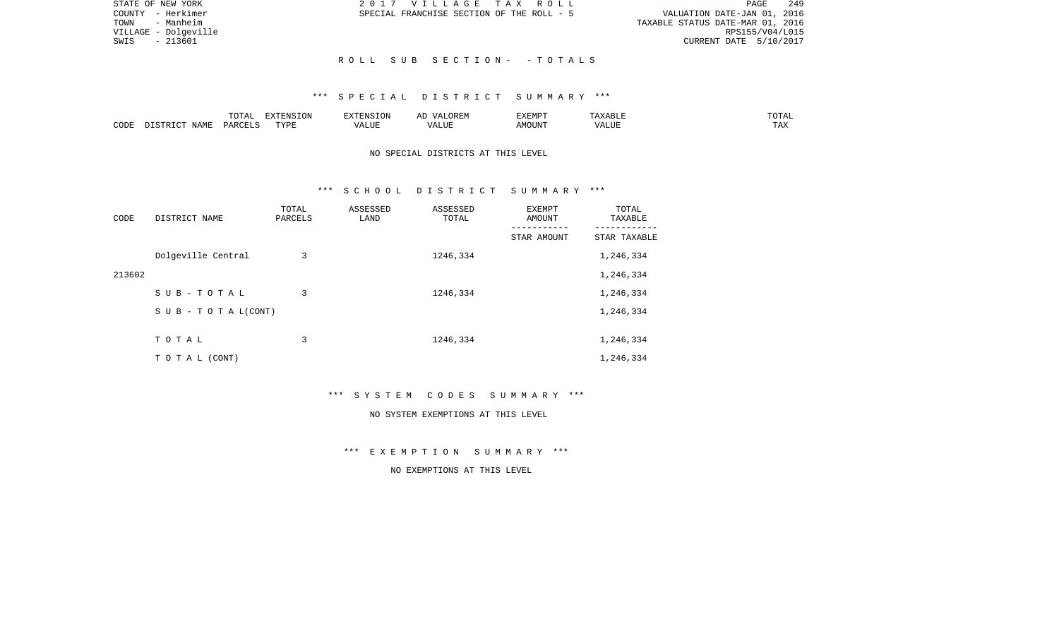STATE OF NEW YORK
COUNTY - Herkimer
TOWN - Manheim
VILLAGE - Dolgeville
SWIS - 213601

2017 VILLAGE TAX ROLL
SPECIAL FRANCHISE SECTION OF THE ROLL - 5

VALUATION DATE-JAN 01, 2016
TAXABLE STATUS DATE-MAR 01, 2016
RPS155/V04/L015
CURRENT DATE 5/10/2017

## ROLL SUB SECTION- - TOTALS

### *** SPECIAL DISTRICT SUMMARY ***

| CODE | DISTRICT NAME | TOTAL PARCELS | EXTENSION TYPE | EXTENSION VALUE | AD VALOREM VALUE | EXEMPT AMOUNT | TAXABLE VALUE | TOTAL TAX |
|---|---|---|---|---|---|---|---|---|

NO SPECIAL DISTRICTS AT THIS LEVEL

### *** SCHOOL DISTRICT SUMMARY ***

| CODE | DISTRICT NAME | TOTAL PARCELS | ASSESSED LAND | ASSESSED TOTAL | EXEMPT AMOUNT / STAR AMOUNT | TOTAL TAXABLE / STAR TAXABLE |
|---|---|---|---|---|---|---|
| | Dolgeville Central | 3 | | 1246,334 | | 1,246,334 |
| 213602 | | | | | | 1,246,334 |
| | SUB-TOTAL | 3 | | 1246,334 | | 1,246,334 |
| | SUB - TOTAL(CONT) | | | | | 1,246,334 |
| | TOTAL | 3 | | 1246,334 | | 1,246,334 |
| | TOTAL (CONT) | | | | | 1,246,334 |

### *** SYSTEM CODES SUMMARY ***

NO SYSTEM EXEMPTIONS AT THIS LEVEL

### *** EXEMPTION SUMMARY ***

NO EXEMPTIONS AT THIS LEVEL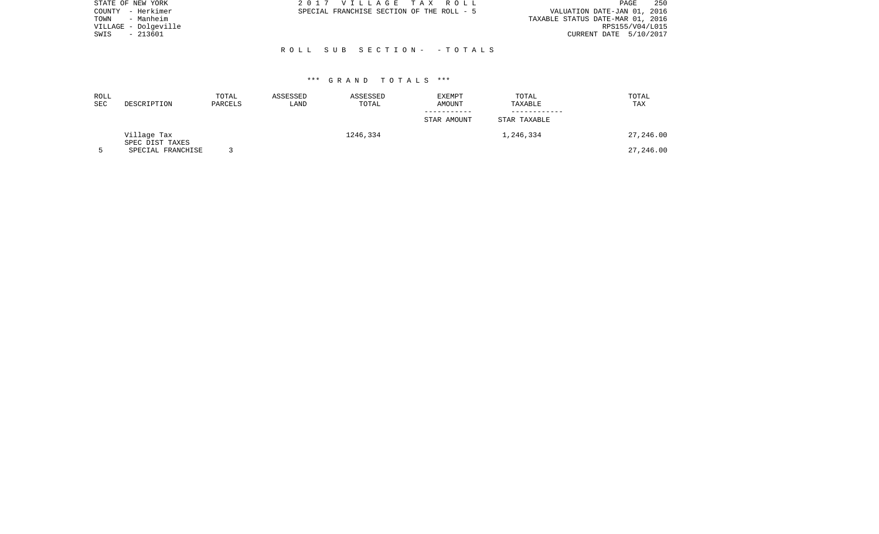STATE OF NEW YORK
COUNTY - Herkimer
TOWN - Manheim
VILLAGE - Dolgeville
SWIS - 213601

2 0 1 7 V I L L A G E T A X R O L L
SPECIAL FRANCHISE SECTION OF THE ROLL - 5

VALUATION DATE-JAN 01, 2016
TAXABLE STATUS DATE-MAR 01, 2016
RPS155/V04/L015
CURRENT DATE 5/10/2017

## R O L L S U B S E C T I O N - - T O T A L S

### \*\*\* G R A N D T O T A L S \*\*\*

| ROLL SEC | DESCRIPTION | TOTAL PARCELS | ASSESSED LAND | ASSESSED TOTAL | EXEMPT AMOUNT / STAR AMOUNT | TOTAL TAXABLE / STAR TAXABLE | TOTAL TAX |
|---|---|---|---|---|---|---|---|
| | Village Tax | | | 1246,334 | | 1,246,334 | 27,246.00 |
| | SPEC DIST TAXES | | | | | | |
| 5 | SPECIAL FRANCHISE | 3 | | | | | 27,246.00 |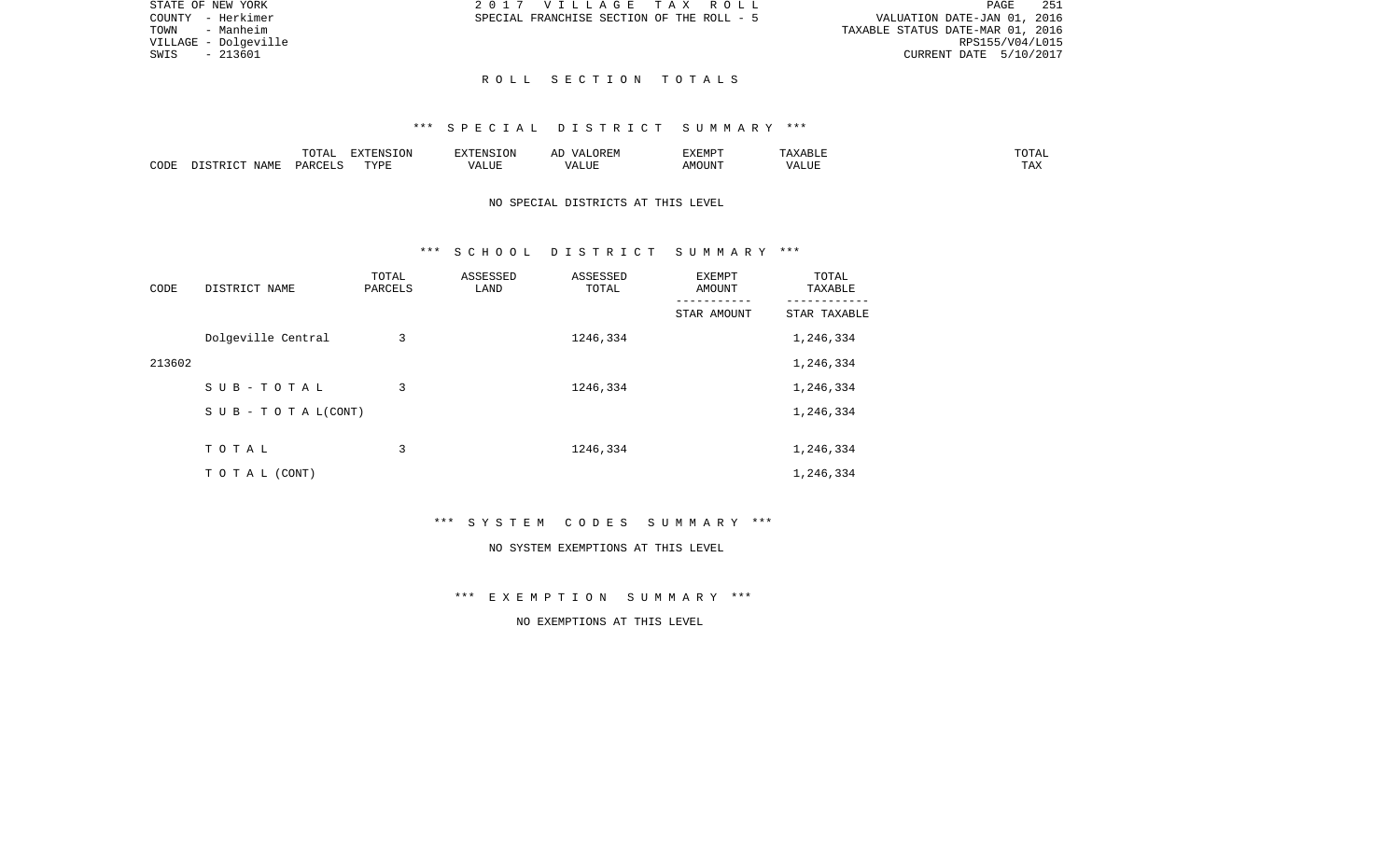STATE OF NEW YORK — 2017 VILLAGE TAX ROLL — PAGE 251
COUNTY - Herkimer — SPECIAL FRANCHISE SECTION OF THE ROLL - 5 — VALUATION DATE-JAN 01, 2016
TOWN - Manheim — TAXABLE STATUS DATE-MAR 01, 2016
VILLAGE - Dolgeville — RPS155/V04/L015
SWIS - 213601 — CURRENT DATE 5/10/2017

## ROLL SECTION TOTALS

### *** SPECIAL DISTRICT SUMMARY ***

| CODE | DISTRICT NAME | TOTAL PARCELS | EXTENSION TYPE | EXTENSION VALUE | AD VALOREM VALUE | EXEMPT AMOUNT | TAXABLE VALUE | TOTAL TAX |
|---|---|---|---|---|---|---|---|---|

NO SPECIAL DISTRICTS AT THIS LEVEL

### *** SCHOOL DISTRICT SUMMARY ***

| CODE | DISTRICT NAME | TOTAL PARCELS | ASSESSED LAND | ASSESSED TOTAL | EXEMPT AMOUNT / STAR AMOUNT | TOTAL TAXABLE / STAR TAXABLE |
|---|---|---|---|---|---|---|
| | Dolgeville Central | 3 | | 1246,334 | | 1,246,334 |
| 213602 | | | | | | 1,246,334 |
| | S U B - T O T A L | 3 | | 1246,334 | | 1,246,334 |
| | S U B - T O T A L(CONT) | | | | | 1,246,334 |
| | T O T A L | 3 | | 1246,334 | | 1,246,334 |
| | T O T A L (CONT) | | | | | 1,246,334 |

### *** SYSTEM CODES SUMMARY ***

NO SYSTEM EXEMPTIONS AT THIS LEVEL

### *** EXEMPTION SUMMARY ***

NO EXEMPTIONS AT THIS LEVEL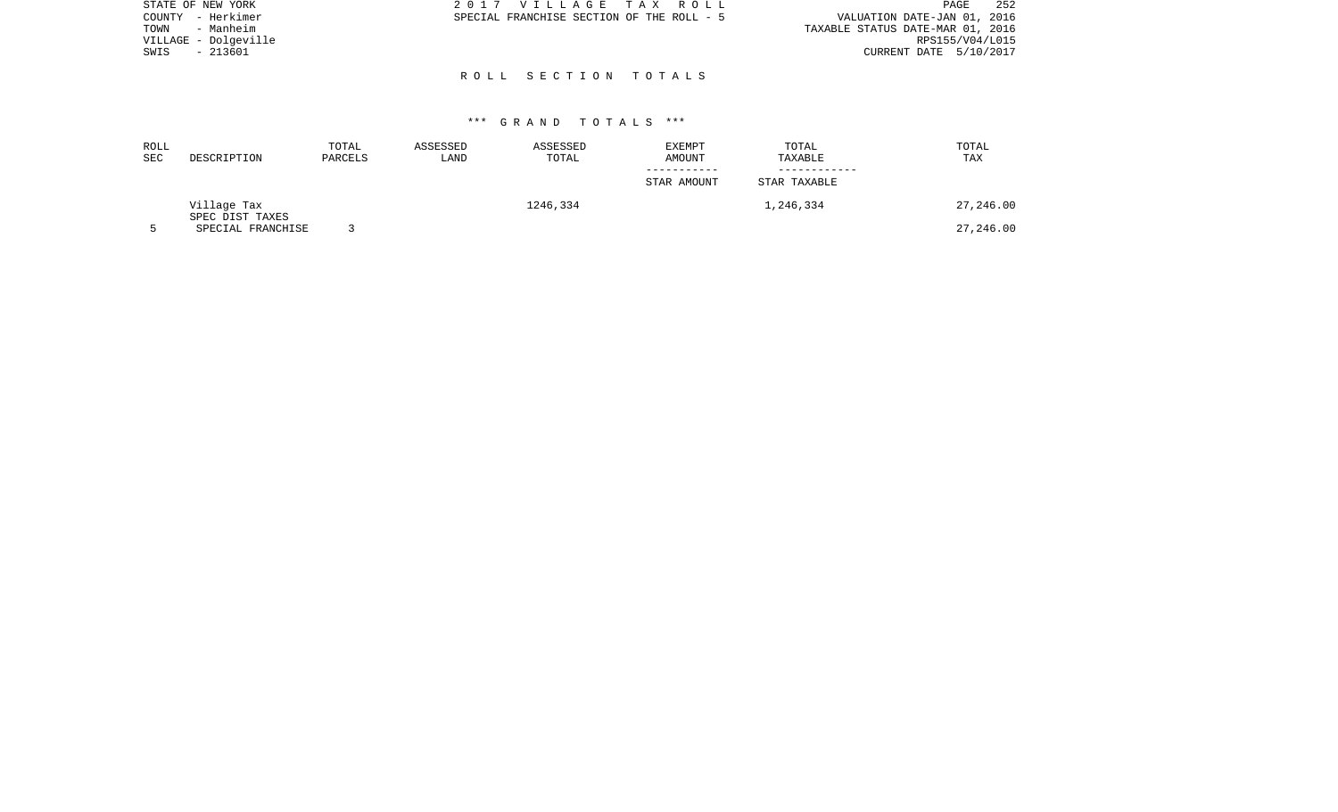STATE OF NEW YORK
COUNTY - Herkimer
TOWN - Manheim
VILLAGE - Dolgeville
SWIS - 213601

2017 VILLAGE TAX ROLL
SPECIAL FRANCHISE SECTION OF THE ROLL - 5

VALUATION DATE-JAN 01, 2016
TAXABLE STATUS DATE-MAR 01, 2016
RPS155/V04/L015
CURRENT DATE 5/10/2017

## ROLL SECTION TOTALS

### *** GRAND TOTALS ***

| ROLL SEC | DESCRIPTION | TOTAL PARCELS | ASSESSED LAND | ASSESSED TOTAL | EXEMPT AMOUNT<br>STAR AMOUNT | TOTAL TAXABLE<br>STAR TAXABLE | TOTAL TAX |
|---|---|---|---|---|---|---|---|
| | Village Tax | | | 1246,334 | | 1,246,334 | 27,246.00 |
| | SPEC DIST TAXES | | | | | | |
| 5 | SPECIAL FRANCHISE | 3 | | | | | 27,246.00 |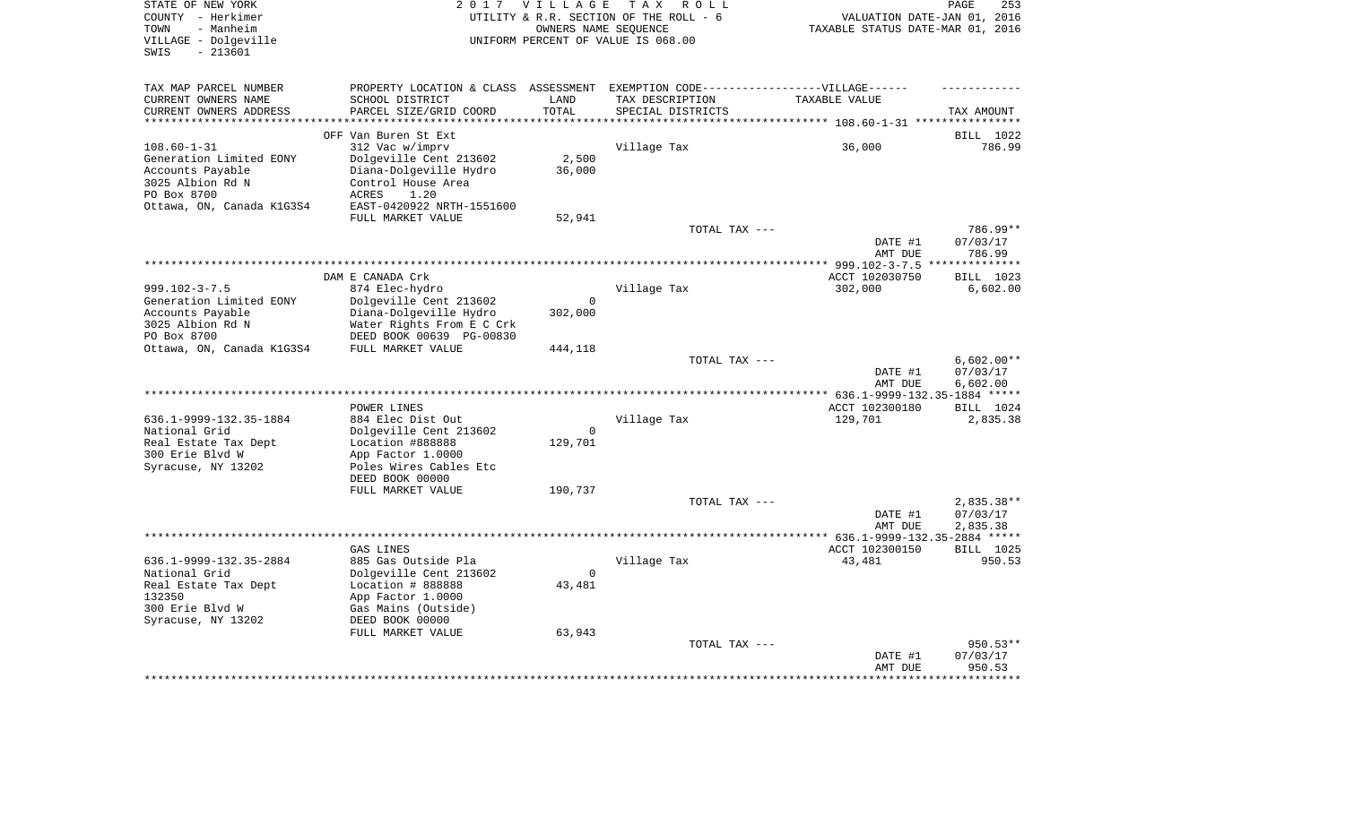STATE OF NEW YORK
COUNTY - Herkimer
TOWN - Manheim
VILLAGE - Dolgeville
SWIS - 213601

2017 VILLAGE TAX ROLL
UTILITY & R.R. SECTION OF THE ROLL - 6
OWNERS NAME SEQUENCE
UNIFORM PERCENT OF VALUE IS 068.00

VALUATION DATE-JAN 01, 2016
TAXABLE STATUS DATE-MAR 01, 2016

| TAX MAP PARCEL NUMBER / CURRENT OWNERS NAME / CURRENT OWNERS ADDRESS | PROPERTY LOCATION & CLASS / SCHOOL DISTRICT / PARCEL SIZE/GRID COORD | ASSESSMENT LAND / TOTAL | EXEMPTION CODE / TAX DESCRIPTION / SPECIAL DISTRICTS | TAXABLE VALUE | TAX AMOUNT |
|---|---|---|---|---|---|
| 108.60-1-31 | OFF Van Buren St Ext | | | | BILL 1022 |
| 108.60-1-31 | 312 Vac w/imprv | | Village Tax | 36,000 | 786.99 |
| Generation Limited EONY | Dolgeville Cent 213602 | 2,500 | | | |
| Accounts Payable | Diana-Dolgeville Hydro | 36,000 | | | |
| 3025 Albion Rd N | Control House Area | | | | |
| PO Box 8700 | ACRES 1.20 | | | | |
| Ottawa, ON, Canada K1G3S4 | EAST-0420922 NRTH-1551600 | | | | |
| | FULL MARKET VALUE | 52,941 | | | |
| | | | TOTAL TAX --- | | 786.99** |
| | | | | DATE #1 | 07/03/17 |
| | | | | AMT DUE | 786.99 |
| 999.102-3-7.5 | DAM E CANADA Crk | | | ACCT 102030750 | BILL 1023 |
| 999.102-3-7.5 | 874 Elec-hydro | | Village Tax | 302,000 | 6,602.00 |
| Generation Limited EONY | Dolgeville Cent 213602 | 0 | | | |
| Accounts Payable | Diana-Dolgeville Hydro | 302,000 | | | |
| 3025 Albion Rd N | Water Rights From E C Crk | | | | |
| PO Box 8700 | DEED BOOK 00639 PG-00830 | | | | |
| Ottawa, ON, Canada K1G3S4 | FULL MARKET VALUE | 444,118 | | | |
| | | | TOTAL TAX --- | | 6,602.00** |
| | | | | DATE #1 | 07/03/17 |
| | | | | AMT DUE | 6,602.00 |
| 636.1-9999-132.35-1884 | POWER LINES | | | ACCT 102300180 | BILL 1024 |
| 636.1-9999-132.35-1884 | 884 Elec Dist Out | | Village Tax | 129,701 | 2,835.38 |
| National Grid | Dolgeville Cent 213602 | 0 | | | |
| Real Estate Tax Dept | Location #888888 | 129,701 | | | |
| 300 Erie Blvd W | App Factor 1.0000 | | | | |
| Syracuse, NY 13202 | Poles Wires Cables Etc | | | | |
| | DEED BOOK 00000 | | | | |
| | FULL MARKET VALUE | 190,737 | | | |
| | | | TOTAL TAX --- | | 2,835.38** |
| | | | | DATE #1 | 07/03/17 |
| | | | | AMT DUE | 2,835.38 |
| 636.1-9999-132.35-2884 | GAS LINES | | | ACCT 102300150 | BILL 1025 |
| 636.1-9999-132.35-2884 | 885 Gas Outside Pla | | Village Tax | 43,481 | 950.53 |
| National Grid | Dolgeville Cent 213602 | 0 | | | |
| Real Estate Tax Dept | Location # 888888 | 43,481 | | | |
| 132350 | App Factor 1.0000 | | | | |
| 300 Erie Blvd W | Gas Mains (Outside) | | | | |
| Syracuse, NY 13202 | DEED BOOK 00000 | | | | |
| | FULL MARKET VALUE | 63,943 | | | |
| | | | TOTAL TAX --- | | 950.53** |
| | | | | DATE #1 | 07/03/17 |
| | | | | AMT DUE | 950.53 |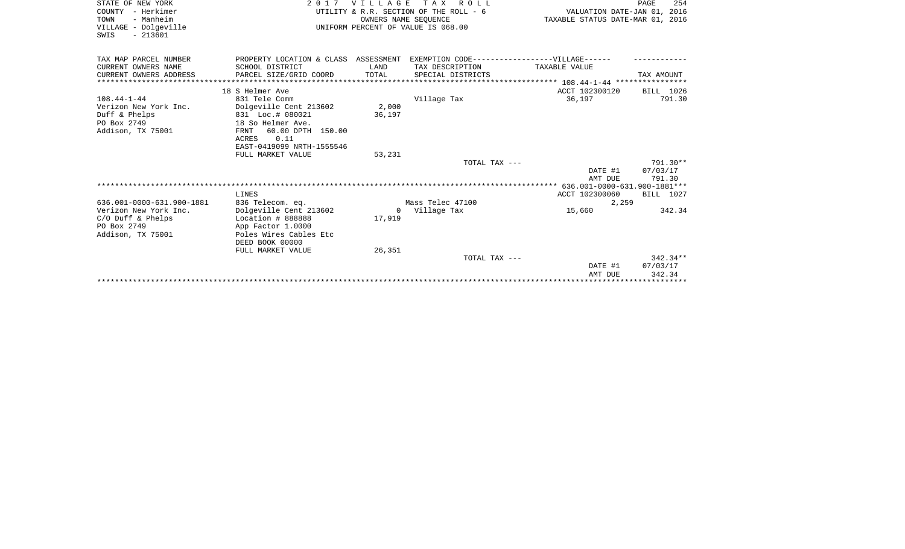STATE OF NEW YORK
COUNTY - Herkimer
TOWN - Manheim
VILLAGE - Dolgeville
SWIS - 213601

2 0 1 7 V I L L A G E T A X R O L L
UTILITY & R.R. SECTION OF THE ROLL - 6
OWNERS NAME SEQUENCE
UNIFORM PERCENT OF VALUE IS 068.00

VALUATION DATE-JAN 01, 2016
TAXABLE STATUS DATE-MAR 01, 2016

| TAX MAP PARCEL NUMBER<br>CURRENT OWNERS NAME<br>CURRENT OWNERS ADDRESS | PROPERTY LOCATION & CLASS<br>SCHOOL DISTRICT<br>PARCEL SIZE/GRID COORD | ASSESSMENT<br>LAND<br>TOTAL | EXEMPTION CODE------------------VILLAGE------<br>TAX DESCRIPTION<br>SPECIAL DISTRICTS | TAXABLE VALUE | TAX AMOUNT |
|---|---|---|---|---|---|
| | 18 S Helmer Ave | | | ACCT 102300120 | BILL 1026 |
| 108.44-1-44 | 831 Tele Comm | | Village Tax | 36,197 | 791.30 |
| Verizon New York Inc. | Dolgeville Cent 213602 | 2,000 | | | |
| Duff & Phelps | 831 Loc.# 080021 | 36,197 | | | |
| PO Box 2749 | 18 So Helmer Ave. | | | | |
| Addison, TX 75001 | FRNT 60.00 DPTH 150.00 | | | | |
| | ACRES 0.11 | | | | |
| | EAST-0419099 NRTH-1555546 | | | | |
| | FULL MARKET VALUE | 53,231 | | | |
| | | | TOTAL TAX --- | | 791.30** |
| | | | | DATE #1 | 07/03/17 |
| | | | | AMT DUE | 791.30 |
| | LINES | | | ACCT 102300060 | BILL 1027 |
| 636.001-0000-631.900-1881 | 836 Telecom. eq. | | Mass Telec 47100 | 2,259 | |
| Verizon New York Inc. | Dolgeville Cent 213602 | 0 | Village Tax | 15,660 | 342.34 |
| C/O Duff & Phelps | Location # 888888 | 17,919 | | | |
| PO Box 2749 | App Factor 1.0000 | | | | |
| Addison, TX 75001 | Poles Wires Cables Etc | | | | |
| | DEED BOOK 00000 | | | | |
| | FULL MARKET VALUE | 26,351 | | | |
| | | | TOTAL TAX --- | | 342.34** |
| | | | | DATE #1 | 07/03/17 |
| | | | | AMT DUE | 342.34 |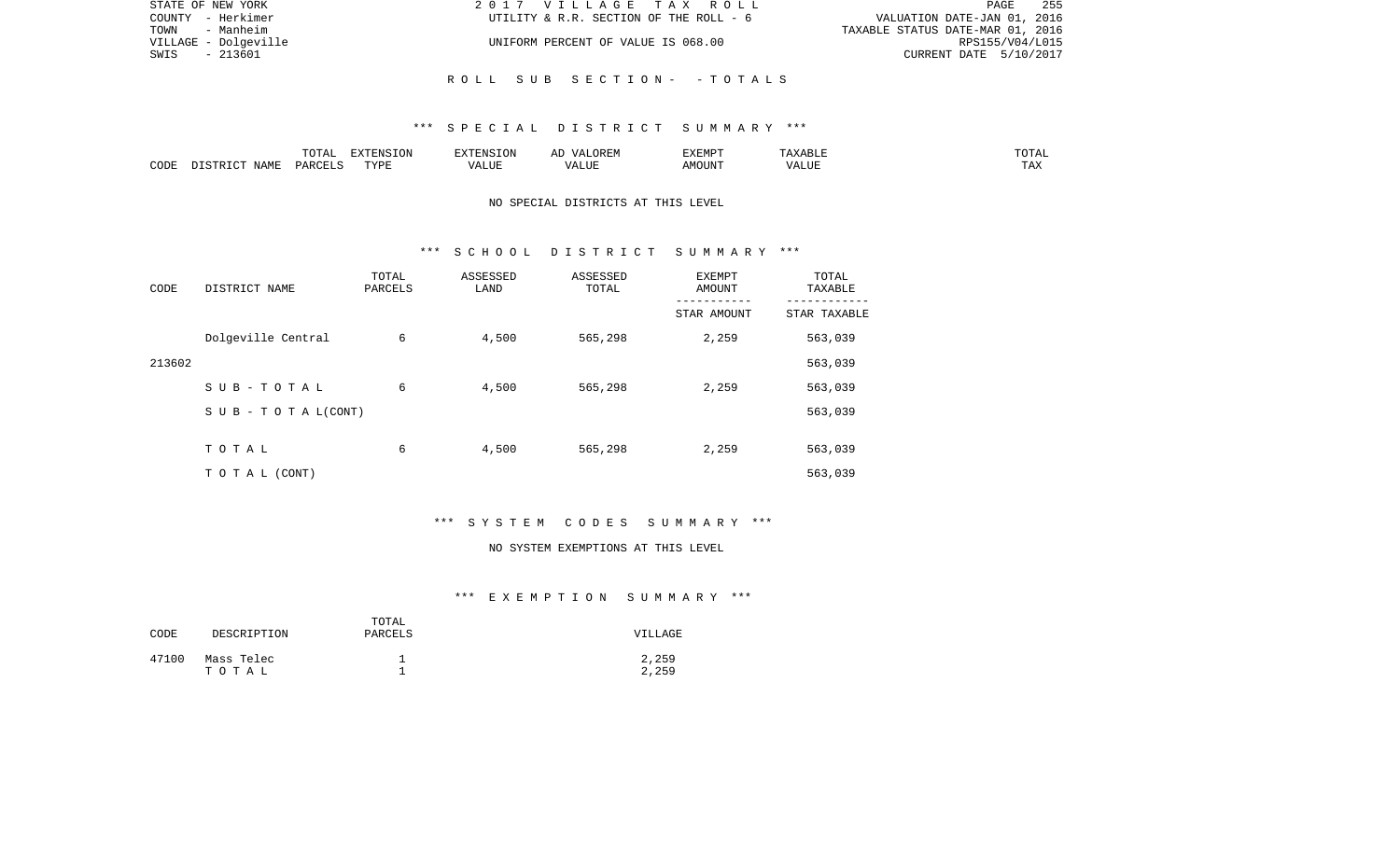STATE OF NEW YORK | 2017 VILLAGE TAX ROLL | PAGE 255
COUNTY - Herkimer | UTILITY & R.R. SECTION OF THE ROLL - 6 | VALUATION DATE-JAN 01, 2016
TOWN - Manheim | | TAXABLE STATUS DATE-MAR 01, 2016
VILLAGE - Dolgeville | UNIFORM PERCENT OF VALUE IS 068.00 | RPS155/V04/L015
SWIS - 213601 | | CURRENT DATE 5/10/2017

## ROLL SUB SECTION - - TOTALS

### *** SPECIAL DISTRICT SUMMARY ***

| CODE | DISTRICT NAME | TOTAL PARCELS | EXTENSION TYPE | EXTENSION VALUE | AD VALOREM VALUE | EXEMPT AMOUNT | TAXABLE VALUE | TOTAL TAX |
|---|---|---|---|---|---|---|---|---|

NO SPECIAL DISTRICTS AT THIS LEVEL

### *** SCHOOL DISTRICT SUMMARY ***

| CODE | DISTRICT NAME | TOTAL PARCELS | ASSESSED LAND | ASSESSED TOTAL | EXEMPT AMOUNT / STAR AMOUNT | TOTAL TAXABLE / STAR TAXABLE |
|---|---|---|---|---|---|---|
| | Dolgeville Central | 6 | 4,500 | 565,298 | 2,259 | 563,039 |
| 213602 | | | | | | 563,039 |
| | SUB-TOTAL | 6 | 4,500 | 565,298 | 2,259 | 563,039 |
| | SUB-TOTAL(CONT) | | | | | 563,039 |
| | TOTAL | 6 | 4,500 | 565,298 | 2,259 | 563,039 |
| | TOTAL (CONT) | | | | | 563,039 |

### *** SYSTEM CODES SUMMARY ***

NO SYSTEM EXEMPTIONS AT THIS LEVEL

### *** EXEMPTION SUMMARY ***

| CODE | DESCRIPTION | TOTAL PARCELS | VILLAGE |
|---|---|---|---|
| 47100 | Mass Telec | 1 | 2,259 |
| | TOTAL | 1 | 2,259 |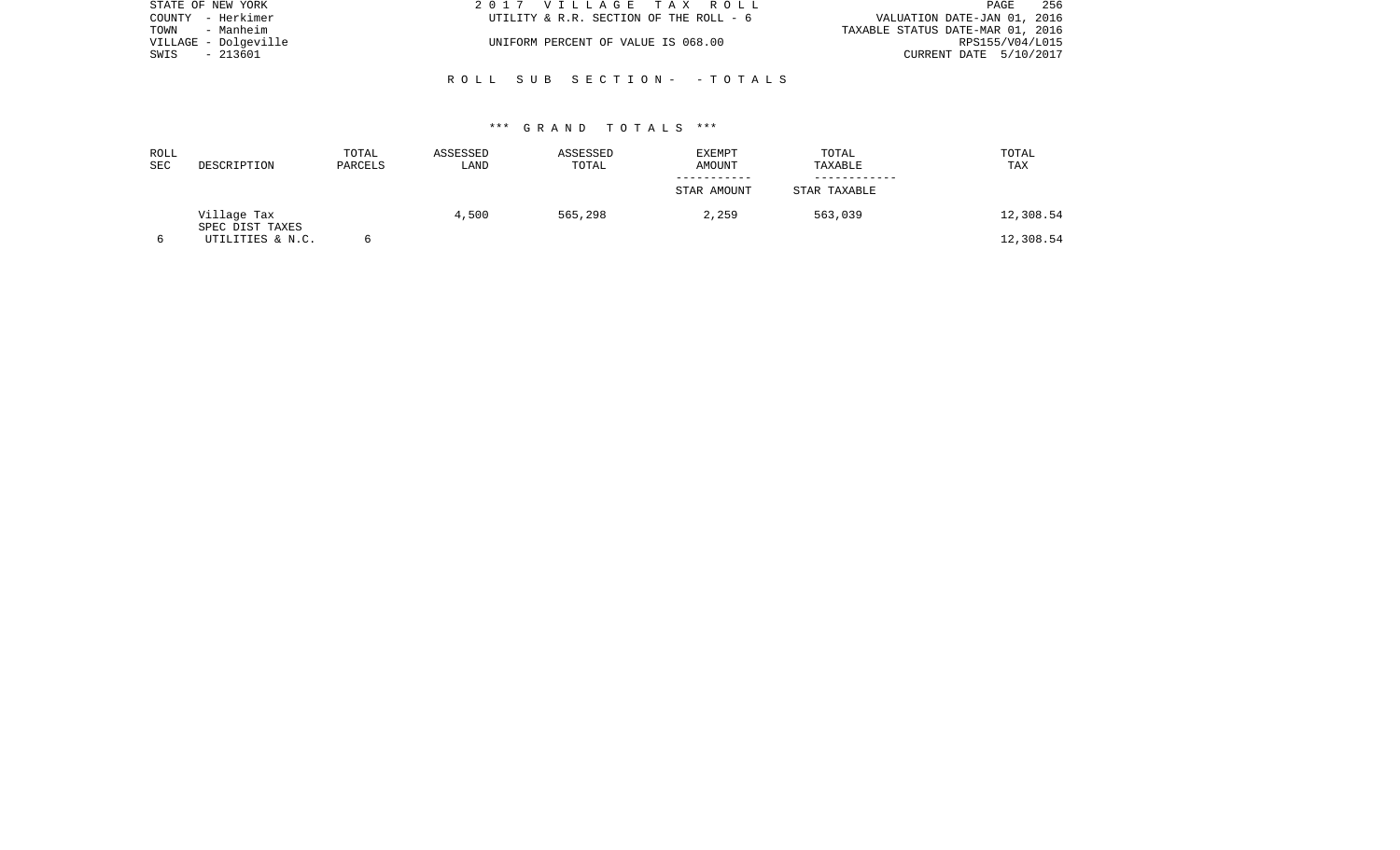STATE OF NEW YORK
COUNTY - Herkimer
TOWN - Manheim
VILLAGE - Dolgeville
SWIS - 213601

2017 VILLAGE TAX ROLL
UTILITY & R.R. SECTION OF THE ROLL - 6
UNIFORM PERCENT OF VALUE IS 068.00

VALUATION DATE-JAN 01, 2016
TAXABLE STATUS DATE-MAR 01, 2016
RPS155/V04/L015
CURRENT DATE 5/10/2017

## ROLL SUB SECTION- - TOTALS

### *** GRAND TOTALS ***

| ROLL SEC | DESCRIPTION | TOTAL PARCELS | ASSESSED LAND | ASSESSED TOTAL | EXEMPT AMOUNT / STAR AMOUNT | TOTAL TAXABLE / STAR TAXABLE | TOTAL TAX |
|---|---|---|---|---|---|---|---|
| | Village Tax | | 4,500 | 565,298 | 2,259 | 563,039 | 12,308.54 |
| | SPEC DIST TAXES | | | | | | |
| 6 | UTILITIES & N.C. | 6 | | | | | 12,308.54 |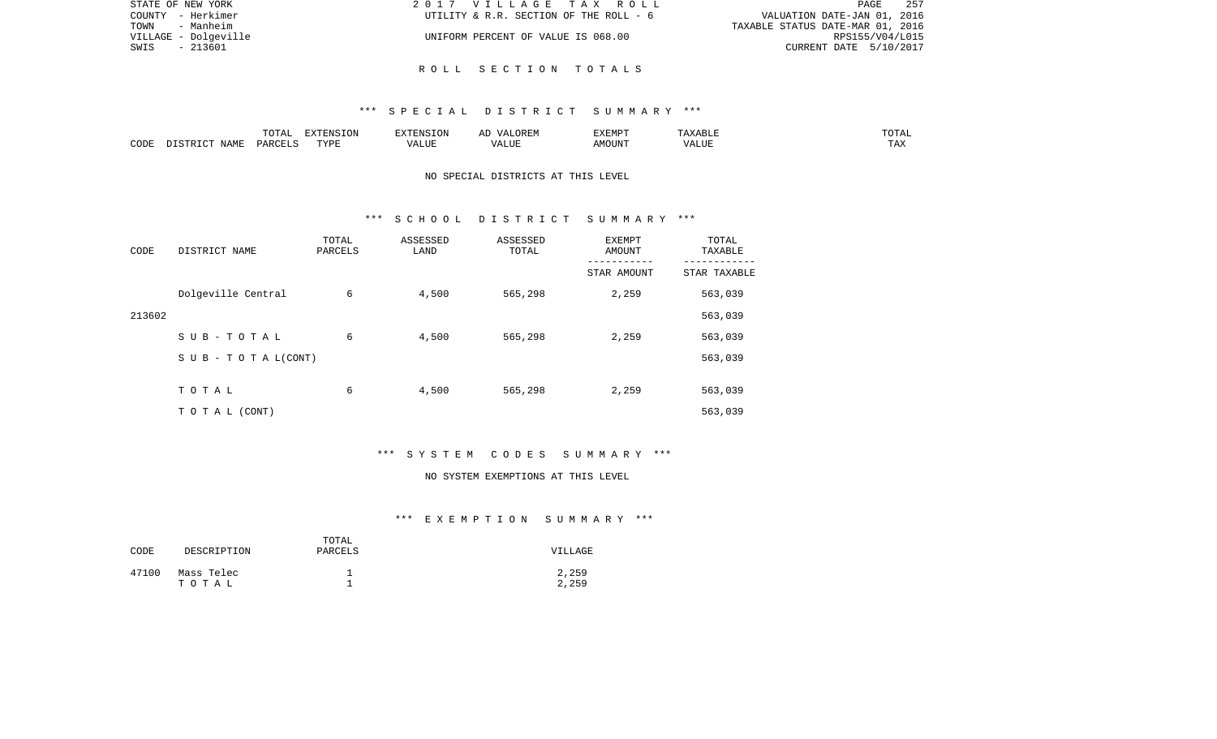STATE OF NEW YORK
COUNTY - Herkimer
TOWN - Manheim
VILLAGE - Dolgeville
SWIS - 213601

2 0 1 7 V I L L A G E T A X R O L L
UTILITY & R.R. SECTION OF THE ROLL - 6
UNIFORM PERCENT OF VALUE IS 068.00

VALUATION DATE-JAN 01, 2016
TAXABLE STATUS DATE-MAR 01, 2016
RPS155/V04/L015
CURRENT DATE 5/10/2017

## R O L L S E C T I O N T O T A L S

### *** S P E C I A L D I S T R I C T S U M M A R Y ***

| CODE | DISTRICT NAME | TOTAL PARCELS | EXTENSION TYPE | EXTENSION VALUE | AD VALOREM VALUE | EXEMPT AMOUNT | TAXABLE VALUE | TOTAL TAX |
|---|---|---|---|---|---|---|---|---|

NO SPECIAL DISTRICTS AT THIS LEVEL

### *** S C H O O L D I S T R I C T S U M M A R Y ***

| CODE | DISTRICT NAME | TOTAL PARCELS | ASSESSED LAND | ASSESSED TOTAL | EXEMPT AMOUNT / STAR AMOUNT | TOTAL TAXABLE / STAR TAXABLE |
|---|---|---|---|---|---|---|
| | Dolgeville Central | 6 | 4,500 | 565,298 | 2,259 | 563,039 |
| 213602 | | | | | | 563,039 |
| | S U B - T O T A L | 6 | 4,500 | 565,298 | 2,259 | 563,039 |
| | S U B - T O T A L(CONT) | | | | | 563,039 |
| | T O T A L | 6 | 4,500 | 565,298 | 2,259 | 563,039 |
| | T O T A L (CONT) | | | | | 563,039 |

### *** S Y S T E M C O D E S S U M M A R Y ***

NO SYSTEM EXEMPTIONS AT THIS LEVEL

### *** E X E M P T I O N S U M M A R Y ***

| CODE | DESCRIPTION | TOTAL PARCELS | VILLAGE |
|---|---|---|---|
| 47100 | Mass Telec | 1 | 2,259 |
| | T O T A L | 1 | 2,259 |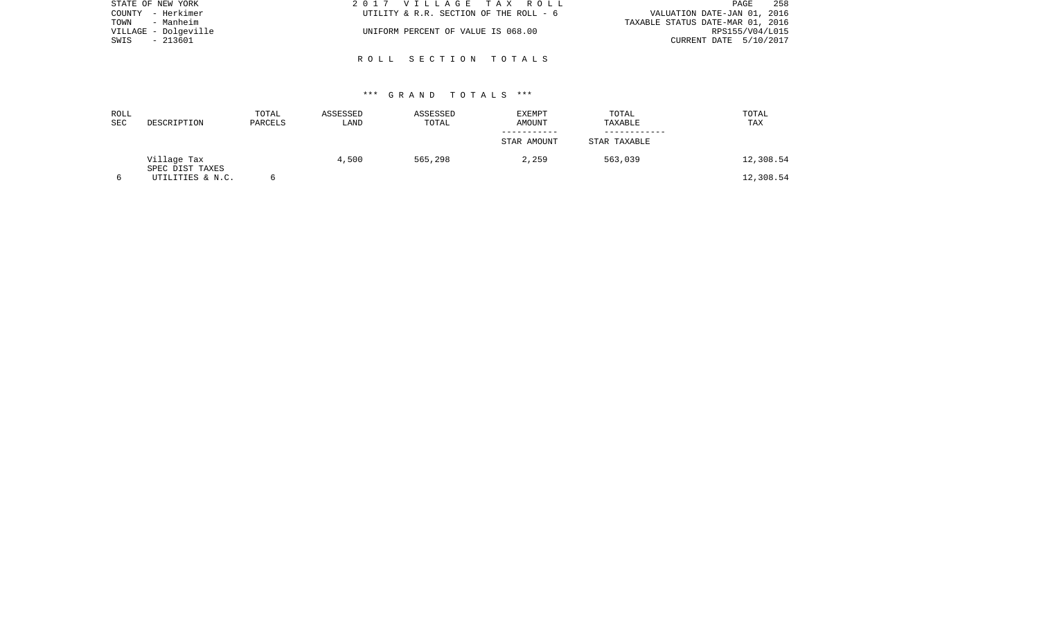STATE OF NEW YORK
COUNTY - Herkimer
TOWN - Manheim
VILLAGE - Dolgeville
SWIS - 213601

2 0 1 7 V I L L A G E T A X R O L L
UTILITY & R.R. SECTION OF THE ROLL - 6

UNIFORM PERCENT OF VALUE IS 068.00

VALUATION DATE-JAN 01, 2016
TAXABLE STATUS DATE-MAR 01, 2016
RPS155/V04/L015
CURRENT DATE 5/10/2017

## R O L L S E C T I O N T O T A L S

### *** G R A N D T O T A L S ***

| ROLL SEC | DESCRIPTION | TOTAL PARCELS | ASSESSED LAND | ASSESSED TOTAL | EXEMPT AMOUNT / STAR AMOUNT | TOTAL TAXABLE / STAR TAXABLE | TOTAL TAX |
|---|---|---|---|---|---|---|---|
| | Village Tax | | 4,500 | 565,298 | 2,259 | 563,039 | 12,308.54 |
| | SPEC DIST TAXES | | | | | | |
| 6 | UTILITIES & N.C. | 6 | | | | | 12,308.54 |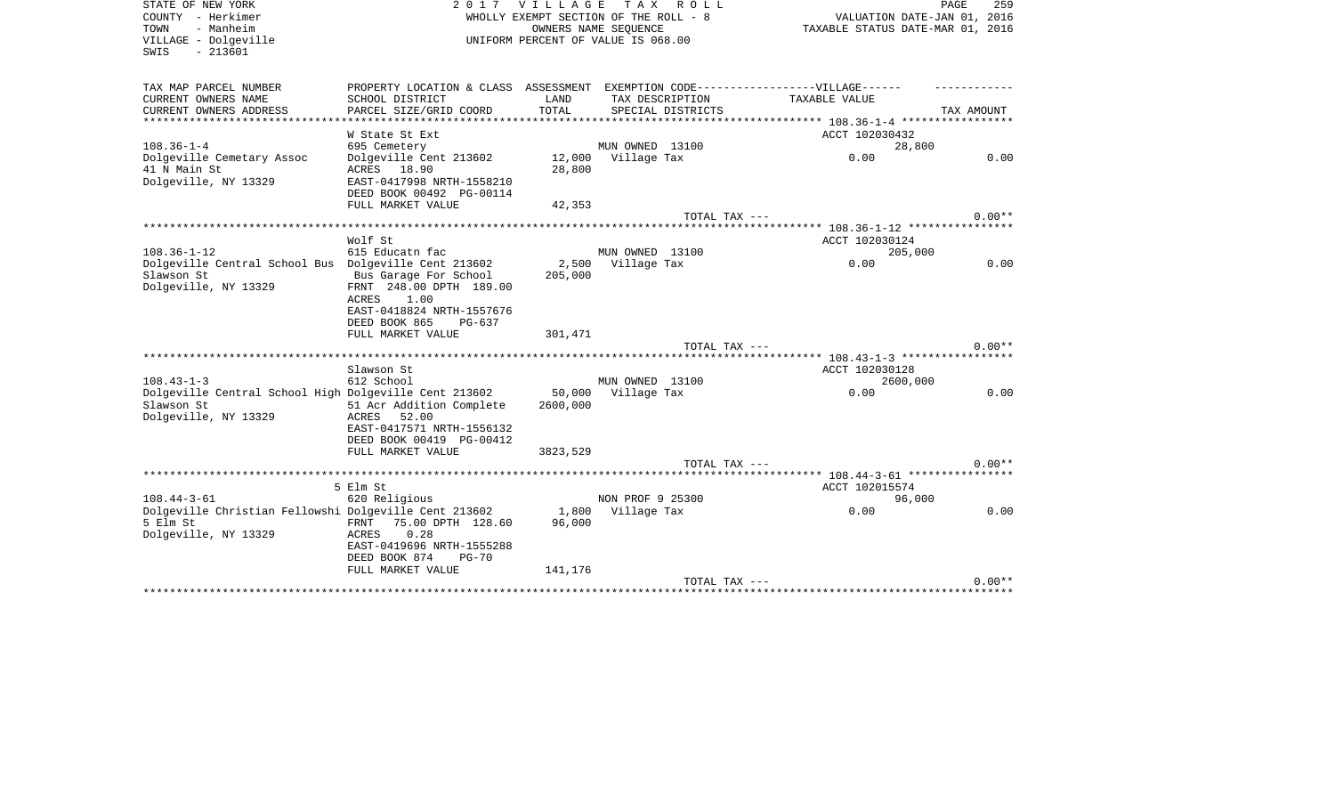STATE OF NEW YORK
COUNTY - Herkimer
TOWN - Manheim
VILLAGE - Dolgeville
SWIS - 213601

2 0 1 7 V I L L A G E T A X R O L L
WHOLLY EXEMPT SECTION OF THE ROLL - 8
OWNERS NAME SEQUENCE
UNIFORM PERCENT OF VALUE IS 068.00

VALUATION DATE-JAN 01, 2016
TAXABLE STATUS DATE-MAR 01, 2016

| TAX MAP PARCEL NUMBER / CURRENT OWNERS NAME / CURRENT OWNERS ADDRESS | PROPERTY LOCATION & CLASS / SCHOOL DISTRICT / PARCEL SIZE/GRID COORD | ASSESSMENT LAND / TOTAL | EXEMPTION CODE / TAX DESCRIPTION / SPECIAL DISTRICTS | VILLAGE TAXABLE VALUE | TAX AMOUNT |
|---|---|---|---|---|---|
| 108.36-1-4 | W State St Ext | | | ACCT 102030432 | |
| | 695 Cemetery | | MUN OWNED 13100 | 28,800 | |
| Dolgeville Cemetary Assoc | Dolgeville Cent 213602 | 12,000 | Village Tax | 0.00 | 0.00 |
| 41 N Main St | ACRES 18.90 | 28,800 | | | |
| Dolgeville, NY 13329 | EAST-0417998 NRTH-1558210 | | | | |
| | DEED BOOK 00492 PG-00114 | | | | |
| | FULL MARKET VALUE | 42,353 | | | |
| | | | TOTAL TAX --- | | 0.00** |
| 108.36-1-12 | Wolf St | | | ACCT 102030124 | |
| | 615 Educatn fac | | MUN OWNED 13100 | 205,000 | |
| Dolgeville Central School Bus | Dolgeville Cent 213602 | 2,500 | Village Tax | 0.00 | 0.00 |
| Slawson St | Bus Garage For School | 205,000 | | | |
| Dolgeville, NY 13329 | FRNT 248.00 DPTH 189.00 | | | | |
| | ACRES 1.00 | | | | |
| | EAST-0418824 NRTH-1557676 | | | | |
| | DEED BOOK 865 PG-637 | | | | |
| | FULL MARKET VALUE | 301,471 | | | |
| | | | TOTAL TAX --- | | 0.00** |
| 108.43-1-3 | Slawson St | | | ACCT 102030128 | |
| | 612 School | | MUN OWNED 13100 | 2600,000 | |
| Dolgeville Central School High | Dolgeville Cent 213602 | 50,000 | Village Tax | 0.00 | 0.00 |
| Slawson St | 51 Acr Addition Complete | 2600,000 | | | |
| Dolgeville, NY 13329 | ACRES 52.00 | | | | |
| | EAST-0417571 NRTH-1556132 | | | | |
| | DEED BOOK 00419 PG-00412 | | | | |
| | FULL MARKET VALUE | 3823,529 | | | |
| | | | TOTAL TAX --- | | 0.00** |
| 108.44-3-61 | 5 Elm St | | | ACCT 102015574 | |
| | 620 Religious | | NON PROF 9 25300 | 96,000 | |
| Dolgeville Christian Fellowshi | Dolgeville Cent 213602 | 1,800 | Village Tax | 0.00 | 0.00 |
| 5 Elm St | FRNT 75.00 DPTH 128.60 | 96,000 | | | |
| Dolgeville, NY 13329 | ACRES 0.28 | | | | |
| | EAST-0419696 NRTH-1555288 | | | | |
| | DEED BOOK 874 PG-70 | | | | |
| | FULL MARKET VALUE | 141,176 | | | |
| | | | TOTAL TAX --- | | 0.00** |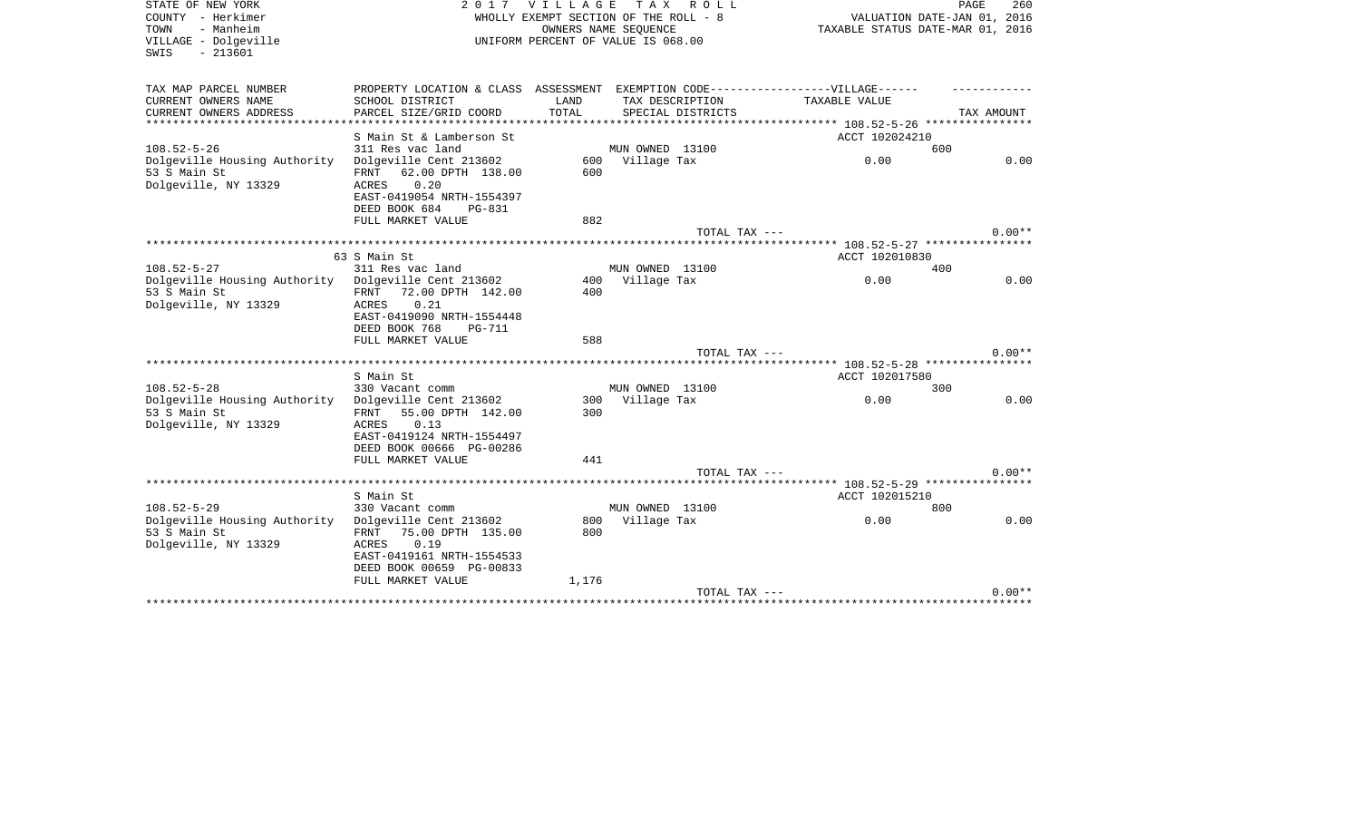STATE OF NEW YORK
COUNTY - Herkimer
TOWN - Manheim
VILLAGE - Dolgeville
SWIS - 213601

2 0 1 7 V I L L A G E T A X R O L L
WHOLLY EXEMPT SECTION OF THE ROLL - 8
OWNERS NAME SEQUENCE
UNIFORM PERCENT OF VALUE IS 068.00

VALUATION DATE-JAN 01, 2016
TAXABLE STATUS DATE-MAR 01, 2016

| TAX MAP PARCEL NUMBER<br>CURRENT OWNERS NAME<br>CURRENT OWNERS ADDRESS | PROPERTY LOCATION & CLASS<br>SCHOOL DISTRICT<br>PARCEL SIZE/GRID COORD | ASSESSMENT LAND | TOTAL | EXEMPTION CODE------VILLAGE------<br>TAX DESCRIPTION<br>SPECIAL DISTRICTS | TAXABLE VALUE | TAX AMOUNT |
|---|---|---|---|---|---|---|
| **108.52-5-26** | S Main St & Lamberson St | | | | ACCT 102024210 | |
| 108.52-5-26 | 311 Res vac land | | | MUN OWNED 13100 | 600 | |
| Dolgeville Housing Authority | Dolgeville Cent 213602 | 600 | | Village Tax | 0.00 | 0.00 |
| 53 S Main St | FRNT 62.00 DPTH 138.00 | | 600 | | | |
| Dolgeville, NY 13329 | ACRES 0.20 | | | | | |
| | EAST-0419054 NRTH-1554397 | | | | | |
| | DEED BOOK 684 PG-831 | | | | | |
| | FULL MARKET VALUE | | 882 | | | |
| | | | | TOTAL TAX --- | | 0.00** |
| **108.52-5-27** | 63 S Main St | | | | ACCT 102010830 | |
| 108.52-5-27 | 311 Res vac land | | | MUN OWNED 13100 | 400 | |
| Dolgeville Housing Authority | Dolgeville Cent 213602 | 400 | | Village Tax | 0.00 | 0.00 |
| 53 S Main St | FRNT 72.00 DPTH 142.00 | | 400 | | | |
| Dolgeville, NY 13329 | ACRES 0.21 | | | | | |
| | EAST-0419090 NRTH-1554448 | | | | | |
| | DEED BOOK 768 PG-711 | | | | | |
| | FULL MARKET VALUE | | 588 | | | |
| | | | | TOTAL TAX --- | | 0.00** |
| **108.52-5-28** | S Main St | | | | ACCT 102017580 | |
| 108.52-5-28 | 330 Vacant comm | | | MUN OWNED 13100 | 300 | |
| Dolgeville Housing Authority | Dolgeville Cent 213602 | 300 | | Village Tax | 0.00 | 0.00 |
| 53 S Main St | FRNT 55.00 DPTH 142.00 | | 300 | | | |
| Dolgeville, NY 13329 | ACRES 0.13 | | | | | |
| | EAST-0419124 NRTH-1554497 | | | | | |
| | DEED BOOK 00666 PG-00286 | | | | | |
| | FULL MARKET VALUE | | 441 | | | |
| | | | | TOTAL TAX --- | | 0.00** |
| **108.52-5-29** | S Main St | | | | ACCT 102015210 | |
| 108.52-5-29 | 330 Vacant comm | | | MUN OWNED 13100 | 800 | |
| Dolgeville Housing Authority | Dolgeville Cent 213602 | 800 | | Village Tax | 0.00 | 0.00 |
| 53 S Main St | FRNT 75.00 DPTH 135.00 | | 800 | | | |
| Dolgeville, NY 13329 | ACRES 0.19 | | | | | |
| | EAST-0419161 NRTH-1554533 | | | | | |
| | DEED BOOK 00659 PG-00833 | | | | | |
| | FULL MARKET VALUE | | 1,176 | | | |
| | | | | TOTAL TAX --- | | 0.00** |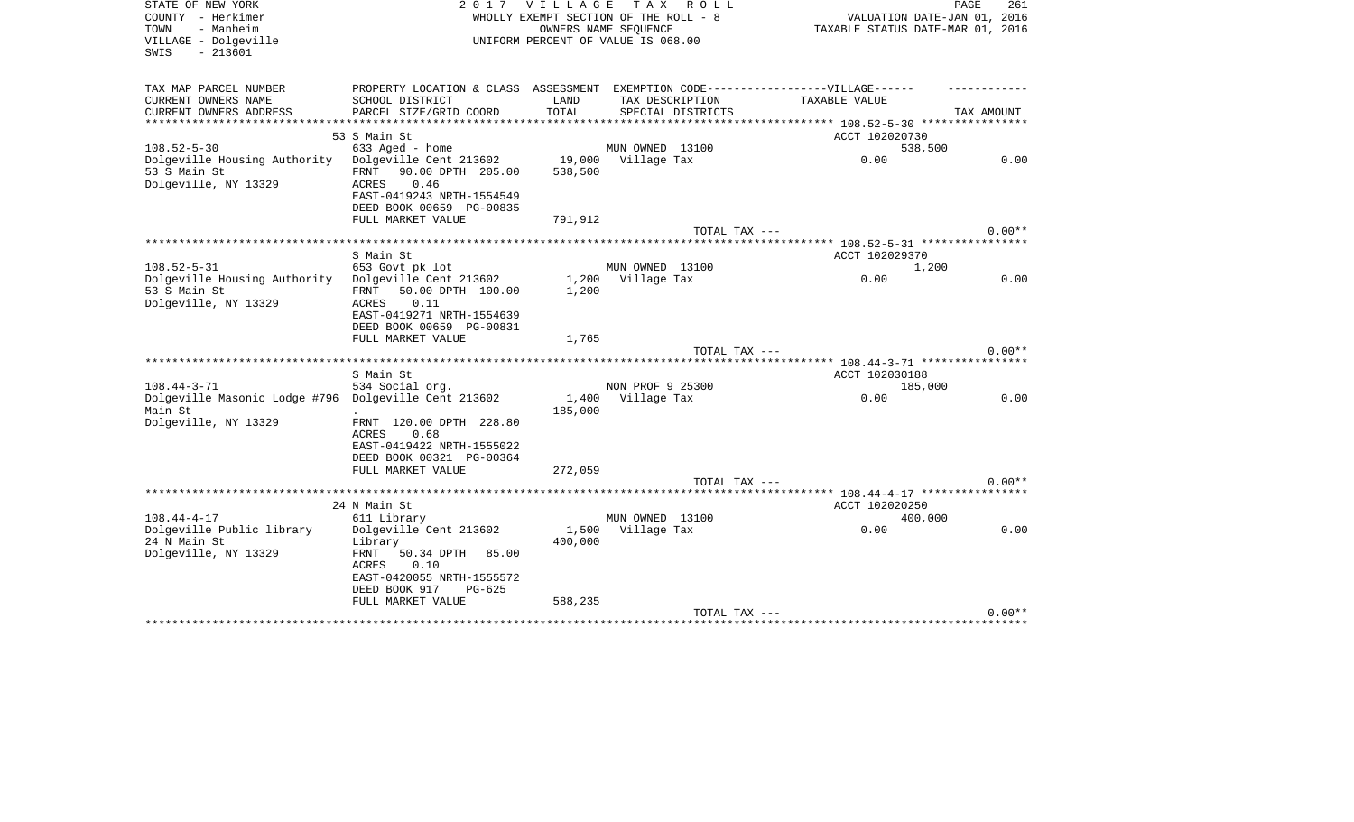STATE OF NEW YORK
COUNTY - Herkimer
TOWN - Manheim
VILLAGE - Dolgeville
SWIS - 213601

2 0 1 7 V I L L A G E T A X R O L L
WHOLLY EXEMPT SECTION OF THE ROLL - 8
OWNERS NAME SEQUENCE
UNIFORM PERCENT OF VALUE IS 068.00

VALUATION DATE-JAN 01, 2016
TAXABLE STATUS DATE-MAR 01, 2016

| TAX MAP PARCEL NUMBER / CURRENT OWNERS NAME / CURRENT OWNERS ADDRESS | PROPERTY LOCATION & CLASS / SCHOOL DISTRICT / PARCEL SIZE/GRID COORD | ASSESSMENT LAND | ASSESSMENT TOTAL | EXEMPTION CODE / TAX DESCRIPTION / SPECIAL DISTRICTS | VILLAGE TAXABLE VALUE | TAX AMOUNT |
|---|---|---|---|---|---|---|
| 108.52-5-30 | 53 S Main St | | | | ACCT 102020730 | |
| | 633 Aged - home | | | MUN OWNED 13100 | 538,500 | |
| Dolgeville Housing Authority | Dolgeville Cent 213602 | 19,000 | | Village Tax | 0.00 | 0.00 |
| 53 S Main St | FRNT 90.00 DPTH 205.00 | | 538,500 | | | |
| Dolgeville, NY 13329 | ACRES 0.46 | | | | | |
| | EAST-0419243 NRTH-1554549 | | | | | |
| | DEED BOOK 00659 PG-00835 | | | | | |
| | FULL MARKET VALUE | | 791,912 | | | |
| | | | | TOTAL TAX --- | | 0.00** |
| 108.52-5-31 | S Main St | | | | ACCT 102029370 | |
| | 653 Govt pk lot | | | MUN OWNED 13100 | 1,200 | |
| Dolgeville Housing Authority | Dolgeville Cent 213602 | 1,200 | | Village Tax | 0.00 | 0.00 |
| 53 S Main St | FRNT 50.00 DPTH 100.00 | | 1,200 | | | |
| Dolgeville, NY 13329 | ACRES 0.11 | | | | | |
| | EAST-0419271 NRTH-1554639 | | | | | |
| | DEED BOOK 00659 PG-00831 | | | | | |
| | FULL MARKET VALUE | | 1,765 | | | |
| | | | | TOTAL TAX --- | | 0.00** |
| 108.44-3-71 | S Main St | | | | ACCT 102030188 | |
| | 534 Social org. | | | NON PROF 9 25300 | 185,000 | |
| Dolgeville Masonic Lodge #796 | Dolgeville Cent 213602 | 1,400 | | Village Tax | 0.00 | 0.00 |
| Main St | . | | 185,000 | | | |
| Dolgeville, NY 13329 | FRNT 120.00 DPTH 228.80 | | | | | |
| | ACRES 0.68 | | | | | |
| | EAST-0419422 NRTH-1555022 | | | | | |
| | DEED BOOK 00321 PG-00364 | | | | | |
| | FULL MARKET VALUE | | 272,059 | | | |
| | | | | TOTAL TAX --- | | 0.00** |
| 108.44-4-17 | 24 N Main St | | | | ACCT 102020250 | |
| | 611 Library | | | MUN OWNED 13100 | 400,000 | |
| Dolgeville Public library | Dolgeville Cent 213602 | 1,500 | | Village Tax | 0.00 | 0.00 |
| 24 N Main St | Library | | 400,000 | | | |
| Dolgeville, NY 13329 | FRNT 50.34 DPTH 85.00 | | | | | |
| | ACRES 0.10 | | | | | |
| | EAST-0420055 NRTH-1555572 | | | | | |
| | DEED BOOK 917 PG-625 | | | | | |
| | FULL MARKET VALUE | | 588,235 | | | |
| | | | | TOTAL TAX --- | | 0.00** |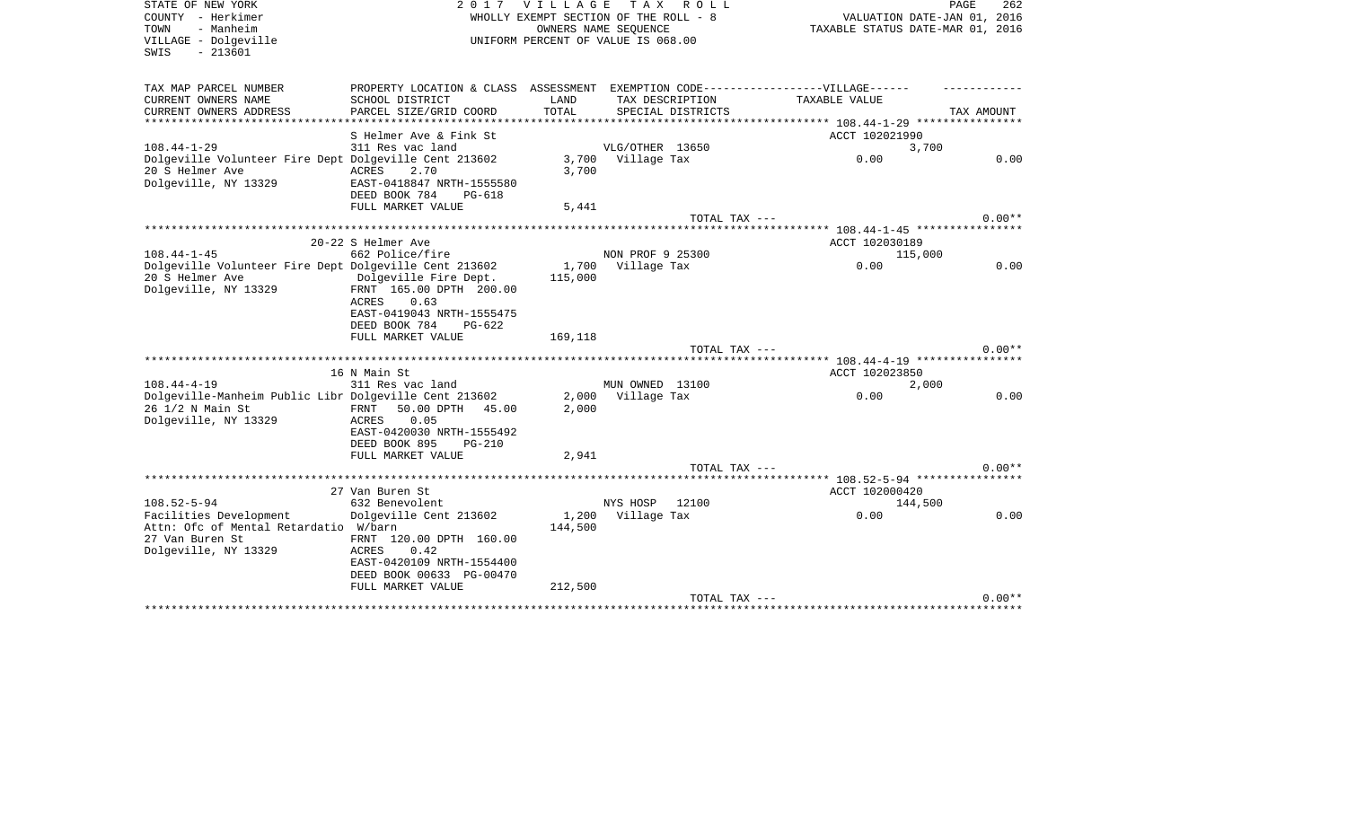STATE OF NEW YORK
COUNTY - Herkimer
TOWN - Manheim
VILLAGE - Dolgeville
SWIS - 213601

2 0 1 7 V I L L A G E T A X R O L L
WHOLLY EXEMPT SECTION OF THE ROLL - 8
OWNERS NAME SEQUENCE
UNIFORM PERCENT OF VALUE IS 068.00

VALUATION DATE-JAN 01, 2016
TAXABLE STATUS DATE-MAR 01, 2016

| TAX MAP PARCEL NUMBER<br>CURRENT OWNERS NAME<br>CURRENT OWNERS ADDRESS | PROPERTY LOCATION & CLASS<br>SCHOOL DISTRICT<br>PARCEL SIZE/GRID COORD | ASSESSMENT<br>LAND<br>TOTAL | EXEMPTION CODE------VILLAGE------<br>TAX DESCRIPTION<br>SPECIAL DISTRICTS | TAXABLE VALUE | TAX AMOUNT |
|---|---|---|---|---|---|
| | S Helmer Ave & Fink St | | | ACCT 102021990 | |
| 108.44-1-29 | 311 Res vac land | | VLG/OTHER 13650 | 3,700 | |
| Dolgeville Volunteer Fire Dept | Dolgeville Cent 213602 | 3,700 | Village Tax | 0.00 | 0.00 |
| 20 S Helmer Ave | ACRES 2.70 | 3,700 | | | |
| Dolgeville, NY 13329 | EAST-0418847 NRTH-1555580 | | | | |
| | DEED BOOK 784 PG-618 | | | | |
| | FULL MARKET VALUE | 5,441 | | | |
| | | | TOTAL TAX --- | | 0.00** |
| | 20-22 S Helmer Ave | | | ACCT 102030189 | |
| 108.44-1-45 | 662 Police/fire | | NON PROF 9 25300 | 115,000 | |
| Dolgeville Volunteer Fire Dept | Dolgeville Cent 213602 | 1,700 | Village Tax | 0.00 | 0.00 |
| 20 S Helmer Ave | Dolgeville Fire Dept. | 115,000 | | | |
| Dolgeville, NY 13329 | FRNT 165.00 DPTH 200.00 | | | | |
| | ACRES 0.63 | | | | |
| | EAST-0419043 NRTH-1555475 | | | | |
| | DEED BOOK 784 PG-622 | | | | |
| | FULL MARKET VALUE | 169,118 | | | |
| | | | TOTAL TAX --- | | 0.00** |
| | 16 N Main St | | | ACCT 102023850 | |
| 108.44-4-19 | 311 Res vac land | | MUN OWNED 13100 | 2,000 | |
| Dolgeville-Manheim Public Libr | Dolgeville Cent 213602 | 2,000 | Village Tax | 0.00 | 0.00 |
| 26 1/2 N Main St | FRNT 50.00 DPTH 45.00 | 2,000 | | | |
| Dolgeville, NY 13329 | ACRES 0.05 | | | | |
| | EAST-0420030 NRTH-1555492 | | | | |
| | DEED BOOK 895 PG-210 | | | | |
| | FULL MARKET VALUE | 2,941 | | | |
| | | | TOTAL TAX --- | | 0.00** |
| | 27 Van Buren St | | | ACCT 102000420 | |
| 108.52-5-94 | 632 Benevolent | | NYS HOSP 12100 | 144,500 | |
| Facilities Development | Dolgeville Cent 213602 | 1,200 | Village Tax | 0.00 | 0.00 |
| Attn: Ofc of Mental Retardatio | W/barn | 144,500 | | | |
| 27 Van Buren St | FRNT 120.00 DPTH 160.00 | | | | |
| Dolgeville, NY 13329 | ACRES 0.42 | | | | |
| | EAST-0420109 NRTH-1554400 | | | | |
| | DEED BOOK 00633 PG-00470 | | | | |
| | FULL MARKET VALUE | 212,500 | | | |
| | | | TOTAL TAX --- | | 0.00** |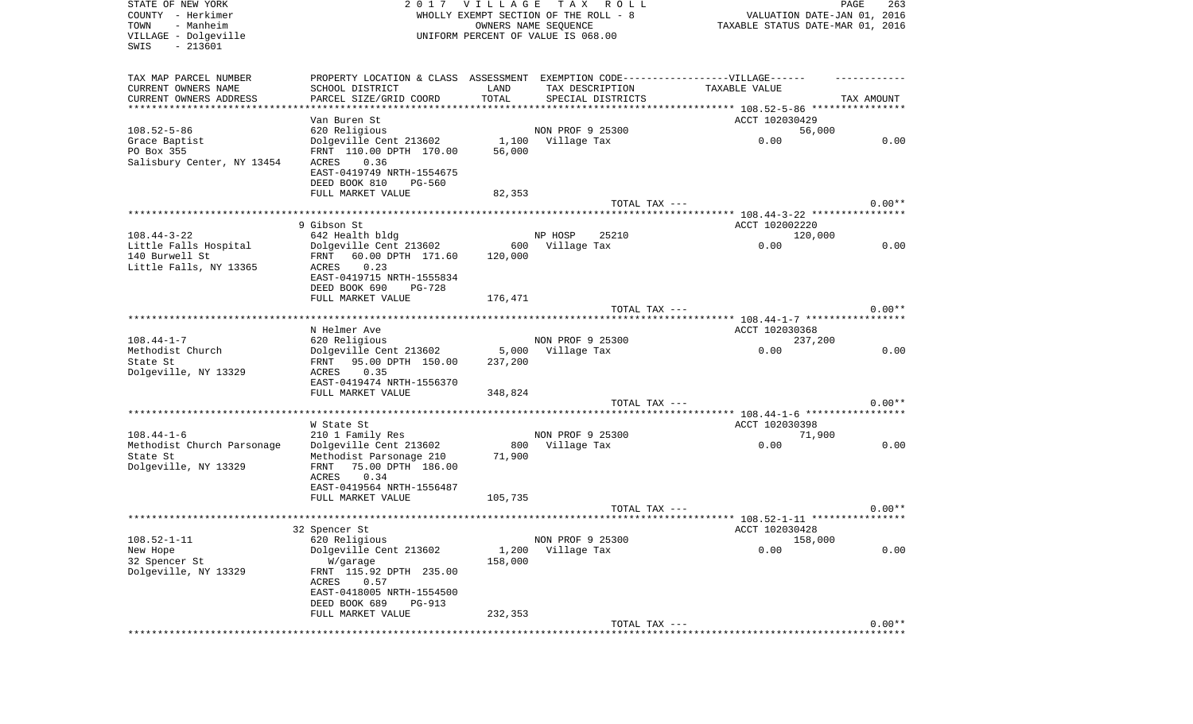STATE OF NEW YORK
COUNTY - Herkimer
TOWN - Manheim
VILLAGE - Dolgeville
SWIS - 213601

2017 VILLAGE TAX ROLL
WHOLLY EXEMPT SECTION OF THE ROLL - 8
OWNERS NAME SEQUENCE
UNIFORM PERCENT OF VALUE IS 068.00

VALUATION DATE-JAN 01, 2016
TAXABLE STATUS DATE-MAR 01, 2016

| TAX MAP PARCEL NUMBER / CURRENT OWNERS NAME / CURRENT OWNERS ADDRESS | PROPERTY LOCATION & CLASS / SCHOOL DISTRICT / PARCEL SIZE/GRID COORD | ASSESSMENT LAND / TOTAL | EXEMPTION CODE / TAX DESCRIPTION / SPECIAL DISTRICTS | TAXABLE VALUE | TAX AMOUNT |
|---|---|---|---|---|---|
| **108.52-5-86** | Van Buren St | | | ACCT 102030429 | |
| 108.52-5-86 | 620 Religious | | NON PROF 9 25300 | 56,000 | |
| Grace Baptist | Dolgeville Cent 213602 | 1,100 | Village Tax | 0.00 | 0.00 |
| PO Box 355 | FRNT 110.00 DPTH 170.00 | 56,000 | | | |
| Salisbury Center, NY 13454 | ACRES 0.36 | | | | |
| | EAST-0419749 NRTH-1554675 | | | | |
| | DEED BOOK 810 PG-560 | | | | |
| | FULL MARKET VALUE | 82,353 | | | |
| | | | TOTAL TAX --- | | 0.00** |
| **108.44-3-22** | 9 Gibson St | | | ACCT 102002220 | |
| 108.44-3-22 | 642 Health bldg | | NP HOSP 25210 | 120,000 | |
| Little Falls Hospital | Dolgeville Cent 213602 | 600 | Village Tax | 0.00 | 0.00 |
| 140 Burwell St | FRNT 60.00 DPTH 171.60 | 120,000 | | | |
| Little Falls, NY 13365 | ACRES 0.23 | | | | |
| | EAST-0419715 NRTH-1555834 | | | | |
| | DEED BOOK 690 PG-728 | | | | |
| | FULL MARKET VALUE | 176,471 | | | |
| | | | TOTAL TAX --- | | 0.00** |
| **108.44-1-7** | N Helmer Ave | | | ACCT 102030368 | |
| 108.44-1-7 | 620 Religious | | NON PROF 9 25300 | 237,200 | |
| Methodist Church | Dolgeville Cent 213602 | 5,000 | Village Tax | 0.00 | 0.00 |
| State St | FRNT 95.00 DPTH 150.00 | 237,200 | | | |
| Dolgeville, NY 13329 | ACRES 0.35 | | | | |
| | EAST-0419474 NRTH-1556370 | | | | |
| | FULL MARKET VALUE | 348,824 | | | |
| | | | TOTAL TAX --- | | 0.00** |
| **108.44-1-6** | W State St | | | ACCT 102030398 | |
| 108.44-1-6 | 210 1 Family Res | | NON PROF 9 25300 | 71,900 | |
| Methodist Church Parsonage | Dolgeville Cent 213602 | 800 | Village Tax | 0.00 | 0.00 |
| State St | Methodist Parsonage 210 | 71,900 | | | |
| Dolgeville, NY 13329 | FRNT 75.00 DPTH 186.00 | | | | |
| | ACRES 0.34 | | | | |
| | EAST-0419564 NRTH-1556487 | | | | |
| | FULL MARKET VALUE | 105,735 | | | |
| | | | TOTAL TAX --- | | 0.00** |
| **108.52-1-11** | 32 Spencer St | | | ACCT 102030428 | |
| 108.52-1-11 | 620 Religious | | NON PROF 9 25300 | 158,000 | |
| New Hope | Dolgeville Cent 213602 | 1,200 | Village Tax | 0.00 | 0.00 |
| 32 Spencer St | W/garage | 158,000 | | | |
| Dolgeville, NY 13329 | FRNT 115.92 DPTH 235.00 | | | | |
| | ACRES 0.57 | | | | |
| | EAST-0418005 NRTH-1554500 | | | | |
| | DEED BOOK 689 PG-913 | | | | |
| | FULL MARKET VALUE | 232,353 | | | |
| | | | TOTAL TAX --- | | 0.00** |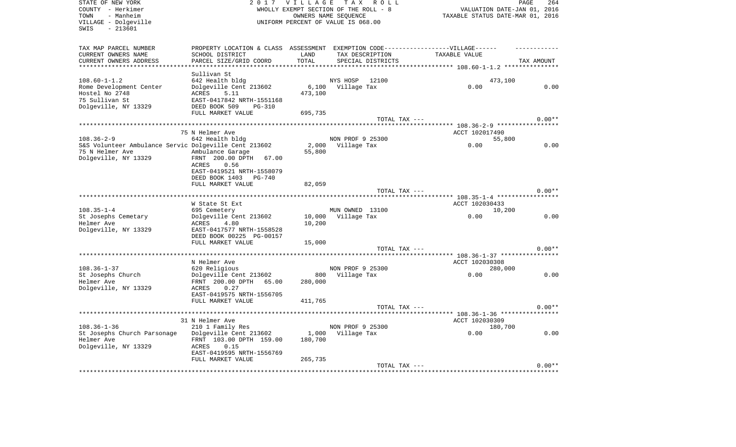STATE OF NEW YORK
COUNTY - Herkimer
TOWN - Manheim
VILLAGE - Dolgeville
SWIS - 213601

2 0 1 7 V I L L A G E T A X R O L L
WHOLLY EXEMPT SECTION OF THE ROLL - 8
OWNERS NAME SEQUENCE
UNIFORM PERCENT OF VALUE IS 068.00

VALUATION DATE-JAN 01, 2016
TAXABLE STATUS DATE-MAR 01, 2016

| TAX MAP PARCEL NUMBER / CURRENT OWNERS NAME / CURRENT OWNERS ADDRESS | PROPERTY LOCATION & CLASS / SCHOOL DISTRICT / PARCEL SIZE/GRID COORD | ASSESSMENT LAND / TOTAL | EXEMPTION CODE / TAX DESCRIPTION / SPECIAL DISTRICTS | TAXABLE VALUE | TAX AMOUNT |
|---|---|---|---|---|---|
| 108.60-1-1.2 | Sullivan St | | | | |
| 108.60-1-1.2 | 642 Health bldg | | NYS HOSP 12100 | 473,100 | |
| Rome Development Center | Dolgeville Cent 213602 | 6,100 | Village Tax | 0.00 | 0.00 |
| Hostel No 2748 | ACRES 5.11 | 473,100 | | | |
| 75 Sullivan St | EAST-0417842 NRTH-1551168 | | | | |
| Dolgeville, NY 13329 | DEED BOOK 509 PG-310 | | | | |
| | FULL MARKET VALUE | 695,735 | | | |
| | | | TOTAL TAX --- | | 0.00** |
| 108.36-2-9 | 75 N Helmer Ave | | | ACCT 102017490 | |
| 108.36-2-9 | 642 Health bldg | | NON PROF 9 25300 | 55,800 | |
| S&S Volunteer Ambulance Servic | Dolgeville Cent 213602 | 2,000 | Village Tax | 0.00 | 0.00 |
| 75 N Helmer Ave | Ambulance Garage | 55,800 | | | |
| Dolgeville, NY 13329 | FRNT 200.00 DPTH 67.00 | | | | |
| | ACRES 0.56 | | | | |
| | EAST-0419521 NRTH-1558079 | | | | |
| | DEED BOOK 1403 PG-740 | | | | |
| | FULL MARKET VALUE | 82,059 | | | |
| | | | TOTAL TAX --- | | 0.00** |
| 108.35-1-4 | W State St Ext | | | ACCT 102030433 | |
| 108.35-1-4 | 695 Cemetery | | MUN OWNED 13100 | 10,200 | |
| St Josephs Cemetary | Dolgeville Cent 213602 | 10,000 | Village Tax | 0.00 | 0.00 |
| Helmer Ave | ACRES 4.80 | 10,200 | | | |
| Dolgeville, NY 13329 | EAST-0417577 NRTH-1558528 | | | | |
| | DEED BOOK 00225 PG-00157 | | | | |
| | FULL MARKET VALUE | 15,000 | | | |
| | | | TOTAL TAX --- | | 0.00** |
| 108.36-1-37 | N Helmer Ave | | | ACCT 102030308 | |
| 108.36-1-37 | 620 Religious | | NON PROF 9 25300 | 280,000 | |
| St Josephs Church | Dolgeville Cent 213602 | 800 | Village Tax | 0.00 | 0.00 |
| Helmer Ave | FRNT 200.00 DPTH 65.00 | 280,000 | | | |
| Dolgeville, NY 13329 | ACRES 0.27 | | | | |
| | EAST-0419575 NRTH-1556705 | | | | |
| | FULL MARKET VALUE | 411,765 | | | |
| | | | TOTAL TAX --- | | 0.00** |
| 108.36-1-36 | 31 N Helmer Ave | | | ACCT 102030309 | |
| 108.36-1-36 | 210 1 Family Res | | NON PROF 9 25300 | 180,700 | |
| St Josephs Church Parsonage | Dolgeville Cent 213602 | 1,000 | Village Tax | 0.00 | 0.00 |
| Helmer Ave | FRNT 103.00 DPTH 159.00 | 180,700 | | | |
| Dolgeville, NY 13329 | ACRES 0.15 | | | | |
| | EAST-0419595 NRTH-1556769 | | | | |
| | FULL MARKET VALUE | 265,735 | | | |
| | | | TOTAL TAX --- | | 0.00** |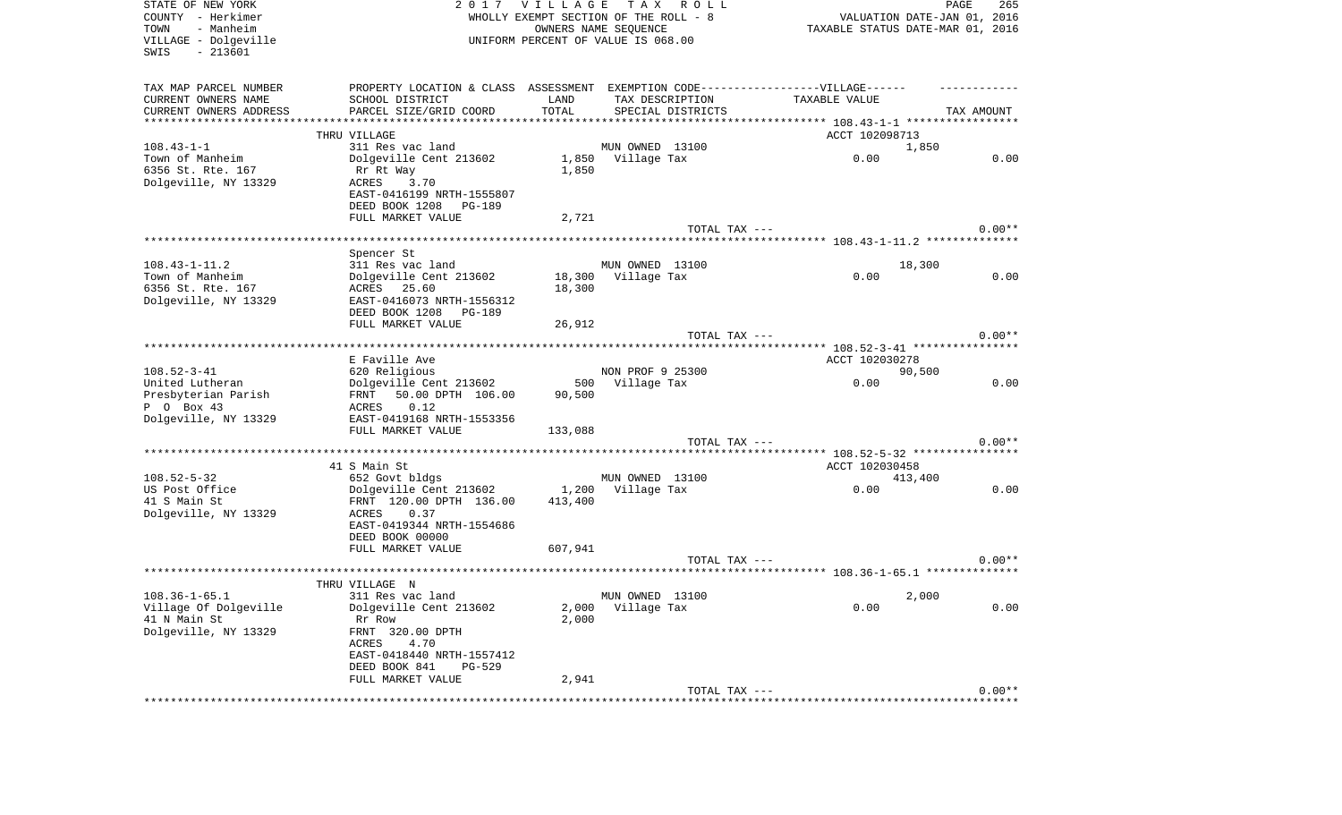STATE OF NEW YORK
COUNTY - Herkimer
TOWN - Manheim
VILLAGE - Dolgeville
SWIS - 213601

2 0 1 7 V I L L A G E T A X R O L L
WHOLLY EXEMPT SECTION OF THE ROLL - 8
OWNERS NAME SEQUENCE
UNIFORM PERCENT OF VALUE IS 068.00

VALUATION DATE-JAN 01, 2016
TAXABLE STATUS DATE-MAR 01, 2016

| TAX MAP PARCEL NUMBER / CURRENT OWNERS NAME / CURRENT OWNERS ADDRESS | PROPERTY LOCATION & CLASS / SCHOOL DISTRICT / PARCEL SIZE/GRID COORD | ASSESSMENT LAND / TOTAL | EXEMPTION CODE / TAX DESCRIPTION / SPECIAL DISTRICTS | VILLAGE TAXABLE VALUE | TAX AMOUNT |
|---|---|---|---|---|---|
| | THRU VILLAGE | | | ACCT 102098713 | |
| 108.43-1-1 | 311 Res vac land | | MUN OWNED 13100 | 1,850 | |
| Town of Manheim | Dolgeville Cent 213602 | 1,850 | Village Tax | 0.00 | 0.00 |
| 6356 St. Rte. 167 | Rr Rt Way | 1,850 | | | |
| Dolgeville, NY 13329 | ACRES 3.70 | | | | |
| | EAST-0416199 NRTH-1555807 | | | | |
| | DEED BOOK 1208 PG-189 | | | | |
| | FULL MARKET VALUE | 2,721 | | | |
| | | | TOTAL TAX --- | | 0.00** |
| | Spencer St | | | | |
| 108.43-1-11.2 | 311 Res vac land | | MUN OWNED 13100 | 18,300 | |
| Town of Manheim | Dolgeville Cent 213602 | 18,300 | Village Tax | 0.00 | 0.00 |
| 6356 St. Rte. 167 | ACRES 25.60 | 18,300 | | | |
| Dolgeville, NY 13329 | EAST-0416073 NRTH-1556312 | | | | |
| | DEED BOOK 1208 PG-189 | | | | |
| | FULL MARKET VALUE | 26,912 | | | |
| | | | TOTAL TAX --- | | 0.00** |
| | E Faville Ave | | | ACCT 102030278 | |
| 108.52-3-41 | 620 Religious | | NON PROF 9 25300 | 90,500 | |
| United Lutheran | Dolgeville Cent 213602 | 500 | Village Tax | 0.00 | 0.00 |
| Presbyterian Parish | FRNT 50.00 DPTH 106.00 | 90,500 | | | |
| P O Box 43 | ACRES 0.12 | | | | |
| Dolgeville, NY 13329 | EAST-0419168 NRTH-1553356 | | | | |
| | FULL MARKET VALUE | 133,088 | | | |
| | | | TOTAL TAX --- | | 0.00** |
| | 41 S Main St | | | ACCT 102030458 | |
| 108.52-5-32 | 652 Govt bldgs | | MUN OWNED 13100 | 413,400 | |
| US Post Office | Dolgeville Cent 213602 | 1,200 | Village Tax | 0.00 | 0.00 |
| 41 S Main St | FRNT 120.00 DPTH 136.00 | 413,400 | | | |
| Dolgeville, NY 13329 | ACRES 0.37 | | | | |
| | EAST-0419344 NRTH-1554686 | | | | |
| | DEED BOOK 00000 | | | | |
| | FULL MARKET VALUE | 607,941 | | | |
| | | | TOTAL TAX --- | | 0.00** |
| | THRU VILLAGE N | | | | |
| 108.36-1-65.1 | 311 Res vac land | | MUN OWNED 13100 | 2,000 | |
| Village Of Dolgeville | Dolgeville Cent 213602 | 2,000 | Village Tax | 0.00 | 0.00 |
| 41 N Main St | Rr Row | 2,000 | | | |
| Dolgeville, NY 13329 | FRNT 320.00 DPTH | | | | |
| | ACRES 4.70 | | | | |
| | EAST-0418440 NRTH-1557412 | | | | |
| | DEED BOOK 841 PG-529 | | | | |
| | FULL MARKET VALUE | 2,941 | | | |
| | | | TOTAL TAX --- | | 0.00** |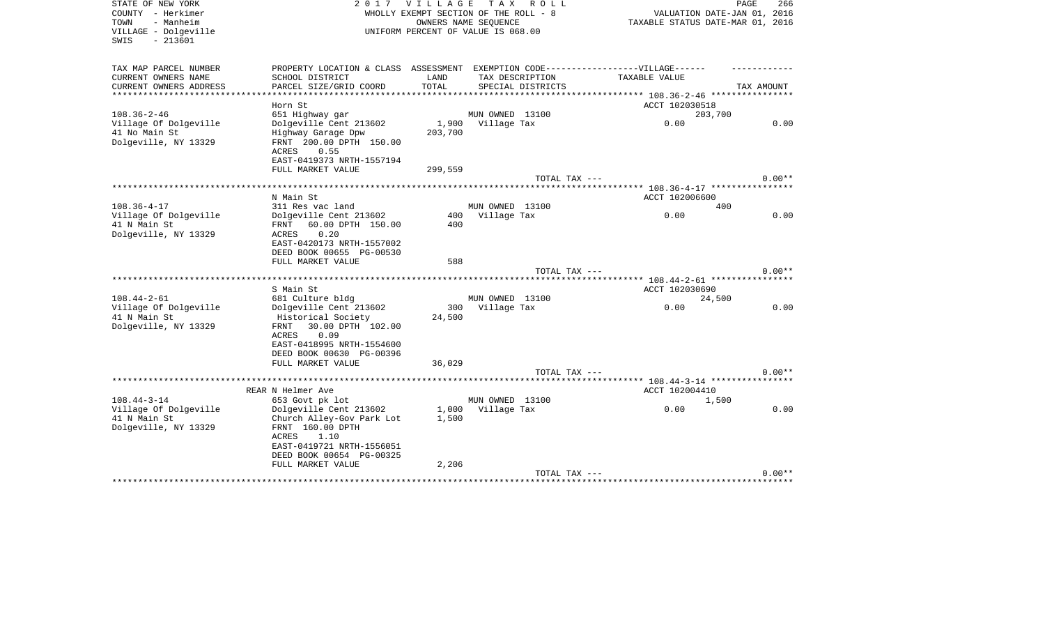STATE OF NEW YORK
COUNTY - Herkimer
TOWN - Manheim
VILLAGE - Dolgeville
SWIS - 213601

2017 VILLAGE TAX ROLL
WHOLLY EXEMPT SECTION OF THE ROLL - 8
OWNERS NAME SEQUENCE
UNIFORM PERCENT OF VALUE IS 068.00

VALUATION DATE-JAN 01, 2016
TAXABLE STATUS DATE-MAR 01, 2016

| TAX MAP PARCEL NUMBER / CURRENT OWNERS NAME / CURRENT OWNERS ADDRESS | PROPERTY LOCATION & CLASS / SCHOOL DISTRICT / PARCEL SIZE/GRID COORD | ASSESSMENT LAND | ASSESSMENT TOTAL | EXEMPTION CODE / TAX DESCRIPTION / SPECIAL DISTRICTS | VILLAGE TAXABLE VALUE | TAX AMOUNT |
|---|---|---|---|---|---|---|
| 108.36-2-46 | Horn St | | | | ACCT 102030518 | |
| Village Of Dolgeville | 651 Highway gar | | | MUN OWNED 13100 | 203,700 | |
| 41 No Main St | Dolgeville Cent 213602 | 1,900 | | Village Tax | 0.00 | 0.00 |
| Dolgeville, NY 13329 | Highway Garage Dpw | | 203,700 | | | |
| | FRNT 200.00 DPTH 150.00 | | | | | |
| | ACRES 0.55 | | | | | |
| | EAST-0419373 NRTH-1557194 | | | | | |
| | FULL MARKET VALUE | | 299,559 | | | |
| | | | | TOTAL TAX --- | | 0.00** |
| 108.36-4-17 | N Main St | | | | ACCT 102006600 | |
| Village Of Dolgeville | 311 Res vac land | | | MUN OWNED 13100 | 400 | |
| 41 N Main St | Dolgeville Cent 213602 | 400 | | Village Tax | 0.00 | 0.00 |
| Dolgeville, NY 13329 | FRNT 60.00 DPTH 150.00 | | 400 | | | |
| | ACRES 0.20 | | | | | |
| | EAST-0420173 NRTH-1557002 | | | | | |
| | DEED BOOK 00655 PG-00530 | | | | | |
| | FULL MARKET VALUE | | 588 | | | |
| | | | | TOTAL TAX --- | | 0.00** |
| 108.44-2-61 | S Main St | | | | ACCT 102030690 | |
| Village Of Dolgeville | 681 Culture bldg | | | MUN OWNED 13100 | 24,500 | |
| 41 N Main St | Dolgeville Cent 213602 | 300 | | Village Tax | 0.00 | 0.00 |
| Dolgeville, NY 13329 | Historical Society | | 24,500 | | | |
| | FRNT 30.00 DPTH 102.00 | | | | | |
| | ACRES 0.09 | | | | | |
| | EAST-0418995 NRTH-1554600 | | | | | |
| | DEED BOOK 00630 PG-00396 | | | | | |
| | FULL MARKET VALUE | | 36,029 | | | |
| | | | | TOTAL TAX --- | | 0.00** |
| 108.44-3-14 | REAR N Helmer Ave | | | | ACCT 102004410 | |
| Village Of Dolgeville | 653 Govt pk lot | | | MUN OWNED 13100 | 1,500 | |
| 41 N Main St | Dolgeville Cent 213602 | 1,000 | | Village Tax | 0.00 | 0.00 |
| Dolgeville, NY 13329 | Church Alley-Gov Park Lot | | 1,500 | | | |
| | FRNT 160.00 DPTH | | | | | |
| | ACRES 1.10 | | | | | |
| | EAST-0419721 NRTH-1556051 | | | | | |
| | DEED BOOK 00654 PG-00325 | | | | | |
| | FULL MARKET VALUE | | 2,206 | | | |
| | | | | TOTAL TAX --- | | 0.00** |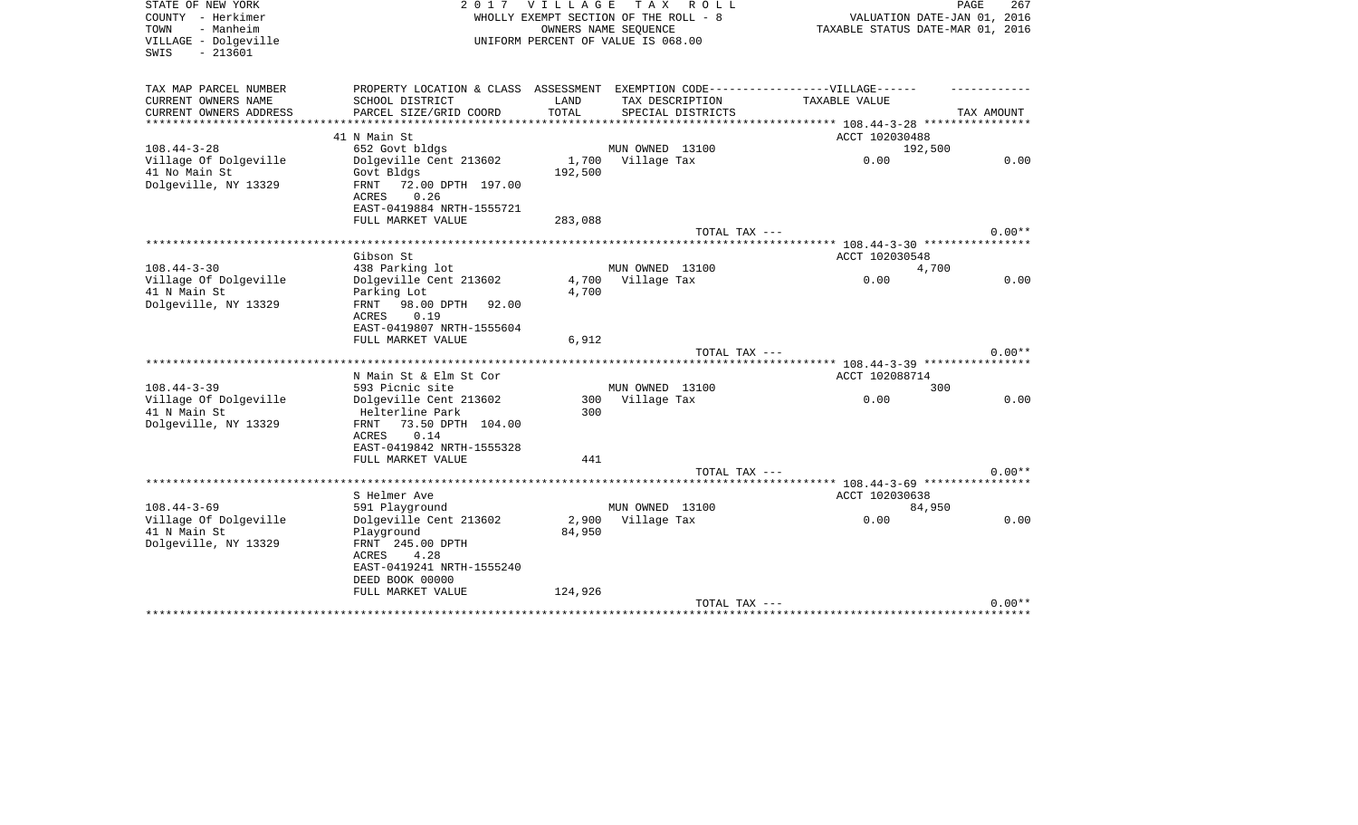STATE OF NEW YORK
COUNTY - Herkimer
TOWN - Manheim
VILLAGE - Dolgeville
SWIS - 213601

2 0 1 7 V I L L A G E T A X R O L L
WHOLLY EXEMPT SECTION OF THE ROLL - 8
OWNERS NAME SEQUENCE
UNIFORM PERCENT OF VALUE IS 068.00

VALUATION DATE-JAN 01, 2016
TAXABLE STATUS DATE-MAR 01, 2016

| TAX MAP PARCEL NUMBER / CURRENT OWNERS NAME / CURRENT OWNERS ADDRESS | PROPERTY LOCATION & CLASS / SCHOOL DISTRICT / PARCEL SIZE/GRID COORD | ASSESSMENT LAND / TOTAL | EXEMPTION CODE / TAX DESCRIPTION / SPECIAL DISTRICTS | TAXABLE VALUE (VILLAGE) | TAX AMOUNT |
|---|---|---|---|---|---|
| **108.44-3-28** | 41 N Main St | | | ACCT 102030488 | |
| Village Of Dolgeville | 652 Govt bldgs | | MUN OWNED 13100 | 192,500 | |
| 41 No Main St | Dolgeville Cent 213602 | 1,700 | Village Tax | 0.00 | 0.00 |
| Dolgeville, NY 13329 | Govt Bldgs | 192,500 | | | |
| | FRNT 72.00 DPTH 197.00 | | | | |
| | ACRES 0.26 | | | | |
| | EAST-0419884 NRTH-1555721 | | | | |
| | FULL MARKET VALUE | 283,088 | | | |
| | | | TOTAL TAX --- | | 0.00** |
| **108.44-3-30** | Gibson St | | | ACCT 102030548 | |
| Village Of Dolgeville | 438 Parking lot | | MUN OWNED 13100 | 4,700 | |
| 41 N Main St | Dolgeville Cent 213602 | 4,700 | Village Tax | 0.00 | 0.00 |
| Dolgeville, NY 13329 | Parking Lot | 4,700 | | | |
| | FRNT 98.00 DPTH 92.00 | | | | |
| | ACRES 0.19 | | | | |
| | EAST-0419807 NRTH-1555604 | | | | |
| | FULL MARKET VALUE | 6,912 | | | |
| | | | TOTAL TAX --- | | 0.00** |
| **108.44-3-39** | N Main St & Elm St Cor | | | ACCT 102088714 | |
| Village Of Dolgeville | 593 Picnic site | | MUN OWNED 13100 | 300 | |
| 41 N Main St | Dolgeville Cent 213602 | 300 | Village Tax | 0.00 | 0.00 |
| Dolgeville, NY 13329 | Helterline Park | 300 | | | |
| | FRNT 73.50 DPTH 104.00 | | | | |
| | ACRES 0.14 | | | | |
| | EAST-0419842 NRTH-1555328 | | | | |
| | FULL MARKET VALUE | 441 | | | |
| | | | TOTAL TAX --- | | 0.00** |
| **108.44-3-69** | S Helmer Ave | | | ACCT 102030638 | |
| Village Of Dolgeville | 591 Playground | | MUN OWNED 13100 | 84,950 | |
| 41 N Main St | Dolgeville Cent 213602 | 2,900 | Village Tax | 0.00 | 0.00 |
| Dolgeville, NY 13329 | Playground | 84,950 | | | |
| | FRNT 245.00 DPTH | | | | |
| | ACRES 4.28 | | | | |
| | EAST-0419241 NRTH-1555240 | | | | |
| | DEED BOOK 00000 | | | | |
| | FULL MARKET VALUE | 124,926 | | | |
| | | | TOTAL TAX --- | | 0.00** |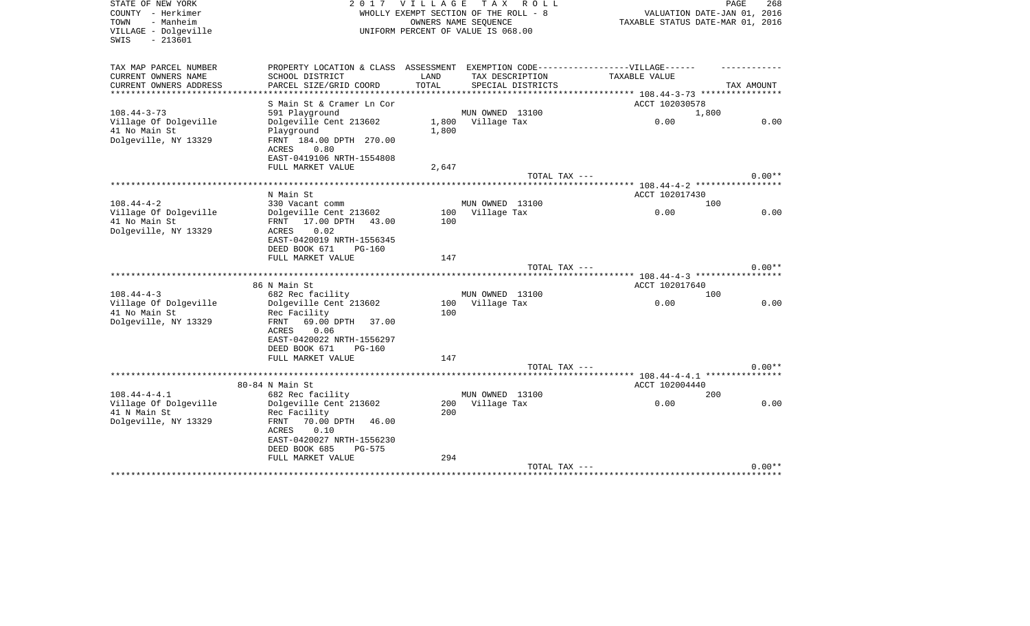STATE OF NEW YORK — 2017 VILLAGE TAX ROLL
COUNTY - Herkimer — WHOLLY EXEMPT SECTION OF THE ROLL - 8 — VALUATION DATE-JAN 01, 2016
TOWN - Manheim — OWNERS NAME SEQUENCE — TAXABLE STATUS DATE-MAR 01, 2016
VILLAGE - Dolgeville — UNIFORM PERCENT OF VALUE IS 068.00
SWIS - 213601

| TAX MAP PARCEL NUMBER / CURRENT OWNERS NAME / CURRENT OWNERS ADDRESS | PROPERTY LOCATION & CLASS / SCHOOL DISTRICT / PARCEL SIZE/GRID COORD | ASSESSMENT LAND | ASSESSMENT TOTAL | EXEMPTION CODE / TAX DESCRIPTION / SPECIAL DISTRICTS | VILLAGE TAXABLE VALUE | TAX AMOUNT |
|---|---|---|---|---|---|---|
| **108.44-3-73** | S Main St & Cramer Ln Cor | | | | ACCT 102030578 | |
| 108.44-3-73 | 591 Playground | | | MUN OWNED 13100 | 1,800 | |
| Village Of Dolgeville | Dolgeville Cent 213602 | 1,800 | | Village Tax | 0.00 | 0.00 |
| 41 No Main St | Playground | | 1,800 | | | |
| Dolgeville, NY 13329 | FRNT 184.00 DPTH 270.00 | | | | | |
| | ACRES 0.80 | | | | | |
| | EAST-0419106 NRTH-1554808 | | | | | |
| | FULL MARKET VALUE | | 2,647 | | | |
| | | | | TOTAL TAX --- | | 0.00** |
| **108.44-4-2** | N Main St | | | | ACCT 102017430 | |
| 108.44-4-2 | 330 Vacant comm | | | MUN OWNED 13100 | 100 | |
| Village Of Dolgeville | Dolgeville Cent 213602 | 100 | | Village Tax | 0.00 | 0.00 |
| 41 No Main St | FRNT 17.00 DPTH 43.00 | | 100 | | | |
| Dolgeville, NY 13329 | ACRES 0.02 | | | | | |
| | EAST-0420019 NRTH-1556345 | | | | | |
| | DEED BOOK 671 PG-160 | | | | | |
| | FULL MARKET VALUE | | 147 | | | |
| | | | | TOTAL TAX --- | | 0.00** |
| **108.44-4-3** | 86 N Main St | | | | ACCT 102017640 | |
| 108.44-4-3 | 682 Rec facility | | | MUN OWNED 13100 | 100 | |
| Village Of Dolgeville | Dolgeville Cent 213602 | 100 | | Village Tax | 0.00 | 0.00 |
| 41 No Main St | Rec Facility | | 100 | | | |
| Dolgeville, NY 13329 | FRNT 69.00 DPTH 37.00 | | | | | |
| | ACRES 0.06 | | | | | |
| | EAST-0420022 NRTH-1556297 | | | | | |
| | DEED BOOK 671 PG-160 | | | | | |
| | FULL MARKET VALUE | | 147 | | | |
| | | | | TOTAL TAX --- | | 0.00** |
| **108.44-4-4.1** | 80-84 N Main St | | | | ACCT 102004440 | |
| 108.44-4-4.1 | 682 Rec facility | | | MUN OWNED 13100 | 200 | |
| Village Of Dolgeville | Dolgeville Cent 213602 | 200 | | Village Tax | 0.00 | 0.00 |
| 41 N Main St | Rec Facility | | 200 | | | |
| Dolgeville, NY 13329 | FRNT 70.00 DPTH 46.00 | | | | | |
| | ACRES 0.10 | | | | | |
| | EAST-0420027 NRTH-1556230 | | | | | |
| | DEED BOOK 685 PG-575 | | | | | |
| | FULL MARKET VALUE | | 294 | | | |
| | | | | TOTAL TAX --- | | 0.00** |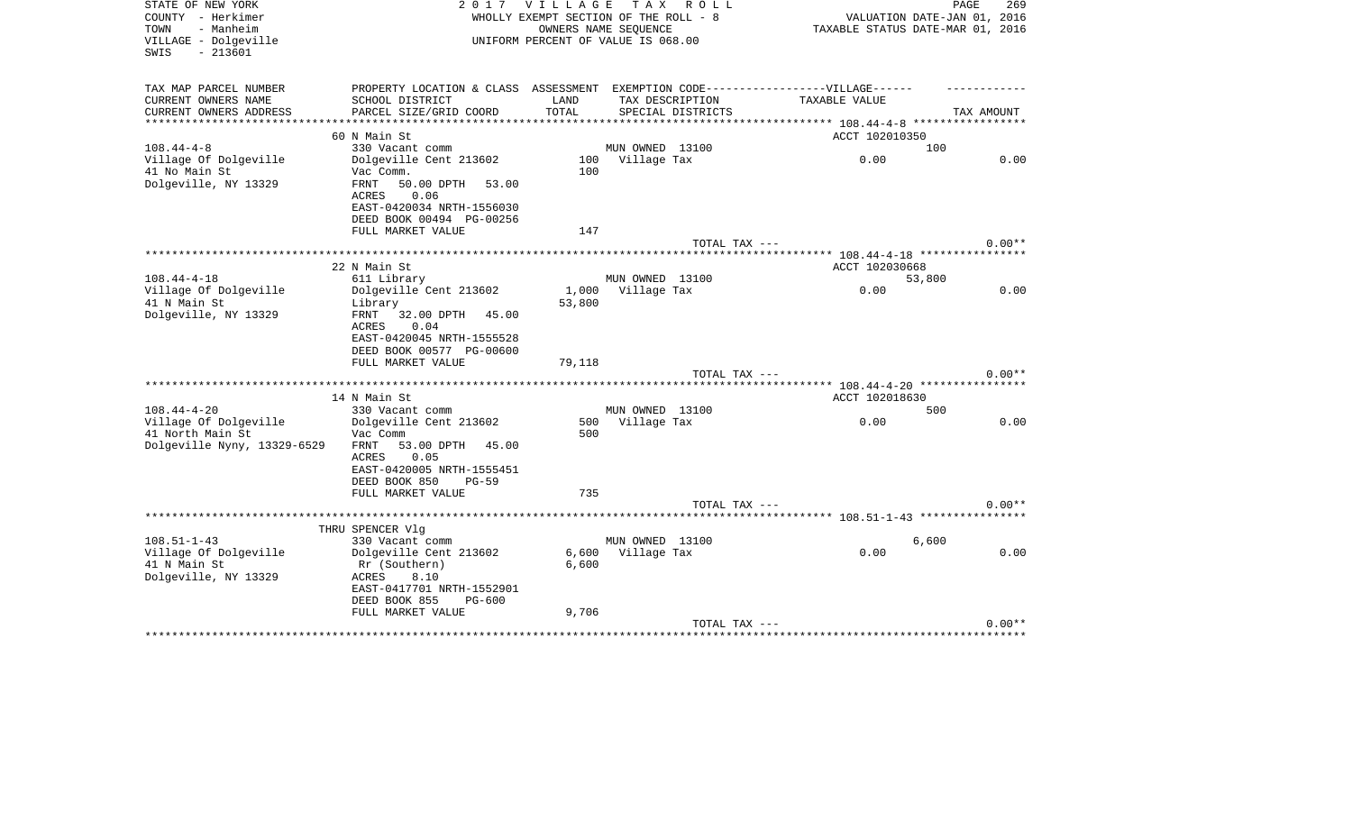STATE OF NEW YORK
COUNTY - Herkimer
TOWN - Manheim
VILLAGE - Dolgeville
SWIS - 213601

2 0 1 7 V I L L A G E T A X R O L L
WHOLLY EXEMPT SECTION OF THE ROLL - 8
OWNERS NAME SEQUENCE
UNIFORM PERCENT OF VALUE IS 068.00

VALUATION DATE-JAN 01, 2016
TAXABLE STATUS DATE-MAR 01, 2016

| TAX MAP PARCEL NUMBER / CURRENT OWNERS NAME / CURRENT OWNERS ADDRESS | PROPERTY LOCATION & CLASS / SCHOOL DISTRICT / PARCEL SIZE/GRID COORD | ASSESSMENT LAND / TOTAL | EXEMPTION CODE / TAX DESCRIPTION / SPECIAL DISTRICTS | TAXABLE VALUE | TAX AMOUNT |
|---|---|---|---|---|---|
| | 60 N Main St | | | ACCT 102010350 | |
| 108.44-4-8 | 330 Vacant comm | | MUN OWNED 13100 | 100 | |
| Village Of Dolgeville | Dolgeville Cent 213602 | 100 | Village Tax | 0.00 | 0.00 |
| 41 No Main St | Vac Comm. | 100 | | | |
| Dolgeville, NY 13329 | FRNT 50.00 DPTH 53.00 | | | | |
| | ACRES 0.06 | | | | |
| | EAST-0420034 NRTH-1556030 | | | | |
| | DEED BOOK 00494 PG-00256 | | | | |
| | FULL MARKET VALUE | 147 | | | |
| | | | TOTAL TAX --- | | 0.00** |
| | 22 N Main St | | | ACCT 102030668 | |
| 108.44-4-18 | 611 Library | | MUN OWNED 13100 | 53,800 | |
| Village Of Dolgeville | Dolgeville Cent 213602 | 1,000 | Village Tax | 0.00 | 0.00 |
| 41 N Main St | Library | 53,800 | | | |
| Dolgeville, NY 13329 | FRNT 32.00 DPTH 45.00 | | | | |
| | ACRES 0.04 | | | | |
| | EAST-0420045 NRTH-1555528 | | | | |
| | DEED BOOK 00577 PG-00600 | | | | |
| | FULL MARKET VALUE | 79,118 | | | |
| | | | TOTAL TAX --- | | 0.00** |
| | 14 N Main St | | | ACCT 102018630 | |
| 108.44-4-20 | 330 Vacant comm | | MUN OWNED 13100 | 500 | |
| Village Of Dolgeville | Dolgeville Cent 213602 | 500 | Village Tax | 0.00 | 0.00 |
| 41 North Main St | Vac Comm | 500 | | | |
| Dolgeville Nyny, 13329-6529 | FRNT 53.00 DPTH 45.00 | | | | |
| | ACRES 0.05 | | | | |
| | EAST-0420005 NRTH-1555451 | | | | |
| | DEED BOOK 850 PG-59 | | | | |
| | FULL MARKET VALUE | 735 | | | |
| | | | TOTAL TAX --- | | 0.00** |
| | THRU SPENCER Vlg | | | | |
| 108.51-1-43 | 330 Vacant comm | | MUN OWNED 13100 | 6,600 | |
| Village Of Dolgeville | Dolgeville Cent 213602 | 6,600 | Village Tax | 0.00 | 0.00 |
| 41 N Main St | Rr (Southern) | 6,600 | | | |
| Dolgeville, NY 13329 | ACRES 8.10 | | | | |
| | EAST-0417701 NRTH-1552901 | | | | |
| | DEED BOOK 855 PG-600 | | | | |
| | FULL MARKET VALUE | 9,706 | | | |
| | | | TOTAL TAX --- | | 0.00** |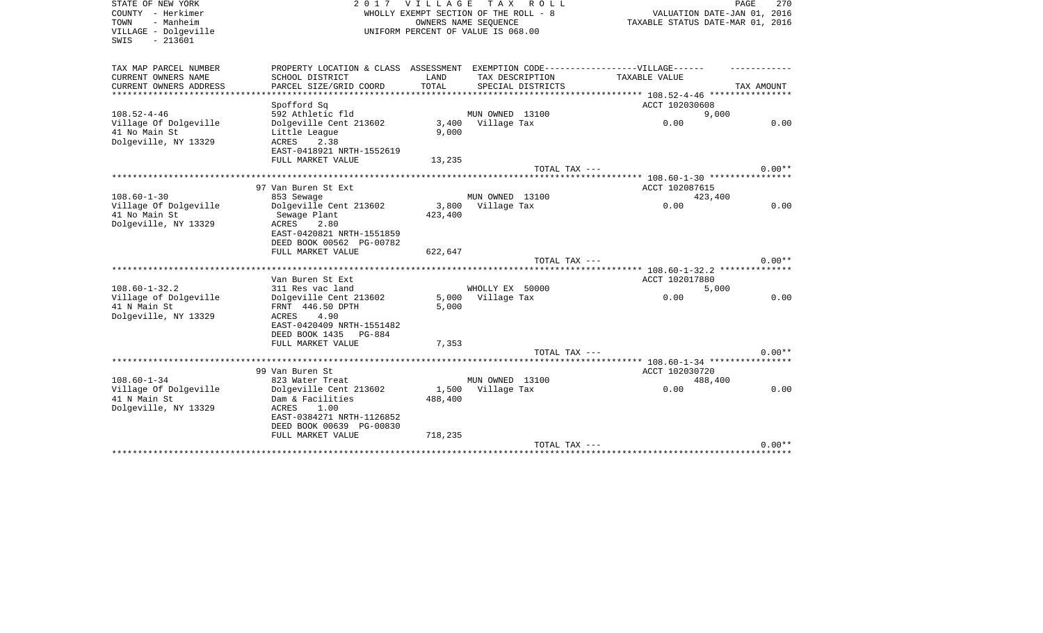STATE OF NEW YORK
COUNTY - Herkimer
TOWN - Manheim
VILLAGE - Dolgeville
SWIS - 213601

# 2017 VILLAGE TAX ROLL

WHOLLY EXEMPT SECTION OF THE ROLL - 8
OWNERS NAME SEQUENCE
UNIFORM PERCENT OF VALUE IS 068.00

VALUATION DATE-JAN 01, 2016
TAXABLE STATUS DATE-MAR 01, 2016

| TAX MAP PARCEL NUMBER<br>CURRENT OWNERS NAME<br>CURRENT OWNERS ADDRESS | PROPERTY LOCATION & CLASS<br>SCHOOL DISTRICT<br>PARCEL SIZE/GRID COORD | ASSESSMENT<br>LAND<br>TOTAL | EXEMPTION CODE------VILLAGE------<br>TAX DESCRIPTION<br>SPECIAL DISTRICTS | TAXABLE VALUE | TAX AMOUNT |
|---|---|---|---|---|---|
| | Spofford Sq | | | ACCT 102030608 | |
| 108.52-4-46 | 592 Athletic fld | | MUN OWNED 13100 | 9,000 | |
| Village Of Dolgeville | Dolgeville Cent 213602 | 3,400 | Village Tax | 0.00 | 0.00 |
| 41 No Main St | Little League | 9,000 | | | |
| Dolgeville, NY 13329 | ACRES 2.38 | | | | |
| | EAST-0418921 NRTH-1552619 | | | | |
| | FULL MARKET VALUE | 13,235 | | | |
| | | | TOTAL TAX --- | | 0.00** |
| | 97 Van Buren St Ext | | | ACCT 102087615 | |
| 108.60-1-30 | 853 Sewage | | MUN OWNED 13100 | 423,400 | |
| Village Of Dolgeville | Dolgeville Cent 213602 | 3,800 | Village Tax | 0.00 | 0.00 |
| 41 No Main St | Sewage Plant | 423,400 | | | |
| Dolgeville, NY 13329 | ACRES 2.80 | | | | |
| | EAST-0420821 NRTH-1551859 | | | | |
| | DEED BOOK 00562 PG-00782 | | | | |
| | FULL MARKET VALUE | 622,647 | | | |
| | | | TOTAL TAX --- | | 0.00** |
| | Van Buren St Ext | | | ACCT 102017880 | |
| 108.60-1-32.2 | 311 Res vac land | | WHOLLY EX 50000 | 5,000 | |
| Village of Dolgeville | Dolgeville Cent 213602 | 5,000 | Village Tax | 0.00 | 0.00 |
| 41 N Main St | FRNT 446.50 DPTH | 5,000 | | | |
| Dolgeville, NY 13329 | ACRES 4.90 | | | | |
| | EAST-0420409 NRTH-1551482 | | | | |
| | DEED BOOK 1435 PG-884 | | | | |
| | FULL MARKET VALUE | 7,353 | | | |
| | | | TOTAL TAX --- | | 0.00** |
| | 99 Van Buren St | | | ACCT 102030720 | |
| 108.60-1-34 | 823 Water Treat | | MUN OWNED 13100 | 488,400 | |
| Village Of Dolgeville | Dolgeville Cent 213602 | 1,500 | Village Tax | 0.00 | 0.00 |
| 41 N Main St | Dam & Facilities | 488,400 | | | |
| Dolgeville, NY 13329 | ACRES 1.00 | | | | |
| | EAST-0384271 NRTH-1126852 | | | | |
| | DEED BOOK 00639 PG-00830 | | | | |
| | FULL MARKET VALUE | 718,235 | | | |
| | | | TOTAL TAX --- | | 0.00** |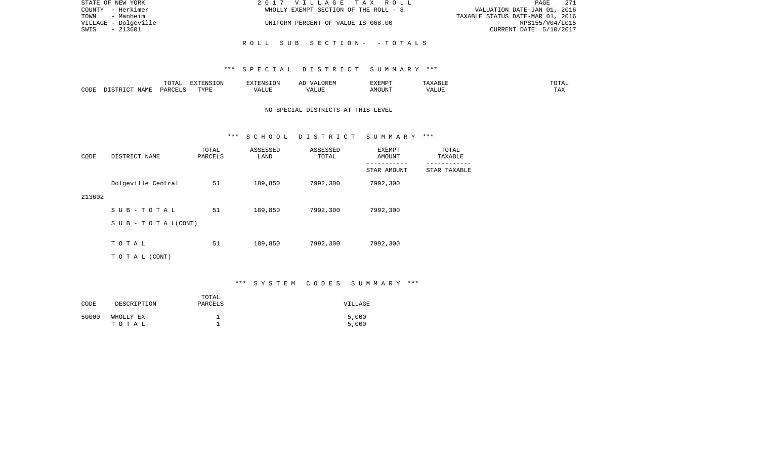STATE OF NEW YORK | 2017 VILLAGE TAX ROLL | PAGE 271
COUNTY - Herkimer | WHOLLY EXEMPT SECTION OF THE ROLL - 8 | VALUATION DATE-JAN 01, 2016
TOWN - Manheim | | TAXABLE STATUS DATE-MAR 01, 2016
VILLAGE - Dolgeville | UNIFORM PERCENT OF VALUE IS 068.00 | RPS155/V04/L015
SWIS - 213601 | | CURRENT DATE 5/10/2017

## ROLL SUB SECTION- - TOTALS

### *** SPECIAL DISTRICT SUMMARY ***

| CODE | DISTRICT NAME | TOTAL PARCELS | EXTENSION TYPE | EXTENSION VALUE | AD VALOREM VALUE | EXEMPT AMOUNT | TAXABLE VALUE | TOTAL TAX |
|---|---|---|---|---|---|---|---|---|

NO SPECIAL DISTRICTS AT THIS LEVEL

### *** SCHOOL DISTRICT SUMMARY ***

| CODE | DISTRICT NAME | TOTAL PARCELS | ASSESSED LAND | ASSESSED TOTAL | EXEMPT AMOUNT / STAR AMOUNT | TOTAL TAXABLE / STAR TAXABLE |
|---|---|---|---|---|---|---|
| 213602 | Dolgeville Central | 51 | 189,850 | 7992,300 | 7992,300 | |
| | SUB-TOTAL | 51 | 189,850 | 7992,300 | 7992,300 | |
| | SUB-TOTAL(CONT) | | | | | |
| | TOTAL | 51 | 189,850 | 7992,300 | 7992,300 | |
| | TOTAL (CONT) | | | | | |

### *** SYSTEM CODES SUMMARY ***

| CODE | DESCRIPTION | TOTAL PARCELS | VILLAGE |
|---|---|---|---|
| 50000 | WHOLLY EX | 1 | 5,000 |
| | TOTAL | 1 | 5,000 |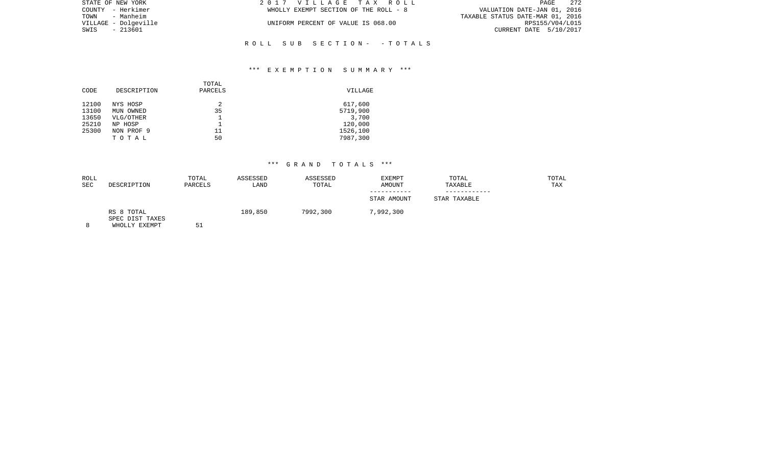STATE OF NEW YORK
COUNTY - Herkimer
TOWN - Manheim
VILLAGE - Dolgeville
SWIS - 213601

2 0 1 7 V I L L A G E T A X R O L L
WHOLLY EXEMPT SECTION OF THE ROLL - 8
UNIFORM PERCENT OF VALUE IS 068.00

VALUATION DATE-JAN 01, 2016
TAXABLE STATUS DATE-MAR 01, 2016
RPS155/V04/L015
CURRENT DATE 5/10/2017

R O L L S U B S E C T I O N - - T O T A L S

*** E X E M P T I O N S U M M A R Y ***

| CODE | DESCRIPTION | TOTAL PARCELS | VILLAGE |
|---|---|---|---|
| 12100 | NYS HOSP | 2 | 617,600 |
| 13100 | MUN OWNED | 35 | 5719,900 |
| 13650 | VLG/OTHER | 1 | 3,700 |
| 25210 | NP HOSP | 1 | 120,000 |
| 25300 | NON PROF 9 | 11 | 1526,100 |
| | T O T A L | 50 | 7987,300 |

*** G R A N D T O T A L S ***

| ROLL SEC | DESCRIPTION | TOTAL PARCELS | ASSESSED LAND | ASSESSED TOTAL | EXEMPT AMOUNT / STAR AMOUNT | TOTAL TAXABLE / STAR TAXABLE | TOTAL TAX |
|---|---|---|---|---|---|---|---|
| 8 | RS 8 TOTAL SPEC DIST TAXES WHOLLY EXEMPT | 51 | 189,850 | 7992,300 | 7,992,300 | | |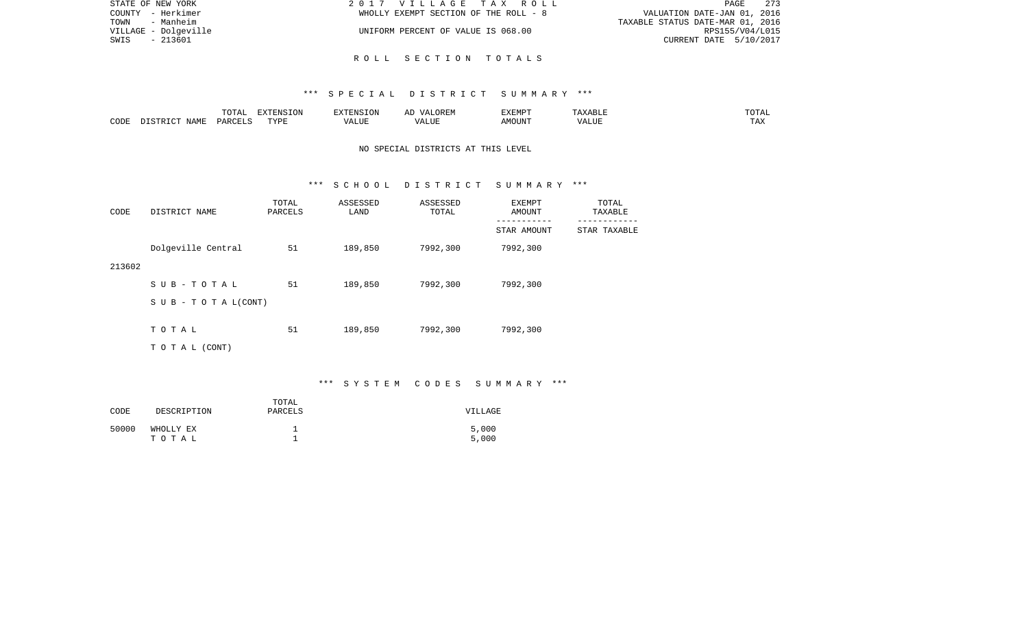STATE OF NEW YORK — 2 0 1 7 V I L L A G E T A X R O L L
COUNTY - Herkimer — WHOLLY EXEMPT SECTION OF THE ROLL - 8 — VALUATION DATE-JAN 01, 2016
TOWN - Manheim — TAXABLE STATUS DATE-MAR 01, 2016
VILLAGE - Dolgeville — UNIFORM PERCENT OF VALUE IS 068.00 — RPS155/V04/L015
SWIS - 213601 — CURRENT DATE 5/10/2017

## R O L L S E C T I O N T O T A L S

### *** S P E C I A L D I S T R I C T S U M M A R Y ***

| CODE | DISTRICT NAME | TOTAL PARCELS | EXTENSION TYPE | EXTENSION VALUE | AD VALOREM VALUE | EXEMPT AMOUNT | TAXABLE VALUE | TOTAL TAX |
|---|---|---|---|---|---|---|---|---|

NO SPECIAL DISTRICTS AT THIS LEVEL

### *** S C H O O L D I S T R I C T S U M M A R Y ***

| CODE | DISTRICT NAME | TOTAL PARCELS | ASSESSED LAND | ASSESSED TOTAL | EXEMPT AMOUNT / STAR AMOUNT | TOTAL TAXABLE / STAR TAXABLE |
|---|---|---|---|---|---|---|
| 213602 | Dolgeville Central | 51 | 189,850 | 7992,300 | 7992,300 | |
| | S U B - T O T A L | 51 | 189,850 | 7992,300 | 7992,300 | |
| | S U B - T O T A L(CONT) | | | | | |
| | T O T A L | 51 | 189,850 | 7992,300 | 7992,300 | |
| | T O T A L (CONT) | | | | | |

### *** S Y S T E M C O D E S S U M M A R Y ***

| CODE | DESCRIPTION | TOTAL PARCELS | VILLAGE |
|---|---|---|---|
| 50000 | WHOLLY EX | 1 | 5,000 |
| | T O T A L | 1 | 5,000 |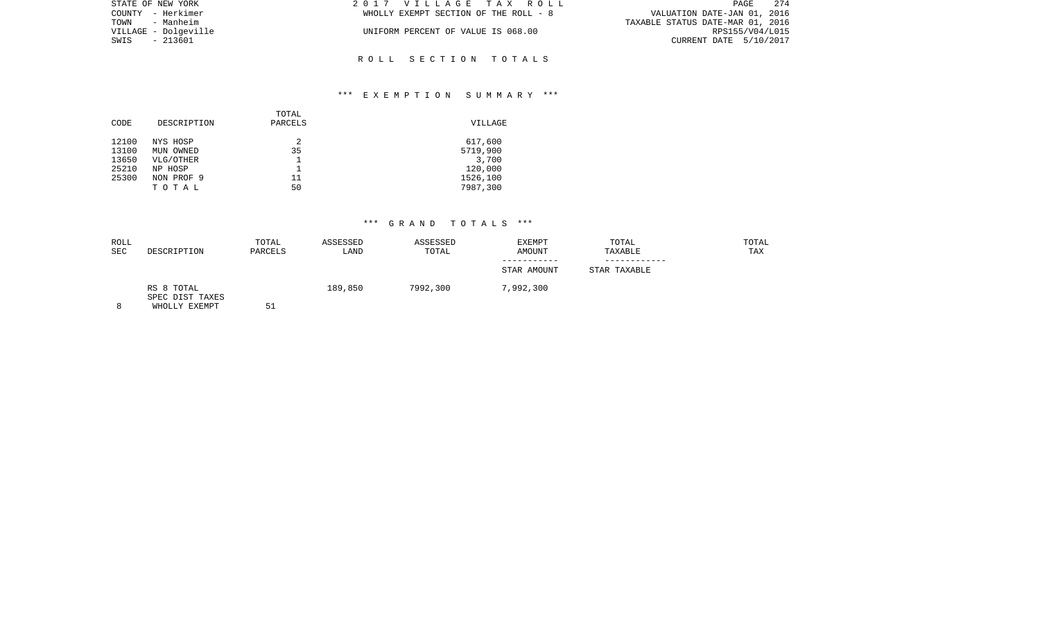STATE OF NEW YORK | 2 0 1 7 V I L L A G E T A X R O L L
COUNTY - Herkimer | WHOLLY EXEMPT SECTION OF THE ROLL - 8 | VALUATION DATE-JAN 01, 2016
TOWN - Manheim | TAXABLE STATUS DATE-MAR 01, 2016
VILLAGE - Dolgeville | UNIFORM PERCENT OF VALUE IS 068.00 | RPS155/V04/L015
SWIS - 213601 | CURRENT DATE 5/10/2017

## R O L L S E C T I O N T O T A L S

### *** E X E M P T I O N S U M M A R Y ***

| CODE | DESCRIPTION | TOTAL PARCELS | VILLAGE |
|---|---|---|---|
| 12100 | NYS HOSP | 2 | 617,600 |
| 13100 | MUN OWNED | 35 | 5719,900 |
| 13650 | VLG/OTHER | 1 | 3,700 |
| 25210 | NP HOSP | 1 | 120,000 |
| 25300 | NON PROF 9 | 11 | 1526,100 |
| | T O T A L | 50 | 7987,300 |

### *** G R A N D T O T A L S ***

| ROLL SEC | DESCRIPTION | TOTAL PARCELS | ASSESSED LAND | ASSESSED TOTAL | EXEMPT AMOUNT<br>-----------<br>STAR AMOUNT | TOTAL TAXABLE<br>------------<br>STAR TAXABLE | TOTAL TAX |
|---|---|---|---|---|---|---|---|
| | RS 8 TOTAL | | 189,850 | 7992,300 | 7,992,300 | | |
| | SPEC DIST TAXES | | | | | | |
| 8 | WHOLLY EXEMPT | 51 | | | | | |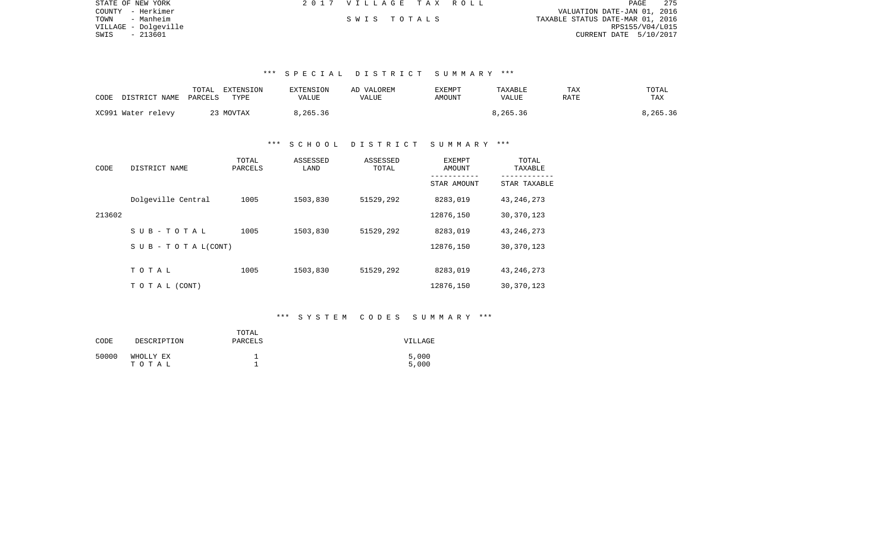STATE OF NEW YORK
COUNTY - Herkimer
TOWN - Manheim
VILLAGE - Dolgeville
SWIS - 213601

2 0 1 7 V I L L A G E T A X R O L L

S W I S T O T A L S

VALUATION DATE-JAN 01, 2016
TAXABLE STATUS DATE-MAR 01, 2016
RPS155/V04/L015
CURRENT DATE 5/10/2017

### *** S P E C I A L D I S T R I C T S U M M A R Y ***

| CODE | DISTRICT NAME | TOTAL PARCELS | EXTENSION TYPE | EXTENSION VALUE | AD VALOREM VALUE | EXEMPT AMOUNT | TAXABLE VALUE | TAX RATE | TOTAL TAX |
|---|---|---|---|---|---|---|---|---|---|
| XC991 | Water relevy | 23 | MOVTAX | 8,265.36 | | | 8,265.36 | | 8,265.36 |

### *** S C H O O L D I S T R I C T S U M M A R Y ***

| CODE | DISTRICT NAME | TOTAL PARCELS | ASSESSED LAND | ASSESSED TOTAL | EXEMPT AMOUNT / STAR AMOUNT | TOTAL TAXABLE / STAR TAXABLE |
|---|---|---|---|---|---|---|
| | Dolgeville Central | 1005 | 1503,830 | 51529,292 | 8283,019 | 43,246,273 |
| 213602 | | | | | 12876,150 | 30,370,123 |
| | S U B - T O T A L | 1005 | 1503,830 | 51529,292 | 8283,019 | 43,246,273 |
| | S U B - T O T A L(CONT) | | | | 12876,150 | 30,370,123 |
| | T O T A L | 1005 | 1503,830 | 51529,292 | 8283,019 | 43,246,273 |
| | T O T A L (CONT) | | | | 12876,150 | 30,370,123 |

### *** S Y S T E M C O D E S S U M M A R Y ***

| CODE | DESCRIPTION | TOTAL PARCELS | VILLAGE |
|---|---|---|---|
| 50000 | WHOLLY EX | 1 | 5,000 |
| | T O T A L | 1 | 5,000 |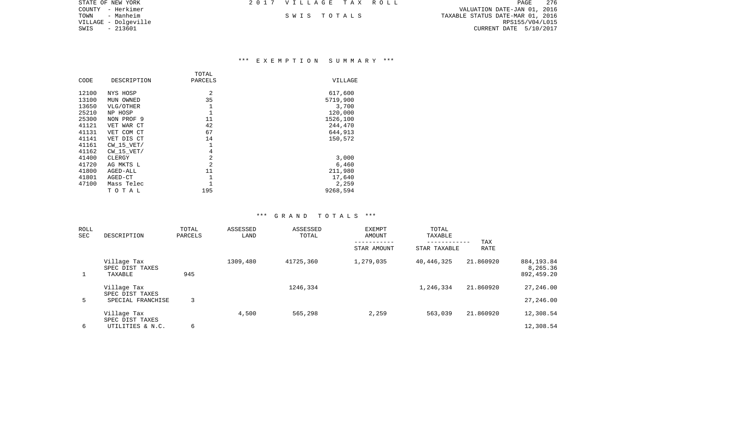STATE OF NEW YORK
COUNTY - Herkimer
TOWN - Manheim
VILLAGE - Dolgeville
SWIS - 213601

2 0 1 7 V I L L A G E T A X R O L L

S W I S T O T A L S

VALUATION DATE-JAN 01, 2016
TAXABLE STATUS DATE-MAR 01, 2016
RPS155/V04/L015
CURRENT DATE 5/10/2017

### *** E X E M P T I O N S U M M A R Y ***

| CODE | DESCRIPTION | TOTAL PARCELS | VILLAGE |
|---|---|---|---|
| 12100 | NYS HOSP | 2 | 617,600 |
| 13100 | MUN OWNED | 35 | 5719,900 |
| 13650 | VLG/OTHER | 1 | 3,700 |
| 25210 | NP HOSP | 1 | 120,000 |
| 25300 | NON PROF 9 | 11 | 1526,100 |
| 41121 | VET WAR CT | 42 | 244,470 |
| 41131 | VET COM CT | 67 | 644,913 |
| 41141 | VET DIS CT | 14 | 150,572 |
| 41161 | CW_15_VET/ | 1 | |
| 41162 | CW_15_VET/ | 4 | |
| 41400 | CLERGY | 2 | 3,000 |
| 41720 | AG MKTS L | 2 | 6,460 |
| 41800 | AGED-ALL | 11 | 211,980 |
| 41801 | AGED-CT | 1 | 17,640 |
| 47100 | Mass Telec | 1 | 2,259 |
| | T O T A L | 195 | 9268,594 |

### *** G R A N D T O T A L S ***

| ROLL SEC | DESCRIPTION | TOTAL PARCELS | ASSESSED LAND | ASSESSED TOTAL | EXEMPT AMOUNT / STAR AMOUNT | TOTAL TAXABLE / STAR TAXABLE | TAX RATE | |
|---|---|---|---|---|---|---|---|---|
| | Village Tax | | 1309,480 | 41725,360 | 1,279,035 | 40,446,325 | 21.860920 | 884,193.84 |
| | SPEC DIST TAXES | | | | | | | 8,265.36 |
| 1 | TAXABLE | 945 | | | | | | 892,459.20 |
| | Village Tax | | | 1246,334 | | 1,246,334 | 21.860920 | 27,246.00 |
| | SPEC DIST TAXES | | | | | | | |
| 5 | SPECIAL FRANCHISE | 3 | | | | | | 27,246.00 |
| | Village Tax | | 4,500 | 565,298 | 2,259 | 563,039 | 21.860920 | 12,308.54 |
| | SPEC DIST TAXES | | | | | | | |
| 6 | UTILITIES & N.C. | 6 | | | | | | 12,308.54 |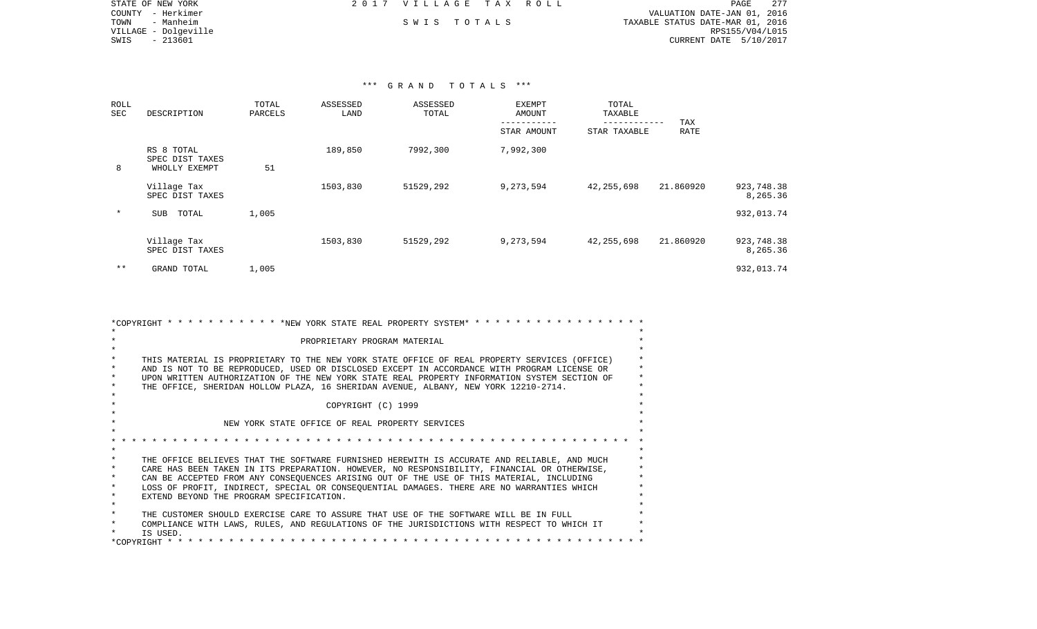STATE OF NEW YORK
COUNTY - Herkimer
TOWN - Manheim
VILLAGE - Dolgeville
SWIS - 213601

2 0 1 7 V I L L A G E T A X R O L L

S W I S T O T A L S

VALUATION DATE-JAN 01, 2016
TAXABLE STATUS DATE-MAR 01, 2016
RPS155/V04/L015
CURRENT DATE 5/10/2017

### *** G R A N D T O T A L S ***

| ROLL SEC | DESCRIPTION | TOTAL PARCELS | ASSESSED LAND | ASSESSED TOTAL | EXEMPT AMOUNT / STAR AMOUNT | TOTAL TAXABLE / STAR TAXABLE | TAX RATE | |
|---|---|---|---|---|---|---|---|---|
| 8 | RS 8 TOTAL SPEC DIST TAXES WHOLLY EXEMPT | 51 | 189,850 | 7992,300 | 7,992,300 | | | |
| | Village Tax SPEC DIST TAXES | | 1503,830 | 51529,292 | 9,273,594 | 42,255,698 | 21.860920 | 923,748.38 8,265.36 |
| * | SUB TOTAL | 1,005 | | | | | | 932,013.74 |
| | Village Tax SPEC DIST TAXES | | 1503,830 | 51529,292 | 9,273,594 | 42,255,698 | 21.860920 | 923,748.38 8,265.36 |
| ** | GRAND TOTAL | 1,005 | | | | | | 932,013.74 |

*COPYRIGHT * * * * * * * * * * * *NEW YORK STATE REAL PROPERTY SYSTEM* * * * * * * * * * * * * * * * * *

PROPRIETARY PROGRAM MATERIAL

THIS MATERIAL IS PROPRIETARY TO THE NEW YORK STATE OFFICE OF REAL PROPERTY SERVICES (OFFICE) AND IS NOT TO BE REPRODUCED, USED OR DISCLOSED EXCEPT IN ACCORDANCE WITH PROGRAM LICENSE OR UPON WRITTEN AUTHORIZATION OF THE NEW YORK STATE REAL PROPERTY INFORMATION SYSTEM SECTION OF THE OFFICE, SHERIDAN HOLLOW PLAZA, 16 SHERIDAN AVENUE, ALBANY, NEW YORK 12210-2714.

COPYRIGHT (C) 1999

NEW YORK STATE OFFICE OF REAL PROPERTY SERVICES

THE OFFICE BELIEVES THAT THE SOFTWARE FURNISHED HEREWITH IS ACCURATE AND RELIABLE, AND MUCH CARE HAS BEEN TAKEN IN ITS PREPARATION. HOWEVER, NO RESPONSIBILITY, FINANCIAL OR OTHERWISE, CAN BE ACCEPTED FROM ANY CONSEQUENCES ARISING OUT OF THE USE OF THIS MATERIAL, INCLUDING LOSS OF PROFIT, INDIRECT, SPECIAL OR CONSEQUENTIAL DAMAGES. THERE ARE NO WARRANTIES WHICH EXTEND BEYOND THE PROGRAM SPECIFICATION.

THE CUSTOMER SHOULD EXERCISE CARE TO ASSURE THAT USE OF THE SOFTWARE WILL BE IN FULL COMPLIANCE WITH LAWS, RULES, AND REGULATIONS OF THE JURISDICTIONS WITH RESPECT TO WHICH IT IS USED.

*COPYRIGHT * * * * * * * * * * * * * * * * * * * * * * * * * * * * * * * * * * * * * * * * * * * * * * * *